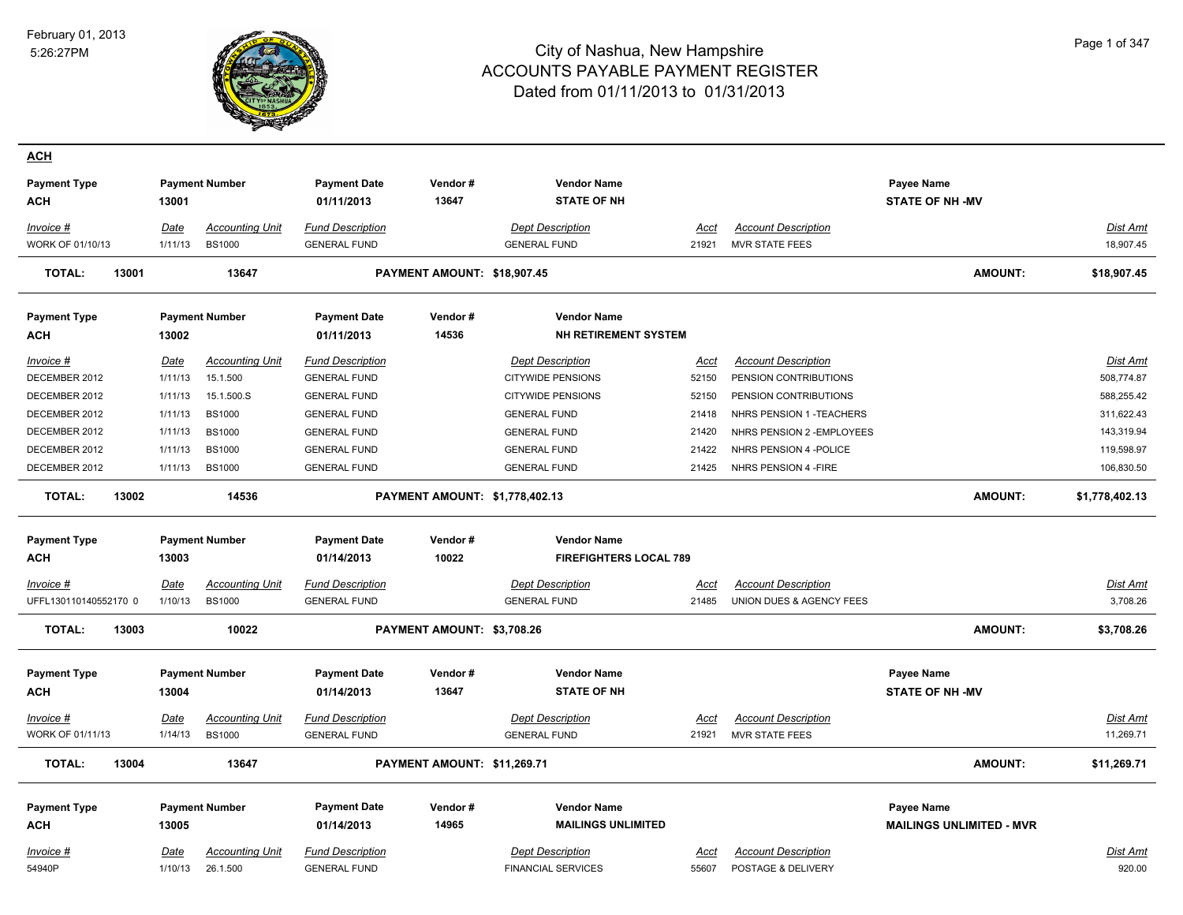# City of Nashua, New Hampshire
## ACCOUNTS PAYABLE PAYMENT REGISTER
### Dated from 01/11/2013 to 01/31/2013

February 01, 2013
5:26:27PM

## ACH

| Payment Type | Payment Number | Payment Date | Vendor # | Vendor Name | Payee Name |
|---|---|---|---|---|---|
| **ACH** | **13001** | **01/11/2013** | **13647** | **STATE OF NH** | **STATE OF NH -MV** |

| Invoice # | Date | Accounting Unit | Fund Description | Dept Description | Acct | Account Description | Dist Amt |
|---|---|---|---|---|---|---|---|
| WORK OF 01/10/13 | 1/11/13 | BS1000 | GENERAL FUND | GENERAL FUND | 21921 | MVR STATE FEES | 18,907.45 |

**TOTAL: 13001 13647 PAYMENT AMOUNT: $18,907.45 AMOUNT: $18,907.45**

| Payment Type | Payment Number | Payment Date | Vendor # | Vendor Name |
|---|---|---|---|---|
| **ACH** | **13002** | **01/11/2013** | **14536** | **NH RETIREMENT SYSTEM** |

| Invoice # | Date | Accounting Unit | Fund Description | Dept Description | Acct | Account Description | Dist Amt |
|---|---|---|---|---|---|---|---|
| DECEMBER 2012 | 1/11/13 | 15.1.500 | GENERAL FUND | CITYWIDE PENSIONS | 52150 | PENSION CONTRIBUTIONS | 508,774.87 |
| DECEMBER 2012 | 1/11/13 | 15.1.500.S | GENERAL FUND | CITYWIDE PENSIONS | 52150 | PENSION CONTRIBUTIONS | 588,255.42 |
| DECEMBER 2012 | 1/11/13 | BS1000 | GENERAL FUND | GENERAL FUND | 21418 | NHRS PENSION 1 -TEACHERS | 311,622.43 |
| DECEMBER 2012 | 1/11/13 | BS1000 | GENERAL FUND | GENERAL FUND | 21420 | NHRS PENSION 2 -EMPLOYEES | 143,319.94 |
| DECEMBER 2012 | 1/11/13 | BS1000 | GENERAL FUND | GENERAL FUND | 21422 | NHRS PENSION 4 -POLICE | 119,598.97 |
| DECEMBER 2012 | 1/11/13 | BS1000 | GENERAL FUND | GENERAL FUND | 21425 | NHRS PENSION 4 -FIRE | 106,830.50 |

**TOTAL: 13002 14536 PAYMENT AMOUNT: $1,778,402.13 AMOUNT: $1,778,402.13**

| Payment Type | Payment Number | Payment Date | Vendor # | Vendor Name |
|---|---|---|---|---|
| **ACH** | **13003** | **01/14/2013** | **10022** | **FIREFIGHTERS LOCAL 789** |

| Invoice # | Date | Accounting Unit | Fund Description | Dept Description | Acct | Account Description | Dist Amt |
|---|---|---|---|---|---|---|---|
| UFFL130110140552170 0 | 1/10/13 | BS1000 | GENERAL FUND | GENERAL FUND | 21485 | UNION DUES & AGENCY FEES | 3,708.26 |

**TOTAL: 13003 10022 PAYMENT AMOUNT: $3,708.26 AMOUNT: $3,708.26**

| Payment Type | Payment Number | Payment Date | Vendor # | Vendor Name | Payee Name |
|---|---|---|---|---|---|
| **ACH** | **13004** | **01/14/2013** | **13647** | **STATE OF NH** | **STATE OF NH -MV** |

| Invoice # | Date | Accounting Unit | Fund Description | Dept Description | Acct | Account Description | Dist Amt |
|---|---|---|---|---|---|---|---|
| WORK OF 01/11/13 | 1/14/13 | BS1000 | GENERAL FUND | GENERAL FUND | 21921 | MVR STATE FEES | 11,269.71 |

**TOTAL: 13004 13647 PAYMENT AMOUNT: $11,269.71 AMOUNT: $11,269.71**

| Payment Type | Payment Number | Payment Date | Vendor # | Vendor Name | Payee Name |
|---|---|---|---|---|---|
| **ACH** | **13005** | **01/14/2013** | **14965** | **MAILINGS UNLIMITED** | **MAILINGS UNLIMITED - MVR** |

| Invoice # | Date | Accounting Unit | Fund Description | Dept Description | Acct | Account Description | Dist Amt |
|---|---|---|---|---|---|---|---|
| 54940P | 1/10/13 | 26.1.500 | GENERAL FUND | FINANCIAL SERVICES | 55607 | POSTAGE & DELIVERY | 920.00 |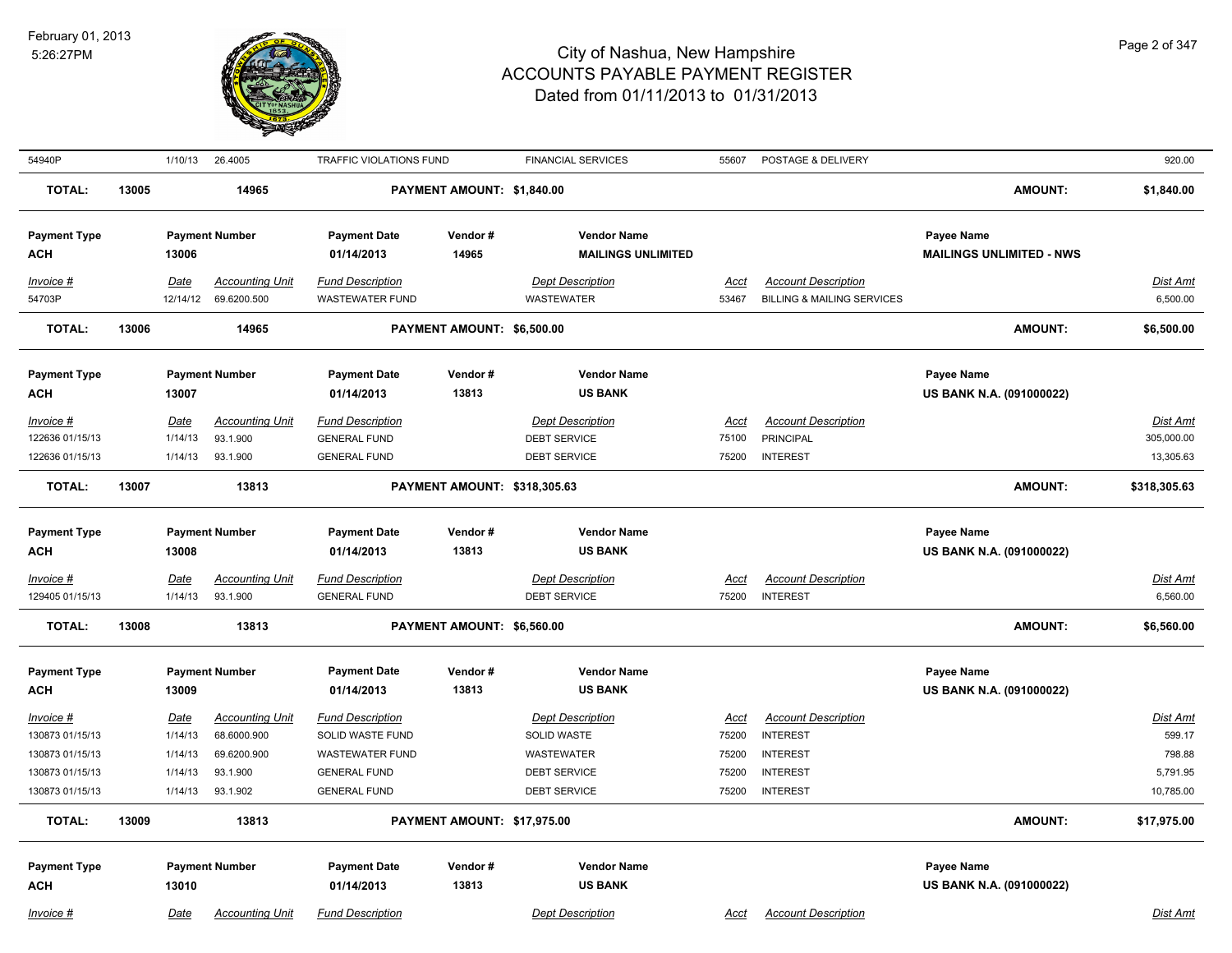| 54940P | 1/10/13 | 26.4005 | TRAFFIC VIOLATIONS FUND | FINANCIAL SERVICES | 55607 | POSTAGE & DELIVERY | 920.00 |
|---|---|---|---|---|---|---|---|

**TOTAL: 13005 14965 PAYMENT AMOUNT: $1,840.00 AMOUNT: $1,840.00**

| Payment Type | Payment Number | Payment Date | Vendor # | Vendor Name | Payee Name |
|---|---|---|---|---|---|
| ACH | 13006 | 01/14/2013 | 14965 | MAILINGS UNLIMITED | MAILINGS UNLIMITED - NWS |

| Invoice # | Date | Accounting Unit | Fund Description | Dept Description | Acct | Account Description | Dist Amt |
|---|---|---|---|---|---|---|---|
| 54703P | 12/14/12 | 69.6200.500 | WASTEWATER FUND | WASTEWATER | 53467 | BILLING & MAILING SERVICES | 6,500.00 |

**TOTAL: 13006 14965 PAYMENT AMOUNT: $6,500.00 AMOUNT: $6,500.00**

| Payment Type | Payment Number | Payment Date | Vendor # | Vendor Name | Payee Name |
|---|---|---|---|---|---|
| ACH | 13007 | 01/14/2013 | 13813 | US BANK | US BANK N.A. (091000022) |

| Invoice # | Date | Accounting Unit | Fund Description | Dept Description | Acct | Account Description | Dist Amt |
|---|---|---|---|---|---|---|---|
| 122636 01/15/13 | 1/14/13 | 93.1.900 | GENERAL FUND | DEBT SERVICE | 75100 | PRINCIPAL | 305,000.00 |
| 122636 01/15/13 | 1/14/13 | 93.1.900 | GENERAL FUND | DEBT SERVICE | 75200 | INTEREST | 13,305.63 |

**TOTAL: 13007 13813 PAYMENT AMOUNT: $318,305.63 AMOUNT: $318,305.63**

| Payment Type | Payment Number | Payment Date | Vendor # | Vendor Name | Payee Name |
|---|---|---|---|---|---|
| ACH | 13008 | 01/14/2013 | 13813 | US BANK | US BANK N.A. (091000022) |

| Invoice # | Date | Accounting Unit | Fund Description | Dept Description | Acct | Account Description | Dist Amt |
|---|---|---|---|---|---|---|---|
| 129405 01/15/13 | 1/14/13 | 93.1.900 | GENERAL FUND | DEBT SERVICE | 75200 | INTEREST | 6,560.00 |

**TOTAL: 13008 13813 PAYMENT AMOUNT: $6,560.00 AMOUNT: $6,560.00**

| Payment Type | Payment Number | Payment Date | Vendor # | Vendor Name | Payee Name |
|---|---|---|---|---|---|
| ACH | 13009 | 01/14/2013 | 13813 | US BANK | US BANK N.A. (091000022) |

| Invoice # | Date | Accounting Unit | Fund Description | Dept Description | Acct | Account Description | Dist Amt |
|---|---|---|---|---|---|---|---|
| 130873 01/15/13 | 1/14/13 | 68.6000.900 | SOLID WASTE FUND | SOLID WASTE | 75200 | INTEREST | 599.17 |
| 130873 01/15/13 | 1/14/13 | 69.6200.900 | WASTEWATER FUND | WASTEWATER | 75200 | INTEREST | 798.88 |
| 130873 01/15/13 | 1/14/13 | 93.1.900 | GENERAL FUND | DEBT SERVICE | 75200 | INTEREST | 5,791.95 |
| 130873 01/15/13 | 1/14/13 | 93.1.902 | GENERAL FUND | DEBT SERVICE | 75200 | INTEREST | 10,785.00 |

**TOTAL: 13009 13813 PAYMENT AMOUNT: $17,975.00 AMOUNT: $17,975.00**

| Payment Type | Payment Number | Payment Date | Vendor # | Vendor Name | Payee Name |
|---|---|---|---|---|---|
| ACH | 13010 | 01/14/2013 | 13813 | US BANK | US BANK N.A. (091000022) |

| Invoice # | Date | Accounting Unit | Fund Description | Dept Description | Acct | Account Description | Dist Amt |
|---|---|---|---|---|---|---|---|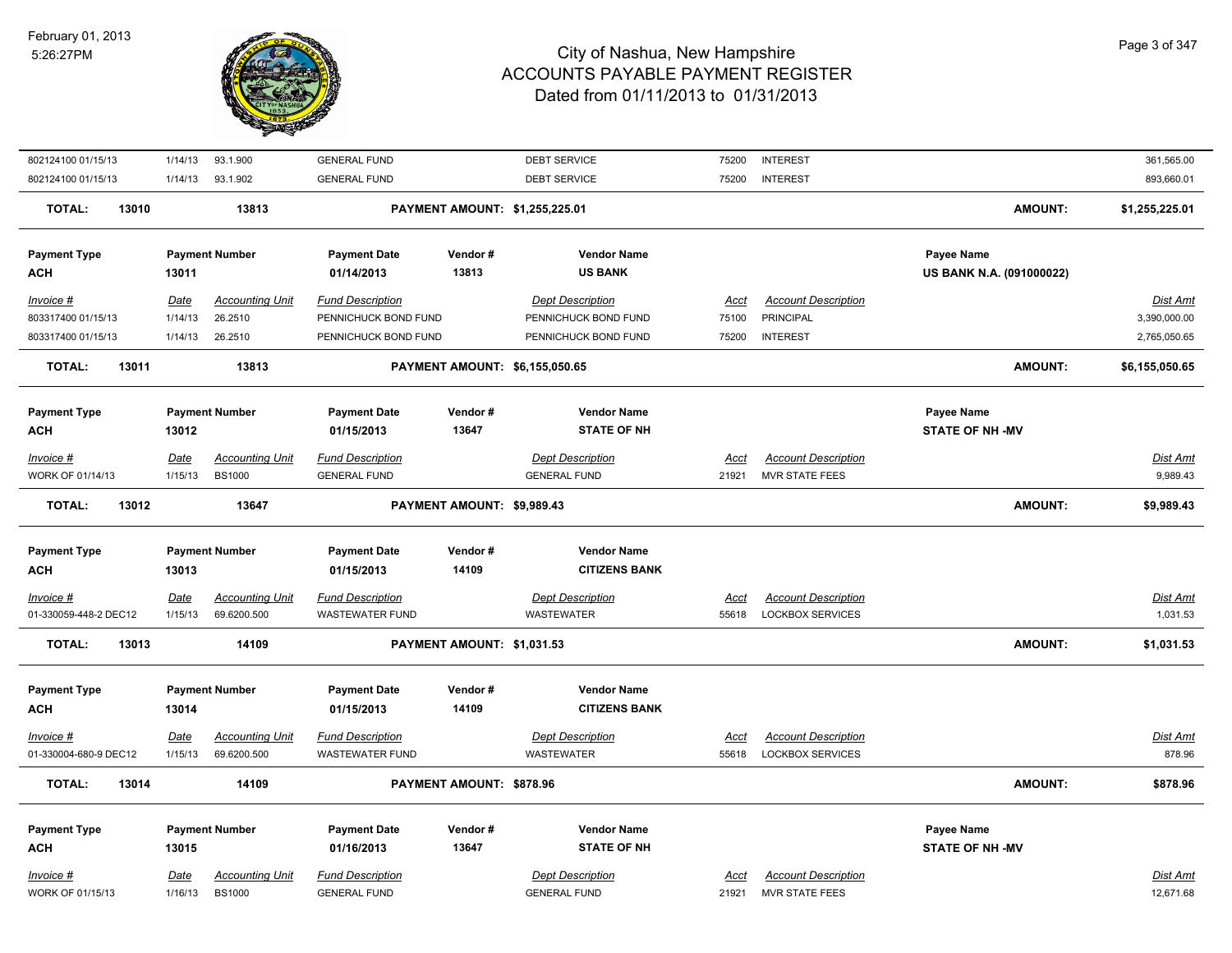| Invoice # | Date | Accounting Unit | Fund Description | Dept Description | Acct | Account Description | Dist Amt |
|---|---|---|---|---|---|---|---|
| 802124100 01/15/13 | 1/14/13 | 93.1.900 | GENERAL FUND | DEBT SERVICE | 75200 | INTEREST | 361,565.00 |
| 802124100 01/15/13 | 1/14/13 | 93.1.902 | GENERAL FUND | DEBT SERVICE | 75200 | INTEREST | 893,660.01 |

**TOTAL: 13010 13813 PAYMENT AMOUNT: $1,255,225.01 AMOUNT: $1,255,225.01**

| Payment Type | Payment Number | Payment Date | Vendor # | Vendor Name | Payee Name |
|---|---|---|---|---|---|
| ACH | 13011 | 01/14/2013 | 13813 | US BANK | US BANK N.A. (091000022) |

| Invoice # | Date | Accounting Unit | Fund Description | Dept Description | Acct | Account Description | Dist Amt |
|---|---|---|---|---|---|---|---|
| 803317400 01/15/13 | 1/14/13 | 26.2510 | PENNICHUCK BOND FUND | PENNICHUCK BOND FUND | 75100 | PRINCIPAL | 3,390,000.00 |
| 803317400 01/15/13 | 1/14/13 | 26.2510 | PENNICHUCK BOND FUND | PENNICHUCK BOND FUND | 75200 | INTEREST | 2,765,050.65 |

**TOTAL: 13011 13813 PAYMENT AMOUNT: $6,155,050.65 AMOUNT: $6,155,050.65**

| Payment Type | Payment Number | Payment Date | Vendor # | Vendor Name | Payee Name |
|---|---|---|---|---|---|
| ACH | 13012 | 01/15/2013 | 13647 | STATE OF NH | STATE OF NH -MV |

| Invoice # | Date | Accounting Unit | Fund Description | Dept Description | Acct | Account Description | Dist Amt |
|---|---|---|---|---|---|---|---|
| WORK OF 01/14/13 | 1/15/13 | BS1000 | GENERAL FUND | GENERAL FUND | 21921 | MVR STATE FEES | 9,989.43 |

**TOTAL: 13012 13647 PAYMENT AMOUNT: $9,989.43 AMOUNT: $9,989.43**

| Payment Type | Payment Number | Payment Date | Vendor # | Vendor Name |
|---|---|---|---|---|
| ACH | 13013 | 01/15/2013 | 14109 | CITIZENS BANK |

| Invoice # | Date | Accounting Unit | Fund Description | Dept Description | Acct | Account Description | Dist Amt |
|---|---|---|---|---|---|---|---|
| 01-330059-448-2 DEC12 | 1/15/13 | 69.6200.500 | WASTEWATER FUND | WASTEWATER | 55618 | LOCKBOX SERVICES | 1,031.53 |

**TOTAL: 13013 14109 PAYMENT AMOUNT: $1,031.53 AMOUNT: $1,031.53**

| Payment Type | Payment Number | Payment Date | Vendor # | Vendor Name |
|---|---|---|---|---|
| ACH | 13014 | 01/15/2013 | 14109 | CITIZENS BANK |

| Invoice # | Date | Accounting Unit | Fund Description | Dept Description | Acct | Account Description | Dist Amt |
|---|---|---|---|---|---|---|---|
| 01-330004-680-9 DEC12 | 1/15/13 | 69.6200.500 | WASTEWATER FUND | WASTEWATER | 55618 | LOCKBOX SERVICES | 878.96 |

**TOTAL: 13014 14109 PAYMENT AMOUNT: $878.96 AMOUNT: $878.96**

| Payment Type | Payment Number | Payment Date | Vendor # | Vendor Name | Payee Name |
|---|---|---|---|---|---|
| ACH | 13015 | 01/16/2013 | 13647 | STATE OF NH | STATE OF NH -MV |

| Invoice # | Date | Accounting Unit | Fund Description | Dept Description | Acct | Account Description | Dist Amt |
|---|---|---|---|---|---|---|---|
| WORK OF 01/15/13 | 1/16/13 | BS1000 | GENERAL FUND | GENERAL FUND | 21921 | MVR STATE FEES | 12,671.68 |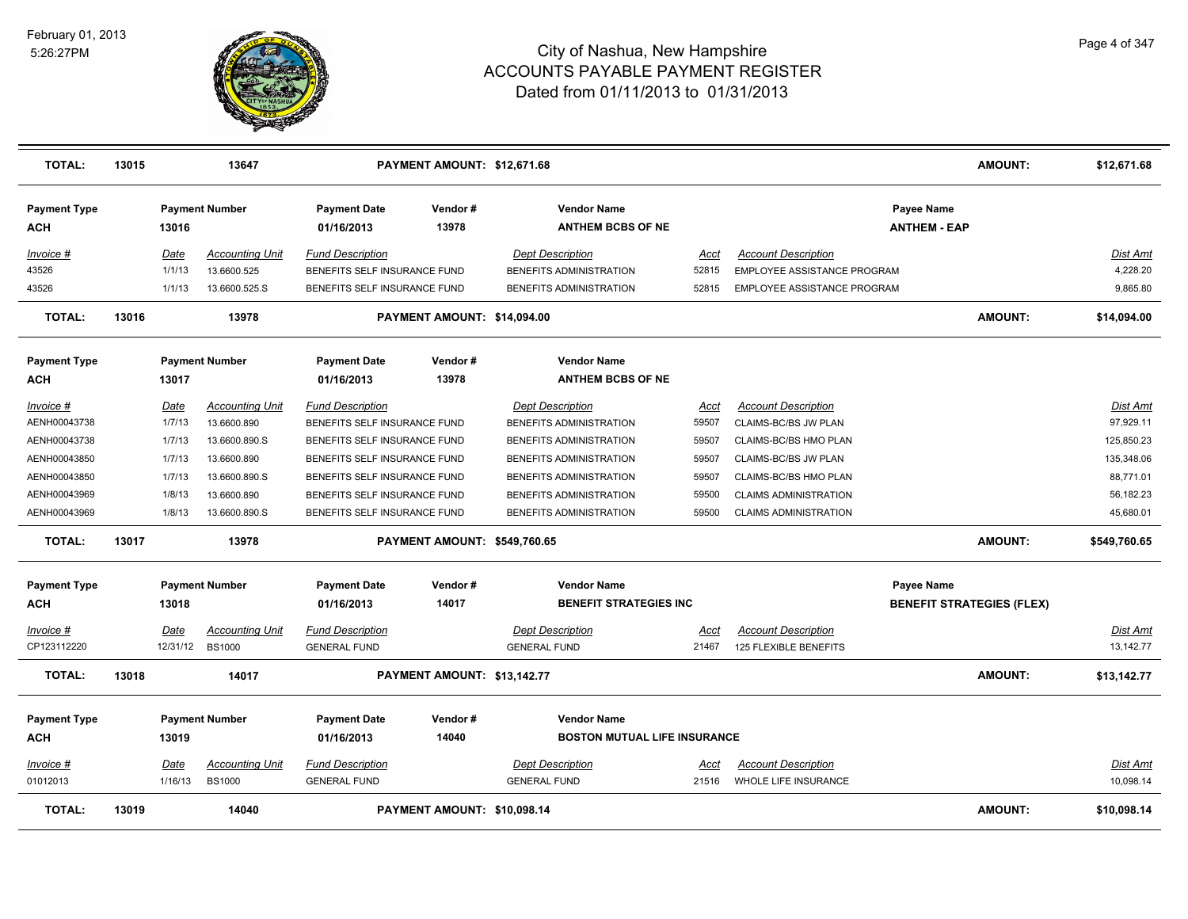# City of Nashua, New Hampshire
## ACCOUNTS PAYABLE PAYMENT REGISTER
### Dated from 01/11/2013 to 01/31/2013

February 01, 2013
5:26:27PM

| **TOTAL:** | **13015** | **13647** | **PAYMENT AMOUNT: $12,671.68** | | | **AMOUNT:** | **$12,671.68** |
|---|---|---|---|---|---|---|---|

**Payment Type:** ACH | **Payment Number:** 13016 | **Payment Date:** 01/16/2013 | **Vendor #:** 13978 | **Vendor Name:** ANTHEM BCBS OF NE | **Payee Name:** ANTHEM - EAP

| Invoice # | Date | Accounting Unit | Fund Description | Dept Description | Acct | Account Description | Dist Amt |
|---|---|---|---|---|---|---|---|
| 43526 | 1/1/13 | 13.6600.525 | BENEFITS SELF INSURANCE FUND | BENEFITS ADMINISTRATION | 52815 | EMPLOYEE ASSISTANCE PROGRAM | 4,228.20 |
| 43526 | 1/1/13 | 13.6600.525.S | BENEFITS SELF INSURANCE FUND | BENEFITS ADMINISTRATION | 52815 | EMPLOYEE ASSISTANCE PROGRAM | 9,865.80 |
| **TOTAL:** | **13016** | **13978** | **PAYMENT AMOUNT: $14,094.00** | | | **AMOUNT:** | **$14,094.00** |

**Payment Type:** ACH | **Payment Number:** 13017 | **Payment Date:** 01/16/2013 | **Vendor #:** 13978 | **Vendor Name:** ANTHEM BCBS OF NE

| Invoice # | Date | Accounting Unit | Fund Description | Dept Description | Acct | Account Description | Dist Amt |
|---|---|---|---|---|---|---|---|
| AENH00043738 | 1/7/13 | 13.6600.890 | BENEFITS SELF INSURANCE FUND | BENEFITS ADMINISTRATION | 59507 | CLAIMS-BC/BS JW PLAN | 97,929.11 |
| AENH00043738 | 1/7/13 | 13.6600.890.S | BENEFITS SELF INSURANCE FUND | BENEFITS ADMINISTRATION | 59507 | CLAIMS-BC/BS HMO PLAN | 125,850.23 |
| AENH00043850 | 1/7/13 | 13.6600.890 | BENEFITS SELF INSURANCE FUND | BENEFITS ADMINISTRATION | 59507 | CLAIMS-BC/BS JW PLAN | 135,348.06 |
| AENH00043850 | 1/7/13 | 13.6600.890.S | BENEFITS SELF INSURANCE FUND | BENEFITS ADMINISTRATION | 59507 | CLAIMS-BC/BS HMO PLAN | 88,771.01 |
| AENH00043969 | 1/8/13 | 13.6600.890 | BENEFITS SELF INSURANCE FUND | BENEFITS ADMINISTRATION | 59500 | CLAIMS ADMINISTRATION | 56,182.23 |
| AENH00043969 | 1/8/13 | 13.6600.890.S | BENEFITS SELF INSURANCE FUND | BENEFITS ADMINISTRATION | 59500 | CLAIMS ADMINISTRATION | 45,680.01 |
| **TOTAL:** | **13017** | **13978** | **PAYMENT AMOUNT: $549,760.65** | | | **AMOUNT:** | **$549,760.65** |

**Payment Type:** ACH | **Payment Number:** 13018 | **Payment Date:** 01/16/2013 | **Vendor #:** 14017 | **Vendor Name:** BENEFIT STRATEGIES INC | **Payee Name:** BENEFIT STRATEGIES (FLEX)

| Invoice # | Date | Accounting Unit | Fund Description | Dept Description | Acct | Account Description | Dist Amt |
|---|---|---|---|---|---|---|---|
| CP123112220 | 12/31/12 | BS1000 | GENERAL FUND | GENERAL FUND | 21467 | 125 FLEXIBLE BENEFITS | 13,142.77 |
| **TOTAL:** | **13018** | **14017** | **PAYMENT AMOUNT: $13,142.77** | | | **AMOUNT:** | **$13,142.77** |

**Payment Type:** ACH | **Payment Number:** 13019 | **Payment Date:** 01/16/2013 | **Vendor #:** 14040 | **Vendor Name:** BOSTON MUTUAL LIFE INSURANCE

| Invoice # | Date | Accounting Unit | Fund Description | Dept Description | Acct | Account Description | Dist Amt |
|---|---|---|---|---|---|---|---|
| 01012013 | 1/16/13 | BS1000 | GENERAL FUND | GENERAL FUND | 21516 | WHOLE LIFE INSURANCE | 10,098.14 |
| **TOTAL:** | **13019** | **14040** | **PAYMENT AMOUNT: $10,098.14** | | | **AMOUNT:** | **$10,098.14** |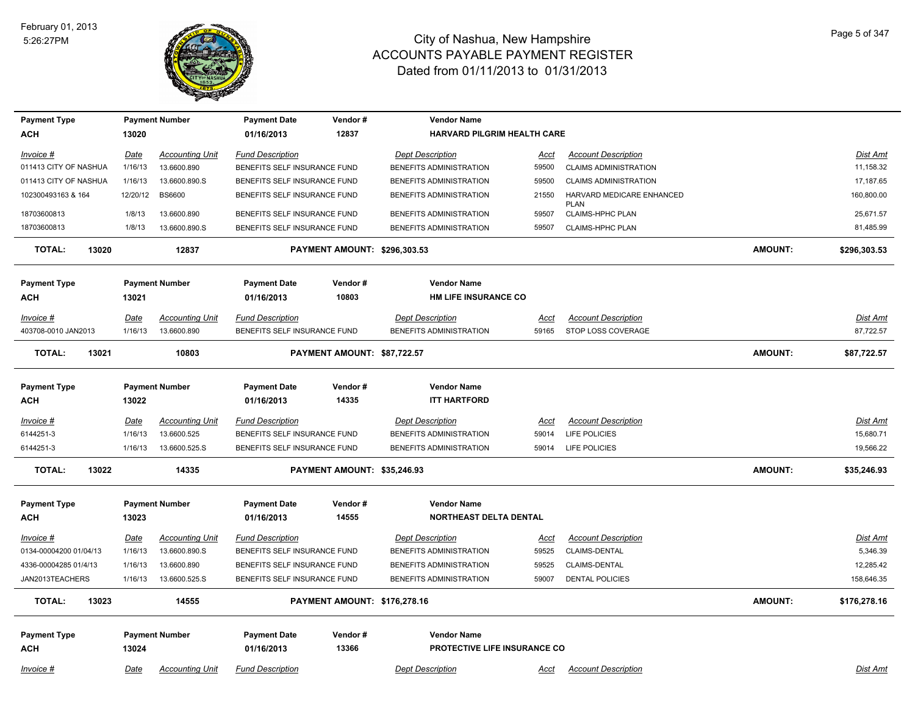# City of Nashua, New Hampshire
## ACCOUNTS PAYABLE PAYMENT REGISTER
### Dated from 01/11/2013 to 01/31/2013

February 01, 2013
5:26:27PM

| Payment Type | Payment Number | Payment Date | Vendor # | Vendor Name |
|---|---|---|---|---|
| ACH | 13020 | 01/16/2013 | 12837 | HARVARD PILGRIM HEALTH CARE |

| Invoice # | Date | Accounting Unit | Fund Description | Dept Description | Acct | Account Description | Dist Amt |
|---|---|---|---|---|---|---|---|
| 011413 CITY OF NASHUA | 1/16/13 | 13.6600.890 | BENEFITS SELF INSURANCE FUND | BENEFITS ADMINISTRATION | 59500 | CLAIMS ADMINISTRATION | 11,158.32 |
| 011413 CITY OF NASHUA | 1/16/13 | 13.6600.890.S | BENEFITS SELF INSURANCE FUND | BENEFITS ADMINISTRATION | 59500 | CLAIMS ADMINISTRATION | 17,187.65 |
| 102300493163 & 164 | 12/20/12 | BS6600 | BENEFITS SELF INSURANCE FUND | BENEFITS ADMINISTRATION | 21550 | HARVARD MEDICARE ENHANCED PLAN | 160,800.00 |
| 18703600813 | 1/8/13 | 13.6600.890 | BENEFITS SELF INSURANCE FUND | BENEFITS ADMINISTRATION | 59507 | CLAIMS-HPHC PLAN | 25,671.57 |
| 18703600813 | 1/8/13 | 13.6600.890.S | BENEFITS SELF INSURANCE FUND | BENEFITS ADMINISTRATION | 59507 | CLAIMS-HPHC PLAN | 81,485.99 |

**TOTAL: 13020 12837 PAYMENT AMOUNT: $296,303.53 AMOUNT: $296,303.53**

| Payment Type | Payment Number | Payment Date | Vendor # | Vendor Name |
|---|---|---|---|---|
| ACH | 13021 | 01/16/2013 | 10803 | HM LIFE INSURANCE CO |

| Invoice # | Date | Accounting Unit | Fund Description | Dept Description | Acct | Account Description | Dist Amt |
|---|---|---|---|---|---|---|---|
| 403708-0010 JAN2013 | 1/16/13 | 13.6600.890 | BENEFITS SELF INSURANCE FUND | BENEFITS ADMINISTRATION | 59165 | STOP LOSS COVERAGE | 87,722.57 |

**TOTAL: 13021 10803 PAYMENT AMOUNT: $87,722.57 AMOUNT: $87,722.57**

| Payment Type | Payment Number | Payment Date | Vendor # | Vendor Name |
|---|---|---|---|---|
| ACH | 13022 | 01/16/2013 | 14335 | ITT HARTFORD |

| Invoice # | Date | Accounting Unit | Fund Description | Dept Description | Acct | Account Description | Dist Amt |
|---|---|---|---|---|---|---|---|
| 6144251-3 | 1/16/13 | 13.6600.525 | BENEFITS SELF INSURANCE FUND | BENEFITS ADMINISTRATION | 59014 | LIFE POLICIES | 15,680.71 |
| 6144251-3 | 1/16/13 | 13.6600.525.S | BENEFITS SELF INSURANCE FUND | BENEFITS ADMINISTRATION | 59014 | LIFE POLICIES | 19,566.22 |

**TOTAL: 13022 14335 PAYMENT AMOUNT: $35,246.93 AMOUNT: $35,246.93**

| Payment Type | Payment Number | Payment Date | Vendor # | Vendor Name |
|---|---|---|---|---|
| ACH | 13023 | 01/16/2013 | 14555 | NORTHEAST DELTA DENTAL |

| Invoice # | Date | Accounting Unit | Fund Description | Dept Description | Acct | Account Description | Dist Amt |
|---|---|---|---|---|---|---|---|
| 0134-00004200 01/04/13 | 1/16/13 | 13.6600.890.S | BENEFITS SELF INSURANCE FUND | BENEFITS ADMINISTRATION | 59525 | CLAIMS-DENTAL | 5,346.39 |
| 4336-00004285 01/4/13 | 1/16/13 | 13.6600.890 | BENEFITS SELF INSURANCE FUND | BENEFITS ADMINISTRATION | 59525 | CLAIMS-DENTAL | 12,285.42 |
| JAN2013TEACHERS | 1/16/13 | 13.6600.525.S | BENEFITS SELF INSURANCE FUND | BENEFITS ADMINISTRATION | 59007 | DENTAL POLICIES | 158,646.35 |

**TOTAL: 13023 14555 PAYMENT AMOUNT: $176,278.16 AMOUNT: $176,278.16**

| Payment Type | Payment Number | Payment Date | Vendor # | Vendor Name |
|---|---|---|---|---|
| ACH | 13024 | 01/16/2013 | 13366 | PROTECTIVE LIFE INSURANCE CO |

| Invoice # | Date | Accounting Unit | Fund Description | Dept Description | Acct | Account Description | Dist Amt |
|---|---|---|---|---|---|---|---|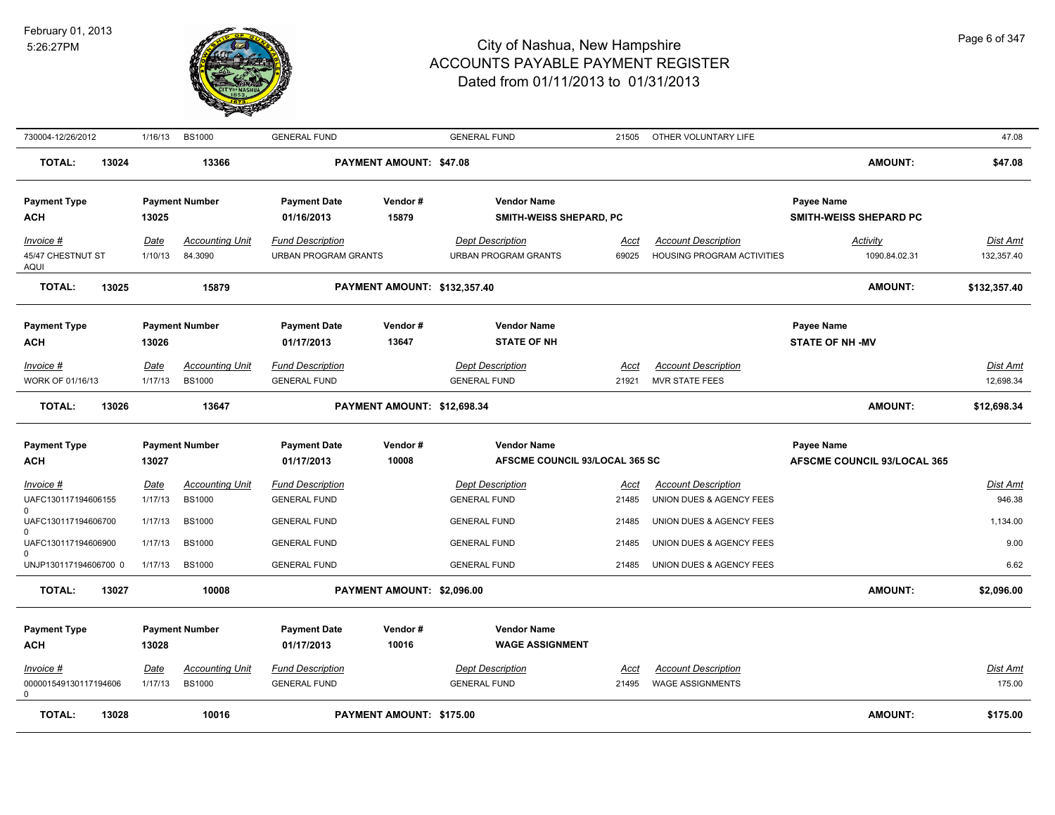| Invoice # | Date | Accounting Unit | Fund Description | Dept Description | Acct | Account Description | Activity | Dist Amt |
|---|---|---|---|---|---|---|---|---|
| 730004-12/26/2012 | 1/16/13 | BS1000 | GENERAL FUND | GENERAL FUND | 21505 | OTHER VOLUNTARY LIFE | | 47.08 |

**TOTAL:** 13024 | 13366 | **PAYMENT AMOUNT: $47.08** | **AMOUNT:** **$47.08**

| Payment Type | Payment Number | Payment Date | Vendor # | Vendor Name | Payee Name |
|---|---|---|---|---|---|
| ACH | 13025 | 01/16/2013 | 15879 | SMITH-WEISS SHEPARD, PC | SMITH-WEISS SHEPARD PC |

| Invoice # | Date | Accounting Unit | Fund Description | Dept Description | Acct | Account Description | Activity | Dist Amt |
|---|---|---|---|---|---|---|---|---|
| 45/47 CHESTNUT ST AQUI | 1/10/13 | 84.3090 | URBAN PROGRAM GRANTS | URBAN PROGRAM GRANTS | 69025 | HOUSING PROGRAM ACTIVITIES | 1090.84.02.31 | 132,357.40 |

**TOTAL:** 13025 | 15879 | **PAYMENT AMOUNT: $132,357.40** | **AMOUNT:** **$132,357.40**

| Payment Type | Payment Number | Payment Date | Vendor # | Vendor Name | Payee Name |
|---|---|---|---|---|---|
| ACH | 13026 | 01/17/2013 | 13647 | STATE OF NH | STATE OF NH -MV |

| Invoice # | Date | Accounting Unit | Fund Description | Dept Description | Acct | Account Description | Dist Amt |
|---|---|---|---|---|---|---|---|
| WORK OF 01/16/13 | 1/17/13 | BS1000 | GENERAL FUND | GENERAL FUND | 21921 | MVR STATE FEES | 12,698.34 |

**TOTAL:** 13026 | 13647 | **PAYMENT AMOUNT: $12,698.34** | **AMOUNT:** **$12,698.34**

| Payment Type | Payment Number | Payment Date | Vendor # | Vendor Name | Payee Name |
|---|---|---|---|---|---|
| ACH | 13027 | 01/17/2013 | 10008 | AFSCME COUNCIL 93/LOCAL 365 SC | AFSCME COUNCIL 93/LOCAL 365 |

| Invoice # | Date | Accounting Unit | Fund Description | Dept Description | Acct | Account Description | Dist Amt |
|---|---|---|---|---|---|---|---|
| UAFC130117194606155 0 | 1/17/13 | BS1000 | GENERAL FUND | GENERAL FUND | 21485 | UNION DUES & AGENCY FEES | 946.38 |
| UAFC130117194606700 0 | 1/17/13 | BS1000 | GENERAL FUND | GENERAL FUND | 21485 | UNION DUES & AGENCY FEES | 1,134.00 |
| UAFC130117194606900 0 | 1/17/13 | BS1000 | GENERAL FUND | GENERAL FUND | 21485 | UNION DUES & AGENCY FEES | 9.00 |
| UNJP130117194606700 0 | 1/17/13 | BS1000 | GENERAL FUND | GENERAL FUND | 21485 | UNION DUES & AGENCY FEES | 6.62 |

**TOTAL:** 13027 | 10008 | **PAYMENT AMOUNT: $2,096.00** | **AMOUNT:** **$2,096.00**

| Payment Type | Payment Number | Payment Date | Vendor # | Vendor Name |
|---|---|---|---|---|
| ACH | 13028 | 01/17/2013 | 10016 | WAGE ASSIGNMENT |

| Invoice # | Date | Accounting Unit | Fund Description | Dept Description | Acct | Account Description | Dist Amt |
|---|---|---|---|---|---|---|---|
| 000001549130117194606 0 | 1/17/13 | BS1000 | GENERAL FUND | GENERAL FUND | 21495 | WAGE ASSIGNMENTS | 175.00 |

**TOTAL:** 13028 | 10016 | **PAYMENT AMOUNT: $175.00** | **AMOUNT:** **$175.00**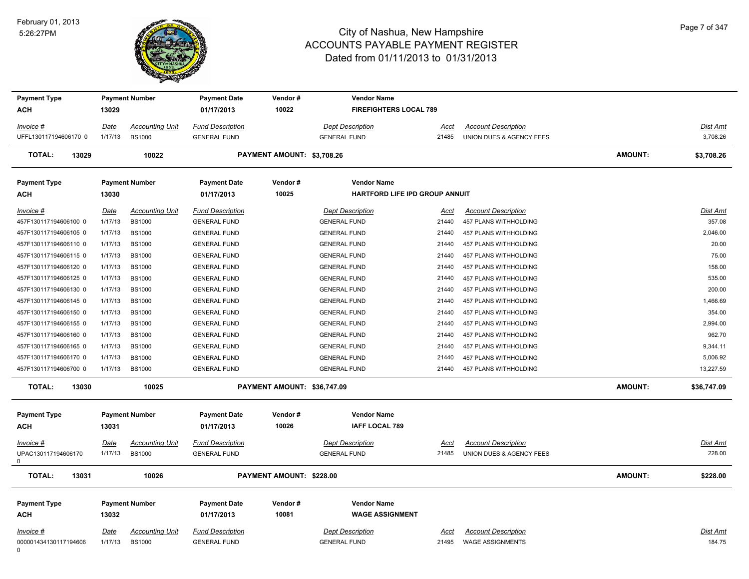# City of Nashua, New Hampshire
## ACCOUNTS PAYABLE PAYMENT REGISTER
### Dated from 01/11/2013 to 01/31/2013

February 01, 2013
5:26:27PM

| Payment Type | Payment Number | Payment Date | Vendor # | Vendor Name |
|---|---|---|---|---|
| ACH | 13029 | 01/17/2013 | 10022 | FIREFIGHTERS LOCAL 789 |

| Invoice # | Date | Accounting Unit | Fund Description | Dept Description | Acct | Account Description | Dist Amt |
|---|---|---|---|---|---|---|---|
| UFFL130117194606170 0 | 1/17/13 | BS1000 | GENERAL FUND | GENERAL FUND | 21485 | UNION DUES & AGENCY FEES | 3,708.26 |

**TOTAL: 13029 10022 PAYMENT AMOUNT: $3,708.26 AMOUNT: $3,708.26**

| Payment Type | Payment Number | Payment Date | Vendor # | Vendor Name |
|---|---|---|---|---|
| ACH | 13030 | 01/17/2013 | 10025 | HARTFORD LIFE IPD GROUP ANNUIT |

| Invoice # | Date | Accounting Unit | Fund Description | Dept Description | Acct | Account Description | Dist Amt |
|---|---|---|---|---|---|---|---|
| 457F130117194606100 0 | 1/17/13 | BS1000 | GENERAL FUND | GENERAL FUND | 21440 | 457 PLANS WITHHOLDING | 357.08 |
| 457F130117194606105 0 | 1/17/13 | BS1000 | GENERAL FUND | GENERAL FUND | 21440 | 457 PLANS WITHHOLDING | 2,046.00 |
| 457F130117194606110 0 | 1/17/13 | BS1000 | GENERAL FUND | GENERAL FUND | 21440 | 457 PLANS WITHHOLDING | 20.00 |
| 457F130117194606115 0 | 1/17/13 | BS1000 | GENERAL FUND | GENERAL FUND | 21440 | 457 PLANS WITHHOLDING | 75.00 |
| 457F130117194606120 0 | 1/17/13 | BS1000 | GENERAL FUND | GENERAL FUND | 21440 | 457 PLANS WITHHOLDING | 158.00 |
| 457F130117194606125 0 | 1/17/13 | BS1000 | GENERAL FUND | GENERAL FUND | 21440 | 457 PLANS WITHHOLDING | 535.00 |
| 457F130117194606130 0 | 1/17/13 | BS1000 | GENERAL FUND | GENERAL FUND | 21440 | 457 PLANS WITHHOLDING | 200.00 |
| 457F130117194606145 0 | 1/17/13 | BS1000 | GENERAL FUND | GENERAL FUND | 21440 | 457 PLANS WITHHOLDING | 1,466.69 |
| 457F130117194606150 0 | 1/17/13 | BS1000 | GENERAL FUND | GENERAL FUND | 21440 | 457 PLANS WITHHOLDING | 354.00 |
| 457F130117194606155 0 | 1/17/13 | BS1000 | GENERAL FUND | GENERAL FUND | 21440 | 457 PLANS WITHHOLDING | 2,994.00 |
| 457F130117194606160 0 | 1/17/13 | BS1000 | GENERAL FUND | GENERAL FUND | 21440 | 457 PLANS WITHHOLDING | 962.70 |
| 457F130117194606165 0 | 1/17/13 | BS1000 | GENERAL FUND | GENERAL FUND | 21440 | 457 PLANS WITHHOLDING | 9,344.11 |
| 457F130117194606170 0 | 1/17/13 | BS1000 | GENERAL FUND | GENERAL FUND | 21440 | 457 PLANS WITHHOLDING | 5,006.92 |
| 457F130117194606700 0 | 1/17/13 | BS1000 | GENERAL FUND | GENERAL FUND | 21440 | 457 PLANS WITHHOLDING | 13,227.59 |

**TOTAL: 13030 10025 PAYMENT AMOUNT: $36,747.09 AMOUNT: $36,747.09**

| Payment Type | Payment Number | Payment Date | Vendor # | Vendor Name |
|---|---|---|---|---|
| ACH | 13031 | 01/17/2013 | 10026 | IAFF LOCAL 789 |

| Invoice # | Date | Accounting Unit | Fund Description | Dept Description | Acct | Account Description | Dist Amt |
|---|---|---|---|---|---|---|---|
| UPAC130117194606170 0 | 1/17/13 | BS1000 | GENERAL FUND | GENERAL FUND | 21485 | UNION DUES & AGENCY FEES | 228.00 |

**TOTAL: 13031 10026 PAYMENT AMOUNT: $228.00 AMOUNT: $228.00**

| Payment Type | Payment Number | Payment Date | Vendor # | Vendor Name |
|---|---|---|---|---|
| ACH | 13032 | 01/17/2013 | 10081 | WAGE ASSIGNMENT |

| Invoice # | Date | Accounting Unit | Fund Description | Dept Description | Acct | Account Description | Dist Amt |
|---|---|---|---|---|---|---|---|
| 000001434130117194606 0 | 1/17/13 | BS1000 | GENERAL FUND | GENERAL FUND | 21495 | WAGE ASSIGNMENTS | 184.75 |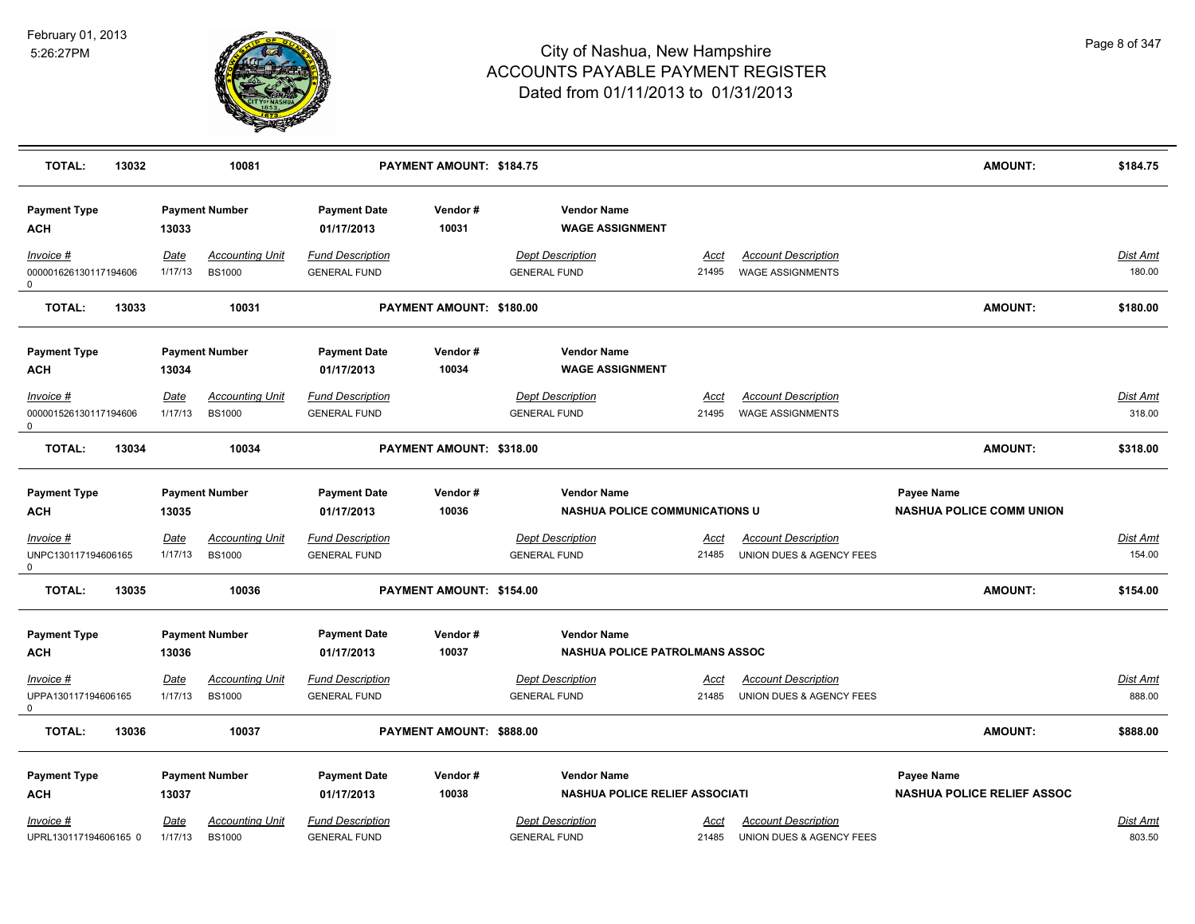| TOTAL: | 13032 | 10081 | PAYMENT AMOUNT: $184.75 | AMOUNT: | $184.75 |
|---|---|---|---|---|---|

| Payment Type | Payment Number | Payment Date | Vendor # | Vendor Name |
|---|---|---|---|---|
| ACH | 13033 | 01/17/2013 | 10031 | WAGE ASSIGNMENT |

| Invoice # | Date | Accounting Unit | Fund Description | Dept Description | Acct | Account Description | Dist Amt |
|---|---|---|---|---|---|---|---|
| 000001626130117194606 0 | 1/17/13 | BS1000 | GENERAL FUND | GENERAL FUND | 21495 | WAGE ASSIGNMENTS | 180.00 |

| TOTAL: | 13033 | 10031 | PAYMENT AMOUNT: $180.00 | AMOUNT: | $180.00 |
|---|---|---|---|---|---|

| Payment Type | Payment Number | Payment Date | Vendor # | Vendor Name |
|---|---|---|---|---|
| ACH | 13034 | 01/17/2013 | 10034 | WAGE ASSIGNMENT |

| Invoice # | Date | Accounting Unit | Fund Description | Dept Description | Acct | Account Description | Dist Amt |
|---|---|---|---|---|---|---|---|
| 000001526130117194606 0 | 1/17/13 | BS1000 | GENERAL FUND | GENERAL FUND | 21495 | WAGE ASSIGNMENTS | 318.00 |

| TOTAL: | 13034 | 10034 | PAYMENT AMOUNT: $318.00 | AMOUNT: | $318.00 |
|---|---|---|---|---|---|

| Payment Type | Payment Number | Payment Date | Vendor # | Vendor Name | Payee Name |
|---|---|---|---|---|---|
| ACH | 13035 | 01/17/2013 | 10036 | NASHUA POLICE COMMUNICATIONS U | NASHUA POLICE COMM UNION |

| Invoice # | Date | Accounting Unit | Fund Description | Dept Description | Acct | Account Description | Dist Amt |
|---|---|---|---|---|---|---|---|
| UNPC130117194606165 0 | 1/17/13 | BS1000 | GENERAL FUND | GENERAL FUND | 21485 | UNION DUES & AGENCY FEES | 154.00 |

| TOTAL: | 13035 | 10036 | PAYMENT AMOUNT: $154.00 | AMOUNT: | $154.00 |
|---|---|---|---|---|---|

| Payment Type | Payment Number | Payment Date | Vendor # | Vendor Name |
|---|---|---|---|---|
| ACH | 13036 | 01/17/2013 | 10037 | NASHUA POLICE PATROLMANS ASSOC |

| Invoice # | Date | Accounting Unit | Fund Description | Dept Description | Acct | Account Description | Dist Amt |
|---|---|---|---|---|---|---|---|
| UPPA130117194606165 0 | 1/17/13 | BS1000 | GENERAL FUND | GENERAL FUND | 21485 | UNION DUES & AGENCY FEES | 888.00 |

| TOTAL: | 13036 | 10037 | PAYMENT AMOUNT: $888.00 | AMOUNT: | $888.00 |
|---|---|---|---|---|---|

| Payment Type | Payment Number | Payment Date | Vendor # | Vendor Name | Payee Name |
|---|---|---|---|---|---|
| ACH | 13037 | 01/17/2013 | 10038 | NASHUA POLICE RELIEF ASSOCIATI | NASHUA POLICE RELIEF ASSOC |

| Invoice # | Date | Accounting Unit | Fund Description | Dept Description | Acct | Account Description | Dist Amt |
|---|---|---|---|---|---|---|---|
| UPRL130117194606165 0 | 1/17/13 | BS1000 | GENERAL FUND | GENERAL FUND | 21485 | UNION DUES & AGENCY FEES | 803.50 |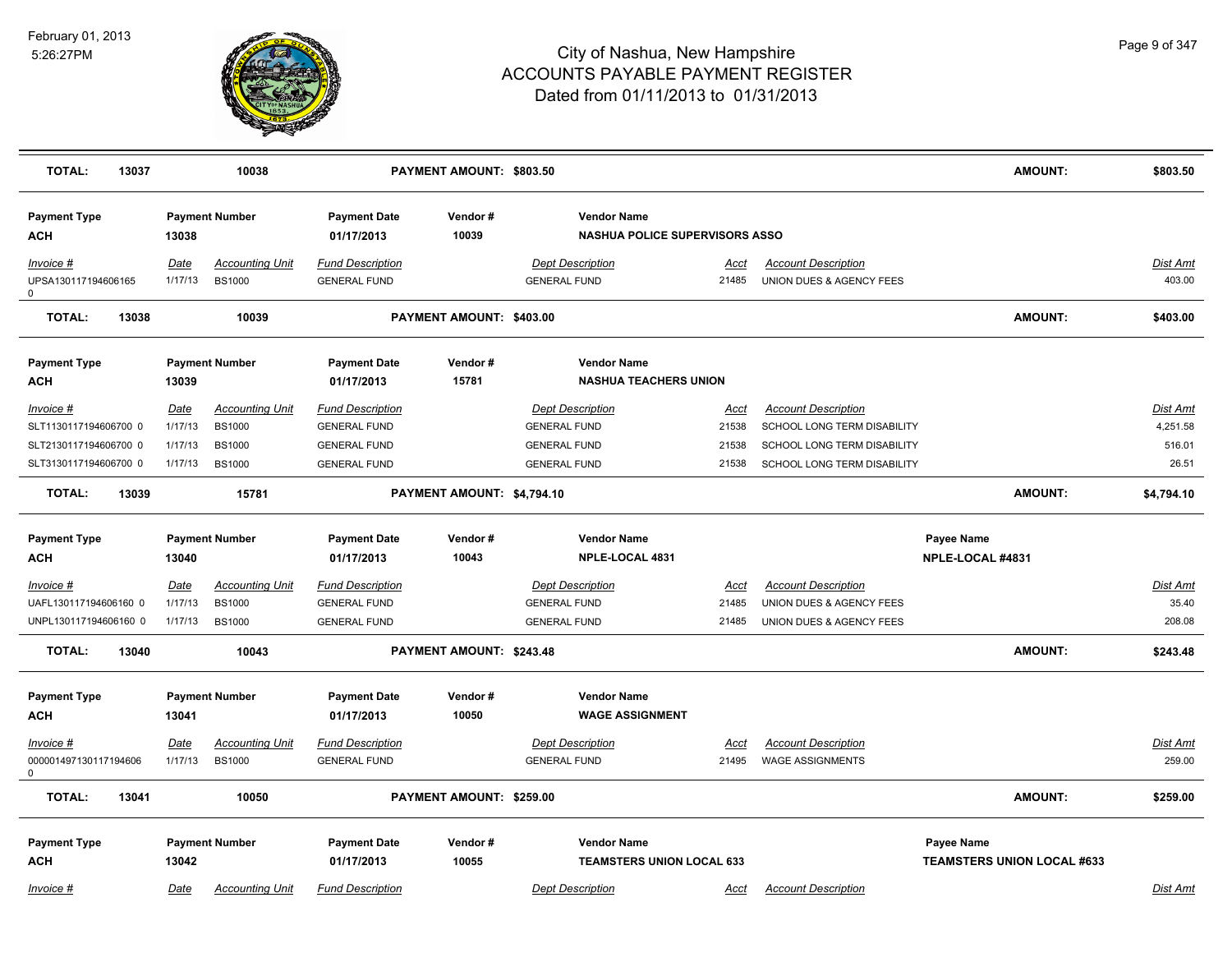# City of Nashua, New Hampshire
## ACCOUNTS PAYABLE PAYMENT REGISTER
### Dated from 01/11/2013 to 01/31/2013

February 01, 2013
5:26:27PM

**TOTAL:** 13037 | 10038 | **PAYMENT AMOUNT: $803.50** | **AMOUNT:** $803.50

| Payment Type | Payment Number | Payment Date | Vendor # | Vendor Name |
|---|---|---|---|---|
| ACH | 13038 | 01/17/2013 | 10039 | NASHUA POLICE SUPERVISORS ASSO |

| Invoice # | Date | Accounting Unit | Fund Description | Dept Description | Acct | Account Description | Dist Amt |
|---|---|---|---|---|---|---|---|
| UPSA1301171946061650 | 1/17/13 | BS1000 | GENERAL FUND | GENERAL FUND | 21485 | UNION DUES & AGENCY FEES | 403.00 |

**TOTAL:** 13038 | 10039 | **PAYMENT AMOUNT: $403.00** | **AMOUNT:** $403.00

| Payment Type | Payment Number | Payment Date | Vendor # | Vendor Name |
|---|---|---|---|---|
| ACH | 13039 | 01/17/2013 | 15781 | NASHUA TEACHERS UNION |

| Invoice # | Date | Accounting Unit | Fund Description | Dept Description | Acct | Account Description | Dist Amt |
|---|---|---|---|---|---|---|---|
| SLT1130117194606700 0 | 1/17/13 | BS1000 | GENERAL FUND | GENERAL FUND | 21538 | SCHOOL LONG TERM DISABILITY | 4,251.58 |
| SLT2130117194606700 0 | 1/17/13 | BS1000 | GENERAL FUND | GENERAL FUND | 21538 | SCHOOL LONG TERM DISABILITY | 516.01 |
| SLT3130117194606700 0 | 1/17/13 | BS1000 | GENERAL FUND | GENERAL FUND | 21538 | SCHOOL LONG TERM DISABILITY | 26.51 |

**TOTAL:** 13039 | 15781 | **PAYMENT AMOUNT: $4,794.10** | **AMOUNT:** $4,794.10

| Payment Type | Payment Number | Payment Date | Vendor # | Vendor Name | Payee Name |
|---|---|---|---|---|---|
| ACH | 13040 | 01/17/2013 | 10043 | NPLE-LOCAL 4831 | NPLE-LOCAL #4831 |

| Invoice # | Date | Accounting Unit | Fund Description | Dept Description | Acct | Account Description | Dist Amt |
|---|---|---|---|---|---|---|---|
| UAFL130117194606160 0 | 1/17/13 | BS1000 | GENERAL FUND | GENERAL FUND | 21485 | UNION DUES & AGENCY FEES | 35.40 |
| UNPL130117194606160 0 | 1/17/13 | BS1000 | GENERAL FUND | GENERAL FUND | 21485 | UNION DUES & AGENCY FEES | 208.08 |

**TOTAL:** 13040 | 10043 | **PAYMENT AMOUNT: $243.48** | **AMOUNT:** $243.48

| Payment Type | Payment Number | Payment Date | Vendor # | Vendor Name |
|---|---|---|---|---|
| ACH | 13041 | 01/17/2013 | 10050 | WAGE ASSIGNMENT |

| Invoice # | Date | Accounting Unit | Fund Description | Dept Description | Acct | Account Description | Dist Amt |
|---|---|---|---|---|---|---|---|
| 0000014971301171946060 | 1/17/13 | BS1000 | GENERAL FUND | GENERAL FUND | 21495 | WAGE ASSIGNMENTS | 259.00 |

**TOTAL:** 13041 | 10050 | **PAYMENT AMOUNT: $259.00** | **AMOUNT:** $259.00

| Payment Type | Payment Number | Payment Date | Vendor # | Vendor Name | Payee Name |
|---|---|---|---|---|---|
| ACH | 13042 | 01/17/2013 | 10055 | TEAMSTERS UNION LOCAL 633 | TEAMSTERS UNION LOCAL #633 |

| Invoice # | Date | Accounting Unit | Fund Description | Dept Description | Acct | Account Description | Dist Amt |
|---|---|---|---|---|---|---|---|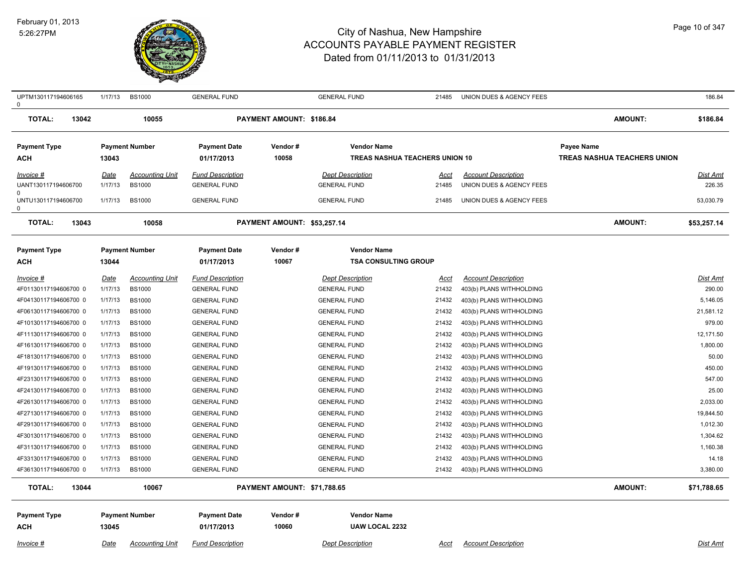| Invoice # | Date | Accounting Unit | Fund Description | Dept Description | Acct | Account Description | Dist Amt |
|---|---|---|---|---|---|---|---|
| UPTM130117194606165 0 | 1/17/13 | BS1000 | GENERAL FUND | GENERAL FUND | 21485 | UNION DUES & AGENCY FEES | 186.84 |

**TOTAL:** 13042 10055 **PAYMENT AMOUNT: $186.84** **AMOUNT: $186.84**

| Payment Type | Payment Number | Payment Date | Vendor # | Vendor Name | Payee Name |
|---|---|---|---|---|---|
| ACH | 13043 | 01/17/2013 | 10058 | TREAS NASHUA TEACHERS UNION 10 | TREAS NASHUA TEACHERS UNION |

| Invoice # | Date | Accounting Unit | Fund Description | Dept Description | Acct | Account Description | Dist Amt |
|---|---|---|---|---|---|---|---|
| UANT130117194606700 0 | 1/17/13 | BS1000 | GENERAL FUND | GENERAL FUND | 21485 | UNION DUES & AGENCY FEES | 226.35 |
| UNTU130117194606700 0 | 1/17/13 | BS1000 | GENERAL FUND | GENERAL FUND | 21485 | UNION DUES & AGENCY FEES | 53,030.79 |

**TOTAL:** 13043 10058 **PAYMENT AMOUNT: $53,257.14** **AMOUNT: $53,257.14**

| Payment Type | Payment Number | Payment Date | Vendor # | Vendor Name |
|---|---|---|---|---|
| ACH | 13044 | 01/17/2013 | 10067 | TSA CONSULTING GROUP |

| Invoice # | Date | Accounting Unit | Fund Description | Dept Description | Acct | Account Description | Dist Amt |
|---|---|---|---|---|---|---|---|
| 4F01130117194606700 0 | 1/17/13 | BS1000 | GENERAL FUND | GENERAL FUND | 21432 | 403(b) PLANS WITHHOLDING | 290.00 |
| 4F04130117194606700 0 | 1/17/13 | BS1000 | GENERAL FUND | GENERAL FUND | 21432 | 403(b) PLANS WITHHOLDING | 5,146.05 |
| 4F06130117194606700 0 | 1/17/13 | BS1000 | GENERAL FUND | GENERAL FUND | 21432 | 403(b) PLANS WITHHOLDING | 21,581.12 |
| 4F10130117194606700 0 | 1/17/13 | BS1000 | GENERAL FUND | GENERAL FUND | 21432 | 403(b) PLANS WITHHOLDING | 979.00 |
| 4F11130117194606700 0 | 1/17/13 | BS1000 | GENERAL FUND | GENERAL FUND | 21432 | 403(b) PLANS WITHHOLDING | 12,171.50 |
| 4F16130117194606700 0 | 1/17/13 | BS1000 | GENERAL FUND | GENERAL FUND | 21432 | 403(b) PLANS WITHHOLDING | 1,800.00 |
| 4F18130117194606700 0 | 1/17/13 | BS1000 | GENERAL FUND | GENERAL FUND | 21432 | 403(b) PLANS WITHHOLDING | 50.00 |
| 4F19130117194606700 0 | 1/17/13 | BS1000 | GENERAL FUND | GENERAL FUND | 21432 | 403(b) PLANS WITHHOLDING | 450.00 |
| 4F23130117194606700 0 | 1/17/13 | BS1000 | GENERAL FUND | GENERAL FUND | 21432 | 403(b) PLANS WITHHOLDING | 547.00 |
| 4F24130117194606700 0 | 1/17/13 | BS1000 | GENERAL FUND | GENERAL FUND | 21432 | 403(b) PLANS WITHHOLDING | 25.00 |
| 4F26130117194606700 0 | 1/17/13 | BS1000 | GENERAL FUND | GENERAL FUND | 21432 | 403(b) PLANS WITHHOLDING | 2,033.00 |
| 4F27130117194606700 0 | 1/17/13 | BS1000 | GENERAL FUND | GENERAL FUND | 21432 | 403(b) PLANS WITHHOLDING | 19,844.50 |
| 4F29130117194606700 0 | 1/17/13 | BS1000 | GENERAL FUND | GENERAL FUND | 21432 | 403(b) PLANS WITHHOLDING | 1,012.30 |
| 4F30130117194606700 0 | 1/17/13 | BS1000 | GENERAL FUND | GENERAL FUND | 21432 | 403(b) PLANS WITHHOLDING | 1,304.62 |
| 4F31130117194606700 0 | 1/17/13 | BS1000 | GENERAL FUND | GENERAL FUND | 21432 | 403(b) PLANS WITHHOLDING | 1,160.38 |
| 4F33130117194606700 0 | 1/17/13 | BS1000 | GENERAL FUND | GENERAL FUND | 21432 | 403(b) PLANS WITHHOLDING | 14.18 |
| 4F36130117194606700 0 | 1/17/13 | BS1000 | GENERAL FUND | GENERAL FUND | 21432 | 403(b) PLANS WITHHOLDING | 3,380.00 |

**TOTAL:** 13044 10067 **PAYMENT AMOUNT: $71,788.65** **AMOUNT: $71,788.65**

| Payment Type | Payment Number | Payment Date | Vendor # | Vendor Name |
|---|---|---|---|---|
| ACH | 13045 | 01/17/2013 | 10060 | UAW LOCAL 2232 |

| Invoice # | Date | Accounting Unit | Fund Description | Dept Description | Acct | Account Description | Dist Amt |
|---|---|---|---|---|---|---|---|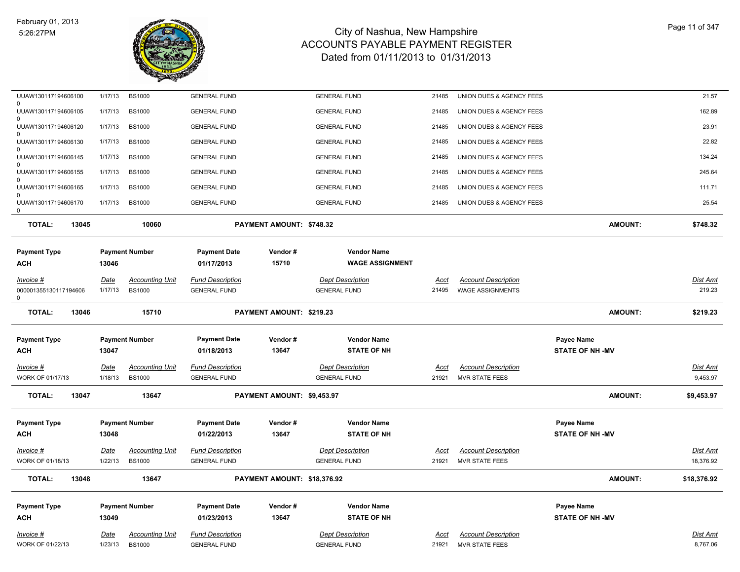# City of Nashua, New Hampshire
## ACCOUNTS PAYABLE PAYMENT REGISTER
### Dated from 01/11/2013 to 01/31/2013

February 01, 2013
5:26:27PM

| Invoice # | Date | Accounting Unit | Fund Description | Dept Description | Acct | Account Description | Dist Amt |
|---|---|---|---|---|---|---|---|
| UUAW130117194606100 0 | 1/17/13 | BS1000 | GENERAL FUND | GENERAL FUND | 21485 | UNION DUES & AGENCY FEES | 21.57 |
| UUAW130117194606105 0 | 1/17/13 | BS1000 | GENERAL FUND | GENERAL FUND | 21485 | UNION DUES & AGENCY FEES | 162.89 |
| UUAW130117194606120 0 | 1/17/13 | BS1000 | GENERAL FUND | GENERAL FUND | 21485 | UNION DUES & AGENCY FEES | 23.91 |
| UUAW130117194606130 0 | 1/17/13 | BS1000 | GENERAL FUND | GENERAL FUND | 21485 | UNION DUES & AGENCY FEES | 22.82 |
| UUAW130117194606145 0 | 1/17/13 | BS1000 | GENERAL FUND | GENERAL FUND | 21485 | UNION DUES & AGENCY FEES | 134.24 |
| UUAW130117194606155 0 | 1/17/13 | BS1000 | GENERAL FUND | GENERAL FUND | 21485 | UNION DUES & AGENCY FEES | 245.64 |
| UUAW130117194606165 0 | 1/17/13 | BS1000 | GENERAL FUND | GENERAL FUND | 21485 | UNION DUES & AGENCY FEES | 111.71 |
| UUAW130117194606170 0 | 1/17/13 | BS1000 | GENERAL FUND | GENERAL FUND | 21485 | UNION DUES & AGENCY FEES | 25.54 |

**TOTAL: 13045 — 10060 — PAYMENT AMOUNT: $748.32 — AMOUNT: $748.32**

| Payment Type | Payment Number | Payment Date | Vendor # | Vendor Name |
|---|---|---|---|---|
| ACH | 13046 | 01/17/2013 | 15710 | WAGE ASSIGNMENT |

| Invoice # | Date | Accounting Unit | Fund Description | Dept Description | Acct | Account Description | Dist Amt |
|---|---|---|---|---|---|---|---|
| 000001355130117194606 0 | 1/17/13 | BS1000 | GENERAL FUND | GENERAL FUND | 21495 | WAGE ASSIGNMENTS | 219.23 |

**TOTAL: 13046 — 15710 — PAYMENT AMOUNT: $219.23 — AMOUNT: $219.23**

| Payment Type | Payment Number | Payment Date | Vendor # | Vendor Name | Payee Name |
|---|---|---|---|---|---|
| ACH | 13047 | 01/18/2013 | 13647 | STATE OF NH | STATE OF NH -MV |

| Invoice # | Date | Accounting Unit | Fund Description | Dept Description | Acct | Account Description | Dist Amt |
|---|---|---|---|---|---|---|---|
| WORK OF 01/17/13 | 1/18/13 | BS1000 | GENERAL FUND | GENERAL FUND | 21921 | MVR STATE FEES | 9,453.97 |

**TOTAL: 13047 — 13647 — PAYMENT AMOUNT: $9,453.97 — AMOUNT: $9,453.97**

| Payment Type | Payment Number | Payment Date | Vendor # | Vendor Name | Payee Name |
|---|---|---|---|---|---|
| ACH | 13048 | 01/22/2013 | 13647 | STATE OF NH | STATE OF NH -MV |

| Invoice # | Date | Accounting Unit | Fund Description | Dept Description | Acct | Account Description | Dist Amt |
|---|---|---|---|---|---|---|---|
| WORK OF 01/18/13 | 1/22/13 | BS1000 | GENERAL FUND | GENERAL FUND | 21921 | MVR STATE FEES | 18,376.92 |

**TOTAL: 13048 — 13647 — PAYMENT AMOUNT: $18,376.92 — AMOUNT: $18,376.92**

| Payment Type | Payment Number | Payment Date | Vendor # | Vendor Name | Payee Name |
|---|---|---|---|---|---|
| ACH | 13049 | 01/23/2013 | 13647 | STATE OF NH | STATE OF NH -MV |

| Invoice # | Date | Accounting Unit | Fund Description | Dept Description | Acct | Account Description | Dist Amt |
|---|---|---|---|---|---|---|---|
| WORK OF 01/22/13 | 1/23/13 | BS1000 | GENERAL FUND | GENERAL FUND | 21921 | MVR STATE FEES | 8,767.06 |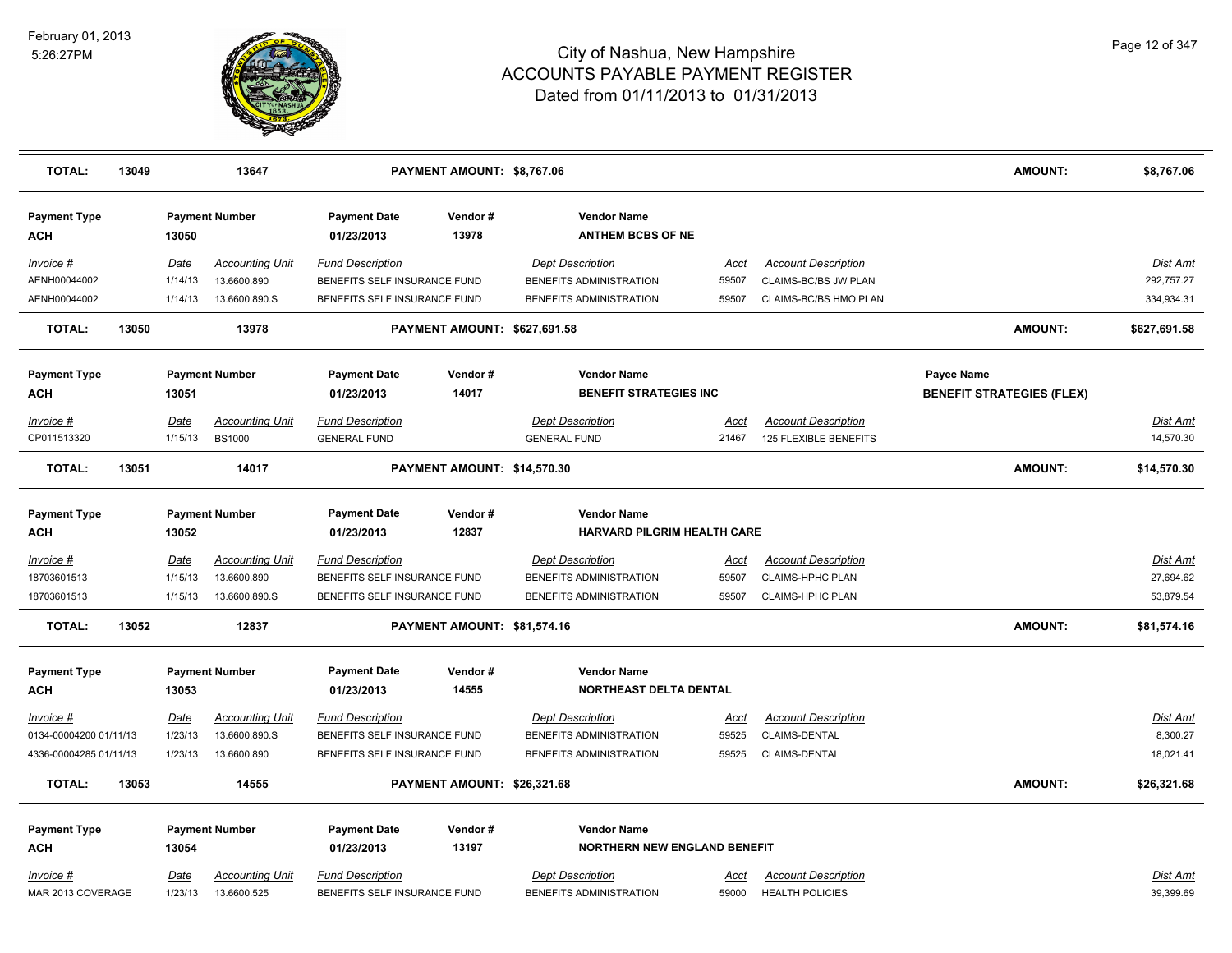# City of Nashua, New Hampshire
## ACCOUNTS PAYABLE PAYMENT REGISTER
### Dated from 01/11/2013 to 01/31/2013

February 01, 2013
5:26:27PM

| TOTAL: | 13049 | 13647 | PAYMENT AMOUNT: $8,767.06 | | | AMOUNT: | $8,767.06 |
|---|---|---|---|---|---|---|---|

**Payment Type:** ACH | **Payment Number:** 13050 | **Payment Date:** 01/23/2013 | **Vendor #:** 13978 | **Vendor Name:** ANTHEM BCBS OF NE

| Invoice # | Date | Accounting Unit | Fund Description | Dept Description | Acct | Account Description | Dist Amt |
|---|---|---|---|---|---|---|---|
| AENH00044002 | 1/14/13 | 13.6600.890 | BENEFITS SELF INSURANCE FUND | BENEFITS ADMINISTRATION | 59507 | CLAIMS-BC/BS JW PLAN | 292,757.27 |
| AENH00044002 | 1/14/13 | 13.6600.890.S | BENEFITS SELF INSURANCE FUND | BENEFITS ADMINISTRATION | 59507 | CLAIMS-BC/BS HMO PLAN | 334,934.31 |

**TOTAL:** 13050 | 13978 | **PAYMENT AMOUNT:** $627,691.58 | **AMOUNT:** $627,691.58

**Payment Type:** ACH | **Payment Number:** 13051 | **Payment Date:** 01/23/2013 | **Vendor #:** 14017 | **Vendor Name:** BENEFIT STRATEGIES INC | **Payee Name:** BENEFIT STRATEGIES (FLEX)

| Invoice # | Date | Accounting Unit | Fund Description | Dept Description | Acct | Account Description | Dist Amt |
|---|---|---|---|---|---|---|---|
| CP011513320 | 1/15/13 | BS1000 | GENERAL FUND | GENERAL FUND | 21467 | 125 FLEXIBLE BENEFITS | 14,570.30 |

**TOTAL:** 13051 | 14017 | **PAYMENT AMOUNT:** $14,570.30 | **AMOUNT:** $14,570.30

**Payment Type:** ACH | **Payment Number:** 13052 | **Payment Date:** 01/23/2013 | **Vendor #:** 12837 | **Vendor Name:** HARVARD PILGRIM HEALTH CARE

| Invoice # | Date | Accounting Unit | Fund Description | Dept Description | Acct | Account Description | Dist Amt |
|---|---|---|---|---|---|---|---|
| 18703601513 | 1/15/13 | 13.6600.890 | BENEFITS SELF INSURANCE FUND | BENEFITS ADMINISTRATION | 59507 | CLAIMS-HPHC PLAN | 27,694.62 |
| 18703601513 | 1/15/13 | 13.6600.890.S | BENEFITS SELF INSURANCE FUND | BENEFITS ADMINISTRATION | 59507 | CLAIMS-HPHC PLAN | 53,879.54 |

**TOTAL:** 13052 | 12837 | **PAYMENT AMOUNT:** $81,574.16 | **AMOUNT:** $81,574.16

**Payment Type:** ACH | **Payment Number:** 13053 | **Payment Date:** 01/23/2013 | **Vendor #:** 14555 | **Vendor Name:** NORTHEAST DELTA DENTAL

| Invoice # | Date | Accounting Unit | Fund Description | Dept Description | Acct | Account Description | Dist Amt |
|---|---|---|---|---|---|---|---|
| 0134-00004200 01/11/13 | 1/23/13 | 13.6600.890.S | BENEFITS SELF INSURANCE FUND | BENEFITS ADMINISTRATION | 59525 | CLAIMS-DENTAL | 8,300.27 |
| 4336-00004285 01/11/13 | 1/23/13 | 13.6600.890 | BENEFITS SELF INSURANCE FUND | BENEFITS ADMINISTRATION | 59525 | CLAIMS-DENTAL | 18,021.41 |

**TOTAL:** 13053 | 14555 | **PAYMENT AMOUNT:** $26,321.68 | **AMOUNT:** $26,321.68

**Payment Type:** ACH | **Payment Number:** 13054 | **Payment Date:** 01/23/2013 | **Vendor #:** 13197 | **Vendor Name:** NORTHERN NEW ENGLAND BENEFIT

| Invoice # | Date | Accounting Unit | Fund Description | Dept Description | Acct | Account Description | Dist Amt |
|---|---|---|---|---|---|---|---|
| MAR 2013 COVERAGE | 1/23/13 | 13.6600.525 | BENEFITS SELF INSURANCE FUND | BENEFITS ADMINISTRATION | 59000 | HEALTH POLICIES | 39,399.69 |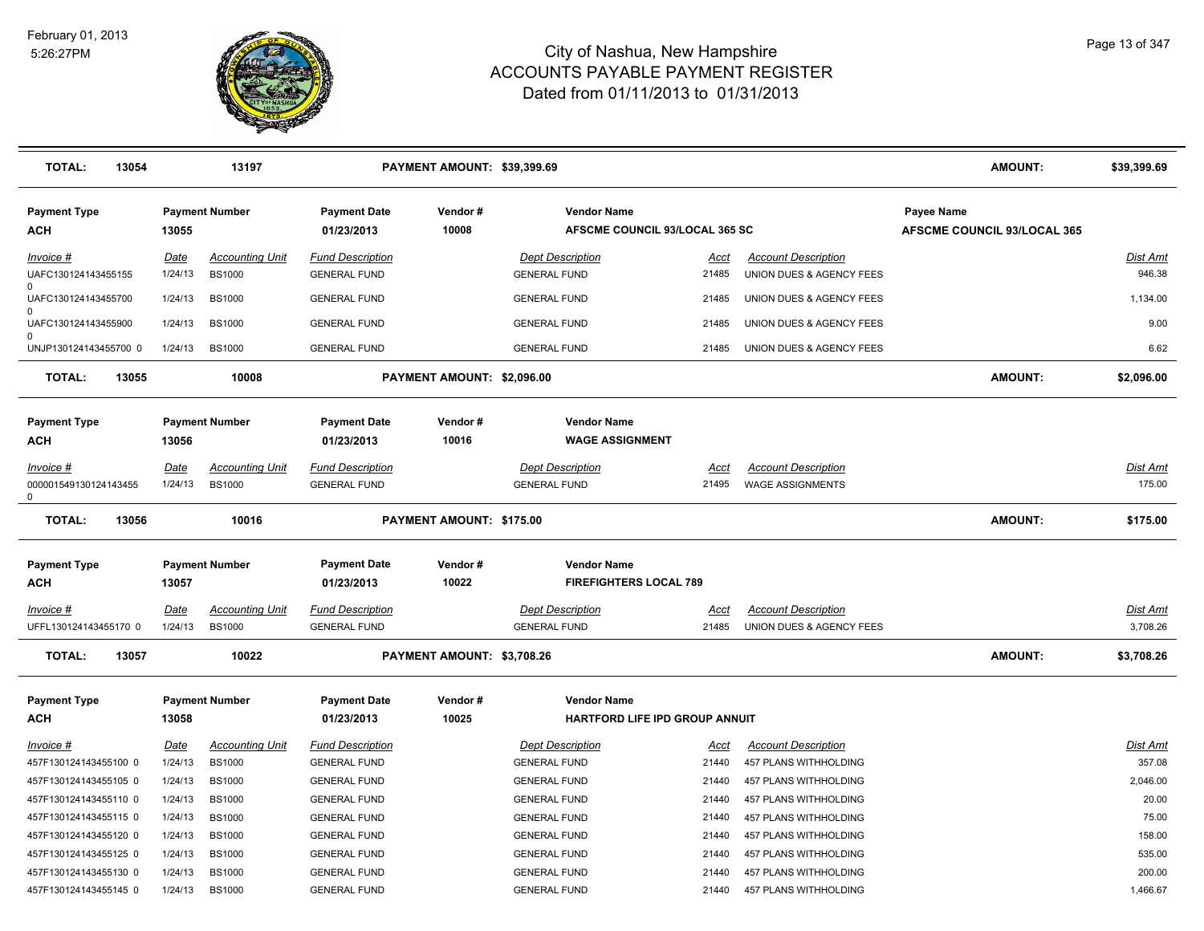# City of Nashua, New Hampshire
## ACCOUNTS PAYABLE PAYMENT REGISTER
### Dated from 01/11/2013 to 01/31/2013

February 01, 2013
5:26:27PM

| TOTAL: | 13054 | 13197 | PAYMENT AMOUNT: $39,399.69 | AMOUNT: | $39,399.69 |
|---|---|---|---|---|---|

**Payment Type:** ACH | **Payment Number:** 13055 | **Payment Date:** 01/23/2013 | **Vendor #:** 10008 | **Vendor Name:** AFSCME COUNCIL 93/LOCAL 365 SC | **Payee Name:** AFSCME COUNCIL 93/LOCAL 365

| Invoice # | Date | Accounting Unit | Fund Description | Dept Description | Acct | Account Description | Dist Amt |
|---|---|---|---|---|---|---|---|
| UAFC130124143455155 0 | 1/24/13 | BS1000 | GENERAL FUND | GENERAL FUND | 21485 | UNION DUES & AGENCY FEES | 946.38 |
| UAFC130124143455700 0 | 1/24/13 | BS1000 | GENERAL FUND | GENERAL FUND | 21485 | UNION DUES & AGENCY FEES | 1,134.00 |
| UAFC130124143455900 0 | 1/24/13 | BS1000 | GENERAL FUND | GENERAL FUND | 21485 | UNION DUES & AGENCY FEES | 9.00 |
| UNJP130124143455700 0 | 1/24/13 | BS1000 | GENERAL FUND | GENERAL FUND | 21485 | UNION DUES & AGENCY FEES | 6.62 |

| TOTAL: | 13055 | 10008 | PAYMENT AMOUNT: $2,096.00 | AMOUNT: | $2,096.00 |
|---|---|---|---|---|---|

**Payment Type:** ACH | **Payment Number:** 13056 | **Payment Date:** 01/23/2013 | **Vendor #:** 10016 | **Vendor Name:** WAGE ASSIGNMENT

| Invoice # | Date | Accounting Unit | Fund Description | Dept Description | Acct | Account Description | Dist Amt |
|---|---|---|---|---|---|---|---|
| 000001549130124143455 0 | 1/24/13 | BS1000 | GENERAL FUND | GENERAL FUND | 21495 | WAGE ASSIGNMENTS | 175.00 |

| TOTAL: | 13056 | 10016 | PAYMENT AMOUNT: $175.00 | AMOUNT: | $175.00 |
|---|---|---|---|---|---|

**Payment Type:** ACH | **Payment Number:** 13057 | **Payment Date:** 01/23/2013 | **Vendor #:** 10022 | **Vendor Name:** FIREFIGHTERS LOCAL 789

| Invoice # | Date | Accounting Unit | Fund Description | Dept Description | Acct | Account Description | Dist Amt |
|---|---|---|---|---|---|---|---|
| UFFL130124143455170 0 | 1/24/13 | BS1000 | GENERAL FUND | GENERAL FUND | 21485 | UNION DUES & AGENCY FEES | 3,708.26 |

| TOTAL: | 13057 | 10022 | PAYMENT AMOUNT: $3,708.26 | AMOUNT: | $3,708.26 |
|---|---|---|---|---|---|

**Payment Type:** ACH | **Payment Number:** 13058 | **Payment Date:** 01/23/2013 | **Vendor #:** 10025 | **Vendor Name:** HARTFORD LIFE IPD GROUP ANNUIT

| Invoice # | Date | Accounting Unit | Fund Description | Dept Description | Acct | Account Description | Dist Amt |
|---|---|---|---|---|---|---|---|
| 457F130124143455100 0 | 1/24/13 | BS1000 | GENERAL FUND | GENERAL FUND | 21440 | 457 PLANS WITHHOLDING | 357.08 |
| 457F130124143455105 0 | 1/24/13 | BS1000 | GENERAL FUND | GENERAL FUND | 21440 | 457 PLANS WITHHOLDING | 2,046.00 |
| 457F130124143455110 0 | 1/24/13 | BS1000 | GENERAL FUND | GENERAL FUND | 21440 | 457 PLANS WITHHOLDING | 20.00 |
| 457F130124143455115 0 | 1/24/13 | BS1000 | GENERAL FUND | GENERAL FUND | 21440 | 457 PLANS WITHHOLDING | 75.00 |
| 457F130124143455120 0 | 1/24/13 | BS1000 | GENERAL FUND | GENERAL FUND | 21440 | 457 PLANS WITHHOLDING | 158.00 |
| 457F130124143455125 0 | 1/24/13 | BS1000 | GENERAL FUND | GENERAL FUND | 21440 | 457 PLANS WITHHOLDING | 535.00 |
| 457F130124143455130 0 | 1/24/13 | BS1000 | GENERAL FUND | GENERAL FUND | 21440 | 457 PLANS WITHHOLDING | 200.00 |
| 457F130124143455145 0 | 1/24/13 | BS1000 | GENERAL FUND | GENERAL FUND | 21440 | 457 PLANS WITHHOLDING | 1,466.67 |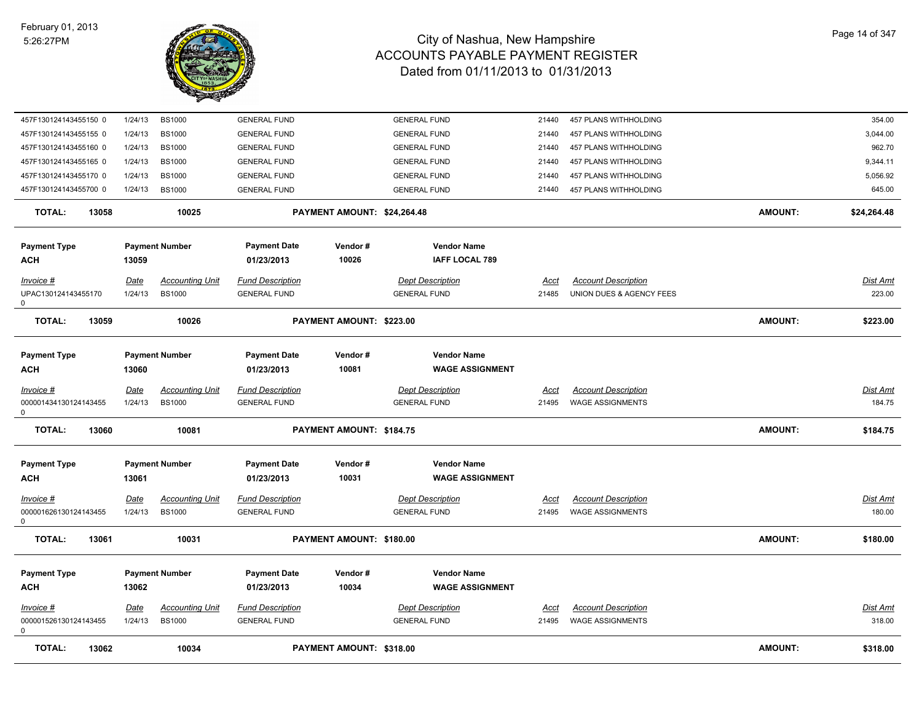| Invoice # | Date | Accounting Unit | Fund Description | Dept Description | Acct | Account Description | Dist Amt |
|---|---|---|---|---|---|---|---|
| 457F130124143455150 0 | 1/24/13 | BS1000 | GENERAL FUND | GENERAL FUND | 21440 | 457 PLANS WITHHOLDING | 354.00 |
| 457F130124143455155 0 | 1/24/13 | BS1000 | GENERAL FUND | GENERAL FUND | 21440 | 457 PLANS WITHHOLDING | 3,044.00 |
| 457F130124143455160 0 | 1/24/13 | BS1000 | GENERAL FUND | GENERAL FUND | 21440 | 457 PLANS WITHHOLDING | 962.70 |
| 457F130124143455165 0 | 1/24/13 | BS1000 | GENERAL FUND | GENERAL FUND | 21440 | 457 PLANS WITHHOLDING | 9,344.11 |
| 457F130124143455170 0 | 1/24/13 | BS1000 | GENERAL FUND | GENERAL FUND | 21440 | 457 PLANS WITHHOLDING | 5,056.92 |
| 457F130124143455700 0 | 1/24/13 | BS1000 | GENERAL FUND | GENERAL FUND | 21440 | 457 PLANS WITHHOLDING | 645.00 |

**TOTAL:** 13058 | 10025 | **PAYMENT AMOUNT: $24,264.48** | **AMOUNT: $24,264.48**

| Payment Type | Payment Number | Payment Date | Vendor # | Vendor Name |
|---|---|---|---|---|
| ACH | 13059 | 01/23/2013 | 10026 | IAFF LOCAL 789 |

| Invoice # | Date | Accounting Unit | Fund Description | Dept Description | Acct | Account Description | Dist Amt |
|---|---|---|---|---|---|---|---|
| UPAC130124143455170 0 | 1/24/13 | BS1000 | GENERAL FUND | GENERAL FUND | 21485 | UNION DUES & AGENCY FEES | 223.00 |

**TOTAL:** 13059 | 10026 | **PAYMENT AMOUNT: $223.00** | **AMOUNT: $223.00**

| Payment Type | Payment Number | Payment Date | Vendor # | Vendor Name |
|---|---|---|---|---|
| ACH | 13060 | 01/23/2013 | 10081 | WAGE ASSIGNMENT |

| Invoice # | Date | Accounting Unit | Fund Description | Dept Description | Acct | Account Description | Dist Amt |
|---|---|---|---|---|---|---|---|
| 000001434130124143455 0 | 1/24/13 | BS1000 | GENERAL FUND | GENERAL FUND | 21495 | WAGE ASSIGNMENTS | 184.75 |

**TOTAL:** 13060 | 10081 | **PAYMENT AMOUNT: $184.75** | **AMOUNT: $184.75**

| Payment Type | Payment Number | Payment Date | Vendor # | Vendor Name |
|---|---|---|---|---|
| ACH | 13061 | 01/23/2013 | 10031 | WAGE ASSIGNMENT |

| Invoice # | Date | Accounting Unit | Fund Description | Dept Description | Acct | Account Description | Dist Amt |
|---|---|---|---|---|---|---|---|
| 000001626130124143455 0 | 1/24/13 | BS1000 | GENERAL FUND | GENERAL FUND | 21495 | WAGE ASSIGNMENTS | 180.00 |

**TOTAL:** 13061 | 10031 | **PAYMENT AMOUNT: $180.00** | **AMOUNT: $180.00**

| Payment Type | Payment Number | Payment Date | Vendor # | Vendor Name |
|---|---|---|---|---|
| ACH | 13062 | 01/23/2013 | 10034 | WAGE ASSIGNMENT |

| Invoice # | Date | Accounting Unit | Fund Description | Dept Description | Acct | Account Description | Dist Amt |
|---|---|---|---|---|---|---|---|
| 000001526130124143455 0 | 1/24/13 | BS1000 | GENERAL FUND | GENERAL FUND | 21495 | WAGE ASSIGNMENTS | 318.00 |

**TOTAL:** 13062 | 10034 | **PAYMENT AMOUNT: $318.00** | **AMOUNT: $318.00**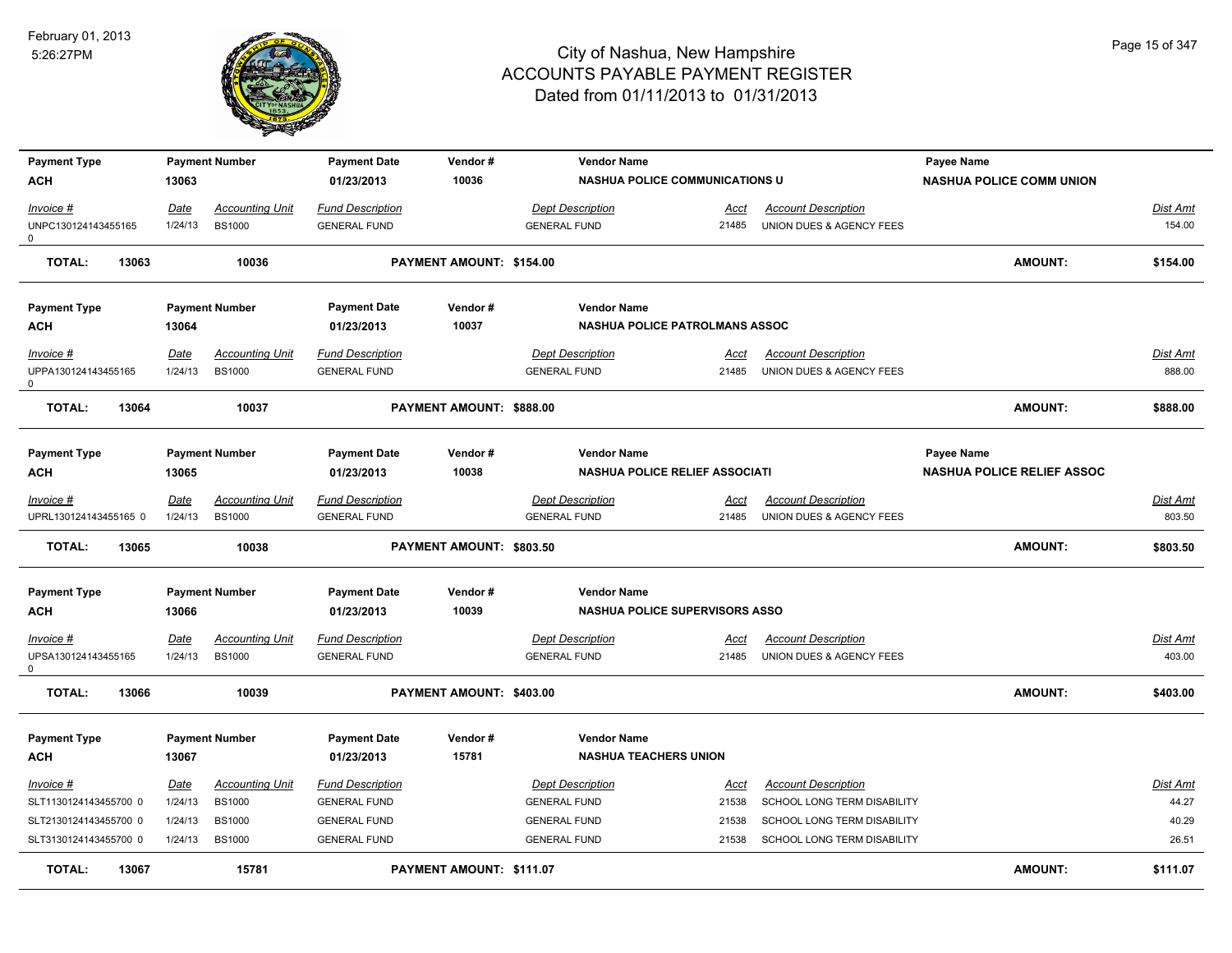# City of Nashua, New Hampshire
## ACCOUNTS PAYABLE PAYMENT REGISTER
### Dated from 01/11/2013 to 01/31/2013

February 01, 2013
5:26:27PM

| Payment Type | Payment Number | Payment Date | Vendor # | Vendor Name | Payee Name |
|---|---|---|---|---|---|
| ACH | 13063 | 01/23/2013 | 10036 | NASHUA POLICE COMMUNICATIONS U | NASHUA POLICE COMM UNION |

| Invoice # | Date | Accounting Unit | Fund Description | Dept Description | Acct | Account Description | Dist Amt |
|---|---|---|---|---|---|---|---|
| UNPC1301241434551650 | 1/24/13 | BS1000 | GENERAL FUND | GENERAL FUND | 21485 | UNION DUES & AGENCY FEES | 154.00 |

**TOTAL: 13063 — 10036 — PAYMENT AMOUNT: $154.00 — AMOUNT: $154.00**

| Payment Type | Payment Number | Payment Date | Vendor # | Vendor Name |
|---|---|---|---|---|
| ACH | 13064 | 01/23/2013 | 10037 | NASHUA POLICE PATROLMANS ASSOC |

| Invoice # | Date | Accounting Unit | Fund Description | Dept Description | Acct | Account Description | Dist Amt |
|---|---|---|---|---|---|---|---|
| UPPA1301241434551650 | 1/24/13 | BS1000 | GENERAL FUND | GENERAL FUND | 21485 | UNION DUES & AGENCY FEES | 888.00 |

**TOTAL: 13064 — 10037 — PAYMENT AMOUNT: $888.00 — AMOUNT: $888.00**

| Payment Type | Payment Number | Payment Date | Vendor # | Vendor Name | Payee Name |
|---|---|---|---|---|---|
| ACH | 13065 | 01/23/2013 | 10038 | NASHUA POLICE RELIEF ASSOCIATI | NASHUA POLICE RELIEF ASSOC |

| Invoice # | Date | Accounting Unit | Fund Description | Dept Description | Acct | Account Description | Dist Amt |
|---|---|---|---|---|---|---|---|
| UPRL130124143455165 0 | 1/24/13 | BS1000 | GENERAL FUND | GENERAL FUND | 21485 | UNION DUES & AGENCY FEES | 803.50 |

**TOTAL: 13065 — 10038 — PAYMENT AMOUNT: $803.50 — AMOUNT: $803.50**

| Payment Type | Payment Number | Payment Date | Vendor # | Vendor Name |
|---|---|---|---|---|
| ACH | 13066 | 01/23/2013 | 10039 | NASHUA POLICE SUPERVISORS ASSO |

| Invoice # | Date | Accounting Unit | Fund Description | Dept Description | Acct | Account Description | Dist Amt |
|---|---|---|---|---|---|---|---|
| UPSA1301241434551650 | 1/24/13 | BS1000 | GENERAL FUND | GENERAL FUND | 21485 | UNION DUES & AGENCY FEES | 403.00 |

**TOTAL: 13066 — 10039 — PAYMENT AMOUNT: $403.00 — AMOUNT: $403.00**

| Payment Type | Payment Number | Payment Date | Vendor # | Vendor Name |
|---|---|---|---|---|
| ACH | 13067 | 01/23/2013 | 15781 | NASHUA TEACHERS UNION |

| Invoice # | Date | Accounting Unit | Fund Description | Dept Description | Acct | Account Description | Dist Amt |
|---|---|---|---|---|---|---|---|
| SLT1130124143455700 0 | 1/24/13 | BS1000 | GENERAL FUND | GENERAL FUND | 21538 | SCHOOL LONG TERM DISABILITY | 44.27 |
| SLT2130124143455700 0 | 1/24/13 | BS1000 | GENERAL FUND | GENERAL FUND | 21538 | SCHOOL LONG TERM DISABILITY | 40.29 |
| SLT3130124143455700 0 | 1/24/13 | BS1000 | GENERAL FUND | GENERAL FUND | 21538 | SCHOOL LONG TERM DISABILITY | 26.51 |

**TOTAL: 13067 — 15781 — PAYMENT AMOUNT: $111.07 — AMOUNT: $111.07**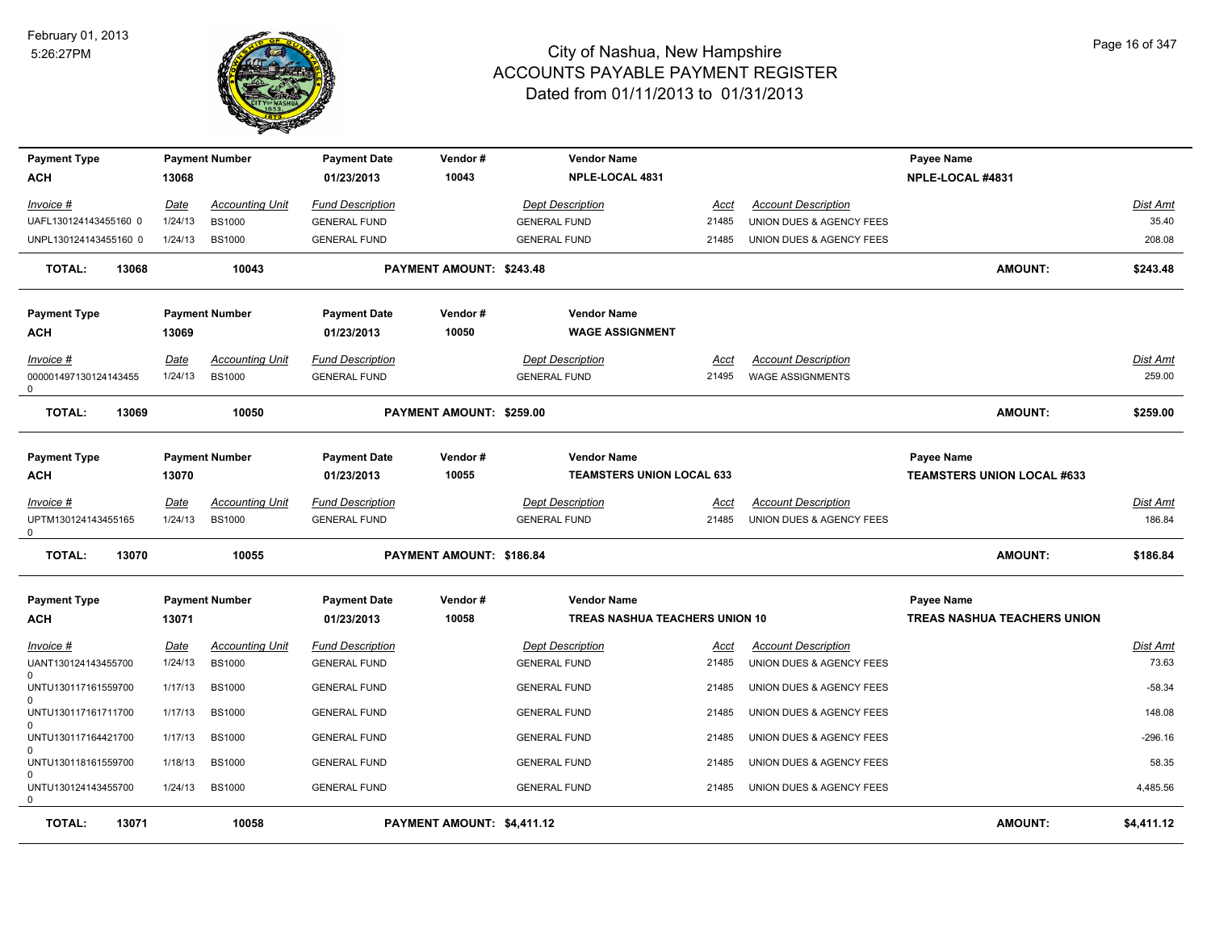# City of Nashua, New Hampshire
## ACCOUNTS PAYABLE PAYMENT REGISTER
### Dated from 01/11/2013 to 01/31/2013

February 01, 2013
5:26:27PM

| Payment Type | Payment Number | Payment Date | Vendor # | Vendor Name | | | Payee Name |
|---|---|---|---|---|---|---|---|
| ACH | 13068 | 01/23/2013 | 10043 | NPLE-LOCAL 4831 | | | NPLE-LOCAL #4831 |

| Invoice # | Date | Accounting Unit | Fund Description | Dept Description | Acct | Account Description | Dist Amt |
|---|---|---|---|---|---|---|---|
| UAFL130124143455160 0 | 1/24/13 | BS1000 | GENERAL FUND | GENERAL FUND | 21485 | UNION DUES & AGENCY FEES | 35.40 |
| UNPL130124143455160 0 | 1/24/13 | BS1000 | GENERAL FUND | GENERAL FUND | 21485 | UNION DUES & AGENCY FEES | 208.08 |

**TOTAL: 13068 10043 PAYMENT AMOUNT: $243.48 AMOUNT: $243.48**

| Payment Type | Payment Number | Payment Date | Vendor # | Vendor Name |
|---|---|---|---|---|
| ACH | 13069 | 01/23/2013 | 10050 | WAGE ASSIGNMENT |

| Invoice # | Date | Accounting Unit | Fund Description | Dept Description | Acct | Account Description | Dist Amt |
|---|---|---|---|---|---|---|---|
| 000001497130124143455 0 | 1/24/13 | BS1000 | GENERAL FUND | GENERAL FUND | 21495 | WAGE ASSIGNMENTS | 259.00 |

**TOTAL: 13069 10050 PAYMENT AMOUNT: $259.00 AMOUNT: $259.00**

| Payment Type | Payment Number | Payment Date | Vendor # | Vendor Name | Payee Name |
|---|---|---|---|---|---|
| ACH | 13070 | 01/23/2013 | 10055 | TEAMSTERS UNION LOCAL 633 | TEAMSTERS UNION LOCAL #633 |

| Invoice # | Date | Accounting Unit | Fund Description | Dept Description | Acct | Account Description | Dist Amt |
|---|---|---|---|---|---|---|---|
| UPTM130124143455165 0 | 1/24/13 | BS1000 | GENERAL FUND | GENERAL FUND | 21485 | UNION DUES & AGENCY FEES | 186.84 |

**TOTAL: 13070 10055 PAYMENT AMOUNT: $186.84 AMOUNT: $186.84**

| Payment Type | Payment Number | Payment Date | Vendor # | Vendor Name | Payee Name |
|---|---|---|---|---|---|
| ACH | 13071 | 01/23/2013 | 10058 | TREAS NASHUA TEACHERS UNION 10 | TREAS NASHUA TEACHERS UNION |

| Invoice # | Date | Accounting Unit | Fund Description | Dept Description | Acct | Account Description | Dist Amt |
|---|---|---|---|---|---|---|---|
| UANT130124143455700 0 | 1/24/13 | BS1000 | GENERAL FUND | GENERAL FUND | 21485 | UNION DUES & AGENCY FEES | 73.63 |
| UNTU130117161559700 0 | 1/17/13 | BS1000 | GENERAL FUND | GENERAL FUND | 21485 | UNION DUES & AGENCY FEES | -58.34 |
| UNTU130117161711700 0 | 1/17/13 | BS1000 | GENERAL FUND | GENERAL FUND | 21485 | UNION DUES & AGENCY FEES | 148.08 |
| UNTU130117164421700 0 | 1/17/13 | BS1000 | GENERAL FUND | GENERAL FUND | 21485 | UNION DUES & AGENCY FEES | -296.16 |
| UNTU130118161559700 0 | 1/18/13 | BS1000 | GENERAL FUND | GENERAL FUND | 21485 | UNION DUES & AGENCY FEES | 58.35 |
| UNTU130124143455700 0 | 1/24/13 | BS1000 | GENERAL FUND | GENERAL FUND | 21485 | UNION DUES & AGENCY FEES | 4,485.56 |

**TOTAL: 13071 10058 PAYMENT AMOUNT: $4,411.12 AMOUNT: $4,411.12**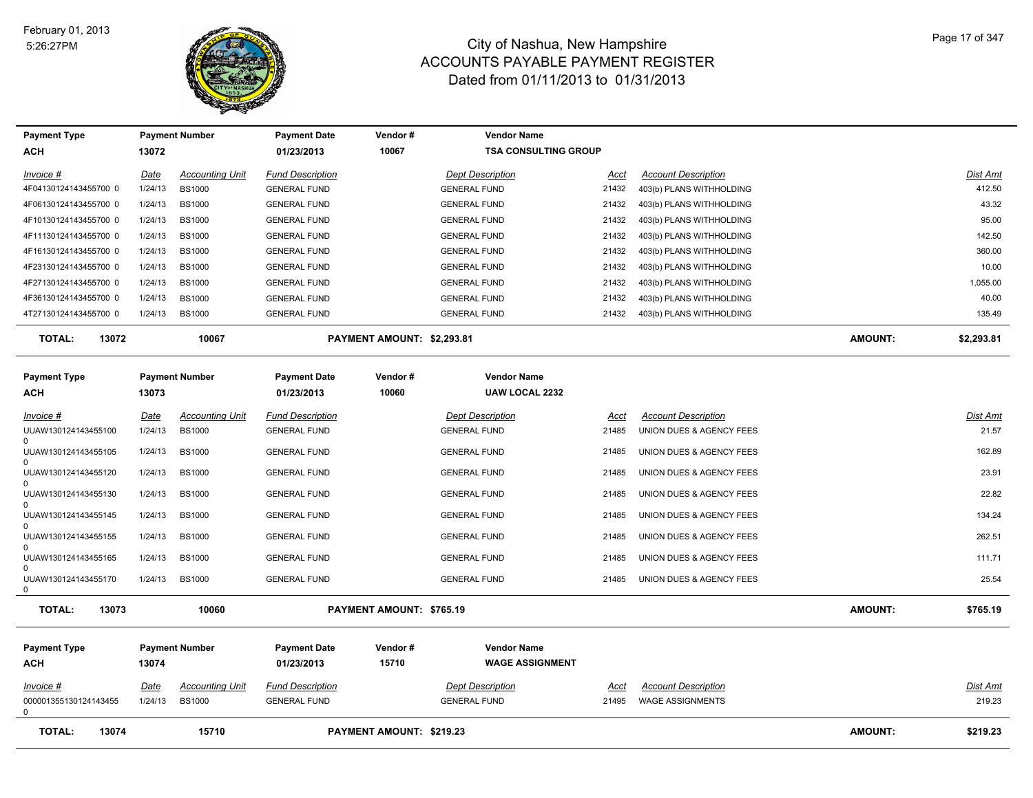# City of Nashua, New Hampshire
## ACCOUNTS PAYABLE PAYMENT REGISTER
### Dated from 01/11/2013 to 01/31/2013

February 01, 2013
5:26:27PM

| Payment Type | Payment Number | Payment Date | Vendor # | Vendor Name |
|---|---|---|---|---|
| ACH | 13072 | 01/23/2013 | 10067 | TSA CONSULTING GROUP |

| Invoice # | Date | Accounting Unit | Fund Description | Dept Description | Acct | Account Description | Dist Amt |
|---|---|---|---|---|---|---|---|
| 4F04130124143455700 0 | 1/24/13 | BS1000 | GENERAL FUND | GENERAL FUND | 21432 | 403(b) PLANS WITHHOLDING | 412.50 |
| 4F06130124143455700 0 | 1/24/13 | BS1000 | GENERAL FUND | GENERAL FUND | 21432 | 403(b) PLANS WITHHOLDING | 43.32 |
| 4F10130124143455700 0 | 1/24/13 | BS1000 | GENERAL FUND | GENERAL FUND | 21432 | 403(b) PLANS WITHHOLDING | 95.00 |
| 4F11130124143455700 0 | 1/24/13 | BS1000 | GENERAL FUND | GENERAL FUND | 21432 | 403(b) PLANS WITHHOLDING | 142.50 |
| 4F16130124143455700 0 | 1/24/13 | BS1000 | GENERAL FUND | GENERAL FUND | 21432 | 403(b) PLANS WITHHOLDING | 360.00 |
| 4F23130124143455700 0 | 1/24/13 | BS1000 | GENERAL FUND | GENERAL FUND | 21432 | 403(b) PLANS WITHHOLDING | 10.00 |
| 4F27130124143455700 0 | 1/24/13 | BS1000 | GENERAL FUND | GENERAL FUND | 21432 | 403(b) PLANS WITHHOLDING | 1,055.00 |
| 4F36130124143455700 0 | 1/24/13 | BS1000 | GENERAL FUND | GENERAL FUND | 21432 | 403(b) PLANS WITHHOLDING | 40.00 |
| 4T27130124143455700 0 | 1/24/13 | BS1000 | GENERAL FUND | GENERAL FUND | 21432 | 403(b) PLANS WITHHOLDING | 135.49 |

**TOTAL: 13072 — 10067 — PAYMENT AMOUNT: $2,293.81 — AMOUNT: $2,293.81**

| Payment Type | Payment Number | Payment Date | Vendor # | Vendor Name |
|---|---|---|---|---|
| ACH | 13073 | 01/23/2013 | 10060 | UAW LOCAL 2232 |

| Invoice # | Date | Accounting Unit | Fund Description | Dept Description | Acct | Account Description | Dist Amt |
|---|---|---|---|---|---|---|---|
| UUAW130124143455100 0 | 1/24/13 | BS1000 | GENERAL FUND | GENERAL FUND | 21485 | UNION DUES & AGENCY FEES | 21.57 |
| UUAW130124143455105 0 | 1/24/13 | BS1000 | GENERAL FUND | GENERAL FUND | 21485 | UNION DUES & AGENCY FEES | 162.89 |
| UUAW130124143455120 0 | 1/24/13 | BS1000 | GENERAL FUND | GENERAL FUND | 21485 | UNION DUES & AGENCY FEES | 23.91 |
| UUAW130124143455130 0 | 1/24/13 | BS1000 | GENERAL FUND | GENERAL FUND | 21485 | UNION DUES & AGENCY FEES | 22.82 |
| UUAW130124143455145 0 | 1/24/13 | BS1000 | GENERAL FUND | GENERAL FUND | 21485 | UNION DUES & AGENCY FEES | 134.24 |
| UUAW130124143455155 0 | 1/24/13 | BS1000 | GENERAL FUND | GENERAL FUND | 21485 | UNION DUES & AGENCY FEES | 262.51 |
| UUAW130124143455165 0 | 1/24/13 | BS1000 | GENERAL FUND | GENERAL FUND | 21485 | UNION DUES & AGENCY FEES | 111.71 |
| UUAW130124143455170 0 | 1/24/13 | BS1000 | GENERAL FUND | GENERAL FUND | 21485 | UNION DUES & AGENCY FEES | 25.54 |

**TOTAL: 13073 — 10060 — PAYMENT AMOUNT: $765.19 — AMOUNT: $765.19**

| Payment Type | Payment Number | Payment Date | Vendor # | Vendor Name |
|---|---|---|---|---|
| ACH | 13074 | 01/23/2013 | 15710 | WAGE ASSIGNMENT |

| Invoice # | Date | Accounting Unit | Fund Description | Dept Description | Acct | Account Description | Dist Amt |
|---|---|---|---|---|---|---|---|
| 000001355130124143455 0 | 1/24/13 | BS1000 | GENERAL FUND | GENERAL FUND | 21495 | WAGE ASSIGNMENTS | 219.23 |

**TOTAL: 13074 — 15710 — PAYMENT AMOUNT: $219.23 — AMOUNT: $219.23**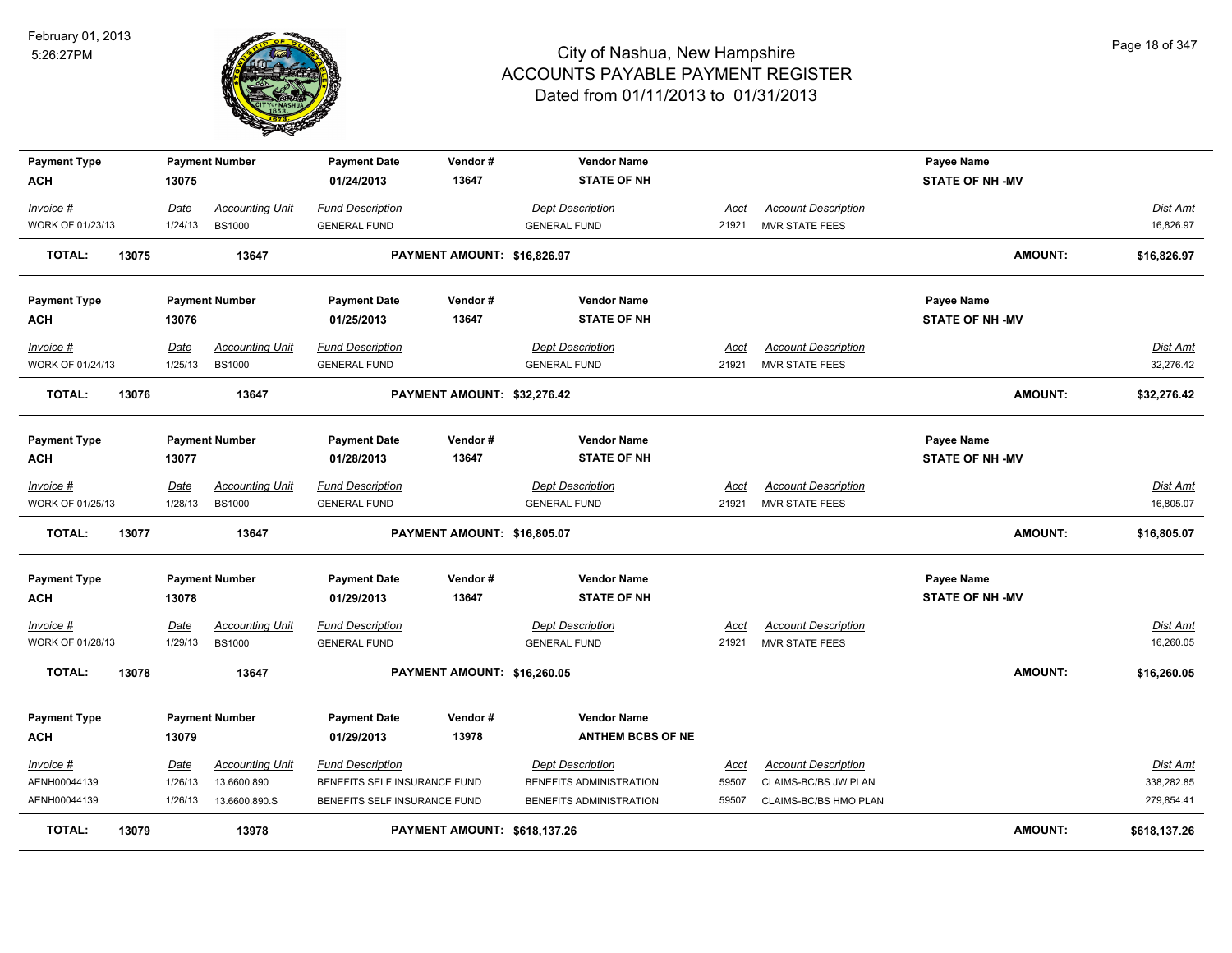# City of Nashua, New Hampshire
## ACCOUNTS PAYABLE PAYMENT REGISTER
### Dated from 01/11/2013 to 01/31/2013

February 01, 2013
5:26:27PM

| Payment Type | Payment Number | Payment Date | Vendor # | Vendor Name | | | Payee Name | |
|---|---|---|---|---|---|---|---|---|
| **ACH** | **13075** | **01/24/2013** | **13647** | **STATE OF NH** | | | **STATE OF NH -MV** | |

| Invoice # | Date | Accounting Unit | Fund Description | Dept Description | Acct | Account Description | Dist Amt |
|---|---|---|---|---|---|---|---|
| WORK OF 01/23/13 | 1/24/13 | BS1000 | GENERAL FUND | GENERAL FUND | 21921 | MVR STATE FEES | 16,826.97 |

**TOTAL: 13075 13647 PAYMENT AMOUNT: $16,826.97 AMOUNT: $16,826.97**

| Payment Type | Payment Number | Payment Date | Vendor # | Vendor Name | | | Payee Name | |
|---|---|---|---|---|---|---|---|---|
| **ACH** | **13076** | **01/25/2013** | **13647** | **STATE OF NH** | | | **STATE OF NH -MV** | |

| Invoice # | Date | Accounting Unit | Fund Description | Dept Description | Acct | Account Description | Dist Amt |
|---|---|---|---|---|---|---|---|
| WORK OF 01/24/13 | 1/25/13 | BS1000 | GENERAL FUND | GENERAL FUND | 21921 | MVR STATE FEES | 32,276.42 |

**TOTAL: 13076 13647 PAYMENT AMOUNT: $32,276.42 AMOUNT: $32,276.42**

| Payment Type | Payment Number | Payment Date | Vendor # | Vendor Name | | | Payee Name | |
|---|---|---|---|---|---|---|---|---|
| **ACH** | **13077** | **01/28/2013** | **13647** | **STATE OF NH** | | | **STATE OF NH -MV** | |

| Invoice # | Date | Accounting Unit | Fund Description | Dept Description | Acct | Account Description | Dist Amt |
|---|---|---|---|---|---|---|---|
| WORK OF 01/25/13 | 1/28/13 | BS1000 | GENERAL FUND | GENERAL FUND | 21921 | MVR STATE FEES | 16,805.07 |

**TOTAL: 13077 13647 PAYMENT AMOUNT: $16,805.07 AMOUNT: $16,805.07**

| Payment Type | Payment Number | Payment Date | Vendor # | Vendor Name | | | Payee Name | |
|---|---|---|---|---|---|---|---|---|
| **ACH** | **13078** | **01/29/2013** | **13647** | **STATE OF NH** | | | **STATE OF NH -MV** | |

| Invoice # | Date | Accounting Unit | Fund Description | Dept Description | Acct | Account Description | Dist Amt |
|---|---|---|---|---|---|---|---|
| WORK OF 01/28/13 | 1/29/13 | BS1000 | GENERAL FUND | GENERAL FUND | 21921 | MVR STATE FEES | 16,260.05 |

**TOTAL: 13078 13647 PAYMENT AMOUNT: $16,260.05 AMOUNT: $16,260.05**

| Payment Type | Payment Number | Payment Date | Vendor # | Vendor Name |
|---|---|---|---|---|
| **ACH** | **13079** | **01/29/2013** | **13978** | **ANTHEM BCBS OF NE** |

| Invoice # | Date | Accounting Unit | Fund Description | Dept Description | Acct | Account Description | Dist Amt |
|---|---|---|---|---|---|---|---|
| AENH00044139 | 1/26/13 | 13.6600.890 | BENEFITS SELF INSURANCE FUND | BENEFITS ADMINISTRATION | 59507 | CLAIMS-BC/BS JW PLAN | 338,282.85 |
| AENH00044139 | 1/26/13 | 13.6600.890.S | BENEFITS SELF INSURANCE FUND | BENEFITS ADMINISTRATION | 59507 | CLAIMS-BC/BS HMO PLAN | 279,854.41 |

**TOTAL: 13079 13978 PAYMENT AMOUNT: $618,137.26 AMOUNT: $618,137.26**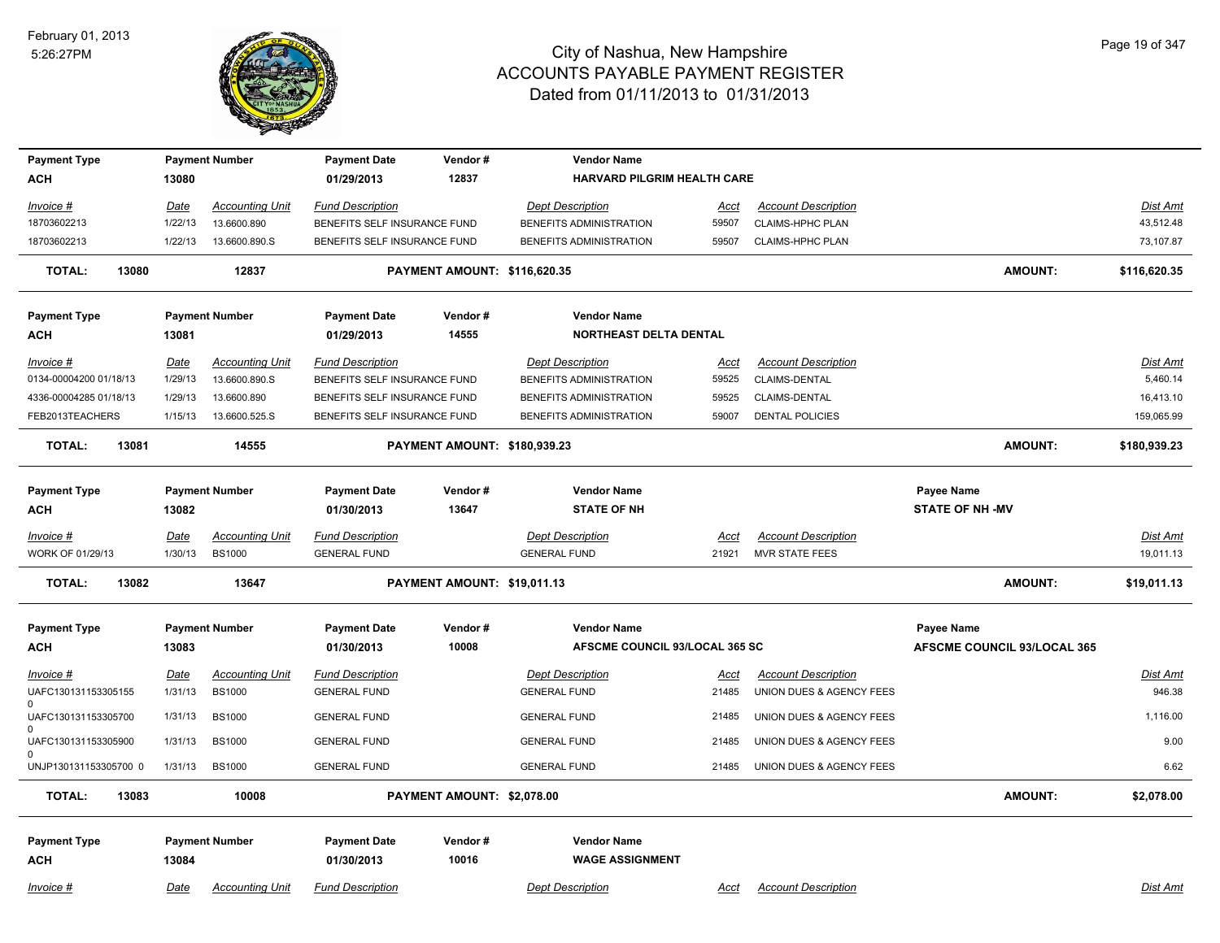# City of Nashua, New Hampshire
# ACCOUNTS PAYABLE PAYMENT REGISTER
## Dated from 01/11/2013 to 01/31/2013

February 01, 2013
5:26:27PM

| Payment Type | Payment Number | Payment Date | Vendor # | Vendor Name | | |
|---|---|---|---|---|---|---|
| ACH | 13080 | 01/29/2013 | 12837 | HARVARD PILGRIM HEALTH CARE | | |

| Invoice # | Date | Accounting Unit | Fund Description | Dept Description | Acct | Account Description | Dist Amt |
|---|---|---|---|---|---|---|---|
| 18703602213 | 1/22/13 | 13.6600.890 | BENEFITS SELF INSURANCE FUND | BENEFITS ADMINISTRATION | 59507 | CLAIMS-HPHC PLAN | 43,512.48 |
| 18703602213 | 1/22/13 | 13.6600.890.S | BENEFITS SELF INSURANCE FUND | BENEFITS ADMINISTRATION | 59507 | CLAIMS-HPHC PLAN | 73,107.87 |

**TOTAL: 13080 12837 PAYMENT AMOUNT: $116,620.35 AMOUNT: $116,620.35**

| Payment Type | Payment Number | Payment Date | Vendor # | Vendor Name | | |
|---|---|---|---|---|---|---|
| ACH | 13081 | 01/29/2013 | 14555 | NORTHEAST DELTA DENTAL | | |

| Invoice # | Date | Accounting Unit | Fund Description | Dept Description | Acct | Account Description | Dist Amt |
|---|---|---|---|---|---|---|---|
| 0134-00004200 01/18/13 | 1/29/13 | 13.6600.890.S | BENEFITS SELF INSURANCE FUND | BENEFITS ADMINISTRATION | 59525 | CLAIMS-DENTAL | 5,460.14 |
| 4336-00004285 01/18/13 | 1/29/13 | 13.6600.890 | BENEFITS SELF INSURANCE FUND | BENEFITS ADMINISTRATION | 59525 | CLAIMS-DENTAL | 16,413.10 |
| FEB2013TEACHERS | 1/15/13 | 13.6600.525.S | BENEFITS SELF INSURANCE FUND | BENEFITS ADMINISTRATION | 59007 | DENTAL POLICIES | 159,065.99 |

**TOTAL: 13081 14555 PAYMENT AMOUNT: $180,939.23 AMOUNT: $180,939.23**

| Payment Type | Payment Number | Payment Date | Vendor # | Vendor Name | Payee Name |
|---|---|---|---|---|---|
| ACH | 13082 | 01/30/2013 | 13647 | STATE OF NH | STATE OF NH -MV |

| Invoice # | Date | Accounting Unit | Fund Description | Dept Description | Acct | Account Description | Dist Amt |
|---|---|---|---|---|---|---|---|
| WORK OF 01/29/13 | 1/30/13 | BS1000 | GENERAL FUND | GENERAL FUND | 21921 | MVR STATE FEES | 19,011.13 |

**TOTAL: 13082 13647 PAYMENT AMOUNT: $19,011.13 AMOUNT: $19,011.13**

| Payment Type | Payment Number | Payment Date | Vendor # | Vendor Name | Payee Name |
|---|---|---|---|---|---|
| ACH | 13083 | 01/30/2013 | 10008 | AFSCME COUNCIL 93/LOCAL 365 SC | AFSCME COUNCIL 93/LOCAL 365 |

| Invoice # | Date | Accounting Unit | Fund Description | Dept Description | Acct | Account Description | Dist Amt |
|---|---|---|---|---|---|---|---|
| UAFC130131153305155 0 | 1/31/13 | BS1000 | GENERAL FUND | GENERAL FUND | 21485 | UNION DUES & AGENCY FEES | 946.38 |
| UAFC130131153305700 0 | 1/31/13 | BS1000 | GENERAL FUND | GENERAL FUND | 21485 | UNION DUES & AGENCY FEES | 1,116.00 |
| UAFC130131153305900 0 | 1/31/13 | BS1000 | GENERAL FUND | GENERAL FUND | 21485 | UNION DUES & AGENCY FEES | 9.00 |
| UNJP130131153305700 0 | 1/31/13 | BS1000 | GENERAL FUND | GENERAL FUND | 21485 | UNION DUES & AGENCY FEES | 6.62 |

**TOTAL: 13083 10008 PAYMENT AMOUNT: $2,078.00 AMOUNT: $2,078.00**

| Payment Type | Payment Number | Payment Date | Vendor # | Vendor Name |
|---|---|---|---|---|
| ACH | 13084 | 01/30/2013 | 10016 | WAGE ASSIGNMENT |

| Invoice # | Date | Accounting Unit | Fund Description | Dept Description | Acct | Account Description | Dist Amt |
|---|---|---|---|---|---|---|---|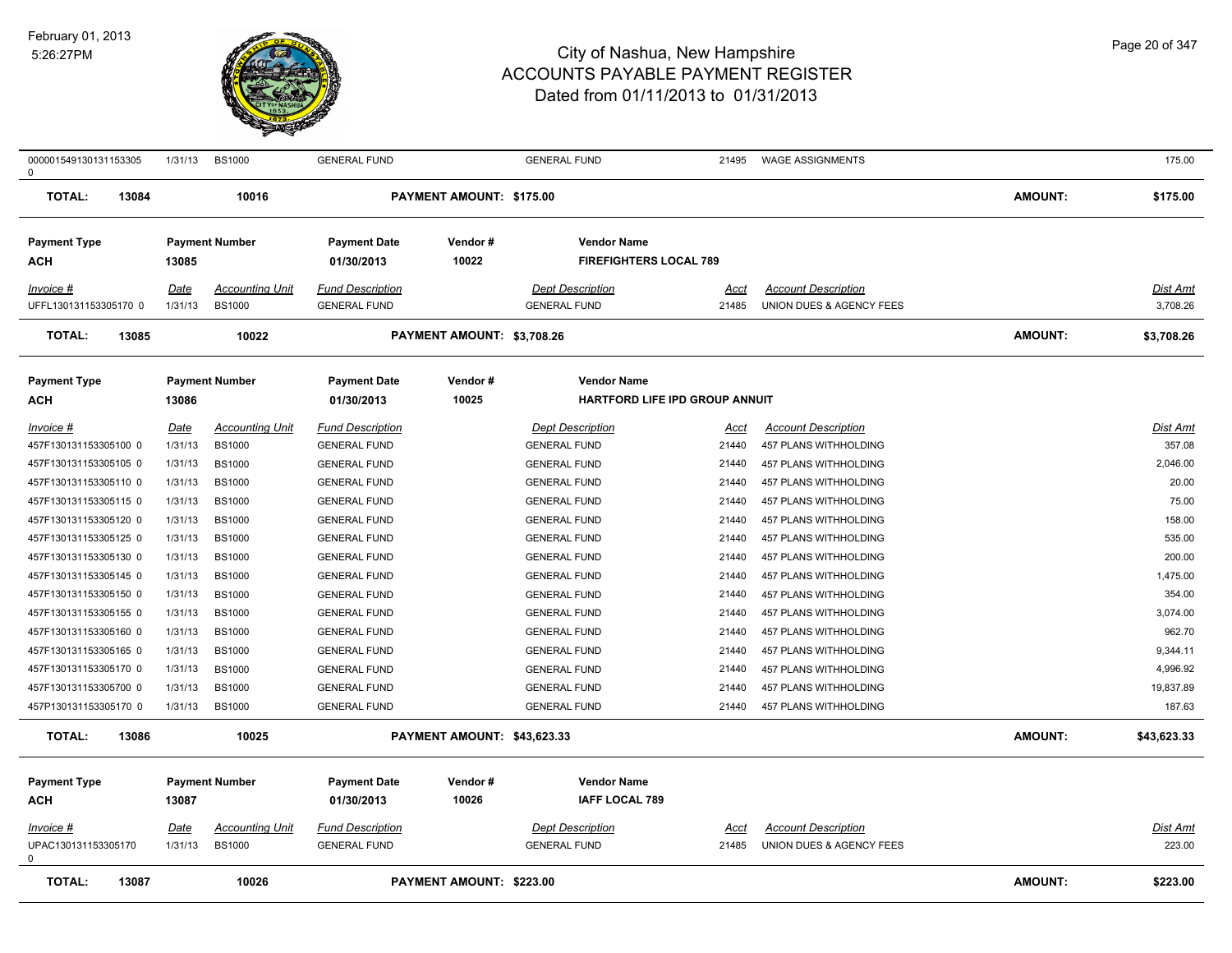| 0000015491301311533050 | 1/31/13 | BS1000 | GENERAL FUND | GENERAL FUND | 21495 | WAGE ASSIGNMENTS | 175.00 |
|---|---|---|---|---|---|---|---|

**TOTAL: 13084 10016 PAYMENT AMOUNT: $175.00 AMOUNT: $175.00**

| Payment Type | Payment Number | Payment Date | Vendor # | Vendor Name |
|---|---|---|---|---|
| ACH | 13085 | 01/30/2013 | 10022 | FIREFIGHTERS LOCAL 789 |

| Invoice # | Date | Accounting Unit | Fund Description | Dept Description | Acct | Account Description | Dist Amt |
|---|---|---|---|---|---|---|---|
| UFFL130131153305170 0 | 1/31/13 | BS1000 | GENERAL FUND | GENERAL FUND | 21485 | UNION DUES & AGENCY FEES | 3,708.26 |

**TOTAL: 13085 10022 PAYMENT AMOUNT: $3,708.26 AMOUNT: $3,708.26**

| Payment Type | Payment Number | Payment Date | Vendor # | Vendor Name |
|---|---|---|---|---|
| ACH | 13086 | 01/30/2013 | 10025 | HARTFORD LIFE IPD GROUP ANNUIT |

| Invoice # | Date | Accounting Unit | Fund Description | Dept Description | Acct | Account Description | Dist Amt |
|---|---|---|---|---|---|---|---|
| 457F130131153305100 0 | 1/31/13 | BS1000 | GENERAL FUND | GENERAL FUND | 21440 | 457 PLANS WITHHOLDING | 357.08 |
| 457F130131153305105 0 | 1/31/13 | BS1000 | GENERAL FUND | GENERAL FUND | 21440 | 457 PLANS WITHHOLDING | 2,046.00 |
| 457F130131153305110 0 | 1/31/13 | BS1000 | GENERAL FUND | GENERAL FUND | 21440 | 457 PLANS WITHHOLDING | 20.00 |
| 457F130131153305115 0 | 1/31/13 | BS1000 | GENERAL FUND | GENERAL FUND | 21440 | 457 PLANS WITHHOLDING | 75.00 |
| 457F130131153305120 0 | 1/31/13 | BS1000 | GENERAL FUND | GENERAL FUND | 21440 | 457 PLANS WITHHOLDING | 158.00 |
| 457F130131153305125 0 | 1/31/13 | BS1000 | GENERAL FUND | GENERAL FUND | 21440 | 457 PLANS WITHHOLDING | 535.00 |
| 457F130131153305130 0 | 1/31/13 | BS1000 | GENERAL FUND | GENERAL FUND | 21440 | 457 PLANS WITHHOLDING | 200.00 |
| 457F130131153305145 0 | 1/31/13 | BS1000 | GENERAL FUND | GENERAL FUND | 21440 | 457 PLANS WITHHOLDING | 1,475.00 |
| 457F130131153305150 0 | 1/31/13 | BS1000 | GENERAL FUND | GENERAL FUND | 21440 | 457 PLANS WITHHOLDING | 354.00 |
| 457F130131153305155 0 | 1/31/13 | BS1000 | GENERAL FUND | GENERAL FUND | 21440 | 457 PLANS WITHHOLDING | 3,074.00 |
| 457F130131153305160 0 | 1/31/13 | BS1000 | GENERAL FUND | GENERAL FUND | 21440 | 457 PLANS WITHHOLDING | 962.70 |
| 457F130131153305165 0 | 1/31/13 | BS1000 | GENERAL FUND | GENERAL FUND | 21440 | 457 PLANS WITHHOLDING | 9,344.11 |
| 457F130131153305170 0 | 1/31/13 | BS1000 | GENERAL FUND | GENERAL FUND | 21440 | 457 PLANS WITHHOLDING | 4,996.92 |
| 457F130131153305700 0 | 1/31/13 | BS1000 | GENERAL FUND | GENERAL FUND | 21440 | 457 PLANS WITHHOLDING | 19,837.89 |
| 457P130131153305170 0 | 1/31/13 | BS1000 | GENERAL FUND | GENERAL FUND | 21440 | 457 PLANS WITHHOLDING | 187.63 |

**TOTAL: 13086 10025 PAYMENT AMOUNT: $43,623.33 AMOUNT: $43,623.33**

| Payment Type | Payment Number | Payment Date | Vendor # | Vendor Name |
|---|---|---|---|---|
| ACH | 13087 | 01/30/2013 | 10026 | IAFF LOCAL 789 |

| Invoice # | Date | Accounting Unit | Fund Description | Dept Description | Acct | Account Description | Dist Amt |
|---|---|---|---|---|---|---|---|
| UPAC1301311533051700 | 1/31/13 | BS1000 | GENERAL FUND | GENERAL FUND | 21485 | UNION DUES & AGENCY FEES | 223.00 |

**TOTAL: 13087 10026 PAYMENT AMOUNT: $223.00 AMOUNT: $223.00**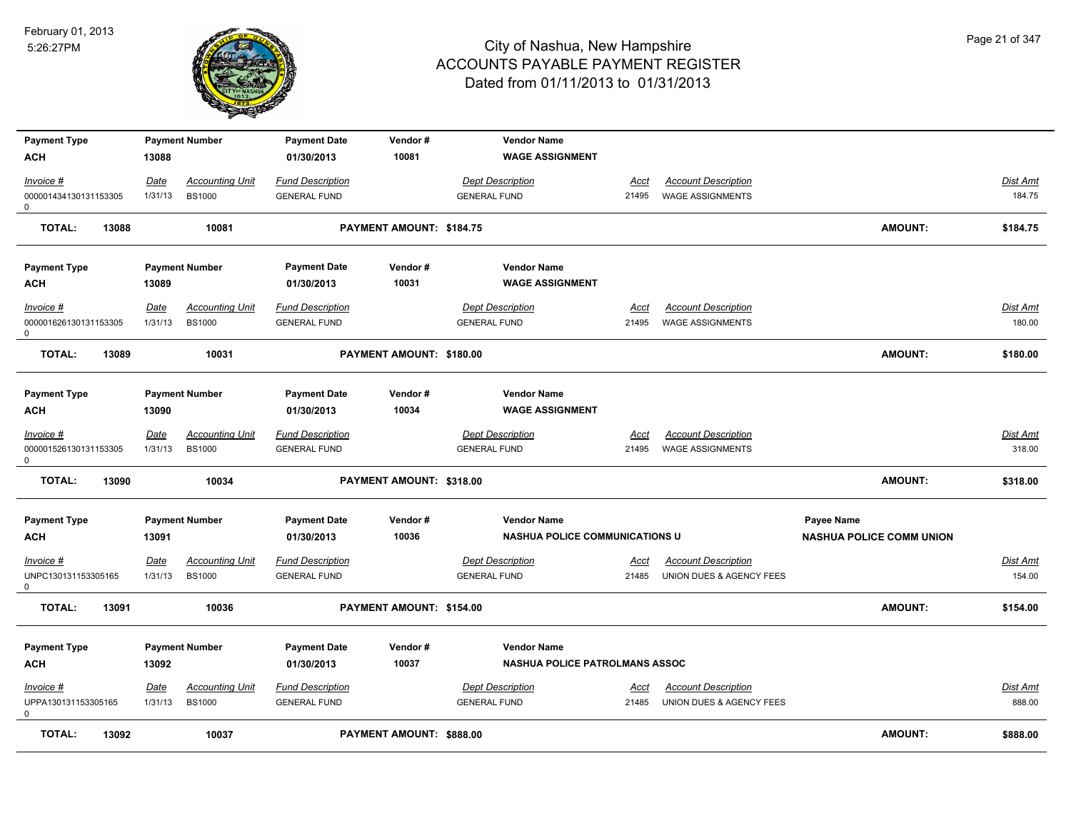| Payment Type | Payment Number | Payment Date | Vendor # | Vendor Name | | | |
|---|---|---|---|---|---|---|---|
| **ACH** | **13088** | **01/30/2013** | **10081** | **WAGE ASSIGNMENT** | | | |

| *Invoice #* | *Date* | *Accounting Unit* | *Fund Description* | *Dept Description* | *Acct* | *Account Description* | *Dist Amt* |
|---|---|---|---|---|---|---|---|
| 0000014341301311533050 | 1/31/13 | BS1000 | GENERAL FUND | GENERAL FUND | 21495 | WAGE ASSIGNMENTS | 184.75 |

**TOTAL: 13088 10081 PAYMENT AMOUNT: $184.75 AMOUNT: $184.75**

| Payment Type | Payment Number | Payment Date | Vendor # | Vendor Name | | | |
|---|---|---|---|---|---|---|---|
| **ACH** | **13089** | **01/30/2013** | **10031** | **WAGE ASSIGNMENT** | | | |

| *Invoice #* | *Date* | *Accounting Unit* | *Fund Description* | *Dept Description* | *Acct* | *Account Description* | *Dist Amt* |
|---|---|---|---|---|---|---|---|
| 0000016261301311533050 | 1/31/13 | BS1000 | GENERAL FUND | GENERAL FUND | 21495 | WAGE ASSIGNMENTS | 180.00 |

**TOTAL: 13089 10031 PAYMENT AMOUNT: $180.00 AMOUNT: $180.00**

| Payment Type | Payment Number | Payment Date | Vendor # | Vendor Name | | | |
|---|---|---|---|---|---|---|---|
| **ACH** | **13090** | **01/30/2013** | **10034** | **WAGE ASSIGNMENT** | | | |

| *Invoice #* | *Date* | *Accounting Unit* | *Fund Description* | *Dept Description* | *Acct* | *Account Description* | *Dist Amt* |
|---|---|---|---|---|---|---|---|
| 0000015261301311533050 | 1/31/13 | BS1000 | GENERAL FUND | GENERAL FUND | 21495 | WAGE ASSIGNMENTS | 318.00 |

**TOTAL: 13090 10034 PAYMENT AMOUNT: $318.00 AMOUNT: $318.00**

| Payment Type | Payment Number | Payment Date | Vendor # | Vendor Name | Payee Name | | |
|---|---|---|---|---|---|---|---|
| **ACH** | **13091** | **01/30/2013** | **10036** | **NASHUA POLICE COMMUNICATIONS U** | **NASHUA POLICE COMM UNION** | | |

| *Invoice #* | *Date* | *Accounting Unit* | *Fund Description* | *Dept Description* | *Acct* | *Account Description* | *Dist Amt* |
|---|---|---|---|---|---|---|---|
| UNPC1301311533051650 | 1/31/13 | BS1000 | GENERAL FUND | GENERAL FUND | 21485 | UNION DUES & AGENCY FEES | 154.00 |

**TOTAL: 13091 10036 PAYMENT AMOUNT: $154.00 AMOUNT: $154.00**

| Payment Type | Payment Number | Payment Date | Vendor # | Vendor Name | | | |
|---|---|---|---|---|---|---|---|
| **ACH** | **13092** | **01/30/2013** | **10037** | **NASHUA POLICE PATROLMANS ASSOC** | | | |

| *Invoice #* | *Date* | *Accounting Unit* | *Fund Description* | *Dept Description* | *Acct* | *Account Description* | *Dist Amt* |
|---|---|---|---|---|---|---|---|
| UPPA1301311533051650 | 1/31/13 | BS1000 | GENERAL FUND | GENERAL FUND | 21485 | UNION DUES & AGENCY FEES | 888.00 |

**TOTAL: 13092 10037 PAYMENT AMOUNT: $888.00 AMOUNT: $888.00**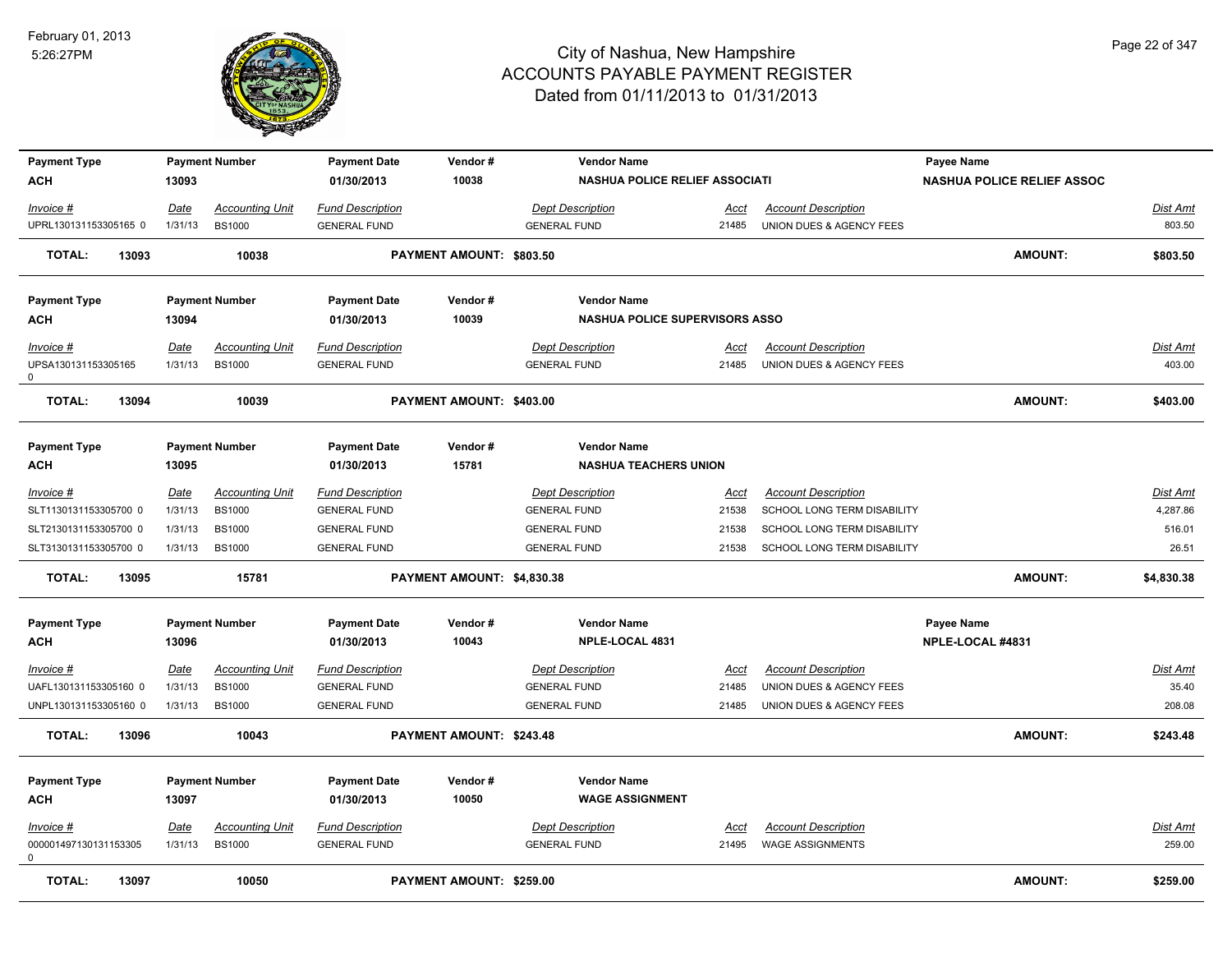# City of Nashua, New Hampshire
# ACCOUNTS PAYABLE PAYMENT REGISTER
## Dated from 01/11/2013 to 01/31/2013

February 01, 2013
5:26:27PM

| Payment Type | Payment Number | Payment Date | Vendor # | Vendor Name | Payee Name |
|---|---|---|---|---|---|
| ACH | 13093 | 01/30/2013 | 10038 | NASHUA POLICE RELIEF ASSOCIATI | NASHUA POLICE RELIEF ASSOC |

| Invoice # | Date | Accounting Unit | Fund Description | Dept Description | Acct | Account Description | Dist Amt |
|---|---|---|---|---|---|---|---|
| UPRL130131153305165 0 | 1/31/13 | BS1000 | GENERAL FUND | GENERAL FUND | 21485 | UNION DUES & AGENCY FEES | 803.50 |

**TOTAL: 13093 10038 PAYMENT AMOUNT: $803.50 AMOUNT: $803.50**

| Payment Type | Payment Number | Payment Date | Vendor # | Vendor Name |
|---|---|---|---|---|
| ACH | 13094 | 01/30/2013 | 10039 | NASHUA POLICE SUPERVISORS ASSO |

| Invoice # | Date | Accounting Unit | Fund Description | Dept Description | Acct | Account Description | Dist Amt |
|---|---|---|---|---|---|---|---|
| UPSA130131153305165 0 | 1/31/13 | BS1000 | GENERAL FUND | GENERAL FUND | 21485 | UNION DUES & AGENCY FEES | 403.00 |

**TOTAL: 13094 10039 PAYMENT AMOUNT: $403.00 AMOUNT: $403.00**

| Payment Type | Payment Number | Payment Date | Vendor # | Vendor Name |
|---|---|---|---|---|
| ACH | 13095 | 01/30/2013 | 15781 | NASHUA TEACHERS UNION |

| Invoice # | Date | Accounting Unit | Fund Description | Dept Description | Acct | Account Description | Dist Amt |
|---|---|---|---|---|---|---|---|
| SLT1130131153305700 0 | 1/31/13 | BS1000 | GENERAL FUND | GENERAL FUND | 21538 | SCHOOL LONG TERM DISABILITY | 4,287.86 |
| SLT2130131153305700 0 | 1/31/13 | BS1000 | GENERAL FUND | GENERAL FUND | 21538 | SCHOOL LONG TERM DISABILITY | 516.01 |
| SLT3130131153305700 0 | 1/31/13 | BS1000 | GENERAL FUND | GENERAL FUND | 21538 | SCHOOL LONG TERM DISABILITY | 26.51 |

**TOTAL: 13095 15781 PAYMENT AMOUNT: $4,830.38 AMOUNT: $4,830.38**

| Payment Type | Payment Number | Payment Date | Vendor # | Vendor Name | Payee Name |
|---|---|---|---|---|---|
| ACH | 13096 | 01/30/2013 | 10043 | NPLE-LOCAL 4831 | NPLE-LOCAL #4831 |

| Invoice # | Date | Accounting Unit | Fund Description | Dept Description | Acct | Account Description | Dist Amt |
|---|---|---|---|---|---|---|---|
| UAFL130131153305160 0 | 1/31/13 | BS1000 | GENERAL FUND | GENERAL FUND | 21485 | UNION DUES & AGENCY FEES | 35.40 |
| UNPL130131153305160 0 | 1/31/13 | BS1000 | GENERAL FUND | GENERAL FUND | 21485 | UNION DUES & AGENCY FEES | 208.08 |

**TOTAL: 13096 10043 PAYMENT AMOUNT: $243.48 AMOUNT: $243.48**

| Payment Type | Payment Number | Payment Date | Vendor # | Vendor Name |
|---|---|---|---|---|
| ACH | 13097 | 01/30/2013 | 10050 | WAGE ASSIGNMENT |

| Invoice # | Date | Accounting Unit | Fund Description | Dept Description | Acct | Account Description | Dist Amt |
|---|---|---|---|---|---|---|---|
| 000001497130131153305 0 | 1/31/13 | BS1000 | GENERAL FUND | GENERAL FUND | 21495 | WAGE ASSIGNMENTS | 259.00 |

**TOTAL: 13097 10050 PAYMENT AMOUNT: $259.00 AMOUNT: $259.00**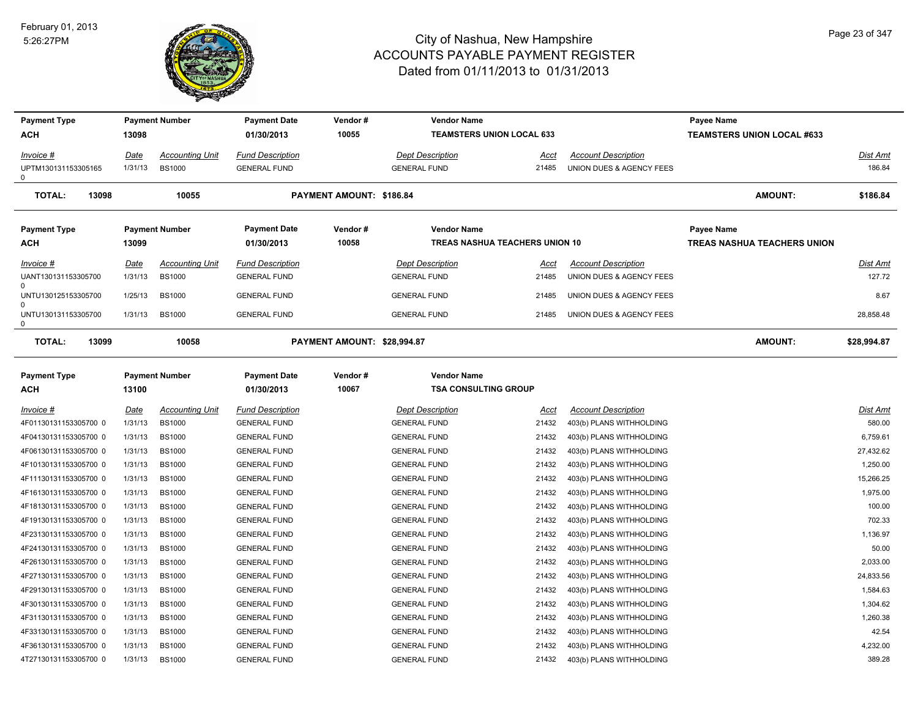# City of Nashua, New Hampshire
## ACCOUNTS PAYABLE PAYMENT REGISTER
### Dated from 01/11/2013 to 01/31/2013

February 01, 2013
5:26:27PM

| Payment Type | Payment Number | Payment Date | Vendor # | Vendor Name | Payee Name |
|---|---|---|---|---|---|
| ACH | 13098 | 01/30/2013 | 10055 | TEAMSTERS UNION LOCAL 633 | TEAMSTERS UNION LOCAL #633 |

| Invoice # | Date | Accounting Unit | Fund Description | Dept Description | Acct | Account Description | Dist Amt |
|---|---|---|---|---|---|---|---|
| UPTM130131153305165 0 | 1/31/13 | BS1000 | GENERAL FUND | GENERAL FUND | 21485 | UNION DUES & AGENCY FEES | 186.84 |

**TOTAL: 13098 10055 PAYMENT AMOUNT: $186.84 AMOUNT: $186.84**

| Payment Type | Payment Number | Payment Date | Vendor # | Vendor Name | Payee Name |
|---|---|---|---|---|---|
| ACH | 13099 | 01/30/2013 | 10058 | TREAS NASHUA TEACHERS UNION 10 | TREAS NASHUA TEACHERS UNION |

| Invoice # | Date | Accounting Unit | Fund Description | Dept Description | Acct | Account Description | Dist Amt |
|---|---|---|---|---|---|---|---|
| UANT130131153305700 0 | 1/31/13 | BS1000 | GENERAL FUND | GENERAL FUND | 21485 | UNION DUES & AGENCY FEES | 127.72 |
| UNTU130125153305700 0 | 1/25/13 | BS1000 | GENERAL FUND | GENERAL FUND | 21485 | UNION DUES & AGENCY FEES | 8.67 |
| UNTU130131153305700 0 | 1/31/13 | BS1000 | GENERAL FUND | GENERAL FUND | 21485 | UNION DUES & AGENCY FEES | 28,858.48 |

**TOTAL: 13099 10058 PAYMENT AMOUNT: $28,994.87 AMOUNT: $28,994.87**

| Payment Type | Payment Number | Payment Date | Vendor # | Vendor Name |
|---|---|---|---|---|
| ACH | 13100 | 01/30/2013 | 10067 | TSA CONSULTING GROUP |

| Invoice # | Date | Accounting Unit | Fund Description | Dept Description | Acct | Account Description | Dist Amt |
|---|---|---|---|---|---|---|---|
| 4F01130131153305700 0 | 1/31/13 | BS1000 | GENERAL FUND | GENERAL FUND | 21432 | 403(b) PLANS WITHHOLDING | 580.00 |
| 4F04130131153305700 0 | 1/31/13 | BS1000 | GENERAL FUND | GENERAL FUND | 21432 | 403(b) PLANS WITHHOLDING | 6,759.61 |
| 4F06130131153305700 0 | 1/31/13 | BS1000 | GENERAL FUND | GENERAL FUND | 21432 | 403(b) PLANS WITHHOLDING | 27,432.62 |
| 4F10130131153305700 0 | 1/31/13 | BS1000 | GENERAL FUND | GENERAL FUND | 21432 | 403(b) PLANS WITHHOLDING | 1,250.00 |
| 4F11130131153305700 0 | 1/31/13 | BS1000 | GENERAL FUND | GENERAL FUND | 21432 | 403(b) PLANS WITHHOLDING | 15,266.25 |
| 4F16130131153305700 0 | 1/31/13 | BS1000 | GENERAL FUND | GENERAL FUND | 21432 | 403(b) PLANS WITHHOLDING | 1,975.00 |
| 4F18130131153305700 0 | 1/31/13 | BS1000 | GENERAL FUND | GENERAL FUND | 21432 | 403(b) PLANS WITHHOLDING | 100.00 |
| 4F19130131153305700 0 | 1/31/13 | BS1000 | GENERAL FUND | GENERAL FUND | 21432 | 403(b) PLANS WITHHOLDING | 702.33 |
| 4F23130131153305700 0 | 1/31/13 | BS1000 | GENERAL FUND | GENERAL FUND | 21432 | 403(b) PLANS WITHHOLDING | 1,136.97 |
| 4F24130131153305700 0 | 1/31/13 | BS1000 | GENERAL FUND | GENERAL FUND | 21432 | 403(b) PLANS WITHHOLDING | 50.00 |
| 4F26130131153305700 0 | 1/31/13 | BS1000 | GENERAL FUND | GENERAL FUND | 21432 | 403(b) PLANS WITHHOLDING | 2,033.00 |
| 4F27130131153305700 0 | 1/31/13 | BS1000 | GENERAL FUND | GENERAL FUND | 21432 | 403(b) PLANS WITHHOLDING | 24,833.56 |
| 4F29130131153305700 0 | 1/31/13 | BS1000 | GENERAL FUND | GENERAL FUND | 21432 | 403(b) PLANS WITHHOLDING | 1,584.63 |
| 4F30130131153305700 0 | 1/31/13 | BS1000 | GENERAL FUND | GENERAL FUND | 21432 | 403(b) PLANS WITHHOLDING | 1,304.62 |
| 4F31130131153305700 0 | 1/31/13 | BS1000 | GENERAL FUND | GENERAL FUND | 21432 | 403(b) PLANS WITHHOLDING | 1,260.38 |
| 4F33130131153305700 0 | 1/31/13 | BS1000 | GENERAL FUND | GENERAL FUND | 21432 | 403(b) PLANS WITHHOLDING | 42.54 |
| 4F36130131153305700 0 | 1/31/13 | BS1000 | GENERAL FUND | GENERAL FUND | 21432 | 403(b) PLANS WITHHOLDING | 4,232.00 |
| 4T27130131153305700 0 | 1/31/13 | BS1000 | GENERAL FUND | GENERAL FUND | 21432 | 403(b) PLANS WITHHOLDING | 389.28 |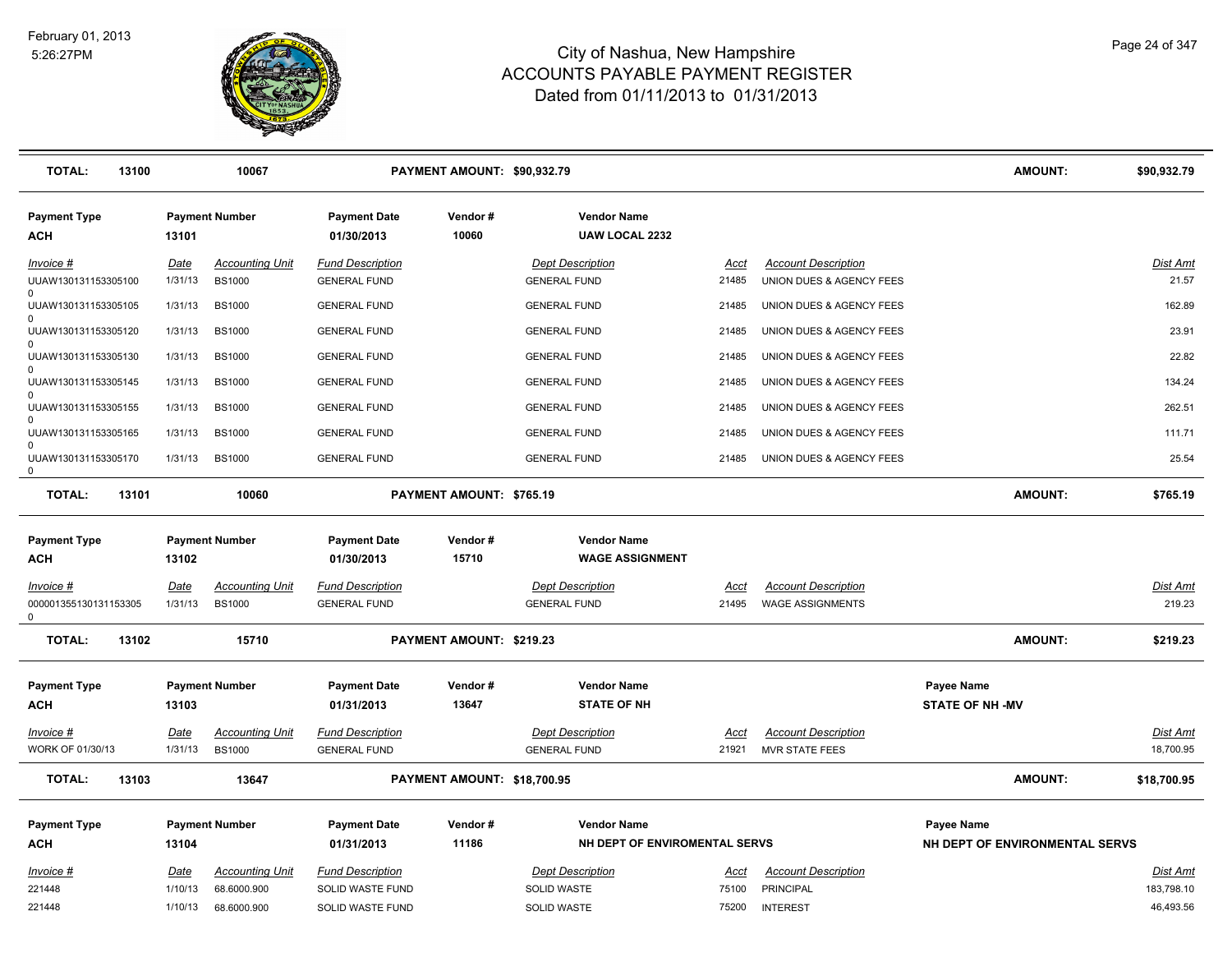**TOTAL: 13100 | 10067 | PAYMENT AMOUNT: $90,932.79 | AMOUNT: $90,932.79**

| Payment Type | Payment Number | Payment Date | Vendor # | Vendor Name |
|---|---|---|---|---|
| ACH | 13101 | 01/30/2013 | 10060 | UAW LOCAL 2232 |

| Invoice # | Date | Accounting Unit | Fund Description | Dept Description | Acct | Account Description | Dist Amt |
|---|---|---|---|---|---|---|---|
| UUAW130131153305100 0 | 1/31/13 | BS1000 | GENERAL FUND | GENERAL FUND | 21485 | UNION DUES & AGENCY FEES | 21.57 |
| UUAW130131153305105 0 | 1/31/13 | BS1000 | GENERAL FUND | GENERAL FUND | 21485 | UNION DUES & AGENCY FEES | 162.89 |
| UUAW130131153305120 0 | 1/31/13 | BS1000 | GENERAL FUND | GENERAL FUND | 21485 | UNION DUES & AGENCY FEES | 23.91 |
| UUAW130131153305130 0 | 1/31/13 | BS1000 | GENERAL FUND | GENERAL FUND | 21485 | UNION DUES & AGENCY FEES | 22.82 |
| UUAW130131153305145 0 | 1/31/13 | BS1000 | GENERAL FUND | GENERAL FUND | 21485 | UNION DUES & AGENCY FEES | 134.24 |
| UUAW130131153305155 0 | 1/31/13 | BS1000 | GENERAL FUND | GENERAL FUND | 21485 | UNION DUES & AGENCY FEES | 262.51 |
| UUAW130131153305165 0 | 1/31/13 | BS1000 | GENERAL FUND | GENERAL FUND | 21485 | UNION DUES & AGENCY FEES | 111.71 |
| UUAW130131153305170 0 | 1/31/13 | BS1000 | GENERAL FUND | GENERAL FUND | 21485 | UNION DUES & AGENCY FEES | 25.54 |

**TOTAL: 13101 | 10060 | PAYMENT AMOUNT: $765.19 | AMOUNT: $765.19**

| Payment Type | Payment Number | Payment Date | Vendor # | Vendor Name |
|---|---|---|---|---|
| ACH | 13102 | 01/30/2013 | 15710 | WAGE ASSIGNMENT |

| Invoice # | Date | Accounting Unit | Fund Description | Dept Description | Acct | Account Description | Dist Amt |
|---|---|---|---|---|---|---|---|
| 000001355130131153305 0 | 1/31/13 | BS1000 | GENERAL FUND | GENERAL FUND | 21495 | WAGE ASSIGNMENTS | 219.23 |

**TOTAL: 13102 | 15710 | PAYMENT AMOUNT: $219.23 | AMOUNT: $219.23**

| Payment Type | Payment Number | Payment Date | Vendor # | Vendor Name | Payee Name |
|---|---|---|---|---|---|
| ACH | 13103 | 01/31/2013 | 13647 | STATE OF NH | STATE OF NH -MV |

| Invoice # | Date | Accounting Unit | Fund Description | Dept Description | Acct | Account Description | Dist Amt |
|---|---|---|---|---|---|---|---|
| WORK OF 01/30/13 | 1/31/13 | BS1000 | GENERAL FUND | GENERAL FUND | 21921 | MVR STATE FEES | 18,700.95 |

**TOTAL: 13103 | 13647 | PAYMENT AMOUNT: $18,700.95 | AMOUNT: $18,700.95**

| Payment Type | Payment Number | Payment Date | Vendor # | Vendor Name | Payee Name |
|---|---|---|---|---|---|
| ACH | 13104 | 01/31/2013 | 11186 | NH DEPT OF ENVIROMENTAL SERVS | NH DEPT OF ENVIRONMENTAL SERVS |

| Invoice # | Date | Accounting Unit | Fund Description | Dept Description | Acct | Account Description | Dist Amt |
|---|---|---|---|---|---|---|---|
| 221448 | 1/10/13 | 68.6000.900 | SOLID WASTE FUND | SOLID WASTE | 75100 | PRINCIPAL | 183,798.10 |
| 221448 | 1/10/13 | 68.6000.900 | SOLID WASTE FUND | SOLID WASTE | 75200 | INTEREST | 46,493.56 |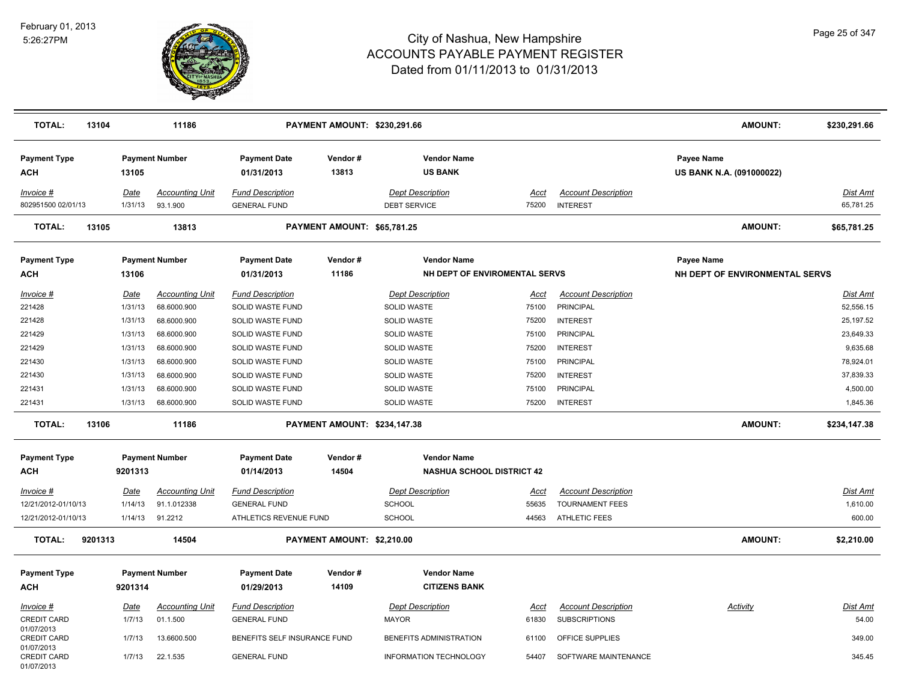# City of Nashua, New Hampshire
## ACCOUNTS PAYABLE PAYMENT REGISTER
### Dated from 01/11/2013 to 01/31/2013

February 01, 2013
5:26:27PM

| **TOTAL:** | **13104** | **11186** | | **PAYMENT AMOUNT: $230,291.66** | | | | **AMOUNT:** | **$230,291.66** |
|---|---|---|---|---|---|---|---|---|---|

| Payment Type | Payment Number | Payment Date | Vendor # | Vendor Name | Payee Name |
|---|---|---|---|---|---|
| **ACH** | **13105** | **01/31/2013** | **13813** | **US BANK** | **US BANK N.A. (091000022)** |

| Invoice # | Date | Accounting Unit | Fund Description | Dept Description | Acct | Account Description | Dist Amt |
|---|---|---|---|---|---|---|---|
| 802951500 02/01/13 | 1/31/13 | 93.1.900 | GENERAL FUND | DEBT SERVICE | 75200 | INTEREST | 65,781.25 |
| **TOTAL: 13105** | | **13813** | **PAYMENT AMOUNT: $65,781.25** | | | **AMOUNT:** | **$65,781.25** |

| Payment Type | Payment Number | Payment Date | Vendor # | Vendor Name | Payee Name |
|---|---|---|---|---|---|
| **ACH** | **13106** | **01/31/2013** | **11186** | **NH DEPT OF ENVIROMENTAL SERVS** | **NH DEPT OF ENVIRONMENTAL SERVS** |

| Invoice # | Date | Accounting Unit | Fund Description | Dept Description | Acct | Account Description | Dist Amt |
|---|---|---|---|---|---|---|---|
| 221428 | 1/31/13 | 68.6000.900 | SOLID WASTE FUND | SOLID WASTE | 75100 | PRINCIPAL | 52,556.15 |
| 221428 | 1/31/13 | 68.6000.900 | SOLID WASTE FUND | SOLID WASTE | 75200 | INTEREST | 25,197.52 |
| 221429 | 1/31/13 | 68.6000.900 | SOLID WASTE FUND | SOLID WASTE | 75100 | PRINCIPAL | 23,649.33 |
| 221429 | 1/31/13 | 68.6000.900 | SOLID WASTE FUND | SOLID WASTE | 75200 | INTEREST | 9,635.68 |
| 221430 | 1/31/13 | 68.6000.900 | SOLID WASTE FUND | SOLID WASTE | 75100 | PRINCIPAL | 78,924.01 |
| 221430 | 1/31/13 | 68.6000.900 | SOLID WASTE FUND | SOLID WASTE | 75200 | INTEREST | 37,839.33 |
| 221431 | 1/31/13 | 68.6000.900 | SOLID WASTE FUND | SOLID WASTE | 75100 | PRINCIPAL | 4,500.00 |
| 221431 | 1/31/13 | 68.6000.900 | SOLID WASTE FUND | SOLID WASTE | 75200 | INTEREST | 1,845.36 |
| **TOTAL: 13106** | | **11186** | **PAYMENT AMOUNT: $234,147.38** | | | **AMOUNT:** | **$234,147.38** |

| Payment Type | Payment Number | Payment Date | Vendor # | Vendor Name |
|---|---|---|---|---|
| **ACH** | **9201313** | **01/14/2013** | **14504** | **NASHUA SCHOOL DISTRICT 42** |

| Invoice # | Date | Accounting Unit | Fund Description | Dept Description | Acct | Account Description | Dist Amt |
|---|---|---|---|---|---|---|---|
| 12/21/2012-01/10/13 | 1/14/13 | 91.1.012338 | GENERAL FUND | SCHOOL | 55635 | TOURNAMENT FEES | 1,610.00 |
| 12/21/2012-01/10/13 | 1/14/13 | 91.2212 | ATHLETICS REVENUE FUND | SCHOOL | 44563 | ATHLETIC FEES | 600.00 |
| **TOTAL: 9201313** | | **14504** | **PAYMENT AMOUNT: $2,210.00** | | | **AMOUNT:** | **$2,210.00** |

| Payment Type | Payment Number | Payment Date | Vendor # | Vendor Name |
|---|---|---|---|---|
| **ACH** | **9201314** | **01/29/2013** | **14109** | **CITIZENS BANK** |

| Invoice # | Date | Accounting Unit | Fund Description | Dept Description | Acct | Account Description | Activity | Dist Amt |
|---|---|---|---|---|---|---|---|---|
| CREDIT CARD 01/07/2013 | 1/7/13 | 01.1.500 | GENERAL FUND | MAYOR | 61830 | SUBSCRIPTIONS | | 54.00 |
| CREDIT CARD 01/07/2013 | 1/7/13 | 13.6600.500 | BENEFITS SELF INSURANCE FUND | BENEFITS ADMINISTRATION | 61100 | OFFICE SUPPLIES | | 349.00 |
| CREDIT CARD 01/07/2013 | 1/7/13 | 22.1.535 | GENERAL FUND | INFORMATION TECHNOLOGY | 54407 | SOFTWARE MAINTENANCE | | 345.45 |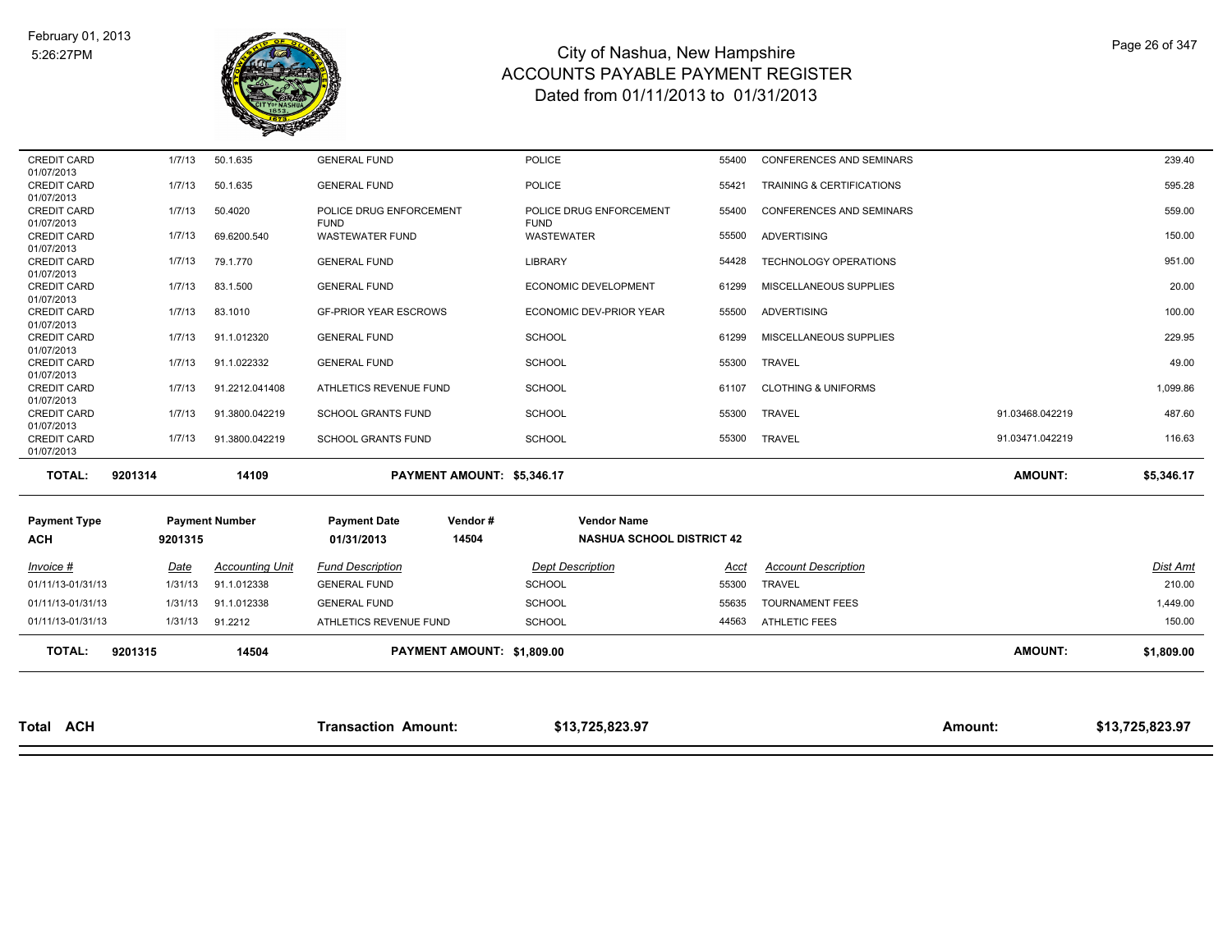# City of Nashua, New Hampshire
## ACCOUNTS PAYABLE PAYMENT REGISTER
### Dated from 01/11/2013 to 01/31/2013

| Invoice # | Date | Accounting Unit | Fund Description | Dept Description | Acct | Account Description | | Dist Amt |
|---|---|---|---|---|---|---|---|---|
| CREDIT CARD 01/07/2013 | 1/7/13 | 50.1.635 | GENERAL FUND | POLICE | 55400 | CONFERENCES AND SEMINARS | | 239.40 |
| CREDIT CARD 01/07/2013 | 1/7/13 | 50.1.635 | GENERAL FUND | POLICE | 55421 | TRAINING & CERTIFICATIONS | | 595.28 |
| CREDIT CARD 01/07/2013 | 1/7/13 | 50.4020 | POLICE DRUG ENFORCEMENT FUND | POLICE DRUG ENFORCEMENT FUND | 55400 | CONFERENCES AND SEMINARS | | 559.00 |
| CREDIT CARD 01/07/2013 | 1/7/13 | 69.6200.540 | WASTEWATER FUND | WASTEWATER | 55500 | ADVERTISING | | 150.00 |
| CREDIT CARD 01/07/2013 | 1/7/13 | 79.1.770 | GENERAL FUND | LIBRARY | 54428 | TECHNOLOGY OPERATIONS | | 951.00 |
| CREDIT CARD 01/07/2013 | 1/7/13 | 83.1.500 | GENERAL FUND | ECONOMIC DEVELOPMENT | 61299 | MISCELLANEOUS SUPPLIES | | 20.00 |
| CREDIT CARD 01/07/2013 | 1/7/13 | 83.1010 | GF-PRIOR YEAR ESCROWS | ECONOMIC DEV-PRIOR YEAR | 55500 | ADVERTISING | | 100.00 |
| CREDIT CARD 01/07/2013 | 1/7/13 | 91.1.012320 | GENERAL FUND | SCHOOL | 61299 | MISCELLANEOUS SUPPLIES | | 229.95 |
| CREDIT CARD 01/07/2013 | 1/7/13 | 91.1.022332 | GENERAL FUND | SCHOOL | 55300 | TRAVEL | | 49.00 |
| CREDIT CARD 01/07/2013 | 1/7/13 | 91.2212.041408 | ATHLETICS REVENUE FUND | SCHOOL | 61107 | CLOTHING & UNIFORMS | | 1,099.86 |
| CREDIT CARD 01/07/2013 | 1/7/13 | 91.3800.042219 | SCHOOL GRANTS FUND | SCHOOL | 55300 | TRAVEL | 91.03468.042219 | 487.60 |
| CREDIT CARD 01/07/2013 | 1/7/13 | 91.3800.042219 | SCHOOL GRANTS FUND | SCHOOL | 55300 | TRAVEL | 91.03471.042219 | 116.63 |
| **TOTAL:** | **9201314** | **14109** | **PAYMENT AMOUNT: $5,346.17** | | | | **AMOUNT:** | **$5,346.17** |

| Payment Type | Payment Number | Payment Date | Vendor # | Vendor Name |
|---|---|---|---|---|
| **ACH** | **9201315** | **01/31/2013** | **14504** | **NASHUA SCHOOL DISTRICT 42** |

| Invoice # | Date | Accounting Unit | Fund Description | Dept Description | Acct | Account Description | | Dist Amt |
|---|---|---|---|---|---|---|---|---|
| 01/11/13-01/31/13 | 1/31/13 | 91.1.012338 | GENERAL FUND | SCHOOL | 55300 | TRAVEL | | 210.00 |
| 01/11/13-01/31/13 | 1/31/13 | 91.1.012338 | GENERAL FUND | SCHOOL | 55635 | TOURNAMENT FEES | | 1,449.00 |
| 01/11/13-01/31/13 | 1/31/13 | 91.2212 | ATHLETICS REVENUE FUND | SCHOOL | 44563 | ATHLETIC FEES | | 150.00 |
| **TOTAL:** | **9201315** | **14504** | **PAYMENT AMOUNT: $1,809.00** | | | | **AMOUNT:** | **$1,809.00** |

| Total ACH | Transaction Amount: | $13,725,823.97 | Amount: | $13,725,823.97 |
|---|---|---|---|---|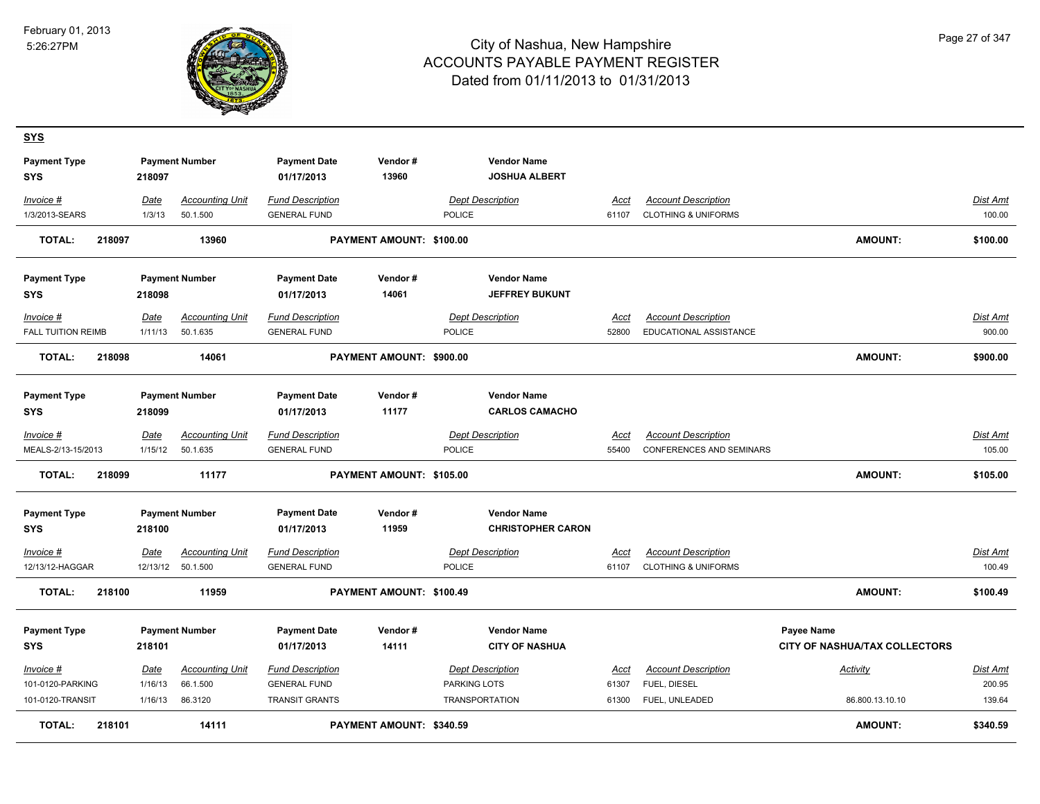# City of Nashua, New Hampshire
## ACCOUNTS PAYABLE PAYMENT REGISTER
### Dated from 01/11/2013 to 01/31/2013

February 01, 2013
5:26:27PM

**SYS**

| Payment Type | Payment Number | Payment Date | Vendor # | Vendor Name |
|---|---|---|---|---|
| SYS | 218097 | 01/17/2013 | 13960 | JOSHUA ALBERT |

| Invoice # | Date | Accounting Unit | Fund Description | Dept Description | Acct | Account Description | Dist Amt |
|---|---|---|---|---|---|---|---|
| 1/3/2013-SEARS | 1/3/13 | 50.1.500 | GENERAL FUND | POLICE | 61107 | CLOTHING & UNIFORMS | 100.00 |

**TOTAL: 218097 13960 PAYMENT AMOUNT: $100.00 AMOUNT: $100.00**

| Payment Type | Payment Number | Payment Date | Vendor # | Vendor Name |
|---|---|---|---|---|
| SYS | 218098 | 01/17/2013 | 14061 | JEFFREY BUKUNT |

| Invoice # | Date | Accounting Unit | Fund Description | Dept Description | Acct | Account Description | Dist Amt |
|---|---|---|---|---|---|---|---|
| FALL TUITION REIMB | 1/11/13 | 50.1.635 | GENERAL FUND | POLICE | 52800 | EDUCATIONAL ASSISTANCE | 900.00 |

**TOTAL: 218098 14061 PAYMENT AMOUNT: $900.00 AMOUNT: $900.00**

| Payment Type | Payment Number | Payment Date | Vendor # | Vendor Name |
|---|---|---|---|---|
| SYS | 218099 | 01/17/2013 | 11177 | CARLOS CAMACHO |

| Invoice # | Date | Accounting Unit | Fund Description | Dept Description | Acct | Account Description | Dist Amt |
|---|---|---|---|---|---|---|---|
| MEALS-2/13-15/2013 | 1/15/12 | 50.1.635 | GENERAL FUND | POLICE | 55400 | CONFERENCES AND SEMINARS | 105.00 |

**TOTAL: 218099 11177 PAYMENT AMOUNT: $105.00 AMOUNT: $105.00**

| Payment Type | Payment Number | Payment Date | Vendor # | Vendor Name |
|---|---|---|---|---|
| SYS | 218100 | 01/17/2013 | 11959 | CHRISTOPHER CARON |

| Invoice # | Date | Accounting Unit | Fund Description | Dept Description | Acct | Account Description | Dist Amt |
|---|---|---|---|---|---|---|---|
| 12/13/12-HAGGAR | 12/13/12 | 50.1.500 | GENERAL FUND | POLICE | 61107 | CLOTHING & UNIFORMS | 100.49 |

**TOTAL: 218100 11959 PAYMENT AMOUNT: $100.49 AMOUNT: $100.49**

| Payment Type | Payment Number | Payment Date | Vendor # | Vendor Name | Payee Name |
|---|---|---|---|---|---|
| SYS | 218101 | 01/17/2013 | 14111 | CITY OF NASHUA | CITY OF NASHUA/TAX COLLECTORS |

| Invoice # | Date | Accounting Unit | Fund Description | Dept Description | Acct | Account Description | Activity | Dist Amt |
|---|---|---|---|---|---|---|---|---|
| 101-0120-PARKING | 1/16/13 | 66.1.500 | GENERAL FUND | PARKING LOTS | 61307 | FUEL, DIESEL | | 200.95 |
| 101-0120-TRANSIT | 1/16/13 | 86.3120 | TRANSIT GRANTS | TRANSPORTATION | 61300 | FUEL, UNLEADED | 86.800.13.10.10 | 139.64 |

**TOTAL: 218101 14111 PAYMENT AMOUNT: $340.59 AMOUNT: $340.59**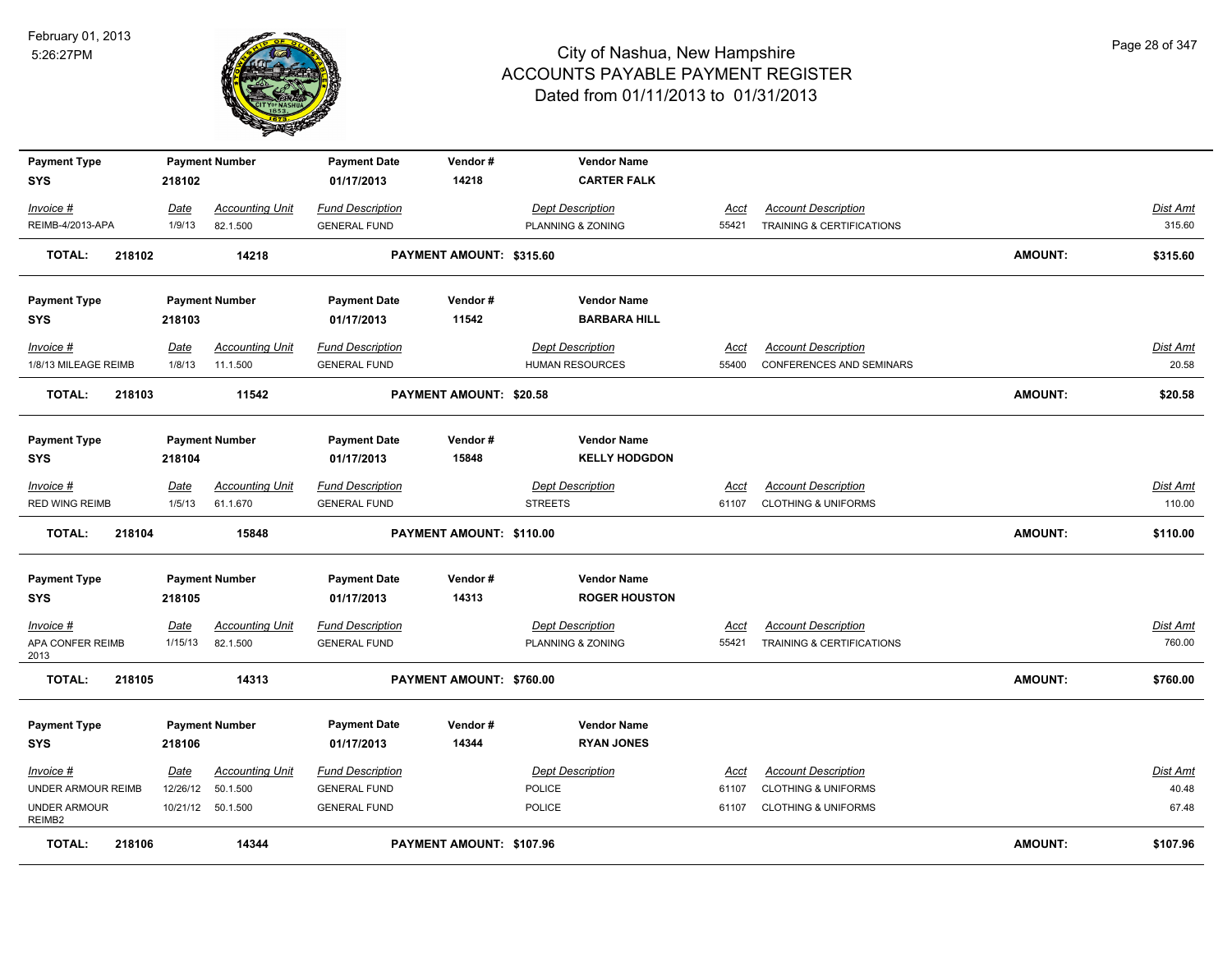# City of Nashua, New Hampshire
## ACCOUNTS PAYABLE PAYMENT REGISTER
### Dated from 01/11/2013 to 01/31/2013

February 01, 2013
5:26:27PM

| Payment Type | Payment Number | Payment Date | Vendor # | Vendor Name |
|---|---|---|---|---|
| SYS | 218102 | 01/17/2013 | 14218 | CARTER FALK |

| Invoice # | Date | Accounting Unit | Fund Description | Dept Description | Acct | Account Description | Dist Amt |
|---|---|---|---|---|---|---|---|
| REIMB-4/2013-APA | 1/9/13 | 82.1.500 | GENERAL FUND | PLANNING & ZONING | 55421 | TRAINING & CERTIFICATIONS | 315.60 |

**TOTAL: 218102 14218 PAYMENT AMOUNT: $315.60 AMOUNT: $315.60**

| Payment Type | Payment Number | Payment Date | Vendor # | Vendor Name |
|---|---|---|---|---|
| SYS | 218103 | 01/17/2013 | 11542 | BARBARA HILL |

| Invoice # | Date | Accounting Unit | Fund Description | Dept Description | Acct | Account Description | Dist Amt |
|---|---|---|---|---|---|---|---|
| 1/8/13 MILEAGE REIMB | 1/8/13 | 11.1.500 | GENERAL FUND | HUMAN RESOURCES | 55400 | CONFERENCES AND SEMINARS | 20.58 |

**TOTAL: 218103 11542 PAYMENT AMOUNT: $20.58 AMOUNT: $20.58**

| Payment Type | Payment Number | Payment Date | Vendor # | Vendor Name |
|---|---|---|---|---|
| SYS | 218104 | 01/17/2013 | 15848 | KELLY HODGDON |

| Invoice # | Date | Accounting Unit | Fund Description | Dept Description | Acct | Account Description | Dist Amt |
|---|---|---|---|---|---|---|---|
| RED WING REIMB | 1/5/13 | 61.1.670 | GENERAL FUND | STREETS | 61107 | CLOTHING & UNIFORMS | 110.00 |

**TOTAL: 218104 15848 PAYMENT AMOUNT: $110.00 AMOUNT: $110.00**

| Payment Type | Payment Number | Payment Date | Vendor # | Vendor Name |
|---|---|---|---|---|
| SYS | 218105 | 01/17/2013 | 14313 | ROGER HOUSTON |

| Invoice # | Date | Accounting Unit | Fund Description | Dept Description | Acct | Account Description | Dist Amt |
|---|---|---|---|---|---|---|---|
| APA CONFER REIMB 2013 | 1/15/13 | 82.1.500 | GENERAL FUND | PLANNING & ZONING | 55421 | TRAINING & CERTIFICATIONS | 760.00 |

**TOTAL: 218105 14313 PAYMENT AMOUNT: $760.00 AMOUNT: $760.00**

| Payment Type | Payment Number | Payment Date | Vendor # | Vendor Name |
|---|---|---|---|---|
| SYS | 218106 | 01/17/2013 | 14344 | RYAN JONES |

| Invoice # | Date | Accounting Unit | Fund Description | Dept Description | Acct | Account Description | Dist Amt |
|---|---|---|---|---|---|---|---|
| UNDER ARMOUR REIMB | 12/26/12 | 50.1.500 | GENERAL FUND | POLICE | 61107 | CLOTHING & UNIFORMS | 40.48 |
| UNDER ARMOUR REIMB2 | 10/21/12 | 50.1.500 | GENERAL FUND | POLICE | 61107 | CLOTHING & UNIFORMS | 67.48 |

**TOTAL: 218106 14344 PAYMENT AMOUNT: $107.96 AMOUNT: $107.96**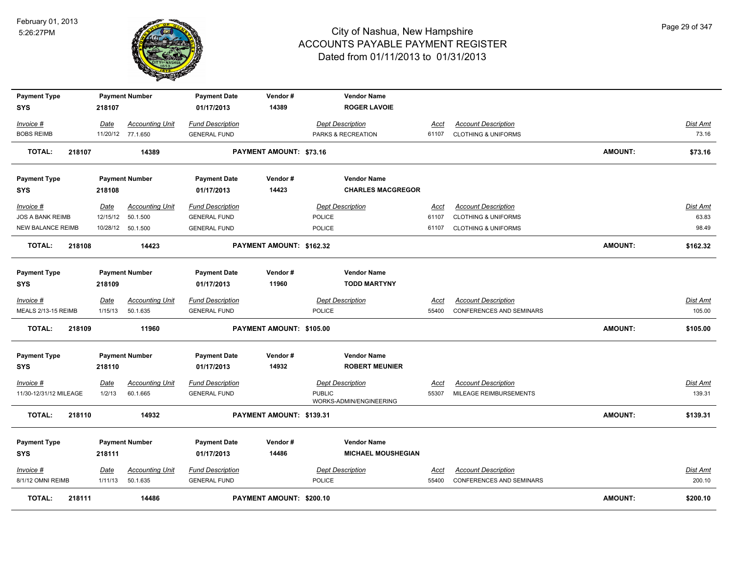# City of Nashua, New Hampshire
## ACCOUNTS PAYABLE PAYMENT REGISTER
### Dated from 01/11/2013 to 01/31/2013

February 01, 2013
5:26:27PM

| Payment Type | Payment Number | Payment Date | Vendor # | Vendor Name | | | |
|---|---|---|---|---|---|---|---|
| SYS | 218107 | 01/17/2013 | 14389 | ROGER LAVOIE | | | |

| Invoice # | Date | Accounting Unit | Fund Description | Dept Description | Acct | Account Description | Dist Amt |
|---|---|---|---|---|---|---|---|
| BOBS REIMB | 11/20/12 | 77.1.650 | GENERAL FUND | PARKS & RECREATION | 61107 | CLOTHING & UNIFORMS | 73.16 |

**TOTAL: 218107 14389 PAYMENT AMOUNT: $73.16 AMOUNT: $73.16**

| Payment Type | Payment Number | Payment Date | Vendor # | Vendor Name | | | |
|---|---|---|---|---|---|---|---|
| SYS | 218108 | 01/17/2013 | 14423 | CHARLES MACGREGOR | | | |

| Invoice # | Date | Accounting Unit | Fund Description | Dept Description | Acct | Account Description | Dist Amt |
|---|---|---|---|---|---|---|---|
| JOS A BANK REIMB | 12/15/12 | 50.1.500 | GENERAL FUND | POLICE | 61107 | CLOTHING & UNIFORMS | 63.83 |
| NEW BALANCE REIMB | 10/28/12 | 50.1.500 | GENERAL FUND | POLICE | 61107 | CLOTHING & UNIFORMS | 98.49 |

**TOTAL: 218108 14423 PAYMENT AMOUNT: $162.32 AMOUNT: $162.32**

| Payment Type | Payment Number | Payment Date | Vendor # | Vendor Name | | | |
|---|---|---|---|---|---|---|---|
| SYS | 218109 | 01/17/2013 | 11960 | TODD MARTYNY | | | |

| Invoice # | Date | Accounting Unit | Fund Description | Dept Description | Acct | Account Description | Dist Amt |
|---|---|---|---|---|---|---|---|
| MEALS 2/13-15 REIMB | 1/15/13 | 50.1.635 | GENERAL FUND | POLICE | 55400 | CONFERENCES AND SEMINARS | 105.00 |

**TOTAL: 218109 11960 PAYMENT AMOUNT: $105.00 AMOUNT: $105.00**

| Payment Type | Payment Number | Payment Date | Vendor # | Vendor Name | | | |
|---|---|---|---|---|---|---|---|
| SYS | 218110 | 01/17/2013 | 14932 | ROBERT MEUNIER | | | |

| Invoice # | Date | Accounting Unit | Fund Description | Dept Description | Acct | Account Description | Dist Amt |
|---|---|---|---|---|---|---|---|
| 11/30-12/31/12 MILEAGE | 1/2/13 | 60.1.665 | GENERAL FUND | PUBLIC WORKS-ADMIN/ENGINEERING | 55307 | MILEAGE REIMBURSEMENTS | 139.31 |

**TOTAL: 218110 14932 PAYMENT AMOUNT: $139.31 AMOUNT: $139.31**

| Payment Type | Payment Number | Payment Date | Vendor # | Vendor Name | | | |
|---|---|---|---|---|---|---|---|
| SYS | 218111 | 01/17/2013 | 14486 | MICHAEL MOUSHEGIAN | | | |

| Invoice # | Date | Accounting Unit | Fund Description | Dept Description | Acct | Account Description | Dist Amt |
|---|---|---|---|---|---|---|---|
| 8/1/12 OMNI REIMB | 1/11/13 | 50.1.635 | GENERAL FUND | POLICE | 55400 | CONFERENCES AND SEMINARS | 200.10 |

**TOTAL: 218111 14486 PAYMENT AMOUNT: $200.10 AMOUNT: $200.10**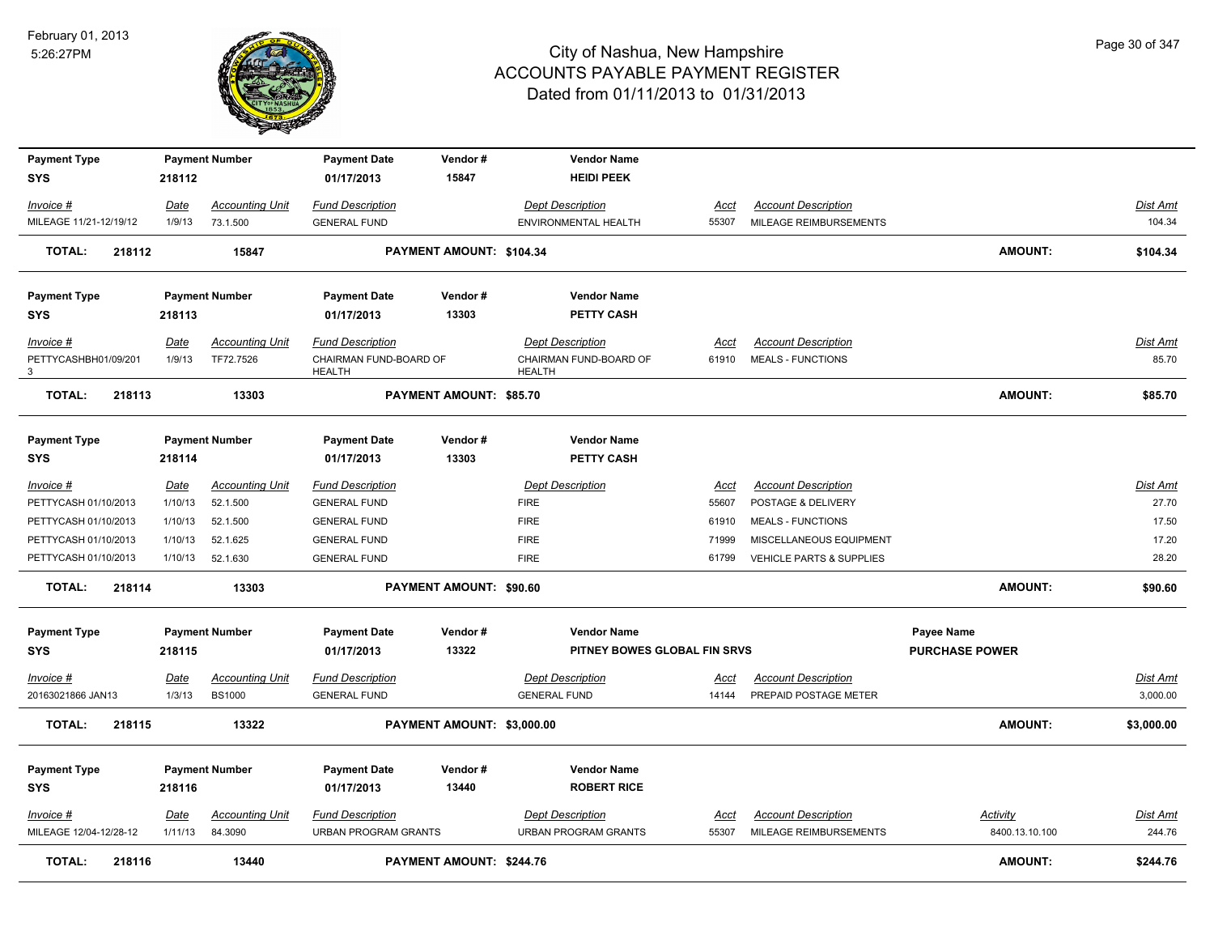# City of Nashua, New Hampshire
## ACCOUNTS PAYABLE PAYMENT REGISTER
### Dated from 01/11/2013 to 01/31/2013

February 01, 2013
5:26:27PM

| Payment Type | Payment Number | Payment Date | Vendor # | Vendor Name |
|---|---|---|---|---|
| SYS | 218112 | 01/17/2013 | 15847 | HEIDI PEEK |

| Invoice # | Date | Accounting Unit | Fund Description | Dept Description | Acct | Account Description | Dist Amt |
|---|---|---|---|---|---|---|---|
| MILEAGE 11/21-12/19/12 | 1/9/13 | 73.1.500 | GENERAL FUND | ENVIRONMENTAL HEALTH | 55307 | MILEAGE REIMBURSEMENTS | 104.34 |

**TOTAL: 218112 — 15847 — PAYMENT AMOUNT: $104.34 — AMOUNT: $104.34**

| Payment Type | Payment Number | Payment Date | Vendor # | Vendor Name |
|---|---|---|---|---|
| SYS | 218113 | 01/17/2013 | 13303 | PETTY CASH |

| Invoice # | Date | Accounting Unit | Fund Description | Dept Description | Acct | Account Description | Dist Amt |
|---|---|---|---|---|---|---|---|
| PETTYCASHBH01/09/2013 | 1/9/13 | TF72.7526 | CHAIRMAN FUND-BOARD OF HEALTH | CHAIRMAN FUND-BOARD OF HEALTH | 61910 | MEALS - FUNCTIONS | 85.70 |

**TOTAL: 218113 — 13303 — PAYMENT AMOUNT: $85.70 — AMOUNT: $85.70**

| Payment Type | Payment Number | Payment Date | Vendor # | Vendor Name |
|---|---|---|---|---|
| SYS | 218114 | 01/17/2013 | 13303 | PETTY CASH |

| Invoice # | Date | Accounting Unit | Fund Description | Dept Description | Acct | Account Description | Dist Amt |
|---|---|---|---|---|---|---|---|
| PETTYCASH 01/10/2013 | 1/10/13 | 52.1.500 | GENERAL FUND | FIRE | 55607 | POSTAGE & DELIVERY | 27.70 |
| PETTYCASH 01/10/2013 | 1/10/13 | 52.1.500 | GENERAL FUND | FIRE | 61910 | MEALS - FUNCTIONS | 17.50 |
| PETTYCASH 01/10/2013 | 1/10/13 | 52.1.625 | GENERAL FUND | FIRE | 71999 | MISCELLANEOUS EQUIPMENT | 17.20 |
| PETTYCASH 01/10/2013 | 1/10/13 | 52.1.630 | GENERAL FUND | FIRE | 61799 | VEHICLE PARTS & SUPPLIES | 28.20 |

**TOTAL: 218114 — 13303 — PAYMENT AMOUNT: $90.60 — AMOUNT: $90.60**

| Payment Type | Payment Number | Payment Date | Vendor # | Vendor Name | Payee Name |
|---|---|---|---|---|---|
| SYS | 218115 | 01/17/2013 | 13322 | PITNEY BOWES GLOBAL FIN SRVS | PURCHASE POWER |

| Invoice # | Date | Accounting Unit | Fund Description | Dept Description | Acct | Account Description | Dist Amt |
|---|---|---|---|---|---|---|---|
| 20163021866 JAN13 | 1/3/13 | BS1000 | GENERAL FUND | GENERAL FUND | 14144 | PREPAID POSTAGE METER | 3,000.00 |

**TOTAL: 218115 — 13322 — PAYMENT AMOUNT: $3,000.00 — AMOUNT: $3,000.00**

| Payment Type | Payment Number | Payment Date | Vendor # | Vendor Name |
|---|---|---|---|---|
| SYS | 218116 | 01/17/2013 | 13440 | ROBERT RICE |

| Invoice # | Date | Accounting Unit | Fund Description | Dept Description | Acct | Account Description | Activity | Dist Amt |
|---|---|---|---|---|---|---|---|---|
| MILEAGE 12/04-12/28-12 | 1/11/13 | 84.3090 | URBAN PROGRAM GRANTS | URBAN PROGRAM GRANTS | 55307 | MILEAGE REIMBURSEMENTS | 8400.13.10.100 | 244.76 |

**TOTAL: 218116 — 13440 — PAYMENT AMOUNT: $244.76 — AMOUNT: $244.76**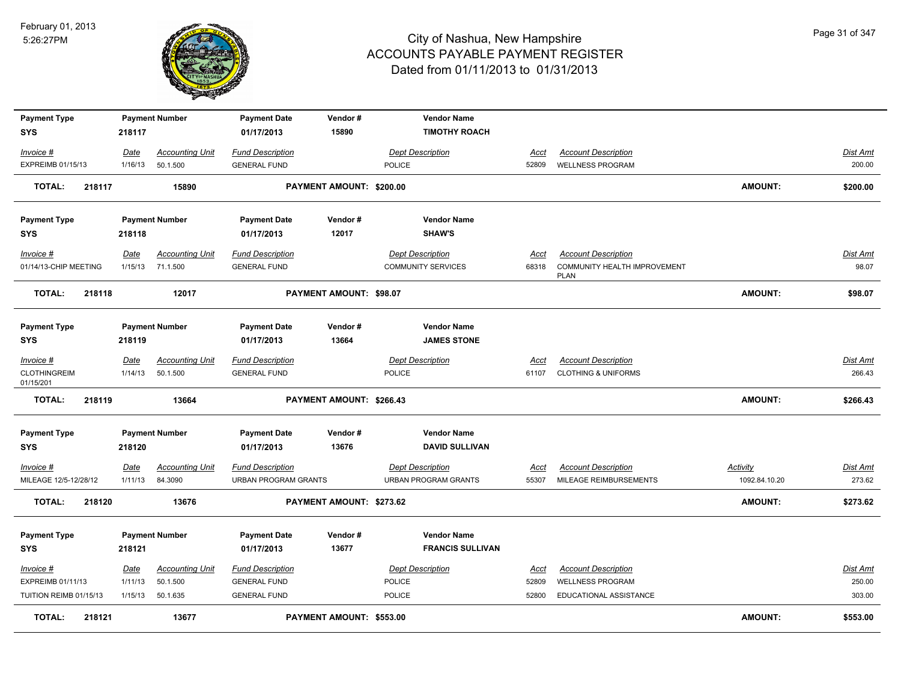# City of Nashua, New Hampshire
## ACCOUNTS PAYABLE PAYMENT REGISTER
### Dated from 01/11/2013 to 01/31/2013

February 01, 2013
5:26:27PM

| Payment Type | Payment Number | Payment Date | Vendor # | Vendor Name |
|---|---|---|---|---|
| SYS | 218117 | 01/17/2013 | 15890 | TIMOTHY ROACH |

| Invoice # | Date | Accounting Unit | Fund Description | Dept Description | Acct | Account Description | Dist Amt |
|---|---|---|---|---|---|---|---|
| EXPREIMB 01/15/13 | 1/16/13 | 50.1.500 | GENERAL FUND | POLICE | 52809 | WELLNESS PROGRAM | 200.00 |

**TOTAL: 218117 15890 PAYMENT AMOUNT: $200.00 AMOUNT: $200.00**

| Payment Type | Payment Number | Payment Date | Vendor # | Vendor Name |
|---|---|---|---|---|
| SYS | 218118 | 01/17/2013 | 12017 | SHAW'S |

| Invoice # | Date | Accounting Unit | Fund Description | Dept Description | Acct | Account Description | Dist Amt |
|---|---|---|---|---|---|---|---|
| 01/14/13-CHIP MEETING | 1/15/13 | 71.1.500 | GENERAL FUND | COMMUNITY SERVICES | 68318 | COMMUNITY HEALTH IMPROVEMENT PLAN | 98.07 |

**TOTAL: 218118 12017 PAYMENT AMOUNT: $98.07 AMOUNT: $98.07**

| Payment Type | Payment Number | Payment Date | Vendor # | Vendor Name |
|---|---|---|---|---|
| SYS | 218119 | 01/17/2013 | 13664 | JAMES STONE |

| Invoice # | Date | Accounting Unit | Fund Description | Dept Description | Acct | Account Description | Dist Amt |
|---|---|---|---|---|---|---|---|
| CLOTHINGREIM 01/15/201 | 1/14/13 | 50.1.500 | GENERAL FUND | POLICE | 61107 | CLOTHING & UNIFORMS | 266.43 |

**TOTAL: 218119 13664 PAYMENT AMOUNT: $266.43 AMOUNT: $266.43**

| Payment Type | Payment Number | Payment Date | Vendor # | Vendor Name |
|---|---|---|---|---|
| SYS | 218120 | 01/17/2013 | 13676 | DAVID SULLIVAN |

| Invoice # | Date | Accounting Unit | Fund Description | Dept Description | Acct | Account Description | Activity | Dist Amt |
|---|---|---|---|---|---|---|---|---|
| MILEAGE 12/5-12/28/12 | 1/11/13 | 84.3090 | URBAN PROGRAM GRANTS | URBAN PROGRAM GRANTS | 55307 | MILEAGE REIMBURSEMENTS | 1092.84.10.20 | 273.62 |

**TOTAL: 218120 13676 PAYMENT AMOUNT: $273.62 AMOUNT: $273.62**

| Payment Type | Payment Number | Payment Date | Vendor # | Vendor Name |
|---|---|---|---|---|
| SYS | 218121 | 01/17/2013 | 13677 | FRANCIS SULLIVAN |

| Invoice # | Date | Accounting Unit | Fund Description | Dept Description | Acct | Account Description | Dist Amt |
|---|---|---|---|---|---|---|---|
| EXPREIMB 01/11/13 | 1/11/13 | 50.1.500 | GENERAL FUND | POLICE | 52809 | WELLNESS PROGRAM | 250.00 |
| TUITION REIMB 01/15/13 | 1/15/13 | 50.1.635 | GENERAL FUND | POLICE | 52800 | EDUCATIONAL ASSISTANCE | 303.00 |

**TOTAL: 218121 13677 PAYMENT AMOUNT: $553.00 AMOUNT: $553.00**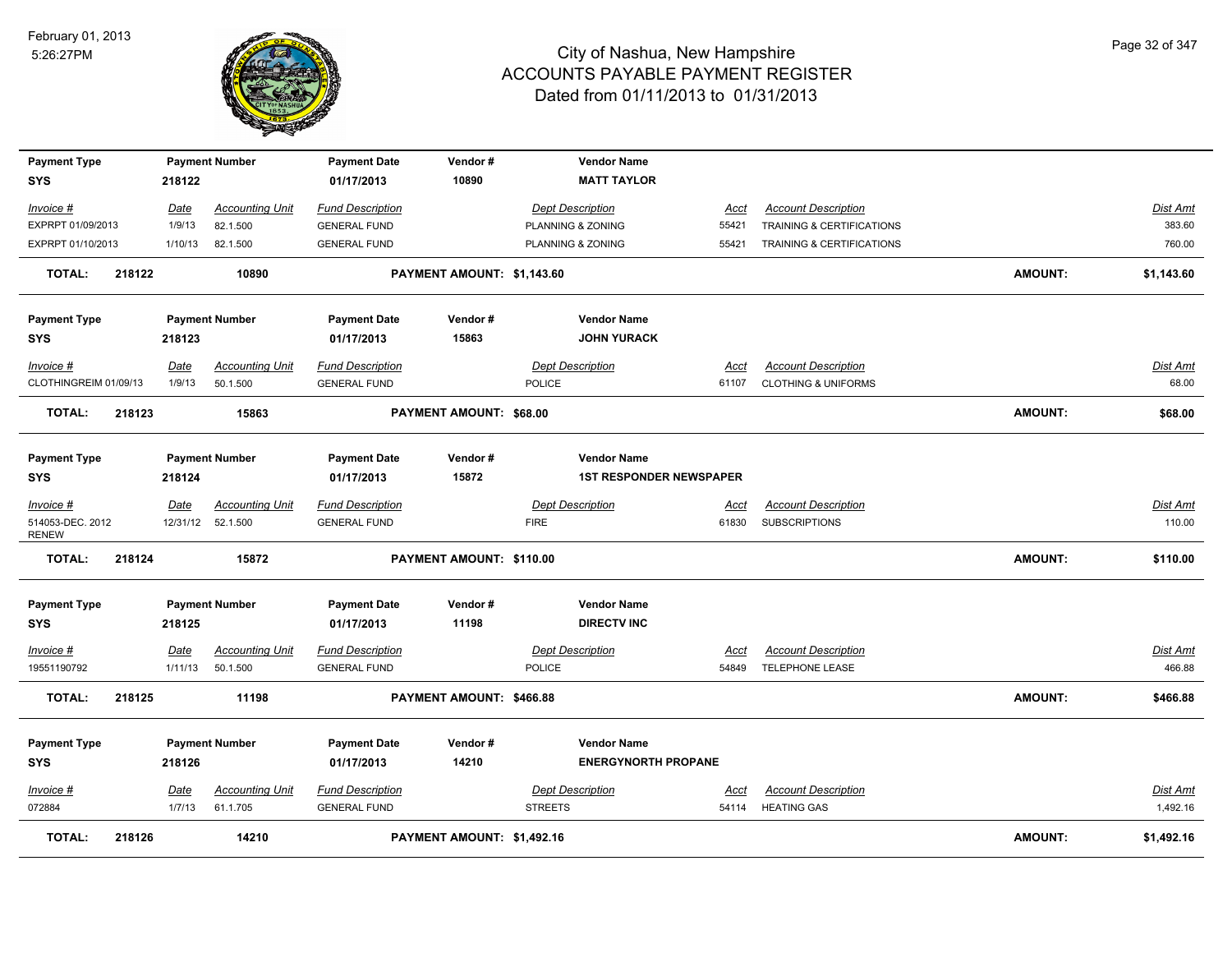# City of Nashua, New Hampshire
## ACCOUNTS PAYABLE PAYMENT REGISTER
### Dated from 01/11/2013 to 01/31/2013

February 01, 2013
5:26:27PM

| Payment Type | Payment Number | Payment Date | Vendor # | Vendor Name |
|---|---|---|---|---|
| SYS | 218122 | 01/17/2013 | 10890 | MATT TAYLOR |

| Invoice # | Date | Accounting Unit | Fund Description | Dept Description | Acct | Account Description | Dist Amt |
|---|---|---|---|---|---|---|---|
| EXPRPT 01/09/2013 | 1/9/13 | 82.1.500 | GENERAL FUND | PLANNING & ZONING | 55421 | TRAINING & CERTIFICATIONS | 383.60 |
| EXPRPT 01/10/2013 | 1/10/13 | 82.1.500 | GENERAL FUND | PLANNING & ZONING | 55421 | TRAINING & CERTIFICATIONS | 760.00 |

**TOTAL: 218122 10890 PAYMENT AMOUNT: $1,143.60 AMOUNT: $1,143.60**

| Payment Type | Payment Number | Payment Date | Vendor # | Vendor Name |
|---|---|---|---|---|
| SYS | 218123 | 01/17/2013 | 15863 | JOHN YURACK |

| Invoice # | Date | Accounting Unit | Fund Description | Dept Description | Acct | Account Description | Dist Amt |
|---|---|---|---|---|---|---|---|
| CLOTHINGREIM 01/09/13 | 1/9/13 | 50.1.500 | GENERAL FUND | POLICE | 61107 | CLOTHING & UNIFORMS | 68.00 |

**TOTAL: 218123 15863 PAYMENT AMOUNT: $68.00 AMOUNT: $68.00**

| Payment Type | Payment Number | Payment Date | Vendor # | Vendor Name |
|---|---|---|---|---|
| SYS | 218124 | 01/17/2013 | 15872 | 1ST RESPONDER NEWSPAPER |

| Invoice # | Date | Accounting Unit | Fund Description | Dept Description | Acct | Account Description | Dist Amt |
|---|---|---|---|---|---|---|---|
| 514053-DEC. 2012 RENEW | 12/31/12 | 52.1.500 | GENERAL FUND | FIRE | 61830 | SUBSCRIPTIONS | 110.00 |

**TOTAL: 218124 15872 PAYMENT AMOUNT: $110.00 AMOUNT: $110.00**

| Payment Type | Payment Number | Payment Date | Vendor # | Vendor Name |
|---|---|---|---|---|
| SYS | 218125 | 01/17/2013 | 11198 | DIRECTV INC |

| Invoice # | Date | Accounting Unit | Fund Description | Dept Description | Acct | Account Description | Dist Amt |
|---|---|---|---|---|---|---|---|
| 19551190792 | 1/11/13 | 50.1.500 | GENERAL FUND | POLICE | 54849 | TELEPHONE LEASE | 466.88 |

**TOTAL: 218125 11198 PAYMENT AMOUNT: $466.88 AMOUNT: $466.88**

| Payment Type | Payment Number | Payment Date | Vendor # | Vendor Name |
|---|---|---|---|---|
| SYS | 218126 | 01/17/2013 | 14210 | ENERGYNORTH PROPANE |

| Invoice # | Date | Accounting Unit | Fund Description | Dept Description | Acct | Account Description | Dist Amt |
|---|---|---|---|---|---|---|---|
| 072884 | 1/7/13 | 61.1.705 | GENERAL FUND | STREETS | 54114 | HEATING GAS | 1,492.16 |

**TOTAL: 218126 14210 PAYMENT AMOUNT: $1,492.16 AMOUNT: $1,492.16**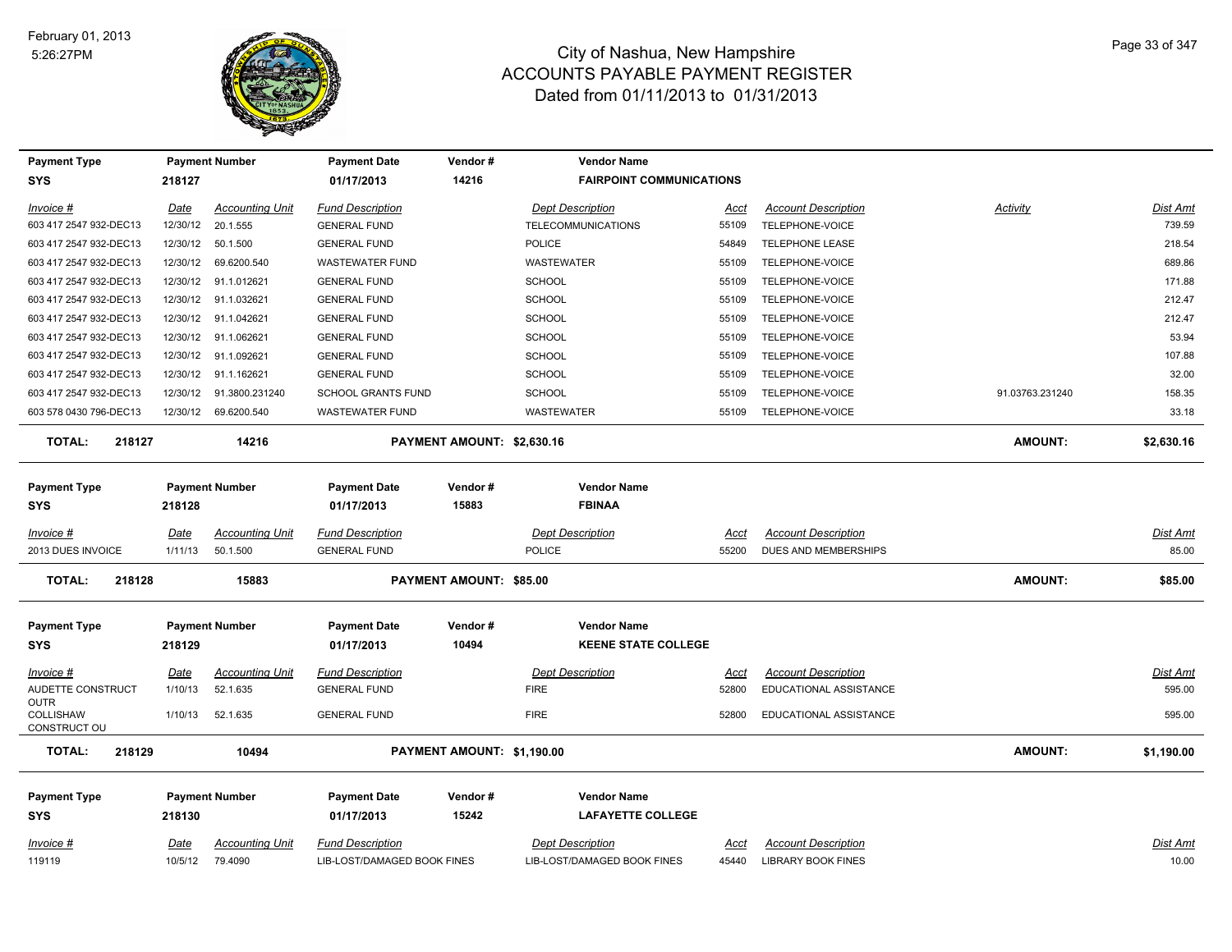# City of Nashua, New Hampshire
## ACCOUNTS PAYABLE PAYMENT REGISTER
### Dated from 01/11/2013 to 01/31/2013

February 01, 2013
5:26:27PM

| Payment Type | Payment Number | Payment Date | Vendor # | Vendor Name |
|---|---|---|---|---|
| SYS | 218127 | 01/17/2013 | 14216 | FAIRPOINT COMMUNICATIONS |

| Invoice # | Date | Accounting Unit | Fund Description | Dept Description | Acct | Account Description | Activity | Dist Amt |
|---|---|---|---|---|---|---|---|---|
| 603 417 2547 932-DEC13 | 12/30/12 | 20.1.555 | GENERAL FUND | TELECOMMUNICATIONS | 55109 | TELEPHONE-VOICE | | 739.59 |
| 603 417 2547 932-DEC13 | 12/30/12 | 50.1.500 | GENERAL FUND | POLICE | 54849 | TELEPHONE LEASE | | 218.54 |
| 603 417 2547 932-DEC13 | 12/30/12 | 69.6200.540 | WASTEWATER FUND | WASTEWATER | 55109 | TELEPHONE-VOICE | | 689.86 |
| 603 417 2547 932-DEC13 | 12/30/12 | 91.1.012621 | GENERAL FUND | SCHOOL | 55109 | TELEPHONE-VOICE | | 171.88 |
| 603 417 2547 932-DEC13 | 12/30/12 | 91.1.032621 | GENERAL FUND | SCHOOL | 55109 | TELEPHONE-VOICE | | 212.47 |
| 603 417 2547 932-DEC13 | 12/30/12 | 91.1.042621 | GENERAL FUND | SCHOOL | 55109 | TELEPHONE-VOICE | | 212.47 |
| 603 417 2547 932-DEC13 | 12/30/12 | 91.1.062621 | GENERAL FUND | SCHOOL | 55109 | TELEPHONE-VOICE | | 53.94 |
| 603 417 2547 932-DEC13 | 12/30/12 | 91.1.092621 | GENERAL FUND | SCHOOL | 55109 | TELEPHONE-VOICE | | 107.88 |
| 603 417 2547 932-DEC13 | 12/30/12 | 91.1.162621 | GENERAL FUND | SCHOOL | 55109 | TELEPHONE-VOICE | | 32.00 |
| 603 417 2547 932-DEC13 | 12/30/12 | 91.3800.231240 | SCHOOL GRANTS FUND | SCHOOL | 55109 | TELEPHONE-VOICE | 91.03763.231240 | 158.35 |
| 603 578 0430 796-DEC13 | 12/30/12 | 69.6200.540 | WASTEWATER FUND | WASTEWATER | 55109 | TELEPHONE-VOICE | | 33.18 |

**TOTAL: 218127 — 14216 — PAYMENT AMOUNT: $2,630.16 — AMOUNT: $2,630.16**

| Payment Type | Payment Number | Payment Date | Vendor # | Vendor Name |
|---|---|---|---|---|
| SYS | 218128 | 01/17/2013 | 15883 | FBINAA |

| Invoice # | Date | Accounting Unit | Fund Description | Dept Description | Acct | Account Description | Activity | Dist Amt |
|---|---|---|---|---|---|---|---|---|
| 2013 DUES INVOICE | 1/11/13 | 50.1.500 | GENERAL FUND | POLICE | 55200 | DUES AND MEMBERSHIPS | | 85.00 |

**TOTAL: 218128 — 15883 — PAYMENT AMOUNT: $85.00 — AMOUNT: $85.00**

| Payment Type | Payment Number | Payment Date | Vendor # | Vendor Name |
|---|---|---|---|---|
| SYS | 218129 | 01/17/2013 | 10494 | KEENE STATE COLLEGE |

| Invoice # | Date | Accounting Unit | Fund Description | Dept Description | Acct | Account Description | Activity | Dist Amt |
|---|---|---|---|---|---|---|---|---|
| AUDETTE CONSTRUCT OUTR | 1/10/13 | 52.1.635 | GENERAL FUND | FIRE | 52800 | EDUCATIONAL ASSISTANCE | | 595.00 |
| COLLISHAW CONSTRUCT OU | 1/10/13 | 52.1.635 | GENERAL FUND | FIRE | 52800 | EDUCATIONAL ASSISTANCE | | 595.00 |

**TOTAL: 218129 — 10494 — PAYMENT AMOUNT: $1,190.00 — AMOUNT: $1,190.00**

| Payment Type | Payment Number | Payment Date | Vendor # | Vendor Name |
|---|---|---|---|---|
| SYS | 218130 | 01/17/2013 | 15242 | LAFAYETTE COLLEGE |

| Invoice # | Date | Accounting Unit | Fund Description | Dept Description | Acct | Account Description | Activity | Dist Amt |
|---|---|---|---|---|---|---|---|---|
| 119119 | 10/5/12 | 79.4090 | LIB-LOST/DAMAGED BOOK FINES | LIB-LOST/DAMAGED BOOK FINES | 45440 | LIBRARY BOOK FINES | | 10.00 |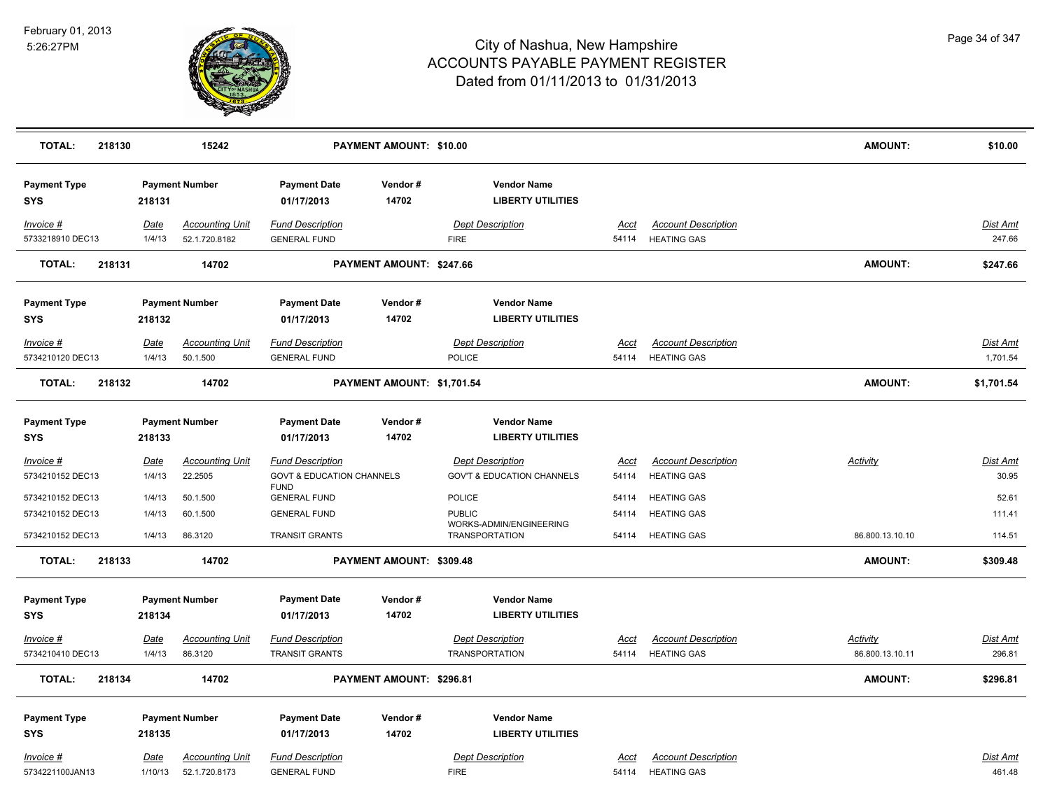| TOTAL: | 218130 | 15242 | | PAYMENT AMOUNT: $10.00 | | | | AMOUNT: | $10.00 |
|---|---|---|---|---|---|---|---|---|---|

| Payment Type | Payment Number | Payment Date | Vendor # | Vendor Name |
|---|---|---|---|---|
| SYS | 218131 | 01/17/2013 | 14702 | LIBERTY UTILITIES |

| Invoice # | Date | Accounting Unit | Fund Description | Dept Description | Acct | Account Description | Dist Amt |
|---|---|---|---|---|---|---|---|
| 5733218910 DEC13 | 1/4/13 | 52.1.720.8182 | GENERAL FUND | FIRE | 54114 | HEATING GAS | 247.66 |

**TOTAL: 218131 14702 PAYMENT AMOUNT: $247.66 AMOUNT: $247.66**

| Payment Type | Payment Number | Payment Date | Vendor # | Vendor Name |
|---|---|---|---|---|
| SYS | 218132 | 01/17/2013 | 14702 | LIBERTY UTILITIES |

| Invoice # | Date | Accounting Unit | Fund Description | Dept Description | Acct | Account Description | Dist Amt |
|---|---|---|---|---|---|---|---|
| 5734210120 DEC13 | 1/4/13 | 50.1.500 | GENERAL FUND | POLICE | 54114 | HEATING GAS | 1,701.54 |

**TOTAL: 218132 14702 PAYMENT AMOUNT: $1,701.54 AMOUNT: $1,701.54**

| Payment Type | Payment Number | Payment Date | Vendor # | Vendor Name |
|---|---|---|---|---|
| SYS | 218133 | 01/17/2013 | 14702 | LIBERTY UTILITIES |

| Invoice # | Date | Accounting Unit | Fund Description | Dept Description | Acct | Account Description | Activity | Dist Amt |
|---|---|---|---|---|---|---|---|---|
| 5734210152 DEC13 | 1/4/13 | 22.2505 | GOVT & EDUCATION CHANNELS FUND | GOV'T & EDUCATION CHANNELS | 54114 | HEATING GAS | | 30.95 |
| 5734210152 DEC13 | 1/4/13 | 50.1.500 | GENERAL FUND | POLICE | 54114 | HEATING GAS | | 52.61 |
| 5734210152 DEC13 | 1/4/13 | 60.1.500 | GENERAL FUND | PUBLIC WORKS-ADMIN/ENGINEERING | 54114 | HEATING GAS | | 111.41 |
| 5734210152 DEC13 | 1/4/13 | 86.3120 | TRANSIT GRANTS | TRANSPORTATION | 54114 | HEATING GAS | 86.800.13.10.10 | 114.51 |

**TOTAL: 218133 14702 PAYMENT AMOUNT: $309.48 AMOUNT: $309.48**

| Payment Type | Payment Number | Payment Date | Vendor # | Vendor Name |
|---|---|---|---|---|
| SYS | 218134 | 01/17/2013 | 14702 | LIBERTY UTILITIES |

| Invoice # | Date | Accounting Unit | Fund Description | Dept Description | Acct | Account Description | Activity | Dist Amt |
|---|---|---|---|---|---|---|---|---|
| 5734210410 DEC13 | 1/4/13 | 86.3120 | TRANSIT GRANTS | TRANSPORTATION | 54114 | HEATING GAS | 86.800.13.10.11 | 296.81 |

**TOTAL: 218134 14702 PAYMENT AMOUNT: $296.81 AMOUNT: $296.81**

| Payment Type | Payment Number | Payment Date | Vendor # | Vendor Name |
|---|---|---|---|---|
| SYS | 218135 | 01/17/2013 | 14702 | LIBERTY UTILITIES |

| Invoice # | Date | Accounting Unit | Fund Description | Dept Description | Acct | Account Description | Dist Amt |
|---|---|---|---|---|---|---|---|
| 5734221100JAN13 | 1/10/13 | 52.1.720.8173 | GENERAL FUND | FIRE | 54114 | HEATING GAS | 461.48 |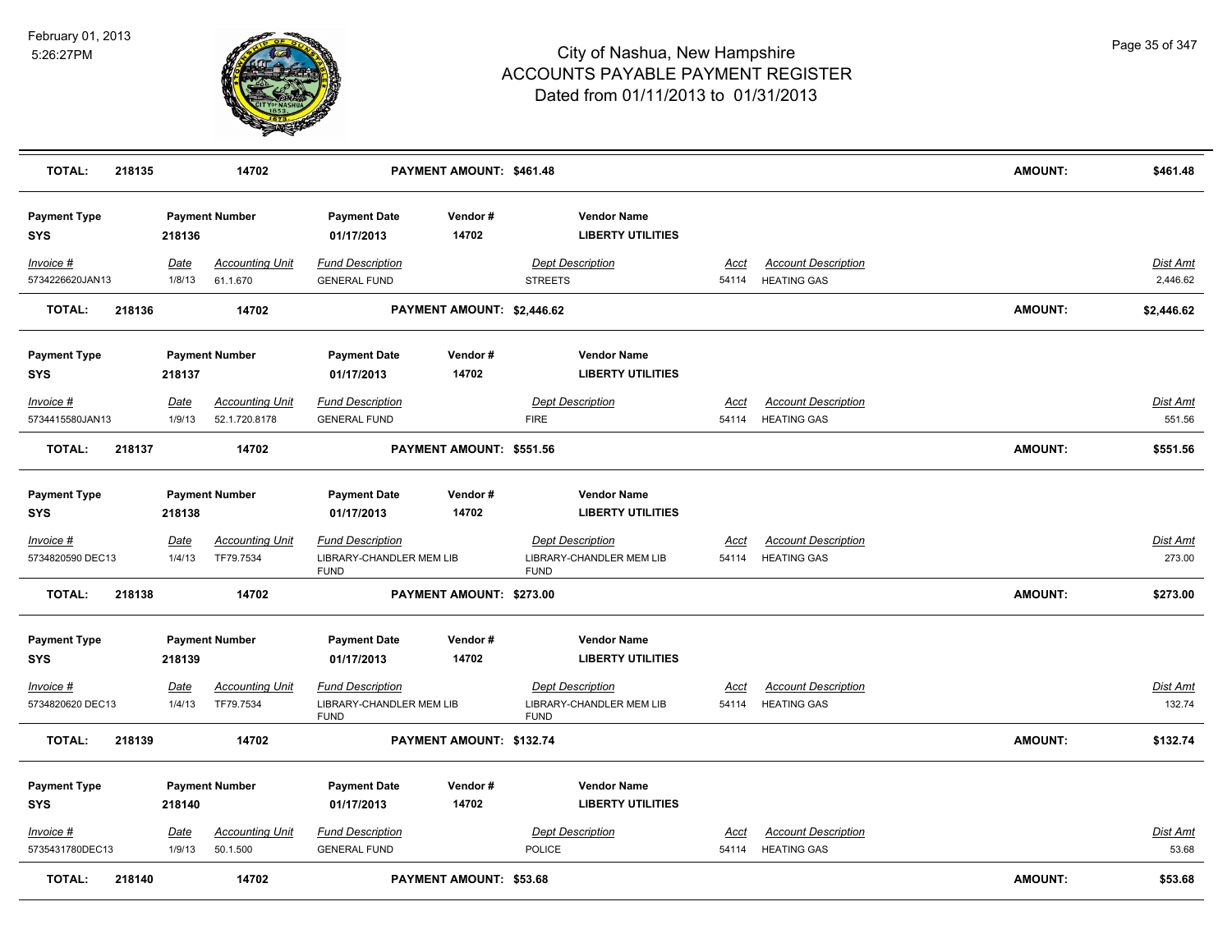# City of Nashua, New Hampshire
## ACCOUNTS PAYABLE PAYMENT REGISTER
### Dated from 01/11/2013 to 01/31/2013

February 01, 2013
5:26:27PM

| **TOTAL:** | **218135** | **14702** | **PAYMENT AMOUNT: $461.48** | | | **AMOUNT:** | **$461.48** |
|---|---|---|---|---|---|---|---|

| **Payment Type** | **Payment Number** | **Payment Date** | **Vendor #** | **Vendor Name** |
|---|---|---|---|---|
| **SYS** | **218136** | **01/17/2013** | **14702** | **LIBERTY UTILITIES** |

| *Invoice #* | *Date* | *Accounting Unit* | *Fund Description* | *Dept Description* | *Acct* | *Account Description* | *Dist Amt* |
|---|---|---|---|---|---|---|---|
| 5734226620JAN13 | 1/8/13 | 61.1.670 | GENERAL FUND | STREETS | 54114 | HEATING GAS | 2,446.62 |
| **TOTAL:** | **218136** | **14702** | **PAYMENT AMOUNT: $2,446.62** | | | **AMOUNT:** | **$2,446.62** |

| **Payment Type** | **Payment Number** | **Payment Date** | **Vendor #** | **Vendor Name** |
|---|---|---|---|---|
| **SYS** | **218137** | **01/17/2013** | **14702** | **LIBERTY UTILITIES** |

| *Invoice #* | *Date* | *Accounting Unit* | *Fund Description* | *Dept Description* | *Acct* | *Account Description* | *Dist Amt* |
|---|---|---|---|---|---|---|---|
| 5734415580JAN13 | 1/9/13 | 52.1.720.8178 | GENERAL FUND | FIRE | 54114 | HEATING GAS | 551.56 |
| **TOTAL:** | **218137** | **14702** | **PAYMENT AMOUNT: $551.56** | | | **AMOUNT:** | **$551.56** |

| **Payment Type** | **Payment Number** | **Payment Date** | **Vendor #** | **Vendor Name** |
|---|---|---|---|---|
| **SYS** | **218138** | **01/17/2013** | **14702** | **LIBERTY UTILITIES** |

| *Invoice #* | *Date* | *Accounting Unit* | *Fund Description* | *Dept Description* | *Acct* | *Account Description* | *Dist Amt* |
|---|---|---|---|---|---|---|---|
| 5734820590 DEC13 | 1/4/13 | TF79.7534 | LIBRARY-CHANDLER MEM LIB FUND | LIBRARY-CHANDLER MEM LIB FUND | 54114 | HEATING GAS | 273.00 |
| **TOTAL:** | **218138** | **14702** | **PAYMENT AMOUNT: $273.00** | | | **AMOUNT:** | **$273.00** |

| **Payment Type** | **Payment Number** | **Payment Date** | **Vendor #** | **Vendor Name** |
|---|---|---|---|---|
| **SYS** | **218139** | **01/17/2013** | **14702** | **LIBERTY UTILITIES** |

| *Invoice #* | *Date* | *Accounting Unit* | *Fund Description* | *Dept Description* | *Acct* | *Account Description* | *Dist Amt* |
|---|---|---|---|---|---|---|---|
| 5734820620 DEC13 | 1/4/13 | TF79.7534 | LIBRARY-CHANDLER MEM LIB FUND | LIBRARY-CHANDLER MEM LIB FUND | 54114 | HEATING GAS | 132.74 |
| **TOTAL:** | **218139** | **14702** | **PAYMENT AMOUNT: $132.74** | | | **AMOUNT:** | **$132.74** |

| **Payment Type** | **Payment Number** | **Payment Date** | **Vendor #** | **Vendor Name** |
|---|---|---|---|---|
| **SYS** | **218140** | **01/17/2013** | **14702** | **LIBERTY UTILITIES** |

| *Invoice #* | *Date* | *Accounting Unit* | *Fund Description* | *Dept Description* | *Acct* | *Account Description* | *Dist Amt* |
|---|---|---|---|---|---|---|---|
| 5735431780DEC13 | 1/9/13 | 50.1.500 | GENERAL FUND | POLICE | 54114 | HEATING GAS | 53.68 |
| **TOTAL:** | **218140** | **14702** | **PAYMENT AMOUNT: $53.68** | | | **AMOUNT:** | **$53.68** |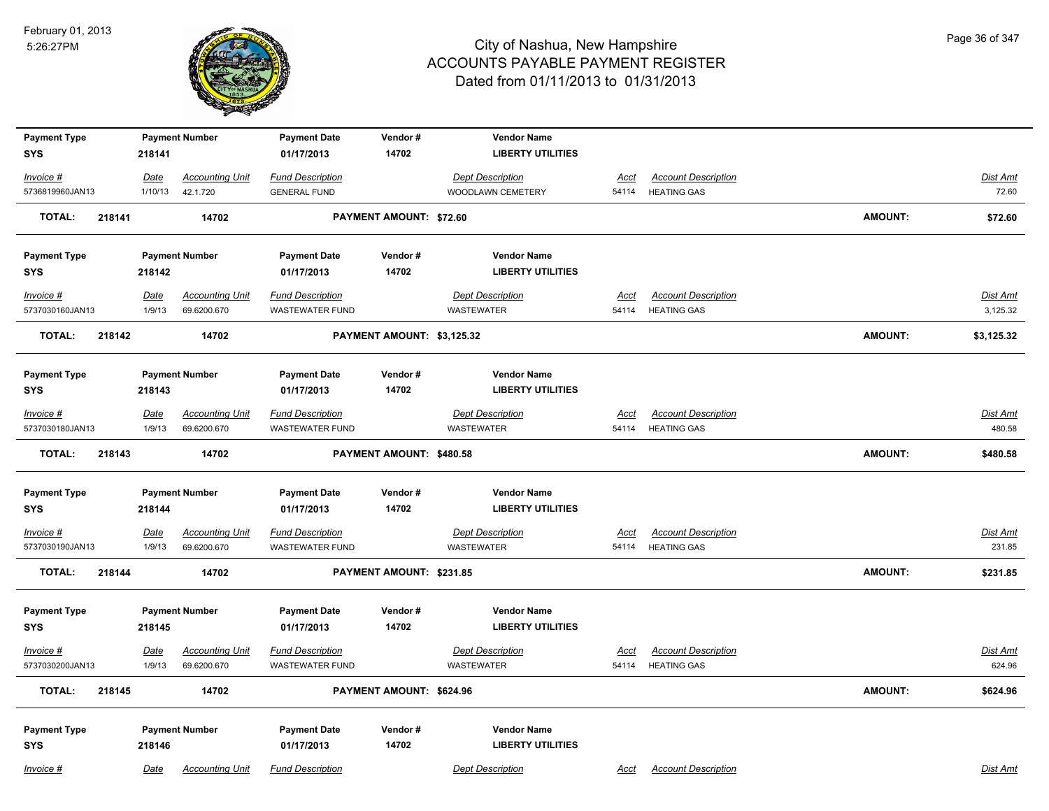# City of Nashua, New Hampshire
## ACCOUNTS PAYABLE PAYMENT REGISTER
### Dated from 01/11/2013 to 01/31/2013

February 01, 2013
5:26:27PM

| Payment Type | Payment Number | Payment Date | Vendor # | Vendor Name |
|---|---|---|---|---|
| SYS | 218141 | 01/17/2013 | 14702 | LIBERTY UTILITIES |

| Invoice # | Date | Accounting Unit | Fund Description | Dept Description | Acct | Account Description | Dist Amt |
|---|---|---|---|---|---|---|---|
| 5736819960JAN13 | 1/10/13 | 42.1.720 | GENERAL FUND | WOODLAWN CEMETERY | 54114 | HEATING GAS | 72.60 |

**TOTAL: 218141 14702 PAYMENT AMOUNT: $72.60 AMOUNT: $72.60**

| Payment Type | Payment Number | Payment Date | Vendor # | Vendor Name |
|---|---|---|---|---|
| SYS | 218142 | 01/17/2013 | 14702 | LIBERTY UTILITIES |

| Invoice # | Date | Accounting Unit | Fund Description | Dept Description | Acct | Account Description | Dist Amt |
|---|---|---|---|---|---|---|---|
| 5737030160JAN13 | 1/9/13 | 69.6200.670 | WASTEWATER FUND | WASTEWATER | 54114 | HEATING GAS | 3,125.32 |

**TOTAL: 218142 14702 PAYMENT AMOUNT: $3,125.32 AMOUNT: $3,125.32**

| Payment Type | Payment Number | Payment Date | Vendor # | Vendor Name |
|---|---|---|---|---|
| SYS | 218143 | 01/17/2013 | 14702 | LIBERTY UTILITIES |

| Invoice # | Date | Accounting Unit | Fund Description | Dept Description | Acct | Account Description | Dist Amt |
|---|---|---|---|---|---|---|---|
| 5737030180JAN13 | 1/9/13 | 69.6200.670 | WASTEWATER FUND | WASTEWATER | 54114 | HEATING GAS | 480.58 |

**TOTAL: 218143 14702 PAYMENT AMOUNT: $480.58 AMOUNT: $480.58**

| Payment Type | Payment Number | Payment Date | Vendor # | Vendor Name |
|---|---|---|---|---|
| SYS | 218144 | 01/17/2013 | 14702 | LIBERTY UTILITIES |

| Invoice # | Date | Accounting Unit | Fund Description | Dept Description | Acct | Account Description | Dist Amt |
|---|---|---|---|---|---|---|---|
| 5737030190JAN13 | 1/9/13 | 69.6200.670 | WASTEWATER FUND | WASTEWATER | 54114 | HEATING GAS | 231.85 |

**TOTAL: 218144 14702 PAYMENT AMOUNT: $231.85 AMOUNT: $231.85**

| Payment Type | Payment Number | Payment Date | Vendor # | Vendor Name |
|---|---|---|---|---|
| SYS | 218145 | 01/17/2013 | 14702 | LIBERTY UTILITIES |

| Invoice # | Date | Accounting Unit | Fund Description | Dept Description | Acct | Account Description | Dist Amt |
|---|---|---|---|---|---|---|---|
| 5737030200JAN13 | 1/9/13 | 69.6200.670 | WASTEWATER FUND | WASTEWATER | 54114 | HEATING GAS | 624.96 |

**TOTAL: 218145 14702 PAYMENT AMOUNT: $624.96 AMOUNT: $624.96**

| Payment Type | Payment Number | Payment Date | Vendor # | Vendor Name |
|---|---|---|---|---|
| SYS | 218146 | 01/17/2013 | 14702 | LIBERTY UTILITIES |

| Invoice # | Date | Accounting Unit | Fund Description | Dept Description | Acct | Account Description | Dist Amt |
|---|---|---|---|---|---|---|---|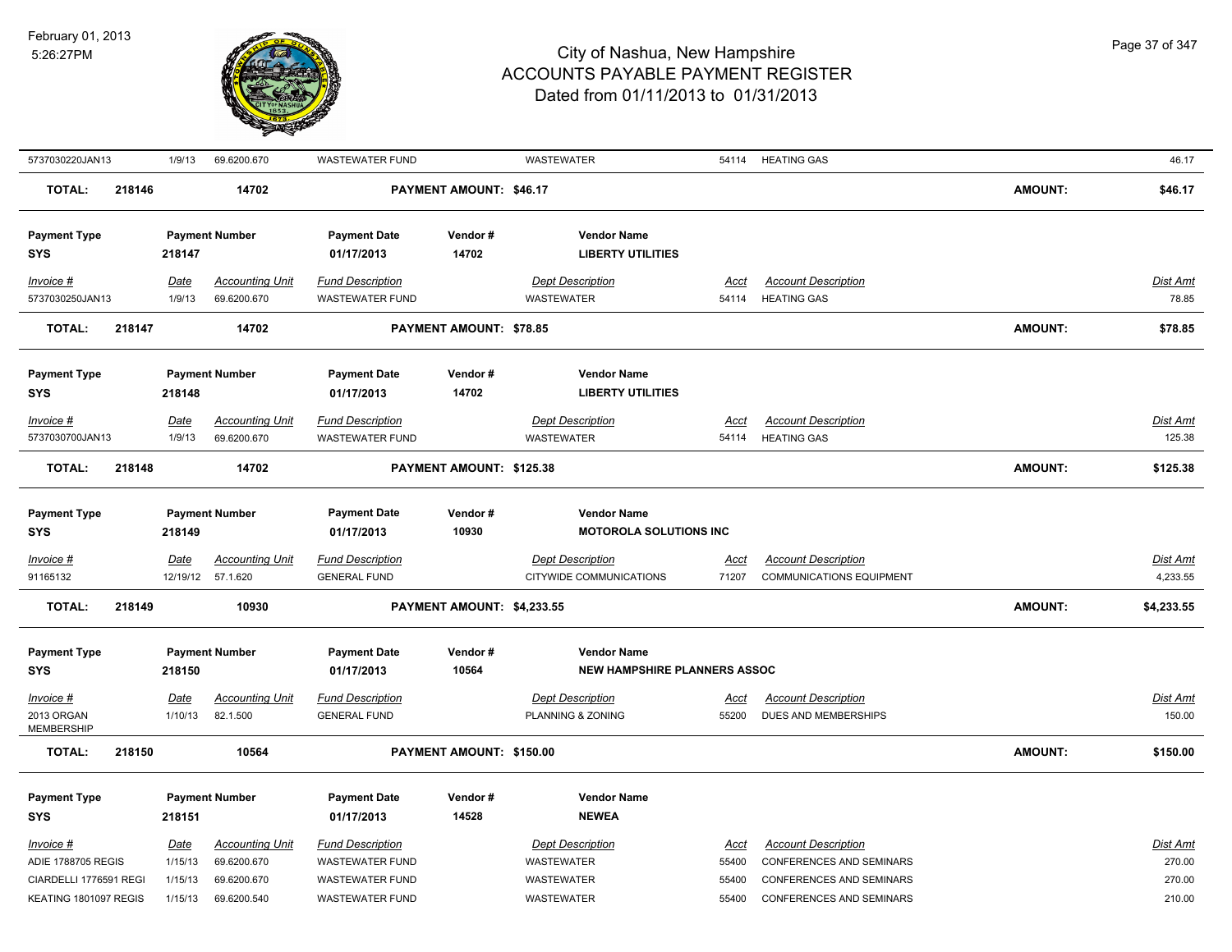| 5737030220JAN13 | 1/9/13 | 69.6200.670 | WASTEWATER FUND | | WASTEWATER | 54114 | HEATING GAS | | 46.17 |
|---|---|---|---|---|---|---|---|---|---|
| **TOTAL:** | **218146** | **14702** | | **PAYMENT AMOUNT: $46.17** | | | | **AMOUNT:** | **$46.17** |

| **Payment Type** | **Payment Number** | | **Payment Date** | **Vendor #** | **Vendor Name** | | | | |
|---|---|---|---|---|---|---|---|---|---|
| **SYS** | **218147** | | **01/17/2013** | **14702** | **LIBERTY UTILITIES** | | | | |
| *Invoice #* | *Date* | *Accounting Unit* | *Fund Description* | | *Dept Description* | *Acct* | *Account Description* | | *Dist Amt* |
| 5737030250JAN13 | 1/9/13 | 69.6200.670 | WASTEWATER FUND | | WASTEWATER | 54114 | HEATING GAS | | 78.85 |
| **TOTAL:** | **218147** | **14702** | | **PAYMENT AMOUNT: $78.85** | | | | **AMOUNT:** | **$78.85** |

| **Payment Type** | **Payment Number** | | **Payment Date** | **Vendor #** | **Vendor Name** | | | | |
|---|---|---|---|---|---|---|---|---|---|
| **SYS** | **218148** | | **01/17/2013** | **14702** | **LIBERTY UTILITIES** | | | | |
| *Invoice #* | *Date* | *Accounting Unit* | *Fund Description* | | *Dept Description* | *Acct* | *Account Description* | | *Dist Amt* |
| 5737030700JAN13 | 1/9/13 | 69.6200.670 | WASTEWATER FUND | | WASTEWATER | 54114 | HEATING GAS | | 125.38 |
| **TOTAL:** | **218148** | **14702** | | **PAYMENT AMOUNT: $125.38** | | | | **AMOUNT:** | **$125.38** |

| **Payment Type** | **Payment Number** | | **Payment Date** | **Vendor #** | **Vendor Name** | | | | |
|---|---|---|---|---|---|---|---|---|---|
| **SYS** | **218149** | | **01/17/2013** | **10930** | **MOTOROLA SOLUTIONS INC** | | | | |
| *Invoice #* | *Date* | *Accounting Unit* | *Fund Description* | | *Dept Description* | *Acct* | *Account Description* | | *Dist Amt* |
| 91165132 | 12/19/12 | 57.1.620 | GENERAL FUND | | CITYWIDE COMMUNICATIONS | 71207 | COMMUNICATIONS EQUIPMENT | | 4,233.55 |
| **TOTAL:** | **218149** | **10930** | | **PAYMENT AMOUNT: $4,233.55** | | | | **AMOUNT:** | **$4,233.55** |

| **Payment Type** | **Payment Number** | | **Payment Date** | **Vendor #** | **Vendor Name** | | | | |
|---|---|---|---|---|---|---|---|---|---|
| **SYS** | **218150** | | **01/17/2013** | **10564** | **NEW HAMPSHIRE PLANNERS ASSOC** | | | | |
| *Invoice #* | *Date* | *Accounting Unit* | *Fund Description* | | *Dept Description* | *Acct* | *Account Description* | | *Dist Amt* |
| 2013 ORGAN MEMBERSHIP | 1/10/13 | 82.1.500 | GENERAL FUND | | PLANNING & ZONING | 55200 | DUES AND MEMBERSHIPS | | 150.00 |
| **TOTAL:** | **218150** | **10564** | | **PAYMENT AMOUNT: $150.00** | | | | **AMOUNT:** | **$150.00** |

| **Payment Type** | **Payment Number** | | **Payment Date** | **Vendor #** | **Vendor Name** | | | | |
|---|---|---|---|---|---|---|---|---|---|
| **SYS** | **218151** | | **01/17/2013** | **14528** | **NEWEA** | | | | |
| *Invoice #* | *Date* | *Accounting Unit* | *Fund Description* | | *Dept Description* | *Acct* | *Account Description* | | *Dist Amt* |
| ADIE 1788705 REGIS | 1/15/13 | 69.6200.670 | WASTEWATER FUND | | WASTEWATER | 55400 | CONFERENCES AND SEMINARS | | 270.00 |
| CIARDELLI 1776591 REGI | 1/15/13 | 69.6200.670 | WASTEWATER FUND | | WASTEWATER | 55400 | CONFERENCES AND SEMINARS | | 270.00 |
| KEATING 1801097 REGIS | 1/15/13 | 69.6200.540 | WASTEWATER FUND | | WASTEWATER | 55400 | CONFERENCES AND SEMINARS | | 210.00 |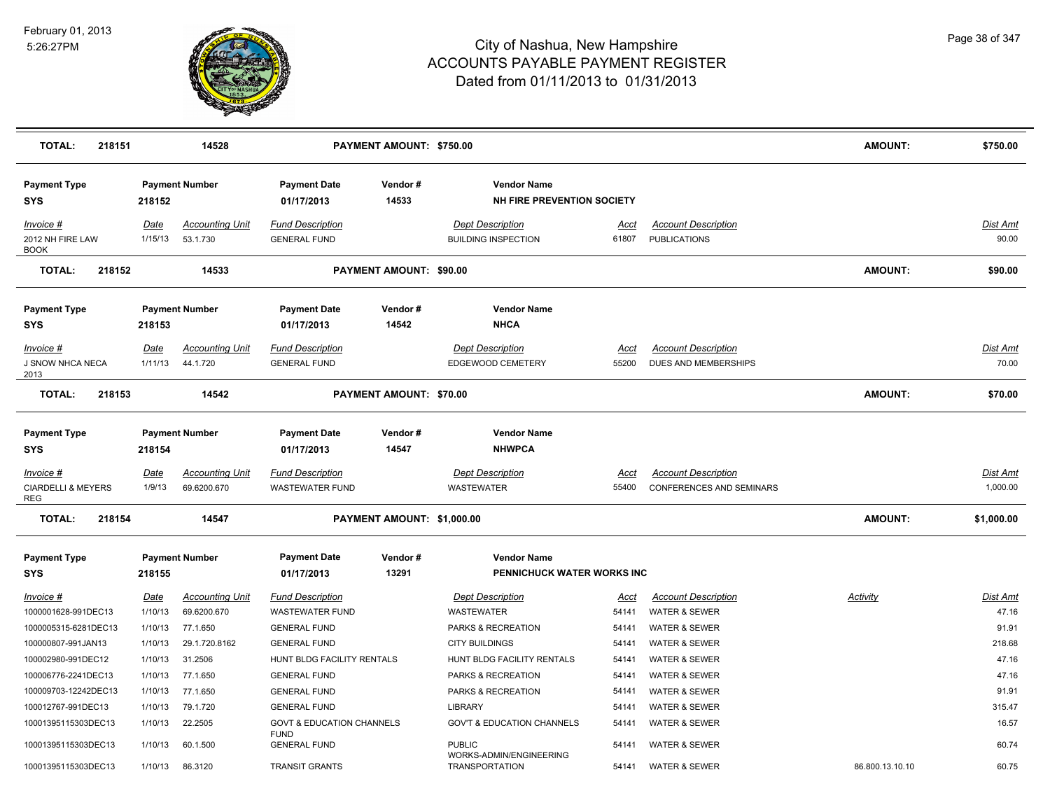# City of Nashua, New Hampshire
## ACCOUNTS PAYABLE PAYMENT REGISTER
### Dated from 01/11/2013 to 01/31/2013

February 01, 2013
5:26:27PM

**TOTAL: 218151 | 14528 | PAYMENT AMOUNT: $750.00 | AMOUNT: $750.00**

| Payment Type | Payment Number | Payment Date | Vendor # | Vendor Name |
|---|---|---|---|---|
| SYS | 218152 | 01/17/2013 | 14533 | NH FIRE PREVENTION SOCIETY |

| Invoice # | Date | Accounting Unit | Fund Description | Dept Description | Acct | Account Description | Dist Amt |
|---|---|---|---|---|---|---|---|
| 2012 NH FIRE LAW BOOK | 1/15/13 | 53.1.730 | GENERAL FUND | BUILDING INSPECTION | 61807 | PUBLICATIONS | 90.00 |

**TOTAL: 218152 | 14533 | PAYMENT AMOUNT: $90.00 | AMOUNT: $90.00**

| Payment Type | Payment Number | Payment Date | Vendor # | Vendor Name |
|---|---|---|---|---|
| SYS | 218153 | 01/17/2013 | 14542 | NHCA |

| Invoice # | Date | Accounting Unit | Fund Description | Dept Description | Acct | Account Description | Dist Amt |
|---|---|---|---|---|---|---|---|
| J SNOW NHCA NECA 2013 | 1/11/13 | 44.1.720 | GENERAL FUND | EDGEWOOD CEMETERY | 55200 | DUES AND MEMBERSHIPS | 70.00 |

**TOTAL: 218153 | 14542 | PAYMENT AMOUNT: $70.00 | AMOUNT: $70.00**

| Payment Type | Payment Number | Payment Date | Vendor # | Vendor Name |
|---|---|---|---|---|
| SYS | 218154 | 01/17/2013 | 14547 | NHWPCA |

| Invoice # | Date | Accounting Unit | Fund Description | Dept Description | Acct | Account Description | Dist Amt |
|---|---|---|---|---|---|---|---|
| CIARDELLI & MEYERS REG | 1/9/13 | 69.6200.670 | WASTEWATER FUND | WASTEWATER | 55400 | CONFERENCES AND SEMINARS | 1,000.00 |

**TOTAL: 218154 | 14547 | PAYMENT AMOUNT: $1,000.00 | AMOUNT: $1,000.00**

| Payment Type | Payment Number | Payment Date | Vendor # | Vendor Name |
|---|---|---|---|---|
| SYS | 218155 | 01/17/2013 | 13291 | PENNICHUCK WATER WORKS INC |

| Invoice # | Date | Accounting Unit | Fund Description | Dept Description | Acct | Account Description | Activity | Dist Amt |
|---|---|---|---|---|---|---|---|---|
| 1000001628-991DEC13 | 1/10/13 | 69.6200.670 | WASTEWATER FUND | WASTEWATER | 54141 | WATER & SEWER | | 47.16 |
| 1000005315-6281DEC13 | 1/10/13 | 77.1.650 | GENERAL FUND | PARKS & RECREATION | 54141 | WATER & SEWER | | 91.91 |
| 100000807-991JAN13 | 1/10/13 | 29.1.720.8162 | GENERAL FUND | CITY BUILDINGS | 54141 | WATER & SEWER | | 218.68 |
| 100002980-991DEC12 | 1/10/13 | 31.2506 | HUNT BLDG FACILITY RENTALS | HUNT BLDG FACILITY RENTALS | 54141 | WATER & SEWER | | 47.16 |
| 100006776-2241DEC13 | 1/10/13 | 77.1.650 | GENERAL FUND | PARKS & RECREATION | 54141 | WATER & SEWER | | 47.16 |
| 100009703-12242DEC13 | 1/10/13 | 77.1.650 | GENERAL FUND | PARKS & RECREATION | 54141 | WATER & SEWER | | 91.91 |
| 100012767-991DEC13 | 1/10/13 | 79.1.720 | GENERAL FUND | LIBRARY | 54141 | WATER & SEWER | | 315.47 |
| 10001395115303DEC13 | 1/10/13 | 22.2505 | GOVT & EDUCATION CHANNELS FUND | GOV'T & EDUCATION CHANNELS | 54141 | WATER & SEWER | | 16.57 |
| 10001395115303DEC13 | 1/10/13 | 60.1.500 | GENERAL FUND | PUBLIC WORKS-ADMIN/ENGINEERING | 54141 | WATER & SEWER | | 60.74 |
| 10001395115303DEC13 | 1/10/13 | 86.3120 | TRANSIT GRANTS | TRANSPORTATION | 54141 | WATER & SEWER | 86.800.13.10.10 | 60.75 |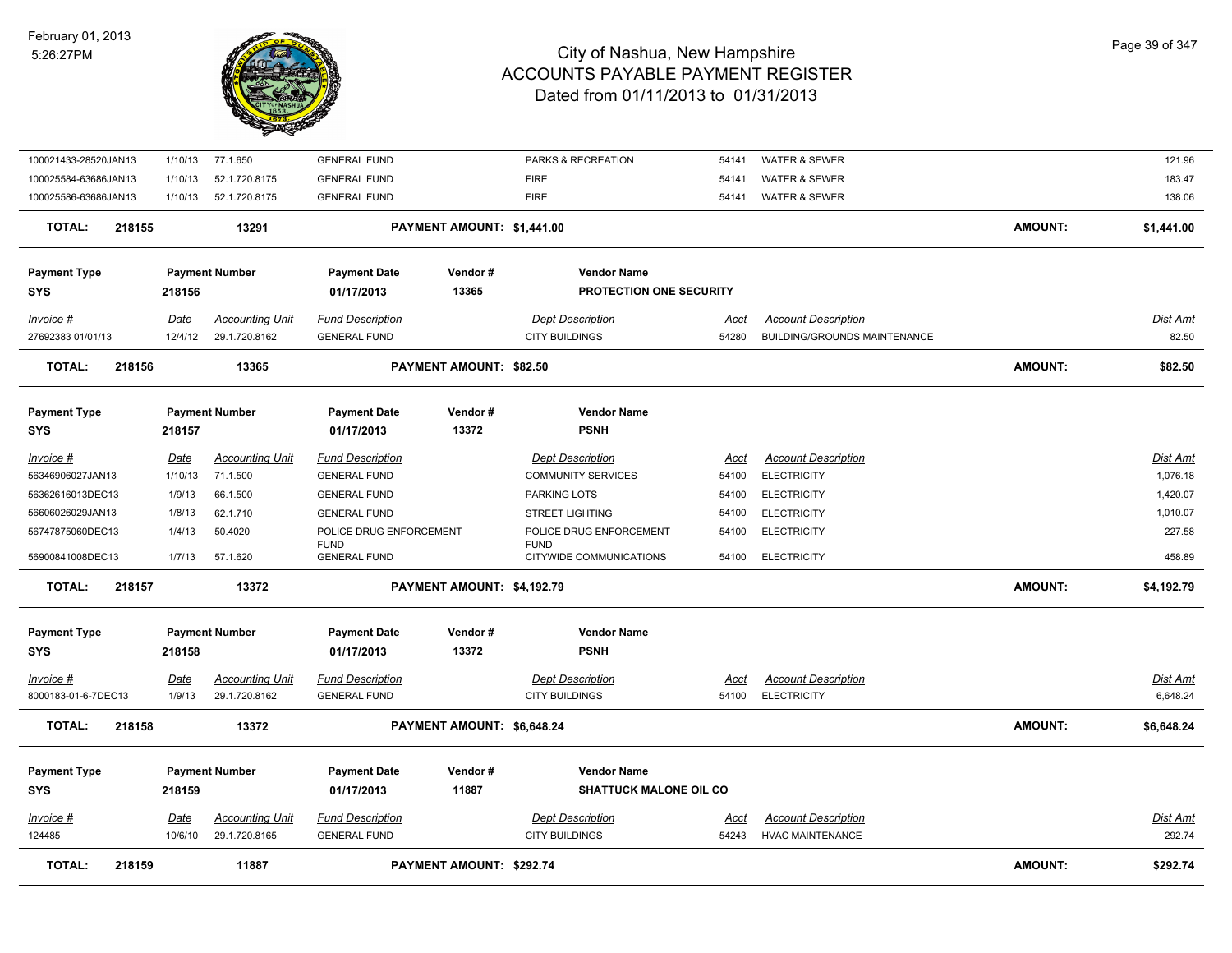# City of Nashua, New Hampshire
# ACCOUNTS PAYABLE PAYMENT REGISTER
## Dated from 01/11/2013 to 01/31/2013

February 01, 2013
5:26:27PM

| Invoice # | Date | Accounting Unit | Fund Description | Dept Description | Acct | Account Description | Dist Amt |
|---|---|---|---|---|---|---|---|
| 100021433-28520JAN13 | 1/10/13 | 77.1.650 | GENERAL FUND | PARKS & RECREATION | 54141 | WATER & SEWER | 121.96 |
| 100025584-63686JAN13 | 1/10/13 | 52.1.720.8175 | GENERAL FUND | FIRE | 54141 | WATER & SEWER | 183.47 |
| 100025586-63686JAN13 | 1/10/13 | 52.1.720.8175 | GENERAL FUND | FIRE | 54141 | WATER & SEWER | 138.06 |

**TOTAL: 218155 13291 PAYMENT AMOUNT: $1,441.00 AMOUNT: $1,441.00**

| Payment Type | Payment Number | Payment Date | Vendor # | Vendor Name |
|---|---|---|---|---|
| SYS | 218156 | 01/17/2013 | 13365 | PROTECTION ONE SECURITY |

| Invoice # | Date | Accounting Unit | Fund Description | Dept Description | Acct | Account Description | Dist Amt |
|---|---|---|---|---|---|---|---|
| 27692383 01/01/13 | 12/4/12 | 29.1.720.8162 | GENERAL FUND | CITY BUILDINGS | 54280 | BUILDING/GROUNDS MAINTENANCE | 82.50 |

**TOTAL: 218156 13365 PAYMENT AMOUNT: $82.50 AMOUNT: $82.50**

| Payment Type | Payment Number | Payment Date | Vendor # | Vendor Name |
|---|---|---|---|---|
| SYS | 218157 | 01/17/2013 | 13372 | PSNH |

| Invoice # | Date | Accounting Unit | Fund Description | Dept Description | Acct | Account Description | Dist Amt |
|---|---|---|---|---|---|---|---|
| 56346906027JAN13 | 1/10/13 | 71.1.500 | GENERAL FUND | COMMUNITY SERVICES | 54100 | ELECTRICITY | 1,076.18 |
| 56362616013DEC13 | 1/9/13 | 66.1.500 | GENERAL FUND | PARKING LOTS | 54100 | ELECTRICITY | 1,420.07 |
| 56606026029JAN13 | 1/8/13 | 62.1.710 | GENERAL FUND | STREET LIGHTING | 54100 | ELECTRICITY | 1,010.07 |
| 56747875060DEC13 | 1/4/13 | 50.4020 | POLICE DRUG ENFORCEMENT FUND | POLICE DRUG ENFORCEMENT FUND | 54100 | ELECTRICITY | 227.58 |
| 56900841008DEC13 | 1/7/13 | 57.1.620 | GENERAL FUND | CITYWIDE COMMUNICATIONS | 54100 | ELECTRICITY | 458.89 |

**TOTAL: 218157 13372 PAYMENT AMOUNT: $4,192.79 AMOUNT: $4,192.79**

| Payment Type | Payment Number | Payment Date | Vendor # | Vendor Name |
|---|---|---|---|---|
| SYS | 218158 | 01/17/2013 | 13372 | PSNH |

| Invoice # | Date | Accounting Unit | Fund Description | Dept Description | Acct | Account Description | Dist Amt |
|---|---|---|---|---|---|---|---|
| 8000183-01-6-7DEC13 | 1/9/13 | 29.1.720.8162 | GENERAL FUND | CITY BUILDINGS | 54100 | ELECTRICITY | 6,648.24 |

**TOTAL: 218158 13372 PAYMENT AMOUNT: $6,648.24 AMOUNT: $6,648.24**

| Payment Type | Payment Number | Payment Date | Vendor # | Vendor Name |
|---|---|---|---|---|
| SYS | 218159 | 01/17/2013 | 11887 | SHATTUCK MALONE OIL CO |

| Invoice # | Date | Accounting Unit | Fund Description | Dept Description | Acct | Account Description | Dist Amt |
|---|---|---|---|---|---|---|---|
| 124485 | 10/6/10 | 29.1.720.8165 | GENERAL FUND | CITY BUILDINGS | 54243 | HVAC MAINTENANCE | 292.74 |

**TOTAL: 218159 11887 PAYMENT AMOUNT: $292.74 AMOUNT: $292.74**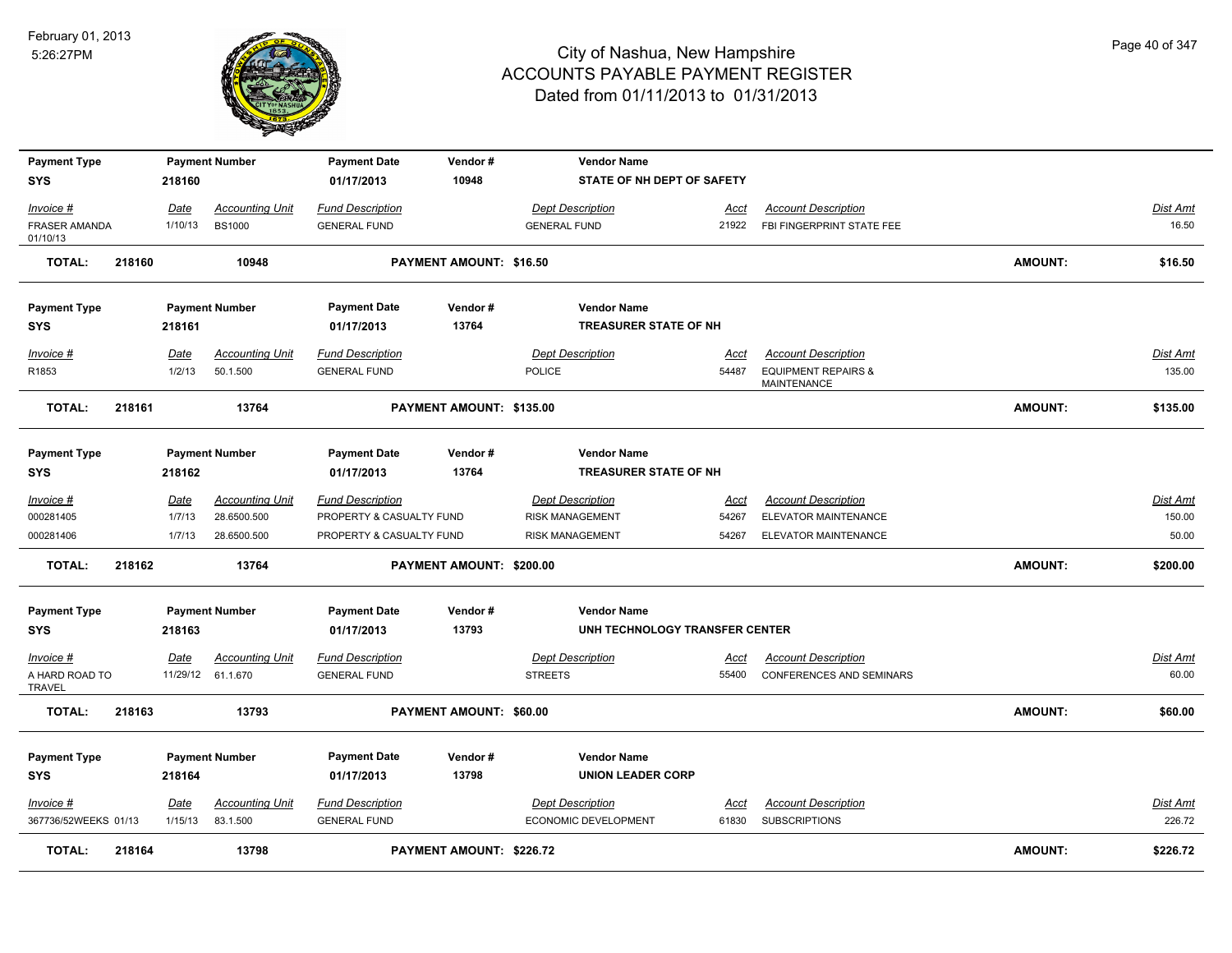# City of Nashua, New Hampshire
## ACCOUNTS PAYABLE PAYMENT REGISTER
### Dated from 01/11/2013 to 01/31/2013

February 01, 2013
5:26:27PM

| Payment Type | Payment Number | Payment Date | Vendor # | Vendor Name |
|---|---|---|---|---|
| SYS | 218160 | 01/17/2013 | 10948 | STATE OF NH DEPT OF SAFETY |

| Invoice # | Date | Accounting Unit | Fund Description | Dept Description | Acct | Account Description | Dist Amt |
|---|---|---|---|---|---|---|---|
| FRASER AMANDA 01/10/13 | 1/10/13 | BS1000 | GENERAL FUND | GENERAL FUND | 21922 | FBI FINGERPRINT STATE FEE | 16.50 |

**TOTAL: 218160 10948 PAYMENT AMOUNT: $16.50 AMOUNT: $16.50**

| Payment Type | Payment Number | Payment Date | Vendor # | Vendor Name |
|---|---|---|---|---|
| SYS | 218161 | 01/17/2013 | 13764 | TREASURER STATE OF NH |

| Invoice # | Date | Accounting Unit | Fund Description | Dept Description | Acct | Account Description | Dist Amt |
|---|---|---|---|---|---|---|---|
| R1853 | 1/2/13 | 50.1.500 | GENERAL FUND | POLICE | 54487 | EQUIPMENT REPAIRS & MAINTENANCE | 135.00 |

**TOTAL: 218161 13764 PAYMENT AMOUNT: $135.00 AMOUNT: $135.00**

| Payment Type | Payment Number | Payment Date | Vendor # | Vendor Name |
|---|---|---|---|---|
| SYS | 218162 | 01/17/2013 | 13764 | TREASURER STATE OF NH |

| Invoice # | Date | Accounting Unit | Fund Description | Dept Description | Acct | Account Description | Dist Amt |
|---|---|---|---|---|---|---|---|
| 000281405 | 1/7/13 | 28.6500.500 | PROPERTY & CASUALTY FUND | RISK MANAGEMENT | 54267 | ELEVATOR MAINTENANCE | 150.00 |
| 000281406 | 1/7/13 | 28.6500.500 | PROPERTY & CASUALTY FUND | RISK MANAGEMENT | 54267 | ELEVATOR MAINTENANCE | 50.00 |

**TOTAL: 218162 13764 PAYMENT AMOUNT: $200.00 AMOUNT: $200.00**

| Payment Type | Payment Number | Payment Date | Vendor # | Vendor Name |
|---|---|---|---|---|
| SYS | 218163 | 01/17/2013 | 13793 | UNH TECHNOLOGY TRANSFER CENTER |

| Invoice # | Date | Accounting Unit | Fund Description | Dept Description | Acct | Account Description | Dist Amt |
|---|---|---|---|---|---|---|---|
| A HARD ROAD TO TRAVEL | 11/29/12 | 61.1.670 | GENERAL FUND | STREETS | 55400 | CONFERENCES AND SEMINARS | 60.00 |

**TOTAL: 218163 13793 PAYMENT AMOUNT: $60.00 AMOUNT: $60.00**

| Payment Type | Payment Number | Payment Date | Vendor # | Vendor Name |
|---|---|---|---|---|
| SYS | 218164 | 01/17/2013 | 13798 | UNION LEADER CORP |

| Invoice # | Date | Accounting Unit | Fund Description | Dept Description | Acct | Account Description | Dist Amt |
|---|---|---|---|---|---|---|---|
| 367736/52WEEKS 01/13 | 1/15/13 | 83.1.500 | GENERAL FUND | ECONOMIC DEVELOPMENT | 61830 | SUBSCRIPTIONS | 226.72 |

**TOTAL: 218164 13798 PAYMENT AMOUNT: $226.72 AMOUNT: $226.72**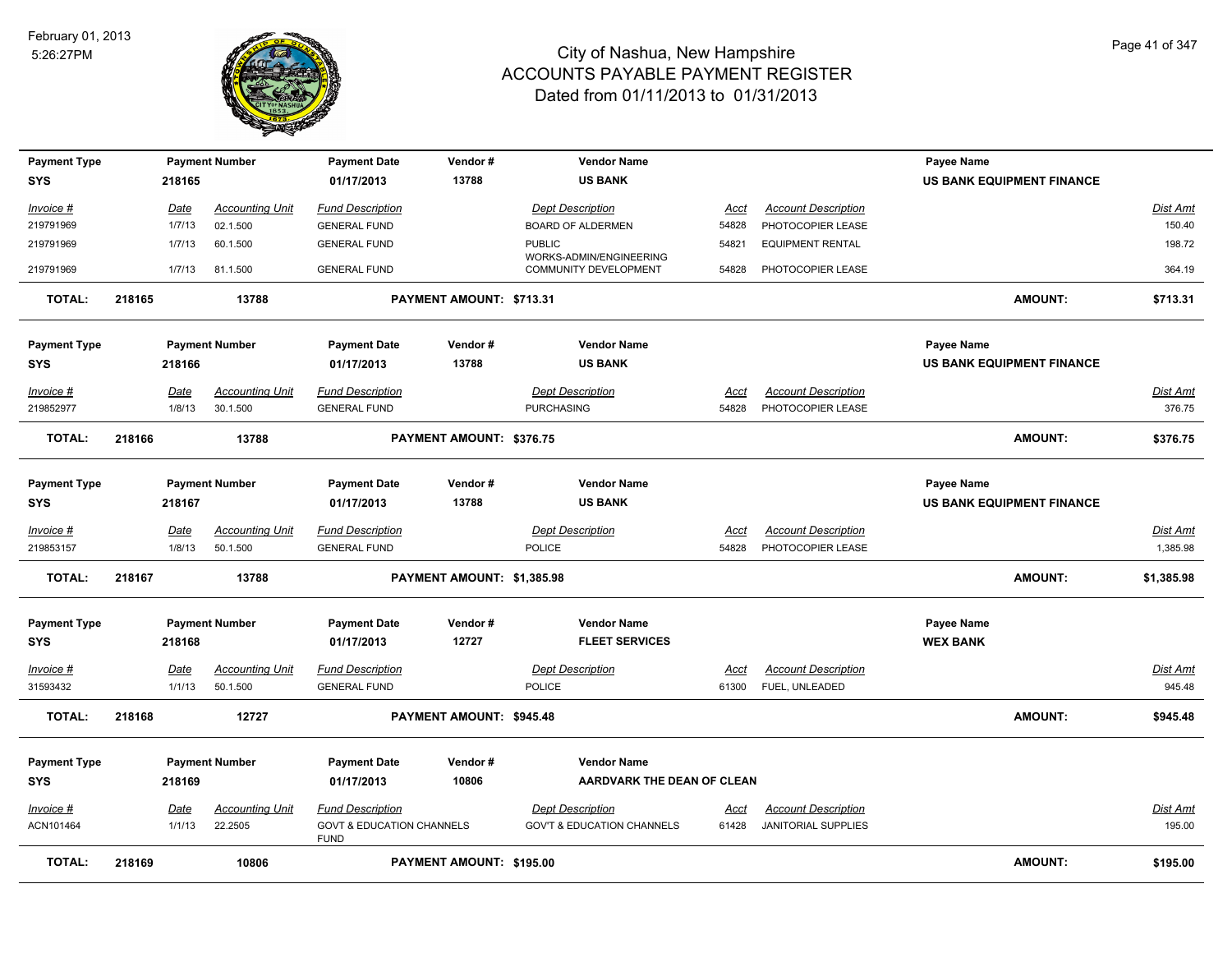# City of Nashua, New Hampshire
## ACCOUNTS PAYABLE PAYMENT REGISTER
### Dated from 01/11/2013 to 01/31/2013

February 01, 2013
5:26:27PM

| Payment Type | Payment Number | Payment Date | Vendor # | Vendor Name | Payee Name |
|---|---|---|---|---|---|
| SYS | 218165 | 01/17/2013 | 13788 | US BANK | US BANK EQUIPMENT FINANCE |

| Invoice # | Date | Accounting Unit | Fund Description | Dept Description | Acct | Account Description | Dist Amt |
|---|---|---|---|---|---|---|---|
| 219791969 | 1/7/13 | 02.1.500 | GENERAL FUND | BOARD OF ALDERMEN | 54828 | PHOTOCOPIER LEASE | 150.40 |
| 219791969 | 1/7/13 | 60.1.500 | GENERAL FUND | PUBLIC WORKS-ADMIN/ENGINEERING | 54821 | EQUIPMENT RENTAL | 198.72 |
| 219791969 | 1/7/13 | 81.1.500 | GENERAL FUND | COMMUNITY DEVELOPMENT | 54828 | PHOTOCOPIER LEASE | 364.19 |

**TOTAL: 218165 13788 PAYMENT AMOUNT: $713.31 AMOUNT: $713.31**

| Payment Type | Payment Number | Payment Date | Vendor # | Vendor Name | Payee Name |
|---|---|---|---|---|---|
| SYS | 218166 | 01/17/2013 | 13788 | US BANK | US BANK EQUIPMENT FINANCE |

| Invoice # | Date | Accounting Unit | Fund Description | Dept Description | Acct | Account Description | Dist Amt |
|---|---|---|---|---|---|---|---|
| 219852977 | 1/8/13 | 30.1.500 | GENERAL FUND | PURCHASING | 54828 | PHOTOCOPIER LEASE | 376.75 |

**TOTAL: 218166 13788 PAYMENT AMOUNT: $376.75 AMOUNT: $376.75**

| Payment Type | Payment Number | Payment Date | Vendor # | Vendor Name | Payee Name |
|---|---|---|---|---|---|
| SYS | 218167 | 01/17/2013 | 13788 | US BANK | US BANK EQUIPMENT FINANCE |

| Invoice # | Date | Accounting Unit | Fund Description | Dept Description | Acct | Account Description | Dist Amt |
|---|---|---|---|---|---|---|---|
| 219853157 | 1/8/13 | 50.1.500 | GENERAL FUND | POLICE | 54828 | PHOTOCOPIER LEASE | 1,385.98 |

**TOTAL: 218167 13788 PAYMENT AMOUNT: $1,385.98 AMOUNT: $1,385.98**

| Payment Type | Payment Number | Payment Date | Vendor # | Vendor Name | Payee Name |
|---|---|---|---|---|---|
| SYS | 218168 | 01/17/2013 | 12727 | FLEET SERVICES | WEX BANK |

| Invoice # | Date | Accounting Unit | Fund Description | Dept Description | Acct | Account Description | Dist Amt |
|---|---|---|---|---|---|---|---|
| 31593432 | 1/1/13 | 50.1.500 | GENERAL FUND | POLICE | 61300 | FUEL, UNLEADED | 945.48 |

**TOTAL: 218168 12727 PAYMENT AMOUNT: $945.48 AMOUNT: $945.48**

| Payment Type | Payment Number | Payment Date | Vendor # | Vendor Name | Payee Name |
|---|---|---|---|---|---|
| SYS | 218169 | 01/17/2013 | 10806 | AARDVARK THE DEAN OF CLEAN | |

| Invoice # | Date | Accounting Unit | Fund Description | Dept Description | Acct | Account Description | Dist Amt |
|---|---|---|---|---|---|---|---|
| ACN101464 | 1/1/13 | 22.2505 | GOVT & EDUCATION CHANNELS FUND | GOV'T & EDUCATION CHANNELS | 61428 | JANITORIAL SUPPLIES | 195.00 |

**TOTAL: 218169 10806 PAYMENT AMOUNT: $195.00 AMOUNT: $195.00**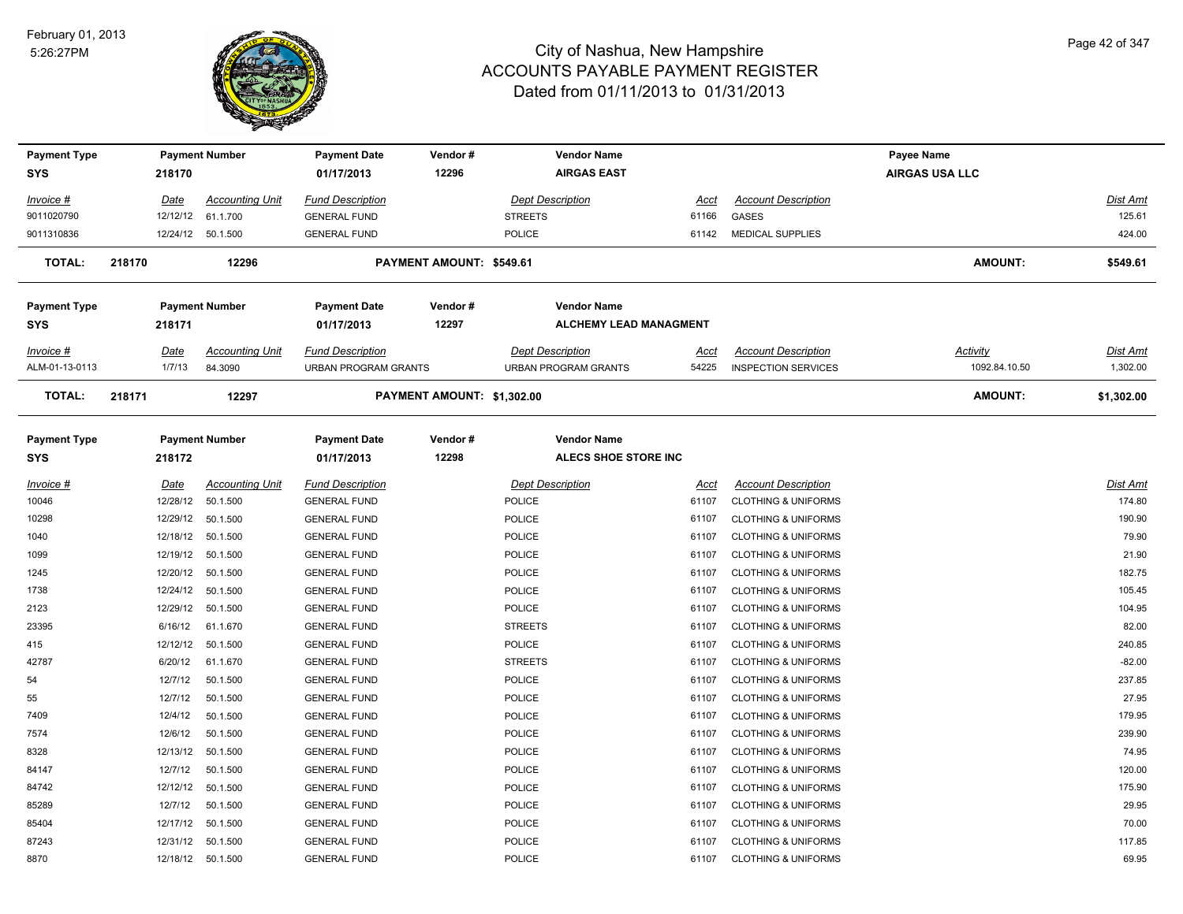# City of Nashua, New Hampshire
## ACCOUNTS PAYABLE PAYMENT REGISTER
### Dated from 01/11/2013 to 01/31/2013

February 01, 2013
5:26:27PM

| Payment Type | Payment Number | Payment Date | Vendor # | Vendor Name | Payee Name |
|---|---|---|---|---|---|
| SYS | 218170 | 01/17/2013 | 12296 | AIRGAS EAST | AIRGAS USA LLC |

| Invoice # | Date | Accounting Unit | Fund Description | Dept Description | Acct | Account Description | Dist Amt |
|---|---|---|---|---|---|---|---|
| 9011020790 | 12/12/12 | 61.1.700 | GENERAL FUND | STREETS | 61166 | GASES | 125.61 |
| 9011310836 | 12/24/12 | 50.1.500 | GENERAL FUND | POLICE | 61142 | MEDICAL SUPPLIES | 424.00 |

**TOTAL: 218170 12296 PAYMENT AMOUNT: $549.61 AMOUNT: $549.61**

| Payment Type | Payment Number | Payment Date | Vendor # | Vendor Name |
|---|---|---|---|---|
| SYS | 218171 | 01/17/2013 | 12297 | ALCHEMY LEAD MANAGMENT |

| Invoice # | Date | Accounting Unit | Fund Description | Dept Description | Acct | Account Description | Activity | Dist Amt |
|---|---|---|---|---|---|---|---|---|
| ALM-01-13-0113 | 1/7/13 | 84.3090 | URBAN PROGRAM GRANTS | URBAN PROGRAM GRANTS | 54225 | INSPECTION SERVICES | 1092.84.10.50 | 1,302.00 |

**TOTAL: 218171 12297 PAYMENT AMOUNT: $1,302.00 AMOUNT: $1,302.00**

| Payment Type | Payment Number | Payment Date | Vendor # | Vendor Name |
|---|---|---|---|---|
| SYS | 218172 | 01/17/2013 | 12298 | ALECS SHOE STORE INC |

| Invoice # | Date | Accounting Unit | Fund Description | Dept Description | Acct | Account Description | Dist Amt |
|---|---|---|---|---|---|---|---|
| 10046 | 12/28/12 | 50.1.500 | GENERAL FUND | POLICE | 61107 | CLOTHING & UNIFORMS | 174.80 |
| 10298 | 12/29/12 | 50.1.500 | GENERAL FUND | POLICE | 61107 | CLOTHING & UNIFORMS | 190.90 |
| 1040 | 12/18/12 | 50.1.500 | GENERAL FUND | POLICE | 61107 | CLOTHING & UNIFORMS | 79.90 |
| 1099 | 12/19/12 | 50.1.500 | GENERAL FUND | POLICE | 61107 | CLOTHING & UNIFORMS | 21.90 |
| 1245 | 12/20/12 | 50.1.500 | GENERAL FUND | POLICE | 61107 | CLOTHING & UNIFORMS | 182.75 |
| 1738 | 12/24/12 | 50.1.500 | GENERAL FUND | POLICE | 61107 | CLOTHING & UNIFORMS | 105.45 |
| 2123 | 12/29/12 | 50.1.500 | GENERAL FUND | POLICE | 61107 | CLOTHING & UNIFORMS | 104.95 |
| 23395 | 6/16/12 | 61.1.670 | GENERAL FUND | STREETS | 61107 | CLOTHING & UNIFORMS | 82.00 |
| 415 | 12/12/12 | 50.1.500 | GENERAL FUND | POLICE | 61107 | CLOTHING & UNIFORMS | 240.85 |
| 42787 | 6/20/12 | 61.1.670 | GENERAL FUND | STREETS | 61107 | CLOTHING & UNIFORMS | -82.00 |
| 54 | 12/7/12 | 50.1.500 | GENERAL FUND | POLICE | 61107 | CLOTHING & UNIFORMS | 237.85 |
| 55 | 12/7/12 | 50.1.500 | GENERAL FUND | POLICE | 61107 | CLOTHING & UNIFORMS | 27.95 |
| 7409 | 12/4/12 | 50.1.500 | GENERAL FUND | POLICE | 61107 | CLOTHING & UNIFORMS | 179.95 |
| 7574 | 12/6/12 | 50.1.500 | GENERAL FUND | POLICE | 61107 | CLOTHING & UNIFORMS | 239.90 |
| 8328 | 12/13/12 | 50.1.500 | GENERAL FUND | POLICE | 61107 | CLOTHING & UNIFORMS | 74.95 |
| 84147 | 12/7/12 | 50.1.500 | GENERAL FUND | POLICE | 61107 | CLOTHING & UNIFORMS | 120.00 |
| 84742 | 12/12/12 | 50.1.500 | GENERAL FUND | POLICE | 61107 | CLOTHING & UNIFORMS | 175.90 |
| 85289 | 12/7/12 | 50.1.500 | GENERAL FUND | POLICE | 61107 | CLOTHING & UNIFORMS | 29.95 |
| 85404 | 12/17/12 | 50.1.500 | GENERAL FUND | POLICE | 61107 | CLOTHING & UNIFORMS | 70.00 |
| 87243 | 12/31/12 | 50.1.500 | GENERAL FUND | POLICE | 61107 | CLOTHING & UNIFORMS | 117.85 |
| 8870 | 12/18/12 | 50.1.500 | GENERAL FUND | POLICE | 61107 | CLOTHING & UNIFORMS | 69.95 |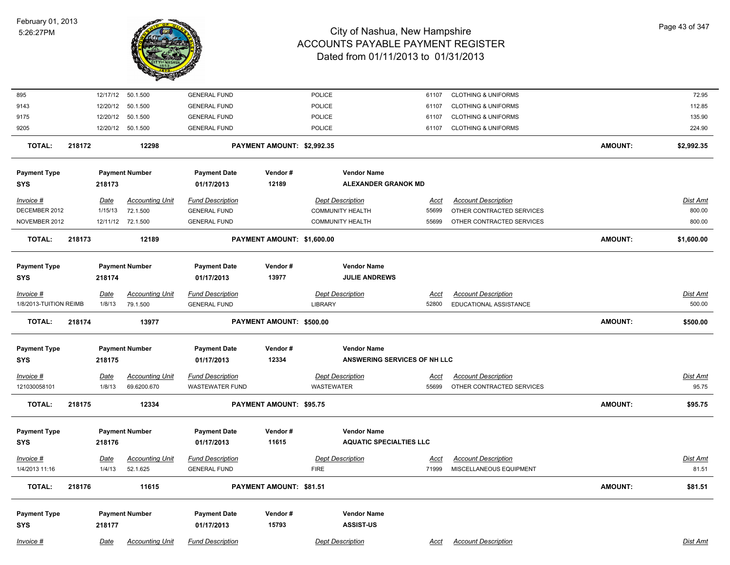| | | | | | | | |
|---|---|---|---|---|---|---|---|
| 895 | 12/17/12 | 50.1.500 | GENERAL FUND | POLICE | 61107 | CLOTHING & UNIFORMS | 72.95 |
| 9143 | 12/20/12 | 50.1.500 | GENERAL FUND | POLICE | 61107 | CLOTHING & UNIFORMS | 112.85 |
| 9175 | 12/20/12 | 50.1.500 | GENERAL FUND | POLICE | 61107 | CLOTHING & UNIFORMS | 135.90 |
| 9205 | 12/20/12 | 50.1.500 | GENERAL FUND | POLICE | 61107 | CLOTHING & UNIFORMS | 224.90 |

**TOTAL: 218172 12298 PAYMENT AMOUNT: $2,992.35 AMOUNT: $2,992.35**

| Payment Type | Payment Number | Payment Date | Vendor # | Vendor Name |
|---|---|---|---|---|
| SYS | 218173 | 01/17/2013 | 12189 | ALEXANDER GRANOK MD |

| Invoice # | Date | Accounting Unit | Fund Description | Dept Description | Acct | Account Description | Dist Amt |
|---|---|---|---|---|---|---|---|
| DECEMBER 2012 | 1/15/13 | 72.1.500 | GENERAL FUND | COMMUNITY HEALTH | 55699 | OTHER CONTRACTED SERVICES | 800.00 |
| NOVEMBER 2012 | 12/11/12 | 72.1.500 | GENERAL FUND | COMMUNITY HEALTH | 55699 | OTHER CONTRACTED SERVICES | 800.00 |

**TOTAL: 218173 12189 PAYMENT AMOUNT: $1,600.00 AMOUNT: $1,600.00**

| Payment Type | Payment Number | Payment Date | Vendor # | Vendor Name |
|---|---|---|---|---|
| SYS | 218174 | 01/17/2013 | 13977 | JULIE ANDREWS |

| Invoice # | Date | Accounting Unit | Fund Description | Dept Description | Acct | Account Description | Dist Amt |
|---|---|---|---|---|---|---|---|
| 1/8/2013-TUITION REIMB | 1/8/13 | 79.1.500 | GENERAL FUND | LIBRARY | 52800 | EDUCATIONAL ASSISTANCE | 500.00 |

**TOTAL: 218174 13977 PAYMENT AMOUNT: $500.00 AMOUNT: $500.00**

| Payment Type | Payment Number | Payment Date | Vendor # | Vendor Name |
|---|---|---|---|---|
| SYS | 218175 | 01/17/2013 | 12334 | ANSWERING SERVICES OF NH LLC |

| Invoice # | Date | Accounting Unit | Fund Description | Dept Description | Acct | Account Description | Dist Amt |
|---|---|---|---|---|---|---|---|
| 121030058101 | 1/8/13 | 69.6200.670 | WASTEWATER FUND | WASTEWATER | 55699 | OTHER CONTRACTED SERVICES | 95.75 |

**TOTAL: 218175 12334 PAYMENT AMOUNT: $95.75 AMOUNT: $95.75**

| Payment Type | Payment Number | Payment Date | Vendor # | Vendor Name |
|---|---|---|---|---|
| SYS | 218176 | 01/17/2013 | 11615 | AQUATIC SPECIALTIES LLC |

| Invoice # | Date | Accounting Unit | Fund Description | Dept Description | Acct | Account Description | Dist Amt |
|---|---|---|---|---|---|---|---|
| 1/4/2013 11:16 | 1/4/13 | 52.1.625 | GENERAL FUND | FIRE | 71999 | MISCELLANEOUS EQUIPMENT | 81.51 |

**TOTAL: 218176 11615 PAYMENT AMOUNT: $81.51 AMOUNT: $81.51**

| Payment Type | Payment Number | Payment Date | Vendor # | Vendor Name |
|---|---|---|---|---|
| SYS | 218177 | 01/17/2013 | 15793 | ASSIST-US |

| Invoice # | Date | Accounting Unit | Fund Description | Dept Description | Acct | Account Description | Dist Amt |
|---|---|---|---|---|---|---|---|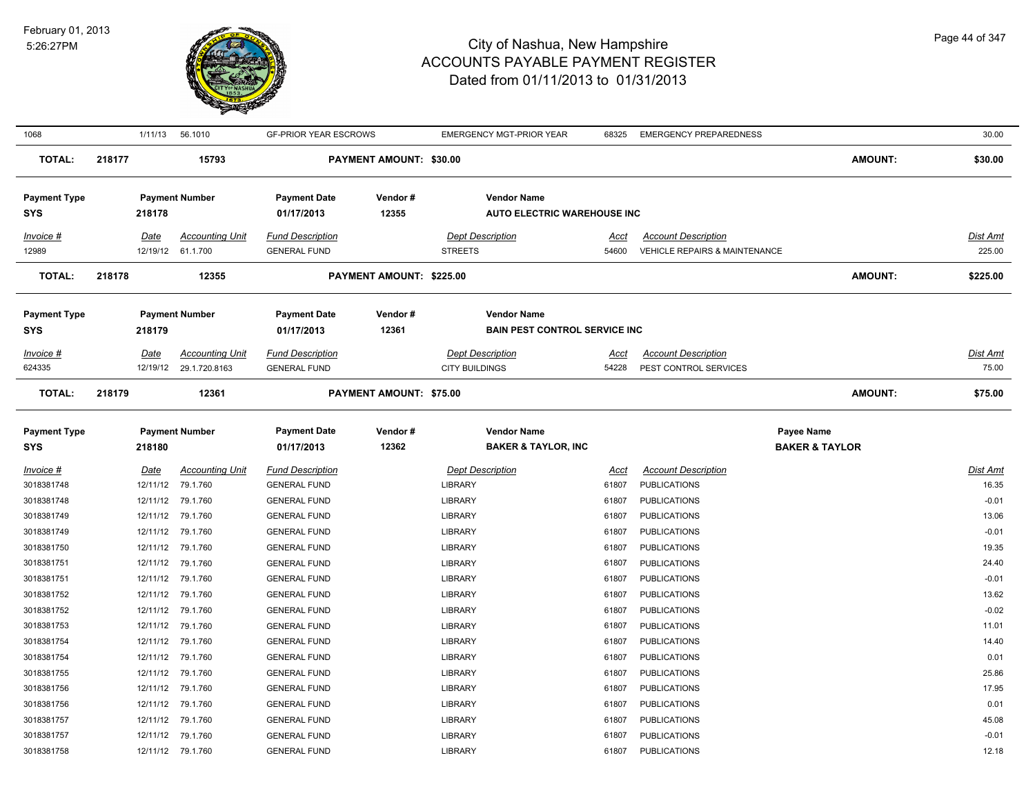| 1068 | 1/11/13 | 56.1010 | GF-PRIOR YEAR ESCROWS | | EMERGENCY MGT-PRIOR YEAR | 68325 | EMERGENCY PREPAREDNESS | | 30.00 |
|---|---|---|---|---|---|---|---|---|---|
| **TOTAL:** | **218177** | **15793** | | **PAYMENT AMOUNT: $30.00** | | | | **AMOUNT:** | **$30.00** |

| **Payment Type** | **Payment Number** | | **Payment Date** | **Vendor #** | **Vendor Name** | | | | |
|---|---|---|---|---|---|---|---|---|---|
| **SYS** | **218178** | | **01/17/2013** | **12355** | **AUTO ELECTRIC WAREHOUSE INC** | | | | |
| *Invoice #* | *Date* | *Accounting Unit* | *Fund Description* | | *Dept Description* | *Acct* | *Account Description* | | *Dist Amt* |
| 12989 | 12/19/12 | 61.1.700 | GENERAL FUND | | STREETS | 54600 | VEHICLE REPAIRS & MAINTENANCE | | 225.00 |
| **TOTAL:** | **218178** | **12355** | | **PAYMENT AMOUNT: $225.00** | | | | **AMOUNT:** | **$225.00** |

| **Payment Type** | **Payment Number** | | **Payment Date** | **Vendor #** | **Vendor Name** | | | | |
|---|---|---|---|---|---|---|---|---|---|
| **SYS** | **218179** | | **01/17/2013** | **12361** | **BAIN PEST CONTROL SERVICE INC** | | | | |
| *Invoice #* | *Date* | *Accounting Unit* | *Fund Description* | | *Dept Description* | *Acct* | *Account Description* | | *Dist Amt* |
| 624335 | 12/19/12 | 29.1.720.8163 | GENERAL FUND | | CITY BUILDINGS | 54228 | PEST CONTROL SERVICES | | 75.00 |
| **TOTAL:** | **218179** | **12361** | | **PAYMENT AMOUNT: $75.00** | | | | **AMOUNT:** | **$75.00** |

| **Payment Type** | **Payment Number** | | **Payment Date** | **Vendor #** | **Vendor Name** | | | **Payee Name** | |
|---|---|---|---|---|---|---|---|---|---|
| **SYS** | **218180** | | **01/17/2013** | **12362** | **BAKER & TAYLOR, INC** | | | **BAKER & TAYLOR** | |
| *Invoice #* | *Date* | *Accounting Unit* | *Fund Description* | | *Dept Description* | *Acct* | *Account Description* | | *Dist Amt* |
| 3018381748 | 12/11/12 | 79.1.760 | GENERAL FUND | | LIBRARY | 61807 | PUBLICATIONS | | 16.35 |
| 3018381748 | 12/11/12 | 79.1.760 | GENERAL FUND | | LIBRARY | 61807 | PUBLICATIONS | | -0.01 |
| 3018381749 | 12/11/12 | 79.1.760 | GENERAL FUND | | LIBRARY | 61807 | PUBLICATIONS | | 13.06 |
| 3018381749 | 12/11/12 | 79.1.760 | GENERAL FUND | | LIBRARY | 61807 | PUBLICATIONS | | -0.01 |
| 3018381750 | 12/11/12 | 79.1.760 | GENERAL FUND | | LIBRARY | 61807 | PUBLICATIONS | | 19.35 |
| 3018381751 | 12/11/12 | 79.1.760 | GENERAL FUND | | LIBRARY | 61807 | PUBLICATIONS | | 24.40 |
| 3018381751 | 12/11/12 | 79.1.760 | GENERAL FUND | | LIBRARY | 61807 | PUBLICATIONS | | -0.01 |
| 3018381752 | 12/11/12 | 79.1.760 | GENERAL FUND | | LIBRARY | 61807 | PUBLICATIONS | | 13.62 |
| 3018381752 | 12/11/12 | 79.1.760 | GENERAL FUND | | LIBRARY | 61807 | PUBLICATIONS | | -0.02 |
| 3018381753 | 12/11/12 | 79.1.760 | GENERAL FUND | | LIBRARY | 61807 | PUBLICATIONS | | 11.01 |
| 3018381754 | 12/11/12 | 79.1.760 | GENERAL FUND | | LIBRARY | 61807 | PUBLICATIONS | | 14.40 |
| 3018381754 | 12/11/12 | 79.1.760 | GENERAL FUND | | LIBRARY | 61807 | PUBLICATIONS | | 0.01 |
| 3018381755 | 12/11/12 | 79.1.760 | GENERAL FUND | | LIBRARY | 61807 | PUBLICATIONS | | 25.86 |
| 3018381756 | 12/11/12 | 79.1.760 | GENERAL FUND | | LIBRARY | 61807 | PUBLICATIONS | | 17.95 |
| 3018381756 | 12/11/12 | 79.1.760 | GENERAL FUND | | LIBRARY | 61807 | PUBLICATIONS | | 0.01 |
| 3018381757 | 12/11/12 | 79.1.760 | GENERAL FUND | | LIBRARY | 61807 | PUBLICATIONS | | 45.08 |
| 3018381757 | 12/11/12 | 79.1.760 | GENERAL FUND | | LIBRARY | 61807 | PUBLICATIONS | | -0.01 |
| 3018381758 | 12/11/12 | 79.1.760 | GENERAL FUND | | LIBRARY | 61807 | PUBLICATIONS | | 12.18 |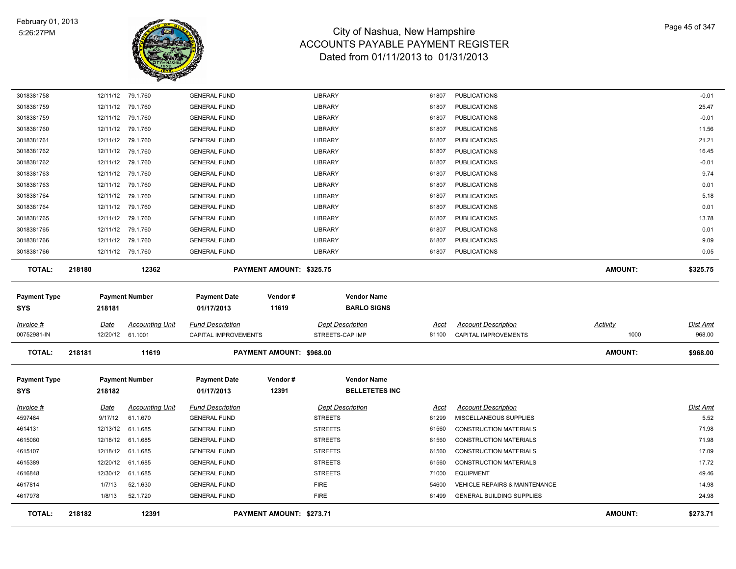| | | | | | | | | |
|---|---|---|---|---|---|---|---|---|
| 3018381758 | 12/11/12 | 79.1.760 | GENERAL FUND | LIBRARY | 61807 | PUBLICATIONS | | -0.01 |
| 3018381759 | 12/11/12 | 79.1.760 | GENERAL FUND | LIBRARY | 61807 | PUBLICATIONS | | 25.47 |
| 3018381759 | 12/11/12 | 79.1.760 | GENERAL FUND | LIBRARY | 61807 | PUBLICATIONS | | -0.01 |
| 3018381760 | 12/11/12 | 79.1.760 | GENERAL FUND | LIBRARY | 61807 | PUBLICATIONS | | 11.56 |
| 3018381761 | 12/11/12 | 79.1.760 | GENERAL FUND | LIBRARY | 61807 | PUBLICATIONS | | 21.21 |
| 3018381762 | 12/11/12 | 79.1.760 | GENERAL FUND | LIBRARY | 61807 | PUBLICATIONS | | 16.45 |
| 3018381762 | 12/11/12 | 79.1.760 | GENERAL FUND | LIBRARY | 61807 | PUBLICATIONS | | -0.01 |
| 3018381763 | 12/11/12 | 79.1.760 | GENERAL FUND | LIBRARY | 61807 | PUBLICATIONS | | 9.74 |
| 3018381763 | 12/11/12 | 79.1.760 | GENERAL FUND | LIBRARY | 61807 | PUBLICATIONS | | 0.01 |
| 3018381764 | 12/11/12 | 79.1.760 | GENERAL FUND | LIBRARY | 61807 | PUBLICATIONS | | 5.18 |
| 3018381764 | 12/11/12 | 79.1.760 | GENERAL FUND | LIBRARY | 61807 | PUBLICATIONS | | 0.01 |
| 3018381765 | 12/11/12 | 79.1.760 | GENERAL FUND | LIBRARY | 61807 | PUBLICATIONS | | 13.78 |
| 3018381765 | 12/11/12 | 79.1.760 | GENERAL FUND | LIBRARY | 61807 | PUBLICATIONS | | 0.01 |
| 3018381766 | 12/11/12 | 79.1.760 | GENERAL FUND | LIBRARY | 61807 | PUBLICATIONS | | 9.09 |
| 3018381766 | 12/11/12 | 79.1.760 | GENERAL FUND | LIBRARY | 61807 | PUBLICATIONS | | 0.05 |

**TOTAL:** 218180 — 12362 — **PAYMENT AMOUNT: $325.75** — **AMOUNT: $325.75**

| Payment Type | Payment Number | Payment Date | Vendor # | Vendor Name |
|---|---|---|---|---|
| SYS | 218181 | 01/17/2013 | 11619 | BARLO SIGNS |

| Invoice # | Date | Accounting Unit | Fund Description | Dept Description | Acct | Account Description | Activity | Dist Amt |
|---|---|---|---|---|---|---|---|---|
| 00752981-IN | 12/20/12 | 61.1001 | CAPITAL IMPROVEMENTS | STREETS-CAP IMP | 81100 | CAPITAL IMPROVEMENTS | 1000 | 968.00 |

**TOTAL:** 218181 — 11619 — **PAYMENT AMOUNT: $968.00** — **AMOUNT: $968.00**

| Payment Type | Payment Number | Payment Date | Vendor # | Vendor Name |
|---|---|---|---|---|
| SYS | 218182 | 01/17/2013 | 12391 | BELLETETES INC |

| Invoice # | Date | Accounting Unit | Fund Description | Dept Description | Acct | Account Description | Dist Amt |
|---|---|---|---|---|---|---|---|
| 4597484 | 9/17/12 | 61.1.670 | GENERAL FUND | STREETS | 61299 | MISCELLANEOUS SUPPLIES | 5.52 |
| 4614131 | 12/13/12 | 61.1.685 | GENERAL FUND | STREETS | 61560 | CONSTRUCTION MATERIALS | 71.98 |
| 4615060 | 12/18/12 | 61.1.685 | GENERAL FUND | STREETS | 61560 | CONSTRUCTION MATERIALS | 71.98 |
| 4615107 | 12/18/12 | 61.1.685 | GENERAL FUND | STREETS | 61560 | CONSTRUCTION MATERIALS | 17.09 |
| 4615389 | 12/20/12 | 61.1.685 | GENERAL FUND | STREETS | 61560 | CONSTRUCTION MATERIALS | 17.72 |
| 4616848 | 12/30/12 | 61.1.685 | GENERAL FUND | STREETS | 71000 | EQUIPMENT | 49.46 |
| 4617814 | 1/7/13 | 52.1.630 | GENERAL FUND | FIRE | 54600 | VEHICLE REPAIRS & MAINTENANCE | 14.98 |
| 4617978 | 1/8/13 | 52.1.720 | GENERAL FUND | FIRE | 61499 | GENERAL BUILDING SUPPLIES | 24.98 |

**TOTAL:** 218182 — 12391 — **PAYMENT AMOUNT: $273.71** — **AMOUNT: $273.71**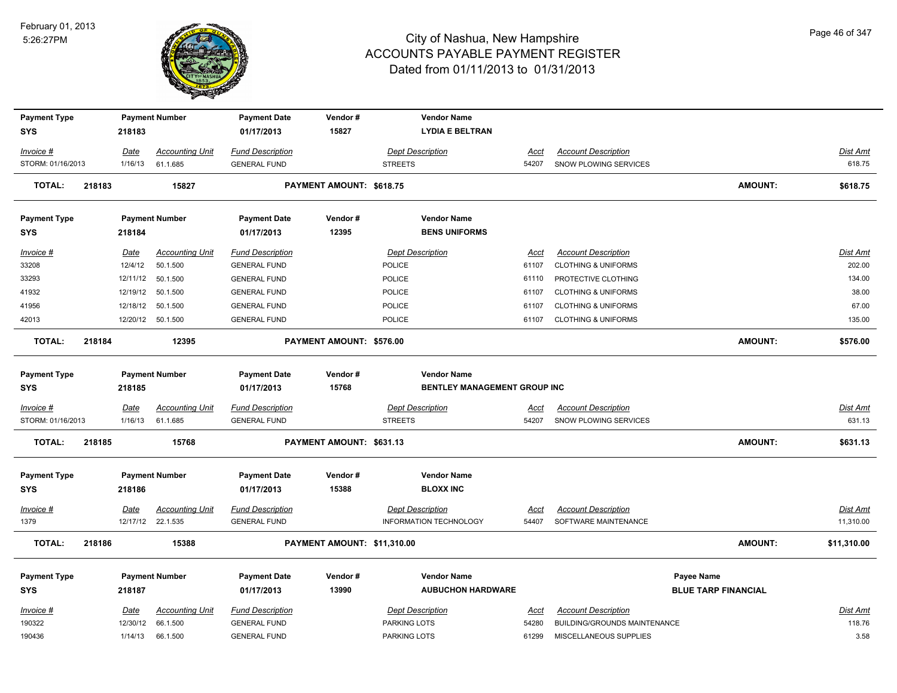# City of Nashua, New Hampshire
## ACCOUNTS PAYABLE PAYMENT REGISTER
### Dated from 01/11/2013 to 01/31/2013

February 01, 2013
5:26:27PM

| Payment Type | Payment Number | Payment Date | Vendor # | Vendor Name |
|---|---|---|---|---|
| **SYS** | **218183** | **01/17/2013** | **15827** | **LYDIA E BELTRAN** |

| Invoice # | Date | Accounting Unit | Fund Description | Dept Description | Acct | Account Description | Dist Amt |
|---|---|---|---|---|---|---|---|
| STORM: 01/16/2013 | 1/16/13 | 61.1.685 | GENERAL FUND | STREETS | 54207 | SNOW PLOWING SERVICES | 618.75 |

**TOTAL: 218183 15827 PAYMENT AMOUNT: $618.75 AMOUNT: $618.75**

| Payment Type | Payment Number | Payment Date | Vendor # | Vendor Name |
|---|---|---|---|---|
| **SYS** | **218184** | **01/17/2013** | **12395** | **BENS UNIFORMS** |

| Invoice # | Date | Accounting Unit | Fund Description | Dept Description | Acct | Account Description | Dist Amt |
|---|---|---|---|---|---|---|---|
| 33208 | 12/4/12 | 50.1.500 | GENERAL FUND | POLICE | 61107 | CLOTHING & UNIFORMS | 202.00 |
| 33293 | 12/11/12 | 50.1.500 | GENERAL FUND | POLICE | 61110 | PROTECTIVE CLOTHING | 134.00 |
| 41932 | 12/19/12 | 50.1.500 | GENERAL FUND | POLICE | 61107 | CLOTHING & UNIFORMS | 38.00 |
| 41956 | 12/18/12 | 50.1.500 | GENERAL FUND | POLICE | 61107 | CLOTHING & UNIFORMS | 67.00 |
| 42013 | 12/20/12 | 50.1.500 | GENERAL FUND | POLICE | 61107 | CLOTHING & UNIFORMS | 135.00 |

**TOTAL: 218184 12395 PAYMENT AMOUNT: $576.00 AMOUNT: $576.00**

| Payment Type | Payment Number | Payment Date | Vendor # | Vendor Name |
|---|---|---|---|---|
| **SYS** | **218185** | **01/17/2013** | **15768** | **BENTLEY MANAGEMENT GROUP INC** |

| Invoice # | Date | Accounting Unit | Fund Description | Dept Description | Acct | Account Description | Dist Amt |
|---|---|---|---|---|---|---|---|
| STORM: 01/16/2013 | 1/16/13 | 61.1.685 | GENERAL FUND | STREETS | 54207 | SNOW PLOWING SERVICES | 631.13 |

**TOTAL: 218185 15768 PAYMENT AMOUNT: $631.13 AMOUNT: $631.13**

| Payment Type | Payment Number | Payment Date | Vendor # | Vendor Name |
|---|---|---|---|---|
| **SYS** | **218186** | **01/17/2013** | **15388** | **BLOXX INC** |

| Invoice # | Date | Accounting Unit | Fund Description | Dept Description | Acct | Account Description | Dist Amt |
|---|---|---|---|---|---|---|---|
| 1379 | 12/17/12 | 22.1.535 | GENERAL FUND | INFORMATION TECHNOLOGY | 54407 | SOFTWARE MAINTENANCE | 11,310.00 |

**TOTAL: 218186 15388 PAYMENT AMOUNT: $11,310.00 AMOUNT: $11,310.00**

| Payment Type | Payment Number | Payment Date | Vendor # | Vendor Name | Payee Name |
|---|---|---|---|---|---|
| **SYS** | **218187** | **01/17/2013** | **13990** | **AUBUCHON HARDWARE** | **BLUE TARP FINANCIAL** |

| Invoice # | Date | Accounting Unit | Fund Description | Dept Description | Acct | Account Description | Dist Amt |
|---|---|---|---|---|---|---|---|
| 190322 | 12/30/12 | 66.1.500 | GENERAL FUND | PARKING LOTS | 54280 | BUILDING/GROUNDS MAINTENANCE | 118.76 |
| 190436 | 1/14/13 | 66.1.500 | GENERAL FUND | PARKING LOTS | 61299 | MISCELLANEOUS SUPPLIES | 3.58 |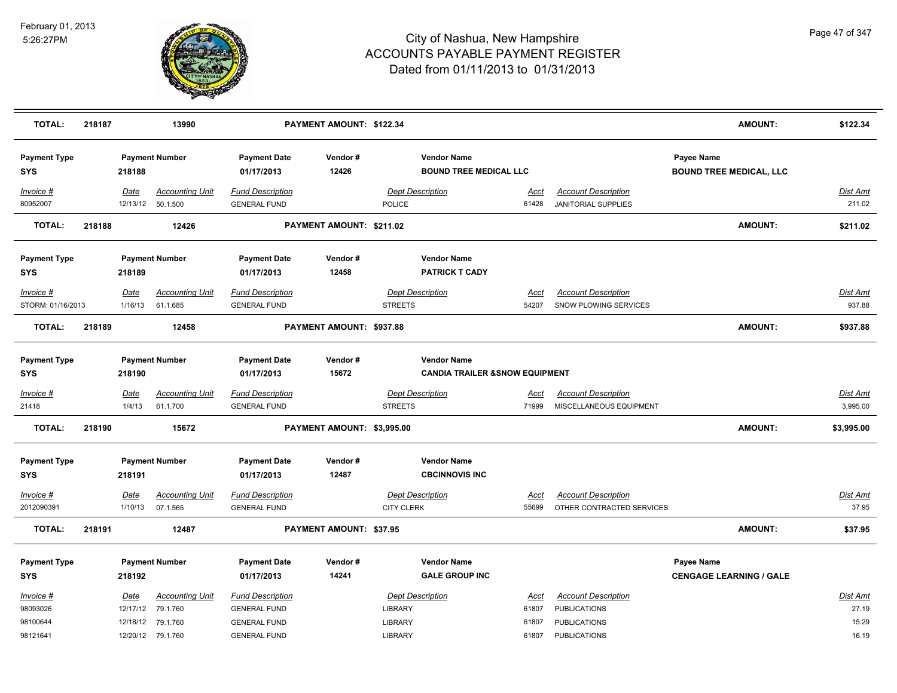| TOTAL: | 218187 | 13990 | PAYMENT AMOUNT: $122.34 | AMOUNT: | $122.34 |
|---|---|---|---|---|---|

**Payment Type:** SYS | **Payment Number:** 218188 | **Payment Date:** 01/17/2013 | **Vendor #:** 12426 | **Vendor Name:** BOUND TREE MEDICAL LLC | **Payee Name:** BOUND TREE MEDICAL, LLC

| Invoice # | Date | Accounting Unit | Fund Description | Dept Description | Acct | Account Description | Dist Amt |
|---|---|---|---|---|---|---|---|
| 80952007 | 12/13/12 | 50.1.500 | GENERAL FUND | POLICE | 61428 | JANITORIAL SUPPLIES | 211.02 |

| TOTAL: | 218188 | 12426 | PAYMENT AMOUNT: $211.02 | AMOUNT: | $211.02 |
|---|---|---|---|---|---|

**Payment Type:** SYS | **Payment Number:** 218189 | **Payment Date:** 01/17/2013 | **Vendor #:** 12458 | **Vendor Name:** PATRICK T CADY

| Invoice # | Date | Accounting Unit | Fund Description | Dept Description | Acct | Account Description | Dist Amt |
|---|---|---|---|---|---|---|---|
| STORM: 01/16/2013 | 1/16/13 | 61.1.685 | GENERAL FUND | STREETS | 54207 | SNOW PLOWING SERVICES | 937.88 |

| TOTAL: | 218189 | 12458 | PAYMENT AMOUNT: $937.88 | AMOUNT: | $937.88 |
|---|---|---|---|---|---|

**Payment Type:** SYS | **Payment Number:** 218190 | **Payment Date:** 01/17/2013 | **Vendor #:** 15672 | **Vendor Name:** CANDIA TRAILER &SNOW EQUIPMENT

| Invoice # | Date | Accounting Unit | Fund Description | Dept Description | Acct | Account Description | Dist Amt |
|---|---|---|---|---|---|---|---|
| 21418 | 1/4/13 | 61.1.700 | GENERAL FUND | STREETS | 71999 | MISCELLANEOUS EQUIPMENT | 3,995.00 |

| TOTAL: | 218190 | 15672 | PAYMENT AMOUNT: $3,995.00 | AMOUNT: | $3,995.00 |
|---|---|---|---|---|---|

**Payment Type:** SYS | **Payment Number:** 218191 | **Payment Date:** 01/17/2013 | **Vendor #:** 12487 | **Vendor Name:** CBCINNOVIS INC

| Invoice # | Date | Accounting Unit | Fund Description | Dept Description | Acct | Account Description | Dist Amt |
|---|---|---|---|---|---|---|---|
| 2012090391 | 1/10/13 | 07.1.565 | GENERAL FUND | CITY CLERK | 55699 | OTHER CONTRACTED SERVICES | 37.95 |

| TOTAL: | 218191 | 12487 | PAYMENT AMOUNT: $37.95 | AMOUNT: | $37.95 |
|---|---|---|---|---|---|

**Payment Type:** SYS | **Payment Number:** 218192 | **Payment Date:** 01/17/2013 | **Vendor #:** 14241 | **Vendor Name:** GALE GROUP INC | **Payee Name:** CENGAGE LEARNING / GALE

| Invoice # | Date | Accounting Unit | Fund Description | Dept Description | Acct | Account Description | Dist Amt |
|---|---|---|---|---|---|---|---|
| 98093026 | 12/17/12 | 79.1.760 | GENERAL FUND | LIBRARY | 61807 | PUBLICATIONS | 27.19 |
| 98100644 | 12/18/12 | 79.1.760 | GENERAL FUND | LIBRARY | 61807 | PUBLICATIONS | 15.29 |
| 98121641 | 12/20/12 | 79.1.760 | GENERAL FUND | LIBRARY | 61807 | PUBLICATIONS | 16.19 |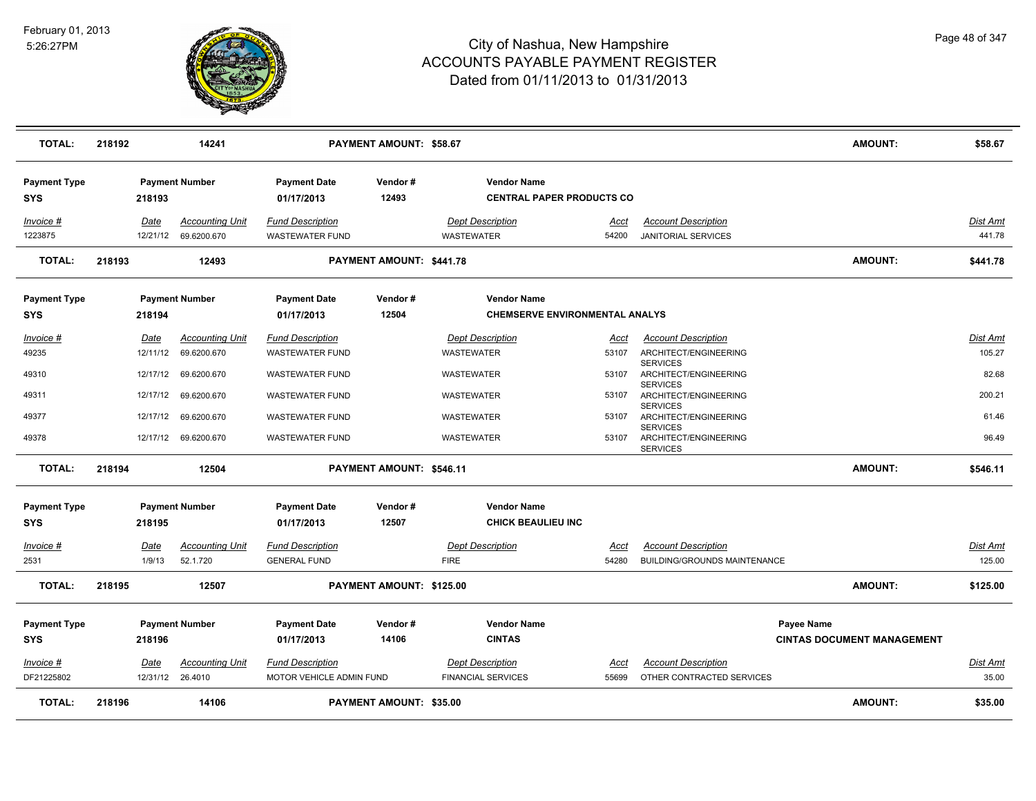| **TOTAL:** | **218192** | **14241** | | **PAYMENT AMOUNT: $58.67** | | | | **AMOUNT:** | **$58.67** |
|---|---|---|---|---|---|---|---|---|---|

| **Payment Type** | **Payment Number** | | **Payment Date** | **Vendor #** | **Vendor Name** | | | | |
|---|---|---|---|---|---|---|---|---|---|
| **SYS** | **218193** | | **01/17/2013** | **12493** | **CENTRAL PAPER PRODUCTS CO** | | | | |
| *Invoice #* | *Date* | *Accounting Unit* | *Fund Description* | | *Dept Description* | *Acct* | *Account Description* | | *Dist Amt* |
| 1223875 | 12/21/12 | 69.6200.670 | WASTEWATER FUND | | WASTEWATER | 54200 | JANITORIAL SERVICES | | 441.78 |
| **TOTAL:** | **218193** | **12493** | | **PAYMENT AMOUNT: $441.78** | | | | **AMOUNT:** | **$441.78** |

| **Payment Type** | **Payment Number** | | **Payment Date** | **Vendor #** | **Vendor Name** | | | | |
|---|---|---|---|---|---|---|---|---|---|
| **SYS** | **218194** | | **01/17/2013** | **12504** | **CHEMSERVE ENVIRONMENTAL ANALYS** | | | | |
| *Invoice #* | *Date* | *Accounting Unit* | *Fund Description* | | *Dept Description* | *Acct* | *Account Description* | | *Dist Amt* |
| 49235 | 12/11/12 | 69.6200.670 | WASTEWATER FUND | | WASTEWATER | 53107 | ARCHITECT/ENGINEERING SERVICES | | 105.27 |
| 49310 | 12/17/12 | 69.6200.670 | WASTEWATER FUND | | WASTEWATER | 53107 | ARCHITECT/ENGINEERING SERVICES | | 82.68 |
| 49311 | 12/17/12 | 69.6200.670 | WASTEWATER FUND | | WASTEWATER | 53107 | ARCHITECT/ENGINEERING SERVICES | | 200.21 |
| 49377 | 12/17/12 | 69.6200.670 | WASTEWATER FUND | | WASTEWATER | 53107 | ARCHITECT/ENGINEERING SERVICES | | 61.46 |
| 49378 | 12/17/12 | 69.6200.670 | WASTEWATER FUND | | WASTEWATER | 53107 | ARCHITECT/ENGINEERING SERVICES | | 96.49 |
| **TOTAL:** | **218194** | **12504** | | **PAYMENT AMOUNT: $546.11** | | | | **AMOUNT:** | **$546.11** |

| **Payment Type** | **Payment Number** | | **Payment Date** | **Vendor #** | **Vendor Name** | | | | |
|---|---|---|---|---|---|---|---|---|---|
| **SYS** | **218195** | | **01/17/2013** | **12507** | **CHICK BEAULIEU INC** | | | | |
| *Invoice #* | *Date* | *Accounting Unit* | *Fund Description* | | *Dept Description* | *Acct* | *Account Description* | | *Dist Amt* |
| 2531 | 1/9/13 | 52.1.720 | GENERAL FUND | | FIRE | 54280 | BUILDING/GROUNDS MAINTENANCE | | 125.00 |
| **TOTAL:** | **218195** | **12507** | | **PAYMENT AMOUNT: $125.00** | | | | **AMOUNT:** | **$125.00** |

| **Payment Type** | **Payment Number** | | **Payment Date** | **Vendor #** | **Vendor Name** | | | **Payee Name** | |
|---|---|---|---|---|---|---|---|---|---|
| **SYS** | **218196** | | **01/17/2013** | **14106** | **CINTAS** | | | **CINTAS DOCUMENT MANAGEMENT** | |
| *Invoice #* | *Date* | *Accounting Unit* | *Fund Description* | | *Dept Description* | *Acct* | *Account Description* | | *Dist Amt* |
| DF21225802 | 12/31/12 | 26.4010 | MOTOR VEHICLE ADMIN FUND | | FINANCIAL SERVICES | 55699 | OTHER CONTRACTED SERVICES | | 35.00 |
| **TOTAL:** | **218196** | **14106** | | **PAYMENT AMOUNT: $35.00** | | | | **AMOUNT:** | **$35.00** |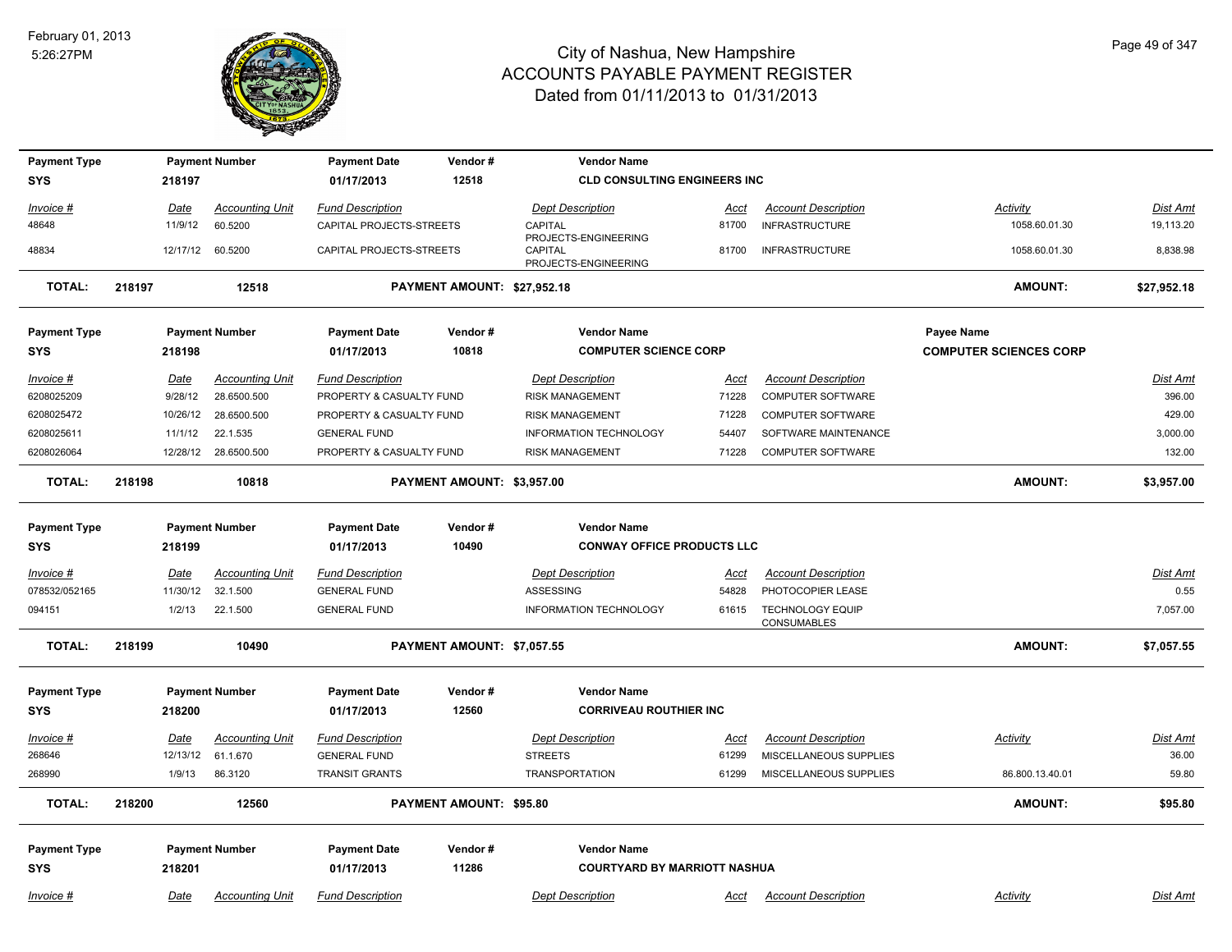# City of Nashua, New Hampshire
## ACCOUNTS PAYABLE PAYMENT REGISTER
### Dated from 01/11/2013 to 01/31/2013

February 01, 2013
5:26:27PM

| Payment Type | Payment Number | Payment Date | Vendor # | Vendor Name |
|---|---|---|---|---|
| SYS | 218197 | 01/17/2013 | 12518 | CLD CONSULTING ENGINEERS INC |

| Invoice # | Date | Accounting Unit | Fund Description | Dept Description | Acct | Account Description | Activity | Dist Amt |
|---|---|---|---|---|---|---|---|---|
| 48648 | 11/9/12 | 60.5200 | CAPITAL PROJECTS-STREETS | CAPITAL PROJECTS-ENGINEERING | 81700 | INFRASTRUCTURE | 1058.60.01.30 | 19,113.20 |
| 48834 | 12/17/12 | 60.5200 | CAPITAL PROJECTS-STREETS | CAPITAL PROJECTS-ENGINEERING | 81700 | INFRASTRUCTURE | 1058.60.01.30 | 8,838.98 |

**TOTAL:** 218197 12518 **PAYMENT AMOUNT: $27,952.18** **AMOUNT: $27,952.18**

| Payment Type | Payment Number | Payment Date | Vendor # | Vendor Name | Payee Name |
|---|---|---|---|---|---|
| SYS | 218198 | 01/17/2013 | 10818 | COMPUTER SCIENCE CORP | COMPUTER SCIENCES CORP |

| Invoice # | Date | Accounting Unit | Fund Description | Dept Description | Acct | Account Description | Dist Amt |
|---|---|---|---|---|---|---|---|
| 6208025209 | 9/28/12 | 28.6500.500 | PROPERTY & CASUALTY FUND | RISK MANAGEMENT | 71228 | COMPUTER SOFTWARE | 396.00 |
| 6208025472 | 10/26/12 | 28.6500.500 | PROPERTY & CASUALTY FUND | RISK MANAGEMENT | 71228 | COMPUTER SOFTWARE | 429.00 |
| 6208025611 | 11/1/12 | 22.1.535 | GENERAL FUND | INFORMATION TECHNOLOGY | 54407 | SOFTWARE MAINTENANCE | 3,000.00 |
| 6208026064 | 12/28/12 | 28.6500.500 | PROPERTY & CASUALTY FUND | RISK MANAGEMENT | 71228 | COMPUTER SOFTWARE | 132.00 |

**TOTAL:** 218198 10818 **PAYMENT AMOUNT: $3,957.00** **AMOUNT: $3,957.00**

| Payment Type | Payment Number | Payment Date | Vendor # | Vendor Name |
|---|---|---|---|---|
| SYS | 218199 | 01/17/2013 | 10490 | CONWAY OFFICE PRODUCTS LLC |

| Invoice # | Date | Accounting Unit | Fund Description | Dept Description | Acct | Account Description | Dist Amt |
|---|---|---|---|---|---|---|---|
| 078532/052165 | 11/30/12 | 32.1.500 | GENERAL FUND | ASSESSING | 54828 | PHOTOCOPIER LEASE | 0.55 |
| 094151 | 1/2/13 | 22.1.500 | GENERAL FUND | INFORMATION TECHNOLOGY | 61615 | TECHNOLOGY EQUIP CONSUMABLES | 7,057.00 |

**TOTAL:** 218199 10490 **PAYMENT AMOUNT: $7,057.55** **AMOUNT: $7,057.55**

| Payment Type | Payment Number | Payment Date | Vendor # | Vendor Name |
|---|---|---|---|---|
| SYS | 218200 | 01/17/2013 | 12560 | CORRIVEAU ROUTHIER INC |

| Invoice # | Date | Accounting Unit | Fund Description | Dept Description | Acct | Account Description | Activity | Dist Amt |
|---|---|---|---|---|---|---|---|---|
| 268646 | 12/13/12 | 61.1.670 | GENERAL FUND | STREETS | 61299 | MISCELLANEOUS SUPPLIES | | 36.00 |
| 268990 | 1/9/13 | 86.3120 | TRANSIT GRANTS | TRANSPORTATION | 61299 | MISCELLANEOUS SUPPLIES | 86.800.13.40.01 | 59.80 |

**TOTAL:** 218200 12560 **PAYMENT AMOUNT: $95.80** **AMOUNT: $95.80**

| Payment Type | Payment Number | Payment Date | Vendor # | Vendor Name |
|---|---|---|---|---|
| SYS | 218201 | 01/17/2013 | 11286 | COURTYARD BY MARRIOTT NASHUA |

| Invoice # | Date | Accounting Unit | Fund Description | Dept Description | Acct | Account Description | Activity | Dist Amt |
|---|---|---|---|---|---|---|---|---|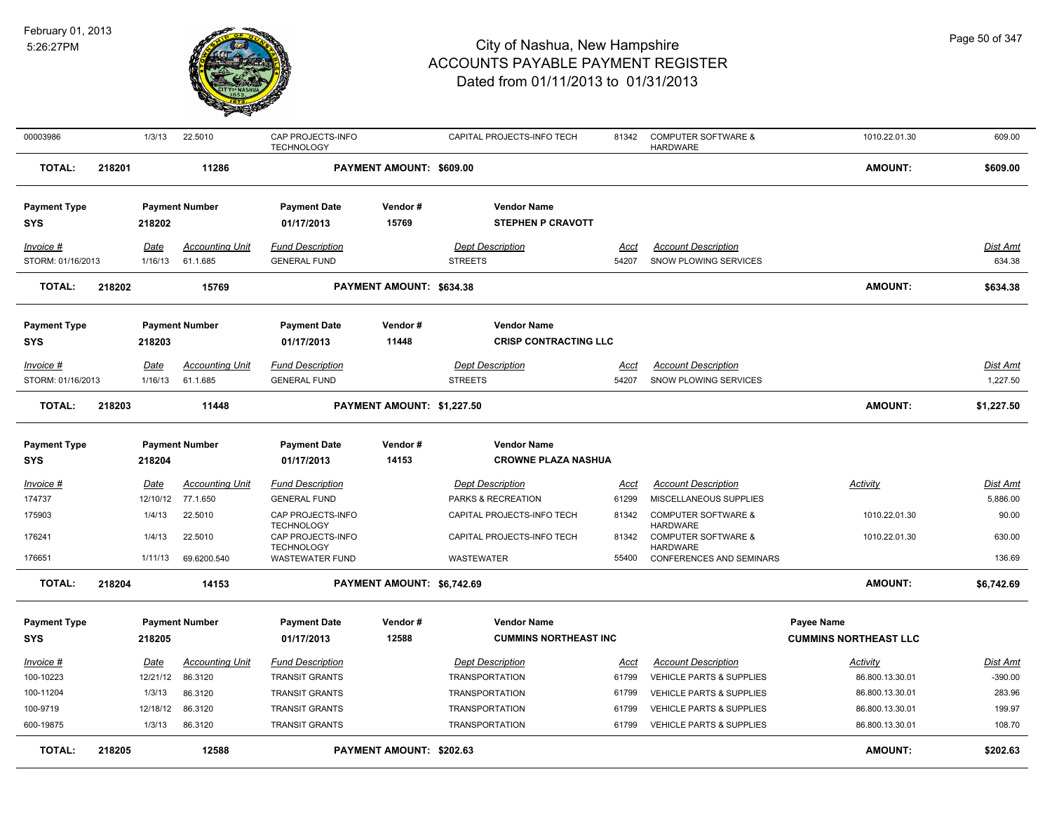# City of Nashua, New Hampshire
## ACCOUNTS PAYABLE PAYMENT REGISTER
### Dated from 01/11/2013 to 01/31/2013

February 01, 2013
5:26:27PM

| Invoice # | Date | Accounting Unit | Fund Description | Dept Description | Acct | Account Description | Activity | Dist Amt |
|---|---|---|---|---|---|---|---|---|
| 00003986 | 1/3/13 | 22.5010 | CAP PROJECTS-INFO TECHNOLOGY | CAPITAL PROJECTS-INFO TECH | 81342 | COMPUTER SOFTWARE & HARDWARE | 1010.22.01.30 | 609.00 |

**TOTAL: 218201 — 11286 — PAYMENT AMOUNT: $609.00 — AMOUNT: $609.00**

| Payment Type | Payment Number | Payment Date | Vendor # | Vendor Name |
|---|---|---|---|---|
| SYS | 218202 | 01/17/2013 | 15769 | STEPHEN P CRAVOTT |

| Invoice # | Date | Accounting Unit | Fund Description | Dept Description | Acct | Account Description | Dist Amt |
|---|---|---|---|---|---|---|---|
| STORM: 01/16/2013 | 1/16/13 | 61.1.685 | GENERAL FUND | STREETS | 54207 | SNOW PLOWING SERVICES | 634.38 |

**TOTAL: 218202 — 15769 — PAYMENT AMOUNT: $634.38 — AMOUNT: $634.38**

| Payment Type | Payment Number | Payment Date | Vendor # | Vendor Name |
|---|---|---|---|---|
| SYS | 218203 | 01/17/2013 | 11448 | CRISP CONTRACTING LLC |

| Invoice # | Date | Accounting Unit | Fund Description | Dept Description | Acct | Account Description | Dist Amt |
|---|---|---|---|---|---|---|---|
| STORM: 01/16/2013 | 1/16/13 | 61.1.685 | GENERAL FUND | STREETS | 54207 | SNOW PLOWING SERVICES | 1,227.50 |

**TOTAL: 218203 — 11448 — PAYMENT AMOUNT: $1,227.50 — AMOUNT: $1,227.50**

| Payment Type | Payment Number | Payment Date | Vendor # | Vendor Name |
|---|---|---|---|---|
| SYS | 218204 | 01/17/2013 | 14153 | CROWNE PLAZA NASHUA |

| Invoice # | Date | Accounting Unit | Fund Description | Dept Description | Acct | Account Description | Activity | Dist Amt |
|---|---|---|---|---|---|---|---|---|
| 174737 | 12/10/12 | 77.1.650 | GENERAL FUND | PARKS & RECREATION | 61299 | MISCELLANEOUS SUPPLIES | | 5,886.00 |
| 175903 | 1/4/13 | 22.5010 | CAP PROJECTS-INFO TECHNOLOGY | CAPITAL PROJECTS-INFO TECH | 81342 | COMPUTER SOFTWARE & HARDWARE | 1010.22.01.30 | 90.00 |
| 176241 | 1/4/13 | 22.5010 | CAP PROJECTS-INFO TECHNOLOGY | CAPITAL PROJECTS-INFO TECH | 81342 | COMPUTER SOFTWARE & HARDWARE | 1010.22.01.30 | 630.00 |
| 176651 | 1/11/13 | 69.6200.540 | WASTEWATER FUND | WASTEWATER | 55400 | CONFERENCES AND SEMINARS | | 136.69 |

**TOTAL: 218204 — 14153 — PAYMENT AMOUNT: $6,742.69 — AMOUNT: $6,742.69**

| Payment Type | Payment Number | Payment Date | Vendor # | Vendor Name | Payee Name |
|---|---|---|---|---|---|
| SYS | 218205 | 01/17/2013 | 12588 | CUMMINS NORTHEAST INC | CUMMINS NORTHEAST LLC |

| Invoice # | Date | Accounting Unit | Fund Description | Dept Description | Acct | Account Description | Activity | Dist Amt |
|---|---|---|---|---|---|---|---|---|
| 100-10223 | 12/21/12 | 86.3120 | TRANSIT GRANTS | TRANSPORTATION | 61799 | VEHICLE PARTS & SUPPLIES | 86.800.13.30.01 | -390.00 |
| 100-11204 | 1/3/13 | 86.3120 | TRANSIT GRANTS | TRANSPORTATION | 61799 | VEHICLE PARTS & SUPPLIES | 86.800.13.30.01 | 283.96 |
| 100-9719 | 12/18/12 | 86.3120 | TRANSIT GRANTS | TRANSPORTATION | 61799 | VEHICLE PARTS & SUPPLIES | 86.800.13.30.01 | 199.97 |
| 600-19875 | 1/3/13 | 86.3120 | TRANSIT GRANTS | TRANSPORTATION | 61799 | VEHICLE PARTS & SUPPLIES | 86.800.13.30.01 | 108.70 |

**TOTAL: 218205 — 12588 — PAYMENT AMOUNT: $202.63 — AMOUNT: $202.63**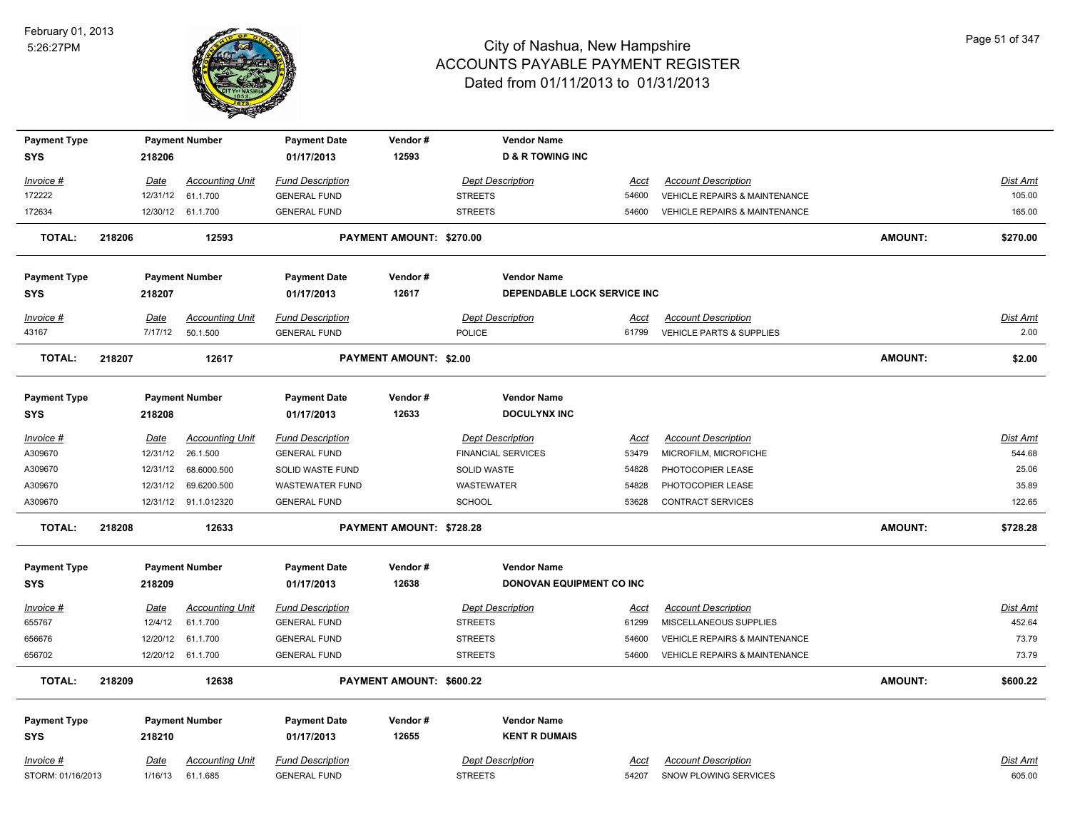# City of Nashua, New Hampshire
# ACCOUNTS PAYABLE PAYMENT REGISTER
## Dated from 01/11/2013 to 01/31/2013

February 01, 2013
5:26:27PM

| Payment Type | Payment Number | Payment Date | Vendor # | Vendor Name |
|---|---|---|---|---|
| SYS | 218206 | 01/17/2013 | 12593 | D & R TOWING INC |

| Invoice # | Date | Accounting Unit | Fund Description | Dept Description | Acct | Account Description | Dist Amt |
|---|---|---|---|---|---|---|---|
| 172222 | 12/31/12 | 61.1.700 | GENERAL FUND | STREETS | 54600 | VEHICLE REPAIRS & MAINTENANCE | 105.00 |
| 172634 | 12/30/12 | 61.1.700 | GENERAL FUND | STREETS | 54600 | VEHICLE REPAIRS & MAINTENANCE | 165.00 |

**TOTAL: 218206 12593 PAYMENT AMOUNT: $270.00 AMOUNT: $270.00**

| Payment Type | Payment Number | Payment Date | Vendor # | Vendor Name |
|---|---|---|---|---|
| SYS | 218207 | 01/17/2013 | 12617 | DEPENDABLE LOCK SERVICE INC |

| Invoice # | Date | Accounting Unit | Fund Description | Dept Description | Acct | Account Description | Dist Amt |
|---|---|---|---|---|---|---|---|
| 43167 | 7/17/12 | 50.1.500 | GENERAL FUND | POLICE | 61799 | VEHICLE PARTS & SUPPLIES | 2.00 |

**TOTAL: 218207 12617 PAYMENT AMOUNT: $2.00 AMOUNT: $2.00**

| Payment Type | Payment Number | Payment Date | Vendor # | Vendor Name |
|---|---|---|---|---|
| SYS | 218208 | 01/17/2013 | 12633 | DOCULYNX INC |

| Invoice # | Date | Accounting Unit | Fund Description | Dept Description | Acct | Account Description | Dist Amt |
|---|---|---|---|---|---|---|---|
| A309670 | 12/31/12 | 26.1.500 | GENERAL FUND | FINANCIAL SERVICES | 53479 | MICROFILM, MICROFICHE | 544.68 |
| A309670 | 12/31/12 | 68.6000.500 | SOLID WASTE FUND | SOLID WASTE | 54828 | PHOTOCOPIER LEASE | 25.06 |
| A309670 | 12/31/12 | 69.6200.500 | WASTEWATER FUND | WASTEWATER | 54828 | PHOTOCOPIER LEASE | 35.89 |
| A309670 | 12/31/12 | 91.1.012320 | GENERAL FUND | SCHOOL | 53628 | CONTRACT SERVICES | 122.65 |

**TOTAL: 218208 12633 PAYMENT AMOUNT: $728.28 AMOUNT: $728.28**

| Payment Type | Payment Number | Payment Date | Vendor # | Vendor Name |
|---|---|---|---|---|
| SYS | 218209 | 01/17/2013 | 12638 | DONOVAN EQUIPMENT CO INC |

| Invoice # | Date | Accounting Unit | Fund Description | Dept Description | Acct | Account Description | Dist Amt |
|---|---|---|---|---|---|---|---|
| 655767 | 12/4/12 | 61.1.700 | GENERAL FUND | STREETS | 61299 | MISCELLANEOUS SUPPLIES | 452.64 |
| 656676 | 12/20/12 | 61.1.700 | GENERAL FUND | STREETS | 54600 | VEHICLE REPAIRS & MAINTENANCE | 73.79 |
| 656702 | 12/20/12 | 61.1.700 | GENERAL FUND | STREETS | 54600 | VEHICLE REPAIRS & MAINTENANCE | 73.79 |

**TOTAL: 218209 12638 PAYMENT AMOUNT: $600.22 AMOUNT: $600.22**

| Payment Type | Payment Number | Payment Date | Vendor # | Vendor Name |
|---|---|---|---|---|
| SYS | 218210 | 01/17/2013 | 12655 | KENT R DUMAIS |

| Invoice # | Date | Accounting Unit | Fund Description | Dept Description | Acct | Account Description | Dist Amt |
|---|---|---|---|---|---|---|---|
| STORM: 01/16/2013 | 1/16/13 | 61.1.685 | GENERAL FUND | STREETS | 54207 | SNOW PLOWING SERVICES | 605.00 |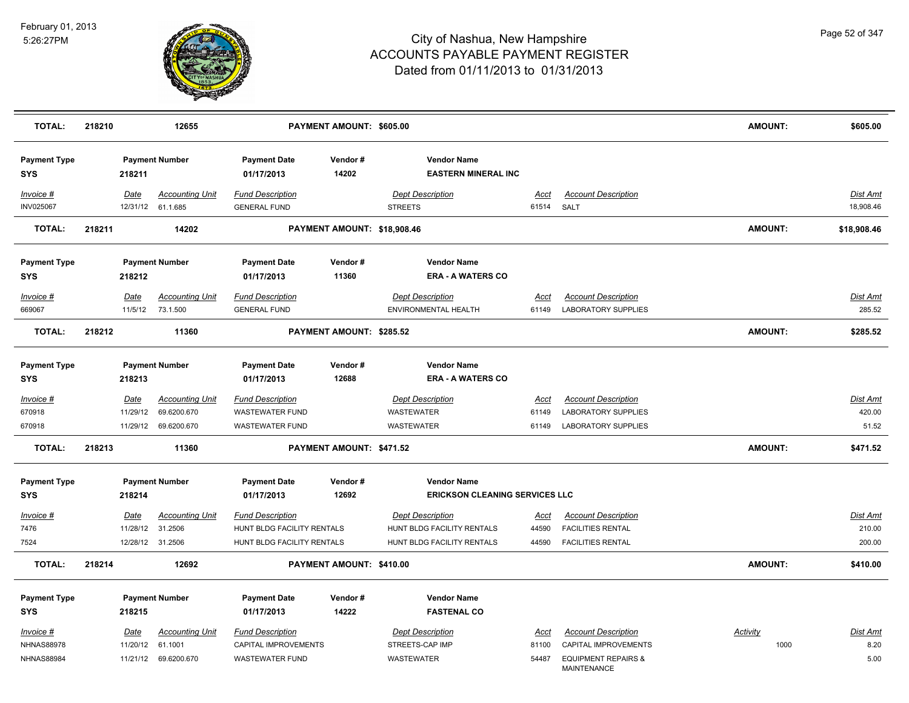# City of Nashua, New Hampshire
# ACCOUNTS PAYABLE PAYMENT REGISTER
## Dated from 01/11/2013 to 01/31/2013

February 01, 2013
5:26:27PM

**TOTAL:** 218210 — 12655 — **PAYMENT AMOUNT: $605.00** — **AMOUNT: $605.00**

| Payment Type | Payment Number | Payment Date | Vendor # | Vendor Name |
|---|---|---|---|---|
| SYS | 218211 | 01/17/2013 | 14202 | EASTERN MINERAL INC |

| Invoice # | Date | Accounting Unit | Fund Description | Dept Description | Acct | Account Description | Dist Amt |
|---|---|---|---|---|---|---|---|
| INV025067 | 12/31/12 | 61.1.685 | GENERAL FUND | STREETS | 61514 | SALT | 18,908.46 |

**TOTAL:** 218211 — 14202 — **PAYMENT AMOUNT: $18,908.46** — **AMOUNT: $18,908.46**

| Payment Type | Payment Number | Payment Date | Vendor # | Vendor Name |
|---|---|---|---|---|
| SYS | 218212 | 01/17/2013 | 11360 | ERA - A WATERS CO |

| Invoice # | Date | Accounting Unit | Fund Description | Dept Description | Acct | Account Description | Dist Amt |
|---|---|---|---|---|---|---|---|
| 669067 | 11/5/12 | 73.1.500 | GENERAL FUND | ENVIRONMENTAL HEALTH | 61149 | LABORATORY SUPPLIES | 285.52 |

**TOTAL:** 218212 — 11360 — **PAYMENT AMOUNT: $285.52** — **AMOUNT: $285.52**

| Payment Type | Payment Number | Payment Date | Vendor # | Vendor Name |
|---|---|---|---|---|
| SYS | 218213 | 01/17/2013 | 12688 | ERA - A WATERS CO |

| Invoice # | Date | Accounting Unit | Fund Description | Dept Description | Acct | Account Description | Dist Amt |
|---|---|---|---|---|---|---|---|
| 670918 | 11/29/12 | 69.6200.670 | WASTEWATER FUND | WASTEWATER | 61149 | LABORATORY SUPPLIES | 420.00 |
| 670918 | 11/29/12 | 69.6200.670 | WASTEWATER FUND | WASTEWATER | 61149 | LABORATORY SUPPLIES | 51.52 |

**TOTAL:** 218213 — 11360 — **PAYMENT AMOUNT: $471.52** — **AMOUNT: $471.52**

| Payment Type | Payment Number | Payment Date | Vendor # | Vendor Name |
|---|---|---|---|---|
| SYS | 218214 | 01/17/2013 | 12692 | ERICKSON CLEANING SERVICES LLC |

| Invoice # | Date | Accounting Unit | Fund Description | Dept Description | Acct | Account Description | Dist Amt |
|---|---|---|---|---|---|---|---|
| 7476 | 11/28/12 | 31.2506 | HUNT BLDG FACILITY RENTALS | HUNT BLDG FACILITY RENTALS | 44590 | FACILITIES RENTAL | 210.00 |
| 7524 | 12/28/12 | 31.2506 | HUNT BLDG FACILITY RENTALS | HUNT BLDG FACILITY RENTALS | 44590 | FACILITIES RENTAL | 200.00 |

**TOTAL:** 218214 — 12692 — **PAYMENT AMOUNT: $410.00** — **AMOUNT: $410.00**

| Payment Type | Payment Number | Payment Date | Vendor # | Vendor Name |
|---|---|---|---|---|
| SYS | 218215 | 01/17/2013 | 14222 | FASTENAL CO |

| Invoice # | Date | Accounting Unit | Fund Description | Dept Description | Acct | Account Description | Activity | Dist Amt |
|---|---|---|---|---|---|---|---|---|
| NHNAS88978 | 11/20/12 | 61.1001 | CAPITAL IMPROVEMENTS | STREETS-CAP IMP | 81100 | CAPITAL IMPROVEMENTS | 1000 | 8.20 |
| NHNAS88984 | 11/21/12 | 69.6200.670 | WASTEWATER FUND | WASTEWATER | 54487 | EQUIPMENT REPAIRS & MAINTENANCE | | 5.00 |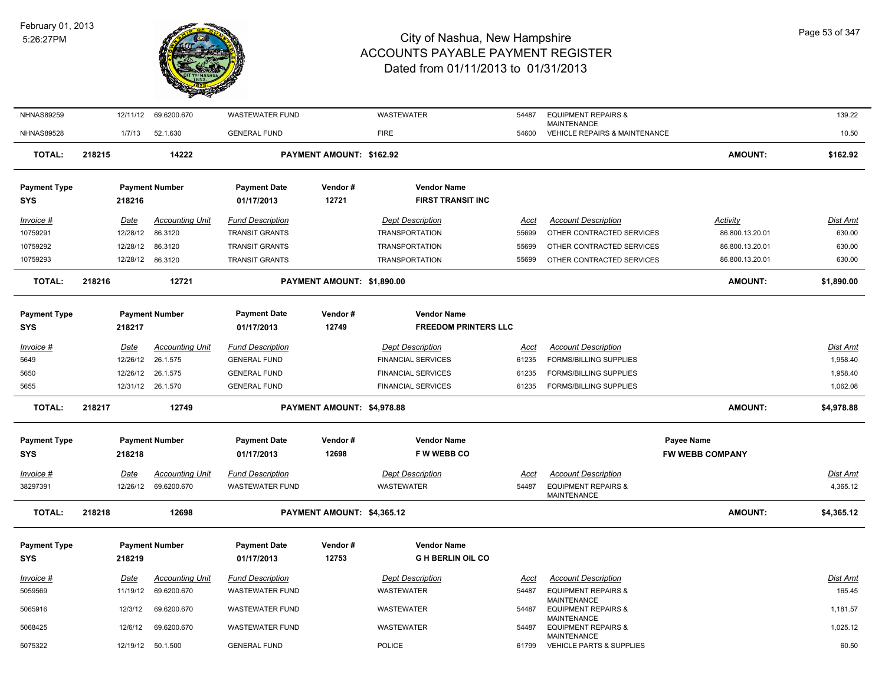| Invoice # | Date | Accounting Unit | Fund Description | Dept Description | Acct | Account Description | Activity | Dist Amt |
|---|---|---|---|---|---|---|---|---|
| NHNAS89259 | 12/11/12 | 69.6200.670 | WASTEWATER FUND | WASTEWATER | 54487 | EQUIPMENT REPAIRS & MAINTENANCE | | 139.22 |
| NHNAS89528 | 1/7/13 | 52.1.630 | GENERAL FUND | FIRE | 54600 | VEHICLE REPAIRS & MAINTENANCE | | 10.50 |

**TOTAL:** 218215 | 14222 | **PAYMENT AMOUNT: $162.92** | **AMOUNT:** **$162.92**

| Payment Type | Payment Number | Payment Date | Vendor # | Vendor Name |
|---|---|---|---|---|
| SYS | 218216 | 01/17/2013 | 12721 | FIRST TRANSIT INC |

| Invoice # | Date | Accounting Unit | Fund Description | Dept Description | Acct | Account Description | Activity | Dist Amt |
|---|---|---|---|---|---|---|---|---|
| 10759291 | 12/28/12 | 86.3120 | TRANSIT GRANTS | TRANSPORTATION | 55699 | OTHER CONTRACTED SERVICES | 86.800.13.20.01 | 630.00 |
| 10759292 | 12/28/12 | 86.3120 | TRANSIT GRANTS | TRANSPORTATION | 55699 | OTHER CONTRACTED SERVICES | 86.800.13.20.01 | 630.00 |
| 10759293 | 12/28/12 | 86.3120 | TRANSIT GRANTS | TRANSPORTATION | 55699 | OTHER CONTRACTED SERVICES | 86.800.13.20.01 | 630.00 |

**TOTAL:** 218216 | 12721 | **PAYMENT AMOUNT: $1,890.00** | **AMOUNT:** **$1,890.00**

| Payment Type | Payment Number | Payment Date | Vendor # | Vendor Name |
|---|---|---|---|---|
| SYS | 218217 | 01/17/2013 | 12749 | FREEDOM PRINTERS LLC |

| Invoice # | Date | Accounting Unit | Fund Description | Dept Description | Acct | Account Description | Dist Amt |
|---|---|---|---|---|---|---|---|
| 5649 | 12/26/12 | 26.1.575 | GENERAL FUND | FINANCIAL SERVICES | 61235 | FORMS/BILLING SUPPLIES | 1,958.40 |
| 5650 | 12/26/12 | 26.1.575 | GENERAL FUND | FINANCIAL SERVICES | 61235 | FORMS/BILLING SUPPLIES | 1,958.40 |
| 5655 | 12/31/12 | 26.1.570 | GENERAL FUND | FINANCIAL SERVICES | 61235 | FORMS/BILLING SUPPLIES | 1,062.08 |

**TOTAL:** 218217 | 12749 | **PAYMENT AMOUNT: $4,978.88** | **AMOUNT:** **$4,978.88**

| Payment Type | Payment Number | Payment Date | Vendor # | Vendor Name | Payee Name |
|---|---|---|---|---|---|
| SYS | 218218 | 01/17/2013 | 12698 | F W WEBB CO | FW WEBB COMPANY |

| Invoice # | Date | Accounting Unit | Fund Description | Dept Description | Acct | Account Description | Dist Amt |
|---|---|---|---|---|---|---|---|
| 38297391 | 12/26/12 | 69.6200.670 | WASTEWATER FUND | WASTEWATER | 54487 | EQUIPMENT REPAIRS & MAINTENANCE | 4,365.12 |

**TOTAL:** 218218 | 12698 | **PAYMENT AMOUNT: $4,365.12** | **AMOUNT:** **$4,365.12**

| Payment Type | Payment Number | Payment Date | Vendor # | Vendor Name |
|---|---|---|---|---|
| SYS | 218219 | 01/17/2013 | 12753 | G H BERLIN OIL CO |

| Invoice # | Date | Accounting Unit | Fund Description | Dept Description | Acct | Account Description | Dist Amt |
|---|---|---|---|---|---|---|---|
| 5059569 | 11/19/12 | 69.6200.670 | WASTEWATER FUND | WASTEWATER | 54487 | EQUIPMENT REPAIRS & MAINTENANCE | 165.45 |
| 5065916 | 12/3/12 | 69.6200.670 | WASTEWATER FUND | WASTEWATER | 54487 | EQUIPMENT REPAIRS & MAINTENANCE | 1,181.57 |
| 5068425 | 12/6/12 | 69.6200.670 | WASTEWATER FUND | WASTEWATER | 54487 | EQUIPMENT REPAIRS & MAINTENANCE | 1,025.12 |
| 5075322 | 12/19/12 | 50.1.500 | GENERAL FUND | POLICE | 61799 | VEHICLE PARTS & SUPPLIES | 60.50 |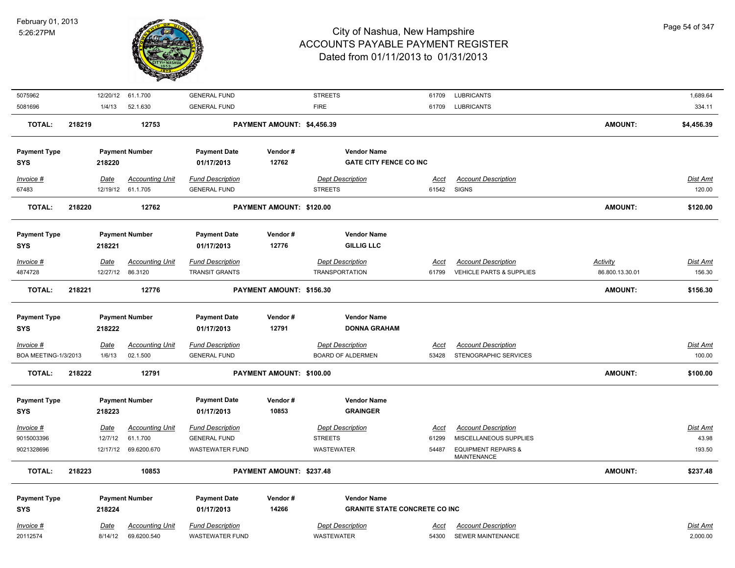| Invoice # | Date | Accounting Unit | Fund Description | Dept Description | Acct | Account Description | Activity | Dist Amt |
|---|---|---|---|---|---|---|---|---|
| 5075962 | 12/20/12 | 61.1.700 | GENERAL FUND | STREETS | 61709 | LUBRICANTS | | 1,689.64 |
| 5081696 | 1/4/13 | 52.1.630 | GENERAL FUND | FIRE | 61709 | LUBRICANTS | | 334.11 |

**TOTAL: 218219 | 12753 | PAYMENT AMOUNT: $4,456.39 | AMOUNT: $4,456.39**

| Payment Type | Payment Number | Payment Date | Vendor # | Vendor Name |
|---|---|---|---|---|
| SYS | 218220 | 01/17/2013 | 12762 | GATE CITY FENCE CO INC |

| Invoice # | Date | Accounting Unit | Fund Description | Dept Description | Acct | Account Description | Dist Amt |
|---|---|---|---|---|---|---|---|
| 67483 | 12/19/12 | 61.1.705 | GENERAL FUND | STREETS | 61542 | SIGNS | 120.00 |

**TOTAL: 218220 | 12762 | PAYMENT AMOUNT: $120.00 | AMOUNT: $120.00**

| Payment Type | Payment Number | Payment Date | Vendor # | Vendor Name |
|---|---|---|---|---|
| SYS | 218221 | 01/17/2013 | 12776 | GILLIG LLC |

| Invoice # | Date | Accounting Unit | Fund Description | Dept Description | Acct | Account Description | Activity | Dist Amt |
|---|---|---|---|---|---|---|---|---|
| 4874728 | 12/27/12 | 86.3120 | TRANSIT GRANTS | TRANSPORTATION | 61799 | VEHICLE PARTS & SUPPLIES | 86.800.13.30.01 | 156.30 |

**TOTAL: 218221 | 12776 | PAYMENT AMOUNT: $156.30 | AMOUNT: $156.30**

| Payment Type | Payment Number | Payment Date | Vendor # | Vendor Name |
|---|---|---|---|---|
| SYS | 218222 | 01/17/2013 | 12791 | DONNA GRAHAM |

| Invoice # | Date | Accounting Unit | Fund Description | Dept Description | Acct | Account Description | Dist Amt |
|---|---|---|---|---|---|---|---|
| BOA MEETING-1/3/2013 | 1/6/13 | 02.1.500 | GENERAL FUND | BOARD OF ALDERMEN | 53428 | STENOGRAPHIC SERVICES | 100.00 |

**TOTAL: 218222 | 12791 | PAYMENT AMOUNT: $100.00 | AMOUNT: $100.00**

| Payment Type | Payment Number | Payment Date | Vendor # | Vendor Name |
|---|---|---|---|---|
| SYS | 218223 | 01/17/2013 | 10853 | GRAINGER |

| Invoice # | Date | Accounting Unit | Fund Description | Dept Description | Acct | Account Description | Dist Amt |
|---|---|---|---|---|---|---|---|
| 9015003396 | 12/7/12 | 61.1.700 | GENERAL FUND | STREETS | 61299 | MISCELLANEOUS SUPPLIES | 43.98 |
| 9021328696 | 12/17/12 | 69.6200.670 | WASTEWATER FUND | WASTEWATER | 54487 | EQUIPMENT REPAIRS & MAINTENANCE | 193.50 |

**TOTAL: 218223 | 10853 | PAYMENT AMOUNT: $237.48 | AMOUNT: $237.48**

| Payment Type | Payment Number | Payment Date | Vendor # | Vendor Name |
|---|---|---|---|---|
| SYS | 218224 | 01/17/2013 | 14266 | GRANITE STATE CONCRETE CO INC |

| Invoice # | Date | Accounting Unit | Fund Description | Dept Description | Acct | Account Description | Dist Amt |
|---|---|---|---|---|---|---|---|
| 20112574 | 8/14/12 | 69.6200.540 | WASTEWATER FUND | WASTEWATER | 54300 | SEWER MAINTENANCE | 2,000.00 |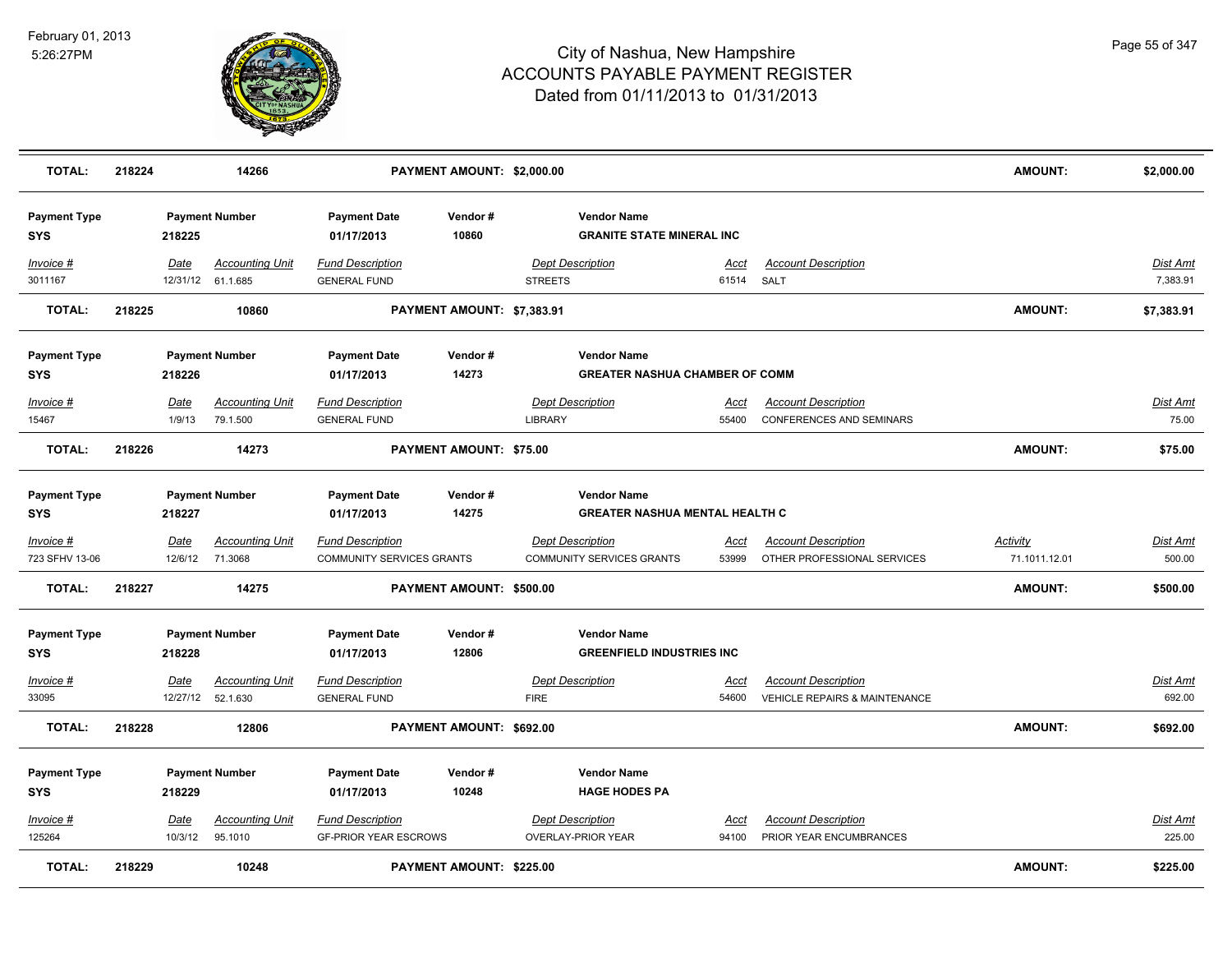# City of Nashua, New Hampshire
## ACCOUNTS PAYABLE PAYMENT REGISTER
### Dated from 01/11/2013 to 01/31/2013

February 01, 2013
5:26:27PM

| **TOTAL:** | **218224** | **14266** | **PAYMENT AMOUNT: $2,000.00** | **AMOUNT:** | **$2,000.00** |
|---|---|---|---|---|---|

| Payment Type | Payment Number | Payment Date | Vendor # | Vendor Name |
|---|---|---|---|---|
| **SYS** | **218225** | **01/17/2013** | **10860** | **GRANITE STATE MINERAL INC** |

| Invoice # | Date | Accounting Unit | Fund Description | Dept Description | Acct | Account Description | Activity | Dist Amt |
|---|---|---|---|---|---|---|---|---|
| 3011167 | 12/31/12 | 61.1.685 | GENERAL FUND | STREETS | 61514 | SALT | | 7,383.91 |

| **TOTAL:** | **218225** | **10860** | **PAYMENT AMOUNT: $7,383.91** | **AMOUNT:** | **$7,383.91** |
|---|---|---|---|---|---|

| Payment Type | Payment Number | Payment Date | Vendor # | Vendor Name |
|---|---|---|---|---|
| **SYS** | **218226** | **01/17/2013** | **14273** | **GREATER NASHUA CHAMBER OF COMM** |

| Invoice # | Date | Accounting Unit | Fund Description | Dept Description | Acct | Account Description | Activity | Dist Amt |
|---|---|---|---|---|---|---|---|---|
| 15467 | 1/9/13 | 79.1.500 | GENERAL FUND | LIBRARY | 55400 | CONFERENCES AND SEMINARS | | 75.00 |

| **TOTAL:** | **218226** | **14273** | **PAYMENT AMOUNT: $75.00** | **AMOUNT:** | **$75.00** |
|---|---|---|---|---|---|

| Payment Type | Payment Number | Payment Date | Vendor # | Vendor Name |
|---|---|---|---|---|
| **SYS** | **218227** | **01/17/2013** | **14275** | **GREATER NASHUA MENTAL HEALTH C** |

| Invoice # | Date | Accounting Unit | Fund Description | Dept Description | Acct | Account Description | Activity | Dist Amt |
|---|---|---|---|---|---|---|---|---|
| 723 SFHV 13-06 | 12/6/12 | 71.3068 | COMMUNITY SERVICES GRANTS | COMMUNITY SERVICES GRANTS | 53999 | OTHER PROFESSIONAL SERVICES | 71.1011.12.01 | 500.00 |

| **TOTAL:** | **218227** | **14275** | **PAYMENT AMOUNT: $500.00** | **AMOUNT:** | **$500.00** |
|---|---|---|---|---|---|

| Payment Type | Payment Number | Payment Date | Vendor # | Vendor Name |
|---|---|---|---|---|
| **SYS** | **218228** | **01/17/2013** | **12806** | **GREENFIELD INDUSTRIES INC** |

| Invoice # | Date | Accounting Unit | Fund Description | Dept Description | Acct | Account Description | Activity | Dist Amt |
|---|---|---|---|---|---|---|---|---|
| 33095 | 12/27/12 | 52.1.630 | GENERAL FUND | FIRE | 54600 | VEHICLE REPAIRS & MAINTENANCE | | 692.00 |

| **TOTAL:** | **218228** | **12806** | **PAYMENT AMOUNT: $692.00** | **AMOUNT:** | **$692.00** |
|---|---|---|---|---|---|

| Payment Type | Payment Number | Payment Date | Vendor # | Vendor Name |
|---|---|---|---|---|
| **SYS** | **218229** | **01/17/2013** | **10248** | **HAGE HODES PA** |

| Invoice # | Date | Accounting Unit | Fund Description | Dept Description | Acct | Account Description | Activity | Dist Amt |
|---|---|---|---|---|---|---|---|---|
| 125264 | 10/3/12 | 95.1010 | GF-PRIOR YEAR ESCROWS | OVERLAY-PRIOR YEAR | 94100 | PRIOR YEAR ENCUMBRANCES | | 225.00 |

| **TOTAL:** | **218229** | **10248** | **PAYMENT AMOUNT: $225.00** | **AMOUNT:** | **$225.00** |
|---|---|---|---|---|---|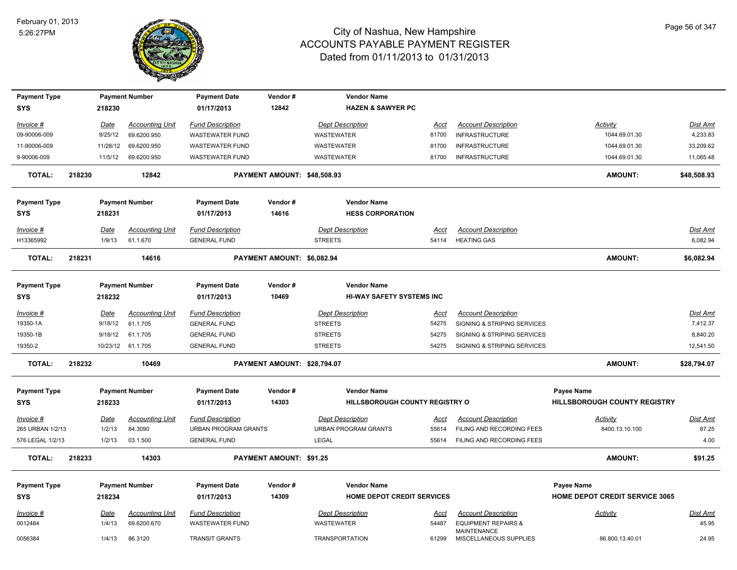# City of Nashua, New Hampshire
## ACCOUNTS PAYABLE PAYMENT REGISTER
### Dated from 01/11/2013 to 01/31/2013

February 01, 2013
5:26:27PM

| Payment Type | Payment Number | Payment Date | Vendor # | Vendor Name |
|---|---|---|---|---|
| SYS | 218230 | 01/17/2013 | 12842 | HAZEN & SAWYER PC |

| Invoice # | Date | Accounting Unit | Fund Description | Dept Description | Acct | Account Description | Activity | Dist Amt |
|---|---|---|---|---|---|---|---|---|
| 09-90006-009 | 9/25/12 | 69.6200.950 | WASTEWATER FUND | WASTEWATER | 81700 | INFRASTRUCTURE | 1044.69.01.30 | 4,233.83 |
| 11-90006-009 | 11/28/12 | 69.6200.950 | WASTEWATER FUND | WASTEWATER | 81700 | INFRASTRUCTURE | 1044.69.01.30 | 33,209.62 |
| 9-90006-009 | 11/5/12 | 69.6200.950 | WASTEWATER FUND | WASTEWATER | 81700 | INFRASTRUCTURE | 1044.69.01.30 | 11,065.48 |

**TOTAL: 218230 12842 PAYMENT AMOUNT: $48,508.93 AMOUNT: $48,508.93**

| Payment Type | Payment Number | Payment Date | Vendor # | Vendor Name |
|---|---|---|---|---|
| SYS | 218231 | 01/17/2013 | 14616 | HESS CORPORATION |

| Invoice # | Date | Accounting Unit | Fund Description | Dept Description | Acct | Account Description | Dist Amt |
|---|---|---|---|---|---|---|---|
| H13365992 | 1/9/13 | 61.1.670 | GENERAL FUND | STREETS | 54114 | HEATING GAS | 6,082.94 |

**TOTAL: 218231 14616 PAYMENT AMOUNT: $6,082.94 AMOUNT: $6,082.94**

| Payment Type | Payment Number | Payment Date | Vendor # | Vendor Name |
|---|---|---|---|---|
| SYS | 218232 | 01/17/2013 | 10469 | HI-WAY SAFETY SYSTEMS INC |

| Invoice # | Date | Accounting Unit | Fund Description | Dept Description | Acct | Account Description | Dist Amt |
|---|---|---|---|---|---|---|---|
| 19350-1A | 9/18/12 | 61.1.705 | GENERAL FUND | STREETS | 54275 | SIGNING & STRIPING SERVICES | 7,412.37 |
| 19350-1B | 9/18/12 | 61.1.705 | GENERAL FUND | STREETS | 54275 | SIGNING & STRIPING SERVICES | 8,840.20 |
| 19350-2 | 10/23/12 | 61.1.705 | GENERAL FUND | STREETS | 54275 | SIGNING & STRIPING SERVICES | 12,541.50 |

**TOTAL: 218232 10469 PAYMENT AMOUNT: $28,794.07 AMOUNT: $28,794.07**

| Payment Type | Payment Number | Payment Date | Vendor # | Vendor Name | Payee Name |
|---|---|---|---|---|---|
| SYS | 218233 | 01/17/2013 | 14303 | HILLSBOROUGH COUNTY REGISTRY O | HILLSBOROUGH COUNTY REGISTRY |

| Invoice # | Date | Accounting Unit | Fund Description | Dept Description | Acct | Account Description | Activity | Dist Amt |
|---|---|---|---|---|---|---|---|---|
| 265 URBAN 1/2/13 | 1/2/13 | 84.3090 | URBAN PROGRAM GRANTS | URBAN PROGRAM GRANTS | 55614 | FILING AND RECORDING FEES | 8400.13.10.100 | 87.25 |
| 576 LEGAL 1/2/13 | 1/2/13 | 03.1.500 | GENERAL FUND | LEGAL | 55614 | FILING AND RECORDING FEES | | 4.00 |

**TOTAL: 218233 14303 PAYMENT AMOUNT: $91.25 AMOUNT: $91.25**

| Payment Type | Payment Number | Payment Date | Vendor # | Vendor Name | Payee Name |
|---|---|---|---|---|---|
| SYS | 218234 | 01/17/2013 | 14309 | HOME DEPOT CREDIT SERVICES | HOME DEPOT CREDIT SERVICE 3065 |

| Invoice # | Date | Accounting Unit | Fund Description | Dept Description | Acct | Account Description | Activity | Dist Amt |
|---|---|---|---|---|---|---|---|---|
| 0012484 | 1/4/13 | 69.6200.670 | WASTEWATER FUND | WASTEWATER | 54487 | EQUIPMENT REPAIRS & MAINTENANCE | | 45.95 |
| 0056384 | 1/4/13 | 86.3120 | TRANSIT GRANTS | TRANSPORTATION | 61299 | MISCELLANEOUS SUPPLIES | 86.800.13.40.01 | 24.95 |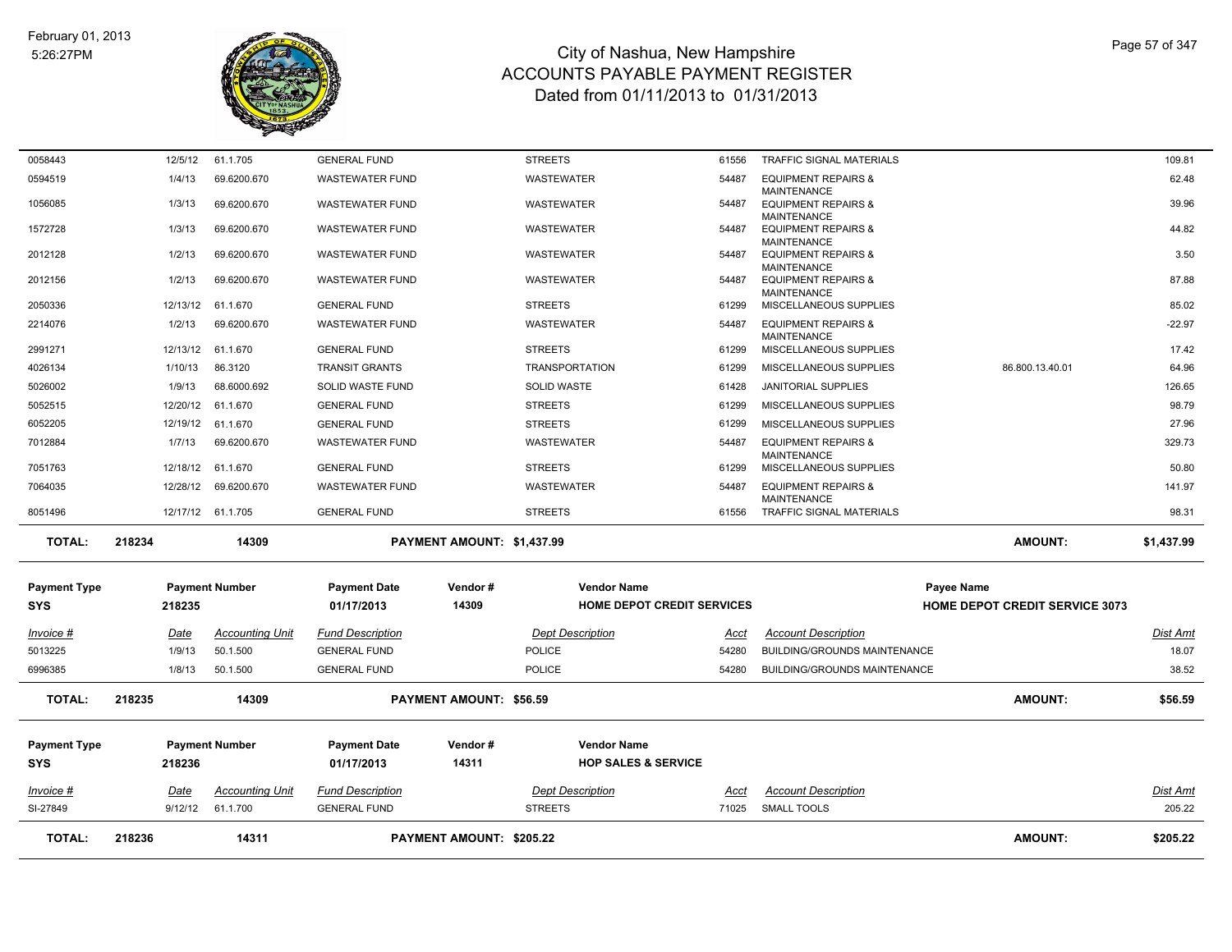# City of Nashua, New Hampshire
## ACCOUNTS PAYABLE PAYMENT REGISTER
### Dated from 01/11/2013 to 01/31/2013

February 01, 2013
5:26:27PM

| Invoice # | Date | Accounting Unit | Fund Description | Dept Description | Acct | Account Description | | Dist Amt |
|---|---|---|---|---|---|---|---|---|
| 0058443 | 12/5/12 | 61.1.705 | GENERAL FUND | STREETS | 61556 | TRAFFIC SIGNAL MATERIALS | | 109.81 |
| 0594519 | 1/4/13 | 69.6200.670 | WASTEWATER FUND | WASTEWATER | 54487 | EQUIPMENT REPAIRS & MAINTENANCE | | 62.48 |
| 1056085 | 1/3/13 | 69.6200.670 | WASTEWATER FUND | WASTEWATER | 54487 | EQUIPMENT REPAIRS & MAINTENANCE | | 39.96 |
| 1572728 | 1/3/13 | 69.6200.670 | WASTEWATER FUND | WASTEWATER | 54487 | EQUIPMENT REPAIRS & MAINTENANCE | | 44.82 |
| 2012128 | 1/2/13 | 69.6200.670 | WASTEWATER FUND | WASTEWATER | 54487 | EQUIPMENT REPAIRS & MAINTENANCE | | 3.50 |
| 2012156 | 1/2/13 | 69.6200.670 | WASTEWATER FUND | WASTEWATER | 54487 | EQUIPMENT REPAIRS & MAINTENANCE | | 87.88 |
| 2050336 | 12/13/12 | 61.1.670 | GENERAL FUND | STREETS | 61299 | MISCELLANEOUS SUPPLIES | | 85.02 |
| 2214076 | 1/2/13 | 69.6200.670 | WASTEWATER FUND | WASTEWATER | 54487 | EQUIPMENT REPAIRS & MAINTENANCE | | -22.97 |
| 2991271 | 12/13/12 | 61.1.670 | GENERAL FUND | STREETS | 61299 | MISCELLANEOUS SUPPLIES | | 17.42 |
| 4026134 | 1/10/13 | 86.3120 | TRANSIT GRANTS | TRANSPORTATION | 61299 | MISCELLANEOUS SUPPLIES | 86.800.13.40.01 | 64.96 |
| 5026002 | 1/9/13 | 68.6000.692 | SOLID WASTE FUND | SOLID WASTE | 61428 | JANITORIAL SUPPLIES | | 126.65 |
| 5052515 | 12/20/12 | 61.1.670 | GENERAL FUND | STREETS | 61299 | MISCELLANEOUS SUPPLIES | | 98.79 |
| 6052205 | 12/19/12 | 61.1.670 | GENERAL FUND | STREETS | 61299 | MISCELLANEOUS SUPPLIES | | 27.96 |
| 7012884 | 1/7/13 | 69.6200.670 | WASTEWATER FUND | WASTEWATER | 54487 | EQUIPMENT REPAIRS & MAINTENANCE | | 329.73 |
| 7051763 | 12/18/12 | 61.1.670 | GENERAL FUND | STREETS | 61299 | MISCELLANEOUS SUPPLIES | | 50.80 |
| 7064035 | 12/28/12 | 69.6200.670 | WASTEWATER FUND | WASTEWATER | 54487 | EQUIPMENT REPAIRS & MAINTENANCE | | 141.97 |
| 8051496 | 12/17/12 | 61.1.705 | GENERAL FUND | STREETS | 61556 | TRAFFIC SIGNAL MATERIALS | | 98.31 |

**TOTAL:** 218234 | 14309 | **PAYMENT AMOUNT: $1,437.99** | **AMOUNT: $1,437.99**

| Payment Type | Payment Number | Payment Date | Vendor # | Vendor Name | Payee Name |
|---|---|---|---|---|---|
| SYS | 218235 | 01/17/2013 | 14309 | HOME DEPOT CREDIT SERVICES | HOME DEPOT CREDIT SERVICE 3073 |

| Invoice # | Date | Accounting Unit | Fund Description | Dept Description | Acct | Account Description | Dist Amt |
|---|---|---|---|---|---|---|---|
| 5013225 | 1/9/13 | 50.1.500 | GENERAL FUND | POLICE | 54280 | BUILDING/GROUNDS MAINTENANCE | 18.07 |
| 6996385 | 1/8/13 | 50.1.500 | GENERAL FUND | POLICE | 54280 | BUILDING/GROUNDS MAINTENANCE | 38.52 |

**TOTAL:** 218235 | 14309 | **PAYMENT AMOUNT: $56.59** | **AMOUNT: $56.59**

| Payment Type | Payment Number | Payment Date | Vendor # | Vendor Name |
|---|---|---|---|---|
| SYS | 218236 | 01/17/2013 | 14311 | HOP SALES & SERVICE |

| Invoice # | Date | Accounting Unit | Fund Description | Dept Description | Acct | Account Description | Dist Amt |
|---|---|---|---|---|---|---|---|
| SI-27849 | 9/12/12 | 61.1.700 | GENERAL FUND | STREETS | 71025 | SMALL TOOLS | 205.22 |

**TOTAL:** 218236 | 14311 | **PAYMENT AMOUNT: $205.22** | **AMOUNT: $205.22**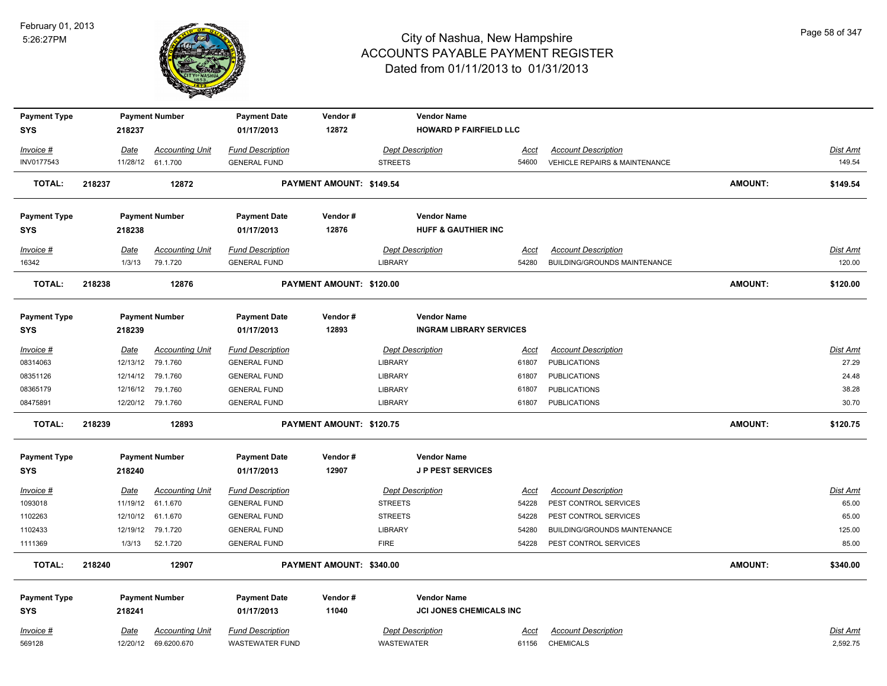| Payment Type | Payment Number | Payment Date | Vendor # | Vendor Name |
|---|---|---|---|---|
| SYS | 218237 | 01/17/2013 | 12872 | HOWARD P FAIRFIELD LLC |

| Invoice # | Date | Accounting Unit | Fund Description | Dept Description | Acct | Account Description | Dist Amt |
|---|---|---|---|---|---|---|---|
| INV0177543 | 11/28/12 | 61.1.700 | GENERAL FUND | STREETS | 54600 | VEHICLE REPAIRS & MAINTENANCE | 149.54 |

**TOTAL: 218237 12872 PAYMENT AMOUNT: $149.54 AMOUNT: $149.54**

| Payment Type | Payment Number | Payment Date | Vendor # | Vendor Name |
|---|---|---|---|---|
| SYS | 218238 | 01/17/2013 | 12876 | HUFF & GAUTHIER INC |

| Invoice # | Date | Accounting Unit | Fund Description | Dept Description | Acct | Account Description | Dist Amt |
|---|---|---|---|---|---|---|---|
| 16342 | 1/3/13 | 79.1.720 | GENERAL FUND | LIBRARY | 54280 | BUILDING/GROUNDS MAINTENANCE | 120.00 |

**TOTAL: 218238 12876 PAYMENT AMOUNT: $120.00 AMOUNT: $120.00**

| Payment Type | Payment Number | Payment Date | Vendor # | Vendor Name |
|---|---|---|---|---|
| SYS | 218239 | 01/17/2013 | 12893 | INGRAM LIBRARY SERVICES |

| Invoice # | Date | Accounting Unit | Fund Description | Dept Description | Acct | Account Description | Dist Amt |
|---|---|---|---|---|---|---|---|
| 08314063 | 12/13/12 | 79.1.760 | GENERAL FUND | LIBRARY | 61807 | PUBLICATIONS | 27.29 |
| 08351126 | 12/14/12 | 79.1.760 | GENERAL FUND | LIBRARY | 61807 | PUBLICATIONS | 24.48 |
| 08365179 | 12/16/12 | 79.1.760 | GENERAL FUND | LIBRARY | 61807 | PUBLICATIONS | 38.28 |
| 08475891 | 12/20/12 | 79.1.760 | GENERAL FUND | LIBRARY | 61807 | PUBLICATIONS | 30.70 |

**TOTAL: 218239 12893 PAYMENT AMOUNT: $120.75 AMOUNT: $120.75**

| Payment Type | Payment Number | Payment Date | Vendor # | Vendor Name |
|---|---|---|---|---|
| SYS | 218240 | 01/17/2013 | 12907 | J P PEST SERVICES |

| Invoice # | Date | Accounting Unit | Fund Description | Dept Description | Acct | Account Description | Dist Amt |
|---|---|---|---|---|---|---|---|
| 1093018 | 11/19/12 | 61.1.670 | GENERAL FUND | STREETS | 54228 | PEST CONTROL SERVICES | 65.00 |
| 1102263 | 12/10/12 | 61.1.670 | GENERAL FUND | STREETS | 54228 | PEST CONTROL SERVICES | 65.00 |
| 1102433 | 12/19/12 | 79.1.720 | GENERAL FUND | LIBRARY | 54280 | BUILDING/GROUNDS MAINTENANCE | 125.00 |
| 1111369 | 1/3/13 | 52.1.720 | GENERAL FUND | FIRE | 54228 | PEST CONTROL SERVICES | 85.00 |

**TOTAL: 218240 12907 PAYMENT AMOUNT: $340.00 AMOUNT: $340.00**

| Payment Type | Payment Number | Payment Date | Vendor # | Vendor Name |
|---|---|---|---|---|
| SYS | 218241 | 01/17/2013 | 11040 | JCI JONES CHEMICALS INC |

| Invoice # | Date | Accounting Unit | Fund Description | Dept Description | Acct | Account Description | Dist Amt |
|---|---|---|---|---|---|---|---|
| 569128 | 12/20/12 | 69.6200.670 | WASTEWATER FUND | WASTEWATER | 61156 | CHEMICALS | 2,592.75 |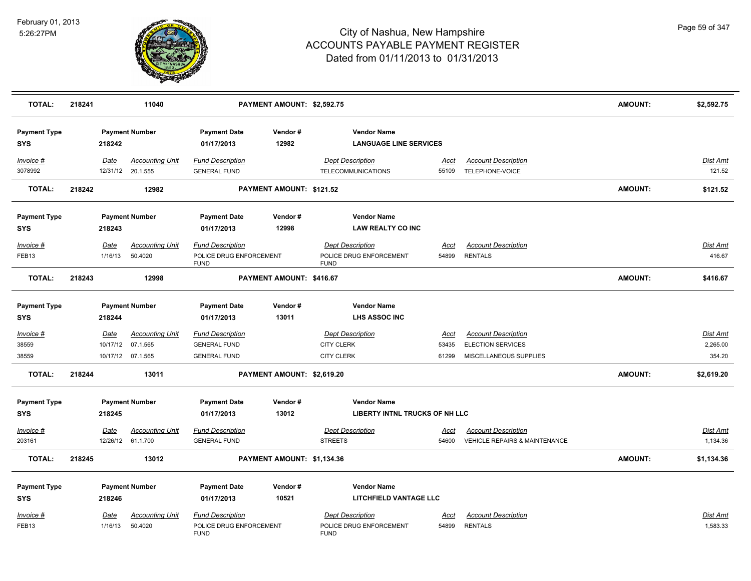| TOTAL: | 218241 | 11040 | PAYMENT AMOUNT: $2,592.75 | AMOUNT: | $2,592.75 |
|---|---|---|---|---|---|

| Payment Type | Payment Number | Payment Date | Vendor # | Vendor Name |
|---|---|---|---|---|
| SYS | 218242 | 01/17/2013 | 12982 | LANGUAGE LINE SERVICES |

| Invoice # | Date | Accounting Unit | Fund Description | Dept Description | Acct | Account Description | Dist Amt |
|---|---|---|---|---|---|---|---|
| 3078992 | 12/31/12 | 20.1.555 | GENERAL FUND | TELECOMMUNICATIONS | 55109 | TELEPHONE-VOICE | 121.52 |

| TOTAL: | 218242 | 12982 | PAYMENT AMOUNT: $121.52 | AMOUNT: | $121.52 |
|---|---|---|---|---|---|

| Payment Type | Payment Number | Payment Date | Vendor # | Vendor Name |
|---|---|---|---|---|
| SYS | 218243 | 01/17/2013 | 12998 | LAW REALTY CO INC |

| Invoice # | Date | Accounting Unit | Fund Description | Dept Description | Acct | Account Description | Dist Amt |
|---|---|---|---|---|---|---|---|
| FEB13 | 1/16/13 | 50.4020 | POLICE DRUG ENFORCEMENT FUND | POLICE DRUG ENFORCEMENT FUND | 54899 | RENTALS | 416.67 |

| TOTAL: | 218243 | 12998 | PAYMENT AMOUNT: $416.67 | AMOUNT: | $416.67 |
|---|---|---|---|---|---|

| Payment Type | Payment Number | Payment Date | Vendor # | Vendor Name |
|---|---|---|---|---|
| SYS | 218244 | 01/17/2013 | 13011 | LHS ASSOC INC |

| Invoice # | Date | Accounting Unit | Fund Description | Dept Description | Acct | Account Description | Dist Amt |
|---|---|---|---|---|---|---|---|
| 38559 | 10/17/12 | 07.1.565 | GENERAL FUND | CITY CLERK | 53435 | ELECTION SERVICES | 2,265.00 |
| 38559 | 10/17/12 | 07.1.565 | GENERAL FUND | CITY CLERK | 61299 | MISCELLANEOUS SUPPLIES | 354.20 |

| TOTAL: | 218244 | 13011 | PAYMENT AMOUNT: $2,619.20 | AMOUNT: | $2,619.20 |
|---|---|---|---|---|---|

| Payment Type | Payment Number | Payment Date | Vendor # | Vendor Name |
|---|---|---|---|---|
| SYS | 218245 | 01/17/2013 | 13012 | LIBERTY INTNL TRUCKS OF NH LLC |

| Invoice # | Date | Accounting Unit | Fund Description | Dept Description | Acct | Account Description | Dist Amt |
|---|---|---|---|---|---|---|---|
| 203161 | 12/26/12 | 61.1.700 | GENERAL FUND | STREETS | 54600 | VEHICLE REPAIRS & MAINTENANCE | 1,134.36 |

| TOTAL: | 218245 | 13012 | PAYMENT AMOUNT: $1,134.36 | AMOUNT: | $1,134.36 |
|---|---|---|---|---|---|

| Payment Type | Payment Number | Payment Date | Vendor # | Vendor Name |
|---|---|---|---|---|
| SYS | 218246 | 01/17/2013 | 10521 | LITCHFIELD VANTAGE LLC |

| Invoice # | Date | Accounting Unit | Fund Description | Dept Description | Acct | Account Description | Dist Amt |
|---|---|---|---|---|---|---|---|
| FEB13 | 1/16/13 | 50.4020 | POLICE DRUG ENFORCEMENT FUND | POLICE DRUG ENFORCEMENT FUND | 54899 | RENTALS | 1,583.33 |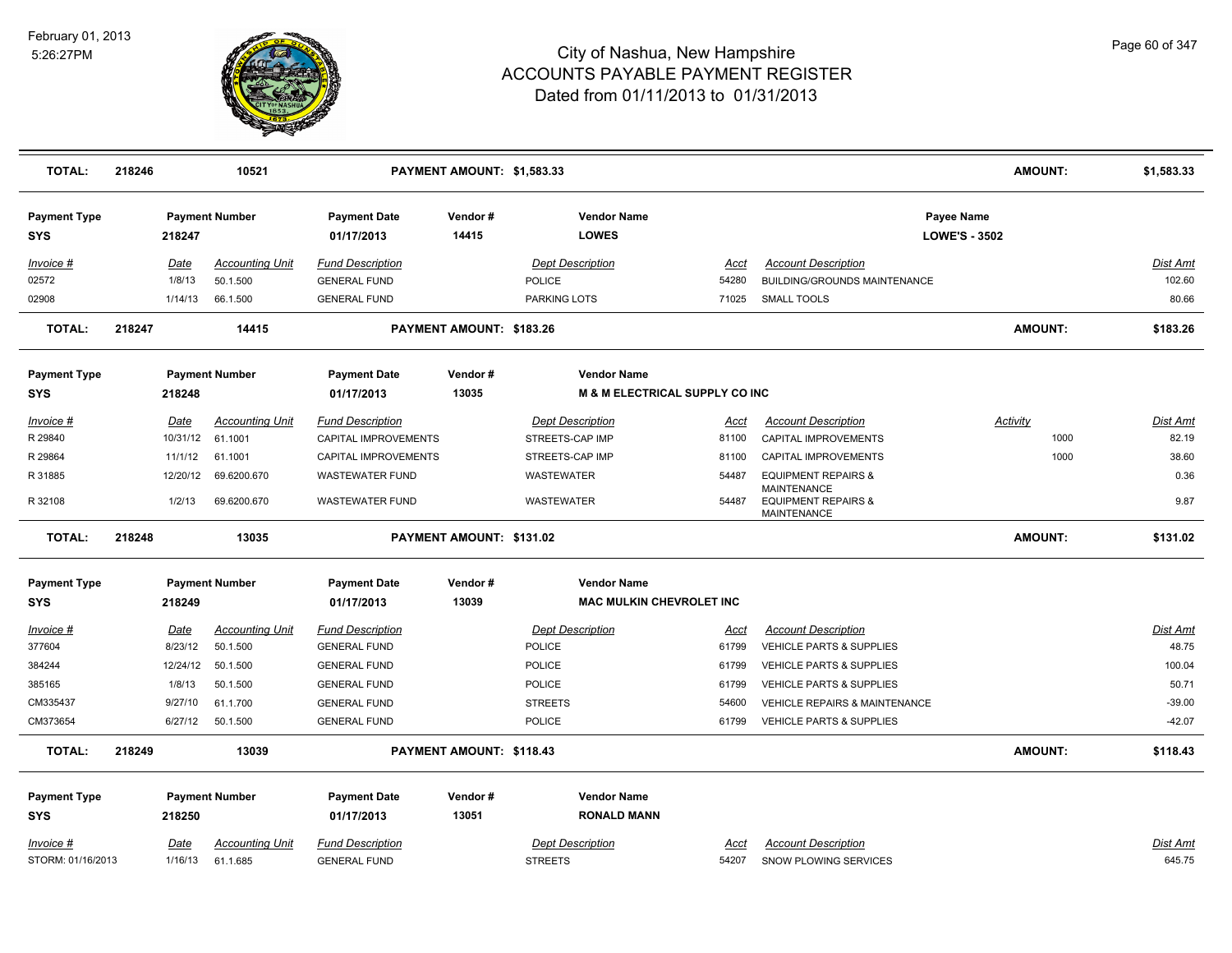# City of Nashua, New Hampshire
# ACCOUNTS PAYABLE PAYMENT REGISTER
## Dated from 01/11/2013 to 01/31/2013

February 01, 2013
5:26:27PM

| TOTAL: | 218246 | 10521 | PAYMENT AMOUNT: $1,583.33 | AMOUNT: | $1,583.33 |
|---|---|---|---|---|---|

| Payment Type | Payment Number | Payment Date | Vendor # | Vendor Name | Payee Name |
|---|---|---|---|---|---|
| SYS | 218247 | 01/17/2013 | 14415 | LOWES | LOWE'S - 3502 |

| Invoice # | Date | Accounting Unit | Fund Description | Dept Description | Acct | Account Description | Dist Amt |
|---|---|---|---|---|---|---|---|
| 02572 | 1/8/13 | 50.1.500 | GENERAL FUND | POLICE | 54280 | BUILDING/GROUNDS MAINTENANCE | 102.60 |
| 02908 | 1/14/13 | 66.1.500 | GENERAL FUND | PARKING LOTS | 71025 | SMALL TOOLS | 80.66 |

| TOTAL: | 218247 | 14415 | PAYMENT AMOUNT: $183.26 | AMOUNT: | $183.26 |
|---|---|---|---|---|---|

| Payment Type | Payment Number | Payment Date | Vendor # | Vendor Name |
|---|---|---|---|---|
| SYS | 218248 | 01/17/2013 | 13035 | M & M ELECTRICAL SUPPLY CO INC |

| Invoice # | Date | Accounting Unit | Fund Description | Dept Description | Acct | Account Description | Activity | Dist Amt |
|---|---|---|---|---|---|---|---|---|
| R 29840 | 10/31/12 | 61.1001 | CAPITAL IMPROVEMENTS | STREETS-CAP IMP | 81100 | CAPITAL IMPROVEMENTS | 1000 | 82.19 |
| R 29864 | 11/1/12 | 61.1001 | CAPITAL IMPROVEMENTS | STREETS-CAP IMP | 81100 | CAPITAL IMPROVEMENTS | 1000 | 38.60 |
| R 31885 | 12/20/12 | 69.6200.670 | WASTEWATER FUND | WASTEWATER | 54487 | EQUIPMENT REPAIRS & MAINTENANCE | | 0.36 |
| R 32108 | 1/2/13 | 69.6200.670 | WASTEWATER FUND | WASTEWATER | 54487 | EQUIPMENT REPAIRS & MAINTENANCE | | 9.87 |

| TOTAL: | 218248 | 13035 | PAYMENT AMOUNT: $131.02 | AMOUNT: | $131.02 |
|---|---|---|---|---|---|

| Payment Type | Payment Number | Payment Date | Vendor # | Vendor Name |
|---|---|---|---|---|
| SYS | 218249 | 01/17/2013 | 13039 | MAC MULKIN CHEVROLET INC |

| Invoice # | Date | Accounting Unit | Fund Description | Dept Description | Acct | Account Description | Dist Amt |
|---|---|---|---|---|---|---|---|
| 377604 | 8/23/12 | 50.1.500 | GENERAL FUND | POLICE | 61799 | VEHICLE PARTS & SUPPLIES | 48.75 |
| 384244 | 12/24/12 | 50.1.500 | GENERAL FUND | POLICE | 61799 | VEHICLE PARTS & SUPPLIES | 100.04 |
| 385165 | 1/8/13 | 50.1.500 | GENERAL FUND | POLICE | 61799 | VEHICLE PARTS & SUPPLIES | 50.71 |
| CM335437 | 9/27/10 | 61.1.700 | GENERAL FUND | STREETS | 54600 | VEHICLE REPAIRS & MAINTENANCE | -39.00 |
| CM373654 | 6/27/12 | 50.1.500 | GENERAL FUND | POLICE | 61799 | VEHICLE PARTS & SUPPLIES | -42.07 |

| TOTAL: | 218249 | 13039 | PAYMENT AMOUNT: $118.43 | AMOUNT: | $118.43 |
|---|---|---|---|---|---|

| Payment Type | Payment Number | Payment Date | Vendor # | Vendor Name |
|---|---|---|---|---|
| SYS | 218250 | 01/17/2013 | 13051 | RONALD MANN |

| Invoice # | Date | Accounting Unit | Fund Description | Dept Description | Acct | Account Description | Dist Amt |
|---|---|---|---|---|---|---|---|
| STORM: 01/16/2013 | 1/16/13 | 61.1.685 | GENERAL FUND | STREETS | 54207 | SNOW PLOWING SERVICES | 645.75 |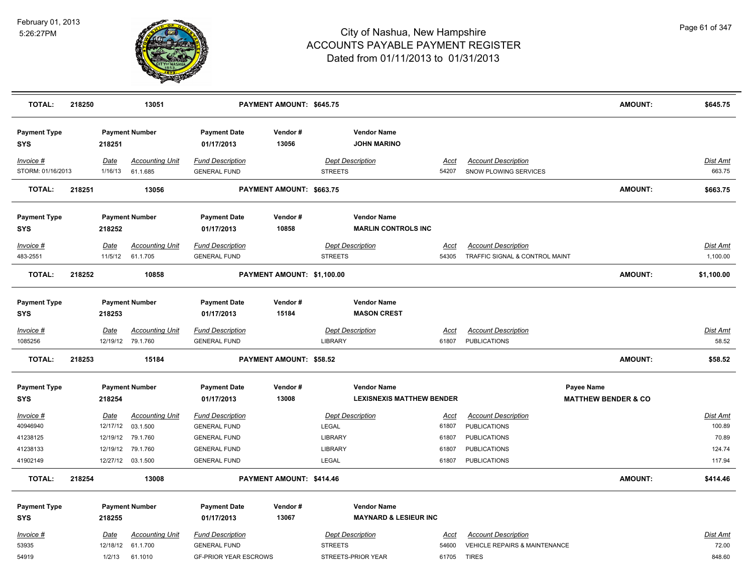# City of Nashua, New Hampshire
## ACCOUNTS PAYABLE PAYMENT REGISTER
### Dated from 01/11/2013 to 01/31/2013

February 01, 2013
5:26:27PM

| **TOTAL:** | **218250** | **13051** | **PAYMENT AMOUNT: $645.75** | **AMOUNT:** | **$645.75** |
|---|---|---|---|---|---|

| Payment Type | Payment Number | Payment Date | Vendor # | Vendor Name |
|---|---|---|---|---|
| **SYS** | **218251** | **01/17/2013** | **13056** | **JOHN MARINO** |

| Invoice # | Date | Accounting Unit | Fund Description | Dept Description | Acct | Account Description | Dist Amt |
|---|---|---|---|---|---|---|---|
| STORM: 01/16/2013 | 1/16/13 | 61.1.685 | GENERAL FUND | STREETS | 54207 | SNOW PLOWING SERVICES | 663.75 |

| **TOTAL:** | **218251** | **13056** | **PAYMENT AMOUNT: $663.75** | **AMOUNT:** | **$663.75** |
|---|---|---|---|---|---|

| Payment Type | Payment Number | Payment Date | Vendor # | Vendor Name |
|---|---|---|---|---|
| **SYS** | **218252** | **01/17/2013** | **10858** | **MARLIN CONTROLS INC** |

| Invoice # | Date | Accounting Unit | Fund Description | Dept Description | Acct | Account Description | Dist Amt |
|---|---|---|---|---|---|---|---|
| 483-2551 | 11/5/12 | 61.1.705 | GENERAL FUND | STREETS | 54305 | TRAFFIC SIGNAL & CONTROL MAINT | 1,100.00 |

| **TOTAL:** | **218252** | **10858** | **PAYMENT AMOUNT: $1,100.00** | **AMOUNT:** | **$1,100.00** |
|---|---|---|---|---|---|

| Payment Type | Payment Number | Payment Date | Vendor # | Vendor Name |
|---|---|---|---|---|
| **SYS** | **218253** | **01/17/2013** | **15184** | **MASON CREST** |

| Invoice # | Date | Accounting Unit | Fund Description | Dept Description | Acct | Account Description | Dist Amt |
|---|---|---|---|---|---|---|---|
| 1085256 | 12/19/12 | 79.1.760 | GENERAL FUND | LIBRARY | 61807 | PUBLICATIONS | 58.52 |

| **TOTAL:** | **218253** | **15184** | **PAYMENT AMOUNT: $58.52** | **AMOUNT:** | **$58.52** |
|---|---|---|---|---|---|

| Payment Type | Payment Number | Payment Date | Vendor # | Vendor Name | Payee Name |
|---|---|---|---|---|---|
| **SYS** | **218254** | **01/17/2013** | **13008** | **LEXISNEXIS MATTHEW BENDER** | **MATTHEW BENDER & CO** |

| Invoice # | Date | Accounting Unit | Fund Description | Dept Description | Acct | Account Description | Dist Amt |
|---|---|---|---|---|---|---|---|
| 40946940 | 12/17/12 | 03.1.500 | GENERAL FUND | LEGAL | 61807 | PUBLICATIONS | 100.89 |
| 41238125 | 12/19/12 | 79.1.760 | GENERAL FUND | LIBRARY | 61807 | PUBLICATIONS | 70.89 |
| 41238133 | 12/19/12 | 79.1.760 | GENERAL FUND | LIBRARY | 61807 | PUBLICATIONS | 124.74 |
| 41902149 | 12/27/12 | 03.1.500 | GENERAL FUND | LEGAL | 61807 | PUBLICATIONS | 117.94 |

| **TOTAL:** | **218254** | **13008** | **PAYMENT AMOUNT: $414.46** | **AMOUNT:** | **$414.46** |
|---|---|---|---|---|---|

| Payment Type | Payment Number | Payment Date | Vendor # | Vendor Name |
|---|---|---|---|---|
| **SYS** | **218255** | **01/17/2013** | **13067** | **MAYNARD & LESIEUR INC** |

| Invoice # | Date | Accounting Unit | Fund Description | Dept Description | Acct | Account Description | Dist Amt |
|---|---|---|---|---|---|---|---|
| 53935 | 12/18/12 | 61.1.700 | GENERAL FUND | STREETS | 54600 | VEHICLE REPAIRS & MAINTENANCE | 72.00 |
| 54919 | 1/2/13 | 61.1010 | GF-PRIOR YEAR ESCROWS | STREETS-PRIOR YEAR | 61705 | TIRES | 848.60 |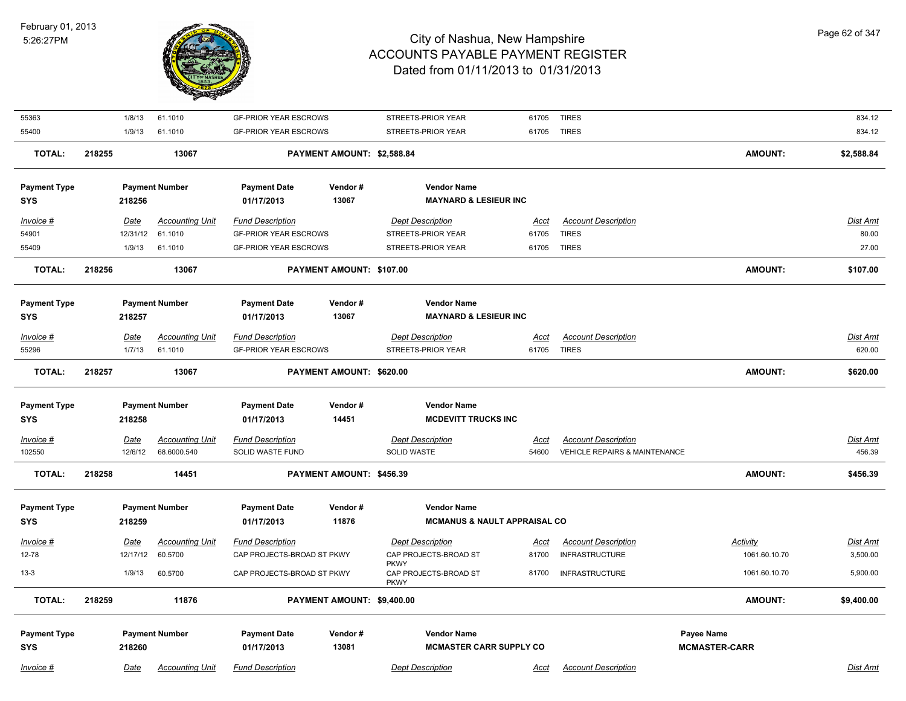| Invoice # | Date | Accounting Unit | Fund Description | Dept Description | Acct | Account Description | Activity | Dist Amt |
|---|---|---|---|---|---|---|---|---|
| 55363 | 1/8/13 | 61.1010 | GF-PRIOR YEAR ESCROWS | STREETS-PRIOR YEAR | 61705 | TIRES | | 834.12 |
| 55400 | 1/9/13 | 61.1010 | GF-PRIOR YEAR ESCROWS | STREETS-PRIOR YEAR | 61705 | TIRES | | 834.12 |

**TOTAL: 218255 13067 PAYMENT AMOUNT: $2,588.84 AMOUNT: $2,588.84**

| Payment Type | Payment Number | Payment Date | Vendor # | Vendor Name |
|---|---|---|---|---|
| SYS | 218256 | 01/17/2013 | 13067 | MAYNARD & LESIEUR INC |

| Invoice # | Date | Accounting Unit | Fund Description | Dept Description | Acct | Account Description | Dist Amt |
|---|---|---|---|---|---|---|---|
| 54901 | 12/31/12 | 61.1010 | GF-PRIOR YEAR ESCROWS | STREETS-PRIOR YEAR | 61705 | TIRES | 80.00 |
| 55409 | 1/9/13 | 61.1010 | GF-PRIOR YEAR ESCROWS | STREETS-PRIOR YEAR | 61705 | TIRES | 27.00 |

**TOTAL: 218256 13067 PAYMENT AMOUNT: $107.00 AMOUNT: $107.00**

| Payment Type | Payment Number | Payment Date | Vendor # | Vendor Name |
|---|---|---|---|---|
| SYS | 218257 | 01/17/2013 | 13067 | MAYNARD & LESIEUR INC |

| Invoice # | Date | Accounting Unit | Fund Description | Dept Description | Acct | Account Description | Dist Amt |
|---|---|---|---|---|---|---|---|
| 55296 | 1/7/13 | 61.1010 | GF-PRIOR YEAR ESCROWS | STREETS-PRIOR YEAR | 61705 | TIRES | 620.00 |

**TOTAL: 218257 13067 PAYMENT AMOUNT: $620.00 AMOUNT: $620.00**

| Payment Type | Payment Number | Payment Date | Vendor # | Vendor Name |
|---|---|---|---|---|
| SYS | 218258 | 01/17/2013 | 14451 | MCDEVITT TRUCKS INC |

| Invoice # | Date | Accounting Unit | Fund Description | Dept Description | Acct | Account Description | Dist Amt |
|---|---|---|---|---|---|---|---|
| 102550 | 12/6/12 | 68.6000.540 | SOLID WASTE FUND | SOLID WASTE | 54600 | VEHICLE REPAIRS & MAINTENANCE | 456.39 |

**TOTAL: 218258 14451 PAYMENT AMOUNT: $456.39 AMOUNT: $456.39**

| Payment Type | Payment Number | Payment Date | Vendor # | Vendor Name |
|---|---|---|---|---|
| SYS | 218259 | 01/17/2013 | 11876 | MCMANUS & NAULT APPRAISAL CO |

| Invoice # | Date | Accounting Unit | Fund Description | Dept Description | Acct | Account Description | Activity | Dist Amt |
|---|---|---|---|---|---|---|---|---|
| 12-78 | 12/17/12 | 60.5700 | CAP PROJECTS-BROAD ST PKWY | CAP PROJECTS-BROAD ST PKWY | 81700 | INFRASTRUCTURE | 1061.60.10.70 | 3,500.00 |
| 13-3 | 1/9/13 | 60.5700 | CAP PROJECTS-BROAD ST PKWY | CAP PROJECTS-BROAD ST PKWY | 81700 | INFRASTRUCTURE | 1061.60.10.70 | 5,900.00 |

**TOTAL: 218259 11876 PAYMENT AMOUNT: $9,400.00 AMOUNT: $9,400.00**

| Payment Type | Payment Number | Payment Date | Vendor # | Vendor Name | Payee Name |
|---|---|---|---|---|---|
| SYS | 218260 | 01/17/2013 | 13081 | MCMASTER CARR SUPPLY CO | MCMASTER-CARR |

| Invoice # | Date | Accounting Unit | Fund Description | Dept Description | Acct | Account Description | Dist Amt |
|---|---|---|---|---|---|---|---|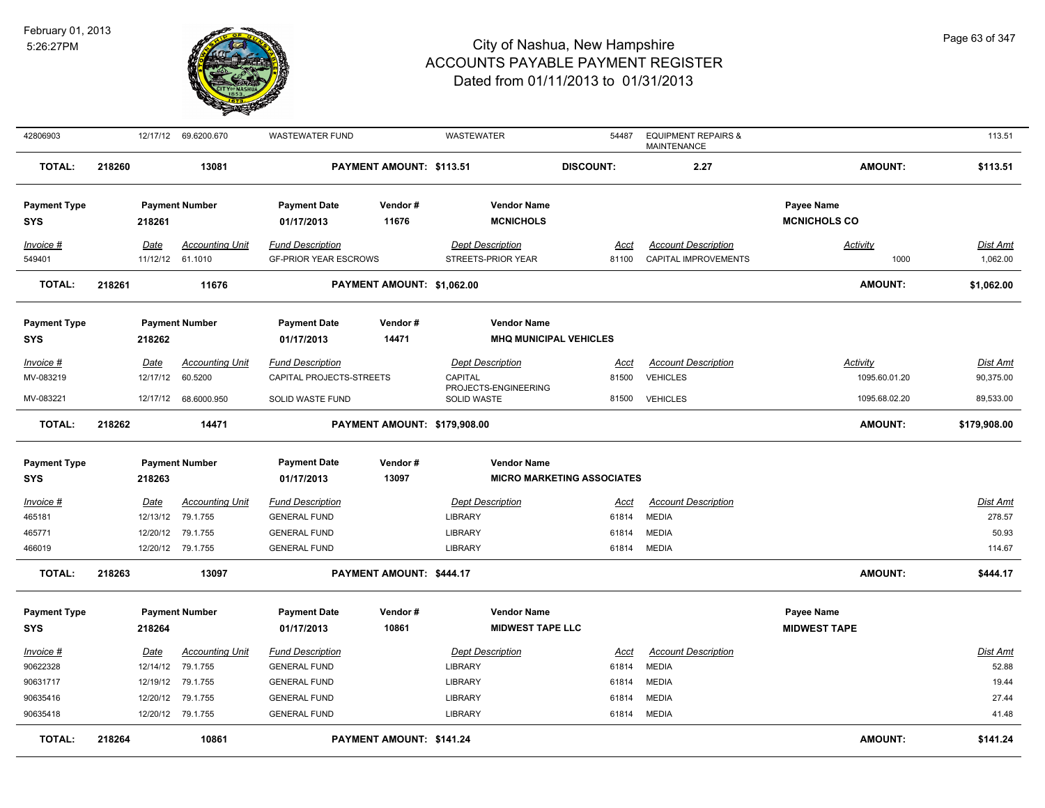| Invoice # | Date | Accounting Unit | Fund Description | Dept Description | Acct | Account Description | Activity | Dist Amt |
|---|---|---|---|---|---|---|---|---|
| 42806903 | 12/17/12 | 69.6200.670 | WASTEWATER FUND | WASTEWATER | 54487 | EQUIPMENT REPAIRS & MAINTENANCE | | 113.51 |

**TOTAL:** 218260 | 13081 | **PAYMENT AMOUNT: $113.51** | **DISCOUNT:** 2.27 | **AMOUNT:** $113.51

---

| Payment Type | Payment Number | Payment Date | Vendor # | Vendor Name | Payee Name |
|---|---|---|---|---|---|
| SYS | 218261 | 01/17/2013 | 11676 | MCNICHOLS | MCNICHOLS CO |

| Invoice # | Date | Accounting Unit | Fund Description | Dept Description | Acct | Account Description | Activity | Dist Amt |
|---|---|---|---|---|---|---|---|---|
| 549401 | 11/12/12 | 61.1010 | GF-PRIOR YEAR ESCROWS | STREETS-PRIOR YEAR | 81100 | CAPITAL IMPROVEMENTS | 1000 | 1,062.00 |

**TOTAL:** 218261 | 11676 | **PAYMENT AMOUNT: $1,062.00** | **AMOUNT:** $1,062.00

---

| Payment Type | Payment Number | Payment Date | Vendor # | Vendor Name |
|---|---|---|---|---|
| SYS | 218262 | 01/17/2013 | 14471 | MHQ MUNICIPAL VEHICLES |

| Invoice # | Date | Accounting Unit | Fund Description | Dept Description | Acct | Account Description | Activity | Dist Amt |
|---|---|---|---|---|---|---|---|---|
| MV-083219 | 12/17/12 | 60.5200 | CAPITAL PROJECTS-STREETS | CAPITAL PROJECTS-ENGINEERING | 81500 | VEHICLES | 1095.60.01.20 | 90,375.00 |
| MV-083221 | 12/17/12 | 68.6000.950 | SOLID WASTE FUND | SOLID WASTE | 81500 | VEHICLES | 1095.68.02.20 | 89,533.00 |

**TOTAL:** 218262 | 14471 | **PAYMENT AMOUNT: $179,908.00** | **AMOUNT:** $179,908.00

---

| Payment Type | Payment Number | Payment Date | Vendor # | Vendor Name |
|---|---|---|---|---|
| SYS | 218263 | 01/17/2013 | 13097 | MICRO MARKETING ASSOCIATES |

| Invoice # | Date | Accounting Unit | Fund Description | Dept Description | Acct | Account Description | Dist Amt |
|---|---|---|---|---|---|---|---|
| 465181 | 12/13/12 | 79.1.755 | GENERAL FUND | LIBRARY | 61814 | MEDIA | 278.57 |
| 465771 | 12/20/12 | 79.1.755 | GENERAL FUND | LIBRARY | 61814 | MEDIA | 50.93 |
| 466019 | 12/20/12 | 79.1.755 | GENERAL FUND | LIBRARY | 61814 | MEDIA | 114.67 |

**TOTAL:** 218263 | 13097 | **PAYMENT AMOUNT: $444.17** | **AMOUNT:** $444.17

---

| Payment Type | Payment Number | Payment Date | Vendor # | Vendor Name | Payee Name |
|---|---|---|---|---|---|
| SYS | 218264 | 01/17/2013 | 10861 | MIDWEST TAPE LLC | MIDWEST TAPE |

| Invoice # | Date | Accounting Unit | Fund Description | Dept Description | Acct | Account Description | Dist Amt |
|---|---|---|---|---|---|---|---|
| 90622328 | 12/14/12 | 79.1.755 | GENERAL FUND | LIBRARY | 61814 | MEDIA | 52.88 |
| 90631717 | 12/19/12 | 79.1.755 | GENERAL FUND | LIBRARY | 61814 | MEDIA | 19.44 |
| 90635416 | 12/20/12 | 79.1.755 | GENERAL FUND | LIBRARY | 61814 | MEDIA | 27.44 |
| 90635418 | 12/20/12 | 79.1.755 | GENERAL FUND | LIBRARY | 61814 | MEDIA | 41.48 |

**TOTAL:** 218264 | 10861 | **PAYMENT AMOUNT: $141.24** | **AMOUNT:** $141.24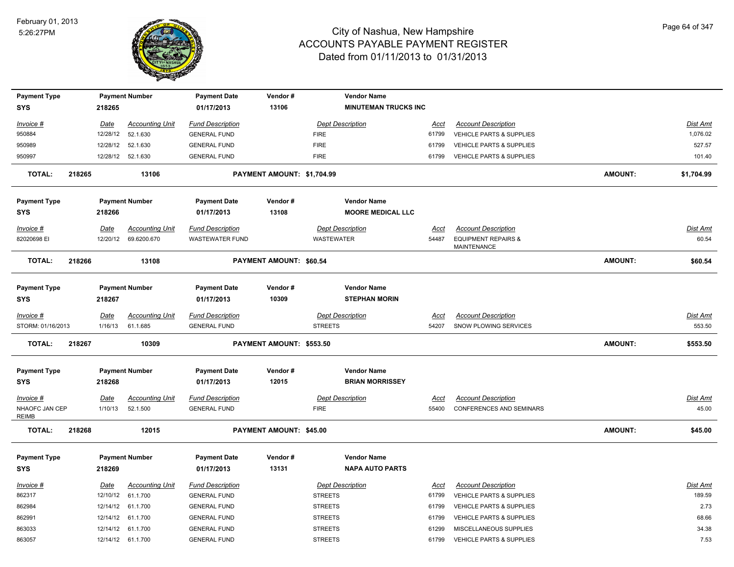# City of Nashua, New Hampshire
## ACCOUNTS PAYABLE PAYMENT REGISTER
### Dated from 01/11/2013 to 01/31/2013

February 01, 2013
5:26:27PM

| Payment Type | Payment Number | Payment Date | Vendor # | Vendor Name |
|---|---|---|---|---|
| SYS | 218265 | 01/17/2013 | 13106 | MINUTEMAN TRUCKS INC |

| Invoice # | Date | Accounting Unit | Fund Description | Dept Description | Acct | Account Description | Dist Amt |
|---|---|---|---|---|---|---|---|
| 950884 | 12/28/12 | 52.1.630 | GENERAL FUND | FIRE | 61799 | VEHICLE PARTS & SUPPLIES | 1,076.02 |
| 950989 | 12/28/12 | 52.1.630 | GENERAL FUND | FIRE | 61799 | VEHICLE PARTS & SUPPLIES | 527.57 |
| 950997 | 12/28/12 | 52.1.630 | GENERAL FUND | FIRE | 61799 | VEHICLE PARTS & SUPPLIES | 101.40 |

**TOTAL: 218265 13106 PAYMENT AMOUNT: $1,704.99 AMOUNT: $1,704.99**

| Payment Type | Payment Number | Payment Date | Vendor # | Vendor Name |
|---|---|---|---|---|
| SYS | 218266 | 01/17/2013 | 13108 | MOORE MEDICAL LLC |

| Invoice # | Date | Accounting Unit | Fund Description | Dept Description | Acct | Account Description | Dist Amt |
|---|---|---|---|---|---|---|---|
| 82020698 EI | 12/20/12 | 69.6200.670 | WASTEWATER FUND | WASTEWATER | 54487 | EQUIPMENT REPAIRS & MAINTENANCE | 60.54 |

**TOTAL: 218266 13108 PAYMENT AMOUNT: $60.54 AMOUNT: $60.54**

| Payment Type | Payment Number | Payment Date | Vendor # | Vendor Name |
|---|---|---|---|---|
| SYS | 218267 | 01/17/2013 | 10309 | STEPHAN MORIN |

| Invoice # | Date | Accounting Unit | Fund Description | Dept Description | Acct | Account Description | Dist Amt |
|---|---|---|---|---|---|---|---|
| STORM: 01/16/2013 | 1/16/13 | 61.1.685 | GENERAL FUND | STREETS | 54207 | SNOW PLOWING SERVICES | 553.50 |

**TOTAL: 218267 10309 PAYMENT AMOUNT: $553.50 AMOUNT: $553.50**

| Payment Type | Payment Number | Payment Date | Vendor # | Vendor Name |
|---|---|---|---|---|
| SYS | 218268 | 01/17/2013 | 12015 | BRIAN MORRISSEY |

| Invoice # | Date | Accounting Unit | Fund Description | Dept Description | Acct | Account Description | Dist Amt |
|---|---|---|---|---|---|---|---|
| NHAOFC JAN CEP REIMB | 1/10/13 | 52.1.500 | GENERAL FUND | FIRE | 55400 | CONFERENCES AND SEMINARS | 45.00 |

**TOTAL: 218268 12015 PAYMENT AMOUNT: $45.00 AMOUNT: $45.00**

| Payment Type | Payment Number | Payment Date | Vendor # | Vendor Name |
|---|---|---|---|---|
| SYS | 218269 | 01/17/2013 | 13131 | NAPA AUTO PARTS |

| Invoice # | Date | Accounting Unit | Fund Description | Dept Description | Acct | Account Description | Dist Amt |
|---|---|---|---|---|---|---|---|
| 862317 | 12/10/12 | 61.1.700 | GENERAL FUND | STREETS | 61799 | VEHICLE PARTS & SUPPLIES | 189.59 |
| 862984 | 12/14/12 | 61.1.700 | GENERAL FUND | STREETS | 61799 | VEHICLE PARTS & SUPPLIES | 2.73 |
| 862991 | 12/14/12 | 61.1.700 | GENERAL FUND | STREETS | 61799 | VEHICLE PARTS & SUPPLIES | 68.66 |
| 863033 | 12/14/12 | 61.1.700 | GENERAL FUND | STREETS | 61299 | MISCELLANEOUS SUPPLIES | 34.38 |
| 863057 | 12/14/12 | 61.1.700 | GENERAL FUND | STREETS | 61799 | VEHICLE PARTS & SUPPLIES | 7.53 |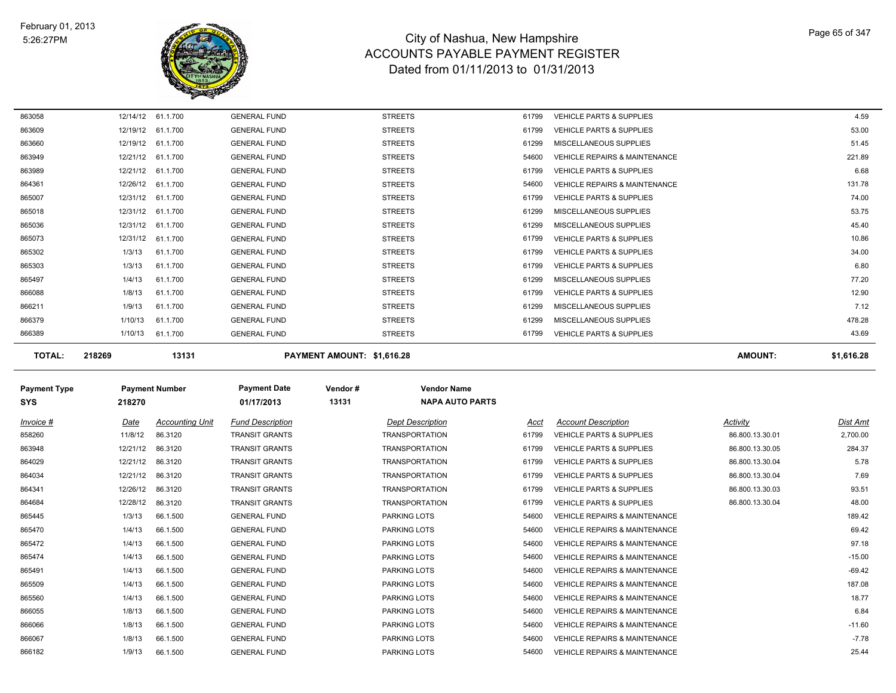# City of Nashua, New Hampshire
## ACCOUNTS PAYABLE PAYMENT REGISTER
### Dated from 01/11/2013 to 01/31/2013

| Invoice # | Date | Accounting Unit | Fund Description | Dept Description | Acct | Account Description | Activity | Dist Amt |
|---|---|---|---|---|---|---|---|---|
| 863058 | 12/14/12 | 61.1.700 | GENERAL FUND | STREETS | 61799 | VEHICLE PARTS & SUPPLIES | | 4.59 |
| 863609 | 12/19/12 | 61.1.700 | GENERAL FUND | STREETS | 61799 | VEHICLE PARTS & SUPPLIES | | 53.00 |
| 863660 | 12/19/12 | 61.1.700 | GENERAL FUND | STREETS | 61299 | MISCELLANEOUS SUPPLIES | | 51.45 |
| 863949 | 12/21/12 | 61.1.700 | GENERAL FUND | STREETS | 54600 | VEHICLE REPAIRS & MAINTENANCE | | 221.89 |
| 863989 | 12/21/12 | 61.1.700 | GENERAL FUND | STREETS | 61799 | VEHICLE PARTS & SUPPLIES | | 6.68 |
| 864361 | 12/26/12 | 61.1.700 | GENERAL FUND | STREETS | 54600 | VEHICLE REPAIRS & MAINTENANCE | | 131.78 |
| 865007 | 12/31/12 | 61.1.700 | GENERAL FUND | STREETS | 61799 | VEHICLE PARTS & SUPPLIES | | 74.00 |
| 865018 | 12/31/12 | 61.1.700 | GENERAL FUND | STREETS | 61299 | MISCELLANEOUS SUPPLIES | | 53.75 |
| 865036 | 12/31/12 | 61.1.700 | GENERAL FUND | STREETS | 61299 | MISCELLANEOUS SUPPLIES | | 45.40 |
| 865073 | 12/31/12 | 61.1.700 | GENERAL FUND | STREETS | 61799 | VEHICLE PARTS & SUPPLIES | | 10.86 |
| 865302 | 1/3/13 | 61.1.700 | GENERAL FUND | STREETS | 61799 | VEHICLE PARTS & SUPPLIES | | 34.00 |
| 865303 | 1/3/13 | 61.1.700 | GENERAL FUND | STREETS | 61799 | VEHICLE PARTS & SUPPLIES | | 6.80 |
| 865497 | 1/4/13 | 61.1.700 | GENERAL FUND | STREETS | 61299 | MISCELLANEOUS SUPPLIES | | 77.20 |
| 866088 | 1/8/13 | 61.1.700 | GENERAL FUND | STREETS | 61799 | VEHICLE PARTS & SUPPLIES | | 12.90 |
| 866211 | 1/9/13 | 61.1.700 | GENERAL FUND | STREETS | 61299 | MISCELLANEOUS SUPPLIES | | 7.12 |
| 866379 | 1/10/13 | 61.1.700 | GENERAL FUND | STREETS | 61299 | MISCELLANEOUS SUPPLIES | | 478.28 |
| 866389 | 1/10/13 | 61.1.700 | GENERAL FUND | STREETS | 61799 | VEHICLE PARTS & SUPPLIES | | 43.69 |

**TOTAL: 218269 &nbsp; 13131 &nbsp; PAYMENT AMOUNT: $1,616.28 &nbsp; AMOUNT: $1,616.28**

| Payment Type | Payment Number | Payment Date | Vendor # | Vendor Name |
|---|---|---|---|---|
| SYS | 218270 | 01/17/2013 | 13131 | NAPA AUTO PARTS |

| Invoice # | Date | Accounting Unit | Fund Description | Dept Description | Acct | Account Description | Activity | Dist Amt |
|---|---|---|---|---|---|---|---|---|
| 858260 | 11/8/12 | 86.3120 | TRANSIT GRANTS | TRANSPORTATION | 61799 | VEHICLE PARTS & SUPPLIES | 86.800.13.30.01 | 2,700.00 |
| 863948 | 12/21/12 | 86.3120 | TRANSIT GRANTS | TRANSPORTATION | 61799 | VEHICLE PARTS & SUPPLIES | 86.800.13.30.05 | 284.37 |
| 864029 | 12/21/12 | 86.3120 | TRANSIT GRANTS | TRANSPORTATION | 61799 | VEHICLE PARTS & SUPPLIES | 86.800.13.30.04 | 5.78 |
| 864034 | 12/21/12 | 86.3120 | TRANSIT GRANTS | TRANSPORTATION | 61799 | VEHICLE PARTS & SUPPLIES | 86.800.13.30.04 | 7.69 |
| 864341 | 12/26/12 | 86.3120 | TRANSIT GRANTS | TRANSPORTATION | 61799 | VEHICLE PARTS & SUPPLIES | 86.800.13.30.03 | 93.51 |
| 864684 | 12/28/12 | 86.3120 | TRANSIT GRANTS | TRANSPORTATION | 61799 | VEHICLE PARTS & SUPPLIES | 86.800.13.30.04 | 48.00 |
| 865445 | 1/3/13 | 66.1.500 | GENERAL FUND | PARKING LOTS | 54600 | VEHICLE REPAIRS & MAINTENANCE | | 189.42 |
| 865470 | 1/4/13 | 66.1.500 | GENERAL FUND | PARKING LOTS | 54600 | VEHICLE REPAIRS & MAINTENANCE | | 69.42 |
| 865472 | 1/4/13 | 66.1.500 | GENERAL FUND | PARKING LOTS | 54600 | VEHICLE REPAIRS & MAINTENANCE | | 97.18 |
| 865474 | 1/4/13 | 66.1.500 | GENERAL FUND | PARKING LOTS | 54600 | VEHICLE REPAIRS & MAINTENANCE | | -15.00 |
| 865491 | 1/4/13 | 66.1.500 | GENERAL FUND | PARKING LOTS | 54600 | VEHICLE REPAIRS & MAINTENANCE | | -69.42 |
| 865509 | 1/4/13 | 66.1.500 | GENERAL FUND | PARKING LOTS | 54600 | VEHICLE REPAIRS & MAINTENANCE | | 187.08 |
| 865560 | 1/4/13 | 66.1.500 | GENERAL FUND | PARKING LOTS | 54600 | VEHICLE REPAIRS & MAINTENANCE | | 18.77 |
| 866055 | 1/8/13 | 66.1.500 | GENERAL FUND | PARKING LOTS | 54600 | VEHICLE REPAIRS & MAINTENANCE | | 6.84 |
| 866066 | 1/8/13 | 66.1.500 | GENERAL FUND | PARKING LOTS | 54600 | VEHICLE REPAIRS & MAINTENANCE | | -11.60 |
| 866067 | 1/8/13 | 66.1.500 | GENERAL FUND | PARKING LOTS | 54600 | VEHICLE REPAIRS & MAINTENANCE | | -7.78 |
| 866182 | 1/9/13 | 66.1.500 | GENERAL FUND | PARKING LOTS | 54600 | VEHICLE REPAIRS & MAINTENANCE | | 25.44 |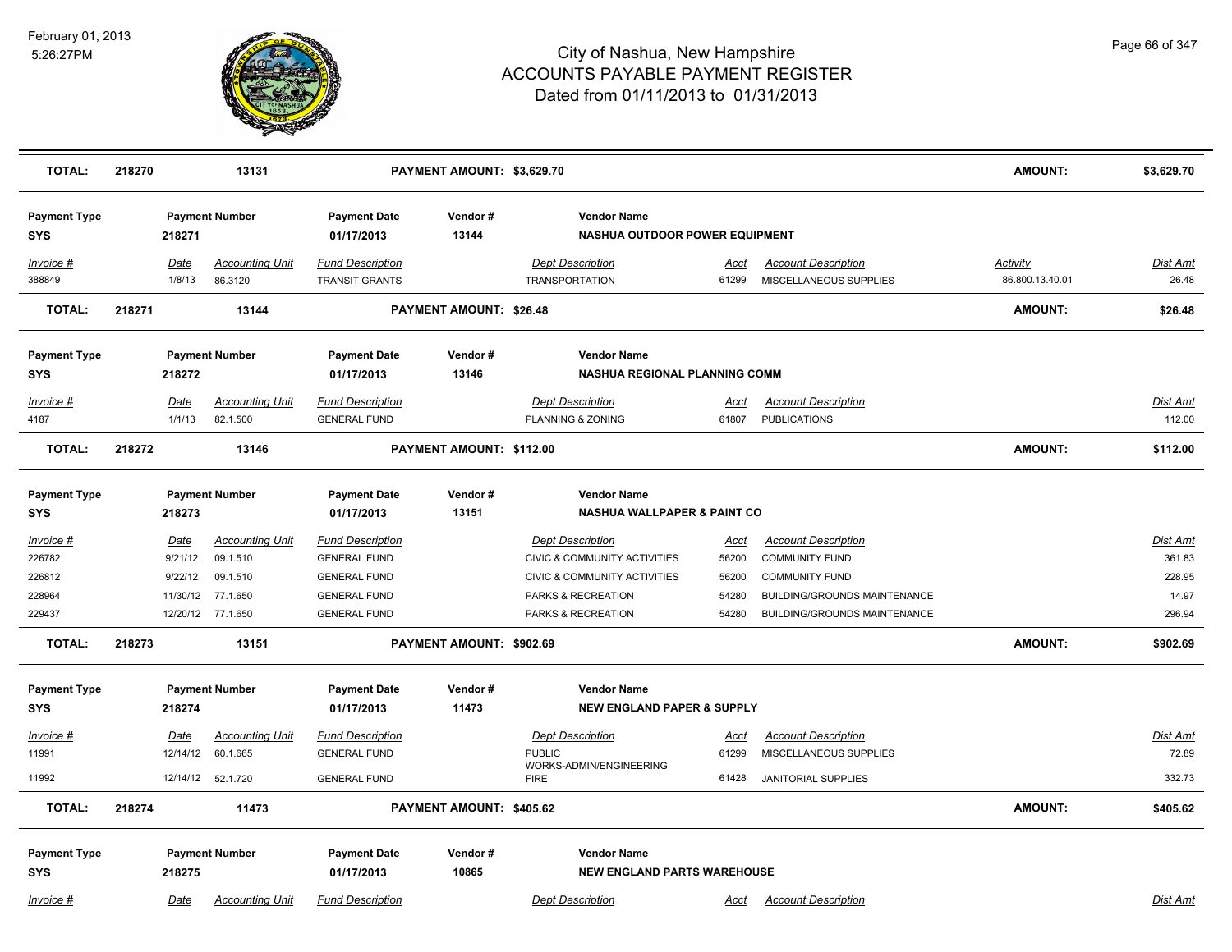| TOTAL: | 218270 | 13131 | PAYMENT AMOUNT: $3,629.70 | AMOUNT: | $3,629.70 |
|---|---|---|---|---|---|

**Payment Type:** SYS | **Payment Number:** 218271 | **Payment Date:** 01/17/2013 | **Vendor #:** 13144 | **Vendor Name:** NASHUA OUTDOOR POWER EQUIPMENT

| Invoice # | Date | Accounting Unit | Fund Description | Dept Description | Acct | Account Description | Activity | Dist Amt |
|---|---|---|---|---|---|---|---|---|
| 388849 | 1/8/13 | 86.3120 | TRANSIT GRANTS | TRANSPORTATION | 61299 | MISCELLANEOUS SUPPLIES | 86.800.13.40.01 | 26.48 |

| TOTAL: | 218271 | 13144 | PAYMENT AMOUNT: $26.48 | AMOUNT: | $26.48 |
|---|---|---|---|---|---|

**Payment Type:** SYS | **Payment Number:** 218272 | **Payment Date:** 01/17/2013 | **Vendor #:** 13146 | **Vendor Name:** NASHUA REGIONAL PLANNING COMM

| Invoice # | Date | Accounting Unit | Fund Description | Dept Description | Acct | Account Description | Dist Amt |
|---|---|---|---|---|---|---|---|
| 4187 | 1/1/13 | 82.1.500 | GENERAL FUND | PLANNING & ZONING | 61807 | PUBLICATIONS | 112.00 |

| TOTAL: | 218272 | 13146 | PAYMENT AMOUNT: $112.00 | AMOUNT: | $112.00 |
|---|---|---|---|---|---|

**Payment Type:** SYS | **Payment Number:** 218273 | **Payment Date:** 01/17/2013 | **Vendor #:** 13151 | **Vendor Name:** NASHUA WALLPAPER & PAINT CO

| Invoice # | Date | Accounting Unit | Fund Description | Dept Description | Acct | Account Description | Dist Amt |
|---|---|---|---|---|---|---|---|
| 226782 | 9/21/12 | 09.1.510 | GENERAL FUND | CIVIC & COMMUNITY ACTIVITIES | 56200 | COMMUNITY FUND | 361.83 |
| 226812 | 9/22/12 | 09.1.510 | GENERAL FUND | CIVIC & COMMUNITY ACTIVITIES | 56200 | COMMUNITY FUND | 228.95 |
| 228964 | 11/30/12 | 77.1.650 | GENERAL FUND | PARKS & RECREATION | 54280 | BUILDING/GROUNDS MAINTENANCE | 14.97 |
| 229437 | 12/20/12 | 77.1.650 | GENERAL FUND | PARKS & RECREATION | 54280 | BUILDING/GROUNDS MAINTENANCE | 296.94 |

| TOTAL: | 218273 | 13151 | PAYMENT AMOUNT: $902.69 | AMOUNT: | $902.69 |
|---|---|---|---|---|---|

**Payment Type:** SYS | **Payment Number:** 218274 | **Payment Date:** 01/17/2013 | **Vendor #:** 11473 | **Vendor Name:** NEW ENGLAND PAPER & SUPPLY

| Invoice # | Date | Accounting Unit | Fund Description | Dept Description | Acct | Account Description | Dist Amt |
|---|---|---|---|---|---|---|---|
| 11991 | 12/14/12 | 60.1.665 | GENERAL FUND | PUBLIC WORKS-ADMIN/ENGINEERING | 61299 | MISCELLANEOUS SUPPLIES | 72.89 |
| 11992 | 12/14/12 | 52.1.720 | GENERAL FUND | FIRE | 61428 | JANITORIAL SUPPLIES | 332.73 |

| TOTAL: | 218274 | 11473 | PAYMENT AMOUNT: $405.62 | AMOUNT: | $405.62 |
|---|---|---|---|---|---|

**Payment Type:** SYS | **Payment Number:** 218275 | **Payment Date:** 01/17/2013 | **Vendor #:** 10865 | **Vendor Name:** NEW ENGLAND PARTS WAREHOUSE

| Invoice # | Date | Accounting Unit | Fund Description | Dept Description | Acct | Account Description | Dist Amt |
|---|---|---|---|---|---|---|---|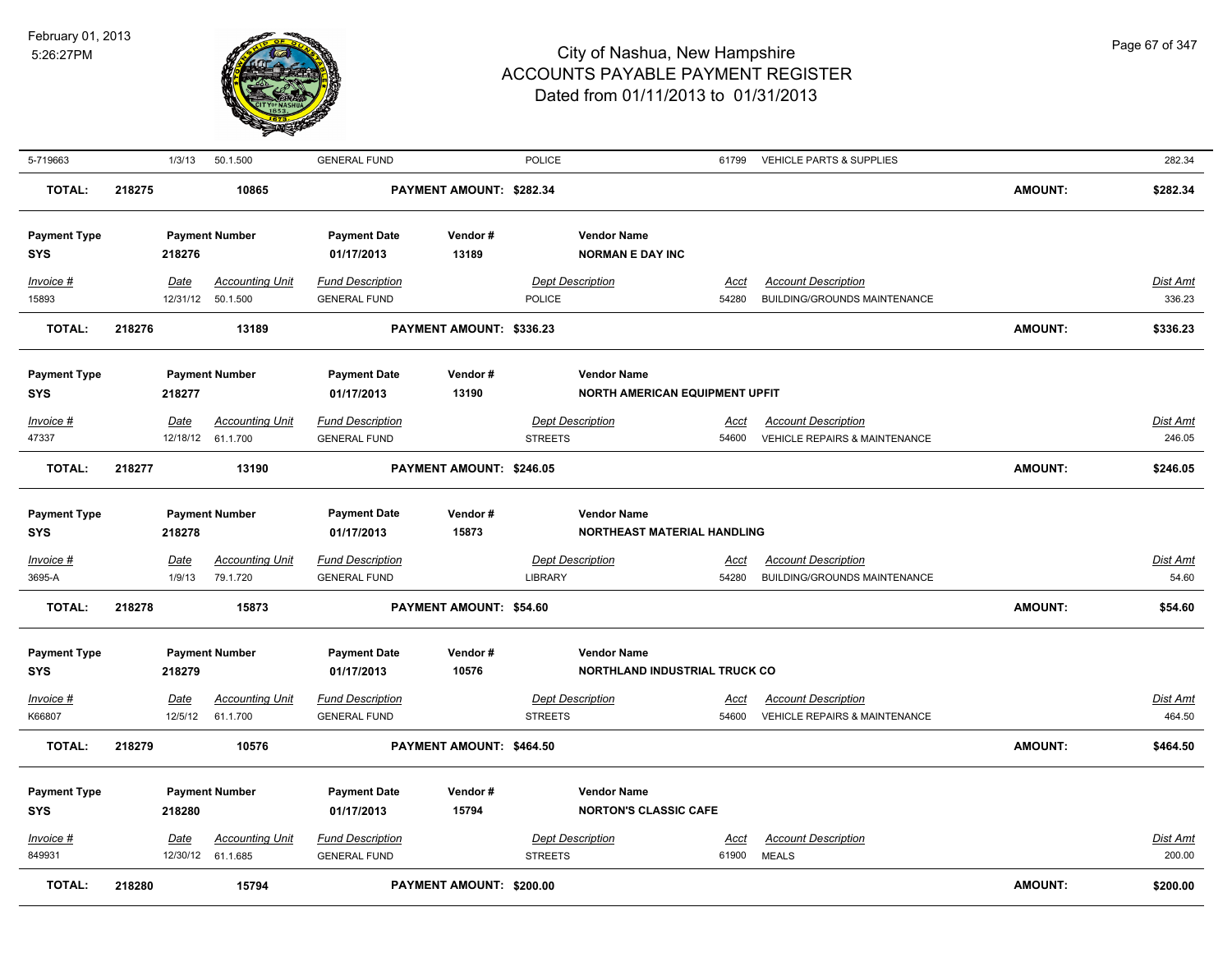| Invoice # | Date | Accounting Unit | Fund Description | Dept Description | Acct | Account Description | Dist Amt |
|---|---|---|---|---|---|---|---|
| 5-719663 | 1/3/13 | 50.1.500 | GENERAL FUND | POLICE | 61799 | VEHICLE PARTS & SUPPLIES | 282.34 |

**TOTAL:** 218275 | 10865 | **PAYMENT AMOUNT: $282.34** | **AMOUNT: $282.34**

| Payment Type | Payment Number | Payment Date | Vendor # | Vendor Name |
|---|---|---|---|---|
| SYS | 218276 | 01/17/2013 | 13189 | NORMAN E DAY INC |

| Invoice # | Date | Accounting Unit | Fund Description | Dept Description | Acct | Account Description | Dist Amt |
|---|---|---|---|---|---|---|---|
| 15893 | 12/31/12 | 50.1.500 | GENERAL FUND | POLICE | 54280 | BUILDING/GROUNDS MAINTENANCE | 336.23 |

**TOTAL:** 218276 | 13189 | **PAYMENT AMOUNT: $336.23** | **AMOUNT: $336.23**

| Payment Type | Payment Number | Payment Date | Vendor # | Vendor Name |
|---|---|---|---|---|
| SYS | 218277 | 01/17/2013 | 13190 | NORTH AMERICAN EQUIPMENT UPFIT |

| Invoice # | Date | Accounting Unit | Fund Description | Dept Description | Acct | Account Description | Dist Amt |
|---|---|---|---|---|---|---|---|
| 47337 | 12/18/12 | 61.1.700 | GENERAL FUND | STREETS | 54600 | VEHICLE REPAIRS & MAINTENANCE | 246.05 |

**TOTAL:** 218277 | 13190 | **PAYMENT AMOUNT: $246.05** | **AMOUNT: $246.05**

| Payment Type | Payment Number | Payment Date | Vendor # | Vendor Name |
|---|---|---|---|---|
| SYS | 218278 | 01/17/2013 | 15873 | NORTHEAST MATERIAL HANDLING |

| Invoice # | Date | Accounting Unit | Fund Description | Dept Description | Acct | Account Description | Dist Amt |
|---|---|---|---|---|---|---|---|
| 3695-A | 1/9/13 | 79.1.720 | GENERAL FUND | LIBRARY | 54280 | BUILDING/GROUNDS MAINTENANCE | 54.60 |

**TOTAL:** 218278 | 15873 | **PAYMENT AMOUNT: $54.60** | **AMOUNT: $54.60**

| Payment Type | Payment Number | Payment Date | Vendor # | Vendor Name |
|---|---|---|---|---|
| SYS | 218279 | 01/17/2013 | 10576 | NORTHLAND INDUSTRIAL TRUCK CO |

| Invoice # | Date | Accounting Unit | Fund Description | Dept Description | Acct | Account Description | Dist Amt |
|---|---|---|---|---|---|---|---|
| K66807 | 12/5/12 | 61.1.700 | GENERAL FUND | STREETS | 54600 | VEHICLE REPAIRS & MAINTENANCE | 464.50 |

**TOTAL:** 218279 | 10576 | **PAYMENT AMOUNT: $464.50** | **AMOUNT: $464.50**

| Payment Type | Payment Number | Payment Date | Vendor # | Vendor Name |
|---|---|---|---|---|
| SYS | 218280 | 01/17/2013 | 15794 | NORTON'S CLASSIC CAFE |

| Invoice # | Date | Accounting Unit | Fund Description | Dept Description | Acct | Account Description | Dist Amt |
|---|---|---|---|---|---|---|---|
| 849931 | 12/30/12 | 61.1.685 | GENERAL FUND | STREETS | 61900 | MEALS | 200.00 |

**TOTAL:** 218280 | 15794 | **PAYMENT AMOUNT: $200.00** | **AMOUNT: $200.00**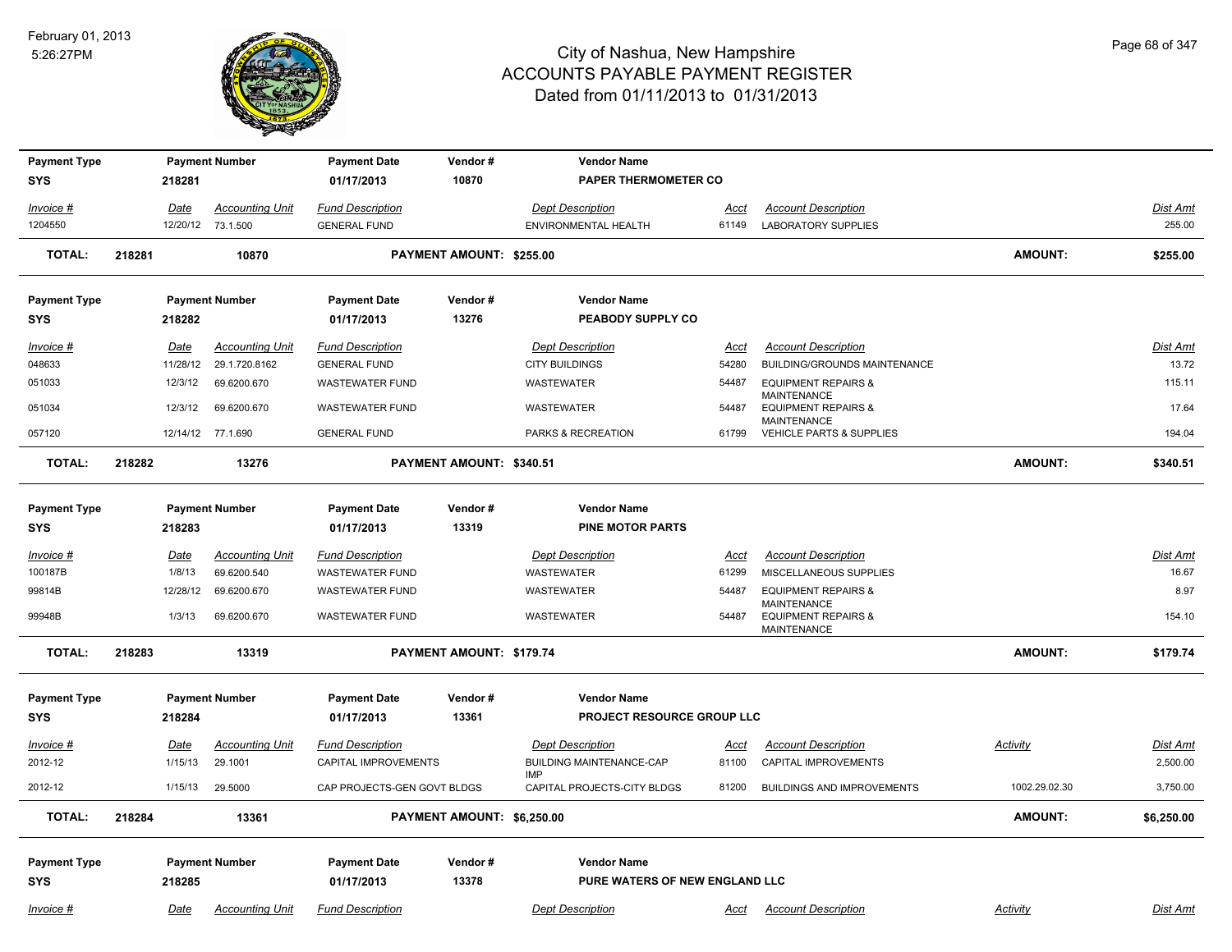# City of Nashua, New Hampshire
## ACCOUNTS PAYABLE PAYMENT REGISTER
### Dated from 01/11/2013 to 01/31/2013

February 01, 2013
5:26:27PM

| Payment Type | Payment Number | Payment Date | Vendor # | Vendor Name |
|---|---|---|---|---|
| SYS | 218281 | 01/17/2013 | 10870 | PAPER THERMOMETER CO |

| Invoice # | Date | Accounting Unit | Fund Description | Dept Description | Acct | Account Description | Dist Amt |
|---|---|---|---|---|---|---|---|
| 1204550 | 12/20/12 | 73.1.500 | GENERAL FUND | ENVIRONMENTAL HEALTH | 61149 | LABORATORY SUPPLIES | 255.00 |

**TOTAL: 218281 10870 PAYMENT AMOUNT: $255.00 AMOUNT: $255.00**

| Payment Type | Payment Number | Payment Date | Vendor # | Vendor Name |
|---|---|---|---|---|
| SYS | 218282 | 01/17/2013 | 13276 | PEABODY SUPPLY CO |

| Invoice # | Date | Accounting Unit | Fund Description | Dept Description | Acct | Account Description | Dist Amt |
|---|---|---|---|---|---|---|---|
| 048633 | 11/28/12 | 29.1.720.8162 | GENERAL FUND | CITY BUILDINGS | 54280 | BUILDING/GROUNDS MAINTENANCE | 13.72 |
| 051033 | 12/3/12 | 69.6200.670 | WASTEWATER FUND | WASTEWATER | 54487 | EQUIPMENT REPAIRS & MAINTENANCE | 115.11 |
| 051034 | 12/3/12 | 69.6200.670 | WASTEWATER FUND | WASTEWATER | 54487 | EQUIPMENT REPAIRS & MAINTENANCE | 17.64 |
| 057120 | 12/14/12 | 77.1.690 | GENERAL FUND | PARKS & RECREATION | 61799 | VEHICLE PARTS & SUPPLIES | 194.04 |

**TOTAL: 218282 13276 PAYMENT AMOUNT: $340.51 AMOUNT: $340.51**

| Payment Type | Payment Number | Payment Date | Vendor # | Vendor Name |
|---|---|---|---|---|
| SYS | 218283 | 01/17/2013 | 13319 | PINE MOTOR PARTS |

| Invoice # | Date | Accounting Unit | Fund Description | Dept Description | Acct | Account Description | Dist Amt |
|---|---|---|---|---|---|---|---|
| 100187B | 1/8/13 | 69.6200.540 | WASTEWATER FUND | WASTEWATER | 61299 | MISCELLANEOUS SUPPLIES | 16.67 |
| 99814B | 12/28/12 | 69.6200.670 | WASTEWATER FUND | WASTEWATER | 54487 | EQUIPMENT REPAIRS & MAINTENANCE | 8.97 |
| 99948B | 1/3/13 | 69.6200.670 | WASTEWATER FUND | WASTEWATER | 54487 | EQUIPMENT REPAIRS & MAINTENANCE | 154.10 |

**TOTAL: 218283 13319 PAYMENT AMOUNT: $179.74 AMOUNT: $179.74**

| Payment Type | Payment Number | Payment Date | Vendor # | Vendor Name |
|---|---|---|---|---|
| SYS | 218284 | 01/17/2013 | 13361 | PROJECT RESOURCE GROUP LLC |

| Invoice # | Date | Accounting Unit | Fund Description | Dept Description | Acct | Account Description | Activity | Dist Amt |
|---|---|---|---|---|---|---|---|---|
| 2012-12 | 1/15/13 | 29.1001 | CAPITAL IMPROVEMENTS | BUILDING MAINTENANCE-CAP IMP | 81100 | CAPITAL IMPROVEMENTS | | 2,500.00 |
| 2012-12 | 1/15/13 | 29.5000 | CAP PROJECTS-GEN GOVT BLDGS | CAPITAL PROJECTS-CITY BLDGS | 81200 | BUILDINGS AND IMPROVEMENTS | 1002.29.02.30 | 3,750.00 |

**TOTAL: 218284 13361 PAYMENT AMOUNT: $6,250.00 AMOUNT: $6,250.00**

| Payment Type | Payment Number | Payment Date | Vendor # | Vendor Name |
|---|---|---|---|---|
| SYS | 218285 | 01/17/2013 | 13378 | PURE WATERS OF NEW ENGLAND LLC |

| Invoice # | Date | Accounting Unit | Fund Description | Dept Description | Acct | Account Description | Activity | Dist Amt |
|---|---|---|---|---|---|---|---|---|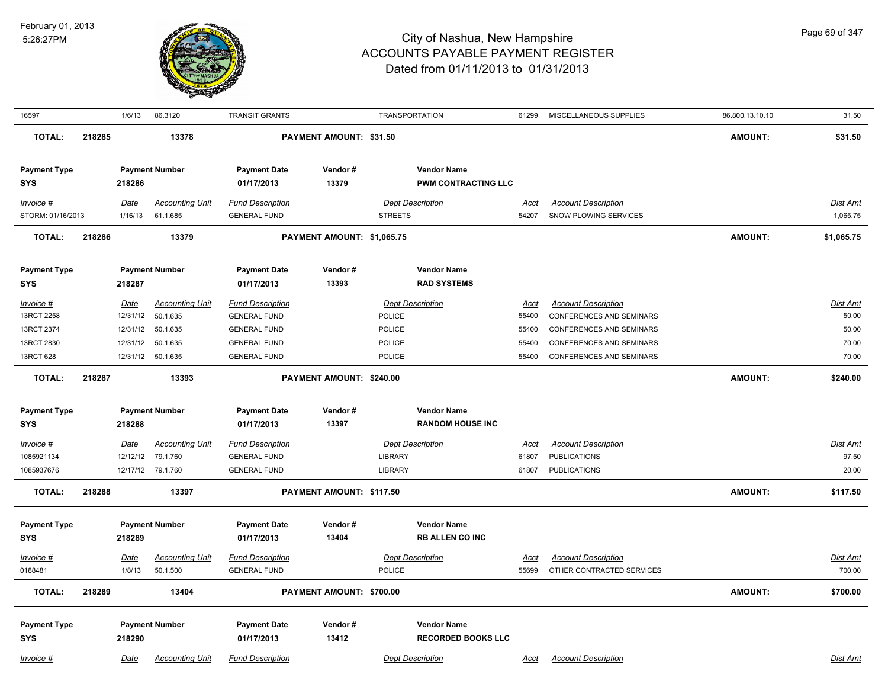| | | | | | | | | |
|---|---|---|---|---|---|---|---|---|
| 16597 | 1/6/13 | 86.3120 | TRANSIT GRANTS | TRANSPORTATION | 61299 | MISCELLANEOUS SUPPLIES | 86.800.13.10.10 | 31.50 |

**TOTAL:** 218285 13378 **PAYMENT AMOUNT: $31.50** **AMOUNT: $31.50**

| Payment Type | Payment Number | Payment Date | Vendor # | Vendor Name |
|---|---|---|---|---|
| SYS | 218286 | 01/17/2013 | 13379 | PWM CONTRACTING LLC |

| Invoice # | Date | Accounting Unit | Fund Description | Dept Description | Acct | Account Description | Dist Amt |
|---|---|---|---|---|---|---|---|
| STORM: 01/16/2013 | 1/16/13 | 61.1.685 | GENERAL FUND | STREETS | 54207 | SNOW PLOWING SERVICES | 1,065.75 |

**TOTAL:** 218286 13379 **PAYMENT AMOUNT: $1,065.75** **AMOUNT: $1,065.75**

| Payment Type | Payment Number | Payment Date | Vendor # | Vendor Name |
|---|---|---|---|---|
| SYS | 218287 | 01/17/2013 | 13393 | RAD SYSTEMS |

| Invoice # | Date | Accounting Unit | Fund Description | Dept Description | Acct | Account Description | Dist Amt |
|---|---|---|---|---|---|---|---|
| 13RCT 2258 | 12/31/12 | 50.1.635 | GENERAL FUND | POLICE | 55400 | CONFERENCES AND SEMINARS | 50.00 |
| 13RCT 2374 | 12/31/12 | 50.1.635 | GENERAL FUND | POLICE | 55400 | CONFERENCES AND SEMINARS | 50.00 |
| 13RCT 2830 | 12/31/12 | 50.1.635 | GENERAL FUND | POLICE | 55400 | CONFERENCES AND SEMINARS | 70.00 |
| 13RCT 628 | 12/31/12 | 50.1.635 | GENERAL FUND | POLICE | 55400 | CONFERENCES AND SEMINARS | 70.00 |

**TOTAL:** 218287 13393 **PAYMENT AMOUNT: $240.00** **AMOUNT: $240.00**

| Payment Type | Payment Number | Payment Date | Vendor # | Vendor Name |
|---|---|---|---|---|
| SYS | 218288 | 01/17/2013 | 13397 | RANDOM HOUSE INC |

| Invoice # | Date | Accounting Unit | Fund Description | Dept Description | Acct | Account Description | Dist Amt |
|---|---|---|---|---|---|---|---|
| 1085921134 | 12/12/12 | 79.1.760 | GENERAL FUND | LIBRARY | 61807 | PUBLICATIONS | 97.50 |
| 1085937676 | 12/17/12 | 79.1.760 | GENERAL FUND | LIBRARY | 61807 | PUBLICATIONS | 20.00 |

**TOTAL:** 218288 13397 **PAYMENT AMOUNT: $117.50** **AMOUNT: $117.50**

| Payment Type | Payment Number | Payment Date | Vendor # | Vendor Name |
|---|---|---|---|---|
| SYS | 218289 | 01/17/2013 | 13404 | RB ALLEN CO INC |

| Invoice # | Date | Accounting Unit | Fund Description | Dept Description | Acct | Account Description | Dist Amt |
|---|---|---|---|---|---|---|---|
| 0188481 | 1/8/13 | 50.1.500 | GENERAL FUND | POLICE | 55699 | OTHER CONTRACTED SERVICES | 700.00 |

**TOTAL:** 218289 13404 **PAYMENT AMOUNT: $700.00** **AMOUNT: $700.00**

| Payment Type | Payment Number | Payment Date | Vendor # | Vendor Name |
|---|---|---|---|---|
| SYS | 218290 | 01/17/2013 | 13412 | RECORDED BOOKS LLC |

| Invoice # | Date | Accounting Unit | Fund Description | Dept Description | Acct | Account Description | Dist Amt |
|---|---|---|---|---|---|---|---|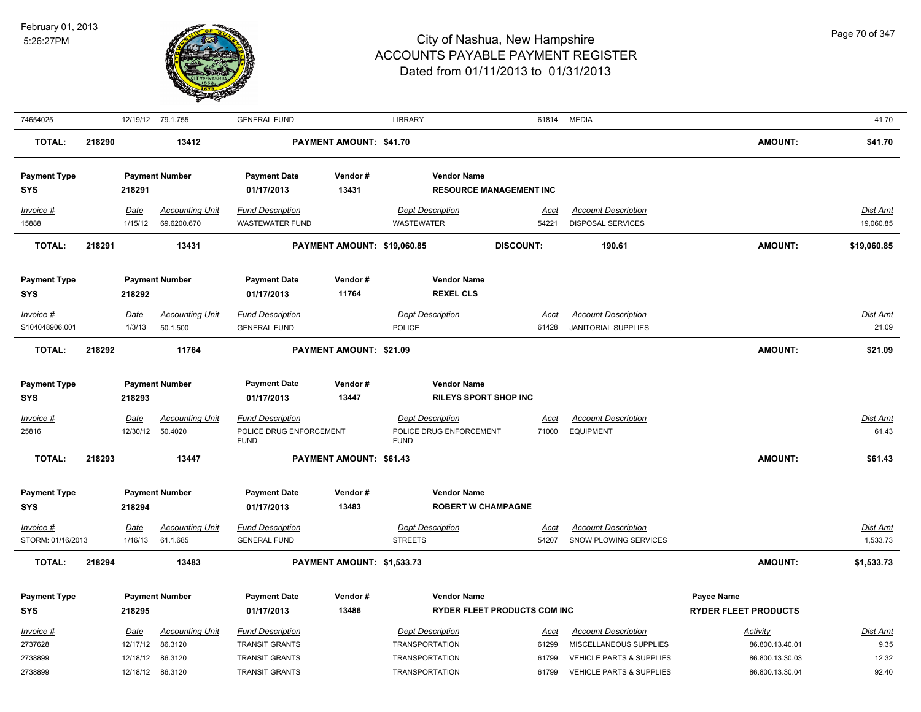| 74654025 | 12/19/12 | 79.1.755 | GENERAL FUND | LIBRARY | 61814 | MEDIA | | 41.70 |
|---|---|---|---|---|---|---|---|---|

**TOTAL:** 218290 | 13412 | **PAYMENT AMOUNT: $41.70** | **AMOUNT:** **$41.70**

| Payment Type | Payment Number | Payment Date | Vendor # | Vendor Name |
|---|---|---|---|---|
| SYS | 218291 | 01/17/2013 | 13431 | RESOURCE MANAGEMENT INC |

| Invoice # | Date | Accounting Unit | Fund Description | Dept Description | Acct | Account Description | Dist Amt |
|---|---|---|---|---|---|---|---|
| 15888 | 1/15/12 | 69.6200.670 | WASTEWATER FUND | WASTEWATER | 54221 | DISPOSAL SERVICES | 19,060.85 |

**TOTAL:** 218291 | 13431 | **PAYMENT AMOUNT: $19,060.85** | **DISCOUNT:** 190.61 | **AMOUNT:** **$19,060.85**

| Payment Type | Payment Number | Payment Date | Vendor # | Vendor Name |
|---|---|---|---|---|
| SYS | 218292 | 01/17/2013 | 11764 | REXEL CLS |

| Invoice # | Date | Accounting Unit | Fund Description | Dept Description | Acct | Account Description | Dist Amt |
|---|---|---|---|---|---|---|---|
| S104048906.001 | 1/3/13 | 50.1.500 | GENERAL FUND | POLICE | 61428 | JANITORIAL SUPPLIES | 21.09 |

**TOTAL:** 218292 | 11764 | **PAYMENT AMOUNT: $21.09** | **AMOUNT:** **$21.09**

| Payment Type | Payment Number | Payment Date | Vendor # | Vendor Name |
|---|---|---|---|---|
| SYS | 218293 | 01/17/2013 | 13447 | RILEYS SPORT SHOP INC |

| Invoice # | Date | Accounting Unit | Fund Description | Dept Description | Acct | Account Description | Dist Amt |
|---|---|---|---|---|---|---|---|
| 25816 | 12/30/12 | 50.4020 | POLICE DRUG ENFORCEMENT FUND | POLICE DRUG ENFORCEMENT FUND | 71000 | EQUIPMENT | 61.43 |

**TOTAL:** 218293 | 13447 | **PAYMENT AMOUNT: $61.43** | **AMOUNT:** **$61.43**

| Payment Type | Payment Number | Payment Date | Vendor # | Vendor Name |
|---|---|---|---|---|
| SYS | 218294 | 01/17/2013 | 13483 | ROBERT W CHAMPAGNE |

| Invoice # | Date | Accounting Unit | Fund Description | Dept Description | Acct | Account Description | Dist Amt |
|---|---|---|---|---|---|---|---|
| STORM: 01/16/2013 | 1/16/13 | 61.1.685 | GENERAL FUND | STREETS | 54207 | SNOW PLOWING SERVICES | 1,533.73 |

**TOTAL:** 218294 | 13483 | **PAYMENT AMOUNT: $1,533.73** | **AMOUNT:** **$1,533.73**

| Payment Type | Payment Number | Payment Date | Vendor # | Vendor Name | Payee Name |
|---|---|---|---|---|---|
| SYS | 218295 | 01/17/2013 | 13486 | RYDER FLEET PRODUCTS COM INC | RYDER FLEET PRODUCTS |

| Invoice # | Date | Accounting Unit | Fund Description | Dept Description | Acct | Account Description | Activity | Dist Amt |
|---|---|---|---|---|---|---|---|---|
| 2737628 | 12/17/12 | 86.3120 | TRANSIT GRANTS | TRANSPORTATION | 61299 | MISCELLANEOUS SUPPLIES | 86.800.13.40.01 | 9.35 |
| 2738899 | 12/18/12 | 86.3120 | TRANSIT GRANTS | TRANSPORTATION | 61799 | VEHICLE PARTS & SUPPLIES | 86.800.13.30.03 | 12.32 |
| 2738899 | 12/18/12 | 86.3120 | TRANSIT GRANTS | TRANSPORTATION | 61799 | VEHICLE PARTS & SUPPLIES | 86.800.13.30.04 | 92.40 |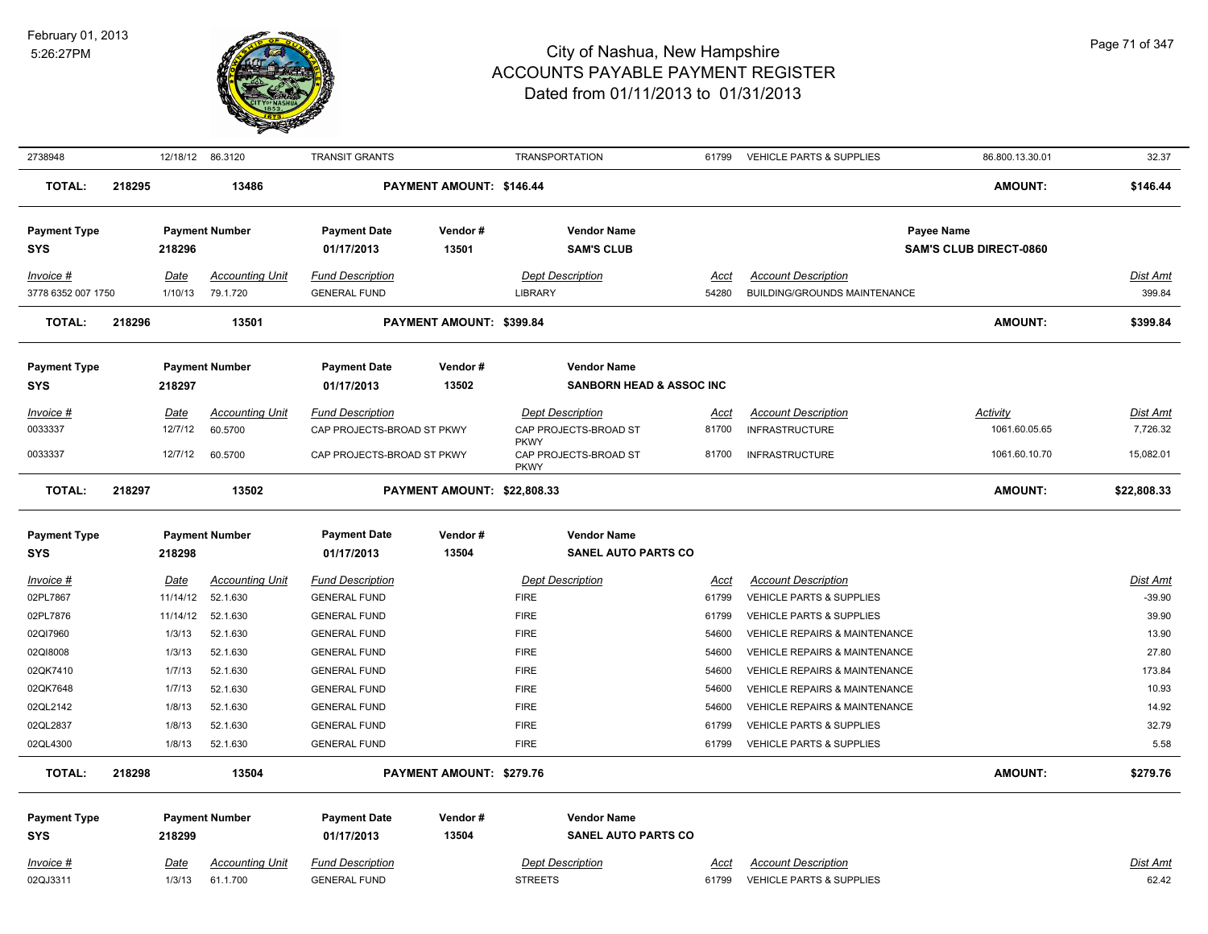| Invoice # | Date | Accounting Unit | Fund Description | Dept Description | Acct | Account Description | Activity | Dist Amt |
|---|---|---|---|---|---|---|---|---|
| 2738948 | 12/18/12 | 86.3120 | TRANSIT GRANTS | TRANSPORTATION | 61799 | VEHICLE PARTS & SUPPLIES | 86.800.13.30.01 | 32.37 |

**TOTAL: 218295 — 13486 — PAYMENT AMOUNT: $146.44 — AMOUNT: $146.44**

| Payment Type | Payment Number | Payment Date | Vendor # | Vendor Name | Payee Name |
|---|---|---|---|---|---|
| SYS | 218296 | 01/17/2013 | 13501 | SAM'S CLUB | SAM'S CLUB DIRECT-0860 |

| Invoice # | Date | Accounting Unit | Fund Description | Dept Description | Acct | Account Description | Dist Amt |
|---|---|---|---|---|---|---|---|
| 3778 6352 007 1750 | 1/10/13 | 79.1.720 | GENERAL FUND | LIBRARY | 54280 | BUILDING/GROUNDS MAINTENANCE | 399.84 |

**TOTAL: 218296 — 13501 — PAYMENT AMOUNT: $399.84 — AMOUNT: $399.84**

| Payment Type | Payment Number | Payment Date | Vendor # | Vendor Name |
|---|---|---|---|---|
| SYS | 218297 | 01/17/2013 | 13502 | SANBORN HEAD & ASSOC INC |

| Invoice # | Date | Accounting Unit | Fund Description | Dept Description | Acct | Account Description | Activity | Dist Amt |
|---|---|---|---|---|---|---|---|---|
| 0033337 | 12/7/12 | 60.5700 | CAP PROJECTS-BROAD ST PKWY | CAP PROJECTS-BROAD ST PKWY | 81700 | INFRASTRUCTURE | 1061.60.05.65 | 7,726.32 |
| 0033337 | 12/7/12 | 60.5700 | CAP PROJECTS-BROAD ST PKWY | CAP PROJECTS-BROAD ST PKWY | 81700 | INFRASTRUCTURE | 1061.60.10.70 | 15,082.01 |

**TOTAL: 218297 — 13502 — PAYMENT AMOUNT: $22,808.33 — AMOUNT: $22,808.33**

| Payment Type | Payment Number | Payment Date | Vendor # | Vendor Name |
|---|---|---|---|---|
| SYS | 218298 | 01/17/2013 | 13504 | SANEL AUTO PARTS CO |

| Invoice # | Date | Accounting Unit | Fund Description | Dept Description | Acct | Account Description | Dist Amt |
|---|---|---|---|---|---|---|---|
| 02PL7867 | 11/14/12 | 52.1.630 | GENERAL FUND | FIRE | 61799 | VEHICLE PARTS & SUPPLIES | -39.90 |
| 02PL7876 | 11/14/12 | 52.1.630 | GENERAL FUND | FIRE | 61799 | VEHICLE PARTS & SUPPLIES | 39.90 |
| 02QI7960 | 1/3/13 | 52.1.630 | GENERAL FUND | FIRE | 54600 | VEHICLE REPAIRS & MAINTENANCE | 13.90 |
| 02QI8008 | 1/3/13 | 52.1.630 | GENERAL FUND | FIRE | 54600 | VEHICLE REPAIRS & MAINTENANCE | 27.80 |
| 02QK7410 | 1/7/13 | 52.1.630 | GENERAL FUND | FIRE | 54600 | VEHICLE REPAIRS & MAINTENANCE | 173.84 |
| 02QK7648 | 1/7/13 | 52.1.630 | GENERAL FUND | FIRE | 54600 | VEHICLE REPAIRS & MAINTENANCE | 10.93 |
| 02QL2142 | 1/8/13 | 52.1.630 | GENERAL FUND | FIRE | 54600 | VEHICLE REPAIRS & MAINTENANCE | 14.92 |
| 02QL2837 | 1/8/13 | 52.1.630 | GENERAL FUND | FIRE | 61799 | VEHICLE PARTS & SUPPLIES | 32.79 |
| 02QL4300 | 1/8/13 | 52.1.630 | GENERAL FUND | FIRE | 61799 | VEHICLE PARTS & SUPPLIES | 5.58 |

**TOTAL: 218298 — 13504 — PAYMENT AMOUNT: $279.76 — AMOUNT: $279.76**

| Payment Type | Payment Number | Payment Date | Vendor # | Vendor Name |
|---|---|---|---|---|
| SYS | 218299 | 01/17/2013 | 13504 | SANEL AUTO PARTS CO |

| Invoice # | Date | Accounting Unit | Fund Description | Dept Description | Acct | Account Description | Dist Amt |
|---|---|---|---|---|---|---|---|
| 02QJ3311 | 1/3/13 | 61.1.700 | GENERAL FUND | STREETS | 61799 | VEHICLE PARTS & SUPPLIES | 62.42 |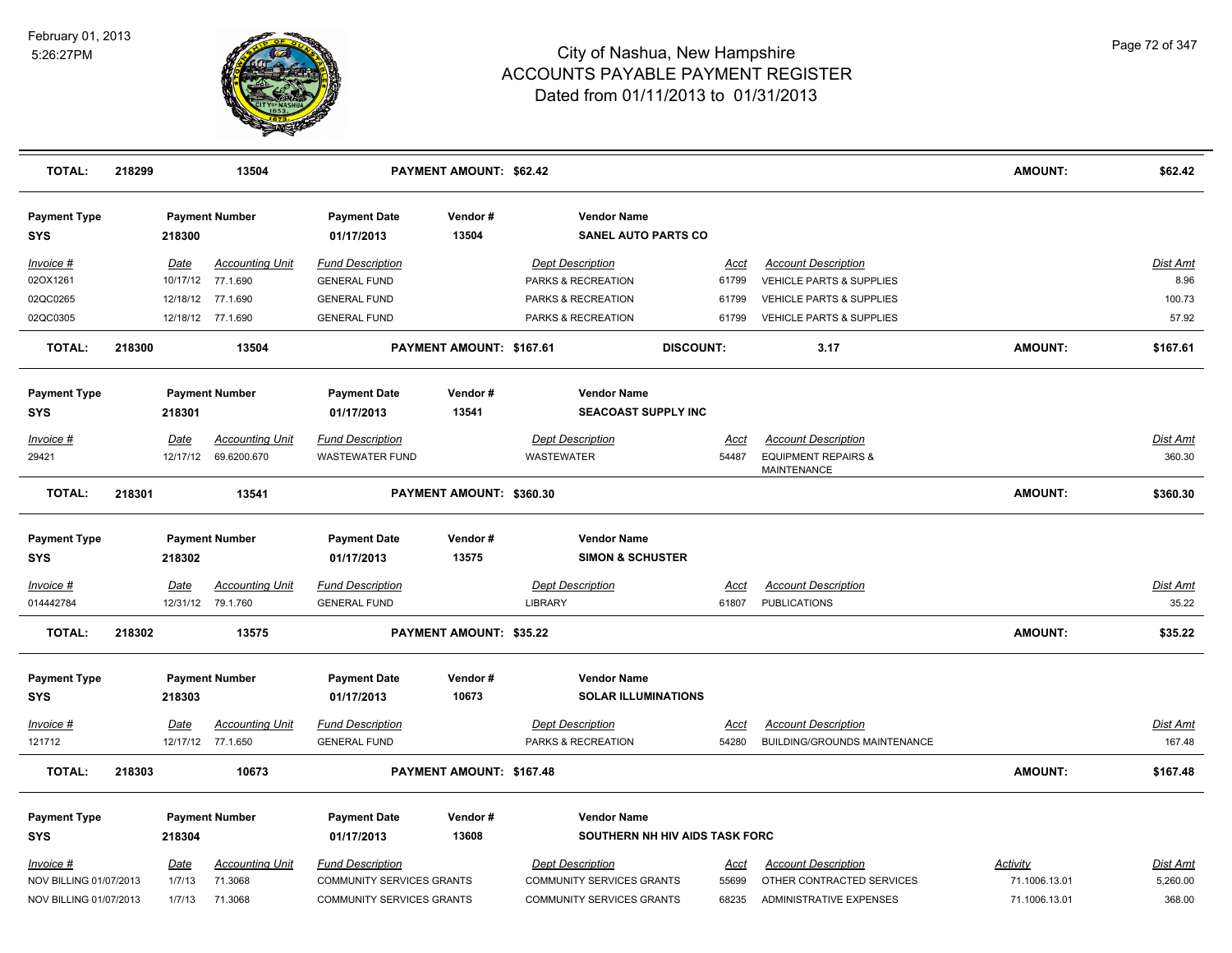| TOTAL: | 218299 | 13504 | PAYMENT AMOUNT: $62.42 | | | AMOUNT: | $62.42 |
|---|---|---|---|---|---|---|---|

**Payment Type:** SYS | **Payment Number:** 218300 | **Payment Date:** 01/17/2013 | **Vendor #:** 13504 | **Vendor Name:** SANEL AUTO PARTS CO

| Invoice # | Date | Accounting Unit | Fund Description | Dept Description | Acct | Account Description | Dist Amt |
|---|---|---|---|---|---|---|---|
| 02OX1261 | 10/17/12 | 77.1.690 | GENERAL FUND | PARKS & RECREATION | 61799 | VEHICLE PARTS & SUPPLIES | 8.96 |
| 02QC0265 | 12/18/12 | 77.1.690 | GENERAL FUND | PARKS & RECREATION | 61799 | VEHICLE PARTS & SUPPLIES | 100.73 |
| 02QC0305 | 12/18/12 | 77.1.690 | GENERAL FUND | PARKS & RECREATION | 61799 | VEHICLE PARTS & SUPPLIES | 57.92 |

**TOTAL:** 218300 | 13504 | **PAYMENT AMOUNT:** $167.61 | **DISCOUNT:** 3.17 | **AMOUNT:** $167.61

**Payment Type:** SYS | **Payment Number:** 218301 | **Payment Date:** 01/17/2013 | **Vendor #:** 13541 | **Vendor Name:** SEACOAST SUPPLY INC

| Invoice # | Date | Accounting Unit | Fund Description | Dept Description | Acct | Account Description | Dist Amt |
|---|---|---|---|---|---|---|---|
| 29421 | 12/17/12 | 69.6200.670 | WASTEWATER FUND | WASTEWATER | 54487 | EQUIPMENT REPAIRS & MAINTENANCE | 360.30 |

**TOTAL:** 218301 | 13541 | **PAYMENT AMOUNT:** $360.30 | **AMOUNT:** $360.30

**Payment Type:** SYS | **Payment Number:** 218302 | **Payment Date:** 01/17/2013 | **Vendor #:** 13575 | **Vendor Name:** SIMON & SCHUSTER

| Invoice # | Date | Accounting Unit | Fund Description | Dept Description | Acct | Account Description | Dist Amt |
|---|---|---|---|---|---|---|---|
| 014442784 | 12/31/12 | 79.1.760 | GENERAL FUND | LIBRARY | 61807 | PUBLICATIONS | 35.22 |

**TOTAL:** 218302 | 13575 | **PAYMENT AMOUNT:** $35.22 | **AMOUNT:** $35.22

**Payment Type:** SYS | **Payment Number:** 218303 | **Payment Date:** 01/17/2013 | **Vendor #:** 10673 | **Vendor Name:** SOLAR ILLUMINATIONS

| Invoice # | Date | Accounting Unit | Fund Description | Dept Description | Acct | Account Description | Dist Amt |
|---|---|---|---|---|---|---|---|
| 121712 | 12/17/12 | 77.1.650 | GENERAL FUND | PARKS & RECREATION | 54280 | BUILDING/GROUNDS MAINTENANCE | 167.48 |

**TOTAL:** 218303 | 10673 | **PAYMENT AMOUNT:** $167.48 | **AMOUNT:** $167.48

**Payment Type:** SYS | **Payment Number:** 218304 | **Payment Date:** 01/17/2013 | **Vendor #:** 13608 | **Vendor Name:** SOUTHERN NH HIV AIDS TASK FORC

| Invoice # | Date | Accounting Unit | Fund Description | Dept Description | Acct | Account Description | Activity | Dist Amt |
|---|---|---|---|---|---|---|---|---|
| NOV BILLING 01/07/2013 | 1/7/13 | 71.3068 | COMMUNITY SERVICES GRANTS | COMMUNITY SERVICES GRANTS | 55699 | OTHER CONTRACTED SERVICES | 71.1006.13.01 | 5,260.00 |
| NOV BILLING 01/07/2013 | 1/7/13 | 71.3068 | COMMUNITY SERVICES GRANTS | COMMUNITY SERVICES GRANTS | 68235 | ADMINISTRATIVE EXPENSES | 71.1006.13.01 | 368.00 |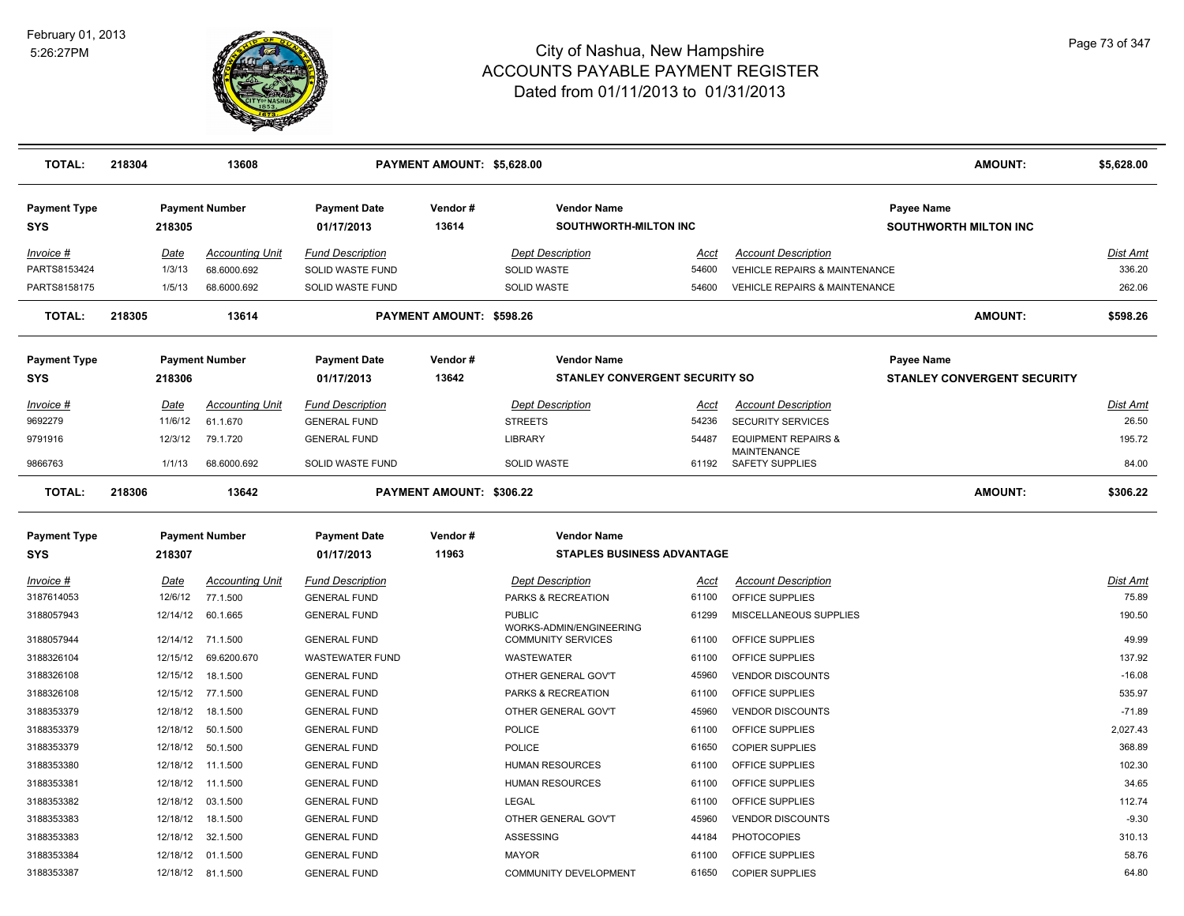# City of Nashua, New Hampshire
# ACCOUNTS PAYABLE PAYMENT REGISTER
## Dated from 01/11/2013 to 01/31/2013

| TOTAL: | 218304 | 13608 | PAYMENT AMOUNT: $5,628.00 | AMOUNT: | $5,628.00 |
|---|---|---|---|---|---|

| Payment Type | Payment Number | Payment Date | Vendor # | Vendor Name | Payee Name |
|---|---|---|---|---|---|
| SYS | 218305 | 01/17/2013 | 13614 | SOUTHWORTH-MILTON INC | SOUTHWORTH MILTON INC |

| Invoice # | Date | Accounting Unit | Fund Description | Dept Description | Acct | Account Description | Dist Amt |
|---|---|---|---|---|---|---|---|
| PARTS8153424 | 1/3/13 | 68.6000.692 | SOLID WASTE FUND | SOLID WASTE | 54600 | VEHICLE REPAIRS & MAINTENANCE | 336.20 |
| PARTS8158175 | 1/5/13 | 68.6000.692 | SOLID WASTE FUND | SOLID WASTE | 54600 | VEHICLE REPAIRS & MAINTENANCE | 262.06 |

| TOTAL: | 218305 | 13614 | PAYMENT AMOUNT: $598.26 | AMOUNT: | $598.26 |
|---|---|---|---|---|---|

| Payment Type | Payment Number | Payment Date | Vendor # | Vendor Name | Payee Name |
|---|---|---|---|---|---|
| SYS | 218306 | 01/17/2013 | 13642 | STANLEY CONVERGENT SECURITY SO | STANLEY CONVERGENT SECURITY |

| Invoice # | Date | Accounting Unit | Fund Description | Dept Description | Acct | Account Description | Dist Amt |
|---|---|---|---|---|---|---|---|
| 9692279 | 11/6/12 | 61.1.670 | GENERAL FUND | STREETS | 54236 | SECURITY SERVICES | 26.50 |
| 9791916 | 12/3/12 | 79.1.720 | GENERAL FUND | LIBRARY | 54487 | EQUIPMENT REPAIRS & MAINTENANCE | 195.72 |
| 9866763 | 1/1/13 | 68.6000.692 | SOLID WASTE FUND | SOLID WASTE | 61192 | SAFETY SUPPLIES | 84.00 |

| TOTAL: | 218306 | 13642 | PAYMENT AMOUNT: $306.22 | AMOUNT: | $306.22 |
|---|---|---|---|---|---|

| Payment Type | Payment Number | Payment Date | Vendor # | Vendor Name |
|---|---|---|---|---|
| SYS | 218307 | 01/17/2013 | 11963 | STAPLES BUSINESS ADVANTAGE |

| Invoice # | Date | Accounting Unit | Fund Description | Dept Description | Acct | Account Description | Dist Amt |
|---|---|---|---|---|---|---|---|
| 3187614053 | 12/6/12 | 77.1.500 | GENERAL FUND | PARKS & RECREATION | 61100 | OFFICE SUPPLIES | 75.89 |
| 3188057943 | 12/14/12 | 60.1.665 | GENERAL FUND | PUBLIC WORKS-ADMIN/ENGINEERING | 61299 | MISCELLANEOUS SUPPLIES | 190.50 |
| 3188057944 | 12/14/12 | 71.1.500 | GENERAL FUND | COMMUNITY SERVICES | 61100 | OFFICE SUPPLIES | 49.99 |
| 3188326104 | 12/15/12 | 69.6200.670 | WASTEWATER FUND | WASTEWATER | 61100 | OFFICE SUPPLIES | 137.92 |
| 3188326108 | 12/15/12 | 18.1.500 | GENERAL FUND | OTHER GENERAL GOV'T | 45960 | VENDOR DISCOUNTS | -16.08 |
| 3188326108 | 12/15/12 | 77.1.500 | GENERAL FUND | PARKS & RECREATION | 61100 | OFFICE SUPPLIES | 535.97 |
| 3188353379 | 12/18/12 | 18.1.500 | GENERAL FUND | OTHER GENERAL GOV'T | 45960 | VENDOR DISCOUNTS | -71.89 |
| 3188353379 | 12/18/12 | 50.1.500 | GENERAL FUND | POLICE | 61100 | OFFICE SUPPLIES | 2,027.43 |
| 3188353379 | 12/18/12 | 50.1.500 | GENERAL FUND | POLICE | 61650 | COPIER SUPPLIES | 368.89 |
| 3188353380 | 12/18/12 | 11.1.500 | GENERAL FUND | HUMAN RESOURCES | 61100 | OFFICE SUPPLIES | 102.30 |
| 3188353381 | 12/18/12 | 11.1.500 | GENERAL FUND | HUMAN RESOURCES | 61100 | OFFICE SUPPLIES | 34.65 |
| 3188353382 | 12/18/12 | 03.1.500 | GENERAL FUND | LEGAL | 61100 | OFFICE SUPPLIES | 112.74 |
| 3188353383 | 12/18/12 | 18.1.500 | GENERAL FUND | OTHER GENERAL GOV'T | 45960 | VENDOR DISCOUNTS | -9.30 |
| 3188353383 | 12/18/12 | 32.1.500 | GENERAL FUND | ASSESSING | 44184 | PHOTOCOPIES | 310.13 |
| 3188353384 | 12/18/12 | 01.1.500 | GENERAL FUND | MAYOR | 61100 | OFFICE SUPPLIES | 58.76 |
| 3188353387 | 12/18/12 | 81.1.500 | GENERAL FUND | COMMUNITY DEVELOPMENT | 61650 | COPIER SUPPLIES | 64.80 |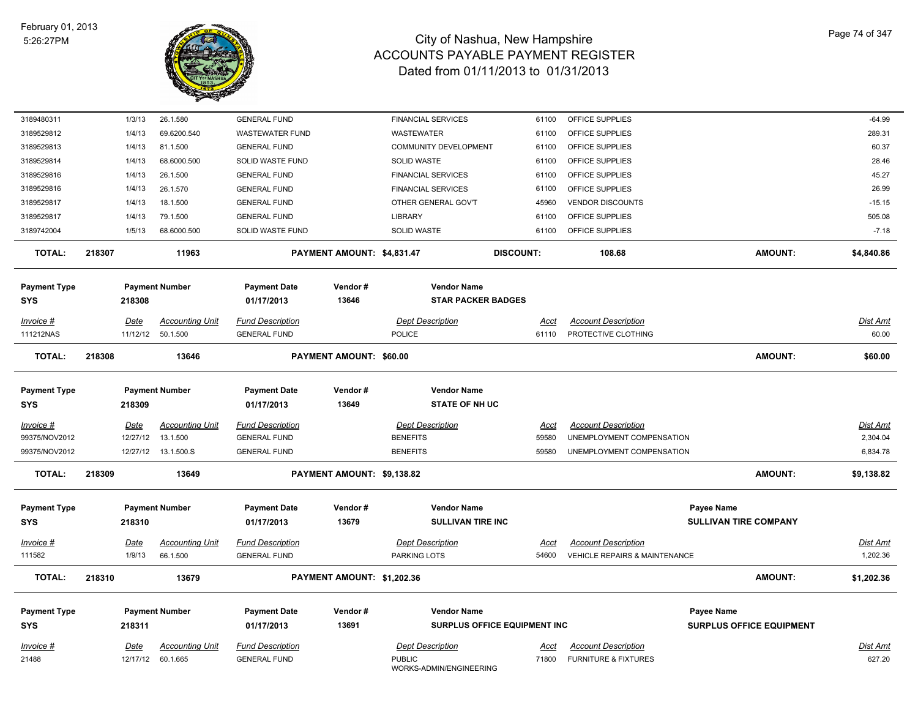# City of Nashua, New Hampshire
## ACCOUNTS PAYABLE PAYMENT REGISTER
### Dated from 01/11/2013 to 01/31/2013

February 01, 2013
5:26:27PM

| Invoice # | Date | Accounting Unit | Fund Description | Dept Description | Acct | Account Description | Dist Amt |
|---|---|---|---|---|---|---|---|
| 3189480311 | 1/3/13 | 26.1.580 | GENERAL FUND | FINANCIAL SERVICES | 61100 | OFFICE SUPPLIES | -64.99 |
| 3189529812 | 1/4/13 | 69.6200.540 | WASTEWATER FUND | WASTEWATER | 61100 | OFFICE SUPPLIES | 289.31 |
| 3189529813 | 1/4/13 | 81.1.500 | GENERAL FUND | COMMUNITY DEVELOPMENT | 61100 | OFFICE SUPPLIES | 60.37 |
| 3189529814 | 1/4/13 | 68.6000.500 | SOLID WASTE FUND | SOLID WASTE | 61100 | OFFICE SUPPLIES | 28.46 |
| 3189529816 | 1/4/13 | 26.1.500 | GENERAL FUND | FINANCIAL SERVICES | 61100 | OFFICE SUPPLIES | 45.27 |
| 3189529816 | 1/4/13 | 26.1.570 | GENERAL FUND | FINANCIAL SERVICES | 61100 | OFFICE SUPPLIES | 26.99 |
| 3189529817 | 1/4/13 | 18.1.500 | GENERAL FUND | OTHER GENERAL GOV'T | 45960 | VENDOR DISCOUNTS | -15.15 |
| 3189529817 | 1/4/13 | 79.1.500 | GENERAL FUND | LIBRARY | 61100 | OFFICE SUPPLIES | 505.08 |
| 3189742004 | 1/5/13 | 68.6000.500 | SOLID WASTE FUND | SOLID WASTE | 61100 | OFFICE SUPPLIES | -7.18 |

**TOTAL: 218307 — 11963 — PAYMENT AMOUNT: $4,831.47 — DISCOUNT: 108.68 — AMOUNT: $4,840.86**

| Payment Type | Payment Number | Payment Date | Vendor # | Vendor Name |
|---|---|---|---|---|
| SYS | 218308 | 01/17/2013 | 13646 | STAR PACKER BADGES |

| Invoice # | Date | Accounting Unit | Fund Description | Dept Description | Acct | Account Description | Dist Amt |
|---|---|---|---|---|---|---|---|
| 111212NAS | 11/12/12 | 50.1.500 | GENERAL FUND | POLICE | 61110 | PROTECTIVE CLOTHING | 60.00 |

**TOTAL: 218308 — 13646 — PAYMENT AMOUNT: $60.00 — AMOUNT: $60.00**

| Payment Type | Payment Number | Payment Date | Vendor # | Vendor Name |
|---|---|---|---|---|
| SYS | 218309 | 01/17/2013 | 13649 | STATE OF NH UC |

| Invoice # | Date | Accounting Unit | Fund Description | Dept Description | Acct | Account Description | Dist Amt |
|---|---|---|---|---|---|---|---|
| 99375/NOV2012 | 12/27/12 | 13.1.500 | GENERAL FUND | BENEFITS | 59580 | UNEMPLOYMENT COMPENSATION | 2,304.04 |
| 99375/NOV2012 | 12/27/12 | 13.1.500.S | GENERAL FUND | BENEFITS | 59580 | UNEMPLOYMENT COMPENSATION | 6,834.78 |

**TOTAL: 218309 — 13649 — PAYMENT AMOUNT: $9,138.82 — AMOUNT: $9,138.82**

| Payment Type | Payment Number | Payment Date | Vendor # | Vendor Name | Payee Name |
|---|---|---|---|---|---|
| SYS | 218310 | 01/17/2013 | 13679 | SULLIVAN TIRE INC | SULLIVAN TIRE COMPANY |

| Invoice # | Date | Accounting Unit | Fund Description | Dept Description | Acct | Account Description | Dist Amt |
|---|---|---|---|---|---|---|---|
| 111582 | 1/9/13 | 66.1.500 | GENERAL FUND | PARKING LOTS | 54600 | VEHICLE REPAIRS & MAINTENANCE | 1,202.36 |

**TOTAL: 218310 — 13679 — PAYMENT AMOUNT: $1,202.36 — AMOUNT: $1,202.36**

| Payment Type | Payment Number | Payment Date | Vendor # | Vendor Name | Payee Name |
|---|---|---|---|---|---|
| SYS | 218311 | 01/17/2013 | 13691 | SURPLUS OFFICE EQUIPMENT INC | SURPLUS OFFICE EQUIPMENT |

| Invoice # | Date | Accounting Unit | Fund Description | Dept Description | Acct | Account Description | Dist Amt |
|---|---|---|---|---|---|---|---|
| 21488 | 12/17/12 | 60.1.665 | GENERAL FUND | PUBLIC WORKS-ADMIN/ENGINEERING | 71800 | FURNITURE & FIXTURES | 627.20 |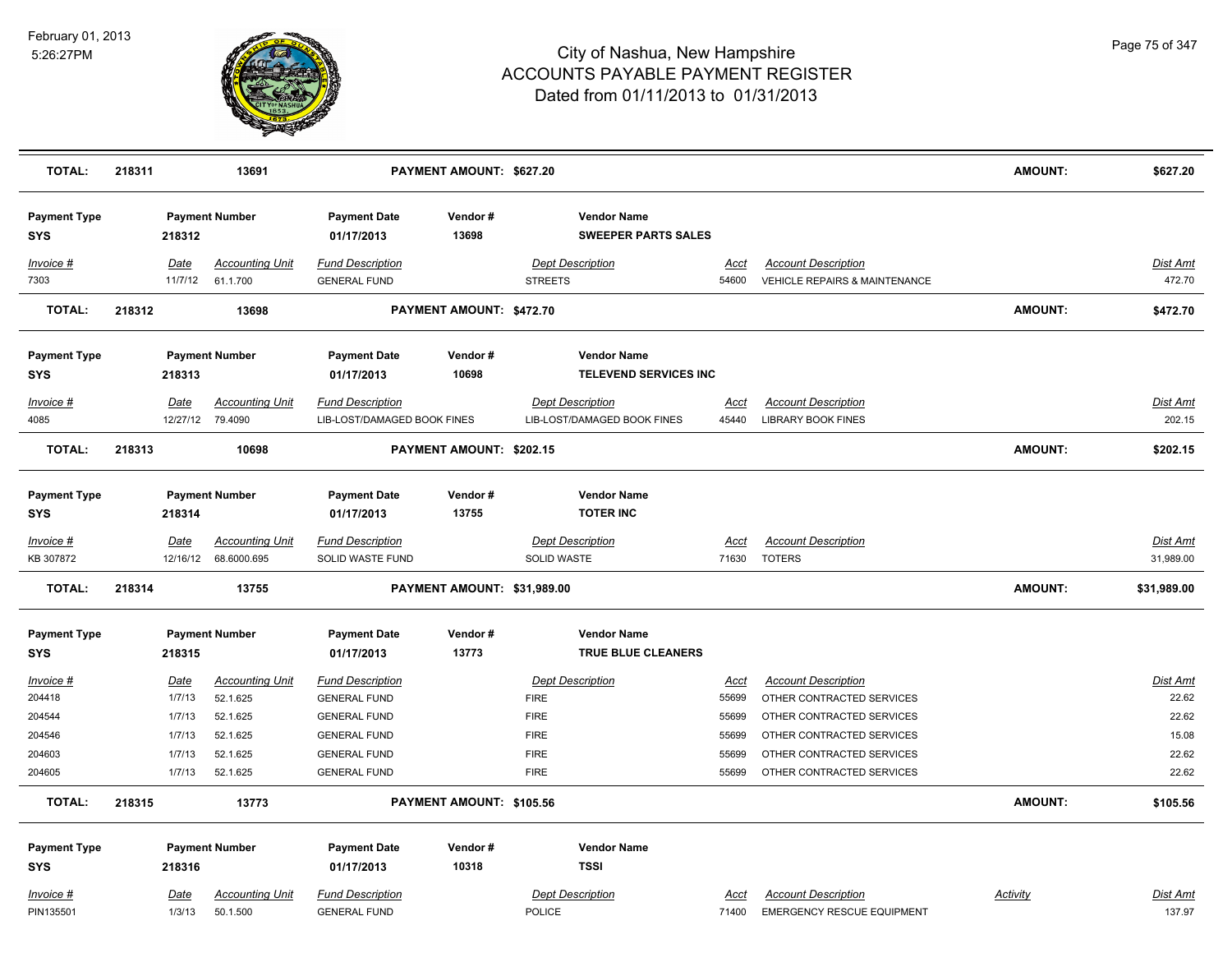| TOTAL: | 218311 | 13691 | PAYMENT AMOUNT: $627.20 | AMOUNT: | $627.20 |
|---|---|---|---|---|---|

| Payment Type | Payment Number | Payment Date | Vendor # | Vendor Name |
|---|---|---|---|---|
| SYS | 218312 | 01/17/2013 | 13698 | SWEEPER PARTS SALES |

| Invoice # | Date | Accounting Unit | Fund Description | Dept Description | Acct | Account Description | Dist Amt |
|---|---|---|---|---|---|---|---|
| 7303 | 11/7/12 | 61.1.700 | GENERAL FUND | STREETS | 54600 | VEHICLE REPAIRS & MAINTENANCE | 472.70 |

| TOTAL: | 218312 | 13698 | PAYMENT AMOUNT: $472.70 | AMOUNT: | $472.70 |
|---|---|---|---|---|---|

| Payment Type | Payment Number | Payment Date | Vendor # | Vendor Name |
|---|---|---|---|---|
| SYS | 218313 | 01/17/2013 | 10698 | TELEVEND SERVICES INC |

| Invoice # | Date | Accounting Unit | Fund Description | Dept Description | Acct | Account Description | Dist Amt |
|---|---|---|---|---|---|---|---|
| 4085 | 12/27/12 | 79.4090 | LIB-LOST/DAMAGED BOOK FINES | LIB-LOST/DAMAGED BOOK FINES | 45440 | LIBRARY BOOK FINES | 202.15 |

| TOTAL: | 218313 | 10698 | PAYMENT AMOUNT: $202.15 | AMOUNT: | $202.15 |
|---|---|---|---|---|---|

| Payment Type | Payment Number | Payment Date | Vendor # | Vendor Name |
|---|---|---|---|---|
| SYS | 218314 | 01/17/2013 | 13755 | TOTER INC |

| Invoice # | Date | Accounting Unit | Fund Description | Dept Description | Acct | Account Description | Dist Amt |
|---|---|---|---|---|---|---|---|
| KB 307872 | 12/16/12 | 68.6000.695 | SOLID WASTE FUND | SOLID WASTE | 71630 | TOTERS | 31,989.00 |

| TOTAL: | 218314 | 13755 | PAYMENT AMOUNT: $31,989.00 | AMOUNT: | $31,989.00 |
|---|---|---|---|---|---|

| Payment Type | Payment Number | Payment Date | Vendor # | Vendor Name |
|---|---|---|---|---|
| SYS | 218315 | 01/17/2013 | 13773 | TRUE BLUE CLEANERS |

| Invoice # | Date | Accounting Unit | Fund Description | Dept Description | Acct | Account Description | Dist Amt |
|---|---|---|---|---|---|---|---|
| 204418 | 1/7/13 | 52.1.625 | GENERAL FUND | FIRE | 55699 | OTHER CONTRACTED SERVICES | 22.62 |
| 204544 | 1/7/13 | 52.1.625 | GENERAL FUND | FIRE | 55699 | OTHER CONTRACTED SERVICES | 22.62 |
| 204546 | 1/7/13 | 52.1.625 | GENERAL FUND | FIRE | 55699 | OTHER CONTRACTED SERVICES | 15.08 |
| 204603 | 1/7/13 | 52.1.625 | GENERAL FUND | FIRE | 55699 | OTHER CONTRACTED SERVICES | 22.62 |
| 204605 | 1/7/13 | 52.1.625 | GENERAL FUND | FIRE | 55699 | OTHER CONTRACTED SERVICES | 22.62 |

| TOTAL: | 218315 | 13773 | PAYMENT AMOUNT: $105.56 | AMOUNT: | $105.56 |
|---|---|---|---|---|---|

| Payment Type | Payment Number | Payment Date | Vendor # | Vendor Name |
|---|---|---|---|---|
| SYS | 218316 | 01/17/2013 | 10318 | TSSI |

| Invoice # | Date | Accounting Unit | Fund Description | Dept Description | Acct | Account Description | Activity | Dist Amt |
|---|---|---|---|---|---|---|---|---|
| PIN135501 | 1/3/13 | 50.1.500 | GENERAL FUND | POLICE | 71400 | EMERGENCY RESCUE EQUIPMENT | | 137.97 |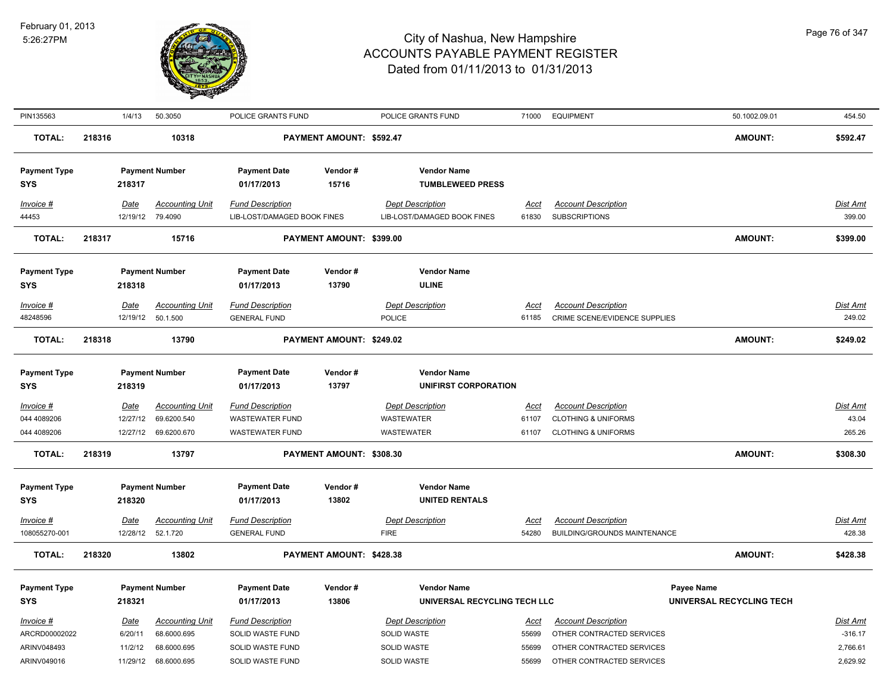| PIN135563 | 1/4/13 | 50.3050 | POLICE GRANTS FUND | POLICE GRANTS FUND | 71000 | EQUIPMENT | 50.1002.09.01 | 454.50 |
|---|---|---|---|---|---|---|---|---|
| **TOTAL:** | **218316** | **10318** | **PAYMENT AMOUNT: $592.47** | | | | **AMOUNT:** | **$592.47** |

| Payment Type | Payment Number | Payment Date | Vendor # | Vendor Name |
|---|---|---|---|---|
| SYS | 218317 | 01/17/2013 | 15716 | TUMBLEWEED PRESS |

| Invoice # | Date | Accounting Unit | Fund Description | Dept Description | Acct | Account Description | Dist Amt |
|---|---|---|---|---|---|---|---|
| 44453 | 12/19/12 | 79.4090 | LIB-LOST/DAMAGED BOOK FINES | LIB-LOST/DAMAGED BOOK FINES | 61830 | SUBSCRIPTIONS | 399.00 |
| **TOTAL:** | **218317** | **15716** | **PAYMENT AMOUNT: $399.00** | | | **AMOUNT:** | **$399.00** |

| Payment Type | Payment Number | Payment Date | Vendor # | Vendor Name |
|---|---|---|---|---|
| SYS | 218318 | 01/17/2013 | 13790 | ULINE |

| Invoice # | Date | Accounting Unit | Fund Description | Dept Description | Acct | Account Description | Dist Amt |
|---|---|---|---|---|---|---|---|
| 48248596 | 12/19/12 | 50.1.500 | GENERAL FUND | POLICE | 61185 | CRIME SCENE/EVIDENCE SUPPLIES | 249.02 |
| **TOTAL:** | **218318** | **13790** | **PAYMENT AMOUNT: $249.02** | | | **AMOUNT:** | **$249.02** |

| Payment Type | Payment Number | Payment Date | Vendor # | Vendor Name |
|---|---|---|---|---|
| SYS | 218319 | 01/17/2013 | 13797 | UNIFIRST CORPORATION |

| Invoice # | Date | Accounting Unit | Fund Description | Dept Description | Acct | Account Description | Dist Amt |
|---|---|---|---|---|---|---|---|
| 044 4089206 | 12/27/12 | 69.6200.540 | WASTEWATER FUND | WASTEWATER | 61107 | CLOTHING & UNIFORMS | 43.04 |
| 044 4089206 | 12/27/12 | 69.6200.670 | WASTEWATER FUND | WASTEWATER | 61107 | CLOTHING & UNIFORMS | 265.26 |
| **TOTAL:** | **218319** | **13797** | **PAYMENT AMOUNT: $308.30** | | | **AMOUNT:** | **$308.30** |

| Payment Type | Payment Number | Payment Date | Vendor # | Vendor Name |
|---|---|---|---|---|
| SYS | 218320 | 01/17/2013 | 13802 | UNITED RENTALS |

| Invoice # | Date | Accounting Unit | Fund Description | Dept Description | Acct | Account Description | Dist Amt |
|---|---|---|---|---|---|---|---|
| 108055270-001 | 12/28/12 | 52.1.720 | GENERAL FUND | FIRE | 54280 | BUILDING/GROUNDS MAINTENANCE | 428.38 |
| **TOTAL:** | **218320** | **13802** | **PAYMENT AMOUNT: $428.38** | | | **AMOUNT:** | **$428.38** |

| Payment Type | Payment Number | Payment Date | Vendor # | Vendor Name | Payee Name |
|---|---|---|---|---|---|
| SYS | 218321 | 01/17/2013 | 13806 | UNIVERSAL RECYCLING TECH LLC | UNIVERSAL RECYCLING TECH |

| Invoice # | Date | Accounting Unit | Fund Description | Dept Description | Acct | Account Description | Dist Amt |
|---|---|---|---|---|---|---|---|
| ARCRD00002022 | 6/20/11 | 68.6000.695 | SOLID WASTE FUND | SOLID WASTE | 55699 | OTHER CONTRACTED SERVICES | -316.17 |
| ARINV048493 | 11/2/12 | 68.6000.695 | SOLID WASTE FUND | SOLID WASTE | 55699 | OTHER CONTRACTED SERVICES | 2,766.61 |
| ARINV049016 | 11/29/12 | 68.6000.695 | SOLID WASTE FUND | SOLID WASTE | 55699 | OTHER CONTRACTED SERVICES | 2,629.92 |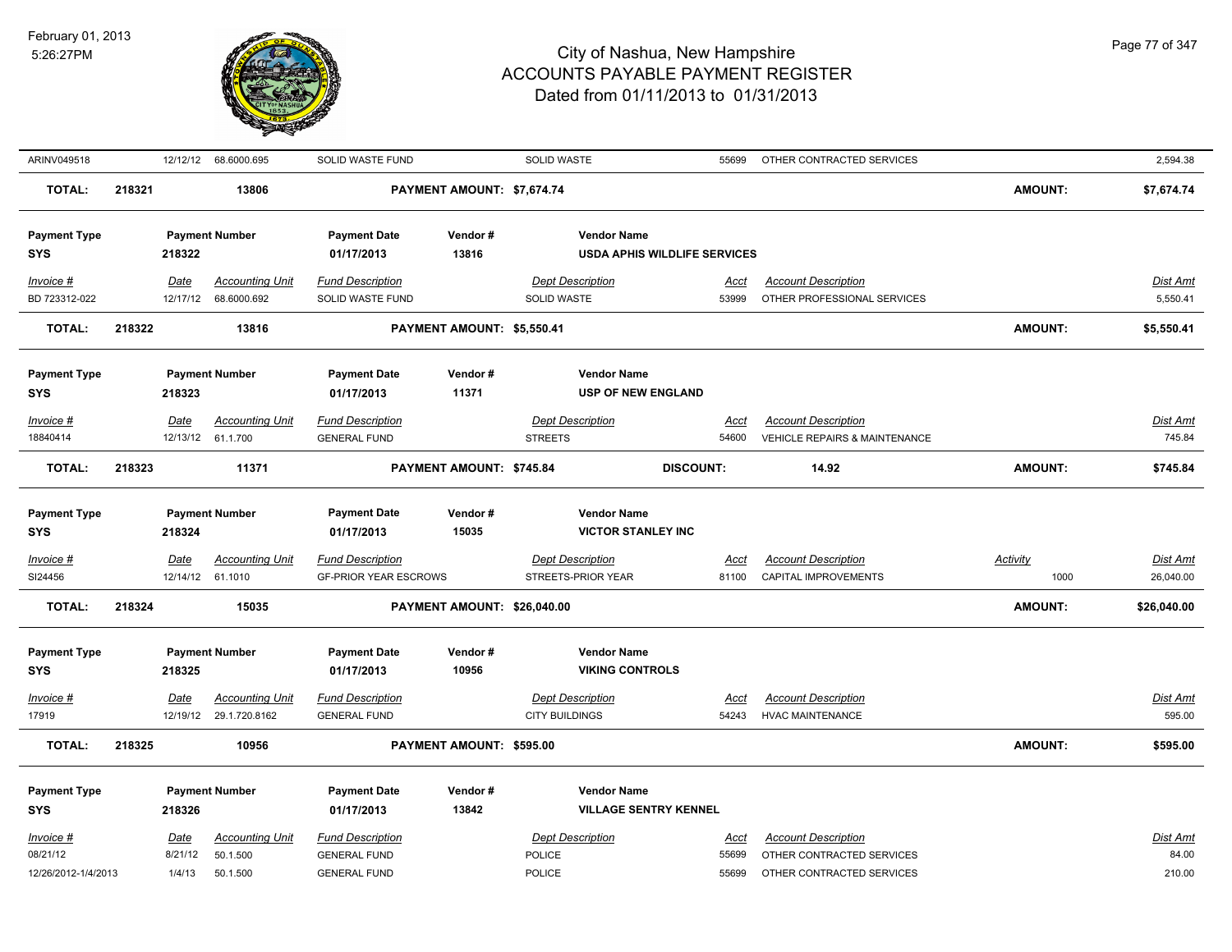| Invoice # | Date | Accounting Unit | Fund Description | Dept Description | Acct | Account Description | Activity | Dist Amt |
|---|---|---|---|---|---|---|---|---|
| ARINV049518 | 12/12/12 | 68.6000.695 | SOLID WASTE FUND | SOLID WASTE | 55699 | OTHER CONTRACTED SERVICES | | 2,594.38 |

**TOTAL:** 218321 — 13806 — **PAYMENT AMOUNT: $7,674.74** — **AMOUNT: $7,674.74**

| Payment Type | Payment Number | Payment Date | Vendor # | Vendor Name |
|---|---|---|---|---|
| SYS | 218322 | 01/17/2013 | 13816 | USDA APHIS WILDLIFE SERVICES |

| Invoice # | Date | Accounting Unit | Fund Description | Dept Description | Acct | Account Description | Dist Amt |
|---|---|---|---|---|---|---|---|
| BD 723312-022 | 12/17/12 | 68.6000.692 | SOLID WASTE FUND | SOLID WASTE | 53999 | OTHER PROFESSIONAL SERVICES | 5,550.41 |

**TOTAL:** 218322 — 13816 — **PAYMENT AMOUNT: $5,550.41** — **AMOUNT: $5,550.41**

| Payment Type | Payment Number | Payment Date | Vendor # | Vendor Name |
|---|---|---|---|---|
| SYS | 218323 | 01/17/2013 | 11371 | USP OF NEW ENGLAND |

| Invoice # | Date | Accounting Unit | Fund Description | Dept Description | Acct | Account Description | Dist Amt |
|---|---|---|---|---|---|---|---|
| 18840414 | 12/13/12 | 61.1.700 | GENERAL FUND | STREETS | 54600 | VEHICLE REPAIRS & MAINTENANCE | 745.84 |

**TOTAL:** 218323 — 11371 — **PAYMENT AMOUNT: $745.84** — **DISCOUNT: 14.92** — **AMOUNT: $745.84**

| Payment Type | Payment Number | Payment Date | Vendor # | Vendor Name |
|---|---|---|---|---|
| SYS | 218324 | 01/17/2013 | 15035 | VICTOR STANLEY INC |

| Invoice # | Date | Accounting Unit | Fund Description | Dept Description | Acct | Account Description | Activity | Dist Amt |
|---|---|---|---|---|---|---|---|---|
| SI24456 | 12/14/12 | 61.1010 | GF-PRIOR YEAR ESCROWS | STREETS-PRIOR YEAR | 81100 | CAPITAL IMPROVEMENTS | 1000 | 26,040.00 |

**TOTAL:** 218324 — 15035 — **PAYMENT AMOUNT: $26,040.00** — **AMOUNT: $26,040.00**

| Payment Type | Payment Number | Payment Date | Vendor # | Vendor Name |
|---|---|---|---|---|
| SYS | 218325 | 01/17/2013 | 10956 | VIKING CONTROLS |

| Invoice # | Date | Accounting Unit | Fund Description | Dept Description | Acct | Account Description | Dist Amt |
|---|---|---|---|---|---|---|---|
| 17919 | 12/19/12 | 29.1.720.8162 | GENERAL FUND | CITY BUILDINGS | 54243 | HVAC MAINTENANCE | 595.00 |

**TOTAL:** 218325 — 10956 — **PAYMENT AMOUNT: $595.00** — **AMOUNT: $595.00**

| Payment Type | Payment Number | Payment Date | Vendor # | Vendor Name |
|---|---|---|---|---|
| SYS | 218326 | 01/17/2013 | 13842 | VILLAGE SENTRY KENNEL |

| Invoice # | Date | Accounting Unit | Fund Description | Dept Description | Acct | Account Description | Dist Amt |
|---|---|---|---|---|---|---|---|
| 08/21/12 | 8/21/12 | 50.1.500 | GENERAL FUND | POLICE | 55699 | OTHER CONTRACTED SERVICES | 84.00 |
| 12/26/2012-1/4/2013 | 1/4/13 | 50.1.500 | GENERAL FUND | POLICE | 55699 | OTHER CONTRACTED SERVICES | 210.00 |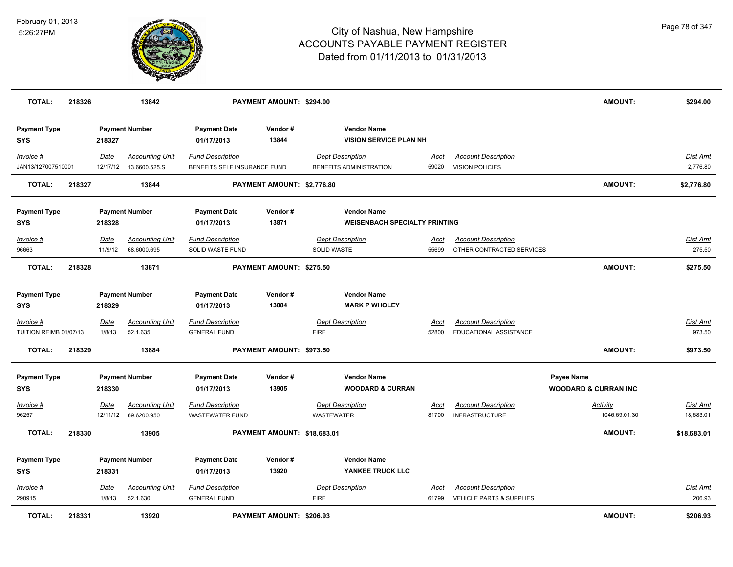| TOTAL: | 218326 | 13842 | PAYMENT AMOUNT: $294.00 | AMOUNT: | $294.00 |
|---|---|---|---|---|---|

| Payment Type | Payment Number | Payment Date | Vendor # | Vendor Name | | | | |
|---|---|---|---|---|---|---|---|---|
| SYS | 218327 | 01/17/2013 | 13844 | VISION SERVICE PLAN NH | | | | |
| *Invoice #* | *Date* | *Accounting Unit* | *Fund Description* | *Dept Description* | *Acct* | *Account Description* | | *Dist Amt* |
| JAN13/127007510001 | 12/17/12 | 13.6600.525.S | BENEFITS SELF INSURANCE FUND | BENEFITS ADMINISTRATION | 59020 | VISION POLICIES | | 2,776.80 |
| **TOTAL:** | 218327 | 13844 | **PAYMENT AMOUNT: $2,776.80** | | | | **AMOUNT:** | **$2,776.80** |

| Payment Type | Payment Number | Payment Date | Vendor # | Vendor Name | | | | |
|---|---|---|---|---|---|---|---|---|
| SYS | 218328 | 01/17/2013 | 13871 | WEISENBACH SPECIALTY PRINTING | | | | |
| *Invoice #* | *Date* | *Accounting Unit* | *Fund Description* | *Dept Description* | *Acct* | *Account Description* | | *Dist Amt* |
| 96663 | 11/9/12 | 68.6000.695 | SOLID WASTE FUND | SOLID WASTE | 55699 | OTHER CONTRACTED SERVICES | | 275.50 |
| **TOTAL:** | 218328 | 13871 | **PAYMENT AMOUNT: $275.50** | | | | **AMOUNT:** | **$275.50** |

| Payment Type | Payment Number | Payment Date | Vendor # | Vendor Name | | | | |
|---|---|---|---|---|---|---|---|---|
| SYS | 218329 | 01/17/2013 | 13884 | MARK P WHOLEY | | | | |
| *Invoice #* | *Date* | *Accounting Unit* | *Fund Description* | *Dept Description* | *Acct* | *Account Description* | | *Dist Amt* |
| TUITION REIMB 01/07/13 | 1/8/13 | 52.1.635 | GENERAL FUND | FIRE | 52800 | EDUCATIONAL ASSISTANCE | | 973.50 |
| **TOTAL:** | 218329 | 13884 | **PAYMENT AMOUNT: $973.50** | | | | **AMOUNT:** | **$973.50** |

| Payment Type | Payment Number | Payment Date | Vendor # | Vendor Name | | | Payee Name | |
|---|---|---|---|---|---|---|---|---|
| SYS | 218330 | 01/17/2013 | 13905 | WOODARD & CURRAN | | | WOODARD & CURRAN INC | |
| *Invoice #* | *Date* | *Accounting Unit* | *Fund Description* | *Dept Description* | *Acct* | *Account Description* | *Activity* | *Dist Amt* |
| 96257 | 12/11/12 | 69.6200.950 | WASTEWATER FUND | WASTEWATER | 81700 | INFRASTRUCTURE | 1046.69.01.30 | 18,683.01 |
| **TOTAL:** | 218330 | 13905 | **PAYMENT AMOUNT: $18,683.01** | | | | **AMOUNT:** | **$18,683.01** |

| Payment Type | Payment Number | Payment Date | Vendor # | Vendor Name | | | | |
|---|---|---|---|---|---|---|---|---|
| SYS | 218331 | 01/17/2013 | 13920 | YANKEE TRUCK LLC | | | | |
| *Invoice #* | *Date* | *Accounting Unit* | *Fund Description* | *Dept Description* | *Acct* | *Account Description* | | *Dist Amt* |
| 290915 | 1/8/13 | 52.1.630 | GENERAL FUND | FIRE | 61799 | VEHICLE PARTS & SUPPLIES | | 206.93 |
| **TOTAL:** | 218331 | 13920 | **PAYMENT AMOUNT: $206.93** | | | | **AMOUNT:** | **$206.93** |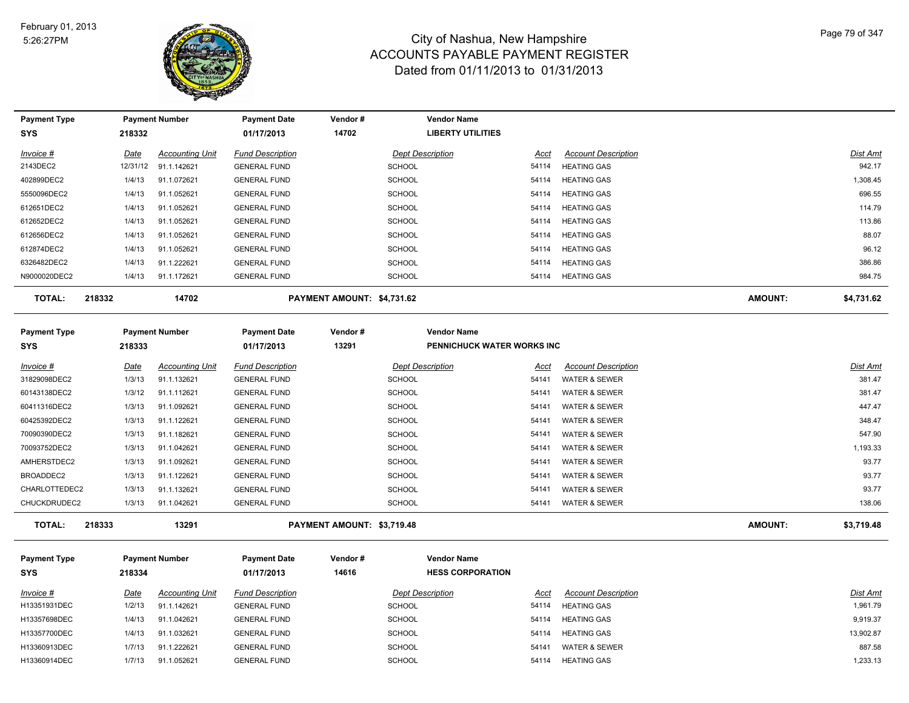# City of Nashua, New Hampshire
## ACCOUNTS PAYABLE PAYMENT REGISTER
### Dated from 01/11/2013 to 01/31/2013

February 01, 2013
5:26:27PM

| Payment Type | Payment Number | Payment Date | Vendor # | Vendor Name |
|---|---|---|---|---|
| SYS | 218332 | 01/17/2013 | 14702 | LIBERTY UTILITIES |

| Invoice # | Date | Accounting Unit | Fund Description | Dept Description | Acct | Account Description | Dist Amt |
|---|---|---|---|---|---|---|---|
| 2143DEC2 | 12/31/12 | 91.1.142621 | GENERAL FUND | SCHOOL | 54114 | HEATING GAS | 942.17 |
| 402899DEC2 | 1/4/13 | 91.1.072621 | GENERAL FUND | SCHOOL | 54114 | HEATING GAS | 1,308.45 |
| 5550096DEC2 | 1/4/13 | 91.1.052621 | GENERAL FUND | SCHOOL | 54114 | HEATING GAS | 696.55 |
| 612651DEC2 | 1/4/13 | 91.1.052621 | GENERAL FUND | SCHOOL | 54114 | HEATING GAS | 114.79 |
| 612652DEC2 | 1/4/13 | 91.1.052621 | GENERAL FUND | SCHOOL | 54114 | HEATING GAS | 113.86 |
| 612656DEC2 | 1/4/13 | 91.1.052621 | GENERAL FUND | SCHOOL | 54114 | HEATING GAS | 88.07 |
| 612874DEC2 | 1/4/13 | 91.1.052621 | GENERAL FUND | SCHOOL | 54114 | HEATING GAS | 96.12 |
| 6326482DEC2 | 1/4/13 | 91.1.222621 | GENERAL FUND | SCHOOL | 54114 | HEATING GAS | 386.86 |
| N9000020DEC2 | 1/4/13 | 91.1.172621 | GENERAL FUND | SCHOOL | 54114 | HEATING GAS | 984.75 |

**TOTAL: 218332 14702 PAYMENT AMOUNT: $4,731.62 AMOUNT: $4,731.62**

| Payment Type | Payment Number | Payment Date | Vendor # | Vendor Name |
|---|---|---|---|---|
| SYS | 218333 | 01/17/2013 | 13291 | PENNICHUCK WATER WORKS INC |

| Invoice # | Date | Accounting Unit | Fund Description | Dept Description | Acct | Account Description | Dist Amt |
|---|---|---|---|---|---|---|---|
| 31829098DEC2 | 1/3/13 | 91.1.132621 | GENERAL FUND | SCHOOL | 54141 | WATER & SEWER | 381.47 |
| 60143138DEC2 | 1/3/12 | 91.1.112621 | GENERAL FUND | SCHOOL | 54141 | WATER & SEWER | 381.47 |
| 60411316DEC2 | 1/3/13 | 91.1.092621 | GENERAL FUND | SCHOOL | 54141 | WATER & SEWER | 447.47 |
| 60425392DEC2 | 1/3/13 | 91.1.122621 | GENERAL FUND | SCHOOL | 54141 | WATER & SEWER | 348.47 |
| 70090390DEC2 | 1/3/13 | 91.1.182621 | GENERAL FUND | SCHOOL | 54141 | WATER & SEWER | 547.90 |
| 70093752DEC2 | 1/3/13 | 91.1.042621 | GENERAL FUND | SCHOOL | 54141 | WATER & SEWER | 1,193.33 |
| AMHERSTDEC2 | 1/3/13 | 91.1.092621 | GENERAL FUND | SCHOOL | 54141 | WATER & SEWER | 93.77 |
| BROADDEC2 | 1/3/13 | 91.1.122621 | GENERAL FUND | SCHOOL | 54141 | WATER & SEWER | 93.77 |
| CHARLOTTEDEC2 | 1/3/13 | 91.1.132621 | GENERAL FUND | SCHOOL | 54141 | WATER & SEWER | 93.77 |
| CHUCKDRUDEC2 | 1/3/13 | 91.1.042621 | GENERAL FUND | SCHOOL | 54141 | WATER & SEWER | 138.06 |

**TOTAL: 218333 13291 PAYMENT AMOUNT: $3,719.48 AMOUNT: $3,719.48**

| Payment Type | Payment Number | Payment Date | Vendor # | Vendor Name |
|---|---|---|---|---|
| SYS | 218334 | 01/17/2013 | 14616 | HESS CORPORATION |

| Invoice # | Date | Accounting Unit | Fund Description | Dept Description | Acct | Account Description | Dist Amt |
|---|---|---|---|---|---|---|---|
| H13351931DEC | 1/2/13 | 91.1.142621 | GENERAL FUND | SCHOOL | 54114 | HEATING GAS | 1,961.79 |
| H13357698DEC | 1/4/13 | 91.1.042621 | GENERAL FUND | SCHOOL | 54114 | HEATING GAS | 9,919.37 |
| H13357700DEC | 1/4/13 | 91.1.032621 | GENERAL FUND | SCHOOL | 54114 | HEATING GAS | 13,902.87 |
| H13360913DEC | 1/7/13 | 91.1.222621 | GENERAL FUND | SCHOOL | 54141 | WATER & SEWER | 887.58 |
| H13360914DEC | 1/7/13 | 91.1.052621 | GENERAL FUND | SCHOOL | 54114 | HEATING GAS | 1,233.13 |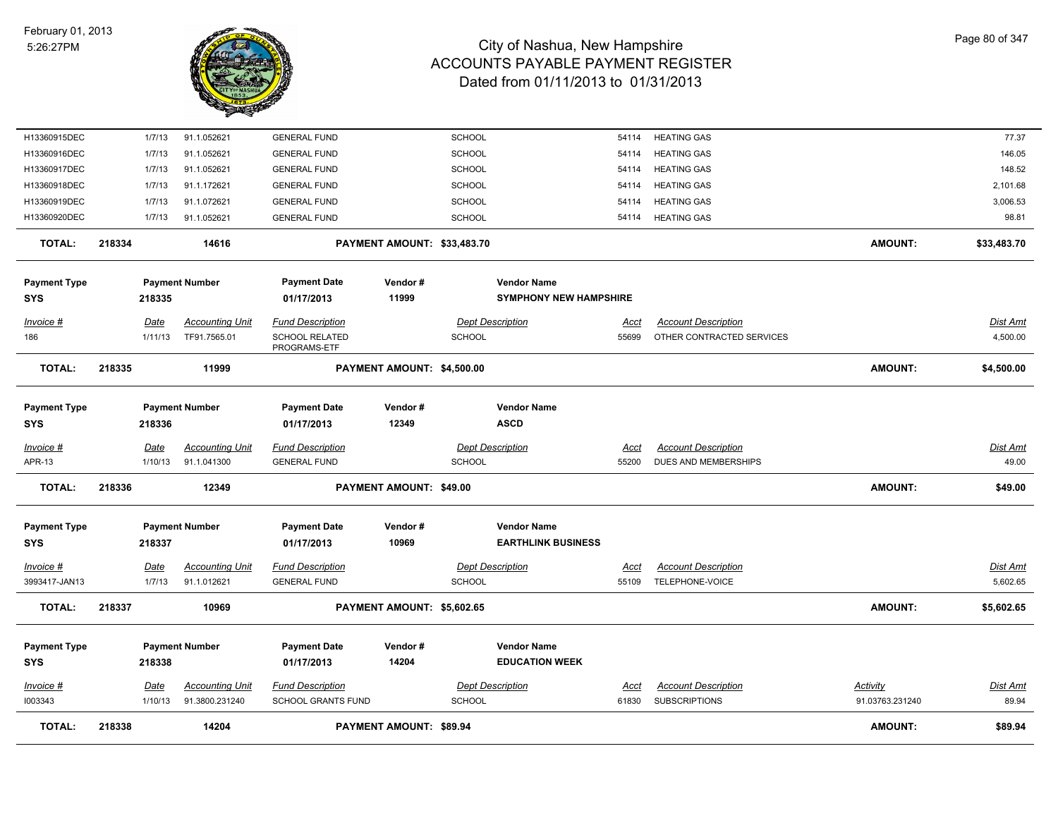| Invoice # | Date | Accounting Unit | Fund Description | Dept Description | Acct | Account Description | Activity | Dist Amt |
|---|---|---|---|---|---|---|---|---|
| H13360915DEC | 1/7/13 | 91.1.052621 | GENERAL FUND | SCHOOL | 54114 | HEATING GAS | | 77.37 |
| H13360916DEC | 1/7/13 | 91.1.052621 | GENERAL FUND | SCHOOL | 54114 | HEATING GAS | | 146.05 |
| H13360917DEC | 1/7/13 | 91.1.052621 | GENERAL FUND | SCHOOL | 54114 | HEATING GAS | | 148.52 |
| H13360918DEC | 1/7/13 | 91.1.172621 | GENERAL FUND | SCHOOL | 54114 | HEATING GAS | | 2,101.68 |
| H13360919DEC | 1/7/13 | 91.1.072621 | GENERAL FUND | SCHOOL | 54114 | HEATING GAS | | 3,006.53 |
| H13360920DEC | 1/7/13 | 91.1.052621 | GENERAL FUND | SCHOOL | 54114 | HEATING GAS | | 98.81 |

**TOTAL: 218334 — 14616 — PAYMENT AMOUNT: $33,483.70 — AMOUNT: $33,483.70**

| Payment Type | Payment Number | Payment Date | Vendor # | Vendor Name |
|---|---|---|---|---|
| SYS | 218335 | 01/17/2013 | 11999 | SYMPHONY NEW HAMPSHIRE |

| Invoice # | Date | Accounting Unit | Fund Description | Dept Description | Acct | Account Description | Dist Amt |
|---|---|---|---|---|---|---|---|
| 186 | 1/11/13 | TF91.7565.01 | SCHOOL RELATED PROGRAMS-ETF | SCHOOL | 55699 | OTHER CONTRACTED SERVICES | 4,500.00 |

**TOTAL: 218335 — 11999 — PAYMENT AMOUNT: $4,500.00 — AMOUNT: $4,500.00**

| Payment Type | Payment Number | Payment Date | Vendor # | Vendor Name |
|---|---|---|---|---|
| SYS | 218336 | 01/17/2013 | 12349 | ASCD |

| Invoice # | Date | Accounting Unit | Fund Description | Dept Description | Acct | Account Description | Dist Amt |
|---|---|---|---|---|---|---|---|
| APR-13 | 1/10/13 | 91.1.041300 | GENERAL FUND | SCHOOL | 55200 | DUES AND MEMBERSHIPS | 49.00 |

**TOTAL: 218336 — 12349 — PAYMENT AMOUNT: $49.00 — AMOUNT: $49.00**

| Payment Type | Payment Number | Payment Date | Vendor # | Vendor Name |
|---|---|---|---|---|
| SYS | 218337 | 01/17/2013 | 10969 | EARTHLINK BUSINESS |

| Invoice # | Date | Accounting Unit | Fund Description | Dept Description | Acct | Account Description | Dist Amt |
|---|---|---|---|---|---|---|---|
| 3993417-JAN13 | 1/7/13 | 91.1.012621 | GENERAL FUND | SCHOOL | 55109 | TELEPHONE-VOICE | 5,602.65 |

**TOTAL: 218337 — 10969 — PAYMENT AMOUNT: $5,602.65 — AMOUNT: $5,602.65**

| Payment Type | Payment Number | Payment Date | Vendor # | Vendor Name |
|---|---|---|---|---|
| SYS | 218338 | 01/17/2013 | 14204 | EDUCATION WEEK |

| Invoice # | Date | Accounting Unit | Fund Description | Dept Description | Acct | Account Description | Activity | Dist Amt |
|---|---|---|---|---|---|---|---|---|
| I003343 | 1/10/13 | 91.3800.231240 | SCHOOL GRANTS FUND | SCHOOL | 61830 | SUBSCRIPTIONS | 91.03763.231240 | 89.94 |

**TOTAL: 218338 — 14204 — PAYMENT AMOUNT: $89.94 — AMOUNT: $89.94**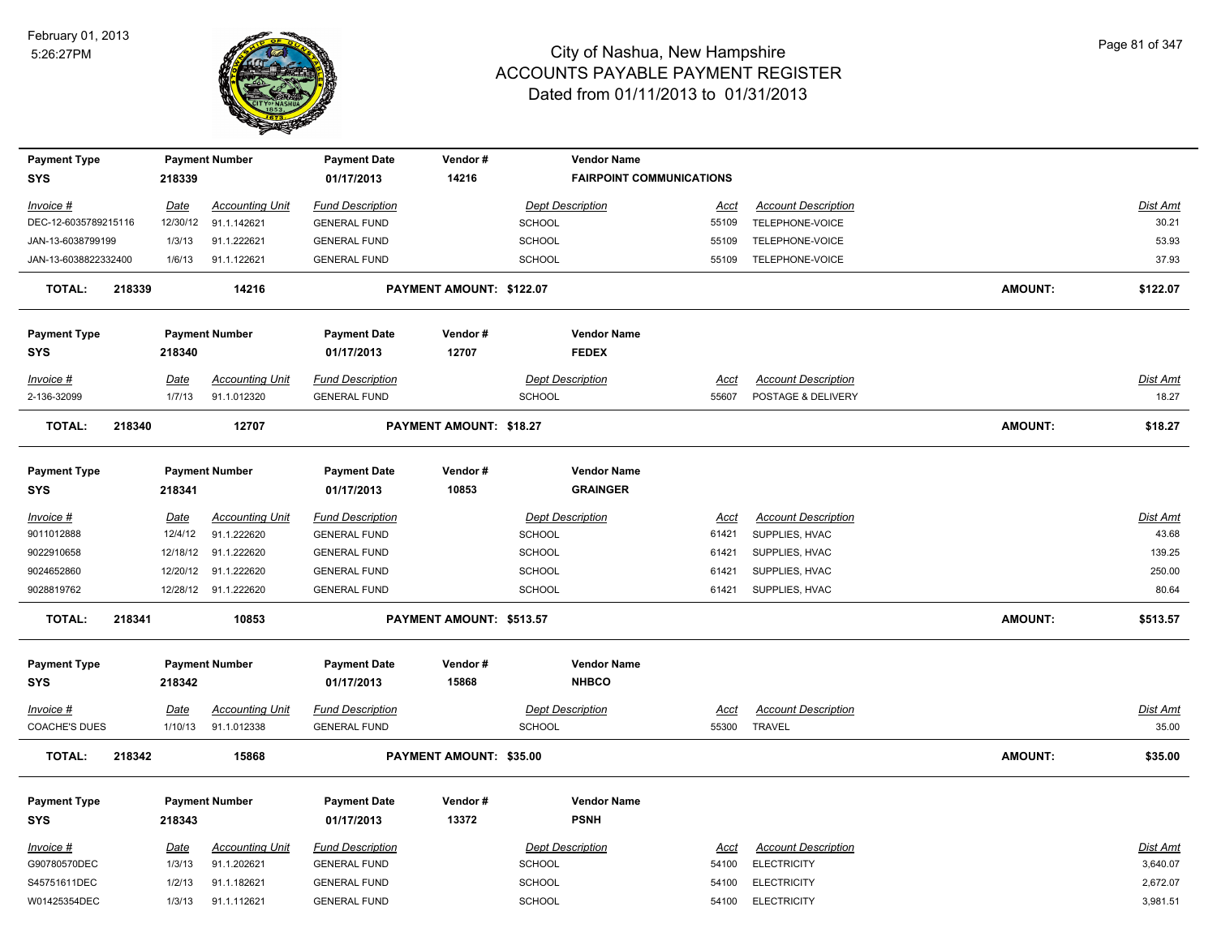# City of Nashua, New Hampshire
## ACCOUNTS PAYABLE PAYMENT REGISTER
### Dated from 01/11/2013 to 01/31/2013

February 01, 2013
5:26:27PM

| Payment Type | Payment Number | Payment Date | Vendor # | Vendor Name |
|---|---|---|---|---|
| SYS | 218339 | 01/17/2013 | 14216 | FAIRPOINT COMMUNICATIONS |

| Invoice # | Date | Accounting Unit | Fund Description | Dept Description | Acct | Account Description | Dist Amt |
|---|---|---|---|---|---|---|---|
| DEC-12-6035789215116 | 12/30/12 | 91.1.142621 | GENERAL FUND | SCHOOL | 55109 | TELEPHONE-VOICE | 30.21 |
| JAN-13-6038799199 | 1/3/13 | 91.1.222621 | GENERAL FUND | SCHOOL | 55109 | TELEPHONE-VOICE | 53.93 |
| JAN-13-6038822332400 | 1/6/13 | 91.1.122621 | GENERAL FUND | SCHOOL | 55109 | TELEPHONE-VOICE | 37.93 |

**TOTAL: 218339 14216 PAYMENT AMOUNT: $122.07 AMOUNT: $122.07**

| Payment Type | Payment Number | Payment Date | Vendor # | Vendor Name |
|---|---|---|---|---|
| SYS | 218340 | 01/17/2013 | 12707 | FEDEX |

| Invoice # | Date | Accounting Unit | Fund Description | Dept Description | Acct | Account Description | Dist Amt |
|---|---|---|---|---|---|---|---|
| 2-136-32099 | 1/7/13 | 91.1.012320 | GENERAL FUND | SCHOOL | 55607 | POSTAGE & DELIVERY | 18.27 |

**TOTAL: 218340 12707 PAYMENT AMOUNT: $18.27 AMOUNT: $18.27**

| Payment Type | Payment Number | Payment Date | Vendor # | Vendor Name |
|---|---|---|---|---|
| SYS | 218341 | 01/17/2013 | 10853 | GRAINGER |

| Invoice # | Date | Accounting Unit | Fund Description | Dept Description | Acct | Account Description | Dist Amt |
|---|---|---|---|---|---|---|---|
| 9011012888 | 12/4/12 | 91.1.222620 | GENERAL FUND | SCHOOL | 61421 | SUPPLIES, HVAC | 43.68 |
| 9022910658 | 12/18/12 | 91.1.222620 | GENERAL FUND | SCHOOL | 61421 | SUPPLIES, HVAC | 139.25 |
| 9024652860 | 12/20/12 | 91.1.222620 | GENERAL FUND | SCHOOL | 61421 | SUPPLIES, HVAC | 250.00 |
| 9028819762 | 12/28/12 | 91.1.222620 | GENERAL FUND | SCHOOL | 61421 | SUPPLIES, HVAC | 80.64 |

**TOTAL: 218341 10853 PAYMENT AMOUNT: $513.57 AMOUNT: $513.57**

| Payment Type | Payment Number | Payment Date | Vendor # | Vendor Name |
|---|---|---|---|---|
| SYS | 218342 | 01/17/2013 | 15868 | NHBCO |

| Invoice # | Date | Accounting Unit | Fund Description | Dept Description | Acct | Account Description | Dist Amt |
|---|---|---|---|---|---|---|---|
| COACHE'S DUES | 1/10/13 | 91.1.012338 | GENERAL FUND | SCHOOL | 55300 | TRAVEL | 35.00 |

**TOTAL: 218342 15868 PAYMENT AMOUNT: $35.00 AMOUNT: $35.00**

| Payment Type | Payment Number | Payment Date | Vendor # | Vendor Name |
|---|---|---|---|---|
| SYS | 218343 | 01/17/2013 | 13372 | PSNH |

| Invoice # | Date | Accounting Unit | Fund Description | Dept Description | Acct | Account Description | Dist Amt |
|---|---|---|---|---|---|---|---|
| G90780570DEC | 1/3/13 | 91.1.202621 | GENERAL FUND | SCHOOL | 54100 | ELECTRICITY | 3,640.07 |
| S45751611DEC | 1/2/13 | 91.1.182621 | GENERAL FUND | SCHOOL | 54100 | ELECTRICITY | 2,672.07 |
| W01425354DEC | 1/3/13 | 91.1.112621 | GENERAL FUND | SCHOOL | 54100 | ELECTRICITY | 3,981.51 |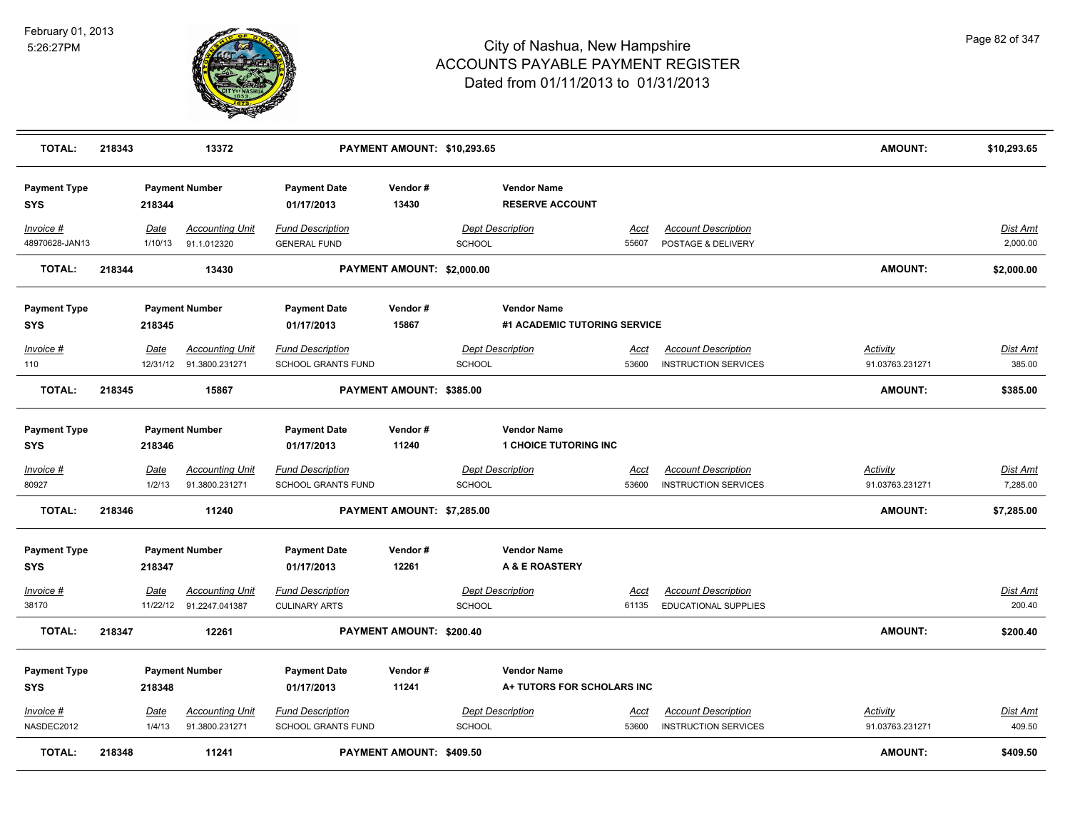# City of Nashua, New Hampshire
## ACCOUNTS PAYABLE PAYMENT REGISTER
### Dated from 01/11/2013 to 01/31/2013

February 01, 2013
5:26:27PM

| TOTAL: | 218343 | 13372 | PAYMENT AMOUNT: $10,293.65 | | | AMOUNT: | $10,293.65 |
|---|---|---|---|---|---|---|---|

| Payment Type | Payment Number | | Payment Date | Vendor # | Vendor Name | | | | |
|---|---|---|---|---|---|---|---|---|---|
| SYS | 218344 | | 01/17/2013 | 13430 | RESERVE ACCOUNT | | | | |
| *Invoice #* | *Date* | *Accounting Unit* | *Fund Description* | | *Dept Description* | *Acct* | *Account Description* | | *Dist Amt* |
| 48970628-JAN13 | 1/10/13 | 91.1.012320 | GENERAL FUND | | SCHOOL | 55607 | POSTAGE & DELIVERY | | 2,000.00 |
| **TOTAL:** | **218344** | **13430** | **PAYMENT AMOUNT: $2,000.00** | | | | | **AMOUNT:** | **$2,000.00** |

| Payment Type | Payment Number | | Payment Date | Vendor # | Vendor Name | | | | |
|---|---|---|---|---|---|---|---|---|---|
| SYS | 218345 | | 01/17/2013 | 15867 | #1 ACADEMIC TUTORING SERVICE | | | | |
| *Invoice #* | *Date* | *Accounting Unit* | *Fund Description* | | *Dept Description* | *Acct* | *Account Description* | *Activity* | *Dist Amt* |
| 110 | 12/31/12 | 91.3800.231271 | SCHOOL GRANTS FUND | | SCHOOL | 53600 | INSTRUCTION SERVICES | 91.03763.231271 | 385.00 |
| **TOTAL:** | **218345** | **15867** | **PAYMENT AMOUNT: $385.00** | | | | | **AMOUNT:** | **$385.00** |

| Payment Type | Payment Number | | Payment Date | Vendor # | Vendor Name | | | | |
|---|---|---|---|---|---|---|---|---|---|
| SYS | 218346 | | 01/17/2013 | 11240 | 1 CHOICE TUTORING INC | | | | |
| *Invoice #* | *Date* | *Accounting Unit* | *Fund Description* | | *Dept Description* | *Acct* | *Account Description* | *Activity* | *Dist Amt* |
| 80927 | 1/2/13 | 91.3800.231271 | SCHOOL GRANTS FUND | | SCHOOL | 53600 | INSTRUCTION SERVICES | 91.03763.231271 | 7,285.00 |
| **TOTAL:** | **218346** | **11240** | **PAYMENT AMOUNT: $7,285.00** | | | | | **AMOUNT:** | **$7,285.00** |

| Payment Type | Payment Number | | Payment Date | Vendor # | Vendor Name | | | | |
|---|---|---|---|---|---|---|---|---|---|
| SYS | 218347 | | 01/17/2013 | 12261 | A & E ROASTERY | | | | |
| *Invoice #* | *Date* | *Accounting Unit* | *Fund Description* | | *Dept Description* | *Acct* | *Account Description* | | *Dist Amt* |
| 38170 | 11/22/12 | 91.2247.041387 | CULINARY ARTS | | SCHOOL | 61135 | EDUCATIONAL SUPPLIES | | 200.40 |
| **TOTAL:** | **218347** | **12261** | **PAYMENT AMOUNT: $200.40** | | | | | **AMOUNT:** | **$200.40** |

| Payment Type | Payment Number | | Payment Date | Vendor # | Vendor Name | | | | |
|---|---|---|---|---|---|---|---|---|---|
| SYS | 218348 | | 01/17/2013 | 11241 | A+ TUTORS FOR SCHOLARS INC | | | | |
| *Invoice #* | *Date* | *Accounting Unit* | *Fund Description* | | *Dept Description* | *Acct* | *Account Description* | *Activity* | *Dist Amt* |
| NASDEC2012 | 1/4/13 | 91.3800.231271 | SCHOOL GRANTS FUND | | SCHOOL | 53600 | INSTRUCTION SERVICES | 91.03763.231271 | 409.50 |
| **TOTAL:** | **218348** | **11241** | **PAYMENT AMOUNT: $409.50** | | | | | **AMOUNT:** | **$409.50** |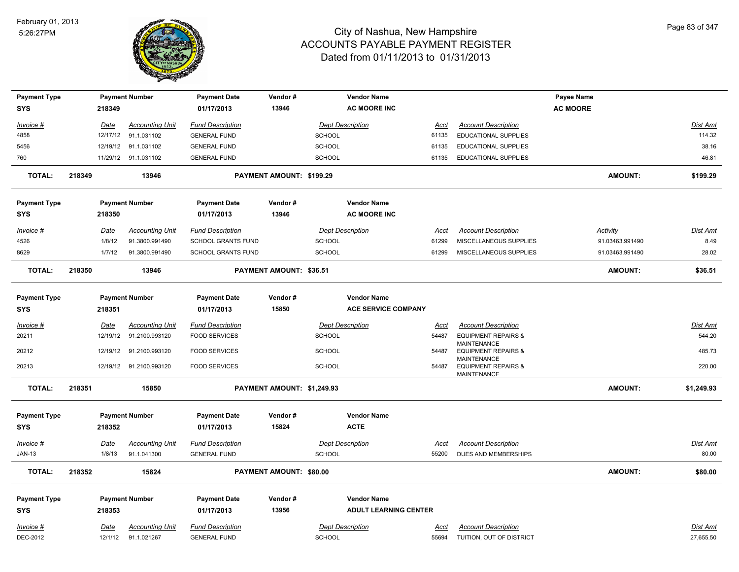# City of Nashua, New Hampshire
## ACCOUNTS PAYABLE PAYMENT REGISTER
### Dated from 01/11/2013 to 01/31/2013

February 01, 2013
5:26:27PM

| Payment Type | Payment Number | Payment Date | Vendor # | Vendor Name | Payee Name |
|---|---|---|---|---|---|
| SYS | 218349 | 01/17/2013 | 13946 | AC MOORE INC | AC MOORE |

| Invoice # | Date | Accounting Unit | Fund Description | Dept Description | Acct | Account Description | Dist Amt |
|---|---|---|---|---|---|---|---|
| 4858 | 12/17/12 | 91.1.031102 | GENERAL FUND | SCHOOL | 61135 | EDUCATIONAL SUPPLIES | 114.32 |
| 5456 | 12/19/12 | 91.1.031102 | GENERAL FUND | SCHOOL | 61135 | EDUCATIONAL SUPPLIES | 38.16 |
| 760 | 11/29/12 | 91.1.031102 | GENERAL FUND | SCHOOL | 61135 | EDUCATIONAL SUPPLIES | 46.81 |

**TOTAL: 218349 13946 PAYMENT AMOUNT: $199.29 AMOUNT: $199.29**

| Payment Type | Payment Number | Payment Date | Vendor # | Vendor Name |
|---|---|---|---|---|
| SYS | 218350 | 01/17/2013 | 13946 | AC MOORE INC |

| Invoice # | Date | Accounting Unit | Fund Description | Dept Description | Acct | Account Description | Activity | Dist Amt |
|---|---|---|---|---|---|---|---|---|
| 4526 | 1/8/12 | 91.3800.991490 | SCHOOL GRANTS FUND | SCHOOL | 61299 | MISCELLANEOUS SUPPLIES | 91.03463.991490 | 8.49 |
| 8629 | 1/7/12 | 91.3800.991490 | SCHOOL GRANTS FUND | SCHOOL | 61299 | MISCELLANEOUS SUPPLIES | 91.03463.991490 | 28.02 |

**TOTAL: 218350 13946 PAYMENT AMOUNT: $36.51 AMOUNT: $36.51**

| Payment Type | Payment Number | Payment Date | Vendor # | Vendor Name |
|---|---|---|---|---|
| SYS | 218351 | 01/17/2013 | 15850 | ACE SERVICE COMPANY |

| Invoice # | Date | Accounting Unit | Fund Description | Dept Description | Acct | Account Description | Dist Amt |
|---|---|---|---|---|---|---|---|
| 20211 | 12/19/12 | 91.2100.993120 | FOOD SERVICES | SCHOOL | 54487 | EQUIPMENT REPAIRS & MAINTENANCE | 544.20 |
| 20212 | 12/19/12 | 91.2100.993120 | FOOD SERVICES | SCHOOL | 54487 | EQUIPMENT REPAIRS & MAINTENANCE | 485.73 |
| 20213 | 12/19/12 | 91.2100.993120 | FOOD SERVICES | SCHOOL | 54487 | EQUIPMENT REPAIRS & MAINTENANCE | 220.00 |

**TOTAL: 218351 15850 PAYMENT AMOUNT: $1,249.93 AMOUNT: $1,249.93**

| Payment Type | Payment Number | Payment Date | Vendor # | Vendor Name |
|---|---|---|---|---|
| SYS | 218352 | 01/17/2013 | 15824 | ACTE |

| Invoice # | Date | Accounting Unit | Fund Description | Dept Description | Acct | Account Description | Dist Amt |
|---|---|---|---|---|---|---|---|
| JAN-13 | 1/8/13 | 91.1.041300 | GENERAL FUND | SCHOOL | 55200 | DUES AND MEMBERSHIPS | 80.00 |

**TOTAL: 218352 15824 PAYMENT AMOUNT: $80.00 AMOUNT: $80.00**

| Payment Type | Payment Number | Payment Date | Vendor # | Vendor Name |
|---|---|---|---|---|
| SYS | 218353 | 01/17/2013 | 13956 | ADULT LEARNING CENTER |

| Invoice # | Date | Accounting Unit | Fund Description | Dept Description | Acct | Account Description | Dist Amt |
|---|---|---|---|---|---|---|---|
| DEC-2012 | 12/1/12 | 91.1.021267 | GENERAL FUND | SCHOOL | 55694 | TUITION, OUT OF DISTRICT | 27,655.50 |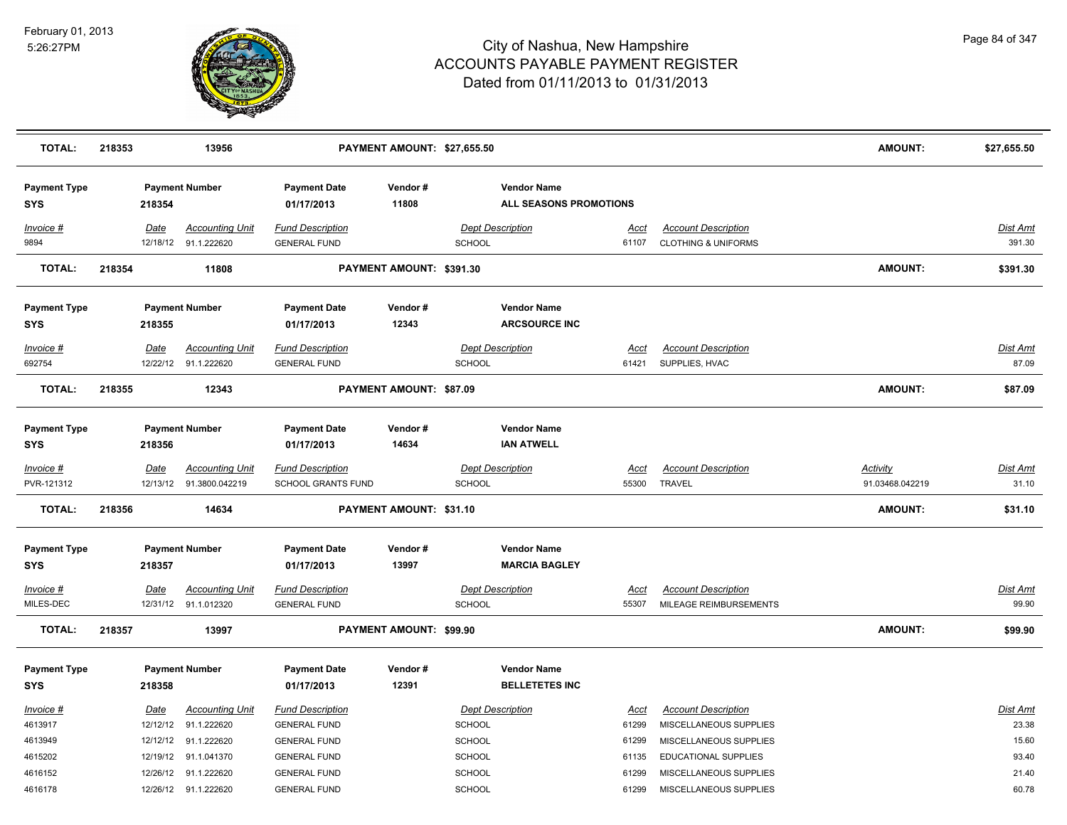# City of Nashua, New Hampshire
## ACCOUNTS PAYABLE PAYMENT REGISTER
### Dated from 01/11/2013 to 01/31/2013

February 01, 2013
5:26:27PM

| TOTAL: | 218353 | 13956 | PAYMENT AMOUNT: $27,655.50 | AMOUNT: | $27,655.50 |
|---|---|---|---|---|---|

| Payment Type | Payment Number | Payment Date | Vendor # | Vendor Name |
|---|---|---|---|---|
| SYS | 218354 | 01/17/2013 | 11808 | ALL SEASONS PROMOTIONS |

| Invoice # | Date | Accounting Unit | Fund Description | Dept Description | Acct | Account Description | Dist Amt |
|---|---|---|---|---|---|---|---|
| 9894 | 12/18/12 | 91.1.222620 | GENERAL FUND | SCHOOL | 61107 | CLOTHING & UNIFORMS | 391.30 |

| TOTAL: | 218354 | 11808 | PAYMENT AMOUNT: $391.30 | AMOUNT: | $391.30 |
|---|---|---|---|---|---|

| Payment Type | Payment Number | Payment Date | Vendor # | Vendor Name |
|---|---|---|---|---|
| SYS | 218355 | 01/17/2013 | 12343 | ARCSOURCE INC |

| Invoice # | Date | Accounting Unit | Fund Description | Dept Description | Acct | Account Description | Dist Amt |
|---|---|---|---|---|---|---|---|
| 692754 | 12/22/12 | 91.1.222620 | GENERAL FUND | SCHOOL | 61421 | SUPPLIES, HVAC | 87.09 |

| TOTAL: | 218355 | 12343 | PAYMENT AMOUNT: $87.09 | AMOUNT: | $87.09 |
|---|---|---|---|---|---|

| Payment Type | Payment Number | Payment Date | Vendor # | Vendor Name |
|---|---|---|---|---|
| SYS | 218356 | 01/17/2013 | 14634 | IAN ATWELL |

| Invoice # | Date | Accounting Unit | Fund Description | Dept Description | Acct | Account Description | Activity | Dist Amt |
|---|---|---|---|---|---|---|---|---|
| PVR-121312 | 12/13/12 | 91.3800.042219 | SCHOOL GRANTS FUND | SCHOOL | 55300 | TRAVEL | 91.03468.042219 | 31.10 |

| TOTAL: | 218356 | 14634 | PAYMENT AMOUNT: $31.10 | AMOUNT: | $31.10 |
|---|---|---|---|---|---|

| Payment Type | Payment Number | Payment Date | Vendor # | Vendor Name |
|---|---|---|---|---|
| SYS | 218357 | 01/17/2013 | 13997 | MARCIA BAGLEY |

| Invoice # | Date | Accounting Unit | Fund Description | Dept Description | Acct | Account Description | Dist Amt |
|---|---|---|---|---|---|---|---|
| MILES-DEC | 12/31/12 | 91.1.012320 | GENERAL FUND | SCHOOL | 55307 | MILEAGE REIMBURSEMENTS | 99.90 |

| TOTAL: | 218357 | 13997 | PAYMENT AMOUNT: $99.90 | AMOUNT: | $99.90 |
|---|---|---|---|---|---|

| Payment Type | Payment Number | Payment Date | Vendor # | Vendor Name |
|---|---|---|---|---|
| SYS | 218358 | 01/17/2013 | 12391 | BELLETETES INC |

| Invoice # | Date | Accounting Unit | Fund Description | Dept Description | Acct | Account Description | Dist Amt |
|---|---|---|---|---|---|---|---|
| 4613917 | 12/12/12 | 91.1.222620 | GENERAL FUND | SCHOOL | 61299 | MISCELLANEOUS SUPPLIES | 23.38 |
| 4613949 | 12/12/12 | 91.1.222620 | GENERAL FUND | SCHOOL | 61299 | MISCELLANEOUS SUPPLIES | 15.60 |
| 4615202 | 12/19/12 | 91.1.041370 | GENERAL FUND | SCHOOL | 61135 | EDUCATIONAL SUPPLIES | 93.40 |
| 4616152 | 12/26/12 | 91.1.222620 | GENERAL FUND | SCHOOL | 61299 | MISCELLANEOUS SUPPLIES | 21.40 |
| 4616178 | 12/26/12 | 91.1.222620 | GENERAL FUND | SCHOOL | 61299 | MISCELLANEOUS SUPPLIES | 60.78 |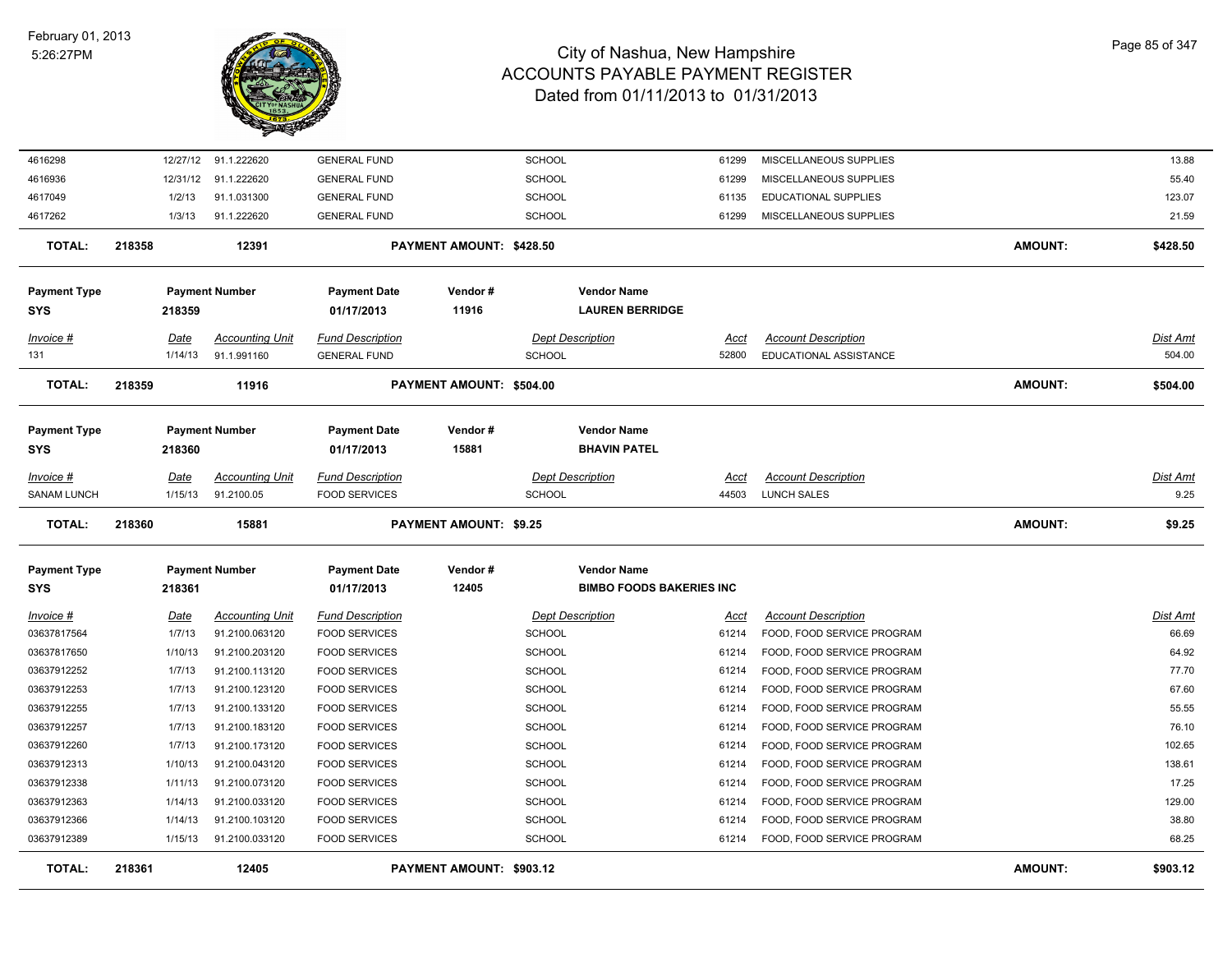# City of Nashua, New Hampshire
# ACCOUNTS PAYABLE PAYMENT REGISTER
## Dated from 01/11/2013 to 01/31/2013

| Invoice # | Date | Accounting Unit | Fund Description | Dept Description | Acct | Account Description | Dist Amt |
|---|---|---|---|---|---|---|---|
| 4616298 | 12/27/12 | 91.1.222620 | GENERAL FUND | SCHOOL | 61299 | MISCELLANEOUS SUPPLIES | 13.88 |
| 4616936 | 12/31/12 | 91.1.222620 | GENERAL FUND | SCHOOL | 61299 | MISCELLANEOUS SUPPLIES | 55.40 |
| 4617049 | 1/2/13 | 91.1.031300 | GENERAL FUND | SCHOOL | 61135 | EDUCATIONAL SUPPLIES | 123.07 |
| 4617262 | 1/3/13 | 91.1.222620 | GENERAL FUND | SCHOOL | 61299 | MISCELLANEOUS SUPPLIES | 21.59 |

**TOTAL: 218358 12391 PAYMENT AMOUNT: $428.50 AMOUNT: $428.50**

| Payment Type | Payment Number | Payment Date | Vendor # | Vendor Name |
|---|---|---|---|---|
| SYS | 218359 | 01/17/2013 | 11916 | LAUREN BERRIDGE |

| Invoice # | Date | Accounting Unit | Fund Description | Dept Description | Acct | Account Description | Dist Amt |
|---|---|---|---|---|---|---|---|
| 131 | 1/14/13 | 91.1.991160 | GENERAL FUND | SCHOOL | 52800 | EDUCATIONAL ASSISTANCE | 504.00 |

**TOTAL: 218359 11916 PAYMENT AMOUNT: $504.00 AMOUNT: $504.00**

| Payment Type | Payment Number | Payment Date | Vendor # | Vendor Name |
|---|---|---|---|---|
| SYS | 218360 | 01/17/2013 | 15881 | BHAVIN PATEL |

| Invoice # | Date | Accounting Unit | Fund Description | Dept Description | Acct | Account Description | Dist Amt |
|---|---|---|---|---|---|---|---|
| SANAM LUNCH | 1/15/13 | 91.2100.05 | FOOD SERVICES | SCHOOL | 44503 | LUNCH SALES | 9.25 |

**TOTAL: 218360 15881 PAYMENT AMOUNT: $9.25 AMOUNT: $9.25**

| Payment Type | Payment Number | Payment Date | Vendor # | Vendor Name |
|---|---|---|---|---|
| SYS | 218361 | 01/17/2013 | 12405 | BIMBO FOODS BAKERIES INC |

| Invoice # | Date | Accounting Unit | Fund Description | Dept Description | Acct | Account Description | Dist Amt |
|---|---|---|---|---|---|---|---|
| 03637817564 | 1/7/13 | 91.2100.063120 | FOOD SERVICES | SCHOOL | 61214 | FOOD, FOOD SERVICE PROGRAM | 66.69 |
| 03637817650 | 1/10/13 | 91.2100.203120 | FOOD SERVICES | SCHOOL | 61214 | FOOD, FOOD SERVICE PROGRAM | 64.92 |
| 03637912252 | 1/7/13 | 91.2100.113120 | FOOD SERVICES | SCHOOL | 61214 | FOOD, FOOD SERVICE PROGRAM | 77.70 |
| 03637912253 | 1/7/13 | 91.2100.123120 | FOOD SERVICES | SCHOOL | 61214 | FOOD, FOOD SERVICE PROGRAM | 67.60 |
| 03637912255 | 1/7/13 | 91.2100.133120 | FOOD SERVICES | SCHOOL | 61214 | FOOD, FOOD SERVICE PROGRAM | 55.55 |
| 03637912257 | 1/7/13 | 91.2100.183120 | FOOD SERVICES | SCHOOL | 61214 | FOOD, FOOD SERVICE PROGRAM | 76.10 |
| 03637912260 | 1/7/13 | 91.2100.173120 | FOOD SERVICES | SCHOOL | 61214 | FOOD, FOOD SERVICE PROGRAM | 102.65 |
| 03637912313 | 1/10/13 | 91.2100.043120 | FOOD SERVICES | SCHOOL | 61214 | FOOD, FOOD SERVICE PROGRAM | 138.61 |
| 03637912338 | 1/11/13 | 91.2100.073120 | FOOD SERVICES | SCHOOL | 61214 | FOOD, FOOD SERVICE PROGRAM | 17.25 |
| 03637912363 | 1/14/13 | 91.2100.033120 | FOOD SERVICES | SCHOOL | 61214 | FOOD, FOOD SERVICE PROGRAM | 129.00 |
| 03637912366 | 1/14/13 | 91.2100.103120 | FOOD SERVICES | SCHOOL | 61214 | FOOD, FOOD SERVICE PROGRAM | 38.80 |
| 03637912389 | 1/15/13 | 91.2100.033120 | FOOD SERVICES | SCHOOL | 61214 | FOOD, FOOD SERVICE PROGRAM | 68.25 |

**TOTAL: 218361 12405 PAYMENT AMOUNT: $903.12 AMOUNT: $903.12**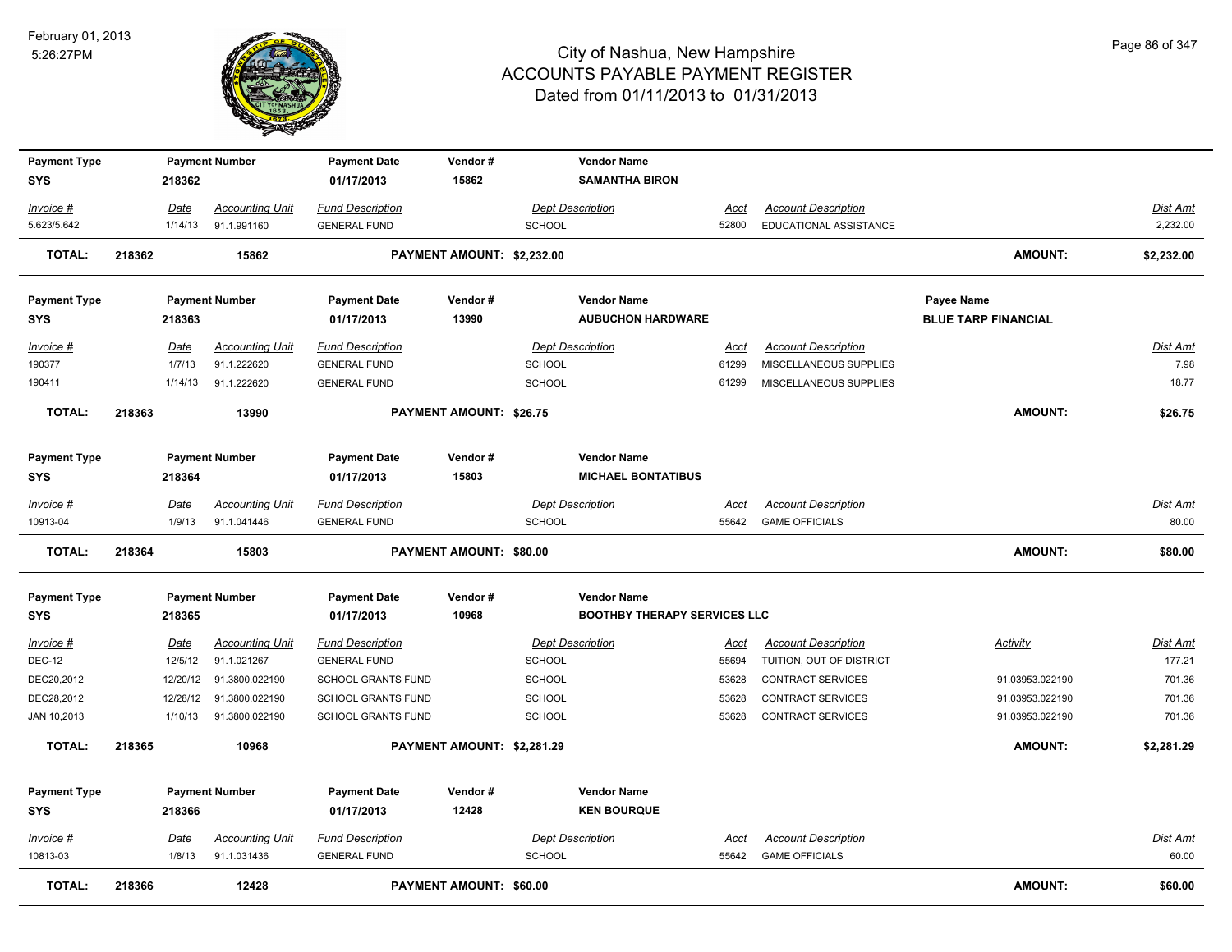# City of Nashua, New Hampshire
## ACCOUNTS PAYABLE PAYMENT REGISTER
### Dated from 01/11/2013 to 01/31/2013

February 01, 2013
5:26:27PM

| Payment Type | Payment Number | Payment Date | Vendor # | Vendor Name | | |
|---|---|---|---|---|---|---|
| SYS | 218362 | 01/17/2013 | 15862 | SAMANTHA BIRON | | |

| Invoice # | Date | Accounting Unit | Fund Description | Dept Description | Acct | Account Description | Dist Amt |
|---|---|---|---|---|---|---|---|
| 5.623/5.642 | 1/14/13 | 91.1.991160 | GENERAL FUND | SCHOOL | 52800 | EDUCATIONAL ASSISTANCE | 2,232.00 |

**TOTAL: 218362 15862 PAYMENT AMOUNT: $2,232.00 AMOUNT: $2,232.00**

| Payment Type | Payment Number | Payment Date | Vendor # | Vendor Name | Payee Name |
|---|---|---|---|---|---|
| SYS | 218363 | 01/17/2013 | 13990 | AUBUCHON HARDWARE | BLUE TARP FINANCIAL |

| Invoice # | Date | Accounting Unit | Fund Description | Dept Description | Acct | Account Description | Dist Amt |
|---|---|---|---|---|---|---|---|
| 190377 | 1/7/13 | 91.1.222620 | GENERAL FUND | SCHOOL | 61299 | MISCELLANEOUS SUPPLIES | 7.98 |
| 190411 | 1/14/13 | 91.1.222620 | GENERAL FUND | SCHOOL | 61299 | MISCELLANEOUS SUPPLIES | 18.77 |

**TOTAL: 218363 13990 PAYMENT AMOUNT: $26.75 AMOUNT: $26.75**

| Payment Type | Payment Number | Payment Date | Vendor # | Vendor Name |
|---|---|---|---|---|
| SYS | 218364 | 01/17/2013 | 15803 | MICHAEL BONTATIBUS |

| Invoice # | Date | Accounting Unit | Fund Description | Dept Description | Acct | Account Description | Dist Amt |
|---|---|---|---|---|---|---|---|
| 10913-04 | 1/9/13 | 91.1.041446 | GENERAL FUND | SCHOOL | 55642 | GAME OFFICIALS | 80.00 |

**TOTAL: 218364 15803 PAYMENT AMOUNT: $80.00 AMOUNT: $80.00**

| Payment Type | Payment Number | Payment Date | Vendor # | Vendor Name |
|---|---|---|---|---|
| SYS | 218365 | 01/17/2013 | 10968 | BOOTHBY THERAPY SERVICES LLC |

| Invoice # | Date | Accounting Unit | Fund Description | Dept Description | Acct | Account Description | Activity | Dist Amt |
|---|---|---|---|---|---|---|---|---|
| DEC-12 | 12/5/12 | 91.1.021267 | GENERAL FUND | SCHOOL | 55694 | TUITION, OUT OF DISTRICT | | 177.21 |
| DEC20,2012 | 12/20/12 | 91.3800.022190 | SCHOOL GRANTS FUND | SCHOOL | 53628 | CONTRACT SERVICES | 91.03953.022190 | 701.36 |
| DEC28,2012 | 12/28/12 | 91.3800.022190 | SCHOOL GRANTS FUND | SCHOOL | 53628 | CONTRACT SERVICES | 91.03953.022190 | 701.36 |
| JAN 10,2013 | 1/10/13 | 91.3800.022190 | SCHOOL GRANTS FUND | SCHOOL | 53628 | CONTRACT SERVICES | 91.03953.022190 | 701.36 |

**TOTAL: 218365 10968 PAYMENT AMOUNT: $2,281.29 AMOUNT: $2,281.29**

| Payment Type | Payment Number | Payment Date | Vendor # | Vendor Name |
|---|---|---|---|---|
| SYS | 218366 | 01/17/2013 | 12428 | KEN BOURQUE |

| Invoice # | Date | Accounting Unit | Fund Description | Dept Description | Acct | Account Description | Dist Amt |
|---|---|---|---|---|---|---|---|
| 10813-03 | 1/8/13 | 91.1.031436 | GENERAL FUND | SCHOOL | 55642 | GAME OFFICIALS | 60.00 |

**TOTAL: 218366 12428 PAYMENT AMOUNT: $60.00 AMOUNT: $60.00**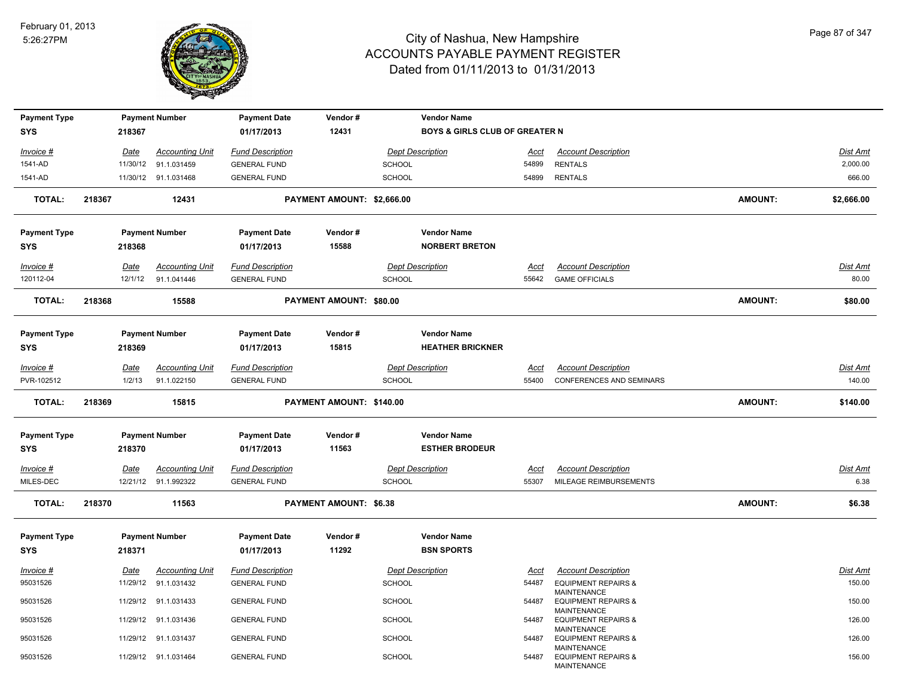# City of Nashua, New Hampshire
## ACCOUNTS PAYABLE PAYMENT REGISTER
### Dated from 01/11/2013 to 01/31/2013

February 01, 2013
5:26:27PM

| Payment Type | Payment Number | Payment Date | Vendor # | Vendor Name |
|---|---|---|---|---|
| SYS | 218367 | 01/17/2013 | 12431 | BOYS & GIRLS CLUB OF GREATER N |

| Invoice # | Date | Accounting Unit | Fund Description | Dept Description | Acct | Account Description | Dist Amt |
|---|---|---|---|---|---|---|---|
| 1541-AD | 11/30/12 | 91.1.031459 | GENERAL FUND | SCHOOL | 54899 | RENTALS | 2,000.00 |
| 1541-AD | 11/30/12 | 91.1.031468 | GENERAL FUND | SCHOOL | 54899 | RENTALS | 666.00 |

**TOTAL: 218367 12431 PAYMENT AMOUNT: $2,666.00 AMOUNT: $2,666.00**

| Payment Type | Payment Number | Payment Date | Vendor # | Vendor Name |
|---|---|---|---|---|
| SYS | 218368 | 01/17/2013 | 15588 | NORBERT BRETON |

| Invoice # | Date | Accounting Unit | Fund Description | Dept Description | Acct | Account Description | Dist Amt |
|---|---|---|---|---|---|---|---|
| 120112-04 | 12/1/12 | 91.1.041446 | GENERAL FUND | SCHOOL | 55642 | GAME OFFICIALS | 80.00 |

**TOTAL: 218368 15588 PAYMENT AMOUNT: $80.00 AMOUNT: $80.00**

| Payment Type | Payment Number | Payment Date | Vendor # | Vendor Name |
|---|---|---|---|---|
| SYS | 218369 | 01/17/2013 | 15815 | HEATHER BRICKNER |

| Invoice # | Date | Accounting Unit | Fund Description | Dept Description | Acct | Account Description | Dist Amt |
|---|---|---|---|---|---|---|---|
| PVR-102512 | 1/2/13 | 91.1.022150 | GENERAL FUND | SCHOOL | 55400 | CONFERENCES AND SEMINARS | 140.00 |

**TOTAL: 218369 15815 PAYMENT AMOUNT: $140.00 AMOUNT: $140.00**

| Payment Type | Payment Number | Payment Date | Vendor # | Vendor Name |
|---|---|---|---|---|
| SYS | 218370 | 01/17/2013 | 11563 | ESTHER BRODEUR |

| Invoice # | Date | Accounting Unit | Fund Description | Dept Description | Acct | Account Description | Dist Amt |
|---|---|---|---|---|---|---|---|
| MILES-DEC | 12/21/12 | 91.1.992322 | GENERAL FUND | SCHOOL | 55307 | MILEAGE REIMBURSEMENTS | 6.38 |

**TOTAL: 218370 11563 PAYMENT AMOUNT: $6.38 AMOUNT: $6.38**

| Payment Type | Payment Number | Payment Date | Vendor # | Vendor Name |
|---|---|---|---|---|
| SYS | 218371 | 01/17/2013 | 11292 | BSN SPORTS |

| Invoice # | Date | Accounting Unit | Fund Description | Dept Description | Acct | Account Description | Dist Amt |
|---|---|---|---|---|---|---|---|
| 95031526 | 11/29/12 | 91.1.031432 | GENERAL FUND | SCHOOL | 54487 | EQUIPMENT REPAIRS & MAINTENANCE | 150.00 |
| 95031526 | 11/29/12 | 91.1.031433 | GENERAL FUND | SCHOOL | 54487 | EQUIPMENT REPAIRS & MAINTENANCE | 150.00 |
| 95031526 | 11/29/12 | 91.1.031436 | GENERAL FUND | SCHOOL | 54487 | EQUIPMENT REPAIRS & MAINTENANCE | 126.00 |
| 95031526 | 11/29/12 | 91.1.031437 | GENERAL FUND | SCHOOL | 54487 | EQUIPMENT REPAIRS & MAINTENANCE | 126.00 |
| 95031526 | 11/29/12 | 91.1.031464 | GENERAL FUND | SCHOOL | 54487 | EQUIPMENT REPAIRS & MAINTENANCE | 156.00 |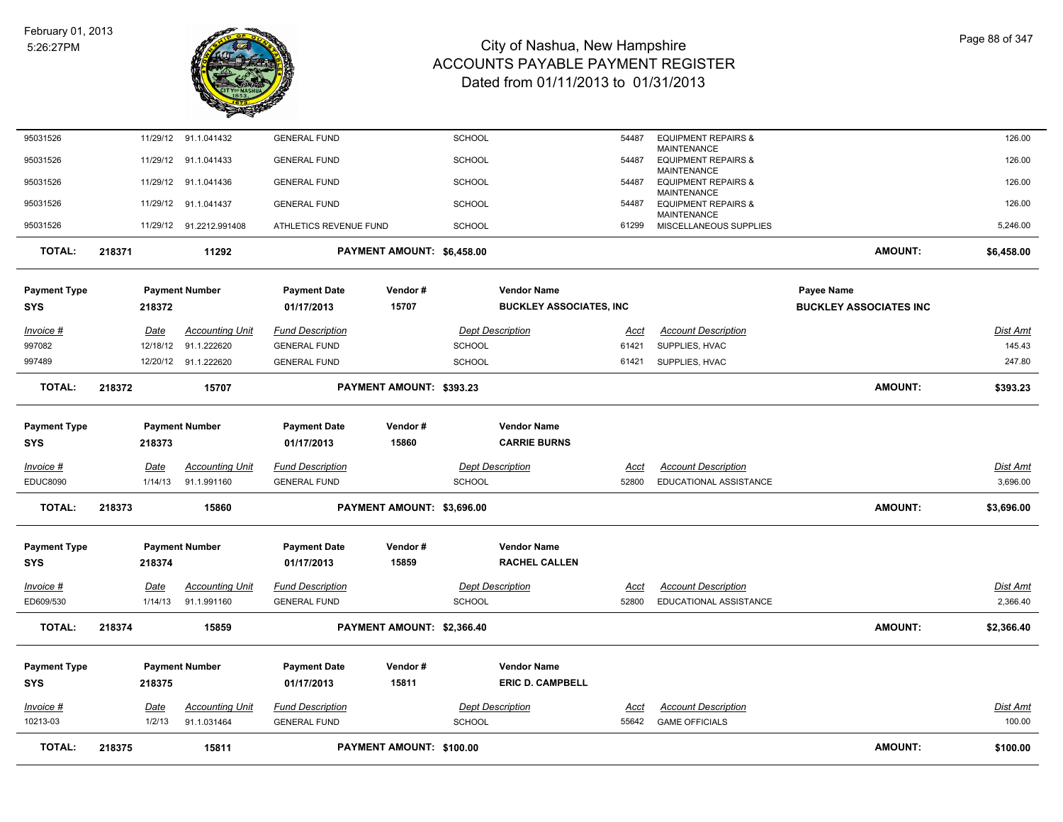| Invoice # | Date | Accounting Unit | Fund Description | Dept Description | Acct | Account Description | Dist Amt |
|---|---|---|---|---|---|---|---|
| 95031526 | 11/29/12 | 91.1.041432 | GENERAL FUND | SCHOOL | 54487 | EQUIPMENT REPAIRS & MAINTENANCE | 126.00 |
| 95031526 | 11/29/12 | 91.1.041433 | GENERAL FUND | SCHOOL | 54487 | EQUIPMENT REPAIRS & MAINTENANCE | 126.00 |
| 95031526 | 11/29/12 | 91.1.041436 | GENERAL FUND | SCHOOL | 54487 | EQUIPMENT REPAIRS & MAINTENANCE | 126.00 |
| 95031526 | 11/29/12 | 91.1.041437 | GENERAL FUND | SCHOOL | 54487 | EQUIPMENT REPAIRS & MAINTENANCE | 126.00 |
| 95031526 | 11/29/12 | 91.2212.991408 | ATHLETICS REVENUE FUND | SCHOOL | 61299 | MISCELLANEOUS SUPPLIES | 5,246.00 |

**TOTAL:** 218371 | 11292 | **PAYMENT AMOUNT: $6,458.00** | **AMOUNT: $6,458.00**

| Payment Type | Payment Number | Payment Date | Vendor # | Vendor Name | Payee Name |
|---|---|---|---|---|---|
| SYS | 218372 | 01/17/2013 | 15707 | BUCKLEY ASSOCIATES, INC | BUCKLEY ASSOCIATES INC |

| Invoice # | Date | Accounting Unit | Fund Description | Dept Description | Acct | Account Description | Dist Amt |
|---|---|---|---|---|---|---|---|
| 997082 | 12/18/12 | 91.1.222620 | GENERAL FUND | SCHOOL | 61421 | SUPPLIES, HVAC | 145.43 |
| 997489 | 12/20/12 | 91.1.222620 | GENERAL FUND | SCHOOL | 61421 | SUPPLIES, HVAC | 247.80 |

**TOTAL:** 218372 | 15707 | **PAYMENT AMOUNT: $393.23** | **AMOUNT: $393.23**

| Payment Type | Payment Number | Payment Date | Vendor # | Vendor Name |
|---|---|---|---|---|
| SYS | 218373 | 01/17/2013 | 15860 | CARRIE BURNS |

| Invoice # | Date | Accounting Unit | Fund Description | Dept Description | Acct | Account Description | Dist Amt |
|---|---|---|---|---|---|---|---|
| EDUC8090 | 1/14/13 | 91.1.991160 | GENERAL FUND | SCHOOL | 52800 | EDUCATIONAL ASSISTANCE | 3,696.00 |

**TOTAL:** 218373 | 15860 | **PAYMENT AMOUNT: $3,696.00** | **AMOUNT: $3,696.00**

| Payment Type | Payment Number | Payment Date | Vendor # | Vendor Name |
|---|---|---|---|---|
| SYS | 218374 | 01/17/2013 | 15859 | RACHEL CALLEN |

| Invoice # | Date | Accounting Unit | Fund Description | Dept Description | Acct | Account Description | Dist Amt |
|---|---|---|---|---|---|---|---|
| ED609/530 | 1/14/13 | 91.1.991160 | GENERAL FUND | SCHOOL | 52800 | EDUCATIONAL ASSISTANCE | 2,366.40 |

**TOTAL:** 218374 | 15859 | **PAYMENT AMOUNT: $2,366.40** | **AMOUNT: $2,366.40**

| Payment Type | Payment Number | Payment Date | Vendor # | Vendor Name |
|---|---|---|---|---|
| SYS | 218375 | 01/17/2013 | 15811 | ERIC D. CAMPBELL |

| Invoice # | Date | Accounting Unit | Fund Description | Dept Description | Acct | Account Description | Dist Amt |
|---|---|---|---|---|---|---|---|
| 10213-03 | 1/2/13 | 91.1.031464 | GENERAL FUND | SCHOOL | 55642 | GAME OFFICIALS | 100.00 |

**TOTAL:** 218375 | 15811 | **PAYMENT AMOUNT: $100.00** | **AMOUNT: $100.00**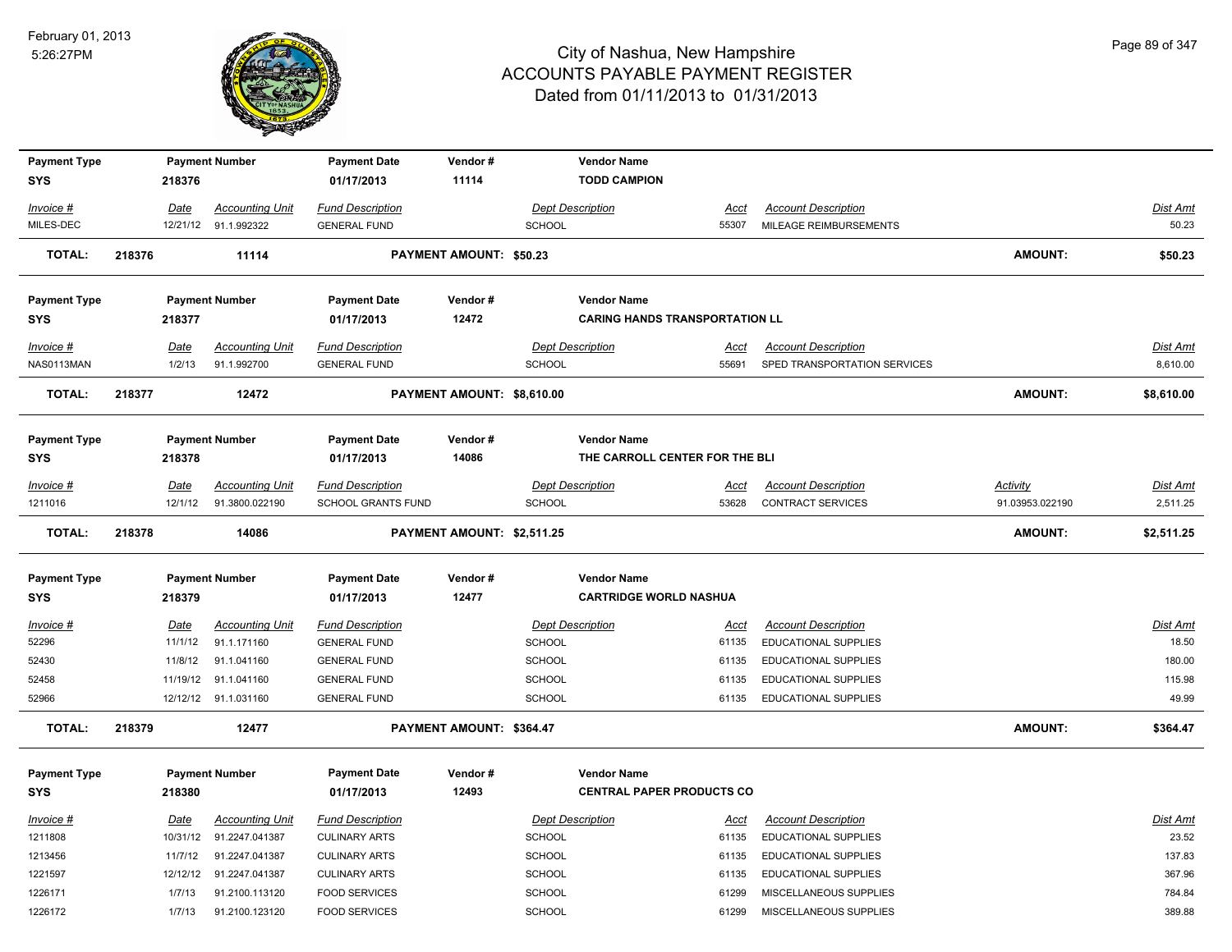# City of Nashua, New Hampshire
## ACCOUNTS PAYABLE PAYMENT REGISTER
### Dated from 01/11/2013 to 01/31/2013

February 01, 2013
5:26:27PM

| Payment Type | Payment Number | Payment Date | Vendor # | Vendor Name |
|---|---|---|---|---|
| SYS | 218376 | 01/17/2013 | 11114 | TODD CAMPION |

| Invoice # | Date | Accounting Unit | Fund Description | Dept Description | Acct | Account Description | Dist Amt |
|---|---|---|---|---|---|---|---|
| MILES-DEC | 12/21/12 | 91.1.992322 | GENERAL FUND | SCHOOL | 55307 | MILEAGE REIMBURSEMENTS | 50.23 |

**TOTAL: 218376 11114 PAYMENT AMOUNT: $50.23 AMOUNT: $50.23**

| Payment Type | Payment Number | Payment Date | Vendor # | Vendor Name |
|---|---|---|---|---|
| SYS | 218377 | 01/17/2013 | 12472 | CARING HANDS TRANSPORTATION LL |

| Invoice # | Date | Accounting Unit | Fund Description | Dept Description | Acct | Account Description | Dist Amt |
|---|---|---|---|---|---|---|---|
| NAS0113MAN | 1/2/13 | 91.1.992700 | GENERAL FUND | SCHOOL | 55691 | SPED TRANSPORTATION SERVICES | 8,610.00 |

**TOTAL: 218377 12472 PAYMENT AMOUNT: $8,610.00 AMOUNT: $8,610.00**

| Payment Type | Payment Number | Payment Date | Vendor # | Vendor Name |
|---|---|---|---|---|
| SYS | 218378 | 01/17/2013 | 14086 | THE CARROLL CENTER FOR THE BLI |

| Invoice # | Date | Accounting Unit | Fund Description | Dept Description | Acct | Account Description | Activity | Dist Amt |
|---|---|---|---|---|---|---|---|---|
| 1211016 | 12/1/12 | 91.3800.022190 | SCHOOL GRANTS FUND | SCHOOL | 53628 | CONTRACT SERVICES | 91.03953.022190 | 2,511.25 |

**TOTAL: 218378 14086 PAYMENT AMOUNT: $2,511.25 AMOUNT: $2,511.25**

| Payment Type | Payment Number | Payment Date | Vendor # | Vendor Name |
|---|---|---|---|---|
| SYS | 218379 | 01/17/2013 | 12477 | CARTRIDGE WORLD NASHUA |

| Invoice # | Date | Accounting Unit | Fund Description | Dept Description | Acct | Account Description | Dist Amt |
|---|---|---|---|---|---|---|---|
| 52296 | 11/1/12 | 91.1.171160 | GENERAL FUND | SCHOOL | 61135 | EDUCATIONAL SUPPLIES | 18.50 |
| 52430 | 11/8/12 | 91.1.041160 | GENERAL FUND | SCHOOL | 61135 | EDUCATIONAL SUPPLIES | 180.00 |
| 52458 | 11/19/12 | 91.1.041160 | GENERAL FUND | SCHOOL | 61135 | EDUCATIONAL SUPPLIES | 115.98 |
| 52966 | 12/12/12 | 91.1.031160 | GENERAL FUND | SCHOOL | 61135 | EDUCATIONAL SUPPLIES | 49.99 |

**TOTAL: 218379 12477 PAYMENT AMOUNT: $364.47 AMOUNT: $364.47**

| Payment Type | Payment Number | Payment Date | Vendor # | Vendor Name |
|---|---|---|---|---|
| SYS | 218380 | 01/17/2013 | 12493 | CENTRAL PAPER PRODUCTS CO |

| Invoice # | Date | Accounting Unit | Fund Description | Dept Description | Acct | Account Description | Dist Amt |
|---|---|---|---|---|---|---|---|
| 1211808 | 10/31/12 | 91.2247.041387 | CULINARY ARTS | SCHOOL | 61135 | EDUCATIONAL SUPPLIES | 23.52 |
| 1213456 | 11/7/12 | 91.2247.041387 | CULINARY ARTS | SCHOOL | 61135 | EDUCATIONAL SUPPLIES | 137.83 |
| 1221597 | 12/12/12 | 91.2247.041387 | CULINARY ARTS | SCHOOL | 61135 | EDUCATIONAL SUPPLIES | 367.96 |
| 1226171 | 1/7/13 | 91.2100.113120 | FOOD SERVICES | SCHOOL | 61299 | MISCELLANEOUS SUPPLIES | 784.84 |
| 1226172 | 1/7/13 | 91.2100.123120 | FOOD SERVICES | SCHOOL | 61299 | MISCELLANEOUS SUPPLIES | 389.88 |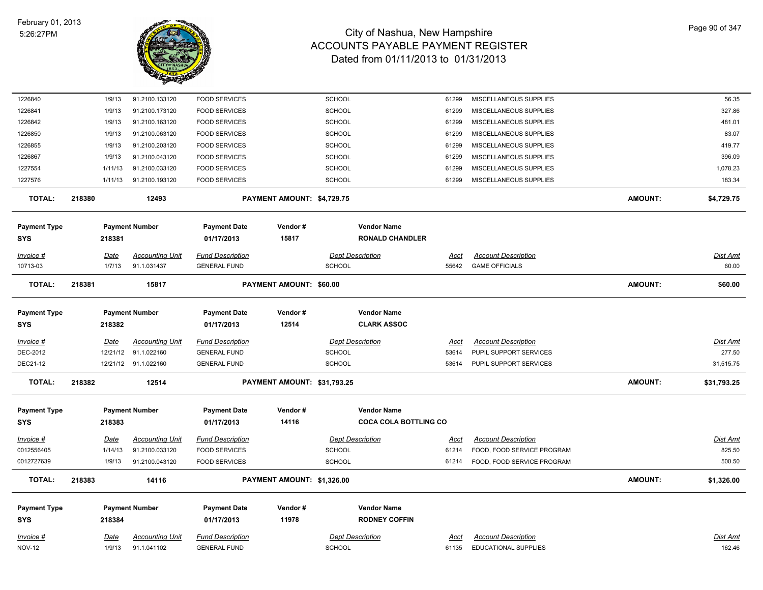| Invoice # | Date | Accounting Unit | Fund Description | Dept Description | Acct | Account Description | Dist Amt |
|---|---|---|---|---|---|---|---|
| 1226840 | 1/9/13 | 91.2100.133120 | FOOD SERVICES | SCHOOL | 61299 | MISCELLANEOUS SUPPLIES | 56.35 |
| 1226841 | 1/9/13 | 91.2100.173120 | FOOD SERVICES | SCHOOL | 61299 | MISCELLANEOUS SUPPLIES | 327.86 |
| 1226842 | 1/9/13 | 91.2100.163120 | FOOD SERVICES | SCHOOL | 61299 | MISCELLANEOUS SUPPLIES | 481.01 |
| 1226850 | 1/9/13 | 91.2100.063120 | FOOD SERVICES | SCHOOL | 61299 | MISCELLANEOUS SUPPLIES | 83.07 |
| 1226855 | 1/9/13 | 91.2100.203120 | FOOD SERVICES | SCHOOL | 61299 | MISCELLANEOUS SUPPLIES | 419.77 |
| 1226867 | 1/9/13 | 91.2100.043120 | FOOD SERVICES | SCHOOL | 61299 | MISCELLANEOUS SUPPLIES | 396.09 |
| 1227554 | 1/11/13 | 91.2100.033120 | FOOD SERVICES | SCHOOL | 61299 | MISCELLANEOUS SUPPLIES | 1,078.23 |
| 1227576 | 1/11/13 | 91.2100.193120 | FOOD SERVICES | SCHOOL | 61299 | MISCELLANEOUS SUPPLIES | 183.34 |

**TOTAL:** 218380 | 12493 | **PAYMENT AMOUNT: $4,729.75** | **AMOUNT: $4,729.75**

| Payment Type | Payment Number | Payment Date | Vendor # | Vendor Name |
|---|---|---|---|---|
| SYS | 218381 | 01/17/2013 | 15817 | RONALD CHANDLER |

| Invoice # | Date | Accounting Unit | Fund Description | Dept Description | Acct | Account Description | Dist Amt |
|---|---|---|---|---|---|---|---|
| 10713-03 | 1/7/13 | 91.1.031437 | GENERAL FUND | SCHOOL | 55642 | GAME OFFICIALS | 60.00 |

**TOTAL:** 218381 | 15817 | **PAYMENT AMOUNT: $60.00** | **AMOUNT: $60.00**

| Payment Type | Payment Number | Payment Date | Vendor # | Vendor Name |
|---|---|---|---|---|
| SYS | 218382 | 01/17/2013 | 12514 | CLARK ASSOC |

| Invoice # | Date | Accounting Unit | Fund Description | Dept Description | Acct | Account Description | Dist Amt |
|---|---|---|---|---|---|---|---|
| DEC-2012 | 12/21/12 | 91.1.022160 | GENERAL FUND | SCHOOL | 53614 | PUPIL SUPPORT SERVICES | 277.50 |
| DEC21-12 | 12/21/12 | 91.1.022160 | GENERAL FUND | SCHOOL | 53614 | PUPIL SUPPORT SERVICES | 31,515.75 |

**TOTAL:** 218382 | 12514 | **PAYMENT AMOUNT: $31,793.25** | **AMOUNT: $31,793.25**

| Payment Type | Payment Number | Payment Date | Vendor # | Vendor Name |
|---|---|---|---|---|
| SYS | 218383 | 01/17/2013 | 14116 | COCA COLA BOTTLING CO |

| Invoice # | Date | Accounting Unit | Fund Description | Dept Description | Acct | Account Description | Dist Amt |
|---|---|---|---|---|---|---|---|
| 0012556405 | 1/14/13 | 91.2100.033120 | FOOD SERVICES | SCHOOL | 61214 | FOOD, FOOD SERVICE PROGRAM | 825.50 |
| 0012727639 | 1/9/13 | 91.2100.043120 | FOOD SERVICES | SCHOOL | 61214 | FOOD, FOOD SERVICE PROGRAM | 500.50 |

**TOTAL:** 218383 | 14116 | **PAYMENT AMOUNT: $1,326.00** | **AMOUNT: $1,326.00**

| Payment Type | Payment Number | Payment Date | Vendor # | Vendor Name |
|---|---|---|---|---|
| SYS | 218384 | 01/17/2013 | 11978 | RODNEY COFFIN |

| Invoice # | Date | Accounting Unit | Fund Description | Dept Description | Acct | Account Description | Dist Amt |
|---|---|---|---|---|---|---|---|
| NOV-12 | 1/9/13 | 91.1.041102 | GENERAL FUND | SCHOOL | 61135 | EDUCATIONAL SUPPLIES | 162.46 |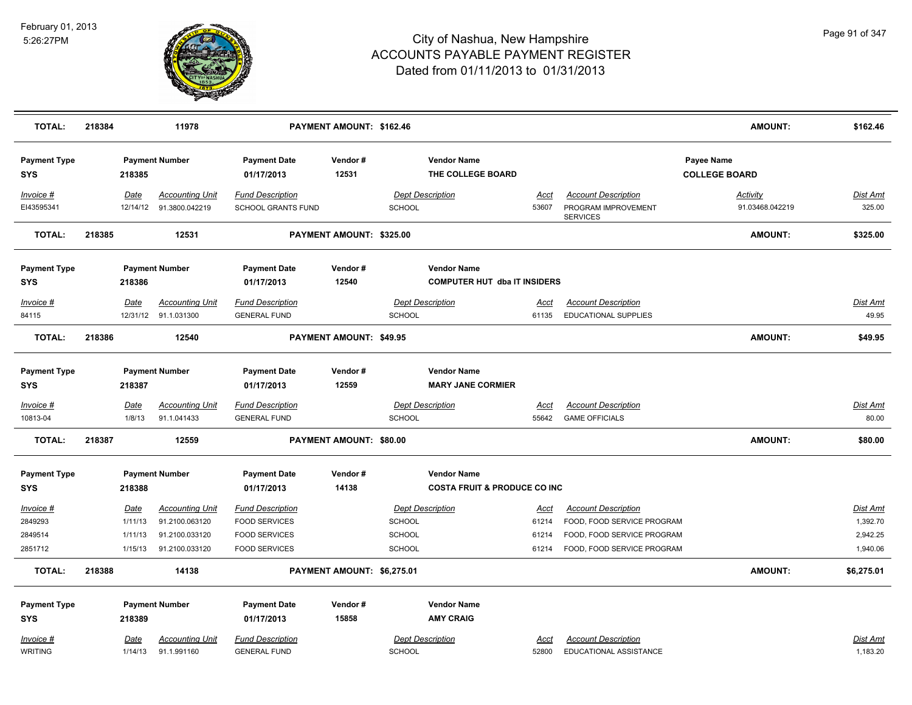# City of Nashua, New Hampshire
## ACCOUNTS PAYABLE PAYMENT REGISTER
### Dated from 01/11/2013 to 01/31/2013

February 01, 2013
5:26:27PM

| TOTAL: | 218384 | 11978 | PAYMENT AMOUNT: $162.46 | AMOUNT: | $162.46 |
|---|---|---|---|---|---|

| Payment Type | Payment Number | Payment Date | Vendor # | Vendor Name | Payee Name |
|---|---|---|---|---|---|
| SYS | 218385 | 01/17/2013 | 12531 | THE COLLEGE BOARD | COLLEGE BOARD |

| Invoice # | Date | Accounting Unit | Fund Description | Dept Description | Acct | Account Description | Activity | Dist Amt |
|---|---|---|---|---|---|---|---|---|
| EI43595341 | 12/14/12 | 91.3800.042219 | SCHOOL GRANTS FUND | SCHOOL | 53607 | PROGRAM IMPROVEMENT SERVICES | 91.03468.042219 | 325.00 |

| TOTAL: | 218385 | 12531 | PAYMENT AMOUNT: $325.00 | AMOUNT: | $325.00 |
|---|---|---|---|---|---|

| Payment Type | Payment Number | Payment Date | Vendor # | Vendor Name |
|---|---|---|---|---|
| SYS | 218386 | 01/17/2013 | 12540 | COMPUTER HUT dba IT INSIDERS |

| Invoice # | Date | Accounting Unit | Fund Description | Dept Description | Acct | Account Description | Dist Amt |
|---|---|---|---|---|---|---|---|
| 84115 | 12/31/12 | 91.1.031300 | GENERAL FUND | SCHOOL | 61135 | EDUCATIONAL SUPPLIES | 49.95 |

| TOTAL: | 218386 | 12540 | PAYMENT AMOUNT: $49.95 | AMOUNT: | $49.95 |
|---|---|---|---|---|---|

| Payment Type | Payment Number | Payment Date | Vendor # | Vendor Name |
|---|---|---|---|---|
| SYS | 218387 | 01/17/2013 | 12559 | MARY JANE CORMIER |

| Invoice # | Date | Accounting Unit | Fund Description | Dept Description | Acct | Account Description | Dist Amt |
|---|---|---|---|---|---|---|---|
| 10813-04 | 1/8/13 | 91.1.041433 | GENERAL FUND | SCHOOL | 55642 | GAME OFFICIALS | 80.00 |

| TOTAL: | 218387 | 12559 | PAYMENT AMOUNT: $80.00 | AMOUNT: | $80.00 |
|---|---|---|---|---|---|

| Payment Type | Payment Number | Payment Date | Vendor # | Vendor Name |
|---|---|---|---|---|
| SYS | 218388 | 01/17/2013 | 14138 | COSTA FRUIT & PRODUCE CO INC |

| Invoice # | Date | Accounting Unit | Fund Description | Dept Description | Acct | Account Description | Dist Amt |
|---|---|---|---|---|---|---|---|
| 2849293 | 1/11/13 | 91.2100.063120 | FOOD SERVICES | SCHOOL | 61214 | FOOD, FOOD SERVICE PROGRAM | 1,392.70 |
| 2849514 | 1/11/13 | 91.2100.033120 | FOOD SERVICES | SCHOOL | 61214 | FOOD, FOOD SERVICE PROGRAM | 2,942.25 |
| 2851712 | 1/15/13 | 91.2100.033120 | FOOD SERVICES | SCHOOL | 61214 | FOOD, FOOD SERVICE PROGRAM | 1,940.06 |

| TOTAL: | 218388 | 14138 | PAYMENT AMOUNT: $6,275.01 | AMOUNT: | $6,275.01 |
|---|---|---|---|---|---|

| Payment Type | Payment Number | Payment Date | Vendor # | Vendor Name |
|---|---|---|---|---|
| SYS | 218389 | 01/17/2013 | 15858 | AMY CRAIG |

| Invoice # | Date | Accounting Unit | Fund Description | Dept Description | Acct | Account Description | Dist Amt |
|---|---|---|---|---|---|---|---|
| WRITING | 1/14/13 | 91.1.991160 | GENERAL FUND | SCHOOL | 52800 | EDUCATIONAL ASSISTANCE | 1,183.20 |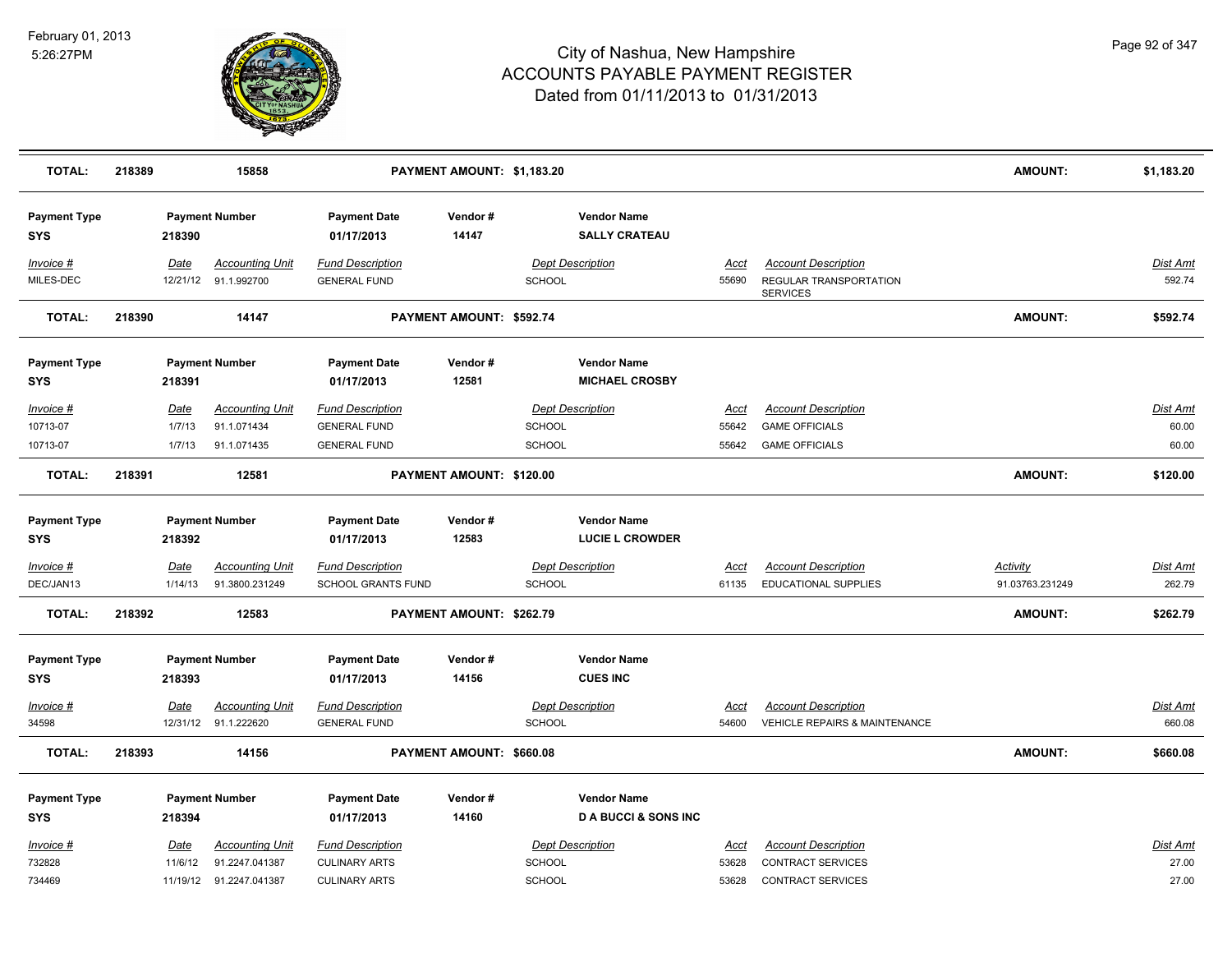| TOTAL: | 218389 | 15858 | PAYMENT AMOUNT: $1,183.20 | | AMOUNT: | $1,183.20 |
|---|---|---|---|---|---|---|

**Payment Type:** SYS | **Payment Number:** 218390 | **Payment Date:** 01/17/2013 | **Vendor #:** 14147 | **Vendor Name:** SALLY CRATEAU

| Invoice # | Date | Accounting Unit | Fund Description | Dept Description | Acct | Account Description | Dist Amt |
|---|---|---|---|---|---|---|---|
| MILES-DEC | 12/21/12 | 91.1.992700 | GENERAL FUND | SCHOOL | 55690 | REGULAR TRANSPORTATION SERVICES | 592.74 |

| TOTAL: | 218390 | 14147 | PAYMENT AMOUNT: $592.74 | AMOUNT: | $592.74 |
|---|---|---|---|---|---|

**Payment Type:** SYS | **Payment Number:** 218391 | **Payment Date:** 01/17/2013 | **Vendor #:** 12581 | **Vendor Name:** MICHAEL CROSBY

| Invoice # | Date | Accounting Unit | Fund Description | Dept Description | Acct | Account Description | Dist Amt |
|---|---|---|---|---|---|---|---|
| 10713-07 | 1/7/13 | 91.1.071434 | GENERAL FUND | SCHOOL | 55642 | GAME OFFICIALS | 60.00 |
| 10713-07 | 1/7/13 | 91.1.071435 | GENERAL FUND | SCHOOL | 55642 | GAME OFFICIALS | 60.00 |

| TOTAL: | 218391 | 12581 | PAYMENT AMOUNT: $120.00 | AMOUNT: | $120.00 |
|---|---|---|---|---|---|

**Payment Type:** SYS | **Payment Number:** 218392 | **Payment Date:** 01/17/2013 | **Vendor #:** 12583 | **Vendor Name:** LUCIE L CROWDER

| Invoice # | Date | Accounting Unit | Fund Description | Dept Description | Acct | Account Description | Activity | Dist Amt |
|---|---|---|---|---|---|---|---|---|
| DEC/JAN13 | 1/14/13 | 91.3800.231249 | SCHOOL GRANTS FUND | SCHOOL | 61135 | EDUCATIONAL SUPPLIES | 91.03763.231249 | 262.79 |

| TOTAL: | 218392 | 12583 | PAYMENT AMOUNT: $262.79 | AMOUNT: | $262.79 |
|---|---|---|---|---|---|

**Payment Type:** SYS | **Payment Number:** 218393 | **Payment Date:** 01/17/2013 | **Vendor #:** 14156 | **Vendor Name:** CUES INC

| Invoice # | Date | Accounting Unit | Fund Description | Dept Description | Acct | Account Description | Dist Amt |
|---|---|---|---|---|---|---|---|
| 34598 | 12/31/12 | 91.1.222620 | GENERAL FUND | SCHOOL | 54600 | VEHICLE REPAIRS & MAINTENANCE | 660.08 |

| TOTAL: | 218393 | 14156 | PAYMENT AMOUNT: $660.08 | AMOUNT: | $660.08 |
|---|---|---|---|---|---|

**Payment Type:** SYS | **Payment Number:** 218394 | **Payment Date:** 01/17/2013 | **Vendor #:** 14160 | **Vendor Name:** D A BUCCI & SONS INC

| Invoice # | Date | Accounting Unit | Fund Description | Dept Description | Acct | Account Description | Dist Amt |
|---|---|---|---|---|---|---|---|
| 732828 | 11/6/12 | 91.2247.041387 | CULINARY ARTS | SCHOOL | 53628 | CONTRACT SERVICES | 27.00 |
| 734469 | 11/19/12 | 91.2247.041387 | CULINARY ARTS | SCHOOL | 53628 | CONTRACT SERVICES | 27.00 |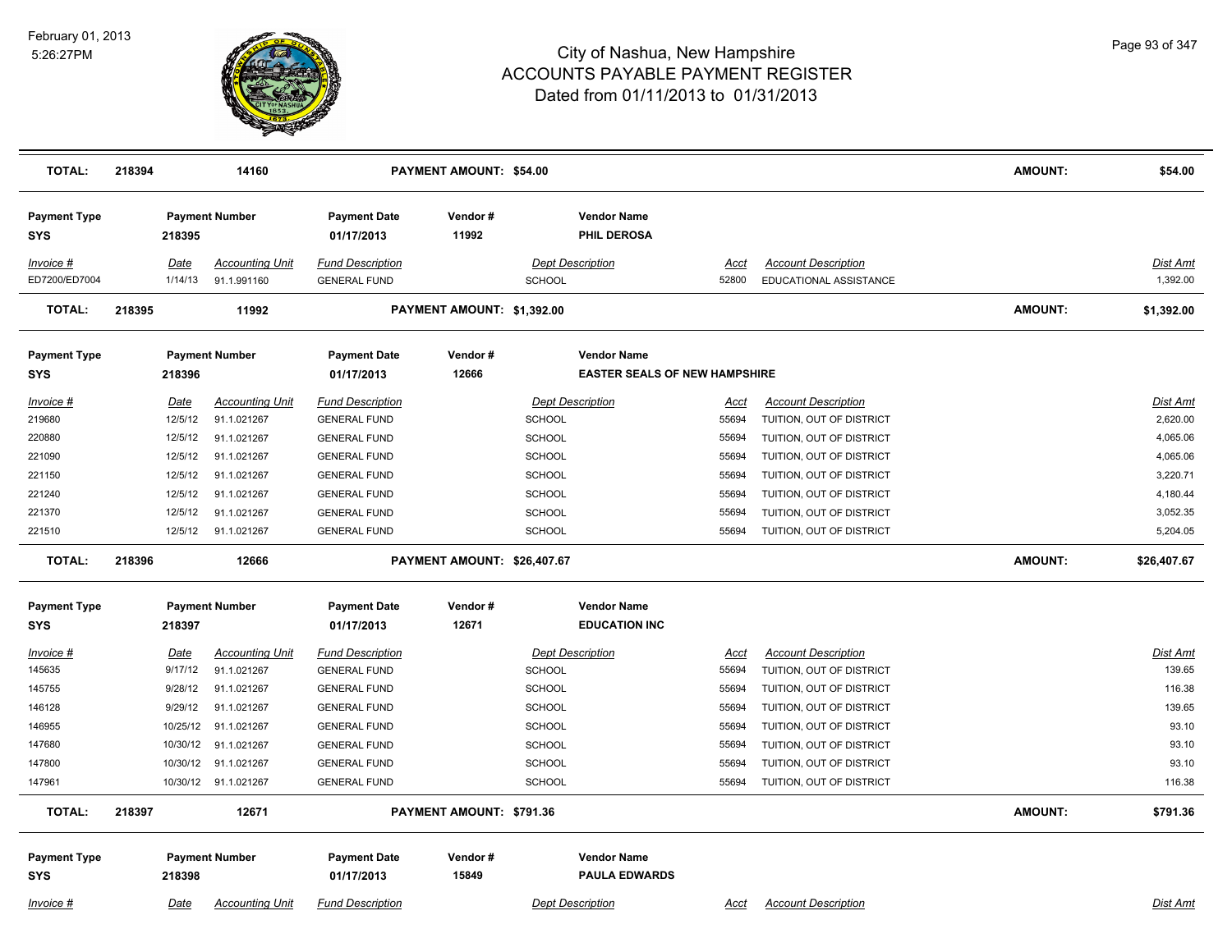# City of Nashua, New Hampshire
## ACCOUNTS PAYABLE PAYMENT REGISTER
### Dated from 01/11/2013 to 01/31/2013

February 01, 2013
5:26:27PM

| TOTAL: | 218394 | 14160 | PAYMENT AMOUNT: $54.00 | AMOUNT: | $54.00 |
|---|---|---|---|---|---|

**Payment Type:** SYS | **Payment Number:** 218395 | **Payment Date:** 01/17/2013 | **Vendor #:** 11992 | **Vendor Name:** PHIL DEROSA

| Invoice # | Date | Accounting Unit | Fund Description | Dept Description | Acct | Account Description | Dist Amt |
|---|---|---|---|---|---|---|---|
| ED7200/ED7004 | 1/14/13 | 91.1.991160 | GENERAL FUND | SCHOOL | 52800 | EDUCATIONAL ASSISTANCE | 1,392.00 |

| TOTAL: | 218395 | 11992 | PAYMENT AMOUNT: $1,392.00 | AMOUNT: | $1,392.00 |
|---|---|---|---|---|---|

**Payment Type:** SYS | **Payment Number:** 218396 | **Payment Date:** 01/17/2013 | **Vendor #:** 12666 | **Vendor Name:** EASTER SEALS OF NEW HAMPSHIRE

| Invoice # | Date | Accounting Unit | Fund Description | Dept Description | Acct | Account Description | Dist Amt |
|---|---|---|---|---|---|---|---|
| 219680 | 12/5/12 | 91.1.021267 | GENERAL FUND | SCHOOL | 55694 | TUITION, OUT OF DISTRICT | 2,620.00 |
| 220880 | 12/5/12 | 91.1.021267 | GENERAL FUND | SCHOOL | 55694 | TUITION, OUT OF DISTRICT | 4,065.06 |
| 221090 | 12/5/12 | 91.1.021267 | GENERAL FUND | SCHOOL | 55694 | TUITION, OUT OF DISTRICT | 4,065.06 |
| 221150 | 12/5/12 | 91.1.021267 | GENERAL FUND | SCHOOL | 55694 | TUITION, OUT OF DISTRICT | 3,220.71 |
| 221240 | 12/5/12 | 91.1.021267 | GENERAL FUND | SCHOOL | 55694 | TUITION, OUT OF DISTRICT | 4,180.44 |
| 221370 | 12/5/12 | 91.1.021267 | GENERAL FUND | SCHOOL | 55694 | TUITION, OUT OF DISTRICT | 3,052.35 |
| 221510 | 12/5/12 | 91.1.021267 | GENERAL FUND | SCHOOL | 55694 | TUITION, OUT OF DISTRICT | 5,204.05 |

| TOTAL: | 218396 | 12666 | PAYMENT AMOUNT: $26,407.67 | AMOUNT: | $26,407.67 |
|---|---|---|---|---|---|

**Payment Type:** SYS | **Payment Number:** 218397 | **Payment Date:** 01/17/2013 | **Vendor #:** 12671 | **Vendor Name:** EDUCATION INC

| Invoice # | Date | Accounting Unit | Fund Description | Dept Description | Acct | Account Description | Dist Amt |
|---|---|---|---|---|---|---|---|
| 145635 | 9/17/12 | 91.1.021267 | GENERAL FUND | SCHOOL | 55694 | TUITION, OUT OF DISTRICT | 139.65 |
| 145755 | 9/28/12 | 91.1.021267 | GENERAL FUND | SCHOOL | 55694 | TUITION, OUT OF DISTRICT | 116.38 |
| 146128 | 9/29/12 | 91.1.021267 | GENERAL FUND | SCHOOL | 55694 | TUITION, OUT OF DISTRICT | 139.65 |
| 146955 | 10/25/12 | 91.1.021267 | GENERAL FUND | SCHOOL | 55694 | TUITION, OUT OF DISTRICT | 93.10 |
| 147680 | 10/30/12 | 91.1.021267 | GENERAL FUND | SCHOOL | 55694 | TUITION, OUT OF DISTRICT | 93.10 |
| 147800 | 10/30/12 | 91.1.021267 | GENERAL FUND | SCHOOL | 55694 | TUITION, OUT OF DISTRICT | 93.10 |
| 147961 | 10/30/12 | 91.1.021267 | GENERAL FUND | SCHOOL | 55694 | TUITION, OUT OF DISTRICT | 116.38 |

| TOTAL: | 218397 | 12671 | PAYMENT AMOUNT: $791.36 | AMOUNT: | $791.36 |
|---|---|---|---|---|---|

**Payment Type:** SYS | **Payment Number:** 218398 | **Payment Date:** 01/17/2013 | **Vendor #:** 15849 | **Vendor Name:** PAULA EDWARDS

| Invoice # | Date | Accounting Unit | Fund Description | Dept Description | Acct | Account Description | Dist Amt |
|---|---|---|---|---|---|---|---|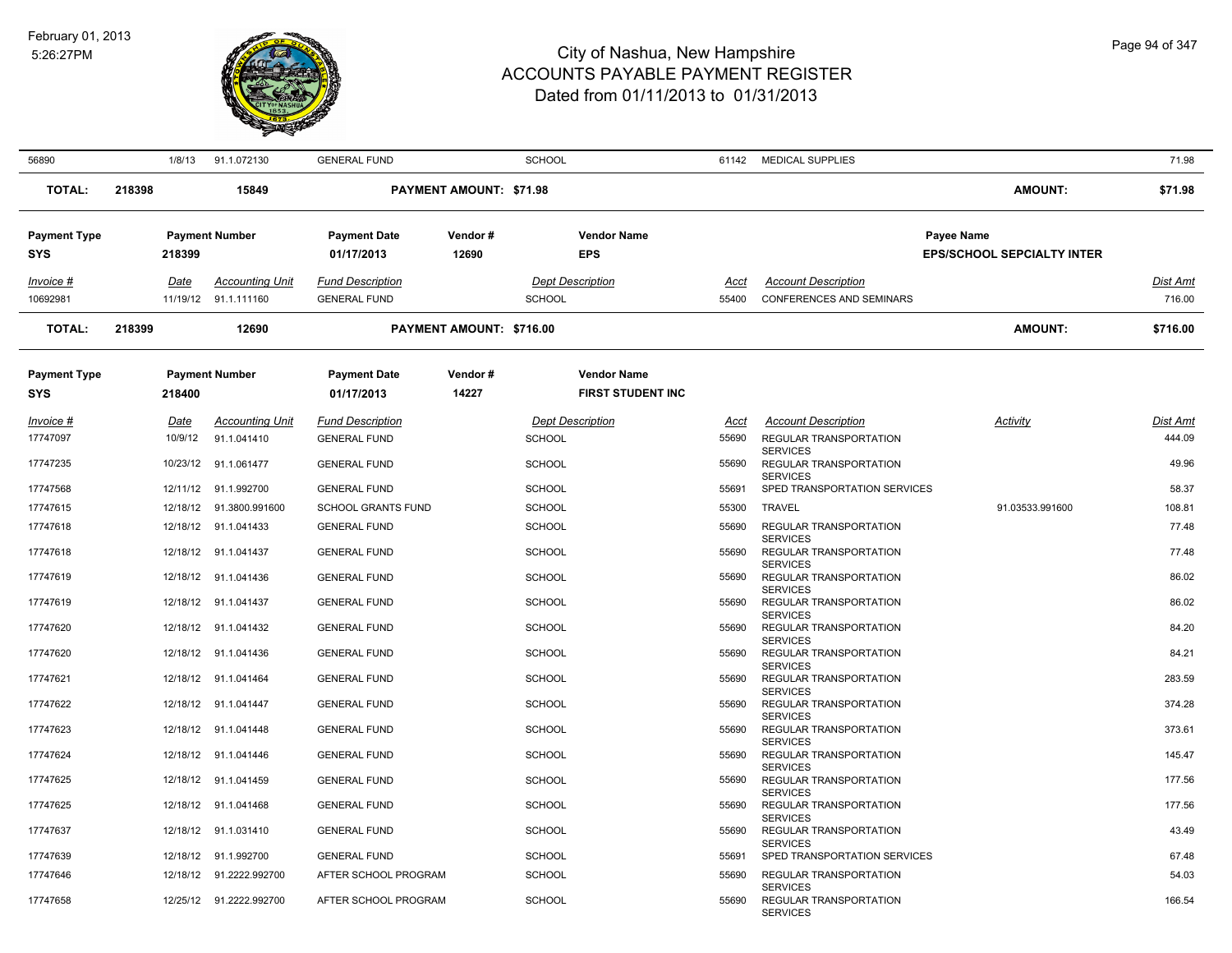# City of Nashua, New Hampshire
## ACCOUNTS PAYABLE PAYMENT REGISTER
### Dated from 01/11/2013 to 01/31/2013

February 01, 2013
5:26:27PM

| 56890 | 1/8/13 | 91.1.072130 | GENERAL FUND | SCHOOL | 61142 | MEDICAL SUPPLIES | | 71.98 |
|---|---|---|---|---|---|---|---|---|

**TOTAL:** 218398 &nbsp; 15849 &nbsp; **PAYMENT AMOUNT: $71.98** &nbsp; **AMOUNT:** **$71.98**

| Payment Type | Payment Number | Payment Date | Vendor # | Vendor Name | Payee Name |
|---|---|---|---|---|---|
| SYS | 218399 | 01/17/2013 | 12690 | EPS | EPS/SCHOOL SEPCIALTY INTER |

| Invoice # | Date | Accounting Unit | Fund Description | Dept Description | Acct | Account Description | Dist Amt |
|---|---|---|---|---|---|---|---|
| 10692981 | 11/19/12 | 91.1.111160 | GENERAL FUND | SCHOOL | 55400 | CONFERENCES AND SEMINARS | 716.00 |

**TOTAL:** 218399 &nbsp; 12690 &nbsp; **PAYMENT AMOUNT: $716.00** &nbsp; **AMOUNT:** **$716.00**

| Payment Type | Payment Number | Payment Date | Vendor # | Vendor Name |
|---|---|---|---|---|
| SYS | 218400 | 01/17/2013 | 14227 | FIRST STUDENT INC |

| Invoice # | Date | Accounting Unit | Fund Description | Dept Description | Acct | Account Description | Activity | Dist Amt |
|---|---|---|---|---|---|---|---|---|
| 17747097 | 10/9/12 | 91.1.041410 | GENERAL FUND | SCHOOL | 55690 | REGULAR TRANSPORTATION SERVICES | | 444.09 |
| 17747235 | 10/23/12 | 91.1.061477 | GENERAL FUND | SCHOOL | 55690 | REGULAR TRANSPORTATION SERVICES | | 49.96 |
| 17747568 | 12/11/12 | 91.1.992700 | GENERAL FUND | SCHOOL | 55691 | SPED TRANSPORTATION SERVICES | | 58.37 |
| 17747615 | 12/18/12 | 91.3800.991600 | SCHOOL GRANTS FUND | SCHOOL | 55300 | TRAVEL | 91.03533.991600 | 108.81 |
| 17747618 | 12/18/12 | 91.1.041433 | GENERAL FUND | SCHOOL | 55690 | REGULAR TRANSPORTATION SERVICES | | 77.48 |
| 17747618 | 12/18/12 | 91.1.041437 | GENERAL FUND | SCHOOL | 55690 | REGULAR TRANSPORTATION SERVICES | | 77.48 |
| 17747619 | 12/18/12 | 91.1.041436 | GENERAL FUND | SCHOOL | 55690 | REGULAR TRANSPORTATION SERVICES | | 86.02 |
| 17747619 | 12/18/12 | 91.1.041437 | GENERAL FUND | SCHOOL | 55690 | REGULAR TRANSPORTATION SERVICES | | 86.02 |
| 17747620 | 12/18/12 | 91.1.041432 | GENERAL FUND | SCHOOL | 55690 | REGULAR TRANSPORTATION SERVICES | | 84.20 |
| 17747620 | 12/18/12 | 91.1.041436 | GENERAL FUND | SCHOOL | 55690 | REGULAR TRANSPORTATION SERVICES | | 84.21 |
| 17747621 | 12/18/12 | 91.1.041464 | GENERAL FUND | SCHOOL | 55690 | REGULAR TRANSPORTATION SERVICES | | 283.59 |
| 17747622 | 12/18/12 | 91.1.041447 | GENERAL FUND | SCHOOL | 55690 | REGULAR TRANSPORTATION SERVICES | | 374.28 |
| 17747623 | 12/18/12 | 91.1.041448 | GENERAL FUND | SCHOOL | 55690 | REGULAR TRANSPORTATION SERVICES | | 373.61 |
| 17747624 | 12/18/12 | 91.1.041446 | GENERAL FUND | SCHOOL | 55690 | REGULAR TRANSPORTATION SERVICES | | 145.47 |
| 17747625 | 12/18/12 | 91.1.041459 | GENERAL FUND | SCHOOL | 55690 | REGULAR TRANSPORTATION SERVICES | | 177.56 |
| 17747625 | 12/18/12 | 91.1.041468 | GENERAL FUND | SCHOOL | 55690 | REGULAR TRANSPORTATION SERVICES | | 177.56 |
| 17747637 | 12/18/12 | 91.1.031410 | GENERAL FUND | SCHOOL | 55690 | REGULAR TRANSPORTATION SERVICES | | 43.49 |
| 17747639 | 12/18/12 | 91.1.992700 | GENERAL FUND | SCHOOL | 55691 | SPED TRANSPORTATION SERVICES | | 67.48 |
| 17747646 | 12/18/12 | 91.2222.992700 | AFTER SCHOOL PROGRAM | SCHOOL | 55690 | REGULAR TRANSPORTATION SERVICES | | 54.03 |
| 17747658 | 12/25/12 | 91.2222.992700 | AFTER SCHOOL PROGRAM | SCHOOL | 55690 | REGULAR TRANSPORTATION SERVICES | | 166.54 |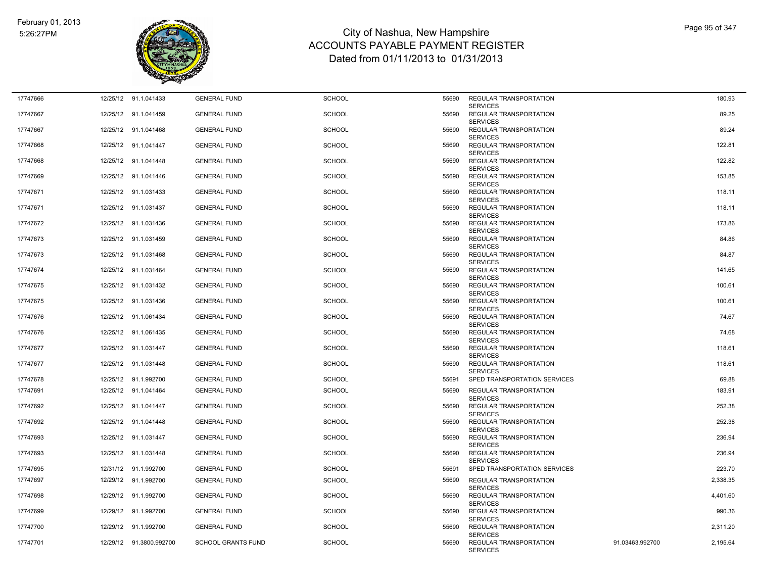# City of Nashua, New Hampshire
## ACCOUNTS PAYABLE PAYMENT REGISTER
### Dated from 01/11/2013 to 01/31/2013

February 01, 2013
5:26:27PM

| | | | | | | | | |
|---|---|---|---|---|---|---|---|---|
| 17747666 | 12/25/12 | 91.1.041433 | GENERAL FUND | SCHOOL | 55690 | REGULAR TRANSPORTATION SERVICES | | 180.93 |
| 17747667 | 12/25/12 | 91.1.041459 | GENERAL FUND | SCHOOL | 55690 | REGULAR TRANSPORTATION SERVICES | | 89.25 |
| 17747667 | 12/25/12 | 91.1.041468 | GENERAL FUND | SCHOOL | 55690 | REGULAR TRANSPORTATION SERVICES | | 89.24 |
| 17747668 | 12/25/12 | 91.1.041447 | GENERAL FUND | SCHOOL | 55690 | REGULAR TRANSPORTATION SERVICES | | 122.81 |
| 17747668 | 12/25/12 | 91.1.041448 | GENERAL FUND | SCHOOL | 55690 | REGULAR TRANSPORTATION SERVICES | | 122.82 |
| 17747669 | 12/25/12 | 91.1.041446 | GENERAL FUND | SCHOOL | 55690 | REGULAR TRANSPORTATION SERVICES | | 153.85 |
| 17747671 | 12/25/12 | 91.1.031433 | GENERAL FUND | SCHOOL | 55690 | REGULAR TRANSPORTATION SERVICES | | 118.11 |
| 17747671 | 12/25/12 | 91.1.031437 | GENERAL FUND | SCHOOL | 55690 | REGULAR TRANSPORTATION SERVICES | | 118.11 |
| 17747672 | 12/25/12 | 91.1.031436 | GENERAL FUND | SCHOOL | 55690 | REGULAR TRANSPORTATION SERVICES | | 173.86 |
| 17747673 | 12/25/12 | 91.1.031459 | GENERAL FUND | SCHOOL | 55690 | REGULAR TRANSPORTATION SERVICES | | 84.86 |
| 17747673 | 12/25/12 | 91.1.031468 | GENERAL FUND | SCHOOL | 55690 | REGULAR TRANSPORTATION SERVICES | | 84.87 |
| 17747674 | 12/25/12 | 91.1.031464 | GENERAL FUND | SCHOOL | 55690 | REGULAR TRANSPORTATION SERVICES | | 141.65 |
| 17747675 | 12/25/12 | 91.1.031432 | GENERAL FUND | SCHOOL | 55690 | REGULAR TRANSPORTATION SERVICES | | 100.61 |
| 17747675 | 12/25/12 | 91.1.031436 | GENERAL FUND | SCHOOL | 55690 | REGULAR TRANSPORTATION SERVICES | | 100.61 |
| 17747676 | 12/25/12 | 91.1.061434 | GENERAL FUND | SCHOOL | 55690 | REGULAR TRANSPORTATION SERVICES | | 74.67 |
| 17747676 | 12/25/12 | 91.1.061435 | GENERAL FUND | SCHOOL | 55690 | REGULAR TRANSPORTATION SERVICES | | 74.68 |
| 17747677 | 12/25/12 | 91.1.031447 | GENERAL FUND | SCHOOL | 55690 | REGULAR TRANSPORTATION SERVICES | | 118.61 |
| 17747677 | 12/25/12 | 91.1.031448 | GENERAL FUND | SCHOOL | 55690 | REGULAR TRANSPORTATION SERVICES | | 118.61 |
| 17747678 | 12/25/12 | 91.1.992700 | GENERAL FUND | SCHOOL | 55691 | SPED TRANSPORTATION SERVICES | | 69.88 |
| 17747691 | 12/25/12 | 91.1.041464 | GENERAL FUND | SCHOOL | 55690 | REGULAR TRANSPORTATION SERVICES | | 183.91 |
| 17747692 | 12/25/12 | 91.1.041447 | GENERAL FUND | SCHOOL | 55690 | REGULAR TRANSPORTATION SERVICES | | 252.38 |
| 17747692 | 12/25/12 | 91.1.041448 | GENERAL FUND | SCHOOL | 55690 | REGULAR TRANSPORTATION SERVICES | | 252.38 |
| 17747693 | 12/25/12 | 91.1.031447 | GENERAL FUND | SCHOOL | 55690 | REGULAR TRANSPORTATION SERVICES | | 236.94 |
| 17747693 | 12/25/12 | 91.1.031448 | GENERAL FUND | SCHOOL | 55690 | REGULAR TRANSPORTATION SERVICES | | 236.94 |
| 17747695 | 12/31/12 | 91.1.992700 | GENERAL FUND | SCHOOL | 55691 | SPED TRANSPORTATION SERVICES | | 223.70 |
| 17747697 | 12/29/12 | 91.1.992700 | GENERAL FUND | SCHOOL | 55690 | REGULAR TRANSPORTATION SERVICES | | 2,338.35 |
| 17747698 | 12/29/12 | 91.1.992700 | GENERAL FUND | SCHOOL | 55690 | REGULAR TRANSPORTATION SERVICES | | 4,401.60 |
| 17747699 | 12/29/12 | 91.1.992700 | GENERAL FUND | SCHOOL | 55690 | REGULAR TRANSPORTATION SERVICES | | 990.36 |
| 17747700 | 12/29/12 | 91.1.992700 | GENERAL FUND | SCHOOL | 55690 | REGULAR TRANSPORTATION SERVICES | | 2,311.20 |
| 17747701 | 12/29/12 | 91.3800.992700 | SCHOOL GRANTS FUND | SCHOOL | 55690 | REGULAR TRANSPORTATION SERVICES | 91.03463.992700 | 2,195.64 |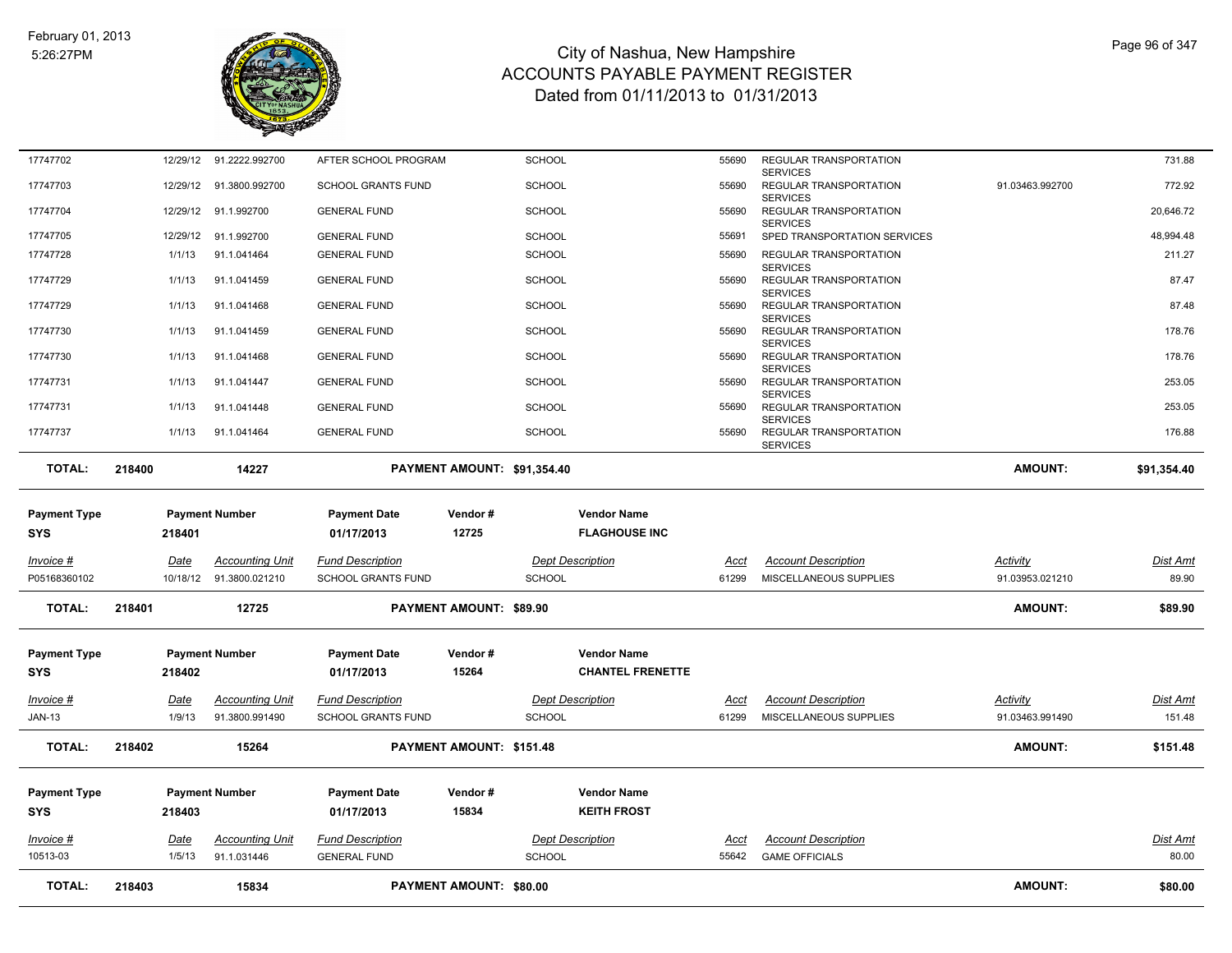| Invoice # | Date | Accounting Unit | Fund Description | Dept Description | Acct | Account Description | Activity | Dist Amt |
|---|---|---|---|---|---|---|---|---|
| 17747702 | 12/29/12 | 91.2222.992700 | AFTER SCHOOL PROGRAM | SCHOOL | 55690 | REGULAR TRANSPORTATION SERVICES | | 731.88 |
| 17747703 | 12/29/12 | 91.3800.992700 | SCHOOL GRANTS FUND | SCHOOL | 55690 | REGULAR TRANSPORTATION SERVICES | 91.03463.992700 | 772.92 |
| 17747704 | 12/29/12 | 91.1.992700 | GENERAL FUND | SCHOOL | 55690 | REGULAR TRANSPORTATION SERVICES | | 20,646.72 |
| 17747705 | 12/29/12 | 91.1.992700 | GENERAL FUND | SCHOOL | 55691 | SPED TRANSPORTATION SERVICES | | 48,994.48 |
| 17747728 | 1/1/13 | 91.1.041464 | GENERAL FUND | SCHOOL | 55690 | REGULAR TRANSPORTATION SERVICES | | 211.27 |
| 17747729 | 1/1/13 | 91.1.041459 | GENERAL FUND | SCHOOL | 55690 | REGULAR TRANSPORTATION SERVICES | | 87.47 |
| 17747729 | 1/1/13 | 91.1.041468 | GENERAL FUND | SCHOOL | 55690 | REGULAR TRANSPORTATION SERVICES | | 87.48 |
| 17747730 | 1/1/13 | 91.1.041459 | GENERAL FUND | SCHOOL | 55690 | REGULAR TRANSPORTATION SERVICES | | 178.76 |
| 17747730 | 1/1/13 | 91.1.041468 | GENERAL FUND | SCHOOL | 55690 | REGULAR TRANSPORTATION SERVICES | | 178.76 |
| 17747731 | 1/1/13 | 91.1.041447 | GENERAL FUND | SCHOOL | 55690 | REGULAR TRANSPORTATION SERVICES | | 253.05 |
| 17747731 | 1/1/13 | 91.1.041448 | GENERAL FUND | SCHOOL | 55690 | REGULAR TRANSPORTATION SERVICES | | 253.05 |
| 17747737 | 1/1/13 | 91.1.041464 | GENERAL FUND | SCHOOL | 55690 | REGULAR TRANSPORTATION SERVICES | | 176.88 |

**TOTAL:** 218400 | 14227 | **PAYMENT AMOUNT: $91,354.40** | **AMOUNT: $91,354.40**

| Payment Type | Payment Number | Payment Date | Vendor # | Vendor Name |
|---|---|---|---|---|
| SYS | 218401 | 01/17/2013 | 12725 | FLAGHOUSE INC |

| Invoice # | Date | Accounting Unit | Fund Description | Dept Description | Acct | Account Description | Activity | Dist Amt |
|---|---|---|---|---|---|---|---|---|
| P05168360102 | 10/18/12 | 91.3800.021210 | SCHOOL GRANTS FUND | SCHOOL | 61299 | MISCELLANEOUS SUPPLIES | 91.03953.021210 | 89.90 |

**TOTAL:** 218401 | 12725 | **PAYMENT AMOUNT: $89.90** | **AMOUNT: $89.90**

| Payment Type | Payment Number | Payment Date | Vendor # | Vendor Name |
|---|---|---|---|---|
| SYS | 218402 | 01/17/2013 | 15264 | CHANTEL FRENETTE |

| Invoice # | Date | Accounting Unit | Fund Description | Dept Description | Acct | Account Description | Activity | Dist Amt |
|---|---|---|---|---|---|---|---|---|
| JAN-13 | 1/9/13 | 91.3800.991490 | SCHOOL GRANTS FUND | SCHOOL | 61299 | MISCELLANEOUS SUPPLIES | 91.03463.991490 | 151.48 |

**TOTAL:** 218402 | 15264 | **PAYMENT AMOUNT: $151.48** | **AMOUNT: $151.48**

| Payment Type | Payment Number | Payment Date | Vendor # | Vendor Name |
|---|---|---|---|---|
| SYS | 218403 | 01/17/2013 | 15834 | KEITH FROST |

| Invoice # | Date | Accounting Unit | Fund Description | Dept Description | Acct | Account Description | Dist Amt |
|---|---|---|---|---|---|---|---|
| 10513-03 | 1/5/13 | 91.1.031446 | GENERAL FUND | SCHOOL | 55642 | GAME OFFICIALS | 80.00 |

**TOTAL:** 218403 | 15834 | **PAYMENT AMOUNT: $80.00** | **AMOUNT: $80.00**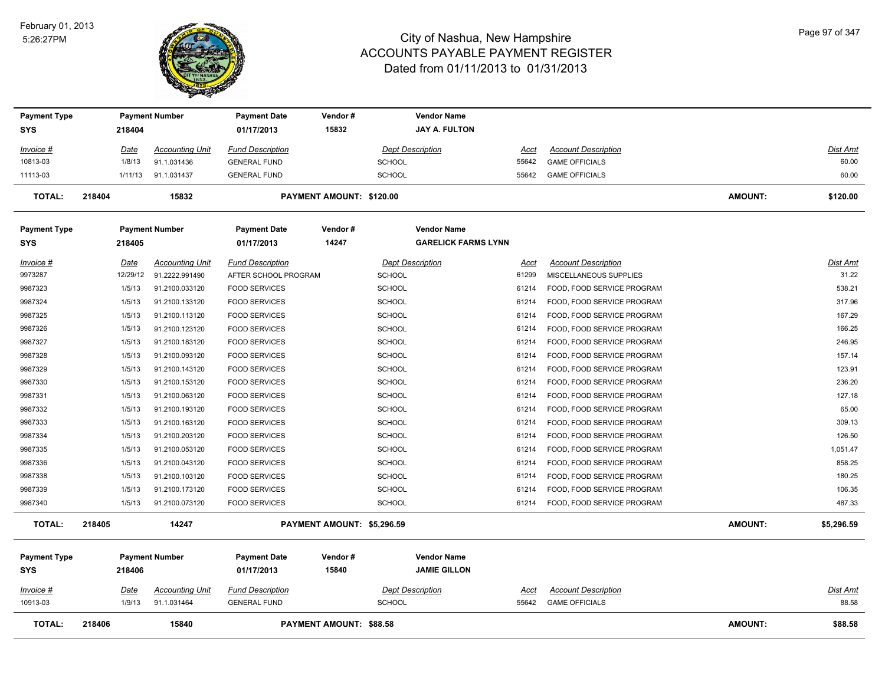# City of Nashua, New Hampshire
## ACCOUNTS PAYABLE PAYMENT REGISTER
### Dated from 01/11/2013 to 01/31/2013

February 01, 2013
5:26:27PM

| Payment Type | Payment Number | Payment Date | Vendor # | Vendor Name |
|---|---|---|---|---|
| SYS | 218404 | 01/17/2013 | 15832 | JAY A. FULTON |

| Invoice # | Date | Accounting Unit | Fund Description | Dept Description | Acct | Account Description | Dist Amt |
|---|---|---|---|---|---|---|---|
| 10813-03 | 1/8/13 | 91.1.031436 | GENERAL FUND | SCHOOL | 55642 | GAME OFFICIALS | 60.00 |
| 11113-03 | 1/11/13 | 91.1.031437 | GENERAL FUND | SCHOOL | 55642 | GAME OFFICIALS | 60.00 |

**TOTAL: 218404 15832 PAYMENT AMOUNT: $120.00 AMOUNT: $120.00**

| Payment Type | Payment Number | Payment Date | Vendor # | Vendor Name |
|---|---|---|---|---|
| SYS | 218405 | 01/17/2013 | 14247 | GARELICK FARMS LYNN |

| Invoice # | Date | Accounting Unit | Fund Description | Dept Description | Acct | Account Description | Dist Amt |
|---|---|---|---|---|---|---|---|
| 9973287 | 12/29/12 | 91.2222.991490 | AFTER SCHOOL PROGRAM | SCHOOL | 61299 | MISCELLANEOUS SUPPLIES | 31.22 |
| 9987323 | 1/5/13 | 91.2100.033120 | FOOD SERVICES | SCHOOL | 61214 | FOOD, FOOD SERVICE PROGRAM | 538.21 |
| 9987324 | 1/5/13 | 91.2100.133120 | FOOD SERVICES | SCHOOL | 61214 | FOOD, FOOD SERVICE PROGRAM | 317.96 |
| 9987325 | 1/5/13 | 91.2100.113120 | FOOD SERVICES | SCHOOL | 61214 | FOOD, FOOD SERVICE PROGRAM | 167.29 |
| 9987326 | 1/5/13 | 91.2100.123120 | FOOD SERVICES | SCHOOL | 61214 | FOOD, FOOD SERVICE PROGRAM | 166.25 |
| 9987327 | 1/5/13 | 91.2100.183120 | FOOD SERVICES | SCHOOL | 61214 | FOOD, FOOD SERVICE PROGRAM | 246.95 |
| 9987328 | 1/5/13 | 91.2100.093120 | FOOD SERVICES | SCHOOL | 61214 | FOOD, FOOD SERVICE PROGRAM | 157.14 |
| 9987329 | 1/5/13 | 91.2100.143120 | FOOD SERVICES | SCHOOL | 61214 | FOOD, FOOD SERVICE PROGRAM | 123.91 |
| 9987330 | 1/5/13 | 91.2100.153120 | FOOD SERVICES | SCHOOL | 61214 | FOOD, FOOD SERVICE PROGRAM | 236.20 |
| 9987331 | 1/5/13 | 91.2100.063120 | FOOD SERVICES | SCHOOL | 61214 | FOOD, FOOD SERVICE PROGRAM | 127.18 |
| 9987332 | 1/5/13 | 91.2100.193120 | FOOD SERVICES | SCHOOL | 61214 | FOOD, FOOD SERVICE PROGRAM | 65.00 |
| 9987333 | 1/5/13 | 91.2100.163120 | FOOD SERVICES | SCHOOL | 61214 | FOOD, FOOD SERVICE PROGRAM | 309.13 |
| 9987334 | 1/5/13 | 91.2100.203120 | FOOD SERVICES | SCHOOL | 61214 | FOOD, FOOD SERVICE PROGRAM | 126.50 |
| 9987335 | 1/5/13 | 91.2100.053120 | FOOD SERVICES | SCHOOL | 61214 | FOOD, FOOD SERVICE PROGRAM | 1,051.47 |
| 9987336 | 1/5/13 | 91.2100.043120 | FOOD SERVICES | SCHOOL | 61214 | FOOD, FOOD SERVICE PROGRAM | 858.25 |
| 9987338 | 1/5/13 | 91.2100.103120 | FOOD SERVICES | SCHOOL | 61214 | FOOD, FOOD SERVICE PROGRAM | 180.25 |
| 9987339 | 1/5/13 | 91.2100.173120 | FOOD SERVICES | SCHOOL | 61214 | FOOD, FOOD SERVICE PROGRAM | 106.35 |
| 9987340 | 1/5/13 | 91.2100.073120 | FOOD SERVICES | SCHOOL | 61214 | FOOD, FOOD SERVICE PROGRAM | 487.33 |

**TOTAL: 218405 14247 PAYMENT AMOUNT: $5,296.59 AMOUNT: $5,296.59**

| Payment Type | Payment Number | Payment Date | Vendor # | Vendor Name |
|---|---|---|---|---|
| SYS | 218406 | 01/17/2013 | 15840 | JAMIE GILLON |

| Invoice # | Date | Accounting Unit | Fund Description | Dept Description | Acct | Account Description | Dist Amt |
|---|---|---|---|---|---|---|---|
| 10913-03 | 1/9/13 | 91.1.031464 | GENERAL FUND | SCHOOL | 55642 | GAME OFFICIALS | 88.58 |

**TOTAL: 218406 15840 PAYMENT AMOUNT: $88.58 AMOUNT: $88.58**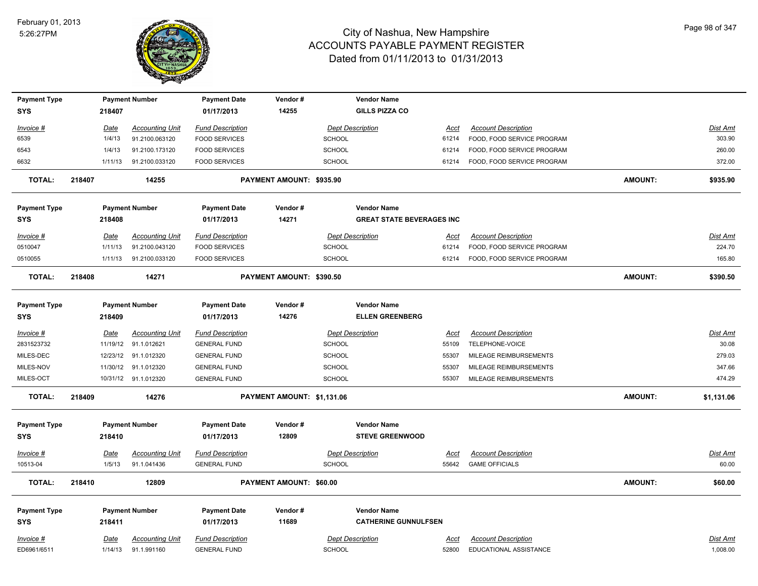# City of Nashua, New Hampshire
## ACCOUNTS PAYABLE PAYMENT REGISTER
### Dated from 01/11/2013 to 01/31/2013

February 01, 2013
5:26:27PM

| Payment Type | Payment Number | Payment Date | Vendor # | Vendor Name |
|---|---|---|---|---|
| SYS | 218407 | 01/17/2013 | 14255 | GILLS PIZZA CO |

| Invoice # | Date | Accounting Unit | Fund Description | Dept Description | Acct | Account Description | Dist Amt |
|---|---|---|---|---|---|---|---|
| 6539 | 1/4/13 | 91.2100.063120 | FOOD SERVICES | SCHOOL | 61214 | FOOD, FOOD SERVICE PROGRAM | 303.90 |
| 6543 | 1/4/13 | 91.2100.173120 | FOOD SERVICES | SCHOOL | 61214 | FOOD, FOOD SERVICE PROGRAM | 260.00 |
| 6632 | 1/11/13 | 91.2100.033120 | FOOD SERVICES | SCHOOL | 61214 | FOOD, FOOD SERVICE PROGRAM | 372.00 |

**TOTAL: 218407 14255 PAYMENT AMOUNT: $935.90 AMOUNT: $935.90**

| Payment Type | Payment Number | Payment Date | Vendor # | Vendor Name |
|---|---|---|---|---|
| SYS | 218408 | 01/17/2013 | 14271 | GREAT STATE BEVERAGES INC |

| Invoice # | Date | Accounting Unit | Fund Description | Dept Description | Acct | Account Description | Dist Amt |
|---|---|---|---|---|---|---|---|
| 0510047 | 1/11/13 | 91.2100.043120 | FOOD SERVICES | SCHOOL | 61214 | FOOD, FOOD SERVICE PROGRAM | 224.70 |
| 0510055 | 1/11/13 | 91.2100.033120 | FOOD SERVICES | SCHOOL | 61214 | FOOD, FOOD SERVICE PROGRAM | 165.80 |

**TOTAL: 218408 14271 PAYMENT AMOUNT: $390.50 AMOUNT: $390.50**

| Payment Type | Payment Number | Payment Date | Vendor # | Vendor Name |
|---|---|---|---|---|
| SYS | 218409 | 01/17/2013 | 14276 | ELLEN GREENBERG |

| Invoice # | Date | Accounting Unit | Fund Description | Dept Description | Acct | Account Description | Dist Amt |
|---|---|---|---|---|---|---|---|
| 2831523732 | 11/19/12 | 91.1.012621 | GENERAL FUND | SCHOOL | 55109 | TELEPHONE-VOICE | 30.08 |
| MILES-DEC | 12/23/12 | 91.1.012320 | GENERAL FUND | SCHOOL | 55307 | MILEAGE REIMBURSEMENTS | 279.03 |
| MILES-NOV | 11/30/12 | 91.1.012320 | GENERAL FUND | SCHOOL | 55307 | MILEAGE REIMBURSEMENTS | 347.66 |
| MILES-OCT | 10/31/12 | 91.1.012320 | GENERAL FUND | SCHOOL | 55307 | MILEAGE REIMBURSEMENTS | 474.29 |

**TOTAL: 218409 14276 PAYMENT AMOUNT: $1,131.06 AMOUNT: $1,131.06**

| Payment Type | Payment Number | Payment Date | Vendor # | Vendor Name |
|---|---|---|---|---|
| SYS | 218410 | 01/17/2013 | 12809 | STEVE GREENWOOD |

| Invoice # | Date | Accounting Unit | Fund Description | Dept Description | Acct | Account Description | Dist Amt |
|---|---|---|---|---|---|---|---|
| 10513-04 | 1/5/13 | 91.1.041436 | GENERAL FUND | SCHOOL | 55642 | GAME OFFICIALS | 60.00 |

**TOTAL: 218410 12809 PAYMENT AMOUNT: $60.00 AMOUNT: $60.00**

| Payment Type | Payment Number | Payment Date | Vendor # | Vendor Name |
|---|---|---|---|---|
| SYS | 218411 | 01/17/2013 | 11689 | CATHERINE GUNNULFSEN |

| Invoice # | Date | Accounting Unit | Fund Description | Dept Description | Acct | Account Description | Dist Amt |
|---|---|---|---|---|---|---|---|
| ED6961/6511 | 1/14/13 | 91.1.991160 | GENERAL FUND | SCHOOL | 52800 | EDUCATIONAL ASSISTANCE | 1,008.00 |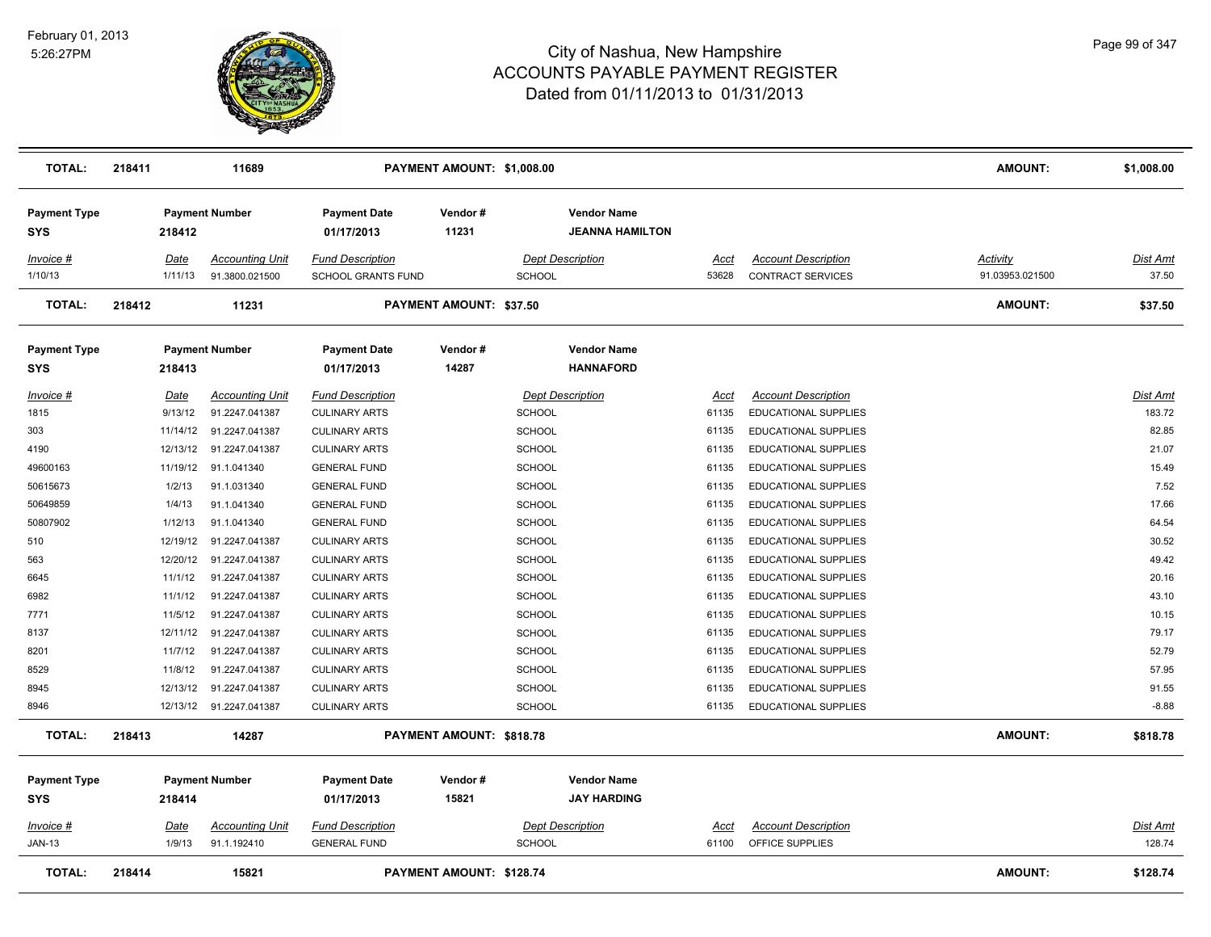# City of Nashua, New Hampshire
# ACCOUNTS PAYABLE PAYMENT REGISTER
## Dated from 01/11/2013 to 01/31/2013

February 01, 2013
5:26:27PM

| TOTAL: | 218411 | 11689 | | PAYMENT AMOUNT: $1,008.00 | | | | AMOUNT: | $1,008.00 |
|---|---|---|---|---|---|---|---|---|---|

| Payment Type | Payment Number | Payment Date | Vendor # | Vendor Name |
|---|---|---|---|---|
| SYS | 218412 | 01/17/2013 | 11231 | JEANNA HAMILTON |

| Invoice # | Date | Accounting Unit | Fund Description | Dept Description | Acct | Account Description | Activity | Dist Amt |
|---|---|---|---|---|---|---|---|---|
| 1/10/13 | 1/11/13 | 91.3800.021500 | SCHOOL GRANTS FUND | SCHOOL | 53628 | CONTRACT SERVICES | 91.03953.021500 | 37.50 |
| **TOTAL:** | **218412** | **11231** | | **PAYMENT AMOUNT: $37.50** | | | **AMOUNT:** | **$37.50** |

| Payment Type | Payment Number | Payment Date | Vendor # | Vendor Name |
|---|---|---|---|---|
| SYS | 218413 | 01/17/2013 | 14287 | HANNAFORD |

| Invoice # | Date | Accounting Unit | Fund Description | Dept Description | Acct | Account Description | Dist Amt |
|---|---|---|---|---|---|---|---|
| 1815 | 9/13/12 | 91.2247.041387 | CULINARY ARTS | SCHOOL | 61135 | EDUCATIONAL SUPPLIES | 183.72 |
| 303 | 11/14/12 | 91.2247.041387 | CULINARY ARTS | SCHOOL | 61135 | EDUCATIONAL SUPPLIES | 82.85 |
| 4190 | 12/13/12 | 91.2247.041387 | CULINARY ARTS | SCHOOL | 61135 | EDUCATIONAL SUPPLIES | 21.07 |
| 49600163 | 11/19/12 | 91.1.041340 | GENERAL FUND | SCHOOL | 61135 | EDUCATIONAL SUPPLIES | 15.49 |
| 50615673 | 1/2/13 | 91.1.031340 | GENERAL FUND | SCHOOL | 61135 | EDUCATIONAL SUPPLIES | 7.52 |
| 50649859 | 1/4/13 | 91.1.041340 | GENERAL FUND | SCHOOL | 61135 | EDUCATIONAL SUPPLIES | 17.66 |
| 50807902 | 1/12/13 | 91.1.041340 | GENERAL FUND | SCHOOL | 61135 | EDUCATIONAL SUPPLIES | 64.54 |
| 510 | 12/19/12 | 91.2247.041387 | CULINARY ARTS | SCHOOL | 61135 | EDUCATIONAL SUPPLIES | 30.52 |
| 563 | 12/20/12 | 91.2247.041387 | CULINARY ARTS | SCHOOL | 61135 | EDUCATIONAL SUPPLIES | 49.42 |
| 6645 | 11/1/12 | 91.2247.041387 | CULINARY ARTS | SCHOOL | 61135 | EDUCATIONAL SUPPLIES | 20.16 |
| 6982 | 11/1/12 | 91.2247.041387 | CULINARY ARTS | SCHOOL | 61135 | EDUCATIONAL SUPPLIES | 43.10 |
| 7771 | 11/5/12 | 91.2247.041387 | CULINARY ARTS | SCHOOL | 61135 | EDUCATIONAL SUPPLIES | 10.15 |
| 8137 | 12/11/12 | 91.2247.041387 | CULINARY ARTS | SCHOOL | 61135 | EDUCATIONAL SUPPLIES | 79.17 |
| 8201 | 11/7/12 | 91.2247.041387 | CULINARY ARTS | SCHOOL | 61135 | EDUCATIONAL SUPPLIES | 52.79 |
| 8529 | 11/8/12 | 91.2247.041387 | CULINARY ARTS | SCHOOL | 61135 | EDUCATIONAL SUPPLIES | 57.95 |
| 8945 | 12/13/12 | 91.2247.041387 | CULINARY ARTS | SCHOOL | 61135 | EDUCATIONAL SUPPLIES | 91.55 |
| 8946 | 12/13/12 | 91.2247.041387 | CULINARY ARTS | SCHOOL | 61135 | EDUCATIONAL SUPPLIES | -8.88 |
| **TOTAL:** | **218413** | **14287** | | **PAYMENT AMOUNT: $818.78** | | **AMOUNT:** | **$818.78** |

| Payment Type | Payment Number | Payment Date | Vendor # | Vendor Name |
|---|---|---|---|---|
| SYS | 218414 | 01/17/2013 | 15821 | JAY HARDING |

| Invoice # | Date | Accounting Unit | Fund Description | Dept Description | Acct | Account Description | Dist Amt |
|---|---|---|---|---|---|---|---|
| JAN-13 | 1/9/13 | 91.1.192410 | GENERAL FUND | SCHOOL | 61100 | OFFICE SUPPLIES | 128.74 |
| **TOTAL:** | **218414** | **15821** | | **PAYMENT AMOUNT: $128.74** | | **AMOUNT:** | **$128.74** |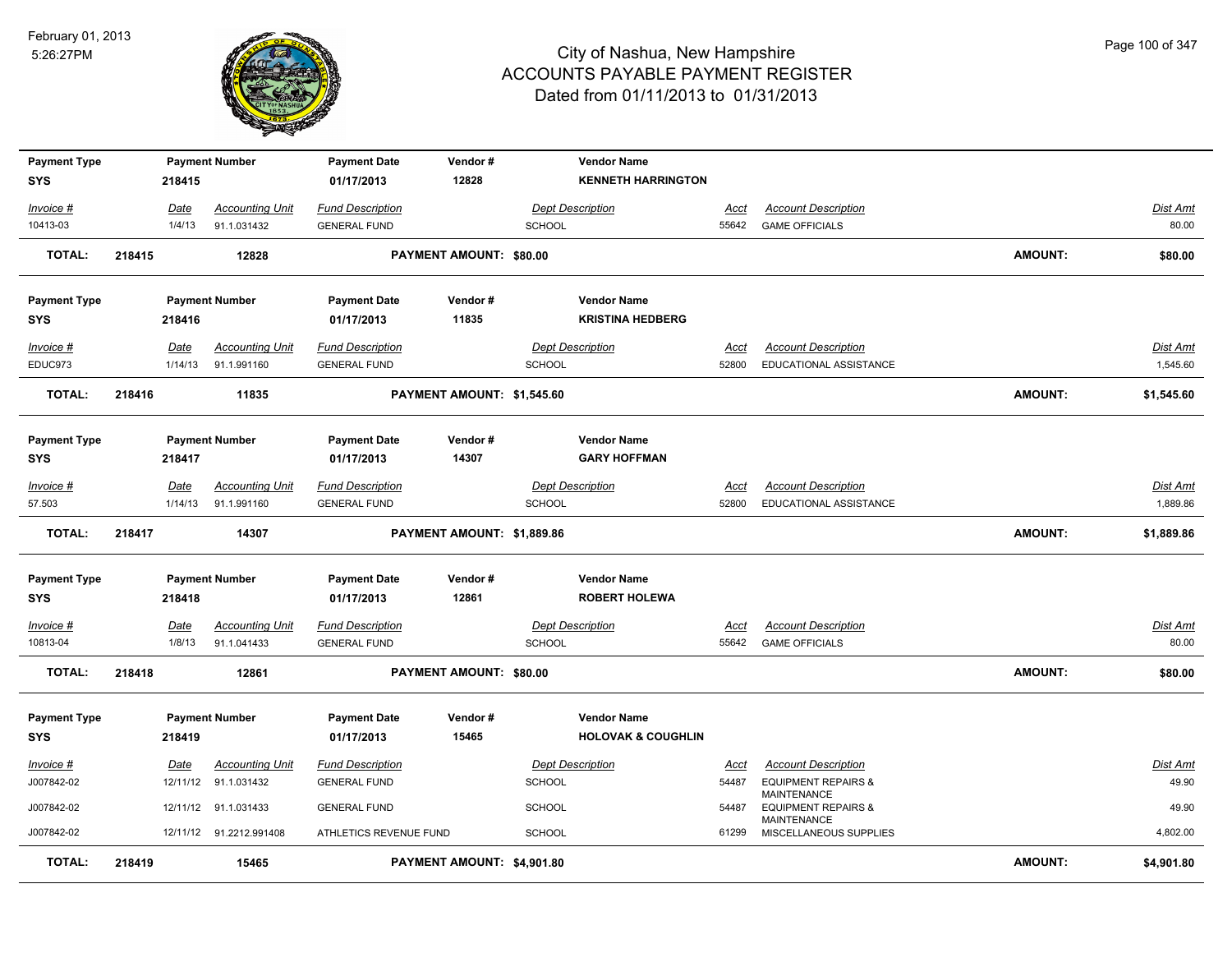# City of Nashua, New Hampshire
## ACCOUNTS PAYABLE PAYMENT REGISTER
### Dated from 01/11/2013 to 01/31/2013

February 01, 2013
5:26:27PM

| Payment Type | Payment Number | Payment Date | Vendor # | Vendor Name |
|---|---|---|---|---|
| SYS | 218415 | 01/17/2013 | 12828 | KENNETH HARRINGTON |

| Invoice # | Date | Accounting Unit | Fund Description | Dept Description | Acct | Account Description | Dist Amt |
|---|---|---|---|---|---|---|---|
| 10413-03 | 1/4/13 | 91.1.031432 | GENERAL FUND | SCHOOL | 55642 | GAME OFFICIALS | 80.00 |

**TOTAL: 218415 12828 PAYMENT AMOUNT: $80.00 AMOUNT: $80.00**

| Payment Type | Payment Number | Payment Date | Vendor # | Vendor Name |
|---|---|---|---|---|
| SYS | 218416 | 01/17/2013 | 11835 | KRISTINA HEDBERG |

| Invoice # | Date | Accounting Unit | Fund Description | Dept Description | Acct | Account Description | Dist Amt |
|---|---|---|---|---|---|---|---|
| EDUC973 | 1/14/13 | 91.1.991160 | GENERAL FUND | SCHOOL | 52800 | EDUCATIONAL ASSISTANCE | 1,545.60 |

**TOTAL: 218416 11835 PAYMENT AMOUNT: $1,545.60 AMOUNT: $1,545.60**

| Payment Type | Payment Number | Payment Date | Vendor # | Vendor Name |
|---|---|---|---|---|
| SYS | 218417 | 01/17/2013 | 14307 | GARY HOFFMAN |

| Invoice # | Date | Accounting Unit | Fund Description | Dept Description | Acct | Account Description | Dist Amt |
|---|---|---|---|---|---|---|---|
| 57.503 | 1/14/13 | 91.1.991160 | GENERAL FUND | SCHOOL | 52800 | EDUCATIONAL ASSISTANCE | 1,889.86 |

**TOTAL: 218417 14307 PAYMENT AMOUNT: $1,889.86 AMOUNT: $1,889.86**

| Payment Type | Payment Number | Payment Date | Vendor # | Vendor Name |
|---|---|---|---|---|
| SYS | 218418 | 01/17/2013 | 12861 | ROBERT HOLEWA |

| Invoice # | Date | Accounting Unit | Fund Description | Dept Description | Acct | Account Description | Dist Amt |
|---|---|---|---|---|---|---|---|
| 10813-04 | 1/8/13 | 91.1.041433 | GENERAL FUND | SCHOOL | 55642 | GAME OFFICIALS | 80.00 |

**TOTAL: 218418 12861 PAYMENT AMOUNT: $80.00 AMOUNT: $80.00**

| Payment Type | Payment Number | Payment Date | Vendor # | Vendor Name |
|---|---|---|---|---|
| SYS | 218419 | 01/17/2013 | 15465 | HOLOVAK & COUGHLIN |

| Invoice # | Date | Accounting Unit | Fund Description | Dept Description | Acct | Account Description | Dist Amt |
|---|---|---|---|---|---|---|---|
| J007842-02 | 12/11/12 | 91.1.031432 | GENERAL FUND | SCHOOL | 54487 | EQUIPMENT REPAIRS & MAINTENANCE | 49.90 |
| J007842-02 | 12/11/12 | 91.1.031433 | GENERAL FUND | SCHOOL | 54487 | EQUIPMENT REPAIRS & MAINTENANCE | 49.90 |
| J007842-02 | 12/11/12 | 91.2212.991408 | ATHLETICS REVENUE FUND | SCHOOL | 61299 | MISCELLANEOUS SUPPLIES | 4,802.00 |

**TOTAL: 218419 15465 PAYMENT AMOUNT: $4,901.80 AMOUNT: $4,901.80**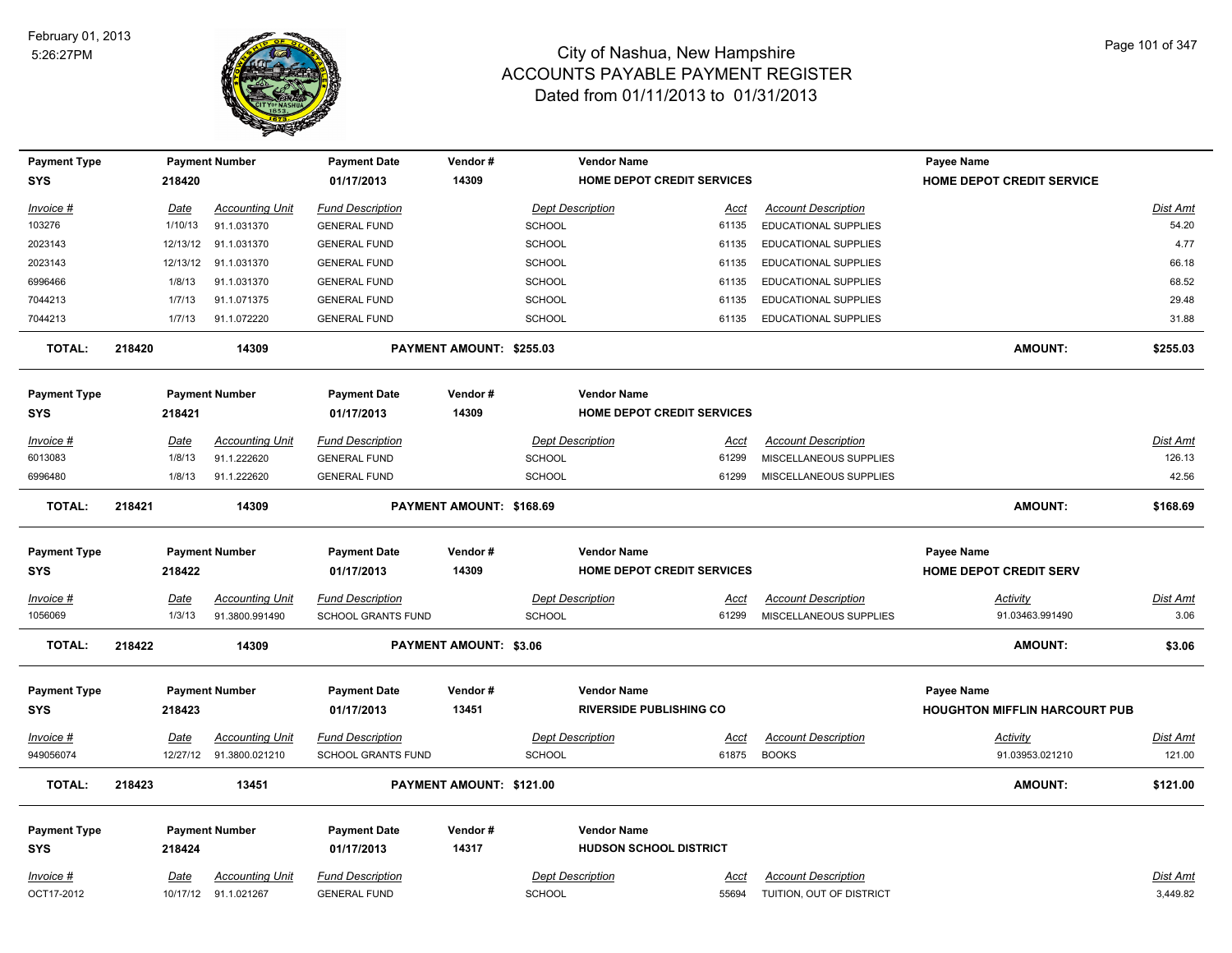# City of Nashua, New Hampshire
## ACCOUNTS PAYABLE PAYMENT REGISTER
### Dated from 01/11/2013 to 01/31/2013

February 01, 2013
5:26:27PM

| Payment Type | Payment Number | Payment Date | Vendor # | Vendor Name | Payee Name |
|---|---|---|---|---|---|
| SYS | 218420 | 01/17/2013 | 14309 | HOME DEPOT CREDIT SERVICES | HOME DEPOT CREDIT SERVICE |

| Invoice # | Date | Accounting Unit | Fund Description | Dept Description | Acct | Account Description | Dist Amt |
|---|---|---|---|---|---|---|---|
| 103276 | 1/10/13 | 91.1.031370 | GENERAL FUND | SCHOOL | 61135 | EDUCATIONAL SUPPLIES | 54.20 |
| 2023143 | 12/13/12 | 91.1.031370 | GENERAL FUND | SCHOOL | 61135 | EDUCATIONAL SUPPLIES | 4.77 |
| 2023143 | 12/13/12 | 91.1.031370 | GENERAL FUND | SCHOOL | 61135 | EDUCATIONAL SUPPLIES | 66.18 |
| 6996466 | 1/8/13 | 91.1.031370 | GENERAL FUND | SCHOOL | 61135 | EDUCATIONAL SUPPLIES | 68.52 |
| 7044213 | 1/7/13 | 91.1.071375 | GENERAL FUND | SCHOOL | 61135 | EDUCATIONAL SUPPLIES | 29.48 |
| 7044213 | 1/7/13 | 91.1.072220 | GENERAL FUND | SCHOOL | 61135 | EDUCATIONAL SUPPLIES | 31.88 |

**TOTAL: 218420 14309 PAYMENT AMOUNT: $255.03 AMOUNT: $255.03**

| Payment Type | Payment Number | Payment Date | Vendor # | Vendor Name |
|---|---|---|---|---|
| SYS | 218421 | 01/17/2013 | 14309 | HOME DEPOT CREDIT SERVICES |

| Invoice # | Date | Accounting Unit | Fund Description | Dept Description | Acct | Account Description | Dist Amt |
|---|---|---|---|---|---|---|---|
| 6013083 | 1/8/13 | 91.1.222620 | GENERAL FUND | SCHOOL | 61299 | MISCELLANEOUS SUPPLIES | 126.13 |
| 6996480 | 1/8/13 | 91.1.222620 | GENERAL FUND | SCHOOL | 61299 | MISCELLANEOUS SUPPLIES | 42.56 |

**TOTAL: 218421 14309 PAYMENT AMOUNT: $168.69 AMOUNT: $168.69**

| Payment Type | Payment Number | Payment Date | Vendor # | Vendor Name | Payee Name |
|---|---|---|---|---|---|
| SYS | 218422 | 01/17/2013 | 14309 | HOME DEPOT CREDIT SERVICES | HOME DEPOT CREDIT SERV |

| Invoice # | Date | Accounting Unit | Fund Description | Dept Description | Acct | Account Description | Activity | Dist Amt |
|---|---|---|---|---|---|---|---|---|
| 1056069 | 1/3/13 | 91.3800.991490 | SCHOOL GRANTS FUND | SCHOOL | 61299 | MISCELLANEOUS SUPPLIES | 91.03463.991490 | 3.06 |

**TOTAL: 218422 14309 PAYMENT AMOUNT: $3.06 AMOUNT: $3.06**

| Payment Type | Payment Number | Payment Date | Vendor # | Vendor Name | Payee Name |
|---|---|---|---|---|---|
| SYS | 218423 | 01/17/2013 | 13451 | RIVERSIDE PUBLISHING CO | HOUGHTON MIFFLIN HARCOURT PUB |

| Invoice # | Date | Accounting Unit | Fund Description | Dept Description | Acct | Account Description | Activity | Dist Amt |
|---|---|---|---|---|---|---|---|---|
| 949056074 | 12/27/12 | 91.3800.021210 | SCHOOL GRANTS FUND | SCHOOL | 61875 | BOOKS | 91.03953.021210 | 121.00 |

**TOTAL: 218423 13451 PAYMENT AMOUNT: $121.00 AMOUNT: $121.00**

| Payment Type | Payment Number | Payment Date | Vendor # | Vendor Name |
|---|---|---|---|---|
| SYS | 218424 | 01/17/2013 | 14317 | HUDSON SCHOOL DISTRICT |

| Invoice # | Date | Accounting Unit | Fund Description | Dept Description | Acct | Account Description | Dist Amt |
|---|---|---|---|---|---|---|---|
| OCT17-2012 | 10/17/12 | 91.1.021267 | GENERAL FUND | SCHOOL | 55694 | TUITION, OUT OF DISTRICT | 3,449.82 |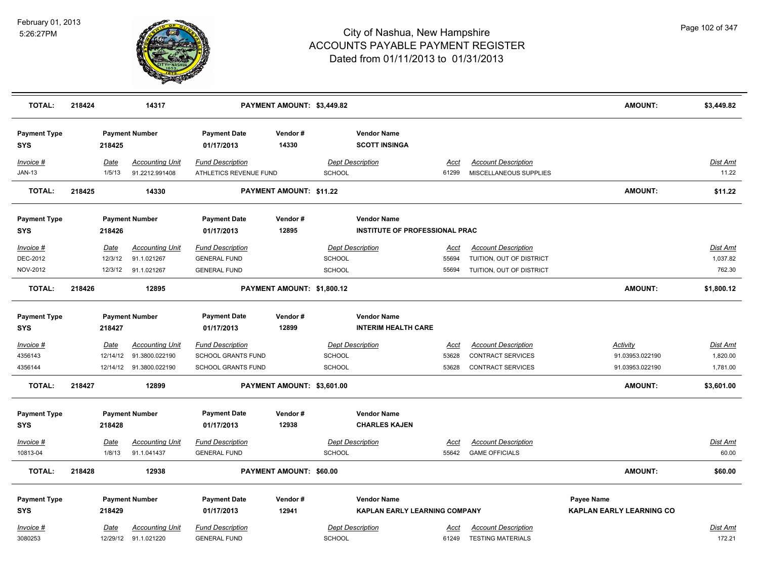# City of Nashua, New Hampshire
## ACCOUNTS PAYABLE PAYMENT REGISTER
### Dated from 01/11/2013 to 01/31/2013

February 01, 2013
5:26:27PM

| **TOTAL:** | **218424** | **14317** | **PAYMENT AMOUNT: $3,449.82** | **AMOUNT:** | **$3,449.82** |
|---|---|---|---|---|---|

| Payment Type | Payment Number | Payment Date | Vendor # | Vendor Name |
|---|---|---|---|---|
| **SYS** | **218425** | **01/17/2013** | **14330** | **SCOTT INSINGA** |

| Invoice # | Date | Accounting Unit | Fund Description | Dept Description | Acct | Account Description | Dist Amt |
|---|---|---|---|---|---|---|---|
| JAN-13 | 1/5/13 | 91.2212.991408 | ATHLETICS REVENUE FUND | SCHOOL | 61299 | MISCELLANEOUS SUPPLIES | 11.22 |

| **TOTAL:** | **218425** | **14330** | **PAYMENT AMOUNT: $11.22** | **AMOUNT:** | **$11.22** |
|---|---|---|---|---|---|

| Payment Type | Payment Number | Payment Date | Vendor # | Vendor Name |
|---|---|---|---|---|
| **SYS** | **218426** | **01/17/2013** | **12895** | **INSTITUTE OF PROFESSIONAL PRAC** |

| Invoice # | Date | Accounting Unit | Fund Description | Dept Description | Acct | Account Description | Dist Amt |
|---|---|---|---|---|---|---|---|
| DEC-2012 | 12/3/12 | 91.1.021267 | GENERAL FUND | SCHOOL | 55694 | TUITION, OUT OF DISTRICT | 1,037.82 |
| NOV-2012 | 12/3/12 | 91.1.021267 | GENERAL FUND | SCHOOL | 55694 | TUITION, OUT OF DISTRICT | 762.30 |

| **TOTAL:** | **218426** | **12895** | **PAYMENT AMOUNT: $1,800.12** | **AMOUNT:** | **$1,800.12** |
|---|---|---|---|---|---|

| Payment Type | Payment Number | Payment Date | Vendor # | Vendor Name |
|---|---|---|---|---|
| **SYS** | **218427** | **01/17/2013** | **12899** | **INTERIM HEALTH CARE** |

| Invoice # | Date | Accounting Unit | Fund Description | Dept Description | Acct | Account Description | Activity | Dist Amt |
|---|---|---|---|---|---|---|---|---|
| 4356143 | 12/14/12 | 91.3800.022190 | SCHOOL GRANTS FUND | SCHOOL | 53628 | CONTRACT SERVICES | 91.03953.022190 | 1,820.00 |
| 4356144 | 12/14/12 | 91.3800.022190 | SCHOOL GRANTS FUND | SCHOOL | 53628 | CONTRACT SERVICES | 91.03953.022190 | 1,781.00 |

| **TOTAL:** | **218427** | **12899** | **PAYMENT AMOUNT: $3,601.00** | **AMOUNT:** | **$3,601.00** |
|---|---|---|---|---|---|

| Payment Type | Payment Number | Payment Date | Vendor # | Vendor Name |
|---|---|---|---|---|
| **SYS** | **218428** | **01/17/2013** | **12938** | **CHARLES KAJEN** |

| Invoice # | Date | Accounting Unit | Fund Description | Dept Description | Acct | Account Description | Dist Amt |
|---|---|---|---|---|---|---|---|
| 10813-04 | 1/8/13 | 91.1.041437 | GENERAL FUND | SCHOOL | 55642 | GAME OFFICIALS | 60.00 |

| **TOTAL:** | **218428** | **12938** | **PAYMENT AMOUNT: $60.00** | **AMOUNT:** | **$60.00** |
|---|---|---|---|---|---|

| Payment Type | Payment Number | Payment Date | Vendor # | Vendor Name | Payee Name |
|---|---|---|---|---|---|
| **SYS** | **218429** | **01/17/2013** | **12941** | **KAPLAN EARLY LEARNING COMPANY** | **KAPLAN EARLY LEARNING CO** |

| Invoice # | Date | Accounting Unit | Fund Description | Dept Description | Acct | Account Description | Dist Amt |
|---|---|---|---|---|---|---|---|
| 3080253 | 12/29/12 | 91.1.021220 | GENERAL FUND | SCHOOL | 61249 | TESTING MATERIALS | 172.21 |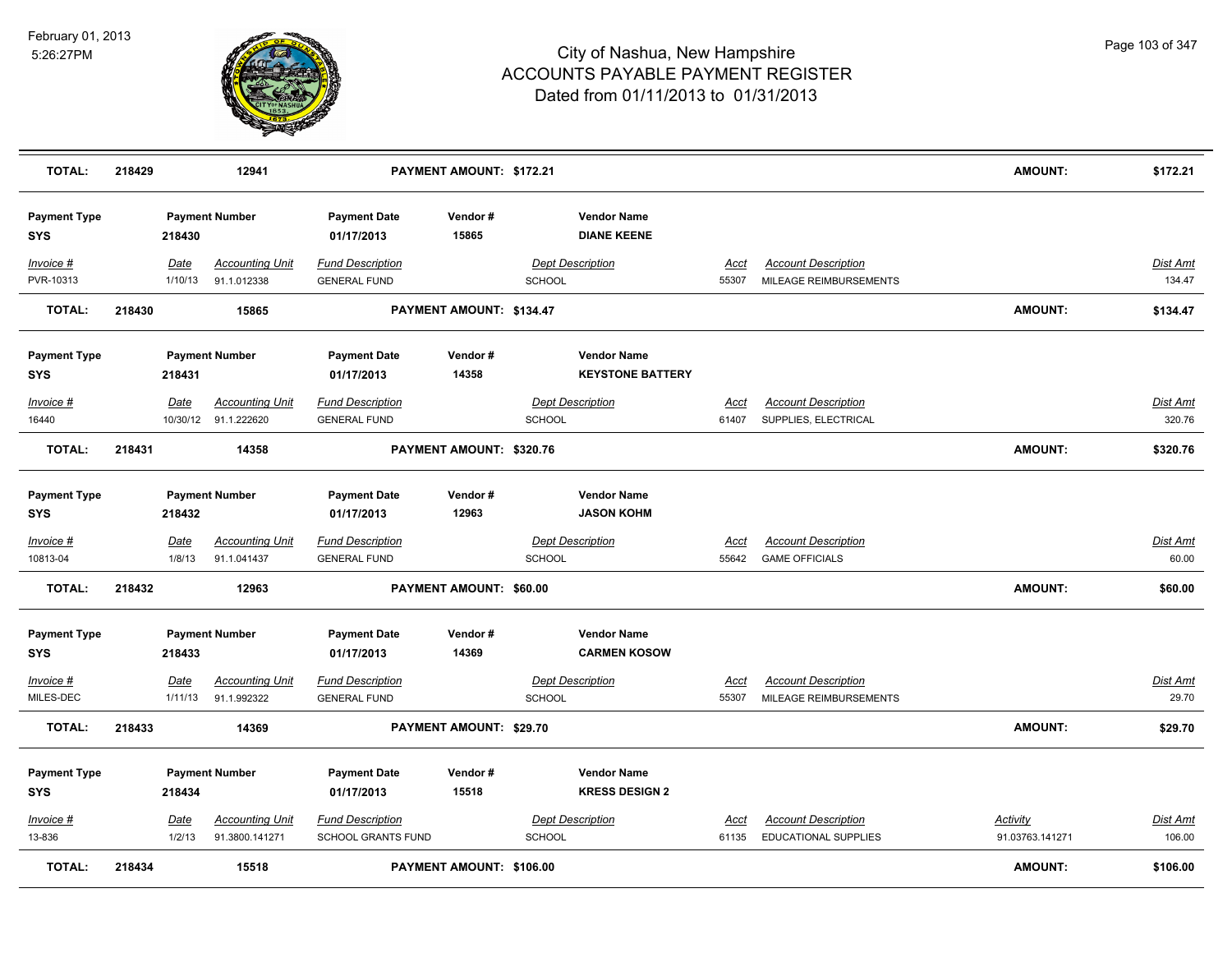| TOTAL: | 218429 | 12941 | PAYMENT AMOUNT: $172.21 | AMOUNT: | $172.21 |
|---|---|---|---|---|---|

| Payment Type | Payment Number | Payment Date | Vendor # | Vendor Name |
|---|---|---|---|---|
| SYS | 218430 | 01/17/2013 | 15865 | DIANE KEENE |

| Invoice # | Date | Accounting Unit | Fund Description | Dept Description | Acct | Account Description | Dist Amt |
|---|---|---|---|---|---|---|---|
| PVR-10313 | 1/10/13 | 91.1.012338 | GENERAL FUND | SCHOOL | 55307 | MILEAGE REIMBURSEMENTS | 134.47 |

| TOTAL: | 218430 | 15865 | PAYMENT AMOUNT: $134.47 | AMOUNT: | $134.47 |
|---|---|---|---|---|---|

| Payment Type | Payment Number | Payment Date | Vendor # | Vendor Name |
|---|---|---|---|---|
| SYS | 218431 | 01/17/2013 | 14358 | KEYSTONE BATTERY |

| Invoice # | Date | Accounting Unit | Fund Description | Dept Description | Acct | Account Description | Dist Amt |
|---|---|---|---|---|---|---|---|
| 16440 | 10/30/12 | 91.1.222620 | GENERAL FUND | SCHOOL | 61407 | SUPPLIES, ELECTRICAL | 320.76 |

| TOTAL: | 218431 | 14358 | PAYMENT AMOUNT: $320.76 | AMOUNT: | $320.76 |
|---|---|---|---|---|---|

| Payment Type | Payment Number | Payment Date | Vendor # | Vendor Name |
|---|---|---|---|---|
| SYS | 218432 | 01/17/2013 | 12963 | JASON KOHM |

| Invoice # | Date | Accounting Unit | Fund Description | Dept Description | Acct | Account Description | Dist Amt |
|---|---|---|---|---|---|---|---|
| 10813-04 | 1/8/13 | 91.1.041437 | GENERAL FUND | SCHOOL | 55642 | GAME OFFICIALS | 60.00 |

| TOTAL: | 218432 | 12963 | PAYMENT AMOUNT: $60.00 | AMOUNT: | $60.00 |
|---|---|---|---|---|---|

| Payment Type | Payment Number | Payment Date | Vendor # | Vendor Name |
|---|---|---|---|---|
| SYS | 218433 | 01/17/2013 | 14369 | CARMEN KOSOW |

| Invoice # | Date | Accounting Unit | Fund Description | Dept Description | Acct | Account Description | Dist Amt |
|---|---|---|---|---|---|---|---|
| MILES-DEC | 1/11/13 | 91.1.992322 | GENERAL FUND | SCHOOL | 55307 | MILEAGE REIMBURSEMENTS | 29.70 |

| TOTAL: | 218433 | 14369 | PAYMENT AMOUNT: $29.70 | AMOUNT: | $29.70 |
|---|---|---|---|---|---|

| Payment Type | Payment Number | Payment Date | Vendor # | Vendor Name |
|---|---|---|---|---|
| SYS | 218434 | 01/17/2013 | 15518 | KRESS DESIGN 2 |

| Invoice # | Date | Accounting Unit | Fund Description | Dept Description | Acct | Account Description | Activity | Dist Amt |
|---|---|---|---|---|---|---|---|---|
| 13-836 | 1/2/13 | 91.3800.141271 | SCHOOL GRANTS FUND | SCHOOL | 61135 | EDUCATIONAL SUPPLIES | 91.03763.141271 | 106.00 |

| TOTAL: | 218434 | 15518 | PAYMENT AMOUNT: $106.00 | AMOUNT: | $106.00 |
|---|---|---|---|---|---|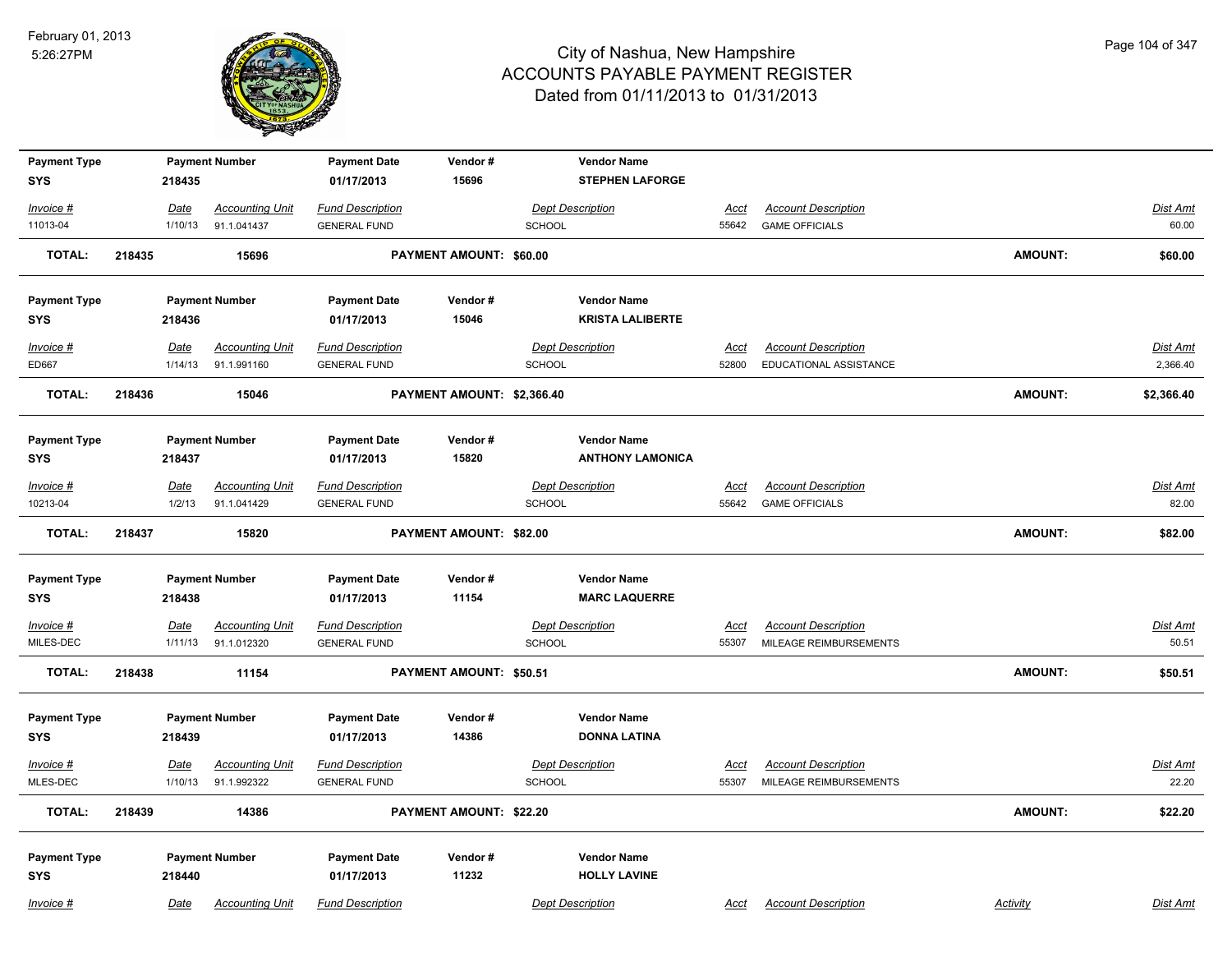# City of Nashua, New Hampshire
## ACCOUNTS PAYABLE PAYMENT REGISTER
### Dated from 01/11/2013 to 01/31/2013

February 01, 2013
5:26:27PM

| Payment Type | Payment Number | Payment Date | Vendor # | Vendor Name |
|---|---|---|---|---|
| SYS | 218435 | 01/17/2013 | 15696 | STEPHEN LAFORGE |

| Invoice # | Date | Accounting Unit | Fund Description | Dept Description | Acct | Account Description | Dist Amt |
|---|---|---|---|---|---|---|---|
| 11013-04 | 1/10/13 | 91.1.041437 | GENERAL FUND | SCHOOL | 55642 | GAME OFFICIALS | 60.00 |

**TOTAL: 218435 15696 PAYMENT AMOUNT: $60.00 AMOUNT: $60.00**

| Payment Type | Payment Number | Payment Date | Vendor # | Vendor Name |
|---|---|---|---|---|
| SYS | 218436 | 01/17/2013 | 15046 | KRISTA LALIBERTE |

| Invoice # | Date | Accounting Unit | Fund Description | Dept Description | Acct | Account Description | Dist Amt |
|---|---|---|---|---|---|---|---|
| ED667 | 1/14/13 | 91.1.991160 | GENERAL FUND | SCHOOL | 52800 | EDUCATIONAL ASSISTANCE | 2,366.40 |

**TOTAL: 218436 15046 PAYMENT AMOUNT: $2,366.40 AMOUNT: $2,366.40**

| Payment Type | Payment Number | Payment Date | Vendor # | Vendor Name |
|---|---|---|---|---|
| SYS | 218437 | 01/17/2013 | 15820 | ANTHONY LAMONICA |

| Invoice # | Date | Accounting Unit | Fund Description | Dept Description | Acct | Account Description | Dist Amt |
|---|---|---|---|---|---|---|---|
| 10213-04 | 1/2/13 | 91.1.041429 | GENERAL FUND | SCHOOL | 55642 | GAME OFFICIALS | 82.00 |

**TOTAL: 218437 15820 PAYMENT AMOUNT: $82.00 AMOUNT: $82.00**

| Payment Type | Payment Number | Payment Date | Vendor # | Vendor Name |
|---|---|---|---|---|
| SYS | 218438 | 01/17/2013 | 11154 | MARC LAQUERRE |

| Invoice # | Date | Accounting Unit | Fund Description | Dept Description | Acct | Account Description | Dist Amt |
|---|---|---|---|---|---|---|---|
| MILES-DEC | 1/11/13 | 91.1.012320 | GENERAL FUND | SCHOOL | 55307 | MILEAGE REIMBURSEMENTS | 50.51 |

**TOTAL: 218438 11154 PAYMENT AMOUNT: $50.51 AMOUNT: $50.51**

| Payment Type | Payment Number | Payment Date | Vendor # | Vendor Name |
|---|---|---|---|---|
| SYS | 218439 | 01/17/2013 | 14386 | DONNA LATINA |

| Invoice # | Date | Accounting Unit | Fund Description | Dept Description | Acct | Account Description | Dist Amt |
|---|---|---|---|---|---|---|---|
| MLES-DEC | 1/10/13 | 91.1.992322 | GENERAL FUND | SCHOOL | 55307 | MILEAGE REIMBURSEMENTS | 22.20 |

**TOTAL: 218439 14386 PAYMENT AMOUNT: $22.20 AMOUNT: $22.20**

| Payment Type | Payment Number | Payment Date | Vendor # | Vendor Name |
|---|---|---|---|---|
| SYS | 218440 | 01/17/2013 | 11232 | HOLLY LAVINE |

| Invoice # | Date | Accounting Unit | Fund Description | Dept Description | Acct | Account Description | Activity | Dist Amt |
|---|---|---|---|---|---|---|---|---|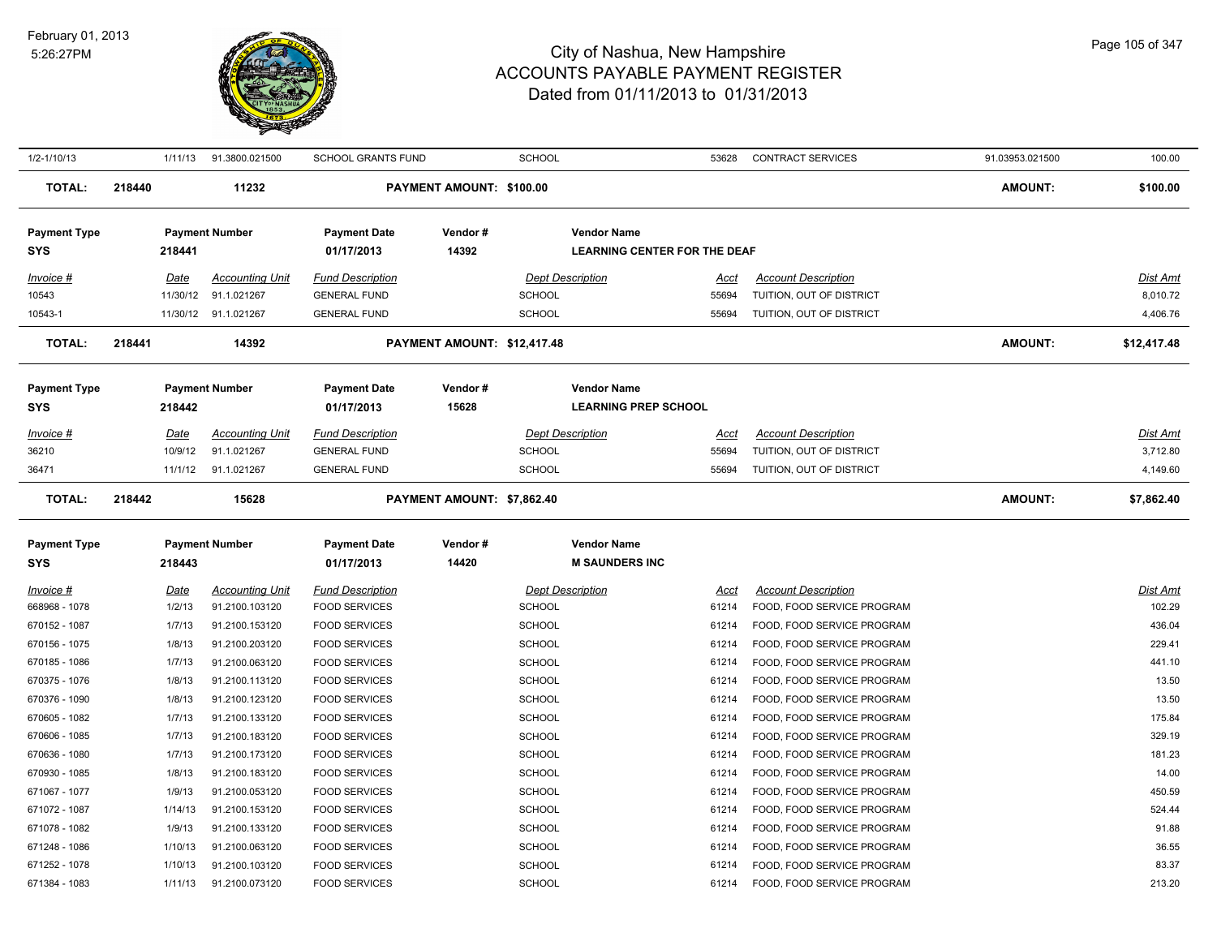# City of Nashua, New Hampshire
## ACCOUNTS PAYABLE PAYMENT REGISTER
### Dated from 01/11/2013 to 01/31/2013

| Invoice # | Date | Accounting Unit | Fund Description | Dept Description | Acct | Account Description | | Dist Amt |
|---|---|---|---|---|---|---|---|---|
| 1/2-1/10/13 | 1/11/13 | 91.3800.021500 | SCHOOL GRANTS FUND | SCHOOL | 53628 | CONTRACT SERVICES | 91.03953.021500 | 100.00 |

**TOTAL: 218440 11232 PAYMENT AMOUNT: $100.00 AMOUNT: $100.00**

| Payment Type | Payment Number | Payment Date | Vendor # | Vendor Name |
|---|---|---|---|---|
| SYS | 218441 | 01/17/2013 | 14392 | LEARNING CENTER FOR THE DEAF |

| Invoice # | Date | Accounting Unit | Fund Description | Dept Description | Acct | Account Description | Dist Amt |
|---|---|---|---|---|---|---|---|
| 10543 | 11/30/12 | 91.1.021267 | GENERAL FUND | SCHOOL | 55694 | TUITION, OUT OF DISTRICT | 8,010.72 |
| 10543-1 | 11/30/12 | 91.1.021267 | GENERAL FUND | SCHOOL | 55694 | TUITION, OUT OF DISTRICT | 4,406.76 |

**TOTAL: 218441 14392 PAYMENT AMOUNT: $12,417.48 AMOUNT: $12,417.48**

| Payment Type | Payment Number | Payment Date | Vendor # | Vendor Name |
|---|---|---|---|---|
| SYS | 218442 | 01/17/2013 | 15628 | LEARNING PREP SCHOOL |

| Invoice # | Date | Accounting Unit | Fund Description | Dept Description | Acct | Account Description | Dist Amt |
|---|---|---|---|---|---|---|---|
| 36210 | 10/9/12 | 91.1.021267 | GENERAL FUND | SCHOOL | 55694 | TUITION, OUT OF DISTRICT | 3,712.80 |
| 36471 | 11/1/12 | 91.1.021267 | GENERAL FUND | SCHOOL | 55694 | TUITION, OUT OF DISTRICT | 4,149.60 |

**TOTAL: 218442 15628 PAYMENT AMOUNT: $7,862.40 AMOUNT: $7,862.40**

| Payment Type | Payment Number | Payment Date | Vendor # | Vendor Name |
|---|---|---|---|---|
| SYS | 218443 | 01/17/2013 | 14420 | M SAUNDERS INC |

| Invoice # | Date | Accounting Unit | Fund Description | Dept Description | Acct | Account Description | Dist Amt |
|---|---|---|---|---|---|---|---|
| 668968 - 1078 | 1/2/13 | 91.2100.103120 | FOOD SERVICES | SCHOOL | 61214 | FOOD, FOOD SERVICE PROGRAM | 102.29 |
| 670152 - 1087 | 1/7/13 | 91.2100.153120 | FOOD SERVICES | SCHOOL | 61214 | FOOD, FOOD SERVICE PROGRAM | 436.04 |
| 670156 - 1075 | 1/8/13 | 91.2100.203120 | FOOD SERVICES | SCHOOL | 61214 | FOOD, FOOD SERVICE PROGRAM | 229.41 |
| 670185 - 1086 | 1/7/13 | 91.2100.063120 | FOOD SERVICES | SCHOOL | 61214 | FOOD, FOOD SERVICE PROGRAM | 441.10 |
| 670375 - 1076 | 1/8/13 | 91.2100.113120 | FOOD SERVICES | SCHOOL | 61214 | FOOD, FOOD SERVICE PROGRAM | 13.50 |
| 670376 - 1090 | 1/8/13 | 91.2100.123120 | FOOD SERVICES | SCHOOL | 61214 | FOOD, FOOD SERVICE PROGRAM | 13.50 |
| 670605 - 1082 | 1/7/13 | 91.2100.133120 | FOOD SERVICES | SCHOOL | 61214 | FOOD, FOOD SERVICE PROGRAM | 175.84 |
| 670606 - 1085 | 1/7/13 | 91.2100.183120 | FOOD SERVICES | SCHOOL | 61214 | FOOD, FOOD SERVICE PROGRAM | 329.19 |
| 670636 - 1080 | 1/7/13 | 91.2100.173120 | FOOD SERVICES | SCHOOL | 61214 | FOOD, FOOD SERVICE PROGRAM | 181.23 |
| 670930 - 1085 | 1/8/13 | 91.2100.183120 | FOOD SERVICES | SCHOOL | 61214 | FOOD, FOOD SERVICE PROGRAM | 14.00 |
| 671067 - 1077 | 1/9/13 | 91.2100.053120 | FOOD SERVICES | SCHOOL | 61214 | FOOD, FOOD SERVICE PROGRAM | 450.59 |
| 671072 - 1087 | 1/14/13 | 91.2100.153120 | FOOD SERVICES | SCHOOL | 61214 | FOOD, FOOD SERVICE PROGRAM | 524.44 |
| 671078 - 1082 | 1/9/13 | 91.2100.133120 | FOOD SERVICES | SCHOOL | 61214 | FOOD, FOOD SERVICE PROGRAM | 91.88 |
| 671248 - 1086 | 1/10/13 | 91.2100.063120 | FOOD SERVICES | SCHOOL | 61214 | FOOD, FOOD SERVICE PROGRAM | 36.55 |
| 671252 - 1078 | 1/10/13 | 91.2100.103120 | FOOD SERVICES | SCHOOL | 61214 | FOOD, FOOD SERVICE PROGRAM | 83.37 |
| 671384 - 1083 | 1/11/13 | 91.2100.073120 | FOOD SERVICES | SCHOOL | 61214 | FOOD, FOOD SERVICE PROGRAM | 213.20 |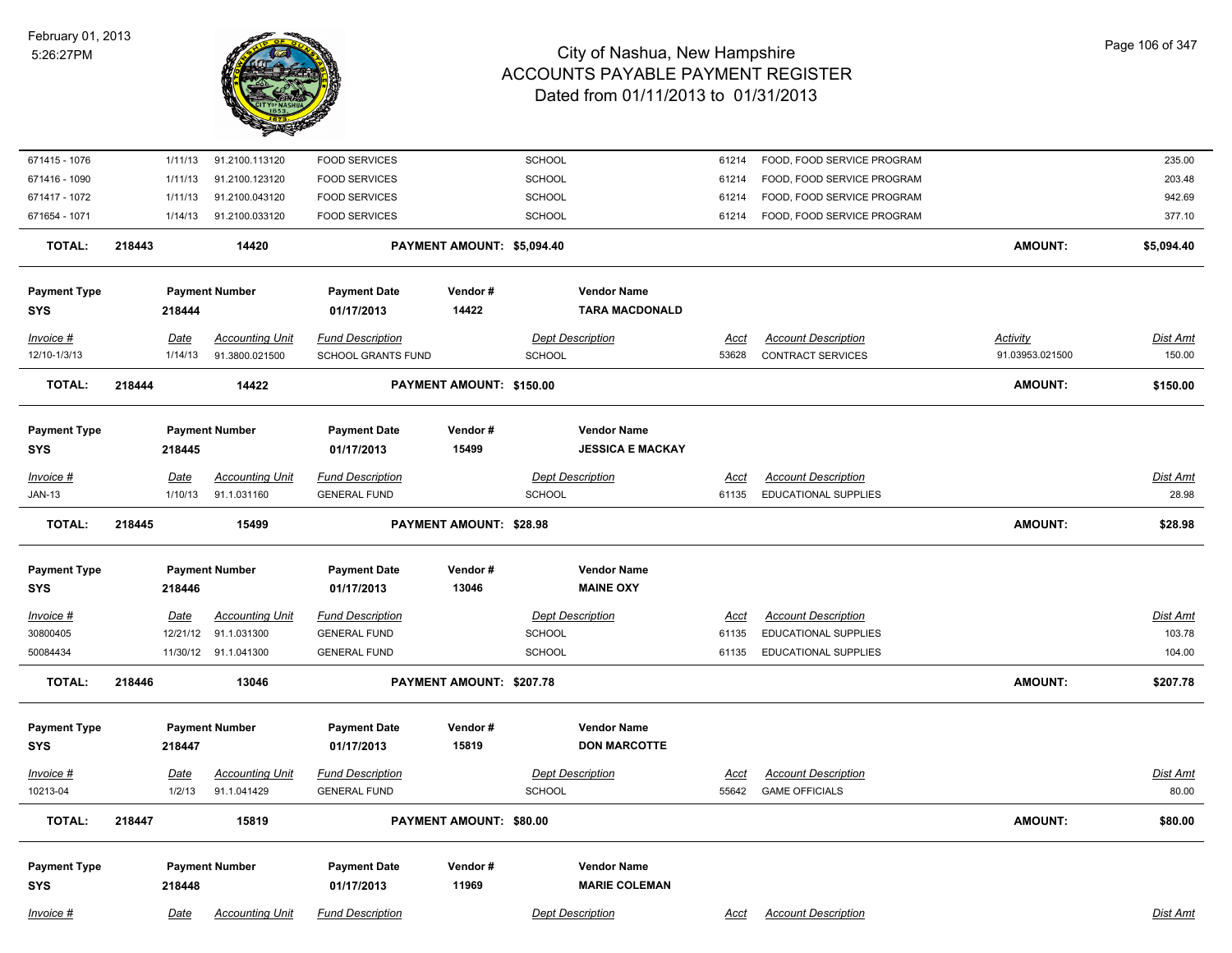| Invoice # | Date | Accounting Unit | Fund Description | Dept Description | Acct | Account Description | Activity | Dist Amt |
|---|---|---|---|---|---|---|---|---|
| 671415 - 1076 | 1/11/13 | 91.2100.113120 | FOOD SERVICES | SCHOOL | 61214 | FOOD, FOOD SERVICE PROGRAM | | 235.00 |
| 671416 - 1090 | 1/11/13 | 91.2100.123120 | FOOD SERVICES | SCHOOL | 61214 | FOOD, FOOD SERVICE PROGRAM | | 203.48 |
| 671417 - 1072 | 1/11/13 | 91.2100.043120 | FOOD SERVICES | SCHOOL | 61214 | FOOD, FOOD SERVICE PROGRAM | | 942.69 |
| 671654 - 1071 | 1/14/13 | 91.2100.033120 | FOOD SERVICES | SCHOOL | 61214 | FOOD, FOOD SERVICE PROGRAM | | 377.10 |

**TOTAL: 218443 — 14420 — PAYMENT AMOUNT: $5,094.40 — AMOUNT: $5,094.40**

| Payment Type | Payment Number | Payment Date | Vendor # | Vendor Name |
|---|---|---|---|---|
| SYS | 218444 | 01/17/2013 | 14422 | TARA MACDONALD |

| Invoice # | Date | Accounting Unit | Fund Description | Dept Description | Acct | Account Description | Activity | Dist Amt |
|---|---|---|---|---|---|---|---|---|
| 12/10-1/3/13 | 1/14/13 | 91.3800.021500 | SCHOOL GRANTS FUND | SCHOOL | 53628 | CONTRACT SERVICES | 91.03953.021500 | 150.00 |

**TOTAL: 218444 — 14422 — PAYMENT AMOUNT: $150.00 — AMOUNT: $150.00**

| Payment Type | Payment Number | Payment Date | Vendor # | Vendor Name |
|---|---|---|---|---|
| SYS | 218445 | 01/17/2013 | 15499 | JESSICA E MACKAY |

| Invoice # | Date | Accounting Unit | Fund Description | Dept Description | Acct | Account Description | Dist Amt |
|---|---|---|---|---|---|---|---|
| JAN-13 | 1/10/13 | 91.1.031160 | GENERAL FUND | SCHOOL | 61135 | EDUCATIONAL SUPPLIES | 28.98 |

**TOTAL: 218445 — 15499 — PAYMENT AMOUNT: $28.98 — AMOUNT: $28.98**

| Payment Type | Payment Number | Payment Date | Vendor # | Vendor Name |
|---|---|---|---|---|
| SYS | 218446 | 01/17/2013 | 13046 | MAINE OXY |

| Invoice # | Date | Accounting Unit | Fund Description | Dept Description | Acct | Account Description | Dist Amt |
|---|---|---|---|---|---|---|---|
| 30800405 | 12/21/12 | 91.1.031300 | GENERAL FUND | SCHOOL | 61135 | EDUCATIONAL SUPPLIES | 103.78 |
| 50084434 | 11/30/12 | 91.1.041300 | GENERAL FUND | SCHOOL | 61135 | EDUCATIONAL SUPPLIES | 104.00 |

**TOTAL: 218446 — 13046 — PAYMENT AMOUNT: $207.78 — AMOUNT: $207.78**

| Payment Type | Payment Number | Payment Date | Vendor # | Vendor Name |
|---|---|---|---|---|
| SYS | 218447 | 01/17/2013 | 15819 | DON MARCOTTE |

| Invoice # | Date | Accounting Unit | Fund Description | Dept Description | Acct | Account Description | Dist Amt |
|---|---|---|---|---|---|---|---|
| 10213-04 | 1/2/13 | 91.1.041429 | GENERAL FUND | SCHOOL | 55642 | GAME OFFICIALS | 80.00 |

**TOTAL: 218447 — 15819 — PAYMENT AMOUNT: $80.00 — AMOUNT: $80.00**

| Payment Type | Payment Number | Payment Date | Vendor # | Vendor Name |
|---|---|---|---|---|
| SYS | 218448 | 01/17/2013 | 11969 | MARIE COLEMAN |

| Invoice # | Date | Accounting Unit | Fund Description | Dept Description | Acct | Account Description | Dist Amt |
|---|---|---|---|---|---|---|---|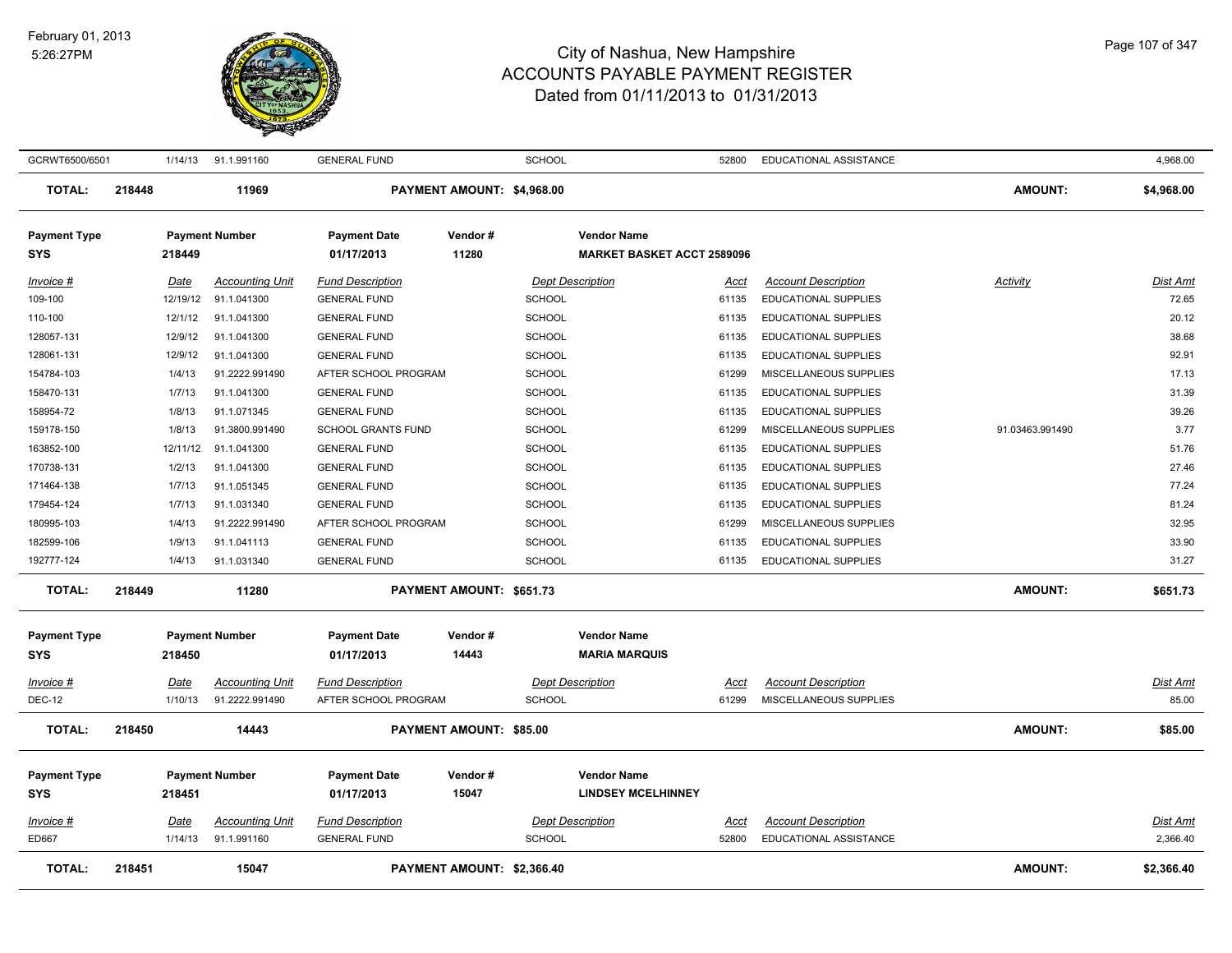# City of Nashua, New Hampshire
# ACCOUNTS PAYABLE PAYMENT REGISTER
## Dated from 01/11/2013 to 01/31/2013

February 01, 2013
5:26:27PM

| Invoice # | Date | Accounting Unit | Fund Description | Dept Description | Acct | Account Description | Activity | Dist Amt |
|---|---|---|---|---|---|---|---|---|
| GCRWT6500/6501 | 1/14/13 | 91.1.991160 | GENERAL FUND | SCHOOL | 52800 | EDUCATIONAL ASSISTANCE | | 4,968.00 |

**TOTAL: 218448 11969 PAYMENT AMOUNT: $4,968.00 AMOUNT: $4,968.00**

| Payment Type | Payment Number | Payment Date | Vendor # | Vendor Name |
|---|---|---|---|---|
| SYS | 218449 | 01/17/2013 | 11280 | MARKET BASKET ACCT 2589096 |

| Invoice # | Date | Accounting Unit | Fund Description | Dept Description | Acct | Account Description | Activity | Dist Amt |
|---|---|---|---|---|---|---|---|---|
| 109-100 | 12/19/12 | 91.1.041300 | GENERAL FUND | SCHOOL | 61135 | EDUCATIONAL SUPPLIES | | 72.65 |
| 110-100 | 12/1/12 | 91.1.041300 | GENERAL FUND | SCHOOL | 61135 | EDUCATIONAL SUPPLIES | | 20.12 |
| 128057-131 | 12/9/12 | 91.1.041300 | GENERAL FUND | SCHOOL | 61135 | EDUCATIONAL SUPPLIES | | 38.68 |
| 128061-131 | 12/9/12 | 91.1.041300 | GENERAL FUND | SCHOOL | 61135 | EDUCATIONAL SUPPLIES | | 92.91 |
| 154784-103 | 1/4/13 | 91.2222.991490 | AFTER SCHOOL PROGRAM | SCHOOL | 61299 | MISCELLANEOUS SUPPLIES | | 17.13 |
| 158470-131 | 1/7/13 | 91.1.041300 | GENERAL FUND | SCHOOL | 61135 | EDUCATIONAL SUPPLIES | | 31.39 |
| 158954-72 | 1/8/13 | 91.1.071345 | GENERAL FUND | SCHOOL | 61135 | EDUCATIONAL SUPPLIES | | 39.26 |
| 159178-150 | 1/8/13 | 91.3800.991490 | SCHOOL GRANTS FUND | SCHOOL | 61299 | MISCELLANEOUS SUPPLIES | 91.03463.991490 | 3.77 |
| 163852-100 | 12/11/12 | 91.1.041300 | GENERAL FUND | SCHOOL | 61135 | EDUCATIONAL SUPPLIES | | 51.76 |
| 170738-131 | 1/2/13 | 91.1.041300 | GENERAL FUND | SCHOOL | 61135 | EDUCATIONAL SUPPLIES | | 27.46 |
| 171464-138 | 1/7/13 | 91.1.051345 | GENERAL FUND | SCHOOL | 61135 | EDUCATIONAL SUPPLIES | | 77.24 |
| 179454-124 | 1/7/13 | 91.1.031340 | GENERAL FUND | SCHOOL | 61135 | EDUCATIONAL SUPPLIES | | 81.24 |
| 180995-103 | 1/4/13 | 91.2222.991490 | AFTER SCHOOL PROGRAM | SCHOOL | 61299 | MISCELLANEOUS SUPPLIES | | 32.95 |
| 182599-106 | 1/9/13 | 91.1.041113 | GENERAL FUND | SCHOOL | 61135 | EDUCATIONAL SUPPLIES | | 33.90 |
| 192777-124 | 1/4/13 | 91.1.031340 | GENERAL FUND | SCHOOL | 61135 | EDUCATIONAL SUPPLIES | | 31.27 |

**TOTAL: 218449 11280 PAYMENT AMOUNT: $651.73 AMOUNT: $651.73**

| Payment Type | Payment Number | Payment Date | Vendor # | Vendor Name |
|---|---|---|---|---|
| SYS | 218450 | 01/17/2013 | 14443 | MARIA MARQUIS |

| Invoice # | Date | Accounting Unit | Fund Description | Dept Description | Acct | Account Description | Dist Amt |
|---|---|---|---|---|---|---|---|
| DEC-12 | 1/10/13 | 91.2222.991490 | AFTER SCHOOL PROGRAM | SCHOOL | 61299 | MISCELLANEOUS SUPPLIES | 85.00 |

**TOTAL: 218450 14443 PAYMENT AMOUNT: $85.00 AMOUNT: $85.00**

| Payment Type | Payment Number | Payment Date | Vendor # | Vendor Name |
|---|---|---|---|---|
| SYS | 218451 | 01/17/2013 | 15047 | LINDSEY MCELHINNEY |

| Invoice # | Date | Accounting Unit | Fund Description | Dept Description | Acct | Account Description | Dist Amt |
|---|---|---|---|---|---|---|---|
| ED667 | 1/14/13 | 91.1.991160 | GENERAL FUND | SCHOOL | 52800 | EDUCATIONAL ASSISTANCE | 2,366.40 |

**TOTAL: 218451 15047 PAYMENT AMOUNT: $2,366.40 AMOUNT: $2,366.40**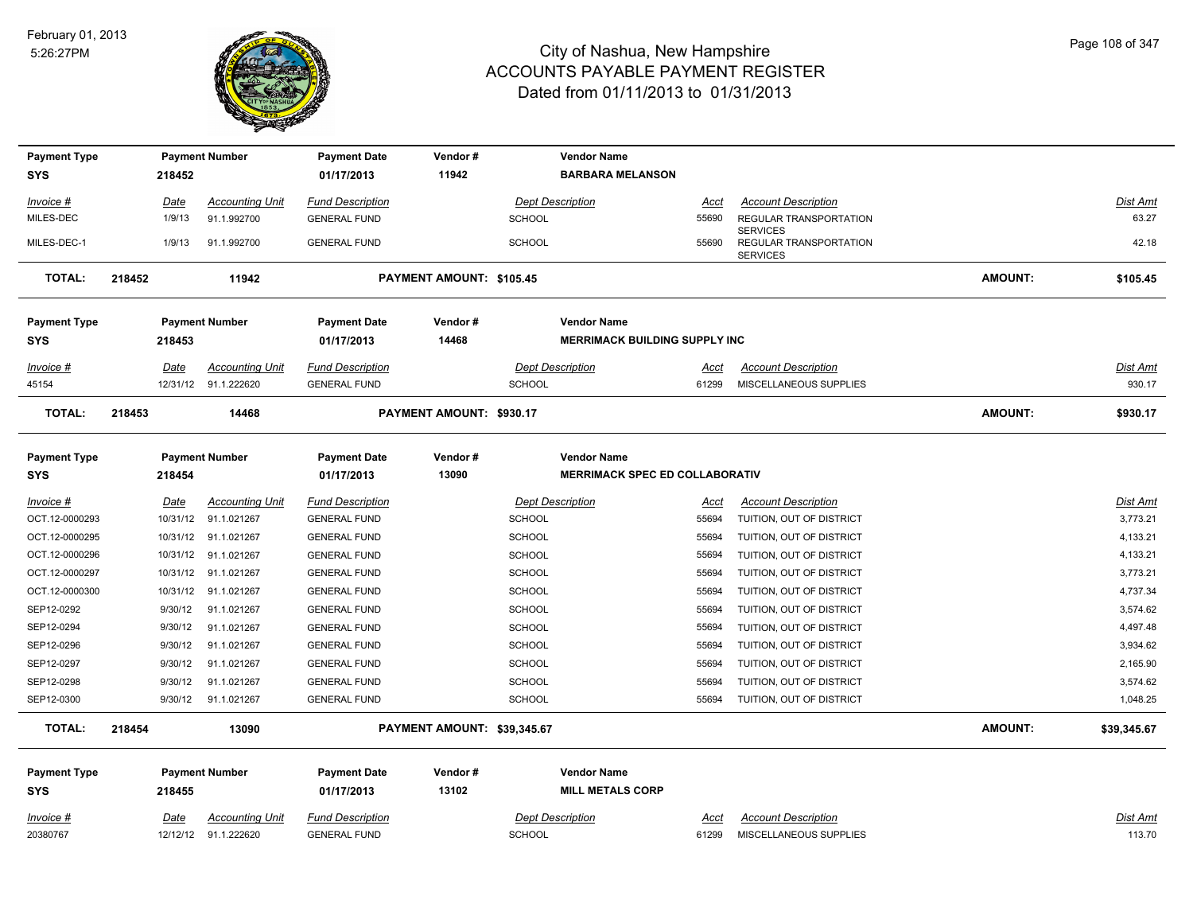# City of Nashua, New Hampshire
## ACCOUNTS PAYABLE PAYMENT REGISTER
### Dated from 01/11/2013 to 01/31/2013

February 01, 2013
5:26:27PM

| Payment Type | Payment Number | Payment Date | Vendor # | Vendor Name |
|---|---|---|---|---|
| SYS | 218452 | 01/17/2013 | 11942 | BARBARA MELANSON |

| Invoice # | Date | Accounting Unit | Fund Description | Dept Description | Acct | Account Description | Dist Amt |
|---|---|---|---|---|---|---|---|
| MILES-DEC | 1/9/13 | 91.1.992700 | GENERAL FUND | SCHOOL | 55690 | REGULAR TRANSPORTATION SERVICES | 63.27 |
| MILES-DEC-1 | 1/9/13 | 91.1.992700 | GENERAL FUND | SCHOOL | 55690 | REGULAR TRANSPORTATION SERVICES | 42.18 |

**TOTAL: 218452 11942 PAYMENT AMOUNT: $105.45 AMOUNT: $105.45**

| Payment Type | Payment Number | Payment Date | Vendor # | Vendor Name |
|---|---|---|---|---|
| SYS | 218453 | 01/17/2013 | 14468 | MERRIMACK BUILDING SUPPLY INC |

| Invoice # | Date | Accounting Unit | Fund Description | Dept Description | Acct | Account Description | Dist Amt |
|---|---|---|---|---|---|---|---|
| 45154 | 12/31/12 | 91.1.222620 | GENERAL FUND | SCHOOL | 61299 | MISCELLANEOUS SUPPLIES | 930.17 |

**TOTAL: 218453 14468 PAYMENT AMOUNT: $930.17 AMOUNT: $930.17**

| Payment Type | Payment Number | Payment Date | Vendor # | Vendor Name |
|---|---|---|---|---|
| SYS | 218454 | 01/17/2013 | 13090 | MERRIMACK SPEC ED COLLABORATIV |

| Invoice # | Date | Accounting Unit | Fund Description | Dept Description | Acct | Account Description | Dist Amt |
|---|---|---|---|---|---|---|---|
| OCT.12-0000293 | 10/31/12 | 91.1.021267 | GENERAL FUND | SCHOOL | 55694 | TUITION, OUT OF DISTRICT | 3,773.21 |
| OCT.12-0000295 | 10/31/12 | 91.1.021267 | GENERAL FUND | SCHOOL | 55694 | TUITION, OUT OF DISTRICT | 4,133.21 |
| OCT.12-0000296 | 10/31/12 | 91.1.021267 | GENERAL FUND | SCHOOL | 55694 | TUITION, OUT OF DISTRICT | 4,133.21 |
| OCT.12-0000297 | 10/31/12 | 91.1.021267 | GENERAL FUND | SCHOOL | 55694 | TUITION, OUT OF DISTRICT | 3,773.21 |
| OCT.12-0000300 | 10/31/12 | 91.1.021267 | GENERAL FUND | SCHOOL | 55694 | TUITION, OUT OF DISTRICT | 4,737.34 |
| SEP12-0292 | 9/30/12 | 91.1.021267 | GENERAL FUND | SCHOOL | 55694 | TUITION, OUT OF DISTRICT | 3,574.62 |
| SEP12-0294 | 9/30/12 | 91.1.021267 | GENERAL FUND | SCHOOL | 55694 | TUITION, OUT OF DISTRICT | 4,497.48 |
| SEP12-0296 | 9/30/12 | 91.1.021267 | GENERAL FUND | SCHOOL | 55694 | TUITION, OUT OF DISTRICT | 3,934.62 |
| SEP12-0297 | 9/30/12 | 91.1.021267 | GENERAL FUND | SCHOOL | 55694 | TUITION, OUT OF DISTRICT | 2,165.90 |
| SEP12-0298 | 9/30/12 | 91.1.021267 | GENERAL FUND | SCHOOL | 55694 | TUITION, OUT OF DISTRICT | 3,574.62 |
| SEP12-0300 | 9/30/12 | 91.1.021267 | GENERAL FUND | SCHOOL | 55694 | TUITION, OUT OF DISTRICT | 1,048.25 |

**TOTAL: 218454 13090 PAYMENT AMOUNT: $39,345.67 AMOUNT: $39,345.67**

| Payment Type | Payment Number | Payment Date | Vendor # | Vendor Name |
|---|---|---|---|---|
| SYS | 218455 | 01/17/2013 | 13102 | MILL METALS CORP |

| Invoice # | Date | Accounting Unit | Fund Description | Dept Description | Acct | Account Description | Dist Amt |
|---|---|---|---|---|---|---|---|
| 20380767 | 12/12/12 | 91.1.222620 | GENERAL FUND | SCHOOL | 61299 | MISCELLANEOUS SUPPLIES | 113.70 |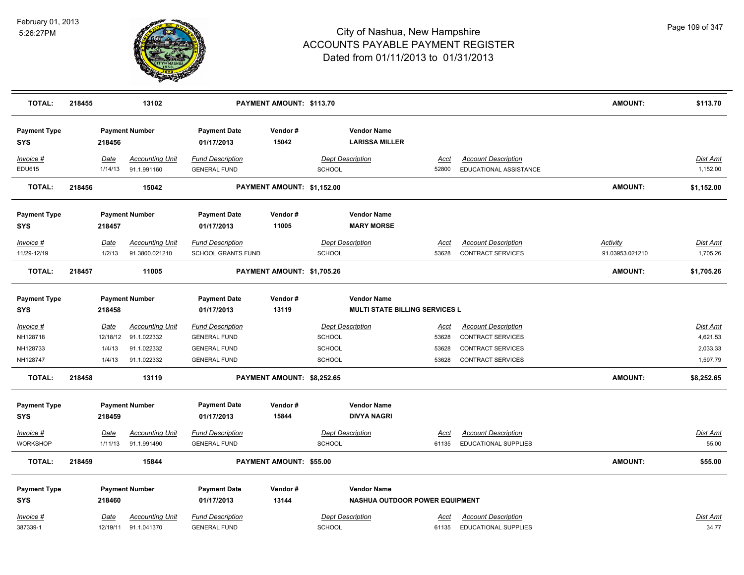# City of Nashua, New Hampshire
# ACCOUNTS PAYABLE PAYMENT REGISTER
## Dated from 01/11/2013 to 01/31/2013

February 01, 2013
5:26:27PM

| TOTAL: | 218455 | 13102 | PAYMENT AMOUNT: $113.70 | AMOUNT: | $113.70 |
|---|---|---|---|---|---|

| Payment Type | Payment Number | Payment Date | Vendor # | Vendor Name |
|---|---|---|---|---|
| SYS | 218456 | 01/17/2013 | 15042 | LARISSA MILLER |

| Invoice # | Date | Accounting Unit | Fund Description | Dept Description | Acct | Account Description | Dist Amt |
|---|---|---|---|---|---|---|---|
| EDU615 | 1/14/13 | 91.1.991160 | GENERAL FUND | SCHOOL | 52800 | EDUCATIONAL ASSISTANCE | 1,152.00 |

| TOTAL: | 218456 | 15042 | PAYMENT AMOUNT: $1,152.00 | AMOUNT: | $1,152.00 |
|---|---|---|---|---|---|

| Payment Type | Payment Number | Payment Date | Vendor # | Vendor Name |
|---|---|---|---|---|
| SYS | 218457 | 01/17/2013 | 11005 | MARY MORSE |

| Invoice # | Date | Accounting Unit | Fund Description | Dept Description | Acct | Account Description | Activity | Dist Amt |
|---|---|---|---|---|---|---|---|---|
| 11/29-12/19 | 1/2/13 | 91.3800.021210 | SCHOOL GRANTS FUND | SCHOOL | 53628 | CONTRACT SERVICES | 91.03953.021210 | 1,705.26 |

| TOTAL: | 218457 | 11005 | PAYMENT AMOUNT: $1,705.26 | AMOUNT: | $1,705.26 |
|---|---|---|---|---|---|

| Payment Type | Payment Number | Payment Date | Vendor # | Vendor Name |
|---|---|---|---|---|
| SYS | 218458 | 01/17/2013 | 13119 | MULTI STATE BILLING SERVICES L |

| Invoice # | Date | Accounting Unit | Fund Description | Dept Description | Acct | Account Description | Dist Amt |
|---|---|---|---|---|---|---|---|
| NH128718 | 12/18/12 | 91.1.022332 | GENERAL FUND | SCHOOL | 53628 | CONTRACT SERVICES | 4,621.53 |
| NH128733 | 1/4/13 | 91.1.022332 | GENERAL FUND | SCHOOL | 53628 | CONTRACT SERVICES | 2,033.33 |
| NH128747 | 1/4/13 | 91.1.022332 | GENERAL FUND | SCHOOL | 53628 | CONTRACT SERVICES | 1,597.79 |

| TOTAL: | 218458 | 13119 | PAYMENT AMOUNT: $8,252.65 | AMOUNT: | $8,252.65 |
|---|---|---|---|---|---|

| Payment Type | Payment Number | Payment Date | Vendor # | Vendor Name |
|---|---|---|---|---|
| SYS | 218459 | 01/17/2013 | 15844 | DIVYA NAGRI |

| Invoice # | Date | Accounting Unit | Fund Description | Dept Description | Acct | Account Description | Dist Amt |
|---|---|---|---|---|---|---|---|
| WORKSHOP | 1/11/13 | 91.1.991490 | GENERAL FUND | SCHOOL | 61135 | EDUCATIONAL SUPPLIES | 55.00 |

| TOTAL: | 218459 | 15844 | PAYMENT AMOUNT: $55.00 | AMOUNT: | $55.00 |
|---|---|---|---|---|---|

| Payment Type | Payment Number | Payment Date | Vendor # | Vendor Name |
|---|---|---|---|---|
| SYS | 218460 | 01/17/2013 | 13144 | NASHUA OUTDOOR POWER EQUIPMENT |

| Invoice # | Date | Accounting Unit | Fund Description | Dept Description | Acct | Account Description | Dist Amt |
|---|---|---|---|---|---|---|---|
| 387339-1 | 12/19/11 | 91.1.041370 | GENERAL FUND | SCHOOL | 61135 | EDUCATIONAL SUPPLIES | 34.77 |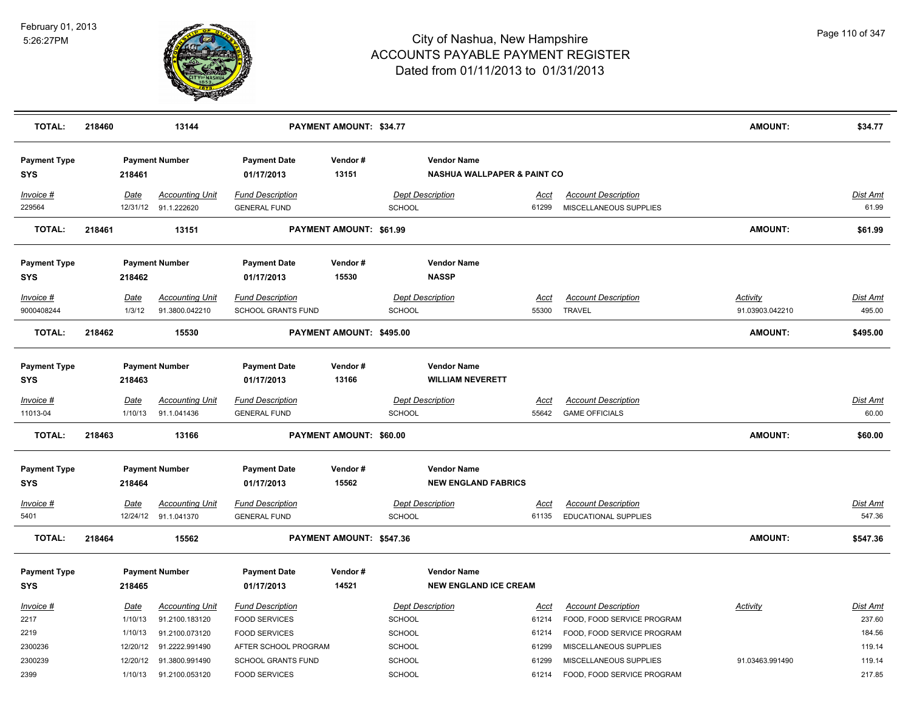# City of Nashua, New Hampshire
## ACCOUNTS PAYABLE PAYMENT REGISTER
### Dated from 01/11/2013 to 01/31/2013

February 01, 2013
5:26:27PM

| TOTAL: | 218460 | 13144 | PAYMENT AMOUNT: $34.77 | AMOUNT: | $34.77 |
|---|---|---|---|---|---|

| Payment Type | Payment Number | Payment Date | Vendor # | Vendor Name |
|---|---|---|---|---|
| SYS | 218461 | 01/17/2013 | 13151 | NASHUA WALLPAPER & PAINT CO |

| Invoice # | Date | Accounting Unit | Fund Description | Dept Description | Acct | Account Description | Activity | Dist Amt |
|---|---|---|---|---|---|---|---|---|
| 229564 | 12/31/12 | 91.1.222620 | GENERAL FUND | SCHOOL | 61299 | MISCELLANEOUS SUPPLIES | | 61.99 |

| TOTAL: | 218461 | 13151 | PAYMENT AMOUNT: $61.99 | AMOUNT: | $61.99 |
|---|---|---|---|---|---|

| Payment Type | Payment Number | Payment Date | Vendor # | Vendor Name |
|---|---|---|---|---|
| SYS | 218462 | 01/17/2013 | 15530 | NASSP |

| Invoice # | Date | Accounting Unit | Fund Description | Dept Description | Acct | Account Description | Activity | Dist Amt |
|---|---|---|---|---|---|---|---|---|
| 9000408244 | 1/3/12 | 91.3800.042210 | SCHOOL GRANTS FUND | SCHOOL | 55300 | TRAVEL | 91.03903.042210 | 495.00 |

| TOTAL: | 218462 | 15530 | PAYMENT AMOUNT: $495.00 | AMOUNT: | $495.00 |
|---|---|---|---|---|---|

| Payment Type | Payment Number | Payment Date | Vendor # | Vendor Name |
|---|---|---|---|---|
| SYS | 218463 | 01/17/2013 | 13166 | WILLIAM NEVERETT |

| Invoice # | Date | Accounting Unit | Fund Description | Dept Description | Acct | Account Description | Activity | Dist Amt |
|---|---|---|---|---|---|---|---|---|
| 11013-04 | 1/10/13 | 91.1.041436 | GENERAL FUND | SCHOOL | 55642 | GAME OFFICIALS | | 60.00 |

| TOTAL: | 218463 | 13166 | PAYMENT AMOUNT: $60.00 | AMOUNT: | $60.00 |
|---|---|---|---|---|---|

| Payment Type | Payment Number | Payment Date | Vendor # | Vendor Name |
|---|---|---|---|---|
| SYS | 218464 | 01/17/2013 | 15562 | NEW ENGLAND FABRICS |

| Invoice # | Date | Accounting Unit | Fund Description | Dept Description | Acct | Account Description | Activity | Dist Amt |
|---|---|---|---|---|---|---|---|---|
| 5401 | 12/24/12 | 91.1.041370 | GENERAL FUND | SCHOOL | 61135 | EDUCATIONAL SUPPLIES | | 547.36 |

| TOTAL: | 218464 | 15562 | PAYMENT AMOUNT: $547.36 | AMOUNT: | $547.36 |
|---|---|---|---|---|---|

| Payment Type | Payment Number | Payment Date | Vendor # | Vendor Name |
|---|---|---|---|---|
| SYS | 218465 | 01/17/2013 | 14521 | NEW ENGLAND ICE CREAM |

| Invoice # | Date | Accounting Unit | Fund Description | Dept Description | Acct | Account Description | Activity | Dist Amt |
|---|---|---|---|---|---|---|---|---|
| 2217 | 1/10/13 | 91.2100.183120 | FOOD SERVICES | SCHOOL | 61214 | FOOD, FOOD SERVICE PROGRAM | | 237.60 |
| 2219 | 1/10/13 | 91.2100.073120 | FOOD SERVICES | SCHOOL | 61214 | FOOD, FOOD SERVICE PROGRAM | | 184.56 |
| 2300236 | 12/20/12 | 91.2222.991490 | AFTER SCHOOL PROGRAM | SCHOOL | 61299 | MISCELLANEOUS SUPPLIES | | 119.14 |
| 2300239 | 12/20/12 | 91.3800.991490 | SCHOOL GRANTS FUND | SCHOOL | 61299 | MISCELLANEOUS SUPPLIES | 91.03463.991490 | 119.14 |
| 2399 | 1/10/13 | 91.2100.053120 | FOOD SERVICES | SCHOOL | 61214 | FOOD, FOOD SERVICE PROGRAM | | 217.85 |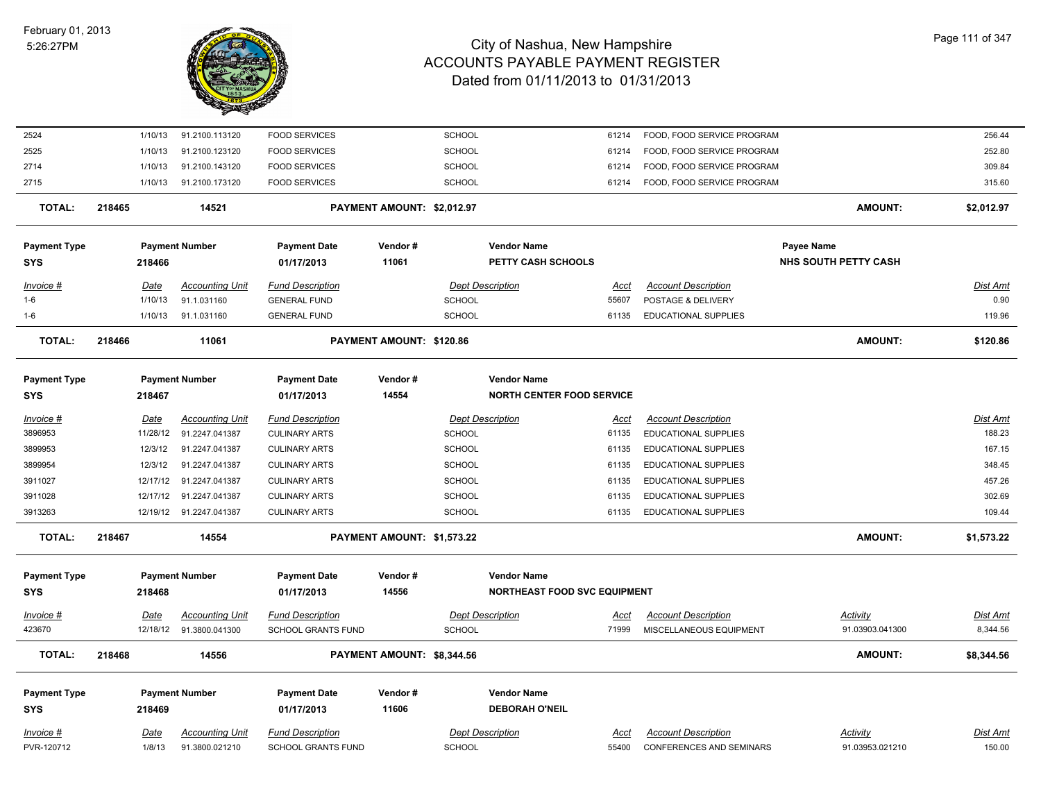| Invoice # | Date | Accounting Unit | Fund Description | Dept Description | Acct | Account Description | Activity | Dist Amt |
|---|---|---|---|---|---|---|---|---|
| 2524 | 1/10/13 | 91.2100.113120 | FOOD SERVICES | SCHOOL | 61214 | FOOD, FOOD SERVICE PROGRAM | | 256.44 |
| 2525 | 1/10/13 | 91.2100.123120 | FOOD SERVICES | SCHOOL | 61214 | FOOD, FOOD SERVICE PROGRAM | | 252.80 |
| 2714 | 1/10/13 | 91.2100.143120 | FOOD SERVICES | SCHOOL | 61214 | FOOD, FOOD SERVICE PROGRAM | | 309.84 |
| 2715 | 1/10/13 | 91.2100.173120 | FOOD SERVICES | SCHOOL | 61214 | FOOD, FOOD SERVICE PROGRAM | | 315.60 |

**TOTAL: 218465 — 14521 — PAYMENT AMOUNT: $2,012.97 — AMOUNT: $2,012.97**

| Payment Type | Payment Number | Payment Date | Vendor # | Vendor Name | Payee Name |
|---|---|---|---|---|---|
| SYS | 218466 | 01/17/2013 | 11061 | PETTY CASH SCHOOLS | NHS SOUTH PETTY CASH |

| Invoice # | Date | Accounting Unit | Fund Description | Dept Description | Acct | Account Description | Dist Amt |
|---|---|---|---|---|---|---|---|
| 1-6 | 1/10/13 | 91.1.031160 | GENERAL FUND | SCHOOL | 55607 | POSTAGE & DELIVERY | 0.90 |
| 1-6 | 1/10/13 | 91.1.031160 | GENERAL FUND | SCHOOL | 61135 | EDUCATIONAL SUPPLIES | 119.96 |

**TOTAL: 218466 — 11061 — PAYMENT AMOUNT: $120.86 — AMOUNT: $120.86**

| Payment Type | Payment Number | Payment Date | Vendor # | Vendor Name |
|---|---|---|---|---|
| SYS | 218467 | 01/17/2013 | 14554 | NORTH CENTER FOOD SERVICE |

| Invoice # | Date | Accounting Unit | Fund Description | Dept Description | Acct | Account Description | Dist Amt |
|---|---|---|---|---|---|---|---|
| 3896953 | 11/28/12 | 91.2247.041387 | CULINARY ARTS | SCHOOL | 61135 | EDUCATIONAL SUPPLIES | 188.23 |
| 3899953 | 12/3/12 | 91.2247.041387 | CULINARY ARTS | SCHOOL | 61135 | EDUCATIONAL SUPPLIES | 167.15 |
| 3899954 | 12/3/12 | 91.2247.041387 | CULINARY ARTS | SCHOOL | 61135 | EDUCATIONAL SUPPLIES | 348.45 |
| 3911027 | 12/17/12 | 91.2247.041387 | CULINARY ARTS | SCHOOL | 61135 | EDUCATIONAL SUPPLIES | 457.26 |
| 3911028 | 12/17/12 | 91.2247.041387 | CULINARY ARTS | SCHOOL | 61135 | EDUCATIONAL SUPPLIES | 302.69 |
| 3913263 | 12/19/12 | 91.2247.041387 | CULINARY ARTS | SCHOOL | 61135 | EDUCATIONAL SUPPLIES | 109.44 |

**TOTAL: 218467 — 14554 — PAYMENT AMOUNT: $1,573.22 — AMOUNT: $1,573.22**

| Payment Type | Payment Number | Payment Date | Vendor # | Vendor Name |
|---|---|---|---|---|
| SYS | 218468 | 01/17/2013 | 14556 | NORTHEAST FOOD SVC EQUIPMENT |

| Invoice # | Date | Accounting Unit | Fund Description | Dept Description | Acct | Account Description | Activity | Dist Amt |
|---|---|---|---|---|---|---|---|---|
| 423670 | 12/18/12 | 91.3800.041300 | SCHOOL GRANTS FUND | SCHOOL | 71999 | MISCELLANEOUS EQUIPMENT | 91.03903.041300 | 8,344.56 |

**TOTAL: 218468 — 14556 — PAYMENT AMOUNT: $8,344.56 — AMOUNT: $8,344.56**

| Payment Type | Payment Number | Payment Date | Vendor # | Vendor Name |
|---|---|---|---|---|
| SYS | 218469 | 01/17/2013 | 11606 | DEBORAH O'NEIL |

| Invoice # | Date | Accounting Unit | Fund Description | Dept Description | Acct | Account Description | Activity | Dist Amt |
|---|---|---|---|---|---|---|---|---|
| PVR-120712 | 1/8/13 | 91.3800.021210 | SCHOOL GRANTS FUND | SCHOOL | 55400 | CONFERENCES AND SEMINARS | 91.03953.021210 | 150.00 |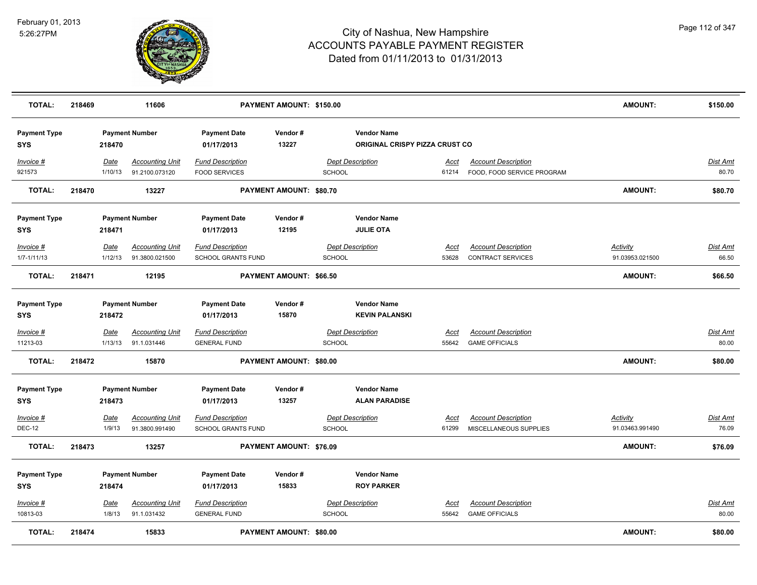# City of Nashua, New Hampshire
## ACCOUNTS PAYABLE PAYMENT REGISTER
### Dated from 01/11/2013 to 01/31/2013

February 01, 2013
5:26:27PM

| TOTAL: | 218469 | 11606 | PAYMENT AMOUNT: $150.00 | AMOUNT: | $150.00 |
|---|---|---|---|---|---|

| Payment Type | Payment Number | Payment Date | Vendor # | Vendor Name |
|---|---|---|---|---|
| SYS | 218470 | 01/17/2013 | 13227 | ORIGINAL CRISPY PIZZA CRUST CO |

| Invoice # | Date | Accounting Unit | Fund Description | Dept Description | Acct | Account Description | Activity | Dist Amt |
|---|---|---|---|---|---|---|---|---|
| 921573 | 1/10/13 | 91.2100.073120 | FOOD SERVICES | SCHOOL | 61214 | FOOD, FOOD SERVICE PROGRAM | | 80.70 |

| TOTAL: | 218470 | 13227 | PAYMENT AMOUNT: $80.70 | AMOUNT: | $80.70 |
|---|---|---|---|---|---|

| Payment Type | Payment Number | Payment Date | Vendor # | Vendor Name |
|---|---|---|---|---|
| SYS | 218471 | 01/17/2013 | 12195 | JULIE OTA |

| Invoice # | Date | Accounting Unit | Fund Description | Dept Description | Acct | Account Description | Activity | Dist Amt |
|---|---|---|---|---|---|---|---|---|
| 1/7-1/11/13 | 1/12/13 | 91.3800.021500 | SCHOOL GRANTS FUND | SCHOOL | 53628 | CONTRACT SERVICES | 91.03953.021500 | 66.50 |

| TOTAL: | 218471 | 12195 | PAYMENT AMOUNT: $66.50 | AMOUNT: | $66.50 |
|---|---|---|---|---|---|

| Payment Type | Payment Number | Payment Date | Vendor # | Vendor Name |
|---|---|---|---|---|
| SYS | 218472 | 01/17/2013 | 15870 | KEVIN PALANSKI |

| Invoice # | Date | Accounting Unit | Fund Description | Dept Description | Acct | Account Description | Activity | Dist Amt |
|---|---|---|---|---|---|---|---|---|
| 11213-03 | 1/13/13 | 91.1.031446 | GENERAL FUND | SCHOOL | 55642 | GAME OFFICIALS | | 80.00 |

| TOTAL: | 218472 | 15870 | PAYMENT AMOUNT: $80.00 | AMOUNT: | $80.00 |
|---|---|---|---|---|---|

| Payment Type | Payment Number | Payment Date | Vendor # | Vendor Name |
|---|---|---|---|---|
| SYS | 218473 | 01/17/2013 | 13257 | ALAN PARADISE |

| Invoice # | Date | Accounting Unit | Fund Description | Dept Description | Acct | Account Description | Activity | Dist Amt |
|---|---|---|---|---|---|---|---|---|
| DEC-12 | 1/9/13 | 91.3800.991490 | SCHOOL GRANTS FUND | SCHOOL | 61299 | MISCELLANEOUS SUPPLIES | 91.03463.991490 | 76.09 |

| TOTAL: | 218473 | 13257 | PAYMENT AMOUNT: $76.09 | AMOUNT: | $76.09 |
|---|---|---|---|---|---|

| Payment Type | Payment Number | Payment Date | Vendor # | Vendor Name |
|---|---|---|---|---|
| SYS | 218474 | 01/17/2013 | 15833 | ROY PARKER |

| Invoice # | Date | Accounting Unit | Fund Description | Dept Description | Acct | Account Description | Activity | Dist Amt |
|---|---|---|---|---|---|---|---|---|
| 10813-03 | 1/8/13 | 91.1.031432 | GENERAL FUND | SCHOOL | 55642 | GAME OFFICIALS | | 80.00 |

| TOTAL: | 218474 | 15833 | PAYMENT AMOUNT: $80.00 | AMOUNT: | $80.00 |
|---|---|---|---|---|---|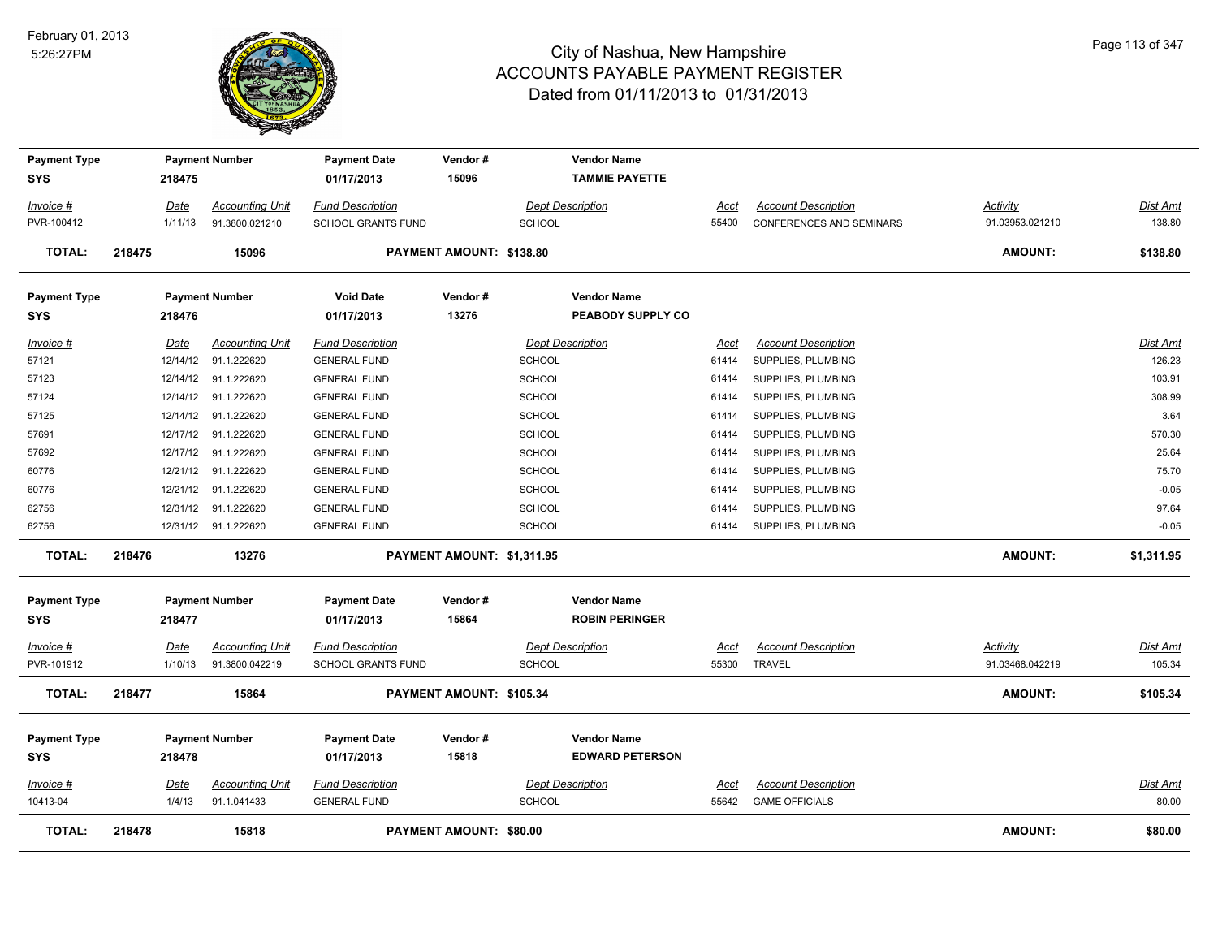# City of Nashua, New Hampshire
## ACCOUNTS PAYABLE PAYMENT REGISTER
### Dated from 01/11/2013 to 01/31/2013

| Payment Type | Payment Number | Payment Date | Vendor # | Vendor Name |
|---|---|---|---|---|
| SYS | 218475 | 01/17/2013 | 15096 | TAMMIE PAYETTE |

| Invoice # | Date | Accounting Unit | Fund Description | Dept Description | Acct | Account Description | Activity | Dist Amt |
|---|---|---|---|---|---|---|---|---|
| PVR-100412 | 1/11/13 | 91.3800.021210 | SCHOOL GRANTS FUND | SCHOOL | 55400 | CONFERENCES AND SEMINARS | 91.03953.021210 | 138.80 |

**TOTAL: 218475 15096 PAYMENT AMOUNT: $138.80 AMOUNT: $138.80**

| Payment Type | Payment Number | Void Date | Vendor # | Vendor Name |
|---|---|---|---|---|
| SYS | 218476 | 01/17/2013 | 13276 | PEABODY SUPPLY CO |

| Invoice # | Date | Accounting Unit | Fund Description | Dept Description | Acct | Account Description | Dist Amt |
|---|---|---|---|---|---|---|---|
| 57121 | 12/14/12 | 91.1.222620 | GENERAL FUND | SCHOOL | 61414 | SUPPLIES, PLUMBING | 126.23 |
| 57123 | 12/14/12 | 91.1.222620 | GENERAL FUND | SCHOOL | 61414 | SUPPLIES, PLUMBING | 103.91 |
| 57124 | 12/14/12 | 91.1.222620 | GENERAL FUND | SCHOOL | 61414 | SUPPLIES, PLUMBING | 308.99 |
| 57125 | 12/14/12 | 91.1.222620 | GENERAL FUND | SCHOOL | 61414 | SUPPLIES, PLUMBING | 3.64 |
| 57691 | 12/17/12 | 91.1.222620 | GENERAL FUND | SCHOOL | 61414 | SUPPLIES, PLUMBING | 570.30 |
| 57692 | 12/17/12 | 91.1.222620 | GENERAL FUND | SCHOOL | 61414 | SUPPLIES, PLUMBING | 25.64 |
| 60776 | 12/21/12 | 91.1.222620 | GENERAL FUND | SCHOOL | 61414 | SUPPLIES, PLUMBING | 75.70 |
| 60776 | 12/21/12 | 91.1.222620 | GENERAL FUND | SCHOOL | 61414 | SUPPLIES, PLUMBING | -0.05 |
| 62756 | 12/31/12 | 91.1.222620 | GENERAL FUND | SCHOOL | 61414 | SUPPLIES, PLUMBING | 97.64 |
| 62756 | 12/31/12 | 91.1.222620 | GENERAL FUND | SCHOOL | 61414 | SUPPLIES, PLUMBING | -0.05 |

**TOTAL: 218476 13276 PAYMENT AMOUNT: $1,311.95 AMOUNT: $1,311.95**

| Payment Type | Payment Number | Payment Date | Vendor # | Vendor Name |
|---|---|---|---|---|
| SYS | 218477 | 01/17/2013 | 15864 | ROBIN PERINGER |

| Invoice # | Date | Accounting Unit | Fund Description | Dept Description | Acct | Account Description | Activity | Dist Amt |
|---|---|---|---|---|---|---|---|---|
| PVR-101912 | 1/10/13 | 91.3800.042219 | SCHOOL GRANTS FUND | SCHOOL | 55300 | TRAVEL | 91.03468.042219 | 105.34 |

**TOTAL: 218477 15864 PAYMENT AMOUNT: $105.34 AMOUNT: $105.34**

| Payment Type | Payment Number | Payment Date | Vendor # | Vendor Name |
|---|---|---|---|---|
| SYS | 218478 | 01/17/2013 | 15818 | EDWARD PETERSON |

| Invoice # | Date | Accounting Unit | Fund Description | Dept Description | Acct | Account Description | Dist Amt |
|---|---|---|---|---|---|---|---|
| 10413-04 | 1/4/13 | 91.1.041433 | GENERAL FUND | SCHOOL | 55642 | GAME OFFICIALS | 80.00 |

**TOTAL: 218478 15818 PAYMENT AMOUNT: $80.00 AMOUNT: $80.00**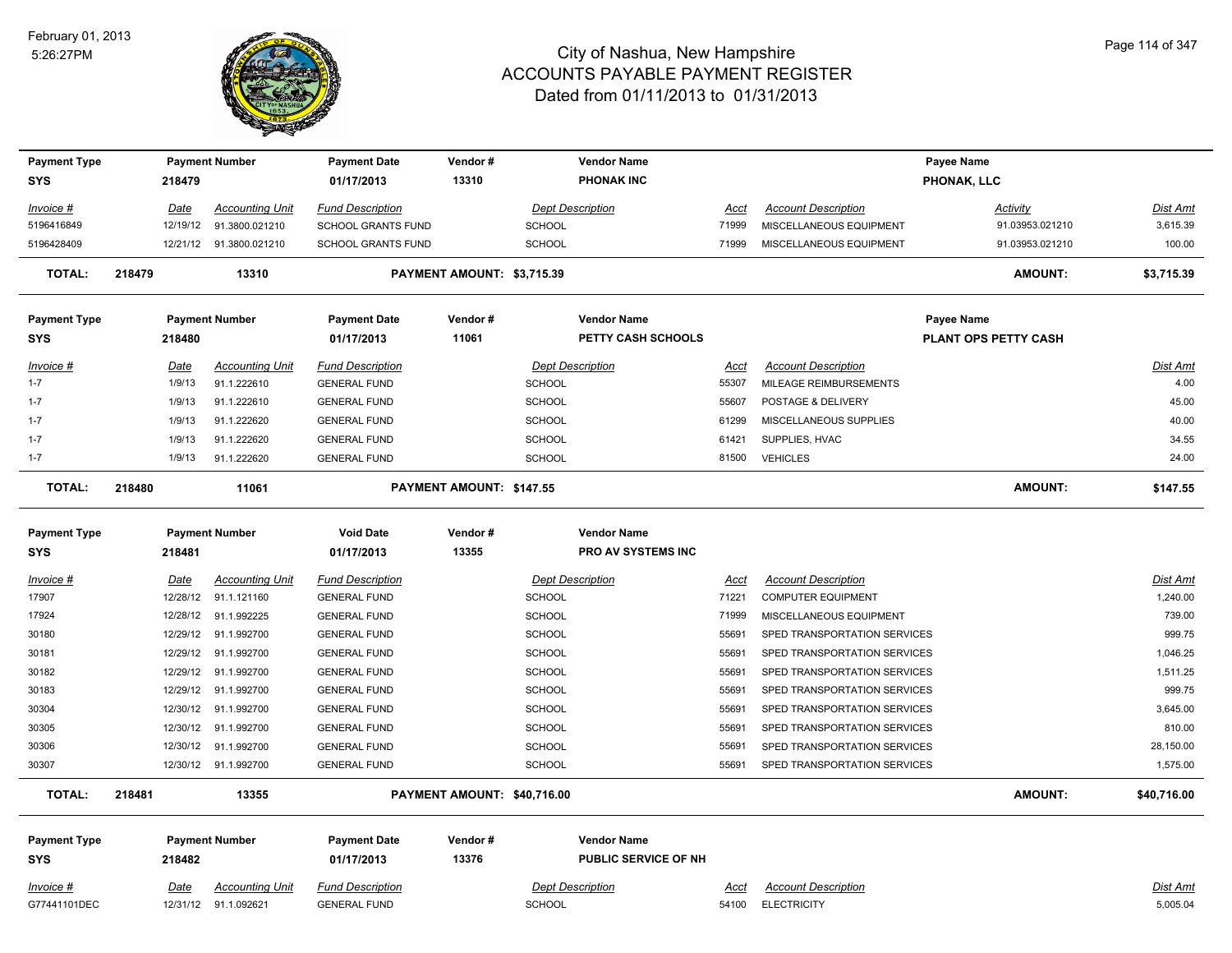# City of Nashua, New Hampshire
## ACCOUNTS PAYABLE PAYMENT REGISTER
### Dated from 01/11/2013 to 01/31/2013

February 01, 2013
5:26:27PM

| Payment Type | Payment Number | Payment Date | Vendor # | Vendor Name | Payee Name |
|---|---|---|---|---|---|
| SYS | 218479 | 01/17/2013 | 13310 | PHONAK INC | PHONAK, LLC |

| Invoice # | Date | Accounting Unit | Fund Description | Dept Description | Acct | Account Description | Activity | Dist Amt |
|---|---|---|---|---|---|---|---|---|
| 5196416849 | 12/19/12 | 91.3800.021210 | SCHOOL GRANTS FUND | SCHOOL | 71999 | MISCELLANEOUS EQUIPMENT | 91.03953.021210 | 3,615.39 |
| 5196428409 | 12/21/12 | 91.3800.021210 | SCHOOL GRANTS FUND | SCHOOL | 71999 | MISCELLANEOUS EQUIPMENT | 91.03953.021210 | 100.00 |

**TOTAL: 218479 13310 PAYMENT AMOUNT: $3,715.39 AMOUNT: $3,715.39**

| Payment Type | Payment Number | Payment Date | Vendor # | Vendor Name | Payee Name |
|---|---|---|---|---|---|
| SYS | 218480 | 01/17/2013 | 11061 | PETTY CASH SCHOOLS | PLANT OPS PETTY CASH |

| Invoice # | Date | Accounting Unit | Fund Description | Dept Description | Acct | Account Description | Dist Amt |
|---|---|---|---|---|---|---|---|
| 1-7 | 1/9/13 | 91.1.222610 | GENERAL FUND | SCHOOL | 55307 | MILEAGE REIMBURSEMENTS | 4.00 |
| 1-7 | 1/9/13 | 91.1.222610 | GENERAL FUND | SCHOOL | 55607 | POSTAGE & DELIVERY | 45.00 |
| 1-7 | 1/9/13 | 91.1.222620 | GENERAL FUND | SCHOOL | 61299 | MISCELLANEOUS SUPPLIES | 40.00 |
| 1-7 | 1/9/13 | 91.1.222620 | GENERAL FUND | SCHOOL | 61421 | SUPPLIES, HVAC | 34.55 |
| 1-7 | 1/9/13 | 91.1.222620 | GENERAL FUND | SCHOOL | 81500 | VEHICLES | 24.00 |

**TOTAL: 218480 11061 PAYMENT AMOUNT: $147.55 AMOUNT: $147.55**

| Payment Type | Payment Number | Void Date | Vendor # | Vendor Name |
|---|---|---|---|---|
| SYS | 218481 | 01/17/2013 | 13355 | PRO AV SYSTEMS INC |

| Invoice # | Date | Accounting Unit | Fund Description | Dept Description | Acct | Account Description | Dist Amt |
|---|---|---|---|---|---|---|---|
| 17907 | 12/28/12 | 91.1.121160 | GENERAL FUND | SCHOOL | 71221 | COMPUTER EQUIPMENT | 1,240.00 |
| 17924 | 12/28/12 | 91.1.992225 | GENERAL FUND | SCHOOL | 71999 | MISCELLANEOUS EQUIPMENT | 739.00 |
| 30180 | 12/29/12 | 91.1.992700 | GENERAL FUND | SCHOOL | 55691 | SPED TRANSPORTATION SERVICES | 999.75 |
| 30181 | 12/29/12 | 91.1.992700 | GENERAL FUND | SCHOOL | 55691 | SPED TRANSPORTATION SERVICES | 1,046.25 |
| 30182 | 12/29/12 | 91.1.992700 | GENERAL FUND | SCHOOL | 55691 | SPED TRANSPORTATION SERVICES | 1,511.25 |
| 30183 | 12/29/12 | 91.1.992700 | GENERAL FUND | SCHOOL | 55691 | SPED TRANSPORTATION SERVICES | 999.75 |
| 30304 | 12/30/12 | 91.1.992700 | GENERAL FUND | SCHOOL | 55691 | SPED TRANSPORTATION SERVICES | 3,645.00 |
| 30305 | 12/30/12 | 91.1.992700 | GENERAL FUND | SCHOOL | 55691 | SPED TRANSPORTATION SERVICES | 810.00 |
| 30306 | 12/30/12 | 91.1.992700 | GENERAL FUND | SCHOOL | 55691 | SPED TRANSPORTATION SERVICES | 28,150.00 |
| 30307 | 12/30/12 | 91.1.992700 | GENERAL FUND | SCHOOL | 55691 | SPED TRANSPORTATION SERVICES | 1,575.00 |

**TOTAL: 218481 13355 PAYMENT AMOUNT: $40,716.00 AMOUNT: $40,716.00**

| Payment Type | Payment Number | Payment Date | Vendor # | Vendor Name |
|---|---|---|---|---|
| SYS | 218482 | 01/17/2013 | 13376 | PUBLIC SERVICE OF NH |

| Invoice # | Date | Accounting Unit | Fund Description | Dept Description | Acct | Account Description | Dist Amt |
|---|---|---|---|---|---|---|---|
| G77441101DEC | 12/31/12 | 91.1.092621 | GENERAL FUND | SCHOOL | 54100 | ELECTRICITY | 5,005.04 |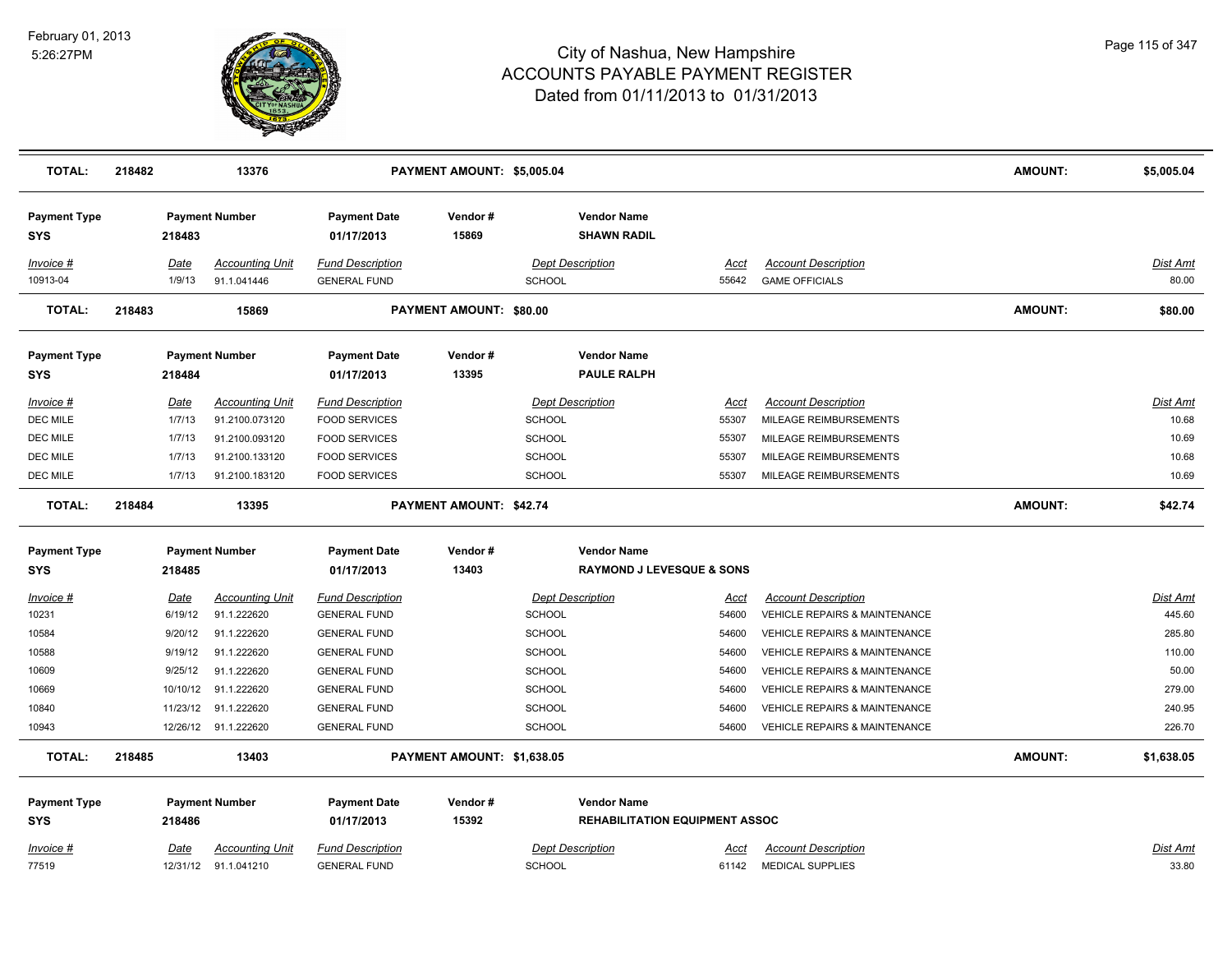# City of Nashua, New Hampshire
## ACCOUNTS PAYABLE PAYMENT REGISTER
### Dated from 01/11/2013 to 01/31/2013

| **TOTAL:** | **218482** | **13376** | | **PAYMENT AMOUNT: $5,005.04** | | | | **AMOUNT:** | **$5,005.04** |
|---|---|---|---|---|---|---|---|---|---|

| **Payment Type** | **Payment Number** | | **Payment Date** | **Vendor #** | **Vendor Name** | | | |
|---|---|---|---|---|---|---|---|---|
| **SYS** | **218483** | | **01/17/2013** | **15869** | **SHAWN RADIL** | | | |
| *Invoice #* | *Date* | *Accounting Unit* | *Fund Description* | | *Dept Description* | *Acct* | *Account Description* | *Dist Amt* |
| 10913-04 | 1/9/13 | 91.1.041446 | GENERAL FUND | | SCHOOL | 55642 | GAME OFFICIALS | 80.00 |
| **TOTAL:** | **218483** | **15869** | | **PAYMENT AMOUNT: $80.00** | | | **AMOUNT:** | **$80.00** |

| **Payment Type** | **Payment Number** | | **Payment Date** | **Vendor #** | **Vendor Name** | | | |
|---|---|---|---|---|---|---|---|---|
| **SYS** | **218484** | | **01/17/2013** | **13395** | **PAULE RALPH** | | | |
| *Invoice #* | *Date* | *Accounting Unit* | *Fund Description* | | *Dept Description* | *Acct* | *Account Description* | *Dist Amt* |
| DEC MILE | 1/7/13 | 91.2100.073120 | FOOD SERVICES | | SCHOOL | 55307 | MILEAGE REIMBURSEMENTS | 10.68 |
| DEC MILE | 1/7/13 | 91.2100.093120 | FOOD SERVICES | | SCHOOL | 55307 | MILEAGE REIMBURSEMENTS | 10.69 |
| DEC MILE | 1/7/13 | 91.2100.133120 | FOOD SERVICES | | SCHOOL | 55307 | MILEAGE REIMBURSEMENTS | 10.68 |
| DEC MILE | 1/7/13 | 91.2100.183120 | FOOD SERVICES | | SCHOOL | 55307 | MILEAGE REIMBURSEMENTS | 10.69 |
| **TOTAL:** | **218484** | **13395** | | **PAYMENT AMOUNT: $42.74** | | | **AMOUNT:** | **$42.74** |

| **Payment Type** | **Payment Number** | | **Payment Date** | **Vendor #** | **Vendor Name** | | | |
|---|---|---|---|---|---|---|---|---|
| **SYS** | **218485** | | **01/17/2013** | **13403** | **RAYMOND J LEVESQUE & SONS** | | | |
| *Invoice #* | *Date* | *Accounting Unit* | *Fund Description* | | *Dept Description* | *Acct* | *Account Description* | *Dist Amt* |
| 10231 | 6/19/12 | 91.1.222620 | GENERAL FUND | | SCHOOL | 54600 | VEHICLE REPAIRS & MAINTENANCE | 445.60 |
| 10584 | 9/20/12 | 91.1.222620 | GENERAL FUND | | SCHOOL | 54600 | VEHICLE REPAIRS & MAINTENANCE | 285.80 |
| 10588 | 9/19/12 | 91.1.222620 | GENERAL FUND | | SCHOOL | 54600 | VEHICLE REPAIRS & MAINTENANCE | 110.00 |
| 10609 | 9/25/12 | 91.1.222620 | GENERAL FUND | | SCHOOL | 54600 | VEHICLE REPAIRS & MAINTENANCE | 50.00 |
| 10669 | 10/10/12 | 91.1.222620 | GENERAL FUND | | SCHOOL | 54600 | VEHICLE REPAIRS & MAINTENANCE | 279.00 |
| 10840 | 11/23/12 | 91.1.222620 | GENERAL FUND | | SCHOOL | 54600 | VEHICLE REPAIRS & MAINTENANCE | 240.95 |
| 10943 | 12/26/12 | 91.1.222620 | GENERAL FUND | | SCHOOL | 54600 | VEHICLE REPAIRS & MAINTENANCE | 226.70 |
| **TOTAL:** | **218485** | **13403** | | **PAYMENT AMOUNT: $1,638.05** | | | **AMOUNT:** | **$1,638.05** |

| **Payment Type** | **Payment Number** | | **Payment Date** | **Vendor #** | **Vendor Name** | | | |
|---|---|---|---|---|---|---|---|---|
| **SYS** | **218486** | | **01/17/2013** | **15392** | **REHABILITATION EQUIPMENT ASSOC** | | | |
| *Invoice #* | *Date* | *Accounting Unit* | *Fund Description* | | *Dept Description* | *Acct* | *Account Description* | *Dist Amt* |
| 77519 | 12/31/12 | 91.1.041210 | GENERAL FUND | | SCHOOL | 61142 | MEDICAL SUPPLIES | 33.80 |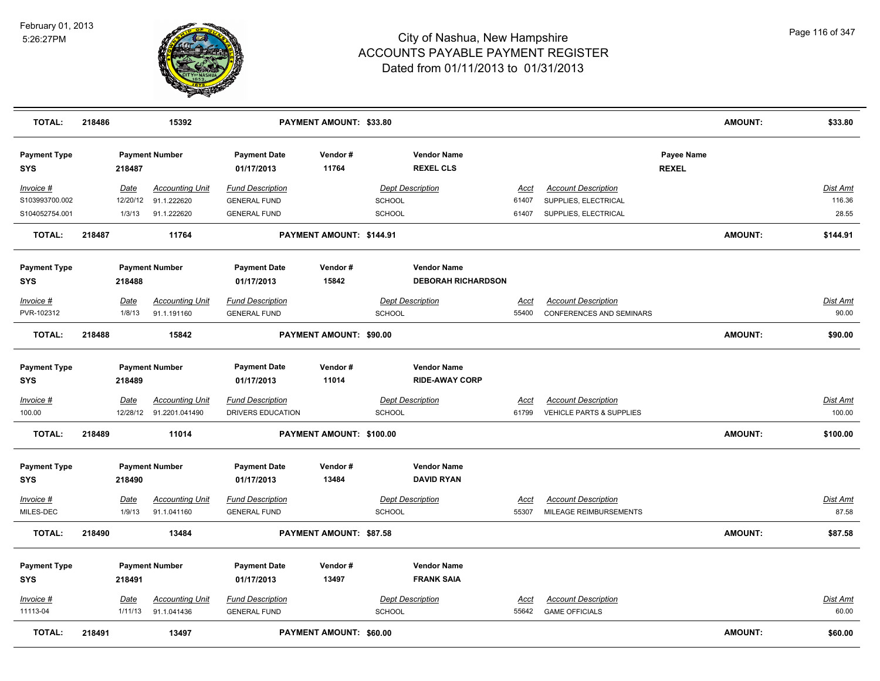# City of Nashua, New Hampshire
## ACCOUNTS PAYABLE PAYMENT REGISTER
### Dated from 01/11/2013 to 01/31/2013

February 01, 2013
5:26:27PM

| TOTAL: | 218486 | 15392 | PAYMENT AMOUNT: $33.80 | AMOUNT: | $33.80 |
|---|---|---|---|---|---|

| Payment Type | Payment Number | Payment Date | Vendor # | Vendor Name | Payee Name |
|---|---|---|---|---|---|
| SYS | 218487 | 01/17/2013 | 11764 | REXEL CLS | REXEL |

| Invoice # | Date | Accounting Unit | Fund Description | Dept Description | Acct | Account Description | Dist Amt |
|---|---|---|---|---|---|---|---|
| S103993700.002 | 12/20/12 | 91.1.222620 | GENERAL FUND | SCHOOL | 61407 | SUPPLIES, ELECTRICAL | 116.36 |
| S104052754.001 | 1/3/13 | 91.1.222620 | GENERAL FUND | SCHOOL | 61407 | SUPPLIES, ELECTRICAL | 28.55 |

| TOTAL: | 218487 | 11764 | PAYMENT AMOUNT: $144.91 | AMOUNT: | $144.91 |
|---|---|---|---|---|---|

| Payment Type | Payment Number | Payment Date | Vendor # | Vendor Name |
|---|---|---|---|---|
| SYS | 218488 | 01/17/2013 | 15842 | DEBORAH RICHARDSON |

| Invoice # | Date | Accounting Unit | Fund Description | Dept Description | Acct | Account Description | Dist Amt |
|---|---|---|---|---|---|---|---|
| PVR-102312 | 1/8/13 | 91.1.191160 | GENERAL FUND | SCHOOL | 55400 | CONFERENCES AND SEMINARS | 90.00 |

| TOTAL: | 218488 | 15842 | PAYMENT AMOUNT: $90.00 | AMOUNT: | $90.00 |
|---|---|---|---|---|---|

| Payment Type | Payment Number | Payment Date | Vendor # | Vendor Name |
|---|---|---|---|---|
| SYS | 218489 | 01/17/2013 | 11014 | RIDE-AWAY CORP |

| Invoice # | Date | Accounting Unit | Fund Description | Dept Description | Acct | Account Description | Dist Amt |
|---|---|---|---|---|---|---|---|
| 100.00 | 12/28/12 | 91.2201.041490 | DRIVERS EDUCATION | SCHOOL | 61799 | VEHICLE PARTS & SUPPLIES | 100.00 |

| TOTAL: | 218489 | 11014 | PAYMENT AMOUNT: $100.00 | AMOUNT: | $100.00 |
|---|---|---|---|---|---|

| Payment Type | Payment Number | Payment Date | Vendor # | Vendor Name |
|---|---|---|---|---|
| SYS | 218490 | 01/17/2013 | 13484 | DAVID RYAN |

| Invoice # | Date | Accounting Unit | Fund Description | Dept Description | Acct | Account Description | Dist Amt |
|---|---|---|---|---|---|---|---|
| MILES-DEC | 1/9/13 | 91.1.041160 | GENERAL FUND | SCHOOL | 55307 | MILEAGE REIMBURSEMENTS | 87.58 |

| TOTAL: | 218490 | 13484 | PAYMENT AMOUNT: $87.58 | AMOUNT: | $87.58 |
|---|---|---|---|---|---|

| Payment Type | Payment Number | Payment Date | Vendor # | Vendor Name |
|---|---|---|---|---|
| SYS | 218491 | 01/17/2013 | 13497 | FRANK SAIA |

| Invoice # | Date | Accounting Unit | Fund Description | Dept Description | Acct | Account Description | Dist Amt |
|---|---|---|---|---|---|---|---|
| 11113-04 | 1/11/13 | 91.1.041436 | GENERAL FUND | SCHOOL | 55642 | GAME OFFICIALS | 60.00 |

| TOTAL: | 218491 | 13497 | PAYMENT AMOUNT: $60.00 | AMOUNT: | $60.00 |
|---|---|---|---|---|---|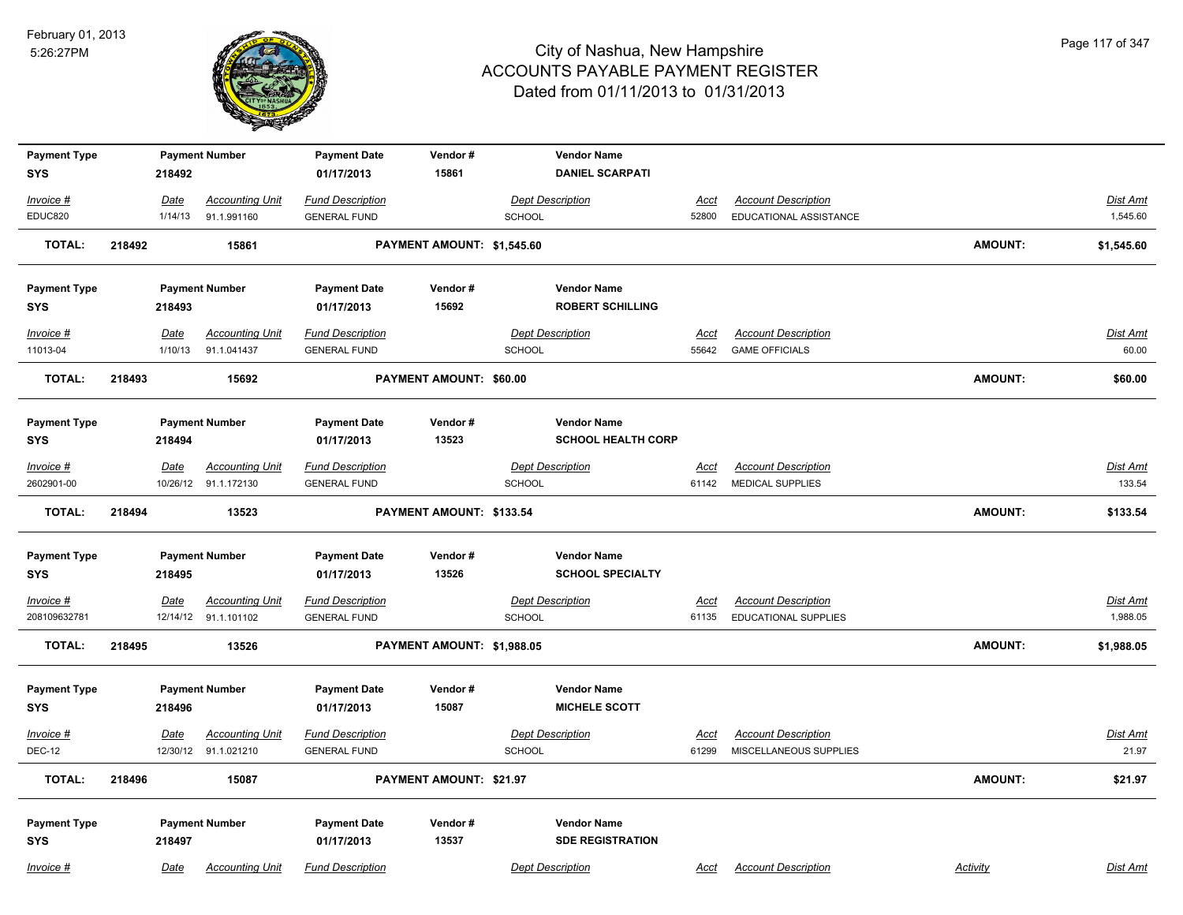| Payment Type | Payment Number | Payment Date | Vendor # | Vendor Name |
|---|---|---|---|---|
| SYS | 218492 | 01/17/2013 | 15861 | DANIEL SCARPATI |

| Invoice # | Date | Accounting Unit | Fund Description | Dept Description | Acct | Account Description | Dist Amt |
|---|---|---|---|---|---|---|---|
| EDUC820 | 1/14/13 | 91.1.991160 | GENERAL FUND | SCHOOL | 52800 | EDUCATIONAL ASSISTANCE | 1,545.60 |

**TOTAL: 218492 15861 PAYMENT AMOUNT: $1,545.60 AMOUNT: $1,545.60**

| Payment Type | Payment Number | Payment Date | Vendor # | Vendor Name |
|---|---|---|---|---|
| SYS | 218493 | 01/17/2013 | 15692 | ROBERT SCHILLING |

| Invoice # | Date | Accounting Unit | Fund Description | Dept Description | Acct | Account Description | Dist Amt |
|---|---|---|---|---|---|---|---|
| 11013-04 | 1/10/13 | 91.1.041437 | GENERAL FUND | SCHOOL | 55642 | GAME OFFICIALS | 60.00 |

**TOTAL: 218493 15692 PAYMENT AMOUNT: $60.00 AMOUNT: $60.00**

| Payment Type | Payment Number | Payment Date | Vendor # | Vendor Name |
|---|---|---|---|---|
| SYS | 218494 | 01/17/2013 | 13523 | SCHOOL HEALTH CORP |

| Invoice # | Date | Accounting Unit | Fund Description | Dept Description | Acct | Account Description | Dist Amt |
|---|---|---|---|---|---|---|---|
| 2602901-00 | 10/26/12 | 91.1.172130 | GENERAL FUND | SCHOOL | 61142 | MEDICAL SUPPLIES | 133.54 |

**TOTAL: 218494 13523 PAYMENT AMOUNT: $133.54 AMOUNT: $133.54**

| Payment Type | Payment Number | Payment Date | Vendor # | Vendor Name |
|---|---|---|---|---|
| SYS | 218495 | 01/17/2013 | 13526 | SCHOOL SPECIALTY |

| Invoice # | Date | Accounting Unit | Fund Description | Dept Description | Acct | Account Description | Dist Amt |
|---|---|---|---|---|---|---|---|
| 208109632781 | 12/14/12 | 91.1.101102 | GENERAL FUND | SCHOOL | 61135 | EDUCATIONAL SUPPLIES | 1,988.05 |

**TOTAL: 218495 13526 PAYMENT AMOUNT: $1,988.05 AMOUNT: $1,988.05**

| Payment Type | Payment Number | Payment Date | Vendor # | Vendor Name |
|---|---|---|---|---|
| SYS | 218496 | 01/17/2013 | 15087 | MICHELE SCOTT |

| Invoice # | Date | Accounting Unit | Fund Description | Dept Description | Acct | Account Description | Dist Amt |
|---|---|---|---|---|---|---|---|
| DEC-12 | 12/30/12 | 91.1.021210 | GENERAL FUND | SCHOOL | 61299 | MISCELLANEOUS SUPPLIES | 21.97 |

**TOTAL: 218496 15087 PAYMENT AMOUNT: $21.97 AMOUNT: $21.97**

| Payment Type | Payment Number | Payment Date | Vendor # | Vendor Name |
|---|---|---|---|---|
| SYS | 218497 | 01/17/2013 | 13537 | SDE REGISTRATION |

| Invoice # | Date | Accounting Unit | Fund Description | Dept Description | Acct | Account Description | Activity | Dist Amt |
|---|---|---|---|---|---|---|---|---|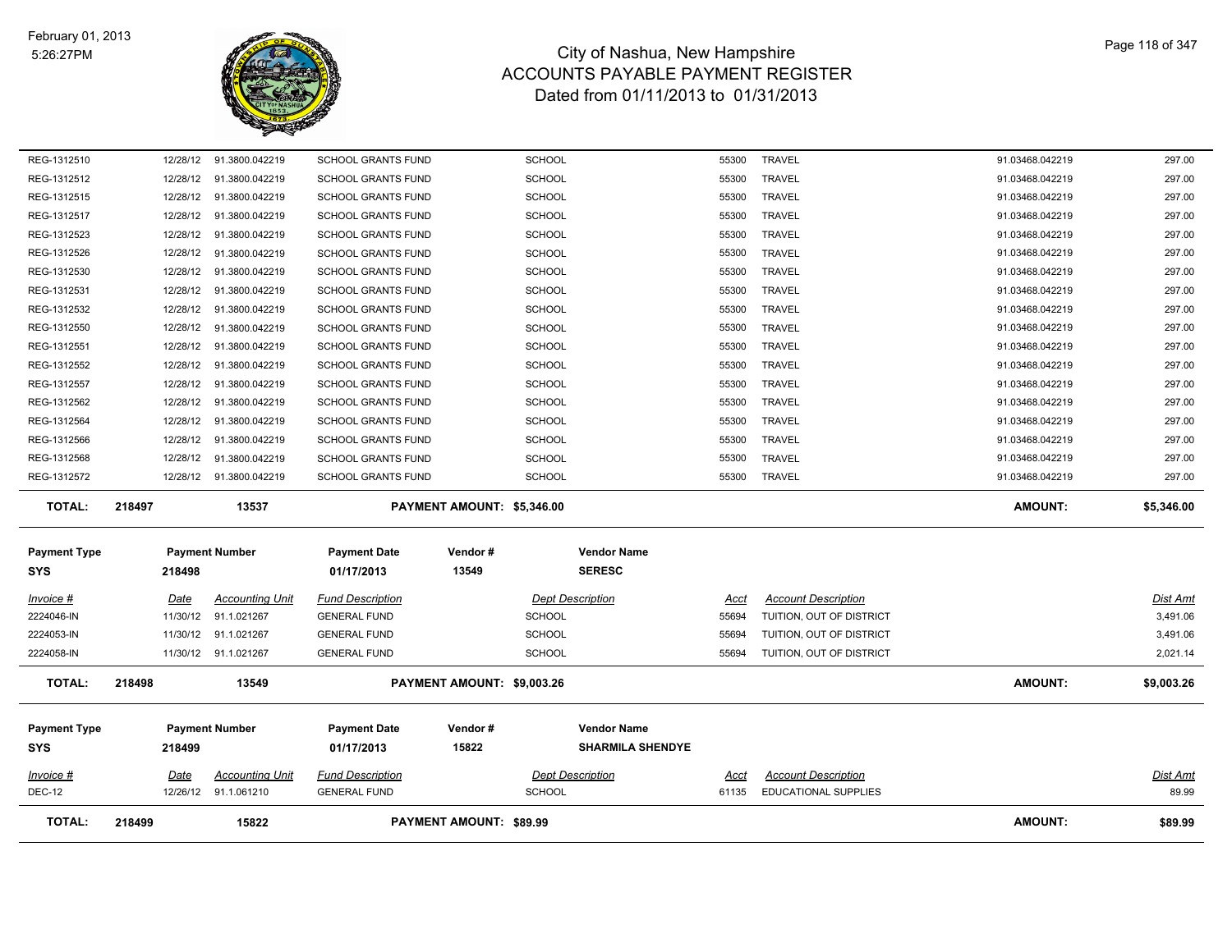# City of Nashua, New Hampshire
## ACCOUNTS PAYABLE PAYMENT REGISTER
### Dated from 01/11/2013 to 01/31/2013

February 01, 2013
5:26:27PM

| | | | | | | | | |
|---|---|---|---|---|---|---|---|---|
| REG-1312510 | 12/28/12 | 91.3800.042219 | SCHOOL GRANTS FUND | SCHOOL | 55300 | TRAVEL | 91.03468.042219 | 297.00 |
| REG-1312512 | 12/28/12 | 91.3800.042219 | SCHOOL GRANTS FUND | SCHOOL | 55300 | TRAVEL | 91.03468.042219 | 297.00 |
| REG-1312515 | 12/28/12 | 91.3800.042219 | SCHOOL GRANTS FUND | SCHOOL | 55300 | TRAVEL | 91.03468.042219 | 297.00 |
| REG-1312517 | 12/28/12 | 91.3800.042219 | SCHOOL GRANTS FUND | SCHOOL | 55300 | TRAVEL | 91.03468.042219 | 297.00 |
| REG-1312523 | 12/28/12 | 91.3800.042219 | SCHOOL GRANTS FUND | SCHOOL | 55300 | TRAVEL | 91.03468.042219 | 297.00 |
| REG-1312526 | 12/28/12 | 91.3800.042219 | SCHOOL GRANTS FUND | SCHOOL | 55300 | TRAVEL | 91.03468.042219 | 297.00 |
| REG-1312530 | 12/28/12 | 91.3800.042219 | SCHOOL GRANTS FUND | SCHOOL | 55300 | TRAVEL | 91.03468.042219 | 297.00 |
| REG-1312531 | 12/28/12 | 91.3800.042219 | SCHOOL GRANTS FUND | SCHOOL | 55300 | TRAVEL | 91.03468.042219 | 297.00 |
| REG-1312532 | 12/28/12 | 91.3800.042219 | SCHOOL GRANTS FUND | SCHOOL | 55300 | TRAVEL | 91.03468.042219 | 297.00 |
| REG-1312550 | 12/28/12 | 91.3800.042219 | SCHOOL GRANTS FUND | SCHOOL | 55300 | TRAVEL | 91.03468.042219 | 297.00 |
| REG-1312551 | 12/28/12 | 91.3800.042219 | SCHOOL GRANTS FUND | SCHOOL | 55300 | TRAVEL | 91.03468.042219 | 297.00 |
| REG-1312552 | 12/28/12 | 91.3800.042219 | SCHOOL GRANTS FUND | SCHOOL | 55300 | TRAVEL | 91.03468.042219 | 297.00 |
| REG-1312557 | 12/28/12 | 91.3800.042219 | SCHOOL GRANTS FUND | SCHOOL | 55300 | TRAVEL | 91.03468.042219 | 297.00 |
| REG-1312562 | 12/28/12 | 91.3800.042219 | SCHOOL GRANTS FUND | SCHOOL | 55300 | TRAVEL | 91.03468.042219 | 297.00 |
| REG-1312564 | 12/28/12 | 91.3800.042219 | SCHOOL GRANTS FUND | SCHOOL | 55300 | TRAVEL | 91.03468.042219 | 297.00 |
| REG-1312566 | 12/28/12 | 91.3800.042219 | SCHOOL GRANTS FUND | SCHOOL | 55300 | TRAVEL | 91.03468.042219 | 297.00 |
| REG-1312568 | 12/28/12 | 91.3800.042219 | SCHOOL GRANTS FUND | SCHOOL | 55300 | TRAVEL | 91.03468.042219 | 297.00 |
| REG-1312572 | 12/28/12 | 91.3800.042219 | SCHOOL GRANTS FUND | SCHOOL | 55300 | TRAVEL | 91.03468.042219 | 297.00 |

**TOTAL: 218497 | 13537 | PAYMENT AMOUNT: $5,346.00 | AMOUNT: $5,346.00**

| Payment Type | Payment Number | Payment Date | Vendor # | Vendor Name |
|---|---|---|---|---|
| SYS | 218498 | 01/17/2013 | 13549 | SERESC |

| Invoice # | Date | Accounting Unit | Fund Description | Dept Description | Acct | Account Description | Dist Amt |
|---|---|---|---|---|---|---|---|
| 2224046-IN | 11/30/12 | 91.1.021267 | GENERAL FUND | SCHOOL | 55694 | TUITION, OUT OF DISTRICT | 3,491.06 |
| 2224053-IN | 11/30/12 | 91.1.021267 | GENERAL FUND | SCHOOL | 55694 | TUITION, OUT OF DISTRICT | 3,491.06 |
| 2224058-IN | 11/30/12 | 91.1.021267 | GENERAL FUND | SCHOOL | 55694 | TUITION, OUT OF DISTRICT | 2,021.14 |

**TOTAL: 218498 | 13549 | PAYMENT AMOUNT: $9,003.26 | AMOUNT: $9,003.26**

| Payment Type | Payment Number | Payment Date | Vendor # | Vendor Name |
|---|---|---|---|---|
| SYS | 218499 | 01/17/2013 | 15822 | SHARMILA SHENDYE |

| Invoice # | Date | Accounting Unit | Fund Description | Dept Description | Acct | Account Description | Dist Amt |
|---|---|---|---|---|---|---|---|
| DEC-12 | 12/26/12 | 91.1.061210 | GENERAL FUND | SCHOOL | 61135 | EDUCATIONAL SUPPLIES | 89.99 |

**TOTAL: 218499 | 15822 | PAYMENT AMOUNT: $89.99 | AMOUNT: $89.99**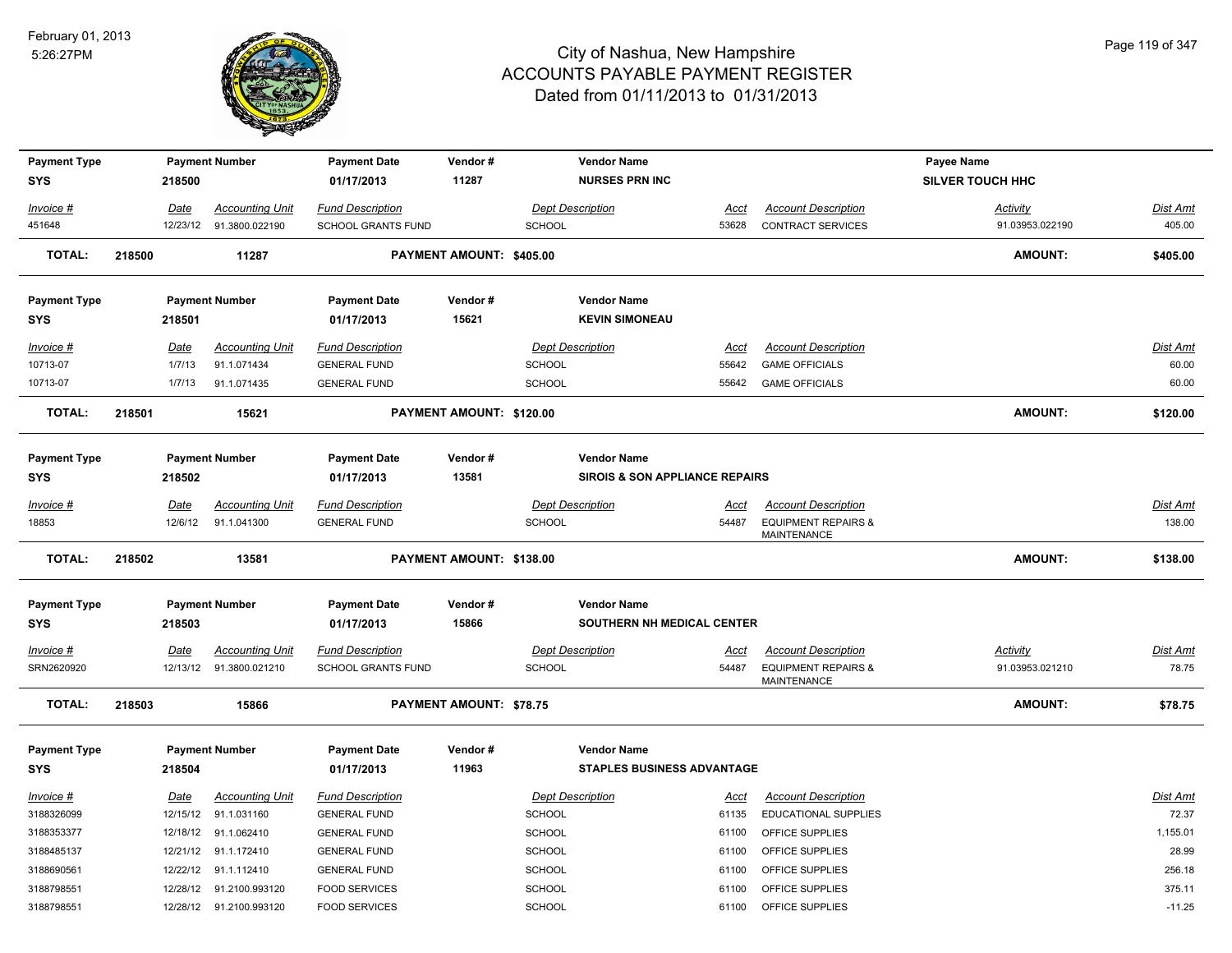# City of Nashua, New Hampshire
## ACCOUNTS PAYABLE PAYMENT REGISTER
### Dated from 01/11/2013 to 01/31/2013

February 01, 2013
5:26:27PM

| Payment Type | Payment Number | Payment Date | Vendor # | Vendor Name | Payee Name |
|---|---|---|---|---|---|
| SYS | 218500 | 01/17/2013 | 11287 | NURSES PRN INC | SILVER TOUCH HHC |

| Invoice # | Date | Accounting Unit | Fund Description | Dept Description | Acct | Account Description | Activity | Dist Amt |
|---|---|---|---|---|---|---|---|---|
| 451648 | 12/23/12 | 91.3800.022190 | SCHOOL GRANTS FUND | SCHOOL | 53628 | CONTRACT SERVICES | 91.03953.022190 | 405.00 |

**TOTAL: 218500 11287 PAYMENT AMOUNT: $405.00 AMOUNT: $405.00**

| Payment Type | Payment Number | Payment Date | Vendor # | Vendor Name |
|---|---|---|---|---|
| SYS | 218501 | 01/17/2013 | 15621 | KEVIN SIMONEAU |

| Invoice # | Date | Accounting Unit | Fund Description | Dept Description | Acct | Account Description | Dist Amt |
|---|---|---|---|---|---|---|---|
| 10713-07 | 1/7/13 | 91.1.071434 | GENERAL FUND | SCHOOL | 55642 | GAME OFFICIALS | 60.00 |
| 10713-07 | 1/7/13 | 91.1.071435 | GENERAL FUND | SCHOOL | 55642 | GAME OFFICIALS | 60.00 |

**TOTAL: 218501 15621 PAYMENT AMOUNT: $120.00 AMOUNT: $120.00**

| Payment Type | Payment Number | Payment Date | Vendor # | Vendor Name |
|---|---|---|---|---|
| SYS | 218502 | 01/17/2013 | 13581 | SIROIS & SON APPLIANCE REPAIRS |

| Invoice # | Date | Accounting Unit | Fund Description | Dept Description | Acct | Account Description | Dist Amt |
|---|---|---|---|---|---|---|---|
| 18853 | 12/6/12 | 91.1.041300 | GENERAL FUND | SCHOOL | 54487 | EQUIPMENT REPAIRS & MAINTENANCE | 138.00 |

**TOTAL: 218502 13581 PAYMENT AMOUNT: $138.00 AMOUNT: $138.00**

| Payment Type | Payment Number | Payment Date | Vendor # | Vendor Name |
|---|---|---|---|---|
| SYS | 218503 | 01/17/2013 | 15866 | SOUTHERN NH MEDICAL CENTER |

| Invoice # | Date | Accounting Unit | Fund Description | Dept Description | Acct | Account Description | Activity | Dist Amt |
|---|---|---|---|---|---|---|---|---|
| SRN2620920 | 12/13/12 | 91.3800.021210 | SCHOOL GRANTS FUND | SCHOOL | 54487 | EQUIPMENT REPAIRS & MAINTENANCE | 91.03953.021210 | 78.75 |

**TOTAL: 218503 15866 PAYMENT AMOUNT: $78.75 AMOUNT: $78.75**

| Payment Type | Payment Number | Payment Date | Vendor # | Vendor Name |
|---|---|---|---|---|
| SYS | 218504 | 01/17/2013 | 11963 | STAPLES BUSINESS ADVANTAGE |

| Invoice # | Date | Accounting Unit | Fund Description | Dept Description | Acct | Account Description | Dist Amt |
|---|---|---|---|---|---|---|---|
| 3188326099 | 12/15/12 | 91.1.031160 | GENERAL FUND | SCHOOL | 61135 | EDUCATIONAL SUPPLIES | 72.37 |
| 3188353377 | 12/18/12 | 91.1.062410 | GENERAL FUND | SCHOOL | 61100 | OFFICE SUPPLIES | 1,155.01 |
| 3188485137 | 12/21/12 | 91.1.172410 | GENERAL FUND | SCHOOL | 61100 | OFFICE SUPPLIES | 28.99 |
| 3188690561 | 12/22/12 | 91.1.112410 | GENERAL FUND | SCHOOL | 61100 | OFFICE SUPPLIES | 256.18 |
| 3188798551 | 12/28/12 | 91.2100.993120 | FOOD SERVICES | SCHOOL | 61100 | OFFICE SUPPLIES | 375.11 |
| 3188798551 | 12/28/12 | 91.2100.993120 | FOOD SERVICES | SCHOOL | 61100 | OFFICE SUPPLIES | -11.25 |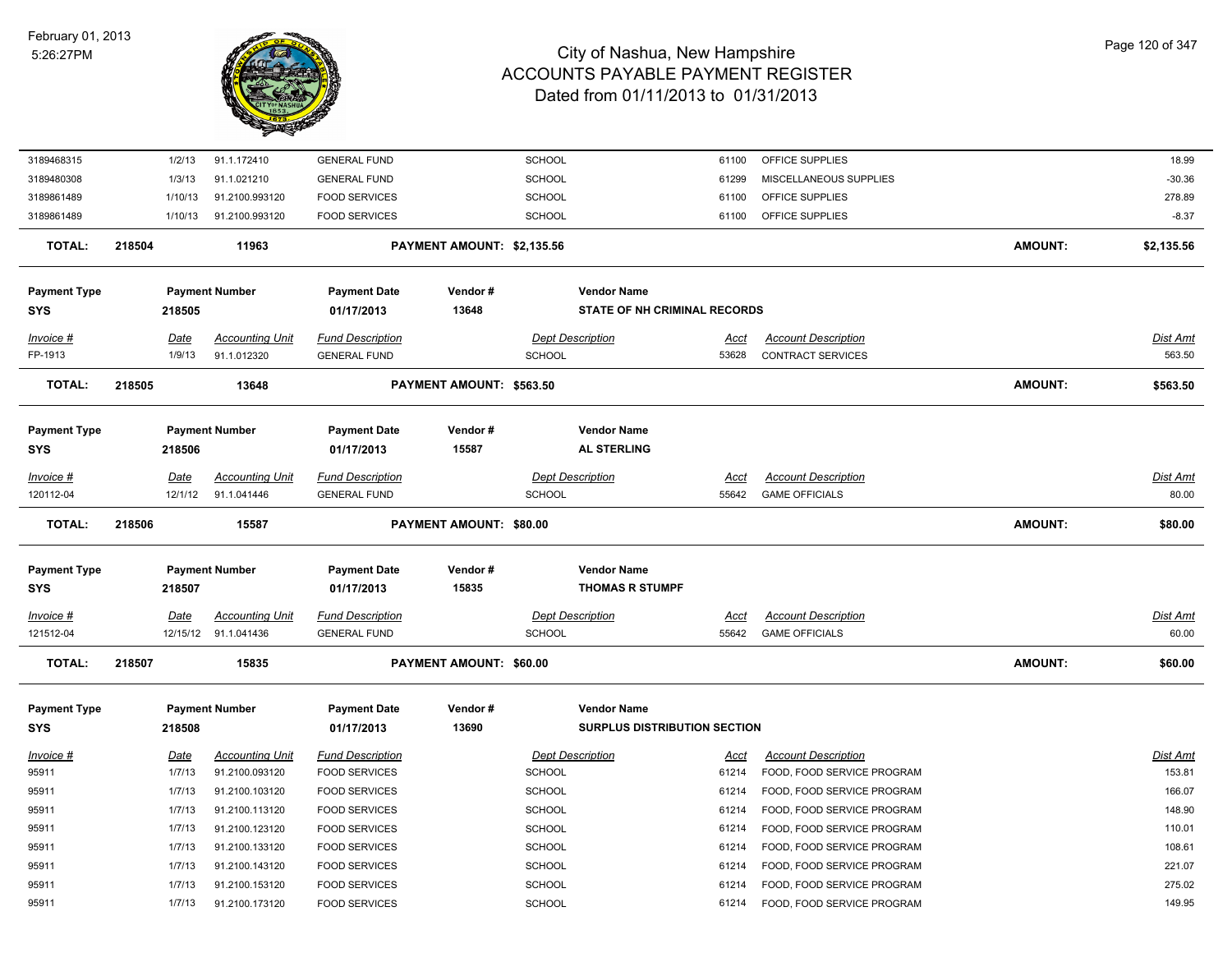| Invoice # | Date | Accounting Unit | Fund Description | Dept Description | Acct | Account Description | Dist Amt |
|---|---|---|---|---|---|---|---|
| 3189468315 | 1/2/13 | 91.1.172410 | GENERAL FUND | SCHOOL | 61100 | OFFICE SUPPLIES | 18.99 |
| 3189480308 | 1/3/13 | 91.1.021210 | GENERAL FUND | SCHOOL | 61299 | MISCELLANEOUS SUPPLIES | -30.36 |
| 3189861489 | 1/10/13 | 91.2100.993120 | FOOD SERVICES | SCHOOL | 61100 | OFFICE SUPPLIES | 278.89 |
| 3189861489 | 1/10/13 | 91.2100.993120 | FOOD SERVICES | SCHOOL | 61100 | OFFICE SUPPLIES | -8.37 |

**TOTAL:** 218504 11963 **PAYMENT AMOUNT: $2,135.56** **AMOUNT: $2,135.56**

| Payment Type | Payment Number | Payment Date | Vendor # | Vendor Name |
|---|---|---|---|---|
| SYS | 218505 | 01/17/2013 | 13648 | STATE OF NH CRIMINAL RECORDS |

| Invoice # | Date | Accounting Unit | Fund Description | Dept Description | Acct | Account Description | Dist Amt |
|---|---|---|---|---|---|---|---|
| FP-1913 | 1/9/13 | 91.1.012320 | GENERAL FUND | SCHOOL | 53628 | CONTRACT SERVICES | 563.50 |

**TOTAL:** 218505 13648 **PAYMENT AMOUNT: $563.50** **AMOUNT: $563.50**

| Payment Type | Payment Number | Payment Date | Vendor # | Vendor Name |
|---|---|---|---|---|
| SYS | 218506 | 01/17/2013 | 15587 | AL STERLING |

| Invoice # | Date | Accounting Unit | Fund Description | Dept Description | Acct | Account Description | Dist Amt |
|---|---|---|---|---|---|---|---|
| 120112-04 | 12/1/12 | 91.1.041446 | GENERAL FUND | SCHOOL | 55642 | GAME OFFICIALS | 80.00 |

**TOTAL:** 218506 15587 **PAYMENT AMOUNT: $80.00** **AMOUNT: $80.00**

| Payment Type | Payment Number | Payment Date | Vendor # | Vendor Name |
|---|---|---|---|---|
| SYS | 218507 | 01/17/2013 | 15835 | THOMAS R STUMPF |

| Invoice # | Date | Accounting Unit | Fund Description | Dept Description | Acct | Account Description | Dist Amt |
|---|---|---|---|---|---|---|---|
| 121512-04 | 12/15/12 | 91.1.041436 | GENERAL FUND | SCHOOL | 55642 | GAME OFFICIALS | 60.00 |

**TOTAL:** 218507 15835 **PAYMENT AMOUNT: $60.00** **AMOUNT: $60.00**

| Payment Type | Payment Number | Payment Date | Vendor # | Vendor Name |
|---|---|---|---|---|
| SYS | 218508 | 01/17/2013 | 13690 | SURPLUS DISTRIBUTION SECTION |

| Invoice # | Date | Accounting Unit | Fund Description | Dept Description | Acct | Account Description | Dist Amt |
|---|---|---|---|---|---|---|---|
| 95911 | 1/7/13 | 91.2100.093120 | FOOD SERVICES | SCHOOL | 61214 | FOOD, FOOD SERVICE PROGRAM | 153.81 |
| 95911 | 1/7/13 | 91.2100.103120 | FOOD SERVICES | SCHOOL | 61214 | FOOD, FOOD SERVICE PROGRAM | 166.07 |
| 95911 | 1/7/13 | 91.2100.113120 | FOOD SERVICES | SCHOOL | 61214 | FOOD, FOOD SERVICE PROGRAM | 148.90 |
| 95911 | 1/7/13 | 91.2100.123120 | FOOD SERVICES | SCHOOL | 61214 | FOOD, FOOD SERVICE PROGRAM | 110.01 |
| 95911 | 1/7/13 | 91.2100.133120 | FOOD SERVICES | SCHOOL | 61214 | FOOD, FOOD SERVICE PROGRAM | 108.61 |
| 95911 | 1/7/13 | 91.2100.143120 | FOOD SERVICES | SCHOOL | 61214 | FOOD, FOOD SERVICE PROGRAM | 221.07 |
| 95911 | 1/7/13 | 91.2100.153120 | FOOD SERVICES | SCHOOL | 61214 | FOOD, FOOD SERVICE PROGRAM | 275.02 |
| 95911 | 1/7/13 | 91.2100.173120 | FOOD SERVICES | SCHOOL | 61214 | FOOD, FOOD SERVICE PROGRAM | 149.95 |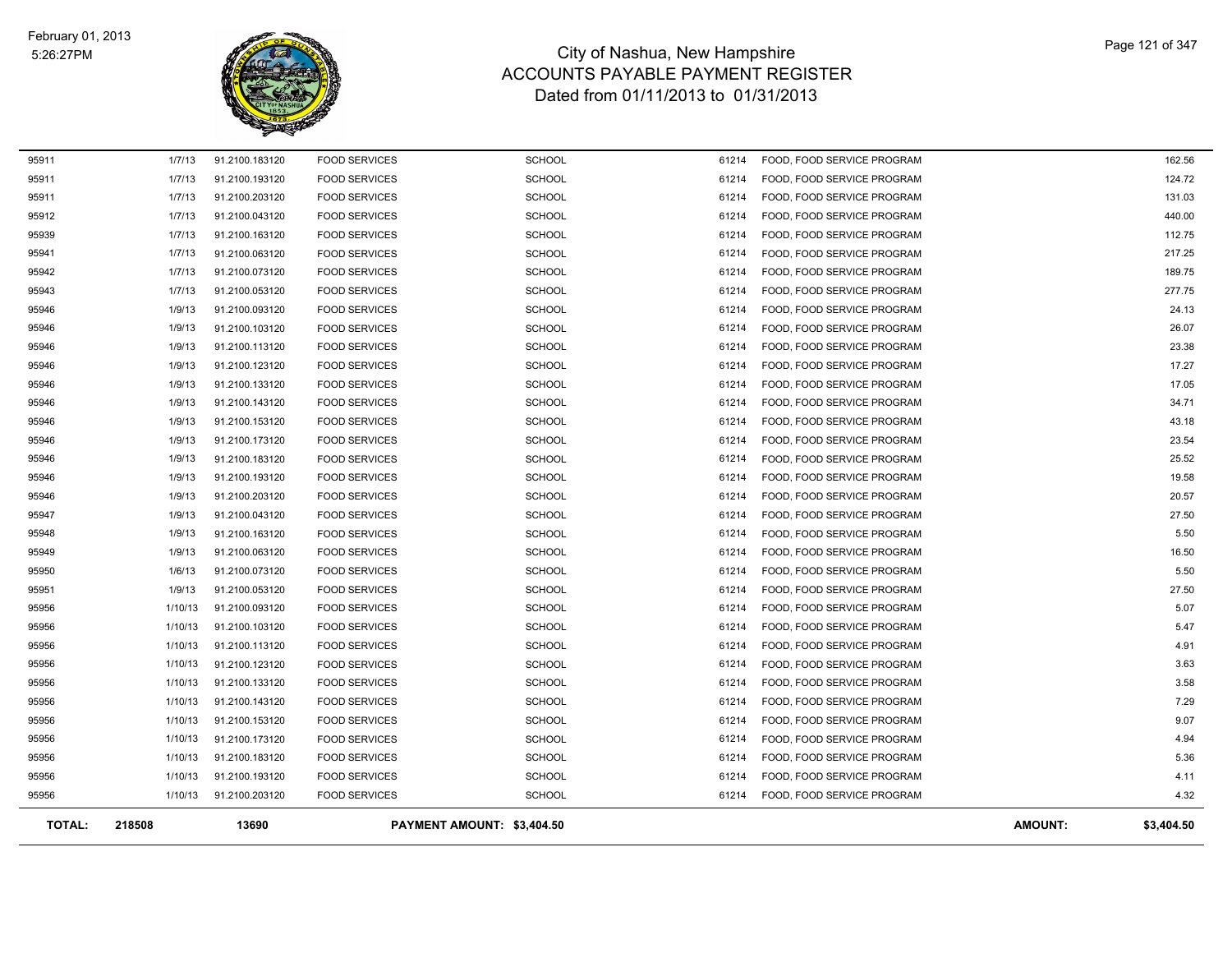# City of Nashua, New Hampshire
## ACCOUNTS PAYABLE PAYMENT REGISTER
### Dated from 01/11/2013 to 01/31/2013

February 01, 2013
5:26:27PM

| | | | | | | | |
|---|---|---|---|---|---|---|---|
| 95911 | 1/7/13 | 91.2100.183120 | FOOD SERVICES | SCHOOL | 61214 | FOOD, FOOD SERVICE PROGRAM | 162.56 |
| 95911 | 1/7/13 | 91.2100.193120 | FOOD SERVICES | SCHOOL | 61214 | FOOD, FOOD SERVICE PROGRAM | 124.72 |
| 95911 | 1/7/13 | 91.2100.203120 | FOOD SERVICES | SCHOOL | 61214 | FOOD, FOOD SERVICE PROGRAM | 131.03 |
| 95912 | 1/7/13 | 91.2100.043120 | FOOD SERVICES | SCHOOL | 61214 | FOOD, FOOD SERVICE PROGRAM | 440.00 |
| 95939 | 1/7/13 | 91.2100.163120 | FOOD SERVICES | SCHOOL | 61214 | FOOD, FOOD SERVICE PROGRAM | 112.75 |
| 95941 | 1/7/13 | 91.2100.063120 | FOOD SERVICES | SCHOOL | 61214 | FOOD, FOOD SERVICE PROGRAM | 217.25 |
| 95942 | 1/7/13 | 91.2100.073120 | FOOD SERVICES | SCHOOL | 61214 | FOOD, FOOD SERVICE PROGRAM | 189.75 |
| 95943 | 1/7/13 | 91.2100.053120 | FOOD SERVICES | SCHOOL | 61214 | FOOD, FOOD SERVICE PROGRAM | 277.75 |
| 95946 | 1/9/13 | 91.2100.093120 | FOOD SERVICES | SCHOOL | 61214 | FOOD, FOOD SERVICE PROGRAM | 24.13 |
| 95946 | 1/9/13 | 91.2100.103120 | FOOD SERVICES | SCHOOL | 61214 | FOOD, FOOD SERVICE PROGRAM | 26.07 |
| 95946 | 1/9/13 | 91.2100.113120 | FOOD SERVICES | SCHOOL | 61214 | FOOD, FOOD SERVICE PROGRAM | 23.38 |
| 95946 | 1/9/13 | 91.2100.123120 | FOOD SERVICES | SCHOOL | 61214 | FOOD, FOOD SERVICE PROGRAM | 17.27 |
| 95946 | 1/9/13 | 91.2100.133120 | FOOD SERVICES | SCHOOL | 61214 | FOOD, FOOD SERVICE PROGRAM | 17.05 |
| 95946 | 1/9/13 | 91.2100.143120 | FOOD SERVICES | SCHOOL | 61214 | FOOD, FOOD SERVICE PROGRAM | 34.71 |
| 95946 | 1/9/13 | 91.2100.153120 | FOOD SERVICES | SCHOOL | 61214 | FOOD, FOOD SERVICE PROGRAM | 43.18 |
| 95946 | 1/9/13 | 91.2100.173120 | FOOD SERVICES | SCHOOL | 61214 | FOOD, FOOD SERVICE PROGRAM | 23.54 |
| 95946 | 1/9/13 | 91.2100.183120 | FOOD SERVICES | SCHOOL | 61214 | FOOD, FOOD SERVICE PROGRAM | 25.52 |
| 95946 | 1/9/13 | 91.2100.193120 | FOOD SERVICES | SCHOOL | 61214 | FOOD, FOOD SERVICE PROGRAM | 19.58 |
| 95946 | 1/9/13 | 91.2100.203120 | FOOD SERVICES | SCHOOL | 61214 | FOOD, FOOD SERVICE PROGRAM | 20.57 |
| 95947 | 1/9/13 | 91.2100.043120 | FOOD SERVICES | SCHOOL | 61214 | FOOD, FOOD SERVICE PROGRAM | 27.50 |
| 95948 | 1/9/13 | 91.2100.163120 | FOOD SERVICES | SCHOOL | 61214 | FOOD, FOOD SERVICE PROGRAM | 5.50 |
| 95949 | 1/9/13 | 91.2100.063120 | FOOD SERVICES | SCHOOL | 61214 | FOOD, FOOD SERVICE PROGRAM | 16.50 |
| 95950 | 1/6/13 | 91.2100.073120 | FOOD SERVICES | SCHOOL | 61214 | FOOD, FOOD SERVICE PROGRAM | 5.50 |
| 95951 | 1/9/13 | 91.2100.053120 | FOOD SERVICES | SCHOOL | 61214 | FOOD, FOOD SERVICE PROGRAM | 27.50 |
| 95956 | 1/10/13 | 91.2100.093120 | FOOD SERVICES | SCHOOL | 61214 | FOOD, FOOD SERVICE PROGRAM | 5.07 |
| 95956 | 1/10/13 | 91.2100.103120 | FOOD SERVICES | SCHOOL | 61214 | FOOD, FOOD SERVICE PROGRAM | 5.47 |
| 95956 | 1/10/13 | 91.2100.113120 | FOOD SERVICES | SCHOOL | 61214 | FOOD, FOOD SERVICE PROGRAM | 4.91 |
| 95956 | 1/10/13 | 91.2100.123120 | FOOD SERVICES | SCHOOL | 61214 | FOOD, FOOD SERVICE PROGRAM | 3.63 |
| 95956 | 1/10/13 | 91.2100.133120 | FOOD SERVICES | SCHOOL | 61214 | FOOD, FOOD SERVICE PROGRAM | 3.58 |
| 95956 | 1/10/13 | 91.2100.143120 | FOOD SERVICES | SCHOOL | 61214 | FOOD, FOOD SERVICE PROGRAM | 7.29 |
| 95956 | 1/10/13 | 91.2100.153120 | FOOD SERVICES | SCHOOL | 61214 | FOOD, FOOD SERVICE PROGRAM | 9.07 |
| 95956 | 1/10/13 | 91.2100.173120 | FOOD SERVICES | SCHOOL | 61214 | FOOD, FOOD SERVICE PROGRAM | 4.94 |
| 95956 | 1/10/13 | 91.2100.183120 | FOOD SERVICES | SCHOOL | 61214 | FOOD, FOOD SERVICE PROGRAM | 5.36 |
| 95956 | 1/10/13 | 91.2100.193120 | FOOD SERVICES | SCHOOL | 61214 | FOOD, FOOD SERVICE PROGRAM | 4.11 |
| 95956 | 1/10/13 | 91.2100.203120 | FOOD SERVICES | SCHOOL | 61214 | FOOD, FOOD SERVICE PROGRAM | 4.32 |

**TOTAL: 218508 13690 PAYMENT AMOUNT: $3,404.50 AMOUNT: $3,404.50**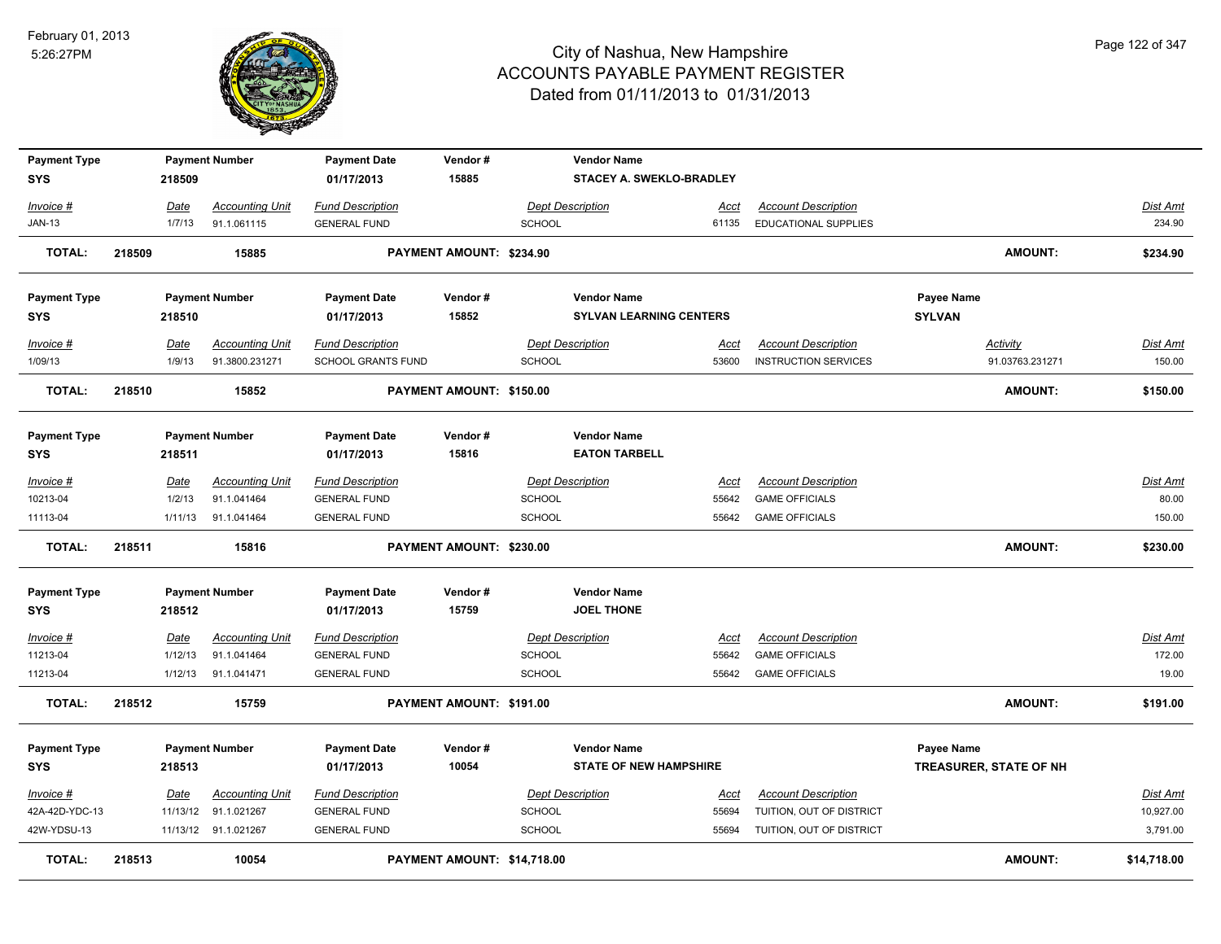# City of Nashua, New Hampshire
## ACCOUNTS PAYABLE PAYMENT REGISTER
### Dated from 01/11/2013 to 01/31/2013

February 01, 2013
5:26:27PM

| Payment Type | Payment Number | Payment Date | Vendor # | Vendor Name | | | |
|---|---|---|---|---|---|---|---|
| SYS | 218509 | 01/17/2013 | 15885 | STACEY A. SWEKLO-BRADLEY | | | |

| Invoice # | Date | Accounting Unit | Fund Description | Dept Description | Acct | Account Description | Dist Amt |
|---|---|---|---|---|---|---|---|
| JAN-13 | 1/7/13 | 91.1.061115 | GENERAL FUND | SCHOOL | 61135 | EDUCATIONAL SUPPLIES | 234.90 |

**TOTAL: 218509 15885 PAYMENT AMOUNT: $234.90 AMOUNT: $234.90**

| Payment Type | Payment Number | Payment Date | Vendor # | Vendor Name | Payee Name |
|---|---|---|---|---|---|
| SYS | 218510 | 01/17/2013 | 15852 | SYLVAN LEARNING CENTERS | SYLVAN |

| Invoice # | Date | Accounting Unit | Fund Description | Dept Description | Acct | Account Description | Activity | Dist Amt |
|---|---|---|---|---|---|---|---|---|
| 1/09/13 | 1/9/13 | 91.3800.231271 | SCHOOL GRANTS FUND | SCHOOL | 53600 | INSTRUCTION SERVICES | 91.03763.231271 | 150.00 |

**TOTAL: 218510 15852 PAYMENT AMOUNT: $150.00 AMOUNT: $150.00**

| Payment Type | Payment Number | Payment Date | Vendor # | Vendor Name |
|---|---|---|---|---|
| SYS | 218511 | 01/17/2013 | 15816 | EATON TARBELL |

| Invoice # | Date | Accounting Unit | Fund Description | Dept Description | Acct | Account Description | Dist Amt |
|---|---|---|---|---|---|---|---|
| 10213-04 | 1/2/13 | 91.1.041464 | GENERAL FUND | SCHOOL | 55642 | GAME OFFICIALS | 80.00 |
| 11113-04 | 1/11/13 | 91.1.041464 | GENERAL FUND | SCHOOL | 55642 | GAME OFFICIALS | 150.00 |

**TOTAL: 218511 15816 PAYMENT AMOUNT: $230.00 AMOUNT: $230.00**

| Payment Type | Payment Number | Payment Date | Vendor # | Vendor Name |
|---|---|---|---|---|
| SYS | 218512 | 01/17/2013 | 15759 | JOEL THONE |

| Invoice # | Date | Accounting Unit | Fund Description | Dept Description | Acct | Account Description | Dist Amt |
|---|---|---|---|---|---|---|---|
| 11213-04 | 1/12/13 | 91.1.041464 | GENERAL FUND | SCHOOL | 55642 | GAME OFFICIALS | 172.00 |
| 11213-04 | 1/12/13 | 91.1.041471 | GENERAL FUND | SCHOOL | 55642 | GAME OFFICIALS | 19.00 |

**TOTAL: 218512 15759 PAYMENT AMOUNT: $191.00 AMOUNT: $191.00**

| Payment Type | Payment Number | Payment Date | Vendor # | Vendor Name | Payee Name |
|---|---|---|---|---|---|
| SYS | 218513 | 01/17/2013 | 10054 | STATE OF NEW HAMPSHIRE | TREASURER, STATE OF NH |

| Invoice # | Date | Accounting Unit | Fund Description | Dept Description | Acct | Account Description | Dist Amt |
|---|---|---|---|---|---|---|---|
| 42A-42D-YDC-13 | 11/13/12 | 91.1.021267 | GENERAL FUND | SCHOOL | 55694 | TUITION, OUT OF DISTRICT | 10,927.00 |
| 42W-YDSU-13 | 11/13/12 | 91.1.021267 | GENERAL FUND | SCHOOL | 55694 | TUITION, OUT OF DISTRICT | 3,791.00 |

**TOTAL: 218513 10054 PAYMENT AMOUNT: $14,718.00 AMOUNT: $14,718.00**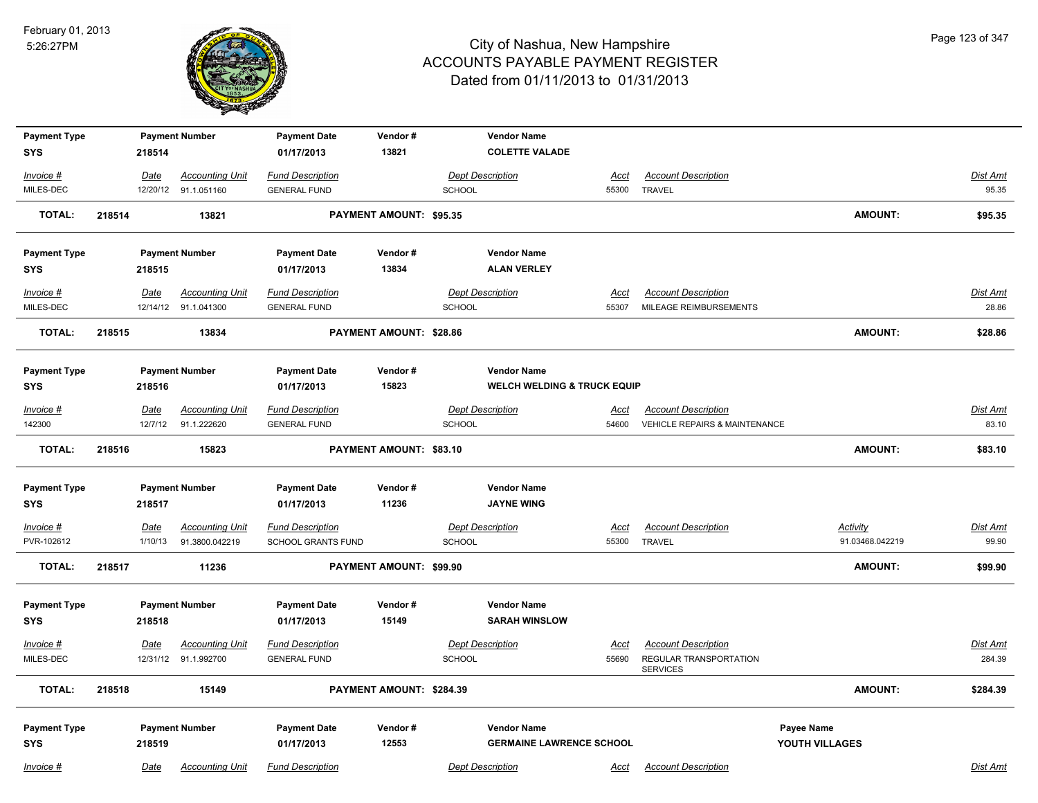# City of Nashua, New Hampshire
# ACCOUNTS PAYABLE PAYMENT REGISTER
## Dated from 01/11/2013 to 01/31/2013

February 01, 2013
5:26:27PM

| Payment Type | Payment Number | Payment Date | Vendor # | Vendor Name |
|---|---|---|---|---|
| SYS | 218514 | 01/17/2013 | 13821 | COLETTE VALADE |

| Invoice # | Date | Accounting Unit | Fund Description | Dept Description | Acct | Account Description | Dist Amt |
|---|---|---|---|---|---|---|---|
| MILES-DEC | 12/20/12 | 91.1.051160 | GENERAL FUND | SCHOOL | 55300 | TRAVEL | 95.35 |

**TOTAL: 218514 13821 PAYMENT AMOUNT: $95.35 AMOUNT: $95.35**

| Payment Type | Payment Number | Payment Date | Vendor # | Vendor Name |
|---|---|---|---|---|
| SYS | 218515 | 01/17/2013 | 13834 | ALAN VERLEY |

| Invoice # | Date | Accounting Unit | Fund Description | Dept Description | Acct | Account Description | Dist Amt |
|---|---|---|---|---|---|---|---|
| MILES-DEC | 12/14/12 | 91.1.041300 | GENERAL FUND | SCHOOL | 55307 | MILEAGE REIMBURSEMENTS | 28.86 |

**TOTAL: 218515 13834 PAYMENT AMOUNT: $28.86 AMOUNT: $28.86**

| Payment Type | Payment Number | Payment Date | Vendor # | Vendor Name |
|---|---|---|---|---|
| SYS | 218516 | 01/17/2013 | 15823 | WELCH WELDING & TRUCK EQUIP |

| Invoice # | Date | Accounting Unit | Fund Description | Dept Description | Acct | Account Description | Dist Amt |
|---|---|---|---|---|---|---|---|
| 142300 | 12/7/12 | 91.1.222620 | GENERAL FUND | SCHOOL | 54600 | VEHICLE REPAIRS & MAINTENANCE | 83.10 |

**TOTAL: 218516 15823 PAYMENT AMOUNT: $83.10 AMOUNT: $83.10**

| Payment Type | Payment Number | Payment Date | Vendor # | Vendor Name |
|---|---|---|---|---|
| SYS | 218517 | 01/17/2013 | 11236 | JAYNE WING |

| Invoice # | Date | Accounting Unit | Fund Description | Dept Description | Acct | Account Description | Activity | Dist Amt |
|---|---|---|---|---|---|---|---|---|
| PVR-102612 | 1/10/13 | 91.3800.042219 | SCHOOL GRANTS FUND | SCHOOL | 55300 | TRAVEL | 91.03468.042219 | 99.90 |

**TOTAL: 218517 11236 PAYMENT AMOUNT: $99.90 AMOUNT: $99.90**

| Payment Type | Payment Number | Payment Date | Vendor # | Vendor Name |
|---|---|---|---|---|
| SYS | 218518 | 01/17/2013 | 15149 | SARAH WINSLOW |

| Invoice # | Date | Accounting Unit | Fund Description | Dept Description | Acct | Account Description | Dist Amt |
|---|---|---|---|---|---|---|---|
| MILES-DEC | 12/31/12 | 91.1.992700 | GENERAL FUND | SCHOOL | 55690 | REGULAR TRANSPORTATION SERVICES | 284.39 |

**TOTAL: 218518 15149 PAYMENT AMOUNT: $284.39 AMOUNT: $284.39**

| Payment Type | Payment Number | Payment Date | Vendor # | Vendor Name | Payee Name |
|---|---|---|---|---|---|
| SYS | 218519 | 01/17/2013 | 12553 | GERMAINE LAWRENCE SCHOOL | YOUTH VILLAGES |

| Invoice # | Date | Accounting Unit | Fund Description | Dept Description | Acct | Account Description | Dist Amt |
|---|---|---|---|---|---|---|---|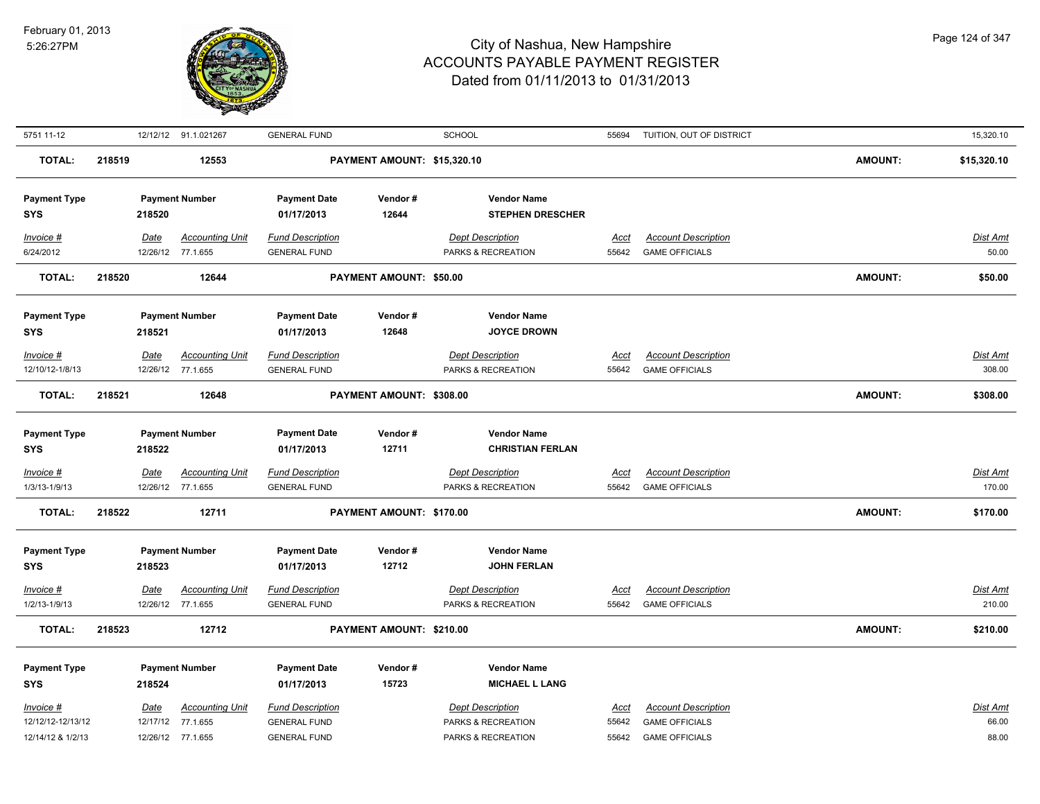# City of Nashua, New Hampshire
## ACCOUNTS PAYABLE PAYMENT REGISTER
### Dated from 01/11/2013 to 01/31/2013

February 01, 2013
5:26:27PM

| Invoice # | Date | Accounting Unit | Fund Description | Dept Description | Acct | Account Description | Dist Amt |
|---|---|---|---|---|---|---|---|
| 5751 11-12 | 12/12/12 | 91.1.021267 | GENERAL FUND | SCHOOL | 55694 | TUITION, OUT OF DISTRICT | 15,320.10 |

**TOTAL: 218519 12553 PAYMENT AMOUNT: $15,320.10 AMOUNT: $15,320.10**

| Payment Type | Payment Number | Payment Date | Vendor # | Vendor Name |
|---|---|---|---|---|
| SYS | 218520 | 01/17/2013 | 12644 | STEPHEN DRESCHER |

| Invoice # | Date | Accounting Unit | Fund Description | Dept Description | Acct | Account Description | Dist Amt |
|---|---|---|---|---|---|---|---|
| 6/24/2012 | 12/26/12 | 77.1.655 | GENERAL FUND | PARKS & RECREATION | 55642 | GAME OFFICIALS | 50.00 |

**TOTAL: 218520 12644 PAYMENT AMOUNT: $50.00 AMOUNT: $50.00**

| Payment Type | Payment Number | Payment Date | Vendor # | Vendor Name |
|---|---|---|---|---|
| SYS | 218521 | 01/17/2013 | 12648 | JOYCE DROWN |

| Invoice # | Date | Accounting Unit | Fund Description | Dept Description | Acct | Account Description | Dist Amt |
|---|---|---|---|---|---|---|---|
| 12/10/12-1/8/13 | 12/26/12 | 77.1.655 | GENERAL FUND | PARKS & RECREATION | 55642 | GAME OFFICIALS | 308.00 |

**TOTAL: 218521 12648 PAYMENT AMOUNT: $308.00 AMOUNT: $308.00**

| Payment Type | Payment Number | Payment Date | Vendor # | Vendor Name |
|---|---|---|---|---|
| SYS | 218522 | 01/17/2013 | 12711 | CHRISTIAN FERLAN |

| Invoice # | Date | Accounting Unit | Fund Description | Dept Description | Acct | Account Description | Dist Amt |
|---|---|---|---|---|---|---|---|
| 1/3/13-1/9/13 | 12/26/12 | 77.1.655 | GENERAL FUND | PARKS & RECREATION | 55642 | GAME OFFICIALS | 170.00 |

**TOTAL: 218522 12711 PAYMENT AMOUNT: $170.00 AMOUNT: $170.00**

| Payment Type | Payment Number | Payment Date | Vendor # | Vendor Name |
|---|---|---|---|---|
| SYS | 218523 | 01/17/2013 | 12712 | JOHN FERLAN |

| Invoice # | Date | Accounting Unit | Fund Description | Dept Description | Acct | Account Description | Dist Amt |
|---|---|---|---|---|---|---|---|
| 1/2/13-1/9/13 | 12/26/12 | 77.1.655 | GENERAL FUND | PARKS & RECREATION | 55642 | GAME OFFICIALS | 210.00 |

**TOTAL: 218523 12712 PAYMENT AMOUNT: $210.00 AMOUNT: $210.00**

| Payment Type | Payment Number | Payment Date | Vendor # | Vendor Name |
|---|---|---|---|---|
| SYS | 218524 | 01/17/2013 | 15723 | MICHAEL L LANG |

| Invoice # | Date | Accounting Unit | Fund Description | Dept Description | Acct | Account Description | Dist Amt |
|---|---|---|---|---|---|---|---|
| 12/12/12-12/13/12 | 12/17/12 | 77.1.655 | GENERAL FUND | PARKS & RECREATION | 55642 | GAME OFFICIALS | 66.00 |
| 12/14/12 & 1/2/13 | 12/26/12 | 77.1.655 | GENERAL FUND | PARKS & RECREATION | 55642 | GAME OFFICIALS | 88.00 |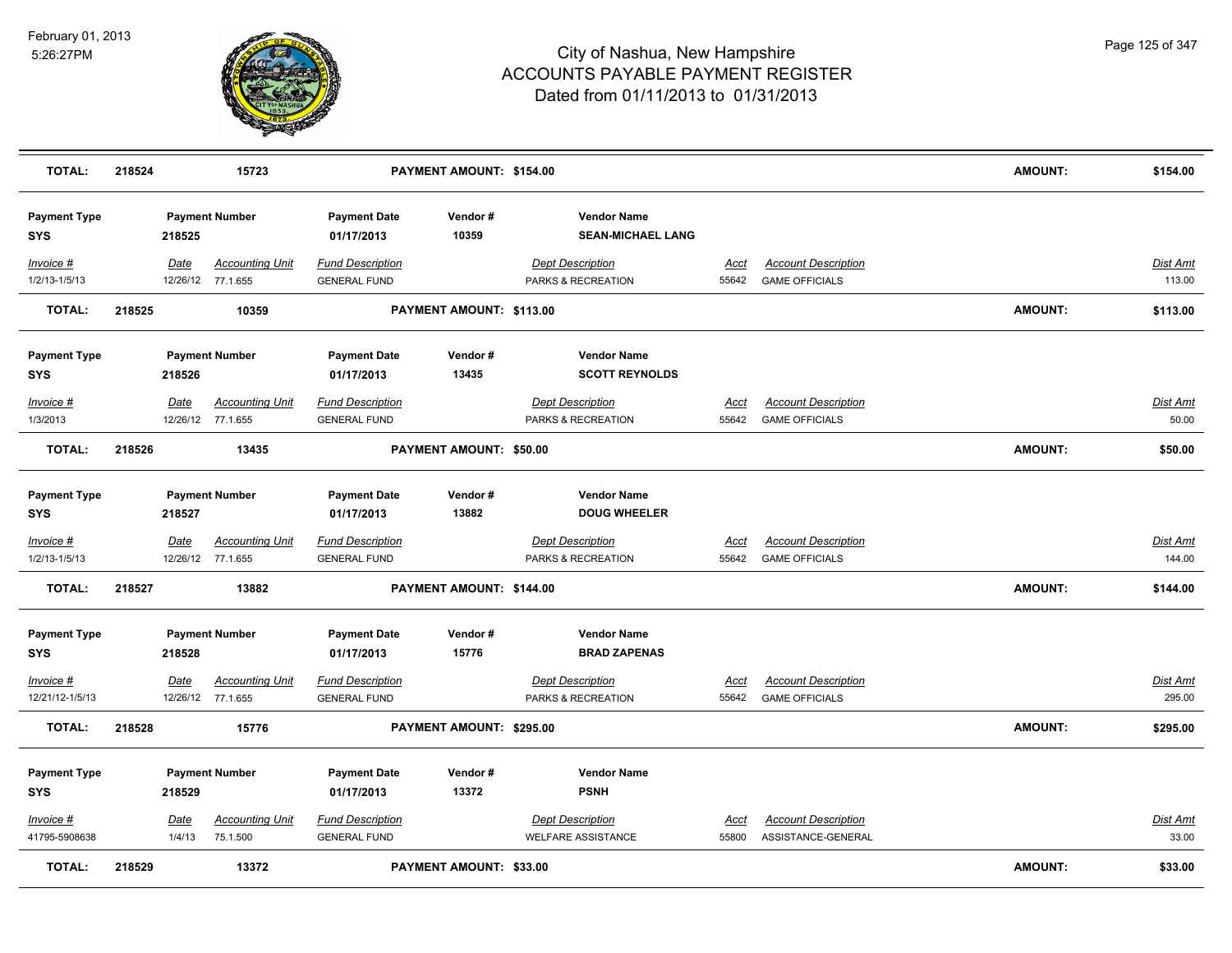| TOTAL: | 218524 | 15723 | PAYMENT AMOUNT: $154.00 | | | AMOUNT: | $154.00 |
|---|---|---|---|---|---|---|---|

| Payment Type | Payment Number | | Payment Date | Vendor # | Vendor Name | | | |
|---|---|---|---|---|---|---|---|---|
| SYS | 218525 | | 01/17/2013 | 10359 | SEAN-MICHAEL LANG | | | |
| *Invoice #* | *Date* | *Accounting Unit* | *Fund Description* | | *Dept Description* | *Acct* | *Account Description* | *Dist Amt* |
| 1/2/13-1/5/13 | 12/26/12 | 77.1.655 | GENERAL FUND | | PARKS & RECREATION | 55642 | GAME OFFICIALS | 113.00 |
| **TOTAL:** | **218525** | **10359** | **PAYMENT AMOUNT: $113.00** | | | | **AMOUNT:** | **$113.00** |

| Payment Type | Payment Number | | Payment Date | Vendor # | Vendor Name | | | |
|---|---|---|---|---|---|---|---|---|
| SYS | 218526 | | 01/17/2013 | 13435 | SCOTT REYNOLDS | | | |
| *Invoice #* | *Date* | *Accounting Unit* | *Fund Description* | | *Dept Description* | *Acct* | *Account Description* | *Dist Amt* |
| 1/3/2013 | 12/26/12 | 77.1.655 | GENERAL FUND | | PARKS & RECREATION | 55642 | GAME OFFICIALS | 50.00 |
| **TOTAL:** | **218526** | **13435** | **PAYMENT AMOUNT: $50.00** | | | | **AMOUNT:** | **$50.00** |

| Payment Type | Payment Number | | Payment Date | Vendor # | Vendor Name | | | |
|---|---|---|---|---|---|---|---|---|
| SYS | 218527 | | 01/17/2013 | 13882 | DOUG WHEELER | | | |
| *Invoice #* | *Date* | *Accounting Unit* | *Fund Description* | | *Dept Description* | *Acct* | *Account Description* | *Dist Amt* |
| 1/2/13-1/5/13 | 12/26/12 | 77.1.655 | GENERAL FUND | | PARKS & RECREATION | 55642 | GAME OFFICIALS | 144.00 |
| **TOTAL:** | **218527** | **13882** | **PAYMENT AMOUNT: $144.00** | | | | **AMOUNT:** | **$144.00** |

| Payment Type | Payment Number | | Payment Date | Vendor # | Vendor Name | | | |
|---|---|---|---|---|---|---|---|---|
| SYS | 218528 | | 01/17/2013 | 15776 | BRAD ZAPENAS | | | |
| *Invoice #* | *Date* | *Accounting Unit* | *Fund Description* | | *Dept Description* | *Acct* | *Account Description* | *Dist Amt* |
| 12/21/12-1/5/13 | 12/26/12 | 77.1.655 | GENERAL FUND | | PARKS & RECREATION | 55642 | GAME OFFICIALS | 295.00 |
| **TOTAL:** | **218528** | **15776** | **PAYMENT AMOUNT: $295.00** | | | | **AMOUNT:** | **$295.00** |

| Payment Type | Payment Number | | Payment Date | Vendor # | Vendor Name | | | |
|---|---|---|---|---|---|---|---|---|
| SYS | 218529 | | 01/17/2013 | 13372 | PSNH | | | |
| *Invoice #* | *Date* | *Accounting Unit* | *Fund Description* | | *Dept Description* | *Acct* | *Account Description* | *Dist Amt* |
| 41795-5908638 | 1/4/13 | 75.1.500 | GENERAL FUND | | WELFARE ASSISTANCE | 55800 | ASSISTANCE-GENERAL | 33.00 |
| **TOTAL:** | **218529** | **13372** | **PAYMENT AMOUNT: $33.00** | | | | **AMOUNT:** | **$33.00** |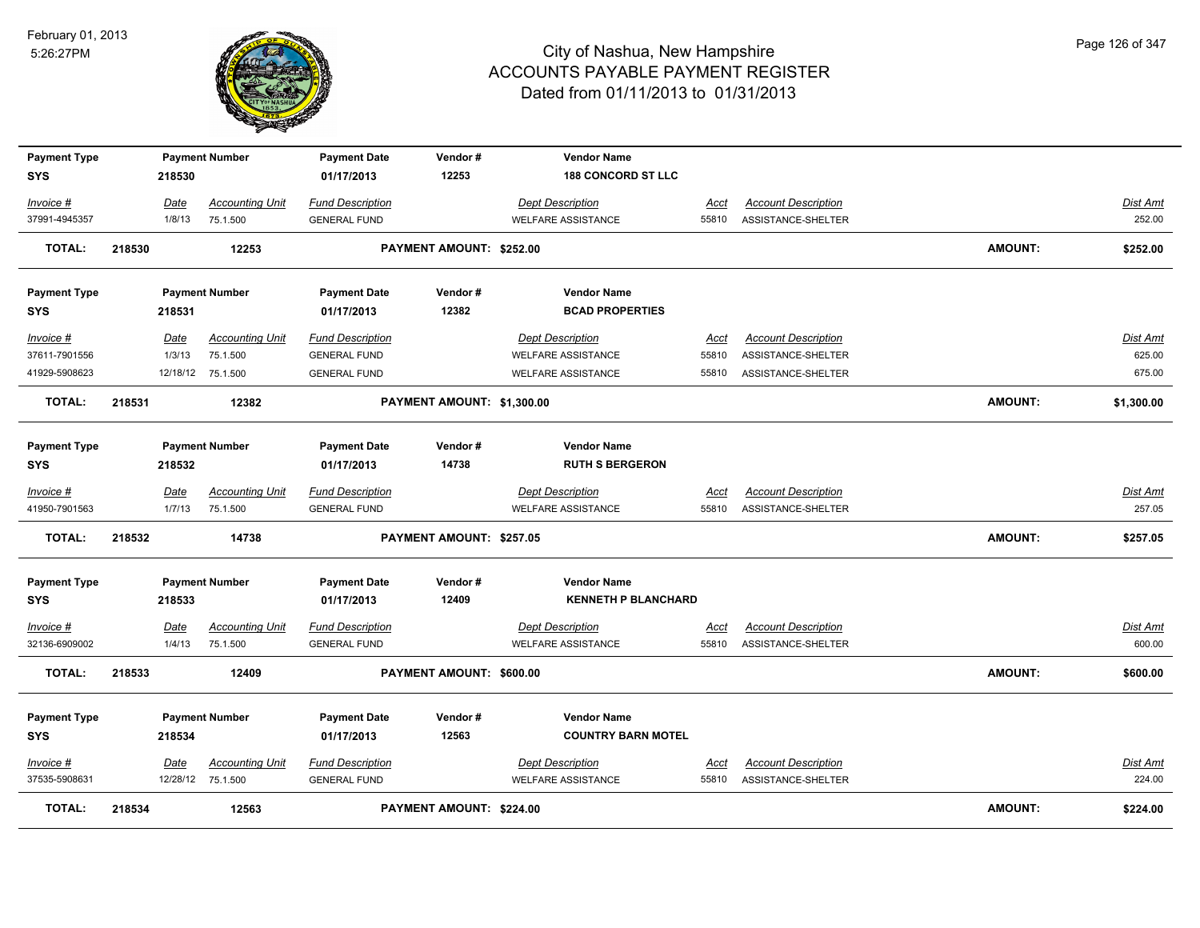# City of Nashua, New Hampshire
## ACCOUNTS PAYABLE PAYMENT REGISTER
### Dated from 01/11/2013 to 01/31/2013

February 01, 2013
5:26:27PM

| Payment Type | Payment Number | Payment Date | Vendor # | Vendor Name | | | |
|---|---|---|---|---|---|---|---|
| SYS | 218530 | 01/17/2013 | 12253 | 188 CONCORD ST LLC | | | |

| Invoice # | Date | Accounting Unit | Fund Description | Dept Description | Acct | Account Description | Dist Amt |
|---|---|---|---|---|---|---|---|
| 37991-4945357 | 1/8/13 | 75.1.500 | GENERAL FUND | WELFARE ASSISTANCE | 55810 | ASSISTANCE-SHELTER | 252.00 |

**TOTAL: 218530 12253 PAYMENT AMOUNT: $252.00 AMOUNT: $252.00**

| Payment Type | Payment Number | Payment Date | Vendor # | Vendor Name | | | |
|---|---|---|---|---|---|---|---|
| SYS | 218531 | 01/17/2013 | 12382 | BCAD PROPERTIES | | | |

| Invoice # | Date | Accounting Unit | Fund Description | Dept Description | Acct | Account Description | Dist Amt |
|---|---|---|---|---|---|---|---|
| 37611-7901556 | 1/3/13 | 75.1.500 | GENERAL FUND | WELFARE ASSISTANCE | 55810 | ASSISTANCE-SHELTER | 625.00 |
| 41929-5908623 | 12/18/12 | 75.1.500 | GENERAL FUND | WELFARE ASSISTANCE | 55810 | ASSISTANCE-SHELTER | 675.00 |

**TOTAL: 218531 12382 PAYMENT AMOUNT: $1,300.00 AMOUNT: $1,300.00**

| Payment Type | Payment Number | Payment Date | Vendor # | Vendor Name | | | |
|---|---|---|---|---|---|---|---|
| SYS | 218532 | 01/17/2013 | 14738 | RUTH S BERGERON | | | |

| Invoice # | Date | Accounting Unit | Fund Description | Dept Description | Acct | Account Description | Dist Amt |
|---|---|---|---|---|---|---|---|
| 41950-7901563 | 1/7/13 | 75.1.500 | GENERAL FUND | WELFARE ASSISTANCE | 55810 | ASSISTANCE-SHELTER | 257.05 |

**TOTAL: 218532 14738 PAYMENT AMOUNT: $257.05 AMOUNT: $257.05**

| Payment Type | Payment Number | Payment Date | Vendor # | Vendor Name | | | |
|---|---|---|---|---|---|---|---|
| SYS | 218533 | 01/17/2013 | 12409 | KENNETH P BLANCHARD | | | |

| Invoice # | Date | Accounting Unit | Fund Description | Dept Description | Acct | Account Description | Dist Amt |
|---|---|---|---|---|---|---|---|
| 32136-6909002 | 1/4/13 | 75.1.500 | GENERAL FUND | WELFARE ASSISTANCE | 55810 | ASSISTANCE-SHELTER | 600.00 |

**TOTAL: 218533 12409 PAYMENT AMOUNT: $600.00 AMOUNT: $600.00**

| Payment Type | Payment Number | Payment Date | Vendor # | Vendor Name | | | |
|---|---|---|---|---|---|---|---|
| SYS | 218534 | 01/17/2013 | 12563 | COUNTRY BARN MOTEL | | | |

| Invoice # | Date | Accounting Unit | Fund Description | Dept Description | Acct | Account Description | Dist Amt |
|---|---|---|---|---|---|---|---|
| 37535-5908631 | 12/28/12 | 75.1.500 | GENERAL FUND | WELFARE ASSISTANCE | 55810 | ASSISTANCE-SHELTER | 224.00 |

**TOTAL: 218534 12563 PAYMENT AMOUNT: $224.00 AMOUNT: $224.00**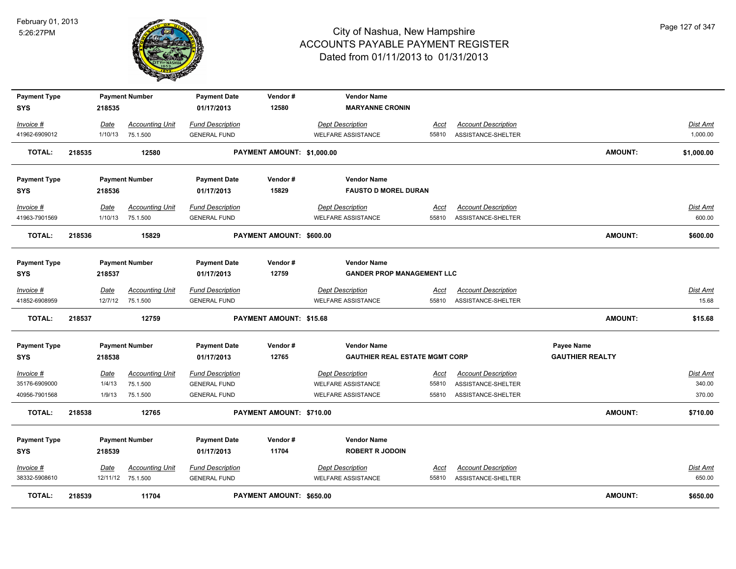# City of Nashua, New Hampshire
## ACCOUNTS PAYABLE PAYMENT REGISTER
### Dated from 01/11/2013 to 01/31/2013

February 01, 2013
5:26:27PM

| Payment Type | Payment Number | Payment Date | Vendor # | Vendor Name |
|---|---|---|---|---|
| SYS | 218535 | 01/17/2013 | 12580 | MARYANNE CRONIN |

| Invoice # | Date | Accounting Unit | Fund Description | Dept Description | Acct | Account Description | Dist Amt |
|---|---|---|---|---|---|---|---|
| 41962-6909012 | 1/10/13 | 75.1.500 | GENERAL FUND | WELFARE ASSISTANCE | 55810 | ASSISTANCE-SHELTER | 1,000.00 |

**TOTAL:** 218535 12580 **PAYMENT AMOUNT: $1,000.00** **AMOUNT: $1,000.00**

| Payment Type | Payment Number | Payment Date | Vendor # | Vendor Name |
|---|---|---|---|---|
| SYS | 218536 | 01/17/2013 | 15829 | FAUSTO D MOREL DURAN |

| Invoice # | Date | Accounting Unit | Fund Description | Dept Description | Acct | Account Description | Dist Amt |
|---|---|---|---|---|---|---|---|
| 41963-7901569 | 1/10/13 | 75.1.500 | GENERAL FUND | WELFARE ASSISTANCE | 55810 | ASSISTANCE-SHELTER | 600.00 |

**TOTAL:** 218536 15829 **PAYMENT AMOUNT: $600.00** **AMOUNT: $600.00**

| Payment Type | Payment Number | Payment Date | Vendor # | Vendor Name |
|---|---|---|---|---|
| SYS | 218537 | 01/17/2013 | 12759 | GANDER PROP MANAGEMENT LLC |

| Invoice # | Date | Accounting Unit | Fund Description | Dept Description | Acct | Account Description | Dist Amt |
|---|---|---|---|---|---|---|---|
| 41852-6908959 | 12/7/12 | 75.1.500 | GENERAL FUND | WELFARE ASSISTANCE | 55810 | ASSISTANCE-SHELTER | 15.68 |

**TOTAL:** 218537 12759 **PAYMENT AMOUNT: $15.68** **AMOUNT: $15.68**

| Payment Type | Payment Number | Payment Date | Vendor # | Vendor Name | Payee Name |
|---|---|---|---|---|---|
| SYS | 218538 | 01/17/2013 | 12765 | GAUTHIER REAL ESTATE MGMT CORP | GAUTHIER REALTY |

| Invoice # | Date | Accounting Unit | Fund Description | Dept Description | Acct | Account Description | Dist Amt |
|---|---|---|---|---|---|---|---|
| 35176-6909000 | 1/4/13 | 75.1.500 | GENERAL FUND | WELFARE ASSISTANCE | 55810 | ASSISTANCE-SHELTER | 340.00 |
| 40956-7901568 | 1/9/13 | 75.1.500 | GENERAL FUND | WELFARE ASSISTANCE | 55810 | ASSISTANCE-SHELTER | 370.00 |

**TOTAL:** 218538 12765 **PAYMENT AMOUNT: $710.00** **AMOUNT: $710.00**

| Payment Type | Payment Number | Payment Date | Vendor # | Vendor Name |
|---|---|---|---|---|
| SYS | 218539 | 01/17/2013 | 11704 | ROBERT R JODOIN |

| Invoice # | Date | Accounting Unit | Fund Description | Dept Description | Acct | Account Description | Dist Amt |
|---|---|---|---|---|---|---|---|
| 38332-5908610 | 12/11/12 | 75.1.500 | GENERAL FUND | WELFARE ASSISTANCE | 55810 | ASSISTANCE-SHELTER | 650.00 |

**TOTAL:** 218539 11704 **PAYMENT AMOUNT: $650.00** **AMOUNT: $650.00**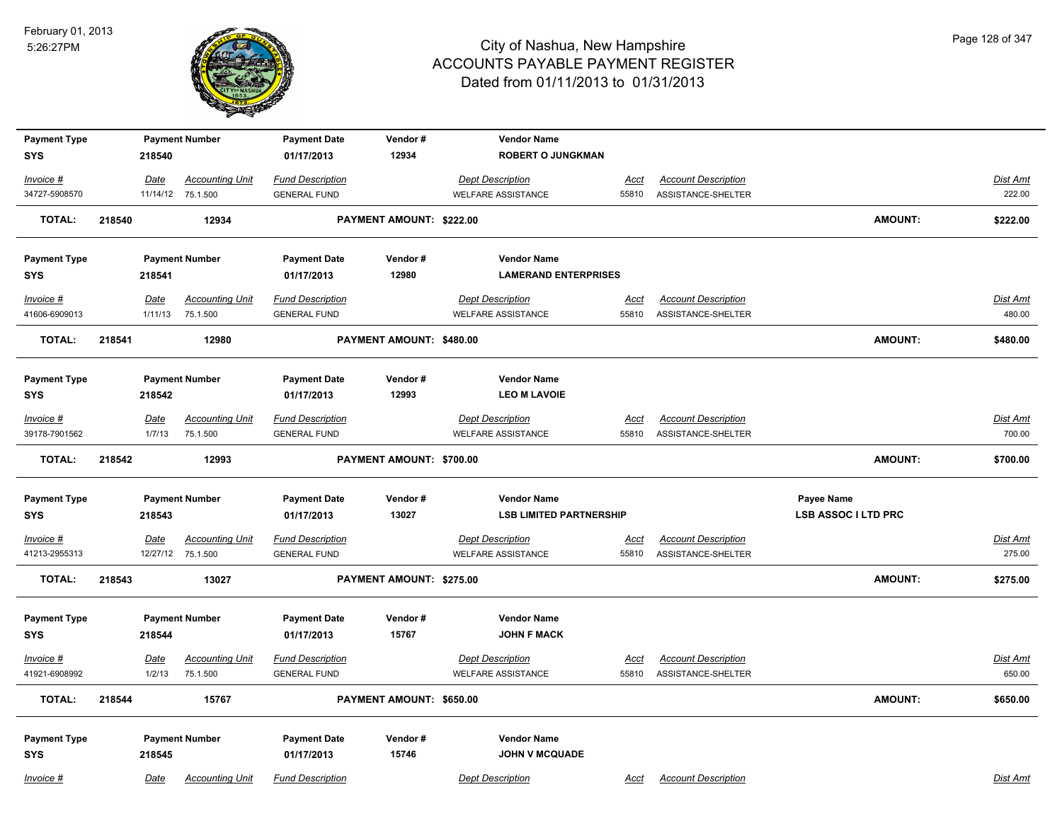# City of Nashua, New Hampshire
## ACCOUNTS PAYABLE PAYMENT REGISTER
### Dated from 01/11/2013 to 01/31/2013

February 01, 2013
5:26:27PM

| Payment Type | Payment Number | Payment Date | Vendor # | Vendor Name |
|---|---|---|---|---|
| SYS | 218540 | 01/17/2013 | 12934 | ROBERT O JUNGKMAN |

| Invoice # | Date | Accounting Unit | Fund Description | Dept Description | Acct | Account Description | Dist Amt |
|---|---|---|---|---|---|---|---|
| 34727-5908570 | 11/14/12 | 75.1.500 | GENERAL FUND | WELFARE ASSISTANCE | 55810 | ASSISTANCE-SHELTER | 222.00 |

**TOTAL: 218540 12934 PAYMENT AMOUNT: $222.00 AMOUNT: $222.00**

| Payment Type | Payment Number | Payment Date | Vendor # | Vendor Name |
|---|---|---|---|---|
| SYS | 218541 | 01/17/2013 | 12980 | LAMERAND ENTERPRISES |

| Invoice # | Date | Accounting Unit | Fund Description | Dept Description | Acct | Account Description | Dist Amt |
|---|---|---|---|---|---|---|---|
| 41606-6909013 | 1/11/13 | 75.1.500 | GENERAL FUND | WELFARE ASSISTANCE | 55810 | ASSISTANCE-SHELTER | 480.00 |

**TOTAL: 218541 12980 PAYMENT AMOUNT: $480.00 AMOUNT: $480.00**

| Payment Type | Payment Number | Payment Date | Vendor # | Vendor Name |
|---|---|---|---|---|
| SYS | 218542 | 01/17/2013 | 12993 | LEO M LAVOIE |

| Invoice # | Date | Accounting Unit | Fund Description | Dept Description | Acct | Account Description | Dist Amt |
|---|---|---|---|---|---|---|---|
| 39178-7901562 | 1/7/13 | 75.1.500 | GENERAL FUND | WELFARE ASSISTANCE | 55810 | ASSISTANCE-SHELTER | 700.00 |

**TOTAL: 218542 12993 PAYMENT AMOUNT: $700.00 AMOUNT: $700.00**

| Payment Type | Payment Number | Payment Date | Vendor # | Vendor Name | Payee Name |
|---|---|---|---|---|---|
| SYS | 218543 | 01/17/2013 | 13027 | LSB LIMITED PARTNERSHIP | LSB ASSOC I LTD PRC |

| Invoice # | Date | Accounting Unit | Fund Description | Dept Description | Acct | Account Description | Dist Amt |
|---|---|---|---|---|---|---|---|
| 41213-2955313 | 12/27/12 | 75.1.500 | GENERAL FUND | WELFARE ASSISTANCE | 55810 | ASSISTANCE-SHELTER | 275.00 |

**TOTAL: 218543 13027 PAYMENT AMOUNT: $275.00 AMOUNT: $275.00**

| Payment Type | Payment Number | Payment Date | Vendor # | Vendor Name |
|---|---|---|---|---|
| SYS | 218544 | 01/17/2013 | 15767 | JOHN F MACK |

| Invoice # | Date | Accounting Unit | Fund Description | Dept Description | Acct | Account Description | Dist Amt |
|---|---|---|---|---|---|---|---|
| 41921-6908992 | 1/2/13 | 75.1.500 | GENERAL FUND | WELFARE ASSISTANCE | 55810 | ASSISTANCE-SHELTER | 650.00 |

**TOTAL: 218544 15767 PAYMENT AMOUNT: $650.00 AMOUNT: $650.00**

| Payment Type | Payment Number | Payment Date | Vendor # | Vendor Name |
|---|---|---|---|---|
| SYS | 218545 | 01/17/2013 | 15746 | JOHN V MCQUADE |

| Invoice # | Date | Accounting Unit | Fund Description | Dept Description | Acct | Account Description | Dist Amt |
|---|---|---|---|---|---|---|---|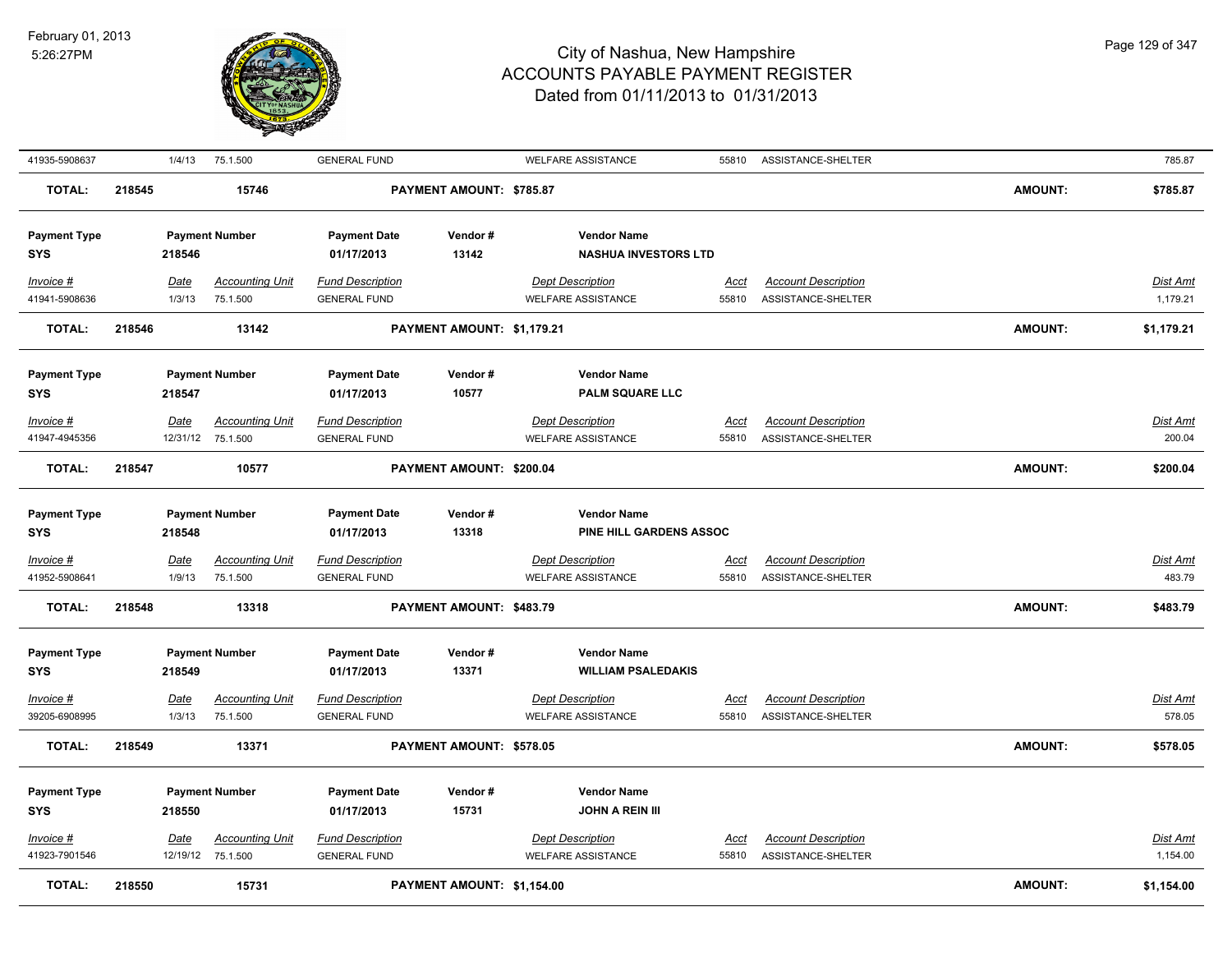# City of Nashua, New Hampshire
## ACCOUNTS PAYABLE PAYMENT REGISTER
### Dated from 01/11/2013 to 01/31/2013

February 01, 2013
5:26:27PM

| Invoice # | Date | Accounting Unit | Fund Description | Dept Description | Acct | Account Description | Dist Amt |
|---|---|---|---|---|---|---|---|
| 41935-5908637 | 1/4/13 | 75.1.500 | GENERAL FUND | WELFARE ASSISTANCE | 55810 | ASSISTANCE-SHELTER | 785.87 |

**TOTAL:** 218545 15746 **PAYMENT AMOUNT: $785.87** **AMOUNT: $785.87**

| Payment Type | Payment Number | Payment Date | Vendor # | Vendor Name |
|---|---|---|---|---|
| SYS | 218546 | 01/17/2013 | 13142 | NASHUA INVESTORS LTD |

| Invoice # | Date | Accounting Unit | Fund Description | Dept Description | Acct | Account Description | Dist Amt |
|---|---|---|---|---|---|---|---|
| 41941-5908636 | 1/3/13 | 75.1.500 | GENERAL FUND | WELFARE ASSISTANCE | 55810 | ASSISTANCE-SHELTER | 1,179.21 |

**TOTAL:** 218546 13142 **PAYMENT AMOUNT: $1,179.21** **AMOUNT: $1,179.21**

| Payment Type | Payment Number | Payment Date | Vendor # | Vendor Name |
|---|---|---|---|---|
| SYS | 218547 | 01/17/2013 | 10577 | PALM SQUARE LLC |

| Invoice # | Date | Accounting Unit | Fund Description | Dept Description | Acct | Account Description | Dist Amt |
|---|---|---|---|---|---|---|---|
| 41947-4945356 | 12/31/12 | 75.1.500 | GENERAL FUND | WELFARE ASSISTANCE | 55810 | ASSISTANCE-SHELTER | 200.04 |

**TOTAL:** 218547 10577 **PAYMENT AMOUNT: $200.04** **AMOUNT: $200.04**

| Payment Type | Payment Number | Payment Date | Vendor # | Vendor Name |
|---|---|---|---|---|
| SYS | 218548 | 01/17/2013 | 13318 | PINE HILL GARDENS ASSOC |

| Invoice # | Date | Accounting Unit | Fund Description | Dept Description | Acct | Account Description | Dist Amt |
|---|---|---|---|---|---|---|---|
| 41952-5908641 | 1/9/13 | 75.1.500 | GENERAL FUND | WELFARE ASSISTANCE | 55810 | ASSISTANCE-SHELTER | 483.79 |

**TOTAL:** 218548 13318 **PAYMENT AMOUNT: $483.79** **AMOUNT: $483.79**

| Payment Type | Payment Number | Payment Date | Vendor # | Vendor Name |
|---|---|---|---|---|
| SYS | 218549 | 01/17/2013 | 13371 | WILLIAM PSALEDAKIS |

| Invoice # | Date | Accounting Unit | Fund Description | Dept Description | Acct | Account Description | Dist Amt |
|---|---|---|---|---|---|---|---|
| 39205-6908995 | 1/3/13 | 75.1.500 | GENERAL FUND | WELFARE ASSISTANCE | 55810 | ASSISTANCE-SHELTER | 578.05 |

**TOTAL:** 218549 13371 **PAYMENT AMOUNT: $578.05** **AMOUNT: $578.05**

| Payment Type | Payment Number | Payment Date | Vendor # | Vendor Name |
|---|---|---|---|---|
| SYS | 218550 | 01/17/2013 | 15731 | JOHN A REIN III |

| Invoice # | Date | Accounting Unit | Fund Description | Dept Description | Acct | Account Description | Dist Amt |
|---|---|---|---|---|---|---|---|
| 41923-7901546 | 12/19/12 | 75.1.500 | GENERAL FUND | WELFARE ASSISTANCE | 55810 | ASSISTANCE-SHELTER | 1,154.00 |

**TOTAL:** 218550 15731 **PAYMENT AMOUNT: $1,154.00** **AMOUNT: $1,154.00**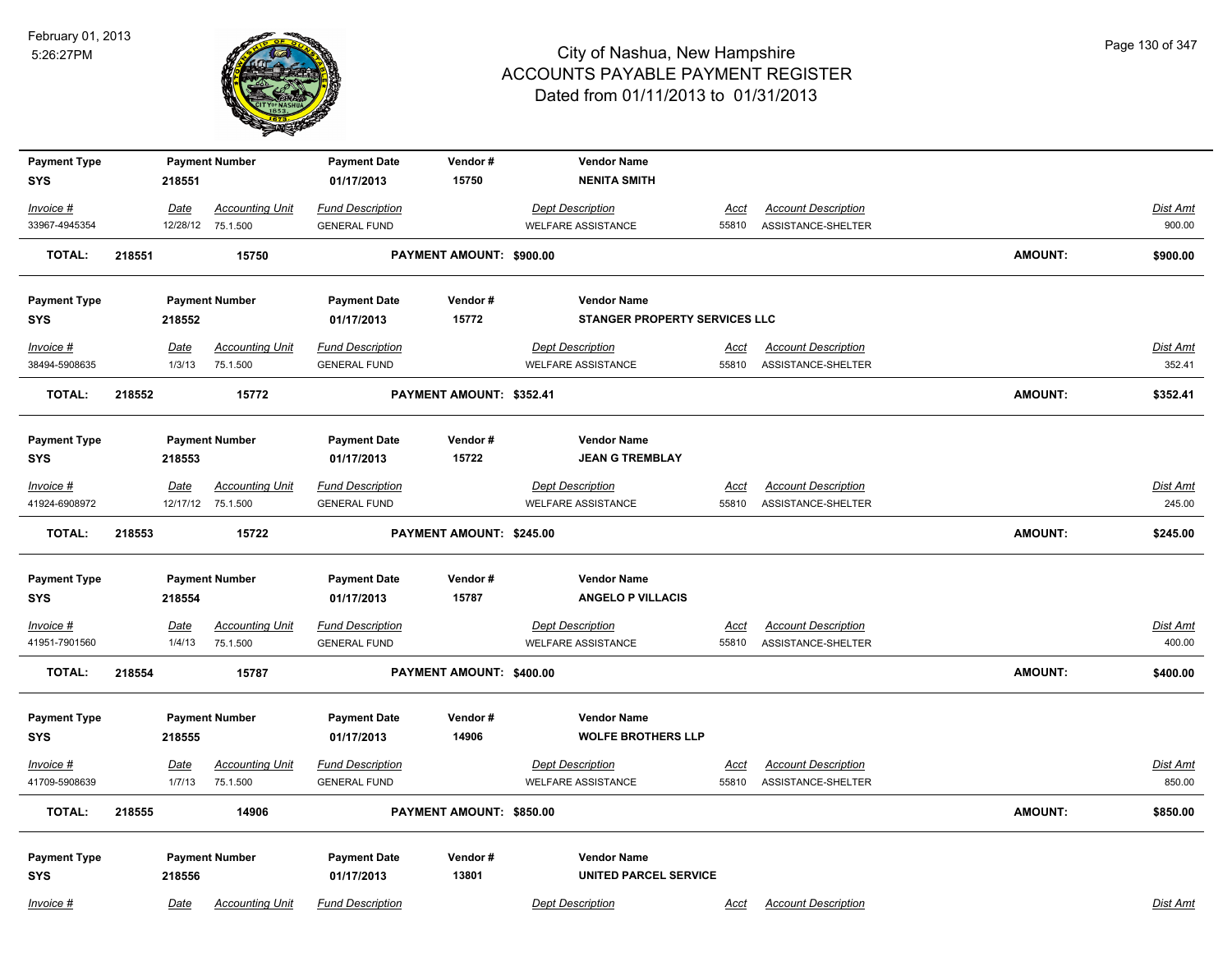# City of Nashua, New Hampshire
## ACCOUNTS PAYABLE PAYMENT REGISTER
### Dated from 01/11/2013 to 01/31/2013

February 01, 2013
5:26:27PM

| Payment Type | Payment Number | Payment Date | Vendor # | Vendor Name |
|---|---|---|---|---|
| SYS | 218551 | 01/17/2013 | 15750 | NENITA SMITH |

| Invoice # | Date | Accounting Unit | Fund Description | Dept Description | Acct | Account Description | Dist Amt |
|---|---|---|---|---|---|---|---|
| 33967-4945354 | 12/28/12 | 75.1.500 | GENERAL FUND | WELFARE ASSISTANCE | 55810 | ASSISTANCE-SHELTER | 900.00 |

**TOTAL: 218551 15750 PAYMENT AMOUNT: $900.00 AMOUNT: $900.00**

| Payment Type | Payment Number | Payment Date | Vendor # | Vendor Name |
|---|---|---|---|---|
| SYS | 218552 | 01/17/2013 | 15772 | STANGER PROPERTY SERVICES LLC |

| Invoice # | Date | Accounting Unit | Fund Description | Dept Description | Acct | Account Description | Dist Amt |
|---|---|---|---|---|---|---|---|
| 38494-5908635 | 1/3/13 | 75.1.500 | GENERAL FUND | WELFARE ASSISTANCE | 55810 | ASSISTANCE-SHELTER | 352.41 |

**TOTAL: 218552 15772 PAYMENT AMOUNT: $352.41 AMOUNT: $352.41**

| Payment Type | Payment Number | Payment Date | Vendor # | Vendor Name |
|---|---|---|---|---|
| SYS | 218553 | 01/17/2013 | 15722 | JEAN G TREMBLAY |

| Invoice # | Date | Accounting Unit | Fund Description | Dept Description | Acct | Account Description | Dist Amt |
|---|---|---|---|---|---|---|---|
| 41924-6908972 | 12/17/12 | 75.1.500 | GENERAL FUND | WELFARE ASSISTANCE | 55810 | ASSISTANCE-SHELTER | 245.00 |

**TOTAL: 218553 15722 PAYMENT AMOUNT: $245.00 AMOUNT: $245.00**

| Payment Type | Payment Number | Payment Date | Vendor # | Vendor Name |
|---|---|---|---|---|
| SYS | 218554 | 01/17/2013 | 15787 | ANGELO P VILLACIS |

| Invoice # | Date | Accounting Unit | Fund Description | Dept Description | Acct | Account Description | Dist Amt |
|---|---|---|---|---|---|---|---|
| 41951-7901560 | 1/4/13 | 75.1.500 | GENERAL FUND | WELFARE ASSISTANCE | 55810 | ASSISTANCE-SHELTER | 400.00 |

**TOTAL: 218554 15787 PAYMENT AMOUNT: $400.00 AMOUNT: $400.00**

| Payment Type | Payment Number | Payment Date | Vendor # | Vendor Name |
|---|---|---|---|---|
| SYS | 218555 | 01/17/2013 | 14906 | WOLFE BROTHERS LLP |

| Invoice # | Date | Accounting Unit | Fund Description | Dept Description | Acct | Account Description | Dist Amt |
|---|---|---|---|---|---|---|---|
| 41709-5908639 | 1/7/13 | 75.1.500 | GENERAL FUND | WELFARE ASSISTANCE | 55810 | ASSISTANCE-SHELTER | 850.00 |

**TOTAL: 218555 14906 PAYMENT AMOUNT: $850.00 AMOUNT: $850.00**

| Payment Type | Payment Number | Payment Date | Vendor # | Vendor Name |
|---|---|---|---|---|
| SYS | 218556 | 01/17/2013 | 13801 | UNITED PARCEL SERVICE |

| Invoice # | Date | Accounting Unit | Fund Description | Dept Description | Acct | Account Description | Dist Amt |
|---|---|---|---|---|---|---|---|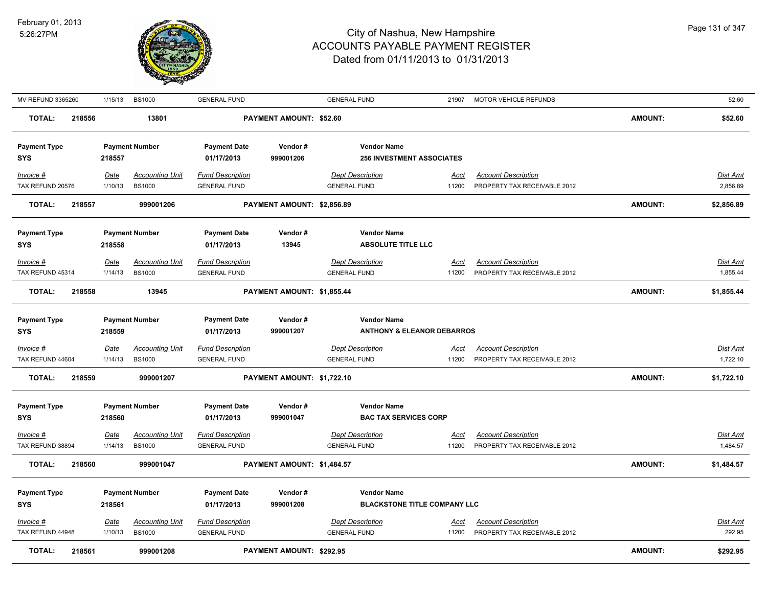| MV REFUND 3365260 | 1/15/13 | BS1000 | GENERAL FUND | | GENERAL FUND | 21907 | MOTOR VEHICLE REFUNDS | | 52.60 |
|---|---|---|---|---|---|---|---|---|---|
| **TOTAL:** | **218556** | **13801** | | **PAYMENT AMOUNT: $52.60** | | | | **AMOUNT:** | **$52.60** |

| **Payment Type** | **Payment Number** | **Payment Date** | **Vendor #** | **Vendor Name** |
|---|---|---|---|---|
| **SYS** | **218557** | **01/17/2013** | **999001206** | **256 INVESTMENT ASSOCIATES** |

| *Invoice #* | *Date* | *Accounting Unit* | *Fund Description* | *Dept Description* | *Acct* | *Account Description* | *Dist Amt* |
|---|---|---|---|---|---|---|---|
| TAX REFUND 20576 | 1/10/13 | BS1000 | GENERAL FUND | GENERAL FUND | 11200 | PROPERTY TAX RECEIVABLE 2012 | 2,856.89 |
| **TOTAL:** | **218557** | **999001206** | **PAYMENT AMOUNT: $2,856.89** | | | **AMOUNT:** | **$2,856.89** |

| **Payment Type** | **Payment Number** | **Payment Date** | **Vendor #** | **Vendor Name** |
|---|---|---|---|---|
| **SYS** | **218558** | **01/17/2013** | **13945** | **ABSOLUTE TITLE LLC** |

| *Invoice #* | *Date* | *Accounting Unit* | *Fund Description* | *Dept Description* | *Acct* | *Account Description* | *Dist Amt* |
|---|---|---|---|---|---|---|---|
| TAX REFUND 45314 | 1/14/13 | BS1000 | GENERAL FUND | GENERAL FUND | 11200 | PROPERTY TAX RECEIVABLE 2012 | 1,855.44 |
| **TOTAL:** | **218558** | **13945** | **PAYMENT AMOUNT: $1,855.44** | | | **AMOUNT:** | **$1,855.44** |

| **Payment Type** | **Payment Number** | **Payment Date** | **Vendor #** | **Vendor Name** |
|---|---|---|---|---|
| **SYS** | **218559** | **01/17/2013** | **999001207** | **ANTHONY & ELEANOR DEBARROS** |

| *Invoice #* | *Date* | *Accounting Unit* | *Fund Description* | *Dept Description* | *Acct* | *Account Description* | *Dist Amt* |
|---|---|---|---|---|---|---|---|
| TAX REFUND 44604 | 1/14/13 | BS1000 | GENERAL FUND | GENERAL FUND | 11200 | PROPERTY TAX RECEIVABLE 2012 | 1,722.10 |
| **TOTAL:** | **218559** | **999001207** | **PAYMENT AMOUNT: $1,722.10** | | | **AMOUNT:** | **$1,722.10** |

| **Payment Type** | **Payment Number** | **Payment Date** | **Vendor #** | **Vendor Name** |
|---|---|---|---|---|
| **SYS** | **218560** | **01/17/2013** | **999001047** | **BAC TAX SERVICES CORP** |

| *Invoice #* | *Date* | *Accounting Unit* | *Fund Description* | *Dept Description* | *Acct* | *Account Description* | *Dist Amt* |
|---|---|---|---|---|---|---|---|
| TAX REFUND 38894 | 1/14/13 | BS1000 | GENERAL FUND | GENERAL FUND | 11200 | PROPERTY TAX RECEIVABLE 2012 | 1,484.57 |
| **TOTAL:** | **218560** | **999001047** | **PAYMENT AMOUNT: $1,484.57** | | | **AMOUNT:** | **$1,484.57** |

| **Payment Type** | **Payment Number** | **Payment Date** | **Vendor #** | **Vendor Name** |
|---|---|---|---|---|
| **SYS** | **218561** | **01/17/2013** | **999001208** | **BLACKSTONE TITLE COMPANY LLC** |

| *Invoice #* | *Date* | *Accounting Unit* | *Fund Description* | *Dept Description* | *Acct* | *Account Description* | *Dist Amt* |
|---|---|---|---|---|---|---|---|
| TAX REFUND 44948 | 1/10/13 | BS1000 | GENERAL FUND | GENERAL FUND | 11200 | PROPERTY TAX RECEIVABLE 2012 | 292.95 |
| **TOTAL:** | **218561** | **999001208** | **PAYMENT AMOUNT: $292.95** | | | **AMOUNT:** | **$292.95** |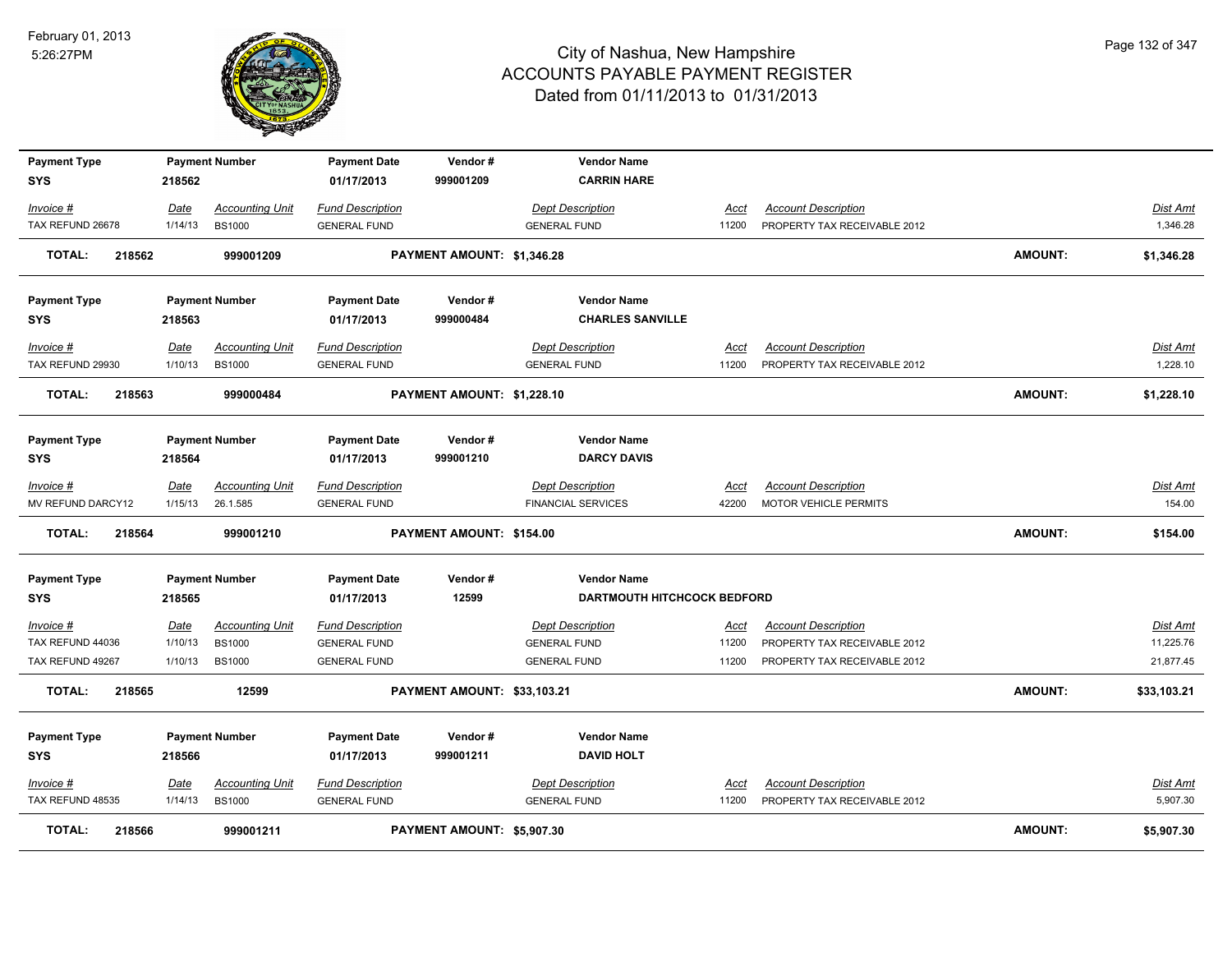# City of Nashua, New Hampshire
## ACCOUNTS PAYABLE PAYMENT REGISTER
### Dated from 01/11/2013 to 01/31/2013

February 01, 2013
5:26:27PM

| Payment Type | Payment Number | Payment Date | Vendor # | Vendor Name | | | | |
|---|---|---|---|---|---|---|---|---|
| SYS | 218562 | 01/17/2013 | 999001209 | CARRIN HARE | | | | |
| *Invoice #* | *Date* | *Accounting Unit* | *Fund Description* | *Dept Description* | *Acct* | *Account Description* | | *Dist Amt* |
| TAX REFUND 26678 | 1/14/13 | BS1000 | GENERAL FUND | GENERAL FUND | 11200 | PROPERTY TAX RECEIVABLE 2012 | | 1,346.28 |
| **TOTAL: 218562** | | **999001209** | **PAYMENT AMOUNT: $1,346.28** | | | | **AMOUNT:** | **$1,346.28** |

| Payment Type | Payment Number | Payment Date | Vendor # | Vendor Name | | | | |
|---|---|---|---|---|---|---|---|---|
| SYS | 218563 | 01/17/2013 | 999000484 | CHARLES SANVILLE | | | | |
| *Invoice #* | *Date* | *Accounting Unit* | *Fund Description* | *Dept Description* | *Acct* | *Account Description* | | *Dist Amt* |
| TAX REFUND 29930 | 1/10/13 | BS1000 | GENERAL FUND | GENERAL FUND | 11200 | PROPERTY TAX RECEIVABLE 2012 | | 1,228.10 |
| **TOTAL: 218563** | | **999000484** | **PAYMENT AMOUNT: $1,228.10** | | | | **AMOUNT:** | **$1,228.10** |

| Payment Type | Payment Number | Payment Date | Vendor # | Vendor Name | | | | |
|---|---|---|---|---|---|---|---|---|
| SYS | 218564 | 01/17/2013 | 999001210 | DARCY DAVIS | | | | |
| *Invoice #* | *Date* | *Accounting Unit* | *Fund Description* | *Dept Description* | *Acct* | *Account Description* | | *Dist Amt* |
| MV REFUND DARCY12 | 1/15/13 | 26.1.585 | GENERAL FUND | FINANCIAL SERVICES | 42200 | MOTOR VEHICLE PERMITS | | 154.00 |
| **TOTAL: 218564** | | **999001210** | **PAYMENT AMOUNT: $154.00** | | | | **AMOUNT:** | **$154.00** |

| Payment Type | Payment Number | Payment Date | Vendor # | Vendor Name | | | | |
|---|---|---|---|---|---|---|---|---|
| SYS | 218565 | 01/17/2013 | 12599 | DARTMOUTH HITCHCOCK BEDFORD | | | | |
| *Invoice #* | *Date* | *Accounting Unit* | *Fund Description* | *Dept Description* | *Acct* | *Account Description* | | *Dist Amt* |
| TAX REFUND 44036 | 1/10/13 | BS1000 | GENERAL FUND | GENERAL FUND | 11200 | PROPERTY TAX RECEIVABLE 2012 | | 11,225.76 |
| TAX REFUND 49267 | 1/10/13 | BS1000 | GENERAL FUND | GENERAL FUND | 11200 | PROPERTY TAX RECEIVABLE 2012 | | 21,877.45 |
| **TOTAL: 218565** | | **12599** | **PAYMENT AMOUNT: $33,103.21** | | | | **AMOUNT:** | **$33,103.21** |

| Payment Type | Payment Number | Payment Date | Vendor # | Vendor Name | | | | |
|---|---|---|---|---|---|---|---|---|
| SYS | 218566 | 01/17/2013 | 999001211 | DAVID HOLT | | | | |
| *Invoice #* | *Date* | *Accounting Unit* | *Fund Description* | *Dept Description* | *Acct* | *Account Description* | | *Dist Amt* |
| TAX REFUND 48535 | 1/14/13 | BS1000 | GENERAL FUND | GENERAL FUND | 11200 | PROPERTY TAX RECEIVABLE 2012 | | 5,907.30 |
| **TOTAL: 218566** | | **999001211** | **PAYMENT AMOUNT: $5,907.30** | | | | **AMOUNT:** | **$5,907.30** |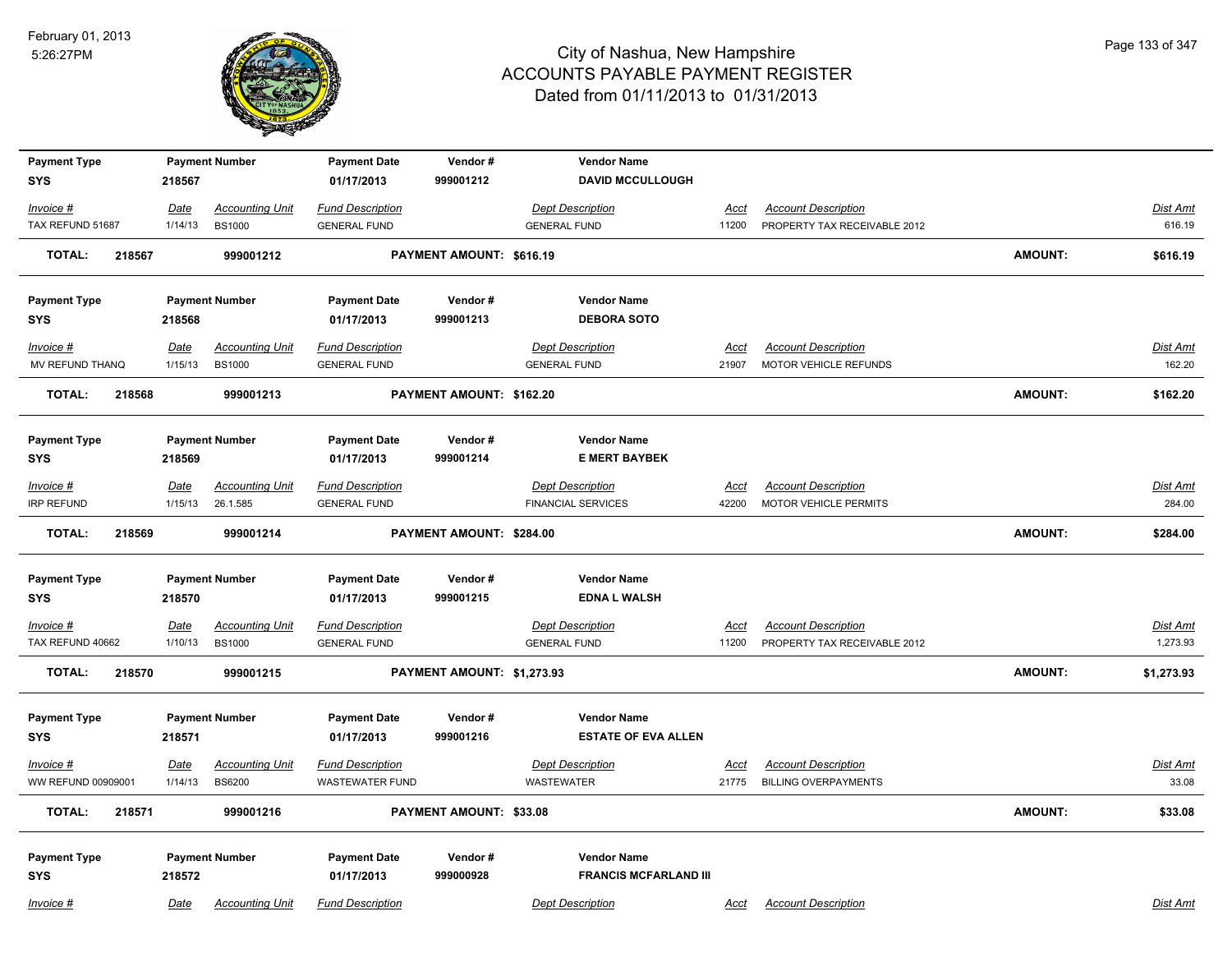# City of Nashua, New Hampshire
## ACCOUNTS PAYABLE PAYMENT REGISTER
### Dated from 01/11/2013 to 01/31/2013

February 01, 2013
5:26:27PM

| Payment Type | Payment Number | Payment Date | Vendor # | Vendor Name |
|---|---|---|---|---|
| SYS | 218567 | 01/17/2013 | 999001212 | DAVID MCCULLOUGH |

| Invoice # | Date | Accounting Unit | Fund Description | Dept Description | Acct | Account Description | Dist Amt |
|---|---|---|---|---|---|---|---|
| TAX REFUND 51687 | 1/14/13 | BS1000 | GENERAL FUND | GENERAL FUND | 11200 | PROPERTY TAX RECEIVABLE 2012 | 616.19 |

**TOTAL: 218567 999001212 PAYMENT AMOUNT: $616.19 AMOUNT: $616.19**

| Payment Type | Payment Number | Payment Date | Vendor # | Vendor Name |
|---|---|---|---|---|
| SYS | 218568 | 01/17/2013 | 999001213 | DEBORA SOTO |

| Invoice # | Date | Accounting Unit | Fund Description | Dept Description | Acct | Account Description | Dist Amt |
|---|---|---|---|---|---|---|---|
| MV REFUND THANQ | 1/15/13 | BS1000 | GENERAL FUND | GENERAL FUND | 21907 | MOTOR VEHICLE REFUNDS | 162.20 |

**TOTAL: 218568 999001213 PAYMENT AMOUNT: $162.20 AMOUNT: $162.20**

| Payment Type | Payment Number | Payment Date | Vendor # | Vendor Name |
|---|---|---|---|---|
| SYS | 218569 | 01/17/2013 | 999001214 | E MERT BAYBEK |

| Invoice # | Date | Accounting Unit | Fund Description | Dept Description | Acct | Account Description | Dist Amt |
|---|---|---|---|---|---|---|---|
| IRP REFUND | 1/15/13 | 26.1.585 | GENERAL FUND | FINANCIAL SERVICES | 42200 | MOTOR VEHICLE PERMITS | 284.00 |

**TOTAL: 218569 999001214 PAYMENT AMOUNT: $284.00 AMOUNT: $284.00**

| Payment Type | Payment Number | Payment Date | Vendor # | Vendor Name |
|---|---|---|---|---|
| SYS | 218570 | 01/17/2013 | 999001215 | EDNA L WALSH |

| Invoice # | Date | Accounting Unit | Fund Description | Dept Description | Acct | Account Description | Dist Amt |
|---|---|---|---|---|---|---|---|
| TAX REFUND 40662 | 1/10/13 | BS1000 | GENERAL FUND | GENERAL FUND | 11200 | PROPERTY TAX RECEIVABLE 2012 | 1,273.93 |

**TOTAL: 218570 999001215 PAYMENT AMOUNT: $1,273.93 AMOUNT: $1,273.93**

| Payment Type | Payment Number | Payment Date | Vendor # | Vendor Name |
|---|---|---|---|---|
| SYS | 218571 | 01/17/2013 | 999001216 | ESTATE OF EVA ALLEN |

| Invoice # | Date | Accounting Unit | Fund Description | Dept Description | Acct | Account Description | Dist Amt |
|---|---|---|---|---|---|---|---|
| WW REFUND 00909001 | 1/14/13 | BS6200 | WASTEWATER FUND | WASTEWATER | 21775 | BILLING OVERPAYMENTS | 33.08 |

**TOTAL: 218571 999001216 PAYMENT AMOUNT: $33.08 AMOUNT: $33.08**

| Payment Type | Payment Number | Payment Date | Vendor # | Vendor Name |
|---|---|---|---|---|
| SYS | 218572 | 01/17/2013 | 999000928 | FRANCIS MCFARLAND III |

| Invoice # | Date | Accounting Unit | Fund Description | Dept Description | Acct | Account Description | Dist Amt |
|---|---|---|---|---|---|---|---|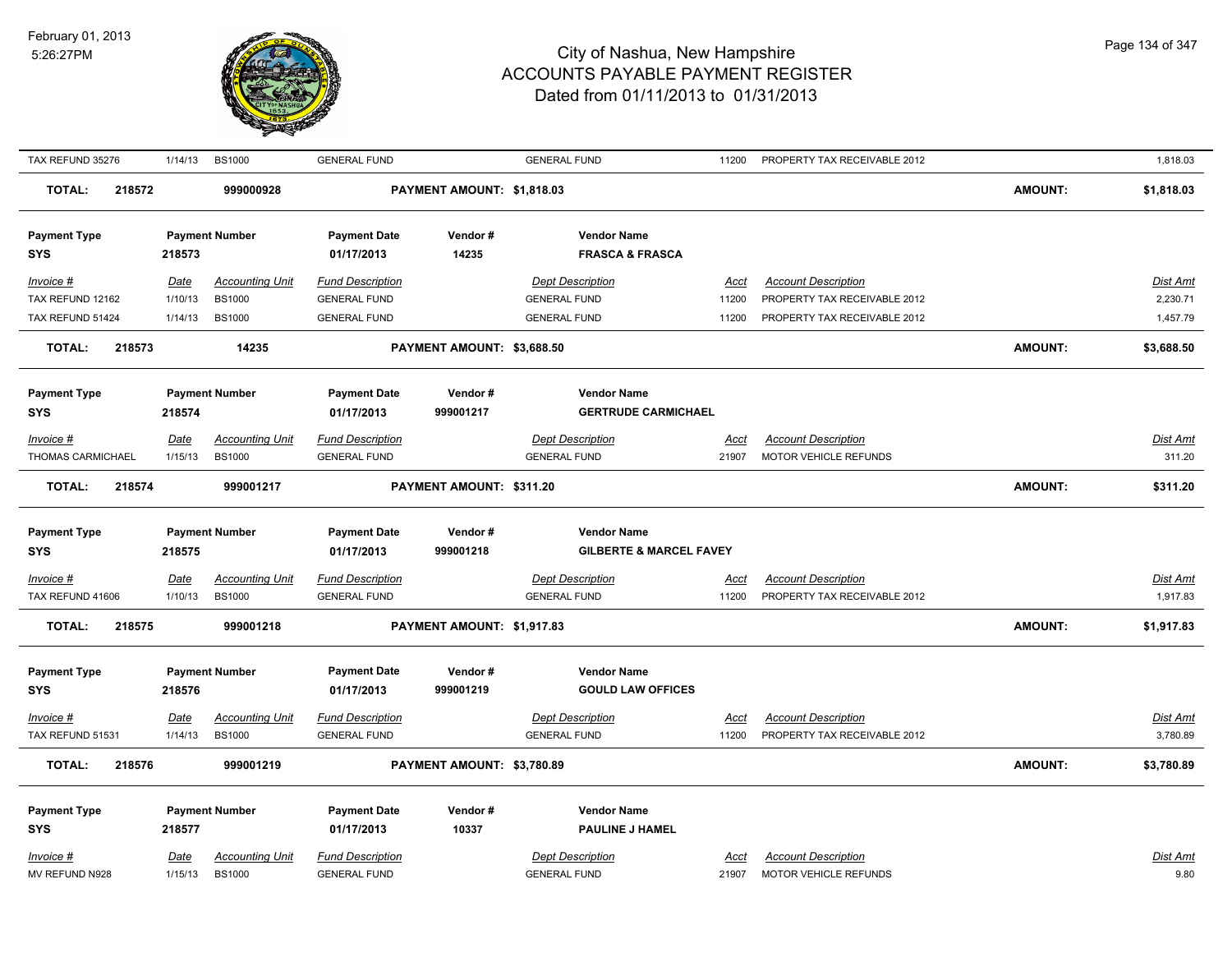| Invoice # | Date | Accounting Unit | Fund Description | | Dept Description | Acct | Account Description | | Dist Amt |
|---|---|---|---|---|---|---|---|---|---|
| TAX REFUND 35276 | 1/14/13 | BS1000 | GENERAL FUND | | GENERAL FUND | 11200 | PROPERTY TAX RECEIVABLE 2012 | | 1,818.03 |
| **TOTAL: 218572** | | **999000928** | | **PAYMENT AMOUNT: $1,818.03** | | | | **AMOUNT:** | **$1,818.03** |

| Payment Type | Payment Number | Payment Date | Vendor # | Vendor Name |
|---|---|---|---|---|
| SYS | 218573 | 01/17/2013 | 14235 | FRASCA & FRASCA |

| Invoice # | Date | Accounting Unit | Fund Description | | Dept Description | Acct | Account Description | | Dist Amt |
|---|---|---|---|---|---|---|---|---|---|
| TAX REFUND 12162 | 1/10/13 | BS1000 | GENERAL FUND | | GENERAL FUND | 11200 | PROPERTY TAX RECEIVABLE 2012 | | 2,230.71 |
| TAX REFUND 51424 | 1/14/13 | BS1000 | GENERAL FUND | | GENERAL FUND | 11200 | PROPERTY TAX RECEIVABLE 2012 | | 1,457.79 |
| **TOTAL: 218573** | | **14235** | | **PAYMENT AMOUNT: $3,688.50** | | | | **AMOUNT:** | **$3,688.50** |

| Payment Type | Payment Number | Payment Date | Vendor # | Vendor Name |
|---|---|---|---|---|
| SYS | 218574 | 01/17/2013 | 999001217 | GERTRUDE CARMICHAEL |

| Invoice # | Date | Accounting Unit | Fund Description | | Dept Description | Acct | Account Description | | Dist Amt |
|---|---|---|---|---|---|---|---|---|---|
| THOMAS CARMICHAEL | 1/15/13 | BS1000 | GENERAL FUND | | GENERAL FUND | 21907 | MOTOR VEHICLE REFUNDS | | 311.20 |
| **TOTAL: 218574** | | **999001217** | | **PAYMENT AMOUNT: $311.20** | | | | **AMOUNT:** | **$311.20** |

| Payment Type | Payment Number | Payment Date | Vendor # | Vendor Name |
|---|---|---|---|---|
| SYS | 218575 | 01/17/2013 | 999001218 | GILBERTE & MARCEL FAVEY |

| Invoice # | Date | Accounting Unit | Fund Description | | Dept Description | Acct | Account Description | | Dist Amt |
|---|---|---|---|---|---|---|---|---|---|
| TAX REFUND 41606 | 1/10/13 | BS1000 | GENERAL FUND | | GENERAL FUND | 11200 | PROPERTY TAX RECEIVABLE 2012 | | 1,917.83 |
| **TOTAL: 218575** | | **999001218** | | **PAYMENT AMOUNT: $1,917.83** | | | | **AMOUNT:** | **$1,917.83** |

| Payment Type | Payment Number | Payment Date | Vendor # | Vendor Name |
|---|---|---|---|---|
| SYS | 218576 | 01/17/2013 | 999001219 | GOULD LAW OFFICES |

| Invoice # | Date | Accounting Unit | Fund Description | | Dept Description | Acct | Account Description | | Dist Amt |
|---|---|---|---|---|---|---|---|---|---|
| TAX REFUND 51531 | 1/14/13 | BS1000 | GENERAL FUND | | GENERAL FUND | 11200 | PROPERTY TAX RECEIVABLE 2012 | | 3,780.89 |
| **TOTAL: 218576** | | **999001219** | | **PAYMENT AMOUNT: $3,780.89** | | | | **AMOUNT:** | **$3,780.89** |

| Payment Type | Payment Number | Payment Date | Vendor # | Vendor Name |
|---|---|---|---|---|
| SYS | 218577 | 01/17/2013 | 10337 | PAULINE J HAMEL |

| Invoice # | Date | Accounting Unit | Fund Description | | Dept Description | Acct | Account Description | | Dist Amt |
|---|---|---|---|---|---|---|---|---|---|
| MV REFUND N928 | 1/15/13 | BS1000 | GENERAL FUND | | GENERAL FUND | 21907 | MOTOR VEHICLE REFUNDS | | 9.80 |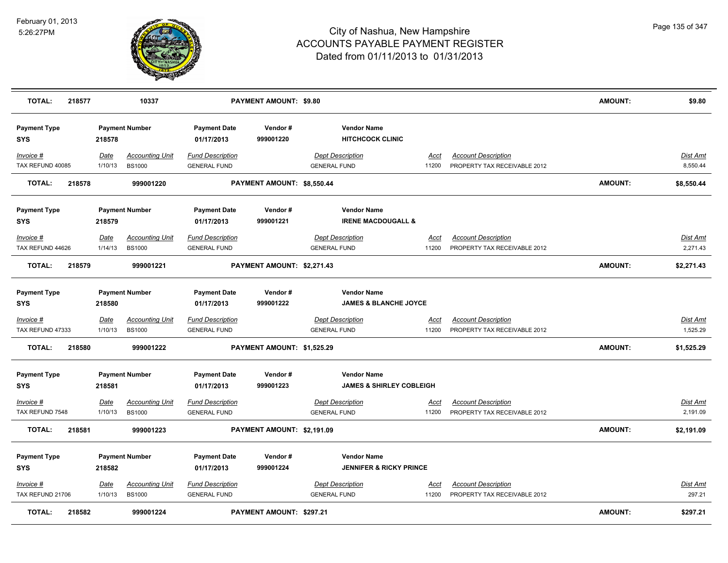| TOTAL: | 218577 | 10337 | PAYMENT AMOUNT: $9.80 | | | AMOUNT: | $9.80 |
|---|---|---|---|---|---|---|---|

| Payment Type | Payment Number | Payment Date | Vendor # | Vendor Name |
|---|---|---|---|---|
| SYS | 218578 | 01/17/2013 | 999001220 | HITCHCOCK CLINIC |

| Invoice # | Date | Accounting Unit | Fund Description | Dept Description | Acct | Account Description | Dist Amt |
|---|---|---|---|---|---|---|---|
| TAX REFUND 40085 | 1/10/13 | BS1000 | GENERAL FUND | GENERAL FUND | 11200 | PROPERTY TAX RECEIVABLE 2012 | 8,550.44 |

| TOTAL: | 218578 | 999001220 | PAYMENT AMOUNT: $8,550.44 | AMOUNT: | $8,550.44 |
|---|---|---|---|---|---|

| Payment Type | Payment Number | Payment Date | Vendor # | Vendor Name |
|---|---|---|---|---|
| SYS | 218579 | 01/17/2013 | 999001221 | IRENE MACDOUGALL & |

| Invoice # | Date | Accounting Unit | Fund Description | Dept Description | Acct | Account Description | Dist Amt |
|---|---|---|---|---|---|---|---|
| TAX REFUND 44626 | 1/14/13 | BS1000 | GENERAL FUND | GENERAL FUND | 11200 | PROPERTY TAX RECEIVABLE 2012 | 2,271.43 |

| TOTAL: | 218579 | 999001221 | PAYMENT AMOUNT: $2,271.43 | AMOUNT: | $2,271.43 |
|---|---|---|---|---|---|

| Payment Type | Payment Number | Payment Date | Vendor # | Vendor Name |
|---|---|---|---|---|
| SYS | 218580 | 01/17/2013 | 999001222 | JAMES & BLANCHE JOYCE |

| Invoice # | Date | Accounting Unit | Fund Description | Dept Description | Acct | Account Description | Dist Amt |
|---|---|---|---|---|---|---|---|
| TAX REFUND 47333 | 1/10/13 | BS1000 | GENERAL FUND | GENERAL FUND | 11200 | PROPERTY TAX RECEIVABLE 2012 | 1,525.29 |

| TOTAL: | 218580 | 999001222 | PAYMENT AMOUNT: $1,525.29 | AMOUNT: | $1,525.29 |
|---|---|---|---|---|---|

| Payment Type | Payment Number | Payment Date | Vendor # | Vendor Name |
|---|---|---|---|---|
| SYS | 218581 | 01/17/2013 | 999001223 | JAMES & SHIRLEY COBLEIGH |

| Invoice # | Date | Accounting Unit | Fund Description | Dept Description | Acct | Account Description | Dist Amt |
|---|---|---|---|---|---|---|---|
| TAX REFUND 7548 | 1/10/13 | BS1000 | GENERAL FUND | GENERAL FUND | 11200 | PROPERTY TAX RECEIVABLE 2012 | 2,191.09 |

| TOTAL: | 218581 | 999001223 | PAYMENT AMOUNT: $2,191.09 | AMOUNT: | $2,191.09 |
|---|---|---|---|---|---|

| Payment Type | Payment Number | Payment Date | Vendor # | Vendor Name |
|---|---|---|---|---|
| SYS | 218582 | 01/17/2013 | 999001224 | JENNIFER & RICKY PRINCE |

| Invoice # | Date | Accounting Unit | Fund Description | Dept Description | Acct | Account Description | Dist Amt |
|---|---|---|---|---|---|---|---|
| TAX REFUND 21706 | 1/10/13 | BS1000 | GENERAL FUND | GENERAL FUND | 11200 | PROPERTY TAX RECEIVABLE 2012 | 297.21 |

| TOTAL: | 218582 | 999001224 | PAYMENT AMOUNT: $297.21 | AMOUNT: | $297.21 |
|---|---|---|---|---|---|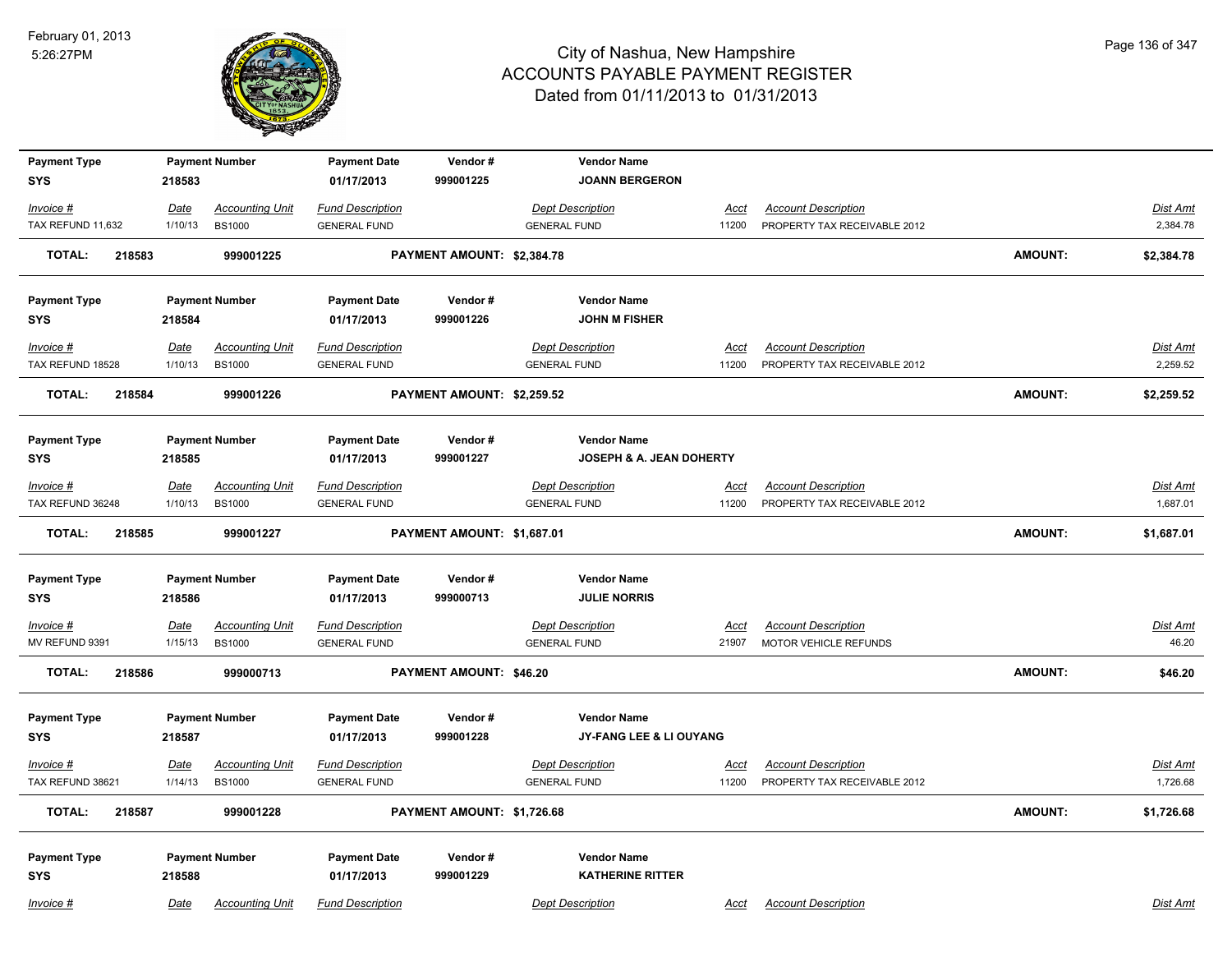# City of Nashua, New Hampshire
## ACCOUNTS PAYABLE PAYMENT REGISTER
### Dated from 01/11/2013 to 01/31/2013

February 01, 2013
5:26:27PM

| Payment Type | Payment Number | Payment Date | Vendor # | Vendor Name |
|---|---|---|---|---|
| SYS | 218583 | 01/17/2013 | 999001225 | JOANN BERGERON |

| Invoice # | Date | Accounting Unit | Fund Description | Dept Description | Acct | Account Description | Dist Amt |
|---|---|---|---|---|---|---|---|
| TAX REFUND 11,632 | 1/10/13 | BS1000 | GENERAL FUND | GENERAL FUND | 11200 | PROPERTY TAX RECEIVABLE 2012 | 2,384.78 |

**TOTAL: 218583 999001225 PAYMENT AMOUNT: $2,384.78 AMOUNT: $2,384.78**

| Payment Type | Payment Number | Payment Date | Vendor # | Vendor Name |
|---|---|---|---|---|
| SYS | 218584 | 01/17/2013 | 999001226 | JOHN M FISHER |

| Invoice # | Date | Accounting Unit | Fund Description | Dept Description | Acct | Account Description | Dist Amt |
|---|---|---|---|---|---|---|---|
| TAX REFUND 18528 | 1/10/13 | BS1000 | GENERAL FUND | GENERAL FUND | 11200 | PROPERTY TAX RECEIVABLE 2012 | 2,259.52 |

**TOTAL: 218584 999001226 PAYMENT AMOUNT: $2,259.52 AMOUNT: $2,259.52**

| Payment Type | Payment Number | Payment Date | Vendor # | Vendor Name |
|---|---|---|---|---|
| SYS | 218585 | 01/17/2013 | 999001227 | JOSEPH & A. JEAN DOHERTY |

| Invoice # | Date | Accounting Unit | Fund Description | Dept Description | Acct | Account Description | Dist Amt |
|---|---|---|---|---|---|---|---|
| TAX REFUND 36248 | 1/10/13 | BS1000 | GENERAL FUND | GENERAL FUND | 11200 | PROPERTY TAX RECEIVABLE 2012 | 1,687.01 |

**TOTAL: 218585 999001227 PAYMENT AMOUNT: $1,687.01 AMOUNT: $1,687.01**

| Payment Type | Payment Number | Payment Date | Vendor # | Vendor Name |
|---|---|---|---|---|
| SYS | 218586 | 01/17/2013 | 999000713 | JULIE NORRIS |

| Invoice # | Date | Accounting Unit | Fund Description | Dept Description | Acct | Account Description | Dist Amt |
|---|---|---|---|---|---|---|---|
| MV REFUND 9391 | 1/15/13 | BS1000 | GENERAL FUND | GENERAL FUND | 21907 | MOTOR VEHICLE REFUNDS | 46.20 |

**TOTAL: 218586 999000713 PAYMENT AMOUNT: $46.20 AMOUNT: $46.20**

| Payment Type | Payment Number | Payment Date | Vendor # | Vendor Name |
|---|---|---|---|---|
| SYS | 218587 | 01/17/2013 | 999001228 | JY-FANG LEE & LI OUYANG |

| Invoice # | Date | Accounting Unit | Fund Description | Dept Description | Acct | Account Description | Dist Amt |
|---|---|---|---|---|---|---|---|
| TAX REFUND 38621 | 1/14/13 | BS1000 | GENERAL FUND | GENERAL FUND | 11200 | PROPERTY TAX RECEIVABLE 2012 | 1,726.68 |

**TOTAL: 218587 999001228 PAYMENT AMOUNT: $1,726.68 AMOUNT: $1,726.68**

| Payment Type | Payment Number | Payment Date | Vendor # | Vendor Name |
|---|---|---|---|---|
| SYS | 218588 | 01/17/2013 | 999001229 | KATHERINE RITTER |

| Invoice # | Date | Accounting Unit | Fund Description | Dept Description | Acct | Account Description | Dist Amt |
|---|---|---|---|---|---|---|---|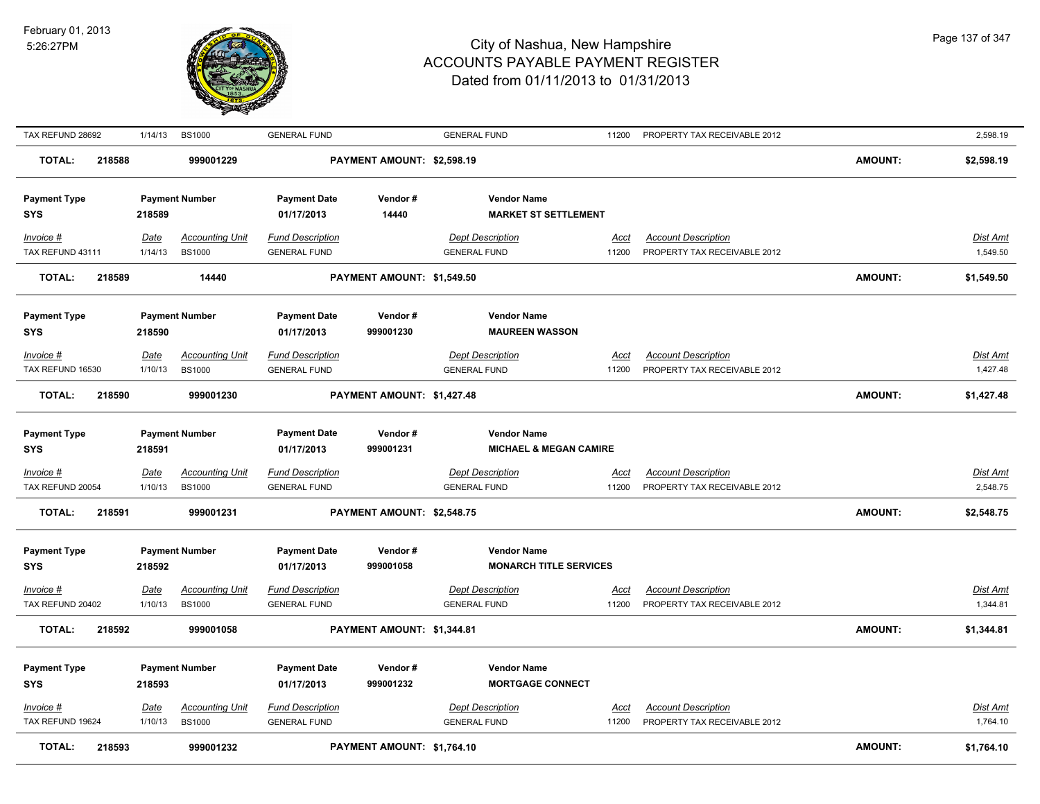| TAX REFUND 28692 | 1/14/13 | BS1000 | GENERAL FUND | | GENERAL FUND | 11200 | PROPERTY TAX RECEIVABLE 2012 | | 2,598.19 |
|---|---|---|---|---|---|---|---|---|---|
| **TOTAL:** | **218588** | **999001229** | | **PAYMENT AMOUNT: $2,598.19** | | | | **AMOUNT:** | **$2,598.19** |

| **Payment Type** | **Payment Number** | | **Payment Date** | **Vendor #** | **Vendor Name** | | | | |
|---|---|---|---|---|---|---|---|---|---|
| **SYS** | **218589** | | **01/17/2013** | **14440** | **MARKET ST SETTLEMENT** | | | | |
| *Invoice #* | *Date* | *Accounting Unit* | *Fund Description* | | *Dept Description* | *Acct* | *Account Description* | | *Dist Amt* |
| TAX REFUND 43111 | 1/14/13 | BS1000 | GENERAL FUND | | GENERAL FUND | 11200 | PROPERTY TAX RECEIVABLE 2012 | | 1,549.50 |
| **TOTAL:** | **218589** | **14440** | | **PAYMENT AMOUNT: $1,549.50** | | | | **AMOUNT:** | **$1,549.50** |

| **Payment Type** | **Payment Number** | | **Payment Date** | **Vendor #** | **Vendor Name** | | | | |
|---|---|---|---|---|---|---|---|---|---|
| **SYS** | **218590** | | **01/17/2013** | **999001230** | **MAUREEN WASSON** | | | | |
| *Invoice #* | *Date* | *Accounting Unit* | *Fund Description* | | *Dept Description* | *Acct* | *Account Description* | | *Dist Amt* |
| TAX REFUND 16530 | 1/10/13 | BS1000 | GENERAL FUND | | GENERAL FUND | 11200 | PROPERTY TAX RECEIVABLE 2012 | | 1,427.48 |
| **TOTAL:** | **218590** | **999001230** | | **PAYMENT AMOUNT: $1,427.48** | | | | **AMOUNT:** | **$1,427.48** |

| **Payment Type** | **Payment Number** | | **Payment Date** | **Vendor #** | **Vendor Name** | | | | |
|---|---|---|---|---|---|---|---|---|---|
| **SYS** | **218591** | | **01/17/2013** | **999001231** | **MICHAEL & MEGAN CAMIRE** | | | | |
| *Invoice #* | *Date* | *Accounting Unit* | *Fund Description* | | *Dept Description* | *Acct* | *Account Description* | | *Dist Amt* |
| TAX REFUND 20054 | 1/10/13 | BS1000 | GENERAL FUND | | GENERAL FUND | 11200 | PROPERTY TAX RECEIVABLE 2012 | | 2,548.75 |
| **TOTAL:** | **218591** | **999001231** | | **PAYMENT AMOUNT: $2,548.75** | | | | **AMOUNT:** | **$2,548.75** |

| **Payment Type** | **Payment Number** | | **Payment Date** | **Vendor #** | **Vendor Name** | | | | |
|---|---|---|---|---|---|---|---|---|---|
| **SYS** | **218592** | | **01/17/2013** | **999001058** | **MONARCH TITLE SERVICES** | | | | |
| *Invoice #* | *Date* | *Accounting Unit* | *Fund Description* | | *Dept Description* | *Acct* | *Account Description* | | *Dist Amt* |
| TAX REFUND 20402 | 1/10/13 | BS1000 | GENERAL FUND | | GENERAL FUND | 11200 | PROPERTY TAX RECEIVABLE 2012 | | 1,344.81 |
| **TOTAL:** | **218592** | **999001058** | | **PAYMENT AMOUNT: $1,344.81** | | | | **AMOUNT:** | **$1,344.81** |

| **Payment Type** | **Payment Number** | | **Payment Date** | **Vendor #** | **Vendor Name** | | | | |
|---|---|---|---|---|---|---|---|---|---|
| **SYS** | **218593** | | **01/17/2013** | **999001232** | **MORTGAGE CONNECT** | | | | |
| *Invoice #* | *Date* | *Accounting Unit* | *Fund Description* | | *Dept Description* | *Acct* | *Account Description* | | *Dist Amt* |
| TAX REFUND 19624 | 1/10/13 | BS1000 | GENERAL FUND | | GENERAL FUND | 11200 | PROPERTY TAX RECEIVABLE 2012 | | 1,764.10 |
| **TOTAL:** | **218593** | **999001232** | | **PAYMENT AMOUNT: $1,764.10** | | | | **AMOUNT:** | **$1,764.10** |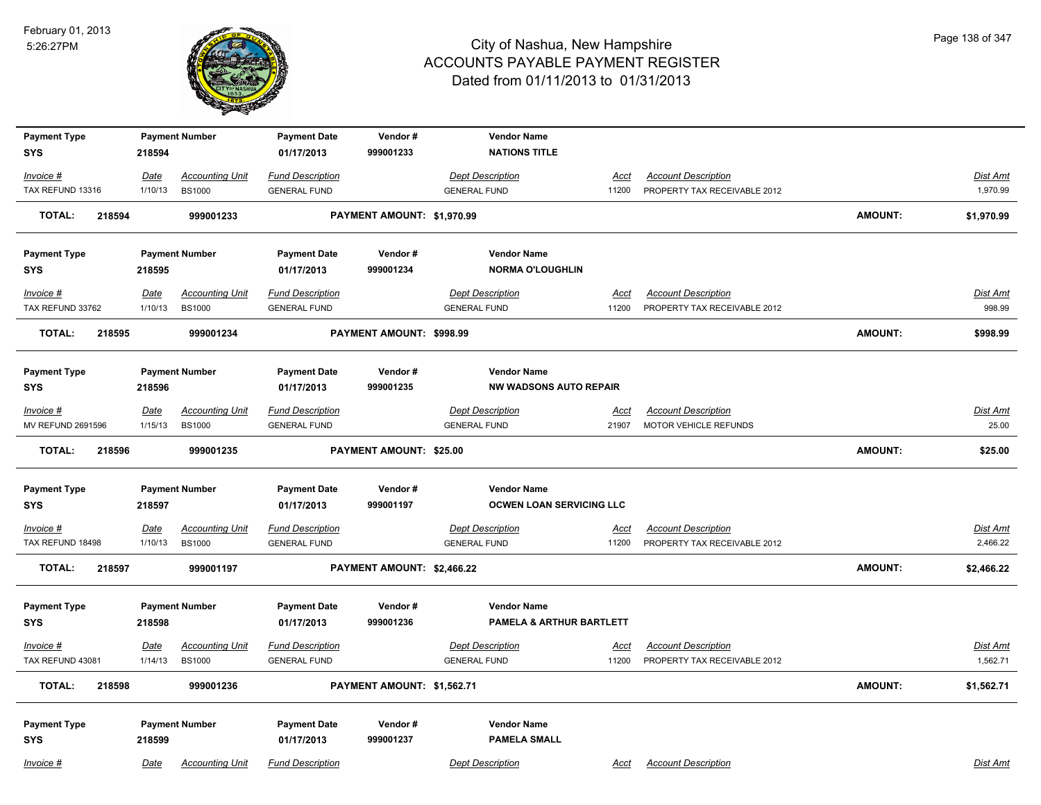| Payment Type | Payment Number | Payment Date | Vendor # | Vendor Name |
|---|---|---|---|---|
| SYS | 218594 | 01/17/2013 | 999001233 | NATIONS TITLE |

| Invoice # | Date | Accounting Unit | Fund Description | Dept Description | Acct | Account Description | Dist Amt |
|---|---|---|---|---|---|---|---|
| TAX REFUND 13316 | 1/10/13 | BS1000 | GENERAL FUND | GENERAL FUND | 11200 | PROPERTY TAX RECEIVABLE 2012 | 1,970.99 |

**TOTAL: 218594 999001233 PAYMENT AMOUNT: $1,970.99 AMOUNT: $1,970.99**

| Payment Type | Payment Number | Payment Date | Vendor # | Vendor Name |
|---|---|---|---|---|
| SYS | 218595 | 01/17/2013 | 999001234 | NORMA O'LOUGHLIN |

| Invoice # | Date | Accounting Unit | Fund Description | Dept Description | Acct | Account Description | Dist Amt |
|---|---|---|---|---|---|---|---|
| TAX REFUND 33762 | 1/10/13 | BS1000 | GENERAL FUND | GENERAL FUND | 11200 | PROPERTY TAX RECEIVABLE 2012 | 998.99 |

**TOTAL: 218595 999001234 PAYMENT AMOUNT: $998.99 AMOUNT: $998.99**

| Payment Type | Payment Number | Payment Date | Vendor # | Vendor Name |
|---|---|---|---|---|
| SYS | 218596 | 01/17/2013 | 999001235 | NW WADSONS AUTO REPAIR |

| Invoice # | Date | Accounting Unit | Fund Description | Dept Description | Acct | Account Description | Dist Amt |
|---|---|---|---|---|---|---|---|
| MV REFUND 2691596 | 1/15/13 | BS1000 | GENERAL FUND | GENERAL FUND | 21907 | MOTOR VEHICLE REFUNDS | 25.00 |

**TOTAL: 218596 999001235 PAYMENT AMOUNT: $25.00 AMOUNT: $25.00**

| Payment Type | Payment Number | Payment Date | Vendor # | Vendor Name |
|---|---|---|---|---|
| SYS | 218597 | 01/17/2013 | 999001197 | OCWEN LOAN SERVICING LLC |

| Invoice # | Date | Accounting Unit | Fund Description | Dept Description | Acct | Account Description | Dist Amt |
|---|---|---|---|---|---|---|---|
| TAX REFUND 18498 | 1/10/13 | BS1000 | GENERAL FUND | GENERAL FUND | 11200 | PROPERTY TAX RECEIVABLE 2012 | 2,466.22 |

**TOTAL: 218597 999001197 PAYMENT AMOUNT: $2,466.22 AMOUNT: $2,466.22**

| Payment Type | Payment Number | Payment Date | Vendor # | Vendor Name |
|---|---|---|---|---|
| SYS | 218598 | 01/17/2013 | 999001236 | PAMELA & ARTHUR BARTLETT |

| Invoice # | Date | Accounting Unit | Fund Description | Dept Description | Acct | Account Description | Dist Amt |
|---|---|---|---|---|---|---|---|
| TAX REFUND 43081 | 1/14/13 | BS1000 | GENERAL FUND | GENERAL FUND | 11200 | PROPERTY TAX RECEIVABLE 2012 | 1,562.71 |

**TOTAL: 218598 999001236 PAYMENT AMOUNT: $1,562.71 AMOUNT: $1,562.71**

| Payment Type | Payment Number | Payment Date | Vendor # | Vendor Name |
|---|---|---|---|---|
| SYS | 218599 | 01/17/2013 | 999001237 | PAMELA SMALL |

| Invoice # | Date | Accounting Unit | Fund Description | Dept Description | Acct | Account Description | Dist Amt |
|---|---|---|---|---|---|---|---|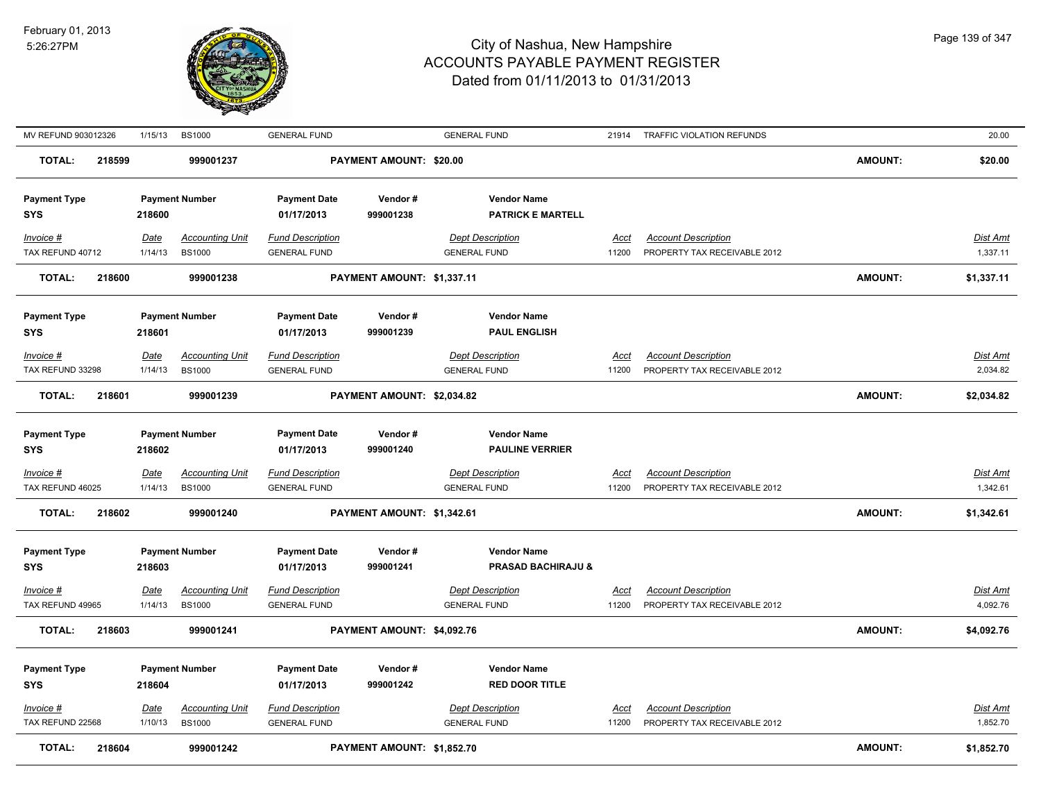# City of Nashua, New Hampshire
## ACCOUNTS PAYABLE PAYMENT REGISTER
### Dated from 01/11/2013 to 01/31/2013

February 01, 2013
5:26:27PM

| Invoice # | Date | Accounting Unit | Fund Description | Dept Description | Acct | Account Description | Dist Amt |
|---|---|---|---|---|---|---|---|
| MV REFUND 903012326 | 1/15/13 | BS1000 | GENERAL FUND | GENERAL FUND | 21914 | TRAFFIC VIOLATION REFUNDS | 20.00 |

**TOTAL: 218599 — 999001237 — PAYMENT AMOUNT: $20.00 — AMOUNT: $20.00**

| Payment Type | Payment Number | Payment Date | Vendor # | Vendor Name |
|---|---|---|---|---|
| SYS | 218600 | 01/17/2013 | 999001238 | PATRICK E MARTELL |

| Invoice # | Date | Accounting Unit | Fund Description | Dept Description | Acct | Account Description | Dist Amt |
|---|---|---|---|---|---|---|---|
| TAX REFUND 40712 | 1/14/13 | BS1000 | GENERAL FUND | GENERAL FUND | 11200 | PROPERTY TAX RECEIVABLE 2012 | 1,337.11 |

**TOTAL: 218600 — 999001238 — PAYMENT AMOUNT: $1,337.11 — AMOUNT: $1,337.11**

| Payment Type | Payment Number | Payment Date | Vendor # | Vendor Name |
|---|---|---|---|---|
| SYS | 218601 | 01/17/2013 | 999001239 | PAUL ENGLISH |

| Invoice # | Date | Accounting Unit | Fund Description | Dept Description | Acct | Account Description | Dist Amt |
|---|---|---|---|---|---|---|---|
| TAX REFUND 33298 | 1/14/13 | BS1000 | GENERAL FUND | GENERAL FUND | 11200 | PROPERTY TAX RECEIVABLE 2012 | 2,034.82 |

**TOTAL: 218601 — 999001239 — PAYMENT AMOUNT: $2,034.82 — AMOUNT: $2,034.82**

| Payment Type | Payment Number | Payment Date | Vendor # | Vendor Name |
|---|---|---|---|---|
| SYS | 218602 | 01/17/2013 | 999001240 | PAULINE VERRIER |

| Invoice # | Date | Accounting Unit | Fund Description | Dept Description | Acct | Account Description | Dist Amt |
|---|---|---|---|---|---|---|---|
| TAX REFUND 46025 | 1/14/13 | BS1000 | GENERAL FUND | GENERAL FUND | 11200 | PROPERTY TAX RECEIVABLE 2012 | 1,342.61 |

**TOTAL: 218602 — 999001240 — PAYMENT AMOUNT: $1,342.61 — AMOUNT: $1,342.61**

| Payment Type | Payment Number | Payment Date | Vendor # | Vendor Name |
|---|---|---|---|---|
| SYS | 218603 | 01/17/2013 | 999001241 | PRASAD BACHIRAJU & |

| Invoice # | Date | Accounting Unit | Fund Description | Dept Description | Acct | Account Description | Dist Amt |
|---|---|---|---|---|---|---|---|
| TAX REFUND 49965 | 1/14/13 | BS1000 | GENERAL FUND | GENERAL FUND | 11200 | PROPERTY TAX RECEIVABLE 2012 | 4,092.76 |

**TOTAL: 218603 — 999001241 — PAYMENT AMOUNT: $4,092.76 — AMOUNT: $4,092.76**

| Payment Type | Payment Number | Payment Date | Vendor # | Vendor Name |
|---|---|---|---|---|
| SYS | 218604 | 01/17/2013 | 999001242 | RED DOOR TITLE |

| Invoice # | Date | Accounting Unit | Fund Description | Dept Description | Acct | Account Description | Dist Amt |
|---|---|---|---|---|---|---|---|
| TAX REFUND 22568 | 1/10/13 | BS1000 | GENERAL FUND | GENERAL FUND | 11200 | PROPERTY TAX RECEIVABLE 2012 | 1,852.70 |

**TOTAL: 218604 — 999001242 — PAYMENT AMOUNT: $1,852.70 — AMOUNT: $1,852.70**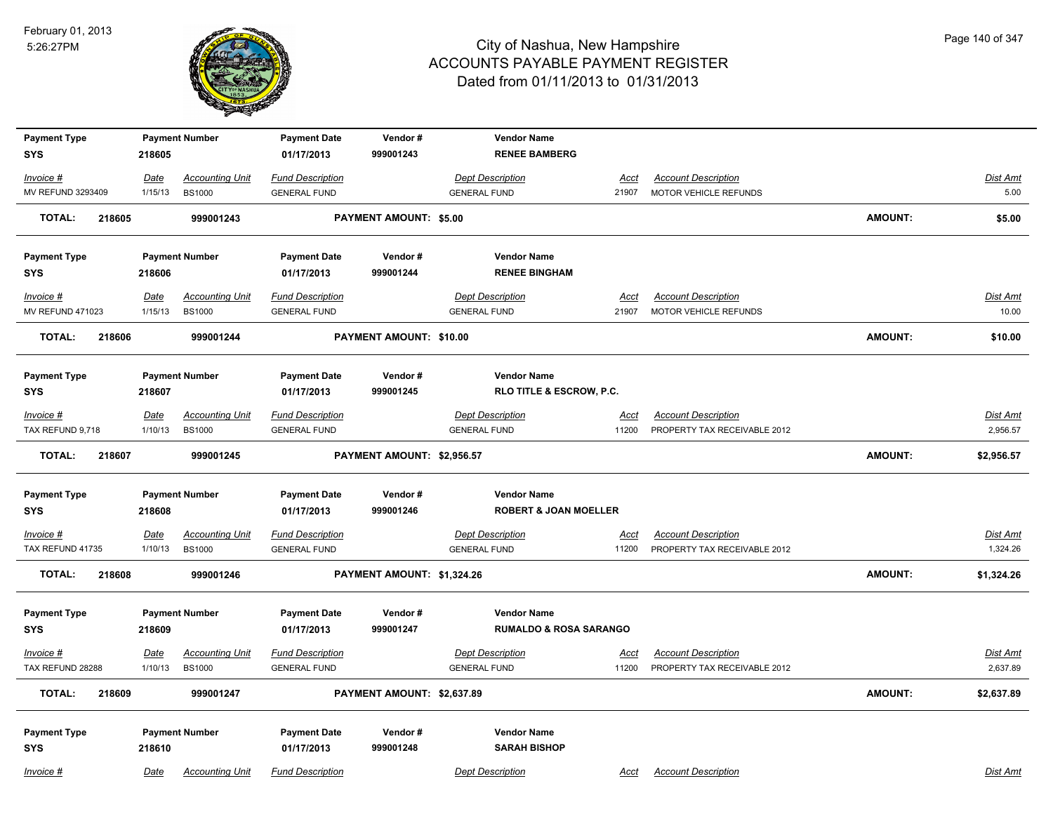| Payment Type | Payment Number | Payment Date | Vendor # | Vendor Name | | | | |
|---|---|---|---|---|---|---|---|---|
| SYS | 218605 | 01/17/2013 | 999001243 | RENEE BAMBERG | | | | |
| *Invoice #* | *Date* | *Accounting Unit* | *Fund Description* | *Dept Description* | *Acct* | *Account Description* | | *Dist Amt* |
| MV REFUND 3293409 | 1/15/13 | BS1000 | GENERAL FUND | GENERAL FUND | 21907 | MOTOR VEHICLE REFUNDS | | 5.00 |
| **TOTAL: 218605** | | **999001243** | | **PAYMENT AMOUNT: $5.00** | | | **AMOUNT:** | **$5.00** |

| Payment Type | Payment Number | Payment Date | Vendor # | Vendor Name | | | | |
|---|---|---|---|---|---|---|---|---|
| SYS | 218606 | 01/17/2013 | 999001244 | RENEE BINGHAM | | | | |
| *Invoice #* | *Date* | *Accounting Unit* | *Fund Description* | *Dept Description* | *Acct* | *Account Description* | | *Dist Amt* |
| MV REFUND 471023 | 1/15/13 | BS1000 | GENERAL FUND | GENERAL FUND | 21907 | MOTOR VEHICLE REFUNDS | | 10.00 |
| **TOTAL: 218606** | | **999001244** | | **PAYMENT AMOUNT: $10.00** | | | **AMOUNT:** | **$10.00** |

| Payment Type | Payment Number | Payment Date | Vendor # | Vendor Name | | | | |
|---|---|---|---|---|---|---|---|---|
| SYS | 218607 | 01/17/2013 | 999001245 | RLO TITLE & ESCROW, P.C. | | | | |
| *Invoice #* | *Date* | *Accounting Unit* | *Fund Description* | *Dept Description* | *Acct* | *Account Description* | | *Dist Amt* |
| TAX REFUND 9,718 | 1/10/13 | BS1000 | GENERAL FUND | GENERAL FUND | 11200 | PROPERTY TAX RECEIVABLE 2012 | | 2,956.57 |
| **TOTAL: 218607** | | **999001245** | | **PAYMENT AMOUNT: $2,956.57** | | | **AMOUNT:** | **$2,956.57** |

| Payment Type | Payment Number | Payment Date | Vendor # | Vendor Name | | | | |
|---|---|---|---|---|---|---|---|---|
| SYS | 218608 | 01/17/2013 | 999001246 | ROBERT & JOAN MOELLER | | | | |
| *Invoice #* | *Date* | *Accounting Unit* | *Fund Description* | *Dept Description* | *Acct* | *Account Description* | | *Dist Amt* |
| TAX REFUND 41735 | 1/10/13 | BS1000 | GENERAL FUND | GENERAL FUND | 11200 | PROPERTY TAX RECEIVABLE 2012 | | 1,324.26 |
| **TOTAL: 218608** | | **999001246** | | **PAYMENT AMOUNT: $1,324.26** | | | **AMOUNT:** | **$1,324.26** |

| Payment Type | Payment Number | Payment Date | Vendor # | Vendor Name | | | | |
|---|---|---|---|---|---|---|---|---|
| SYS | 218609 | 01/17/2013 | 999001247 | RUMALDO & ROSA SARANGO | | | | |
| *Invoice #* | *Date* | *Accounting Unit* | *Fund Description* | *Dept Description* | *Acct* | *Account Description* | | *Dist Amt* |
| TAX REFUND 28288 | 1/10/13 | BS1000 | GENERAL FUND | GENERAL FUND | 11200 | PROPERTY TAX RECEIVABLE 2012 | | 2,637.89 |
| **TOTAL: 218609** | | **999001247** | | **PAYMENT AMOUNT: $2,637.89** | | | **AMOUNT:** | **$2,637.89** |

| Payment Type | Payment Number | Payment Date | Vendor # | Vendor Name | | | | |
|---|---|---|---|---|---|---|---|---|
| SYS | 218610 | 01/17/2013 | 999001248 | SARAH BISHOP | | | | |
| *Invoice #* | *Date* | *Accounting Unit* | *Fund Description* | *Dept Description* | *Acct* | *Account Description* | | *Dist Amt* |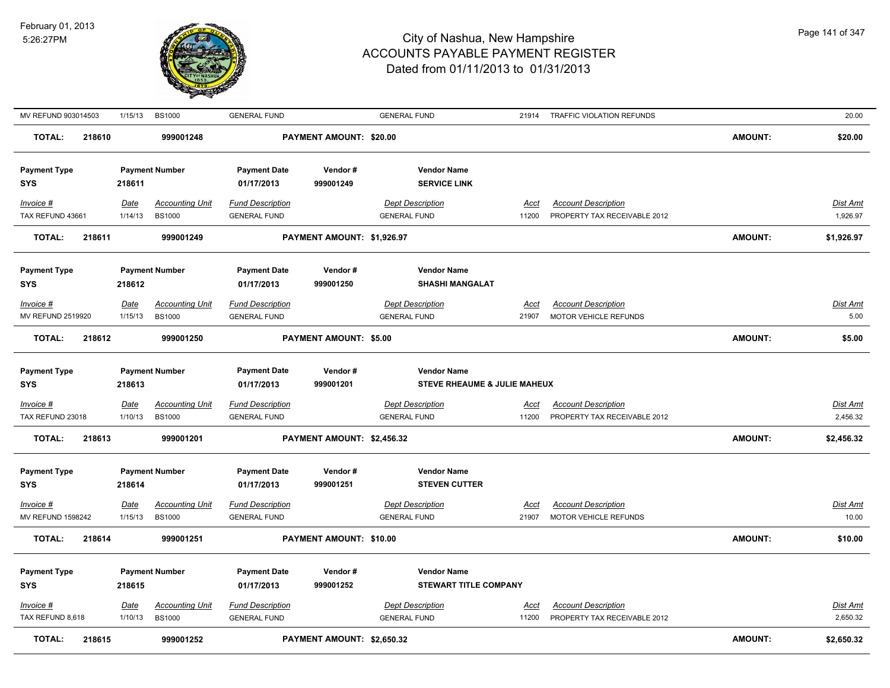| Invoice # | Date | Accounting Unit | Fund Description | Dept Description | Acct | Account Description | Dist Amt |
|---|---|---|---|---|---|---|---|
| MV REFUND 903014503 | 1/15/13 | BS1000 | GENERAL FUND | GENERAL FUND | 21914 | TRAFFIC VIOLATION REFUNDS | 20.00 |

**TOTAL: 218610 | 999001248 | PAYMENT AMOUNT: $20.00 | AMOUNT: $20.00**

| Payment Type | Payment Number | Payment Date | Vendor # | Vendor Name |
|---|---|---|---|---|
| SYS | 218611 | 01/17/2013 | 999001249 | SERVICE LINK |

| Invoice # | Date | Accounting Unit | Fund Description | Dept Description | Acct | Account Description | Dist Amt |
|---|---|---|---|---|---|---|---|
| TAX REFUND 43661 | 1/14/13 | BS1000 | GENERAL FUND | GENERAL FUND | 11200 | PROPERTY TAX RECEIVABLE 2012 | 1,926.97 |

**TOTAL: 218611 | 999001249 | PAYMENT AMOUNT: $1,926.97 | AMOUNT: $1,926.97**

| Payment Type | Payment Number | Payment Date | Vendor # | Vendor Name |
|---|---|---|---|---|
| SYS | 218612 | 01/17/2013 | 999001250 | SHASHI MANGALAT |

| Invoice # | Date | Accounting Unit | Fund Description | Dept Description | Acct | Account Description | Dist Amt |
|---|---|---|---|---|---|---|---|
| MV REFUND 2519920 | 1/15/13 | BS1000 | GENERAL FUND | GENERAL FUND | 21907 | MOTOR VEHICLE REFUNDS | 5.00 |

**TOTAL: 218612 | 999001250 | PAYMENT AMOUNT: $5.00 | AMOUNT: $5.00**

| Payment Type | Payment Number | Payment Date | Vendor # | Vendor Name |
|---|---|---|---|---|
| SYS | 218613 | 01/17/2013 | 999001201 | STEVE RHEAUME & JULIE MAHEUX |

| Invoice # | Date | Accounting Unit | Fund Description | Dept Description | Acct | Account Description | Dist Amt |
|---|---|---|---|---|---|---|---|
| TAX REFUND 23018 | 1/10/13 | BS1000 | GENERAL FUND | GENERAL FUND | 11200 | PROPERTY TAX RECEIVABLE 2012 | 2,456.32 |

**TOTAL: 218613 | 999001201 | PAYMENT AMOUNT: $2,456.32 | AMOUNT: $2,456.32**

| Payment Type | Payment Number | Payment Date | Vendor # | Vendor Name |
|---|---|---|---|---|
| SYS | 218614 | 01/17/2013 | 999001251 | STEVEN CUTTER |

| Invoice # | Date | Accounting Unit | Fund Description | Dept Description | Acct | Account Description | Dist Amt |
|---|---|---|---|---|---|---|---|
| MV REFUND 1598242 | 1/15/13 | BS1000 | GENERAL FUND | GENERAL FUND | 21907 | MOTOR VEHICLE REFUNDS | 10.00 |

**TOTAL: 218614 | 999001251 | PAYMENT AMOUNT: $10.00 | AMOUNT: $10.00**

| Payment Type | Payment Number | Payment Date | Vendor # | Vendor Name |
|---|---|---|---|---|
| SYS | 218615 | 01/17/2013 | 999001252 | STEWART TITLE COMPANY |

| Invoice # | Date | Accounting Unit | Fund Description | Dept Description | Acct | Account Description | Dist Amt |
|---|---|---|---|---|---|---|---|
| TAX REFUND 8,618 | 1/10/13 | BS1000 | GENERAL FUND | GENERAL FUND | 11200 | PROPERTY TAX RECEIVABLE 2012 | 2,650.32 |

**TOTAL: 218615 | 999001252 | PAYMENT AMOUNT: $2,650.32 | AMOUNT: $2,650.32**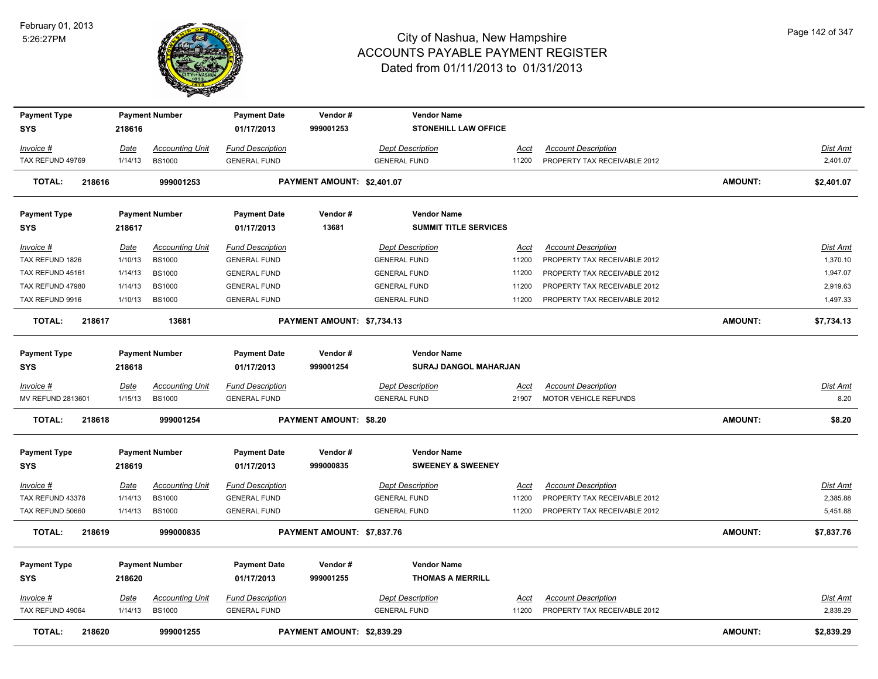# City of Nashua, New Hampshire
# ACCOUNTS PAYABLE PAYMENT REGISTER
## Dated from 01/11/2013 to 01/31/2013

February 01, 2013
5:26:27PM

| Payment Type | Payment Number | Payment Date | Vendor # | Vendor Name |
|---|---|---|---|---|
| SYS | 218616 | 01/17/2013 | 999001253 | STONEHILL LAW OFFICE |

| Invoice # | Date | Accounting Unit | Fund Description | Dept Description | Acct | Account Description | Dist Amt |
|---|---|---|---|---|---|---|---|
| TAX REFUND 49769 | 1/14/13 | BS1000 | GENERAL FUND | GENERAL FUND | 11200 | PROPERTY TAX RECEIVABLE 2012 | 2,401.07 |

**TOTAL: 218616 999001253 PAYMENT AMOUNT: $2,401.07 AMOUNT: $2,401.07**

| Payment Type | Payment Number | Payment Date | Vendor # | Vendor Name |
|---|---|---|---|---|
| SYS | 218617 | 01/17/2013 | 13681 | SUMMIT TITLE SERVICES |

| Invoice # | Date | Accounting Unit | Fund Description | Dept Description | Acct | Account Description | Dist Amt |
|---|---|---|---|---|---|---|---|
| TAX REFUND 1826 | 1/10/13 | BS1000 | GENERAL FUND | GENERAL FUND | 11200 | PROPERTY TAX RECEIVABLE 2012 | 1,370.10 |
| TAX REFUND 45161 | 1/14/13 | BS1000 | GENERAL FUND | GENERAL FUND | 11200 | PROPERTY TAX RECEIVABLE 2012 | 1,947.07 |
| TAX REFUND 47980 | 1/14/13 | BS1000 | GENERAL FUND | GENERAL FUND | 11200 | PROPERTY TAX RECEIVABLE 2012 | 2,919.63 |
| TAX REFUND 9916 | 1/10/13 | BS1000 | GENERAL FUND | GENERAL FUND | 11200 | PROPERTY TAX RECEIVABLE 2012 | 1,497.33 |

**TOTAL: 218617 13681 PAYMENT AMOUNT: $7,734.13 AMOUNT: $7,734.13**

| Payment Type | Payment Number | Payment Date | Vendor # | Vendor Name |
|---|---|---|---|---|
| SYS | 218618 | 01/17/2013 | 999001254 | SURAJ DANGOL MAHARJAN |

| Invoice # | Date | Accounting Unit | Fund Description | Dept Description | Acct | Account Description | Dist Amt |
|---|---|---|---|---|---|---|---|
| MV REFUND 2813601 | 1/15/13 | BS1000 | GENERAL FUND | GENERAL FUND | 21907 | MOTOR VEHICLE REFUNDS | 8.20 |

**TOTAL: 218618 999001254 PAYMENT AMOUNT: $8.20 AMOUNT: $8.20**

| Payment Type | Payment Number | Payment Date | Vendor # | Vendor Name |
|---|---|---|---|---|
| SYS | 218619 | 01/17/2013 | 999000835 | SWEENEY & SWEENEY |

| Invoice # | Date | Accounting Unit | Fund Description | Dept Description | Acct | Account Description | Dist Amt |
|---|---|---|---|---|---|---|---|
| TAX REFUND 43378 | 1/14/13 | BS1000 | GENERAL FUND | GENERAL FUND | 11200 | PROPERTY TAX RECEIVABLE 2012 | 2,385.88 |
| TAX REFUND 50660 | 1/14/13 | BS1000 | GENERAL FUND | GENERAL FUND | 11200 | PROPERTY TAX RECEIVABLE 2012 | 5,451.88 |

**TOTAL: 218619 999000835 PAYMENT AMOUNT: $7,837.76 AMOUNT: $7,837.76**

| Payment Type | Payment Number | Payment Date | Vendor # | Vendor Name |
|---|---|---|---|---|
| SYS | 218620 | 01/17/2013 | 999001255 | THOMAS A MERRILL |

| Invoice # | Date | Accounting Unit | Fund Description | Dept Description | Acct | Account Description | Dist Amt |
|---|---|---|---|---|---|---|---|
| TAX REFUND 49064 | 1/14/13 | BS1000 | GENERAL FUND | GENERAL FUND | 11200 | PROPERTY TAX RECEIVABLE 2012 | 2,839.29 |

**TOTAL: 218620 999001255 PAYMENT AMOUNT: $2,839.29 AMOUNT: $2,839.29**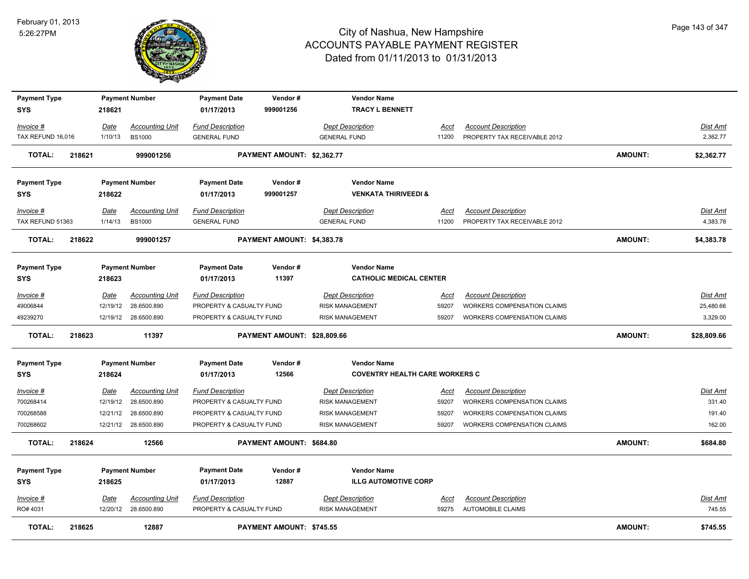# City of Nashua, New Hampshire
# ACCOUNTS PAYABLE PAYMENT REGISTER
## Dated from 01/11/2013 to 01/31/2013

| Payment Type | Payment Number | Payment Date | Vendor # | Vendor Name |
|---|---|---|---|---|
| SYS | 218621 | 01/17/2013 | 999001256 | TRACY L BENNETT |

| Invoice # | Date | Accounting Unit | Fund Description | Dept Description | Acct | Account Description | Dist Amt |
|---|---|---|---|---|---|---|---|
| TAX REFUND 16,016 | 1/10/13 | BS1000 | GENERAL FUND | GENERAL FUND | 11200 | PROPERTY TAX RECEIVABLE 2012 | 2,362.77 |

**TOTAL: 218621 999001256 PAYMENT AMOUNT: $2,362.77 AMOUNT: $2,362.77**

| Payment Type | Payment Number | Payment Date | Vendor # | Vendor Name |
|---|---|---|---|---|
| SYS | 218622 | 01/17/2013 | 999001257 | VENKATA THIRIVEEDI & |

| Invoice # | Date | Accounting Unit | Fund Description | Dept Description | Acct | Account Description | Dist Amt |
|---|---|---|---|---|---|---|---|
| TAX REFUND 51363 | 1/14/13 | BS1000 | GENERAL FUND | GENERAL FUND | 11200 | PROPERTY TAX RECEIVABLE 2012 | 4,383.78 |

**TOTAL: 218622 999001257 PAYMENT AMOUNT: $4,383.78 AMOUNT: $4,383.78**

| Payment Type | Payment Number | Payment Date | Vendor # | Vendor Name |
|---|---|---|---|---|
| SYS | 218623 | 01/17/2013 | 11397 | CATHOLIC MEDICAL CENTER |

| Invoice # | Date | Accounting Unit | Fund Description | Dept Description | Acct | Account Description | Dist Amt |
|---|---|---|---|---|---|---|---|
| 49006844 | 12/19/12 | 28.6500.890 | PROPERTY & CASUALTY FUND | RISK MANAGEMENT | 59207 | WORKERS COMPENSATION CLAIMS | 25,480.66 |
| 49239270 | 12/19/12 | 28.6500.890 | PROPERTY & CASUALTY FUND | RISK MANAGEMENT | 59207 | WORKERS COMPENSATION CLAIMS | 3,329.00 |

**TOTAL: 218623 11397 PAYMENT AMOUNT: $28,809.66 AMOUNT: $28,809.66**

| Payment Type | Payment Number | Payment Date | Vendor # | Vendor Name |
|---|---|---|---|---|
| SYS | 218624 | 01/17/2013 | 12566 | COVENTRY HEALTH CARE WORKERS C |

| Invoice # | Date | Accounting Unit | Fund Description | Dept Description | Acct | Account Description | Dist Amt |
|---|---|---|---|---|---|---|---|
| 700268414 | 12/19/12 | 28.6500.890 | PROPERTY & CASUALTY FUND | RISK MANAGEMENT | 59207 | WORKERS COMPENSATION CLAIMS | 331.40 |
| 700268588 | 12/21/12 | 28.6500.890 | PROPERTY & CASUALTY FUND | RISK MANAGEMENT | 59207 | WORKERS COMPENSATION CLAIMS | 191.40 |
| 700268602 | 12/21/12 | 28.6500.890 | PROPERTY & CASUALTY FUND | RISK MANAGEMENT | 59207 | WORKERS COMPENSATION CLAIMS | 162.00 |

**TOTAL: 218624 12566 PAYMENT AMOUNT: $684.80 AMOUNT: $684.80**

| Payment Type | Payment Number | Payment Date | Vendor # | Vendor Name |
|---|---|---|---|---|
| SYS | 218625 | 01/17/2013 | 12887 | ILLG AUTOMOTIVE CORP |

| Invoice # | Date | Accounting Unit | Fund Description | Dept Description | Acct | Account Description | Dist Amt |
|---|---|---|---|---|---|---|---|
| RO# 4031 | 12/20/12 | 28.6500.890 | PROPERTY & CASUALTY FUND | RISK MANAGEMENT | 59275 | AUTOMOBILE CLAIMS | 745.55 |

**TOTAL: 218625 12887 PAYMENT AMOUNT: $745.55 AMOUNT: $745.55**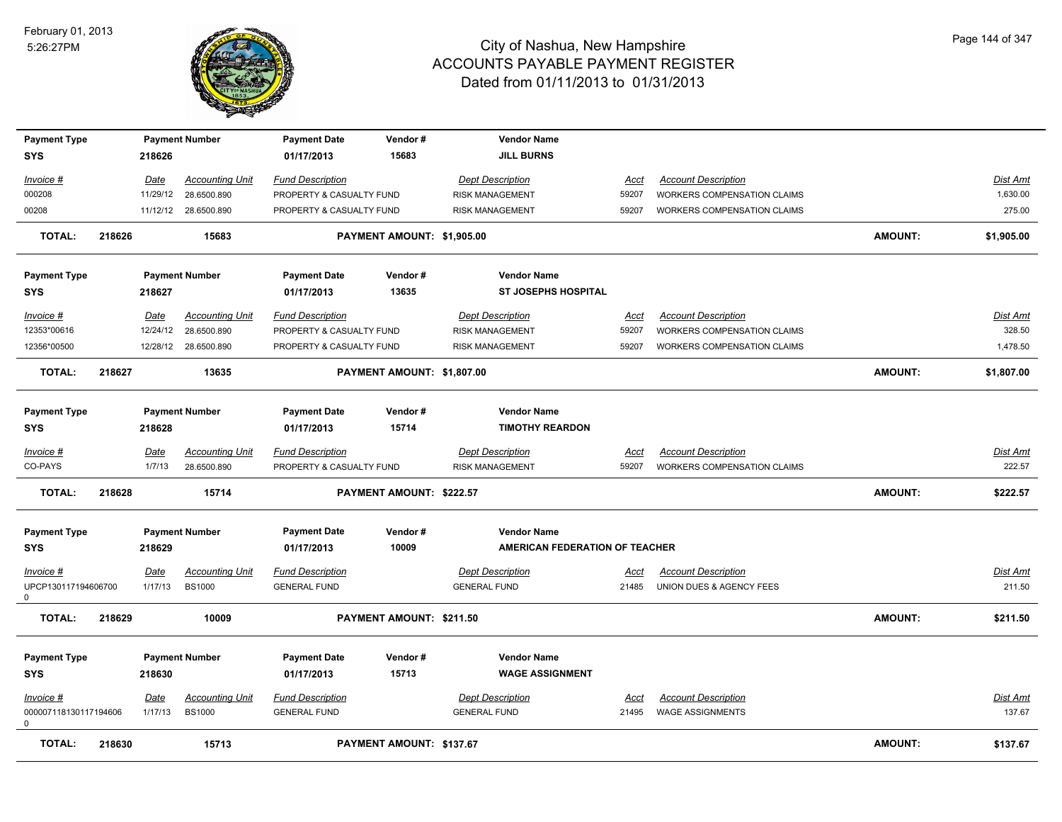# City of Nashua, New Hampshire
## ACCOUNTS PAYABLE PAYMENT REGISTER
### Dated from 01/11/2013 to 01/31/2013

| Payment Type | Payment Number | Payment Date | Vendor # | Vendor Name |
|---|---|---|---|---|
| SYS | 218626 | 01/17/2013 | 15683 | JILL BURNS |

| Invoice # | Date | Accounting Unit | Fund Description | Dept Description | Acct | Account Description | Dist Amt |
|---|---|---|---|---|---|---|---|
| 000208 | 11/29/12 | 28.6500.890 | PROPERTY & CASUALTY FUND | RISK MANAGEMENT | 59207 | WORKERS COMPENSATION CLAIMS | 1,630.00 |
| 00208 | 11/12/12 | 28.6500.890 | PROPERTY & CASUALTY FUND | RISK MANAGEMENT | 59207 | WORKERS COMPENSATION CLAIMS | 275.00 |

**TOTAL: 218626 15683 PAYMENT AMOUNT: $1,905.00 AMOUNT: $1,905.00**

| Payment Type | Payment Number | Payment Date | Vendor # | Vendor Name |
|---|---|---|---|---|
| SYS | 218627 | 01/17/2013 | 13635 | ST JOSEPHS HOSPITAL |

| Invoice # | Date | Accounting Unit | Fund Description | Dept Description | Acct | Account Description | Dist Amt |
|---|---|---|---|---|---|---|---|
| 12353*00616 | 12/24/12 | 28.6500.890 | PROPERTY & CASUALTY FUND | RISK MANAGEMENT | 59207 | WORKERS COMPENSATION CLAIMS | 328.50 |
| 12356*00500 | 12/28/12 | 28.6500.890 | PROPERTY & CASUALTY FUND | RISK MANAGEMENT | 59207 | WORKERS COMPENSATION CLAIMS | 1,478.50 |

**TOTAL: 218627 13635 PAYMENT AMOUNT: $1,807.00 AMOUNT: $1,807.00**

| Payment Type | Payment Number | Payment Date | Vendor # | Vendor Name |
|---|---|---|---|---|
| SYS | 218628 | 01/17/2013 | 15714 | TIMOTHY REARDON |

| Invoice # | Date | Accounting Unit | Fund Description | Dept Description | Acct | Account Description | Dist Amt |
|---|---|---|---|---|---|---|---|
| CO-PAYS | 1/7/13 | 28.6500.890 | PROPERTY & CASUALTY FUND | RISK MANAGEMENT | 59207 | WORKERS COMPENSATION CLAIMS | 222.57 |

**TOTAL: 218628 15714 PAYMENT AMOUNT: $222.57 AMOUNT: $222.57**

| Payment Type | Payment Number | Payment Date | Vendor # | Vendor Name |
|---|---|---|---|---|
| SYS | 218629 | 01/17/2013 | 10009 | AMERICAN FEDERATION OF TEACHER |

| Invoice # | Date | Accounting Unit | Fund Description | Dept Description | Acct | Account Description | Dist Amt |
|---|---|---|---|---|---|---|---|
| UPCP130117194606700 0 | 1/17/13 | BS1000 | GENERAL FUND | GENERAL FUND | 21485 | UNION DUES & AGENCY FEES | 211.50 |

**TOTAL: 218629 10009 PAYMENT AMOUNT: $211.50 AMOUNT: $211.50**

| Payment Type | Payment Number | Payment Date | Vendor # | Vendor Name |
|---|---|---|---|---|
| SYS | 218630 | 01/17/2013 | 15713 | WAGE ASSIGNMENT |

| Invoice # | Date | Accounting Unit | Fund Description | Dept Description | Acct | Account Description | Dist Amt |
|---|---|---|---|---|---|---|---|
| 000007118130117194606 0 | 1/17/13 | BS1000 | GENERAL FUND | GENERAL FUND | 21495 | WAGE ASSIGNMENTS | 137.67 |

**TOTAL: 218630 15713 PAYMENT AMOUNT: $137.67 AMOUNT: $137.67**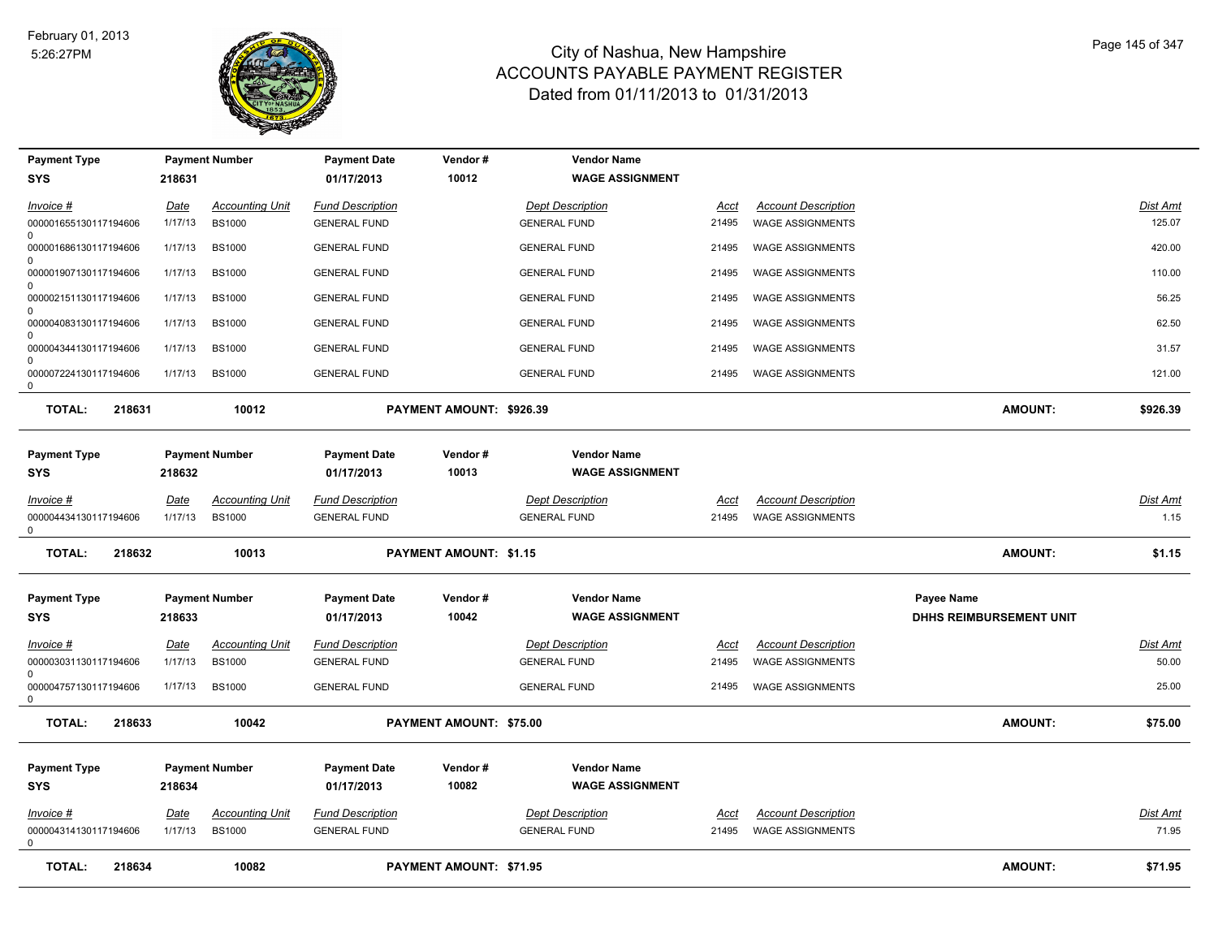# City of Nashua, New Hampshire
## ACCOUNTS PAYABLE PAYMENT REGISTER
### Dated from 01/11/2013 to 01/31/2013

February 01, 2013
5:26:27PM

| Payment Type | Payment Number | Payment Date | Vendor # | Vendor Name |
|---|---|---|---|---|
| SYS | 218631 | 01/17/2013 | 10012 | WAGE ASSIGNMENT |

| Invoice # | Date | Accounting Unit | Fund Description | Dept Description | Acct | Account Description | Dist Amt |
|---|---|---|---|---|---|---|---|
| 0000016551301171946060 | 1/17/13 | BS1000 | GENERAL FUND | GENERAL FUND | 21495 | WAGE ASSIGNMENTS | 125.07 |
| 0000016861301171946060 | 1/17/13 | BS1000 | GENERAL FUND | GENERAL FUND | 21495 | WAGE ASSIGNMENTS | 420.00 |
| 0000019071301171946060 | 1/17/13 | BS1000 | GENERAL FUND | GENERAL FUND | 21495 | WAGE ASSIGNMENTS | 110.00 |
| 0000021511301171946060 | 1/17/13 | BS1000 | GENERAL FUND | GENERAL FUND | 21495 | WAGE ASSIGNMENTS | 56.25 |
| 0000040831301171946060 | 1/17/13 | BS1000 | GENERAL FUND | GENERAL FUND | 21495 | WAGE ASSIGNMENTS | 62.50 |
| 0000043441301171946060 | 1/17/13 | BS1000 | GENERAL FUND | GENERAL FUND | 21495 | WAGE ASSIGNMENTS | 31.57 |
| 0000072241301171946060 | 1/17/13 | BS1000 | GENERAL FUND | GENERAL FUND | 21495 | WAGE ASSIGNMENTS | 121.00 |

**TOTAL: 218631 10012 PAYMENT AMOUNT: $926.39 AMOUNT: $926.39**

| Payment Type | Payment Number | Payment Date | Vendor # | Vendor Name |
|---|---|---|---|---|
| SYS | 218632 | 01/17/2013 | 10013 | WAGE ASSIGNMENT |

| Invoice # | Date | Accounting Unit | Fund Description | Dept Description | Acct | Account Description | Dist Amt |
|---|---|---|---|---|---|---|---|
| 0000044341301171946060 | 1/17/13 | BS1000 | GENERAL FUND | GENERAL FUND | 21495 | WAGE ASSIGNMENTS | 1.15 |

**TOTAL: 218632 10013 PAYMENT AMOUNT: $1.15 AMOUNT: $1.15**

| Payment Type | Payment Number | Payment Date | Vendor # | Vendor Name | Payee Name |
|---|---|---|---|---|---|
| SYS | 218633 | 01/17/2013 | 10042 | WAGE ASSIGNMENT | DHHS REIMBURSEMENT UNIT |

| Invoice # | Date | Accounting Unit | Fund Description | Dept Description | Acct | Account Description | Dist Amt |
|---|---|---|---|---|---|---|---|
| 0000030311301171946060 | 1/17/13 | BS1000 | GENERAL FUND | GENERAL FUND | 21495 | WAGE ASSIGNMENTS | 50.00 |
| 0000047571301171946060 | 1/17/13 | BS1000 | GENERAL FUND | GENERAL FUND | 21495 | WAGE ASSIGNMENTS | 25.00 |

**TOTAL: 218633 10042 PAYMENT AMOUNT: $75.00 AMOUNT: $75.00**

| Payment Type | Payment Number | Payment Date | Vendor # | Vendor Name |
|---|---|---|---|---|
| SYS | 218634 | 01/17/2013 | 10082 | WAGE ASSIGNMENT |

| Invoice # | Date | Accounting Unit | Fund Description | Dept Description | Acct | Account Description | Dist Amt |
|---|---|---|---|---|---|---|---|
| 0000043141301171946060 | 1/17/13 | BS1000 | GENERAL FUND | GENERAL FUND | 21495 | WAGE ASSIGNMENTS | 71.95 |

**TOTAL: 218634 10082 PAYMENT AMOUNT: $71.95 AMOUNT: $71.95**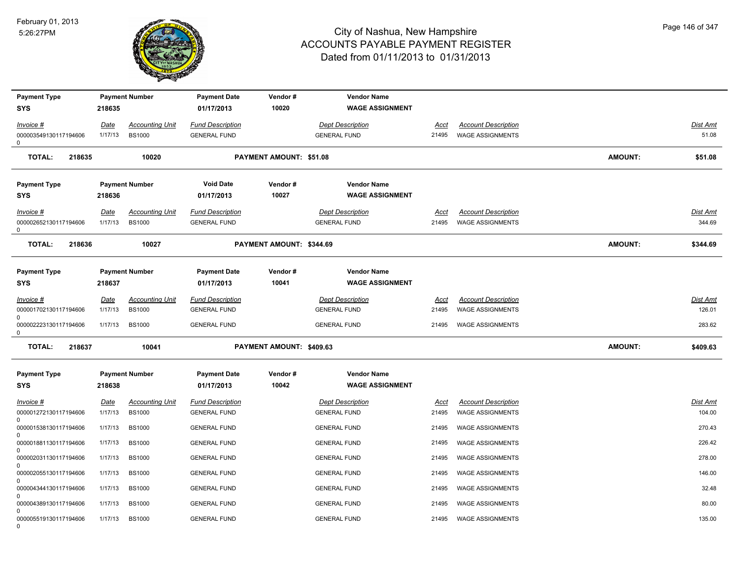February 01, 2013
5:26:27PM

# City of Nashua, New Hampshire
## ACCOUNTS PAYABLE PAYMENT REGISTER
### Dated from 01/11/2013 to 01/31/2013

| Payment Type | Payment Number | Payment Date | Vendor # | Vendor Name |
|---|---|---|---|---|
| SYS | 218635 | 01/17/2013 | 10020 | WAGE ASSIGNMENT |

| Invoice # | Date | Accounting Unit | Fund Description | Dept Description | Acct | Account Description | Dist Amt |
|---|---|---|---|---|---|---|---|
| 000003549130117194606 0 | 1/17/13 | BS1000 | GENERAL FUND | GENERAL FUND | 21495 | WAGE ASSIGNMENTS | 51.08 |

**TOTAL: 218635 10020 PAYMENT AMOUNT: $51.08 AMOUNT: $51.08**

| Payment Type | Payment Number | Void Date | Vendor # | Vendor Name |
|---|---|---|---|---|
| SYS | 218636 | 01/17/2013 | 10027 | WAGE ASSIGNMENT |

| Invoice # | Date | Accounting Unit | Fund Description | Dept Description | Acct | Account Description | Dist Amt |
|---|---|---|---|---|---|---|---|
| 000002652130117194606 0 | 1/17/13 | BS1000 | GENERAL FUND | GENERAL FUND | 21495 | WAGE ASSIGNMENTS | 344.69 |

**TOTAL: 218636 10027 PAYMENT AMOUNT: $344.69 AMOUNT: $344.69**

| Payment Type | Payment Number | Payment Date | Vendor # | Vendor Name |
|---|---|---|---|---|
| SYS | 218637 | 01/17/2013 | 10041 | WAGE ASSIGNMENT |

| Invoice # | Date | Accounting Unit | Fund Description | Dept Description | Acct | Account Description | Dist Amt |
|---|---|---|---|---|---|---|---|
| 000001702130117194606 0 | 1/17/13 | BS1000 | GENERAL FUND | GENERAL FUND | 21495 | WAGE ASSIGNMENTS | 126.01 |
| 000002223130117194606 0 | 1/17/13 | BS1000 | GENERAL FUND | GENERAL FUND | 21495 | WAGE ASSIGNMENTS | 283.62 |

**TOTAL: 218637 10041 PAYMENT AMOUNT: $409.63 AMOUNT: $409.63**

| Payment Type | Payment Number | Payment Date | Vendor # | Vendor Name |
|---|---|---|---|---|
| SYS | 218638 | 01/17/2013 | 10042 | WAGE ASSIGNMENT |

| Invoice # | Date | Accounting Unit | Fund Description | Dept Description | Acct | Account Description | Dist Amt |
|---|---|---|---|---|---|---|---|
| 000001272130117194606 0 | 1/17/13 | BS1000 | GENERAL FUND | GENERAL FUND | 21495 | WAGE ASSIGNMENTS | 104.00 |
| 000001538130117194606 0 | 1/17/13 | BS1000 | GENERAL FUND | GENERAL FUND | 21495 | WAGE ASSIGNMENTS | 270.43 |
| 000001881130117194606 0 | 1/17/13 | BS1000 | GENERAL FUND | GENERAL FUND | 21495 | WAGE ASSIGNMENTS | 226.42 |
| 000002031130117194606 0 | 1/17/13 | BS1000 | GENERAL FUND | GENERAL FUND | 21495 | WAGE ASSIGNMENTS | 278.00 |
| 000002055130117194606 0 | 1/17/13 | BS1000 | GENERAL FUND | GENERAL FUND | 21495 | WAGE ASSIGNMENTS | 146.00 |
| 000004344130117194606 0 | 1/17/13 | BS1000 | GENERAL FUND | GENERAL FUND | 21495 | WAGE ASSIGNMENTS | 32.48 |
| 000004389130117194606 0 | 1/17/13 | BS1000 | GENERAL FUND | GENERAL FUND | 21495 | WAGE ASSIGNMENTS | 80.00 |
| 000005519130117194606 0 | 1/17/13 | BS1000 | GENERAL FUND | GENERAL FUND | 21495 | WAGE ASSIGNMENTS | 135.00 |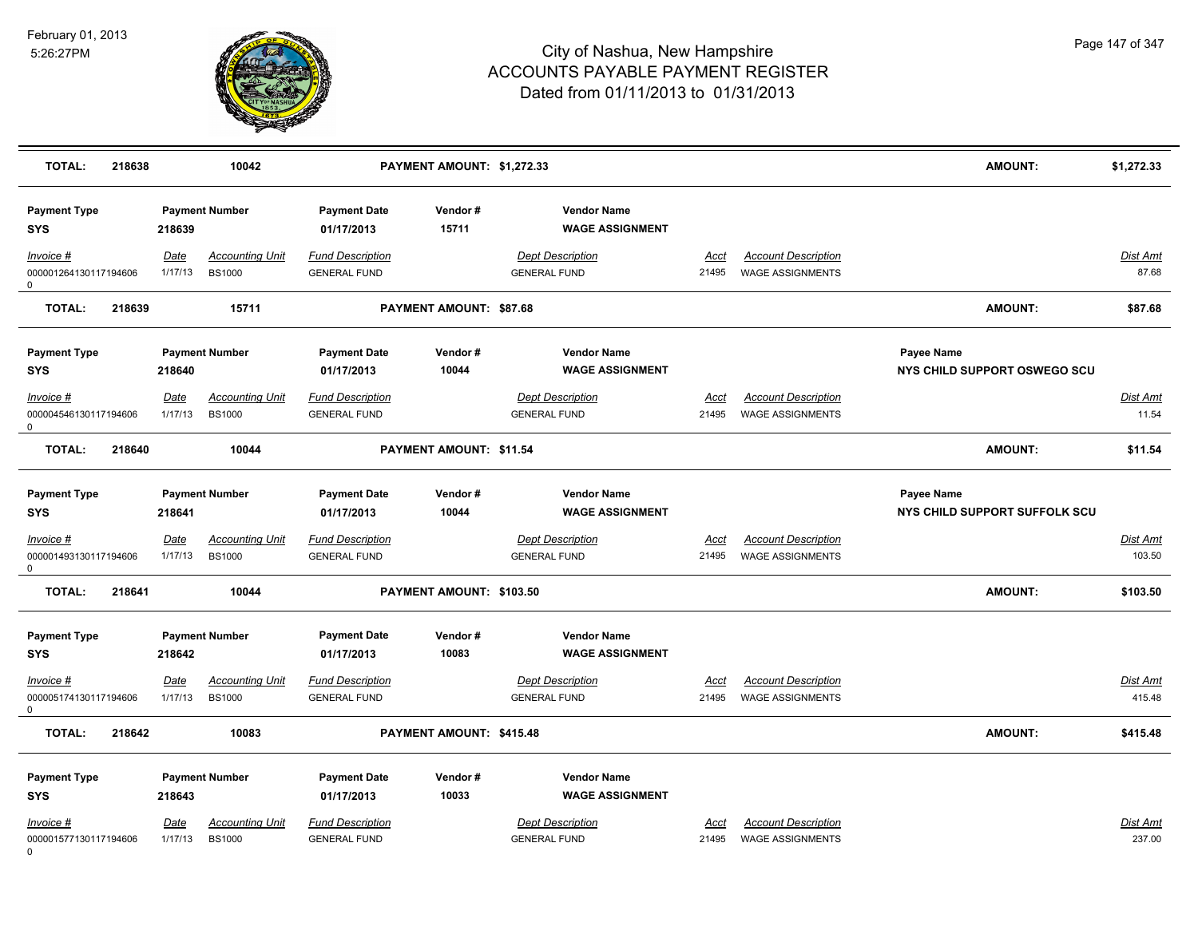# City of Nashua, New Hampshire
## ACCOUNTS PAYABLE PAYMENT REGISTER
### Dated from 01/11/2013 to 01/31/2013

February 01, 2013
5:26:27PM

**TOTAL:** 218638 | 10042 | **PAYMENT AMOUNT: $1,272.33** | **AMOUNT: $1,272.33**

---

| Payment Type | Payment Number | Payment Date | Vendor # | Vendor Name | Payee Name |
|---|---|---|---|---|---|
| SYS | 218639 | 01/17/2013 | 15711 | WAGE ASSIGNMENT | |

| Invoice # | Date | Accounting Unit | Fund Description | Dept Description | Acct | Account Description | Dist Amt |
|---|---|---|---|---|---|---|---|
| 0000012641301171946060 | 1/17/13 | BS1000 | GENERAL FUND | GENERAL FUND | 21495 | WAGE ASSIGNMENTS | 87.68 |

**TOTAL:** 218639 | 15711 | **PAYMENT AMOUNT: $87.68** | **AMOUNT: $87.68**

---

| Payment Type | Payment Number | Payment Date | Vendor # | Vendor Name | Payee Name |
|---|---|---|---|---|---|
| SYS | 218640 | 01/17/2013 | 10044 | WAGE ASSIGNMENT | NYS CHILD SUPPORT OSWEGO SCU |

| Invoice # | Date | Accounting Unit | Fund Description | Dept Description | Acct | Account Description | Dist Amt |
|---|---|---|---|---|---|---|---|
| 0000045461301171946060 | 1/17/13 | BS1000 | GENERAL FUND | GENERAL FUND | 21495 | WAGE ASSIGNMENTS | 11.54 |

**TOTAL:** 218640 | 10044 | **PAYMENT AMOUNT: $11.54** | **AMOUNT: $11.54**

---

| Payment Type | Payment Number | Payment Date | Vendor # | Vendor Name | Payee Name |
|---|---|---|---|---|---|
| SYS | 218641 | 01/17/2013 | 10044 | WAGE ASSIGNMENT | NYS CHILD SUPPORT SUFFOLK SCU |

| Invoice # | Date | Accounting Unit | Fund Description | Dept Description | Acct | Account Description | Dist Amt |
|---|---|---|---|---|---|---|---|
| 0000014931301171946060 | 1/17/13 | BS1000 | GENERAL FUND | GENERAL FUND | 21495 | WAGE ASSIGNMENTS | 103.50 |

**TOTAL:** 218641 | 10044 | **PAYMENT AMOUNT: $103.50** | **AMOUNT: $103.50**

---

| Payment Type | Payment Number | Payment Date | Vendor # | Vendor Name | Payee Name |
|---|---|---|---|---|---|
| SYS | 218642 | 01/17/2013 | 10083 | WAGE ASSIGNMENT | |

| Invoice # | Date | Accounting Unit | Fund Description | Dept Description | Acct | Account Description | Dist Amt |
|---|---|---|---|---|---|---|---|
| 0000051741301171946060 | 1/17/13 | BS1000 | GENERAL FUND | GENERAL FUND | 21495 | WAGE ASSIGNMENTS | 415.48 |

**TOTAL:** 218642 | 10083 | **PAYMENT AMOUNT: $415.48** | **AMOUNT: $415.48**

---

| Payment Type | Payment Number | Payment Date | Vendor # | Vendor Name | Payee Name |
|---|---|---|---|---|---|
| SYS | 218643 | 01/17/2013 | 10033 | WAGE ASSIGNMENT | |

| Invoice # | Date | Accounting Unit | Fund Description | Dept Description | Acct | Account Description | Dist Amt |
|---|---|---|---|---|---|---|---|
| 0000015771301171946060 | 1/17/13 | BS1000 | GENERAL FUND | GENERAL FUND | 21495 | WAGE ASSIGNMENTS | 237.00 |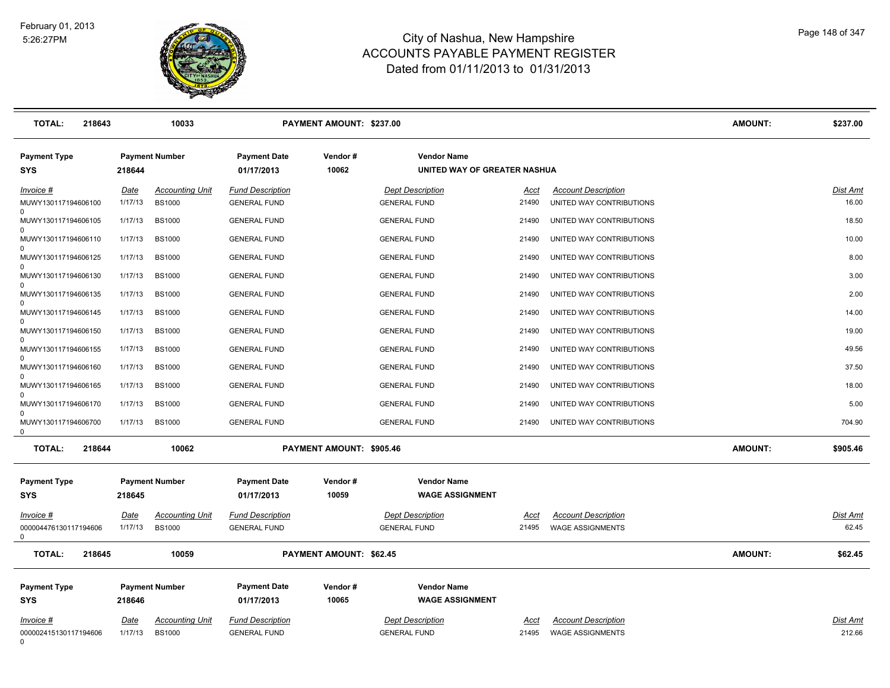# City of Nashua, New Hampshire
## ACCOUNTS PAYABLE PAYMENT REGISTER
### Dated from 01/11/2013 to 01/31/2013

February 01, 2013
5:26:27PM

| **TOTAL:** | **218643** | **10033** | **PAYMENT AMOUNT: $237.00** | **AMOUNT:** | **$237.00** |
|---|---|---|---|---|---|

| Payment Type | Payment Number | Payment Date | Vendor # | Vendor Name |
|---|---|---|---|---|
| **SYS** | **218644** | **01/17/2013** | **10062** | **UNITED WAY OF GREATER NASHUA** |

| Invoice # | Date | Accounting Unit | Fund Description | Dept Description | Acct | Account Description | Dist Amt |
|---|---|---|---|---|---|---|---|
| MUWY1301171946061000 | 1/17/13 | BS1000 | GENERAL FUND | GENERAL FUND | 21490 | UNITED WAY CONTRIBUTIONS | 16.00 |
| MUWY1301171946061050 | 1/17/13 | BS1000 | GENERAL FUND | GENERAL FUND | 21490 | UNITED WAY CONTRIBUTIONS | 18.50 |
| MUWY1301171946061100 | 1/17/13 | BS1000 | GENERAL FUND | GENERAL FUND | 21490 | UNITED WAY CONTRIBUTIONS | 10.00 |
| MUWY1301171946061250 | 1/17/13 | BS1000 | GENERAL FUND | GENERAL FUND | 21490 | UNITED WAY CONTRIBUTIONS | 8.00 |
| MUWY1301171946061300 | 1/17/13 | BS1000 | GENERAL FUND | GENERAL FUND | 21490 | UNITED WAY CONTRIBUTIONS | 3.00 |
| MUWY1301171946061350 | 1/17/13 | BS1000 | GENERAL FUND | GENERAL FUND | 21490 | UNITED WAY CONTRIBUTIONS | 2.00 |
| MUWY1301171946061450 | 1/17/13 | BS1000 | GENERAL FUND | GENERAL FUND | 21490 | UNITED WAY CONTRIBUTIONS | 14.00 |
| MUWY1301171946061500 | 1/17/13 | BS1000 | GENERAL FUND | GENERAL FUND | 21490 | UNITED WAY CONTRIBUTIONS | 19.00 |
| MUWY1301171946061550 | 1/17/13 | BS1000 | GENERAL FUND | GENERAL FUND | 21490 | UNITED WAY CONTRIBUTIONS | 49.56 |
| MUWY1301171946061600 | 1/17/13 | BS1000 | GENERAL FUND | GENERAL FUND | 21490 | UNITED WAY CONTRIBUTIONS | 37.50 |
| MUWY1301171946061650 | 1/17/13 | BS1000 | GENERAL FUND | GENERAL FUND | 21490 | UNITED WAY CONTRIBUTIONS | 18.00 |
| MUWY1301171946061700 | 1/17/13 | BS1000 | GENERAL FUND | GENERAL FUND | 21490 | UNITED WAY CONTRIBUTIONS | 5.00 |
| MUWY1301171946067000 | 1/17/13 | BS1000 | GENERAL FUND | GENERAL FUND | 21490 | UNITED WAY CONTRIBUTIONS | 704.90 |

| **TOTAL:** | **218644** | **10062** | **PAYMENT AMOUNT: $905.46** | **AMOUNT:** | **$905.46** |
|---|---|---|---|---|---|

| Payment Type | Payment Number | Payment Date | Vendor # | Vendor Name |
|---|---|---|---|---|
| **SYS** | **218645** | **01/17/2013** | **10059** | **WAGE ASSIGNMENT** |

| Invoice # | Date | Accounting Unit | Fund Description | Dept Description | Acct | Account Description | Dist Amt |
|---|---|---|---|---|---|---|---|
| 0000044761301171946060 | 1/17/13 | BS1000 | GENERAL FUND | GENERAL FUND | 21495 | WAGE ASSIGNMENTS | 62.45 |

| **TOTAL:** | **218645** | **10059** | **PAYMENT AMOUNT: $62.45** | **AMOUNT:** | **$62.45** |
|---|---|---|---|---|---|

| Payment Type | Payment Number | Payment Date | Vendor # | Vendor Name |
|---|---|---|---|---|
| **SYS** | **218646** | **01/17/2013** | **10065** | **WAGE ASSIGNMENT** |

| Invoice # | Date | Accounting Unit | Fund Description | Dept Description | Acct | Account Description | Dist Amt |
|---|---|---|---|---|---|---|---|
| 0000024151301171946060 | 1/17/13 | BS1000 | GENERAL FUND | GENERAL FUND | 21495 | WAGE ASSIGNMENTS | 212.66 |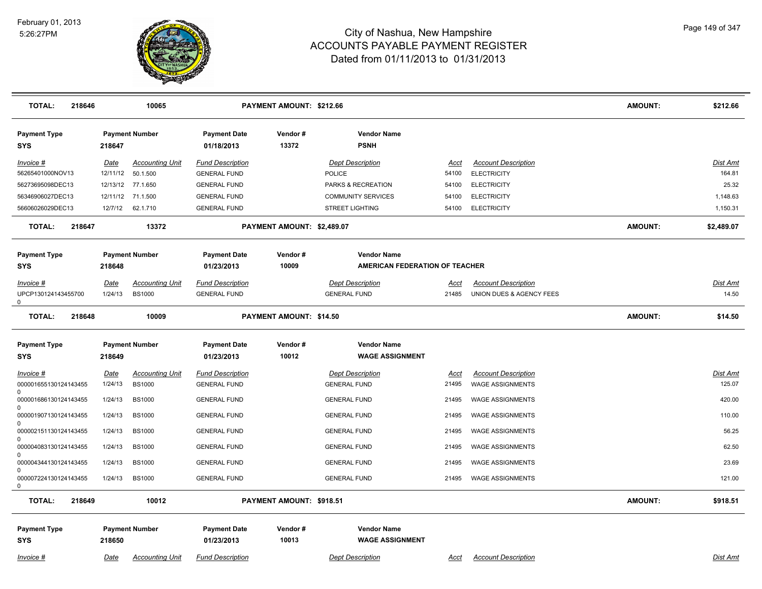| TOTAL: | 218646 | 10065 | PAYMENT AMOUNT: $212.66 | | AMOUNT: | $212.66 |
|---|---|---|---|---|---|---|

| Payment Type | Payment Number | Payment Date | Vendor # | Vendor Name |
|---|---|---|---|---|
| SYS | 218647 | 01/18/2013 | 13372 | PSNH |

| Invoice # | Date | Accounting Unit | Fund Description | Dept Description | Acct | Account Description | Dist Amt |
|---|---|---|---|---|---|---|---|
| 56265401000NOV13 | 12/11/12 | 50.1.500 | GENERAL FUND | POLICE | 54100 | ELECTRICITY | 164.81 |
| 56273695098DEC13 | 12/13/12 | 77.1.650 | GENERAL FUND | PARKS & RECREATION | 54100 | ELECTRICITY | 25.32 |
| 56346906027DEC13 | 12/11/12 | 71.1.500 | GENERAL FUND | COMMUNITY SERVICES | 54100 | ELECTRICITY | 1,148.63 |
| 56606026029DEC13 | 12/7/12 | 62.1.710 | GENERAL FUND | STREET LIGHTING | 54100 | ELECTRICITY | 1,150.31 |

| TOTAL: | 218647 | 13372 | PAYMENT AMOUNT: $2,489.07 | | AMOUNT: | $2,489.07 |
|---|---|---|---|---|---|---|

| Payment Type | Payment Number | Payment Date | Vendor # | Vendor Name |
|---|---|---|---|---|
| SYS | 218648 | 01/23/2013 | 10009 | AMERICAN FEDERATION OF TEACHER |

| Invoice # | Date | Accounting Unit | Fund Description | Dept Description | Acct | Account Description | Dist Amt |
|---|---|---|---|---|---|---|---|
| UPCP1301241434557000 | 1/24/13 | BS1000 | GENERAL FUND | GENERAL FUND | 21485 | UNION DUES & AGENCY FEES | 14.50 |

| TOTAL: | 218648 | 10009 | PAYMENT AMOUNT: $14.50 | | AMOUNT: | $14.50 |
|---|---|---|---|---|---|---|

| Payment Type | Payment Number | Payment Date | Vendor # | Vendor Name |
|---|---|---|---|---|
| SYS | 218649 | 01/23/2013 | 10012 | WAGE ASSIGNMENT |

| Invoice # | Date | Accounting Unit | Fund Description | Dept Description | Acct | Account Description | Dist Amt |
|---|---|---|---|---|---|---|---|
| 0000016551301241434550 | 1/24/13 | BS1000 | GENERAL FUND | GENERAL FUND | 21495 | WAGE ASSIGNMENTS | 125.07 |
| 0000016861301241434550 | 1/24/13 | BS1000 | GENERAL FUND | GENERAL FUND | 21495 | WAGE ASSIGNMENTS | 420.00 |
| 0000019071301241434550 | 1/24/13 | BS1000 | GENERAL FUND | GENERAL FUND | 21495 | WAGE ASSIGNMENTS | 110.00 |
| 0000021511301241434550 | 1/24/13 | BS1000 | GENERAL FUND | GENERAL FUND | 21495 | WAGE ASSIGNMENTS | 56.25 |
| 0000040831301241434550 | 1/24/13 | BS1000 | GENERAL FUND | GENERAL FUND | 21495 | WAGE ASSIGNMENTS | 62.50 |
| 0000043441301241434550 | 1/24/13 | BS1000 | GENERAL FUND | GENERAL FUND | 21495 | WAGE ASSIGNMENTS | 23.69 |
| 0000072241301241434550 | 1/24/13 | BS1000 | GENERAL FUND | GENERAL FUND | 21495 | WAGE ASSIGNMENTS | 121.00 |

| TOTAL: | 218649 | 10012 | PAYMENT AMOUNT: $918.51 | | AMOUNT: | $918.51 |
|---|---|---|---|---|---|---|

| Payment Type | Payment Number | Payment Date | Vendor # | Vendor Name |
|---|---|---|---|---|
| SYS | 218650 | 01/23/2013 | 10013 | WAGE ASSIGNMENT |

| Invoice # | Date | Accounting Unit | Fund Description | Dept Description | Acct | Account Description | Dist Amt |
|---|---|---|---|---|---|---|---|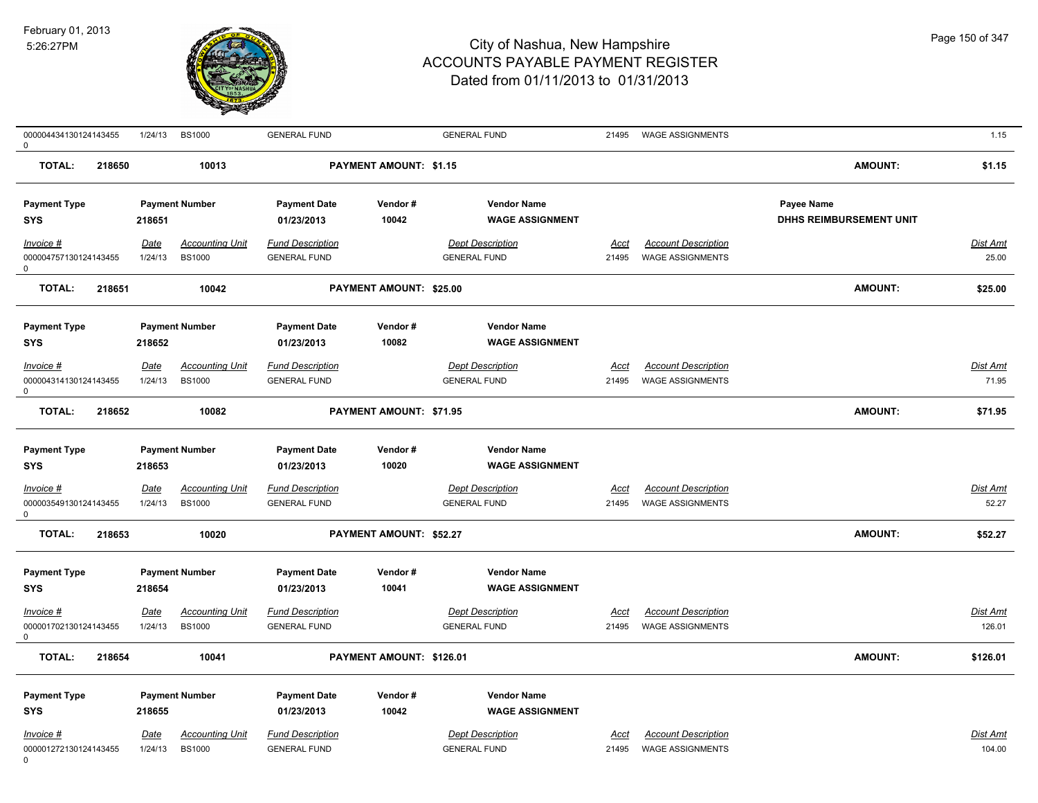# City of Nashua, New Hampshire
## ACCOUNTS PAYABLE PAYMENT REGISTER
### Dated from 01/11/2013 to 01/31/2013

February 01, 2013
5:26:27PM

| Invoice # | Date | Accounting Unit | Fund Description | Dept Description | Acct | Account Description | Dist Amt |
|---|---|---|---|---|---|---|---|
| 000004434130124143455 0 | 1/24/13 | BS1000 | GENERAL FUND | GENERAL FUND | 21495 | WAGE ASSIGNMENTS | 1.15 |

**TOTAL: 218650** | **10013** | **PAYMENT AMOUNT: $1.15** | **AMOUNT: $1.15**

---

| Payment Type | Payment Number | Payment Date | Vendor # | Vendor Name | Payee Name |
|---|---|---|---|---|---|
| SYS | 218651 | 01/23/2013 | 10042 | WAGE ASSIGNMENT | DHHS REIMBURSEMENT UNIT |

| Invoice # | Date | Accounting Unit | Fund Description | Dept Description | Acct | Account Description | Dist Amt |
|---|---|---|---|---|---|---|---|
| 000004757130124143455 0 | 1/24/13 | BS1000 | GENERAL FUND | GENERAL FUND | 21495 | WAGE ASSIGNMENTS | 25.00 |

**TOTAL: 218651** | **10042** | **PAYMENT AMOUNT: $25.00** | **AMOUNT: $25.00**

---

| Payment Type | Payment Number | Payment Date | Vendor # | Vendor Name |
|---|---|---|---|---|
| SYS | 218652 | 01/23/2013 | 10082 | WAGE ASSIGNMENT |

| Invoice # | Date | Accounting Unit | Fund Description | Dept Description | Acct | Account Description | Dist Amt |
|---|---|---|---|---|---|---|---|
| 000004314130124143455 0 | 1/24/13 | BS1000 | GENERAL FUND | GENERAL FUND | 21495 | WAGE ASSIGNMENTS | 71.95 |

**TOTAL: 218652** | **10082** | **PAYMENT AMOUNT: $71.95** | **AMOUNT: $71.95**

---

| Payment Type | Payment Number | Payment Date | Vendor # | Vendor Name |
|---|---|---|---|---|
| SYS | 218653 | 01/23/2013 | 10020 | WAGE ASSIGNMENT |

| Invoice # | Date | Accounting Unit | Fund Description | Dept Description | Acct | Account Description | Dist Amt |
|---|---|---|---|---|---|---|---|
| 000003549130124143455 0 | 1/24/13 | BS1000 | GENERAL FUND | GENERAL FUND | 21495 | WAGE ASSIGNMENTS | 52.27 |

**TOTAL: 218653** | **10020** | **PAYMENT AMOUNT: $52.27** | **AMOUNT: $52.27**

---

| Payment Type | Payment Number | Payment Date | Vendor # | Vendor Name |
|---|---|---|---|---|
| SYS | 218654 | 01/23/2013 | 10041 | WAGE ASSIGNMENT |

| Invoice # | Date | Accounting Unit | Fund Description | Dept Description | Acct | Account Description | Dist Amt |
|---|---|---|---|---|---|---|---|
| 000001702130124143455 0 | 1/24/13 | BS1000 | GENERAL FUND | GENERAL FUND | 21495 | WAGE ASSIGNMENTS | 126.01 |

**TOTAL: 218654** | **10041** | **PAYMENT AMOUNT: $126.01** | **AMOUNT: $126.01**

---

| Payment Type | Payment Number | Payment Date | Vendor # | Vendor Name |
|---|---|---|---|---|
| SYS | 218655 | 01/23/2013 | 10042 | WAGE ASSIGNMENT |

| Invoice # | Date | Accounting Unit | Fund Description | Dept Description | Acct | Account Description | Dist Amt |
|---|---|---|---|---|---|---|---|
| 000001272130124143455 0 | 1/24/13 | BS1000 | GENERAL FUND | GENERAL FUND | 21495 | WAGE ASSIGNMENTS | 104.00 |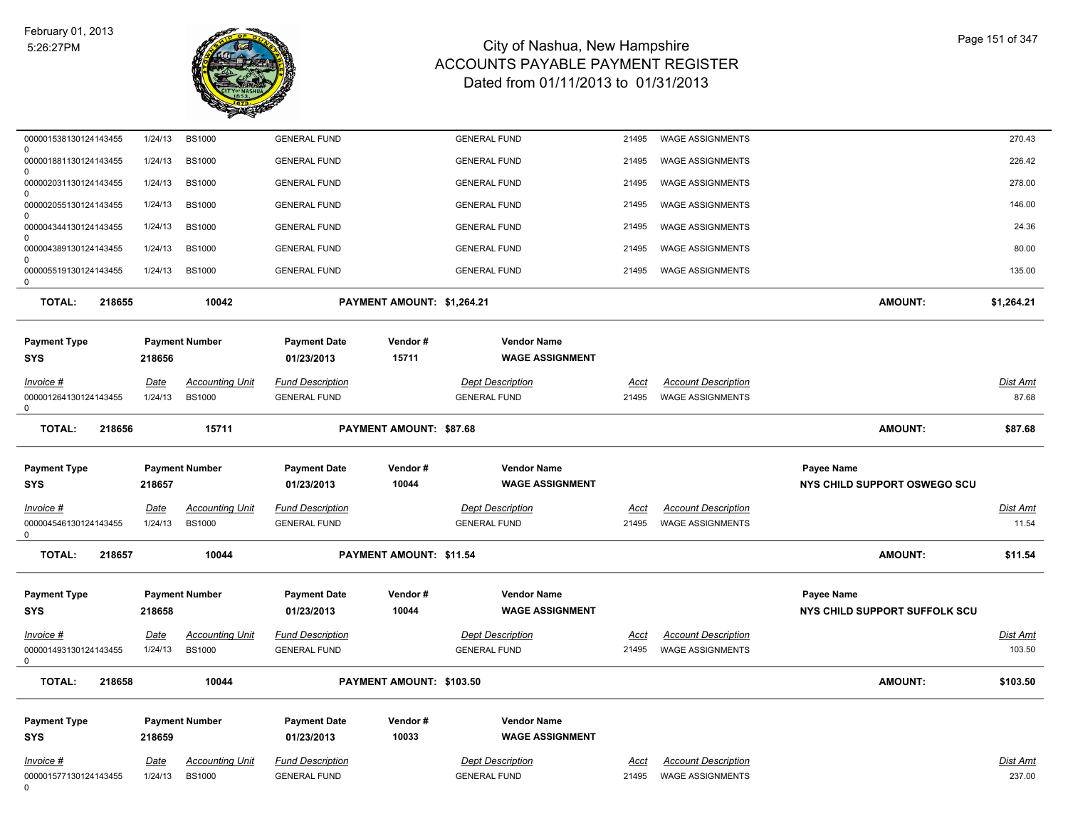| Invoice # | Date | Accounting Unit | Fund Description | Dept Description | Acct | Account Description | Dist Amt |
|---|---|---|---|---|---|---|---|
| 000001538130124143455 0 | 1/24/13 | BS1000 | GENERAL FUND | GENERAL FUND | 21495 | WAGE ASSIGNMENTS | 270.43 |
| 000001881130124143455 0 | 1/24/13 | BS1000 | GENERAL FUND | GENERAL FUND | 21495 | WAGE ASSIGNMENTS | 226.42 |
| 000002031130124143455 0 | 1/24/13 | BS1000 | GENERAL FUND | GENERAL FUND | 21495 | WAGE ASSIGNMENTS | 278.00 |
| 000002055130124143455 0 | 1/24/13 | BS1000 | GENERAL FUND | GENERAL FUND | 21495 | WAGE ASSIGNMENTS | 146.00 |
| 000004344130124143455 0 | 1/24/13 | BS1000 | GENERAL FUND | GENERAL FUND | 21495 | WAGE ASSIGNMENTS | 24.36 |
| 000004389130124143455 0 | 1/24/13 | BS1000 | GENERAL FUND | GENERAL FUND | 21495 | WAGE ASSIGNMENTS | 80.00 |
| 000005519130124143455 0 | 1/24/13 | BS1000 | GENERAL FUND | GENERAL FUND | 21495 | WAGE ASSIGNMENTS | 135.00 |

**TOTAL: 218655 10042 PAYMENT AMOUNT: $1,264.21 AMOUNT: $1,264.21**

| Payment Type | Payment Number | Payment Date | Vendor # | Vendor Name |
|---|---|---|---|---|
| SYS | 218656 | 01/23/2013 | 15711 | WAGE ASSIGNMENT |

| Invoice # | Date | Accounting Unit | Fund Description | Dept Description | Acct | Account Description | Dist Amt |
|---|---|---|---|---|---|---|---|
| 000001264130124143455 0 | 1/24/13 | BS1000 | GENERAL FUND | GENERAL FUND | 21495 | WAGE ASSIGNMENTS | 87.68 |

**TOTAL: 218656 15711 PAYMENT AMOUNT: $87.68 AMOUNT: $87.68**

| Payment Type | Payment Number | Payment Date | Vendor # | Vendor Name | Payee Name |
|---|---|---|---|---|---|
| SYS | 218657 | 01/23/2013 | 10044 | WAGE ASSIGNMENT | NYS CHILD SUPPORT OSWEGO SCU |

| Invoice # | Date | Accounting Unit | Fund Description | Dept Description | Acct | Account Description | Dist Amt |
|---|---|---|---|---|---|---|---|
| 000004546130124143455 0 | 1/24/13 | BS1000 | GENERAL FUND | GENERAL FUND | 21495 | WAGE ASSIGNMENTS | 11.54 |

**TOTAL: 218657 10044 PAYMENT AMOUNT: $11.54 AMOUNT: $11.54**

| Payment Type | Payment Number | Payment Date | Vendor # | Vendor Name | Payee Name |
|---|---|---|---|---|---|
| SYS | 218658 | 01/23/2013 | 10044 | WAGE ASSIGNMENT | NYS CHILD SUPPORT SUFFOLK SCU |

| Invoice # | Date | Accounting Unit | Fund Description | Dept Description | Acct | Account Description | Dist Amt |
|---|---|---|---|---|---|---|---|
| 000001493130124143455 0 | 1/24/13 | BS1000 | GENERAL FUND | GENERAL FUND | 21495 | WAGE ASSIGNMENTS | 103.50 |

**TOTAL: 218658 10044 PAYMENT AMOUNT: $103.50 AMOUNT: $103.50**

| Payment Type | Payment Number | Payment Date | Vendor # | Vendor Name |
|---|---|---|---|---|
| SYS | 218659 | 01/23/2013 | 10033 | WAGE ASSIGNMENT |

| Invoice # | Date | Accounting Unit | Fund Description | Dept Description | Acct | Account Description | Dist Amt |
|---|---|---|---|---|---|---|---|
| 000001577130124143455 0 | 1/24/13 | BS1000 | GENERAL FUND | GENERAL FUND | 21495 | WAGE ASSIGNMENTS | 237.00 |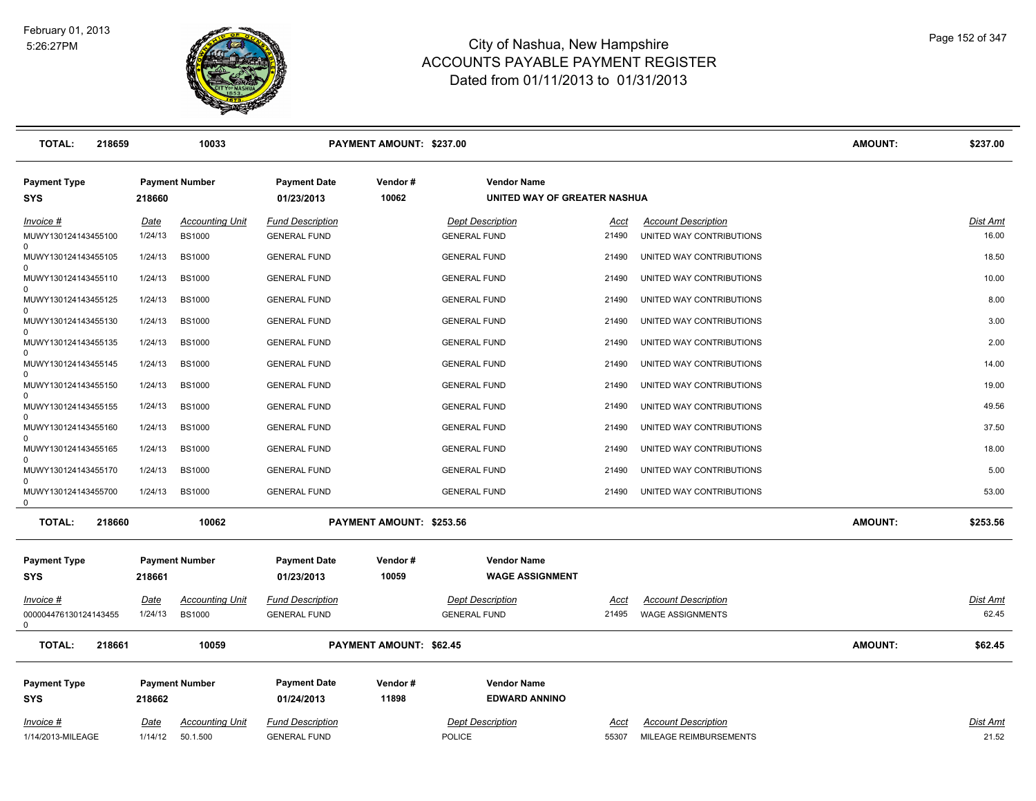# City of Nashua, New Hampshire
## ACCOUNTS PAYABLE PAYMENT REGISTER
### Dated from 01/11/2013 to 01/31/2013

February 01, 2013
5:26:27PM

**TOTAL: 218659 — 10033 — PAYMENT AMOUNT: $237.00 — AMOUNT: $237.00**

| Payment Type | Payment Number | Payment Date | Vendor # | Vendor Name |
|---|---|---|---|---|
| SYS | 218660 | 01/23/2013 | 10062 | UNITED WAY OF GREATER NASHUA |

| Invoice # | Date | Accounting Unit | Fund Description | Dept Description | Acct | Account Description | Dist Amt |
|---|---|---|---|---|---|---|---|
| MUWY1301241434551000 | 1/24/13 | BS1000 | GENERAL FUND | GENERAL FUND | 21490 | UNITED WAY CONTRIBUTIONS | 16.00 |
| MUWY1301241434551050 | 1/24/13 | BS1000 | GENERAL FUND | GENERAL FUND | 21490 | UNITED WAY CONTRIBUTIONS | 18.50 |
| MUWY1301241434551100 | 1/24/13 | BS1000 | GENERAL FUND | GENERAL FUND | 21490 | UNITED WAY CONTRIBUTIONS | 10.00 |
| MUWY1301241434551250 | 1/24/13 | BS1000 | GENERAL FUND | GENERAL FUND | 21490 | UNITED WAY CONTRIBUTIONS | 8.00 |
| MUWY1301241434551300 | 1/24/13 | BS1000 | GENERAL FUND | GENERAL FUND | 21490 | UNITED WAY CONTRIBUTIONS | 3.00 |
| MUWY1301241434551350 | 1/24/13 | BS1000 | GENERAL FUND | GENERAL FUND | 21490 | UNITED WAY CONTRIBUTIONS | 2.00 |
| MUWY1301241434551450 | 1/24/13 | BS1000 | GENERAL FUND | GENERAL FUND | 21490 | UNITED WAY CONTRIBUTIONS | 14.00 |
| MUWY1301241434551500 | 1/24/13 | BS1000 | GENERAL FUND | GENERAL FUND | 21490 | UNITED WAY CONTRIBUTIONS | 19.00 |
| MUWY1301241434551550 | 1/24/13 | BS1000 | GENERAL FUND | GENERAL FUND | 21490 | UNITED WAY CONTRIBUTIONS | 49.56 |
| MUWY1301241434551600 | 1/24/13 | BS1000 | GENERAL FUND | GENERAL FUND | 21490 | UNITED WAY CONTRIBUTIONS | 37.50 |
| MUWY1301241434551650 | 1/24/13 | BS1000 | GENERAL FUND | GENERAL FUND | 21490 | UNITED WAY CONTRIBUTIONS | 18.00 |
| MUWY1301241434551700 | 1/24/13 | BS1000 | GENERAL FUND | GENERAL FUND | 21490 | UNITED WAY CONTRIBUTIONS | 5.00 |
| MUWY1301241434557000 | 1/24/13 | BS1000 | GENERAL FUND | GENERAL FUND | 21490 | UNITED WAY CONTRIBUTIONS | 53.00 |

**TOTAL: 218660 — 10062 — PAYMENT AMOUNT: $253.56 — AMOUNT: $253.56**

| Payment Type | Payment Number | Payment Date | Vendor # | Vendor Name |
|---|---|---|---|---|
| SYS | 218661 | 01/23/2013 | 10059 | WAGE ASSIGNMENT |

| Invoice # | Date | Accounting Unit | Fund Description | Dept Description | Acct | Account Description | Dist Amt |
|---|---|---|---|---|---|---|---|
| 0000044761301241434550 | 1/24/13 | BS1000 | GENERAL FUND | GENERAL FUND | 21495 | WAGE ASSIGNMENTS | 62.45 |

**TOTAL: 218661 — 10059 — PAYMENT AMOUNT: $62.45 — AMOUNT: $62.45**

| Payment Type | Payment Number | Payment Date | Vendor # | Vendor Name |
|---|---|---|---|---|
| SYS | 218662 | 01/24/2013 | 11898 | EDWARD ANNINO |

| Invoice # | Date | Accounting Unit | Fund Description | Dept Description | Acct | Account Description | Dist Amt |
|---|---|---|---|---|---|---|---|
| 1/14/2013-MILEAGE | 1/14/12 | 50.1.500 | GENERAL FUND | POLICE | 55307 | MILEAGE REIMBURSEMENTS | 21.52 |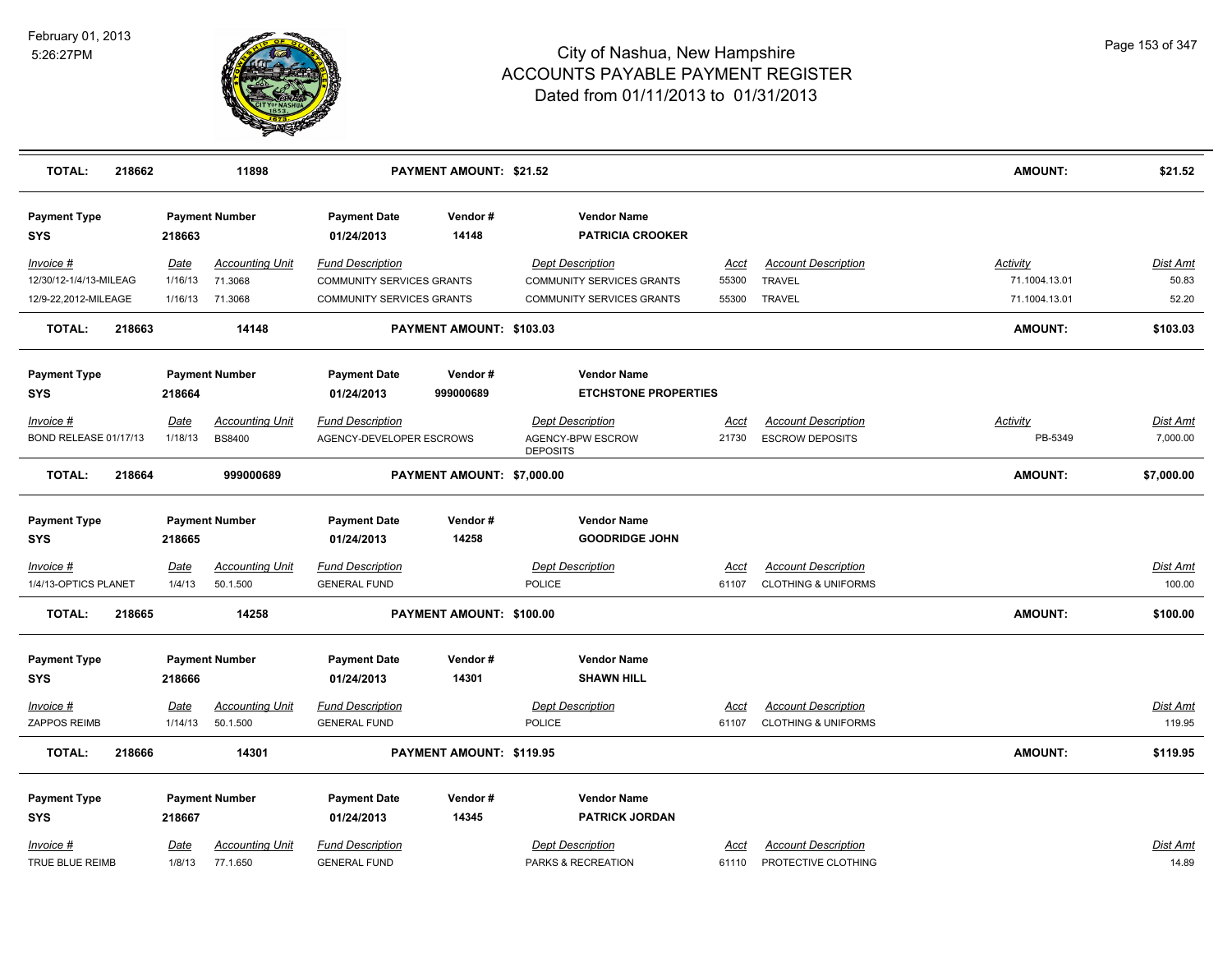# City of Nashua, New Hampshire
## ACCOUNTS PAYABLE PAYMENT REGISTER
### Dated from 01/11/2013 to 01/31/2013

| TOTAL: | 218662 | 11898 | PAYMENT AMOUNT: $21.52 | AMOUNT: | $21.52 |
|---|---|---|---|---|---|

| Payment Type | Payment Number | Payment Date | Vendor # | Vendor Name |
|---|---|---|---|---|
| SYS | 218663 | 01/24/2013 | 14148 | PATRICIA CROOKER |

| Invoice # | Date | Accounting Unit | Fund Description | Dept Description | Acct | Account Description | Activity | Dist Amt |
|---|---|---|---|---|---|---|---|---|
| 12/30/12-1/4/13-MILEAG | 1/16/13 | 71.3068 | COMMUNITY SERVICES GRANTS | COMMUNITY SERVICES GRANTS | 55300 | TRAVEL | 71.1004.13.01 | 50.83 |
| 12/9-22,2012-MILEAGE | 1/16/13 | 71.3068 | COMMUNITY SERVICES GRANTS | COMMUNITY SERVICES GRANTS | 55300 | TRAVEL | 71.1004.13.01 | 52.20 |

| TOTAL: | 218663 | 14148 | PAYMENT AMOUNT: $103.03 | AMOUNT: | $103.03 |
|---|---|---|---|---|---|

| Payment Type | Payment Number | Payment Date | Vendor # | Vendor Name |
|---|---|---|---|---|
| SYS | 218664 | 01/24/2013 | 999000689 | ETCHSTONE PROPERTIES |

| Invoice # | Date | Accounting Unit | Fund Description | Dept Description | Acct | Account Description | Activity | Dist Amt |
|---|---|---|---|---|---|---|---|---|
| BOND RELEASE 01/17/13 | 1/18/13 | BS8400 | AGENCY-DEVELOPER ESCROWS | AGENCY-BPW ESCROW DEPOSITS | 21730 | ESCROW DEPOSITS | PB-5349 | 7,000.00 |

| TOTAL: | 218664 | 999000689 | PAYMENT AMOUNT: $7,000.00 | AMOUNT: | $7,000.00 |
|---|---|---|---|---|---|

| Payment Type | Payment Number | Payment Date | Vendor # | Vendor Name |
|---|---|---|---|---|
| SYS | 218665 | 01/24/2013 | 14258 | GOODRIDGE JOHN |

| Invoice # | Date | Accounting Unit | Fund Description | Dept Description | Acct | Account Description | Dist Amt |
|---|---|---|---|---|---|---|---|
| 1/4/13-OPTICS PLANET | 1/4/13 | 50.1.500 | GENERAL FUND | POLICE | 61107 | CLOTHING & UNIFORMS | 100.00 |

| TOTAL: | 218665 | 14258 | PAYMENT AMOUNT: $100.00 | AMOUNT: | $100.00 |
|---|---|---|---|---|---|

| Payment Type | Payment Number | Payment Date | Vendor # | Vendor Name |
|---|---|---|---|---|
| SYS | 218666 | 01/24/2013 | 14301 | SHAWN HILL |

| Invoice # | Date | Accounting Unit | Fund Description | Dept Description | Acct | Account Description | Dist Amt |
|---|---|---|---|---|---|---|---|
| ZAPPOS REIMB | 1/14/13 | 50.1.500 | GENERAL FUND | POLICE | 61107 | CLOTHING & UNIFORMS | 119.95 |

| TOTAL: | 218666 | 14301 | PAYMENT AMOUNT: $119.95 | AMOUNT: | $119.95 |
|---|---|---|---|---|---|

| Payment Type | Payment Number | Payment Date | Vendor # | Vendor Name |
|---|---|---|---|---|
| SYS | 218667 | 01/24/2013 | 14345 | PATRICK JORDAN |

| Invoice # | Date | Accounting Unit | Fund Description | Dept Description | Acct | Account Description | Dist Amt |
|---|---|---|---|---|---|---|---|
| TRUE BLUE REIMB | 1/8/13 | 77.1.650 | GENERAL FUND | PARKS & RECREATION | 61110 | PROTECTIVE CLOTHING | 14.89 |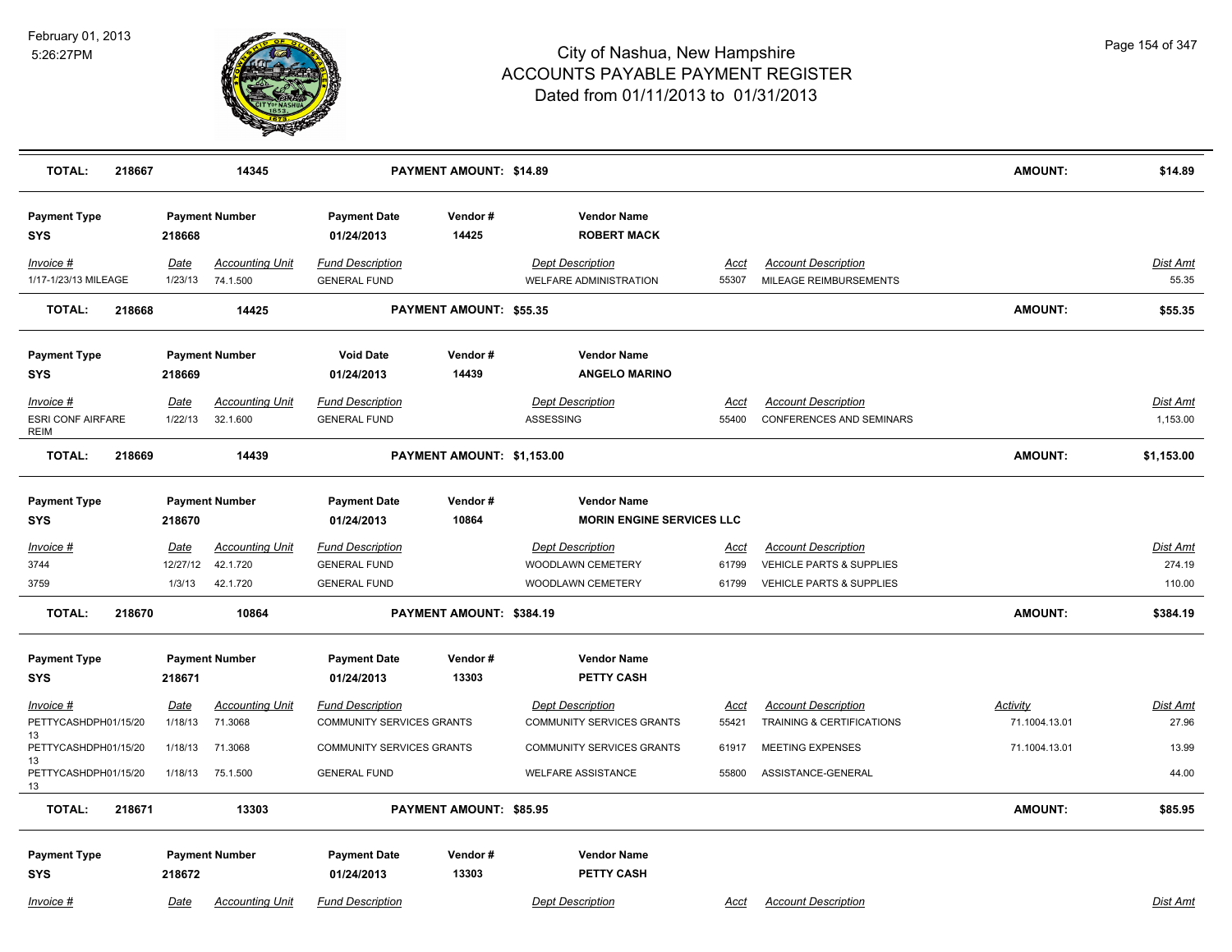| TOTAL: | 218667 | 14345 | | PAYMENT AMOUNT: $14.89 | | | | AMOUNT: | $14.89 |
|---|---|---|---|---|---|---|---|---|---|

**Payment Type** SYS | **Payment Number** 218668 | **Payment Date** 01/24/2013 | **Vendor #** 14425 | **Vendor Name** ROBERT MACK

| Invoice # | Date | Accounting Unit | Fund Description | Dept Description | Acct | Account Description | Dist Amt |
|---|---|---|---|---|---|---|---|
| 1/17-1/23/13 MILEAGE | 1/23/13 | 74.1.500 | GENERAL FUND | WELFARE ADMINISTRATION | 55307 | MILEAGE REIMBURSEMENTS | 55.35 |

**TOTAL:** 218668 | 14425 | **PAYMENT AMOUNT: $55.35** | **AMOUNT:** $55.35

**Payment Type** SYS | **Payment Number** 218669 | **Void Date** 01/24/2013 | **Vendor #** 14439 | **Vendor Name** ANGELO MARINO

| Invoice # | Date | Accounting Unit | Fund Description | Dept Description | Acct | Account Description | Dist Amt |
|---|---|---|---|---|---|---|---|
| ESRI CONF AIRFARE REIM | 1/22/13 | 32.1.600 | GENERAL FUND | ASSESSING | 55400 | CONFERENCES AND SEMINARS | 1,153.00 |

**TOTAL:** 218669 | 14439 | **PAYMENT AMOUNT: $1,153.00** | **AMOUNT:** $1,153.00

**Payment Type** SYS | **Payment Number** 218670 | **Payment Date** 01/24/2013 | **Vendor #** 10864 | **Vendor Name** MORIN ENGINE SERVICES LLC

| Invoice # | Date | Accounting Unit | Fund Description | Dept Description | Acct | Account Description | Dist Amt |
|---|---|---|---|---|---|---|---|
| 3744 | 12/27/12 | 42.1.720 | GENERAL FUND | WOODLAWN CEMETERY | 61799 | VEHICLE PARTS & SUPPLIES | 274.19 |
| 3759 | 1/3/13 | 42.1.720 | GENERAL FUND | WOODLAWN CEMETERY | 61799 | VEHICLE PARTS & SUPPLIES | 110.00 |

**TOTAL:** 218670 | 10864 | **PAYMENT AMOUNT: $384.19** | **AMOUNT:** $384.19

**Payment Type** SYS | **Payment Number** 218671 | **Payment Date** 01/24/2013 | **Vendor #** 13303 | **Vendor Name** PETTY CASH

| Invoice # | Date | Accounting Unit | Fund Description | Dept Description | Acct | Account Description | Activity | Dist Amt |
|---|---|---|---|---|---|---|---|---|
| PETTYCASHDPH01/15/2013 | 1/18/13 | 71.3068 | COMMUNITY SERVICES GRANTS | COMMUNITY SERVICES GRANTS | 55421 | TRAINING & CERTIFICATIONS | 71.1004.13.01 | 27.96 |
| PETTYCASHDPH01/15/2013 | 1/18/13 | 71.3068 | COMMUNITY SERVICES GRANTS | COMMUNITY SERVICES GRANTS | 61917 | MEETING EXPENSES | 71.1004.13.01 | 13.99 |
| PETTYCASHDPH01/15/2013 | 1/18/13 | 75.1.500 | GENERAL FUND | WELFARE ASSISTANCE | 55800 | ASSISTANCE-GENERAL | | 44.00 |

**TOTAL:** 218671 | 13303 | **PAYMENT AMOUNT: $85.95** | **AMOUNT:** $85.95

**Payment Type** SYS | **Payment Number** 218672 | **Payment Date** 01/24/2013 | **Vendor #** 13303 | **Vendor Name** PETTY CASH

| Invoice # | Date | Accounting Unit | Fund Description | Dept Description | Acct | Account Description | Dist Amt |
|---|---|---|---|---|---|---|---|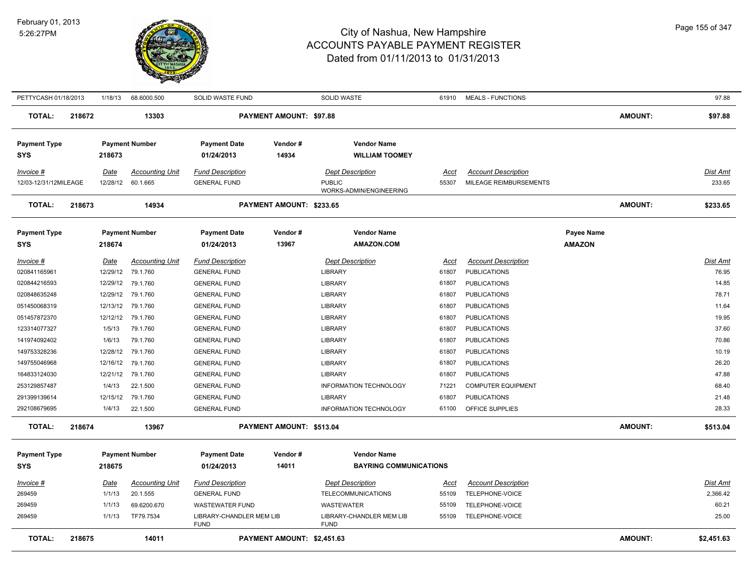# City of Nashua, New Hampshire
## ACCOUNTS PAYABLE PAYMENT REGISTER
### Dated from 01/11/2013 to 01/31/2013

| Invoice # | Date | Accounting Unit | Fund Description | Dept Description | Acct | Account Description | Dist Amt |
|---|---|---|---|---|---|---|---|
| PETTYCASH 01/18/2013 | 1/18/13 | 68.6000.500 | SOLID WASTE FUND | SOLID WASTE | 61910 | MEALS - FUNCTIONS | 97.88 |

**TOTAL: 218672 — 13303 — PAYMENT AMOUNT: $97.88 — AMOUNT: $97.88**

| Payment Type | Payment Number | Payment Date | Vendor # | Vendor Name |
|---|---|---|---|---|
| SYS | 218673 | 01/24/2013 | 14934 | WILLIAM TOOMEY |

| Invoice # | Date | Accounting Unit | Fund Description | Dept Description | Acct | Account Description | Dist Amt |
|---|---|---|---|---|---|---|---|
| 12/03-12/31/12MILEAGE | 12/28/12 | 60.1.665 | GENERAL FUND | PUBLIC WORKS-ADMIN/ENGINEERING | 55307 | MILEAGE REIMBURSEMENTS | 233.65 |

**TOTAL: 218673 — 14934 — PAYMENT AMOUNT: $233.65 — AMOUNT: $233.65**

| Payment Type | Payment Number | Payment Date | Vendor # | Vendor Name | Payee Name |
|---|---|---|---|---|---|
| SYS | 218674 | 01/24/2013 | 13967 | AMAZON.COM | AMAZON |

| Invoice # | Date | Accounting Unit | Fund Description | Dept Description | Acct | Account Description | Dist Amt |
|---|---|---|---|---|---|---|---|
| 020841165961 | 12/29/12 | 79.1.760 | GENERAL FUND | LIBRARY | 61807 | PUBLICATIONS | 76.95 |
| 020844216593 | 12/29/12 | 79.1.760 | GENERAL FUND | LIBRARY | 61807 | PUBLICATIONS | 14.85 |
| 020848635248 | 12/29/12 | 79.1.760 | GENERAL FUND | LIBRARY | 61807 | PUBLICATIONS | 78.71 |
| 051450068319 | 12/13/12 | 79.1.760 | GENERAL FUND | LIBRARY | 61807 | PUBLICATIONS | 11.64 |
| 051457872370 | 12/12/12 | 79.1.760 | GENERAL FUND | LIBRARY | 61807 | PUBLICATIONS | 19.95 |
| 123314077327 | 1/5/13 | 79.1.760 | GENERAL FUND | LIBRARY | 61807 | PUBLICATIONS | 37.60 |
| 141974092402 | 1/6/13 | 79.1.760 | GENERAL FUND | LIBRARY | 61807 | PUBLICATIONS | 70.86 |
| 149753328236 | 12/28/12 | 79.1.760 | GENERAL FUND | LIBRARY | 61807 | PUBLICATIONS | 10.19 |
| 149755046968 | 12/16/12 | 79.1.760 | GENERAL FUND | LIBRARY | 61807 | PUBLICATIONS | 26.20 |
| 164833124030 | 12/21/12 | 79.1.760 | GENERAL FUND | LIBRARY | 61807 | PUBLICATIONS | 47.88 |
| 253129857487 | 1/4/13 | 22.1.500 | GENERAL FUND | INFORMATION TECHNOLOGY | 71221 | COMPUTER EQUIPMENT | 68.40 |
| 291399139614 | 12/15/12 | 79.1.760 | GENERAL FUND | LIBRARY | 61807 | PUBLICATIONS | 21.48 |
| 292108679695 | 1/4/13 | 22.1.500 | GENERAL FUND | INFORMATION TECHNOLOGY | 61100 | OFFICE SUPPLIES | 28.33 |

**TOTAL: 218674 — 13967 — PAYMENT AMOUNT: $513.04 — AMOUNT: $513.04**

| Payment Type | Payment Number | Payment Date | Vendor # | Vendor Name |
|---|---|---|---|---|
| SYS | 218675 | 01/24/2013 | 14011 | BAYRING COMMUNICATIONS |

| Invoice # | Date | Accounting Unit | Fund Description | Dept Description | Acct | Account Description | Dist Amt |
|---|---|---|---|---|---|---|---|
| 269459 | 1/1/13 | 20.1.555 | GENERAL FUND | TELECOMMUNICATIONS | 55109 | TELEPHONE-VOICE | 2,366.42 |
| 269459 | 1/1/13 | 69.6200.670 | WASTEWATER FUND | WASTEWATER | 55109 | TELEPHONE-VOICE | 60.21 |
| 269459 | 1/1/13 | TF79.7534 | LIBRARY-CHANDLER MEM LIB FUND | LIBRARY-CHANDLER MEM LIB FUND | 55109 | TELEPHONE-VOICE | 25.00 |

**TOTAL: 218675 — 14011 — PAYMENT AMOUNT: $2,451.63 — AMOUNT: $2,451.63**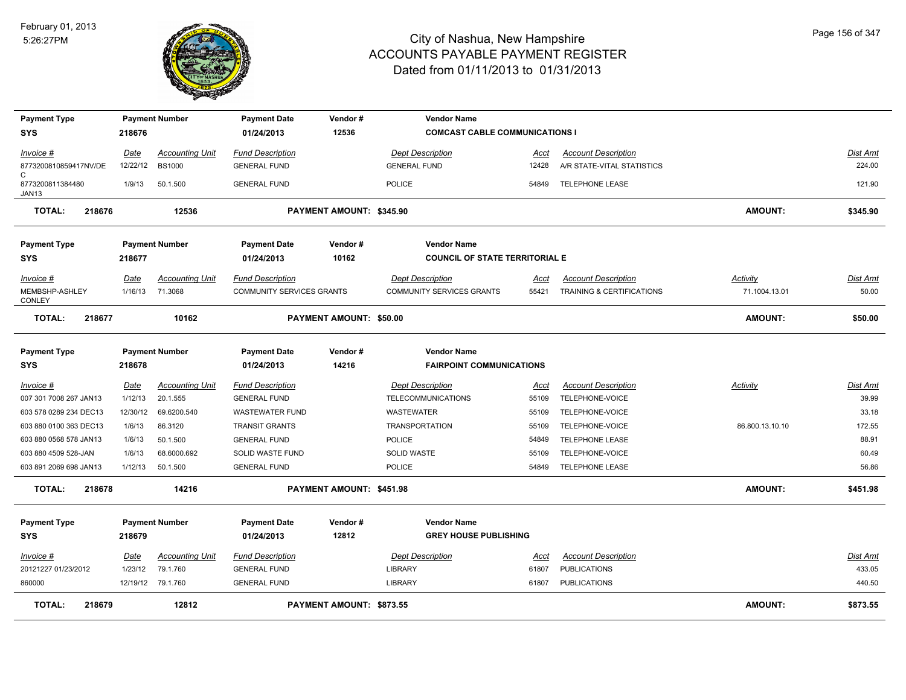# City of Nashua, New Hampshire
## ACCOUNTS PAYABLE PAYMENT REGISTER
### Dated from 01/11/2013 to 01/31/2013

February 01, 2013
5:26:27PM

| Payment Type | Payment Number | Payment Date | Vendor # | Vendor Name | | | | |
|---|---|---|---|---|---|---|---|---|
| SYS | 218676 | 01/24/2013 | 12536 | COMCAST CABLE COMMUNICATIONS I | | | | |

| Invoice # | Date | Accounting Unit | Fund Description | Dept Description | Acct | Account Description | Dist Amt |
|---|---|---|---|---|---|---|---|
| 8773200810859417NV/DEC | 12/22/12 | BS1000 | GENERAL FUND | GENERAL FUND | 12428 | A/R STATE-VITAL STATISTICS | 224.00 |
| 8773200811384480 JAN13 | 1/9/13 | 50.1.500 | GENERAL FUND | POLICE | 54849 | TELEPHONE LEASE | 121.90 |

**TOTAL: 218676 | 12536 | PAYMENT AMOUNT: $345.90 | AMOUNT: $345.90**

| Payment Type | Payment Number | Payment Date | Vendor # | Vendor Name |
|---|---|---|---|---|
| SYS | 218677 | 01/24/2013 | 10162 | COUNCIL OF STATE TERRITORIAL E |

| Invoice # | Date | Accounting Unit | Fund Description | Dept Description | Acct | Account Description | Activity | Dist Amt |
|---|---|---|---|---|---|---|---|---|
| MEMBSHP-ASHLEY CONLEY | 1/16/13 | 71.3068 | COMMUNITY SERVICES GRANTS | COMMUNITY SERVICES GRANTS | 55421 | TRAINING & CERTIFICATIONS | 71.1004.13.01 | 50.00 |

**TOTAL: 218677 | 10162 | PAYMENT AMOUNT: $50.00 | AMOUNT: $50.00**

| Payment Type | Payment Number | Payment Date | Vendor # | Vendor Name |
|---|---|---|---|---|
| SYS | 218678 | 01/24/2013 | 14216 | FAIRPOINT COMMUNICATIONS |

| Invoice # | Date | Accounting Unit | Fund Description | Dept Description | Acct | Account Description | Activity | Dist Amt |
|---|---|---|---|---|---|---|---|---|
| 007 301 7008 267 JAN13 | 1/12/13 | 20.1.555 | GENERAL FUND | TELECOMMUNICATIONS | 55109 | TELEPHONE-VOICE | | 39.99 |
| 603 578 0289 234 DEC13 | 12/30/12 | 69.6200.540 | WASTEWATER FUND | WASTEWATER | 55109 | TELEPHONE-VOICE | | 33.18 |
| 603 880 0100 363 DEC13 | 1/6/13 | 86.3120 | TRANSIT GRANTS | TRANSPORTATION | 55109 | TELEPHONE-VOICE | 86.800.13.10.10 | 172.55 |
| 603 880 0568 578 JAN13 | 1/6/13 | 50.1.500 | GENERAL FUND | POLICE | 54849 | TELEPHONE LEASE | | 88.91 |
| 603 880 4509 528-JAN | 1/6/13 | 68.6000.692 | SOLID WASTE FUND | SOLID WASTE | 55109 | TELEPHONE-VOICE | | 60.49 |
| 603 891 2069 698 JAN13 | 1/12/13 | 50.1.500 | GENERAL FUND | POLICE | 54849 | TELEPHONE LEASE | | 56.86 |

**TOTAL: 218678 | 14216 | PAYMENT AMOUNT: $451.98 | AMOUNT: $451.98**

| Payment Type | Payment Number | Payment Date | Vendor # | Vendor Name |
|---|---|---|---|---|
| SYS | 218679 | 01/24/2013 | 12812 | GREY HOUSE PUBLISHING |

| Invoice # | Date | Accounting Unit | Fund Description | Dept Description | Acct | Account Description | Dist Amt |
|---|---|---|---|---|---|---|---|
| 20121227 01/23/2012 | 1/23/12 | 79.1.760 | GENERAL FUND | LIBRARY | 61807 | PUBLICATIONS | 433.05 |
| 860000 | 12/19/12 | 79.1.760 | GENERAL FUND | LIBRARY | 61807 | PUBLICATIONS | 440.50 |

**TOTAL: 218679 | 12812 | PAYMENT AMOUNT: $873.55 | AMOUNT: $873.55**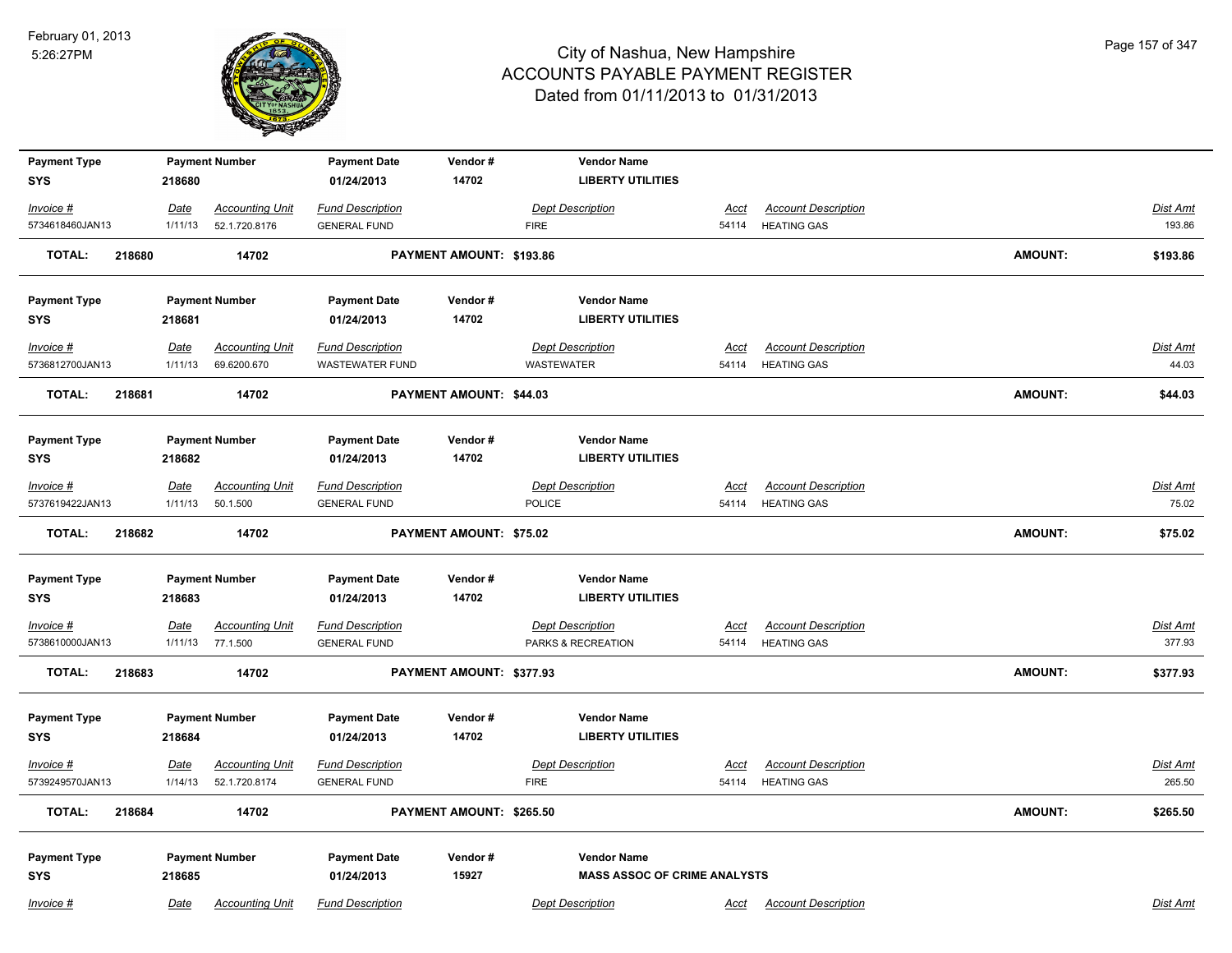| Payment Type | Payment Number | Payment Date | Vendor # | Vendor Name |
|---|---|---|---|---|
| SYS | 218680 | 01/24/2013 | 14702 | LIBERTY UTILITIES |

| Invoice # | Date | Accounting Unit | Fund Description | Dept Description | Acct | Account Description | Dist Amt |
|---|---|---|---|---|---|---|---|
| 5734618460JAN13 | 1/11/13 | 52.1.720.8176 | GENERAL FUND | FIRE | 54114 | HEATING GAS | 193.86 |

**TOTAL: 218680 14702 PAYMENT AMOUNT: $193.86 AMOUNT: $193.86**

| Payment Type | Payment Number | Payment Date | Vendor # | Vendor Name |
|---|---|---|---|---|
| SYS | 218681 | 01/24/2013 | 14702 | LIBERTY UTILITIES |

| Invoice # | Date | Accounting Unit | Fund Description | Dept Description | Acct | Account Description | Dist Amt |
|---|---|---|---|---|---|---|---|
| 5736812700JAN13 | 1/11/13 | 69.6200.670 | WASTEWATER FUND | WASTEWATER | 54114 | HEATING GAS | 44.03 |

**TOTAL: 218681 14702 PAYMENT AMOUNT: $44.03 AMOUNT: $44.03**

| Payment Type | Payment Number | Payment Date | Vendor # | Vendor Name |
|---|---|---|---|---|
| SYS | 218682 | 01/24/2013 | 14702 | LIBERTY UTILITIES |

| Invoice # | Date | Accounting Unit | Fund Description | Dept Description | Acct | Account Description | Dist Amt |
|---|---|---|---|---|---|---|---|
| 5737619422JAN13 | 1/11/13 | 50.1.500 | GENERAL FUND | POLICE | 54114 | HEATING GAS | 75.02 |

**TOTAL: 218682 14702 PAYMENT AMOUNT: $75.02 AMOUNT: $75.02**

| Payment Type | Payment Number | Payment Date | Vendor # | Vendor Name |
|---|---|---|---|---|
| SYS | 218683 | 01/24/2013 | 14702 | LIBERTY UTILITIES |

| Invoice # | Date | Accounting Unit | Fund Description | Dept Description | Acct | Account Description | Dist Amt |
|---|---|---|---|---|---|---|---|
| 5738610000JAN13 | 1/11/13 | 77.1.500 | GENERAL FUND | PARKS & RECREATION | 54114 | HEATING GAS | 377.93 |

**TOTAL: 218683 14702 PAYMENT AMOUNT: $377.93 AMOUNT: $377.93**

| Payment Type | Payment Number | Payment Date | Vendor # | Vendor Name |
|---|---|---|---|---|
| SYS | 218684 | 01/24/2013 | 14702 | LIBERTY UTILITIES |

| Invoice # | Date | Accounting Unit | Fund Description | Dept Description | Acct | Account Description | Dist Amt |
|---|---|---|---|---|---|---|---|
| 5739249570JAN13 | 1/14/13 | 52.1.720.8174 | GENERAL FUND | FIRE | 54114 | HEATING GAS | 265.50 |

**TOTAL: 218684 14702 PAYMENT AMOUNT: $265.50 AMOUNT: $265.50**

| Payment Type | Payment Number | Payment Date | Vendor # | Vendor Name |
|---|---|---|---|---|
| SYS | 218685 | 01/24/2013 | 15927 | MASS ASSOC OF CRIME ANALYSTS |

| Invoice # | Date | Accounting Unit | Fund Description | Dept Description | Acct | Account Description | Dist Amt |
|---|---|---|---|---|---|---|---|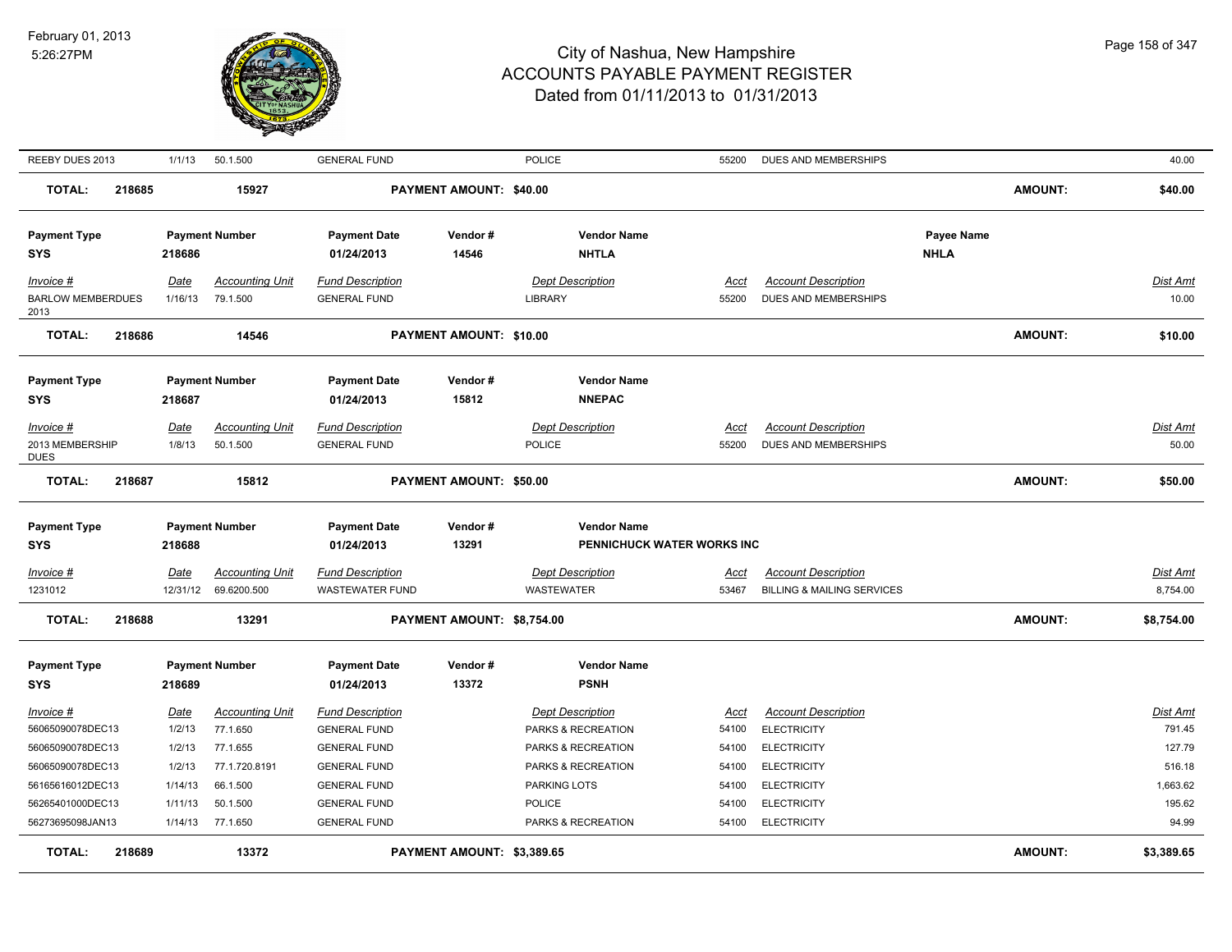| Invoice # | Date | Accounting Unit | Fund Description | Dept Description | Acct | Account Description | Dist Amt |
|---|---|---|---|---|---|---|---|
| REEBY DUES 2013 | 1/1/13 | 50.1.500 | GENERAL FUND | POLICE | 55200 | DUES AND MEMBERSHIPS | 40.00 |

**TOTAL: 218685 | 15927 | PAYMENT AMOUNT: $40.00 | AMOUNT: $40.00**

| Payment Type | Payment Number | Payment Date | Vendor # | Vendor Name | Payee Name |
|---|---|---|---|---|---|
| SYS | 218686 | 01/24/2013 | 14546 | NHTLA | NHLA |

| Invoice # | Date | Accounting Unit | Fund Description | Dept Description | Acct | Account Description | Dist Amt |
|---|---|---|---|---|---|---|---|
| BARLOW MEMBERDUES 2013 | 1/16/13 | 79.1.500 | GENERAL FUND | LIBRARY | 55200 | DUES AND MEMBERSHIPS | 10.00 |

**TOTAL: 218686 | 14546 | PAYMENT AMOUNT: $10.00 | AMOUNT: $10.00**

| Payment Type | Payment Number | Payment Date | Vendor # | Vendor Name |
|---|---|---|---|---|
| SYS | 218687 | 01/24/2013 | 15812 | NNEPAC |

| Invoice # | Date | Accounting Unit | Fund Description | Dept Description | Acct | Account Description | Dist Amt |
|---|---|---|---|---|---|---|---|
| 2013 MEMBERSHIP DUES | 1/8/13 | 50.1.500 | GENERAL FUND | POLICE | 55200 | DUES AND MEMBERSHIPS | 50.00 |

**TOTAL: 218687 | 15812 | PAYMENT AMOUNT: $50.00 | AMOUNT: $50.00**

| Payment Type | Payment Number | Payment Date | Vendor # | Vendor Name |
|---|---|---|---|---|
| SYS | 218688 | 01/24/2013 | 13291 | PENNICHUCK WATER WORKS INC |

| Invoice # | Date | Accounting Unit | Fund Description | Dept Description | Acct | Account Description | Dist Amt |
|---|---|---|---|---|---|---|---|
| 1231012 | 12/31/12 | 69.6200.500 | WASTEWATER FUND | WASTEWATER | 53467 | BILLING & MAILING SERVICES | 8,754.00 |

**TOTAL: 218688 | 13291 | PAYMENT AMOUNT: $8,754.00 | AMOUNT: $8,754.00**

| Payment Type | Payment Number | Payment Date | Vendor # | Vendor Name |
|---|---|---|---|---|
| SYS | 218689 | 01/24/2013 | 13372 | PSNH |

| Invoice # | Date | Accounting Unit | Fund Description | Dept Description | Acct | Account Description | Dist Amt |
|---|---|---|---|---|---|---|---|
| 56065090078DEC13 | 1/2/13 | 77.1.650 | GENERAL FUND | PARKS & RECREATION | 54100 | ELECTRICITY | 791.45 |
| 56065090078DEC13 | 1/2/13 | 77.1.655 | GENERAL FUND | PARKS & RECREATION | 54100 | ELECTRICITY | 127.79 |
| 56065090078DEC13 | 1/2/13 | 77.1.720.8191 | GENERAL FUND | PARKS & RECREATION | 54100 | ELECTRICITY | 516.18 |
| 56165616012DEC13 | 1/14/13 | 66.1.500 | GENERAL FUND | PARKING LOTS | 54100 | ELECTRICITY | 1,663.62 |
| 56265401000DEC13 | 1/11/13 | 50.1.500 | GENERAL FUND | POLICE | 54100 | ELECTRICITY | 195.62 |
| 56273695098JAN13 | 1/14/13 | 77.1.650 | GENERAL FUND | PARKS & RECREATION | 54100 | ELECTRICITY | 94.99 |

**TOTAL: 218689 | 13372 | PAYMENT AMOUNT: $3,389.65 | AMOUNT: $3,389.65**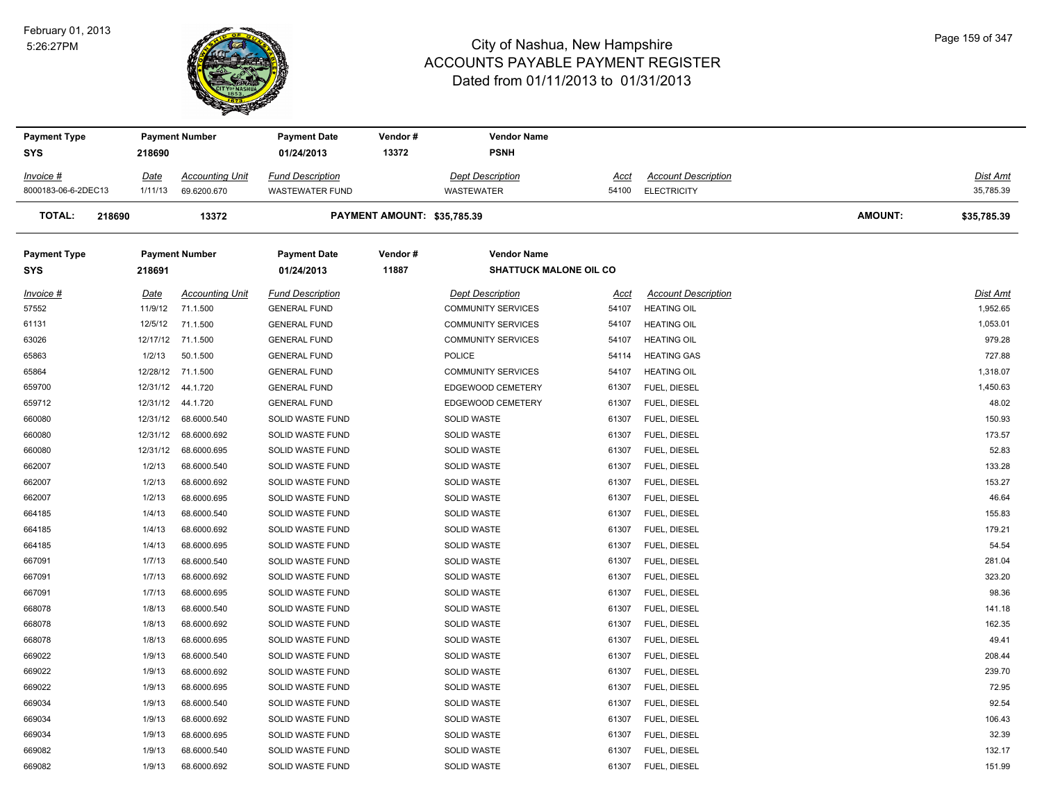# City of Nashua, New Hampshire
## ACCOUNTS PAYABLE PAYMENT REGISTER
### Dated from 01/11/2013 to 01/31/2013

February 01, 2013
5:26:27PM

| Payment Type | Payment Number | Payment Date | Vendor # | Vendor Name |
|---|---|---|---|---|
| SYS | 218690 | 01/24/2013 | 13372 | PSNH |

| Invoice # | Date | Accounting Unit | Fund Description | Dept Description | Acct | Account Description | Dist Amt |
|---|---|---|---|---|---|---|---|
| 8000183-06-6-2DEC13 | 1/11/13 | 69.6200.670 | WASTEWATER FUND | WASTEWATER | 54100 | ELECTRICITY | 35,785.39 |

**TOTAL: 218690 13372 PAYMENT AMOUNT: $35,785.39 AMOUNT: $35,785.39**

| Payment Type | Payment Number | Payment Date | Vendor # | Vendor Name |
|---|---|---|---|---|
| SYS | 218691 | 01/24/2013 | 11887 | SHATTUCK MALONE OIL CO |

| Invoice # | Date | Accounting Unit | Fund Description | Dept Description | Acct | Account Description | Dist Amt |
|---|---|---|---|---|---|---|---|
| 57552 | 11/9/12 | 71.1.500 | GENERAL FUND | COMMUNITY SERVICES | 54107 | HEATING OIL | 1,952.65 |
| 61131 | 12/5/12 | 71.1.500 | GENERAL FUND | COMMUNITY SERVICES | 54107 | HEATING OIL | 1,053.01 |
| 63026 | 12/17/12 | 71.1.500 | GENERAL FUND | COMMUNITY SERVICES | 54107 | HEATING OIL | 979.28 |
| 65863 | 1/2/13 | 50.1.500 | GENERAL FUND | POLICE | 54114 | HEATING GAS | 727.88 |
| 65864 | 12/28/12 | 71.1.500 | GENERAL FUND | COMMUNITY SERVICES | 54107 | HEATING OIL | 1,318.07 |
| 659700 | 12/31/12 | 44.1.720 | GENERAL FUND | EDGEWOOD CEMETERY | 61307 | FUEL, DIESEL | 1,450.63 |
| 659712 | 12/31/12 | 44.1.720 | GENERAL FUND | EDGEWOOD CEMETERY | 61307 | FUEL, DIESEL | 48.02 |
| 660080 | 12/31/12 | 68.6000.540 | SOLID WASTE FUND | SOLID WASTE | 61307 | FUEL, DIESEL | 150.93 |
| 660080 | 12/31/12 | 68.6000.692 | SOLID WASTE FUND | SOLID WASTE | 61307 | FUEL, DIESEL | 173.57 |
| 660080 | 12/31/12 | 68.6000.695 | SOLID WASTE FUND | SOLID WASTE | 61307 | FUEL, DIESEL | 52.83 |
| 662007 | 1/2/13 | 68.6000.540 | SOLID WASTE FUND | SOLID WASTE | 61307 | FUEL, DIESEL | 133.28 |
| 662007 | 1/2/13 | 68.6000.692 | SOLID WASTE FUND | SOLID WASTE | 61307 | FUEL, DIESEL | 153.27 |
| 662007 | 1/2/13 | 68.6000.695 | SOLID WASTE FUND | SOLID WASTE | 61307 | FUEL, DIESEL | 46.64 |
| 664185 | 1/4/13 | 68.6000.540 | SOLID WASTE FUND | SOLID WASTE | 61307 | FUEL, DIESEL | 155.83 |
| 664185 | 1/4/13 | 68.6000.692 | SOLID WASTE FUND | SOLID WASTE | 61307 | FUEL, DIESEL | 179.21 |
| 664185 | 1/4/13 | 68.6000.695 | SOLID WASTE FUND | SOLID WASTE | 61307 | FUEL, DIESEL | 54.54 |
| 667091 | 1/7/13 | 68.6000.540 | SOLID WASTE FUND | SOLID WASTE | 61307 | FUEL, DIESEL | 281.04 |
| 667091 | 1/7/13 | 68.6000.692 | SOLID WASTE FUND | SOLID WASTE | 61307 | FUEL, DIESEL | 323.20 |
| 667091 | 1/7/13 | 68.6000.695 | SOLID WASTE FUND | SOLID WASTE | 61307 | FUEL, DIESEL | 98.36 |
| 668078 | 1/8/13 | 68.6000.540 | SOLID WASTE FUND | SOLID WASTE | 61307 | FUEL, DIESEL | 141.18 |
| 668078 | 1/8/13 | 68.6000.692 | SOLID WASTE FUND | SOLID WASTE | 61307 | FUEL, DIESEL | 162.35 |
| 668078 | 1/8/13 | 68.6000.695 | SOLID WASTE FUND | SOLID WASTE | 61307 | FUEL, DIESEL | 49.41 |
| 669022 | 1/9/13 | 68.6000.540 | SOLID WASTE FUND | SOLID WASTE | 61307 | FUEL, DIESEL | 208.44 |
| 669022 | 1/9/13 | 68.6000.692 | SOLID WASTE FUND | SOLID WASTE | 61307 | FUEL, DIESEL | 239.70 |
| 669022 | 1/9/13 | 68.6000.695 | SOLID WASTE FUND | SOLID WASTE | 61307 | FUEL, DIESEL | 72.95 |
| 669034 | 1/9/13 | 68.6000.540 | SOLID WASTE FUND | SOLID WASTE | 61307 | FUEL, DIESEL | 92.54 |
| 669034 | 1/9/13 | 68.6000.692 | SOLID WASTE FUND | SOLID WASTE | 61307 | FUEL, DIESEL | 106.43 |
| 669034 | 1/9/13 | 68.6000.695 | SOLID WASTE FUND | SOLID WASTE | 61307 | FUEL, DIESEL | 32.39 |
| 669082 | 1/9/13 | 68.6000.540 | SOLID WASTE FUND | SOLID WASTE | 61307 | FUEL, DIESEL | 132.17 |
| 669082 | 1/9/13 | 68.6000.692 | SOLID WASTE FUND | SOLID WASTE | 61307 | FUEL, DIESEL | 151.99 |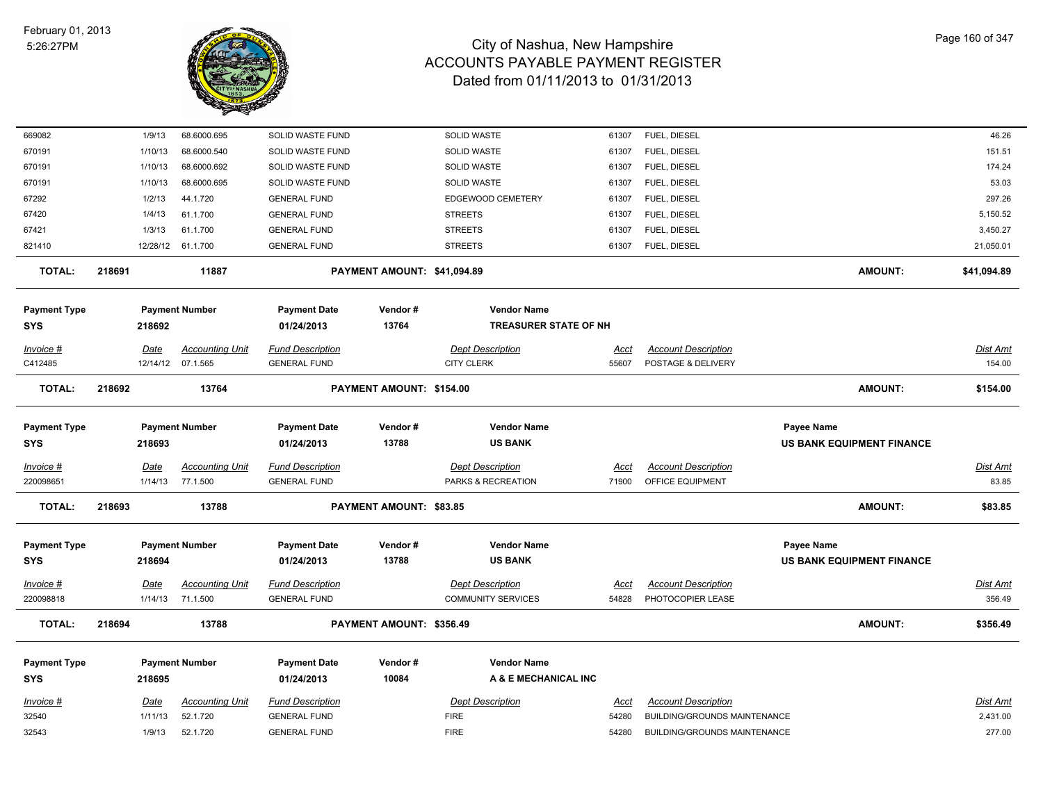| Invoice # | Date | Accounting Unit | Fund Description | Dept Description | Acct | Account Description | Dist Amt |
|---|---|---|---|---|---|---|---|
| 669082 | 1/9/13 | 68.6000.695 | SOLID WASTE FUND | SOLID WASTE | 61307 | FUEL, DIESEL | 46.26 |
| 670191 | 1/10/13 | 68.6000.540 | SOLID WASTE FUND | SOLID WASTE | 61307 | FUEL, DIESEL | 151.51 |
| 670191 | 1/10/13 | 68.6000.692 | SOLID WASTE FUND | SOLID WASTE | 61307 | FUEL, DIESEL | 174.24 |
| 670191 | 1/10/13 | 68.6000.695 | SOLID WASTE FUND | SOLID WASTE | 61307 | FUEL, DIESEL | 53.03 |
| 67292 | 1/2/13 | 44.1.720 | GENERAL FUND | EDGEWOOD CEMETERY | 61307 | FUEL, DIESEL | 297.26 |
| 67420 | 1/4/13 | 61.1.700 | GENERAL FUND | STREETS | 61307 | FUEL, DIESEL | 5,150.52 |
| 67421 | 1/3/13 | 61.1.700 | GENERAL FUND | STREETS | 61307 | FUEL, DIESEL | 3,450.27 |
| 821410 | 12/28/12 | 61.1.700 | GENERAL FUND | STREETS | 61307 | FUEL, DIESEL | 21,050.01 |

**TOTAL: 218691 11887 PAYMENT AMOUNT: $41,094.89 AMOUNT: $41,094.89**

| Payment Type | Payment Number | Payment Date | Vendor # | Vendor Name |
|---|---|---|---|---|
| SYS | 218692 | 01/24/2013 | 13764 | TREASURER STATE OF NH |

| Invoice # | Date | Accounting Unit | Fund Description | Dept Description | Acct | Account Description | Dist Amt |
|---|---|---|---|---|---|---|---|
| C412485 | 12/14/12 | 07.1.565 | GENERAL FUND | CITY CLERK | 55607 | POSTAGE & DELIVERY | 154.00 |

**TOTAL: 218692 13764 PAYMENT AMOUNT: $154.00 AMOUNT: $154.00**

| Payment Type | Payment Number | Payment Date | Vendor # | Vendor Name | Payee Name |
|---|---|---|---|---|---|
| SYS | 218693 | 01/24/2013 | 13788 | US BANK | US BANK EQUIPMENT FINANCE |

| Invoice # | Date | Accounting Unit | Fund Description | Dept Description | Acct | Account Description | Dist Amt |
|---|---|---|---|---|---|---|---|
| 220098651 | 1/14/13 | 77.1.500 | GENERAL FUND | PARKS & RECREATION | 71900 | OFFICE EQUIPMENT | 83.85 |

**TOTAL: 218693 13788 PAYMENT AMOUNT: $83.85 AMOUNT: $83.85**

| Payment Type | Payment Number | Payment Date | Vendor # | Vendor Name | Payee Name |
|---|---|---|---|---|---|
| SYS | 218694 | 01/24/2013 | 13788 | US BANK | US BANK EQUIPMENT FINANCE |

| Invoice # | Date | Accounting Unit | Fund Description | Dept Description | Acct | Account Description | Dist Amt |
|---|---|---|---|---|---|---|---|
| 220098818 | 1/14/13 | 71.1.500 | GENERAL FUND | COMMUNITY SERVICES | 54828 | PHOTOCOPIER LEASE | 356.49 |

**TOTAL: 218694 13788 PAYMENT AMOUNT: $356.49 AMOUNT: $356.49**

| Payment Type | Payment Number | Payment Date | Vendor # | Vendor Name |
|---|---|---|---|---|
| SYS | 218695 | 01/24/2013 | 10084 | A & E MECHANICAL INC |

| Invoice # | Date | Accounting Unit | Fund Description | Dept Description | Acct | Account Description | Dist Amt |
|---|---|---|---|---|---|---|---|
| 32540 | 1/11/13 | 52.1.720 | GENERAL FUND | FIRE | 54280 | BUILDING/GROUNDS MAINTENANCE | 2,431.00 |
| 32543 | 1/9/13 | 52.1.720 | GENERAL FUND | FIRE | 54280 | BUILDING/GROUNDS MAINTENANCE | 277.00 |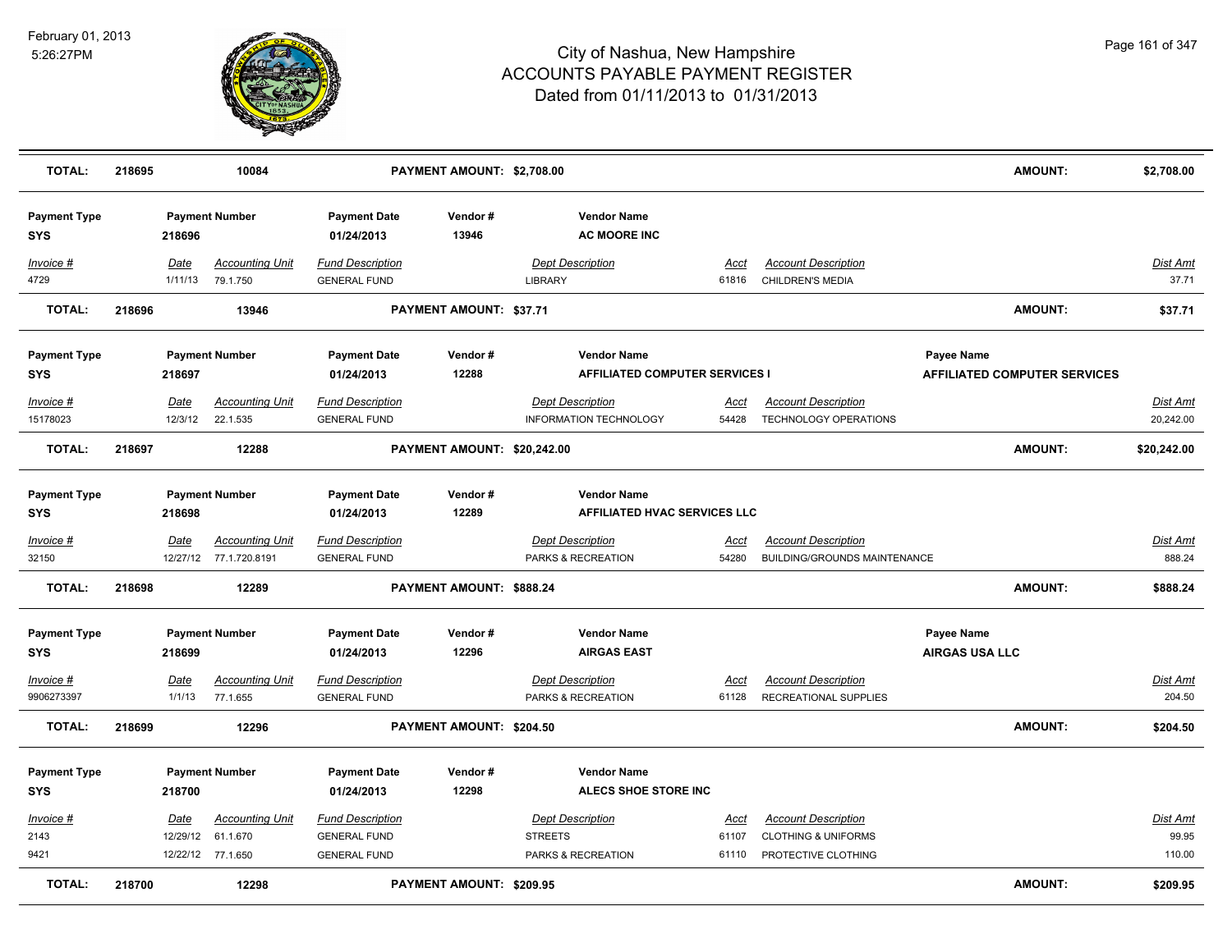# City of Nashua, New Hampshire
## ACCOUNTS PAYABLE PAYMENT REGISTER
### Dated from 01/11/2013 to 01/31/2013

February 01, 2013
5:26:27PM

| TOTAL: | 218695 | 10084 | PAYMENT AMOUNT: $2,708.00 | AMOUNT: | $2,708.00 |
|---|---|---|---|---|---|

| Payment Type | Payment Number | Payment Date | Vendor # | Vendor Name |
|---|---|---|---|---|
| SYS | 218696 | 01/24/2013 | 13946 | AC MOORE INC |

| Invoice # | Date | Accounting Unit | Fund Description | Dept Description | Acct | Account Description | Dist Amt |
|---|---|---|---|---|---|---|---|
| 4729 | 1/11/13 | 79.1.750 | GENERAL FUND | LIBRARY | 61816 | CHILDREN'S MEDIA | 37.71 |

| TOTAL: | 218696 | 13946 | PAYMENT AMOUNT: $37.71 | AMOUNT: | $37.71 |
|---|---|---|---|---|---|

| Payment Type | Payment Number | Payment Date | Vendor # | Vendor Name | Payee Name |
|---|---|---|---|---|---|
| SYS | 218697 | 01/24/2013 | 12288 | AFFILIATED COMPUTER SERVICES I | AFFILIATED COMPUTER SERVICES |

| Invoice # | Date | Accounting Unit | Fund Description | Dept Description | Acct | Account Description | Dist Amt |
|---|---|---|---|---|---|---|---|
| 15178023 | 12/3/12 | 22.1.535 | GENERAL FUND | INFORMATION TECHNOLOGY | 54428 | TECHNOLOGY OPERATIONS | 20,242.00 |

| TOTAL: | 218697 | 12288 | PAYMENT AMOUNT: $20,242.00 | AMOUNT: | $20,242.00 |
|---|---|---|---|---|---|

| Payment Type | Payment Number | Payment Date | Vendor # | Vendor Name |
|---|---|---|---|---|
| SYS | 218698 | 01/24/2013 | 12289 | AFFILIATED HVAC SERVICES LLC |

| Invoice # | Date | Accounting Unit | Fund Description | Dept Description | Acct | Account Description | Dist Amt |
|---|---|---|---|---|---|---|---|
| 32150 | 12/27/12 | 77.1.720.8191 | GENERAL FUND | PARKS & RECREATION | 54280 | BUILDING/GROUNDS MAINTENANCE | 888.24 |

| TOTAL: | 218698 | 12289 | PAYMENT AMOUNT: $888.24 | AMOUNT: | $888.24 |
|---|---|---|---|---|---|

| Payment Type | Payment Number | Payment Date | Vendor # | Vendor Name | Payee Name |
|---|---|---|---|---|---|
| SYS | 218699 | 01/24/2013 | 12296 | AIRGAS EAST | AIRGAS USA LLC |

| Invoice # | Date | Accounting Unit | Fund Description | Dept Description | Acct | Account Description | Dist Amt |
|---|---|---|---|---|---|---|---|
| 9906273397 | 1/1/13 | 77.1.655 | GENERAL FUND | PARKS & RECREATION | 61128 | RECREATIONAL SUPPLIES | 204.50 |

| TOTAL: | 218699 | 12296 | PAYMENT AMOUNT: $204.50 | AMOUNT: | $204.50 |
|---|---|---|---|---|---|

| Payment Type | Payment Number | Payment Date | Vendor # | Vendor Name |
|---|---|---|---|---|
| SYS | 218700 | 01/24/2013 | 12298 | ALECS SHOE STORE INC |

| Invoice # | Date | Accounting Unit | Fund Description | Dept Description | Acct | Account Description | Dist Amt |
|---|---|---|---|---|---|---|---|
| 2143 | 12/29/12 | 61.1.670 | GENERAL FUND | STREETS | 61107 | CLOTHING & UNIFORMS | 99.95 |
| 9421 | 12/22/12 | 77.1.650 | GENERAL FUND | PARKS & RECREATION | 61110 | PROTECTIVE CLOTHING | 110.00 |

| TOTAL: | 218700 | 12298 | PAYMENT AMOUNT: $209.95 | AMOUNT: | $209.95 |
|---|---|---|---|---|---|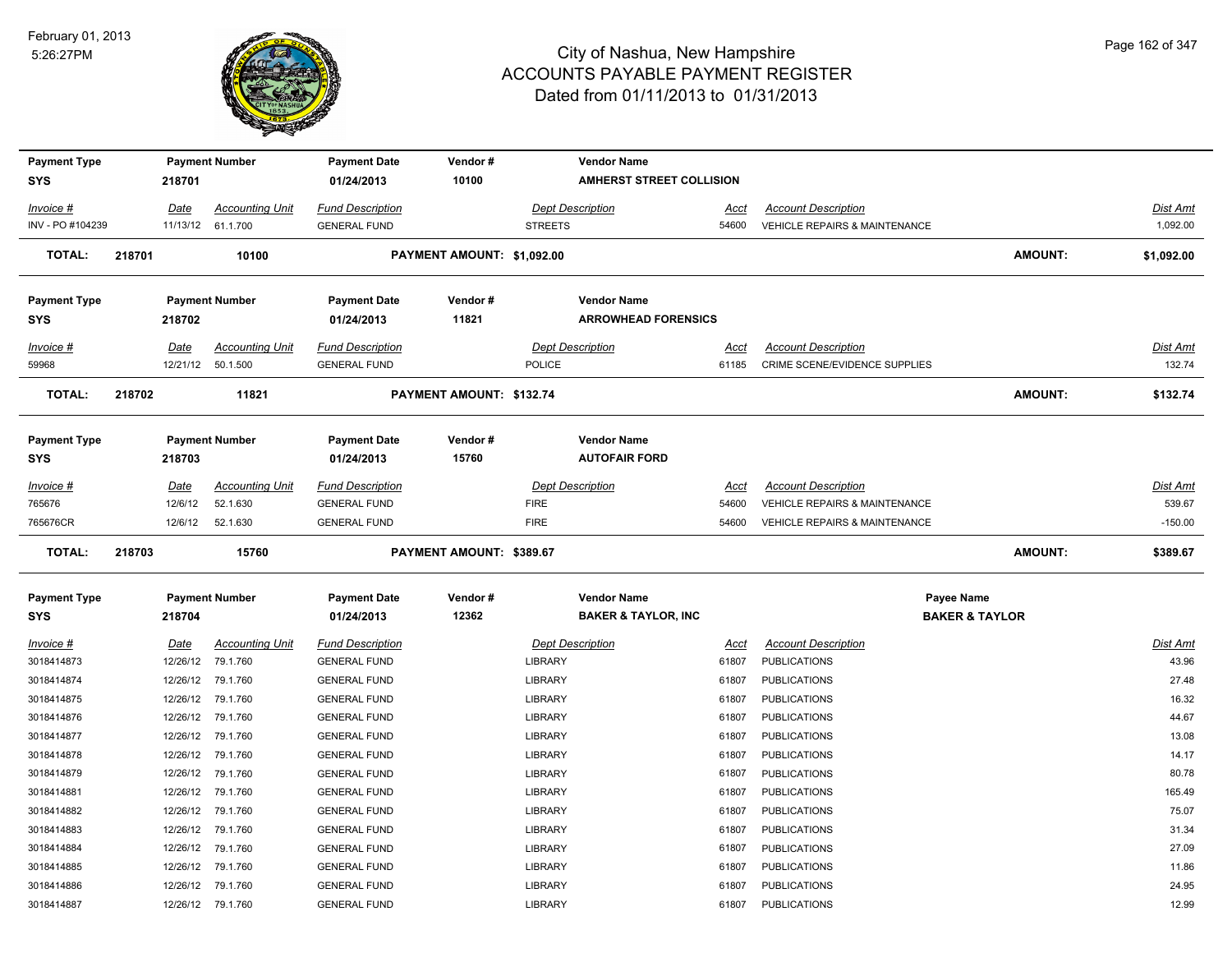# City of Nashua, New Hampshire
## ACCOUNTS PAYABLE PAYMENT REGISTER
### Dated from 01/11/2013 to 01/31/2013

February 01, 2013
5:26:27PM

| Payment Type | Payment Number | Payment Date | Vendor # | Vendor Name |
|---|---|---|---|---|
| SYS | 218701 | 01/24/2013 | 10100 | AMHERST STREET COLLISION |

| Invoice # | Date | Accounting Unit | Fund Description | Dept Description | Acct | Account Description | Dist Amt |
|---|---|---|---|---|---|---|---|
| INV - PO #104239 | 11/13/12 | 61.1.700 | GENERAL FUND | STREETS | 54600 | VEHICLE REPAIRS & MAINTENANCE | 1,092.00 |

**TOTAL: 218701 10100 PAYMENT AMOUNT: $1,092.00 AMOUNT: $1,092.00**

| Payment Type | Payment Number | Payment Date | Vendor # | Vendor Name |
|---|---|---|---|---|
| SYS | 218702 | 01/24/2013 | 11821 | ARROWHEAD FORENSICS |

| Invoice # | Date | Accounting Unit | Fund Description | Dept Description | Acct | Account Description | Dist Amt |
|---|---|---|---|---|---|---|---|
| 59968 | 12/21/12 | 50.1.500 | GENERAL FUND | POLICE | 61185 | CRIME SCENE/EVIDENCE SUPPLIES | 132.74 |

**TOTAL: 218702 11821 PAYMENT AMOUNT: $132.74 AMOUNT: $132.74**

| Payment Type | Payment Number | Payment Date | Vendor # | Vendor Name |
|---|---|---|---|---|
| SYS | 218703 | 01/24/2013 | 15760 | AUTOFAIR FORD |

| Invoice # | Date | Accounting Unit | Fund Description | Dept Description | Acct | Account Description | Dist Amt |
|---|---|---|---|---|---|---|---|
| 765676 | 12/6/12 | 52.1.630 | GENERAL FUND | FIRE | 54600 | VEHICLE REPAIRS & MAINTENANCE | 539.67 |
| 765676CR | 12/6/12 | 52.1.630 | GENERAL FUND | FIRE | 54600 | VEHICLE REPAIRS & MAINTENANCE | -150.00 |

**TOTAL: 218703 15760 PAYMENT AMOUNT: $389.67 AMOUNT: $389.67**

| Payment Type | Payment Number | Payment Date | Vendor # | Vendor Name | Payee Name |
|---|---|---|---|---|---|
| SYS | 218704 | 01/24/2013 | 12362 | BAKER & TAYLOR, INC | BAKER & TAYLOR |

| Invoice # | Date | Accounting Unit | Fund Description | Dept Description | Acct | Account Description | Dist Amt |
|---|---|---|---|---|---|---|---|
| 3018414873 | 12/26/12 | 79.1.760 | GENERAL FUND | LIBRARY | 61807 | PUBLICATIONS | 43.96 |
| 3018414874 | 12/26/12 | 79.1.760 | GENERAL FUND | LIBRARY | 61807 | PUBLICATIONS | 27.48 |
| 3018414875 | 12/26/12 | 79.1.760 | GENERAL FUND | LIBRARY | 61807 | PUBLICATIONS | 16.32 |
| 3018414876 | 12/26/12 | 79.1.760 | GENERAL FUND | LIBRARY | 61807 | PUBLICATIONS | 44.67 |
| 3018414877 | 12/26/12 | 79.1.760 | GENERAL FUND | LIBRARY | 61807 | PUBLICATIONS | 13.08 |
| 3018414878 | 12/26/12 | 79.1.760 | GENERAL FUND | LIBRARY | 61807 | PUBLICATIONS | 14.17 |
| 3018414879 | 12/26/12 | 79.1.760 | GENERAL FUND | LIBRARY | 61807 | PUBLICATIONS | 80.78 |
| 3018414881 | 12/26/12 | 79.1.760 | GENERAL FUND | LIBRARY | 61807 | PUBLICATIONS | 165.49 |
| 3018414882 | 12/26/12 | 79.1.760 | GENERAL FUND | LIBRARY | 61807 | PUBLICATIONS | 75.07 |
| 3018414883 | 12/26/12 | 79.1.760 | GENERAL FUND | LIBRARY | 61807 | PUBLICATIONS | 31.34 |
| 3018414884 | 12/26/12 | 79.1.760 | GENERAL FUND | LIBRARY | 61807 | PUBLICATIONS | 27.09 |
| 3018414885 | 12/26/12 | 79.1.760 | GENERAL FUND | LIBRARY | 61807 | PUBLICATIONS | 11.86 |
| 3018414886 | 12/26/12 | 79.1.760 | GENERAL FUND | LIBRARY | 61807 | PUBLICATIONS | 24.95 |
| 3018414887 | 12/26/12 | 79.1.760 | GENERAL FUND | LIBRARY | 61807 | PUBLICATIONS | 12.99 |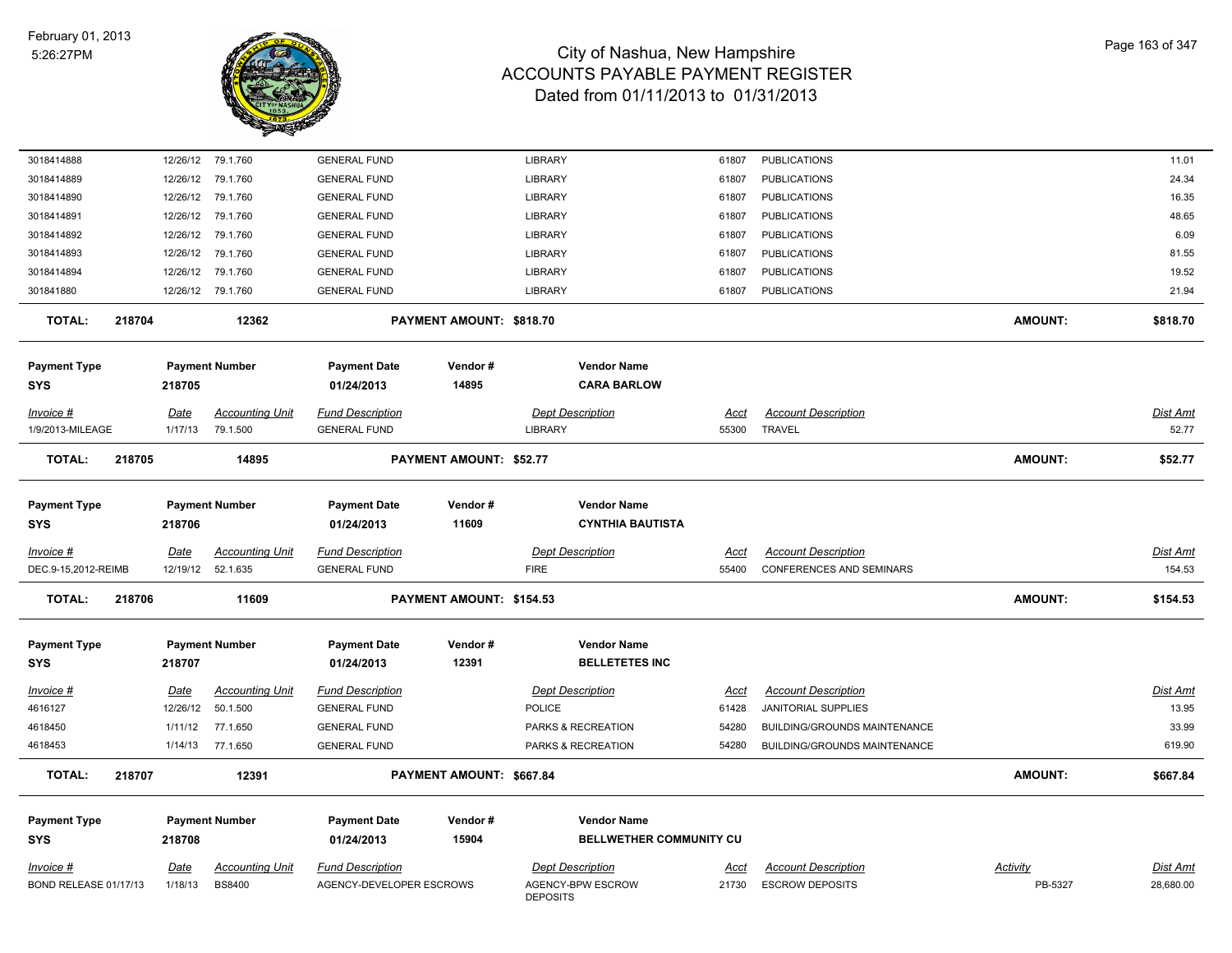# City of Nashua, New Hampshire
## ACCOUNTS PAYABLE PAYMENT REGISTER
### Dated from 01/11/2013 to 01/31/2013

February 01, 2013
5:26:27PM

| Invoice # | Date | Accounting Unit | Fund Description | Dept Description | Acct | Account Description | Dist Amt |
|---|---|---|---|---|---|---|---|
| 3018414888 | 12/26/12 | 79.1.760 | GENERAL FUND | LIBRARY | 61807 | PUBLICATIONS | 11.01 |
| 3018414889 | 12/26/12 | 79.1.760 | GENERAL FUND | LIBRARY | 61807 | PUBLICATIONS | 24.34 |
| 3018414890 | 12/26/12 | 79.1.760 | GENERAL FUND | LIBRARY | 61807 | PUBLICATIONS | 16.35 |
| 3018414891 | 12/26/12 | 79.1.760 | GENERAL FUND | LIBRARY | 61807 | PUBLICATIONS | 48.65 |
| 3018414892 | 12/26/12 | 79.1.760 | GENERAL FUND | LIBRARY | 61807 | PUBLICATIONS | 6.09 |
| 3018414893 | 12/26/12 | 79.1.760 | GENERAL FUND | LIBRARY | 61807 | PUBLICATIONS | 81.55 |
| 3018414894 | 12/26/12 | 79.1.760 | GENERAL FUND | LIBRARY | 61807 | PUBLICATIONS | 19.52 |
| 301841880 | 12/26/12 | 79.1.760 | GENERAL FUND | LIBRARY | 61807 | PUBLICATIONS | 21.94 |

**TOTAL: 218704 — 12362 — PAYMENT AMOUNT: $818.70 — AMOUNT: $818.70**

| Payment Type | Payment Number | Payment Date | Vendor # | Vendor Name |
|---|---|---|---|---|
| SYS | 218705 | 01/24/2013 | 14895 | CARA BARLOW |

| Invoice # | Date | Accounting Unit | Fund Description | Dept Description | Acct | Account Description | Dist Amt |
|---|---|---|---|---|---|---|---|
| 1/9/2013-MILEAGE | 1/17/13 | 79.1.500 | GENERAL FUND | LIBRARY | 55300 | TRAVEL | 52.77 |

**TOTAL: 218705 — 14895 — PAYMENT AMOUNT: $52.77 — AMOUNT: $52.77**

| Payment Type | Payment Number | Payment Date | Vendor # | Vendor Name |
|---|---|---|---|---|
| SYS | 218706 | 01/24/2013 | 11609 | CYNTHIA BAUTISTA |

| Invoice # | Date | Accounting Unit | Fund Description | Dept Description | Acct | Account Description | Dist Amt |
|---|---|---|---|---|---|---|---|
| DEC.9-15,2012-REIMB | 12/19/12 | 52.1.635 | GENERAL FUND | FIRE | 55400 | CONFERENCES AND SEMINARS | 154.53 |

**TOTAL: 218706 — 11609 — PAYMENT AMOUNT: $154.53 — AMOUNT: $154.53**

| Payment Type | Payment Number | Payment Date | Vendor # | Vendor Name |
|---|---|---|---|---|
| SYS | 218707 | 01/24/2013 | 12391 | BELLETETES INC |

| Invoice # | Date | Accounting Unit | Fund Description | Dept Description | Acct | Account Description | Dist Amt |
|---|---|---|---|---|---|---|---|
| 4616127 | 12/26/12 | 50.1.500 | GENERAL FUND | POLICE | 61428 | JANITORIAL SUPPLIES | 13.95 |
| 4618450 | 1/11/12 | 77.1.650 | GENERAL FUND | PARKS & RECREATION | 54280 | BUILDING/GROUNDS MAINTENANCE | 33.99 |
| 4618453 | 1/14/13 | 77.1.650 | GENERAL FUND | PARKS & RECREATION | 54280 | BUILDING/GROUNDS MAINTENANCE | 619.90 |

**TOTAL: 218707 — 12391 — PAYMENT AMOUNT: $667.84 — AMOUNT: $667.84**

| Payment Type | Payment Number | Payment Date | Vendor # | Vendor Name |
|---|---|---|---|---|
| SYS | 218708 | 01/24/2013 | 15904 | BELLWETHER COMMUNITY CU |

| Invoice # | Date | Accounting Unit | Fund Description | Dept Description | Acct | Account Description | Activity | Dist Amt |
|---|---|---|---|---|---|---|---|---|
| BOND RELEASE 01/17/13 | 1/18/13 | BS8400 | AGENCY-DEVELOPER ESCROWS | AGENCY-BPW ESCROW DEPOSITS | 21730 | ESCROW DEPOSITS | PB-5327 | 28,680.00 |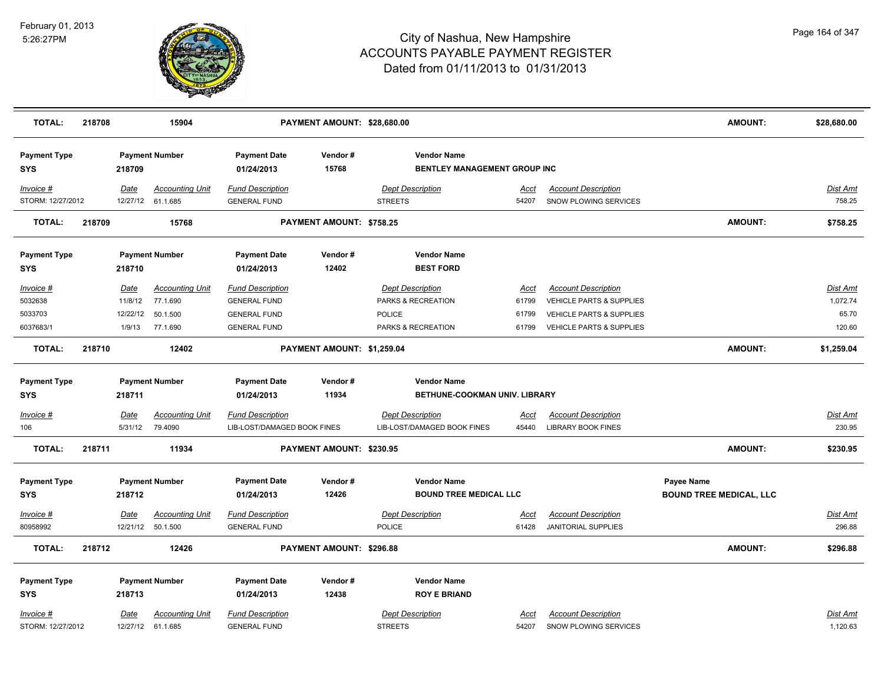# City of Nashua, New Hampshire
## ACCOUNTS PAYABLE PAYMENT REGISTER
### Dated from 01/11/2013 to 01/31/2013

February 01, 2013
5:26:27PM

| **TOTAL:** | **218708** | **15904** | **PAYMENT AMOUNT: $28,680.00** | **AMOUNT:** | **$28,680.00** |
|---|---|---|---|---|---|

| Payment Type | Payment Number | Payment Date | Vendor # | Vendor Name |
|---|---|---|---|---|
| **SYS** | **218709** | **01/24/2013** | **15768** | **BENTLEY MANAGEMENT GROUP INC** |

| *Invoice #* | *Date* | *Accounting Unit* | *Fund Description* | *Dept Description* | *Acct* | *Account Description* | *Dist Amt* |
|---|---|---|---|---|---|---|---|
| STORM: 12/27/2012 | 12/27/12 | 61.1.685 | GENERAL FUND | STREETS | 54207 | SNOW PLOWING SERVICES | 758.25 |

| **TOTAL:** | **218709** | **15768** | **PAYMENT AMOUNT: $758.25** | **AMOUNT:** | **$758.25** |
|---|---|---|---|---|---|

| Payment Type | Payment Number | Payment Date | Vendor # | Vendor Name |
|---|---|---|---|---|
| **SYS** | **218710** | **01/24/2013** | **12402** | **BEST FORD** |

| *Invoice #* | *Date* | *Accounting Unit* | *Fund Description* | *Dept Description* | *Acct* | *Account Description* | *Dist Amt* |
|---|---|---|---|---|---|---|---|
| 5032638 | 11/8/12 | 77.1.690 | GENERAL FUND | PARKS & RECREATION | 61799 | VEHICLE PARTS & SUPPLIES | 1,072.74 |
| 5033703 | 12/22/12 | 50.1.500 | GENERAL FUND | POLICE | 61799 | VEHICLE PARTS & SUPPLIES | 65.70 |
| 6037683/1 | 1/9/13 | 77.1.690 | GENERAL FUND | PARKS & RECREATION | 61799 | VEHICLE PARTS & SUPPLIES | 120.60 |

| **TOTAL:** | **218710** | **12402** | **PAYMENT AMOUNT: $1,259.04** | **AMOUNT:** | **$1,259.04** |
|---|---|---|---|---|---|

| Payment Type | Payment Number | Payment Date | Vendor # | Vendor Name |
|---|---|---|---|---|
| **SYS** | **218711** | **01/24/2013** | **11934** | **BETHUNE-COOKMAN UNIV. LIBRARY** |

| *Invoice #* | *Date* | *Accounting Unit* | *Fund Description* | *Dept Description* | *Acct* | *Account Description* | *Dist Amt* |
|---|---|---|---|---|---|---|---|
| 106 | 5/31/12 | 79.4090 | LIB-LOST/DAMAGED BOOK FINES | LIB-LOST/DAMAGED BOOK FINES | 45440 | LIBRARY BOOK FINES | 230.95 |

| **TOTAL:** | **218711** | **11934** | **PAYMENT AMOUNT: $230.95** | **AMOUNT:** | **$230.95** |
|---|---|---|---|---|---|

| Payment Type | Payment Number | Payment Date | Vendor # | Vendor Name | Payee Name |
|---|---|---|---|---|---|
| **SYS** | **218712** | **01/24/2013** | **12426** | **BOUND TREE MEDICAL LLC** | **BOUND TREE MEDICAL, LLC** |

| *Invoice #* | *Date* | *Accounting Unit* | *Fund Description* | *Dept Description* | *Acct* | *Account Description* | *Dist Amt* |
|---|---|---|---|---|---|---|---|
| 80958992 | 12/21/12 | 50.1.500 | GENERAL FUND | POLICE | 61428 | JANITORIAL SUPPLIES | 296.88 |

| **TOTAL:** | **218712** | **12426** | **PAYMENT AMOUNT: $296.88** | **AMOUNT:** | **$296.88** |
|---|---|---|---|---|---|

| Payment Type | Payment Number | Payment Date | Vendor # | Vendor Name |
|---|---|---|---|---|
| **SYS** | **218713** | **01/24/2013** | **12438** | **ROY E BRIAND** |

| *Invoice #* | *Date* | *Accounting Unit* | *Fund Description* | *Dept Description* | *Acct* | *Account Description* | *Dist Amt* |
|---|---|---|---|---|---|---|---|
| STORM: 12/27/2012 | 12/27/12 | 61.1.685 | GENERAL FUND | STREETS | 54207 | SNOW PLOWING SERVICES | 1,120.63 |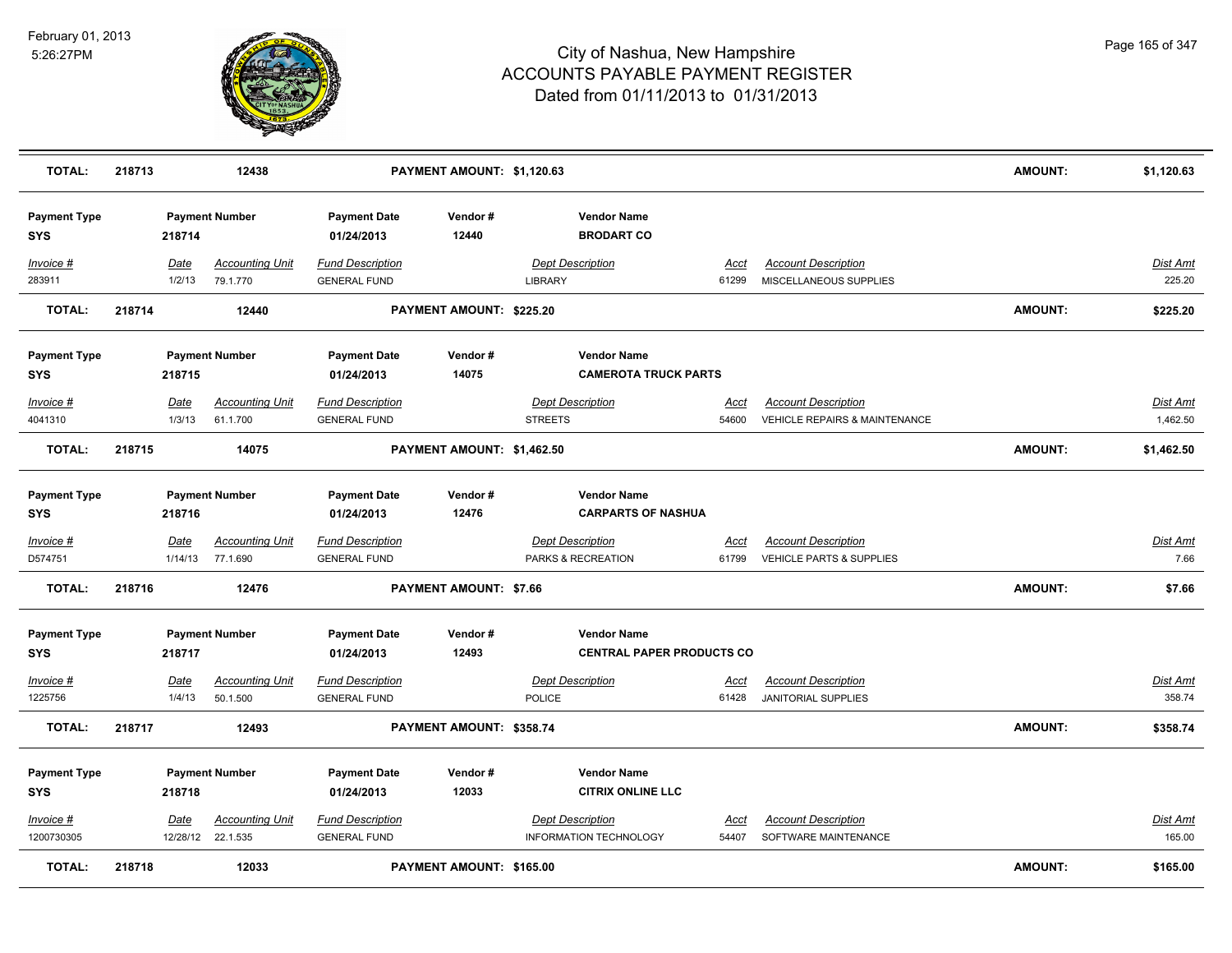| TOTAL: | 218713 | 12438 | PAYMENT AMOUNT: $1,120.63 | | AMOUNT: | $1,120.63 |
|---|---|---|---|---|---|---|

| Payment Type | Payment Number | Payment Date | Vendor # | Vendor Name |
|---|---|---|---|---|
| SYS | 218714 | 01/24/2013 | 12440 | BRODART CO |

| Invoice # | Date | Accounting Unit | Fund Description | Dept Description | Acct | Account Description | Dist Amt |
|---|---|---|---|---|---|---|---|
| 283911 | 1/2/13 | 79.1.770 | GENERAL FUND | LIBRARY | 61299 | MISCELLANEOUS SUPPLIES | 225.20 |

| TOTAL: | 218714 | 12440 | PAYMENT AMOUNT: $225.20 | | AMOUNT: | $225.20 |
|---|---|---|---|---|---|---|

| Payment Type | Payment Number | Payment Date | Vendor # | Vendor Name |
|---|---|---|---|---|
| SYS | 218715 | 01/24/2013 | 14075 | CAMEROTA TRUCK PARTS |

| Invoice # | Date | Accounting Unit | Fund Description | Dept Description | Acct | Account Description | Dist Amt |
|---|---|---|---|---|---|---|---|
| 4041310 | 1/3/13 | 61.1.700 | GENERAL FUND | STREETS | 54600 | VEHICLE REPAIRS & MAINTENANCE | 1,462.50 |

| TOTAL: | 218715 | 14075 | PAYMENT AMOUNT: $1,462.50 | | AMOUNT: | $1,462.50 |
|---|---|---|---|---|---|---|

| Payment Type | Payment Number | Payment Date | Vendor # | Vendor Name |
|---|---|---|---|---|
| SYS | 218716 | 01/24/2013 | 12476 | CARPARTS OF NASHUA |

| Invoice # | Date | Accounting Unit | Fund Description | Dept Description | Acct | Account Description | Dist Amt |
|---|---|---|---|---|---|---|---|
| D574751 | 1/14/13 | 77.1.690 | GENERAL FUND | PARKS & RECREATION | 61799 | VEHICLE PARTS & SUPPLIES | 7.66 |

| TOTAL: | 218716 | 12476 | PAYMENT AMOUNT: $7.66 | | AMOUNT: | $7.66 |
|---|---|---|---|---|---|---|

| Payment Type | Payment Number | Payment Date | Vendor # | Vendor Name |
|---|---|---|---|---|
| SYS | 218717 | 01/24/2013 | 12493 | CENTRAL PAPER PRODUCTS CO |

| Invoice # | Date | Accounting Unit | Fund Description | Dept Description | Acct | Account Description | Dist Amt |
|---|---|---|---|---|---|---|---|
| 1225756 | 1/4/13 | 50.1.500 | GENERAL FUND | POLICE | 61428 | JANITORIAL SUPPLIES | 358.74 |

| TOTAL: | 218717 | 12493 | PAYMENT AMOUNT: $358.74 | | AMOUNT: | $358.74 |
|---|---|---|---|---|---|---|

| Payment Type | Payment Number | Payment Date | Vendor # | Vendor Name |
|---|---|---|---|---|
| SYS | 218718 | 01/24/2013 | 12033 | CITRIX ONLINE LLC |

| Invoice # | Date | Accounting Unit | Fund Description | Dept Description | Acct | Account Description | Dist Amt |
|---|---|---|---|---|---|---|---|
| 1200730305 | 12/28/12 | 22.1.535 | GENERAL FUND | INFORMATION TECHNOLOGY | 54407 | SOFTWARE MAINTENANCE | 165.00 |

| TOTAL: | 218718 | 12033 | PAYMENT AMOUNT: $165.00 | | AMOUNT: | $165.00 |
|---|---|---|---|---|---|---|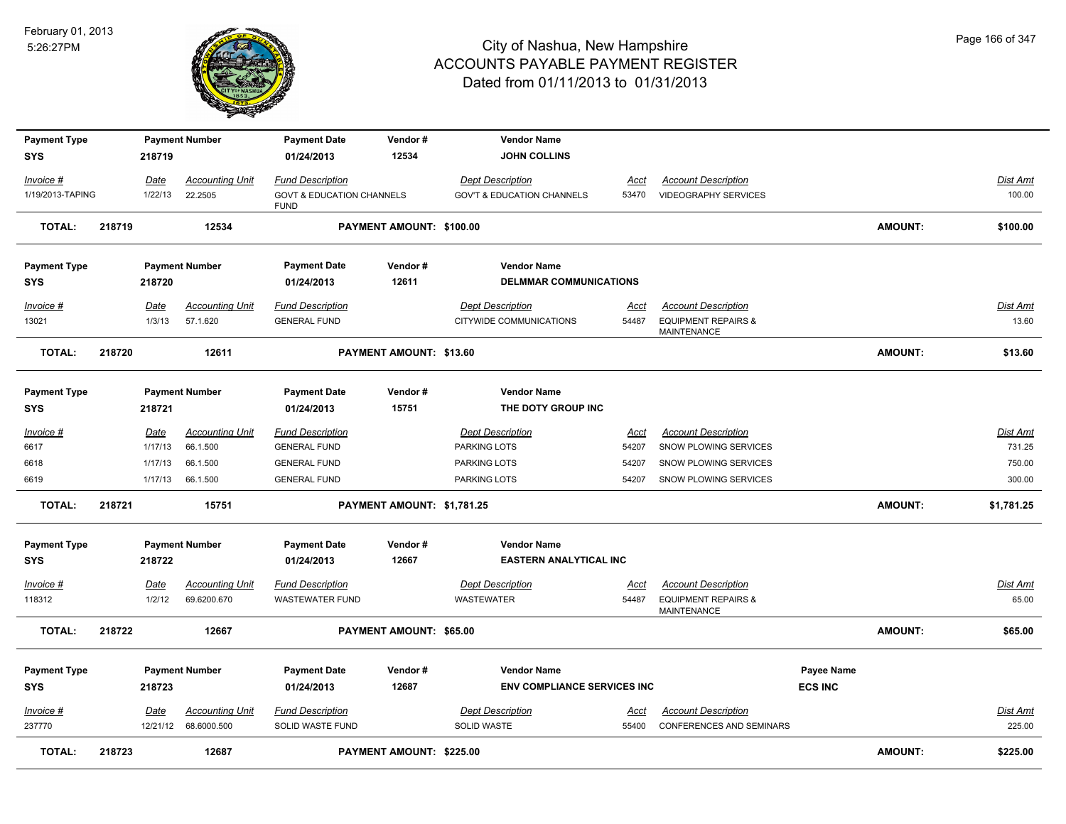# City of Nashua, New Hampshire
# ACCOUNTS PAYABLE PAYMENT REGISTER
## Dated from 01/11/2013 to 01/31/2013

February 01, 2013
5:26:27PM

| Payment Type | Payment Number | Payment Date | Vendor # | Vendor Name |
|---|---|---|---|---|
| SYS | 218719 | 01/24/2013 | 12534 | JOHN COLLINS |

| Invoice # | Date | Accounting Unit | Fund Description | Dept Description | Acct | Account Description | Dist Amt |
|---|---|---|---|---|---|---|---|
| 1/19/2013-TAPING | 1/22/13 | 22.2505 | GOVT & EDUCATION CHANNELS FUND | GOV'T & EDUCATION CHANNELS | 53470 | VIDEOGRAPHY SERVICES | 100.00 |

**TOTAL: 218719 12534 PAYMENT AMOUNT: $100.00 AMOUNT: $100.00**

| Payment Type | Payment Number | Payment Date | Vendor # | Vendor Name |
|---|---|---|---|---|
| SYS | 218720 | 01/24/2013 | 12611 | DELMMAR COMMUNICATIONS |

| Invoice # | Date | Accounting Unit | Fund Description | Dept Description | Acct | Account Description | Dist Amt |
|---|---|---|---|---|---|---|---|
| 13021 | 1/3/13 | 57.1.620 | GENERAL FUND | CITYWIDE COMMUNICATIONS | 54487 | EQUIPMENT REPAIRS & MAINTENANCE | 13.60 |

**TOTAL: 218720 12611 PAYMENT AMOUNT: $13.60 AMOUNT: $13.60**

| Payment Type | Payment Number | Payment Date | Vendor # | Vendor Name |
|---|---|---|---|---|
| SYS | 218721 | 01/24/2013 | 15751 | THE DOTY GROUP INC |

| Invoice # | Date | Accounting Unit | Fund Description | Dept Description | Acct | Account Description | Dist Amt |
|---|---|---|---|---|---|---|---|
| 6617 | 1/17/13 | 66.1.500 | GENERAL FUND | PARKING LOTS | 54207 | SNOW PLOWING SERVICES | 731.25 |
| 6618 | 1/17/13 | 66.1.500 | GENERAL FUND | PARKING LOTS | 54207 | SNOW PLOWING SERVICES | 750.00 |
| 6619 | 1/17/13 | 66.1.500 | GENERAL FUND | PARKING LOTS | 54207 | SNOW PLOWING SERVICES | 300.00 |

**TOTAL: 218721 15751 PAYMENT AMOUNT: $1,781.25 AMOUNT: $1,781.25**

| Payment Type | Payment Number | Payment Date | Vendor # | Vendor Name |
|---|---|---|---|---|
| SYS | 218722 | 01/24/2013 | 12667 | EASTERN ANALYTICAL INC |

| Invoice # | Date | Accounting Unit | Fund Description | Dept Description | Acct | Account Description | Dist Amt |
|---|---|---|---|---|---|---|---|
| 118312 | 1/2/12 | 69.6200.670 | WASTEWATER FUND | WASTEWATER | 54487 | EQUIPMENT REPAIRS & MAINTENANCE | 65.00 |

**TOTAL: 218722 12667 PAYMENT AMOUNT: $65.00 AMOUNT: $65.00**

| Payment Type | Payment Number | Payment Date | Vendor # | Vendor Name | Payee Name |
|---|---|---|---|---|---|
| SYS | 218723 | 01/24/2013 | 12687 | ENV COMPLIANCE SERVICES INC | ECS INC |

| Invoice # | Date | Accounting Unit | Fund Description | Dept Description | Acct | Account Description | Dist Amt |
|---|---|---|---|---|---|---|---|
| 237770 | 12/21/12 | 68.6000.500 | SOLID WASTE FUND | SOLID WASTE | 55400 | CONFERENCES AND SEMINARS | 225.00 |

**TOTAL: 218723 12687 PAYMENT AMOUNT: $225.00 AMOUNT: $225.00**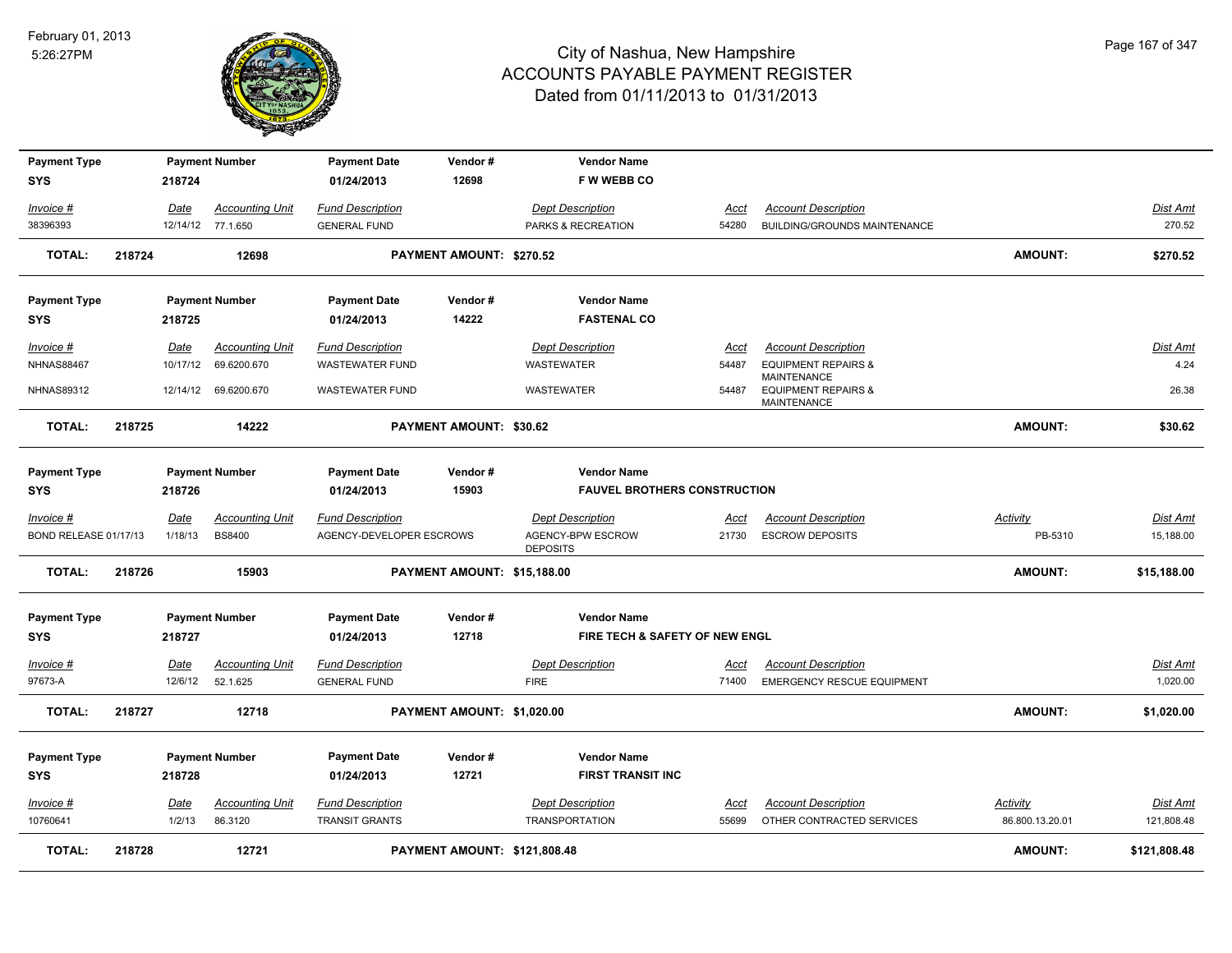# City of Nashua, New Hampshire
## ACCOUNTS PAYABLE PAYMENT REGISTER
### Dated from 01/11/2013 to 01/31/2013

February 01, 2013
5:26:27PM

| Payment Type | Payment Number | Payment Date | Vendor # | Vendor Name |
|---|---|---|---|---|
| SYS | 218724 | 01/24/2013 | 12698 | F W WEBB CO |

| Invoice # | Date | Accounting Unit | Fund Description | Dept Description | Acct | Account Description | Dist Amt |
|---|---|---|---|---|---|---|---|
| 38396393 | 12/14/12 | 77.1.650 | GENERAL FUND | PARKS & RECREATION | 54280 | BUILDING/GROUNDS MAINTENANCE | 270.52 |

**TOTAL: 218724 12698 PAYMENT AMOUNT: $270.52 AMOUNT: $270.52**

| Payment Type | Payment Number | Payment Date | Vendor # | Vendor Name |
|---|---|---|---|---|
| SYS | 218725 | 01/24/2013 | 14222 | FASTENAL CO |

| Invoice # | Date | Accounting Unit | Fund Description | Dept Description | Acct | Account Description | Dist Amt |
|---|---|---|---|---|---|---|---|
| NHNAS88467 | 10/17/12 | 69.6200.670 | WASTEWATER FUND | WASTEWATER | 54487 | EQUIPMENT REPAIRS & MAINTENANCE | 4.24 |
| NHNAS89312 | 12/14/12 | 69.6200.670 | WASTEWATER FUND | WASTEWATER | 54487 | EQUIPMENT REPAIRS & MAINTENANCE | 26.38 |

**TOTAL: 218725 14222 PAYMENT AMOUNT: $30.62 AMOUNT: $30.62**

| Payment Type | Payment Number | Payment Date | Vendor # | Vendor Name |
|---|---|---|---|---|
| SYS | 218726 | 01/24/2013 | 15903 | FAUVEL BROTHERS CONSTRUCTION |

| Invoice # | Date | Accounting Unit | Fund Description | Dept Description | Acct | Account Description | Activity | Dist Amt |
|---|---|---|---|---|---|---|---|---|
| BOND RELEASE 01/17/13 | 1/18/13 | BS8400 | AGENCY-DEVELOPER ESCROWS | AGENCY-BPW ESCROW DEPOSITS | 21730 | ESCROW DEPOSITS | PB-5310 | 15,188.00 |

**TOTAL: 218726 15903 PAYMENT AMOUNT: $15,188.00 AMOUNT: $15,188.00**

| Payment Type | Payment Number | Payment Date | Vendor # | Vendor Name |
|---|---|---|---|---|
| SYS | 218727 | 01/24/2013 | 12718 | FIRE TECH & SAFETY OF NEW ENGL |

| Invoice # | Date | Accounting Unit | Fund Description | Dept Description | Acct | Account Description | Dist Amt |
|---|---|---|---|---|---|---|---|
| 97673-A | 12/6/12 | 52.1.625 | GENERAL FUND | FIRE | 71400 | EMERGENCY RESCUE EQUIPMENT | 1,020.00 |

**TOTAL: 218727 12718 PAYMENT AMOUNT: $1,020.00 AMOUNT: $1,020.00**

| Payment Type | Payment Number | Payment Date | Vendor # | Vendor Name |
|---|---|---|---|---|
| SYS | 218728 | 01/24/2013 | 12721 | FIRST TRANSIT INC |

| Invoice # | Date | Accounting Unit | Fund Description | Dept Description | Acct | Account Description | Activity | Dist Amt |
|---|---|---|---|---|---|---|---|---|
| 10760641 | 1/2/13 | 86.3120 | TRANSIT GRANTS | TRANSPORTATION | 55699 | OTHER CONTRACTED SERVICES | 86.800.13.20.01 | 121,808.48 |

**TOTAL: 218728 12721 PAYMENT AMOUNT: $121,808.48 AMOUNT: $121,808.48**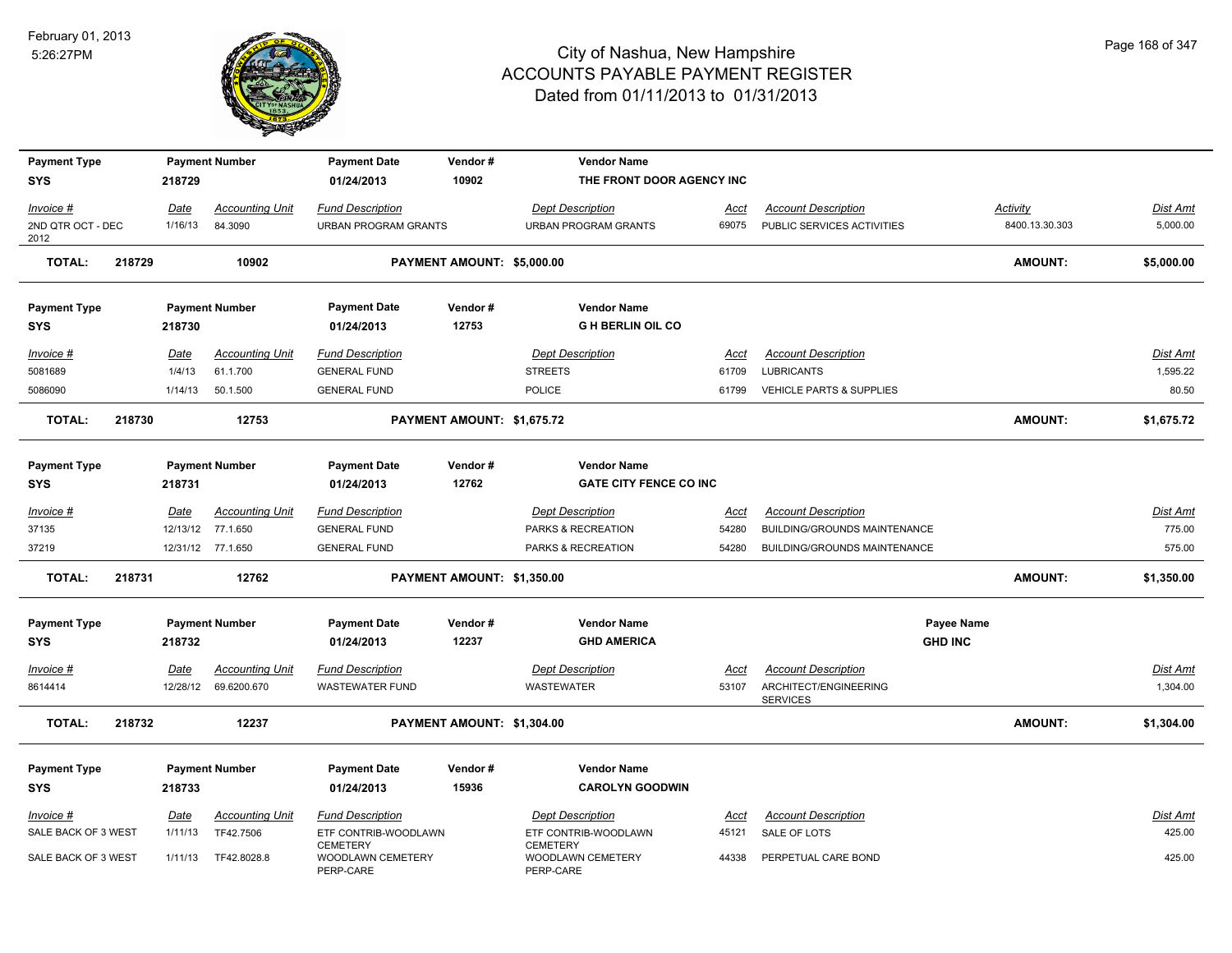# City of Nashua, New Hampshire
## ACCOUNTS PAYABLE PAYMENT REGISTER
### Dated from 01/11/2013 to 01/31/2013

February 01, 2013
5:26:27PM

| Payment Type | Payment Number | Payment Date | Vendor # | Vendor Name | | | |
|---|---|---|---|---|---|---|---|
| SYS | 218729 | 01/24/2013 | 10902 | THE FRONT DOOR AGENCY INC | | | |

| Invoice # | Date | Accounting Unit | Fund Description | Dept Description | Acct | Account Description | Activity | Dist Amt |
|---|---|---|---|---|---|---|---|---|
| 2ND QTR OCT - DEC 2012 | 1/16/13 | 84.3090 | URBAN PROGRAM GRANTS | URBAN PROGRAM GRANTS | 69075 | PUBLIC SERVICES ACTIVITIES | 8400.13.30.303 | 5,000.00 |

**TOTAL: 218729 10902 PAYMENT AMOUNT: $5,000.00 AMOUNT: $5,000.00**

| Payment Type | Payment Number | Payment Date | Vendor # | Vendor Name |
|---|---|---|---|---|
| SYS | 218730 | 01/24/2013 | 12753 | G H BERLIN OIL CO |

| Invoice # | Date | Accounting Unit | Fund Description | Dept Description | Acct | Account Description | Dist Amt |
|---|---|---|---|---|---|---|---|
| 5081689 | 1/4/13 | 61.1.700 | GENERAL FUND | STREETS | 61709 | LUBRICANTS | 1,595.22 |
| 5086090 | 1/14/13 | 50.1.500 | GENERAL FUND | POLICE | 61799 | VEHICLE PARTS & SUPPLIES | 80.50 |

**TOTAL: 218730 12753 PAYMENT AMOUNT: $1,675.72 AMOUNT: $1,675.72**

| Payment Type | Payment Number | Payment Date | Vendor # | Vendor Name |
|---|---|---|---|---|
| SYS | 218731 | 01/24/2013 | 12762 | GATE CITY FENCE CO INC |

| Invoice # | Date | Accounting Unit | Fund Description | Dept Description | Acct | Account Description | Dist Amt |
|---|---|---|---|---|---|---|---|
| 37135 | 12/13/12 | 77.1.650 | GENERAL FUND | PARKS & RECREATION | 54280 | BUILDING/GROUNDS MAINTENANCE | 775.00 |
| 37219 | 12/31/12 | 77.1.650 | GENERAL FUND | PARKS & RECREATION | 54280 | BUILDING/GROUNDS MAINTENANCE | 575.00 |

**TOTAL: 218731 12762 PAYMENT AMOUNT: $1,350.00 AMOUNT: $1,350.00**

| Payment Type | Payment Number | Payment Date | Vendor # | Vendor Name | Payee Name |
|---|---|---|---|---|---|
| SYS | 218732 | 01/24/2013 | 12237 | GHD AMERICA | GHD INC |

| Invoice # | Date | Accounting Unit | Fund Description | Dept Description | Acct | Account Description | Dist Amt |
|---|---|---|---|---|---|---|---|
| 8614414 | 12/28/12 | 69.6200.670 | WASTEWATER FUND | WASTEWATER | 53107 | ARCHITECT/ENGINEERING SERVICES | 1,304.00 |

**TOTAL: 218732 12237 PAYMENT AMOUNT: $1,304.00 AMOUNT: $1,304.00**

| Payment Type | Payment Number | Payment Date | Vendor # | Vendor Name |
|---|---|---|---|---|
| SYS | 218733 | 01/24/2013 | 15936 | CAROLYN GOODWIN |

| Invoice # | Date | Accounting Unit | Fund Description | Dept Description | Acct | Account Description | Dist Amt |
|---|---|---|---|---|---|---|---|
| SALE BACK OF 3 WEST | 1/11/13 | TF42.7506 | ETF CONTRIB-WOODLAWN CEMETERY | ETF CONTRIB-WOODLAWN CEMETERY | 45121 | SALE OF LOTS | 425.00 |
| SALE BACK OF 3 WEST | 1/11/13 | TF42.8028.8 | WOODLAWN CEMETERY PERP-CARE | WOODLAWN CEMETERY PERP-CARE | 44338 | PERPETUAL CARE BOND | 425.00 |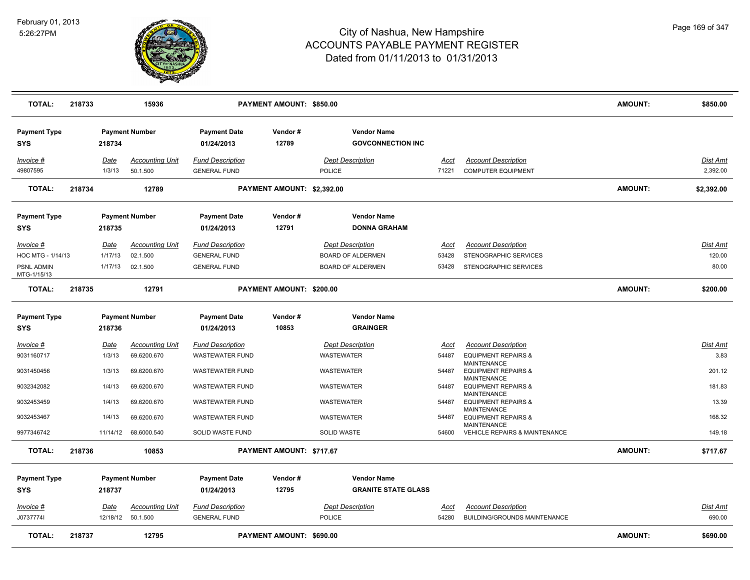# City of Nashua, New Hampshire
## ACCOUNTS PAYABLE PAYMENT REGISTER
### Dated from 01/11/2013 to 01/31/2013

February 01, 2013
5:26:27PM

| **TOTAL:** | **218733** | **15936** | | **PAYMENT AMOUNT: $850.00** | | | | **AMOUNT:** | **$850.00** |
|---|---|---|---|---|---|---|---|---|---|

| Payment Type | Payment Number | Payment Date | Vendor # | Vendor Name |
|---|---|---|---|---|
| SYS | 218734 | 01/24/2013 | 12789 | GOVCONNECTION INC |

| Invoice # | Date | Accounting Unit | Fund Description | Dept Description | Acct | Account Description | Dist Amt |
|---|---|---|---|---|---|---|---|
| 49807595 | 1/3/13 | 50.1.500 | GENERAL FUND | POLICE | 71221 | COMPUTER EQUIPMENT | 2,392.00 |
| **TOTAL:** | **218734** | **12789** | **PAYMENT AMOUNT: $2,392.00** | | | **AMOUNT:** | **$2,392.00** |

| Payment Type | Payment Number | Payment Date | Vendor # | Vendor Name |
|---|---|---|---|---|
| SYS | 218735 | 01/24/2013 | 12791 | DONNA GRAHAM |

| Invoice # | Date | Accounting Unit | Fund Description | Dept Description | Acct | Account Description | Dist Amt |
|---|---|---|---|---|---|---|---|
| HOC MTG - 1/14/13 | 1/17/13 | 02.1.500 | GENERAL FUND | BOARD OF ALDERMEN | 53428 | STENOGRAPHIC SERVICES | 120.00 |
| PSNL ADMIN MTG-1/15/13 | 1/17/13 | 02.1.500 | GENERAL FUND | BOARD OF ALDERMEN | 53428 | STENOGRAPHIC SERVICES | 80.00 |
| **TOTAL:** | **218735** | **12791** | **PAYMENT AMOUNT: $200.00** | | | **AMOUNT:** | **$200.00** |

| Payment Type | Payment Number | Payment Date | Vendor # | Vendor Name |
|---|---|---|---|---|
| SYS | 218736 | 01/24/2013 | 10853 | GRAINGER |

| Invoice # | Date | Accounting Unit | Fund Description | Dept Description | Acct | Account Description | Dist Amt |
|---|---|---|---|---|---|---|---|
| 9031160717 | 1/3/13 | 69.6200.670 | WASTEWATER FUND | WASTEWATER | 54487 | EQUIPMENT REPAIRS & MAINTENANCE | 3.83 |
| 9031450456 | 1/3/13 | 69.6200.670 | WASTEWATER FUND | WASTEWATER | 54487 | EQUIPMENT REPAIRS & MAINTENANCE | 201.12 |
| 9032342082 | 1/4/13 | 69.6200.670 | WASTEWATER FUND | WASTEWATER | 54487 | EQUIPMENT REPAIRS & MAINTENANCE | 181.83 |
| 9032453459 | 1/4/13 | 69.6200.670 | WASTEWATER FUND | WASTEWATER | 54487 | EQUIPMENT REPAIRS & MAINTENANCE | 13.39 |
| 9032453467 | 1/4/13 | 69.6200.670 | WASTEWATER FUND | WASTEWATER | 54487 | EQUIPMENT REPAIRS & MAINTENANCE | 168.32 |
| 9977346742 | 11/14/12 | 68.6000.540 | SOLID WASTE FUND | SOLID WASTE | 54600 | VEHICLE REPAIRS & MAINTENANCE | 149.18 |
| **TOTAL:** | **218736** | **10853** | **PAYMENT AMOUNT: $717.67** | | | **AMOUNT:** | **$717.67** |

| Payment Type | Payment Number | Payment Date | Vendor # | Vendor Name |
|---|---|---|---|---|
| SYS | 218737 | 01/24/2013 | 12795 | GRANITE STATE GLASS |

| Invoice # | Date | Accounting Unit | Fund Description | Dept Description | Acct | Account Description | Dist Amt |
|---|---|---|---|---|---|---|---|
| J0737774I | 12/18/12 | 50.1.500 | GENERAL FUND | POLICE | 54280 | BUILDING/GROUNDS MAINTENANCE | 690.00 |
| **TOTAL:** | **218737** | **12795** | **PAYMENT AMOUNT: $690.00** | | | **AMOUNT:** | **$690.00** |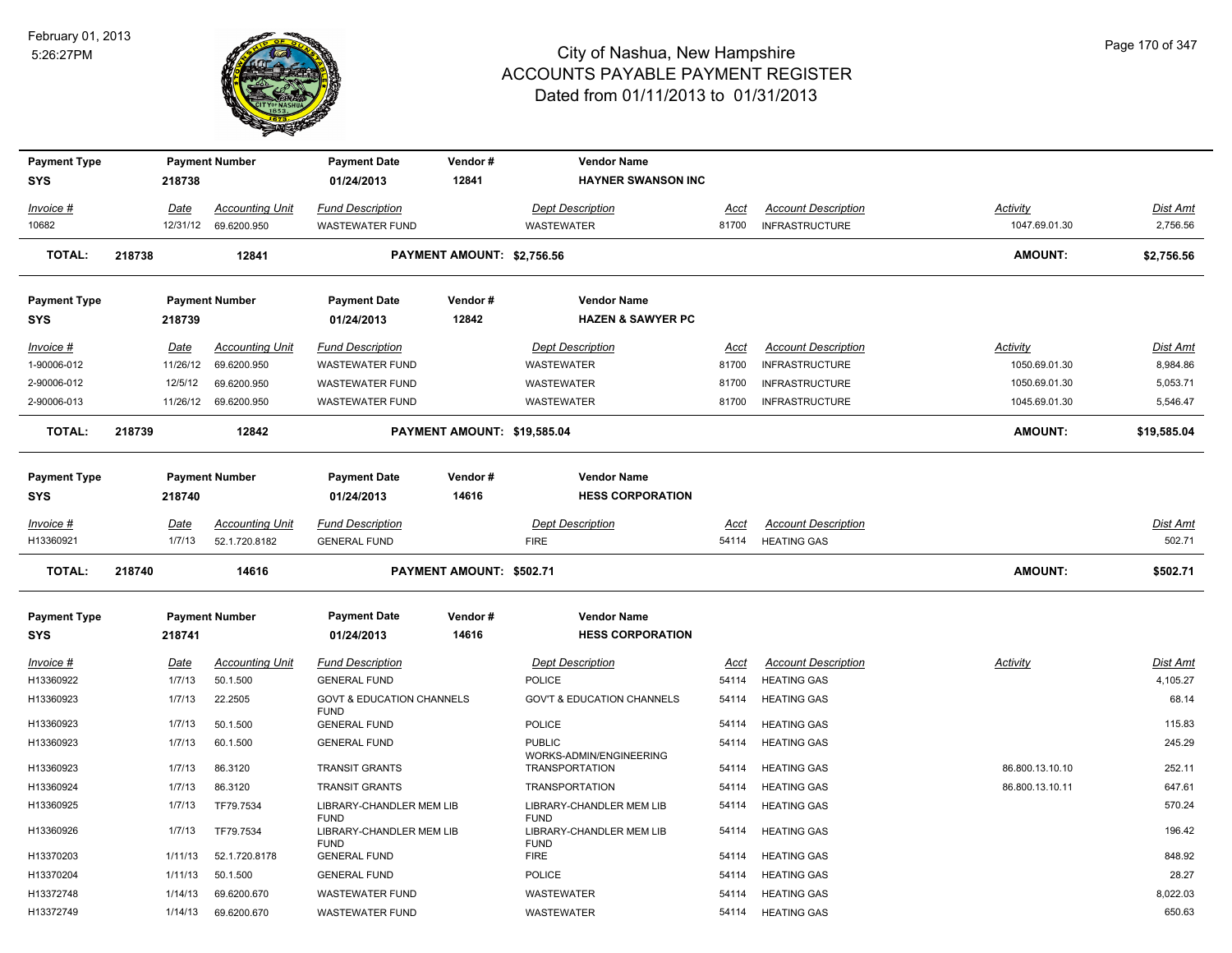# City of Nashua, New Hampshire
## ACCOUNTS PAYABLE PAYMENT REGISTER
### Dated from 01/11/2013 to 01/31/2013

February 01, 2013
5:26:27PM

| Payment Type | Payment Number | Payment Date | Vendor # | Vendor Name |
|---|---|---|---|---|
| SYS | 218738 | 01/24/2013 | 12841 | HAYNER SWANSON INC |

| Invoice # | Date | Accounting Unit | Fund Description | Dept Description | Acct | Account Description | Activity | Dist Amt |
|---|---|---|---|---|---|---|---|---|
| 10682 | 12/31/12 | 69.6200.950 | WASTEWATER FUND | WASTEWATER | 81700 | INFRASTRUCTURE | 1047.69.01.30 | 2,756.56 |

**TOTAL: 218738 12841 PAYMENT AMOUNT: $2,756.56 AMOUNT: $2,756.56**

| Payment Type | Payment Number | Payment Date | Vendor # | Vendor Name |
|---|---|---|---|---|
| SYS | 218739 | 01/24/2013 | 12842 | HAZEN & SAWYER PC |

| Invoice # | Date | Accounting Unit | Fund Description | Dept Description | Acct | Account Description | Activity | Dist Amt |
|---|---|---|---|---|---|---|---|---|
| 1-90006-012 | 11/26/12 | 69.6200.950 | WASTEWATER FUND | WASTEWATER | 81700 | INFRASTRUCTURE | 1050.69.01.30 | 8,984.86 |
| 2-90006-012 | 12/5/12 | 69.6200.950 | WASTEWATER FUND | WASTEWATER | 81700 | INFRASTRUCTURE | 1050.69.01.30 | 5,053.71 |
| 2-90006-013 | 11/26/12 | 69.6200.950 | WASTEWATER FUND | WASTEWATER | 81700 | INFRASTRUCTURE | 1045.69.01.30 | 5,546.47 |

**TOTAL: 218739 12842 PAYMENT AMOUNT: $19,585.04 AMOUNT: $19,585.04**

| Payment Type | Payment Number | Payment Date | Vendor # | Vendor Name |
|---|---|---|---|---|
| SYS | 218740 | 01/24/2013 | 14616 | HESS CORPORATION |

| Invoice # | Date | Accounting Unit | Fund Description | Dept Description | Acct | Account Description | Activity | Dist Amt |
|---|---|---|---|---|---|---|---|---|
| H13360921 | 1/7/13 | 52.1.720.8182 | GENERAL FUND | FIRE | 54114 | HEATING GAS | | 502.71 |

**TOTAL: 218740 14616 PAYMENT AMOUNT: $502.71 AMOUNT: $502.71**

| Payment Type | Payment Number | Payment Date | Vendor # | Vendor Name |
|---|---|---|---|---|
| SYS | 218741 | 01/24/2013 | 14616 | HESS CORPORATION |

| Invoice # | Date | Accounting Unit | Fund Description | Dept Description | Acct | Account Description | Activity | Dist Amt |
|---|---|---|---|---|---|---|---|---|
| H13360922 | 1/7/13 | 50.1.500 | GENERAL FUND | POLICE | 54114 | HEATING GAS | | 4,105.27 |
| H13360923 | 1/7/13 | 22.2505 | GOVT & EDUCATION CHANNELS FUND | GOV'T & EDUCATION CHANNELS | 54114 | HEATING GAS | | 68.14 |
| H13360923 | 1/7/13 | 50.1.500 | GENERAL FUND | POLICE | 54114 | HEATING GAS | | 115.83 |
| H13360923 | 1/7/13 | 60.1.500 | GENERAL FUND | PUBLIC WORKS-ADMIN/ENGINEERING | 54114 | HEATING GAS | | 245.29 |
| H13360923 | 1/7/13 | 86.3120 | TRANSIT GRANTS | TRANSPORTATION | 54114 | HEATING GAS | 86.800.13.10.10 | 252.11 |
| H13360924 | 1/7/13 | 86.3120 | TRANSIT GRANTS | TRANSPORTATION | 54114 | HEATING GAS | 86.800.13.10.11 | 647.61 |
| H13360925 | 1/7/13 | TF79.7534 | LIBRARY-CHANDLER MEM LIB FUND | LIBRARY-CHANDLER MEM LIB FUND | 54114 | HEATING GAS | | 570.24 |
| H13360926 | 1/7/13 | TF79.7534 | LIBRARY-CHANDLER MEM LIB FUND | LIBRARY-CHANDLER MEM LIB FUND | 54114 | HEATING GAS | | 196.42 |
| H13370203 | 1/11/13 | 52.1.720.8178 | GENERAL FUND | FIRE | 54114 | HEATING GAS | | 848.92 |
| H13370204 | 1/11/13 | 50.1.500 | GENERAL FUND | POLICE | 54114 | HEATING GAS | | 28.27 |
| H13372748 | 1/14/13 | 69.6200.670 | WASTEWATER FUND | WASTEWATER | 54114 | HEATING GAS | | 8,022.03 |
| H13372749 | 1/14/13 | 69.6200.670 | WASTEWATER FUND | WASTEWATER | 54114 | HEATING GAS | | 650.63 |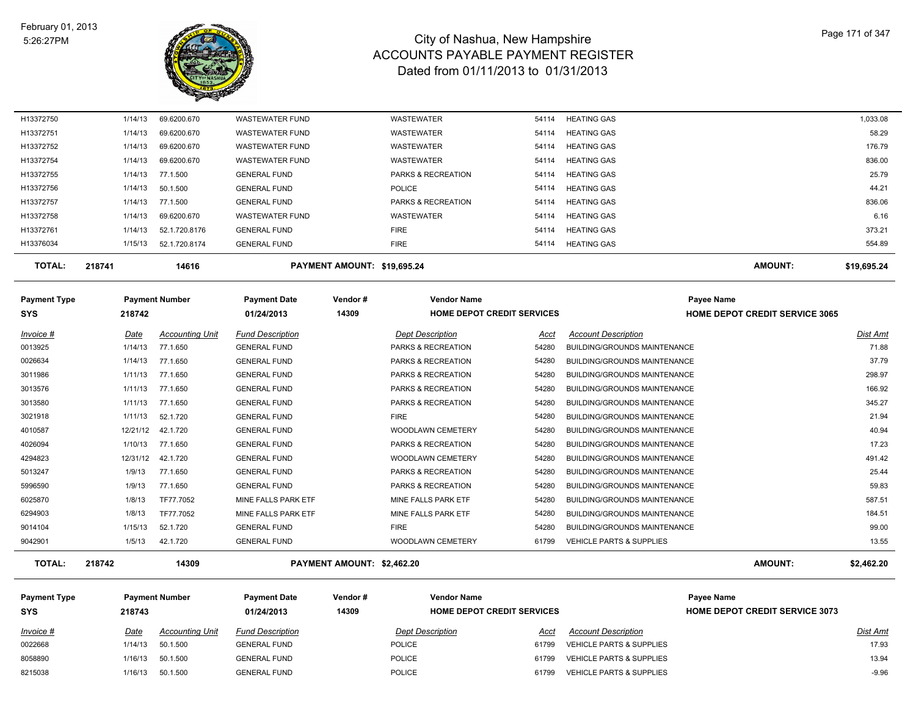# City of Nashua, New Hampshire
# ACCOUNTS PAYABLE PAYMENT REGISTER
## Dated from 01/11/2013 to 01/31/2013

February 01, 2013
5:26:27PM

| Invoice # | Date | Accounting Unit | Fund Description | Dept Description | Acct | Account Description | Dist Amt |
|---|---|---|---|---|---|---|---|
| H13372750 | 1/14/13 | 69.6200.670 | WASTEWATER FUND | WASTEWATER | 54114 | HEATING GAS | 1,033.08 |
| H13372751 | 1/14/13 | 69.6200.670 | WASTEWATER FUND | WASTEWATER | 54114 | HEATING GAS | 58.29 |
| H13372752 | 1/14/13 | 69.6200.670 | WASTEWATER FUND | WASTEWATER | 54114 | HEATING GAS | 176.79 |
| H13372754 | 1/14/13 | 69.6200.670 | WASTEWATER FUND | WASTEWATER | 54114 | HEATING GAS | 836.00 |
| H13372755 | 1/14/13 | 77.1.500 | GENERAL FUND | PARKS & RECREATION | 54114 | HEATING GAS | 25.79 |
| H13372756 | 1/14/13 | 50.1.500 | GENERAL FUND | POLICE | 54114 | HEATING GAS | 44.21 |
| H13372757 | 1/14/13 | 77.1.500 | GENERAL FUND | PARKS & RECREATION | 54114 | HEATING GAS | 836.06 |
| H13372758 | 1/14/13 | 69.6200.670 | WASTEWATER FUND | WASTEWATER | 54114 | HEATING GAS | 6.16 |
| H13372761 | 1/14/13 | 52.1.720.8176 | GENERAL FUND | FIRE | 54114 | HEATING GAS | 373.21 |
| H13376034 | 1/15/13 | 52.1.720.8174 | GENERAL FUND | FIRE | 54114 | HEATING GAS | 554.89 |

**TOTAL:** 218741 | 14616 | **PAYMENT AMOUNT: $19,695.24** | **AMOUNT: $19,695.24**

| Payment Type | Payment Number | Payment Date | Vendor # | Vendor Name | Payee Name |
|---|---|---|---|---|---|
| SYS | 218742 | 01/24/2013 | 14309 | HOME DEPOT CREDIT SERVICES | HOME DEPOT CREDIT SERVICE 3065 |

| Invoice # | Date | Accounting Unit | Fund Description | Dept Description | Acct | Account Description | Dist Amt |
|---|---|---|---|---|---|---|---|
| 0013925 | 1/14/13 | 77.1.650 | GENERAL FUND | PARKS & RECREATION | 54280 | BUILDING/GROUNDS MAINTENANCE | 71.88 |
| 0026634 | 1/14/13 | 77.1.650 | GENERAL FUND | PARKS & RECREATION | 54280 | BUILDING/GROUNDS MAINTENANCE | 37.79 |
| 3011986 | 1/11/13 | 77.1.650 | GENERAL FUND | PARKS & RECREATION | 54280 | BUILDING/GROUNDS MAINTENANCE | 298.97 |
| 3013576 | 1/11/13 | 77.1.650 | GENERAL FUND | PARKS & RECREATION | 54280 | BUILDING/GROUNDS MAINTENANCE | 166.92 |
| 3013580 | 1/11/13 | 77.1.650 | GENERAL FUND | PARKS & RECREATION | 54280 | BUILDING/GROUNDS MAINTENANCE | 345.27 |
| 3021918 | 1/11/13 | 52.1.720 | GENERAL FUND | FIRE | 54280 | BUILDING/GROUNDS MAINTENANCE | 21.94 |
| 4010587 | 12/21/12 | 42.1.720 | GENERAL FUND | WOODLAWN CEMETERY | 54280 | BUILDING/GROUNDS MAINTENANCE | 40.94 |
| 4026094 | 1/10/13 | 77.1.650 | GENERAL FUND | PARKS & RECREATION | 54280 | BUILDING/GROUNDS MAINTENANCE | 17.23 |
| 4294823 | 12/31/12 | 42.1.720 | GENERAL FUND | WOODLAWN CEMETERY | 54280 | BUILDING/GROUNDS MAINTENANCE | 491.42 |
| 5013247 | 1/9/13 | 77.1.650 | GENERAL FUND | PARKS & RECREATION | 54280 | BUILDING/GROUNDS MAINTENANCE | 25.44 |
| 5996590 | 1/9/13 | 77.1.650 | GENERAL FUND | PARKS & RECREATION | 54280 | BUILDING/GROUNDS MAINTENANCE | 59.83 |
| 6025870 | 1/8/13 | TF77.7052 | MINE FALLS PARK ETF | MINE FALLS PARK ETF | 54280 | BUILDING/GROUNDS MAINTENANCE | 587.51 |
| 6294903 | 1/8/13 | TF77.7052 | MINE FALLS PARK ETF | MINE FALLS PARK ETF | 54280 | BUILDING/GROUNDS MAINTENANCE | 184.51 |
| 9014104 | 1/15/13 | 52.1.720 | GENERAL FUND | FIRE | 54280 | BUILDING/GROUNDS MAINTENANCE | 99.00 |
| 9042901 | 1/5/13 | 42.1.720 | GENERAL FUND | WOODLAWN CEMETERY | 61799 | VEHICLE PARTS & SUPPLIES | 13.55 |

**TOTAL:** 218742 | 14309 | **PAYMENT AMOUNT: $2,462.20** | **AMOUNT: $2,462.20**

| Payment Type | Payment Number | Payment Date | Vendor # | Vendor Name | Payee Name |
|---|---|---|---|---|---|
| SYS | 218743 | 01/24/2013 | 14309 | HOME DEPOT CREDIT SERVICES | HOME DEPOT CREDIT SERVICE 3073 |

| Invoice # | Date | Accounting Unit | Fund Description | Dept Description | Acct | Account Description | Dist Amt |
|---|---|---|---|---|---|---|---|
| 0022668 | 1/14/13 | 50.1.500 | GENERAL FUND | POLICE | 61799 | VEHICLE PARTS & SUPPLIES | 17.93 |
| 8058890 | 1/16/13 | 50.1.500 | GENERAL FUND | POLICE | 61799 | VEHICLE PARTS & SUPPLIES | 13.94 |
| 8215038 | 1/16/13 | 50.1.500 | GENERAL FUND | POLICE | 61799 | VEHICLE PARTS & SUPPLIES | -9.96 |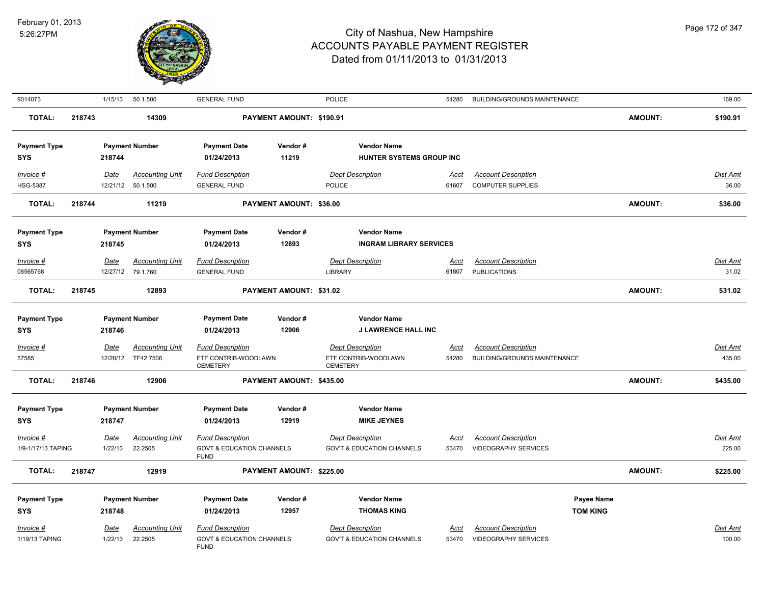| 9014073 | 1/15/13 | 50.1.500 | GENERAL FUND | POLICE | 54280 | BUILDING/GROUNDS MAINTENANCE | 169.00 |
|---|---|---|---|---|---|---|---|

**TOTAL:** 218743 14309 **PAYMENT AMOUNT: $190.91** **AMOUNT: $190.91**

| Payment Type | Payment Number | Payment Date | Vendor # | Vendor Name |
|---|---|---|---|---|
| SYS | 218744 | 01/24/2013 | 11219 | HUNTER SYSTEMS GROUP INC |

| Invoice # | Date | Accounting Unit | Fund Description | Dept Description | Acct | Account Description | Dist Amt |
|---|---|---|---|---|---|---|---|
| HSG-5387 | 12/21/12 | 50.1.500 | GENERAL FUND | POLICE | 61607 | COMPUTER SUPPLIES | 36.00 |

**TOTAL:** 218744 11219 **PAYMENT AMOUNT: $36.00** **AMOUNT: $36.00**

| Payment Type | Payment Number | Payment Date | Vendor # | Vendor Name |
|---|---|---|---|---|
| SYS | 218745 | 01/24/2013 | 12893 | INGRAM LIBRARY SERVICES |

| Invoice # | Date | Accounting Unit | Fund Description | Dept Description | Acct | Account Description | Dist Amt |
|---|---|---|---|---|---|---|---|
| 08565768 | 12/27/12 | 79.1.760 | GENERAL FUND | LIBRARY | 61807 | PUBLICATIONS | 31.02 |

**TOTAL:** 218745 12893 **PAYMENT AMOUNT: $31.02** **AMOUNT: $31.02**

| Payment Type | Payment Number | Payment Date | Vendor # | Vendor Name |
|---|---|---|---|---|
| SYS | 218746 | 01/24/2013 | 12906 | J LAWRENCE HALL INC |

| Invoice # | Date | Accounting Unit | Fund Description | Dept Description | Acct | Account Description | Dist Amt |
|---|---|---|---|---|---|---|---|
| 57585 | 12/20/12 | TF42.7506 | ETF CONTRIB-WOODLAWN CEMETERY | ETF CONTRIB-WOODLAWN CEMETERY | 54280 | BUILDING/GROUNDS MAINTENANCE | 435.00 |

**TOTAL:** 218746 12906 **PAYMENT AMOUNT: $435.00** **AMOUNT: $435.00**

| Payment Type | Payment Number | Payment Date | Vendor # | Vendor Name |
|---|---|---|---|---|
| SYS | 218747 | 01/24/2013 | 12919 | MIKE JEYNES |

| Invoice # | Date | Accounting Unit | Fund Description | Dept Description | Acct | Account Description | Dist Amt |
|---|---|---|---|---|---|---|---|
| 1/9-1/17/13 TAPING | 1/22/13 | 22.2505 | GOVT & EDUCATION CHANNELS FUND | GOV'T & EDUCATION CHANNELS | 53470 | VIDEOGRAPHY SERVICES | 225.00 |

**TOTAL:** 218747 12919 **PAYMENT AMOUNT: $225.00** **AMOUNT: $225.00**

| Payment Type | Payment Number | Payment Date | Vendor # | Vendor Name | Payee Name |
|---|---|---|---|---|---|
| SYS | 218748 | 01/24/2013 | 12957 | THOMAS KING | TOM KING |

| Invoice # | Date | Accounting Unit | Fund Description | Dept Description | Acct | Account Description | Dist Amt |
|---|---|---|---|---|---|---|---|
| 1/19/13 TAPING | 1/22/13 | 22.2505 | GOVT & EDUCATION CHANNELS FUND | GOV'T & EDUCATION CHANNELS | 53470 | VIDEOGRAPHY SERVICES | 100.00 |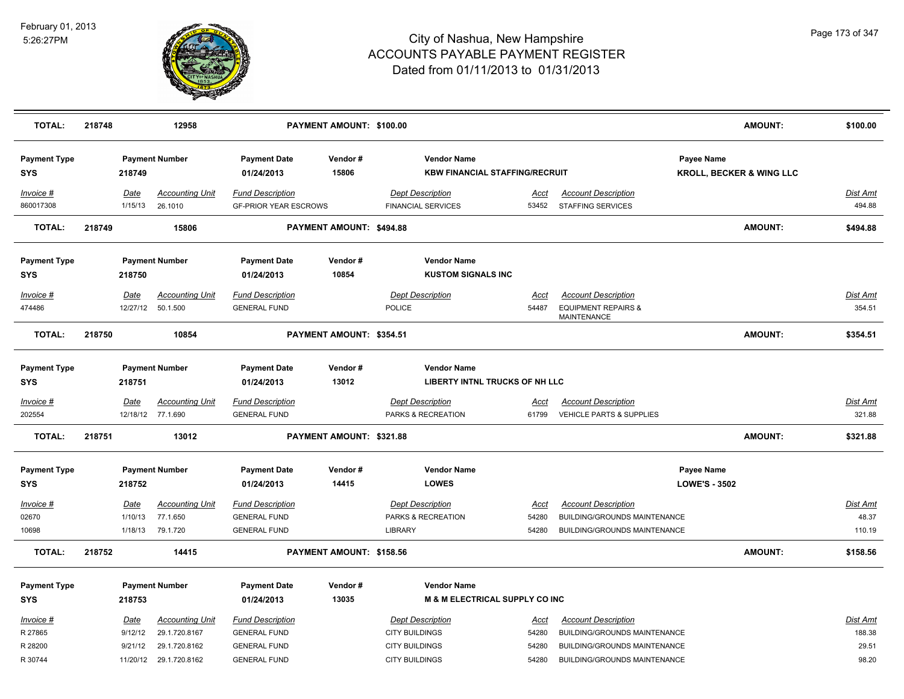# City of Nashua, New Hampshire
## ACCOUNTS PAYABLE PAYMENT REGISTER
### Dated from 01/11/2013 to 01/31/2013

February 01, 2013
5:26:27PM

| TOTAL: | 218748 | 12958 | PAYMENT AMOUNT: $100.00 | AMOUNT: | $100.00 |
|---|---|---|---|---|---|

| Payment Type | Payment Number | Payment Date | Vendor # | Vendor Name | Payee Name |
|---|---|---|---|---|---|
| SYS | 218749 | 01/24/2013 | 15806 | KBW FINANCIAL STAFFING/RECRUIT | KROLL, BECKER & WING LLC |

| Invoice # | Date | Accounting Unit | Fund Description | Dept Description | Acct | Account Description | Dist Amt |
|---|---|---|---|---|---|---|---|
| 860017308 | 1/15/13 | 26.1010 | GF-PRIOR YEAR ESCROWS | FINANCIAL SERVICES | 53452 | STAFFING SERVICES | 494.88 |

| TOTAL: | 218749 | 15806 | PAYMENT AMOUNT: $494.88 | AMOUNT: | $494.88 |
|---|---|---|---|---|---|

| Payment Type | Payment Number | Payment Date | Vendor # | Vendor Name |
|---|---|---|---|---|
| SYS | 218750 | 01/24/2013 | 10854 | KUSTOM SIGNALS INC |

| Invoice # | Date | Accounting Unit | Fund Description | Dept Description | Acct | Account Description | Dist Amt |
|---|---|---|---|---|---|---|---|
| 474486 | 12/27/12 | 50.1.500 | GENERAL FUND | POLICE | 54487 | EQUIPMENT REPAIRS & MAINTENANCE | 354.51 |

| TOTAL: | 218750 | 10854 | PAYMENT AMOUNT: $354.51 | AMOUNT: | $354.51 |
|---|---|---|---|---|---|

| Payment Type | Payment Number | Payment Date | Vendor # | Vendor Name |
|---|---|---|---|---|
| SYS | 218751 | 01/24/2013 | 13012 | LIBERTY INTNL TRUCKS OF NH LLC |

| Invoice # | Date | Accounting Unit | Fund Description | Dept Description | Acct | Account Description | Dist Amt |
|---|---|---|---|---|---|---|---|
| 202554 | 12/18/12 | 77.1.690 | GENERAL FUND | PARKS & RECREATION | 61799 | VEHICLE PARTS & SUPPLIES | 321.88 |

| TOTAL: | 218751 | 13012 | PAYMENT AMOUNT: $321.88 | AMOUNT: | $321.88 |
|---|---|---|---|---|---|

| Payment Type | Payment Number | Payment Date | Vendor # | Vendor Name | Payee Name |
|---|---|---|---|---|---|
| SYS | 218752 | 01/24/2013 | 14415 | LOWES | LOWE'S - 3502 |

| Invoice # | Date | Accounting Unit | Fund Description | Dept Description | Acct | Account Description | Dist Amt |
|---|---|---|---|---|---|---|---|
| 02670 | 1/10/13 | 77.1.650 | GENERAL FUND | PARKS & RECREATION | 54280 | BUILDING/GROUNDS MAINTENANCE | 48.37 |
| 10698 | 1/18/13 | 79.1.720 | GENERAL FUND | LIBRARY | 54280 | BUILDING/GROUNDS MAINTENANCE | 110.19 |

| TOTAL: | 218752 | 14415 | PAYMENT AMOUNT: $158.56 | AMOUNT: | $158.56 |
|---|---|---|---|---|---|

| Payment Type | Payment Number | Payment Date | Vendor # | Vendor Name |
|---|---|---|---|---|
| SYS | 218753 | 01/24/2013 | 13035 | M & M ELECTRICAL SUPPLY CO INC |

| Invoice # | Date | Accounting Unit | Fund Description | Dept Description | Acct | Account Description | Dist Amt |
|---|---|---|---|---|---|---|---|
| R 27865 | 9/12/12 | 29.1.720.8167 | GENERAL FUND | CITY BUILDINGS | 54280 | BUILDING/GROUNDS MAINTENANCE | 188.38 |
| R 28200 | 9/21/12 | 29.1.720.8162 | GENERAL FUND | CITY BUILDINGS | 54280 | BUILDING/GROUNDS MAINTENANCE | 29.51 |
| R 30744 | 11/20/12 | 29.1.720.8162 | GENERAL FUND | CITY BUILDINGS | 54280 | BUILDING/GROUNDS MAINTENANCE | 98.20 |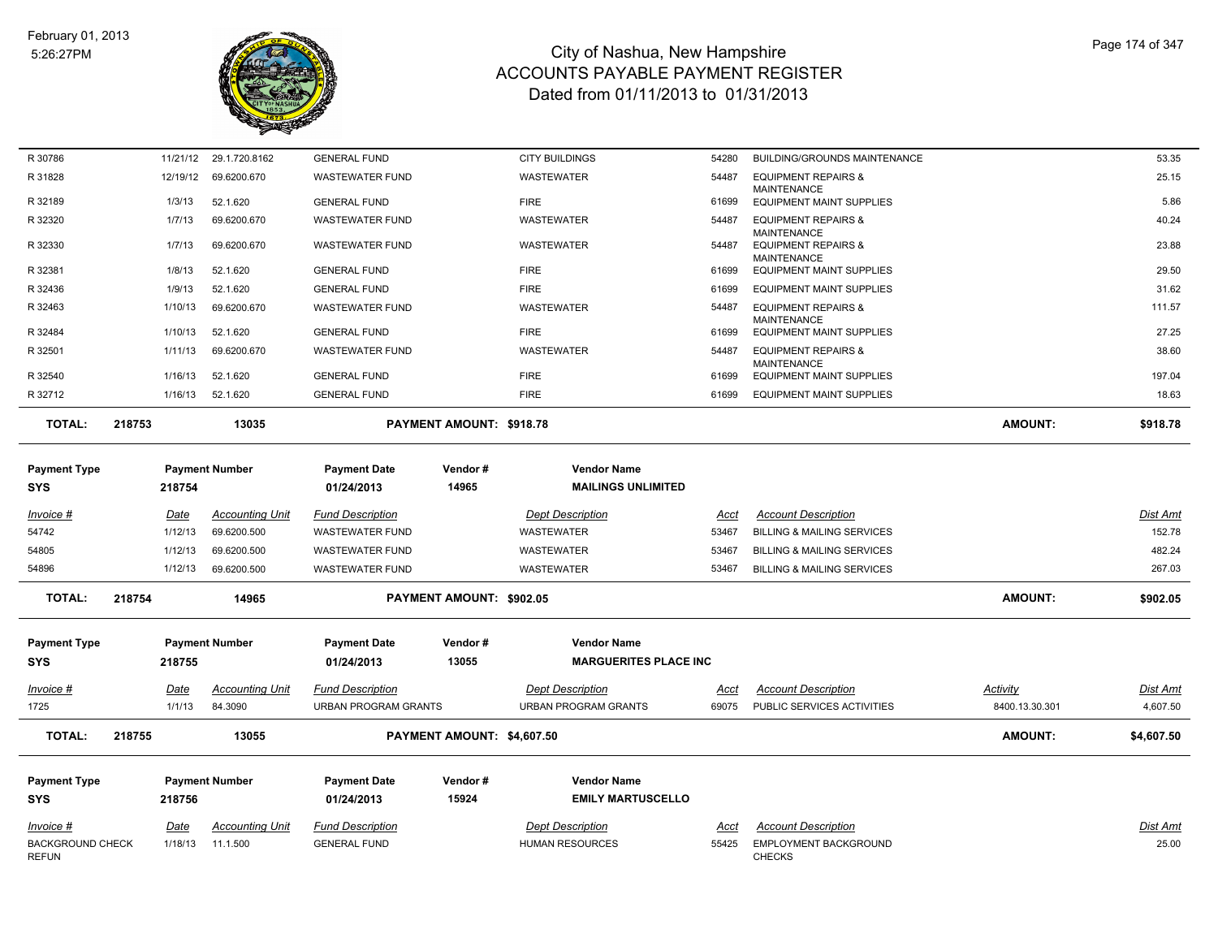# City of Nashua, New Hampshire
## ACCOUNTS PAYABLE PAYMENT REGISTER
### Dated from 01/11/2013 to 01/31/2013

February 01, 2013
5:26:27PM

| Invoice # | Date | Accounting Unit | Fund Description | Dept Description | Acct | Account Description | Dist Amt |
|---|---|---|---|---|---|---|---|
| R 30786 | 11/21/12 | 29.1.720.8162 | GENERAL FUND | CITY BUILDINGS | 54280 | BUILDING/GROUNDS MAINTENANCE | 53.35 |
| R 31828 | 12/19/12 | 69.6200.670 | WASTEWATER FUND | WASTEWATER | 54487 | EQUIPMENT REPAIRS & MAINTENANCE | 25.15 |
| R 32189 | 1/3/13 | 52.1.620 | GENERAL FUND | FIRE | 61699 | EQUIPMENT MAINT SUPPLIES | 5.86 |
| R 32320 | 1/7/13 | 69.6200.670 | WASTEWATER FUND | WASTEWATER | 54487 | EQUIPMENT REPAIRS & MAINTENANCE | 40.24 |
| R 32330 | 1/7/13 | 69.6200.670 | WASTEWATER FUND | WASTEWATER | 54487 | EQUIPMENT REPAIRS & MAINTENANCE | 23.88 |
| R 32381 | 1/8/13 | 52.1.620 | GENERAL FUND | FIRE | 61699 | EQUIPMENT MAINT SUPPLIES | 29.50 |
| R 32436 | 1/9/13 | 52.1.620 | GENERAL FUND | FIRE | 61699 | EQUIPMENT MAINT SUPPLIES | 31.62 |
| R 32463 | 1/10/13 | 69.6200.670 | WASTEWATER FUND | WASTEWATER | 54487 | EQUIPMENT REPAIRS & MAINTENANCE | 111.57 |
| R 32484 | 1/10/13 | 52.1.620 | GENERAL FUND | FIRE | 61699 | EQUIPMENT MAINT SUPPLIES | 27.25 |
| R 32501 | 1/11/13 | 69.6200.670 | WASTEWATER FUND | WASTEWATER | 54487 | EQUIPMENT REPAIRS & MAINTENANCE | 38.60 |
| R 32540 | 1/16/13 | 52.1.620 | GENERAL FUND | FIRE | 61699 | EQUIPMENT MAINT SUPPLIES | 197.04 |
| R 32712 | 1/16/13 | 52.1.620 | GENERAL FUND | FIRE | 61699 | EQUIPMENT MAINT SUPPLIES | 18.63 |

**TOTAL: 218753 — 13035 — PAYMENT AMOUNT: $918.78 — AMOUNT: $918.78**

| Payment Type | Payment Number | Payment Date | Vendor # | Vendor Name |
|---|---|---|---|---|
| SYS | 218754 | 01/24/2013 | 14965 | MAILINGS UNLIMITED |

| Invoice # | Date | Accounting Unit | Fund Description | Dept Description | Acct | Account Description | Dist Amt |
|---|---|---|---|---|---|---|---|
| 54742 | 1/12/13 | 69.6200.500 | WASTEWATER FUND | WASTEWATER | 53467 | BILLING & MAILING SERVICES | 152.78 |
| 54805 | 1/12/13 | 69.6200.500 | WASTEWATER FUND | WASTEWATER | 53467 | BILLING & MAILING SERVICES | 482.24 |
| 54896 | 1/12/13 | 69.6200.500 | WASTEWATER FUND | WASTEWATER | 53467 | BILLING & MAILING SERVICES | 267.03 |

**TOTAL: 218754 — 14965 — PAYMENT AMOUNT: $902.05 — AMOUNT: $902.05**

| Payment Type | Payment Number | Payment Date | Vendor # | Vendor Name |
|---|---|---|---|---|
| SYS | 218755 | 01/24/2013 | 13055 | MARGUERITES PLACE INC |

| Invoice # | Date | Accounting Unit | Fund Description | Dept Description | Acct | Account Description | Activity | Dist Amt |
|---|---|---|---|---|---|---|---|---|
| 1725 | 1/1/13 | 84.3090 | URBAN PROGRAM GRANTS | URBAN PROGRAM GRANTS | 69075 | PUBLIC SERVICES ACTIVITIES | 8400.13.30.301 | 4,607.50 |

**TOTAL: 218755 — 13055 — PAYMENT AMOUNT: $4,607.50 — AMOUNT: $4,607.50**

| Payment Type | Payment Number | Payment Date | Vendor # | Vendor Name |
|---|---|---|---|---|
| SYS | 218756 | 01/24/2013 | 15924 | EMILY MARTUSCELLO |

| Invoice # | Date | Accounting Unit | Fund Description | Dept Description | Acct | Account Description | Dist Amt |
|---|---|---|---|---|---|---|---|
| BACKGROUND CHECK REFUN | 1/18/13 | 11.1.500 | GENERAL FUND | HUMAN RESOURCES | 55425 | EMPLOYMENT BACKGROUND CHECKS | 25.00 |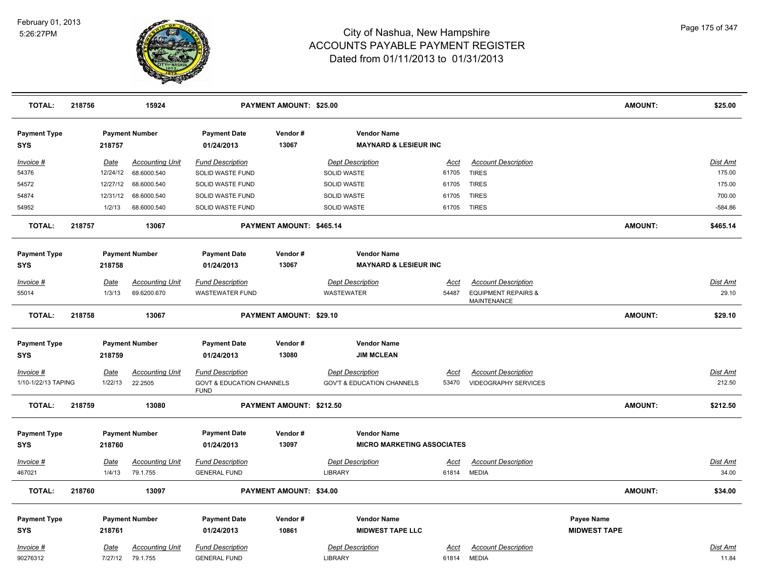| TOTAL: | 218756 | 15924 | PAYMENT AMOUNT: $25.00 | AMOUNT: | $25.00 |
|---|---|---|---|---|---|

| Payment Type | Payment Number | Payment Date | Vendor # | Vendor Name |
|---|---|---|---|---|
| SYS | 218757 | 01/24/2013 | 13067 | MAYNARD & LESIEUR INC |

| Invoice # | Date | Accounting Unit | Fund Description | Dept Description | Acct | Account Description | Dist Amt |
|---|---|---|---|---|---|---|---|
| 54376 | 12/24/12 | 68.6000.540 | SOLID WASTE FUND | SOLID WASTE | 61705 | TIRES | 175.00 |
| 54572 | 12/27/12 | 68.6000.540 | SOLID WASTE FUND | SOLID WASTE | 61705 | TIRES | 175.00 |
| 54874 | 12/31/12 | 68.6000.540 | SOLID WASTE FUND | SOLID WASTE | 61705 | TIRES | 700.00 |
| 54952 | 1/2/13 | 68.6000.540 | SOLID WASTE FUND | SOLID WASTE | 61705 | TIRES | -584.86 |

| TOTAL: | 218757 | 13067 | PAYMENT AMOUNT: $465.14 | AMOUNT: | $465.14 |
|---|---|---|---|---|---|

| Payment Type | Payment Number | Payment Date | Vendor # | Vendor Name |
|---|---|---|---|---|
| SYS | 218758 | 01/24/2013 | 13067 | MAYNARD & LESIEUR INC |

| Invoice # | Date | Accounting Unit | Fund Description | Dept Description | Acct | Account Description | Dist Amt |
|---|---|---|---|---|---|---|---|
| 55014 | 1/3/13 | 69.6200.670 | WASTEWATER FUND | WASTEWATER | 54487 | EQUIPMENT REPAIRS & MAINTENANCE | 29.10 |

| TOTAL: | 218758 | 13067 | PAYMENT AMOUNT: $29.10 | AMOUNT: | $29.10 |
|---|---|---|---|---|---|

| Payment Type | Payment Number | Payment Date | Vendor # | Vendor Name |
|---|---|---|---|---|
| SYS | 218759 | 01/24/2013 | 13080 | JIM MCLEAN |

| Invoice # | Date | Accounting Unit | Fund Description | Dept Description | Acct | Account Description | Dist Amt |
|---|---|---|---|---|---|---|---|
| 1/10-1/22/13 TAPING | 1/22/13 | 22.2505 | GOVT & EDUCATION CHANNELS FUND | GOV'T & EDUCATION CHANNELS | 53470 | VIDEOGRAPHY SERVICES | 212.50 |

| TOTAL: | 218759 | 13080 | PAYMENT AMOUNT: $212.50 | AMOUNT: | $212.50 |
|---|---|---|---|---|---|

| Payment Type | Payment Number | Payment Date | Vendor # | Vendor Name |
|---|---|---|---|---|
| SYS | 218760 | 01/24/2013 | 13097 | MICRO MARKETING ASSOCIATES |

| Invoice # | Date | Accounting Unit | Fund Description | Dept Description | Acct | Account Description | Dist Amt |
|---|---|---|---|---|---|---|---|
| 467021 | 1/4/13 | 79.1.755 | GENERAL FUND | LIBRARY | 61814 | MEDIA | 34.00 |

| TOTAL: | 218760 | 13097 | PAYMENT AMOUNT: $34.00 | AMOUNT: | $34.00 |
|---|---|---|---|---|---|

| Payment Type | Payment Number | Payment Date | Vendor # | Vendor Name | Payee Name |
|---|---|---|---|---|---|
| SYS | 218761 | 01/24/2013 | 10861 | MIDWEST TAPE LLC | MIDWEST TAPE |

| Invoice # | Date | Accounting Unit | Fund Description | Dept Description | Acct | Account Description | Dist Amt |
|---|---|---|---|---|---|---|---|
| 90276312 | 7/27/12 | 79.1.755 | GENERAL FUND | LIBRARY | 61814 | MEDIA | 11.84 |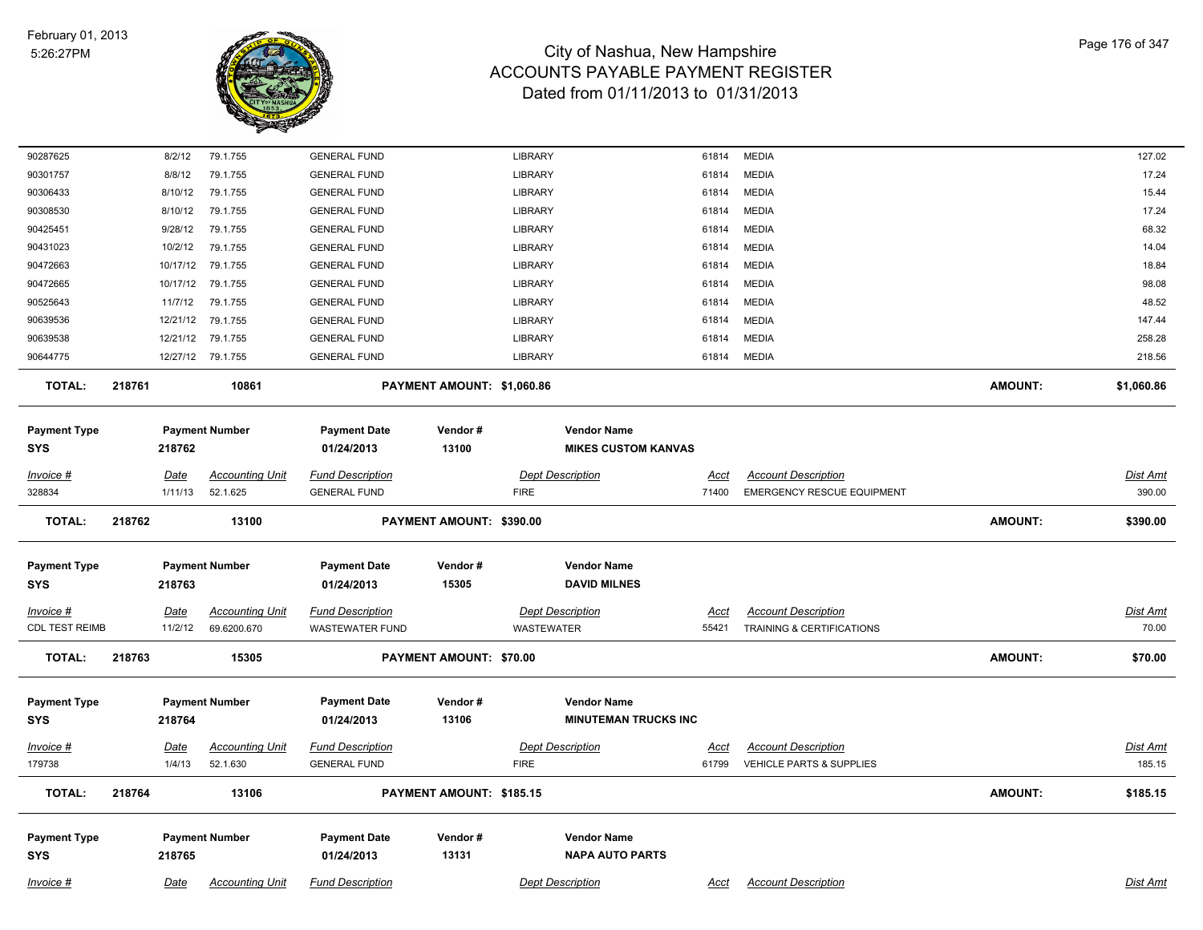| Invoice # | Date | Accounting Unit | Fund Description | Dept Description | Acct | Account Description | Dist Amt |
|---|---|---|---|---|---|---|---|
| 90287625 | 8/2/12 | 79.1.755 | GENERAL FUND | LIBRARY | 61814 | MEDIA | 127.02 |
| 90301757 | 8/8/12 | 79.1.755 | GENERAL FUND | LIBRARY | 61814 | MEDIA | 17.24 |
| 90306433 | 8/10/12 | 79.1.755 | GENERAL FUND | LIBRARY | 61814 | MEDIA | 15.44 |
| 90308530 | 8/10/12 | 79.1.755 | GENERAL FUND | LIBRARY | 61814 | MEDIA | 17.24 |
| 90425451 | 9/28/12 | 79.1.755 | GENERAL FUND | LIBRARY | 61814 | MEDIA | 68.32 |
| 90431023 | 10/2/12 | 79.1.755 | GENERAL FUND | LIBRARY | 61814 | MEDIA | 14.04 |
| 90472663 | 10/17/12 | 79.1.755 | GENERAL FUND | LIBRARY | 61814 | MEDIA | 18.84 |
| 90472665 | 10/17/12 | 79.1.755 | GENERAL FUND | LIBRARY | 61814 | MEDIA | 98.08 |
| 90525643 | 11/7/12 | 79.1.755 | GENERAL FUND | LIBRARY | 61814 | MEDIA | 48.52 |
| 90639536 | 12/21/12 | 79.1.755 | GENERAL FUND | LIBRARY | 61814 | MEDIA | 147.44 |
| 90639538 | 12/21/12 | 79.1.755 | GENERAL FUND | LIBRARY | 61814 | MEDIA | 258.28 |
| 90644775 | 12/27/12 | 79.1.755 | GENERAL FUND | LIBRARY | 61814 | MEDIA | 218.56 |

**TOTAL:** 218761 | 10861 | **PAYMENT AMOUNT: $1,060.86** | **AMOUNT: $1,060.86**

| Payment Type | Payment Number | Payment Date | Vendor # | Vendor Name |
|---|---|---|---|---|
| SYS | 218762 | 01/24/2013 | 13100 | MIKES CUSTOM KANVAS |

| Invoice # | Date | Accounting Unit | Fund Description | Dept Description | Acct | Account Description | Dist Amt |
|---|---|---|---|---|---|---|---|
| 328834 | 1/11/13 | 52.1.625 | GENERAL FUND | FIRE | 71400 | EMERGENCY RESCUE EQUIPMENT | 390.00 |

**TOTAL:** 218762 | 13100 | **PAYMENT AMOUNT: $390.00** | **AMOUNT: $390.00**

| Payment Type | Payment Number | Payment Date | Vendor # | Vendor Name |
|---|---|---|---|---|
| SYS | 218763 | 01/24/2013 | 15305 | DAVID MILNES |

| Invoice # | Date | Accounting Unit | Fund Description | Dept Description | Acct | Account Description | Dist Amt |
|---|---|---|---|---|---|---|---|
| CDL TEST REIMB | 11/2/12 | 69.6200.670 | WASTEWATER FUND | WASTEWATER | 55421 | TRAINING & CERTIFICATIONS | 70.00 |

**TOTAL:** 218763 | 15305 | **PAYMENT AMOUNT: $70.00** | **AMOUNT: $70.00**

| Payment Type | Payment Number | Payment Date | Vendor # | Vendor Name |
|---|---|---|---|---|
| SYS | 218764 | 01/24/2013 | 13106 | MINUTEMAN TRUCKS INC |

| Invoice # | Date | Accounting Unit | Fund Description | Dept Description | Acct | Account Description | Dist Amt |
|---|---|---|---|---|---|---|---|
| 179738 | 1/4/13 | 52.1.630 | GENERAL FUND | FIRE | 61799 | VEHICLE PARTS & SUPPLIES | 185.15 |

**TOTAL:** 218764 | 13106 | **PAYMENT AMOUNT: $185.15** | **AMOUNT: $185.15**

| Payment Type | Payment Number | Payment Date | Vendor # | Vendor Name |
|---|---|---|---|---|
| SYS | 218765 | 01/24/2013 | 13131 | NAPA AUTO PARTS |

| Invoice # | Date | Accounting Unit | Fund Description | Dept Description | Acct | Account Description | Dist Amt |
|---|---|---|---|---|---|---|---|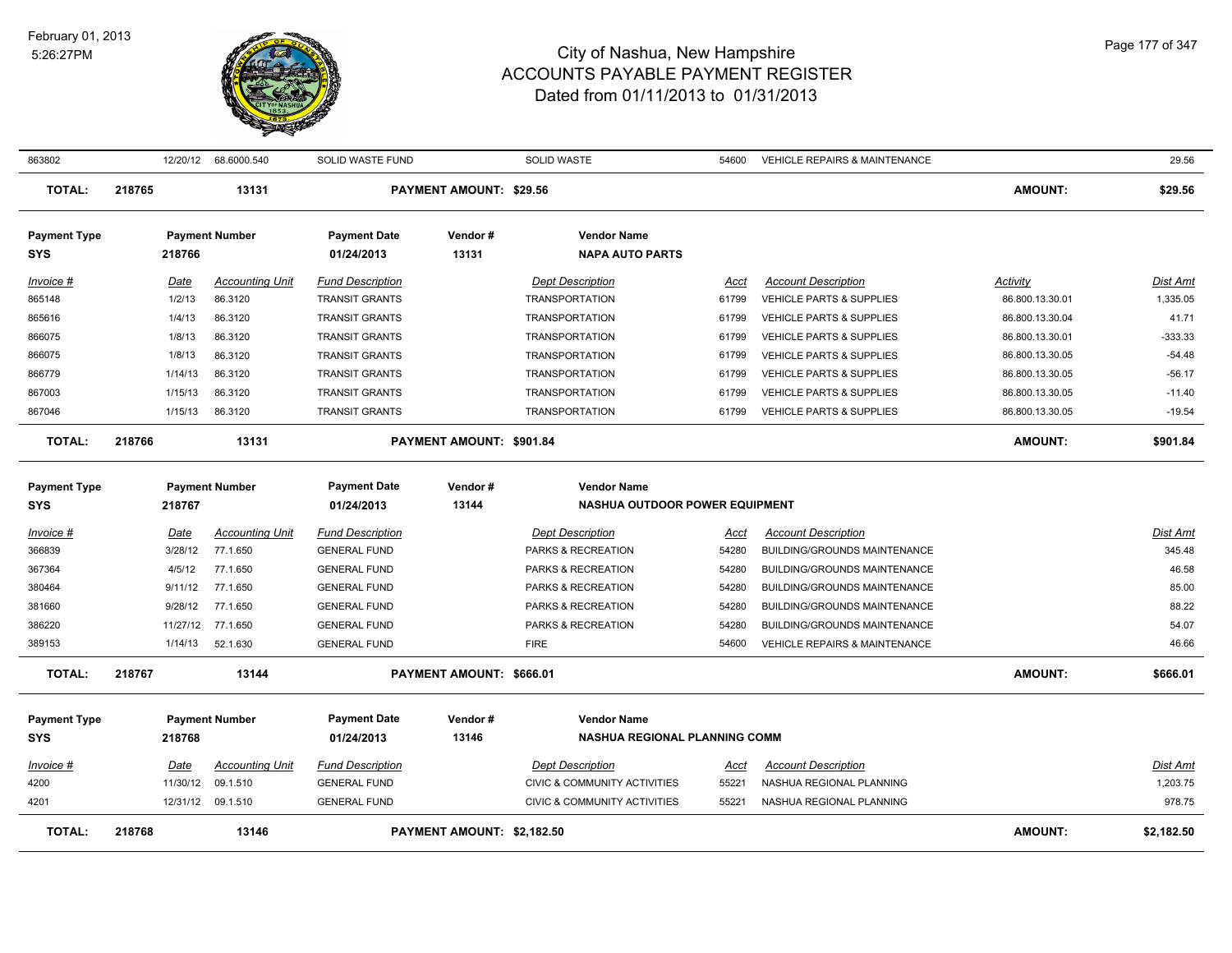# City of Nashua, New Hampshire
## ACCOUNTS PAYABLE PAYMENT REGISTER
### Dated from 01/11/2013 to 01/31/2013

February 01, 2013
5:26:27PM

| Invoice # | Date | Accounting Unit | Fund Description | Dept Description | Acct | Account Description | Activity | Dist Amt |
|---|---|---|---|---|---|---|---|---|
| 863802 | 12/20/12 | 68.6000.540 | SOLID WASTE FUND | SOLID WASTE | 54600 | VEHICLE REPAIRS & MAINTENANCE | | 29.56 |

**TOTAL: 218765 13131 PAYMENT AMOUNT: $29.56 AMOUNT: $29.56**

| Payment Type | Payment Number | Payment Date | Vendor # | Vendor Name |
|---|---|---|---|---|
| SYS | 218766 | 01/24/2013 | 13131 | NAPA AUTO PARTS |

| Invoice # | Date | Accounting Unit | Fund Description | Dept Description | Acct | Account Description | Activity | Dist Amt |
|---|---|---|---|---|---|---|---|---|
| 865148 | 1/2/13 | 86.3120 | TRANSIT GRANTS | TRANSPORTATION | 61799 | VEHICLE PARTS & SUPPLIES | 86.800.13.30.01 | 1,335.05 |
| 865616 | 1/4/13 | 86.3120 | TRANSIT GRANTS | TRANSPORTATION | 61799 | VEHICLE PARTS & SUPPLIES | 86.800.13.30.04 | 41.71 |
| 866075 | 1/8/13 | 86.3120 | TRANSIT GRANTS | TRANSPORTATION | 61799 | VEHICLE PARTS & SUPPLIES | 86.800.13.30.01 | -333.33 |
| 866075 | 1/8/13 | 86.3120 | TRANSIT GRANTS | TRANSPORTATION | 61799 | VEHICLE PARTS & SUPPLIES | 86.800.13.30.05 | -54.48 |
| 866779 | 1/14/13 | 86.3120 | TRANSIT GRANTS | TRANSPORTATION | 61799 | VEHICLE PARTS & SUPPLIES | 86.800.13.30.05 | -56.17 |
| 867003 | 1/15/13 | 86.3120 | TRANSIT GRANTS | TRANSPORTATION | 61799 | VEHICLE PARTS & SUPPLIES | 86.800.13.30.05 | -11.40 |
| 867046 | 1/15/13 | 86.3120 | TRANSIT GRANTS | TRANSPORTATION | 61799 | VEHICLE PARTS & SUPPLIES | 86.800.13.30.05 | -19.54 |

**TOTAL: 218766 13131 PAYMENT AMOUNT: $901.84 AMOUNT: $901.84**

| Payment Type | Payment Number | Payment Date | Vendor # | Vendor Name |
|---|---|---|---|---|
| SYS | 218767 | 01/24/2013 | 13144 | NASHUA OUTDOOR POWER EQUIPMENT |

| Invoice # | Date | Accounting Unit | Fund Description | Dept Description | Acct | Account Description | Activity | Dist Amt |
|---|---|---|---|---|---|---|---|---|
| 366839 | 3/28/12 | 77.1.650 | GENERAL FUND | PARKS & RECREATION | 54280 | BUILDING/GROUNDS MAINTENANCE | | 345.48 |
| 367364 | 4/5/12 | 77.1.650 | GENERAL FUND | PARKS & RECREATION | 54280 | BUILDING/GROUNDS MAINTENANCE | | 46.58 |
| 380464 | 9/11/12 | 77.1.650 | GENERAL FUND | PARKS & RECREATION | 54280 | BUILDING/GROUNDS MAINTENANCE | | 85.00 |
| 381660 | 9/28/12 | 77.1.650 | GENERAL FUND | PARKS & RECREATION | 54280 | BUILDING/GROUNDS MAINTENANCE | | 88.22 |
| 386220 | 11/27/12 | 77.1.650 | GENERAL FUND | PARKS & RECREATION | 54280 | BUILDING/GROUNDS MAINTENANCE | | 54.07 |
| 389153 | 1/14/13 | 52.1.630 | GENERAL FUND | FIRE | 54600 | VEHICLE REPAIRS & MAINTENANCE | | 46.66 |

**TOTAL: 218767 13144 PAYMENT AMOUNT: $666.01 AMOUNT: $666.01**

| Payment Type | Payment Number | Payment Date | Vendor # | Vendor Name |
|---|---|---|---|---|
| SYS | 218768 | 01/24/2013 | 13146 | NASHUA REGIONAL PLANNING COMM |

| Invoice # | Date | Accounting Unit | Fund Description | Dept Description | Acct | Account Description | Activity | Dist Amt |
|---|---|---|---|---|---|---|---|---|
| 4200 | 11/30/12 | 09.1.510 | GENERAL FUND | CIVIC & COMMUNITY ACTIVITIES | 55221 | NASHUA REGIONAL PLANNING | | 1,203.75 |
| 4201 | 12/31/12 | 09.1.510 | GENERAL FUND | CIVIC & COMMUNITY ACTIVITIES | 55221 | NASHUA REGIONAL PLANNING | | 978.75 |

**TOTAL: 218768 13146 PAYMENT AMOUNT: $2,182.50 AMOUNT: $2,182.50**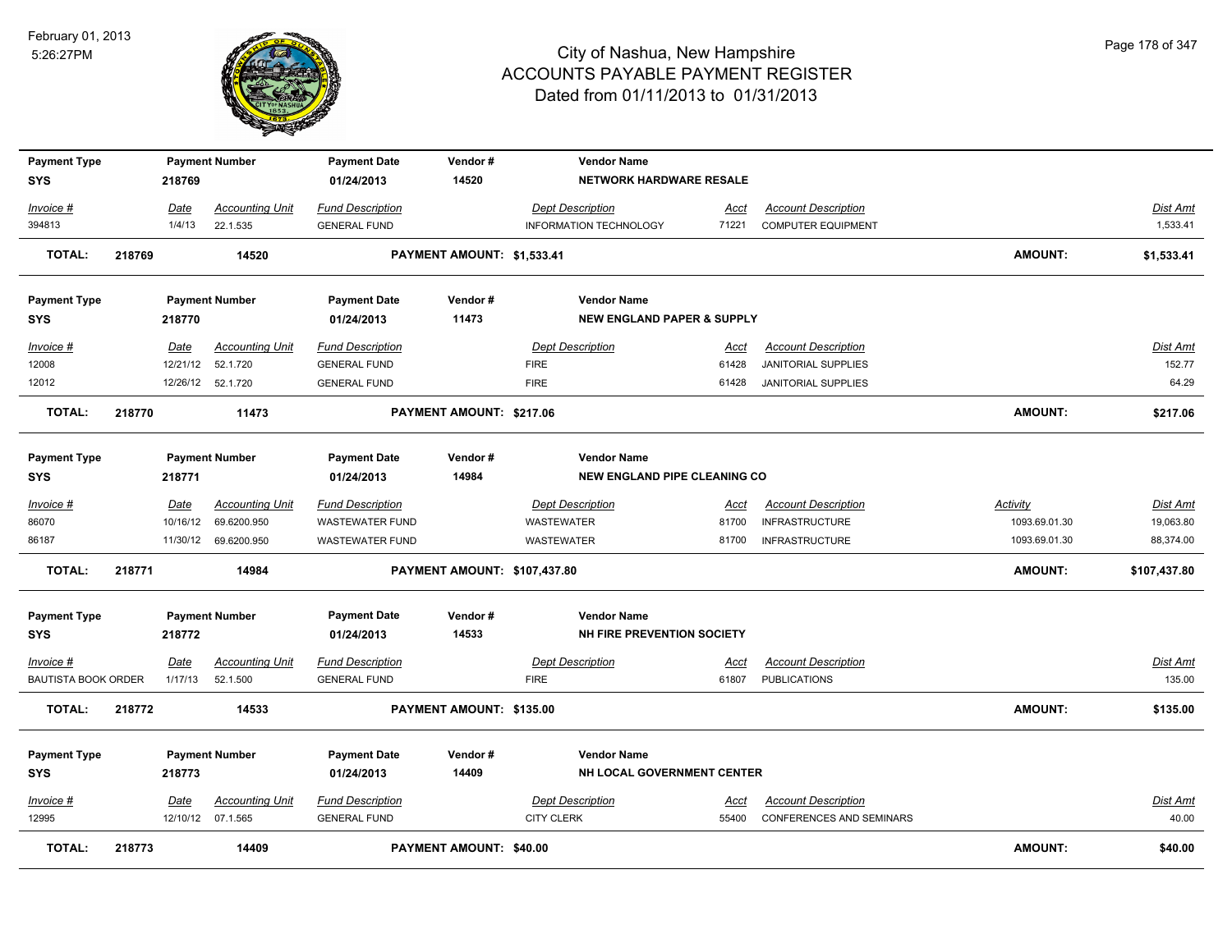# City of Nashua, New Hampshire
# ACCOUNTS PAYABLE PAYMENT REGISTER
## Dated from 01/11/2013 to 01/31/2013

February 01, 2013
5:26:27PM

| Payment Type | Payment Number | Payment Date | Vendor # | Vendor Name |
|---|---|---|---|---|
| SYS | 218769 | 01/24/2013 | 14520 | NETWORK HARDWARE RESALE |

| Invoice # | Date | Accounting Unit | Fund Description | Dept Description | Acct | Account Description | Dist Amt |
|---|---|---|---|---|---|---|---|
| 394813 | 1/4/13 | 22.1.535 | GENERAL FUND | INFORMATION TECHNOLOGY | 71221 | COMPUTER EQUIPMENT | 1,533.41 |

**TOTAL: 218769 14520 PAYMENT AMOUNT: $1,533.41 AMOUNT: $1,533.41**

| Payment Type | Payment Number | Payment Date | Vendor # | Vendor Name |
|---|---|---|---|---|
| SYS | 218770 | 01/24/2013 | 11473 | NEW ENGLAND PAPER & SUPPLY |

| Invoice # | Date | Accounting Unit | Fund Description | Dept Description | Acct | Account Description | Dist Amt |
|---|---|---|---|---|---|---|---|
| 12008 | 12/21/12 | 52.1.720 | GENERAL FUND | FIRE | 61428 | JANITORIAL SUPPLIES | 152.77 |
| 12012 | 12/26/12 | 52.1.720 | GENERAL FUND | FIRE | 61428 | JANITORIAL SUPPLIES | 64.29 |

**TOTAL: 218770 11473 PAYMENT AMOUNT: $217.06 AMOUNT: $217.06**

| Payment Type | Payment Number | Payment Date | Vendor # | Vendor Name |
|---|---|---|---|---|
| SYS | 218771 | 01/24/2013 | 14984 | NEW ENGLAND PIPE CLEANING CO |

| Invoice # | Date | Accounting Unit | Fund Description | Dept Description | Acct | Account Description | Activity | Dist Amt |
|---|---|---|---|---|---|---|---|---|
| 86070 | 10/16/12 | 69.6200.950 | WASTEWATER FUND | WASTEWATER | 81700 | INFRASTRUCTURE | 1093.69.01.30 | 19,063.80 |
| 86187 | 11/30/12 | 69.6200.950 | WASTEWATER FUND | WASTEWATER | 81700 | INFRASTRUCTURE | 1093.69.01.30 | 88,374.00 |

**TOTAL: 218771 14984 PAYMENT AMOUNT: $107,437.80 AMOUNT: $107,437.80**

| Payment Type | Payment Number | Payment Date | Vendor # | Vendor Name |
|---|---|---|---|---|
| SYS | 218772 | 01/24/2013 | 14533 | NH FIRE PREVENTION SOCIETY |

| Invoice # | Date | Accounting Unit | Fund Description | Dept Description | Acct | Account Description | Dist Amt |
|---|---|---|---|---|---|---|---|
| BAUTISTA BOOK ORDER | 1/17/13 | 52.1.500 | GENERAL FUND | FIRE | 61807 | PUBLICATIONS | 135.00 |

**TOTAL: 218772 14533 PAYMENT AMOUNT: $135.00 AMOUNT: $135.00**

| Payment Type | Payment Number | Payment Date | Vendor # | Vendor Name |
|---|---|---|---|---|
| SYS | 218773 | 01/24/2013 | 14409 | NH LOCAL GOVERNMENT CENTER |

| Invoice # | Date | Accounting Unit | Fund Description | Dept Description | Acct | Account Description | Dist Amt |
|---|---|---|---|---|---|---|---|
| 12995 | 12/10/12 | 07.1.565 | GENERAL FUND | CITY CLERK | 55400 | CONFERENCES AND SEMINARS | 40.00 |

**TOTAL: 218773 14409 PAYMENT AMOUNT: $40.00 AMOUNT: $40.00**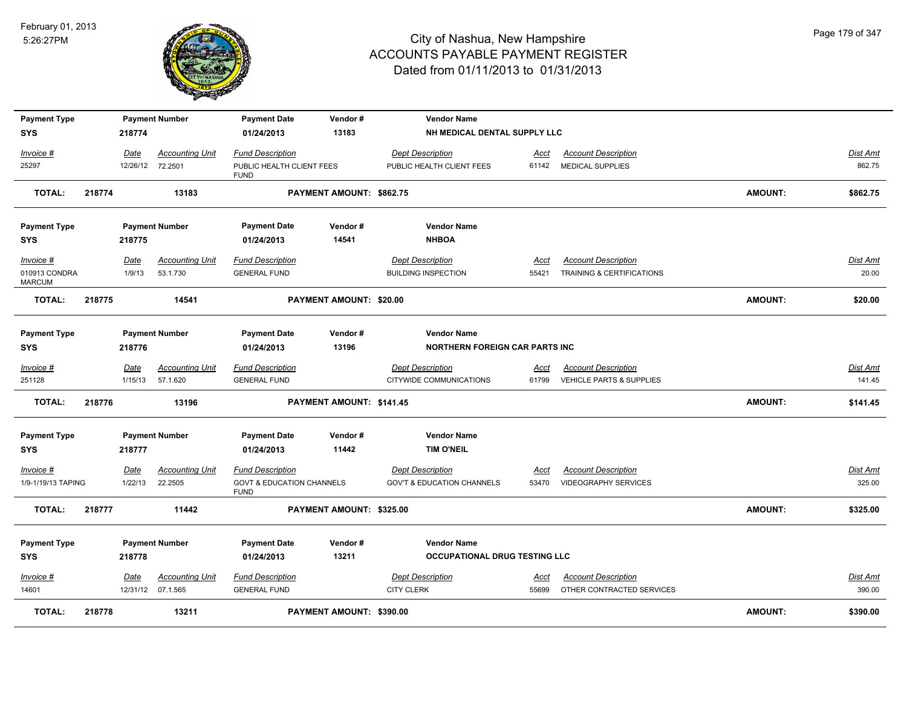# City of Nashua, New Hampshire
## ACCOUNTS PAYABLE PAYMENT REGISTER
### Dated from 01/11/2013 to 01/31/2013

February 01, 2013
5:26:27PM

| Payment Type | Payment Number | Payment Date | Vendor # | Vendor Name | | | |
|---|---|---|---|---|---|---|---|
| SYS | 218774 | 01/24/2013 | 13183 | NH MEDICAL DENTAL SUPPLY LLC | | | |
| *Invoice #* | *Date* | *Accounting Unit* | *Fund Description* | *Dept Description* | *Acct* | *Account Description* | *Dist Amt* |
| 25297 | 12/26/12 | 72.2501 | PUBLIC HEALTH CLIENT FEES FUND | PUBLIC HEALTH CLIENT FEES | 61142 | MEDICAL SUPPLIES | 862.75 |
| **TOTAL:** | **218774** | **13183** | **PAYMENT AMOUNT: $862.75** | | | **AMOUNT:** | **$862.75** |

| Payment Type | Payment Number | Payment Date | Vendor # | Vendor Name | | | |
|---|---|---|---|---|---|---|---|
| SYS | 218775 | 01/24/2013 | 14541 | NHBOA | | | |
| *Invoice #* | *Date* | *Accounting Unit* | *Fund Description* | *Dept Description* | *Acct* | *Account Description* | *Dist Amt* |
| 010913 CONDRA MARCUM | 1/9/13 | 53.1.730 | GENERAL FUND | BUILDING INSPECTION | 55421 | TRAINING & CERTIFICATIONS | 20.00 |
| **TOTAL:** | **218775** | **14541** | **PAYMENT AMOUNT: $20.00** | | | **AMOUNT:** | **$20.00** |

| Payment Type | Payment Number | Payment Date | Vendor # | Vendor Name | | | |
|---|---|---|---|---|---|---|---|
| SYS | 218776 | 01/24/2013 | 13196 | NORTHERN FOREIGN CAR PARTS INC | | | |
| *Invoice #* | *Date* | *Accounting Unit* | *Fund Description* | *Dept Description* | *Acct* | *Account Description* | *Dist Amt* |
| 251128 | 1/15/13 | 57.1.620 | GENERAL FUND | CITYWIDE COMMUNICATIONS | 61799 | VEHICLE PARTS & SUPPLIES | 141.45 |
| **TOTAL:** | **218776** | **13196** | **PAYMENT AMOUNT: $141.45** | | | **AMOUNT:** | **$141.45** |

| Payment Type | Payment Number | Payment Date | Vendor # | Vendor Name | | | |
|---|---|---|---|---|---|---|---|
| SYS | 218777 | 01/24/2013 | 11442 | TIM O'NEIL | | | |
| *Invoice #* | *Date* | *Accounting Unit* | *Fund Description* | *Dept Description* | *Acct* | *Account Description* | *Dist Amt* |
| 1/9-1/19/13 TAPING | 1/22/13 | 22.2505 | GOVT & EDUCATION CHANNELS FUND | GOV'T & EDUCATION CHANNELS | 53470 | VIDEOGRAPHY SERVICES | 325.00 |
| **TOTAL:** | **218777** | **11442** | **PAYMENT AMOUNT: $325.00** | | | **AMOUNT:** | **$325.00** |

| Payment Type | Payment Number | Payment Date | Vendor # | Vendor Name | | | |
|---|---|---|---|---|---|---|---|
| SYS | 218778 | 01/24/2013 | 13211 | OCCUPATIONAL DRUG TESTING LLC | | | |
| *Invoice #* | *Date* | *Accounting Unit* | *Fund Description* | *Dept Description* | *Acct* | *Account Description* | *Dist Amt* |
| 14601 | 12/31/12 | 07.1.565 | GENERAL FUND | CITY CLERK | 55699 | OTHER CONTRACTED SERVICES | 390.00 |
| **TOTAL:** | **218778** | **13211** | **PAYMENT AMOUNT: $390.00** | | | **AMOUNT:** | **$390.00** |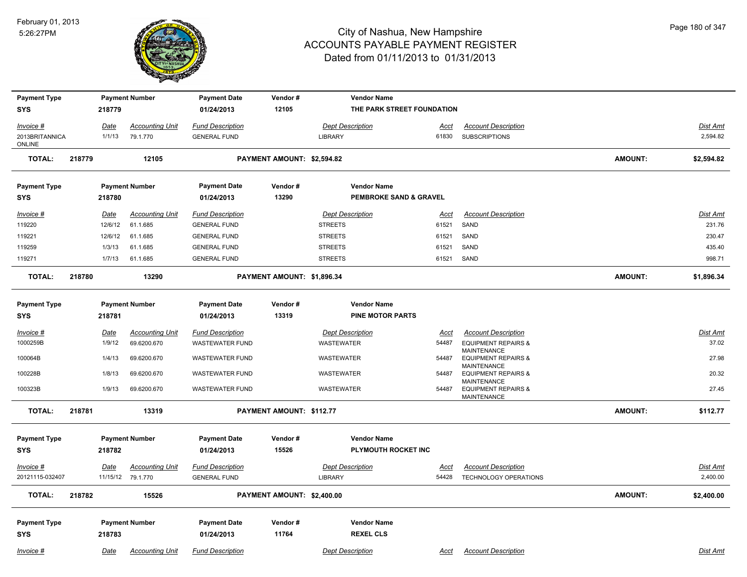# City of Nashua, New Hampshire
## ACCOUNTS PAYABLE PAYMENT REGISTER
### Dated from 01/11/2013 to 01/31/2013

February 01, 2013
5:26:27PM

| Payment Type | Payment Number | Payment Date | Vendor # | Vendor Name |
|---|---|---|---|---|
| SYS | 218779 | 01/24/2013 | 12105 | THE PARK STREET FOUNDATION |

| Invoice # | Date | Accounting Unit | Fund Description | Dept Description | Acct | Account Description | Dist Amt |
|---|---|---|---|---|---|---|---|
| 2013BRITANNICA ONLINE | 1/1/13 | 79.1.770 | GENERAL FUND | LIBRARY | 61830 | SUBSCRIPTIONS | 2,594.82 |

**TOTAL: 218779 12105 PAYMENT AMOUNT: $2,594.82 AMOUNT: $2,594.82**

| Payment Type | Payment Number | Payment Date | Vendor # | Vendor Name |
|---|---|---|---|---|
| SYS | 218780 | 01/24/2013 | 13290 | PEMBROKE SAND & GRAVEL |

| Invoice # | Date | Accounting Unit | Fund Description | Dept Description | Acct | Account Description | Dist Amt |
|---|---|---|---|---|---|---|---|
| 119220 | 12/6/12 | 61.1.685 | GENERAL FUND | STREETS | 61521 | SAND | 231.76 |
| 119221 | 12/6/12 | 61.1.685 | GENERAL FUND | STREETS | 61521 | SAND | 230.47 |
| 119259 | 1/3/13 | 61.1.685 | GENERAL FUND | STREETS | 61521 | SAND | 435.40 |
| 119271 | 1/7/13 | 61.1.685 | GENERAL FUND | STREETS | 61521 | SAND | 998.71 |

**TOTAL: 218780 13290 PAYMENT AMOUNT: $1,896.34 AMOUNT: $1,896.34**

| Payment Type | Payment Number | Payment Date | Vendor # | Vendor Name |
|---|---|---|---|---|
| SYS | 218781 | 01/24/2013 | 13319 | PINE MOTOR PARTS |

| Invoice # | Date | Accounting Unit | Fund Description | Dept Description | Acct | Account Description | Dist Amt |
|---|---|---|---|---|---|---|---|
| 1000259B | 1/9/12 | 69.6200.670 | WASTEWATER FUND | WASTEWATER | 54487 | EQUIPMENT REPAIRS & MAINTENANCE | 37.02 |
| 100064B | 1/4/13 | 69.6200.670 | WASTEWATER FUND | WASTEWATER | 54487 | EQUIPMENT REPAIRS & MAINTENANCE | 27.98 |
| 100228B | 1/8/13 | 69.6200.670 | WASTEWATER FUND | WASTEWATER | 54487 | EQUIPMENT REPAIRS & MAINTENANCE | 20.32 |
| 100323B | 1/9/13 | 69.6200.670 | WASTEWATER FUND | WASTEWATER | 54487 | EQUIPMENT REPAIRS & MAINTENANCE | 27.45 |

**TOTAL: 218781 13319 PAYMENT AMOUNT: $112.77 AMOUNT: $112.77**

| Payment Type | Payment Number | Payment Date | Vendor # | Vendor Name |
|---|---|---|---|---|
| SYS | 218782 | 01/24/2013 | 15526 | PLYMOUTH ROCKET INC |

| Invoice # | Date | Accounting Unit | Fund Description | Dept Description | Acct | Account Description | Dist Amt |
|---|---|---|---|---|---|---|---|
| 20121115-032407 | 11/15/12 | 79.1.770 | GENERAL FUND | LIBRARY | 54428 | TECHNOLOGY OPERATIONS | 2,400.00 |

**TOTAL: 218782 15526 PAYMENT AMOUNT: $2,400.00 AMOUNT: $2,400.00**

| Payment Type | Payment Number | Payment Date | Vendor # | Vendor Name |
|---|---|---|---|---|
| SYS | 218783 | 01/24/2013 | 11764 | REXEL CLS |

| Invoice # | Date | Accounting Unit | Fund Description | Dept Description | Acct | Account Description | Dist Amt |
|---|---|---|---|---|---|---|---|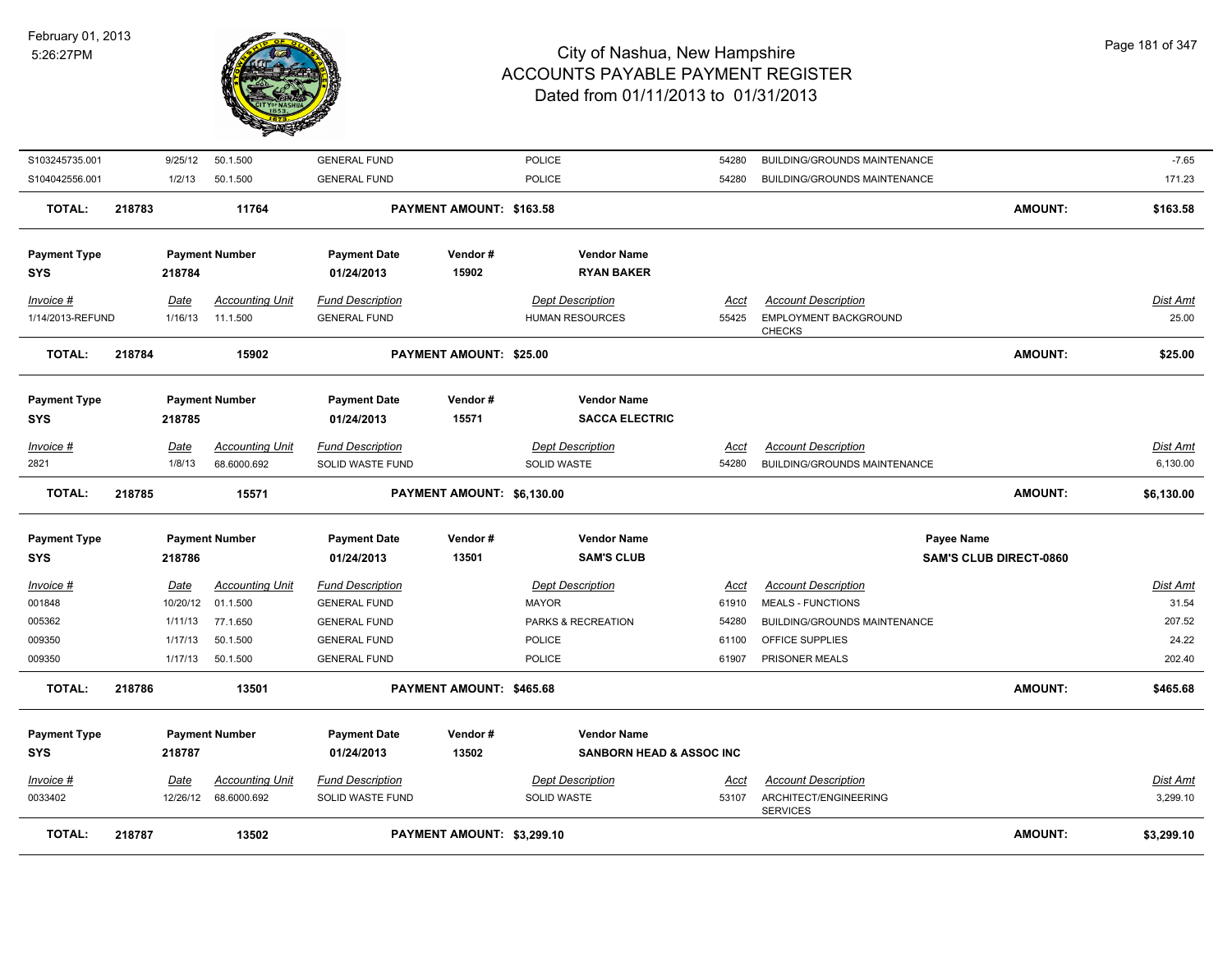# City of Nashua, New Hampshire
## ACCOUNTS PAYABLE PAYMENT REGISTER
### Dated from 01/11/2013 to 01/31/2013

February 01, 2013
5:26:27PM

| Invoice # | Date | Accounting Unit | Fund Description | Dept Description | Acct | Account Description | Dist Amt |
|---|---|---|---|---|---|---|---|
| S103245735.001 | 9/25/12 | 50.1.500 | GENERAL FUND | POLICE | 54280 | BUILDING/GROUNDS MAINTENANCE | -7.65 |
| S104042556.001 | 1/2/13 | 50.1.500 | GENERAL FUND | POLICE | 54280 | BUILDING/GROUNDS MAINTENANCE | 171.23 |

**TOTAL: 218783 | 11764 | PAYMENT AMOUNT: $163.58 | AMOUNT: $163.58**

| Payment Type | Payment Number | Payment Date | Vendor # | Vendor Name |
|---|---|---|---|---|
| SYS | 218784 | 01/24/2013 | 15902 | RYAN BAKER |

| Invoice # | Date | Accounting Unit | Fund Description | Dept Description | Acct | Account Description | Dist Amt |
|---|---|---|---|---|---|---|---|
| 1/14/2013-REFUND | 1/16/13 | 11.1.500 | GENERAL FUND | HUMAN RESOURCES | 55425 | EMPLOYMENT BACKGROUND CHECKS | 25.00 |

**TOTAL: 218784 | 15902 | PAYMENT AMOUNT: $25.00 | AMOUNT: $25.00**

| Payment Type | Payment Number | Payment Date | Vendor # | Vendor Name |
|---|---|---|---|---|
| SYS | 218785 | 01/24/2013 | 15571 | SACCA ELECTRIC |

| Invoice # | Date | Accounting Unit | Fund Description | Dept Description | Acct | Account Description | Dist Amt |
|---|---|---|---|---|---|---|---|
| 2821 | 1/8/13 | 68.6000.692 | SOLID WASTE FUND | SOLID WASTE | 54280 | BUILDING/GROUNDS MAINTENANCE | 6,130.00 |

**TOTAL: 218785 | 15571 | PAYMENT AMOUNT: $6,130.00 | AMOUNT: $6,130.00**

| Payment Type | Payment Number | Payment Date | Vendor # | Vendor Name | Payee Name |
|---|---|---|---|---|---|
| SYS | 218786 | 01/24/2013 | 13501 | SAM'S CLUB | SAM'S CLUB DIRECT-0860 |

| Invoice # | Date | Accounting Unit | Fund Description | Dept Description | Acct | Account Description | Dist Amt |
|---|---|---|---|---|---|---|---|
| 001848 | 10/20/12 | 01.1.500 | GENERAL FUND | MAYOR | 61910 | MEALS - FUNCTIONS | 31.54 |
| 005362 | 1/11/13 | 77.1.650 | GENERAL FUND | PARKS & RECREATION | 54280 | BUILDING/GROUNDS MAINTENANCE | 207.52 |
| 009350 | 1/17/13 | 50.1.500 | GENERAL FUND | POLICE | 61100 | OFFICE SUPPLIES | 24.22 |
| 009350 | 1/17/13 | 50.1.500 | GENERAL FUND | POLICE | 61907 | PRISONER MEALS | 202.40 |

**TOTAL: 218786 | 13501 | PAYMENT AMOUNT: $465.68 | AMOUNT: $465.68**

| Payment Type | Payment Number | Payment Date | Vendor # | Vendor Name |
|---|---|---|---|---|
| SYS | 218787 | 01/24/2013 | 13502 | SANBORN HEAD & ASSOC INC |

| Invoice # | Date | Accounting Unit | Fund Description | Dept Description | Acct | Account Description | Dist Amt |
|---|---|---|---|---|---|---|---|
| 0033402 | 12/26/12 | 68.6000.692 | SOLID WASTE FUND | SOLID WASTE | 53107 | ARCHITECT/ENGINEERING SERVICES | 3,299.10 |

**TOTAL: 218787 | 13502 | PAYMENT AMOUNT: $3,299.10 | AMOUNT: $3,299.10**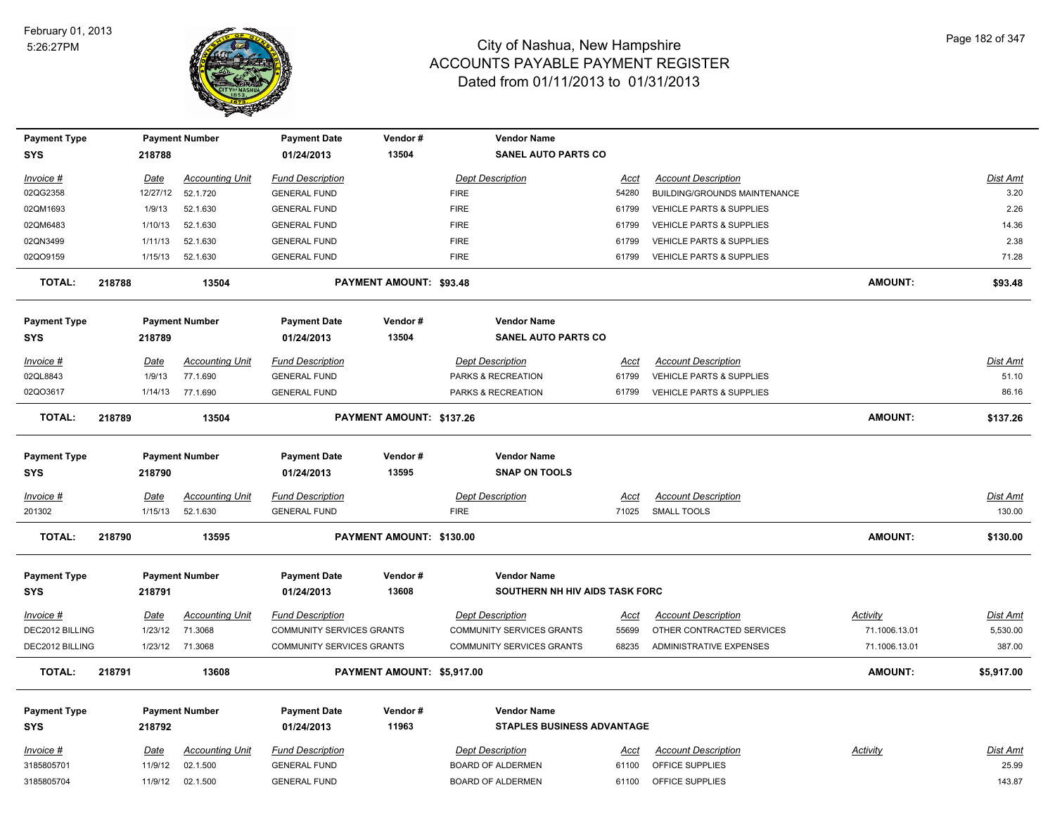# City of Nashua, New Hampshire
## ACCOUNTS PAYABLE PAYMENT REGISTER
### Dated from 01/11/2013 to 01/31/2013

February 01, 2013
5:26:27PM

| Payment Type | Payment Number | Payment Date | Vendor # | Vendor Name |
|---|---|---|---|---|
| SYS | 218788 | 01/24/2013 | 13504 | SANEL AUTO PARTS CO |

| Invoice # | Date | Accounting Unit | Fund Description | Dept Description | Acct | Account Description | Dist Amt |
|---|---|---|---|---|---|---|---|
| 02QG2358 | 12/27/12 | 52.1.720 | GENERAL FUND | FIRE | 54280 | BUILDING/GROUNDS MAINTENANCE | 3.20 |
| 02QM1693 | 1/9/13 | 52.1.630 | GENERAL FUND | FIRE | 61799 | VEHICLE PARTS & SUPPLIES | 2.26 |
| 02QM6483 | 1/10/13 | 52.1.630 | GENERAL FUND | FIRE | 61799 | VEHICLE PARTS & SUPPLIES | 14.36 |
| 02QN3499 | 1/11/13 | 52.1.630 | GENERAL FUND | FIRE | 61799 | VEHICLE PARTS & SUPPLIES | 2.38 |
| 02QO9159 | 1/15/13 | 52.1.630 | GENERAL FUND | FIRE | 61799 | VEHICLE PARTS & SUPPLIES | 71.28 |

**TOTAL: 218788 13504 PAYMENT AMOUNT: $93.48 AMOUNT: $93.48**

| Payment Type | Payment Number | Payment Date | Vendor # | Vendor Name |
|---|---|---|---|---|
| SYS | 218789 | 01/24/2013 | 13504 | SANEL AUTO PARTS CO |

| Invoice # | Date | Accounting Unit | Fund Description | Dept Description | Acct | Account Description | Dist Amt |
|---|---|---|---|---|---|---|---|
| 02QL8843 | 1/9/13 | 77.1.690 | GENERAL FUND | PARKS & RECREATION | 61799 | VEHICLE PARTS & SUPPLIES | 51.10 |
| 02QO3617 | 1/14/13 | 77.1.690 | GENERAL FUND | PARKS & RECREATION | 61799 | VEHICLE PARTS & SUPPLIES | 86.16 |

**TOTAL: 218789 13504 PAYMENT AMOUNT: $137.26 AMOUNT: $137.26**

| Payment Type | Payment Number | Payment Date | Vendor # | Vendor Name |
|---|---|---|---|---|
| SYS | 218790 | 01/24/2013 | 13595 | SNAP ON TOOLS |

| Invoice # | Date | Accounting Unit | Fund Description | Dept Description | Acct | Account Description | Dist Amt |
|---|---|---|---|---|---|---|---|
| 201302 | 1/15/13 | 52.1.630 | GENERAL FUND | FIRE | 71025 | SMALL TOOLS | 130.00 |

**TOTAL: 218790 13595 PAYMENT AMOUNT: $130.00 AMOUNT: $130.00**

| Payment Type | Payment Number | Payment Date | Vendor # | Vendor Name |
|---|---|---|---|---|
| SYS | 218791 | 01/24/2013 | 13608 | SOUTHERN NH HIV AIDS TASK FORC |

| Invoice # | Date | Accounting Unit | Fund Description | Dept Description | Acct | Account Description | Activity | Dist Amt |
|---|---|---|---|---|---|---|---|---|
| DEC2012 BILLING | 1/23/12 | 71.3068 | COMMUNITY SERVICES GRANTS | COMMUNITY SERVICES GRANTS | 55699 | OTHER CONTRACTED SERVICES | 71.1006.13.01 | 5,530.00 |
| DEC2012 BILLING | 1/23/12 | 71.3068 | COMMUNITY SERVICES GRANTS | COMMUNITY SERVICES GRANTS | 68235 | ADMINISTRATIVE EXPENSES | 71.1006.13.01 | 387.00 |

**TOTAL: 218791 13608 PAYMENT AMOUNT: $5,917.00 AMOUNT: $5,917.00**

| Payment Type | Payment Number | Payment Date | Vendor # | Vendor Name |
|---|---|---|---|---|
| SYS | 218792 | 01/24/2013 | 11963 | STAPLES BUSINESS ADVANTAGE |

| Invoice # | Date | Accounting Unit | Fund Description | Dept Description | Acct | Account Description | Activity | Dist Amt |
|---|---|---|---|---|---|---|---|---|
| 3185805701 | 11/9/12 | 02.1.500 | GENERAL FUND | BOARD OF ALDERMEN | 61100 | OFFICE SUPPLIES | | 25.99 |
| 3185805704 | 11/9/12 | 02.1.500 | GENERAL FUND | BOARD OF ALDERMEN | 61100 | OFFICE SUPPLIES | | 143.87 |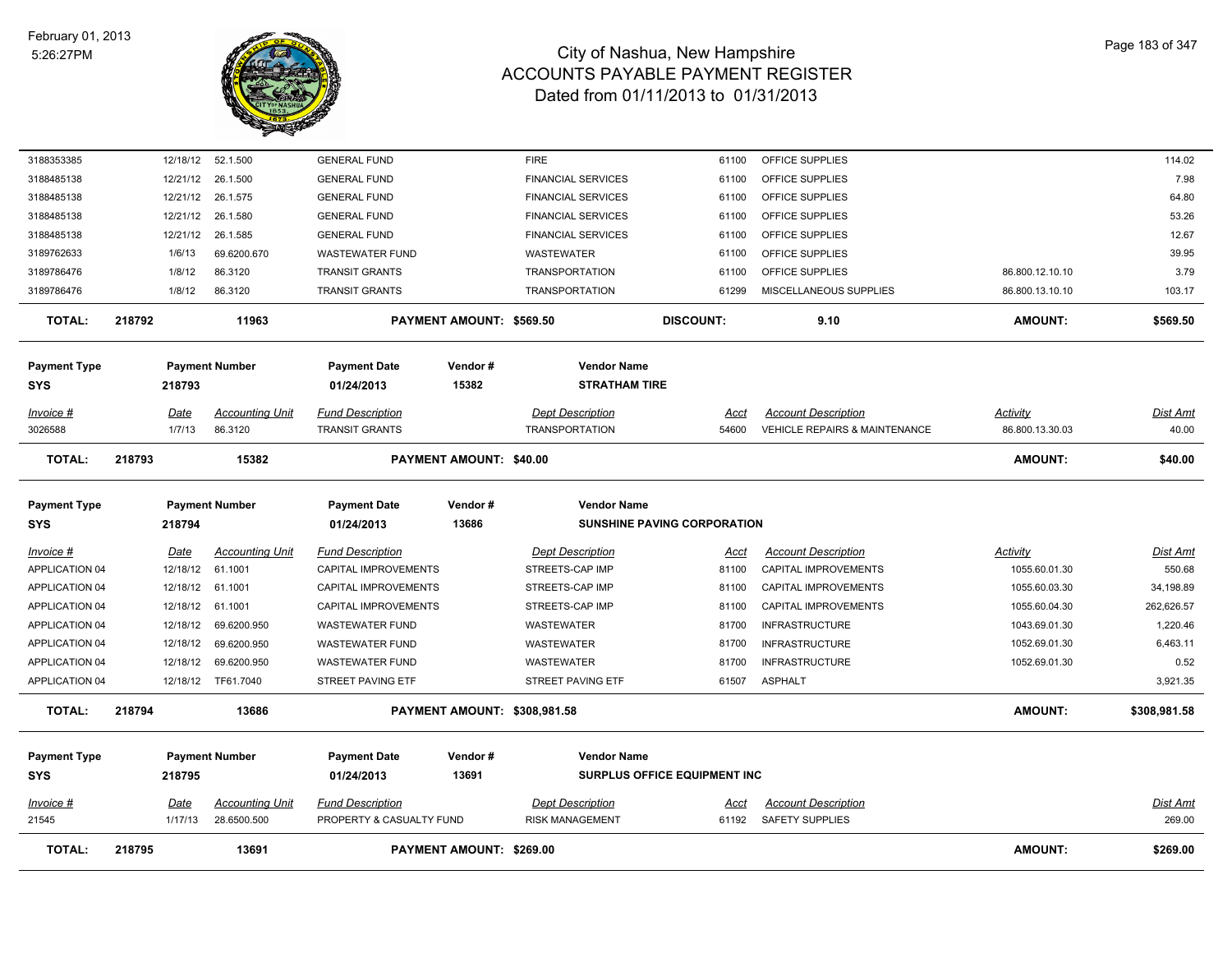| Invoice # | Date | Accounting Unit | Fund Description | Dept Description | Acct | Account Description | Activity | Dist Amt |
|---|---|---|---|---|---|---|---|---|
| 3188353385 | 12/18/12 | 52.1.500 | GENERAL FUND | FIRE | 61100 | OFFICE SUPPLIES | | 114.02 |
| 3188485138 | 12/21/12 | 26.1.500 | GENERAL FUND | FINANCIAL SERVICES | 61100 | OFFICE SUPPLIES | | 7.98 |
| 3188485138 | 12/21/12 | 26.1.575 | GENERAL FUND | FINANCIAL SERVICES | 61100 | OFFICE SUPPLIES | | 64.80 |
| 3188485138 | 12/21/12 | 26.1.580 | GENERAL FUND | FINANCIAL SERVICES | 61100 | OFFICE SUPPLIES | | 53.26 |
| 3188485138 | 12/21/12 | 26.1.585 | GENERAL FUND | FINANCIAL SERVICES | 61100 | OFFICE SUPPLIES | | 12.67 |
| 3189762633 | 1/6/13 | 69.6200.670 | WASTEWATER FUND | WASTEWATER | 61100 | OFFICE SUPPLIES | | 39.95 |
| 3189786476 | 1/8/12 | 86.3120 | TRANSIT GRANTS | TRANSPORTATION | 61100 | OFFICE SUPPLIES | 86.800.12.10.10 | 3.79 |
| 3189786476 | 1/8/12 | 86.3120 | TRANSIT GRANTS | TRANSPORTATION | 61299 | MISCELLANEOUS SUPPLIES | 86.800.13.10.10 | 103.17 |

**TOTAL:** 218792 | 11963 | **PAYMENT AMOUNT: $569.50** | **DISCOUNT:** 9.10 | **AMOUNT:** $569.50

| Payment Type | Payment Number | Payment Date | Vendor # | Vendor Name |
|---|---|---|---|---|
| SYS | 218793 | 01/24/2013 | 15382 | STRATHAM TIRE |

| Invoice # | Date | Accounting Unit | Fund Description | Dept Description | Acct | Account Description | Activity | Dist Amt |
|---|---|---|---|---|---|---|---|---|
| 3026588 | 1/7/13 | 86.3120 | TRANSIT GRANTS | TRANSPORTATION | 54600 | VEHICLE REPAIRS & MAINTENANCE | 86.800.13.30.03 | 40.00 |

**TOTAL:** 218793 | 15382 | **PAYMENT AMOUNT: $40.00** | **AMOUNT:** $40.00

| Payment Type | Payment Number | Payment Date | Vendor # | Vendor Name |
|---|---|---|---|---|
| SYS | 218794 | 01/24/2013 | 13686 | SUNSHINE PAVING CORPORATION |

| Invoice # | Date | Accounting Unit | Fund Description | Dept Description | Acct | Account Description | Activity | Dist Amt |
|---|---|---|---|---|---|---|---|---|
| APPLICATION 04 | 12/18/12 | 61.1001 | CAPITAL IMPROVEMENTS | STREETS-CAP IMP | 81100 | CAPITAL IMPROVEMENTS | 1055.60.01.30 | 550.68 |
| APPLICATION 04 | 12/18/12 | 61.1001 | CAPITAL IMPROVEMENTS | STREETS-CAP IMP | 81100 | CAPITAL IMPROVEMENTS | 1055.60.03.30 | 34,198.89 |
| APPLICATION 04 | 12/18/12 | 61.1001 | CAPITAL IMPROVEMENTS | STREETS-CAP IMP | 81100 | CAPITAL IMPROVEMENTS | 1055.60.04.30 | 262,626.57 |
| APPLICATION 04 | 12/18/12 | 69.6200.950 | WASTEWATER FUND | WASTEWATER | 81700 | INFRASTRUCTURE | 1043.69.01.30 | 1,220.46 |
| APPLICATION 04 | 12/18/12 | 69.6200.950 | WASTEWATER FUND | WASTEWATER | 81700 | INFRASTRUCTURE | 1052.69.01.30 | 6,463.11 |
| APPLICATION 04 | 12/18/12 | 69.6200.950 | WASTEWATER FUND | WASTEWATER | 81700 | INFRASTRUCTURE | 1052.69.01.30 | 0.52 |
| APPLICATION 04 | 12/18/12 | TF61.7040 | STREET PAVING ETF | STREET PAVING ETF | 61507 | ASPHALT | | 3,921.35 |

**TOTAL:** 218794 | 13686 | **PAYMENT AMOUNT: $308,981.58** | **AMOUNT:** $308,981.58

| Payment Type | Payment Number | Payment Date | Vendor # | Vendor Name |
|---|---|---|---|---|
| SYS | 218795 | 01/24/2013 | 13691 | SURPLUS OFFICE EQUIPMENT INC |

| Invoice # | Date | Accounting Unit | Fund Description | Dept Description | Acct | Account Description | Dist Amt |
|---|---|---|---|---|---|---|---|
| 21545 | 1/17/13 | 28.6500.500 | PROPERTY & CASUALTY FUND | RISK MANAGEMENT | 61192 | SAFETY SUPPLIES | 269.00 |

**TOTAL:** 218795 | 13691 | **PAYMENT AMOUNT: $269.00** | **AMOUNT:** $269.00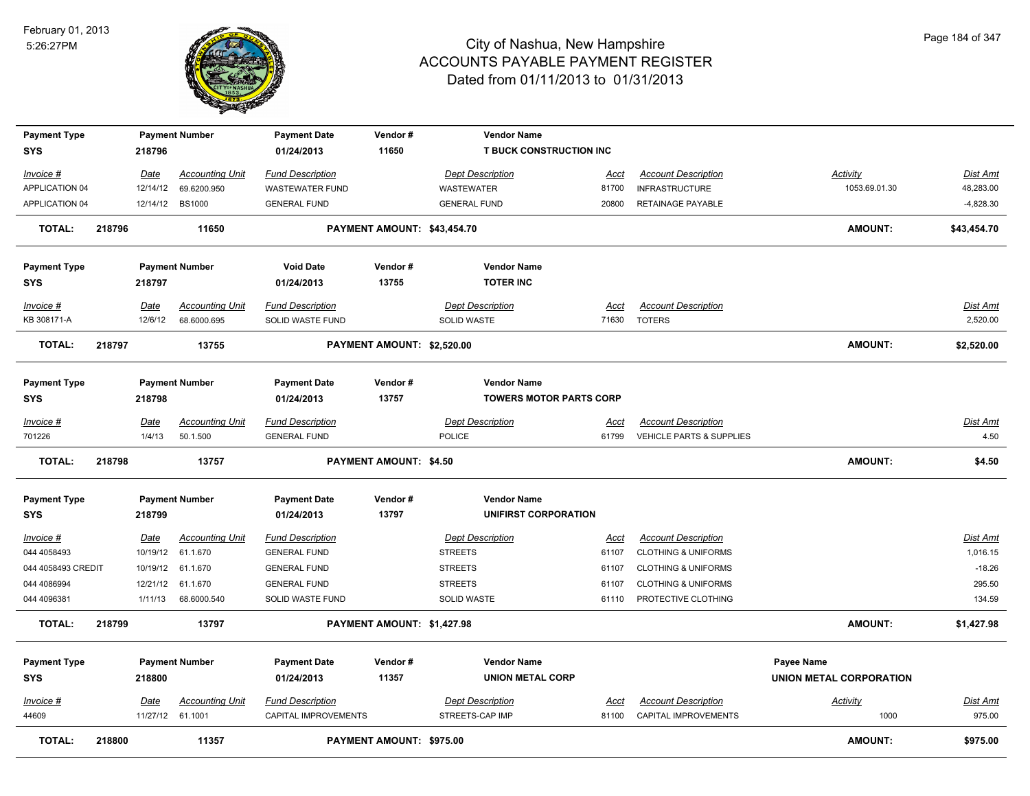# City of Nashua, New Hampshire
## ACCOUNTS PAYABLE PAYMENT REGISTER
### Dated from 01/11/2013 to 01/31/2013

February 01, 2013
5:26:27PM

| Payment Type | Payment Number | Payment Date | Vendor # | Vendor Name | | | | |
|---|---|---|---|---|---|---|---|---|
| SYS | 218796 | 01/24/2013 | 11650 | T BUCK CONSTRUCTION INC | | | | |
| *Invoice #* | *Date* | *Accounting Unit* | *Fund Description* | *Dept Description* | *Acct* | *Account Description* | *Activity* | *Dist Amt* |
| APPLICATION 04 | 12/14/12 | 69.6200.950 | WASTEWATER FUND | WASTEWATER | 81700 | INFRASTRUCTURE | 1053.69.01.30 | 48,283.00 |
| APPLICATION 04 | 12/14/12 | BS1000 | GENERAL FUND | GENERAL FUND | 20800 | RETAINAGE PAYABLE | | -4,828.30 |
| **TOTAL:** | **218796** | **11650** | **PAYMENT AMOUNT: $43,454.70** | | | | **AMOUNT:** | **$43,454.70** |

| Payment Type | Payment Number | Void Date | Vendor # | Vendor Name | | | |
|---|---|---|---|---|---|---|---|
| SYS | 218797 | 01/24/2013 | 13755 | TOTER INC | | | |
| *Invoice #* | *Date* | *Accounting Unit* | *Fund Description* | *Dept Description* | *Acct* | *Account Description* | *Dist Amt* |
| KB 308171-A | 12/6/12 | 68.6000.695 | SOLID WASTE FUND | SOLID WASTE | 71630 | TOTERS | 2,520.00 |
| **TOTAL:** | **218797** | **13755** | **PAYMENT AMOUNT: $2,520.00** | | | **AMOUNT:** | **$2,520.00** |

| Payment Type | Payment Number | Payment Date | Vendor # | Vendor Name | | | |
|---|---|---|---|---|---|---|---|
| SYS | 218798 | 01/24/2013 | 13757 | TOWERS MOTOR PARTS CORP | | | |
| *Invoice #* | *Date* | *Accounting Unit* | *Fund Description* | *Dept Description* | *Acct* | *Account Description* | *Dist Amt* |
| 701226 | 1/4/13 | 50.1.500 | GENERAL FUND | POLICE | 61799 | VEHICLE PARTS & SUPPLIES | 4.50 |
| **TOTAL:** | **218798** | **13757** | **PAYMENT AMOUNT: $4.50** | | | **AMOUNT:** | **$4.50** |

| Payment Type | Payment Number | Payment Date | Vendor # | Vendor Name | | | |
|---|---|---|---|---|---|---|---|
| SYS | 218799 | 01/24/2013 | 13797 | UNIFIRST CORPORATION | | | |
| *Invoice #* | *Date* | *Accounting Unit* | *Fund Description* | *Dept Description* | *Acct* | *Account Description* | *Dist Amt* |
| 044 4058493 | 10/19/12 | 61.1.670 | GENERAL FUND | STREETS | 61107 | CLOTHING & UNIFORMS | 1,016.15 |
| 044 4058493 CREDIT | 10/19/12 | 61.1.670 | GENERAL FUND | STREETS | 61107 | CLOTHING & UNIFORMS | -18.26 |
| 044 4086994 | 12/21/12 | 61.1.670 | GENERAL FUND | STREETS | 61107 | CLOTHING & UNIFORMS | 295.50 |
| 044 4096381 | 1/11/13 | 68.6000.540 | SOLID WASTE FUND | SOLID WASTE | 61110 | PROTECTIVE CLOTHING | 134.59 |
| **TOTAL:** | **218799** | **13797** | **PAYMENT AMOUNT: $1,427.98** | | | **AMOUNT:** | **$1,427.98** |

| Payment Type | Payment Number | Payment Date | Vendor # | Vendor Name | | | Payee Name | |
|---|---|---|---|---|---|---|---|---|
| SYS | 218800 | 01/24/2013 | 11357 | UNION METAL CORP | | | UNION METAL CORPORATION | |
| *Invoice #* | *Date* | *Accounting Unit* | *Fund Description* | *Dept Description* | *Acct* | *Account Description* | *Activity* | *Dist Amt* |
| 44609 | 11/27/12 | 61.1001 | CAPITAL IMPROVEMENTS | STREETS-CAP IMP | 81100 | CAPITAL IMPROVEMENTS | 1000 | 975.00 |
| **TOTAL:** | **218800** | **11357** | **PAYMENT AMOUNT: $975.00** | | | | **AMOUNT:** | **$975.00** |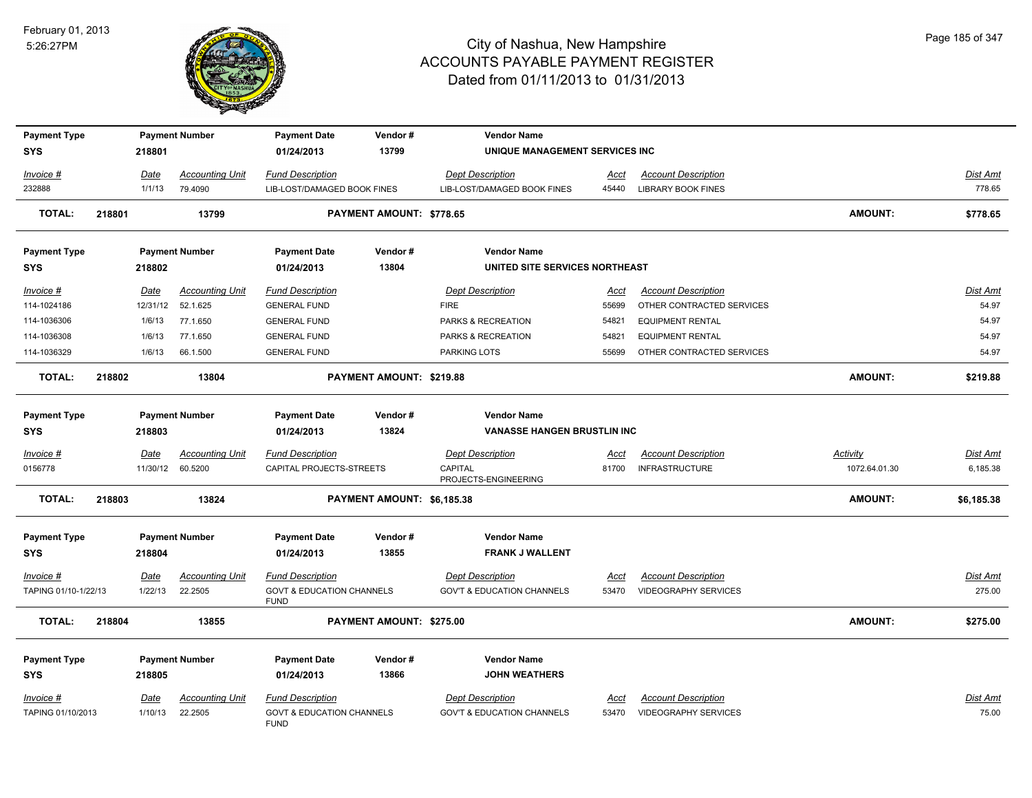# City of Nashua, New Hampshire
## ACCOUNTS PAYABLE PAYMENT REGISTER
### Dated from 01/11/2013 to 01/31/2013

February 01, 2013
5:26:27PM

| Payment Type | Payment Number | Payment Date | Vendor # | Vendor Name | | | |
|---|---|---|---|---|---|---|---|
| SYS | 218801 | 01/24/2013 | 13799 | UNIQUE MANAGEMENT SERVICES INC | | | |

| Invoice # | Date | Accounting Unit | Fund Description | Dept Description | Acct | Account Description | Dist Amt |
|---|---|---|---|---|---|---|---|
| 232888 | 1/1/13 | 79.4090 | LIB-LOST/DAMAGED BOOK FINES | LIB-LOST/DAMAGED BOOK FINES | 45440 | LIBRARY BOOK FINES | 778.65 |

**TOTAL: 218801 13799 PAYMENT AMOUNT: $778.65 AMOUNT: $778.65**

| Payment Type | Payment Number | Payment Date | Vendor # | Vendor Name | | | |
|---|---|---|---|---|---|---|---|
| SYS | 218802 | 01/24/2013 | 13804 | UNITED SITE SERVICES NORTHEAST | | | |

| Invoice # | Date | Accounting Unit | Fund Description | Dept Description | Acct | Account Description | Dist Amt |
|---|---|---|---|---|---|---|---|
| 114-1024186 | 12/31/12 | 52.1.625 | GENERAL FUND | FIRE | 55699 | OTHER CONTRACTED SERVICES | 54.97 |
| 114-1036306 | 1/6/13 | 77.1.650 | GENERAL FUND | PARKS & RECREATION | 54821 | EQUIPMENT RENTAL | 54.97 |
| 114-1036308 | 1/6/13 | 77.1.650 | GENERAL FUND | PARKS & RECREATION | 54821 | EQUIPMENT RENTAL | 54.97 |
| 114-1036329 | 1/6/13 | 66.1.500 | GENERAL FUND | PARKING LOTS | 55699 | OTHER CONTRACTED SERVICES | 54.97 |

**TOTAL: 218802 13804 PAYMENT AMOUNT: $219.88 AMOUNT: $219.88**

| Payment Type | Payment Number | Payment Date | Vendor # | Vendor Name | | | | |
|---|---|---|---|---|---|---|---|---|
| SYS | 218803 | 01/24/2013 | 13824 | VANASSE HANGEN BRUSTLIN INC | | | | |

| Invoice # | Date | Accounting Unit | Fund Description | Dept Description | Acct | Account Description | Activity | Dist Amt |
|---|---|---|---|---|---|---|---|---|
| 0156778 | 11/30/12 | 60.5200 | CAPITAL PROJECTS-STREETS | CAPITAL PROJECTS-ENGINEERING | 81700 | INFRASTRUCTURE | 1072.64.01.30 | 6,185.38 |

**TOTAL: 218803 13824 PAYMENT AMOUNT: $6,185.38 AMOUNT: $6,185.38**

| Payment Type | Payment Number | Payment Date | Vendor # | Vendor Name | | | |
|---|---|---|---|---|---|---|---|
| SYS | 218804 | 01/24/2013 | 13855 | FRANK J WALLENT | | | |

| Invoice # | Date | Accounting Unit | Fund Description | Dept Description | Acct | Account Description | Dist Amt |
|---|---|---|---|---|---|---|---|
| TAPING 01/10-1/22/13 | 1/22/13 | 22.2505 | GOVT & EDUCATION CHANNELS FUND | GOV'T & EDUCATION CHANNELS | 53470 | VIDEOGRAPHY SERVICES | 275.00 |

**TOTAL: 218804 13855 PAYMENT AMOUNT: $275.00 AMOUNT: $275.00**

| Payment Type | Payment Number | Payment Date | Vendor # | Vendor Name | | | |
|---|---|---|---|---|---|---|---|
| SYS | 218805 | 01/24/2013 | 13866 | JOHN WEATHERS | | | |

| Invoice # | Date | Accounting Unit | Fund Description | Dept Description | Acct | Account Description | Dist Amt |
|---|---|---|---|---|---|---|---|
| TAPING 01/10/2013 | 1/10/13 | 22.2505 | GOVT & EDUCATION CHANNELS FUND | GOV'T & EDUCATION CHANNELS | 53470 | VIDEOGRAPHY SERVICES | 75.00 |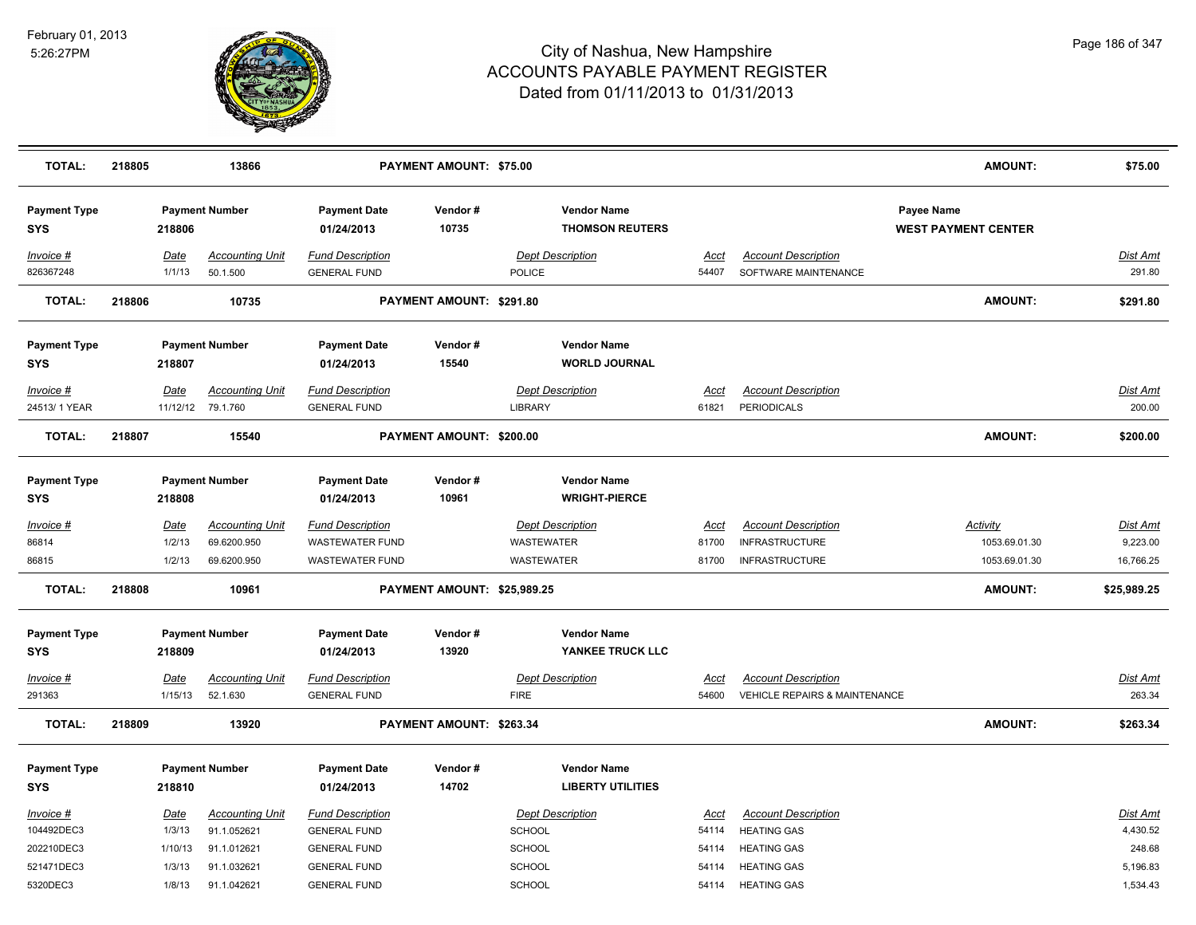# City of Nashua, New Hampshire
# ACCOUNTS PAYABLE PAYMENT REGISTER
## Dated from 01/11/2013 to 01/31/2013

February 01, 2013
5:26:27PM

| TOTAL: | 218805 | 13866 | PAYMENT AMOUNT: $75.00 | AMOUNT: | $75.00 |
|---|---|---|---|---|---|

| Payment Type | Payment Number | Payment Date | Vendor # | Vendor Name | Payee Name |
|---|---|---|---|---|---|
| SYS | 218806 | 01/24/2013 | 10735 | THOMSON REUTERS | WEST PAYMENT CENTER |

| Invoice # | Date | Accounting Unit | Fund Description | Dept Description | Acct | Account Description | Dist Amt |
|---|---|---|---|---|---|---|---|
| 826367248 | 1/1/13 | 50.1.500 | GENERAL FUND | POLICE | 54407 | SOFTWARE MAINTENANCE | 291.80 |

| TOTAL: | 218806 | 10735 | PAYMENT AMOUNT: $291.80 | AMOUNT: | $291.80 |
|---|---|---|---|---|---|

| Payment Type | Payment Number | Payment Date | Vendor # | Vendor Name |
|---|---|---|---|---|
| SYS | 218807 | 01/24/2013 | 15540 | WORLD JOURNAL |

| Invoice # | Date | Accounting Unit | Fund Description | Dept Description | Acct | Account Description | Dist Amt |
|---|---|---|---|---|---|---|---|
| 24513/ 1 YEAR | 11/12/12 | 79.1.760 | GENERAL FUND | LIBRARY | 61821 | PERIODICALS | 200.00 |

| TOTAL: | 218807 | 15540 | PAYMENT AMOUNT: $200.00 | AMOUNT: | $200.00 |
|---|---|---|---|---|---|

| Payment Type | Payment Number | Payment Date | Vendor # | Vendor Name |
|---|---|---|---|---|
| SYS | 218808 | 01/24/2013 | 10961 | WRIGHT-PIERCE |

| Invoice # | Date | Accounting Unit | Fund Description | Dept Description | Acct | Account Description | Activity | Dist Amt |
|---|---|---|---|---|---|---|---|---|
| 86814 | 1/2/13 | 69.6200.950 | WASTEWATER FUND | WASTEWATER | 81700 | INFRASTRUCTURE | 1053.69.01.30 | 9,223.00 |
| 86815 | 1/2/13 | 69.6200.950 | WASTEWATER FUND | WASTEWATER | 81700 | INFRASTRUCTURE | 1053.69.01.30 | 16,766.25 |

| TOTAL: | 218808 | 10961 | PAYMENT AMOUNT: $25,989.25 | AMOUNT: | $25,989.25 |
|---|---|---|---|---|---|

| Payment Type | Payment Number | Payment Date | Vendor # | Vendor Name |
|---|---|---|---|---|
| SYS | 218809 | 01/24/2013 | 13920 | YANKEE TRUCK LLC |

| Invoice # | Date | Accounting Unit | Fund Description | Dept Description | Acct | Account Description | Dist Amt |
|---|---|---|---|---|---|---|---|
| 291363 | 1/15/13 | 52.1.630 | GENERAL FUND | FIRE | 54600 | VEHICLE REPAIRS & MAINTENANCE | 263.34 |

| TOTAL: | 218809 | 13920 | PAYMENT AMOUNT: $263.34 | AMOUNT: | $263.34 |
|---|---|---|---|---|---|

| Payment Type | Payment Number | Payment Date | Vendor # | Vendor Name |
|---|---|---|---|---|
| SYS | 218810 | 01/24/2013 | 14702 | LIBERTY UTILITIES |

| Invoice # | Date | Accounting Unit | Fund Description | Dept Description | Acct | Account Description | Dist Amt |
|---|---|---|---|---|---|---|---|
| 104492DEC3 | 1/3/13 | 91.1.052621 | GENERAL FUND | SCHOOL | 54114 | HEATING GAS | 4,430.52 |
| 202210DEC3 | 1/10/13 | 91.1.012621 | GENERAL FUND | SCHOOL | 54114 | HEATING GAS | 248.68 |
| 521471DEC3 | 1/3/13 | 91.1.032621 | GENERAL FUND | SCHOOL | 54114 | HEATING GAS | 5,196.83 |
| 5320DEC3 | 1/8/13 | 91.1.042621 | GENERAL FUND | SCHOOL | 54114 | HEATING GAS | 1,534.43 |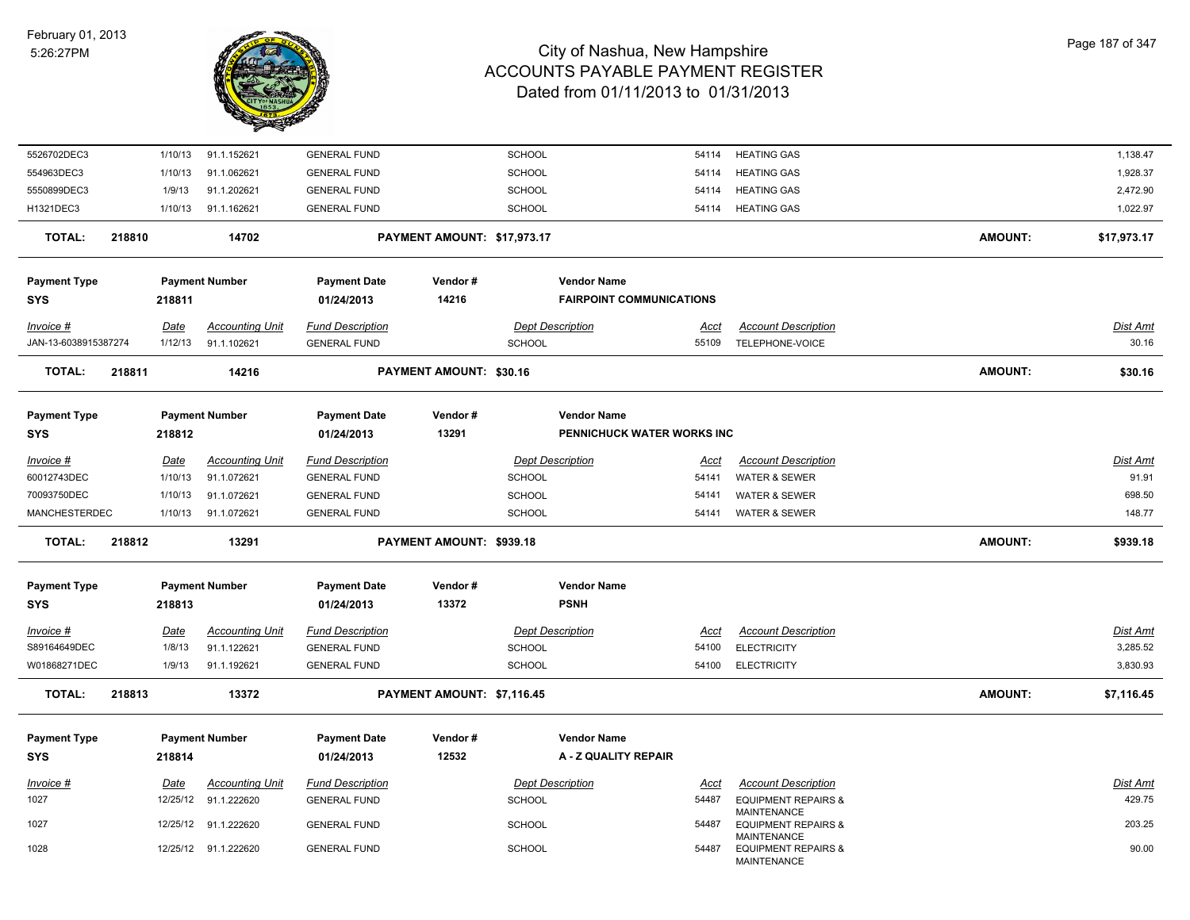# City of Nashua, New Hampshire
## ACCOUNTS PAYABLE PAYMENT REGISTER
### Dated from 01/11/2013 to 01/31/2013

February 01, 2013
5:26:27PM

| Invoice # | Date | Accounting Unit | Fund Description | Dept Description | Acct | Account Description | Dist Amt |
|---|---|---|---|---|---|---|---|
| 5526702DEC3 | 1/10/13 | 91.1.152621 | GENERAL FUND | SCHOOL | 54114 | HEATING GAS | 1,138.47 |
| 554963DEC3 | 1/10/13 | 91.1.062621 | GENERAL FUND | SCHOOL | 54114 | HEATING GAS | 1,928.37 |
| 5550899DEC3 | 1/9/13 | 91.1.202621 | GENERAL FUND | SCHOOL | 54114 | HEATING GAS | 2,472.90 |
| H1321DEC3 | 1/10/13 | 91.1.162621 | GENERAL FUND | SCHOOL | 54114 | HEATING GAS | 1,022.97 |

**TOTAL: 218810 14702 PAYMENT AMOUNT: $17,973.17 AMOUNT: $17,973.17**

| Payment Type | Payment Number | Payment Date | Vendor # | Vendor Name |
|---|---|---|---|---|
| SYS | 218811 | 01/24/2013 | 14216 | FAIRPOINT COMMUNICATIONS |

| Invoice # | Date | Accounting Unit | Fund Description | Dept Description | Acct | Account Description | Dist Amt |
|---|---|---|---|---|---|---|---|
| JAN-13-6038915387274 | 1/12/13 | 91.1.102621 | GENERAL FUND | SCHOOL | 55109 | TELEPHONE-VOICE | 30.16 |

**TOTAL: 218811 14216 PAYMENT AMOUNT: $30.16 AMOUNT: $30.16**

| Payment Type | Payment Number | Payment Date | Vendor # | Vendor Name |
|---|---|---|---|---|
| SYS | 218812 | 01/24/2013 | 13291 | PENNICHUCK WATER WORKS INC |

| Invoice # | Date | Accounting Unit | Fund Description | Dept Description | Acct | Account Description | Dist Amt |
|---|---|---|---|---|---|---|---|
| 60012743DEC | 1/10/13 | 91.1.072621 | GENERAL FUND | SCHOOL | 54141 | WATER & SEWER | 91.91 |
| 70093750DEC | 1/10/13 | 91.1.072621 | GENERAL FUND | SCHOOL | 54141 | WATER & SEWER | 698.50 |
| MANCHESTERDEC | 1/10/13 | 91.1.072621 | GENERAL FUND | SCHOOL | 54141 | WATER & SEWER | 148.77 |

**TOTAL: 218812 13291 PAYMENT AMOUNT: $939.18 AMOUNT: $939.18**

| Payment Type | Payment Number | Payment Date | Vendor # | Vendor Name |
|---|---|---|---|---|
| SYS | 218813 | 01/24/2013 | 13372 | PSNH |

| Invoice # | Date | Accounting Unit | Fund Description | Dept Description | Acct | Account Description | Dist Amt |
|---|---|---|---|---|---|---|---|
| S89164649DEC | 1/8/13 | 91.1.122621 | GENERAL FUND | SCHOOL | 54100 | ELECTRICITY | 3,285.52 |
| W01868271DEC | 1/9/13 | 91.1.192621 | GENERAL FUND | SCHOOL | 54100 | ELECTRICITY | 3,830.93 |

**TOTAL: 218813 13372 PAYMENT AMOUNT: $7,116.45 AMOUNT: $7,116.45**

| Payment Type | Payment Number | Payment Date | Vendor # | Vendor Name |
|---|---|---|---|---|
| SYS | 218814 | 01/24/2013 | 12532 | A - Z QUALITY REPAIR |

| Invoice # | Date | Accounting Unit | Fund Description | Dept Description | Acct | Account Description | Dist Amt |
|---|---|---|---|---|---|---|---|
| 1027 | 12/25/12 | 91.1.222620 | GENERAL FUND | SCHOOL | 54487 | EQUIPMENT REPAIRS & MAINTENANCE | 429.75 |
| 1027 | 12/25/12 | 91.1.222620 | GENERAL FUND | SCHOOL | 54487 | EQUIPMENT REPAIRS & MAINTENANCE | 203.25 |
| 1028 | 12/25/12 | 91.1.222620 | GENERAL FUND | SCHOOL | 54487 | EQUIPMENT REPAIRS & MAINTENANCE | 90.00 |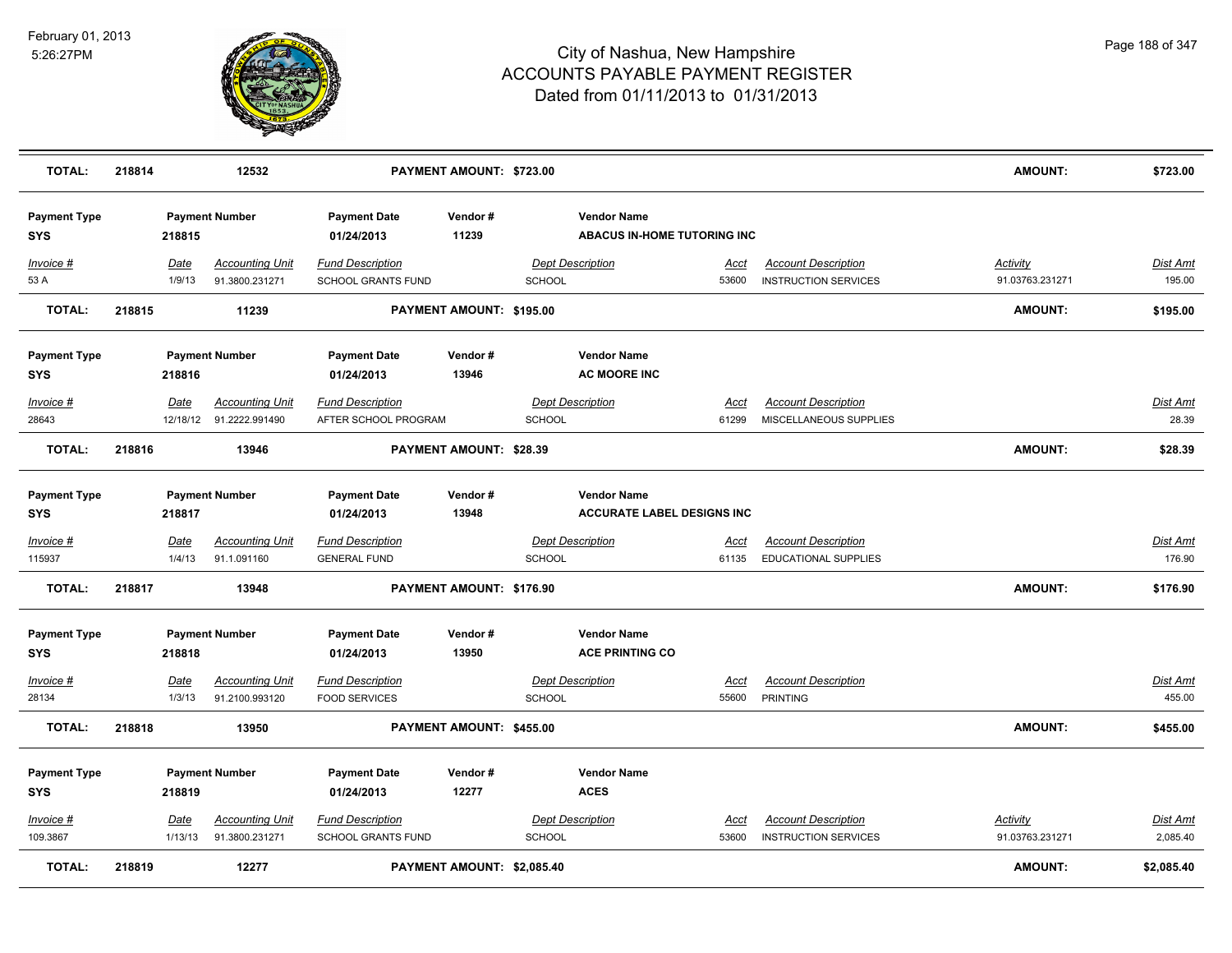| TOTAL: | 218814 | 12532 | PAYMENT AMOUNT: $723.00 | AMOUNT: | $723.00 |
|---|---|---|---|---|---|

| Payment Type | Payment Number | Payment Date | Vendor # | Vendor Name |
|---|---|---|---|---|
| SYS | 218815 | 01/24/2013 | 11239 | ABACUS IN-HOME TUTORING INC |

| Invoice # | Date | Accounting Unit | Fund Description | Dept Description | Acct | Account Description | Activity | Dist Amt |
|---|---|---|---|---|---|---|---|---|
| 53 A | 1/9/13 | 91.3800.231271 | SCHOOL GRANTS FUND | SCHOOL | 53600 | INSTRUCTION SERVICES | 91.03763.231271 | 195.00 |

| TOTAL: | 218815 | 11239 | PAYMENT AMOUNT: $195.00 | AMOUNT: | $195.00 |
|---|---|---|---|---|---|

| Payment Type | Payment Number | Payment Date | Vendor # | Vendor Name |
|---|---|---|---|---|
| SYS | 218816 | 01/24/2013 | 13946 | AC MOORE INC |

| Invoice # | Date | Accounting Unit | Fund Description | Dept Description | Acct | Account Description | Dist Amt |
|---|---|---|---|---|---|---|---|
| 28643 | 12/18/12 | 91.2222.991490 | AFTER SCHOOL PROGRAM | SCHOOL | 61299 | MISCELLANEOUS SUPPLIES | 28.39 |

| TOTAL: | 218816 | 13946 | PAYMENT AMOUNT: $28.39 | AMOUNT: | $28.39 |
|---|---|---|---|---|---|

| Payment Type | Payment Number | Payment Date | Vendor # | Vendor Name |
|---|---|---|---|---|
| SYS | 218817 | 01/24/2013 | 13948 | ACCURATE LABEL DESIGNS INC |

| Invoice # | Date | Accounting Unit | Fund Description | Dept Description | Acct | Account Description | Dist Amt |
|---|---|---|---|---|---|---|---|
| 115937 | 1/4/13 | 91.1.091160 | GENERAL FUND | SCHOOL | 61135 | EDUCATIONAL SUPPLIES | 176.90 |

| TOTAL: | 218817 | 13948 | PAYMENT AMOUNT: $176.90 | AMOUNT: | $176.90 |
|---|---|---|---|---|---|

| Payment Type | Payment Number | Payment Date | Vendor # | Vendor Name |
|---|---|---|---|---|
| SYS | 218818 | 01/24/2013 | 13950 | ACE PRINTING CO |

| Invoice # | Date | Accounting Unit | Fund Description | Dept Description | Acct | Account Description | Dist Amt |
|---|---|---|---|---|---|---|---|
| 28134 | 1/3/13 | 91.2100.993120 | FOOD SERVICES | SCHOOL | 55600 | PRINTING | 455.00 |

| TOTAL: | 218818 | 13950 | PAYMENT AMOUNT: $455.00 | AMOUNT: | $455.00 |
|---|---|---|---|---|---|

| Payment Type | Payment Number | Payment Date | Vendor # | Vendor Name |
|---|---|---|---|---|
| SYS | 218819 | 01/24/2013 | 12277 | ACES |

| Invoice # | Date | Accounting Unit | Fund Description | Dept Description | Acct | Account Description | Activity | Dist Amt |
|---|---|---|---|---|---|---|---|---|
| 109.3867 | 1/13/13 | 91.3800.231271 | SCHOOL GRANTS FUND | SCHOOL | 53600 | INSTRUCTION SERVICES | 91.03763.231271 | 2,085.40 |

| TOTAL: | 218819 | 12277 | PAYMENT AMOUNT: $2,085.40 | AMOUNT: | $2,085.40 |
|---|---|---|---|---|---|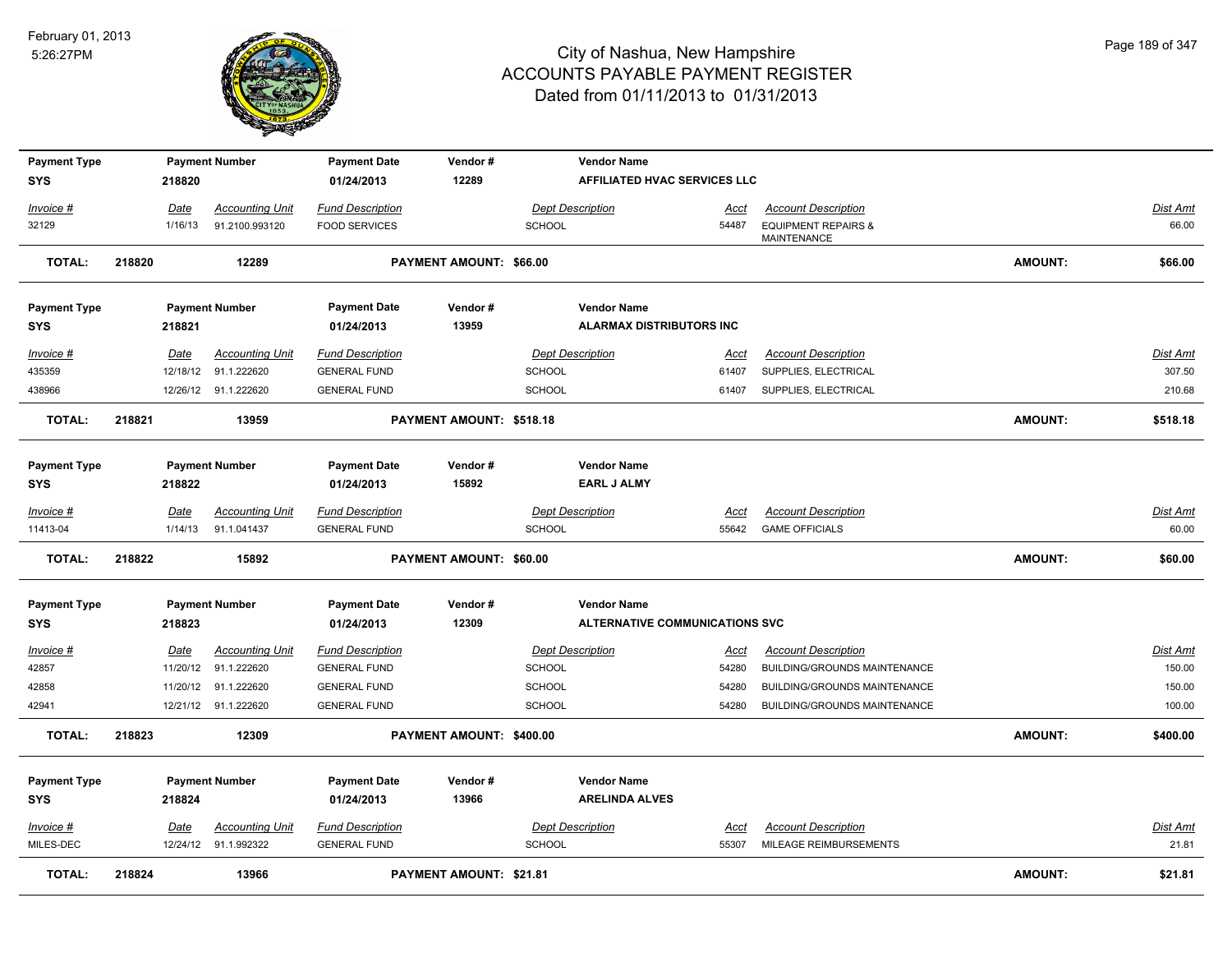# City of Nashua, New Hampshire
## ACCOUNTS PAYABLE PAYMENT REGISTER
### Dated from 01/11/2013 to 01/31/2013

February 01, 2013
5:26:27PM

| Payment Type | Payment Number | Payment Date | Vendor # | Vendor Name |
|---|---|---|---|---|
| SYS | 218820 | 01/24/2013 | 12289 | AFFILIATED HVAC SERVICES LLC |

| Invoice # | Date | Accounting Unit | Fund Description | Dept Description | Acct | Account Description | Dist Amt |
|---|---|---|---|---|---|---|---|
| 32129 | 1/16/13 | 91.2100.993120 | FOOD SERVICES | SCHOOL | 54487 | EQUIPMENT REPAIRS & MAINTENANCE | 66.00 |

**TOTAL: 218820 12289 PAYMENT AMOUNT: $66.00 AMOUNT: $66.00**

| Payment Type | Payment Number | Payment Date | Vendor # | Vendor Name |
|---|---|---|---|---|
| SYS | 218821 | 01/24/2013 | 13959 | ALARMAX DISTRIBUTORS INC |

| Invoice # | Date | Accounting Unit | Fund Description | Dept Description | Acct | Account Description | Dist Amt |
|---|---|---|---|---|---|---|---|
| 435359 | 12/18/12 | 91.1.222620 | GENERAL FUND | SCHOOL | 61407 | SUPPLIES, ELECTRICAL | 307.50 |
| 438966 | 12/26/12 | 91.1.222620 | GENERAL FUND | SCHOOL | 61407 | SUPPLIES, ELECTRICAL | 210.68 |

**TOTAL: 218821 13959 PAYMENT AMOUNT: $518.18 AMOUNT: $518.18**

| Payment Type | Payment Number | Payment Date | Vendor # | Vendor Name |
|---|---|---|---|---|
| SYS | 218822 | 01/24/2013 | 15892 | EARL J ALMY |

| Invoice # | Date | Accounting Unit | Fund Description | Dept Description | Acct | Account Description | Dist Amt |
|---|---|---|---|---|---|---|---|
| 11413-04 | 1/14/13 | 91.1.041437 | GENERAL FUND | SCHOOL | 55642 | GAME OFFICIALS | 60.00 |

**TOTAL: 218822 15892 PAYMENT AMOUNT: $60.00 AMOUNT: $60.00**

| Payment Type | Payment Number | Payment Date | Vendor # | Vendor Name |
|---|---|---|---|---|
| SYS | 218823 | 01/24/2013 | 12309 | ALTERNATIVE COMMUNICATIONS SVC |

| Invoice # | Date | Accounting Unit | Fund Description | Dept Description | Acct | Account Description | Dist Amt |
|---|---|---|---|---|---|---|---|
| 42857 | 11/20/12 | 91.1.222620 | GENERAL FUND | SCHOOL | 54280 | BUILDING/GROUNDS MAINTENANCE | 150.00 |
| 42858 | 11/20/12 | 91.1.222620 | GENERAL FUND | SCHOOL | 54280 | BUILDING/GROUNDS MAINTENANCE | 150.00 |
| 42941 | 12/21/12 | 91.1.222620 | GENERAL FUND | SCHOOL | 54280 | BUILDING/GROUNDS MAINTENANCE | 100.00 |

**TOTAL: 218823 12309 PAYMENT AMOUNT: $400.00 AMOUNT: $400.00**

| Payment Type | Payment Number | Payment Date | Vendor # | Vendor Name |
|---|---|---|---|---|
| SYS | 218824 | 01/24/2013 | 13966 | ARELINDA ALVES |

| Invoice # | Date | Accounting Unit | Fund Description | Dept Description | Acct | Account Description | Dist Amt |
|---|---|---|---|---|---|---|---|
| MILES-DEC | 12/24/12 | 91.1.992322 | GENERAL FUND | SCHOOL | 55307 | MILEAGE REIMBURSEMENTS | 21.81 |

**TOTAL: 218824 13966 PAYMENT AMOUNT: $21.81 AMOUNT: $21.81**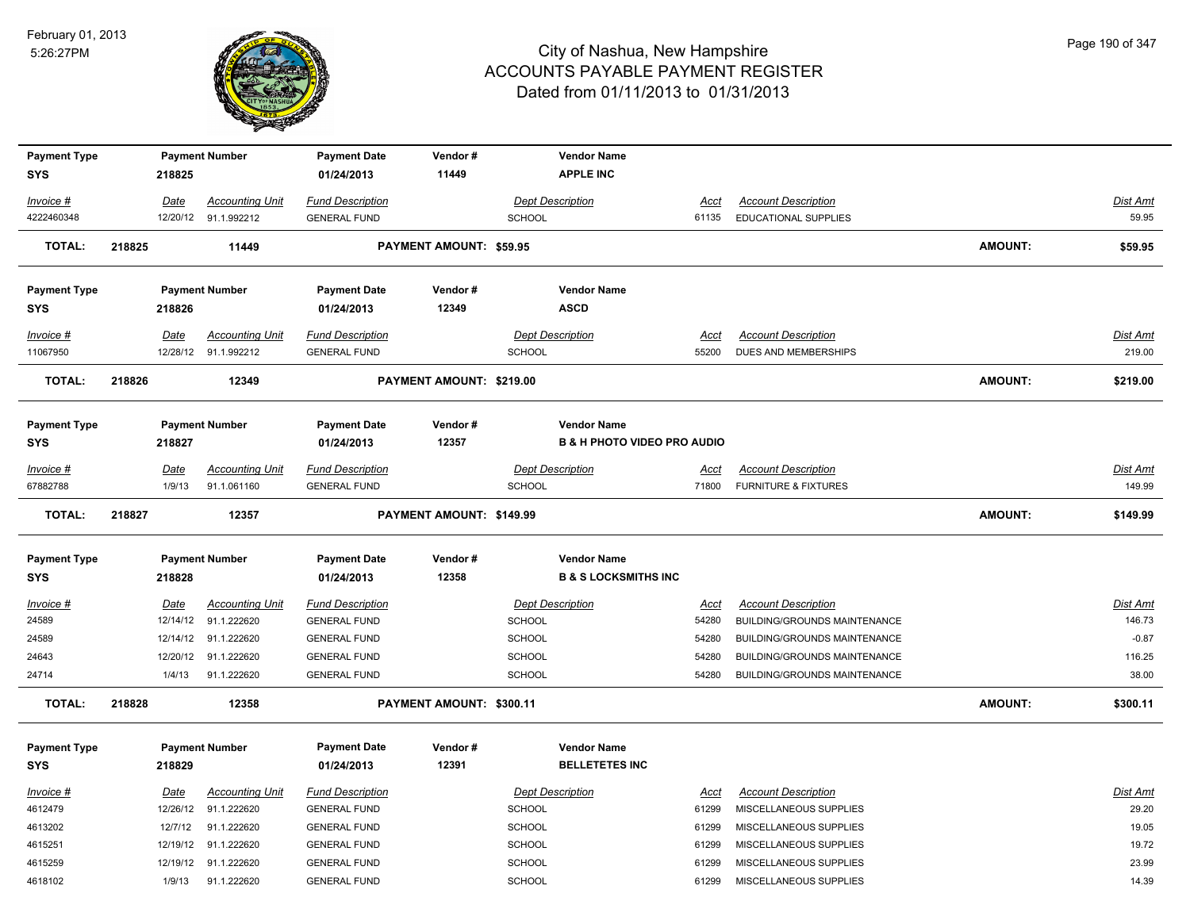# City of Nashua, New Hampshire
## ACCOUNTS PAYABLE PAYMENT REGISTER
### Dated from 01/11/2013 to 01/31/2013

February 01, 2013
5:26:27PM

| Payment Type | Payment Number | Payment Date | Vendor # | Vendor Name |
|---|---|---|---|---|
| SYS | 218825 | 01/24/2013 | 11449 | APPLE INC |

| Invoice # | Date | Accounting Unit | Fund Description | Dept Description | Acct | Account Description | Dist Amt |
|---|---|---|---|---|---|---|---|
| 4222460348 | 12/20/12 | 91.1.992212 | GENERAL FUND | SCHOOL | 61135 | EDUCATIONAL SUPPLIES | 59.95 |

**TOTAL: 218825 11449 PAYMENT AMOUNT: $59.95 AMOUNT: $59.95**

| Payment Type | Payment Number | Payment Date | Vendor # | Vendor Name |
|---|---|---|---|---|
| SYS | 218826 | 01/24/2013 | 12349 | ASCD |

| Invoice # | Date | Accounting Unit | Fund Description | Dept Description | Acct | Account Description | Dist Amt |
|---|---|---|---|---|---|---|---|
| 11067950 | 12/28/12 | 91.1.992212 | GENERAL FUND | SCHOOL | 55200 | DUES AND MEMBERSHIPS | 219.00 |

**TOTAL: 218826 12349 PAYMENT AMOUNT: $219.00 AMOUNT: $219.00**

| Payment Type | Payment Number | Payment Date | Vendor # | Vendor Name |
|---|---|---|---|---|
| SYS | 218827 | 01/24/2013 | 12357 | B & H PHOTO VIDEO PRO AUDIO |

| Invoice # | Date | Accounting Unit | Fund Description | Dept Description | Acct | Account Description | Dist Amt |
|---|---|---|---|---|---|---|---|
| 67882788 | 1/9/13 | 91.1.061160 | GENERAL FUND | SCHOOL | 71800 | FURNITURE & FIXTURES | 149.99 |

**TOTAL: 218827 12357 PAYMENT AMOUNT: $149.99 AMOUNT: $149.99**

| Payment Type | Payment Number | Payment Date | Vendor # | Vendor Name |
|---|---|---|---|---|
| SYS | 218828 | 01/24/2013 | 12358 | B & S LOCKSMITHS INC |

| Invoice # | Date | Accounting Unit | Fund Description | Dept Description | Acct | Account Description | Dist Amt |
|---|---|---|---|---|---|---|---|
| 24589 | 12/14/12 | 91.1.222620 | GENERAL FUND | SCHOOL | 54280 | BUILDING/GROUNDS MAINTENANCE | 146.73 |
| 24589 | 12/14/12 | 91.1.222620 | GENERAL FUND | SCHOOL | 54280 | BUILDING/GROUNDS MAINTENANCE | -0.87 |
| 24643 | 12/20/12 | 91.1.222620 | GENERAL FUND | SCHOOL | 54280 | BUILDING/GROUNDS MAINTENANCE | 116.25 |
| 24714 | 1/4/13 | 91.1.222620 | GENERAL FUND | SCHOOL | 54280 | BUILDING/GROUNDS MAINTENANCE | 38.00 |

**TOTAL: 218828 12358 PAYMENT AMOUNT: $300.11 AMOUNT: $300.11**

| Payment Type | Payment Number | Payment Date | Vendor # | Vendor Name |
|---|---|---|---|---|
| SYS | 218829 | 01/24/2013 | 12391 | BELLETETES INC |

| Invoice # | Date | Accounting Unit | Fund Description | Dept Description | Acct | Account Description | Dist Amt |
|---|---|---|---|---|---|---|---|
| 4612479 | 12/26/12 | 91.1.222620 | GENERAL FUND | SCHOOL | 61299 | MISCELLANEOUS SUPPLIES | 29.20 |
| 4613202 | 12/7/12 | 91.1.222620 | GENERAL FUND | SCHOOL | 61299 | MISCELLANEOUS SUPPLIES | 19.05 |
| 4615251 | 12/19/12 | 91.1.222620 | GENERAL FUND | SCHOOL | 61299 | MISCELLANEOUS SUPPLIES | 19.72 |
| 4615259 | 12/19/12 | 91.1.222620 | GENERAL FUND | SCHOOL | 61299 | MISCELLANEOUS SUPPLIES | 23.99 |
| 4618102 | 1/9/13 | 91.1.222620 | GENERAL FUND | SCHOOL | 61299 | MISCELLANEOUS SUPPLIES | 14.39 |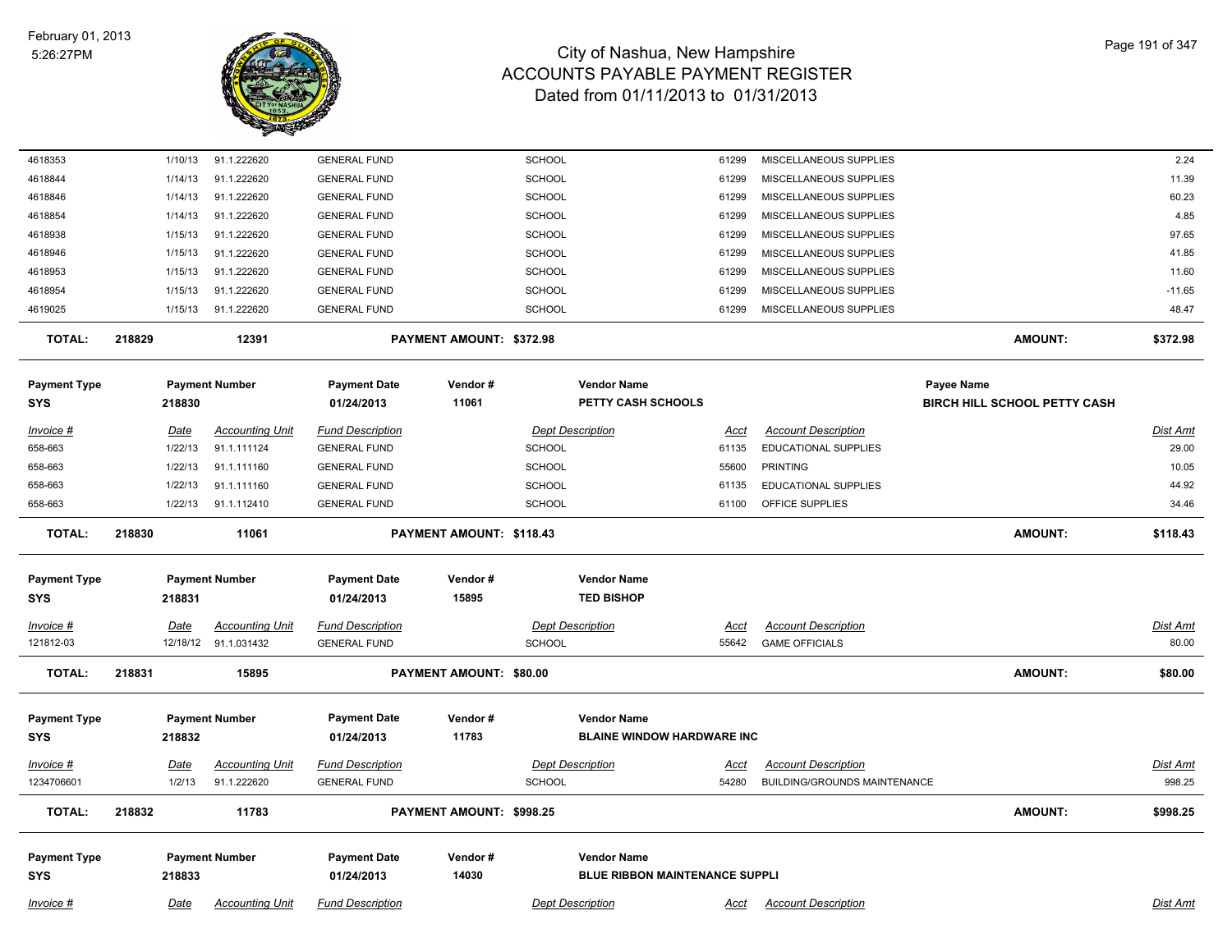| Invoice # | Date | Accounting Unit | Fund Description | Dept Description | Acct | Account Description | Dist Amt |
|---|---|---|---|---|---|---|---|
| 4618353 | 1/10/13 | 91.1.222620 | GENERAL FUND | SCHOOL | 61299 | MISCELLANEOUS SUPPLIES | 2.24 |
| 4618844 | 1/14/13 | 91.1.222620 | GENERAL FUND | SCHOOL | 61299 | MISCELLANEOUS SUPPLIES | 11.39 |
| 4618846 | 1/14/13 | 91.1.222620 | GENERAL FUND | SCHOOL | 61299 | MISCELLANEOUS SUPPLIES | 60.23 |
| 4618854 | 1/14/13 | 91.1.222620 | GENERAL FUND | SCHOOL | 61299 | MISCELLANEOUS SUPPLIES | 4.85 |
| 4618938 | 1/15/13 | 91.1.222620 | GENERAL FUND | SCHOOL | 61299 | MISCELLANEOUS SUPPLIES | 97.65 |
| 4618946 | 1/15/13 | 91.1.222620 | GENERAL FUND | SCHOOL | 61299 | MISCELLANEOUS SUPPLIES | 41.85 |
| 4618953 | 1/15/13 | 91.1.222620 | GENERAL FUND | SCHOOL | 61299 | MISCELLANEOUS SUPPLIES | 11.60 |
| 4618954 | 1/15/13 | 91.1.222620 | GENERAL FUND | SCHOOL | 61299 | MISCELLANEOUS SUPPLIES | -11.65 |
| 4619025 | 1/15/13 | 91.1.222620 | GENERAL FUND | SCHOOL | 61299 | MISCELLANEOUS SUPPLIES | 48.47 |

**TOTAL:** 218829 | 12391 | **PAYMENT AMOUNT: $372.98** | **AMOUNT: $372.98**

| Payment Type | Payment Number | Payment Date | Vendor # | Vendor Name | Payee Name |
|---|---|---|---|---|---|
| SYS | 218830 | 01/24/2013 | 11061 | PETTY CASH SCHOOLS | BIRCH HILL SCHOOL PETTY CASH |

| Invoice # | Date | Accounting Unit | Fund Description | Dept Description | Acct | Account Description | Dist Amt |
|---|---|---|---|---|---|---|---|
| 658-663 | 1/22/13 | 91.1.111124 | GENERAL FUND | SCHOOL | 61135 | EDUCATIONAL SUPPLIES | 29.00 |
| 658-663 | 1/22/13 | 91.1.111160 | GENERAL FUND | SCHOOL | 55600 | PRINTING | 10.05 |
| 658-663 | 1/22/13 | 91.1.111160 | GENERAL FUND | SCHOOL | 61135 | EDUCATIONAL SUPPLIES | 44.92 |
| 658-663 | 1/22/13 | 91.1.112410 | GENERAL FUND | SCHOOL | 61100 | OFFICE SUPPLIES | 34.46 |

**TOTAL:** 218830 | 11061 | **PAYMENT AMOUNT: $118.43** | **AMOUNT: $118.43**

| Payment Type | Payment Number | Payment Date | Vendor # | Vendor Name |
|---|---|---|---|---|
| SYS | 218831 | 01/24/2013 | 15895 | TED BISHOP |

| Invoice # | Date | Accounting Unit | Fund Description | Dept Description | Acct | Account Description | Dist Amt |
|---|---|---|---|---|---|---|---|
| 121812-03 | 12/18/12 | 91.1.031432 | GENERAL FUND | SCHOOL | 55642 | GAME OFFICIALS | 80.00 |

**TOTAL:** 218831 | 15895 | **PAYMENT AMOUNT: $80.00** | **AMOUNT: $80.00**

| Payment Type | Payment Number | Payment Date | Vendor # | Vendor Name |
|---|---|---|---|---|
| SYS | 218832 | 01/24/2013 | 11783 | BLAINE WINDOW HARDWARE INC |

| Invoice # | Date | Accounting Unit | Fund Description | Dept Description | Acct | Account Description | Dist Amt |
|---|---|---|---|---|---|---|---|
| 1234706601 | 1/2/13 | 91.1.222620 | GENERAL FUND | SCHOOL | 54280 | BUILDING/GROUNDS MAINTENANCE | 998.25 |

**TOTAL:** 218832 | 11783 | **PAYMENT AMOUNT: $998.25** | **AMOUNT: $998.25**

| Payment Type | Payment Number | Payment Date | Vendor # | Vendor Name |
|---|---|---|---|---|
| SYS | 218833 | 01/24/2013 | 14030 | BLUE RIBBON MAINTENANCE SUPPLI |

| Invoice # | Date | Accounting Unit | Fund Description | Dept Description | Acct | Account Description | Dist Amt |
|---|---|---|---|---|---|---|---|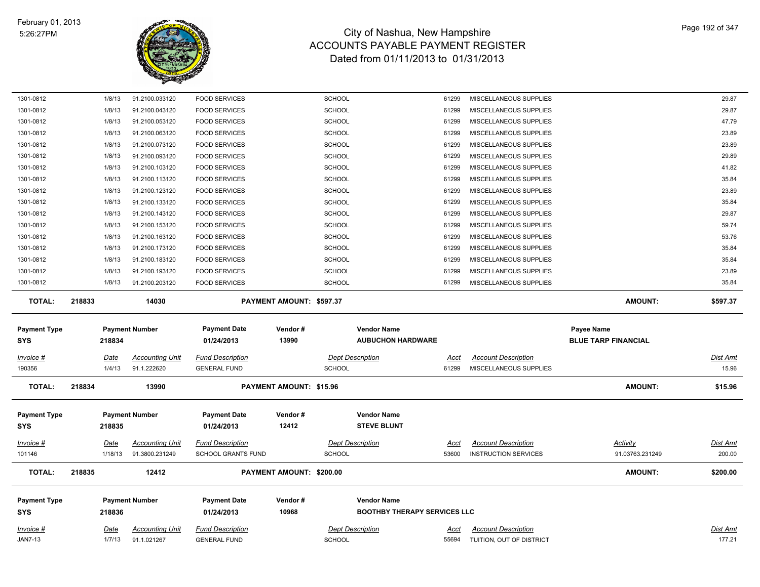| Invoice # | Date | Accounting Unit | Fund Description | Dept Description | Acct | Account Description | | Dist Amt |
|---|---|---|---|---|---|---|---|---|
| 1301-0812 | 1/8/13 | 91.2100.033120 | FOOD SERVICES | SCHOOL | 61299 | MISCELLANEOUS SUPPLIES | | 29.87 |
| 1301-0812 | 1/8/13 | 91.2100.043120 | FOOD SERVICES | SCHOOL | 61299 | MISCELLANEOUS SUPPLIES | | 29.87 |
| 1301-0812 | 1/8/13 | 91.2100.053120 | FOOD SERVICES | SCHOOL | 61299 | MISCELLANEOUS SUPPLIES | | 47.79 |
| 1301-0812 | 1/8/13 | 91.2100.063120 | FOOD SERVICES | SCHOOL | 61299 | MISCELLANEOUS SUPPLIES | | 23.89 |
| 1301-0812 | 1/8/13 | 91.2100.073120 | FOOD SERVICES | SCHOOL | 61299 | MISCELLANEOUS SUPPLIES | | 23.89 |
| 1301-0812 | 1/8/13 | 91.2100.093120 | FOOD SERVICES | SCHOOL | 61299 | MISCELLANEOUS SUPPLIES | | 29.89 |
| 1301-0812 | 1/8/13 | 91.2100.103120 | FOOD SERVICES | SCHOOL | 61299 | MISCELLANEOUS SUPPLIES | | 41.82 |
| 1301-0812 | 1/8/13 | 91.2100.113120 | FOOD SERVICES | SCHOOL | 61299 | MISCELLANEOUS SUPPLIES | | 35.84 |
| 1301-0812 | 1/8/13 | 91.2100.123120 | FOOD SERVICES | SCHOOL | 61299 | MISCELLANEOUS SUPPLIES | | 23.89 |
| 1301-0812 | 1/8/13 | 91.2100.133120 | FOOD SERVICES | SCHOOL | 61299 | MISCELLANEOUS SUPPLIES | | 35.84 |
| 1301-0812 | 1/8/13 | 91.2100.143120 | FOOD SERVICES | SCHOOL | 61299 | MISCELLANEOUS SUPPLIES | | 29.87 |
| 1301-0812 | 1/8/13 | 91.2100.153120 | FOOD SERVICES | SCHOOL | 61299 | MISCELLANEOUS SUPPLIES | | 59.74 |
| 1301-0812 | 1/8/13 | 91.2100.163120 | FOOD SERVICES | SCHOOL | 61299 | MISCELLANEOUS SUPPLIES | | 53.76 |
| 1301-0812 | 1/8/13 | 91.2100.173120 | FOOD SERVICES | SCHOOL | 61299 | MISCELLANEOUS SUPPLIES | | 35.84 |
| 1301-0812 | 1/8/13 | 91.2100.183120 | FOOD SERVICES | SCHOOL | 61299 | MISCELLANEOUS SUPPLIES | | 35.84 |
| 1301-0812 | 1/8/13 | 91.2100.193120 | FOOD SERVICES | SCHOOL | 61299 | MISCELLANEOUS SUPPLIES | | 23.89 |
| 1301-0812 | 1/8/13 | 91.2100.203120 | FOOD SERVICES | SCHOOL | 61299 | MISCELLANEOUS SUPPLIES | | 35.84 |
| **TOTAL:** | **218833** | **14030** | **PAYMENT AMOUNT: $597.37** | | | | **AMOUNT:** | **$597.37** |

| Payment Type | Payment Number | Payment Date | Vendor # | Vendor Name | Payee Name |
|---|---|---|---|---|---|
| SYS | 218834 | 01/24/2013 | 13990 | AUBUCHON HARDWARE | BLUE TARP FINANCIAL |

| Invoice # | Date | Accounting Unit | Fund Description | Dept Description | Acct | Account Description | | Dist Amt |
|---|---|---|---|---|---|---|---|---|
| 190356 | 1/4/13 | 91.1.222620 | GENERAL FUND | SCHOOL | 61299 | MISCELLANEOUS SUPPLIES | | 15.96 |
| **TOTAL:** | **218834** | **13990** | **PAYMENT AMOUNT: $15.96** | | | | **AMOUNT:** | **$15.96** |

| Payment Type | Payment Number | Payment Date | Vendor # | Vendor Name |
|---|---|---|---|---|
| SYS | 218835 | 01/24/2013 | 12412 | STEVE BLUNT |

| Invoice # | Date | Accounting Unit | Fund Description | Dept Description | Acct | Account Description | Activity | Dist Amt |
|---|---|---|---|---|---|---|---|---|
| 101146 | 1/18/13 | 91.3800.231249 | SCHOOL GRANTS FUND | SCHOOL | 53600 | INSTRUCTION SERVICES | 91.03763.231249 | 200.00 |
| **TOTAL:** | **218835** | **12412** | **PAYMENT AMOUNT: $200.00** | | | | **AMOUNT:** | **$200.00** |

| Payment Type | Payment Number | Payment Date | Vendor # | Vendor Name |
|---|---|---|---|---|
| SYS | 218836 | 01/24/2013 | 10968 | BOOTHBY THERAPY SERVICES LLC |

| Invoice # | Date | Accounting Unit | Fund Description | Dept Description | Acct | Account Description | | Dist Amt |
|---|---|---|---|---|---|---|---|---|
| JAN7-13 | 1/7/13 | 91.1.021267 | GENERAL FUND | SCHOOL | 55694 | TUITION, OUT OF DISTRICT | | 177.21 |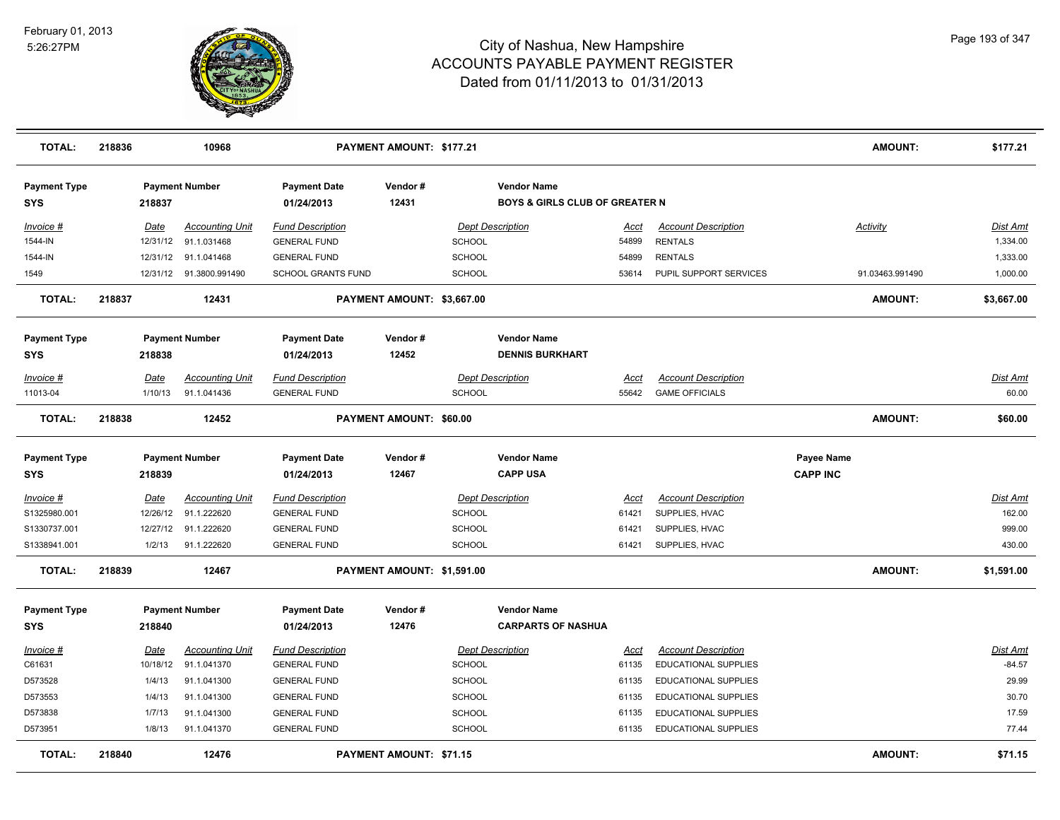# City of Nashua, New Hampshire
## ACCOUNTS PAYABLE PAYMENT REGISTER
### Dated from 01/11/2013 to 01/31/2013

February 01, 2013
5:26:27PM

**TOTAL:** 218836 | 10968 | **PAYMENT AMOUNT: $177.21** | **AMOUNT:** $177.21

---

| Payment Type | Payment Number | Payment Date | Vendor # | Vendor Name |
|---|---|---|---|---|
| SYS | 218837 | 01/24/2013 | 12431 | BOYS & GIRLS CLUB OF GREATER N |

| Invoice # | Date | Accounting Unit | Fund Description | Dept Description | Acct | Account Description | Activity | Dist Amt |
|---|---|---|---|---|---|---|---|---|
| 1544-IN | 12/31/12 | 91.1.031468 | GENERAL FUND | SCHOOL | 54899 | RENTALS | | 1,334.00 |
| 1544-IN | 12/31/12 | 91.1.041468 | GENERAL FUND | SCHOOL | 54899 | RENTALS | | 1,333.00 |
| 1549 | 12/31/12 | 91.3800.991490 | SCHOOL GRANTS FUND | SCHOOL | 53614 | PUPIL SUPPORT SERVICES | 91.03463.991490 | 1,000.00 |

**TOTAL:** 218837 | 12431 | **PAYMENT AMOUNT: $3,667.00** | **AMOUNT:** $3,667.00

---

| Payment Type | Payment Number | Payment Date | Vendor # | Vendor Name |
|---|---|---|---|---|
| SYS | 218838 | 01/24/2013 | 12452 | DENNIS BURKHART |

| Invoice # | Date | Accounting Unit | Fund Description | Dept Description | Acct | Account Description | Dist Amt |
|---|---|---|---|---|---|---|---|
| 11013-04 | 1/10/13 | 91.1.041436 | GENERAL FUND | SCHOOL | 55642 | GAME OFFICIALS | 60.00 |

**TOTAL:** 218838 | 12452 | **PAYMENT AMOUNT: $60.00** | **AMOUNT:** $60.00

---

| Payment Type | Payment Number | Payment Date | Vendor # | Vendor Name | Payee Name |
|---|---|---|---|---|---|
| SYS | 218839 | 01/24/2013 | 12467 | CAPP USA | CAPP INC |

| Invoice # | Date | Accounting Unit | Fund Description | Dept Description | Acct | Account Description | Dist Amt |
|---|---|---|---|---|---|---|---|
| S1325980.001 | 12/26/12 | 91.1.222620 | GENERAL FUND | SCHOOL | 61421 | SUPPLIES, HVAC | 162.00 |
| S1330737.001 | 12/27/12 | 91.1.222620 | GENERAL FUND | SCHOOL | 61421 | SUPPLIES, HVAC | 999.00 |
| S1338941.001 | 1/2/13 | 91.1.222620 | GENERAL FUND | SCHOOL | 61421 | SUPPLIES, HVAC | 430.00 |

**TOTAL:** 218839 | 12467 | **PAYMENT AMOUNT: $1,591.00** | **AMOUNT:** $1,591.00

---

| Payment Type | Payment Number | Payment Date | Vendor # | Vendor Name |
|---|---|---|---|---|
| SYS | 218840 | 01/24/2013 | 12476 | CARPARTS OF NASHUA |

| Invoice # | Date | Accounting Unit | Fund Description | Dept Description | Acct | Account Description | Dist Amt |
|---|---|---|---|---|---|---|---|
| C61631 | 10/18/12 | 91.1.041370 | GENERAL FUND | SCHOOL | 61135 | EDUCATIONAL SUPPLIES | -84.57 |
| D573528 | 1/4/13 | 91.1.041300 | GENERAL FUND | SCHOOL | 61135 | EDUCATIONAL SUPPLIES | 29.99 |
| D573553 | 1/4/13 | 91.1.041300 | GENERAL FUND | SCHOOL | 61135 | EDUCATIONAL SUPPLIES | 30.70 |
| D573838 | 1/7/13 | 91.1.041300 | GENERAL FUND | SCHOOL | 61135 | EDUCATIONAL SUPPLIES | 17.59 |
| D573951 | 1/8/13 | 91.1.041370 | GENERAL FUND | SCHOOL | 61135 | EDUCATIONAL SUPPLIES | 77.44 |

**TOTAL:** 218840 | 12476 | **PAYMENT AMOUNT: $71.15** | **AMOUNT:** $71.15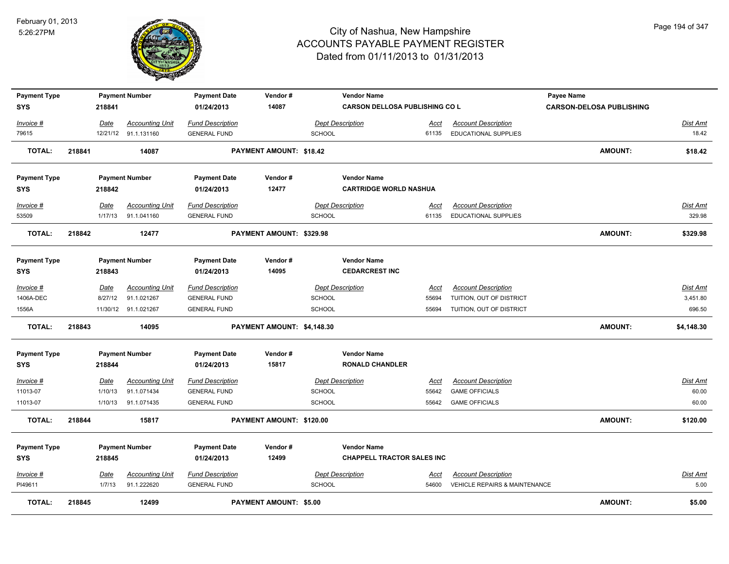# City of Nashua, New Hampshire
## ACCOUNTS PAYABLE PAYMENT REGISTER
### Dated from 01/11/2013 to 01/31/2013

February 01, 2013
5:26:27PM

| Payment Type | Payment Number | Payment Date | Vendor # | Vendor Name | Payee Name |
|---|---|---|---|---|---|
| SYS | 218841 | 01/24/2013 | 14087 | CARSON DELLOSA PUBLISHING CO L | CARSON-DELOSA PUBLISHING |

| Invoice # | Date | Accounting Unit | Fund Description | Dept Description | Acct | Account Description | Dist Amt |
|---|---|---|---|---|---|---|---|
| 79615 | 12/21/12 | 91.1.131160 | GENERAL FUND | SCHOOL | 61135 | EDUCATIONAL SUPPLIES | 18.42 |

**TOTAL: 218841 14087 PAYMENT AMOUNT: $18.42 AMOUNT: $18.42**

| Payment Type | Payment Number | Payment Date | Vendor # | Vendor Name |
|---|---|---|---|---|
| SYS | 218842 | 01/24/2013 | 12477 | CARTRIDGE WORLD NASHUA |

| Invoice # | Date | Accounting Unit | Fund Description | Dept Description | Acct | Account Description | Dist Amt |
|---|---|---|---|---|---|---|---|
| 53509 | 1/17/13 | 91.1.041160 | GENERAL FUND | SCHOOL | 61135 | EDUCATIONAL SUPPLIES | 329.98 |

**TOTAL: 218842 12477 PAYMENT AMOUNT: $329.98 AMOUNT: $329.98**

| Payment Type | Payment Number | Payment Date | Vendor # | Vendor Name |
|---|---|---|---|---|
| SYS | 218843 | 01/24/2013 | 14095 | CEDARCREST INC |

| Invoice # | Date | Accounting Unit | Fund Description | Dept Description | Acct | Account Description | Dist Amt |
|---|---|---|---|---|---|---|---|
| 1406A-DEC | 8/27/12 | 91.1.021267 | GENERAL FUND | SCHOOL | 55694 | TUITION, OUT OF DISTRICT | 3,451.80 |
| 1556A | 11/30/12 | 91.1.021267 | GENERAL FUND | SCHOOL | 55694 | TUITION, OUT OF DISTRICT | 696.50 |

**TOTAL: 218843 14095 PAYMENT AMOUNT: $4,148.30 AMOUNT: $4,148.30**

| Payment Type | Payment Number | Payment Date | Vendor # | Vendor Name |
|---|---|---|---|---|
| SYS | 218844 | 01/24/2013 | 15817 | RONALD CHANDLER |

| Invoice # | Date | Accounting Unit | Fund Description | Dept Description | Acct | Account Description | Dist Amt |
|---|---|---|---|---|---|---|---|
| 11013-07 | 1/10/13 | 91.1.071434 | GENERAL FUND | SCHOOL | 55642 | GAME OFFICIALS | 60.00 |
| 11013-07 | 1/10/13 | 91.1.071435 | GENERAL FUND | SCHOOL | 55642 | GAME OFFICIALS | 60.00 |

**TOTAL: 218844 15817 PAYMENT AMOUNT: $120.00 AMOUNT: $120.00**

| Payment Type | Payment Number | Payment Date | Vendor # | Vendor Name |
|---|---|---|---|---|
| SYS | 218845 | 01/24/2013 | 12499 | CHAPPELL TRACTOR SALES INC |

| Invoice # | Date | Accounting Unit | Fund Description | Dept Description | Acct | Account Description | Dist Amt |
|---|---|---|---|---|---|---|---|
| PI49611 | 1/7/13 | 91.1.222620 | GENERAL FUND | SCHOOL | 54600 | VEHICLE REPAIRS & MAINTENANCE | 5.00 |

**TOTAL: 218845 12499 PAYMENT AMOUNT: $5.00 AMOUNT: $5.00**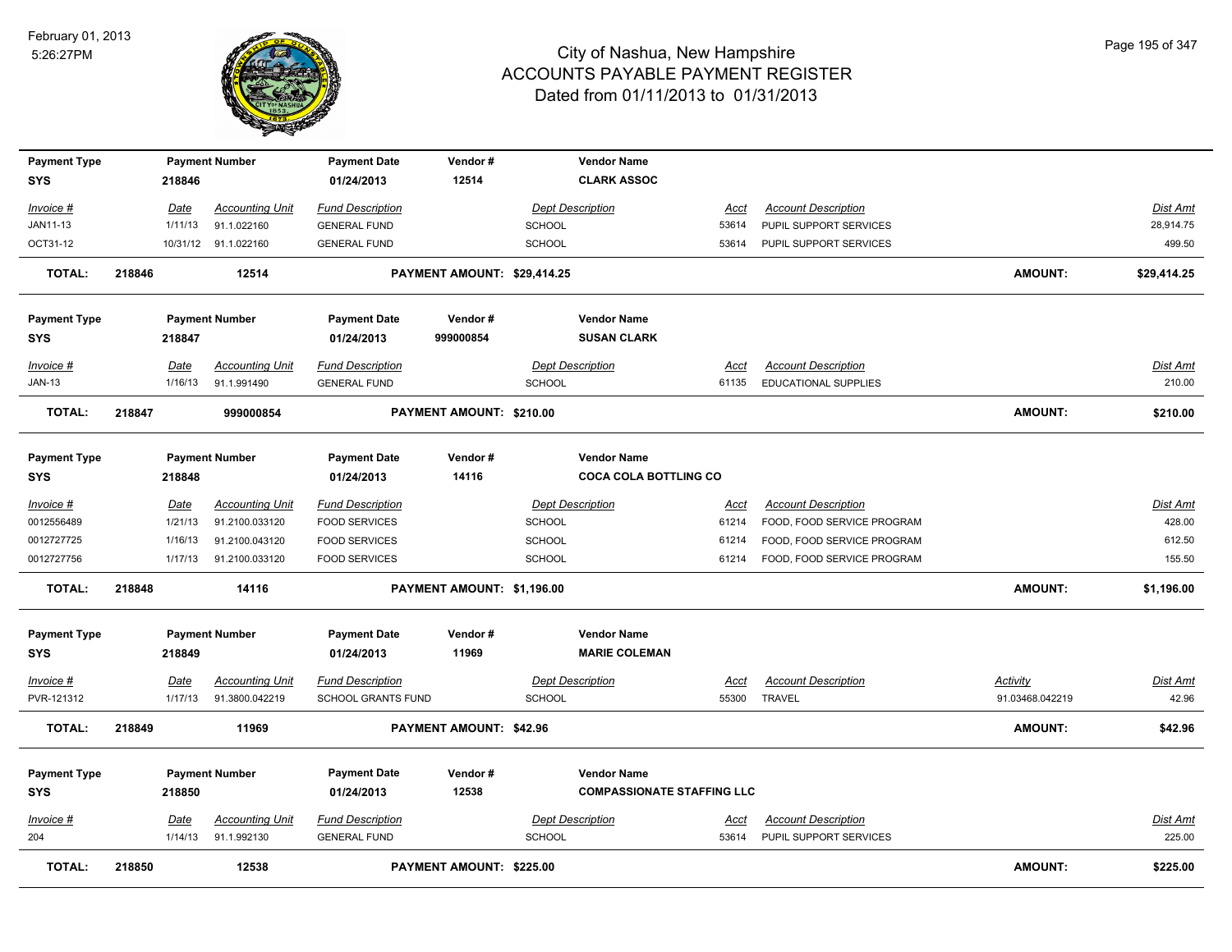# City of Nashua, New Hampshire
## ACCOUNTS PAYABLE PAYMENT REGISTER
### Dated from 01/11/2013 to 01/31/2013

February 01, 2013
5:26:27PM

| Payment Type | Payment Number | Payment Date | Vendor # | Vendor Name |
|---|---|---|---|---|
| SYS | 218846 | 01/24/2013 | 12514 | CLARK ASSOC |

| Invoice # | Date | Accounting Unit | Fund Description | Dept Description | Acct | Account Description | Dist Amt |
|---|---|---|---|---|---|---|---|
| JAN11-13 | 1/11/13 | 91.1.022160 | GENERAL FUND | SCHOOL | 53614 | PUPIL SUPPORT SERVICES | 28,914.75 |
| OCT31-12 | 10/31/12 | 91.1.022160 | GENERAL FUND | SCHOOL | 53614 | PUPIL SUPPORT SERVICES | 499.50 |

**TOTAL: 218846 12514 PAYMENT AMOUNT: $29,414.25 AMOUNT: $29,414.25**

| Payment Type | Payment Number | Payment Date | Vendor # | Vendor Name |
|---|---|---|---|---|
| SYS | 218847 | 01/24/2013 | 999000854 | SUSAN CLARK |

| Invoice # | Date | Accounting Unit | Fund Description | Dept Description | Acct | Account Description | Dist Amt |
|---|---|---|---|---|---|---|---|
| JAN-13 | 1/16/13 | 91.1.991490 | GENERAL FUND | SCHOOL | 61135 | EDUCATIONAL SUPPLIES | 210.00 |

**TOTAL: 218847 999000854 PAYMENT AMOUNT: $210.00 AMOUNT: $210.00**

| Payment Type | Payment Number | Payment Date | Vendor # | Vendor Name |
|---|---|---|---|---|
| SYS | 218848 | 01/24/2013 | 14116 | COCA COLA BOTTLING CO |

| Invoice # | Date | Accounting Unit | Fund Description | Dept Description | Acct | Account Description | Dist Amt |
|---|---|---|---|---|---|---|---|
| 0012556489 | 1/21/13 | 91.2100.033120 | FOOD SERVICES | SCHOOL | 61214 | FOOD, FOOD SERVICE PROGRAM | 428.00 |
| 0012727725 | 1/16/13 | 91.2100.043120 | FOOD SERVICES | SCHOOL | 61214 | FOOD, FOOD SERVICE PROGRAM | 612.50 |
| 0012727756 | 1/17/13 | 91.2100.033120 | FOOD SERVICES | SCHOOL | 61214 | FOOD, FOOD SERVICE PROGRAM | 155.50 |

**TOTAL: 218848 14116 PAYMENT AMOUNT: $1,196.00 AMOUNT: $1,196.00**

| Payment Type | Payment Number | Payment Date | Vendor # | Vendor Name |
|---|---|---|---|---|
| SYS | 218849 | 01/24/2013 | 11969 | MARIE COLEMAN |

| Invoice # | Date | Accounting Unit | Fund Description | Dept Description | Acct | Account Description | Activity | Dist Amt |
|---|---|---|---|---|---|---|---|---|
| PVR-121312 | 1/17/13 | 91.3800.042219 | SCHOOL GRANTS FUND | SCHOOL | 55300 | TRAVEL | 91.03468.042219 | 42.96 |

**TOTAL: 218849 11969 PAYMENT AMOUNT: $42.96 AMOUNT: $42.96**

| Payment Type | Payment Number | Payment Date | Vendor # | Vendor Name |
|---|---|---|---|---|
| SYS | 218850 | 01/24/2013 | 12538 | COMPASSIONATE STAFFING LLC |

| Invoice # | Date | Accounting Unit | Fund Description | Dept Description | Acct | Account Description | Dist Amt |
|---|---|---|---|---|---|---|---|
| 204 | 1/14/13 | 91.1.992130 | GENERAL FUND | SCHOOL | 53614 | PUPIL SUPPORT SERVICES | 225.00 |

**TOTAL: 218850 12538 PAYMENT AMOUNT: $225.00 AMOUNT: $225.00**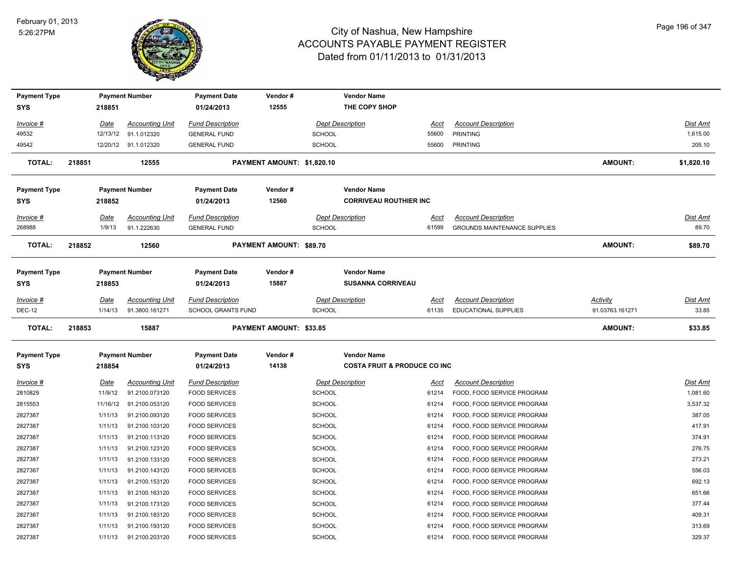# City of Nashua, New Hampshire
# ACCOUNTS PAYABLE PAYMENT REGISTER
## Dated from 01/11/2013 to 01/31/2013

February 01, 2013
5:26:27PM

| Payment Type | Payment Number | Payment Date | Vendor # | Vendor Name |
|---|---|---|---|---|
| SYS | 218851 | 01/24/2013 | 12555 | THE COPY SHOP |

| Invoice # | Date | Accounting Unit | Fund Description | Dept Description | Acct | Account Description | Dist Amt |
|---|---|---|---|---|---|---|---|
| 49532 | 12/13/12 | 91.1.012320 | GENERAL FUND | SCHOOL | 55600 | PRINTING | 1,615.00 |
| 49542 | 12/20/12 | 91.1.012320 | GENERAL FUND | SCHOOL | 55600 | PRINTING | 205.10 |

**TOTAL: 218851 12555 PAYMENT AMOUNT: $1,820.10 AMOUNT: $1,820.10**

| Payment Type | Payment Number | Payment Date | Vendor # | Vendor Name |
|---|---|---|---|---|
| SYS | 218852 | 01/24/2013 | 12560 | CORRIVEAU ROUTHIER INC |

| Invoice # | Date | Accounting Unit | Fund Description | Dept Description | Acct | Account Description | Dist Amt |
|---|---|---|---|---|---|---|---|
| 268988 | 1/9/13 | 91.1.222630 | GENERAL FUND | SCHOOL | 61599 | GROUNDS MAINTENANCE SUPPLIES | 89.70 |

**TOTAL: 218852 12560 PAYMENT AMOUNT: $89.70 AMOUNT: $89.70**

| Payment Type | Payment Number | Payment Date | Vendor # | Vendor Name |
|---|---|---|---|---|
| SYS | 218853 | 01/24/2013 | 15887 | SUSANNA CORRIVEAU |

| Invoice # | Date | Accounting Unit | Fund Description | Dept Description | Acct | Account Description | Activity | Dist Amt |
|---|---|---|---|---|---|---|---|---|
| DEC-12 | 1/14/13 | 91.3800.161271 | SCHOOL GRANTS FUND | SCHOOL | 61135 | EDUCATIONAL SUPPLIES | 91.03763.161271 | 33.85 |

**TOTAL: 218853 15887 PAYMENT AMOUNT: $33.85 AMOUNT: $33.85**

| Payment Type | Payment Number | Payment Date | Vendor # | Vendor Name |
|---|---|---|---|---|
| SYS | 218854 | 01/24/2013 | 14138 | COSTA FRUIT & PRODUCE CO INC |

| Invoice # | Date | Accounting Unit | Fund Description | Dept Description | Acct | Account Description | Dist Amt |
|---|---|---|---|---|---|---|---|
| 2810829 | 11/9/12 | 91.2100.073120 | FOOD SERVICES | SCHOOL | 61214 | FOOD, FOOD SERVICE PROGRAM | 1,081.60 |
| 2815553 | 11/16/12 | 91.2100.053120 | FOOD SERVICES | SCHOOL | 61214 | FOOD, FOOD SERVICE PROGRAM | 3,537.32 |
| 2827387 | 1/11/13 | 91.2100.093120 | FOOD SERVICES | SCHOOL | 61214 | FOOD, FOOD SERVICE PROGRAM | 387.05 |
| 2827387 | 1/11/13 | 91.2100.103120 | FOOD SERVICES | SCHOOL | 61214 | FOOD, FOOD SERVICE PROGRAM | 417.91 |
| 2827387 | 1/11/13 | 91.2100.113120 | FOOD SERVICES | SCHOOL | 61214 | FOOD, FOOD SERVICE PROGRAM | 374.91 |
| 2827387 | 1/11/13 | 91.2100.123120 | FOOD SERVICES | SCHOOL | 61214 | FOOD, FOOD SERVICE PROGRAM | 276.75 |
| 2827387 | 1/11/13 | 91.2100.133120 | FOOD SERVICES | SCHOOL | 61214 | FOOD, FOOD SERVICE PROGRAM | 273.21 |
| 2827387 | 1/11/13 | 91.2100.143120 | FOOD SERVICES | SCHOOL | 61214 | FOOD, FOOD SERVICE PROGRAM | 556.03 |
| 2827387 | 1/11/13 | 91.2100.153120 | FOOD SERVICES | SCHOOL | 61214 | FOOD, FOOD SERVICE PROGRAM | 692.13 |
| 2827387 | 1/11/13 | 91.2100.163120 | FOOD SERVICES | SCHOOL | 61214 | FOOD, FOOD SERVICE PROGRAM | 651.66 |
| 2827387 | 1/11/13 | 91.2100.173120 | FOOD SERVICES | SCHOOL | 61214 | FOOD, FOOD SERVICE PROGRAM | 377.44 |
| 2827387 | 1/11/13 | 91.2100.183120 | FOOD SERVICES | SCHOOL | 61214 | FOOD, FOOD SERVICE PROGRAM | 409.31 |
| 2827387 | 1/11/13 | 91.2100.193120 | FOOD SERVICES | SCHOOL | 61214 | FOOD, FOOD SERVICE PROGRAM | 313.69 |
| 2827387 | 1/11/13 | 91.2100.203120 | FOOD SERVICES | SCHOOL | 61214 | FOOD, FOOD SERVICE PROGRAM | 329.37 |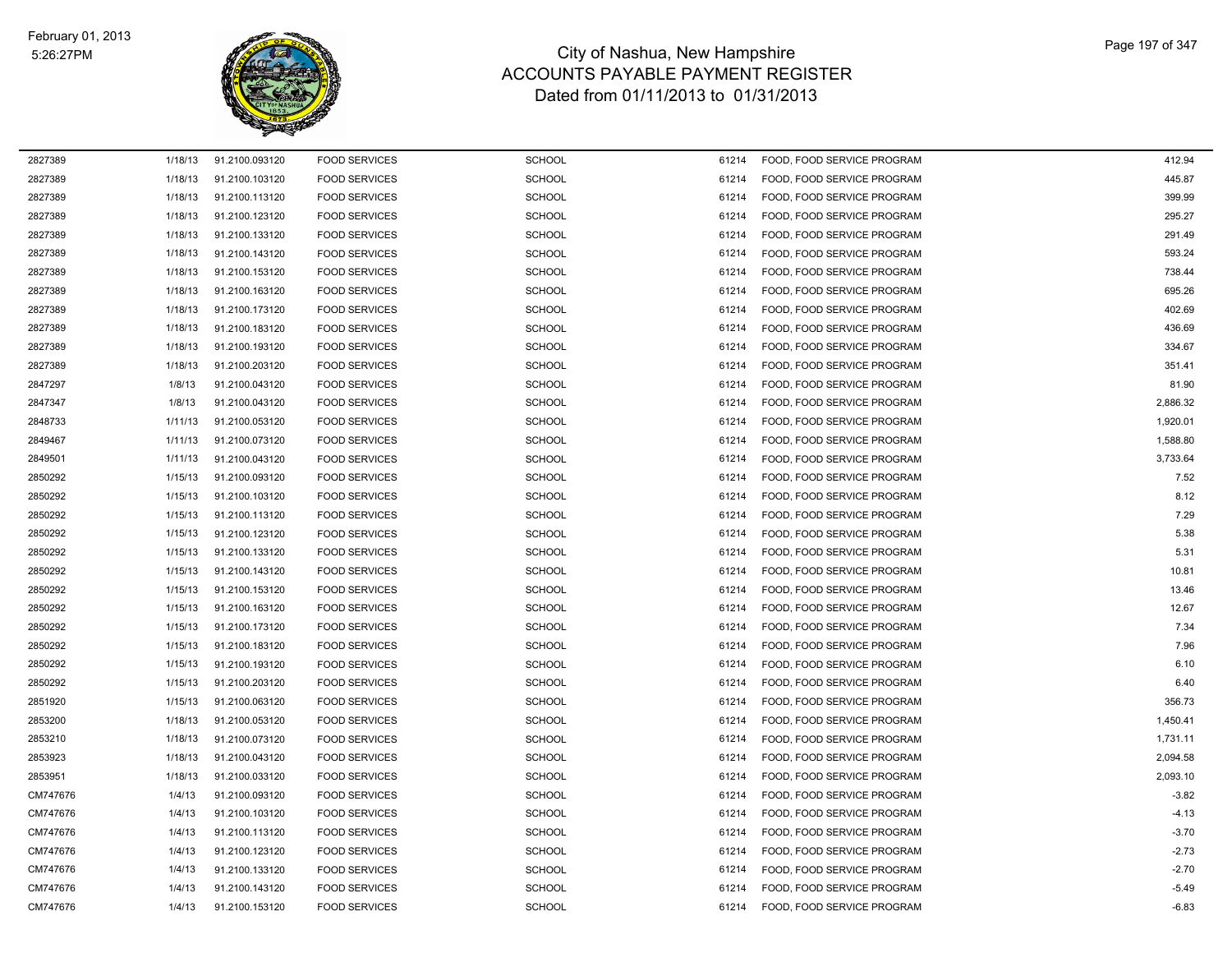# City of Nashua, New Hampshire
## ACCOUNTS PAYABLE PAYMENT REGISTER
### Dated from 01/11/2013 to 01/31/2013

February 01, 2013
5:26:27PM

| | | | | | | | |
|---|---|---|---|---|---|---|---|
| 2827389 | 1/18/13 | 91.2100.093120 | FOOD SERVICES | SCHOOL | 61214 | FOOD, FOOD SERVICE PROGRAM | 412.94 |
| 2827389 | 1/18/13 | 91.2100.103120 | FOOD SERVICES | SCHOOL | 61214 | FOOD, FOOD SERVICE PROGRAM | 445.87 |
| 2827389 | 1/18/13 | 91.2100.113120 | FOOD SERVICES | SCHOOL | 61214 | FOOD, FOOD SERVICE PROGRAM | 399.99 |
| 2827389 | 1/18/13 | 91.2100.123120 | FOOD SERVICES | SCHOOL | 61214 | FOOD, FOOD SERVICE PROGRAM | 295.27 |
| 2827389 | 1/18/13 | 91.2100.133120 | FOOD SERVICES | SCHOOL | 61214 | FOOD, FOOD SERVICE PROGRAM | 291.49 |
| 2827389 | 1/18/13 | 91.2100.143120 | FOOD SERVICES | SCHOOL | 61214 | FOOD, FOOD SERVICE PROGRAM | 593.24 |
| 2827389 | 1/18/13 | 91.2100.153120 | FOOD SERVICES | SCHOOL | 61214 | FOOD, FOOD SERVICE PROGRAM | 738.44 |
| 2827389 | 1/18/13 | 91.2100.163120 | FOOD SERVICES | SCHOOL | 61214 | FOOD, FOOD SERVICE PROGRAM | 695.26 |
| 2827389 | 1/18/13 | 91.2100.173120 | FOOD SERVICES | SCHOOL | 61214 | FOOD, FOOD SERVICE PROGRAM | 402.69 |
| 2827389 | 1/18/13 | 91.2100.183120 | FOOD SERVICES | SCHOOL | 61214 | FOOD, FOOD SERVICE PROGRAM | 436.69 |
| 2827389 | 1/18/13 | 91.2100.193120 | FOOD SERVICES | SCHOOL | 61214 | FOOD, FOOD SERVICE PROGRAM | 334.67 |
| 2827389 | 1/18/13 | 91.2100.203120 | FOOD SERVICES | SCHOOL | 61214 | FOOD, FOOD SERVICE PROGRAM | 351.41 |
| 2847297 | 1/8/13 | 91.2100.043120 | FOOD SERVICES | SCHOOL | 61214 | FOOD, FOOD SERVICE PROGRAM | 81.90 |
| 2847347 | 1/8/13 | 91.2100.043120 | FOOD SERVICES | SCHOOL | 61214 | FOOD, FOOD SERVICE PROGRAM | 2,886.32 |
| 2848733 | 1/11/13 | 91.2100.053120 | FOOD SERVICES | SCHOOL | 61214 | FOOD, FOOD SERVICE PROGRAM | 1,920.01 |
| 2849467 | 1/11/13 | 91.2100.073120 | FOOD SERVICES | SCHOOL | 61214 | FOOD, FOOD SERVICE PROGRAM | 1,588.80 |
| 2849501 | 1/11/13 | 91.2100.043120 | FOOD SERVICES | SCHOOL | 61214 | FOOD, FOOD SERVICE PROGRAM | 3,733.64 |
| 2850292 | 1/15/13 | 91.2100.093120 | FOOD SERVICES | SCHOOL | 61214 | FOOD, FOOD SERVICE PROGRAM | 7.52 |
| 2850292 | 1/15/13 | 91.2100.103120 | FOOD SERVICES | SCHOOL | 61214 | FOOD, FOOD SERVICE PROGRAM | 8.12 |
| 2850292 | 1/15/13 | 91.2100.113120 | FOOD SERVICES | SCHOOL | 61214 | FOOD, FOOD SERVICE PROGRAM | 7.29 |
| 2850292 | 1/15/13 | 91.2100.123120 | FOOD SERVICES | SCHOOL | 61214 | FOOD, FOOD SERVICE PROGRAM | 5.38 |
| 2850292 | 1/15/13 | 91.2100.133120 | FOOD SERVICES | SCHOOL | 61214 | FOOD, FOOD SERVICE PROGRAM | 5.31 |
| 2850292 | 1/15/13 | 91.2100.143120 | FOOD SERVICES | SCHOOL | 61214 | FOOD, FOOD SERVICE PROGRAM | 10.81 |
| 2850292 | 1/15/13 | 91.2100.153120 | FOOD SERVICES | SCHOOL | 61214 | FOOD, FOOD SERVICE PROGRAM | 13.46 |
| 2850292 | 1/15/13 | 91.2100.163120 | FOOD SERVICES | SCHOOL | 61214 | FOOD, FOOD SERVICE PROGRAM | 12.67 |
| 2850292 | 1/15/13 | 91.2100.173120 | FOOD SERVICES | SCHOOL | 61214 | FOOD, FOOD SERVICE PROGRAM | 7.34 |
| 2850292 | 1/15/13 | 91.2100.183120 | FOOD SERVICES | SCHOOL | 61214 | FOOD, FOOD SERVICE PROGRAM | 7.96 |
| 2850292 | 1/15/13 | 91.2100.193120 | FOOD SERVICES | SCHOOL | 61214 | FOOD, FOOD SERVICE PROGRAM | 6.10 |
| 2850292 | 1/15/13 | 91.2100.203120 | FOOD SERVICES | SCHOOL | 61214 | FOOD, FOOD SERVICE PROGRAM | 6.40 |
| 2851920 | 1/15/13 | 91.2100.063120 | FOOD SERVICES | SCHOOL | 61214 | FOOD, FOOD SERVICE PROGRAM | 356.73 |
| 2853200 | 1/18/13 | 91.2100.053120 | FOOD SERVICES | SCHOOL | 61214 | FOOD, FOOD SERVICE PROGRAM | 1,450.41 |
| 2853210 | 1/18/13 | 91.2100.073120 | FOOD SERVICES | SCHOOL | 61214 | FOOD, FOOD SERVICE PROGRAM | 1,731.11 |
| 2853923 | 1/18/13 | 91.2100.043120 | FOOD SERVICES | SCHOOL | 61214 | FOOD, FOOD SERVICE PROGRAM | 2,094.58 |
| 2853951 | 1/18/13 | 91.2100.033120 | FOOD SERVICES | SCHOOL | 61214 | FOOD, FOOD SERVICE PROGRAM | 2,093.10 |
| CM747676 | 1/4/13 | 91.2100.093120 | FOOD SERVICES | SCHOOL | 61214 | FOOD, FOOD SERVICE PROGRAM | -3.82 |
| CM747676 | 1/4/13 | 91.2100.103120 | FOOD SERVICES | SCHOOL | 61214 | FOOD, FOOD SERVICE PROGRAM | -4.13 |
| CM747676 | 1/4/13 | 91.2100.113120 | FOOD SERVICES | SCHOOL | 61214 | FOOD, FOOD SERVICE PROGRAM | -3.70 |
| CM747676 | 1/4/13 | 91.2100.123120 | FOOD SERVICES | SCHOOL | 61214 | FOOD, FOOD SERVICE PROGRAM | -2.73 |
| CM747676 | 1/4/13 | 91.2100.133120 | FOOD SERVICES | SCHOOL | 61214 | FOOD, FOOD SERVICE PROGRAM | -2.70 |
| CM747676 | 1/4/13 | 91.2100.143120 | FOOD SERVICES | SCHOOL | 61214 | FOOD, FOOD SERVICE PROGRAM | -5.49 |
| CM747676 | 1/4/13 | 91.2100.153120 | FOOD SERVICES | SCHOOL | 61214 | FOOD, FOOD SERVICE PROGRAM | -6.83 |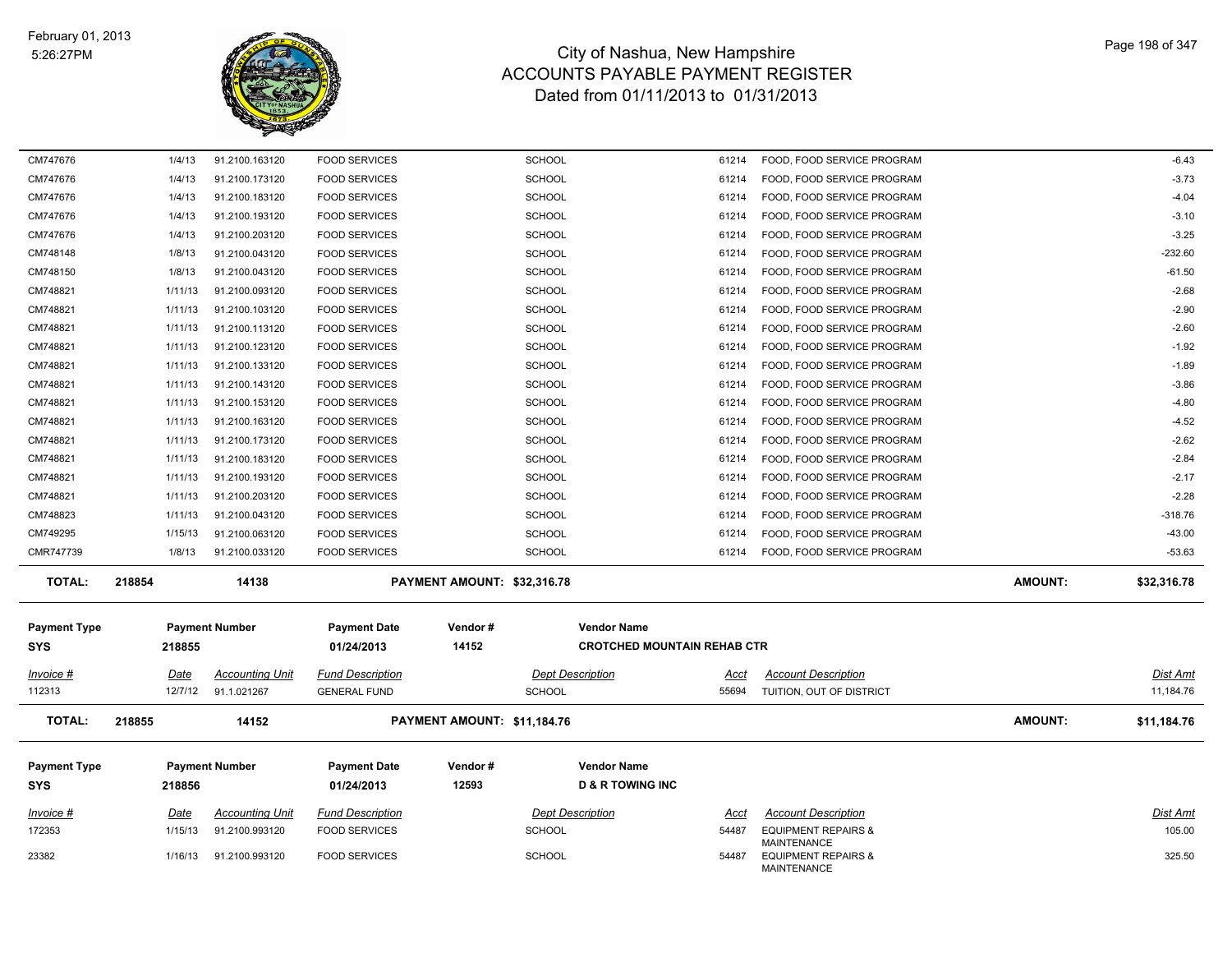# City of Nashua, New Hampshire
# ACCOUNTS PAYABLE PAYMENT REGISTER
## Dated from 01/11/2013 to 01/31/2013

| Invoice # | Date | Accounting Unit | Fund Description | Dept Description | Acct | Account Description | Dist Amt |
|---|---|---|---|---|---|---|---|
| CM747676 | 1/4/13 | 91.2100.163120 | FOOD SERVICES | SCHOOL | 61214 | FOOD, FOOD SERVICE PROGRAM | -6.43 |
| CM747676 | 1/4/13 | 91.2100.173120 | FOOD SERVICES | SCHOOL | 61214 | FOOD, FOOD SERVICE PROGRAM | -3.73 |
| CM747676 | 1/4/13 | 91.2100.183120 | FOOD SERVICES | SCHOOL | 61214 | FOOD, FOOD SERVICE PROGRAM | -4.04 |
| CM747676 | 1/4/13 | 91.2100.193120 | FOOD SERVICES | SCHOOL | 61214 | FOOD, FOOD SERVICE PROGRAM | -3.10 |
| CM747676 | 1/4/13 | 91.2100.203120 | FOOD SERVICES | SCHOOL | 61214 | FOOD, FOOD SERVICE PROGRAM | -3.25 |
| CM748148 | 1/8/13 | 91.2100.043120 | FOOD SERVICES | SCHOOL | 61214 | FOOD, FOOD SERVICE PROGRAM | -232.60 |
| CM748150 | 1/8/13 | 91.2100.043120 | FOOD SERVICES | SCHOOL | 61214 | FOOD, FOOD SERVICE PROGRAM | -61.50 |
| CM748821 | 1/11/13 | 91.2100.093120 | FOOD SERVICES | SCHOOL | 61214 | FOOD, FOOD SERVICE PROGRAM | -2.68 |
| CM748821 | 1/11/13 | 91.2100.103120 | FOOD SERVICES | SCHOOL | 61214 | FOOD, FOOD SERVICE PROGRAM | -2.90 |
| CM748821 | 1/11/13 | 91.2100.113120 | FOOD SERVICES | SCHOOL | 61214 | FOOD, FOOD SERVICE PROGRAM | -2.60 |
| CM748821 | 1/11/13 | 91.2100.123120 | FOOD SERVICES | SCHOOL | 61214 | FOOD, FOOD SERVICE PROGRAM | -1.92 |
| CM748821 | 1/11/13 | 91.2100.133120 | FOOD SERVICES | SCHOOL | 61214 | FOOD, FOOD SERVICE PROGRAM | -1.89 |
| CM748821 | 1/11/13 | 91.2100.143120 | FOOD SERVICES | SCHOOL | 61214 | FOOD, FOOD SERVICE PROGRAM | -3.86 |
| CM748821 | 1/11/13 | 91.2100.153120 | FOOD SERVICES | SCHOOL | 61214 | FOOD, FOOD SERVICE PROGRAM | -4.80 |
| CM748821 | 1/11/13 | 91.2100.163120 | FOOD SERVICES | SCHOOL | 61214 | FOOD, FOOD SERVICE PROGRAM | -4.52 |
| CM748821 | 1/11/13 | 91.2100.173120 | FOOD SERVICES | SCHOOL | 61214 | FOOD, FOOD SERVICE PROGRAM | -2.62 |
| CM748821 | 1/11/13 | 91.2100.183120 | FOOD SERVICES | SCHOOL | 61214 | FOOD, FOOD SERVICE PROGRAM | -2.84 |
| CM748821 | 1/11/13 | 91.2100.193120 | FOOD SERVICES | SCHOOL | 61214 | FOOD, FOOD SERVICE PROGRAM | -2.17 |
| CM748821 | 1/11/13 | 91.2100.203120 | FOOD SERVICES | SCHOOL | 61214 | FOOD, FOOD SERVICE PROGRAM | -2.28 |
| CM748823 | 1/11/13 | 91.2100.043120 | FOOD SERVICES | SCHOOL | 61214 | FOOD, FOOD SERVICE PROGRAM | -318.76 |
| CM749295 | 1/15/13 | 91.2100.063120 | FOOD SERVICES | SCHOOL | 61214 | FOOD, FOOD SERVICE PROGRAM | -43.00 |
| CMR747739 | 1/8/13 | 91.2100.033120 | FOOD SERVICES | SCHOOL | 61214 | FOOD, FOOD SERVICE PROGRAM | -53.63 |

**TOTAL:** 218854 | 14138 | **PAYMENT AMOUNT: $32,316.78** | **AMOUNT: $32,316.78**

| Payment Type | Payment Number | Payment Date | Vendor # | Vendor Name |
|---|---|---|---|---|
| SYS | 218855 | 01/24/2013 | 14152 | CROTCHED MOUNTAIN REHAB CTR |

| Invoice # | Date | Accounting Unit | Fund Description | Dept Description | Acct | Account Description | Dist Amt |
|---|---|---|---|---|---|---|---|
| 112313 | 12/7/12 | 91.1.021267 | GENERAL FUND | SCHOOL | 55694 | TUITION, OUT OF DISTRICT | 11,184.76 |

**TOTAL:** 218855 | 14152 | **PAYMENT AMOUNT: $11,184.76** | **AMOUNT: $11,184.76**

| Payment Type | Payment Number | Payment Date | Vendor # | Vendor Name |
|---|---|---|---|---|
| SYS | 218856 | 01/24/2013 | 12593 | D & R TOWING INC |

| Invoice # | Date | Accounting Unit | Fund Description | Dept Description | Acct | Account Description | Dist Amt |
|---|---|---|---|---|---|---|---|
| 172353 | 1/15/13 | 91.2100.993120 | FOOD SERVICES | SCHOOL | 54487 | EQUIPMENT REPAIRS & MAINTENANCE | 105.00 |
| 23382 | 1/16/13 | 91.2100.993120 | FOOD SERVICES | SCHOOL | 54487 | EQUIPMENT REPAIRS & MAINTENANCE | 325.50 |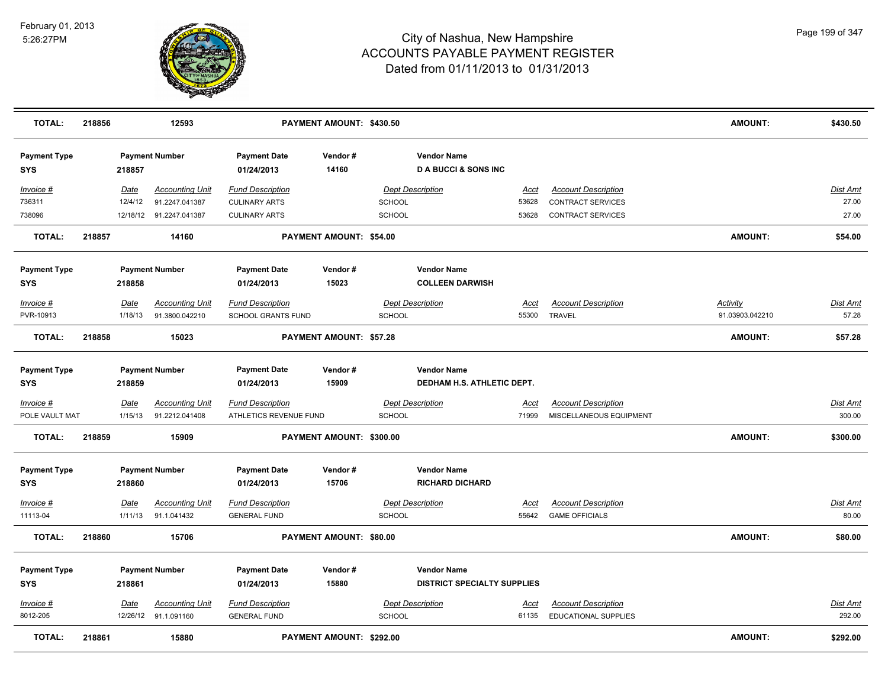# City of Nashua, New Hampshire
## ACCOUNTS PAYABLE PAYMENT REGISTER
### Dated from 01/11/2013 to 01/31/2013

February 01, 2013
5:26:27PM

| **TOTAL:** | **218856** | **12593** | **PAYMENT AMOUNT: $430.50** | **AMOUNT:** | **$430.50** |
|---|---|---|---|---|---|

| Payment Type | Payment Number | Payment Date | Vendor # | Vendor Name |
|---|---|---|---|---|
| **SYS** | **218857** | **01/24/2013** | **14160** | **D A BUCCI & SONS INC** |

| Invoice # | Date | Accounting Unit | Fund Description | Dept Description | Acct | Account Description | Dist Amt |
|---|---|---|---|---|---|---|---|
| 736311 | 12/4/12 | 91.2247.041387 | CULINARY ARTS | SCHOOL | 53628 | CONTRACT SERVICES | 27.00 |
| 738096 | 12/18/12 | 91.2247.041387 | CULINARY ARTS | SCHOOL | 53628 | CONTRACT SERVICES | 27.00 |

| **TOTAL:** | **218857** | **14160** | **PAYMENT AMOUNT: $54.00** | **AMOUNT:** | **$54.00** |
|---|---|---|---|---|---|

| Payment Type | Payment Number | Payment Date | Vendor # | Vendor Name |
|---|---|---|---|---|
| **SYS** | **218858** | **01/24/2013** | **15023** | **COLLEEN DARWISH** |

| Invoice # | Date | Accounting Unit | Fund Description | Dept Description | Acct | Account Description | Activity | Dist Amt |
|---|---|---|---|---|---|---|---|---|
| PVR-10913 | 1/18/13 | 91.3800.042210 | SCHOOL GRANTS FUND | SCHOOL | 55300 | TRAVEL | 91.03903.042210 | 57.28 |

| **TOTAL:** | **218858** | **15023** | **PAYMENT AMOUNT: $57.28** | **AMOUNT:** | **$57.28** |
|---|---|---|---|---|---|

| Payment Type | Payment Number | Payment Date | Vendor # | Vendor Name |
|---|---|---|---|---|
| **SYS** | **218859** | **01/24/2013** | **15909** | **DEDHAM H.S. ATHLETIC DEPT.** |

| Invoice # | Date | Accounting Unit | Fund Description | Dept Description | Acct | Account Description | Dist Amt |
|---|---|---|---|---|---|---|---|
| POLE VAULT MAT | 1/15/13 | 91.2212.041408 | ATHLETICS REVENUE FUND | SCHOOL | 71999 | MISCELLANEOUS EQUIPMENT | 300.00 |

| **TOTAL:** | **218859** | **15909** | **PAYMENT AMOUNT: $300.00** | **AMOUNT:** | **$300.00** |
|---|---|---|---|---|---|

| Payment Type | Payment Number | Payment Date | Vendor # | Vendor Name |
|---|---|---|---|---|
| **SYS** | **218860** | **01/24/2013** | **15706** | **RICHARD DICHARD** |

| Invoice # | Date | Accounting Unit | Fund Description | Dept Description | Acct | Account Description | Dist Amt |
|---|---|---|---|---|---|---|---|
| 11113-04 | 1/11/13 | 91.1.041432 | GENERAL FUND | SCHOOL | 55642 | GAME OFFICIALS | 80.00 |

| **TOTAL:** | **218860** | **15706** | **PAYMENT AMOUNT: $80.00** | **AMOUNT:** | **$80.00** |
|---|---|---|---|---|---|

| Payment Type | Payment Number | Payment Date | Vendor # | Vendor Name |
|---|---|---|---|---|
| **SYS** | **218861** | **01/24/2013** | **15880** | **DISTRICT SPECIALTY SUPPLIES** |

| Invoice # | Date | Accounting Unit | Fund Description | Dept Description | Acct | Account Description | Dist Amt |
|---|---|---|---|---|---|---|---|
| 8012-205 | 12/26/12 | 91.1.091160 | GENERAL FUND | SCHOOL | 61135 | EDUCATIONAL SUPPLIES | 292.00 |

| **TOTAL:** | **218861** | **15880** | **PAYMENT AMOUNT: $292.00** | **AMOUNT:** | **$292.00** |
|---|---|---|---|---|---|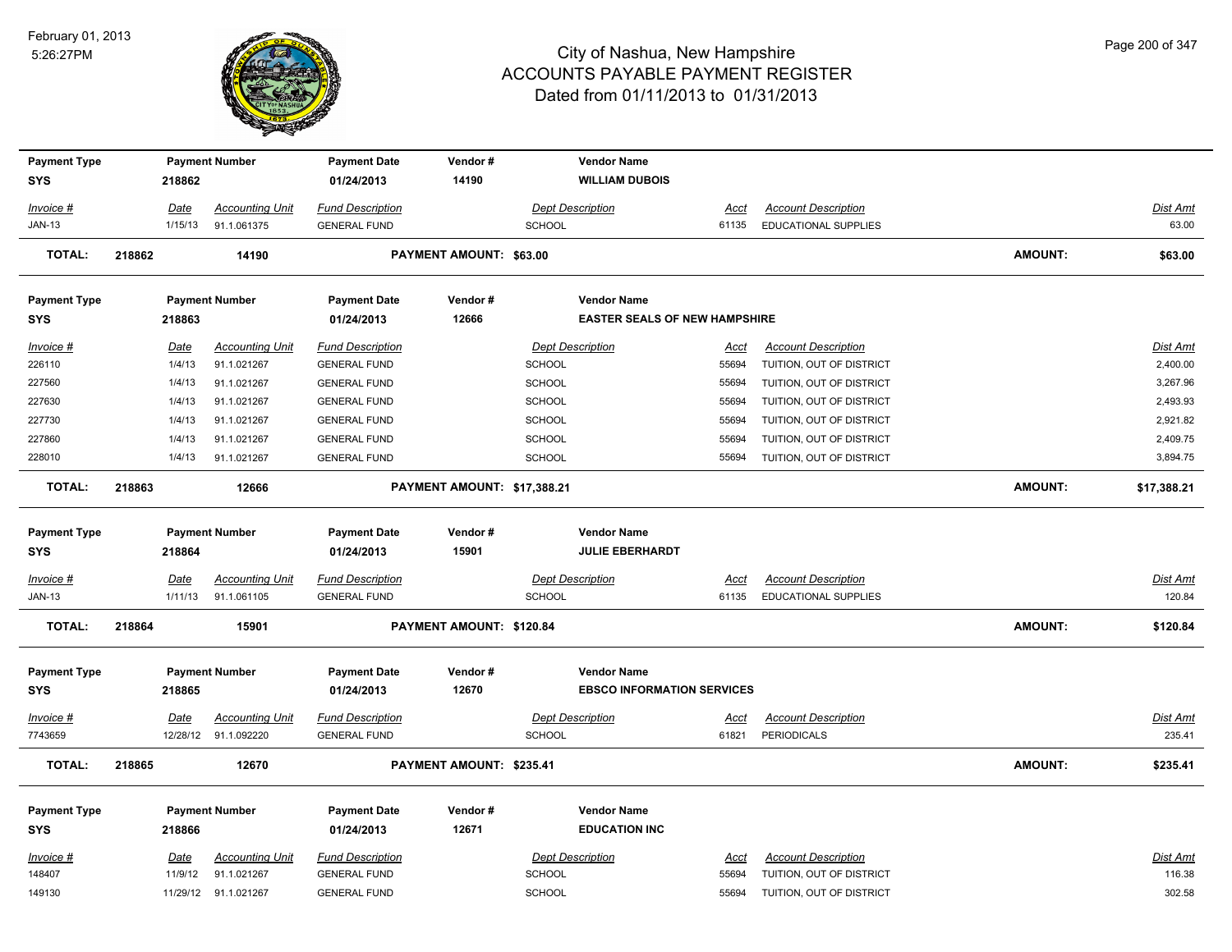# City of Nashua, New Hampshire
## ACCOUNTS PAYABLE PAYMENT REGISTER
### Dated from 01/11/2013 to 01/31/2013

February 01, 2013
5:26:27PM

| Payment Type | Payment Number | Payment Date | Vendor # | Vendor Name |
|---|---|---|---|---|
| SYS | 218862 | 01/24/2013 | 14190 | WILLIAM DUBOIS |

| Invoice # | Date | Accounting Unit | Fund Description | Dept Description | Acct | Account Description | Dist Amt |
|---|---|---|---|---|---|---|---|
| JAN-13 | 1/15/13 | 91.1.061375 | GENERAL FUND | SCHOOL | 61135 | EDUCATIONAL SUPPLIES | 63.00 |

**TOTAL: 218862 14190 PAYMENT AMOUNT: $63.00 AMOUNT: $63.00**

| Payment Type | Payment Number | Payment Date | Vendor # | Vendor Name |
|---|---|---|---|---|
| SYS | 218863 | 01/24/2013 | 12666 | EASTER SEALS OF NEW HAMPSHIRE |

| Invoice # | Date | Accounting Unit | Fund Description | Dept Description | Acct | Account Description | Dist Amt |
|---|---|---|---|---|---|---|---|
| 226110 | 1/4/13 | 91.1.021267 | GENERAL FUND | SCHOOL | 55694 | TUITION, OUT OF DISTRICT | 2,400.00 |
| 227560 | 1/4/13 | 91.1.021267 | GENERAL FUND | SCHOOL | 55694 | TUITION, OUT OF DISTRICT | 3,267.96 |
| 227630 | 1/4/13 | 91.1.021267 | GENERAL FUND | SCHOOL | 55694 | TUITION, OUT OF DISTRICT | 2,493.93 |
| 227730 | 1/4/13 | 91.1.021267 | GENERAL FUND | SCHOOL | 55694 | TUITION, OUT OF DISTRICT | 2,921.82 |
| 227860 | 1/4/13 | 91.1.021267 | GENERAL FUND | SCHOOL | 55694 | TUITION, OUT OF DISTRICT | 2,409.75 |
| 228010 | 1/4/13 | 91.1.021267 | GENERAL FUND | SCHOOL | 55694 | TUITION, OUT OF DISTRICT | 3,894.75 |

**TOTAL: 218863 12666 PAYMENT AMOUNT: $17,388.21 AMOUNT: $17,388.21**

| Payment Type | Payment Number | Payment Date | Vendor # | Vendor Name |
|---|---|---|---|---|
| SYS | 218864 | 01/24/2013 | 15901 | JULIE EBERHARDT |

| Invoice # | Date | Accounting Unit | Fund Description | Dept Description | Acct | Account Description | Dist Amt |
|---|---|---|---|---|---|---|---|
| JAN-13 | 1/11/13 | 91.1.061105 | GENERAL FUND | SCHOOL | 61135 | EDUCATIONAL SUPPLIES | 120.84 |

**TOTAL: 218864 15901 PAYMENT AMOUNT: $120.84 AMOUNT: $120.84**

| Payment Type | Payment Number | Payment Date | Vendor # | Vendor Name |
|---|---|---|---|---|
| SYS | 218865 | 01/24/2013 | 12670 | EBSCO INFORMATION SERVICES |

| Invoice # | Date | Accounting Unit | Fund Description | Dept Description | Acct | Account Description | Dist Amt |
|---|---|---|---|---|---|---|---|
| 7743659 | 12/28/12 | 91.1.092220 | GENERAL FUND | SCHOOL | 61821 | PERIODICALS | 235.41 |

**TOTAL: 218865 12670 PAYMENT AMOUNT: $235.41 AMOUNT: $235.41**

| Payment Type | Payment Number | Payment Date | Vendor # | Vendor Name |
|---|---|---|---|---|
| SYS | 218866 | 01/24/2013 | 12671 | EDUCATION INC |

| Invoice # | Date | Accounting Unit | Fund Description | Dept Description | Acct | Account Description | Dist Amt |
|---|---|---|---|---|---|---|---|
| 148407 | 11/9/12 | 91.1.021267 | GENERAL FUND | SCHOOL | 55694 | TUITION, OUT OF DISTRICT | 116.38 |
| 149130 | 11/29/12 | 91.1.021267 | GENERAL FUND | SCHOOL | 55694 | TUITION, OUT OF DISTRICT | 302.58 |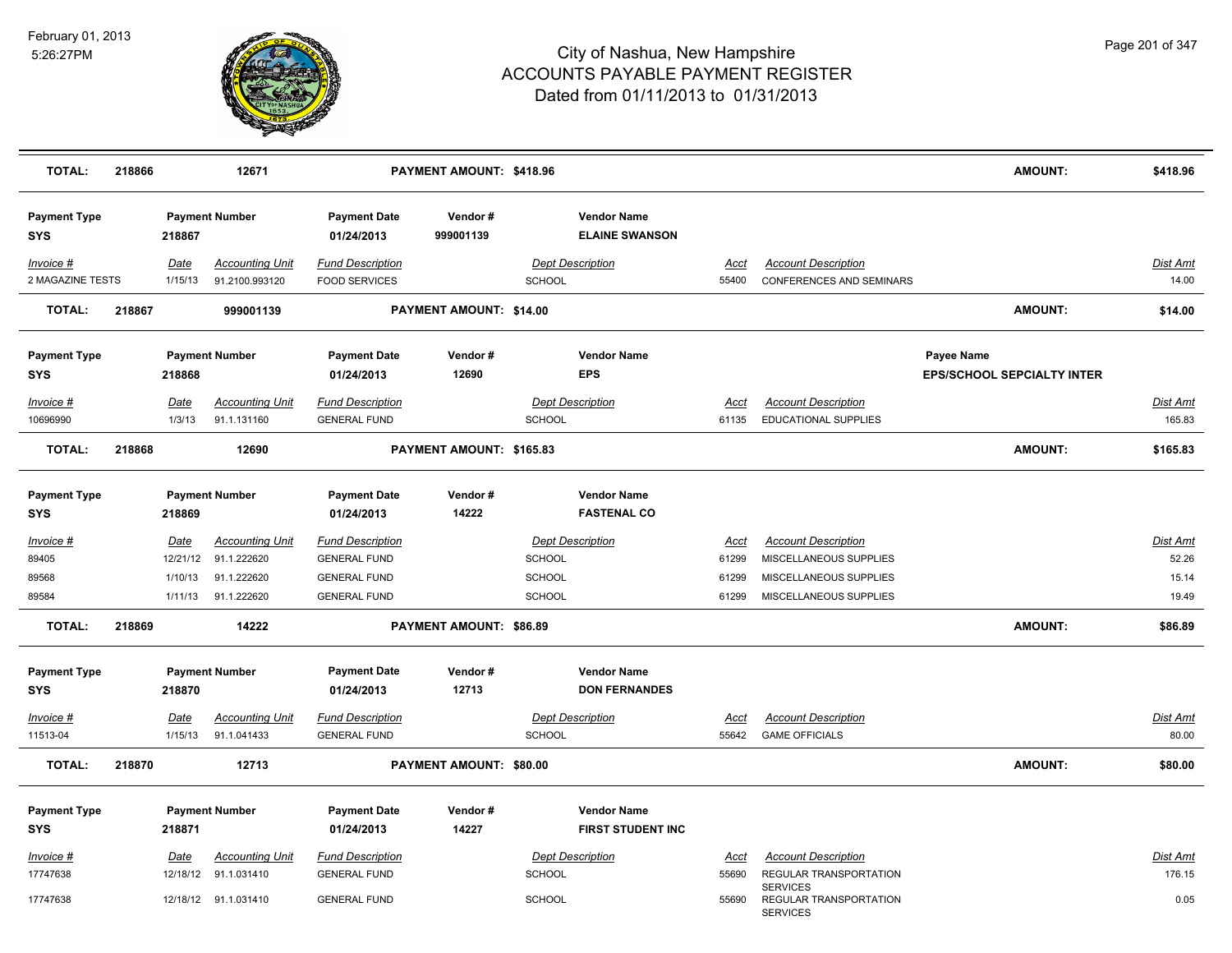# City of Nashua, New Hampshire
## ACCOUNTS PAYABLE PAYMENT REGISTER
### Dated from 01/11/2013 to 01/31/2013

February 01, 2013
5:26:27PM

| TOTAL: | 218866 | 12671 | | PAYMENT AMOUNT: $418.96 | | | | AMOUNT: | $418.96 |
|---|---|---|---|---|---|---|---|---|---|

| Payment Type | Payment Number | Payment Date | Vendor # | Vendor Name |
|---|---|---|---|---|
| SYS | 218867 | 01/24/2013 | 999001139 | ELAINE SWANSON |

| Invoice # | Date | Accounting Unit | Fund Description | Dept Description | Acct | Account Description | Dist Amt |
|---|---|---|---|---|---|---|---|
| 2 MAGAZINE TESTS | 1/15/13 | 91.2100.993120 | FOOD SERVICES | SCHOOL | 55400 | CONFERENCES AND SEMINARS | 14.00 |

| TOTAL: | 218867 | 999001139 | PAYMENT AMOUNT: $14.00 | AMOUNT: | $14.00 |
|---|---|---|---|---|---|

| Payment Type | Payment Number | Payment Date | Vendor # | Vendor Name | Payee Name |
|---|---|---|---|---|---|
| SYS | 218868 | 01/24/2013 | 12690 | EPS | EPS/SCHOOL SEPCIALTY INTER |

| Invoice # | Date | Accounting Unit | Fund Description | Dept Description | Acct | Account Description | Dist Amt |
|---|---|---|---|---|---|---|---|
| 10696990 | 1/3/13 | 91.1.131160 | GENERAL FUND | SCHOOL | 61135 | EDUCATIONAL SUPPLIES | 165.83 |

| TOTAL: | 218868 | 12690 | PAYMENT AMOUNT: $165.83 | AMOUNT: | $165.83 |
|---|---|---|---|---|---|

| Payment Type | Payment Number | Payment Date | Vendor # | Vendor Name |
|---|---|---|---|---|
| SYS | 218869 | 01/24/2013 | 14222 | FASTENAL CO |

| Invoice # | Date | Accounting Unit | Fund Description | Dept Description | Acct | Account Description | Dist Amt |
|---|---|---|---|---|---|---|---|
| 89405 | 12/21/12 | 91.1.222620 | GENERAL FUND | SCHOOL | 61299 | MISCELLANEOUS SUPPLIES | 52.26 |
| 89568 | 1/10/13 | 91.1.222620 | GENERAL FUND | SCHOOL | 61299 | MISCELLANEOUS SUPPLIES | 15.14 |
| 89584 | 1/11/13 | 91.1.222620 | GENERAL FUND | SCHOOL | 61299 | MISCELLANEOUS SUPPLIES | 19.49 |

| TOTAL: | 218869 | 14222 | PAYMENT AMOUNT: $86.89 | AMOUNT: | $86.89 |
|---|---|---|---|---|---|

| Payment Type | Payment Number | Payment Date | Vendor # | Vendor Name |
|---|---|---|---|---|
| SYS | 218870 | 01/24/2013 | 12713 | DON FERNANDES |

| Invoice # | Date | Accounting Unit | Fund Description | Dept Description | Acct | Account Description | Dist Amt |
|---|---|---|---|---|---|---|---|
| 11513-04 | 1/15/13 | 91.1.041433 | GENERAL FUND | SCHOOL | 55642 | GAME OFFICIALS | 80.00 |

| TOTAL: | 218870 | 12713 | PAYMENT AMOUNT: $80.00 | AMOUNT: | $80.00 |
|---|---|---|---|---|---|

| Payment Type | Payment Number | Payment Date | Vendor # | Vendor Name |
|---|---|---|---|---|
| SYS | 218871 | 01/24/2013 | 14227 | FIRST STUDENT INC |

| Invoice # | Date | Accounting Unit | Fund Description | Dept Description | Acct | Account Description | Dist Amt |
|---|---|---|---|---|---|---|---|
| 17747638 | 12/18/12 | 91.1.031410 | GENERAL FUND | SCHOOL | 55690 | REGULAR TRANSPORTATION SERVICES | 176.15 |
| 17747638 | 12/18/12 | 91.1.031410 | GENERAL FUND | SCHOOL | 55690 | REGULAR TRANSPORTATION SERVICES | 0.05 |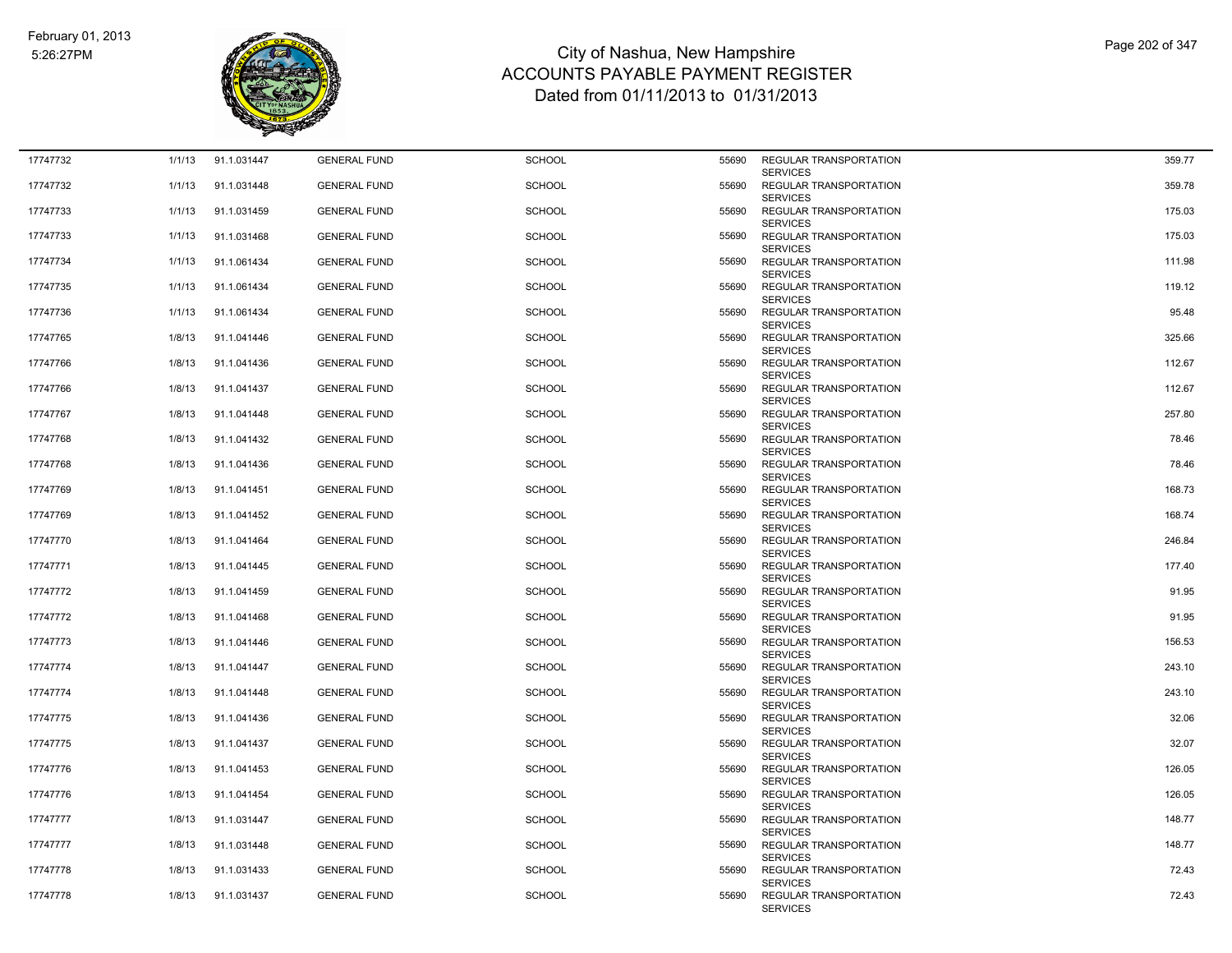# City of Nashua, New Hampshire
## ACCOUNTS PAYABLE PAYMENT REGISTER
### Dated from 01/11/2013 to 01/31/2013

February 01, 2013
5:26:27PM

| | | | | | | | |
|---|---|---|---|---|---|---|---|
| 17747732 | 1/1/13 | 91.1.031447 | GENERAL FUND | SCHOOL | 55690 | REGULAR TRANSPORTATION SERVICES | 359.77 |
| 17747732 | 1/1/13 | 91.1.031448 | GENERAL FUND | SCHOOL | 55690 | REGULAR TRANSPORTATION SERVICES | 359.78 |
| 17747733 | 1/1/13 | 91.1.031459 | GENERAL FUND | SCHOOL | 55690 | REGULAR TRANSPORTATION SERVICES | 175.03 |
| 17747733 | 1/1/13 | 91.1.031468 | GENERAL FUND | SCHOOL | 55690 | REGULAR TRANSPORTATION SERVICES | 175.03 |
| 17747734 | 1/1/13 | 91.1.061434 | GENERAL FUND | SCHOOL | 55690 | REGULAR TRANSPORTATION SERVICES | 111.98 |
| 17747735 | 1/1/13 | 91.1.061434 | GENERAL FUND | SCHOOL | 55690 | REGULAR TRANSPORTATION SERVICES | 119.12 |
| 17747736 | 1/1/13 | 91.1.061434 | GENERAL FUND | SCHOOL | 55690 | REGULAR TRANSPORTATION SERVICES | 95.48 |
| 17747765 | 1/8/13 | 91.1.041446 | GENERAL FUND | SCHOOL | 55690 | REGULAR TRANSPORTATION SERVICES | 325.66 |
| 17747766 | 1/8/13 | 91.1.041436 | GENERAL FUND | SCHOOL | 55690 | REGULAR TRANSPORTATION SERVICES | 112.67 |
| 17747766 | 1/8/13 | 91.1.041437 | GENERAL FUND | SCHOOL | 55690 | REGULAR TRANSPORTATION SERVICES | 112.67 |
| 17747767 | 1/8/13 | 91.1.041448 | GENERAL FUND | SCHOOL | 55690 | REGULAR TRANSPORTATION SERVICES | 257.80 |
| 17747768 | 1/8/13 | 91.1.041432 | GENERAL FUND | SCHOOL | 55690 | REGULAR TRANSPORTATION SERVICES | 78.46 |
| 17747768 | 1/8/13 | 91.1.041436 | GENERAL FUND | SCHOOL | 55690 | REGULAR TRANSPORTATION SERVICES | 78.46 |
| 17747769 | 1/8/13 | 91.1.041451 | GENERAL FUND | SCHOOL | 55690 | REGULAR TRANSPORTATION SERVICES | 168.73 |
| 17747769 | 1/8/13 | 91.1.041452 | GENERAL FUND | SCHOOL | 55690 | REGULAR TRANSPORTATION SERVICES | 168.74 |
| 17747770 | 1/8/13 | 91.1.041464 | GENERAL FUND | SCHOOL | 55690 | REGULAR TRANSPORTATION SERVICES | 246.84 |
| 17747771 | 1/8/13 | 91.1.041445 | GENERAL FUND | SCHOOL | 55690 | REGULAR TRANSPORTATION SERVICES | 177.40 |
| 17747772 | 1/8/13 | 91.1.041459 | GENERAL FUND | SCHOOL | 55690 | REGULAR TRANSPORTATION SERVICES | 91.95 |
| 17747772 | 1/8/13 | 91.1.041468 | GENERAL FUND | SCHOOL | 55690 | REGULAR TRANSPORTATION SERVICES | 91.95 |
| 17747773 | 1/8/13 | 91.1.041446 | GENERAL FUND | SCHOOL | 55690 | REGULAR TRANSPORTATION SERVICES | 156.53 |
| 17747774 | 1/8/13 | 91.1.041447 | GENERAL FUND | SCHOOL | 55690 | REGULAR TRANSPORTATION SERVICES | 243.10 |
| 17747774 | 1/8/13 | 91.1.041448 | GENERAL FUND | SCHOOL | 55690 | REGULAR TRANSPORTATION SERVICES | 243.10 |
| 17747775 | 1/8/13 | 91.1.041436 | GENERAL FUND | SCHOOL | 55690 | REGULAR TRANSPORTATION SERVICES | 32.06 |
| 17747775 | 1/8/13 | 91.1.041437 | GENERAL FUND | SCHOOL | 55690 | REGULAR TRANSPORTATION SERVICES | 32.07 |
| 17747776 | 1/8/13 | 91.1.041453 | GENERAL FUND | SCHOOL | 55690 | REGULAR TRANSPORTATION SERVICES | 126.05 |
| 17747776 | 1/8/13 | 91.1.041454 | GENERAL FUND | SCHOOL | 55690 | REGULAR TRANSPORTATION SERVICES | 126.05 |
| 17747777 | 1/8/13 | 91.1.031447 | GENERAL FUND | SCHOOL | 55690 | REGULAR TRANSPORTATION SERVICES | 148.77 |
| 17747777 | 1/8/13 | 91.1.031448 | GENERAL FUND | SCHOOL | 55690 | REGULAR TRANSPORTATION SERVICES | 148.77 |
| 17747778 | 1/8/13 | 91.1.031433 | GENERAL FUND | SCHOOL | 55690 | REGULAR TRANSPORTATION SERVICES | 72.43 |
| 17747778 | 1/8/13 | 91.1.031437 | GENERAL FUND | SCHOOL | 55690 | REGULAR TRANSPORTATION SERVICES | 72.43 |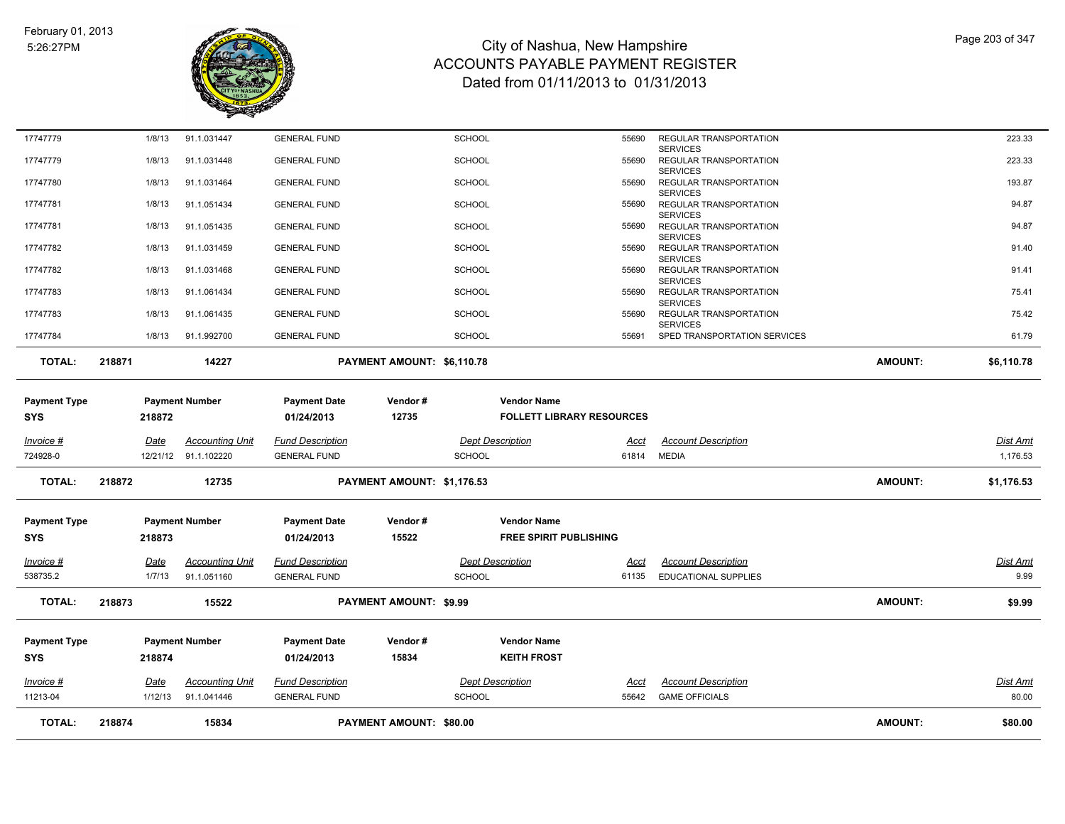# City of Nashua, New Hampshire
## ACCOUNTS PAYABLE PAYMENT REGISTER
### Dated from 01/11/2013 to 01/31/2013

February 01, 2013
5:26:27PM

| Invoice # | Date | Accounting Unit | Fund Description | Dept Description | Acct | Account Description | Dist Amt |
|---|---|---|---|---|---|---|---|
| 17747779 | 1/8/13 | 91.1.031447 | GENERAL FUND | SCHOOL | 55690 | REGULAR TRANSPORTATION SERVICES | 223.33 |
| 17747779 | 1/8/13 | 91.1.031448 | GENERAL FUND | SCHOOL | 55690 | REGULAR TRANSPORTATION SERVICES | 223.33 |
| 17747780 | 1/8/13 | 91.1.031464 | GENERAL FUND | SCHOOL | 55690 | REGULAR TRANSPORTATION SERVICES | 193.87 |
| 17747781 | 1/8/13 | 91.1.051434 | GENERAL FUND | SCHOOL | 55690 | REGULAR TRANSPORTATION SERVICES | 94.87 |
| 17747781 | 1/8/13 | 91.1.051435 | GENERAL FUND | SCHOOL | 55690 | REGULAR TRANSPORTATION SERVICES | 94.87 |
| 17747782 | 1/8/13 | 91.1.031459 | GENERAL FUND | SCHOOL | 55690 | REGULAR TRANSPORTATION SERVICES | 91.40 |
| 17747782 | 1/8/13 | 91.1.031468 | GENERAL FUND | SCHOOL | 55690 | REGULAR TRANSPORTATION SERVICES | 91.41 |
| 17747783 | 1/8/13 | 91.1.061434 | GENERAL FUND | SCHOOL | 55690 | REGULAR TRANSPORTATION SERVICES | 75.41 |
| 17747783 | 1/8/13 | 91.1.061435 | GENERAL FUND | SCHOOL | 55690 | REGULAR TRANSPORTATION SERVICES | 75.42 |
| 17747784 | 1/8/13 | 91.1.992700 | GENERAL FUND | SCHOOL | 55691 | SPED TRANSPORTATION SERVICES | 61.79 |

**TOTAL: 218871 — 14227 — PAYMENT AMOUNT: $6,110.78 — AMOUNT: $6,110.78**

| Payment Type | Payment Number | Payment Date | Vendor # | Vendor Name |
|---|---|---|---|---|
| SYS | 218872 | 01/24/2013 | 12735 | FOLLETT LIBRARY RESOURCES |

| Invoice # | Date | Accounting Unit | Fund Description | Dept Description | Acct | Account Description | Dist Amt |
|---|---|---|---|---|---|---|---|
| 724928-0 | 12/21/12 | 91.1.102220 | GENERAL FUND | SCHOOL | 61814 | MEDIA | 1,176.53 |

**TOTAL: 218872 — 12735 — PAYMENT AMOUNT: $1,176.53 — AMOUNT: $1,176.53**

| Payment Type | Payment Number | Payment Date | Vendor # | Vendor Name |
|---|---|---|---|---|
| SYS | 218873 | 01/24/2013 | 15522 | FREE SPIRIT PUBLISHING |

| Invoice # | Date | Accounting Unit | Fund Description | Dept Description | Acct | Account Description | Dist Amt |
|---|---|---|---|---|---|---|---|
| 538735.2 | 1/7/13 | 91.1.051160 | GENERAL FUND | SCHOOL | 61135 | EDUCATIONAL SUPPLIES | 9.99 |

**TOTAL: 218873 — 15522 — PAYMENT AMOUNT: $9.99 — AMOUNT: $9.99**

| Payment Type | Payment Number | Payment Date | Vendor # | Vendor Name |
|---|---|---|---|---|
| SYS | 218874 | 01/24/2013 | 15834 | KEITH FROST |

| Invoice # | Date | Accounting Unit | Fund Description | Dept Description | Acct | Account Description | Dist Amt |
|---|---|---|---|---|---|---|---|
| 11213-04 | 1/12/13 | 91.1.041446 | GENERAL FUND | SCHOOL | 55642 | GAME OFFICIALS | 80.00 |

**TOTAL: 218874 — 15834 — PAYMENT AMOUNT: $80.00 — AMOUNT: $80.00**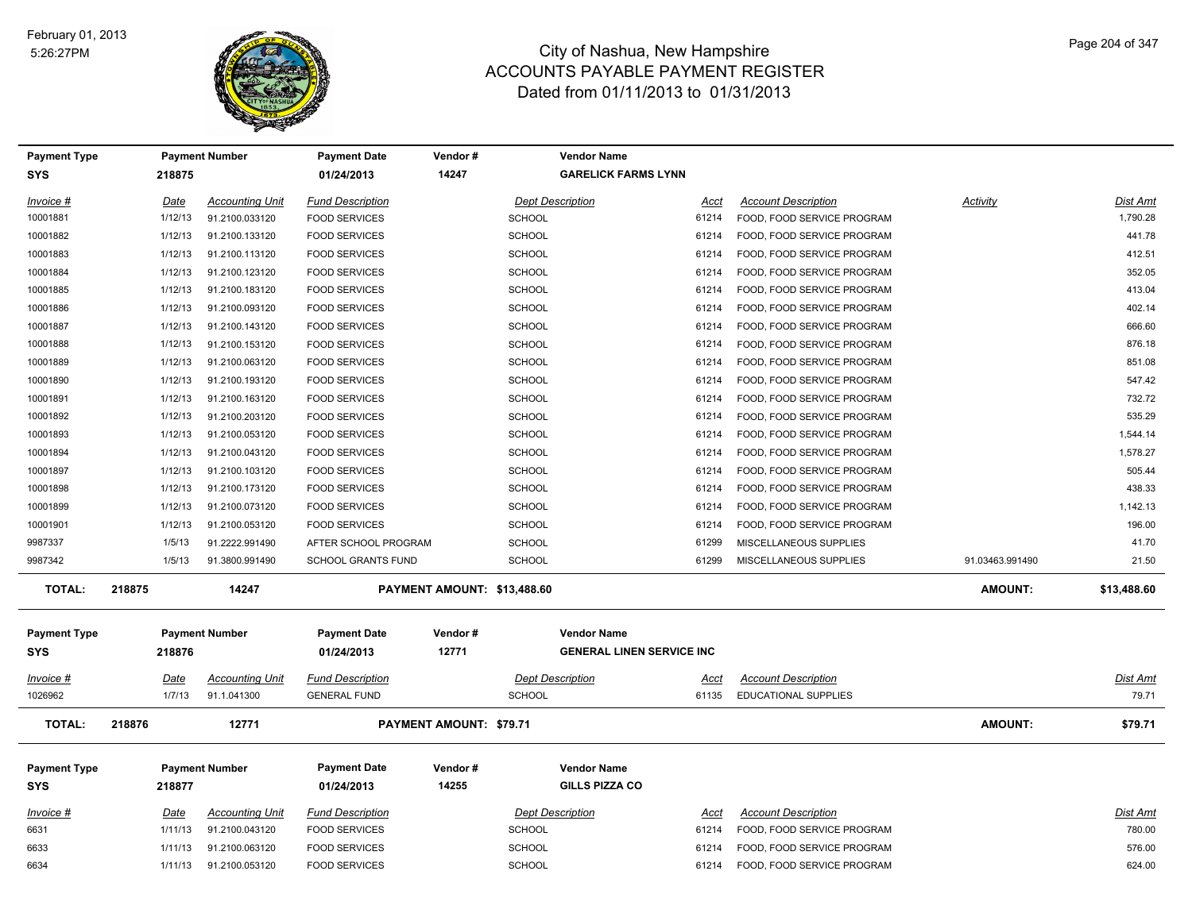# City of Nashua, New Hampshire
## ACCOUNTS PAYABLE PAYMENT REGISTER
### Dated from 01/11/2013 to 01/31/2013

February 01, 2013
5:26:27PM

| Payment Type | Payment Number | Payment Date | Vendor # | Vendor Name |
|---|---|---|---|---|
| SYS | 218875 | 01/24/2013 | 14247 | GARELICK FARMS LYNN |

| Invoice # | Date | Accounting Unit | Fund Description | Dept Description | Acct | Account Description | Activity | Dist Amt |
|---|---|---|---|---|---|---|---|---|
| 10001881 | 1/12/13 | 91.2100.033120 | FOOD SERVICES | SCHOOL | 61214 | FOOD, FOOD SERVICE PROGRAM | | 1,790.28 |
| 10001882 | 1/12/13 | 91.2100.133120 | FOOD SERVICES | SCHOOL | 61214 | FOOD, FOOD SERVICE PROGRAM | | 441.78 |
| 10001883 | 1/12/13 | 91.2100.113120 | FOOD SERVICES | SCHOOL | 61214 | FOOD, FOOD SERVICE PROGRAM | | 412.51 |
| 10001884 | 1/12/13 | 91.2100.123120 | FOOD SERVICES | SCHOOL | 61214 | FOOD, FOOD SERVICE PROGRAM | | 352.05 |
| 10001885 | 1/12/13 | 91.2100.183120 | FOOD SERVICES | SCHOOL | 61214 | FOOD, FOOD SERVICE PROGRAM | | 413.04 |
| 10001886 | 1/12/13 | 91.2100.093120 | FOOD SERVICES | SCHOOL | 61214 | FOOD, FOOD SERVICE PROGRAM | | 402.14 |
| 10001887 | 1/12/13 | 91.2100.143120 | FOOD SERVICES | SCHOOL | 61214 | FOOD, FOOD SERVICE PROGRAM | | 666.60 |
| 10001888 | 1/12/13 | 91.2100.153120 | FOOD SERVICES | SCHOOL | 61214 | FOOD, FOOD SERVICE PROGRAM | | 876.18 |
| 10001889 | 1/12/13 | 91.2100.063120 | FOOD SERVICES | SCHOOL | 61214 | FOOD, FOOD SERVICE PROGRAM | | 851.08 |
| 10001890 | 1/12/13 | 91.2100.193120 | FOOD SERVICES | SCHOOL | 61214 | FOOD, FOOD SERVICE PROGRAM | | 547.42 |
| 10001891 | 1/12/13 | 91.2100.163120 | FOOD SERVICES | SCHOOL | 61214 | FOOD, FOOD SERVICE PROGRAM | | 732.72 |
| 10001892 | 1/12/13 | 91.2100.203120 | FOOD SERVICES | SCHOOL | 61214 | FOOD, FOOD SERVICE PROGRAM | | 535.29 |
| 10001893 | 1/12/13 | 91.2100.053120 | FOOD SERVICES | SCHOOL | 61214 | FOOD, FOOD SERVICE PROGRAM | | 1,544.14 |
| 10001894 | 1/12/13 | 91.2100.043120 | FOOD SERVICES | SCHOOL | 61214 | FOOD, FOOD SERVICE PROGRAM | | 1,578.27 |
| 10001897 | 1/12/13 | 91.2100.103120 | FOOD SERVICES | SCHOOL | 61214 | FOOD, FOOD SERVICE PROGRAM | | 505.44 |
| 10001898 | 1/12/13 | 91.2100.173120 | FOOD SERVICES | SCHOOL | 61214 | FOOD, FOOD SERVICE PROGRAM | | 438.33 |
| 10001899 | 1/12/13 | 91.2100.073120 | FOOD SERVICES | SCHOOL | 61214 | FOOD, FOOD SERVICE PROGRAM | | 1,142.13 |
| 10001901 | 1/12/13 | 91.2100.053120 | FOOD SERVICES | SCHOOL | 61214 | FOOD, FOOD SERVICE PROGRAM | | 196.00 |
| 9987337 | 1/5/13 | 91.2222.991490 | AFTER SCHOOL PROGRAM | SCHOOL | 61299 | MISCELLANEOUS SUPPLIES | | 41.70 |
| 9987342 | 1/5/13 | 91.3800.991490 | SCHOOL GRANTS FUND | SCHOOL | 61299 | MISCELLANEOUS SUPPLIES | 91.03463.991490 | 21.50 |

**TOTAL: 218875 14247 PAYMENT AMOUNT: $13,488.60 AMOUNT: $13,488.60**

| Payment Type | Payment Number | Payment Date | Vendor # | Vendor Name |
|---|---|---|---|---|
| SYS | 218876 | 01/24/2013 | 12771 | GENERAL LINEN SERVICE INC |

| Invoice # | Date | Accounting Unit | Fund Description | Dept Description | Acct | Account Description | Dist Amt |
|---|---|---|---|---|---|---|---|
| 1026962 | 1/7/13 | 91.1.041300 | GENERAL FUND | SCHOOL | 61135 | EDUCATIONAL SUPPLIES | 79.71 |

**TOTAL: 218876 12771 PAYMENT AMOUNT: $79.71 AMOUNT: $79.71**

| Payment Type | Payment Number | Payment Date | Vendor # | Vendor Name |
|---|---|---|---|---|
| SYS | 218877 | 01/24/2013 | 14255 | GILLS PIZZA CO |

| Invoice # | Date | Accounting Unit | Fund Description | Dept Description | Acct | Account Description | Dist Amt |
|---|---|---|---|---|---|---|---|
| 6631 | 1/11/13 | 91.2100.043120 | FOOD SERVICES | SCHOOL | 61214 | FOOD, FOOD SERVICE PROGRAM | 780.00 |
| 6633 | 1/11/13 | 91.2100.063120 | FOOD SERVICES | SCHOOL | 61214 | FOOD, FOOD SERVICE PROGRAM | 576.00 |
| 6634 | 1/11/13 | 91.2100.053120 | FOOD SERVICES | SCHOOL | 61214 | FOOD, FOOD SERVICE PROGRAM | 624.00 |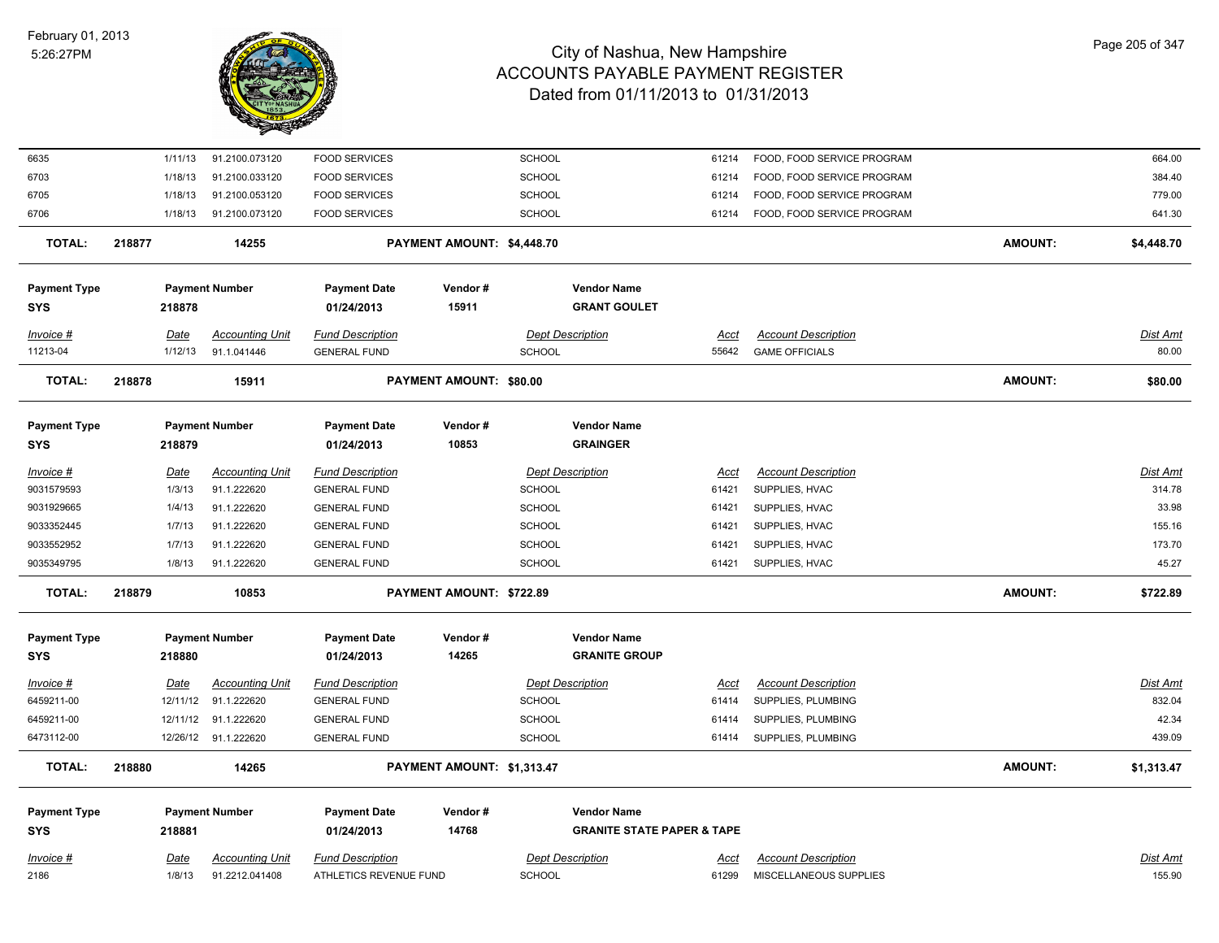| Invoice # | Date | Accounting Unit | Fund Description | Dept Description | Acct | Account Description | Dist Amt |
|---|---|---|---|---|---|---|---|
| 6635 | 1/11/13 | 91.2100.073120 | FOOD SERVICES | SCHOOL | 61214 | FOOD, FOOD SERVICE PROGRAM | 664.00 |
| 6703 | 1/18/13 | 91.2100.033120 | FOOD SERVICES | SCHOOL | 61214 | FOOD, FOOD SERVICE PROGRAM | 384.40 |
| 6705 | 1/18/13 | 91.2100.053120 | FOOD SERVICES | SCHOOL | 61214 | FOOD, FOOD SERVICE PROGRAM | 779.00 |
| 6706 | 1/18/13 | 91.2100.073120 | FOOD SERVICES | SCHOOL | 61214 | FOOD, FOOD SERVICE PROGRAM | 641.30 |

**TOTAL:** 218877 — 14255 — **PAYMENT AMOUNT: $4,448.70** — **AMOUNT: $4,448.70**

| Payment Type | Payment Number | Payment Date | Vendor # | Vendor Name |
|---|---|---|---|---|
| SYS | 218878 | 01/24/2013 | 15911 | GRANT GOULET |

| Invoice # | Date | Accounting Unit | Fund Description | Dept Description | Acct | Account Description | Dist Amt |
|---|---|---|---|---|---|---|---|
| 11213-04 | 1/12/13 | 91.1.041446 | GENERAL FUND | SCHOOL | 55642 | GAME OFFICIALS | 80.00 |

**TOTAL:** 218878 — 15911 — **PAYMENT AMOUNT: $80.00** — **AMOUNT: $80.00**

| Payment Type | Payment Number | Payment Date | Vendor # | Vendor Name |
|---|---|---|---|---|
| SYS | 218879 | 01/24/2013 | 10853 | GRAINGER |

| Invoice # | Date | Accounting Unit | Fund Description | Dept Description | Acct | Account Description | Dist Amt |
|---|---|---|---|---|---|---|---|
| 9031579593 | 1/3/13 | 91.1.222620 | GENERAL FUND | SCHOOL | 61421 | SUPPLIES, HVAC | 314.78 |
| 9031929665 | 1/4/13 | 91.1.222620 | GENERAL FUND | SCHOOL | 61421 | SUPPLIES, HVAC | 33.98 |
| 9033352445 | 1/7/13 | 91.1.222620 | GENERAL FUND | SCHOOL | 61421 | SUPPLIES, HVAC | 155.16 |
| 9033552952 | 1/7/13 | 91.1.222620 | GENERAL FUND | SCHOOL | 61421 | SUPPLIES, HVAC | 173.70 |
| 9035349795 | 1/8/13 | 91.1.222620 | GENERAL FUND | SCHOOL | 61421 | SUPPLIES, HVAC | 45.27 |

**TOTAL:** 218879 — 10853 — **PAYMENT AMOUNT: $722.89** — **AMOUNT: $722.89**

| Payment Type | Payment Number | Payment Date | Vendor # | Vendor Name |
|---|---|---|---|---|
| SYS | 218880 | 01/24/2013 | 14265 | GRANITE GROUP |

| Invoice # | Date | Accounting Unit | Fund Description | Dept Description | Acct | Account Description | Dist Amt |
|---|---|---|---|---|---|---|---|
| 6459211-00 | 12/11/12 | 91.1.222620 | GENERAL FUND | SCHOOL | 61414 | SUPPLIES, PLUMBING | 832.04 |
| 6459211-00 | 12/11/12 | 91.1.222620 | GENERAL FUND | SCHOOL | 61414 | SUPPLIES, PLUMBING | 42.34 |
| 6473112-00 | 12/26/12 | 91.1.222620 | GENERAL FUND | SCHOOL | 61414 | SUPPLIES, PLUMBING | 439.09 |

**TOTAL:** 218880 — 14265 — **PAYMENT AMOUNT: $1,313.47** — **AMOUNT: $1,313.47**

| Payment Type | Payment Number | Payment Date | Vendor # | Vendor Name |
|---|---|---|---|---|
| SYS | 218881 | 01/24/2013 | 14768 | GRANITE STATE PAPER & TAPE |

| Invoice # | Date | Accounting Unit | Fund Description | Dept Description | Acct | Account Description | Dist Amt |
|---|---|---|---|---|---|---|---|
| 2186 | 1/8/13 | 91.2212.041408 | ATHLETICS REVENUE FUND | SCHOOL | 61299 | MISCELLANEOUS SUPPLIES | 155.90 |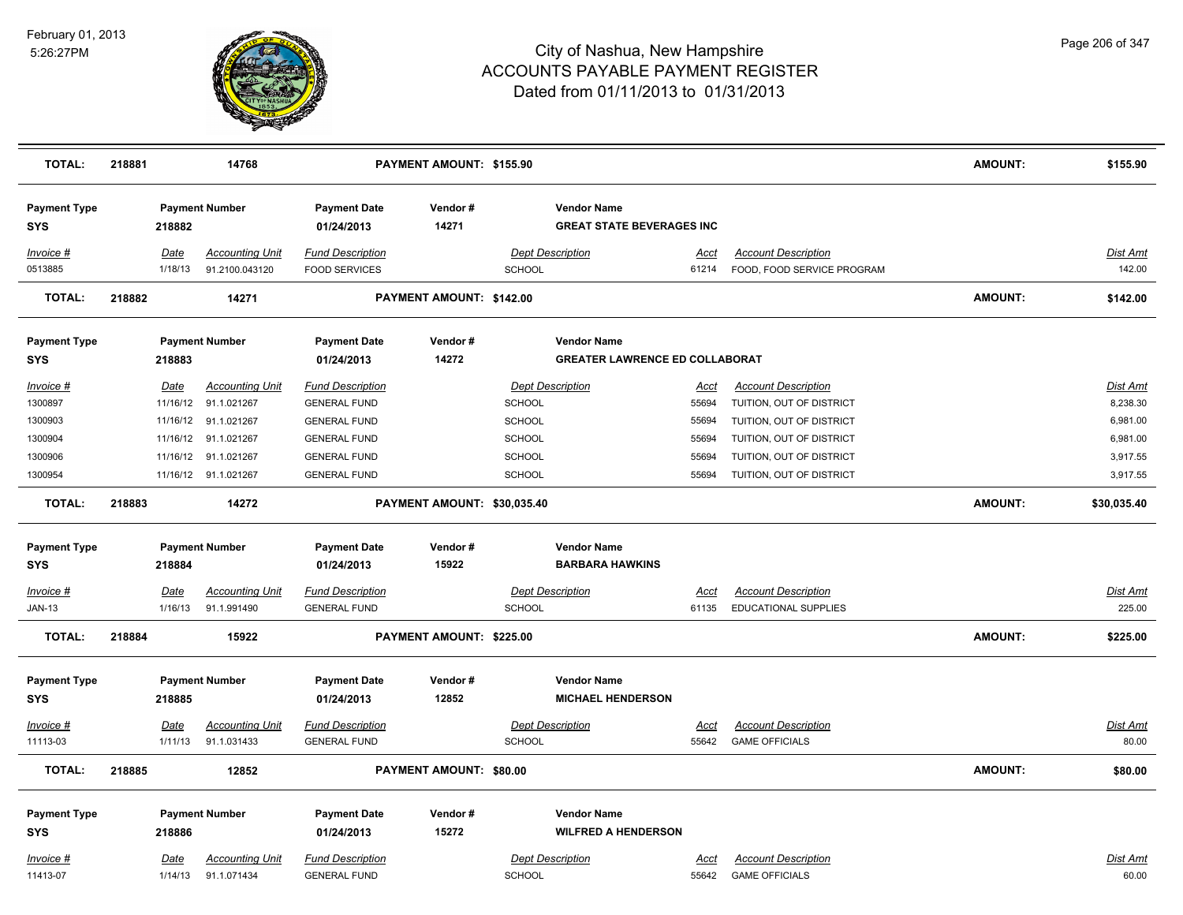# City of Nashua, New Hampshire
## ACCOUNTS PAYABLE PAYMENT REGISTER
### Dated from 01/11/2013 to 01/31/2013

February 01, 2013
5:26:27PM

| **TOTAL:** | **218881** | **14768** | | **PAYMENT AMOUNT: $155.90** | | | | **AMOUNT:** | **$155.90** |
|---|---|---|---|---|---|---|---|---|---|

| Payment Type | Payment Number | Payment Date | Vendor # | Vendor Name |
|---|---|---|---|---|
| SYS | 218882 | 01/24/2013 | 14271 | GREAT STATE BEVERAGES INC |

| Invoice # | Date | Accounting Unit | Fund Description | Dept Description | Acct | Account Description | Dist Amt |
|---|---|---|---|---|---|---|---|
| 0513885 | 1/18/13 | 91.2100.043120 | FOOD SERVICES | SCHOOL | 61214 | FOOD, FOOD SERVICE PROGRAM | 142.00 |

| **TOTAL:** | **218882** | **14271** | **PAYMENT AMOUNT: $142.00** | **AMOUNT:** | **$142.00** |
|---|---|---|---|---|---|

| Payment Type | Payment Number | Payment Date | Vendor # | Vendor Name |
|---|---|---|---|---|
| SYS | 218883 | 01/24/2013 | 14272 | GREATER LAWRENCE ED COLLABORAT |

| Invoice # | Date | Accounting Unit | Fund Description | Dept Description | Acct | Account Description | Dist Amt |
|---|---|---|---|---|---|---|---|
| 1300897 | 11/16/12 | 91.1.021267 | GENERAL FUND | SCHOOL | 55694 | TUITION, OUT OF DISTRICT | 8,238.30 |
| 1300903 | 11/16/12 | 91.1.021267 | GENERAL FUND | SCHOOL | 55694 | TUITION, OUT OF DISTRICT | 6,981.00 |
| 1300904 | 11/16/12 | 91.1.021267 | GENERAL FUND | SCHOOL | 55694 | TUITION, OUT OF DISTRICT | 6,981.00 |
| 1300906 | 11/16/12 | 91.1.021267 | GENERAL FUND | SCHOOL | 55694 | TUITION, OUT OF DISTRICT | 3,917.55 |
| 1300954 | 11/16/12 | 91.1.021267 | GENERAL FUND | SCHOOL | 55694 | TUITION, OUT OF DISTRICT | 3,917.55 |

| **TOTAL:** | **218883** | **14272** | **PAYMENT AMOUNT: $30,035.40** | **AMOUNT:** | **$30,035.40** |
|---|---|---|---|---|---|

| Payment Type | Payment Number | Payment Date | Vendor # | Vendor Name |
|---|---|---|---|---|
| SYS | 218884 | 01/24/2013 | 15922 | BARBARA HAWKINS |

| Invoice # | Date | Accounting Unit | Fund Description | Dept Description | Acct | Account Description | Dist Amt |
|---|---|---|---|---|---|---|---|
| JAN-13 | 1/16/13 | 91.1.991490 | GENERAL FUND | SCHOOL | 61135 | EDUCATIONAL SUPPLIES | 225.00 |

| **TOTAL:** | **218884** | **15922** | **PAYMENT AMOUNT: $225.00** | **AMOUNT:** | **$225.00** |
|---|---|---|---|---|---|

| Payment Type | Payment Number | Payment Date | Vendor # | Vendor Name |
|---|---|---|---|---|
| SYS | 218885 | 01/24/2013 | 12852 | MICHAEL HENDERSON |

| Invoice # | Date | Accounting Unit | Fund Description | Dept Description | Acct | Account Description | Dist Amt |
|---|---|---|---|---|---|---|---|
| 11113-03 | 1/11/13 | 91.1.031433 | GENERAL FUND | SCHOOL | 55642 | GAME OFFICIALS | 80.00 |

| **TOTAL:** | **218885** | **12852** | **PAYMENT AMOUNT: $80.00** | **AMOUNT:** | **$80.00** |
|---|---|---|---|---|---|

| Payment Type | Payment Number | Payment Date | Vendor # | Vendor Name |
|---|---|---|---|---|
| SYS | 218886 | 01/24/2013 | 15272 | WILFRED A HENDERSON |

| Invoice # | Date | Accounting Unit | Fund Description | Dept Description | Acct | Account Description | Dist Amt |
|---|---|---|---|---|---|---|---|
| 11413-07 | 1/14/13 | 91.1.071434 | GENERAL FUND | SCHOOL | 55642 | GAME OFFICIALS | 60.00 |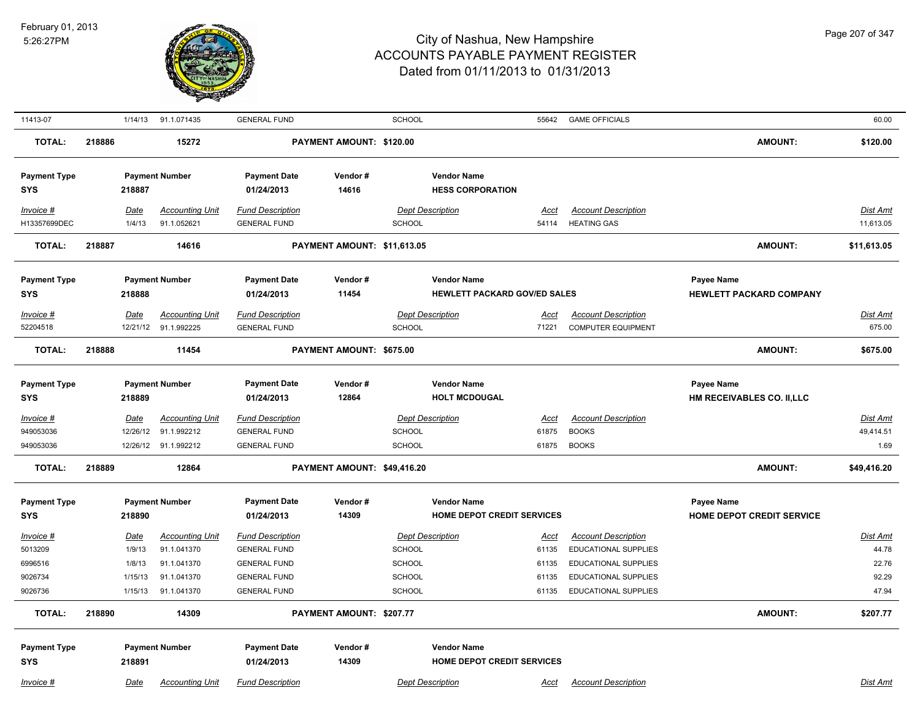| Invoice # | Date | Accounting Unit | Fund Description | Dept Description | Acct | Account Description | Dist Amt |
|---|---|---|---|---|---|---|---|
| 11413-07 | 1/14/13 | 91.1.071435 | GENERAL FUND | SCHOOL | 55642 | GAME OFFICIALS | 60.00 |

**TOTAL:** 218886 15272 **PAYMENT AMOUNT: $120.00** **AMOUNT: $120.00**

| Payment Type | Payment Number | Payment Date | Vendor # | Vendor Name |
|---|---|---|---|---|
| SYS | 218887 | 01/24/2013 | 14616 | HESS CORPORATION |

| Invoice # | Date | Accounting Unit | Fund Description | Dept Description | Acct | Account Description | Dist Amt |
|---|---|---|---|---|---|---|---|
| H13357699DEC | 1/4/13 | 91.1.052621 | GENERAL FUND | SCHOOL | 54114 | HEATING GAS | 11,613.05 |

**TOTAL:** 218887 14616 **PAYMENT AMOUNT: $11,613.05** **AMOUNT: $11,613.05**

| Payment Type | Payment Number | Payment Date | Vendor # | Vendor Name | Payee Name |
|---|---|---|---|---|---|
| SYS | 218888 | 01/24/2013 | 11454 | HEWLETT PACKARD GOV/ED SALES | HEWLETT PACKARD COMPANY |

| Invoice # | Date | Accounting Unit | Fund Description | Dept Description | Acct | Account Description | Dist Amt |
|---|---|---|---|---|---|---|---|
| 52204518 | 12/21/12 | 91.1.992225 | GENERAL FUND | SCHOOL | 71221 | COMPUTER EQUIPMENT | 675.00 |

**TOTAL:** 218888 11454 **PAYMENT AMOUNT: $675.00** **AMOUNT: $675.00**

| Payment Type | Payment Number | Payment Date | Vendor # | Vendor Name | Payee Name |
|---|---|---|---|---|---|
| SYS | 218889 | 01/24/2013 | 12864 | HOLT MCDOUGAL | HM RECEIVABLES CO. II,LLC |

| Invoice # | Date | Accounting Unit | Fund Description | Dept Description | Acct | Account Description | Dist Amt |
|---|---|---|---|---|---|---|---|
| 949053036 | 12/26/12 | 91.1.992212 | GENERAL FUND | SCHOOL | 61875 | BOOKS | 49,414.51 |
| 949053036 | 12/26/12 | 91.1.992212 | GENERAL FUND | SCHOOL | 61875 | BOOKS | 1.69 |

**TOTAL:** 218889 12864 **PAYMENT AMOUNT: $49,416.20** **AMOUNT: $49,416.20**

| Payment Type | Payment Number | Payment Date | Vendor # | Vendor Name | Payee Name |
|---|---|---|---|---|---|
| SYS | 218890 | 01/24/2013 | 14309 | HOME DEPOT CREDIT SERVICES | HOME DEPOT CREDIT SERVICE |

| Invoice # | Date | Accounting Unit | Fund Description | Dept Description | Acct | Account Description | Dist Amt |
|---|---|---|---|---|---|---|---|
| 5013209 | 1/9/13 | 91.1.041370 | GENERAL FUND | SCHOOL | 61135 | EDUCATIONAL SUPPLIES | 44.78 |
| 6996516 | 1/8/13 | 91.1.041370 | GENERAL FUND | SCHOOL | 61135 | EDUCATIONAL SUPPLIES | 22.76 |
| 9026734 | 1/15/13 | 91.1.041370 | GENERAL FUND | SCHOOL | 61135 | EDUCATIONAL SUPPLIES | 92.29 |
| 9026736 | 1/15/13 | 91.1.041370 | GENERAL FUND | SCHOOL | 61135 | EDUCATIONAL SUPPLIES | 47.94 |

**TOTAL:** 218890 14309 **PAYMENT AMOUNT: $207.77** **AMOUNT: $207.77**

| Payment Type | Payment Number | Payment Date | Vendor # | Vendor Name |
|---|---|---|---|---|
| SYS | 218891 | 01/24/2013 | 14309 | HOME DEPOT CREDIT SERVICES |

| Invoice # | Date | Accounting Unit | Fund Description | Dept Description | Acct | Account Description | Dist Amt |
|---|---|---|---|---|---|---|---|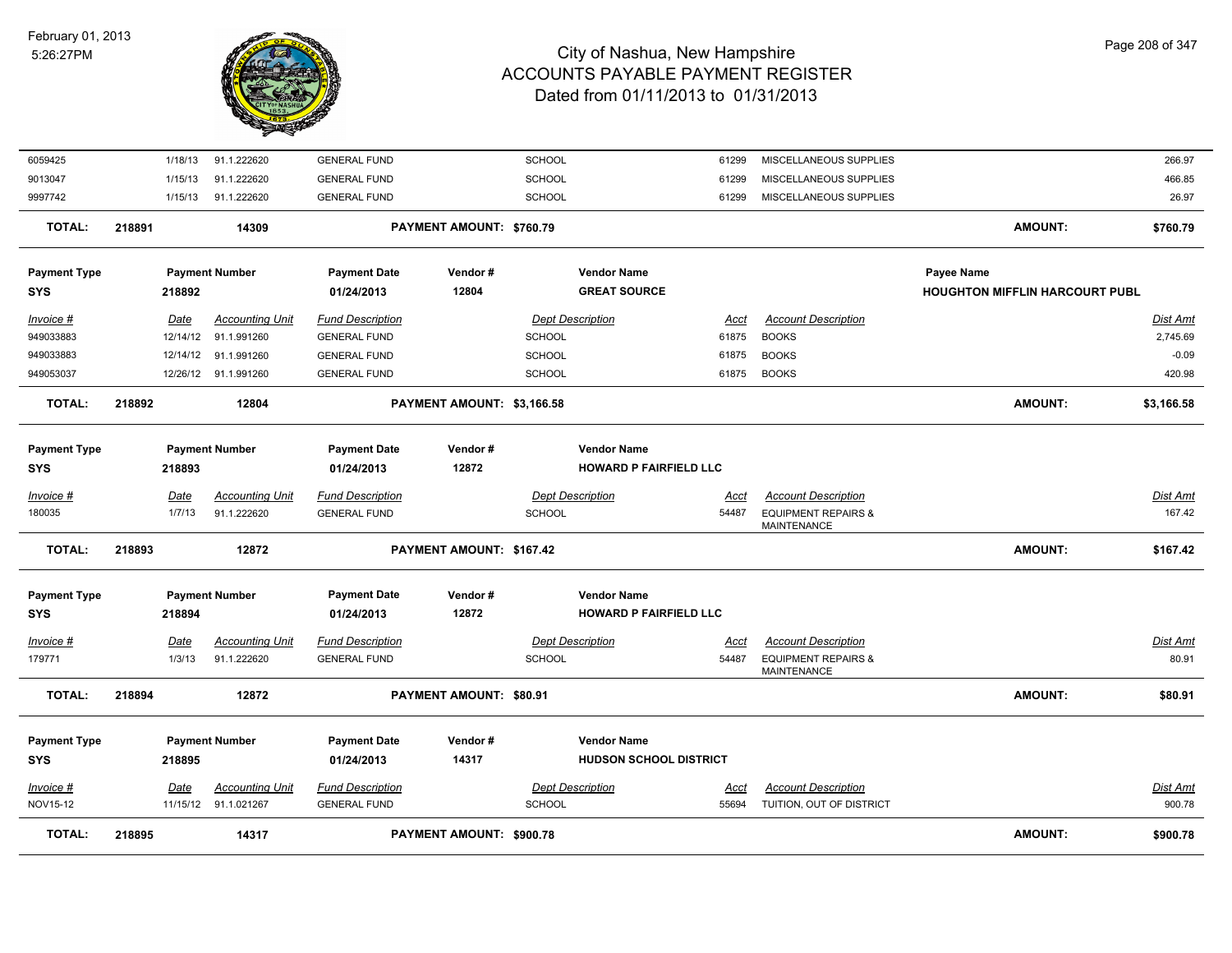| Invoice # | Date | Accounting Unit | Fund Description | Dept Description | Acct | Account Description | Dist Amt |
|---|---|---|---|---|---|---|---|
| 6059425 | 1/18/13 | 91.1.222620 | GENERAL FUND | SCHOOL | 61299 | MISCELLANEOUS SUPPLIES | 266.97 |
| 9013047 | 1/15/13 | 91.1.222620 | GENERAL FUND | SCHOOL | 61299 | MISCELLANEOUS SUPPLIES | 466.85 |
| 9997742 | 1/15/13 | 91.1.222620 | GENERAL FUND | SCHOOL | 61299 | MISCELLANEOUS SUPPLIES | 26.97 |

**TOTAL: 218891 14309 PAYMENT AMOUNT: $760.79 AMOUNT: $760.79**

| Payment Type | Payment Number | Payment Date | Vendor # | Vendor Name | Payee Name |
|---|---|---|---|---|---|
| SYS | 218892 | 01/24/2013 | 12804 | GREAT SOURCE | HOUGHTON MIFFLIN HARCOURT PUBL |

| Invoice # | Date | Accounting Unit | Fund Description | Dept Description | Acct | Account Description | Dist Amt |
|---|---|---|---|---|---|---|---|
| 949033883 | 12/14/12 | 91.1.991260 | GENERAL FUND | SCHOOL | 61875 | BOOKS | 2,745.69 |
| 949033883 | 12/14/12 | 91.1.991260 | GENERAL FUND | SCHOOL | 61875 | BOOKS | -0.09 |
| 949053037 | 12/26/12 | 91.1.991260 | GENERAL FUND | SCHOOL | 61875 | BOOKS | 420.98 |

**TOTAL: 218892 12804 PAYMENT AMOUNT: $3,166.58 AMOUNT: $3,166.58**

| Payment Type | Payment Number | Payment Date | Vendor # | Vendor Name |
|---|---|---|---|---|
| SYS | 218893 | 01/24/2013 | 12872 | HOWARD P FAIRFIELD LLC |

| Invoice # | Date | Accounting Unit | Fund Description | Dept Description | Acct | Account Description | Dist Amt |
|---|---|---|---|---|---|---|---|
| 180035 | 1/7/13 | 91.1.222620 | GENERAL FUND | SCHOOL | 54487 | EQUIPMENT REPAIRS & MAINTENANCE | 167.42 |

**TOTAL: 218893 12872 PAYMENT AMOUNT: $167.42 AMOUNT: $167.42**

| Payment Type | Payment Number | Payment Date | Vendor # | Vendor Name |
|---|---|---|---|---|
| SYS | 218894 | 01/24/2013 | 12872 | HOWARD P FAIRFIELD LLC |

| Invoice # | Date | Accounting Unit | Fund Description | Dept Description | Acct | Account Description | Dist Amt |
|---|---|---|---|---|---|---|---|
| 179771 | 1/3/13 | 91.1.222620 | GENERAL FUND | SCHOOL | 54487 | EQUIPMENT REPAIRS & MAINTENANCE | 80.91 |

**TOTAL: 218894 12872 PAYMENT AMOUNT: $80.91 AMOUNT: $80.91**

| Payment Type | Payment Number | Payment Date | Vendor # | Vendor Name |
|---|---|---|---|---|
| SYS | 218895 | 01/24/2013 | 14317 | HUDSON SCHOOL DISTRICT |

| Invoice # | Date | Accounting Unit | Fund Description | Dept Description | Acct | Account Description | Dist Amt |
|---|---|---|---|---|---|---|---|
| NOV15-12 | 11/15/12 | 91.1.021267 | GENERAL FUND | SCHOOL | 55694 | TUITION, OUT OF DISTRICT | 900.78 |

**TOTAL: 218895 14317 PAYMENT AMOUNT: $900.78 AMOUNT: $900.78**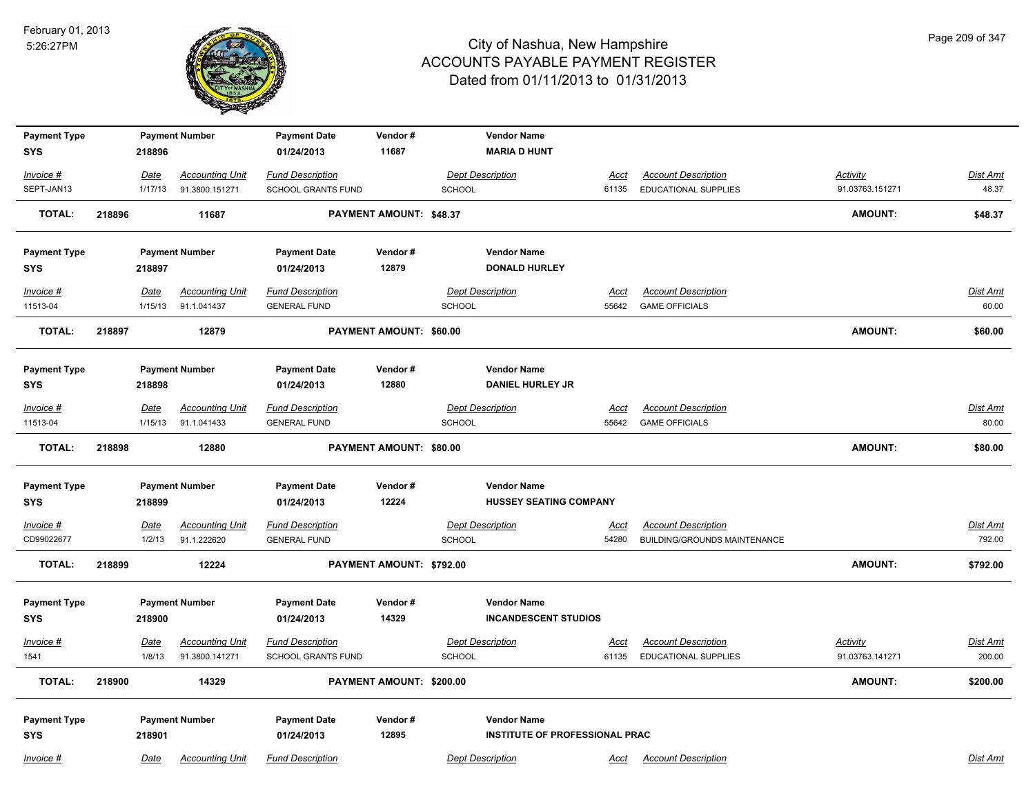# City of Nashua, New Hampshire
# ACCOUNTS PAYABLE PAYMENT REGISTER
## Dated from 01/11/2013 to 01/31/2013

February 01, 2013
5:26:27PM

| Payment Type | Payment Number | Payment Date | Vendor # | Vendor Name |
|---|---|---|---|---|
| SYS | 218896 | 01/24/2013 | 11687 | MARIA D HUNT |

| Invoice # | Date | Accounting Unit | Fund Description | Dept Description | Acct | Account Description | Activity | Dist Amt |
|---|---|---|---|---|---|---|---|---|
| SEPT-JAN13 | 1/17/13 | 91.3800.151271 | SCHOOL GRANTS FUND | SCHOOL | 61135 | EDUCATIONAL SUPPLIES | 91.03763.151271 | 48.37 |

**TOTAL: 218896 11687 PAYMENT AMOUNT: $48.37 AMOUNT: $48.37**

| Payment Type | Payment Number | Payment Date | Vendor # | Vendor Name |
|---|---|---|---|---|
| SYS | 218897 | 01/24/2013 | 12879 | DONALD HURLEY |

| Invoice # | Date | Accounting Unit | Fund Description | Dept Description | Acct | Account Description | Dist Amt |
|---|---|---|---|---|---|---|---|
| 11513-04 | 1/15/13 | 91.1.041437 | GENERAL FUND | SCHOOL | 55642 | GAME OFFICIALS | 60.00 |

**TOTAL: 218897 12879 PAYMENT AMOUNT: $60.00 AMOUNT: $60.00**

| Payment Type | Payment Number | Payment Date | Vendor # | Vendor Name |
|---|---|---|---|---|
| SYS | 218898 | 01/24/2013 | 12880 | DANIEL HURLEY JR |

| Invoice # | Date | Accounting Unit | Fund Description | Dept Description | Acct | Account Description | Dist Amt |
|---|---|---|---|---|---|---|---|
| 11513-04 | 1/15/13 | 91.1.041433 | GENERAL FUND | SCHOOL | 55642 | GAME OFFICIALS | 80.00 |

**TOTAL: 218898 12880 PAYMENT AMOUNT: $80.00 AMOUNT: $80.00**

| Payment Type | Payment Number | Payment Date | Vendor # | Vendor Name |
|---|---|---|---|---|
| SYS | 218899 | 01/24/2013 | 12224 | HUSSEY SEATING COMPANY |

| Invoice # | Date | Accounting Unit | Fund Description | Dept Description | Acct | Account Description | Dist Amt |
|---|---|---|---|---|---|---|---|
| CD99022677 | 1/2/13 | 91.1.222620 | GENERAL FUND | SCHOOL | 54280 | BUILDING/GROUNDS MAINTENANCE | 792.00 |

**TOTAL: 218899 12224 PAYMENT AMOUNT: $792.00 AMOUNT: $792.00**

| Payment Type | Payment Number | Payment Date | Vendor # | Vendor Name |
|---|---|---|---|---|
| SYS | 218900 | 01/24/2013 | 14329 | INCANDESCENT STUDIOS |

| Invoice # | Date | Accounting Unit | Fund Description | Dept Description | Acct | Account Description | Activity | Dist Amt |
|---|---|---|---|---|---|---|---|---|
| 1541 | 1/8/13 | 91.3800.141271 | SCHOOL GRANTS FUND | SCHOOL | 61135 | EDUCATIONAL SUPPLIES | 91.03763.141271 | 200.00 |

**TOTAL: 218900 14329 PAYMENT AMOUNT: $200.00 AMOUNT: $200.00**

| Payment Type | Payment Number | Payment Date | Vendor # | Vendor Name |
|---|---|---|---|---|
| SYS | 218901 | 01/24/2013 | 12895 | INSTITUTE OF PROFESSIONAL PRAC |

| Invoice # | Date | Accounting Unit | Fund Description | Dept Description | Acct | Account Description | Dist Amt |
|---|---|---|---|---|---|---|---|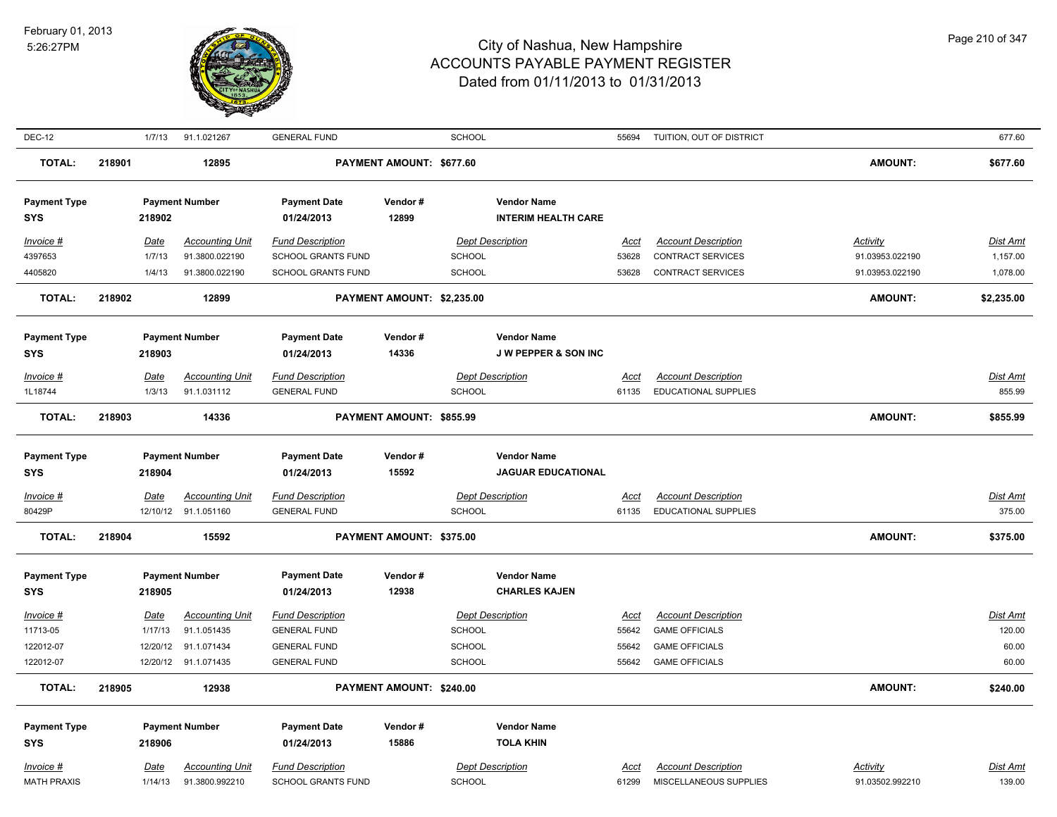# City of Nashua, New Hampshire
## ACCOUNTS PAYABLE PAYMENT REGISTER
### Dated from 01/11/2013 to 01/31/2013

February 01, 2013
5:26:27PM

| Invoice # | Date | Accounting Unit | Fund Description | Dept Description | Acct | Account Description | Activity | Dist Amt |
|---|---|---|---|---|---|---|---|---|
| DEC-12 | 1/7/13 | 91.1.021267 | GENERAL FUND | SCHOOL | 55694 | TUITION, OUT OF DISTRICT | | 677.60 |

**TOTAL: 218901 | 12895 | PAYMENT AMOUNT: $677.60 | AMOUNT: $677.60**

| Payment Type | Payment Number | Payment Date | Vendor # | Vendor Name |
|---|---|---|---|---|
| SYS | 218902 | 01/24/2013 | 12899 | INTERIM HEALTH CARE |

| Invoice # | Date | Accounting Unit | Fund Description | Dept Description | Acct | Account Description | Activity | Dist Amt |
|---|---|---|---|---|---|---|---|---|
| 4397653 | 1/7/13 | 91.3800.022190 | SCHOOL GRANTS FUND | SCHOOL | 53628 | CONTRACT SERVICES | 91.03953.022190 | 1,157.00 |
| 4405820 | 1/4/13 | 91.3800.022190 | SCHOOL GRANTS FUND | SCHOOL | 53628 | CONTRACT SERVICES | 91.03953.022190 | 1,078.00 |

**TOTAL: 218902 | 12899 | PAYMENT AMOUNT: $2,235.00 | AMOUNT: $2,235.00**

| Payment Type | Payment Number | Payment Date | Vendor # | Vendor Name |
|---|---|---|---|---|
| SYS | 218903 | 01/24/2013 | 14336 | J W PEPPER & SON INC |

| Invoice # | Date | Accounting Unit | Fund Description | Dept Description | Acct | Account Description | Dist Amt |
|---|---|---|---|---|---|---|---|
| 1L18744 | 1/3/13 | 91.1.031112 | GENERAL FUND | SCHOOL | 61135 | EDUCATIONAL SUPPLIES | 855.99 |

**TOTAL: 218903 | 14336 | PAYMENT AMOUNT: $855.99 | AMOUNT: $855.99**

| Payment Type | Payment Number | Payment Date | Vendor # | Vendor Name |
|---|---|---|---|---|
| SYS | 218904 | 01/24/2013 | 15592 | JAGUAR EDUCATIONAL |

| Invoice # | Date | Accounting Unit | Fund Description | Dept Description | Acct | Account Description | Dist Amt |
|---|---|---|---|---|---|---|---|
| 80429P | 12/10/12 | 91.1.051160 | GENERAL FUND | SCHOOL | 61135 | EDUCATIONAL SUPPLIES | 375.00 |

**TOTAL: 218904 | 15592 | PAYMENT AMOUNT: $375.00 | AMOUNT: $375.00**

| Payment Type | Payment Number | Payment Date | Vendor # | Vendor Name |
|---|---|---|---|---|
| SYS | 218905 | 01/24/2013 | 12938 | CHARLES KAJEN |

| Invoice # | Date | Accounting Unit | Fund Description | Dept Description | Acct | Account Description | Dist Amt |
|---|---|---|---|---|---|---|---|
| 11713-05 | 1/17/13 | 91.1.051435 | GENERAL FUND | SCHOOL | 55642 | GAME OFFICIALS | 120.00 |
| 122012-07 | 12/20/12 | 91.1.071434 | GENERAL FUND | SCHOOL | 55642 | GAME OFFICIALS | 60.00 |
| 122012-07 | 12/20/12 | 91.1.071435 | GENERAL FUND | SCHOOL | 55642 | GAME OFFICIALS | 60.00 |

**TOTAL: 218905 | 12938 | PAYMENT AMOUNT: $240.00 | AMOUNT: $240.00**

| Payment Type | Payment Number | Payment Date | Vendor # | Vendor Name |
|---|---|---|---|---|
| SYS | 218906 | 01/24/2013 | 15886 | TOLA KHIN |

| Invoice # | Date | Accounting Unit | Fund Description | Dept Description | Acct | Account Description | Activity | Dist Amt |
|---|---|---|---|---|---|---|---|---|
| MATH PRAXIS | 1/14/13 | 91.3800.992210 | SCHOOL GRANTS FUND | SCHOOL | 61299 | MISCELLANEOUS SUPPLIES | 91.03502.992210 | 139.00 |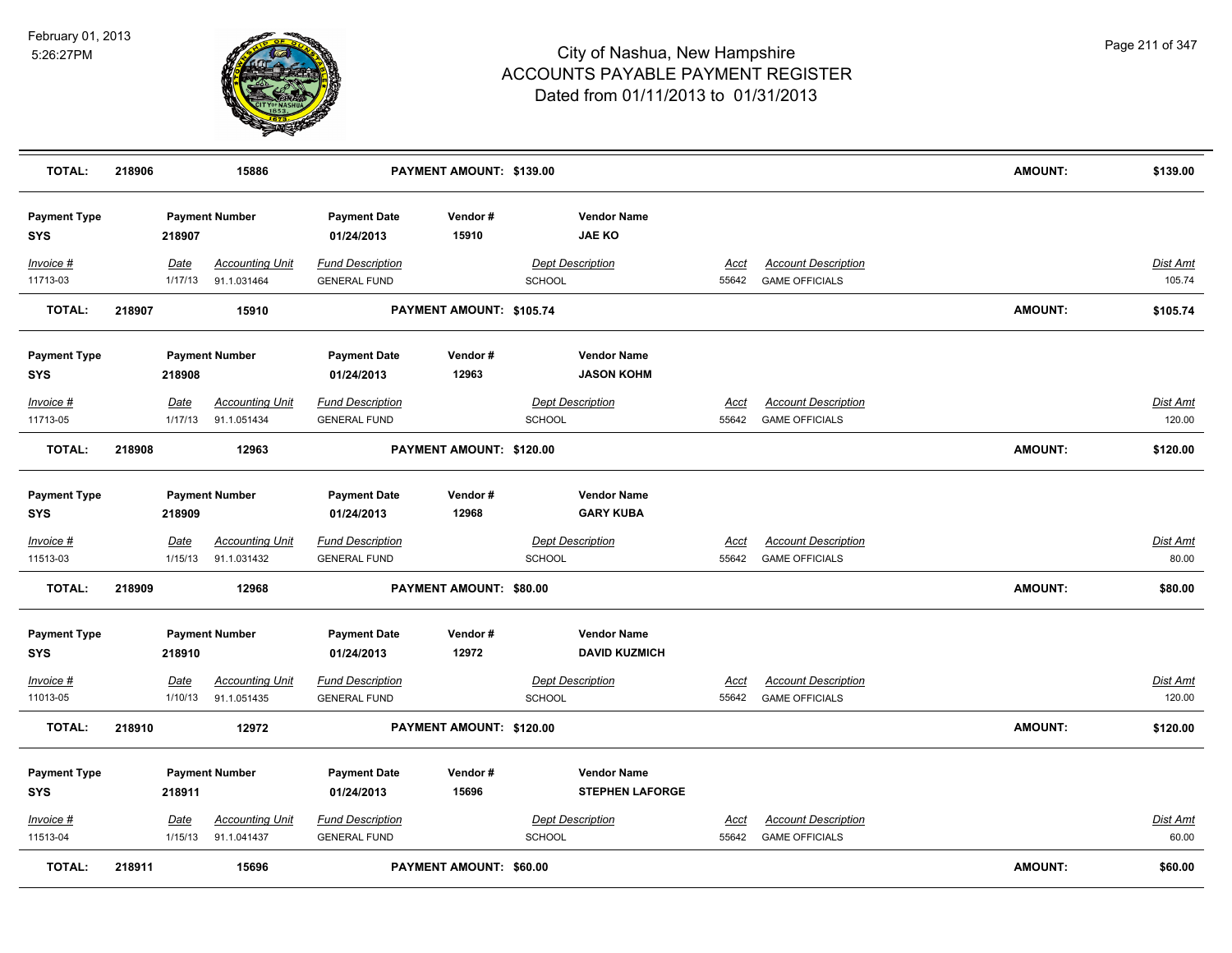# City of Nashua, New Hampshire
## ACCOUNTS PAYABLE PAYMENT REGISTER
### Dated from 01/11/2013 to 01/31/2013

February 01, 2013
5:26:27PM

| TOTAL: | 218906 | 15886 | PAYMENT AMOUNT: $139.00 | AMOUNT: | $139.00 |
|---|---|---|---|---|---|

| Payment Type | Payment Number | Payment Date | Vendor # | Vendor Name |
|---|---|---|---|---|
| SYS | 218907 | 01/24/2013 | 15910 | JAE KO |

| Invoice # | Date | Accounting Unit | Fund Description | Dept Description | Acct | Account Description | Dist Amt |
|---|---|---|---|---|---|---|---|
| 11713-03 | 1/17/13 | 91.1.031464 | GENERAL FUND | SCHOOL | 55642 | GAME OFFICIALS | 105.74 |

| TOTAL: | 218907 | 15910 | PAYMENT AMOUNT: $105.74 | AMOUNT: | $105.74 |
|---|---|---|---|---|---|

| Payment Type | Payment Number | Payment Date | Vendor # | Vendor Name |
|---|---|---|---|---|
| SYS | 218908 | 01/24/2013 | 12963 | JASON KOHM |

| Invoice # | Date | Accounting Unit | Fund Description | Dept Description | Acct | Account Description | Dist Amt |
|---|---|---|---|---|---|---|---|
| 11713-05 | 1/17/13 | 91.1.051434 | GENERAL FUND | SCHOOL | 55642 | GAME OFFICIALS | 120.00 |

| TOTAL: | 218908 | 12963 | PAYMENT AMOUNT: $120.00 | AMOUNT: | $120.00 |
|---|---|---|---|---|---|

| Payment Type | Payment Number | Payment Date | Vendor # | Vendor Name |
|---|---|---|---|---|
| SYS | 218909 | 01/24/2013 | 12968 | GARY KUBA |

| Invoice # | Date | Accounting Unit | Fund Description | Dept Description | Acct | Account Description | Dist Amt |
|---|---|---|---|---|---|---|---|
| 11513-03 | 1/15/13 | 91.1.031432 | GENERAL FUND | SCHOOL | 55642 | GAME OFFICIALS | 80.00 |

| TOTAL: | 218909 | 12968 | PAYMENT AMOUNT: $80.00 | AMOUNT: | $80.00 |
|---|---|---|---|---|---|

| Payment Type | Payment Number | Payment Date | Vendor # | Vendor Name |
|---|---|---|---|---|
| SYS | 218910 | 01/24/2013 | 12972 | DAVID KUZMICH |

| Invoice # | Date | Accounting Unit | Fund Description | Dept Description | Acct | Account Description | Dist Amt |
|---|---|---|---|---|---|---|---|
| 11013-05 | 1/10/13 | 91.1.051435 | GENERAL FUND | SCHOOL | 55642 | GAME OFFICIALS | 120.00 |

| TOTAL: | 218910 | 12972 | PAYMENT AMOUNT: $120.00 | AMOUNT: | $120.00 |
|---|---|---|---|---|---|

| Payment Type | Payment Number | Payment Date | Vendor # | Vendor Name |
|---|---|---|---|---|
| SYS | 218911 | 01/24/2013 | 15696 | STEPHEN LAFORGE |

| Invoice # | Date | Accounting Unit | Fund Description | Dept Description | Acct | Account Description | Dist Amt |
|---|---|---|---|---|---|---|---|
| 11513-04 | 1/15/13 | 91.1.041437 | GENERAL FUND | SCHOOL | 55642 | GAME OFFICIALS | 60.00 |

| TOTAL: | 218911 | 15696 | PAYMENT AMOUNT: $60.00 | AMOUNT: | $60.00 |
|---|---|---|---|---|---|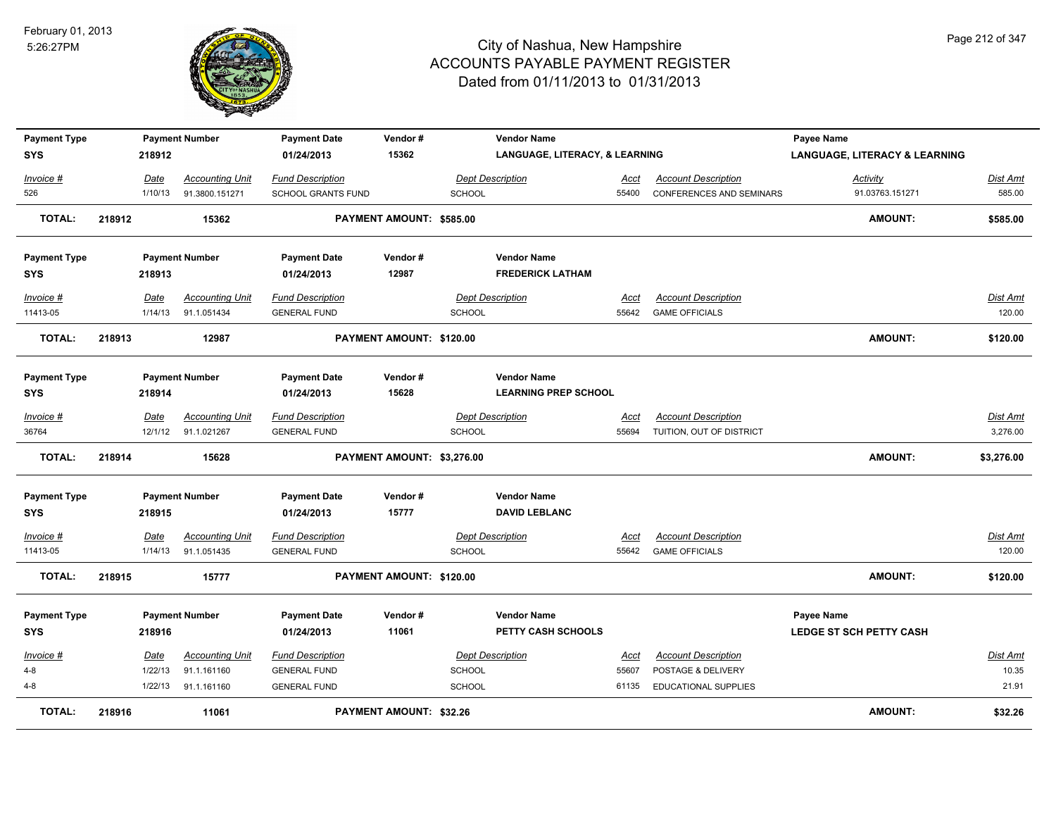# City of Nashua, New Hampshire
## ACCOUNTS PAYABLE PAYMENT REGISTER
### Dated from 01/11/2013 to 01/31/2013

February 01, 2013
5:26:27PM

| Payment Type | Payment Number | Payment Date | Vendor # | Vendor Name | Payee Name |
|---|---|---|---|---|---|
| SYS | 218912 | 01/24/2013 | 15362 | LANGUAGE, LITERACY, & LEARNING | LANGUAGE, LITERACY & LEARNING |

| Invoice # | Date | Accounting Unit | Fund Description | Dept Description | Acct | Account Description | Activity | Dist Amt |
|---|---|---|---|---|---|---|---|---|
| 526 | 1/10/13 | 91.3800.151271 | SCHOOL GRANTS FUND | SCHOOL | 55400 | CONFERENCES AND SEMINARS | 91.03763.151271 | 585.00 |

**TOTAL: 218912 15362 PAYMENT AMOUNT: $585.00 AMOUNT: $585.00**

| Payment Type | Payment Number | Payment Date | Vendor # | Vendor Name |
|---|---|---|---|---|
| SYS | 218913 | 01/24/2013 | 12987 | FREDERICK LATHAM |

| Invoice # | Date | Accounting Unit | Fund Description | Dept Description | Acct | Account Description | Dist Amt |
|---|---|---|---|---|---|---|---|
| 11413-05 | 1/14/13 | 91.1.051434 | GENERAL FUND | SCHOOL | 55642 | GAME OFFICIALS | 120.00 |

**TOTAL: 218913 12987 PAYMENT AMOUNT: $120.00 AMOUNT: $120.00**

| Payment Type | Payment Number | Payment Date | Vendor # | Vendor Name |
|---|---|---|---|---|
| SYS | 218914 | 01/24/2013 | 15628 | LEARNING PREP SCHOOL |

| Invoice # | Date | Accounting Unit | Fund Description | Dept Description | Acct | Account Description | Dist Amt |
|---|---|---|---|---|---|---|---|
| 36764 | 12/1/12 | 91.1.021267 | GENERAL FUND | SCHOOL | 55694 | TUITION, OUT OF DISTRICT | 3,276.00 |

**TOTAL: 218914 15628 PAYMENT AMOUNT: $3,276.00 AMOUNT: $3,276.00**

| Payment Type | Payment Number | Payment Date | Vendor # | Vendor Name |
|---|---|---|---|---|
| SYS | 218915 | 01/24/2013 | 15777 | DAVID LEBLANC |

| Invoice # | Date | Accounting Unit | Fund Description | Dept Description | Acct | Account Description | Dist Amt |
|---|---|---|---|---|---|---|---|
| 11413-05 | 1/14/13 | 91.1.051435 | GENERAL FUND | SCHOOL | 55642 | GAME OFFICIALS | 120.00 |

**TOTAL: 218915 15777 PAYMENT AMOUNT: $120.00 AMOUNT: $120.00**

| Payment Type | Payment Number | Payment Date | Vendor # | Vendor Name | Payee Name |
|---|---|---|---|---|---|
| SYS | 218916 | 01/24/2013 | 11061 | PETTY CASH SCHOOLS | LEDGE ST SCH PETTY CASH |

| Invoice # | Date | Accounting Unit | Fund Description | Dept Description | Acct | Account Description | Dist Amt |
|---|---|---|---|---|---|---|---|
| 4-8 | 1/22/13 | 91.1.161160 | GENERAL FUND | SCHOOL | 55607 | POSTAGE & DELIVERY | 10.35 |
| 4-8 | 1/22/13 | 91.1.161160 | GENERAL FUND | SCHOOL | 61135 | EDUCATIONAL SUPPLIES | 21.91 |

**TOTAL: 218916 11061 PAYMENT AMOUNT: $32.26 AMOUNT: $32.26**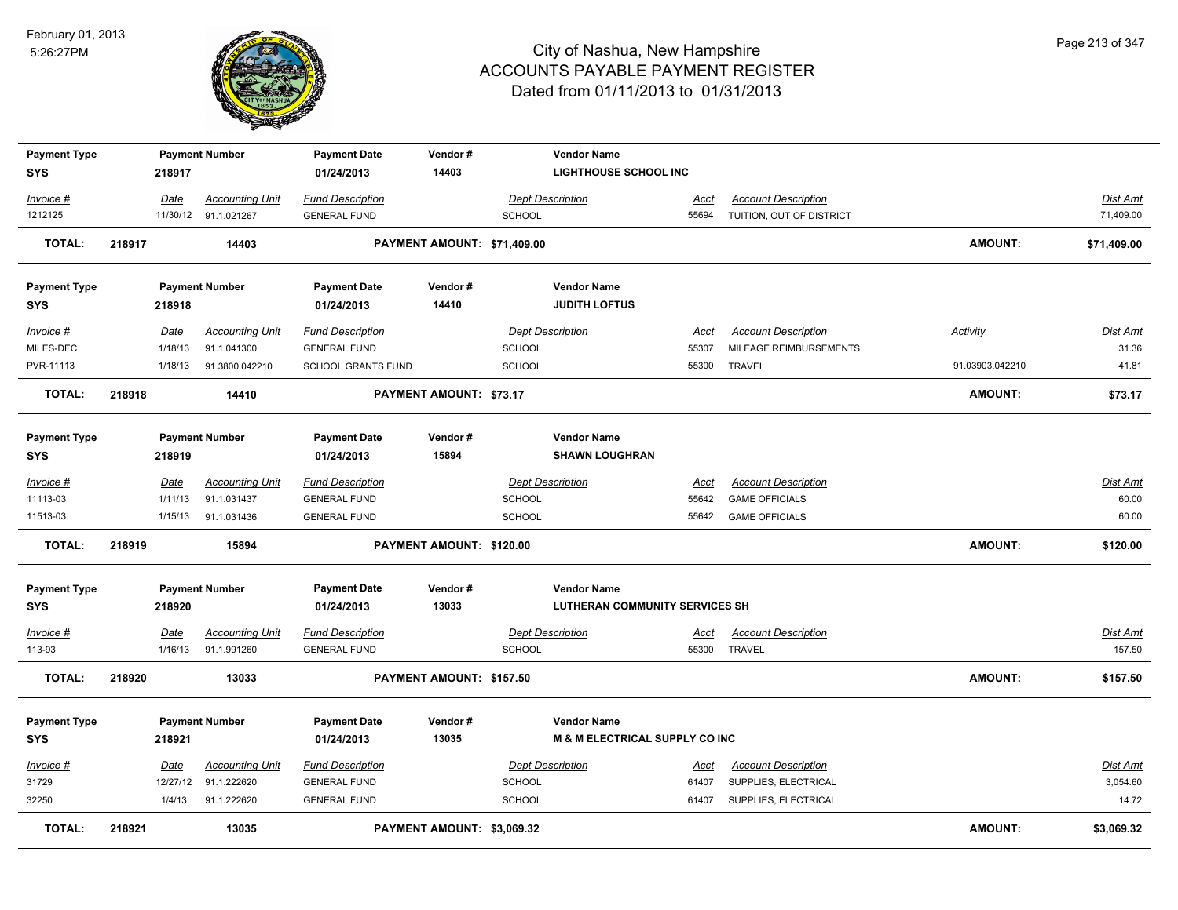# City of Nashua, New Hampshire
# ACCOUNTS PAYABLE PAYMENT REGISTER
## Dated from 01/11/2013 to 01/31/2013

February 01, 2013
5:26:27PM

| Payment Type | Payment Number | Payment Date | Vendor # | Vendor Name |
|---|---|---|---|---|
| SYS | 218917 | 01/24/2013 | 14403 | LIGHTHOUSE SCHOOL INC |

| Invoice # | Date | Accounting Unit | Fund Description | Dept Description | Acct | Account Description | Dist Amt |
|---|---|---|---|---|---|---|---|
| 1212125 | 11/30/12 | 91.1.021267 | GENERAL FUND | SCHOOL | 55694 | TUITION, OUT OF DISTRICT | 71,409.00 |

**TOTAL: 218917 14403 PAYMENT AMOUNT: $71,409.00 AMOUNT: $71,409.00**

| Payment Type | Payment Number | Payment Date | Vendor # | Vendor Name |
|---|---|---|---|---|
| SYS | 218918 | 01/24/2013 | 14410 | JUDITH LOFTUS |

| Invoice # | Date | Accounting Unit | Fund Description | Dept Description | Acct | Account Description | Activity | Dist Amt |
|---|---|---|---|---|---|---|---|---|
| MILES-DEC | 1/18/13 | 91.1.041300 | GENERAL FUND | SCHOOL | 55307 | MILEAGE REIMBURSEMENTS | | 31.36 |
| PVR-11113 | 1/18/13 | 91.3800.042210 | SCHOOL GRANTS FUND | SCHOOL | 55300 | TRAVEL | 91.03903.042210 | 41.81 |

**TOTAL: 218918 14410 PAYMENT AMOUNT: $73.17 AMOUNT: $73.17**

| Payment Type | Payment Number | Payment Date | Vendor # | Vendor Name |
|---|---|---|---|---|
| SYS | 218919 | 01/24/2013 | 15894 | SHAWN LOUGHRAN |

| Invoice # | Date | Accounting Unit | Fund Description | Dept Description | Acct | Account Description | Dist Amt |
|---|---|---|---|---|---|---|---|
| 11113-03 | 1/11/13 | 91.1.031437 | GENERAL FUND | SCHOOL | 55642 | GAME OFFICIALS | 60.00 |
| 11513-03 | 1/15/13 | 91.1.031436 | GENERAL FUND | SCHOOL | 55642 | GAME OFFICIALS | 60.00 |

**TOTAL: 218919 15894 PAYMENT AMOUNT: $120.00 AMOUNT: $120.00**

| Payment Type | Payment Number | Payment Date | Vendor # | Vendor Name |
|---|---|---|---|---|
| SYS | 218920 | 01/24/2013 | 13033 | LUTHERAN COMMUNITY SERVICES SH |

| Invoice # | Date | Accounting Unit | Fund Description | Dept Description | Acct | Account Description | Dist Amt |
|---|---|---|---|---|---|---|---|
| 113-93 | 1/16/13 | 91.1.991260 | GENERAL FUND | SCHOOL | 55300 | TRAVEL | 157.50 |

**TOTAL: 218920 13033 PAYMENT AMOUNT: $157.50 AMOUNT: $157.50**

| Payment Type | Payment Number | Payment Date | Vendor # | Vendor Name |
|---|---|---|---|---|
| SYS | 218921 | 01/24/2013 | 13035 | M & M ELECTRICAL SUPPLY CO INC |

| Invoice # | Date | Accounting Unit | Fund Description | Dept Description | Acct | Account Description | Dist Amt |
|---|---|---|---|---|---|---|---|
| 31729 | 12/27/12 | 91.1.222620 | GENERAL FUND | SCHOOL | 61407 | SUPPLIES, ELECTRICAL | 3,054.60 |
| 32250 | 1/4/13 | 91.1.222620 | GENERAL FUND | SCHOOL | 61407 | SUPPLIES, ELECTRICAL | 14.72 |

**TOTAL: 218921 13035 PAYMENT AMOUNT: $3,069.32 AMOUNT: $3,069.32**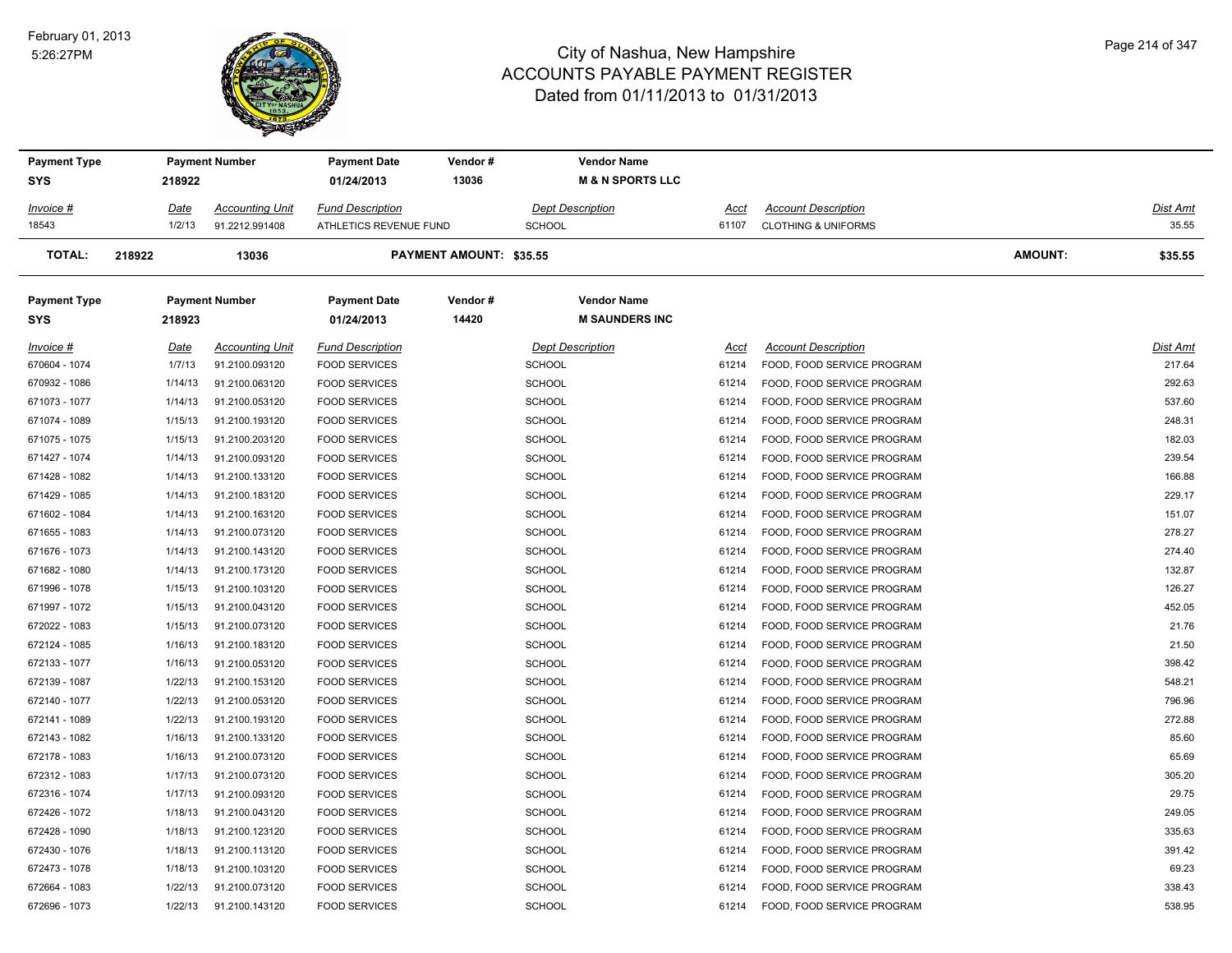# City of Nashua, New Hampshire
## ACCOUNTS PAYABLE PAYMENT REGISTER
### Dated from 01/11/2013 to 01/31/2013

| Payment Type | Payment Number | Payment Date | Vendor # | Vendor Name |
|---|---|---|---|---|
| SYS | 218922 | 01/24/2013 | 13036 | M & N SPORTS LLC |

| Invoice # | Date | Accounting Unit | Fund Description | Dept Description | Acct | Account Description | Dist Amt |
|---|---|---|---|---|---|---|---|
| 18543 | 1/2/13 | 91.2212.991408 | ATHLETICS REVENUE FUND | SCHOOL | 61107 | CLOTHING & UNIFORMS | 35.55 |

**TOTAL:** 218922 13036 **PAYMENT AMOUNT: $35.55** **AMOUNT:** **$35.55**

| Payment Type | Payment Number | Payment Date | Vendor # | Vendor Name |
|---|---|---|---|---|
| SYS | 218923 | 01/24/2013 | 14420 | M SAUNDERS INC |

| Invoice # | Date | Accounting Unit | Fund Description | Dept Description | Acct | Account Description | Dist Amt |
|---|---|---|---|---|---|---|---|
| 670604 - 1074 | 1/7/13 | 91.2100.093120 | FOOD SERVICES | SCHOOL | 61214 | FOOD, FOOD SERVICE PROGRAM | 217.64 |
| 670932 - 1086 | 1/14/13 | 91.2100.063120 | FOOD SERVICES | SCHOOL | 61214 | FOOD, FOOD SERVICE PROGRAM | 292.63 |
| 671073 - 1077 | 1/14/13 | 91.2100.053120 | FOOD SERVICES | SCHOOL | 61214 | FOOD, FOOD SERVICE PROGRAM | 537.60 |
| 671074 - 1089 | 1/15/13 | 91.2100.193120 | FOOD SERVICES | SCHOOL | 61214 | FOOD, FOOD SERVICE PROGRAM | 248.31 |
| 671075 - 1075 | 1/15/13 | 91.2100.203120 | FOOD SERVICES | SCHOOL | 61214 | FOOD, FOOD SERVICE PROGRAM | 182.03 |
| 671427 - 1074 | 1/14/13 | 91.2100.093120 | FOOD SERVICES | SCHOOL | 61214 | FOOD, FOOD SERVICE PROGRAM | 239.54 |
| 671428 - 1082 | 1/14/13 | 91.2100.133120 | FOOD SERVICES | SCHOOL | 61214 | FOOD, FOOD SERVICE PROGRAM | 166.88 |
| 671429 - 1085 | 1/14/13 | 91.2100.183120 | FOOD SERVICES | SCHOOL | 61214 | FOOD, FOOD SERVICE PROGRAM | 229.17 |
| 671602 - 1084 | 1/14/13 | 91.2100.163120 | FOOD SERVICES | SCHOOL | 61214 | FOOD, FOOD SERVICE PROGRAM | 151.07 |
| 671655 - 1083 | 1/14/13 | 91.2100.073120 | FOOD SERVICES | SCHOOL | 61214 | FOOD, FOOD SERVICE PROGRAM | 278.27 |
| 671676 - 1073 | 1/14/13 | 91.2100.143120 | FOOD SERVICES | SCHOOL | 61214 | FOOD, FOOD SERVICE PROGRAM | 274.40 |
| 671682 - 1080 | 1/14/13 | 91.2100.173120 | FOOD SERVICES | SCHOOL | 61214 | FOOD, FOOD SERVICE PROGRAM | 132.87 |
| 671996 - 1078 | 1/15/13 | 91.2100.103120 | FOOD SERVICES | SCHOOL | 61214 | FOOD, FOOD SERVICE PROGRAM | 126.27 |
| 671997 - 1072 | 1/15/13 | 91.2100.043120 | FOOD SERVICES | SCHOOL | 61214 | FOOD, FOOD SERVICE PROGRAM | 452.05 |
| 672022 - 1083 | 1/15/13 | 91.2100.073120 | FOOD SERVICES | SCHOOL | 61214 | FOOD, FOOD SERVICE PROGRAM | 21.76 |
| 672124 - 1085 | 1/16/13 | 91.2100.183120 | FOOD SERVICES | SCHOOL | 61214 | FOOD, FOOD SERVICE PROGRAM | 21.50 |
| 672133 - 1077 | 1/16/13 | 91.2100.053120 | FOOD SERVICES | SCHOOL | 61214 | FOOD, FOOD SERVICE PROGRAM | 398.42 |
| 672139 - 1087 | 1/22/13 | 91.2100.153120 | FOOD SERVICES | SCHOOL | 61214 | FOOD, FOOD SERVICE PROGRAM | 548.21 |
| 672140 - 1077 | 1/22/13 | 91.2100.053120 | FOOD SERVICES | SCHOOL | 61214 | FOOD, FOOD SERVICE PROGRAM | 796.96 |
| 672141 - 1089 | 1/22/13 | 91.2100.193120 | FOOD SERVICES | SCHOOL | 61214 | FOOD, FOOD SERVICE PROGRAM | 272.88 |
| 672143 - 1082 | 1/16/13 | 91.2100.133120 | FOOD SERVICES | SCHOOL | 61214 | FOOD, FOOD SERVICE PROGRAM | 85.60 |
| 672178 - 1083 | 1/16/13 | 91.2100.073120 | FOOD SERVICES | SCHOOL | 61214 | FOOD, FOOD SERVICE PROGRAM | 65.69 |
| 672312 - 1083 | 1/17/13 | 91.2100.073120 | FOOD SERVICES | SCHOOL | 61214 | FOOD, FOOD SERVICE PROGRAM | 305.20 |
| 672316 - 1074 | 1/17/13 | 91.2100.093120 | FOOD SERVICES | SCHOOL | 61214 | FOOD, FOOD SERVICE PROGRAM | 29.75 |
| 672426 - 1072 | 1/18/13 | 91.2100.043120 | FOOD SERVICES | SCHOOL | 61214 | FOOD, FOOD SERVICE PROGRAM | 249.05 |
| 672428 - 1090 | 1/18/13 | 91.2100.123120 | FOOD SERVICES | SCHOOL | 61214 | FOOD, FOOD SERVICE PROGRAM | 335.63 |
| 672430 - 1076 | 1/18/13 | 91.2100.113120 | FOOD SERVICES | SCHOOL | 61214 | FOOD, FOOD SERVICE PROGRAM | 391.42 |
| 672473 - 1078 | 1/18/13 | 91.2100.103120 | FOOD SERVICES | SCHOOL | 61214 | FOOD, FOOD SERVICE PROGRAM | 69.23 |
| 672664 - 1083 | 1/22/13 | 91.2100.073120 | FOOD SERVICES | SCHOOL | 61214 | FOOD, FOOD SERVICE PROGRAM | 338.43 |
| 672696 - 1073 | 1/22/13 | 91.2100.143120 | FOOD SERVICES | SCHOOL | 61214 | FOOD, FOOD SERVICE PROGRAM | 538.95 |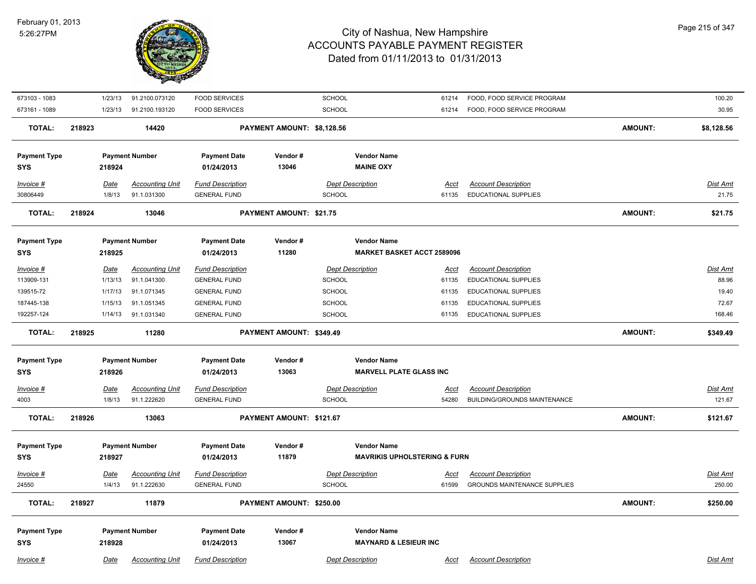| Invoice # | Date | Accounting Unit | Fund Description | Dept Description | Acct | Account Description | Dist Amt |
|---|---|---|---|---|---|---|---|
| 673103 - 1083 | 1/23/13 | 91.2100.073120 | FOOD SERVICES | SCHOOL | 61214 | FOOD, FOOD SERVICE PROGRAM | 100.20 |
| 673161 - 1089 | 1/23/13 | 91.2100.193120 | FOOD SERVICES | SCHOOL | 61214 | FOOD, FOOD SERVICE PROGRAM | 30.95 |

**TOTAL: 218923 — 14420 — PAYMENT AMOUNT: $8,128.56 — AMOUNT: $8,128.56**

| Payment Type | Payment Number | Payment Date | Vendor # | Vendor Name |
|---|---|---|---|---|
| SYS | 218924 | 01/24/2013 | 13046 | MAINE OXY |

| Invoice # | Date | Accounting Unit | Fund Description | Dept Description | Acct | Account Description | Dist Amt |
|---|---|---|---|---|---|---|---|
| 30806449 | 1/8/13 | 91.1.031300 | GENERAL FUND | SCHOOL | 61135 | EDUCATIONAL SUPPLIES | 21.75 |

**TOTAL: 218924 — 13046 — PAYMENT AMOUNT: $21.75 — AMOUNT: $21.75**

| Payment Type | Payment Number | Payment Date | Vendor # | Vendor Name |
|---|---|---|---|---|
| SYS | 218925 | 01/24/2013 | 11280 | MARKET BASKET ACCT 2589096 |

| Invoice # | Date | Accounting Unit | Fund Description | Dept Description | Acct | Account Description | Dist Amt |
|---|---|---|---|---|---|---|---|
| 113909-131 | 1/13/13 | 91.1.041300 | GENERAL FUND | SCHOOL | 61135 | EDUCATIONAL SUPPLIES | 88.96 |
| 139515-72 | 1/17/13 | 91.1.071345 | GENERAL FUND | SCHOOL | 61135 | EDUCATIONAL SUPPLIES | 19.40 |
| 187445-138 | 1/15/13 | 91.1.051345 | GENERAL FUND | SCHOOL | 61135 | EDUCATIONAL SUPPLIES | 72.67 |
| 192257-124 | 1/14/13 | 91.1.031340 | GENERAL FUND | SCHOOL | 61135 | EDUCATIONAL SUPPLIES | 168.46 |

**TOTAL: 218925 — 11280 — PAYMENT AMOUNT: $349.49 — AMOUNT: $349.49**

| Payment Type | Payment Number | Payment Date | Vendor # | Vendor Name |
|---|---|---|---|---|
| SYS | 218926 | 01/24/2013 | 13063 | MARVELL PLATE GLASS INC |

| Invoice # | Date | Accounting Unit | Fund Description | Dept Description | Acct | Account Description | Dist Amt |
|---|---|---|---|---|---|---|---|
| 4003 | 1/8/13 | 91.1.222620 | GENERAL FUND | SCHOOL | 54280 | BUILDING/GROUNDS MAINTENANCE | 121.67 |

**TOTAL: 218926 — 13063 — PAYMENT AMOUNT: $121.67 — AMOUNT: $121.67**

| Payment Type | Payment Number | Payment Date | Vendor # | Vendor Name |
|---|---|---|---|---|
| SYS | 218927 | 01/24/2013 | 11879 | MAVRIKIS UPHOLSTERING & FURN |

| Invoice # | Date | Accounting Unit | Fund Description | Dept Description | Acct | Account Description | Dist Amt |
|---|---|---|---|---|---|---|---|
| 24550 | 1/4/13 | 91.1.222630 | GENERAL FUND | SCHOOL | 61599 | GROUNDS MAINTENANCE SUPPLIES | 250.00 |

**TOTAL: 218927 — 11879 — PAYMENT AMOUNT: $250.00 — AMOUNT: $250.00**

| Payment Type | Payment Number | Payment Date | Vendor # | Vendor Name |
|---|---|---|---|---|
| SYS | 218928 | 01/24/2013 | 13067 | MAYNARD & LESIEUR INC |

| Invoice # | Date | Accounting Unit | Fund Description | Dept Description | Acct | Account Description | Dist Amt |
|---|---|---|---|---|---|---|---|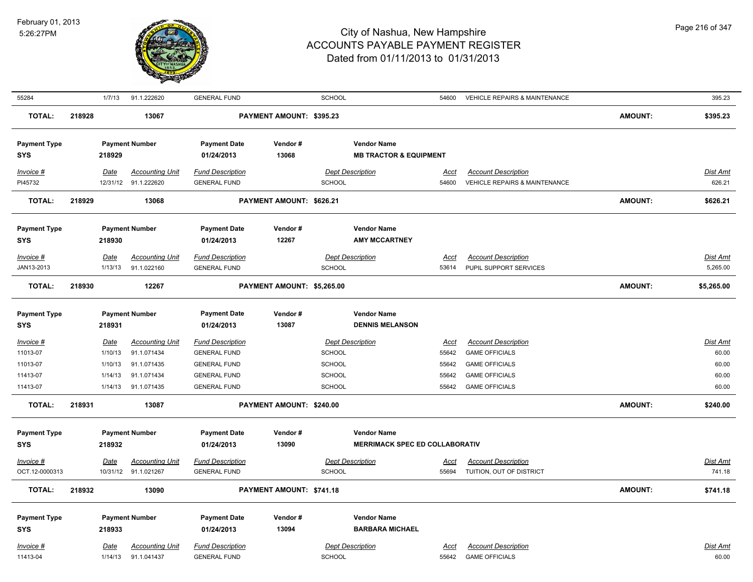# City of Nashua, New Hampshire
## ACCOUNTS PAYABLE PAYMENT REGISTER
### Dated from 01/11/2013 to 01/31/2013

February 01, 2013
5:26:27PM

| Invoice # | Date | Accounting Unit | Fund Description | Dept Description | Acct | Account Description | Dist Amt |
|---|---|---|---|---|---|---|---|
| 55284 | 1/7/13 | 91.1.222620 | GENERAL FUND | SCHOOL | 54600 | VEHICLE REPAIRS & MAINTENANCE | 395.23 |

**TOTAL: 218928 — 13067 — PAYMENT AMOUNT: $395.23 — AMOUNT: $395.23**

| Payment Type | Payment Number | Payment Date | Vendor # | Vendor Name |
|---|---|---|---|---|
| SYS | 218929 | 01/24/2013 | 13068 | MB TRACTOR & EQUIPMENT |

| Invoice # | Date | Accounting Unit | Fund Description | Dept Description | Acct | Account Description | Dist Amt |
|---|---|---|---|---|---|---|---|
| PI45732 | 12/31/12 | 91.1.222620 | GENERAL FUND | SCHOOL | 54600 | VEHICLE REPAIRS & MAINTENANCE | 626.21 |

**TOTAL: 218929 — 13068 — PAYMENT AMOUNT: $626.21 — AMOUNT: $626.21**

| Payment Type | Payment Number | Payment Date | Vendor # | Vendor Name |
|---|---|---|---|---|
| SYS | 218930 | 01/24/2013 | 12267 | AMY MCCARTNEY |

| Invoice # | Date | Accounting Unit | Fund Description | Dept Description | Acct | Account Description | Dist Amt |
|---|---|---|---|---|---|---|---|
| JAN13-2013 | 1/13/13 | 91.1.022160 | GENERAL FUND | SCHOOL | 53614 | PUPIL SUPPORT SERVICES | 5,265.00 |

**TOTAL: 218930 — 12267 — PAYMENT AMOUNT: $5,265.00 — AMOUNT: $5,265.00**

| Payment Type | Payment Number | Payment Date | Vendor # | Vendor Name |
|---|---|---|---|---|
| SYS | 218931 | 01/24/2013 | 13087 | DENNIS MELANSON |

| Invoice # | Date | Accounting Unit | Fund Description | Dept Description | Acct | Account Description | Dist Amt |
|---|---|---|---|---|---|---|---|
| 11013-07 | 1/10/13 | 91.1.071434 | GENERAL FUND | SCHOOL | 55642 | GAME OFFICIALS | 60.00 |
| 11013-07 | 1/10/13 | 91.1.071435 | GENERAL FUND | SCHOOL | 55642 | GAME OFFICIALS | 60.00 |
| 11413-07 | 1/14/13 | 91.1.071434 | GENERAL FUND | SCHOOL | 55642 | GAME OFFICIALS | 60.00 |
| 11413-07 | 1/14/13 | 91.1.071435 | GENERAL FUND | SCHOOL | 55642 | GAME OFFICIALS | 60.00 |

**TOTAL: 218931 — 13087 — PAYMENT AMOUNT: $240.00 — AMOUNT: $240.00**

| Payment Type | Payment Number | Payment Date | Vendor # | Vendor Name |
|---|---|---|---|---|
| SYS | 218932 | 01/24/2013 | 13090 | MERRIMACK SPEC ED COLLABORATIV |

| Invoice # | Date | Accounting Unit | Fund Description | Dept Description | Acct | Account Description | Dist Amt |
|---|---|---|---|---|---|---|---|
| OCT.12-0000313 | 10/31/12 | 91.1.021267 | GENERAL FUND | SCHOOL | 55694 | TUITION, OUT OF DISTRICT | 741.18 |

**TOTAL: 218932 — 13090 — PAYMENT AMOUNT: $741.18 — AMOUNT: $741.18**

| Payment Type | Payment Number | Payment Date | Vendor # | Vendor Name |
|---|---|---|---|---|
| SYS | 218933 | 01/24/2013 | 13094 | BARBARA MICHAEL |

| Invoice # | Date | Accounting Unit | Fund Description | Dept Description | Acct | Account Description | Dist Amt |
|---|---|---|---|---|---|---|---|
| 11413-04 | 1/14/13 | 91.1.041437 | GENERAL FUND | SCHOOL | 55642 | GAME OFFICIALS | 60.00 |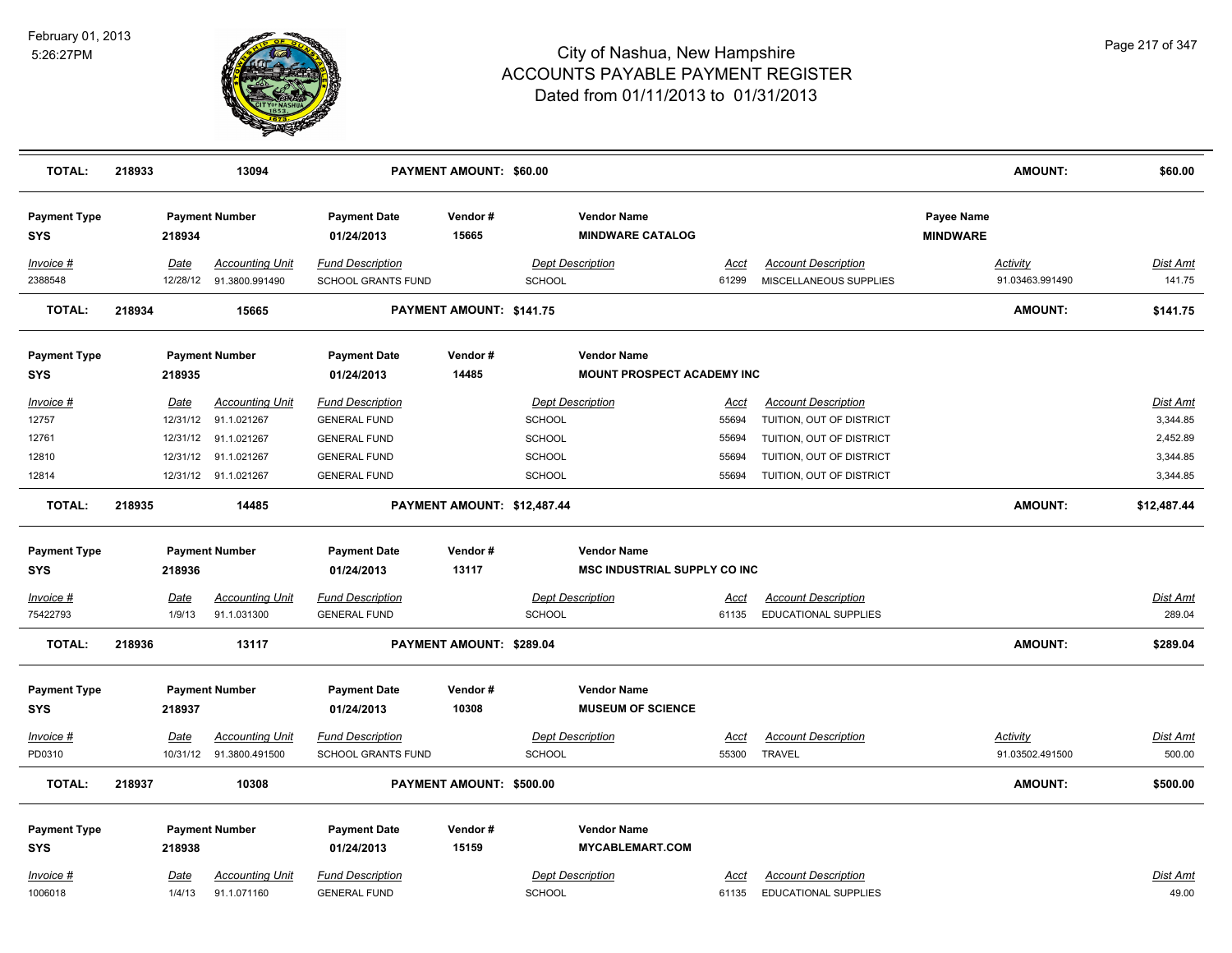# City of Nashua, New Hampshire
## ACCOUNTS PAYABLE PAYMENT REGISTER
### Dated from 01/11/2013 to 01/31/2013

February 01, 2013
5:26:27PM

| TOTAL: | 218933 | 13094 | PAYMENT AMOUNT: $60.00 | AMOUNT: | $60.00 |
|---|---|---|---|---|---|

**Payment Type:** SYS | **Payment Number:** 218934 | **Payment Date:** 01/24/2013 | **Vendor #:** 15665 | **Vendor Name:** MINDWARE CATALOG | **Payee Name:** MINDWARE

| Invoice # | Date | Accounting Unit | Fund Description | Dept Description | Acct | Account Description | Activity | Dist Amt |
|---|---|---|---|---|---|---|---|---|
| 2388548 | 12/28/12 | 91.3800.991490 | SCHOOL GRANTS FUND | SCHOOL | 61299 | MISCELLANEOUS SUPPLIES | 91.03463.991490 | 141.75 |

| TOTAL: | 218934 | 15665 | PAYMENT AMOUNT: $141.75 | AMOUNT: | $141.75 |
|---|---|---|---|---|---|

**Payment Type:** SYS | **Payment Number:** 218935 | **Payment Date:** 01/24/2013 | **Vendor #:** 14485 | **Vendor Name:** MOUNT PROSPECT ACADEMY INC

| Invoice # | Date | Accounting Unit | Fund Description | Dept Description | Acct | Account Description | Dist Amt |
|---|---|---|---|---|---|---|---|
| 12757 | 12/31/12 | 91.1.021267 | GENERAL FUND | SCHOOL | 55694 | TUITION, OUT OF DISTRICT | 3,344.85 |
| 12761 | 12/31/12 | 91.1.021267 | GENERAL FUND | SCHOOL | 55694 | TUITION, OUT OF DISTRICT | 2,452.89 |
| 12810 | 12/31/12 | 91.1.021267 | GENERAL FUND | SCHOOL | 55694 | TUITION, OUT OF DISTRICT | 3,344.85 |
| 12814 | 12/31/12 | 91.1.021267 | GENERAL FUND | SCHOOL | 55694 | TUITION, OUT OF DISTRICT | 3,344.85 |

| TOTAL: | 218935 | 14485 | PAYMENT AMOUNT: $12,487.44 | AMOUNT: | $12,487.44 |
|---|---|---|---|---|---|

**Payment Type:** SYS | **Payment Number:** 218936 | **Payment Date:** 01/24/2013 | **Vendor #:** 13117 | **Vendor Name:** MSC INDUSTRIAL SUPPLY CO INC

| Invoice # | Date | Accounting Unit | Fund Description | Dept Description | Acct | Account Description | Dist Amt |
|---|---|---|---|---|---|---|---|
| 75422793 | 1/9/13 | 91.1.031300 | GENERAL FUND | SCHOOL | 61135 | EDUCATIONAL SUPPLIES | 289.04 |

| TOTAL: | 218936 | 13117 | PAYMENT AMOUNT: $289.04 | AMOUNT: | $289.04 |
|---|---|---|---|---|---|

**Payment Type:** SYS | **Payment Number:** 218937 | **Payment Date:** 01/24/2013 | **Vendor #:** 10308 | **Vendor Name:** MUSEUM OF SCIENCE

| Invoice # | Date | Accounting Unit | Fund Description | Dept Description | Acct | Account Description | Activity | Dist Amt |
|---|---|---|---|---|---|---|---|---|
| PD0310 | 10/31/12 | 91.3800.491500 | SCHOOL GRANTS FUND | SCHOOL | 55300 | TRAVEL | 91.03502.491500 | 500.00 |

| TOTAL: | 218937 | 10308 | PAYMENT AMOUNT: $500.00 | AMOUNT: | $500.00 |
|---|---|---|---|---|---|

**Payment Type:** SYS | **Payment Number:** 218938 | **Payment Date:** 01/24/2013 | **Vendor #:** 15159 | **Vendor Name:** MYCABLEMART.COM

| Invoice # | Date | Accounting Unit | Fund Description | Dept Description | Acct | Account Description | Dist Amt |
|---|---|---|---|---|---|---|---|
| 1006018 | 1/4/13 | 91.1.071160 | GENERAL FUND | SCHOOL | 61135 | EDUCATIONAL SUPPLIES | 49.00 |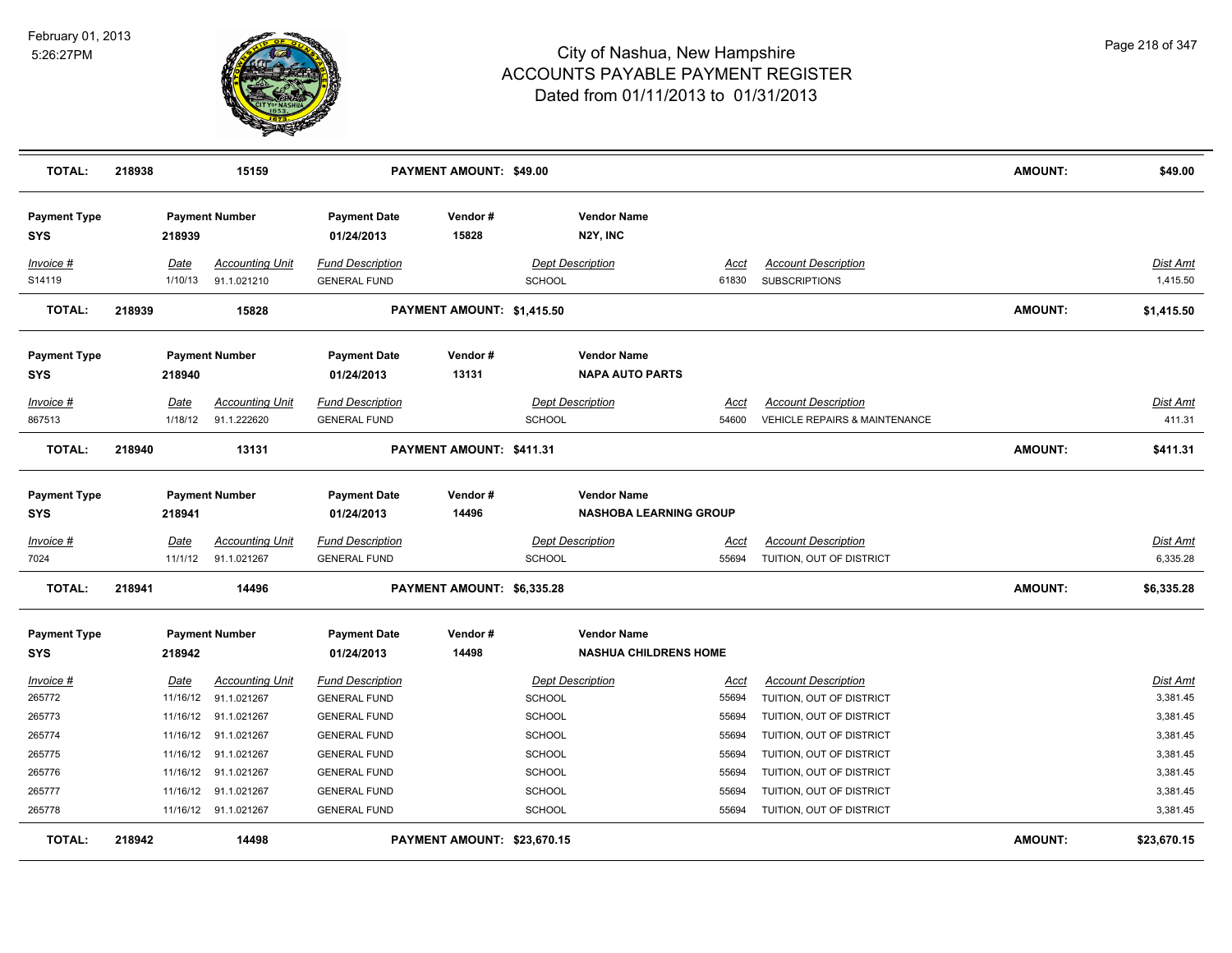# City of Nashua, New Hampshire
## ACCOUNTS PAYABLE PAYMENT REGISTER
### Dated from 01/11/2013 to 01/31/2013

February 01, 2013
5:26:27PM

| TOTAL: | 218938 | 15159 | PAYMENT AMOUNT: $49.00 | AMOUNT: | $49.00 |
|---|---|---|---|---|---|

| Payment Type | Payment Number | Payment Date | Vendor # | Vendor Name |
|---|---|---|---|---|
| SYS | 218939 | 01/24/2013 | 15828 | N2Y, INC |

| Invoice # | Date | Accounting Unit | Fund Description | Dept Description | Acct | Account Description | Dist Amt |
|---|---|---|---|---|---|---|---|
| S14119 | 1/10/13 | 91.1.021210 | GENERAL FUND | SCHOOL | 61830 | SUBSCRIPTIONS | 1,415.50 |

| TOTAL: | 218939 | 15828 | PAYMENT AMOUNT: $1,415.50 | AMOUNT: | $1,415.50 |
|---|---|---|---|---|---|

| Payment Type | Payment Number | Payment Date | Vendor # | Vendor Name |
|---|---|---|---|---|
| SYS | 218940 | 01/24/2013 | 13131 | NAPA AUTO PARTS |

| Invoice # | Date | Accounting Unit | Fund Description | Dept Description | Acct | Account Description | Dist Amt |
|---|---|---|---|---|---|---|---|
| 867513 | 1/18/12 | 91.1.222620 | GENERAL FUND | SCHOOL | 54600 | VEHICLE REPAIRS & MAINTENANCE | 411.31 |

| TOTAL: | 218940 | 13131 | PAYMENT AMOUNT: $411.31 | AMOUNT: | $411.31 |
|---|---|---|---|---|---|

| Payment Type | Payment Number | Payment Date | Vendor # | Vendor Name |
|---|---|---|---|---|
| SYS | 218941 | 01/24/2013 | 14496 | NASHOBA LEARNING GROUP |

| Invoice # | Date | Accounting Unit | Fund Description | Dept Description | Acct | Account Description | Dist Amt |
|---|---|---|---|---|---|---|---|
| 7024 | 11/1/12 | 91.1.021267 | GENERAL FUND | SCHOOL | 55694 | TUITION, OUT OF DISTRICT | 6,335.28 |

| TOTAL: | 218941 | 14496 | PAYMENT AMOUNT: $6,335.28 | AMOUNT: | $6,335.28 |
|---|---|---|---|---|---|

| Payment Type | Payment Number | Payment Date | Vendor # | Vendor Name |
|---|---|---|---|---|
| SYS | 218942 | 01/24/2013 | 14498 | NASHUA CHILDRENS HOME |

| Invoice # | Date | Accounting Unit | Fund Description | Dept Description | Acct | Account Description | Dist Amt |
|---|---|---|---|---|---|---|---|
| 265772 | 11/16/12 | 91.1.021267 | GENERAL FUND | SCHOOL | 55694 | TUITION, OUT OF DISTRICT | 3,381.45 |
| 265773 | 11/16/12 | 91.1.021267 | GENERAL FUND | SCHOOL | 55694 | TUITION, OUT OF DISTRICT | 3,381.45 |
| 265774 | 11/16/12 | 91.1.021267 | GENERAL FUND | SCHOOL | 55694 | TUITION, OUT OF DISTRICT | 3,381.45 |
| 265775 | 11/16/12 | 91.1.021267 | GENERAL FUND | SCHOOL | 55694 | TUITION, OUT OF DISTRICT | 3,381.45 |
| 265776 | 11/16/12 | 91.1.021267 | GENERAL FUND | SCHOOL | 55694 | TUITION, OUT OF DISTRICT | 3,381.45 |
| 265777 | 11/16/12 | 91.1.021267 | GENERAL FUND | SCHOOL | 55694 | TUITION, OUT OF DISTRICT | 3,381.45 |
| 265778 | 11/16/12 | 91.1.021267 | GENERAL FUND | SCHOOL | 55694 | TUITION, OUT OF DISTRICT | 3,381.45 |

| TOTAL: | 218942 | 14498 | PAYMENT AMOUNT: $23,670.15 | AMOUNT: | $23,670.15 |
|---|---|---|---|---|---|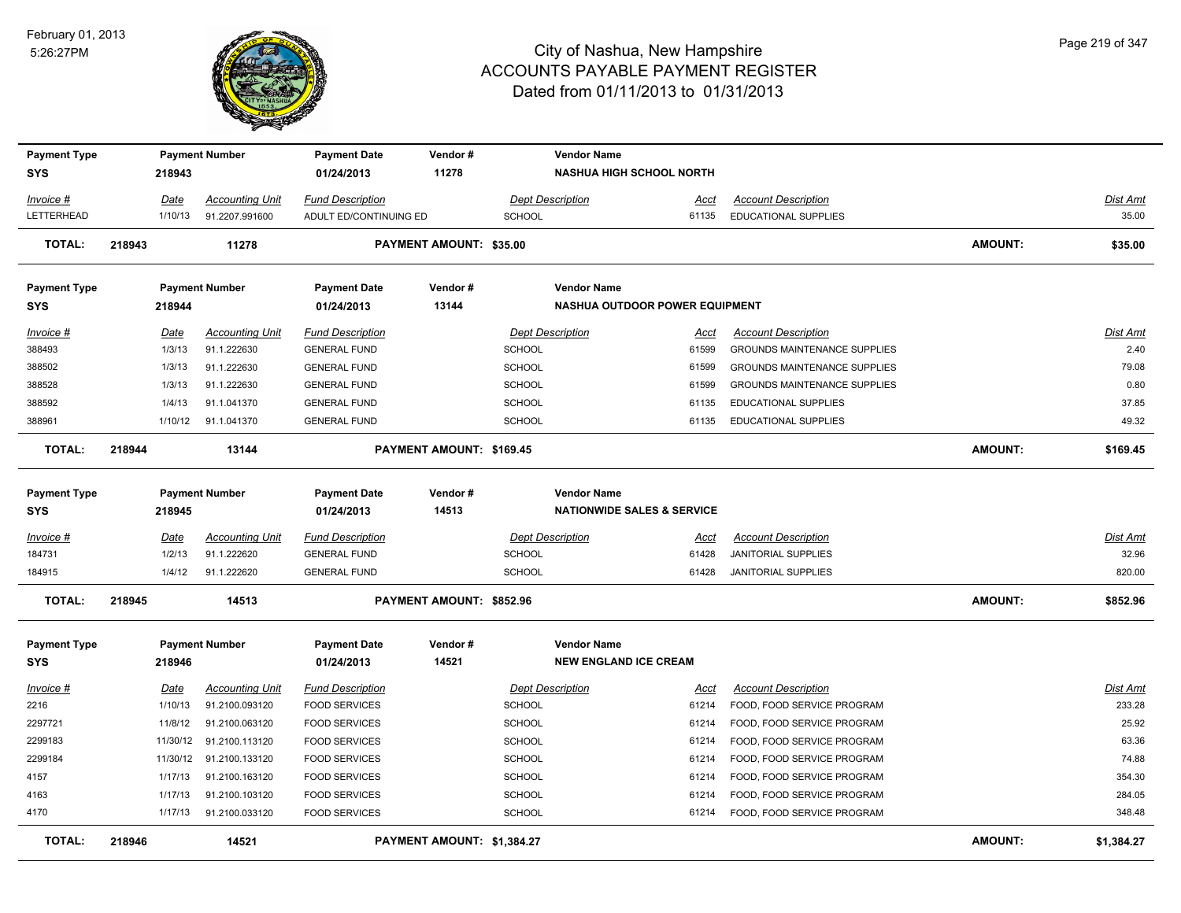# City of Nashua, New Hampshire
## ACCOUNTS PAYABLE PAYMENT REGISTER
### Dated from 01/11/2013 to 01/31/2013

February 01, 2013
5:26:27PM

| Payment Type | Payment Number | Payment Date | Vendor # | Vendor Name |
|---|---|---|---|---|
| SYS | 218943 | 01/24/2013 | 11278 | NASHUA HIGH SCHOOL NORTH |

| Invoice # | Date | Accounting Unit | Fund Description | Dept Description | Acct | Account Description | Dist Amt |
|---|---|---|---|---|---|---|---|
| LETTERHEAD | 1/10/13 | 91.2207.991600 | ADULT ED/CONTINUING ED | SCHOOL | 61135 | EDUCATIONAL SUPPLIES | 35.00 |

**TOTAL: 218943 11278 PAYMENT AMOUNT: $35.00 AMOUNT: $35.00**

| Payment Type | Payment Number | Payment Date | Vendor # | Vendor Name |
|---|---|---|---|---|
| SYS | 218944 | 01/24/2013 | 13144 | NASHUA OUTDOOR POWER EQUIPMENT |

| Invoice # | Date | Accounting Unit | Fund Description | Dept Description | Acct | Account Description | Dist Amt |
|---|---|---|---|---|---|---|---|
| 388493 | 1/3/13 | 91.1.222630 | GENERAL FUND | SCHOOL | 61599 | GROUNDS MAINTENANCE SUPPLIES | 2.40 |
| 388502 | 1/3/13 | 91.1.222630 | GENERAL FUND | SCHOOL | 61599 | GROUNDS MAINTENANCE SUPPLIES | 79.08 |
| 388528 | 1/3/13 | 91.1.222630 | GENERAL FUND | SCHOOL | 61599 | GROUNDS MAINTENANCE SUPPLIES | 0.80 |
| 388592 | 1/4/13 | 91.1.041370 | GENERAL FUND | SCHOOL | 61135 | EDUCATIONAL SUPPLIES | 37.85 |
| 388961 | 1/10/12 | 91.1.041370 | GENERAL FUND | SCHOOL | 61135 | EDUCATIONAL SUPPLIES | 49.32 |

**TOTAL: 218944 13144 PAYMENT AMOUNT: $169.45 AMOUNT: $169.45**

| Payment Type | Payment Number | Payment Date | Vendor # | Vendor Name |
|---|---|---|---|---|
| SYS | 218945 | 01/24/2013 | 14513 | NATIONWIDE SALES & SERVICE |

| Invoice # | Date | Accounting Unit | Fund Description | Dept Description | Acct | Account Description | Dist Amt |
|---|---|---|---|---|---|---|---|
| 184731 | 1/2/13 | 91.1.222620 | GENERAL FUND | SCHOOL | 61428 | JANITORIAL SUPPLIES | 32.96 |
| 184915 | 1/4/12 | 91.1.222620 | GENERAL FUND | SCHOOL | 61428 | JANITORIAL SUPPLIES | 820.00 |

**TOTAL: 218945 14513 PAYMENT AMOUNT: $852.96 AMOUNT: $852.96**

| Payment Type | Payment Number | Payment Date | Vendor # | Vendor Name |
|---|---|---|---|---|
| SYS | 218946 | 01/24/2013 | 14521 | NEW ENGLAND ICE CREAM |

| Invoice # | Date | Accounting Unit | Fund Description | Dept Description | Acct | Account Description | Dist Amt |
|---|---|---|---|---|---|---|---|
| 2216 | 1/10/13 | 91.2100.093120 | FOOD SERVICES | SCHOOL | 61214 | FOOD, FOOD SERVICE PROGRAM | 233.28 |
| 2297721 | 11/8/12 | 91.2100.063120 | FOOD SERVICES | SCHOOL | 61214 | FOOD, FOOD SERVICE PROGRAM | 25.92 |
| 2299183 | 11/30/12 | 91.2100.113120 | FOOD SERVICES | SCHOOL | 61214 | FOOD, FOOD SERVICE PROGRAM | 63.36 |
| 2299184 | 11/30/12 | 91.2100.133120 | FOOD SERVICES | SCHOOL | 61214 | FOOD, FOOD SERVICE PROGRAM | 74.88 |
| 4157 | 1/17/13 | 91.2100.163120 | FOOD SERVICES | SCHOOL | 61214 | FOOD, FOOD SERVICE PROGRAM | 354.30 |
| 4163 | 1/17/13 | 91.2100.103120 | FOOD SERVICES | SCHOOL | 61214 | FOOD, FOOD SERVICE PROGRAM | 284.05 |
| 4170 | 1/17/13 | 91.2100.033120 | FOOD SERVICES | SCHOOL | 61214 | FOOD, FOOD SERVICE PROGRAM | 348.48 |

**TOTAL: 218946 14521 PAYMENT AMOUNT: $1,384.27 AMOUNT: $1,384.27**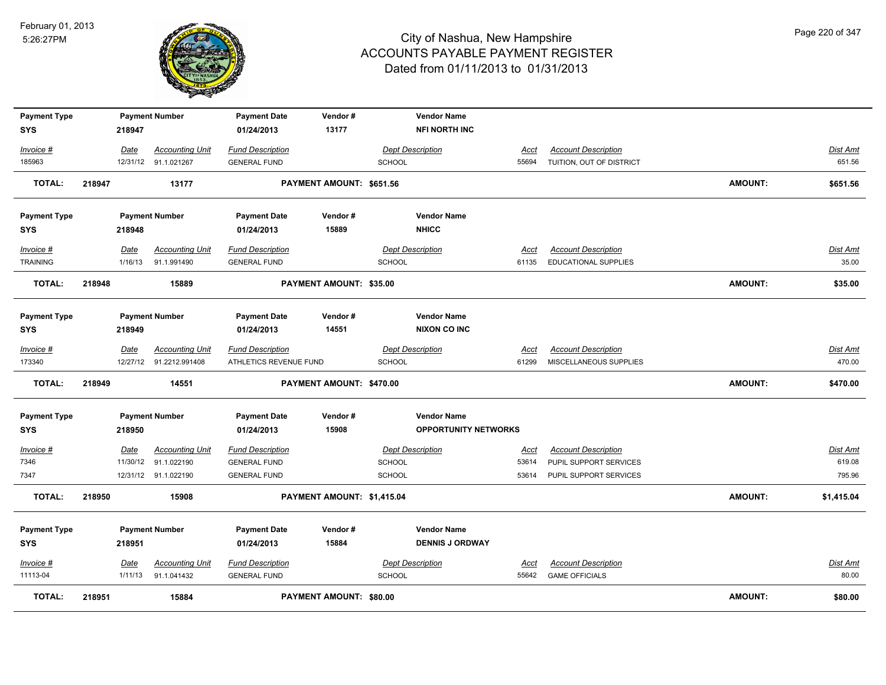# City of Nashua, New Hampshire
## ACCOUNTS PAYABLE PAYMENT REGISTER
### Dated from 01/11/2013 to 01/31/2013

February 01, 2013
5:26:27PM

| Payment Type | Payment Number | Payment Date | Vendor # | Vendor Name |
|---|---|---|---|---|
| SYS | 218947 | 01/24/2013 | 13177 | NFI NORTH INC |

| Invoice # | Date | Accounting Unit | Fund Description | Dept Description | Acct | Account Description | Dist Amt |
|---|---|---|---|---|---|---|---|
| 185963 | 12/31/12 | 91.1.021267 | GENERAL FUND | SCHOOL | 55694 | TUITION, OUT OF DISTRICT | 651.56 |

**TOTAL: 218947 13177 PAYMENT AMOUNT: $651.56 AMOUNT: $651.56**

| Payment Type | Payment Number | Payment Date | Vendor # | Vendor Name |
|---|---|---|---|---|
| SYS | 218948 | 01/24/2013 | 15889 | NHICC |

| Invoice # | Date | Accounting Unit | Fund Description | Dept Description | Acct | Account Description | Dist Amt |
|---|---|---|---|---|---|---|---|
| TRAINING | 1/16/13 | 91.1.991490 | GENERAL FUND | SCHOOL | 61135 | EDUCATIONAL SUPPLIES | 35.00 |

**TOTAL: 218948 15889 PAYMENT AMOUNT: $35.00 AMOUNT: $35.00**

| Payment Type | Payment Number | Payment Date | Vendor # | Vendor Name |
|---|---|---|---|---|
| SYS | 218949 | 01/24/2013 | 14551 | NIXON CO INC |

| Invoice # | Date | Accounting Unit | Fund Description | Dept Description | Acct | Account Description | Dist Amt |
|---|---|---|---|---|---|---|---|
| 173340 | 12/27/12 | 91.2212.991408 | ATHLETICS REVENUE FUND | SCHOOL | 61299 | MISCELLANEOUS SUPPLIES | 470.00 |

**TOTAL: 218949 14551 PAYMENT AMOUNT: $470.00 AMOUNT: $470.00**

| Payment Type | Payment Number | Payment Date | Vendor # | Vendor Name |
|---|---|---|---|---|
| SYS | 218950 | 01/24/2013 | 15908 | OPPORTUNITY NETWORKS |

| Invoice # | Date | Accounting Unit | Fund Description | Dept Description | Acct | Account Description | Dist Amt |
|---|---|---|---|---|---|---|---|
| 7346 | 11/30/12 | 91.1.022190 | GENERAL FUND | SCHOOL | 53614 | PUPIL SUPPORT SERVICES | 619.08 |
| 7347 | 12/31/12 | 91.1.022190 | GENERAL FUND | SCHOOL | 53614 | PUPIL SUPPORT SERVICES | 795.96 |

**TOTAL: 218950 15908 PAYMENT AMOUNT: $1,415.04 AMOUNT: $1,415.04**

| Payment Type | Payment Number | Payment Date | Vendor # | Vendor Name |
|---|---|---|---|---|
| SYS | 218951 | 01/24/2013 | 15884 | DENNIS J ORDWAY |

| Invoice # | Date | Accounting Unit | Fund Description | Dept Description | Acct | Account Description | Dist Amt |
|---|---|---|---|---|---|---|---|
| 11113-04 | 1/11/13 | 91.1.041432 | GENERAL FUND | SCHOOL | 55642 | GAME OFFICIALS | 80.00 |

**TOTAL: 218951 15884 PAYMENT AMOUNT: $80.00 AMOUNT: $80.00**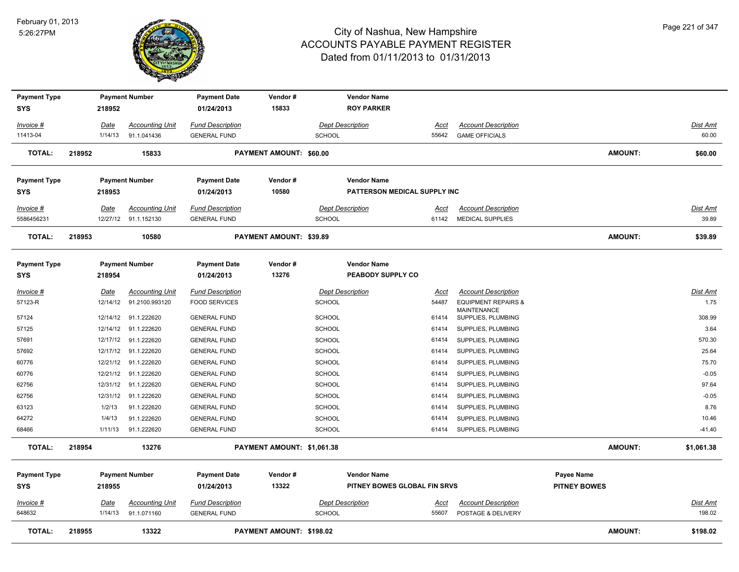# City of Nashua, New Hampshire
## ACCOUNTS PAYABLE PAYMENT REGISTER
### Dated from 01/11/2013 to 01/31/2013

February 01, 2013
5:26:27PM

| Payment Type | Payment Number | Payment Date | Vendor # | Vendor Name |
|---|---|---|---|---|
| SYS | 218952 | 01/24/2013 | 15833 | ROY PARKER |

| Invoice # | Date | Accounting Unit | Fund Description | Dept Description | Acct | Account Description | Dist Amt |
|---|---|---|---|---|---|---|---|
| 11413-04 | 1/14/13 | 91.1.041436 | GENERAL FUND | SCHOOL | 55642 | GAME OFFICIALS | 60.00 |

**TOTAL: 218952 15833 PAYMENT AMOUNT: $60.00 AMOUNT: $60.00**

| Payment Type | Payment Number | Payment Date | Vendor # | Vendor Name |
|---|---|---|---|---|
| SYS | 218953 | 01/24/2013 | 10580 | PATTERSON MEDICAL SUPPLY INC |

| Invoice # | Date | Accounting Unit | Fund Description | Dept Description | Acct | Account Description | Dist Amt |
|---|---|---|---|---|---|---|---|
| 5586456231 | 12/27/12 | 91.1.152130 | GENERAL FUND | SCHOOL | 61142 | MEDICAL SUPPLIES | 39.89 |

**TOTAL: 218953 10580 PAYMENT AMOUNT: $39.89 AMOUNT: $39.89**

| Payment Type | Payment Number | Payment Date | Vendor # | Vendor Name |
|---|---|---|---|---|
| SYS | 218954 | 01/24/2013 | 13276 | PEABODY SUPPLY CO |

| Invoice # | Date | Accounting Unit | Fund Description | Dept Description | Acct | Account Description | Dist Amt |
|---|---|---|---|---|---|---|---|
| 57123-R | 12/14/12 | 91.2100.993120 | FOOD SERVICES | SCHOOL | 54487 | EQUIPMENT REPAIRS & MAINTENANCE | 1.75 |
| 57124 | 12/14/12 | 91.1.222620 | GENERAL FUND | SCHOOL | 61414 | SUPPLIES, PLUMBING | 308.99 |
| 57125 | 12/14/12 | 91.1.222620 | GENERAL FUND | SCHOOL | 61414 | SUPPLIES, PLUMBING | 3.64 |
| 57691 | 12/17/12 | 91.1.222620 | GENERAL FUND | SCHOOL | 61414 | SUPPLIES, PLUMBING | 570.30 |
| 57692 | 12/17/12 | 91.1.222620 | GENERAL FUND | SCHOOL | 61414 | SUPPLIES, PLUMBING | 25.64 |
| 60776 | 12/21/12 | 91.1.222620 | GENERAL FUND | SCHOOL | 61414 | SUPPLIES, PLUMBING | 75.70 |
| 60776 | 12/21/12 | 91.1.222620 | GENERAL FUND | SCHOOL | 61414 | SUPPLIES, PLUMBING | -0.05 |
| 62756 | 12/31/12 | 91.1.222620 | GENERAL FUND | SCHOOL | 61414 | SUPPLIES, PLUMBING | 97.64 |
| 62756 | 12/31/12 | 91.1.222620 | GENERAL FUND | SCHOOL | 61414 | SUPPLIES, PLUMBING | -0.05 |
| 63123 | 1/2/13 | 91.1.222620 | GENERAL FUND | SCHOOL | 61414 | SUPPLIES, PLUMBING | 8.76 |
| 64272 | 1/4/13 | 91.1.222620 | GENERAL FUND | SCHOOL | 61414 | SUPPLIES, PLUMBING | 10.46 |
| 68466 | 1/11/13 | 91.1.222620 | GENERAL FUND | SCHOOL | 61414 | SUPPLIES, PLUMBING | -41.40 |

**TOTAL: 218954 13276 PAYMENT AMOUNT: $1,061.38 AMOUNT: $1,061.38**

| Payment Type | Payment Number | Payment Date | Vendor # | Vendor Name | Payee Name |
|---|---|---|---|---|---|
| SYS | 218955 | 01/24/2013 | 13322 | PITNEY BOWES GLOBAL FIN SRVS | PITNEY BOWES |

| Invoice # | Date | Accounting Unit | Fund Description | Dept Description | Acct | Account Description | Dist Amt |
|---|---|---|---|---|---|---|---|
| 648632 | 1/14/13 | 91.1.071160 | GENERAL FUND | SCHOOL | 55607 | POSTAGE & DELIVERY | 198.02 |

**TOTAL: 218955 13322 PAYMENT AMOUNT: $198.02 AMOUNT: $198.02**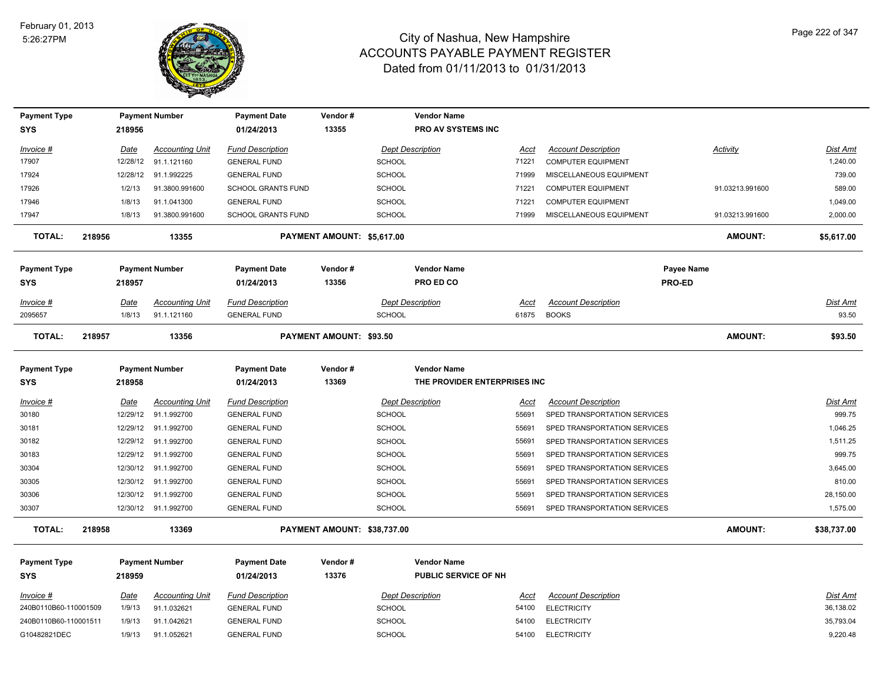# City of Nashua, New Hampshire
## ACCOUNTS PAYABLE PAYMENT REGISTER
### Dated from 01/11/2013 to 01/31/2013

February 01, 2013
5:26:27PM

| Payment Type | Payment Number | Payment Date | Vendor # | Vendor Name |
|---|---|---|---|---|
| SYS | 218956 | 01/24/2013 | 13355 | PRO AV SYSTEMS INC |

| Invoice # | Date | Accounting Unit | Fund Description | Dept Description | Acct | Account Description | Activity | Dist Amt |
|---|---|---|---|---|---|---|---|---|
| 17907 | 12/28/12 | 91.1.121160 | GENERAL FUND | SCHOOL | 71221 | COMPUTER EQUIPMENT | | 1,240.00 |
| 17924 | 12/28/12 | 91.1.992225 | GENERAL FUND | SCHOOL | 71999 | MISCELLANEOUS EQUIPMENT | | 739.00 |
| 17926 | 1/2/13 | 91.3800.991600 | SCHOOL GRANTS FUND | SCHOOL | 71221 | COMPUTER EQUIPMENT | 91.03213.991600 | 589.00 |
| 17946 | 1/8/13 | 91.1.041300 | GENERAL FUND | SCHOOL | 71221 | COMPUTER EQUIPMENT | | 1,049.00 |
| 17947 | 1/8/13 | 91.3800.991600 | SCHOOL GRANTS FUND | SCHOOL | 71999 | MISCELLANEOUS EQUIPMENT | 91.03213.991600 | 2,000.00 |

**TOTAL: 218956 13355 PAYMENT AMOUNT: $5,617.00 AMOUNT: $5,617.00**

| Payment Type | Payment Number | Payment Date | Vendor # | Vendor Name | Payee Name |
|---|---|---|---|---|---|
| SYS | 218957 | 01/24/2013 | 13356 | PRO ED CO | PRO-ED |

| Invoice # | Date | Accounting Unit | Fund Description | Dept Description | Acct | Account Description | Dist Amt |
|---|---|---|---|---|---|---|---|
| 2095657 | 1/8/13 | 91.1.121160 | GENERAL FUND | SCHOOL | 61875 | BOOKS | 93.50 |

**TOTAL: 218957 13356 PAYMENT AMOUNT: $93.50 AMOUNT: $93.50**

| Payment Type | Payment Number | Payment Date | Vendor # | Vendor Name |
|---|---|---|---|---|
| SYS | 218958 | 01/24/2013 | 13369 | THE PROVIDER ENTERPRISES INC |

| Invoice # | Date | Accounting Unit | Fund Description | Dept Description | Acct | Account Description | Dist Amt |
|---|---|---|---|---|---|---|---|
| 30180 | 12/29/12 | 91.1.992700 | GENERAL FUND | SCHOOL | 55691 | SPED TRANSPORTATION SERVICES | 999.75 |
| 30181 | 12/29/12 | 91.1.992700 | GENERAL FUND | SCHOOL | 55691 | SPED TRANSPORTATION SERVICES | 1,046.25 |
| 30182 | 12/29/12 | 91.1.992700 | GENERAL FUND | SCHOOL | 55691 | SPED TRANSPORTATION SERVICES | 1,511.25 |
| 30183 | 12/29/12 | 91.1.992700 | GENERAL FUND | SCHOOL | 55691 | SPED TRANSPORTATION SERVICES | 999.75 |
| 30304 | 12/30/12 | 91.1.992700 | GENERAL FUND | SCHOOL | 55691 | SPED TRANSPORTATION SERVICES | 3,645.00 |
| 30305 | 12/30/12 | 91.1.992700 | GENERAL FUND | SCHOOL | 55691 | SPED TRANSPORTATION SERVICES | 810.00 |
| 30306 | 12/30/12 | 91.1.992700 | GENERAL FUND | SCHOOL | 55691 | SPED TRANSPORTATION SERVICES | 28,150.00 |
| 30307 | 12/30/12 | 91.1.992700 | GENERAL FUND | SCHOOL | 55691 | SPED TRANSPORTATION SERVICES | 1,575.00 |

**TOTAL: 218958 13369 PAYMENT AMOUNT: $38,737.00 AMOUNT: $38,737.00**

| Payment Type | Payment Number | Payment Date | Vendor # | Vendor Name |
|---|---|---|---|---|
| SYS | 218959 | 01/24/2013 | 13376 | PUBLIC SERVICE OF NH |

| Invoice # | Date | Accounting Unit | Fund Description | Dept Description | Acct | Account Description | Dist Amt |
|---|---|---|---|---|---|---|---|
| 240B0110B60-110001509 | 1/9/13 | 91.1.032621 | GENERAL FUND | SCHOOL | 54100 | ELECTRICITY | 36,138.02 |
| 240B0110B60-110001511 | 1/9/13 | 91.1.042621 | GENERAL FUND | SCHOOL | 54100 | ELECTRICITY | 35,793.04 |
| G10482821DEC | 1/9/13 | 91.1.052621 | GENERAL FUND | SCHOOL | 54100 | ELECTRICITY | 9,220.48 |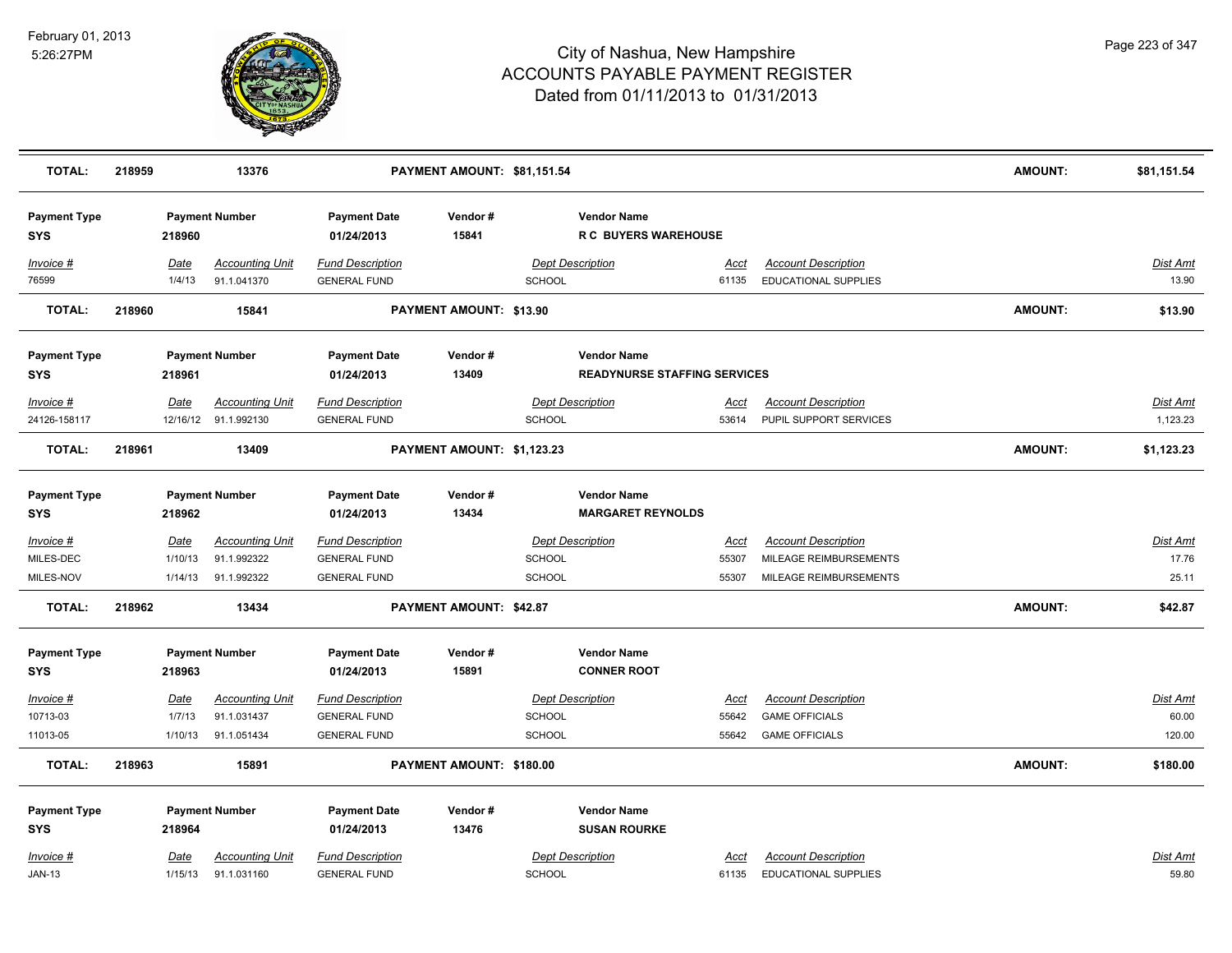| TOTAL: | 218959 | 13376 | PAYMENT AMOUNT: $81,151.54 | | AMOUNT: | $81,151.54 |
|---|---|---|---|---|---|---|

| Payment Type | Payment Number | Payment Date | Vendor # | Vendor Name |
|---|---|---|---|---|
| SYS | 218960 | 01/24/2013 | 15841 | R C BUYERS WAREHOUSE |

| Invoice # | Date | Accounting Unit | Fund Description | Dept Description | Acct | Account Description | Dist Amt |
|---|---|---|---|---|---|---|---|
| 76599 | 1/4/13 | 91.1.041370 | GENERAL FUND | SCHOOL | 61135 | EDUCATIONAL SUPPLIES | 13.90 |

| TOTAL: | 218960 | 15841 | PAYMENT AMOUNT: $13.90 | AMOUNT: | $13.90 |
|---|---|---|---|---|---|

| Payment Type | Payment Number | Payment Date | Vendor # | Vendor Name |
|---|---|---|---|---|
| SYS | 218961 | 01/24/2013 | 13409 | READYNURSE STAFFING SERVICES |

| Invoice # | Date | Accounting Unit | Fund Description | Dept Description | Acct | Account Description | Dist Amt |
|---|---|---|---|---|---|---|---|
| 24126-158117 | 12/16/12 | 91.1.992130 | GENERAL FUND | SCHOOL | 53614 | PUPIL SUPPORT SERVICES | 1,123.23 |

| TOTAL: | 218961 | 13409 | PAYMENT AMOUNT: $1,123.23 | AMOUNT: | $1,123.23 |
|---|---|---|---|---|---|

| Payment Type | Payment Number | Payment Date | Vendor # | Vendor Name |
|---|---|---|---|---|
| SYS | 218962 | 01/24/2013 | 13434 | MARGARET REYNOLDS |

| Invoice # | Date | Accounting Unit | Fund Description | Dept Description | Acct | Account Description | Dist Amt |
|---|---|---|---|---|---|---|---|
| MILES-DEC | 1/10/13 | 91.1.992322 | GENERAL FUND | SCHOOL | 55307 | MILEAGE REIMBURSEMENTS | 17.76 |
| MILES-NOV | 1/14/13 | 91.1.992322 | GENERAL FUND | SCHOOL | 55307 | MILEAGE REIMBURSEMENTS | 25.11 |

| TOTAL: | 218962 | 13434 | PAYMENT AMOUNT: $42.87 | AMOUNT: | $42.87 |
|---|---|---|---|---|---|

| Payment Type | Payment Number | Payment Date | Vendor # | Vendor Name |
|---|---|---|---|---|
| SYS | 218963 | 01/24/2013 | 15891 | CONNER ROOT |

| Invoice # | Date | Accounting Unit | Fund Description | Dept Description | Acct | Account Description | Dist Amt |
|---|---|---|---|---|---|---|---|
| 10713-03 | 1/7/13 | 91.1.031437 | GENERAL FUND | SCHOOL | 55642 | GAME OFFICIALS | 60.00 |
| 11013-05 | 1/10/13 | 91.1.051434 | GENERAL FUND | SCHOOL | 55642 | GAME OFFICIALS | 120.00 |

| TOTAL: | 218963 | 15891 | PAYMENT AMOUNT: $180.00 | AMOUNT: | $180.00 |
|---|---|---|---|---|---|

| Payment Type | Payment Number | Payment Date | Vendor # | Vendor Name |
|---|---|---|---|---|
| SYS | 218964 | 01/24/2013 | 13476 | SUSAN ROURKE |

| Invoice # | Date | Accounting Unit | Fund Description | Dept Description | Acct | Account Description | Dist Amt |
|---|---|---|---|---|---|---|---|
| JAN-13 | 1/15/13 | 91.1.031160 | GENERAL FUND | SCHOOL | 61135 | EDUCATIONAL SUPPLIES | 59.80 |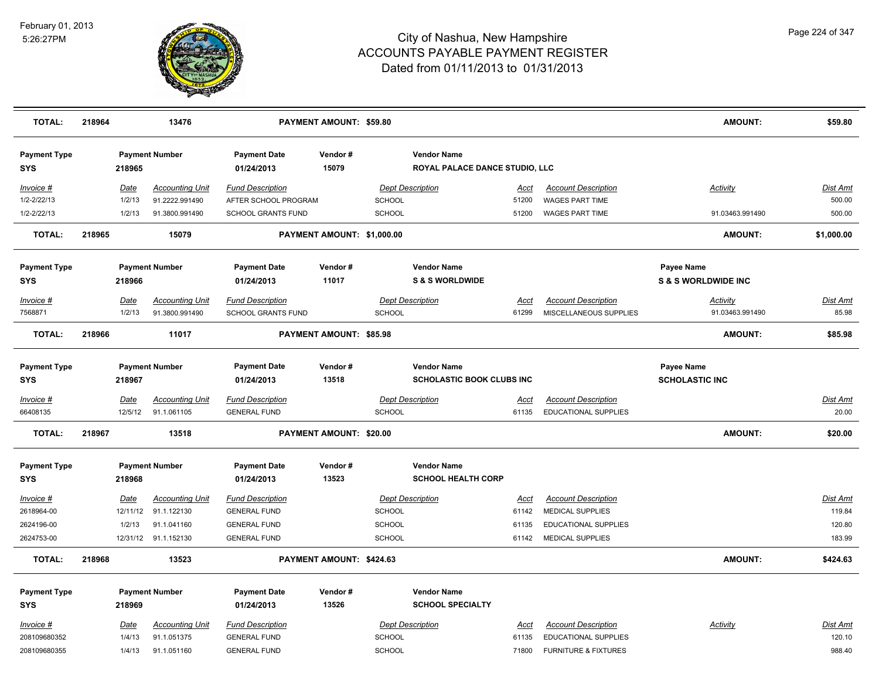# City of Nashua, New Hampshire
## ACCOUNTS PAYABLE PAYMENT REGISTER
### Dated from 01/11/2013 to 01/31/2013

February 01, 2013
5:26:27PM

| TOTAL: | 218964 | 13476 | PAYMENT AMOUNT: $59.80 | AMOUNT: | $59.80 |
|---|---|---|---|---|---|

**Payment Type:** SYS | **Payment Number:** 218965 | **Payment Date:** 01/24/2013 | **Vendor #:** 15079 | **Vendor Name:** ROYAL PALACE DANCE STUDIO, LLC

| Invoice # | Date | Accounting Unit | Fund Description | Dept Description | Acct | Account Description | Activity | Dist Amt |
|---|---|---|---|---|---|---|---|---|
| 1/2-2/22/13 | 1/2/13 | 91.2222.991490 | AFTER SCHOOL PROGRAM | SCHOOL | 51200 | WAGES PART TIME | | 500.00 |
| 1/2-2/22/13 | 1/2/13 | 91.3800.991490 | SCHOOL GRANTS FUND | SCHOOL | 51200 | WAGES PART TIME | 91.03463.991490 | 500.00 |

| TOTAL: | 218965 | 15079 | PAYMENT AMOUNT: $1,000.00 | AMOUNT: | $1,000.00 |
|---|---|---|---|---|---|

**Payment Type:** SYS | **Payment Number:** 218966 | **Payment Date:** 01/24/2013 | **Vendor #:** 11017 | **Vendor Name:** S & S WORLDWIDE | **Payee Name:** S & S WORLDWIDE INC

| Invoice # | Date | Accounting Unit | Fund Description | Dept Description | Acct | Account Description | Activity | Dist Amt |
|---|---|---|---|---|---|---|---|---|
| 7568871 | 1/2/13 | 91.3800.991490 | SCHOOL GRANTS FUND | SCHOOL | 61299 | MISCELLANEOUS SUPPLIES | 91.03463.991490 | 85.98 |

| TOTAL: | 218966 | 11017 | PAYMENT AMOUNT: $85.98 | AMOUNT: | $85.98 |
|---|---|---|---|---|---|

**Payment Type:** SYS | **Payment Number:** 218967 | **Payment Date:** 01/24/2013 | **Vendor #:** 13518 | **Vendor Name:** SCHOLASTIC BOOK CLUBS INC | **Payee Name:** SCHOLASTIC INC

| Invoice # | Date | Accounting Unit | Fund Description | Dept Description | Acct | Account Description | Dist Amt |
|---|---|---|---|---|---|---|---|
| 66408135 | 12/5/12 | 91.1.061105 | GENERAL FUND | SCHOOL | 61135 | EDUCATIONAL SUPPLIES | 20.00 |

| TOTAL: | 218967 | 13518 | PAYMENT AMOUNT: $20.00 | AMOUNT: | $20.00 |
|---|---|---|---|---|---|

**Payment Type:** SYS | **Payment Number:** 218968 | **Payment Date:** 01/24/2013 | **Vendor #:** 13523 | **Vendor Name:** SCHOOL HEALTH CORP

| Invoice # | Date | Accounting Unit | Fund Description | Dept Description | Acct | Account Description | Dist Amt |
|---|---|---|---|---|---|---|---|
| 2618964-00 | 12/11/12 | 91.1.122130 | GENERAL FUND | SCHOOL | 61142 | MEDICAL SUPPLIES | 119.84 |
| 2624196-00 | 1/2/13 | 91.1.041160 | GENERAL FUND | SCHOOL | 61135 | EDUCATIONAL SUPPLIES | 120.80 |
| 2624753-00 | 12/31/12 | 91.1.152130 | GENERAL FUND | SCHOOL | 61142 | MEDICAL SUPPLIES | 183.99 |

| TOTAL: | 218968 | 13523 | PAYMENT AMOUNT: $424.63 | AMOUNT: | $424.63 |
|---|---|---|---|---|---|

**Payment Type:** SYS | **Payment Number:** 218969 | **Payment Date:** 01/24/2013 | **Vendor #:** 13526 | **Vendor Name:** SCHOOL SPECIALTY

| Invoice # | Date | Accounting Unit | Fund Description | Dept Description | Acct | Account Description | Activity | Dist Amt |
|---|---|---|---|---|---|---|---|---|
| 208109680352 | 1/4/13 | 91.1.051375 | GENERAL FUND | SCHOOL | 61135 | EDUCATIONAL SUPPLIES | | 120.10 |
| 208109680355 | 1/4/13 | 91.1.051160 | GENERAL FUND | SCHOOL | 71800 | FURNITURE & FIXTURES | | 988.40 |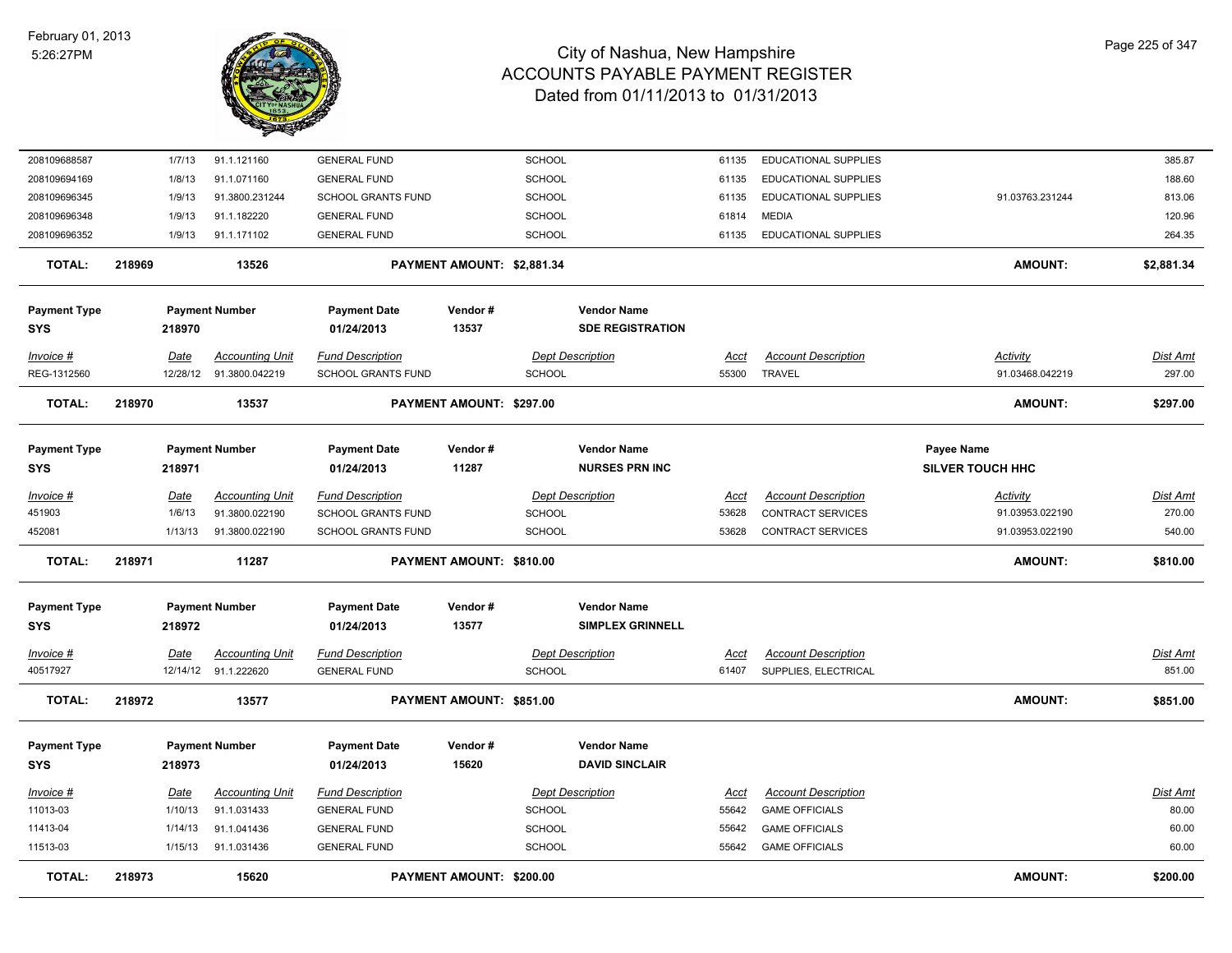# City of Nashua, New Hampshire
## ACCOUNTS PAYABLE PAYMENT REGISTER
### Dated from 01/11/2013 to 01/31/2013

February 01, 2013
5:26:27PM

| Invoice # | Date | Accounting Unit | Fund Description | Dept Description | Acct | Account Description | Activity | Dist Amt |
|---|---|---|---|---|---|---|---|---|
| 208109688587 | 1/7/13 | 91.1.121160 | GENERAL FUND | SCHOOL | 61135 | EDUCATIONAL SUPPLIES | | 385.87 |
| 208109694169 | 1/8/13 | 91.1.071160 | GENERAL FUND | SCHOOL | 61135 | EDUCATIONAL SUPPLIES | | 188.60 |
| 208109696345 | 1/9/13 | 91.3800.231244 | SCHOOL GRANTS FUND | SCHOOL | 61135 | EDUCATIONAL SUPPLIES | 91.03763.231244 | 813.06 |
| 208109696348 | 1/9/13 | 91.1.182220 | GENERAL FUND | SCHOOL | 61814 | MEDIA | | 120.96 |
| 208109696352 | 1/9/13 | 91.1.171102 | GENERAL FUND | SCHOOL | 61135 | EDUCATIONAL SUPPLIES | | 264.35 |

**TOTAL:** 218969 — 13526 — **PAYMENT AMOUNT: $2,881.34** — **AMOUNT: $2,881.34**

---

| Payment Type | Payment Number | Payment Date | Vendor # | Vendor Name |
|---|---|---|---|---|
| SYS | 218970 | 01/24/2013 | 13537 | SDE REGISTRATION |

| Invoice # | Date | Accounting Unit | Fund Description | Dept Description | Acct | Account Description | Activity | Dist Amt |
|---|---|---|---|---|---|---|---|---|
| REG-1312560 | 12/28/12 | 91.3800.042219 | SCHOOL GRANTS FUND | SCHOOL | 55300 | TRAVEL | 91.03468.042219 | 297.00 |

**TOTAL:** 218970 — 13537 — **PAYMENT AMOUNT: $297.00** — **AMOUNT: $297.00**

---

| Payment Type | Payment Number | Payment Date | Vendor # | Vendor Name | Payee Name |
|---|---|---|---|---|---|
| SYS | 218971 | 01/24/2013 | 11287 | NURSES PRN INC | SILVER TOUCH HHC |

| Invoice # | Date | Accounting Unit | Fund Description | Dept Description | Acct | Account Description | Activity | Dist Amt |
|---|---|---|---|---|---|---|---|---|
| 451903 | 1/6/13 | 91.3800.022190 | SCHOOL GRANTS FUND | SCHOOL | 53628 | CONTRACT SERVICES | 91.03953.022190 | 270.00 |
| 452081 | 1/13/13 | 91.3800.022190 | SCHOOL GRANTS FUND | SCHOOL | 53628 | CONTRACT SERVICES | 91.03953.022190 | 540.00 |

**TOTAL:** 218971 — 11287 — **PAYMENT AMOUNT: $810.00** — **AMOUNT: $810.00**

---

| Payment Type | Payment Number | Payment Date | Vendor # | Vendor Name |
|---|---|---|---|---|
| SYS | 218972 | 01/24/2013 | 13577 | SIMPLEX GRINNELL |

| Invoice # | Date | Accounting Unit | Fund Description | Dept Description | Acct | Account Description | Dist Amt |
|---|---|---|---|---|---|---|---|
| 40517927 | 12/14/12 | 91.1.222620 | GENERAL FUND | SCHOOL | 61407 | SUPPLIES, ELECTRICAL | 851.00 |

**TOTAL:** 218972 — 13577 — **PAYMENT AMOUNT: $851.00** — **AMOUNT: $851.00**

---

| Payment Type | Payment Number | Payment Date | Vendor # | Vendor Name |
|---|---|---|---|---|
| SYS | 218973 | 01/24/2013 | 15620 | DAVID SINCLAIR |

| Invoice # | Date | Accounting Unit | Fund Description | Dept Description | Acct | Account Description | Dist Amt |
|---|---|---|---|---|---|---|---|
| 11013-03 | 1/10/13 | 91.1.031433 | GENERAL FUND | SCHOOL | 55642 | GAME OFFICIALS | 80.00 |
| 11413-04 | 1/14/13 | 91.1.041436 | GENERAL FUND | SCHOOL | 55642 | GAME OFFICIALS | 60.00 |
| 11513-03 | 1/15/13 | 91.1.031436 | GENERAL FUND | SCHOOL | 55642 | GAME OFFICIALS | 60.00 |

**TOTAL:** 218973 — 15620 — **PAYMENT AMOUNT: $200.00** — **AMOUNT: $200.00**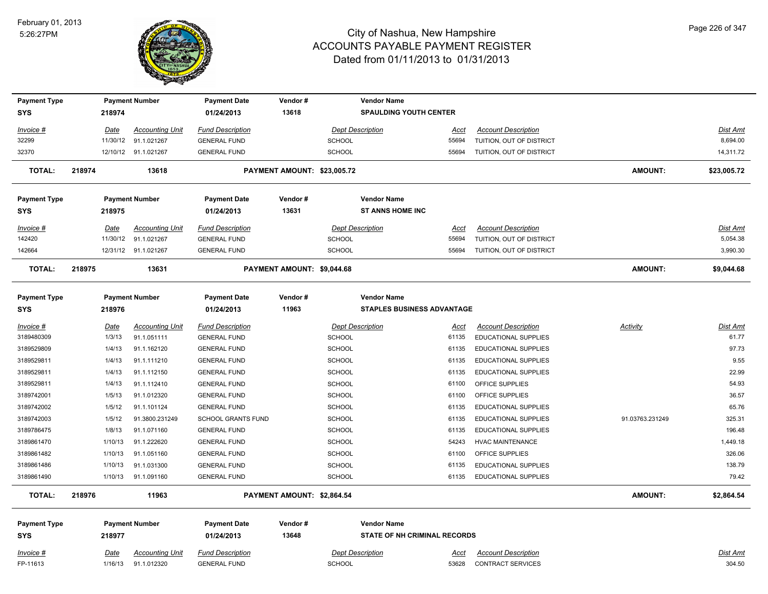# City of Nashua, New Hampshire
## ACCOUNTS PAYABLE PAYMENT REGISTER
### Dated from 01/11/2013 to 01/31/2013

| Payment Type | Payment Number | Payment Date | Vendor # | Vendor Name |
|---|---|---|---|---|
| SYS | 218974 | 01/24/2013 | 13618 | SPAULDING YOUTH CENTER |

| Invoice # | Date | Accounting Unit | Fund Description | Dept Description | Acct | Account Description | Dist Amt |
|---|---|---|---|---|---|---|---|
| 32299 | 11/30/12 | 91.1.021267 | GENERAL FUND | SCHOOL | 55694 | TUITION, OUT OF DISTRICT | 8,694.00 |
| 32370 | 12/10/12 | 91.1.021267 | GENERAL FUND | SCHOOL | 55694 | TUITION, OUT OF DISTRICT | 14,311.72 |

**TOTAL: 218974 13618 PAYMENT AMOUNT: $23,005.72 AMOUNT: $23,005.72**

| Payment Type | Payment Number | Payment Date | Vendor # | Vendor Name |
|---|---|---|---|---|
| SYS | 218975 | 01/24/2013 | 13631 | ST ANNS HOME INC |

| Invoice # | Date | Accounting Unit | Fund Description | Dept Description | Acct | Account Description | Dist Amt |
|---|---|---|---|---|---|---|---|
| 142420 | 11/30/12 | 91.1.021267 | GENERAL FUND | SCHOOL | 55694 | TUITION, OUT OF DISTRICT | 5,054.38 |
| 142664 | 12/31/12 | 91.1.021267 | GENERAL FUND | SCHOOL | 55694 | TUITION, OUT OF DISTRICT | 3,990.30 |

**TOTAL: 218975 13631 PAYMENT AMOUNT: $9,044.68 AMOUNT: $9,044.68**

| Payment Type | Payment Number | Payment Date | Vendor # | Vendor Name |
|---|---|---|---|---|
| SYS | 218976 | 01/24/2013 | 11963 | STAPLES BUSINESS ADVANTAGE |

| Invoice # | Date | Accounting Unit | Fund Description | Dept Description | Acct | Account Description | Activity | Dist Amt |
|---|---|---|---|---|---|---|---|---|
| 3189480309 | 1/3/13 | 91.1.051111 | GENERAL FUND | SCHOOL | 61135 | EDUCATIONAL SUPPLIES | | 61.77 |
| 3189529809 | 1/4/13 | 91.1.162120 | GENERAL FUND | SCHOOL | 61135 | EDUCATIONAL SUPPLIES | | 97.73 |
| 3189529811 | 1/4/13 | 91.1.111210 | GENERAL FUND | SCHOOL | 61135 | EDUCATIONAL SUPPLIES | | 9.55 |
| 3189529811 | 1/4/13 | 91.1.112150 | GENERAL FUND | SCHOOL | 61135 | EDUCATIONAL SUPPLIES | | 22.99 |
| 3189529811 | 1/4/13 | 91.1.112410 | GENERAL FUND | SCHOOL | 61100 | OFFICE SUPPLIES | | 54.93 |
| 3189742001 | 1/5/13 | 91.1.012320 | GENERAL FUND | SCHOOL | 61100 | OFFICE SUPPLIES | | 36.57 |
| 3189742002 | 1/5/12 | 91.1.101124 | GENERAL FUND | SCHOOL | 61135 | EDUCATIONAL SUPPLIES | | 65.76 |
| 3189742003 | 1/5/12 | 91.3800.231249 | SCHOOL GRANTS FUND | SCHOOL | 61135 | EDUCATIONAL SUPPLIES | 91.03763.231249 | 325.31 |
| 3189786475 | 1/8/13 | 91.1.071160 | GENERAL FUND | SCHOOL | 61135 | EDUCATIONAL SUPPLIES | | 196.48 |
| 3189861470 | 1/10/13 | 91.1.222620 | GENERAL FUND | SCHOOL | 54243 | HVAC MAINTENANCE | | 1,449.18 |
| 3189861482 | 1/10/13 | 91.1.051160 | GENERAL FUND | SCHOOL | 61100 | OFFICE SUPPLIES | | 326.06 |
| 3189861486 | 1/10/13 | 91.1.031300 | GENERAL FUND | SCHOOL | 61135 | EDUCATIONAL SUPPLIES | | 138.79 |
| 3189861490 | 1/10/13 | 91.1.091160 | GENERAL FUND | SCHOOL | 61135 | EDUCATIONAL SUPPLIES | | 79.42 |

**TOTAL: 218976 11963 PAYMENT AMOUNT: $2,864.54 AMOUNT: $2,864.54**

| Payment Type | Payment Number | Payment Date | Vendor # | Vendor Name |
|---|---|---|---|---|
| SYS | 218977 | 01/24/2013 | 13648 | STATE OF NH CRIMINAL RECORDS |

| Invoice # | Date | Accounting Unit | Fund Description | Dept Description | Acct | Account Description | Dist Amt |
|---|---|---|---|---|---|---|---|
| FP-11613 | 1/16/13 | 91.1.012320 | GENERAL FUND | SCHOOL | 53628 | CONTRACT SERVICES | 304.50 |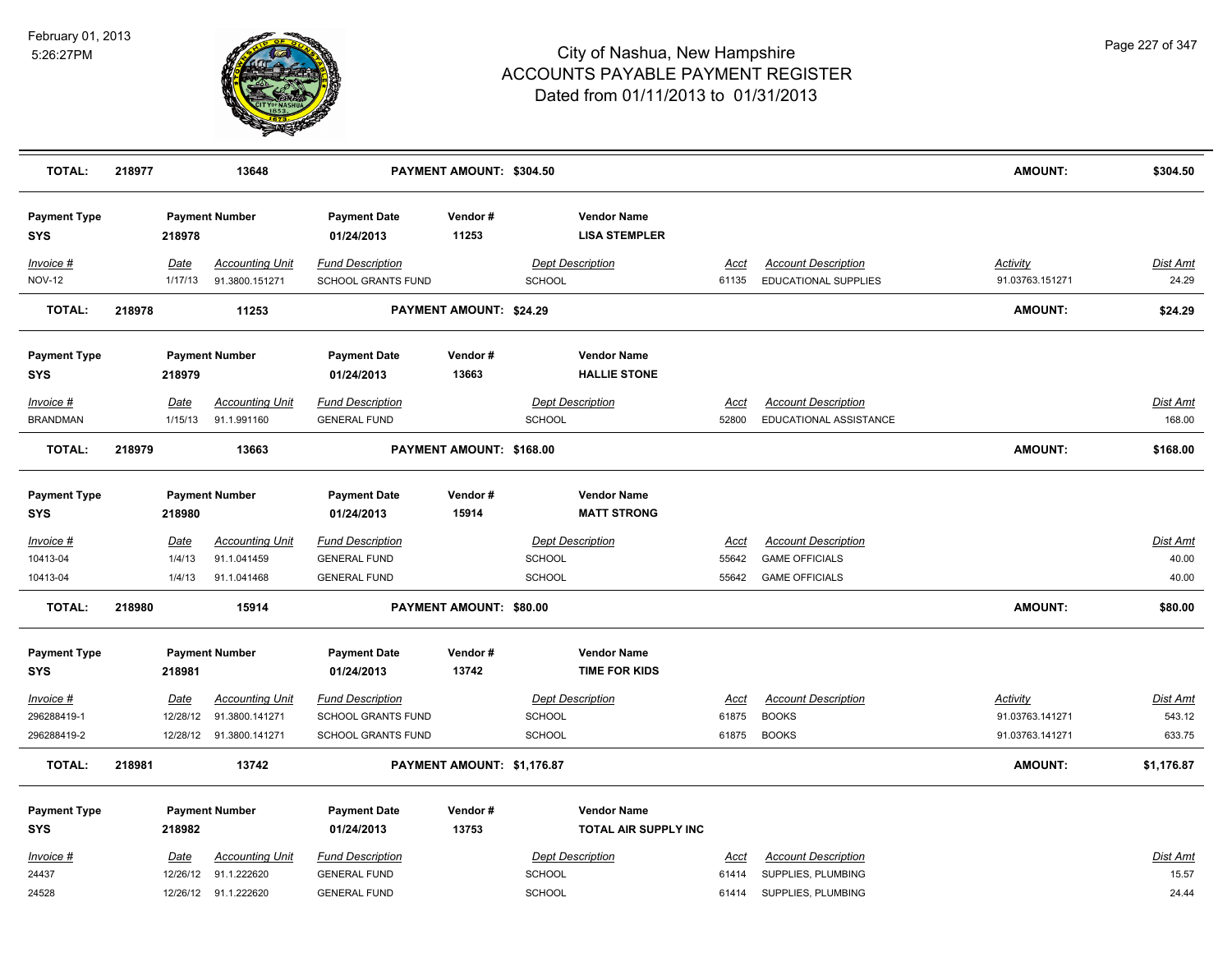# City of Nashua, New Hampshire
## ACCOUNTS PAYABLE PAYMENT REGISTER
### Dated from 01/11/2013 to 01/31/2013

February 01, 2013
5:26:27PM

| **TOTAL:** | **218977** | **13648** | **PAYMENT AMOUNT: $304.50** | | | | **AMOUNT:** | **$304.50** |
|---|---|---|---|---|---|---|---|---|

**Payment Type:** SYS | **Payment Number:** 218978 | **Payment Date:** 01/24/2013 | **Vendor #:** 11253 | **Vendor Name:** LISA STEMPLER

| Invoice # | Date | Accounting Unit | Fund Description | Dept Description | Acct | Account Description | Activity | Dist Amt |
|---|---|---|---|---|---|---|---|---|
| NOV-12 | 1/17/13 | 91.3800.151271 | SCHOOL GRANTS FUND | SCHOOL | 61135 | EDUCATIONAL SUPPLIES | 91.03763.151271 | 24.29 |
| **TOTAL:** | **218978** | **11253** | **PAYMENT AMOUNT: $24.29** | | | | **AMOUNT:** | **$24.29** |

**Payment Type:** SYS | **Payment Number:** 218979 | **Payment Date:** 01/24/2013 | **Vendor #:** 13663 | **Vendor Name:** HALLIE STONE

| Invoice # | Date | Accounting Unit | Fund Description | Dept Description | Acct | Account Description | Activity | Dist Amt |
|---|---|---|---|---|---|---|---|---|
| BRANDMAN | 1/15/13 | 91.1.991160 | GENERAL FUND | SCHOOL | 52800 | EDUCATIONAL ASSISTANCE | | 168.00 |
| **TOTAL:** | **218979** | **13663** | **PAYMENT AMOUNT: $168.00** | | | | **AMOUNT:** | **$168.00** |

**Payment Type:** SYS | **Payment Number:** 218980 | **Payment Date:** 01/24/2013 | **Vendor #:** 15914 | **Vendor Name:** MATT STRONG

| Invoice # | Date | Accounting Unit | Fund Description | Dept Description | Acct | Account Description | Activity | Dist Amt |
|---|---|---|---|---|---|---|---|---|
| 10413-04 | 1/4/13 | 91.1.041459 | GENERAL FUND | SCHOOL | 55642 | GAME OFFICIALS | | 40.00 |
| 10413-04 | 1/4/13 | 91.1.041468 | GENERAL FUND | SCHOOL | 55642 | GAME OFFICIALS | | 40.00 |
| **TOTAL:** | **218980** | **15914** | **PAYMENT AMOUNT: $80.00** | | | | **AMOUNT:** | **$80.00** |

**Payment Type:** SYS | **Payment Number:** 218981 | **Payment Date:** 01/24/2013 | **Vendor #:** 13742 | **Vendor Name:** TIME FOR KIDS

| Invoice # | Date | Accounting Unit | Fund Description | Dept Description | Acct | Account Description | Activity | Dist Amt |
|---|---|---|---|---|---|---|---|---|
| 296288419-1 | 12/28/12 | 91.3800.141271 | SCHOOL GRANTS FUND | SCHOOL | 61875 | BOOKS | 91.03763.141271 | 543.12 |
| 296288419-2 | 12/28/12 | 91.3800.141271 | SCHOOL GRANTS FUND | SCHOOL | 61875 | BOOKS | 91.03763.141271 | 633.75 |
| **TOTAL:** | **218981** | **13742** | **PAYMENT AMOUNT: $1,176.87** | | | | **AMOUNT:** | **$1,176.87** |

**Payment Type:** SYS | **Payment Number:** 218982 | **Payment Date:** 01/24/2013 | **Vendor #:** 13753 | **Vendor Name:** TOTAL AIR SUPPLY INC

| Invoice # | Date | Accounting Unit | Fund Description | Dept Description | Acct | Account Description | Activity | Dist Amt |
|---|---|---|---|---|---|---|---|---|
| 24437 | 12/26/12 | 91.1.222620 | GENERAL FUND | SCHOOL | 61414 | SUPPLIES, PLUMBING | | 15.57 |
| 24528 | 12/26/12 | 91.1.222620 | GENERAL FUND | SCHOOL | 61414 | SUPPLIES, PLUMBING | | 24.44 |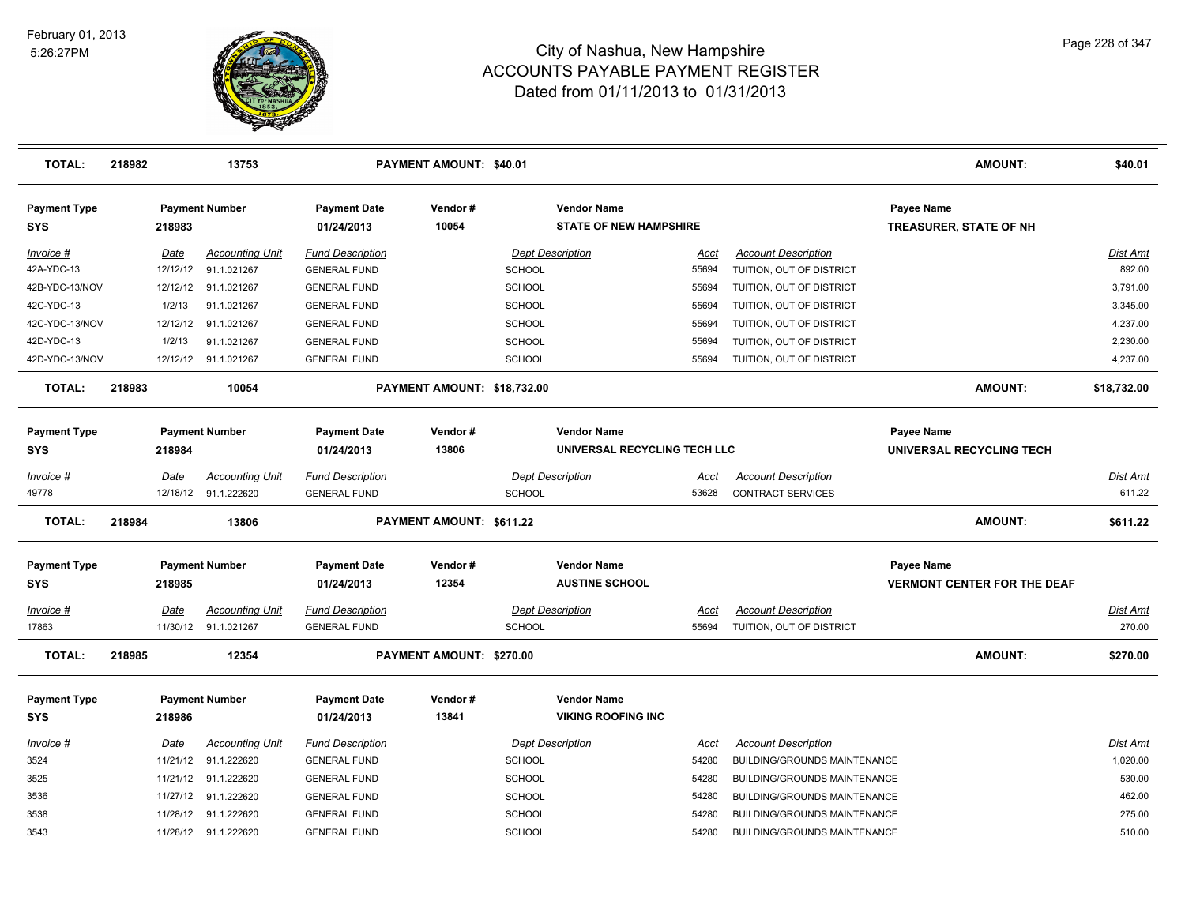# City of Nashua, New Hampshire
## ACCOUNTS PAYABLE PAYMENT REGISTER
### Dated from 01/11/2013 to 01/31/2013

February 01, 2013
5:26:27PM

| TOTAL: | 218982 | 13753 | PAYMENT AMOUNT: $40.01 | AMOUNT: | $40.01 |
|---|---|---|---|---|---|

**Payment Type:** SYS | **Payment Number:** 218983 | **Payment Date:** 01/24/2013 | **Vendor #:** 10054 | **Vendor Name:** STATE OF NEW HAMPSHIRE | **Payee Name:** TREASURER, STATE OF NH

| Invoice # | Date | Accounting Unit | Fund Description | Dept Description | Acct | Account Description | Dist Amt |
|---|---|---|---|---|---|---|---|
| 42A-YDC-13 | 12/12/12 | 91.1.021267 | GENERAL FUND | SCHOOL | 55694 | TUITION, OUT OF DISTRICT | 892.00 |
| 42B-YDC-13/NOV | 12/12/12 | 91.1.021267 | GENERAL FUND | SCHOOL | 55694 | TUITION, OUT OF DISTRICT | 3,791.00 |
| 42C-YDC-13 | 1/2/13 | 91.1.021267 | GENERAL FUND | SCHOOL | 55694 | TUITION, OUT OF DISTRICT | 3,345.00 |
| 42C-YDC-13/NOV | 12/12/12 | 91.1.021267 | GENERAL FUND | SCHOOL | 55694 | TUITION, OUT OF DISTRICT | 4,237.00 |
| 42D-YDC-13 | 1/2/13 | 91.1.021267 | GENERAL FUND | SCHOOL | 55694 | TUITION, OUT OF DISTRICT | 2,230.00 |
| 42D-YDC-13/NOV | 12/12/12 | 91.1.021267 | GENERAL FUND | SCHOOL | 55694 | TUITION, OUT OF DISTRICT | 4,237.00 |

| TOTAL: | 218983 | 10054 | PAYMENT AMOUNT: $18,732.00 | AMOUNT: | $18,732.00 |
|---|---|---|---|---|---|

**Payment Type:** SYS | **Payment Number:** 218984 | **Payment Date:** 01/24/2013 | **Vendor #:** 13806 | **Vendor Name:** UNIVERSAL RECYCLING TECH LLC | **Payee Name:** UNIVERSAL RECYCLING TECH

| Invoice # | Date | Accounting Unit | Fund Description | Dept Description | Acct | Account Description | Dist Amt |
|---|---|---|---|---|---|---|---|
| 49778 | 12/18/12 | 91.1.222620 | GENERAL FUND | SCHOOL | 53628 | CONTRACT SERVICES | 611.22 |

| TOTAL: | 218984 | 13806 | PAYMENT AMOUNT: $611.22 | AMOUNT: | $611.22 |
|---|---|---|---|---|---|

**Payment Type:** SYS | **Payment Number:** 218985 | **Payment Date:** 01/24/2013 | **Vendor #:** 12354 | **Vendor Name:** AUSTINE SCHOOL | **Payee Name:** VERMONT CENTER FOR THE DEAF

| Invoice # | Date | Accounting Unit | Fund Description | Dept Description | Acct | Account Description | Dist Amt |
|---|---|---|---|---|---|---|---|
| 17863 | 11/30/12 | 91.1.021267 | GENERAL FUND | SCHOOL | 55694 | TUITION, OUT OF DISTRICT | 270.00 |

| TOTAL: | 218985 | 12354 | PAYMENT AMOUNT: $270.00 | AMOUNT: | $270.00 |
|---|---|---|---|---|---|

**Payment Type:** SYS | **Payment Number:** 218986 | **Payment Date:** 01/24/2013 | **Vendor #:** 13841 | **Vendor Name:** VIKING ROOFING INC

| Invoice # | Date | Accounting Unit | Fund Description | Dept Description | Acct | Account Description | Dist Amt |
|---|---|---|---|---|---|---|---|
| 3524 | 11/21/12 | 91.1.222620 | GENERAL FUND | SCHOOL | 54280 | BUILDING/GROUNDS MAINTENANCE | 1,020.00 |
| 3525 | 11/21/12 | 91.1.222620 | GENERAL FUND | SCHOOL | 54280 | BUILDING/GROUNDS MAINTENANCE | 530.00 |
| 3536 | 11/27/12 | 91.1.222620 | GENERAL FUND | SCHOOL | 54280 | BUILDING/GROUNDS MAINTENANCE | 462.00 |
| 3538 | 11/28/12 | 91.1.222620 | GENERAL FUND | SCHOOL | 54280 | BUILDING/GROUNDS MAINTENANCE | 275.00 |
| 3543 | 11/28/12 | 91.1.222620 | GENERAL FUND | SCHOOL | 54280 | BUILDING/GROUNDS MAINTENANCE | 510.00 |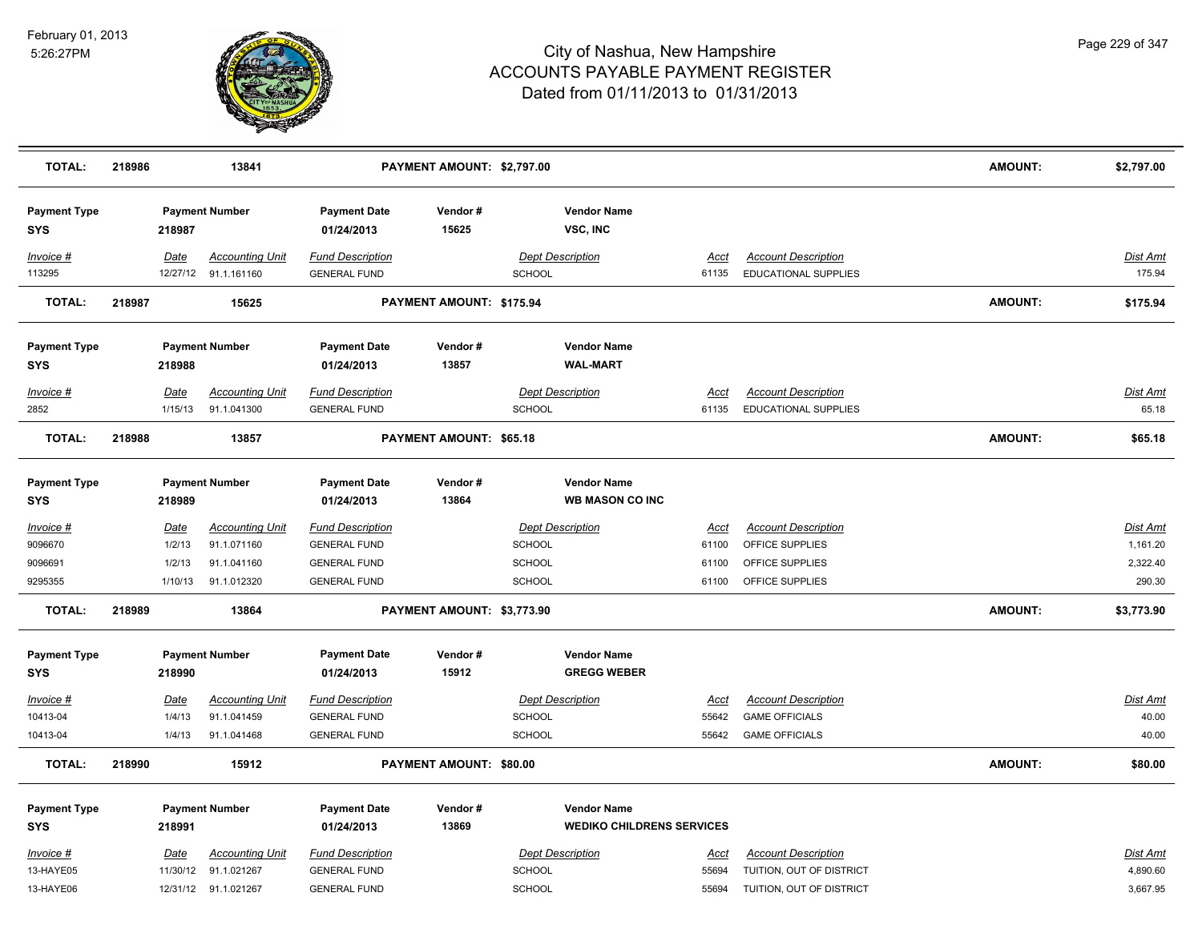# City of Nashua, New Hampshire
## ACCOUNTS PAYABLE PAYMENT REGISTER
### Dated from 01/11/2013 to 01/31/2013

February 01, 2013
5:26:27PM

| **TOTAL:** | **218986** | **13841** | **PAYMENT AMOUNT: $2,797.00** | | | **AMOUNT:** | **$2,797.00** |
|---|---|---|---|---|---|---|---|

| **Payment Type** | **Payment Number** | | **Payment Date** | **Vendor #** | **Vendor Name** | | | |
|---|---|---|---|---|---|---|---|---|
| **SYS** | **218987** | | **01/24/2013** | **15625** | **VSC, INC** | | | |
| *Invoice #* | *Date* | *Accounting Unit* | *Fund Description* | | *Dept Description* | *Acct* | *Account Description* | *Dist Amt* |
| 113295 | 12/27/12 | 91.1.161160 | GENERAL FUND | | SCHOOL | 61135 | EDUCATIONAL SUPPLIES | 175.94 |
| **TOTAL:** | **218987** | **15625** | **PAYMENT AMOUNT: $175.94** | | | | **AMOUNT:** | **$175.94** |

| **Payment Type** | **Payment Number** | | **Payment Date** | **Vendor #** | **Vendor Name** | | | |
|---|---|---|---|---|---|---|---|---|
| **SYS** | **218988** | | **01/24/2013** | **13857** | **WAL-MART** | | | |
| *Invoice #* | *Date* | *Accounting Unit* | *Fund Description* | | *Dept Description* | *Acct* | *Account Description* | *Dist Amt* |
| 2852 | 1/15/13 | 91.1.041300 | GENERAL FUND | | SCHOOL | 61135 | EDUCATIONAL SUPPLIES | 65.18 |
| **TOTAL:** | **218988** | **13857** | **PAYMENT AMOUNT: $65.18** | | | | **AMOUNT:** | **$65.18** |

| **Payment Type** | **Payment Number** | | **Payment Date** | **Vendor #** | **Vendor Name** | | | |
|---|---|---|---|---|---|---|---|---|
| **SYS** | **218989** | | **01/24/2013** | **13864** | **WB MASON CO INC** | | | |
| *Invoice #* | *Date* | *Accounting Unit* | *Fund Description* | | *Dept Description* | *Acct* | *Account Description* | *Dist Amt* |
| 9096670 | 1/2/13 | 91.1.071160 | GENERAL FUND | | SCHOOL | 61100 | OFFICE SUPPLIES | 1,161.20 |
| 9096691 | 1/2/13 | 91.1.041160 | GENERAL FUND | | SCHOOL | 61100 | OFFICE SUPPLIES | 2,322.40 |
| 9295355 | 1/10/13 | 91.1.012320 | GENERAL FUND | | SCHOOL | 61100 | OFFICE SUPPLIES | 290.30 |
| **TOTAL:** | **218989** | **13864** | **PAYMENT AMOUNT: $3,773.90** | | | | **AMOUNT:** | **$3,773.90** |

| **Payment Type** | **Payment Number** | | **Payment Date** | **Vendor #** | **Vendor Name** | | | |
|---|---|---|---|---|---|---|---|---|
| **SYS** | **218990** | | **01/24/2013** | **15912** | **GREGG WEBER** | | | |
| *Invoice #* | *Date* | *Accounting Unit* | *Fund Description* | | *Dept Description* | *Acct* | *Account Description* | *Dist Amt* |
| 10413-04 | 1/4/13 | 91.1.041459 | GENERAL FUND | | SCHOOL | 55642 | GAME OFFICIALS | 40.00 |
| 10413-04 | 1/4/13 | 91.1.041468 | GENERAL FUND | | SCHOOL | 55642 | GAME OFFICIALS | 40.00 |
| **TOTAL:** | **218990** | **15912** | **PAYMENT AMOUNT: $80.00** | | | | **AMOUNT:** | **$80.00** |

| **Payment Type** | **Payment Number** | | **Payment Date** | **Vendor #** | **Vendor Name** | | | |
|---|---|---|---|---|---|---|---|---|
| **SYS** | **218991** | | **01/24/2013** | **13869** | **WEDIKO CHILDRENS SERVICES** | | | |
| *Invoice #* | *Date* | *Accounting Unit* | *Fund Description* | | *Dept Description* | *Acct* | *Account Description* | *Dist Amt* |
| 13-HAYE05 | 11/30/12 | 91.1.021267 | GENERAL FUND | | SCHOOL | 55694 | TUITION, OUT OF DISTRICT | 4,890.60 |
| 13-HAYE06 | 12/31/12 | 91.1.021267 | GENERAL FUND | | SCHOOL | 55694 | TUITION, OUT OF DISTRICT | 3,667.95 |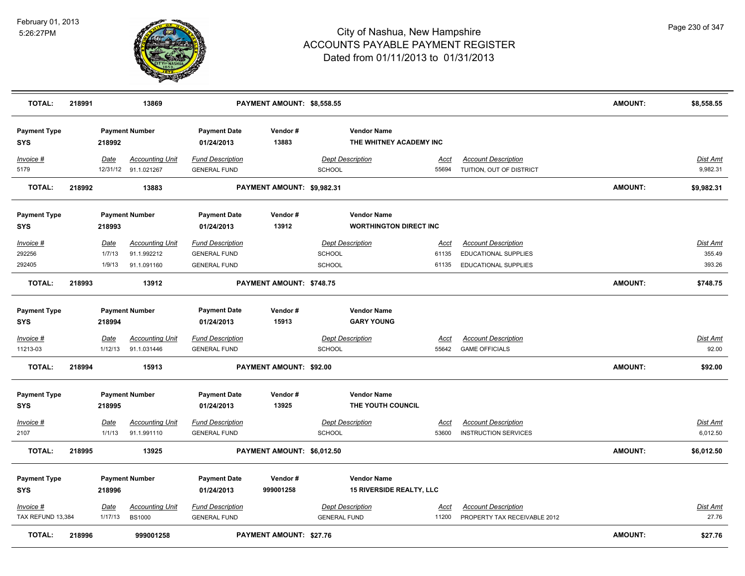# City of Nashua, New Hampshire
## ACCOUNTS PAYABLE PAYMENT REGISTER
### Dated from 01/11/2013 to 01/31/2013

February 01, 2013
5:26:27PM

| **TOTAL:** | **218991** | **13869** | | **PAYMENT AMOUNT: $8,558.55** | | | | **AMOUNT:** | **$8,558.55** |
|---|---|---|---|---|---|---|---|---|---|

| Payment Type | Payment Number | Payment Date | Vendor # | Vendor Name |
|---|---|---|---|---|
| SYS | 218992 | 01/24/2013 | 13883 | THE WHITNEY ACADEMY INC |

| Invoice # | Date | Accounting Unit | Fund Description | Dept Description | Acct | Account Description | Dist Amt |
|---|---|---|---|---|---|---|---|
| 5179 | 12/31/12 | 91.1.021267 | GENERAL FUND | SCHOOL | 55694 | TUITION, OUT OF DISTRICT | 9,982.31 |
| **TOTAL:** | **218992** | **13883** | **PAYMENT AMOUNT: $9,982.31** | | | **AMOUNT:** | **$9,982.31** |

| Payment Type | Payment Number | Payment Date | Vendor # | Vendor Name |
|---|---|---|---|---|
| SYS | 218993 | 01/24/2013 | 13912 | WORTHINGTON DIRECT INC |

| Invoice # | Date | Accounting Unit | Fund Description | Dept Description | Acct | Account Description | Dist Amt |
|---|---|---|---|---|---|---|---|
| 292256 | 1/7/13 | 91.1.992212 | GENERAL FUND | SCHOOL | 61135 | EDUCATIONAL SUPPLIES | 355.49 |
| 292405 | 1/9/13 | 91.1.091160 | GENERAL FUND | SCHOOL | 61135 | EDUCATIONAL SUPPLIES | 393.26 |
| **TOTAL:** | **218993** | **13912** | **PAYMENT AMOUNT: $748.75** | | | **AMOUNT:** | **$748.75** |

| Payment Type | Payment Number | Payment Date | Vendor # | Vendor Name |
|---|---|---|---|---|
| SYS | 218994 | 01/24/2013 | 15913 | GARY YOUNG |

| Invoice # | Date | Accounting Unit | Fund Description | Dept Description | Acct | Account Description | Dist Amt |
|---|---|---|---|---|---|---|---|
| 11213-03 | 1/12/13 | 91.1.031446 | GENERAL FUND | SCHOOL | 55642 | GAME OFFICIALS | 92.00 |
| **TOTAL:** | **218994** | **15913** | **PAYMENT AMOUNT: $92.00** | | | **AMOUNT:** | **$92.00** |

| Payment Type | Payment Number | Payment Date | Vendor # | Vendor Name |
|---|---|---|---|---|
| SYS | 218995 | 01/24/2013 | 13925 | THE YOUTH COUNCIL |

| Invoice # | Date | Accounting Unit | Fund Description | Dept Description | Acct | Account Description | Dist Amt |
|---|---|---|---|---|---|---|---|
| 2107 | 1/1/13 | 91.1.991110 | GENERAL FUND | SCHOOL | 53600 | INSTRUCTION SERVICES | 6,012.50 |
| **TOTAL:** | **218995** | **13925** | **PAYMENT AMOUNT: $6,012.50** | | | **AMOUNT:** | **$6,012.50** |

| Payment Type | Payment Number | Payment Date | Vendor # | Vendor Name |
|---|---|---|---|---|
| SYS | 218996 | 01/24/2013 | 999001258 | 15 RIVERSIDE REALTY, LLC |

| Invoice # | Date | Accounting Unit | Fund Description | Dept Description | Acct | Account Description | Dist Amt |
|---|---|---|---|---|---|---|---|
| TAX REFUND 13,384 | 1/17/13 | BS1000 | GENERAL FUND | GENERAL FUND | 11200 | PROPERTY TAX RECEIVABLE 2012 | 27.76 |
| **TOTAL:** | **218996** | **999001258** | **PAYMENT AMOUNT: $27.76** | | | **AMOUNT:** | **$27.76** |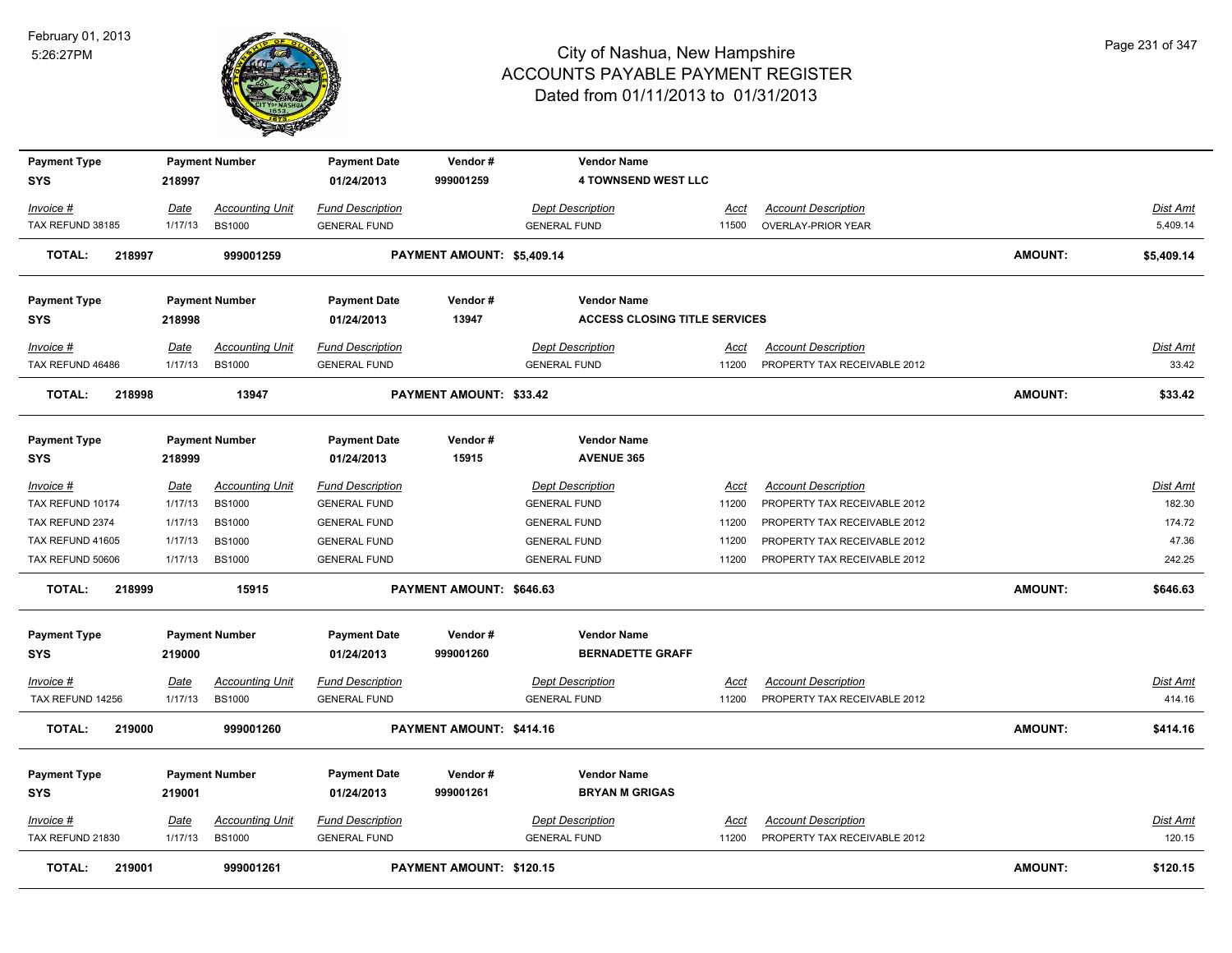# City of Nashua, New Hampshire
## ACCOUNTS PAYABLE PAYMENT REGISTER
### Dated from 01/11/2013 to 01/31/2013

February 01, 2013
5:26:27PM

| Payment Type | Payment Number | Payment Date | Vendor # | Vendor Name |
|---|---|---|---|---|
| SYS | 218997 | 01/24/2013 | 999001259 | **4 TOWNSEND WEST LLC** |

| Invoice # | Date | Accounting Unit | Fund Description | Dept Description | Acct | Account Description | Dist Amt |
|---|---|---|---|---|---|---|---|
| TAX REFUND 38185 | 1/17/13 | BS1000 | GENERAL FUND | GENERAL FUND | 11500 | OVERLAY-PRIOR YEAR | 5,409.14 |

**TOTAL: 218997 999001259 PAYMENT AMOUNT: $5,409.14 AMOUNT: $5,409.14**

| Payment Type | Payment Number | Payment Date | Vendor # | Vendor Name |
|---|---|---|---|---|
| SYS | 218998 | 01/24/2013 | 13947 | **ACCESS CLOSING TITLE SERVICES** |

| Invoice # | Date | Accounting Unit | Fund Description | Dept Description | Acct | Account Description | Dist Amt |
|---|---|---|---|---|---|---|---|
| TAX REFUND 46486 | 1/17/13 | BS1000 | GENERAL FUND | GENERAL FUND | 11200 | PROPERTY TAX RECEIVABLE 2012 | 33.42 |

**TOTAL: 218998 13947 PAYMENT AMOUNT: $33.42 AMOUNT: $33.42**

| Payment Type | Payment Number | Payment Date | Vendor # | Vendor Name |
|---|---|---|---|---|
| SYS | 218999 | 01/24/2013 | 15915 | **AVENUE 365** |

| Invoice # | Date | Accounting Unit | Fund Description | Dept Description | Acct | Account Description | Dist Amt |
|---|---|---|---|---|---|---|---|
| TAX REFUND 10174 | 1/17/13 | BS1000 | GENERAL FUND | GENERAL FUND | 11200 | PROPERTY TAX RECEIVABLE 2012 | 182.30 |
| TAX REFUND 2374 | 1/17/13 | BS1000 | GENERAL FUND | GENERAL FUND | 11200 | PROPERTY TAX RECEIVABLE 2012 | 174.72 |
| TAX REFUND 41605 | 1/17/13 | BS1000 | GENERAL FUND | GENERAL FUND | 11200 | PROPERTY TAX RECEIVABLE 2012 | 47.36 |
| TAX REFUND 50606 | 1/17/13 | BS1000 | GENERAL FUND | GENERAL FUND | 11200 | PROPERTY TAX RECEIVABLE 2012 | 242.25 |

**TOTAL: 218999 15915 PAYMENT AMOUNT: $646.63 AMOUNT: $646.63**

| Payment Type | Payment Number | Payment Date | Vendor # | Vendor Name |
|---|---|---|---|---|
| SYS | 219000 | 01/24/2013 | 999001260 | **BERNADETTE GRAFF** |

| Invoice # | Date | Accounting Unit | Fund Description | Dept Description | Acct | Account Description | Dist Amt |
|---|---|---|---|---|---|---|---|
| TAX REFUND 14256 | 1/17/13 | BS1000 | GENERAL FUND | GENERAL FUND | 11200 | PROPERTY TAX RECEIVABLE 2012 | 414.16 |

**TOTAL: 219000 999001260 PAYMENT AMOUNT: $414.16 AMOUNT: $414.16**

| Payment Type | Payment Number | Payment Date | Vendor # | Vendor Name |
|---|---|---|---|---|
| SYS | 219001 | 01/24/2013 | 999001261 | **BRYAN M GRIGAS** |

| Invoice # | Date | Accounting Unit | Fund Description | Dept Description | Acct | Account Description | Dist Amt |
|---|---|---|---|---|---|---|---|
| TAX REFUND 21830 | 1/17/13 | BS1000 | GENERAL FUND | GENERAL FUND | 11200 | PROPERTY TAX RECEIVABLE 2012 | 120.15 |

**TOTAL: 219001 999001261 PAYMENT AMOUNT: $120.15 AMOUNT: $120.15**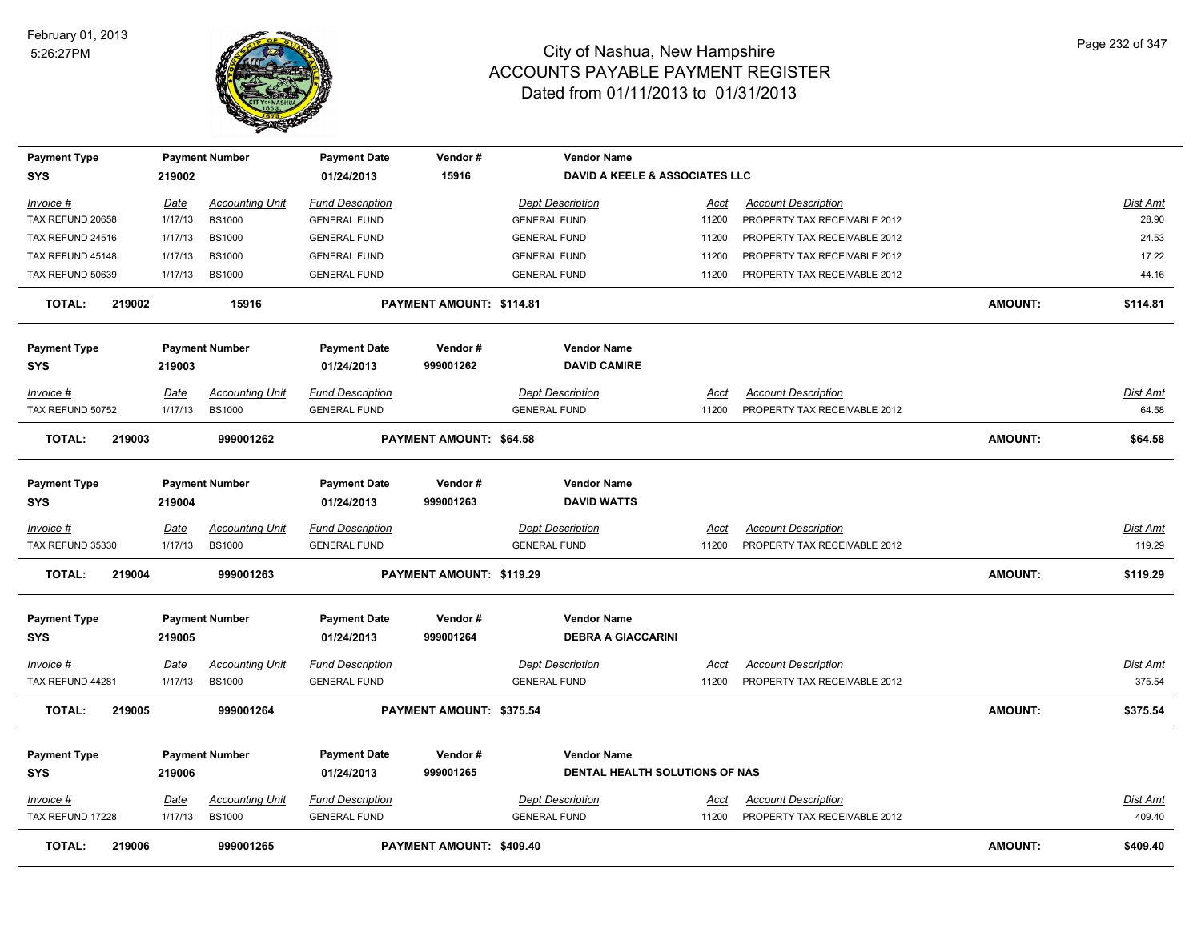# City of Nashua, New Hampshire
## ACCOUNTS PAYABLE PAYMENT REGISTER
### Dated from 01/11/2013 to 01/31/2013

February 01, 2013
5:26:27PM

| Payment Type | Payment Number | Payment Date | Vendor # | Vendor Name |
|---|---|---|---|---|
| SYS | 219002 | 01/24/2013 | 15916 | DAVID A KEELE & ASSOCIATES LLC |

| Invoice # | Date | Accounting Unit | Fund Description | Dept Description | Acct | Account Description | Dist Amt |
|---|---|---|---|---|---|---|---|
| TAX REFUND 20658 | 1/17/13 | BS1000 | GENERAL FUND | GENERAL FUND | 11200 | PROPERTY TAX RECEIVABLE 2012 | 28.90 |
| TAX REFUND 24516 | 1/17/13 | BS1000 | GENERAL FUND | GENERAL FUND | 11200 | PROPERTY TAX RECEIVABLE 2012 | 24.53 |
| TAX REFUND 45148 | 1/17/13 | BS1000 | GENERAL FUND | GENERAL FUND | 11200 | PROPERTY TAX RECEIVABLE 2012 | 17.22 |
| TAX REFUND 50639 | 1/17/13 | BS1000 | GENERAL FUND | GENERAL FUND | 11200 | PROPERTY TAX RECEIVABLE 2012 | 44.16 |

**TOTAL: 219002 15916 PAYMENT AMOUNT: $114.81 AMOUNT: $114.81**

| Payment Type | Payment Number | Payment Date | Vendor # | Vendor Name |
|---|---|---|---|---|
| SYS | 219003 | 01/24/2013 | 999001262 | DAVID CAMIRE |

| Invoice # | Date | Accounting Unit | Fund Description | Dept Description | Acct | Account Description | Dist Amt |
|---|---|---|---|---|---|---|---|
| TAX REFUND 50752 | 1/17/13 | BS1000 | GENERAL FUND | GENERAL FUND | 11200 | PROPERTY TAX RECEIVABLE 2012 | 64.58 |

**TOTAL: 219003 999001262 PAYMENT AMOUNT: $64.58 AMOUNT: $64.58**

| Payment Type | Payment Number | Payment Date | Vendor # | Vendor Name |
|---|---|---|---|---|
| SYS | 219004 | 01/24/2013 | 999001263 | DAVID WATTS |

| Invoice # | Date | Accounting Unit | Fund Description | Dept Description | Acct | Account Description | Dist Amt |
|---|---|---|---|---|---|---|---|
| TAX REFUND 35330 | 1/17/13 | BS1000 | GENERAL FUND | GENERAL FUND | 11200 | PROPERTY TAX RECEIVABLE 2012 | 119.29 |

**TOTAL: 219004 999001263 PAYMENT AMOUNT: $119.29 AMOUNT: $119.29**

| Payment Type | Payment Number | Payment Date | Vendor # | Vendor Name |
|---|---|---|---|---|
| SYS | 219005 | 01/24/2013 | 999001264 | DEBRA A GIACCARINI |

| Invoice # | Date | Accounting Unit | Fund Description | Dept Description | Acct | Account Description | Dist Amt |
|---|---|---|---|---|---|---|---|
| TAX REFUND 44281 | 1/17/13 | BS1000 | GENERAL FUND | GENERAL FUND | 11200 | PROPERTY TAX RECEIVABLE 2012 | 375.54 |

**TOTAL: 219005 999001264 PAYMENT AMOUNT: $375.54 AMOUNT: $375.54**

| Payment Type | Payment Number | Payment Date | Vendor # | Vendor Name |
|---|---|---|---|---|
| SYS | 219006 | 01/24/2013 | 999001265 | DENTAL HEALTH SOLUTIONS OF NAS |

| Invoice # | Date | Accounting Unit | Fund Description | Dept Description | Acct | Account Description | Dist Amt |
|---|---|---|---|---|---|---|---|
| TAX REFUND 17228 | 1/17/13 | BS1000 | GENERAL FUND | GENERAL FUND | 11200 | PROPERTY TAX RECEIVABLE 2012 | 409.40 |

**TOTAL: 219006 999001265 PAYMENT AMOUNT: $409.40 AMOUNT: $409.40**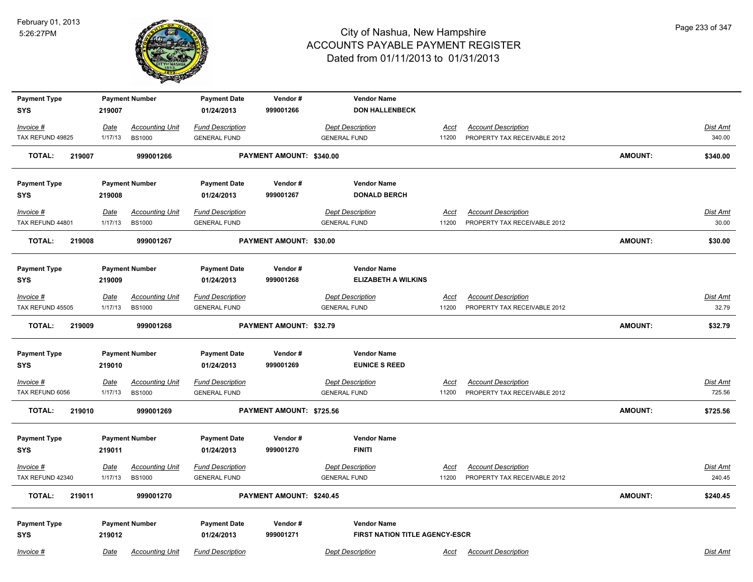# City of Nashua, New Hampshire
## ACCOUNTS PAYABLE PAYMENT REGISTER
### Dated from 01/11/2013 to 01/31/2013

February 01, 2013
5:26:27PM

| Payment Type | Payment Number | Payment Date | Vendor # | Vendor Name |
|---|---|---|---|---|
| SYS | 219007 | 01/24/2013 | 999001266 | DON HALLENBECK |

| Invoice # | Date | Accounting Unit | Fund Description | Dept Description | Acct | Account Description | Dist Amt |
|---|---|---|---|---|---|---|---|
| TAX REFUND 49825 | 1/17/13 | BS1000 | GENERAL FUND | GENERAL FUND | 11200 | PROPERTY TAX RECEIVABLE 2012 | 340.00 |

**TOTAL: 219007 999001266 PAYMENT AMOUNT: $340.00 AMOUNT: $340.00**

| Payment Type | Payment Number | Payment Date | Vendor # | Vendor Name |
|---|---|---|---|---|
| SYS | 219008 | 01/24/2013 | 999001267 | DONALD BERCH |

| Invoice # | Date | Accounting Unit | Fund Description | Dept Description | Acct | Account Description | Dist Amt |
|---|---|---|---|---|---|---|---|
| TAX REFUND 44801 | 1/17/13 | BS1000 | GENERAL FUND | GENERAL FUND | 11200 | PROPERTY TAX RECEIVABLE 2012 | 30.00 |

**TOTAL: 219008 999001267 PAYMENT AMOUNT: $30.00 AMOUNT: $30.00**

| Payment Type | Payment Number | Payment Date | Vendor # | Vendor Name |
|---|---|---|---|---|
| SYS | 219009 | 01/24/2013 | 999001268 | ELIZABETH A WILKINS |

| Invoice # | Date | Accounting Unit | Fund Description | Dept Description | Acct | Account Description | Dist Amt |
|---|---|---|---|---|---|---|---|
| TAX REFUND 45505 | 1/17/13 | BS1000 | GENERAL FUND | GENERAL FUND | 11200 | PROPERTY TAX RECEIVABLE 2012 | 32.79 |

**TOTAL: 219009 999001268 PAYMENT AMOUNT: $32.79 AMOUNT: $32.79**

| Payment Type | Payment Number | Payment Date | Vendor # | Vendor Name |
|---|---|---|---|---|
| SYS | 219010 | 01/24/2013 | 999001269 | EUNICE S REED |

| Invoice # | Date | Accounting Unit | Fund Description | Dept Description | Acct | Account Description | Dist Amt |
|---|---|---|---|---|---|---|---|
| TAX REFUND 6056 | 1/17/13 | BS1000 | GENERAL FUND | GENERAL FUND | 11200 | PROPERTY TAX RECEIVABLE 2012 | 725.56 |

**TOTAL: 219010 999001269 PAYMENT AMOUNT: $725.56 AMOUNT: $725.56**

| Payment Type | Payment Number | Payment Date | Vendor # | Vendor Name |
|---|---|---|---|---|
| SYS | 219011 | 01/24/2013 | 999001270 | FINITI |

| Invoice # | Date | Accounting Unit | Fund Description | Dept Description | Acct | Account Description | Dist Amt |
|---|---|---|---|---|---|---|---|
| TAX REFUND 42340 | 1/17/13 | BS1000 | GENERAL FUND | GENERAL FUND | 11200 | PROPERTY TAX RECEIVABLE 2012 | 240.45 |

**TOTAL: 219011 999001270 PAYMENT AMOUNT: $240.45 AMOUNT: $240.45**

| Payment Type | Payment Number | Payment Date | Vendor # | Vendor Name |
|---|---|---|---|---|
| SYS | 219012 | 01/24/2013 | 999001271 | FIRST NATION TITLE AGENCY-ESCR |

| Invoice # | Date | Accounting Unit | Fund Description | Dept Description | Acct | Account Description | Dist Amt |
|---|---|---|---|---|---|---|---|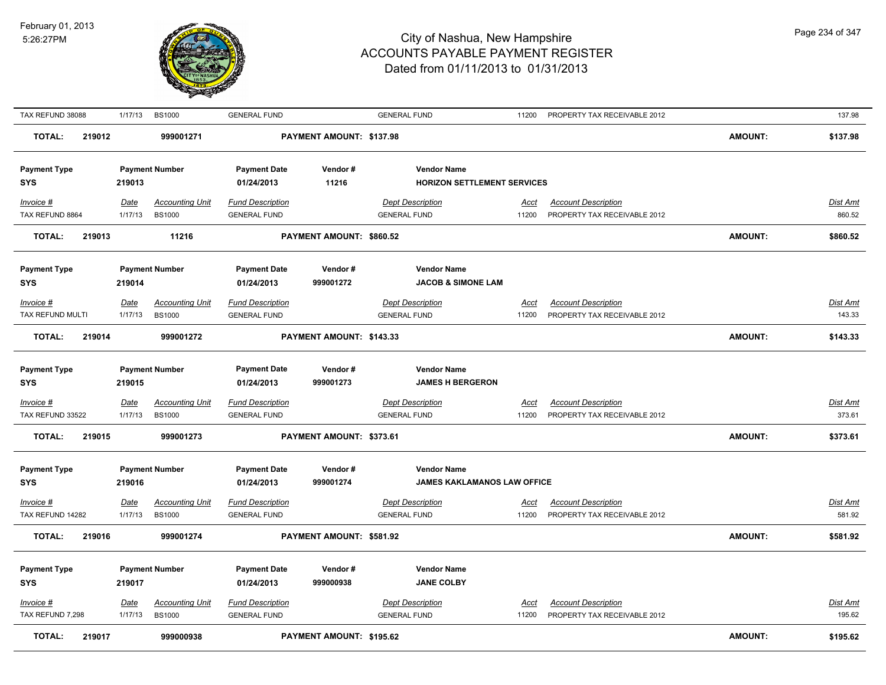| Invoice # | Date | Accounting Unit | Fund Description | Dept Description | Acct | Account Description | Dist Amt |
|---|---|---|---|---|---|---|---|
| TAX REFUND 38088 | 1/17/13 | BS1000 | GENERAL FUND | GENERAL FUND | 11200 | PROPERTY TAX RECEIVABLE 2012 | 137.98 |

**TOTAL: 219012 999001271 PAYMENT AMOUNT: $137.98 AMOUNT: $137.98**

| Payment Type | Payment Number | Payment Date | Vendor # | Vendor Name |
|---|---|---|---|---|
| SYS | 219013 | 01/24/2013 | 11216 | HORIZON SETTLEMENT SERVICES |

| Invoice # | Date | Accounting Unit | Fund Description | Dept Description | Acct | Account Description | Dist Amt |
|---|---|---|---|---|---|---|---|
| TAX REFUND 8864 | 1/17/13 | BS1000 | GENERAL FUND | GENERAL FUND | 11200 | PROPERTY TAX RECEIVABLE 2012 | 860.52 |

**TOTAL: 219013 11216 PAYMENT AMOUNT: $860.52 AMOUNT: $860.52**

| Payment Type | Payment Number | Payment Date | Vendor # | Vendor Name |
|---|---|---|---|---|
| SYS | 219014 | 01/24/2013 | 999001272 | JACOB & SIMONE LAM |

| Invoice # | Date | Accounting Unit | Fund Description | Dept Description | Acct | Account Description | Dist Amt |
|---|---|---|---|---|---|---|---|
| TAX REFUND MULTI | 1/17/13 | BS1000 | GENERAL FUND | GENERAL FUND | 11200 | PROPERTY TAX RECEIVABLE 2012 | 143.33 |

**TOTAL: 219014 999001272 PAYMENT AMOUNT: $143.33 AMOUNT: $143.33**

| Payment Type | Payment Number | Payment Date | Vendor # | Vendor Name |
|---|---|---|---|---|
| SYS | 219015 | 01/24/2013 | 999001273 | JAMES H BERGERON |

| Invoice # | Date | Accounting Unit | Fund Description | Dept Description | Acct | Account Description | Dist Amt |
|---|---|---|---|---|---|---|---|
| TAX REFUND 33522 | 1/17/13 | BS1000 | GENERAL FUND | GENERAL FUND | 11200 | PROPERTY TAX RECEIVABLE 2012 | 373.61 |

**TOTAL: 219015 999001273 PAYMENT AMOUNT: $373.61 AMOUNT: $373.61**

| Payment Type | Payment Number | Payment Date | Vendor # | Vendor Name |
|---|---|---|---|---|
| SYS | 219016 | 01/24/2013 | 999001274 | JAMES KAKLAMANOS LAW OFFICE |

| Invoice # | Date | Accounting Unit | Fund Description | Dept Description | Acct | Account Description | Dist Amt |
|---|---|---|---|---|---|---|---|
| TAX REFUND 14282 | 1/17/13 | BS1000 | GENERAL FUND | GENERAL FUND | 11200 | PROPERTY TAX RECEIVABLE 2012 | 581.92 |

**TOTAL: 219016 999001274 PAYMENT AMOUNT: $581.92 AMOUNT: $581.92**

| Payment Type | Payment Number | Payment Date | Vendor # | Vendor Name |
|---|---|---|---|---|
| SYS | 219017 | 01/24/2013 | 999000938 | JANE COLBY |

| Invoice # | Date | Accounting Unit | Fund Description | Dept Description | Acct | Account Description | Dist Amt |
|---|---|---|---|---|---|---|---|
| TAX REFUND 7,298 | 1/17/13 | BS1000 | GENERAL FUND | GENERAL FUND | 11200 | PROPERTY TAX RECEIVABLE 2012 | 195.62 |

**TOTAL: 219017 999000938 PAYMENT AMOUNT: $195.62 AMOUNT: $195.62**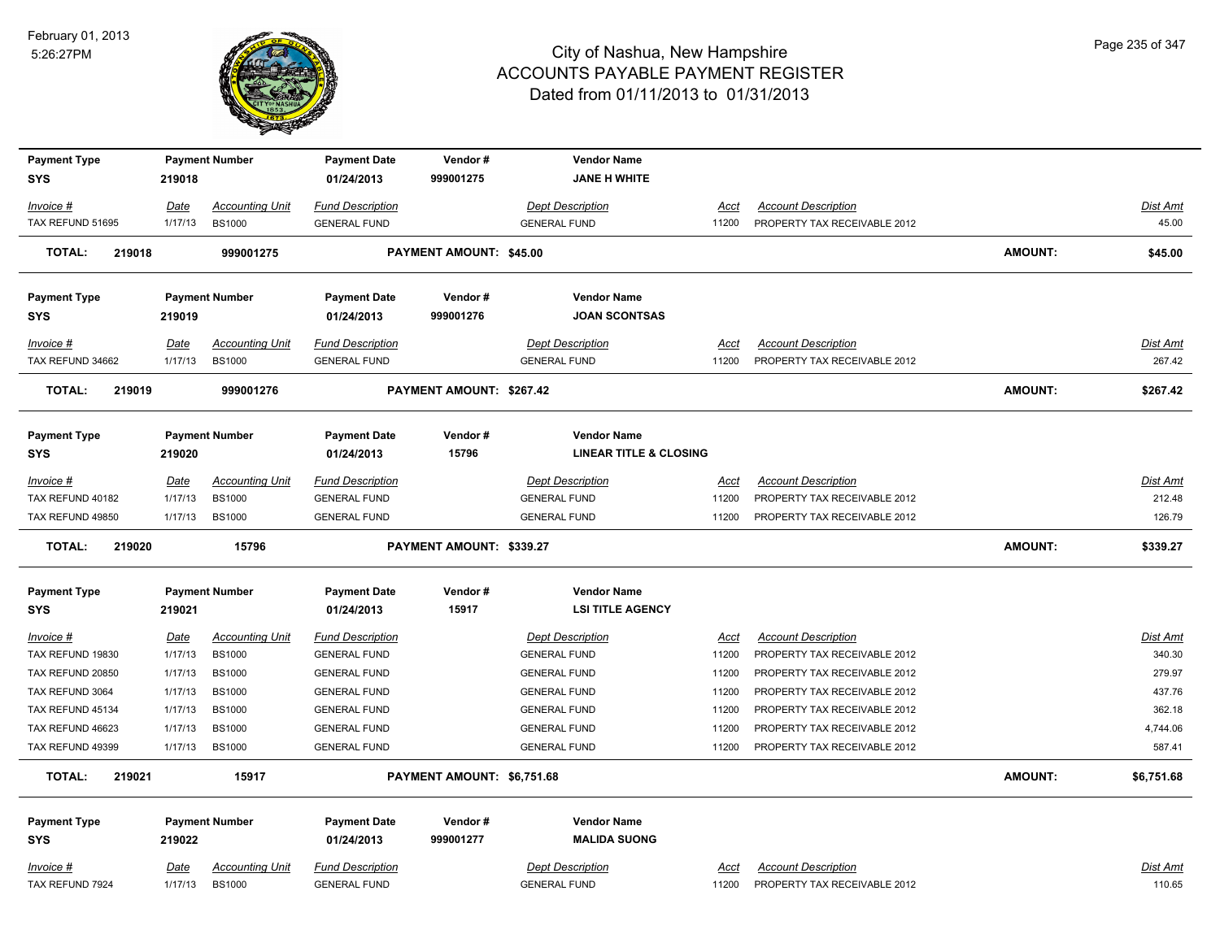# City of Nashua, New Hampshire
## ACCOUNTS PAYABLE PAYMENT REGISTER
### Dated from 01/11/2013 to 01/31/2013

February 01, 2013
5:26:27PM

| Payment Type | Payment Number | Payment Date | Vendor # | Vendor Name | | | |
|---|---|---|---|---|---|---|---|
| SYS | 219018 | 01/24/2013 | 999001275 | JANE H WHITE | | | |

| Invoice # | Date | Accounting Unit | Fund Description | Dept Description | Acct | Account Description | Dist Amt |
|---|---|---|---|---|---|---|---|
| TAX REFUND 51695 | 1/17/13 | BS1000 | GENERAL FUND | GENERAL FUND | 11200 | PROPERTY TAX RECEIVABLE 2012 | 45.00 |

**TOTAL: 219018 999001275 PAYMENT AMOUNT: $45.00 AMOUNT: $45.00**

| Payment Type | Payment Number | Payment Date | Vendor # | Vendor Name | | | |
|---|---|---|---|---|---|---|---|
| SYS | 219019 | 01/24/2013 | 999001276 | JOAN SCONTSAS | | | |

| Invoice # | Date | Accounting Unit | Fund Description | Dept Description | Acct | Account Description | Dist Amt |
|---|---|---|---|---|---|---|---|
| TAX REFUND 34662 | 1/17/13 | BS1000 | GENERAL FUND | GENERAL FUND | 11200 | PROPERTY TAX RECEIVABLE 2012 | 267.42 |

**TOTAL: 219019 999001276 PAYMENT AMOUNT: $267.42 AMOUNT: $267.42**

| Payment Type | Payment Number | Payment Date | Vendor # | Vendor Name | | | |
|---|---|---|---|---|---|---|---|
| SYS | 219020 | 01/24/2013 | 15796 | LINEAR TITLE & CLOSING | | | |

| Invoice # | Date | Accounting Unit | Fund Description | Dept Description | Acct | Account Description | Dist Amt |
|---|---|---|---|---|---|---|---|
| TAX REFUND 40182 | 1/17/13 | BS1000 | GENERAL FUND | GENERAL FUND | 11200 | PROPERTY TAX RECEIVABLE 2012 | 212.48 |
| TAX REFUND 49850 | 1/17/13 | BS1000 | GENERAL FUND | GENERAL FUND | 11200 | PROPERTY TAX RECEIVABLE 2012 | 126.79 |

**TOTAL: 219020 15796 PAYMENT AMOUNT: $339.27 AMOUNT: $339.27**

| Payment Type | Payment Number | Payment Date | Vendor # | Vendor Name | | | |
|---|---|---|---|---|---|---|---|
| SYS | 219021 | 01/24/2013 | 15917 | LSI TITLE AGENCY | | | |

| Invoice # | Date | Accounting Unit | Fund Description | Dept Description | Acct | Account Description | Dist Amt |
|---|---|---|---|---|---|---|---|
| TAX REFUND 19830 | 1/17/13 | BS1000 | GENERAL FUND | GENERAL FUND | 11200 | PROPERTY TAX RECEIVABLE 2012 | 340.30 |
| TAX REFUND 20850 | 1/17/13 | BS1000 | GENERAL FUND | GENERAL FUND | 11200 | PROPERTY TAX RECEIVABLE 2012 | 279.97 |
| TAX REFUND 3064 | 1/17/13 | BS1000 | GENERAL FUND | GENERAL FUND | 11200 | PROPERTY TAX RECEIVABLE 2012 | 437.76 |
| TAX REFUND 45134 | 1/17/13 | BS1000 | GENERAL FUND | GENERAL FUND | 11200 | PROPERTY TAX RECEIVABLE 2012 | 362.18 |
| TAX REFUND 46623 | 1/17/13 | BS1000 | GENERAL FUND | GENERAL FUND | 11200 | PROPERTY TAX RECEIVABLE 2012 | 4,744.06 |
| TAX REFUND 49399 | 1/17/13 | BS1000 | GENERAL FUND | GENERAL FUND | 11200 | PROPERTY TAX RECEIVABLE 2012 | 587.41 |

**TOTAL: 219021 15917 PAYMENT AMOUNT: $6,751.68 AMOUNT: $6,751.68**

| Payment Type | Payment Number | Payment Date | Vendor # | Vendor Name | | | |
|---|---|---|---|---|---|---|---|
| SYS | 219022 | 01/24/2013 | 999001277 | MALIDA SUONG | | | |

| Invoice # | Date | Accounting Unit | Fund Description | Dept Description | Acct | Account Description | Dist Amt |
|---|---|---|---|---|---|---|---|
| TAX REFUND 7924 | 1/17/13 | BS1000 | GENERAL FUND | GENERAL FUND | 11200 | PROPERTY TAX RECEIVABLE 2012 | 110.65 |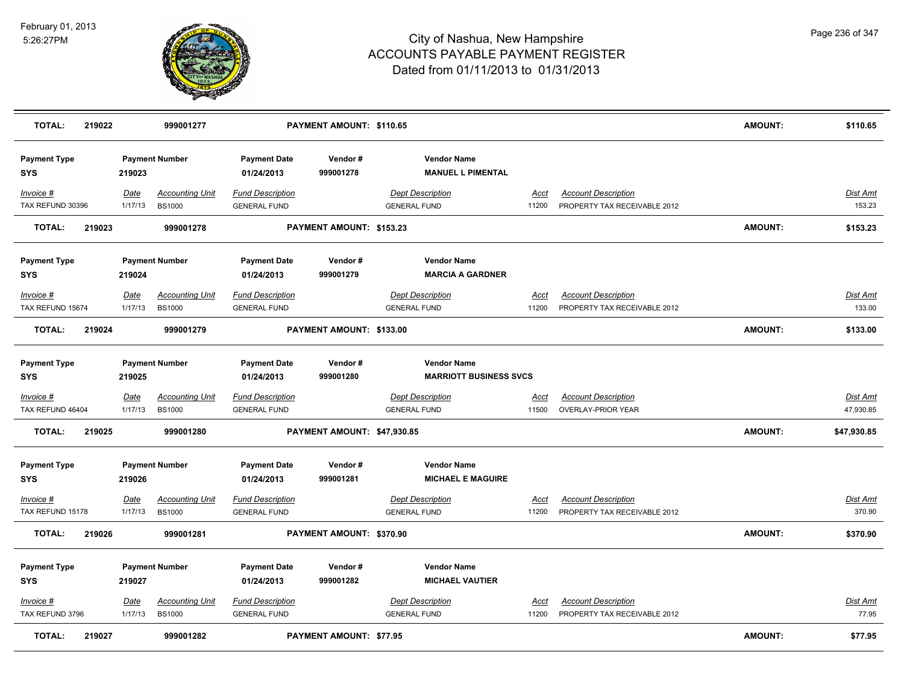| TOTAL: | 219022 | 999001277 | PAYMENT AMOUNT: $110.65 | | | AMOUNT: | $110.65 |
|---|---|---|---|---|---|---|---|

| Payment Type | Payment Number | Payment Date | Vendor # | Vendor Name | | | |
|---|---|---|---|---|---|---|---|
| SYS | 219023 | 01/24/2013 | 999001278 | MANUEL L PIMENTAL | | | |
| *Invoice #* | *Date* | *Accounting Unit* | *Fund Description* | *Dept Description* | *Acct* | *Account Description* | *Dist Amt* |
| TAX REFUND 30396 | 1/17/13 | BS1000 | GENERAL FUND | GENERAL FUND | 11200 | PROPERTY TAX RECEIVABLE 2012 | 153.23 |
| **TOTAL:** | **219023** | **999001278** | **PAYMENT AMOUNT: $153.23** | | | **AMOUNT:** | **$153.23** |

| Payment Type | Payment Number | Payment Date | Vendor # | Vendor Name | | | |
|---|---|---|---|---|---|---|---|
| SYS | 219024 | 01/24/2013 | 999001279 | MARCIA A GARDNER | | | |
| *Invoice #* | *Date* | *Accounting Unit* | *Fund Description* | *Dept Description* | *Acct* | *Account Description* | *Dist Amt* |
| TAX REFUND 15674 | 1/17/13 | BS1000 | GENERAL FUND | GENERAL FUND | 11200 | PROPERTY TAX RECEIVABLE 2012 | 133.00 |
| **TOTAL:** | **219024** | **999001279** | **PAYMENT AMOUNT: $133.00** | | | **AMOUNT:** | **$133.00** |

| Payment Type | Payment Number | Payment Date | Vendor # | Vendor Name | | | |
|---|---|---|---|---|---|---|---|
| SYS | 219025 | 01/24/2013 | 999001280 | MARRIOTT BUSINESS SVCS | | | |
| *Invoice #* | *Date* | *Accounting Unit* | *Fund Description* | *Dept Description* | *Acct* | *Account Description* | *Dist Amt* |
| TAX REFUND 46404 | 1/17/13 | BS1000 | GENERAL FUND | GENERAL FUND | 11500 | OVERLAY-PRIOR YEAR | 47,930.85 |
| **TOTAL:** | **219025** | **999001280** | **PAYMENT AMOUNT: $47,930.85** | | | **AMOUNT:** | **$47,930.85** |

| Payment Type | Payment Number | Payment Date | Vendor # | Vendor Name | | | |
|---|---|---|---|---|---|---|---|
| SYS | 219026 | 01/24/2013 | 999001281 | MICHAEL E MAGUIRE | | | |
| *Invoice #* | *Date* | *Accounting Unit* | *Fund Description* | *Dept Description* | *Acct* | *Account Description* | *Dist Amt* |
| TAX REFUND 15178 | 1/17/13 | BS1000 | GENERAL FUND | GENERAL FUND | 11200 | PROPERTY TAX RECEIVABLE 2012 | 370.90 |
| **TOTAL:** | **219026** | **999001281** | **PAYMENT AMOUNT: $370.90** | | | **AMOUNT:** | **$370.90** |

| Payment Type | Payment Number | Payment Date | Vendor # | Vendor Name | | | |
|---|---|---|---|---|---|---|---|
| SYS | 219027 | 01/24/2013 | 999001282 | MICHAEL VAUTIER | | | |
| *Invoice #* | *Date* | *Accounting Unit* | *Fund Description* | *Dept Description* | *Acct* | *Account Description* | *Dist Amt* |
| TAX REFUND 3796 | 1/17/13 | BS1000 | GENERAL FUND | GENERAL FUND | 11200 | PROPERTY TAX RECEIVABLE 2012 | 77.95 |
| **TOTAL:** | **219027** | **999001282** | **PAYMENT AMOUNT: $77.95** | | | **AMOUNT:** | **$77.95** |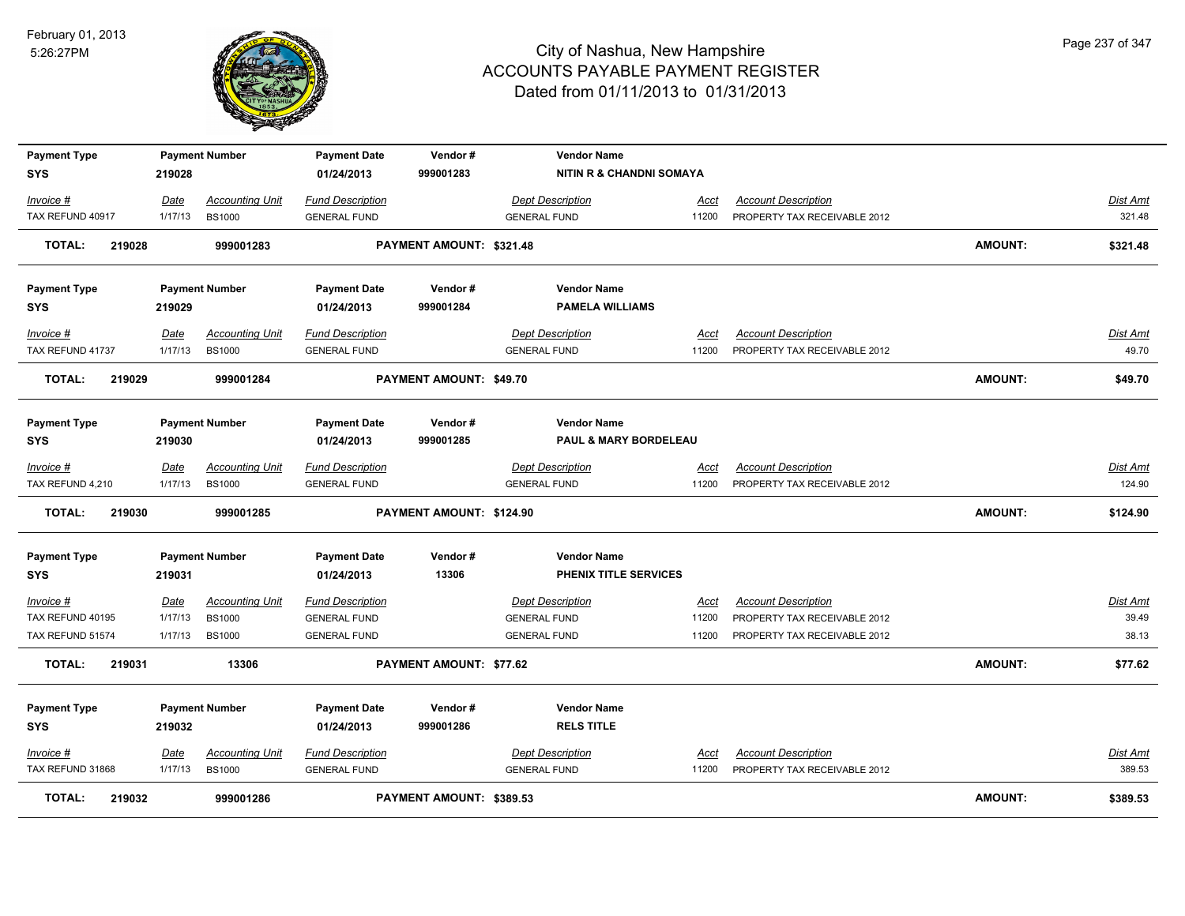# City of Nashua, New Hampshire
## ACCOUNTS PAYABLE PAYMENT REGISTER
### Dated from 01/11/2013 to 01/31/2013

February 01, 2013
5:26:27PM

| Payment Type | Payment Number | Payment Date | Vendor # | Vendor Name |
|---|---|---|---|---|
| SYS | 219028 | 01/24/2013 | 999001283 | NITIN R & CHANDNI SOMAYA |

| Invoice # | Date | Accounting Unit | Fund Description | Dept Description | Acct | Account Description | Dist Amt |
|---|---|---|---|---|---|---|---|
| TAX REFUND 40917 | 1/17/13 | BS1000 | GENERAL FUND | GENERAL FUND | 11200 | PROPERTY TAX RECEIVABLE 2012 | 321.48 |

**TOTAL: 219028 999001283 PAYMENT AMOUNT: $321.48 AMOUNT: $321.48**

| Payment Type | Payment Number | Payment Date | Vendor # | Vendor Name |
|---|---|---|---|---|
| SYS | 219029 | 01/24/2013 | 999001284 | PAMELA WILLIAMS |

| Invoice # | Date | Accounting Unit | Fund Description | Dept Description | Acct | Account Description | Dist Amt |
|---|---|---|---|---|---|---|---|
| TAX REFUND 41737 | 1/17/13 | BS1000 | GENERAL FUND | GENERAL FUND | 11200 | PROPERTY TAX RECEIVABLE 2012 | 49.70 |

**TOTAL: 219029 999001284 PAYMENT AMOUNT: $49.70 AMOUNT: $49.70**

| Payment Type | Payment Number | Payment Date | Vendor # | Vendor Name |
|---|---|---|---|---|
| SYS | 219030 | 01/24/2013 | 999001285 | PAUL & MARY BORDELEAU |

| Invoice # | Date | Accounting Unit | Fund Description | Dept Description | Acct | Account Description | Dist Amt |
|---|---|---|---|---|---|---|---|
| TAX REFUND 4,210 | 1/17/13 | BS1000 | GENERAL FUND | GENERAL FUND | 11200 | PROPERTY TAX RECEIVABLE 2012 | 124.90 |

**TOTAL: 219030 999001285 PAYMENT AMOUNT: $124.90 AMOUNT: $124.90**

| Payment Type | Payment Number | Payment Date | Vendor # | Vendor Name |
|---|---|---|---|---|
| SYS | 219031 | 01/24/2013 | 13306 | PHENIX TITLE SERVICES |

| Invoice # | Date | Accounting Unit | Fund Description | Dept Description | Acct | Account Description | Dist Amt |
|---|---|---|---|---|---|---|---|
| TAX REFUND 40195 | 1/17/13 | BS1000 | GENERAL FUND | GENERAL FUND | 11200 | PROPERTY TAX RECEIVABLE 2012 | 39.49 |
| TAX REFUND 51574 | 1/17/13 | BS1000 | GENERAL FUND | GENERAL FUND | 11200 | PROPERTY TAX RECEIVABLE 2012 | 38.13 |

**TOTAL: 219031 13306 PAYMENT AMOUNT: $77.62 AMOUNT: $77.62**

| Payment Type | Payment Number | Payment Date | Vendor # | Vendor Name |
|---|---|---|---|---|
| SYS | 219032 | 01/24/2013 | 999001286 | RELS TITLE |

| Invoice # | Date | Accounting Unit | Fund Description | Dept Description | Acct | Account Description | Dist Amt |
|---|---|---|---|---|---|---|---|
| TAX REFUND 31868 | 1/17/13 | BS1000 | GENERAL FUND | GENERAL FUND | 11200 | PROPERTY TAX RECEIVABLE 2012 | 389.53 |

**TOTAL: 219032 999001286 PAYMENT AMOUNT: $389.53 AMOUNT: $389.53**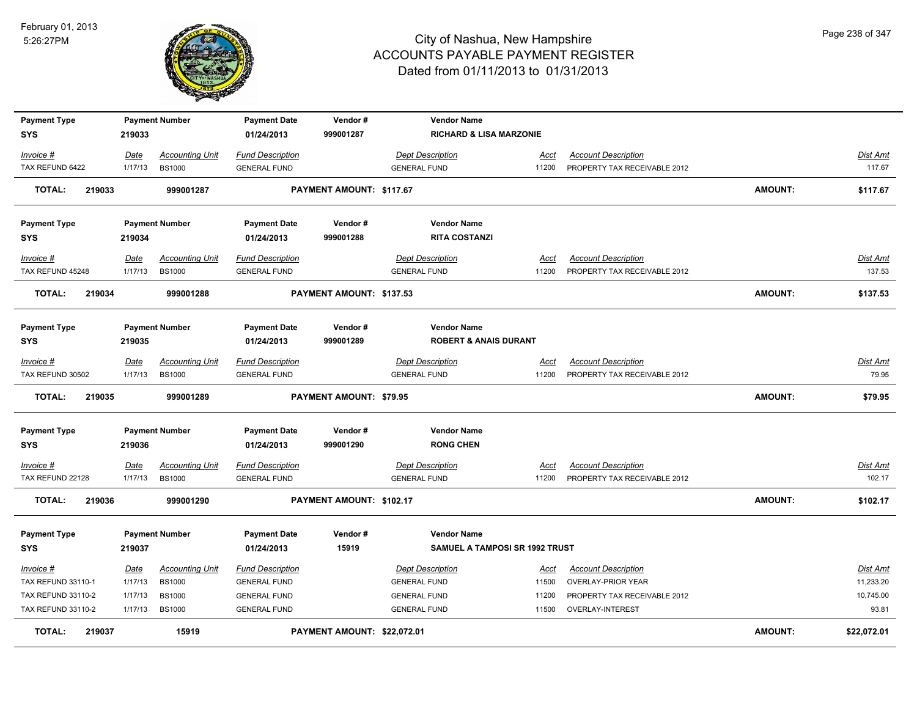# City of Nashua, New Hampshire
## ACCOUNTS PAYABLE PAYMENT REGISTER
### Dated from 01/11/2013 to 01/31/2013

February 01, 2013
5:26:27PM

| Payment Type | Payment Number | Payment Date | Vendor # | Vendor Name |
|---|---|---|---|---|
| SYS | 219033 | 01/24/2013 | 999001287 | RICHARD & LISA MARZONIE |

| Invoice # | Date | Accounting Unit | Fund Description | Dept Description | Acct | Account Description | Dist Amt |
|---|---|---|---|---|---|---|---|
| TAX REFUND 6422 | 1/17/13 | BS1000 | GENERAL FUND | GENERAL FUND | 11200 | PROPERTY TAX RECEIVABLE 2012 | 117.67 |

**TOTAL: 219033 999001287 PAYMENT AMOUNT: $117.67 AMOUNT: $117.67**

| Payment Type | Payment Number | Payment Date | Vendor # | Vendor Name |
|---|---|---|---|---|
| SYS | 219034 | 01/24/2013 | 999001288 | RITA COSTANZI |

| Invoice # | Date | Accounting Unit | Fund Description | Dept Description | Acct | Account Description | Dist Amt |
|---|---|---|---|---|---|---|---|
| TAX REFUND 45248 | 1/17/13 | BS1000 | GENERAL FUND | GENERAL FUND | 11200 | PROPERTY TAX RECEIVABLE 2012 | 137.53 |

**TOTAL: 219034 999001288 PAYMENT AMOUNT: $137.53 AMOUNT: $137.53**

| Payment Type | Payment Number | Payment Date | Vendor # | Vendor Name |
|---|---|---|---|---|
| SYS | 219035 | 01/24/2013 | 999001289 | ROBERT & ANAIS DURANT |

| Invoice # | Date | Accounting Unit | Fund Description | Dept Description | Acct | Account Description | Dist Amt |
|---|---|---|---|---|---|---|---|
| TAX REFUND 30502 | 1/17/13 | BS1000 | GENERAL FUND | GENERAL FUND | 11200 | PROPERTY TAX RECEIVABLE 2012 | 79.95 |

**TOTAL: 219035 999001289 PAYMENT AMOUNT: $79.95 AMOUNT: $79.95**

| Payment Type | Payment Number | Payment Date | Vendor # | Vendor Name |
|---|---|---|---|---|
| SYS | 219036 | 01/24/2013 | 999001290 | RONG CHEN |

| Invoice # | Date | Accounting Unit | Fund Description | Dept Description | Acct | Account Description | Dist Amt |
|---|---|---|---|---|---|---|---|
| TAX REFUND 22128 | 1/17/13 | BS1000 | GENERAL FUND | GENERAL FUND | 11200 | PROPERTY TAX RECEIVABLE 2012 | 102.17 |

**TOTAL: 219036 999001290 PAYMENT AMOUNT: $102.17 AMOUNT: $102.17**

| Payment Type | Payment Number | Payment Date | Vendor # | Vendor Name |
|---|---|---|---|---|
| SYS | 219037 | 01/24/2013 | 15919 | SAMUEL A TAMPOSI SR 1992 TRUST |

| Invoice # | Date | Accounting Unit | Fund Description | Dept Description | Acct | Account Description | Dist Amt |
|---|---|---|---|---|---|---|---|
| TAX REFUND 33110-1 | 1/17/13 | BS1000 | GENERAL FUND | GENERAL FUND | 11500 | OVERLAY-PRIOR YEAR | 11,233.20 |
| TAX REFUND 33110-2 | 1/17/13 | BS1000 | GENERAL FUND | GENERAL FUND | 11200 | PROPERTY TAX RECEIVABLE 2012 | 10,745.00 |
| TAX REFUND 33110-2 | 1/17/13 | BS1000 | GENERAL FUND | GENERAL FUND | 11500 | OVERLAY-INTEREST | 93.81 |

**TOTAL: 219037 15919 PAYMENT AMOUNT: $22,072.01 AMOUNT: $22,072.01**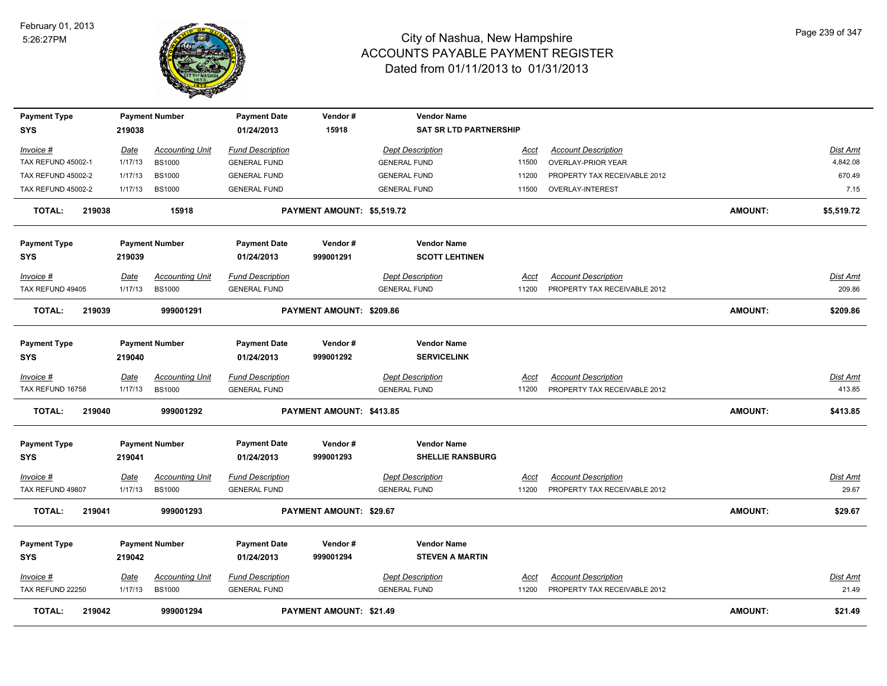# City of Nashua, New Hampshire
## ACCOUNTS PAYABLE PAYMENT REGISTER
### Dated from 01/11/2013 to 01/31/2013

February 01, 2013
5:26:27PM

| Payment Type | Payment Number | Payment Date | Vendor # | Vendor Name |
|---|---|---|---|---|
| SYS | 219038 | 01/24/2013 | 15918 | SAT SR LTD PARTNERSHIP |

| Invoice # | Date | Accounting Unit | Fund Description | Dept Description | Acct | Account Description | Dist Amt |
|---|---|---|---|---|---|---|---|
| TAX REFUND 45002-1 | 1/17/13 | BS1000 | GENERAL FUND | GENERAL FUND | 11500 | OVERLAY-PRIOR YEAR | 4,842.08 |
| TAX REFUND 45002-2 | 1/17/13 | BS1000 | GENERAL FUND | GENERAL FUND | 11200 | PROPERTY TAX RECEIVABLE 2012 | 670.49 |
| TAX REFUND 45002-2 | 1/17/13 | BS1000 | GENERAL FUND | GENERAL FUND | 11500 | OVERLAY-INTEREST | 7.15 |

**TOTAL: 219038 15918 PAYMENT AMOUNT: $5,519.72 AMOUNT: $5,519.72**

| Payment Type | Payment Number | Payment Date | Vendor # | Vendor Name |
|---|---|---|---|---|
| SYS | 219039 | 01/24/2013 | 999001291 | SCOTT LEHTINEN |

| Invoice # | Date | Accounting Unit | Fund Description | Dept Description | Acct | Account Description | Dist Amt |
|---|---|---|---|---|---|---|---|
| TAX REFUND 49405 | 1/17/13 | BS1000 | GENERAL FUND | GENERAL FUND | 11200 | PROPERTY TAX RECEIVABLE 2012 | 209.86 |

**TOTAL: 219039 999001291 PAYMENT AMOUNT: $209.86 AMOUNT: $209.86**

| Payment Type | Payment Number | Payment Date | Vendor # | Vendor Name |
|---|---|---|---|---|
| SYS | 219040 | 01/24/2013 | 999001292 | SERVICELINK |

| Invoice # | Date | Accounting Unit | Fund Description | Dept Description | Acct | Account Description | Dist Amt |
|---|---|---|---|---|---|---|---|
| TAX REFUND 16758 | 1/17/13 | BS1000 | GENERAL FUND | GENERAL FUND | 11200 | PROPERTY TAX RECEIVABLE 2012 | 413.85 |

**TOTAL: 219040 999001292 PAYMENT AMOUNT: $413.85 AMOUNT: $413.85**

| Payment Type | Payment Number | Payment Date | Vendor # | Vendor Name |
|---|---|---|---|---|
| SYS | 219041 | 01/24/2013 | 999001293 | SHELLIE RANSBURG |

| Invoice # | Date | Accounting Unit | Fund Description | Dept Description | Acct | Account Description | Dist Amt |
|---|---|---|---|---|---|---|---|
| TAX REFUND 49807 | 1/17/13 | BS1000 | GENERAL FUND | GENERAL FUND | 11200 | PROPERTY TAX RECEIVABLE 2012 | 29.67 |

**TOTAL: 219041 999001293 PAYMENT AMOUNT: $29.67 AMOUNT: $29.67**

| Payment Type | Payment Number | Payment Date | Vendor # | Vendor Name |
|---|---|---|---|---|
| SYS | 219042 | 01/24/2013 | 999001294 | STEVEN A MARTIN |

| Invoice # | Date | Accounting Unit | Fund Description | Dept Description | Acct | Account Description | Dist Amt |
|---|---|---|---|---|---|---|---|
| TAX REFUND 22250 | 1/17/13 | BS1000 | GENERAL FUND | GENERAL FUND | 11200 | PROPERTY TAX RECEIVABLE 2012 | 21.49 |

**TOTAL: 219042 999001294 PAYMENT AMOUNT: $21.49 AMOUNT: $21.49**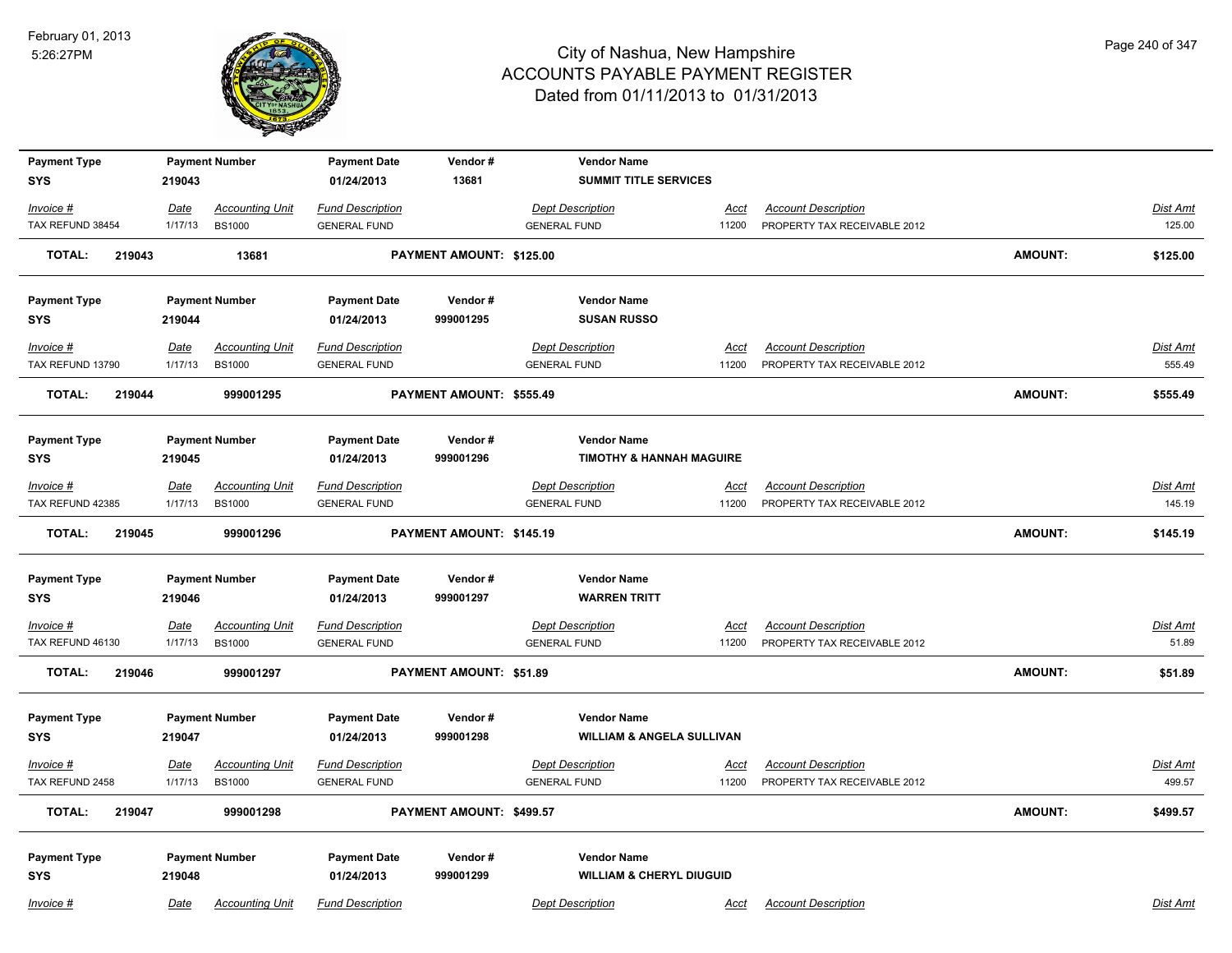# City of Nashua, New Hampshire
## ACCOUNTS PAYABLE PAYMENT REGISTER
### Dated from 01/11/2013 to 01/31/2013

February 01, 2013
5:26:27PM

| Payment Type | Payment Number | Payment Date | Vendor # | Vendor Name |
|---|---|---|---|---|
| SYS | 219043 | 01/24/2013 | 13681 | SUMMIT TITLE SERVICES |

| Invoice # | Date | Accounting Unit | Fund Description | Dept Description | Acct | Account Description | Dist Amt |
|---|---|---|---|---|---|---|---|
| TAX REFUND 38454 | 1/17/13 | BS1000 | GENERAL FUND | GENERAL FUND | 11200 | PROPERTY TAX RECEIVABLE 2012 | 125.00 |

**TOTAL: 219043 13681 PAYMENT AMOUNT: $125.00 AMOUNT: $125.00**

| Payment Type | Payment Number | Payment Date | Vendor # | Vendor Name |
|---|---|---|---|---|
| SYS | 219044 | 01/24/2013 | 999001295 | SUSAN RUSSO |

| Invoice # | Date | Accounting Unit | Fund Description | Dept Description | Acct | Account Description | Dist Amt |
|---|---|---|---|---|---|---|---|
| TAX REFUND 13790 | 1/17/13 | BS1000 | GENERAL FUND | GENERAL FUND | 11200 | PROPERTY TAX RECEIVABLE 2012 | 555.49 |

**TOTAL: 219044 999001295 PAYMENT AMOUNT: $555.49 AMOUNT: $555.49**

| Payment Type | Payment Number | Payment Date | Vendor # | Vendor Name |
|---|---|---|---|---|
| SYS | 219045 | 01/24/2013 | 999001296 | TIMOTHY & HANNAH MAGUIRE |

| Invoice # | Date | Accounting Unit | Fund Description | Dept Description | Acct | Account Description | Dist Amt |
|---|---|---|---|---|---|---|---|
| TAX REFUND 42385 | 1/17/13 | BS1000 | GENERAL FUND | GENERAL FUND | 11200 | PROPERTY TAX RECEIVABLE 2012 | 145.19 |

**TOTAL: 219045 999001296 PAYMENT AMOUNT: $145.19 AMOUNT: $145.19**

| Payment Type | Payment Number | Payment Date | Vendor # | Vendor Name |
|---|---|---|---|---|
| SYS | 219046 | 01/24/2013 | 999001297 | WARREN TRITT |

| Invoice # | Date | Accounting Unit | Fund Description | Dept Description | Acct | Account Description | Dist Amt |
|---|---|---|---|---|---|---|---|
| TAX REFUND 46130 | 1/17/13 | BS1000 | GENERAL FUND | GENERAL FUND | 11200 | PROPERTY TAX RECEIVABLE 2012 | 51.89 |

**TOTAL: 219046 999001297 PAYMENT AMOUNT: $51.89 AMOUNT: $51.89**

| Payment Type | Payment Number | Payment Date | Vendor # | Vendor Name |
|---|---|---|---|---|
| SYS | 219047 | 01/24/2013 | 999001298 | WILLIAM & ANGELA SULLIVAN |

| Invoice # | Date | Accounting Unit | Fund Description | Dept Description | Acct | Account Description | Dist Amt |
|---|---|---|---|---|---|---|---|
| TAX REFUND 2458 | 1/17/13 | BS1000 | GENERAL FUND | GENERAL FUND | 11200 | PROPERTY TAX RECEIVABLE 2012 | 499.57 |

**TOTAL: 219047 999001298 PAYMENT AMOUNT: $499.57 AMOUNT: $499.57**

| Payment Type | Payment Number | Payment Date | Vendor # | Vendor Name |
|---|---|---|---|---|
| SYS | 219048 | 01/24/2013 | 999001299 | WILLIAM & CHERYL DIUGUID |

| Invoice # | Date | Accounting Unit | Fund Description | Dept Description | Acct | Account Description | Dist Amt |
|---|---|---|---|---|---|---|---|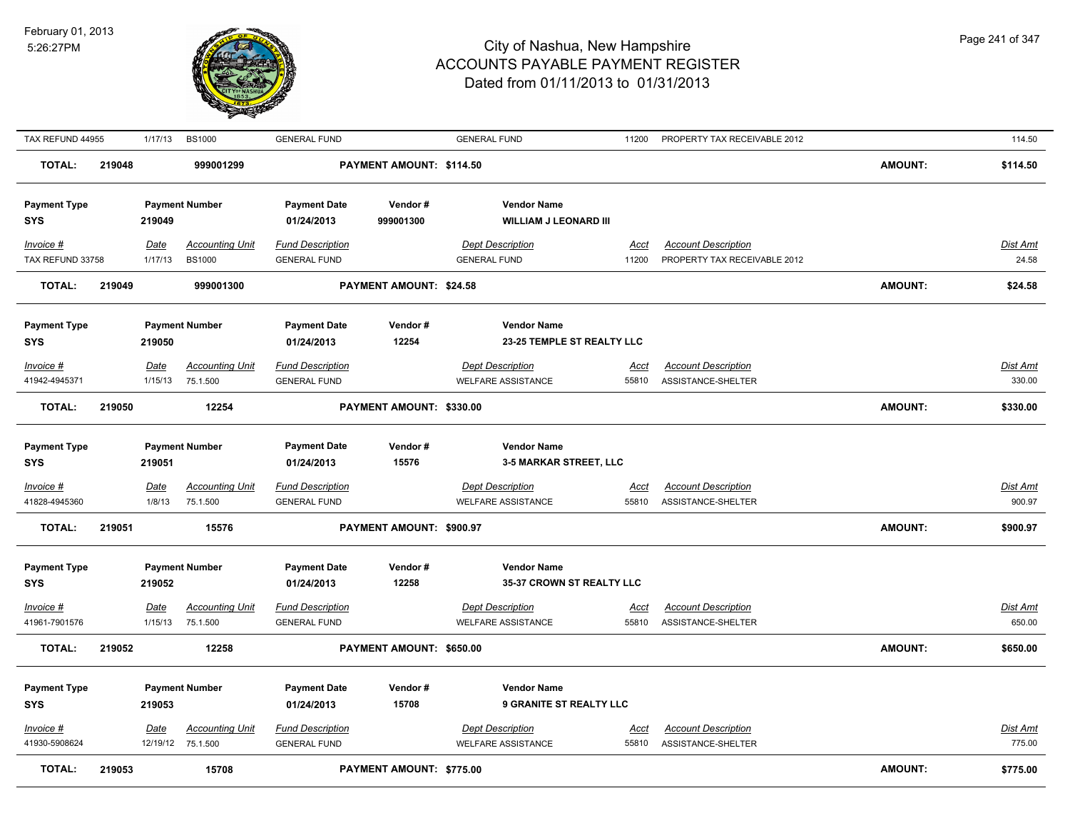| TAX REFUND 44955 | 1/17/13 | BS1000 | GENERAL FUND | | GENERAL FUND | 11200 | PROPERTY TAX RECEIVABLE 2012 | | 114.50 |
|---|---|---|---|---|---|---|---|---|---|
| **TOTAL:** | **219048** | **999001299** | | **PAYMENT AMOUNT: $114.50** | | | | **AMOUNT:** | **$114.50** |

| **Payment Type** | **Payment Number** | **Payment Date** | **Vendor #** | **Vendor Name** |
|---|---|---|---|---|
| **SYS** | **219049** | **01/24/2013** | **999001300** | **WILLIAM J LEONARD III** |

| *Invoice #* | *Date* | *Accounting Unit* | *Fund Description* | *Dept Description* | *Acct* | *Account Description* | *Dist Amt* |
|---|---|---|---|---|---|---|---|
| TAX REFUND 33758 | 1/17/13 | BS1000 | GENERAL FUND | GENERAL FUND | 11200 | PROPERTY TAX RECEIVABLE 2012 | 24.58 |
| **TOTAL:** | **219049** | **999001300** | **PAYMENT AMOUNT: $24.58** | | | **AMOUNT:** | **$24.58** |

| **Payment Type** | **Payment Number** | **Payment Date** | **Vendor #** | **Vendor Name** |
|---|---|---|---|---|
| **SYS** | **219050** | **01/24/2013** | **12254** | **23-25 TEMPLE ST REALTY LLC** |

| *Invoice #* | *Date* | *Accounting Unit* | *Fund Description* | *Dept Description* | *Acct* | *Account Description* | *Dist Amt* |
|---|---|---|---|---|---|---|---|
| 41942-4945371 | 1/15/13 | 75.1.500 | GENERAL FUND | WELFARE ASSISTANCE | 55810 | ASSISTANCE-SHELTER | 330.00 |
| **TOTAL:** | **219050** | **12254** | **PAYMENT AMOUNT: $330.00** | | | **AMOUNT:** | **$330.00** |

| **Payment Type** | **Payment Number** | **Payment Date** | **Vendor #** | **Vendor Name** |
|---|---|---|---|---|
| **SYS** | **219051** | **01/24/2013** | **15576** | **3-5 MARKAR STREET, LLC** |

| *Invoice #* | *Date* | *Accounting Unit* | *Fund Description* | *Dept Description* | *Acct* | *Account Description* | *Dist Amt* |
|---|---|---|---|---|---|---|---|
| 41828-4945360 | 1/8/13 | 75.1.500 | GENERAL FUND | WELFARE ASSISTANCE | 55810 | ASSISTANCE-SHELTER | 900.97 |
| **TOTAL:** | **219051** | **15576** | **PAYMENT AMOUNT: $900.97** | | | **AMOUNT:** | **$900.97** |

| **Payment Type** | **Payment Number** | **Payment Date** | **Vendor #** | **Vendor Name** |
|---|---|---|---|---|
| **SYS** | **219052** | **01/24/2013** | **12258** | **35-37 CROWN ST REALTY LLC** |

| *Invoice #* | *Date* | *Accounting Unit* | *Fund Description* | *Dept Description* | *Acct* | *Account Description* | *Dist Amt* |
|---|---|---|---|---|---|---|---|
| 41961-7901576 | 1/15/13 | 75.1.500 | GENERAL FUND | WELFARE ASSISTANCE | 55810 | ASSISTANCE-SHELTER | 650.00 |
| **TOTAL:** | **219052** | **12258** | **PAYMENT AMOUNT: $650.00** | | | **AMOUNT:** | **$650.00** |

| **Payment Type** | **Payment Number** | **Payment Date** | **Vendor #** | **Vendor Name** |
|---|---|---|---|---|
| **SYS** | **219053** | **01/24/2013** | **15708** | **9 GRANITE ST REALTY LLC** |

| *Invoice #* | *Date* | *Accounting Unit* | *Fund Description* | *Dept Description* | *Acct* | *Account Description* | *Dist Amt* |
|---|---|---|---|---|---|---|---|
| 41930-5908624 | 12/19/12 | 75.1.500 | GENERAL FUND | WELFARE ASSISTANCE | 55810 | ASSISTANCE-SHELTER | 775.00 |
| **TOTAL:** | **219053** | **15708** | **PAYMENT AMOUNT: $775.00** | | | **AMOUNT:** | **$775.00** |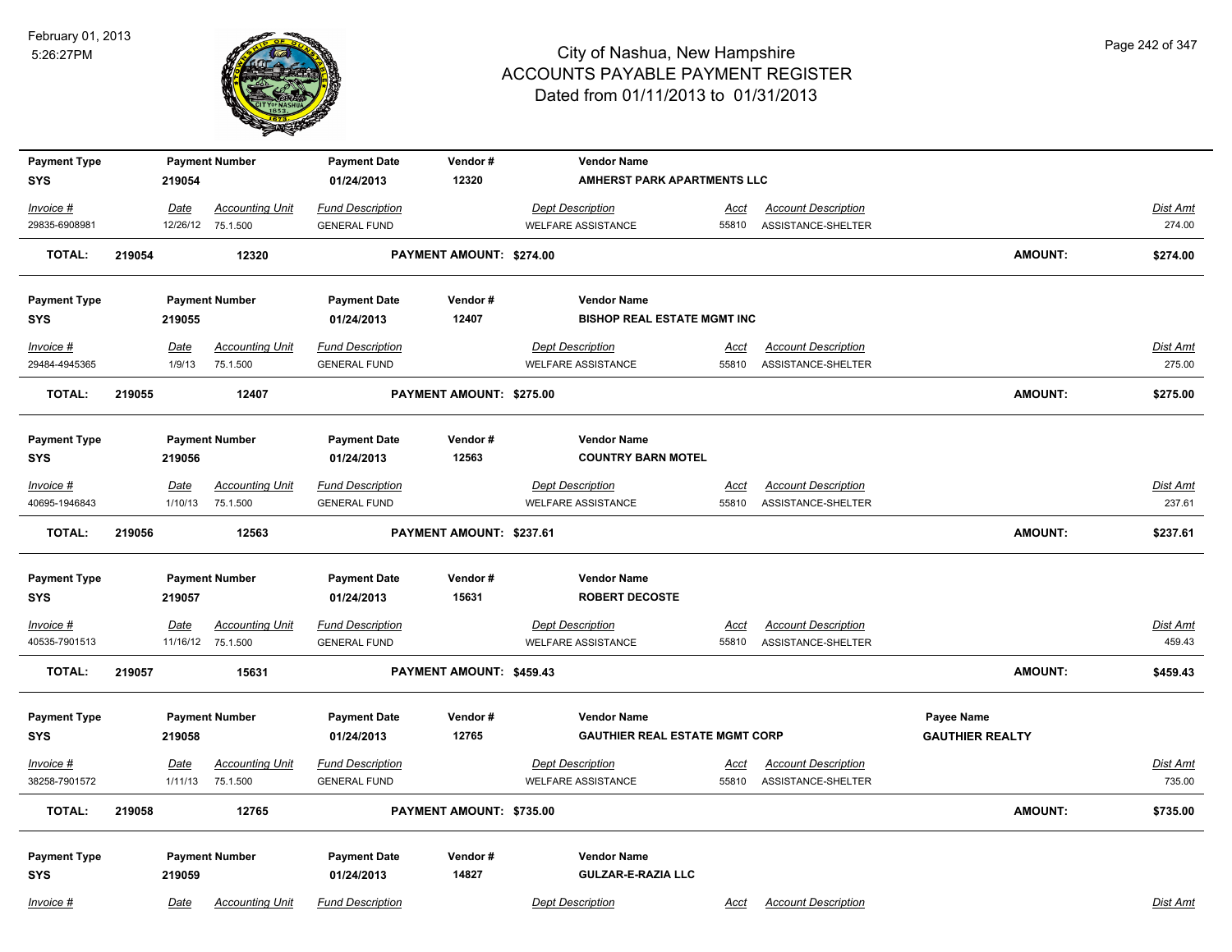# City of Nashua, New Hampshire
## ACCOUNTS PAYABLE PAYMENT REGISTER
### Dated from 01/11/2013 to 01/31/2013

February 01, 2013
5:26:27PM

| Payment Type | Payment Number | Payment Date | Vendor # | Vendor Name |
|---|---|---|---|---|
| SYS | 219054 | 01/24/2013 | 12320 | AMHERST PARK APARTMENTS LLC |

| Invoice # | Date | Accounting Unit | Fund Description | Dept Description | Acct | Account Description | Dist Amt |
|---|---|---|---|---|---|---|---|
| 29835-6908981 | 12/26/12 | 75.1.500 | GENERAL FUND | WELFARE ASSISTANCE | 55810 | ASSISTANCE-SHELTER | 274.00 |

**TOTAL: 219054 12320 PAYMENT AMOUNT: $274.00 AMOUNT: $274.00**

| Payment Type | Payment Number | Payment Date | Vendor # | Vendor Name |
|---|---|---|---|---|
| SYS | 219055 | 01/24/2013 | 12407 | BISHOP REAL ESTATE MGMT INC |

| Invoice # | Date | Accounting Unit | Fund Description | Dept Description | Acct | Account Description | Dist Amt |
|---|---|---|---|---|---|---|---|
| 29484-4945365 | 1/9/13 | 75.1.500 | GENERAL FUND | WELFARE ASSISTANCE | 55810 | ASSISTANCE-SHELTER | 275.00 |

**TOTAL: 219055 12407 PAYMENT AMOUNT: $275.00 AMOUNT: $275.00**

| Payment Type | Payment Number | Payment Date | Vendor # | Vendor Name |
|---|---|---|---|---|
| SYS | 219056 | 01/24/2013 | 12563 | COUNTRY BARN MOTEL |

| Invoice # | Date | Accounting Unit | Fund Description | Dept Description | Acct | Account Description | Dist Amt |
|---|---|---|---|---|---|---|---|
| 40695-1946843 | 1/10/13 | 75.1.500 | GENERAL FUND | WELFARE ASSISTANCE | 55810 | ASSISTANCE-SHELTER | 237.61 |

**TOTAL: 219056 12563 PAYMENT AMOUNT: $237.61 AMOUNT: $237.61**

| Payment Type | Payment Number | Payment Date | Vendor # | Vendor Name |
|---|---|---|---|---|
| SYS | 219057 | 01/24/2013 | 15631 | ROBERT DECOSTE |

| Invoice # | Date | Accounting Unit | Fund Description | Dept Description | Acct | Account Description | Dist Amt |
|---|---|---|---|---|---|---|---|
| 40535-7901513 | 11/16/12 | 75.1.500 | GENERAL FUND | WELFARE ASSISTANCE | 55810 | ASSISTANCE-SHELTER | 459.43 |

**TOTAL: 219057 15631 PAYMENT AMOUNT: $459.43 AMOUNT: $459.43**

| Payment Type | Payment Number | Payment Date | Vendor # | Vendor Name | Payee Name |
|---|---|---|---|---|---|
| SYS | 219058 | 01/24/2013 | 12765 | GAUTHIER REAL ESTATE MGMT CORP | GAUTHIER REALTY |

| Invoice # | Date | Accounting Unit | Fund Description | Dept Description | Acct | Account Description | Dist Amt |
|---|---|---|---|---|---|---|---|
| 38258-7901572 | 1/11/13 | 75.1.500 | GENERAL FUND | WELFARE ASSISTANCE | 55810 | ASSISTANCE-SHELTER | 735.00 |

**TOTAL: 219058 12765 PAYMENT AMOUNT: $735.00 AMOUNT: $735.00**

| Payment Type | Payment Number | Payment Date | Vendor # | Vendor Name |
|---|---|---|---|---|
| SYS | 219059 | 01/24/2013 | 14827 | GULZAR-E-RAZIA LLC |

| Invoice # | Date | Accounting Unit | Fund Description | Dept Description | Acct | Account Description | Dist Amt |
|---|---|---|---|---|---|---|---|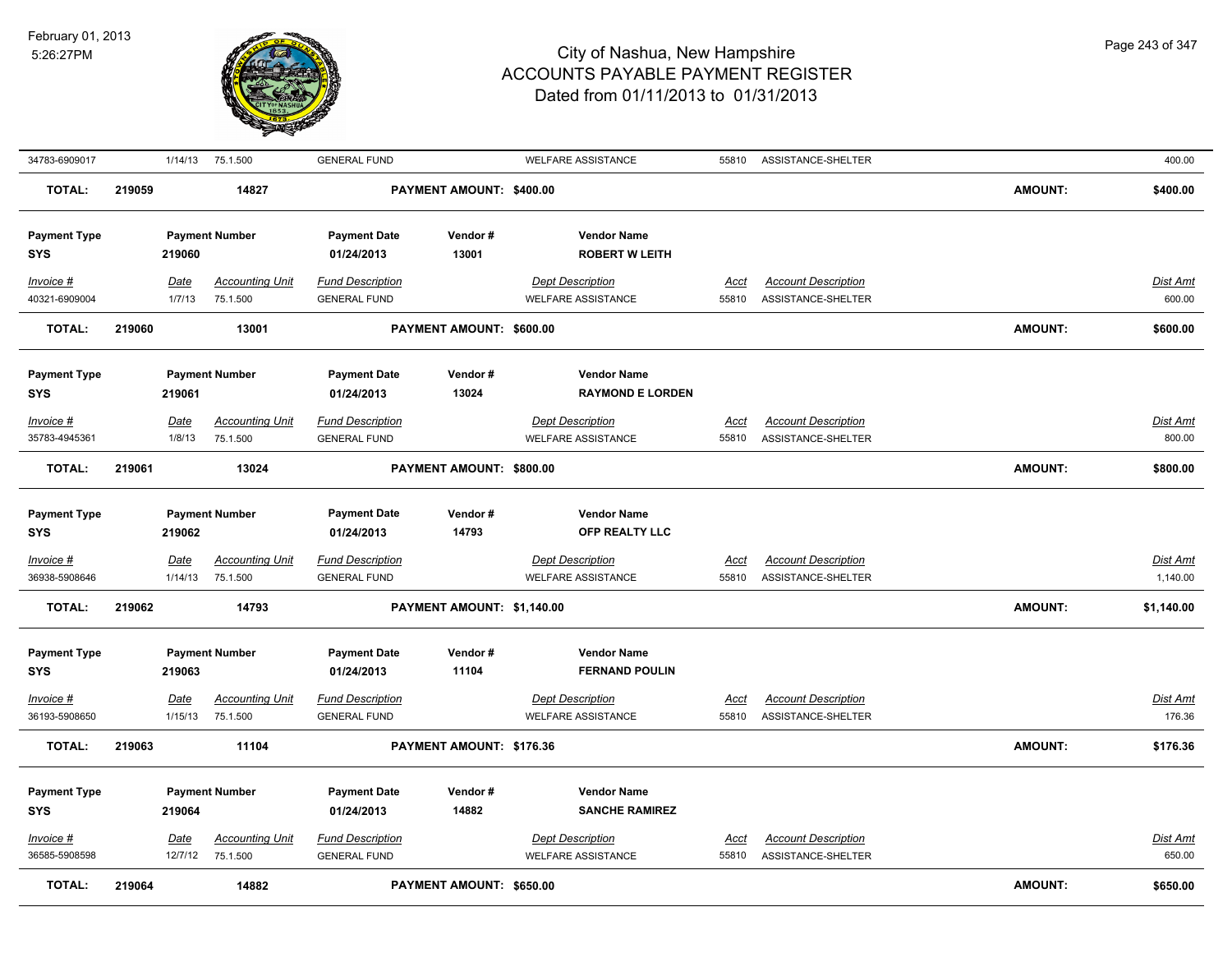| Invoice # | Date | Accounting Unit | Fund Description | Dept Description | Acct | Account Description | Dist Amt |
|---|---|---|---|---|---|---|---|
| 34783-6909017 | 1/14/13 | 75.1.500 | GENERAL FUND | WELFARE ASSISTANCE | 55810 | ASSISTANCE-SHELTER | 400.00 |

**TOTAL:** 219059 | 14827 | **PAYMENT AMOUNT: $400.00** | **AMOUNT: $400.00**

| Payment Type | Payment Number | Payment Date | Vendor # | Vendor Name |
|---|---|---|---|---|
| SYS | 219060 | 01/24/2013 | 13001 | ROBERT W LEITH |

| Invoice # | Date | Accounting Unit | Fund Description | Dept Description | Acct | Account Description | Dist Amt |
|---|---|---|---|---|---|---|---|
| 40321-6909004 | 1/7/13 | 75.1.500 | GENERAL FUND | WELFARE ASSISTANCE | 55810 | ASSISTANCE-SHELTER | 600.00 |

**TOTAL:** 219060 | 13001 | **PAYMENT AMOUNT: $600.00** | **AMOUNT: $600.00**

| Payment Type | Payment Number | Payment Date | Vendor # | Vendor Name |
|---|---|---|---|---|
| SYS | 219061 | 01/24/2013 | 13024 | RAYMOND E LORDEN |

| Invoice # | Date | Accounting Unit | Fund Description | Dept Description | Acct | Account Description | Dist Amt |
|---|---|---|---|---|---|---|---|
| 35783-4945361 | 1/8/13 | 75.1.500 | GENERAL FUND | WELFARE ASSISTANCE | 55810 | ASSISTANCE-SHELTER | 800.00 |

**TOTAL:** 219061 | 13024 | **PAYMENT AMOUNT: $800.00** | **AMOUNT: $800.00**

| Payment Type | Payment Number | Payment Date | Vendor # | Vendor Name |
|---|---|---|---|---|
| SYS | 219062 | 01/24/2013 | 14793 | OFP REALTY LLC |

| Invoice # | Date | Accounting Unit | Fund Description | Dept Description | Acct | Account Description | Dist Amt |
|---|---|---|---|---|---|---|---|
| 36938-5908646 | 1/14/13 | 75.1.500 | GENERAL FUND | WELFARE ASSISTANCE | 55810 | ASSISTANCE-SHELTER | 1,140.00 |

**TOTAL:** 219062 | 14793 | **PAYMENT AMOUNT: $1,140.00** | **AMOUNT: $1,140.00**

| Payment Type | Payment Number | Payment Date | Vendor # | Vendor Name |
|---|---|---|---|---|
| SYS | 219063 | 01/24/2013 | 11104 | FERNAND POULIN |

| Invoice # | Date | Accounting Unit | Fund Description | Dept Description | Acct | Account Description | Dist Amt |
|---|---|---|---|---|---|---|---|
| 36193-5908650 | 1/15/13 | 75.1.500 | GENERAL FUND | WELFARE ASSISTANCE | 55810 | ASSISTANCE-SHELTER | 176.36 |

**TOTAL:** 219063 | 11104 | **PAYMENT AMOUNT: $176.36** | **AMOUNT: $176.36**

| Payment Type | Payment Number | Payment Date | Vendor # | Vendor Name |
|---|---|---|---|---|
| SYS | 219064 | 01/24/2013 | 14882 | SANCHE RAMIREZ |

| Invoice # | Date | Accounting Unit | Fund Description | Dept Description | Acct | Account Description | Dist Amt |
|---|---|---|---|---|---|---|---|
| 36585-5908598 | 12/7/12 | 75.1.500 | GENERAL FUND | WELFARE ASSISTANCE | 55810 | ASSISTANCE-SHELTER | 650.00 |

**TOTAL:** 219064 | 14882 | **PAYMENT AMOUNT: $650.00** | **AMOUNT: $650.00**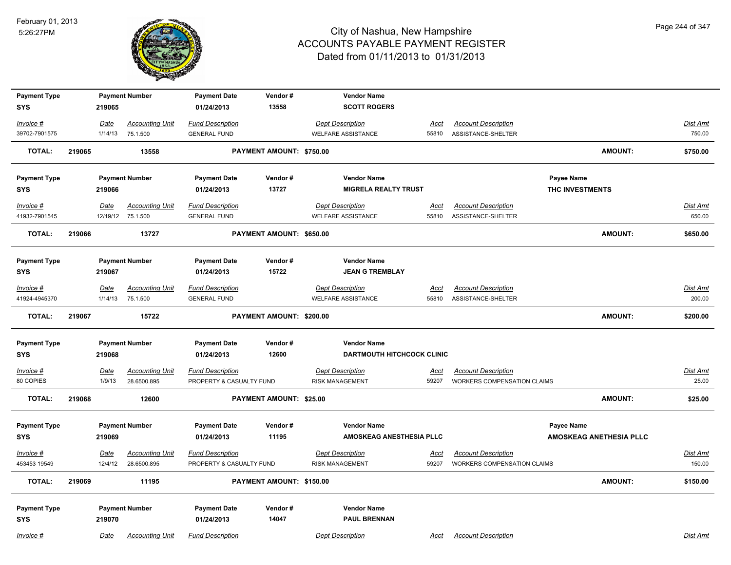# City of Nashua, New Hampshire
## ACCOUNTS PAYABLE PAYMENT REGISTER
### Dated from 01/11/2013 to 01/31/2013

February 01, 2013
5:26:27PM

| Payment Type | Payment Number | Payment Date | Vendor # | Vendor Name |
|---|---|---|---|---|
| SYS | 219065 | 01/24/2013 | 13558 | SCOTT ROGERS |

| Invoice # | Date | Accounting Unit | Fund Description | Dept Description | Acct | Account Description | Dist Amt |
|---|---|---|---|---|---|---|---|
| 39702-7901575 | 1/14/13 | 75.1.500 | GENERAL FUND | WELFARE ASSISTANCE | 55810 | ASSISTANCE-SHELTER | 750.00 |

**TOTAL: 219065 13558 PAYMENT AMOUNT: $750.00 AMOUNT: $750.00**

| Payment Type | Payment Number | Payment Date | Vendor # | Vendor Name | Payee Name |
|---|---|---|---|---|---|
| SYS | 219066 | 01/24/2013 | 13727 | MIGRELA REALTY TRUST | THC INVESTMENTS |

| Invoice # | Date | Accounting Unit | Fund Description | Dept Description | Acct | Account Description | Dist Amt |
|---|---|---|---|---|---|---|---|
| 41932-7901545 | 12/19/12 | 75.1.500 | GENERAL FUND | WELFARE ASSISTANCE | 55810 | ASSISTANCE-SHELTER | 650.00 |

**TOTAL: 219066 13727 PAYMENT AMOUNT: $650.00 AMOUNT: $650.00**

| Payment Type | Payment Number | Payment Date | Vendor # | Vendor Name |
|---|---|---|---|---|
| SYS | 219067 | 01/24/2013 | 15722 | JEAN G TREMBLAY |

| Invoice # | Date | Accounting Unit | Fund Description | Dept Description | Acct | Account Description | Dist Amt |
|---|---|---|---|---|---|---|---|
| 41924-4945370 | 1/14/13 | 75.1.500 | GENERAL FUND | WELFARE ASSISTANCE | 55810 | ASSISTANCE-SHELTER | 200.00 |

**TOTAL: 219067 15722 PAYMENT AMOUNT: $200.00 AMOUNT: $200.00**

| Payment Type | Payment Number | Payment Date | Vendor # | Vendor Name |
|---|---|---|---|---|
| SYS | 219068 | 01/24/2013 | 12600 | DARTMOUTH HITCHCOCK CLINIC |

| Invoice # | Date | Accounting Unit | Fund Description | Dept Description | Acct | Account Description | Dist Amt |
|---|---|---|---|---|---|---|---|
| 80 COPIES | 1/9/13 | 28.6500.895 | PROPERTY & CASUALTY FUND | RISK MANAGEMENT | 59207 | WORKERS COMPENSATION CLAIMS | 25.00 |

**TOTAL: 219068 12600 PAYMENT AMOUNT: $25.00 AMOUNT: $25.00**

| Payment Type | Payment Number | Payment Date | Vendor # | Vendor Name | Payee Name |
|---|---|---|---|---|---|
| SYS | 219069 | 01/24/2013 | 11195 | AMOSKEAG ANESTHESIA PLLC | AMOSKEAG ANETHESIA PLLC |

| Invoice # | Date | Accounting Unit | Fund Description | Dept Description | Acct | Account Description | Dist Amt |
|---|---|---|---|---|---|---|---|
| 453453 19549 | 12/4/12 | 28.6500.895 | PROPERTY & CASUALTY FUND | RISK MANAGEMENT | 59207 | WORKERS COMPENSATION CLAIMS | 150.00 |

**TOTAL: 219069 11195 PAYMENT AMOUNT: $150.00 AMOUNT: $150.00**

| Payment Type | Payment Number | Payment Date | Vendor # | Vendor Name |
|---|---|---|---|---|
| SYS | 219070 | 01/24/2013 | 14047 | PAUL BRENNAN |

| Invoice # | Date | Accounting Unit | Fund Description | Dept Description | Acct | Account Description | Dist Amt |
|---|---|---|---|---|---|---|---|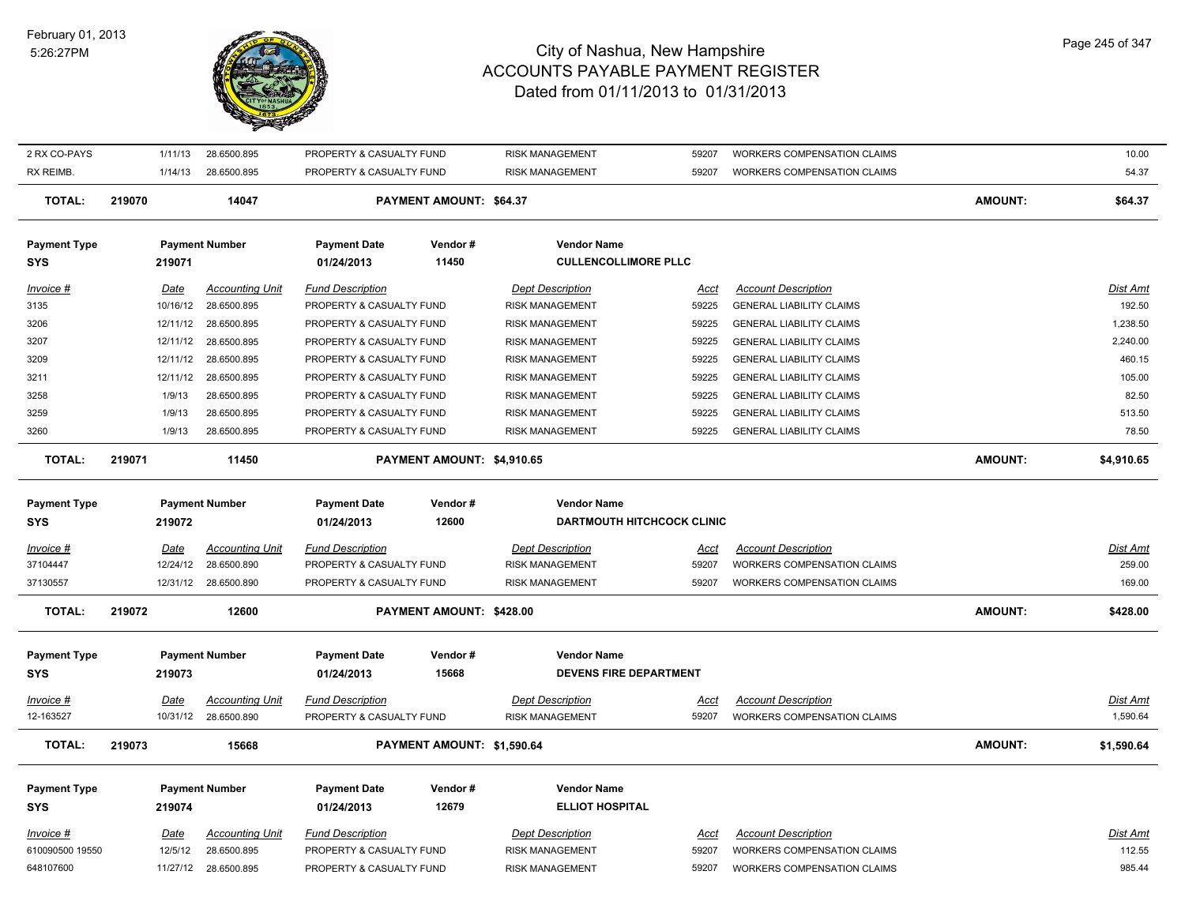| 2 RX CO-PAYS | 1/11/13 | 28.6500.895 | PROPERTY & CASUALTY FUND | RISK MANAGEMENT | 59207 | WORKERS COMPENSATION CLAIMS | 10.00 |
|---|---|---|---|---|---|---|---|
| RX REIMB. | 1/14/13 | 28.6500.895 | PROPERTY & CASUALTY FUND | RISK MANAGEMENT | 59207 | WORKERS COMPENSATION CLAIMS | 54.37 |

**TOTAL: 219070 14047 PAYMENT AMOUNT: $64.37 AMOUNT: $64.37**

| Payment Type | Payment Number | Payment Date | Vendor # | Vendor Name |
|---|---|---|---|---|
| SYS | 219071 | 01/24/2013 | 11450 | CULLENCOLLIMORE PLLC |

| Invoice # | Date | Accounting Unit | Fund Description | Dept Description | Acct | Account Description | Dist Amt |
|---|---|---|---|---|---|---|---|
| 3135 | 10/16/12 | 28.6500.895 | PROPERTY & CASUALTY FUND | RISK MANAGEMENT | 59225 | GENERAL LIABILITY CLAIMS | 192.50 |
| 3206 | 12/11/12 | 28.6500.895 | PROPERTY & CASUALTY FUND | RISK MANAGEMENT | 59225 | GENERAL LIABILITY CLAIMS | 1,238.50 |
| 3207 | 12/11/12 | 28.6500.895 | PROPERTY & CASUALTY FUND | RISK MANAGEMENT | 59225 | GENERAL LIABILITY CLAIMS | 2,240.00 |
| 3209 | 12/11/12 | 28.6500.895 | PROPERTY & CASUALTY FUND | RISK MANAGEMENT | 59225 | GENERAL LIABILITY CLAIMS | 460.15 |
| 3211 | 12/11/12 | 28.6500.895 | PROPERTY & CASUALTY FUND | RISK MANAGEMENT | 59225 | GENERAL LIABILITY CLAIMS | 105.00 |
| 3258 | 1/9/13 | 28.6500.895 | PROPERTY & CASUALTY FUND | RISK MANAGEMENT | 59225 | GENERAL LIABILITY CLAIMS | 82.50 |
| 3259 | 1/9/13 | 28.6500.895 | PROPERTY & CASUALTY FUND | RISK MANAGEMENT | 59225 | GENERAL LIABILITY CLAIMS | 513.50 |
| 3260 | 1/9/13 | 28.6500.895 | PROPERTY & CASUALTY FUND | RISK MANAGEMENT | 59225 | GENERAL LIABILITY CLAIMS | 78.50 |

**TOTAL: 219071 11450 PAYMENT AMOUNT: $4,910.65 AMOUNT: $4,910.65**

| Payment Type | Payment Number | Payment Date | Vendor # | Vendor Name |
|---|---|---|---|---|
| SYS | 219072 | 01/24/2013 | 12600 | DARTMOUTH HITCHCOCK CLINIC |

| Invoice # | Date | Accounting Unit | Fund Description | Dept Description | Acct | Account Description | Dist Amt |
|---|---|---|---|---|---|---|---|
| 37104447 | 12/24/12 | 28.6500.890 | PROPERTY & CASUALTY FUND | RISK MANAGEMENT | 59207 | WORKERS COMPENSATION CLAIMS | 259.00 |
| 37130557 | 12/31/12 | 28.6500.890 | PROPERTY & CASUALTY FUND | RISK MANAGEMENT | 59207 | WORKERS COMPENSATION CLAIMS | 169.00 |

**TOTAL: 219072 12600 PAYMENT AMOUNT: $428.00 AMOUNT: $428.00**

| Payment Type | Payment Number | Payment Date | Vendor # | Vendor Name |
|---|---|---|---|---|
| SYS | 219073 | 01/24/2013 | 15668 | DEVENS FIRE DEPARTMENT |

| Invoice # | Date | Accounting Unit | Fund Description | Dept Description | Acct | Account Description | Dist Amt |
|---|---|---|---|---|---|---|---|
| 12-163527 | 10/31/12 | 28.6500.890 | PROPERTY & CASUALTY FUND | RISK MANAGEMENT | 59207 | WORKERS COMPENSATION CLAIMS | 1,590.64 |

**TOTAL: 219073 15668 PAYMENT AMOUNT: $1,590.64 AMOUNT: $1,590.64**

| Payment Type | Payment Number | Payment Date | Vendor # | Vendor Name |
|---|---|---|---|---|
| SYS | 219074 | 01/24/2013 | 12679 | ELLIOT HOSPITAL |

| Invoice # | Date | Accounting Unit | Fund Description | Dept Description | Acct | Account Description | Dist Amt |
|---|---|---|---|---|---|---|---|
| 610090500 19550 | 12/5/12 | 28.6500.895 | PROPERTY & CASUALTY FUND | RISK MANAGEMENT | 59207 | WORKERS COMPENSATION CLAIMS | 112.55 |
| 648107600 | 11/27/12 | 28.6500.895 | PROPERTY & CASUALTY FUND | RISK MANAGEMENT | 59207 | WORKERS COMPENSATION CLAIMS | 985.44 |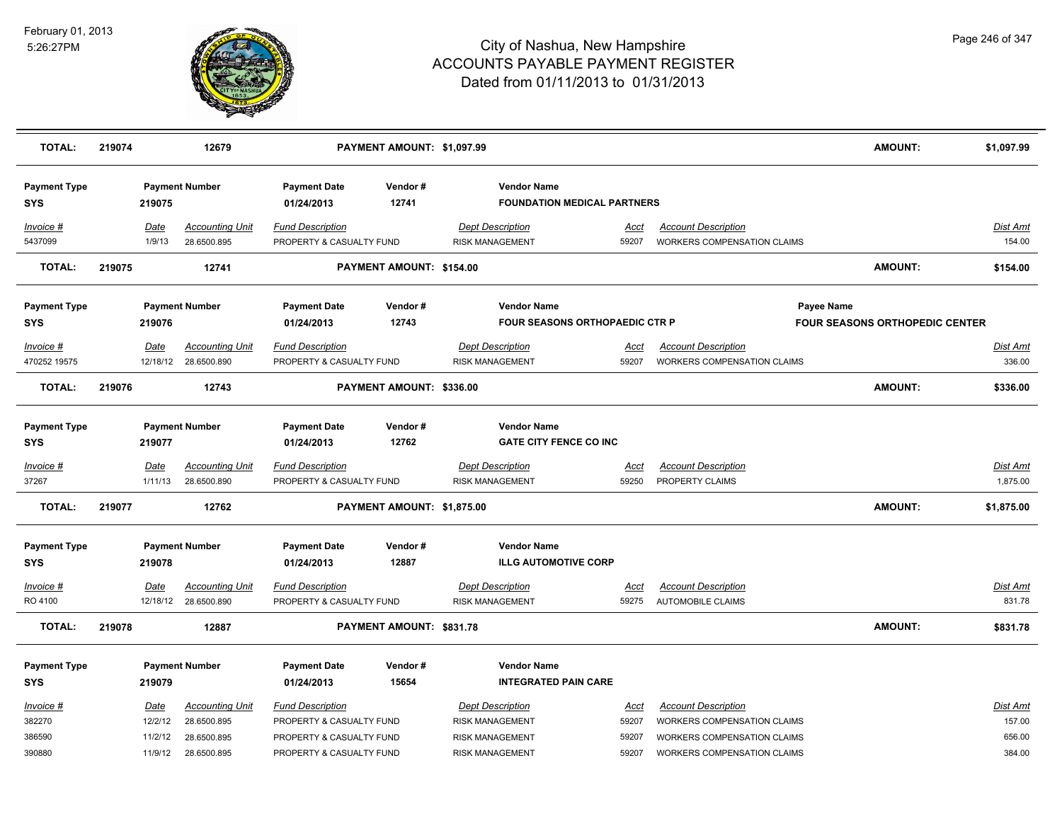# City of Nashua, New Hampshire
## ACCOUNTS PAYABLE PAYMENT REGISTER
### Dated from 01/11/2013 to 01/31/2013

February 01, 2013
5:26:27PM

**TOTAL:** 219074 | 12679 | **PAYMENT AMOUNT: $1,097.99** | **AMOUNT:** $1,097.99

---

| Payment Type | Payment Number | Payment Date | Vendor # | Vendor Name |
|---|---|---|---|---|
| SYS | 219075 | 01/24/2013 | 12741 | FOUNDATION MEDICAL PARTNERS |

| Invoice # | Date | Accounting Unit | Fund Description | Dept Description | Acct | Account Description | Dist Amt |
|---|---|---|---|---|---|---|---|
| 5437099 | 1/9/13 | 28.6500.895 | PROPERTY & CASUALTY FUND | RISK MANAGEMENT | 59207 | WORKERS COMPENSATION CLAIMS | 154.00 |

**TOTAL:** 219075 | 12741 | **PAYMENT AMOUNT: $154.00** | **AMOUNT:** $154.00

---

| Payment Type | Payment Number | Payment Date | Vendor # | Vendor Name | Payee Name |
|---|---|---|---|---|---|
| SYS | 219076 | 01/24/2013 | 12743 | FOUR SEASONS ORTHOPAEDIC CTR P | FOUR SEASONS ORTHOPEDIC CENTER |

| Invoice # | Date | Accounting Unit | Fund Description | Dept Description | Acct | Account Description | Dist Amt |
|---|---|---|---|---|---|---|---|
| 470252 19575 | 12/18/12 | 28.6500.890 | PROPERTY & CASUALTY FUND | RISK MANAGEMENT | 59207 | WORKERS COMPENSATION CLAIMS | 336.00 |

**TOTAL:** 219076 | 12743 | **PAYMENT AMOUNT: $336.00** | **AMOUNT:** $336.00

---

| Payment Type | Payment Number | Payment Date | Vendor # | Vendor Name |
|---|---|---|---|---|
| SYS | 219077 | 01/24/2013 | 12762 | GATE CITY FENCE CO INC |

| Invoice # | Date | Accounting Unit | Fund Description | Dept Description | Acct | Account Description | Dist Amt |
|---|---|---|---|---|---|---|---|
| 37267 | 1/11/13 | 28.6500.890 | PROPERTY & CASUALTY FUND | RISK MANAGEMENT | 59250 | PROPERTY CLAIMS | 1,875.00 |

**TOTAL:** 219077 | 12762 | **PAYMENT AMOUNT: $1,875.00** | **AMOUNT:** $1,875.00

---

| Payment Type | Payment Number | Payment Date | Vendor # | Vendor Name |
|---|---|---|---|---|
| SYS | 219078 | 01/24/2013 | 12887 | ILLG AUTOMOTIVE CORP |

| Invoice # | Date | Accounting Unit | Fund Description | Dept Description | Acct | Account Description | Dist Amt |
|---|---|---|---|---|---|---|---|
| RO 4100 | 12/18/12 | 28.6500.890 | PROPERTY & CASUALTY FUND | RISK MANAGEMENT | 59275 | AUTOMOBILE CLAIMS | 831.78 |

**TOTAL:** 219078 | 12887 | **PAYMENT AMOUNT: $831.78** | **AMOUNT:** $831.78

---

| Payment Type | Payment Number | Payment Date | Vendor # | Vendor Name |
|---|---|---|---|---|
| SYS | 219079 | 01/24/2013 | 15654 | INTEGRATED PAIN CARE |

| Invoice # | Date | Accounting Unit | Fund Description | Dept Description | Acct | Account Description | Dist Amt |
|---|---|---|---|---|---|---|---|
| 382270 | 12/2/12 | 28.6500.895 | PROPERTY & CASUALTY FUND | RISK MANAGEMENT | 59207 | WORKERS COMPENSATION CLAIMS | 157.00 |
| 386590 | 11/2/12 | 28.6500.895 | PROPERTY & CASUALTY FUND | RISK MANAGEMENT | 59207 | WORKERS COMPENSATION CLAIMS | 656.00 |
| 390880 | 11/9/12 | 28.6500.895 | PROPERTY & CASUALTY FUND | RISK MANAGEMENT | 59207 | WORKERS COMPENSATION CLAIMS | 384.00 |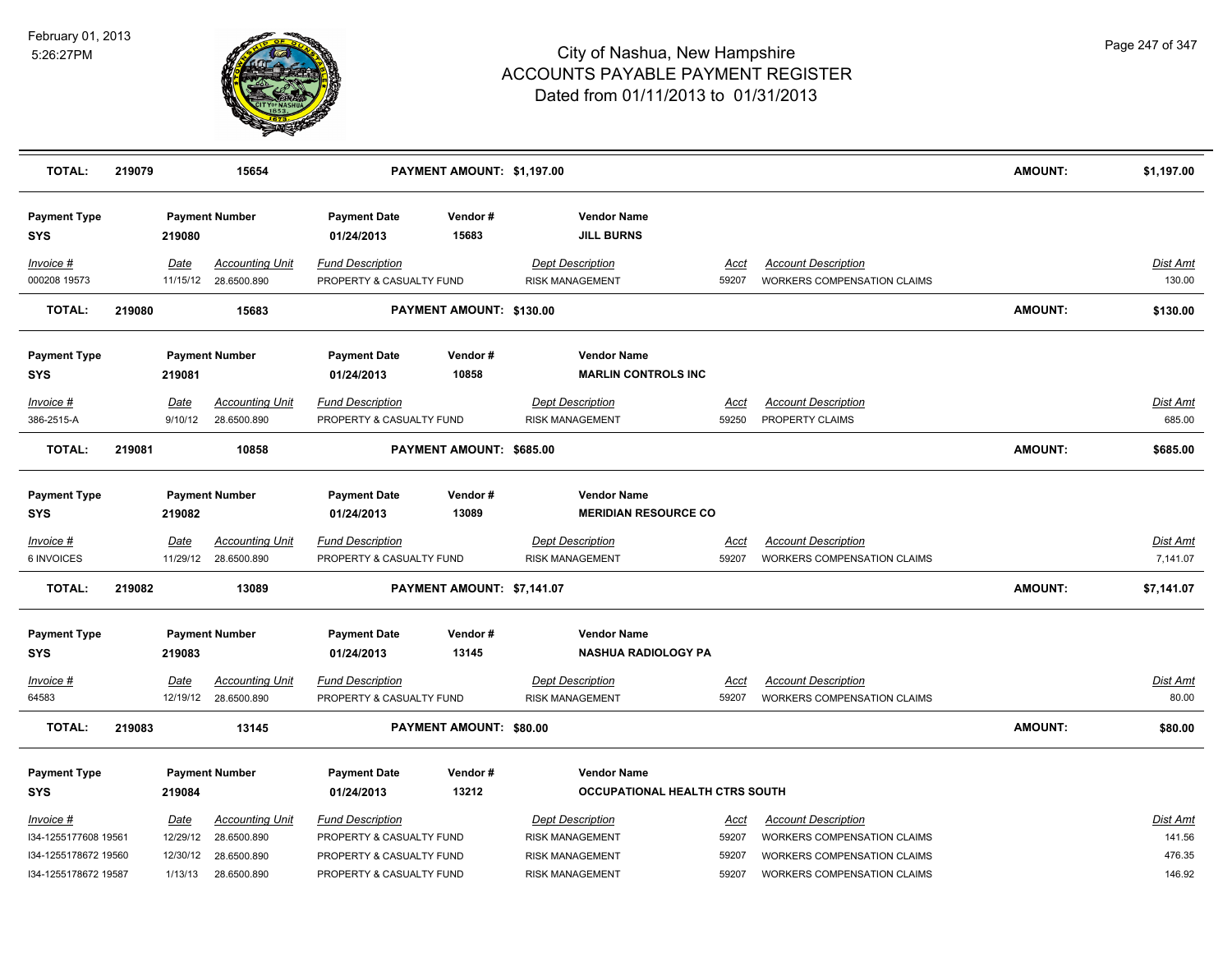# City of Nashua, New Hampshire
## ACCOUNTS PAYABLE PAYMENT REGISTER
### Dated from 01/11/2013 to 01/31/2013

February 01, 2013
5:26:27PM

**TOTAL: 219079 15654 PAYMENT AMOUNT: $1,197.00 AMOUNT: $1,197.00**

| Payment Type | Payment Number | Payment Date | Vendor # | Vendor Name |
|---|---|---|---|---|
| SYS | 219080 | 01/24/2013 | 15683 | JILL BURNS |

| Invoice # | Date | Accounting Unit | Fund Description | Dept Description | Acct | Account Description | Dist Amt |
|---|---|---|---|---|---|---|---|
| 000208 19573 | 11/15/12 | 28.6500.890 | PROPERTY & CASUALTY FUND | RISK MANAGEMENT | 59207 | WORKERS COMPENSATION CLAIMS | 130.00 |

**TOTAL: 219080 15683 PAYMENT AMOUNT: $130.00 AMOUNT: $130.00**

| Payment Type | Payment Number | Payment Date | Vendor # | Vendor Name |
|---|---|---|---|---|
| SYS | 219081 | 01/24/2013 | 10858 | MARLIN CONTROLS INC |

| Invoice # | Date | Accounting Unit | Fund Description | Dept Description | Acct | Account Description | Dist Amt |
|---|---|---|---|---|---|---|---|
| 386-2515-A | 9/10/12 | 28.6500.890 | PROPERTY & CASUALTY FUND | RISK MANAGEMENT | 59250 | PROPERTY CLAIMS | 685.00 |

**TOTAL: 219081 10858 PAYMENT AMOUNT: $685.00 AMOUNT: $685.00**

| Payment Type | Payment Number | Payment Date | Vendor # | Vendor Name |
|---|---|---|---|---|
| SYS | 219082 | 01/24/2013 | 13089 | MERIDIAN RESOURCE CO |

| Invoice # | Date | Accounting Unit | Fund Description | Dept Description | Acct | Account Description | Dist Amt |
|---|---|---|---|---|---|---|---|
| 6 INVOICES | 11/29/12 | 28.6500.890 | PROPERTY & CASUALTY FUND | RISK MANAGEMENT | 59207 | WORKERS COMPENSATION CLAIMS | 7,141.07 |

**TOTAL: 219082 13089 PAYMENT AMOUNT: $7,141.07 AMOUNT: $7,141.07**

| Payment Type | Payment Number | Payment Date | Vendor # | Vendor Name |
|---|---|---|---|---|
| SYS | 219083 | 01/24/2013 | 13145 | NASHUA RADIOLOGY PA |

| Invoice # | Date | Accounting Unit | Fund Description | Dept Description | Acct | Account Description | Dist Amt |
|---|---|---|---|---|---|---|---|
| 64583 | 12/19/12 | 28.6500.890 | PROPERTY & CASUALTY FUND | RISK MANAGEMENT | 59207 | WORKERS COMPENSATION CLAIMS | 80.00 |

**TOTAL: 219083 13145 PAYMENT AMOUNT: $80.00 AMOUNT: $80.00**

| Payment Type | Payment Number | Payment Date | Vendor # | Vendor Name |
|---|---|---|---|---|
| SYS | 219084 | 01/24/2013 | 13212 | OCCUPATIONAL HEALTH CTRS SOUTH |

| Invoice # | Date | Accounting Unit | Fund Description | Dept Description | Acct | Account Description | Dist Amt |
|---|---|---|---|---|---|---|---|
| I34-1255177608 19561 | 12/29/12 | 28.6500.890 | PROPERTY & CASUALTY FUND | RISK MANAGEMENT | 59207 | WORKERS COMPENSATION CLAIMS | 141.56 |
| I34-1255178672 19560 | 12/30/12 | 28.6500.890 | PROPERTY & CASUALTY FUND | RISK MANAGEMENT | 59207 | WORKERS COMPENSATION CLAIMS | 476.35 |
| I34-1255178672 19587 | 1/13/13 | 28.6500.890 | PROPERTY & CASUALTY FUND | RISK MANAGEMENT | 59207 | WORKERS COMPENSATION CLAIMS | 146.92 |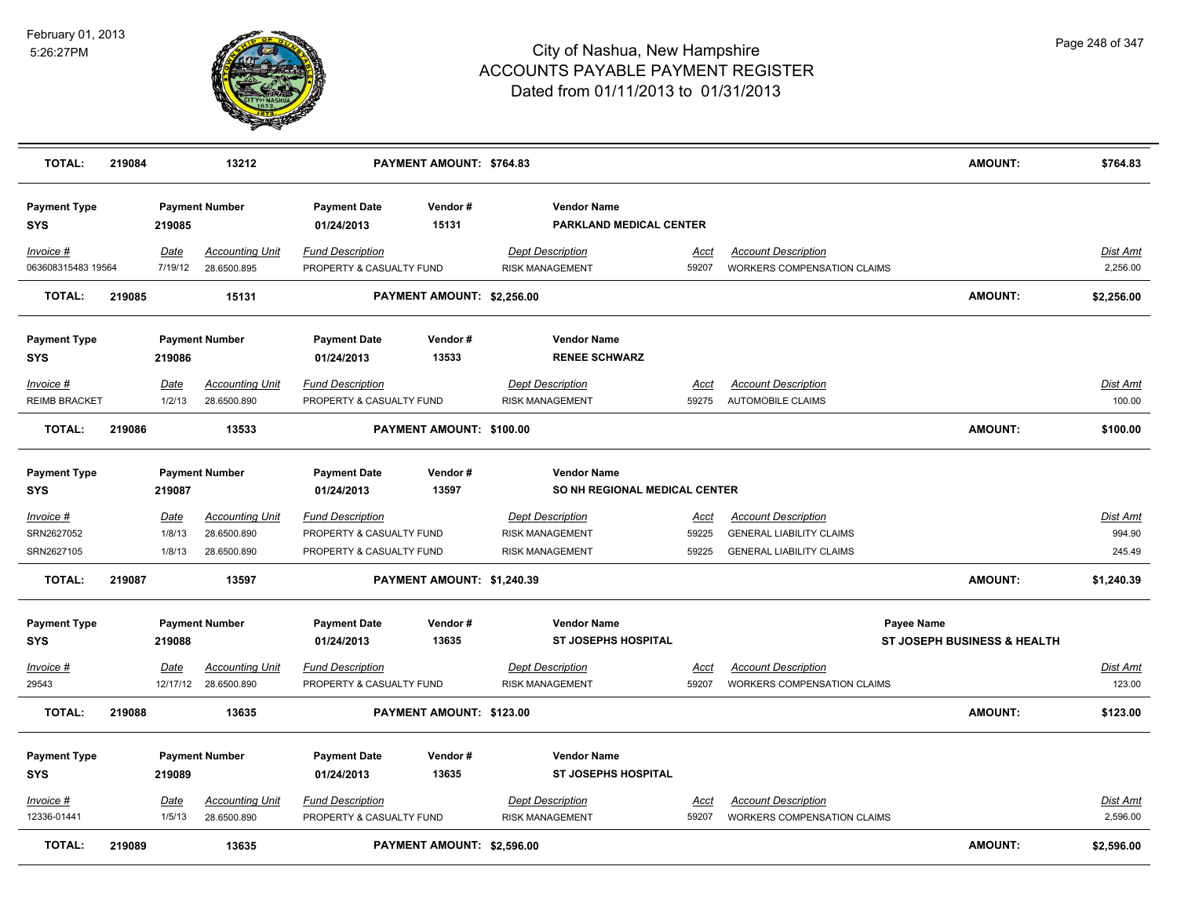# City of Nashua, New Hampshire
## ACCOUNTS PAYABLE PAYMENT REGISTER
### Dated from 01/11/2013 to 01/31/2013

February 01, 2013
5:26:27PM

| TOTAL: | 219084 | 13212 | PAYMENT AMOUNT: $764.83 | AMOUNT: | $764.83 |
|---|---|---|---|---|---|

| Payment Type | Payment Number | Payment Date | Vendor # | Vendor Name |
|---|---|---|---|---|
| SYS | 219085 | 01/24/2013 | 15131 | PARKLAND MEDICAL CENTER |

| Invoice # | Date | Accounting Unit | Fund Description | Dept Description | Acct | Account Description | Dist Amt |
|---|---|---|---|---|---|---|---|
| 063608315483 19564 | 7/19/12 | 28.6500.895 | PROPERTY & CASUALTY FUND | RISK MANAGEMENT | 59207 | WORKERS COMPENSATION CLAIMS | 2,256.00 |

| TOTAL: | 219085 | 15131 | PAYMENT AMOUNT: $2,256.00 | AMOUNT: | $2,256.00 |
|---|---|---|---|---|---|

| Payment Type | Payment Number | Payment Date | Vendor # | Vendor Name |
|---|---|---|---|---|
| SYS | 219086 | 01/24/2013 | 13533 | RENEE SCHWARZ |

| Invoice # | Date | Accounting Unit | Fund Description | Dept Description | Acct | Account Description | Dist Amt |
|---|---|---|---|---|---|---|---|
| REIMB BRACKET | 1/2/13 | 28.6500.890 | PROPERTY & CASUALTY FUND | RISK MANAGEMENT | 59275 | AUTOMOBILE CLAIMS | 100.00 |

| TOTAL: | 219086 | 13533 | PAYMENT AMOUNT: $100.00 | AMOUNT: | $100.00 |
|---|---|---|---|---|---|

| Payment Type | Payment Number | Payment Date | Vendor # | Vendor Name |
|---|---|---|---|---|
| SYS | 219087 | 01/24/2013 | 13597 | SO NH REGIONAL MEDICAL CENTER |

| Invoice # | Date | Accounting Unit | Fund Description | Dept Description | Acct | Account Description | Dist Amt |
|---|---|---|---|---|---|---|---|
| SRN2627052 | 1/8/13 | 28.6500.890 | PROPERTY & CASUALTY FUND | RISK MANAGEMENT | 59225 | GENERAL LIABILITY CLAIMS | 994.90 |
| SRN2627105 | 1/8/13 | 28.6500.890 | PROPERTY & CASUALTY FUND | RISK MANAGEMENT | 59225 | GENERAL LIABILITY CLAIMS | 245.49 |

| TOTAL: | 219087 | 13597 | PAYMENT AMOUNT: $1,240.39 | AMOUNT: | $1,240.39 |
|---|---|---|---|---|---|

| Payment Type | Payment Number | Payment Date | Vendor # | Vendor Name | Payee Name |
|---|---|---|---|---|---|
| SYS | 219088 | 01/24/2013 | 13635 | ST JOSEPHS HOSPITAL | ST JOSEPH BUSINESS & HEALTH |

| Invoice # | Date | Accounting Unit | Fund Description | Dept Description | Acct | Account Description | Dist Amt |
|---|---|---|---|---|---|---|---|
| 29543 | 12/17/12 | 28.6500.890 | PROPERTY & CASUALTY FUND | RISK MANAGEMENT | 59207 | WORKERS COMPENSATION CLAIMS | 123.00 |

| TOTAL: | 219088 | 13635 | PAYMENT AMOUNT: $123.00 | AMOUNT: | $123.00 |
|---|---|---|---|---|---|

| Payment Type | Payment Number | Payment Date | Vendor # | Vendor Name |
|---|---|---|---|---|
| SYS | 219089 | 01/24/2013 | 13635 | ST JOSEPHS HOSPITAL |

| Invoice # | Date | Accounting Unit | Fund Description | Dept Description | Acct | Account Description | Dist Amt |
|---|---|---|---|---|---|---|---|
| 12336-01441 | 1/5/13 | 28.6500.890 | PROPERTY & CASUALTY FUND | RISK MANAGEMENT | 59207 | WORKERS COMPENSATION CLAIMS | 2,596.00 |

| TOTAL: | 219089 | 13635 | PAYMENT AMOUNT: $2,596.00 | AMOUNT: | $2,596.00 |
|---|---|---|---|---|---|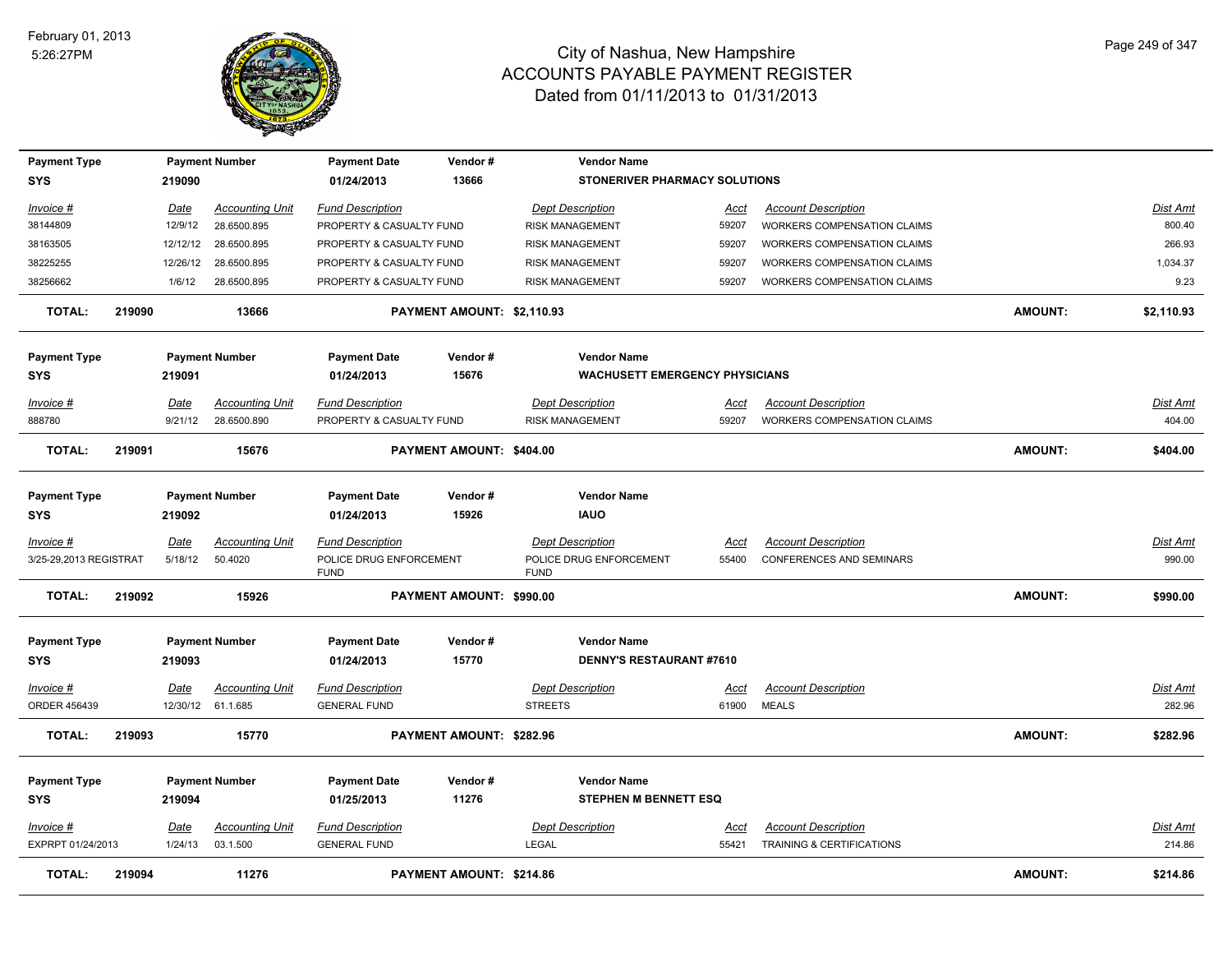# City of Nashua, New Hampshire
## ACCOUNTS PAYABLE PAYMENT REGISTER
### Dated from 01/11/2013 to 01/31/2013

February 01, 2013
5:26:27PM

| Payment Type | Payment Number | Payment Date | Vendor # | Vendor Name |
|---|---|---|---|---|
| SYS | 219090 | 01/24/2013 | 13666 | STONERIVER PHARMACY SOLUTIONS |

| Invoice # | Date | Accounting Unit | Fund Description | Dept Description | Acct | Account Description | Dist Amt |
|---|---|---|---|---|---|---|---|
| 38144809 | 12/9/12 | 28.6500.895 | PROPERTY & CASUALTY FUND | RISK MANAGEMENT | 59207 | WORKERS COMPENSATION CLAIMS | 800.40 |
| 38163505 | 12/12/12 | 28.6500.895 | PROPERTY & CASUALTY FUND | RISK MANAGEMENT | 59207 | WORKERS COMPENSATION CLAIMS | 266.93 |
| 38225255 | 12/26/12 | 28.6500.895 | PROPERTY & CASUALTY FUND | RISK MANAGEMENT | 59207 | WORKERS COMPENSATION CLAIMS | 1,034.37 |
| 38256662 | 1/6/12 | 28.6500.895 | PROPERTY & CASUALTY FUND | RISK MANAGEMENT | 59207 | WORKERS COMPENSATION CLAIMS | 9.23 |

**TOTAL: 219090 13666 PAYMENT AMOUNT: $2,110.93 AMOUNT: $2,110.93**

| Payment Type | Payment Number | Payment Date | Vendor # | Vendor Name |
|---|---|---|---|---|
| SYS | 219091 | 01/24/2013 | 15676 | WACHUSETT EMERGENCY PHYSICIANS |

| Invoice # | Date | Accounting Unit | Fund Description | Dept Description | Acct | Account Description | Dist Amt |
|---|---|---|---|---|---|---|---|
| 888780 | 9/21/12 | 28.6500.890 | PROPERTY & CASUALTY FUND | RISK MANAGEMENT | 59207 | WORKERS COMPENSATION CLAIMS | 404.00 |

**TOTAL: 219091 15676 PAYMENT AMOUNT: $404.00 AMOUNT: $404.00**

| Payment Type | Payment Number | Payment Date | Vendor # | Vendor Name |
|---|---|---|---|---|
| SYS | 219092 | 01/24/2013 | 15926 | IAUO |

| Invoice # | Date | Accounting Unit | Fund Description | Dept Description | Acct | Account Description | Dist Amt |
|---|---|---|---|---|---|---|---|
| 3/25-29,2013 REGISTRAT | 5/18/12 | 50.4020 | POLICE DRUG ENFORCEMENT FUND | POLICE DRUG ENFORCEMENT FUND | 55400 | CONFERENCES AND SEMINARS | 990.00 |

**TOTAL: 219092 15926 PAYMENT AMOUNT: $990.00 AMOUNT: $990.00**

| Payment Type | Payment Number | Payment Date | Vendor # | Vendor Name |
|---|---|---|---|---|
| SYS | 219093 | 01/24/2013 | 15770 | DENNY'S RESTAURANT #7610 |

| Invoice # | Date | Accounting Unit | Fund Description | Dept Description | Acct | Account Description | Dist Amt |
|---|---|---|---|---|---|---|---|
| ORDER 456439 | 12/30/12 | 61.1.685 | GENERAL FUND | STREETS | 61900 | MEALS | 282.96 |

**TOTAL: 219093 15770 PAYMENT AMOUNT: $282.96 AMOUNT: $282.96**

| Payment Type | Payment Number | Payment Date | Vendor # | Vendor Name |
|---|---|---|---|---|
| SYS | 219094 | 01/25/2013 | 11276 | STEPHEN M BENNETT ESQ |

| Invoice # | Date | Accounting Unit | Fund Description | Dept Description | Acct | Account Description | Dist Amt |
|---|---|---|---|---|---|---|---|
| EXPRPT 01/24/2013 | 1/24/13 | 03.1.500 | GENERAL FUND | LEGAL | 55421 | TRAINING & CERTIFICATIONS | 214.86 |

**TOTAL: 219094 11276 PAYMENT AMOUNT: $214.86 AMOUNT: $214.86**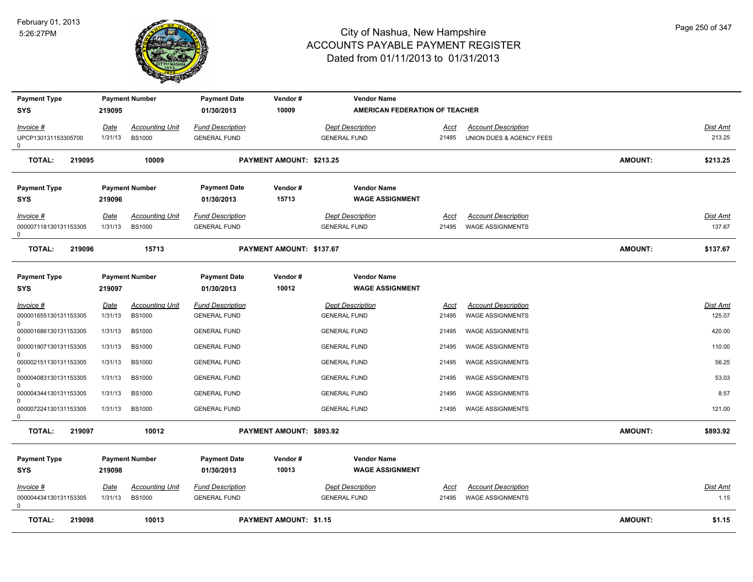# City of Nashua, New Hampshire
## ACCOUNTS PAYABLE PAYMENT REGISTER
### Dated from 01/11/2013 to 01/31/2013

February 01, 2013
5:26:27PM

| Payment Type | Payment Number | Payment Date | Vendor # | Vendor Name |
|---|---|---|---|---|
| SYS | 219095 | 01/30/2013 | 10009 | AMERICAN FEDERATION OF TEACHER |

| Invoice # | Date | Accounting Unit | Fund Description | Dept Description | Acct | Account Description | Dist Amt |
|---|---|---|---|---|---|---|---|
| UPCP1301311533057000 | 1/31/13 | BS1000 | GENERAL FUND | GENERAL FUND | 21485 | UNION DUES & AGENCY FEES | 213.25 |

**TOTAL: 219095 10009 PAYMENT AMOUNT: $213.25 AMOUNT: $213.25**

| Payment Type | Payment Number | Payment Date | Vendor # | Vendor Name |
|---|---|---|---|---|
| SYS | 219096 | 01/30/2013 | 15713 | WAGE ASSIGNMENT |

| Invoice # | Date | Accounting Unit | Fund Description | Dept Description | Acct | Account Description | Dist Amt |
|---|---|---|---|---|---|---|---|
| 0000071181301311533050 | 1/31/13 | BS1000 | GENERAL FUND | GENERAL FUND | 21495 | WAGE ASSIGNMENTS | 137.67 |

**TOTAL: 219096 15713 PAYMENT AMOUNT: $137.67 AMOUNT: $137.67**

| Payment Type | Payment Number | Payment Date | Vendor # | Vendor Name |
|---|---|---|---|---|
| SYS | 219097 | 01/30/2013 | 10012 | WAGE ASSIGNMENT |

| Invoice # | Date | Accounting Unit | Fund Description | Dept Description | Acct | Account Description | Dist Amt |
|---|---|---|---|---|---|---|---|
| 0000016551301311533050 | 1/31/13 | BS1000 | GENERAL FUND | GENERAL FUND | 21495 | WAGE ASSIGNMENTS | 125.07 |
| 0000016861301311533050 | 1/31/13 | BS1000 | GENERAL FUND | GENERAL FUND | 21495 | WAGE ASSIGNMENTS | 420.00 |
| 0000019071301311533050 | 1/31/13 | BS1000 | GENERAL FUND | GENERAL FUND | 21495 | WAGE ASSIGNMENTS | 110.00 |
| 0000021511301311533050 | 1/31/13 | BS1000 | GENERAL FUND | GENERAL FUND | 21495 | WAGE ASSIGNMENTS | 56.25 |
| 0000040831301311533050 | 1/31/13 | BS1000 | GENERAL FUND | GENERAL FUND | 21495 | WAGE ASSIGNMENTS | 53.03 |
| 0000043441301311533050 | 1/31/13 | BS1000 | GENERAL FUND | GENERAL FUND | 21495 | WAGE ASSIGNMENTS | 8.57 |
| 0000072241301311533050 | 1/31/13 | BS1000 | GENERAL FUND | GENERAL FUND | 21495 | WAGE ASSIGNMENTS | 121.00 |

**TOTAL: 219097 10012 PAYMENT AMOUNT: $893.92 AMOUNT: $893.92**

| Payment Type | Payment Number | Payment Date | Vendor # | Vendor Name |
|---|---|---|---|---|
| SYS | 219098 | 01/30/2013 | 10013 | WAGE ASSIGNMENT |

| Invoice # | Date | Accounting Unit | Fund Description | Dept Description | Acct | Account Description | Dist Amt |
|---|---|---|---|---|---|---|---|
| 0000044341301311533050 | 1/31/13 | BS1000 | GENERAL FUND | GENERAL FUND | 21495 | WAGE ASSIGNMENTS | 1.15 |

**TOTAL: 219098 10013 PAYMENT AMOUNT: $1.15 AMOUNT: $1.15**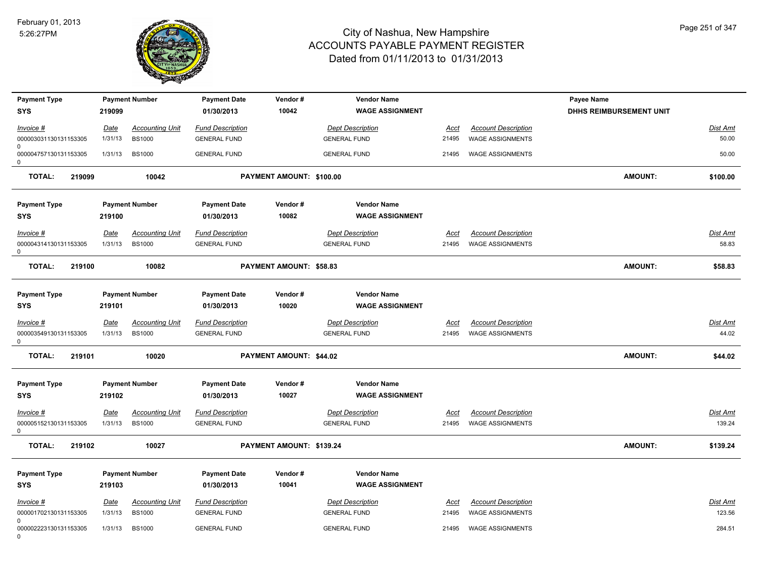# City of Nashua, New Hampshire
## ACCOUNTS PAYABLE PAYMENT REGISTER
### Dated from 01/11/2013 to 01/31/2013

February 01, 2013
5:26:27PM

| Payment Type | Payment Number | Payment Date | Vendor # | Vendor Name | Payee Name |
|---|---|---|---|---|---|
| SYS | 219099 | 01/30/2013 | 10042 | WAGE ASSIGNMENT | DHHS REIMBURSEMENT UNIT |

| Invoice # | Date | Accounting Unit | Fund Description | Dept Description | Acct | Account Description | Dist Amt |
|---|---|---|---|---|---|---|---|
| 000003031130131153305 0 | 1/31/13 | BS1000 | GENERAL FUND | GENERAL FUND | 21495 | WAGE ASSIGNMENTS | 50.00 |
| 000004757130131153305 0 | 1/31/13 | BS1000 | GENERAL FUND | GENERAL FUND | 21495 | WAGE ASSIGNMENTS | 50.00 |

**TOTAL: 219099 10042 PAYMENT AMOUNT: $100.00 AMOUNT: $100.00**

| Payment Type | Payment Number | Payment Date | Vendor # | Vendor Name |
|---|---|---|---|---|
| SYS | 219100 | 01/30/2013 | 10082 | WAGE ASSIGNMENT |

| Invoice # | Date | Accounting Unit | Fund Description | Dept Description | Acct | Account Description | Dist Amt |
|---|---|---|---|---|---|---|---|
| 000004314130131153305 0 | 1/31/13 | BS1000 | GENERAL FUND | GENERAL FUND | 21495 | WAGE ASSIGNMENTS | 58.83 |

**TOTAL: 219100 10082 PAYMENT AMOUNT: $58.83 AMOUNT: $58.83**

| Payment Type | Payment Number | Payment Date | Vendor # | Vendor Name |
|---|---|---|---|---|
| SYS | 219101 | 01/30/2013 | 10020 | WAGE ASSIGNMENT |

| Invoice # | Date | Accounting Unit | Fund Description | Dept Description | Acct | Account Description | Dist Amt |
|---|---|---|---|---|---|---|---|
| 000003549130131153305 0 | 1/31/13 | BS1000 | GENERAL FUND | GENERAL FUND | 21495 | WAGE ASSIGNMENTS | 44.02 |

**TOTAL: 219101 10020 PAYMENT AMOUNT: $44.02 AMOUNT: $44.02**

| Payment Type | Payment Number | Payment Date | Vendor # | Vendor Name |
|---|---|---|---|---|
| SYS | 219102 | 01/30/2013 | 10027 | WAGE ASSIGNMENT |

| Invoice # | Date | Accounting Unit | Fund Description | Dept Description | Acct | Account Description | Dist Amt |
|---|---|---|---|---|---|---|---|
| 000005152130131153305 0 | 1/31/13 | BS1000 | GENERAL FUND | GENERAL FUND | 21495 | WAGE ASSIGNMENTS | 139.24 |

**TOTAL: 219102 10027 PAYMENT AMOUNT: $139.24 AMOUNT: $139.24**

| Payment Type | Payment Number | Payment Date | Vendor # | Vendor Name |
|---|---|---|---|---|
| SYS | 219103 | 01/30/2013 | 10041 | WAGE ASSIGNMENT |

| Invoice # | Date | Accounting Unit | Fund Description | Dept Description | Acct | Account Description | Dist Amt |
|---|---|---|---|---|---|---|---|
| 000001702130131153305 0 | 1/31/13 | BS1000 | GENERAL FUND | GENERAL FUND | 21495 | WAGE ASSIGNMENTS | 123.56 |
| 000002223130131153305 0 | 1/31/13 | BS1000 | GENERAL FUND | GENERAL FUND | 21495 | WAGE ASSIGNMENTS | 284.51 |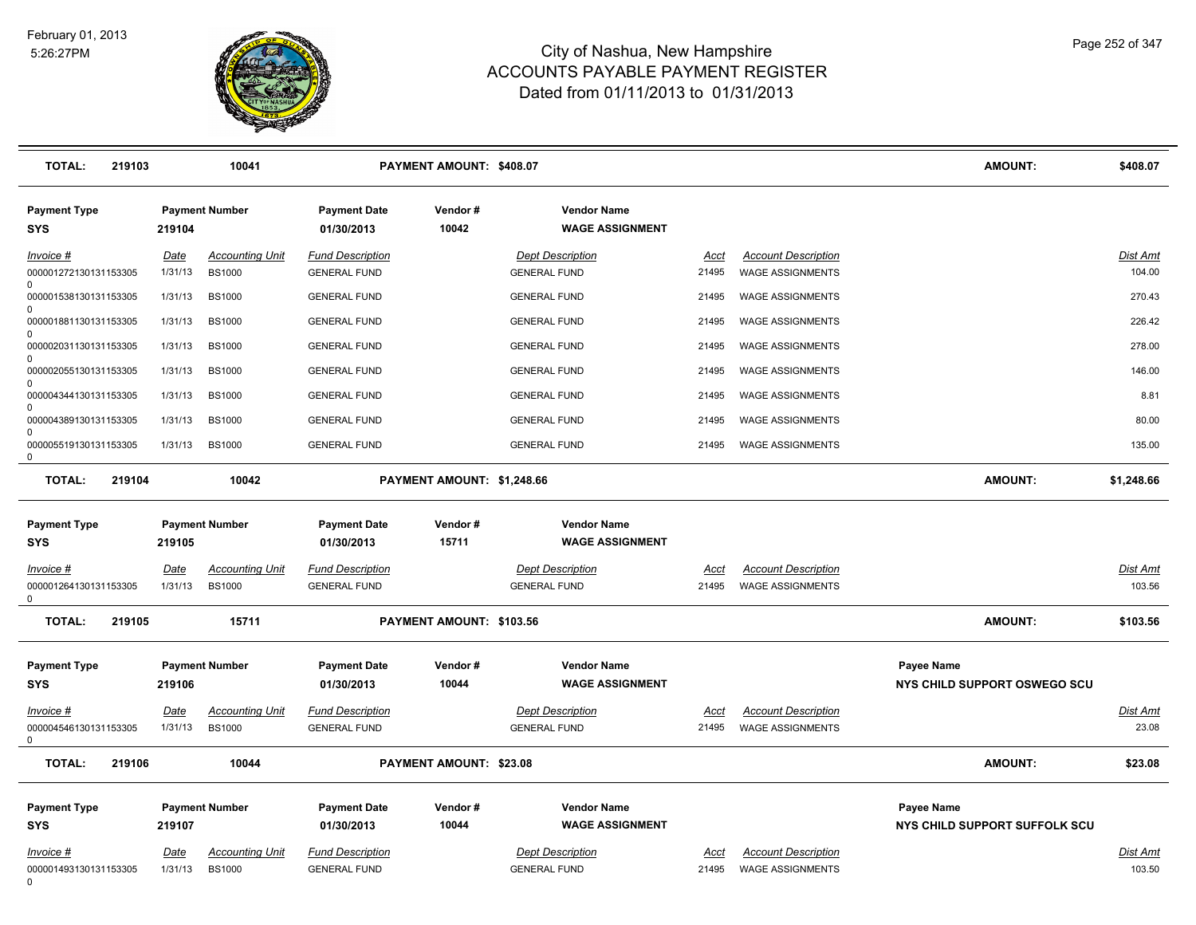# City of Nashua, New Hampshire
## ACCOUNTS PAYABLE PAYMENT REGISTER
### Dated from 01/11/2013 to 01/31/2013

February 01, 2013
5:26:27PM

**TOTAL:** 219103 | 10041 | **PAYMENT AMOUNT: $408.07** | **AMOUNT:** $408.07

| Payment Type | Payment Number | Payment Date | Vendor # | Vendor Name |
|---|---|---|---|---|
| SYS | 219104 | 01/30/2013 | 10042 | WAGE ASSIGNMENT |

| Invoice # | Date | Accounting Unit | Fund Description | Dept Description | Acct | Account Description | Dist Amt |
|---|---|---|---|---|---|---|---|
| 0000012721301311533050 | 1/31/13 | BS1000 | GENERAL FUND | GENERAL FUND | 21495 | WAGE ASSIGNMENTS | 104.00 |
| 0000015381301311533050 | 1/31/13 | BS1000 | GENERAL FUND | GENERAL FUND | 21495 | WAGE ASSIGNMENTS | 270.43 |
| 0000018811301311533050 | 1/31/13 | BS1000 | GENERAL FUND | GENERAL FUND | 21495 | WAGE ASSIGNMENTS | 226.42 |
| 0000020311301311533050 | 1/31/13 | BS1000 | GENERAL FUND | GENERAL FUND | 21495 | WAGE ASSIGNMENTS | 278.00 |
| 0000020551301311533050 | 1/31/13 | BS1000 | GENERAL FUND | GENERAL FUND | 21495 | WAGE ASSIGNMENTS | 146.00 |
| 0000043441301311533050 | 1/31/13 | BS1000 | GENERAL FUND | GENERAL FUND | 21495 | WAGE ASSIGNMENTS | 8.81 |
| 0000043891301311533050 | 1/31/13 | BS1000 | GENERAL FUND | GENERAL FUND | 21495 | WAGE ASSIGNMENTS | 80.00 |
| 0000055191301311533050 | 1/31/13 | BS1000 | GENERAL FUND | GENERAL FUND | 21495 | WAGE ASSIGNMENTS | 135.00 |

**TOTAL:** 219104 | 10042 | **PAYMENT AMOUNT: $1,248.66** | **AMOUNT:** $1,248.66

| Payment Type | Payment Number | Payment Date | Vendor # | Vendor Name |
|---|---|---|---|---|
| SYS | 219105 | 01/30/2013 | 15711 | WAGE ASSIGNMENT |

| Invoice # | Date | Accounting Unit | Fund Description | Dept Description | Acct | Account Description | Dist Amt |
|---|---|---|---|---|---|---|---|
| 0000012641301311533050 | 1/31/13 | BS1000 | GENERAL FUND | GENERAL FUND | 21495 | WAGE ASSIGNMENTS | 103.56 |

**TOTAL:** 219105 | 15711 | **PAYMENT AMOUNT: $103.56** | **AMOUNT:** $103.56

| Payment Type | Payment Number | Payment Date | Vendor # | Vendor Name | Payee Name |
|---|---|---|---|---|---|
| SYS | 219106 | 01/30/2013 | 10044 | WAGE ASSIGNMENT | NYS CHILD SUPPORT OSWEGO SCU |

| Invoice # | Date | Accounting Unit | Fund Description | Dept Description | Acct | Account Description | Dist Amt |
|---|---|---|---|---|---|---|---|
| 0000045461301311533050 | 1/31/13 | BS1000 | GENERAL FUND | GENERAL FUND | 21495 | WAGE ASSIGNMENTS | 23.08 |

**TOTAL:** 219106 | 10044 | **PAYMENT AMOUNT: $23.08** | **AMOUNT:** $23.08

| Payment Type | Payment Number | Payment Date | Vendor # | Vendor Name | Payee Name |
|---|---|---|---|---|---|
| SYS | 219107 | 01/30/2013 | 10044 | WAGE ASSIGNMENT | NYS CHILD SUPPORT SUFFOLK SCU |

| Invoice # | Date | Accounting Unit | Fund Description | Dept Description | Acct | Account Description | Dist Amt |
|---|---|---|---|---|---|---|---|
| 0000014931301311533050 | 1/31/13 | BS1000 | GENERAL FUND | GENERAL FUND | 21495 | WAGE ASSIGNMENTS | 103.50 |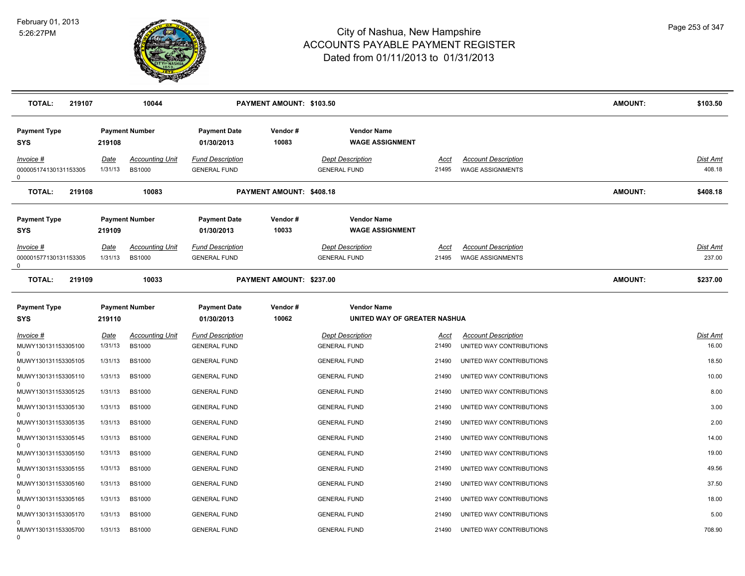# City of Nashua, New Hampshire
## ACCOUNTS PAYABLE PAYMENT REGISTER
### Dated from 01/11/2013 to 01/31/2013

February 01, 2013
5:26:27PM

| TOTAL: | 219107 | 10044 | | PAYMENT AMOUNT: $103.50 | | | | AMOUNT: | $103.50 |
|---|---|---|---|---|---|---|---|---|---|

| Payment Type | Payment Number | | Payment Date | Vendor # | Vendor Name | | |
|---|---|---|---|---|---|---|---|
| SYS | 219108 | | 01/30/2013 | 10083 | WAGE ASSIGNMENT | | |
| *Invoice #* | *Date* | *Accounting Unit* | *Fund Description* | *Dept Description* | *Acct* | *Account Description* | *Dist Amt* |
| 000005174130131153305 0 | 1/31/13 | BS1000 | GENERAL FUND | GENERAL FUND | 21495 | WAGE ASSIGNMENTS | 408.18 |

| TOTAL: | 219108 | 10083 | | PAYMENT AMOUNT: $408.18 | | | | AMOUNT: | $408.18 |
|---|---|---|---|---|---|---|---|---|---|

| Payment Type | Payment Number | | Payment Date | Vendor # | Vendor Name | | |
|---|---|---|---|---|---|---|---|
| SYS | 219109 | | 01/30/2013 | 10033 | WAGE ASSIGNMENT | | |
| *Invoice #* | *Date* | *Accounting Unit* | *Fund Description* | *Dept Description* | *Acct* | *Account Description* | *Dist Amt* |
| 000001577130131153305 0 | 1/31/13 | BS1000 | GENERAL FUND | GENERAL FUND | 21495 | WAGE ASSIGNMENTS | 237.00 |

| TOTAL: | 219109 | 10033 | | PAYMENT AMOUNT: $237.00 | | | | AMOUNT: | $237.00 |
|---|---|---|---|---|---|---|---|---|---|

| Payment Type | Payment Number | | Payment Date | Vendor # | Vendor Name | | |
|---|---|---|---|---|---|---|---|
| SYS | 219110 | | 01/30/2013 | 10062 | UNITED WAY OF GREATER NASHUA | | |
| *Invoice #* | *Date* | *Accounting Unit* | *Fund Description* | *Dept Description* | *Acct* | *Account Description* | *Dist Amt* |
| MUWY130131153305100 0 | 1/31/13 | BS1000 | GENERAL FUND | GENERAL FUND | 21490 | UNITED WAY CONTRIBUTIONS | 16.00 |
| MUWY130131153305105 0 | 1/31/13 | BS1000 | GENERAL FUND | GENERAL FUND | 21490 | UNITED WAY CONTRIBUTIONS | 18.50 |
| MUWY130131153305110 0 | 1/31/13 | BS1000 | GENERAL FUND | GENERAL FUND | 21490 | UNITED WAY CONTRIBUTIONS | 10.00 |
| MUWY130131153305125 0 | 1/31/13 | BS1000 | GENERAL FUND | GENERAL FUND | 21490 | UNITED WAY CONTRIBUTIONS | 8.00 |
| MUWY130131153305130 0 | 1/31/13 | BS1000 | GENERAL FUND | GENERAL FUND | 21490 | UNITED WAY CONTRIBUTIONS | 3.00 |
| MUWY130131153305135 0 | 1/31/13 | BS1000 | GENERAL FUND | GENERAL FUND | 21490 | UNITED WAY CONTRIBUTIONS | 2.00 |
| MUWY130131153305145 0 | 1/31/13 | BS1000 | GENERAL FUND | GENERAL FUND | 21490 | UNITED WAY CONTRIBUTIONS | 14.00 |
| MUWY130131153305150 0 | 1/31/13 | BS1000 | GENERAL FUND | GENERAL FUND | 21490 | UNITED WAY CONTRIBUTIONS | 19.00 |
| MUWY130131153305155 0 | 1/31/13 | BS1000 | GENERAL FUND | GENERAL FUND | 21490 | UNITED WAY CONTRIBUTIONS | 49.56 |
| MUWY130131153305160 0 | 1/31/13 | BS1000 | GENERAL FUND | GENERAL FUND | 21490 | UNITED WAY CONTRIBUTIONS | 37.50 |
| MUWY130131153305165 0 | 1/31/13 | BS1000 | GENERAL FUND | GENERAL FUND | 21490 | UNITED WAY CONTRIBUTIONS | 18.00 |
| MUWY130131153305170 0 | 1/31/13 | BS1000 | GENERAL FUND | GENERAL FUND | 21490 | UNITED WAY CONTRIBUTIONS | 5.00 |
| MUWY130131153305700 0 | 1/31/13 | BS1000 | GENERAL FUND | GENERAL FUND | 21490 | UNITED WAY CONTRIBUTIONS | 708.90 |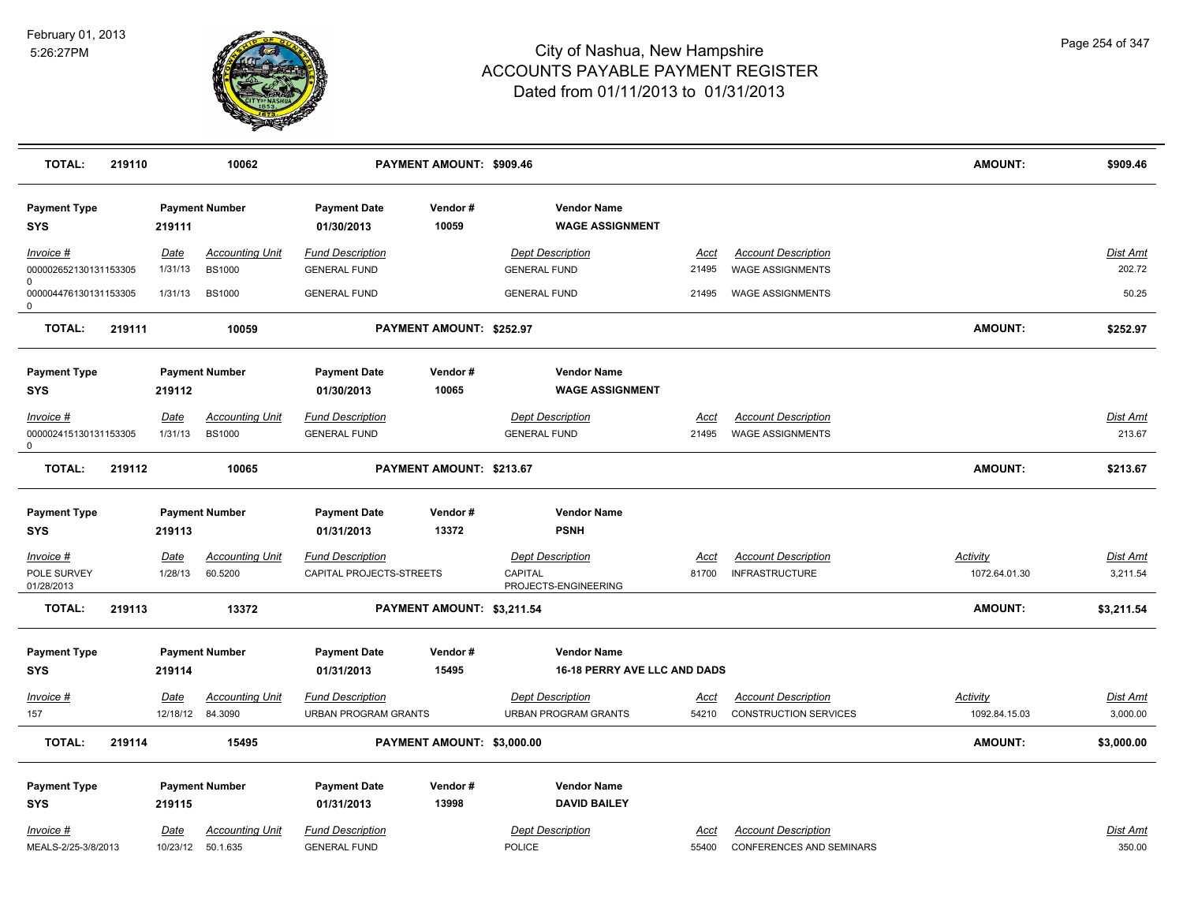# City of Nashua, New Hampshire
## ACCOUNTS PAYABLE PAYMENT REGISTER
### Dated from 01/11/2013 to 01/31/2013

February 01, 2013
5:26:27PM

| TOTAL: | 219110 | 10062 | PAYMENT AMOUNT: $909.46 | AMOUNT: | $909.46 |
|---|---|---|---|---|---|

| Payment Type | Payment Number | Payment Date | Vendor # | Vendor Name |
|---|---|---|---|---|
| SYS | 219111 | 01/30/2013 | 10059 | WAGE ASSIGNMENT |

| Invoice # | Date | Accounting Unit | Fund Description | Dept Description | Acct | Account Description | Activity | Dist Amt |
|---|---|---|---|---|---|---|---|---|
| 000002652130131153305 0 | 1/31/13 | BS1000 | GENERAL FUND | GENERAL FUND | 21495 | WAGE ASSIGNMENTS | | 202.72 |
| 000004476130131153305 0 | 1/31/13 | BS1000 | GENERAL FUND | GENERAL FUND | 21495 | WAGE ASSIGNMENTS | | 50.25 |

| TOTAL: | 219111 | 10059 | PAYMENT AMOUNT: $252.97 | AMOUNT: | $252.97 |
|---|---|---|---|---|---|

| Payment Type | Payment Number | Payment Date | Vendor # | Vendor Name |
|---|---|---|---|---|
| SYS | 219112 | 01/30/2013 | 10065 | WAGE ASSIGNMENT |

| Invoice # | Date | Accounting Unit | Fund Description | Dept Description | Acct | Account Description | Activity | Dist Amt |
|---|---|---|---|---|---|---|---|---|
| 000002415130131153305 0 | 1/31/13 | BS1000 | GENERAL FUND | GENERAL FUND | 21495 | WAGE ASSIGNMENTS | | 213.67 |

| TOTAL: | 219112 | 10065 | PAYMENT AMOUNT: $213.67 | AMOUNT: | $213.67 |
|---|---|---|---|---|---|

| Payment Type | Payment Number | Payment Date | Vendor # | Vendor Name |
|---|---|---|---|---|
| SYS | 219113 | 01/31/2013 | 13372 | PSNH |

| Invoice # | Date | Accounting Unit | Fund Description | Dept Description | Acct | Account Description | Activity | Dist Amt |
|---|---|---|---|---|---|---|---|---|
| POLE SURVEY 01/28/2013 | 1/28/13 | 60.5200 | CAPITAL PROJECTS-STREETS | CAPITAL PROJECTS-ENGINEERING | 81700 | INFRASTRUCTURE | 1072.64.01.30 | 3,211.54 |

| TOTAL: | 219113 | 13372 | PAYMENT AMOUNT: $3,211.54 | AMOUNT: | $3,211.54 |
|---|---|---|---|---|---|

| Payment Type | Payment Number | Payment Date | Vendor # | Vendor Name |
|---|---|---|---|---|
| SYS | 219114 | 01/31/2013 | 15495 | 16-18 PERRY AVE LLC AND DADS |

| Invoice # | Date | Accounting Unit | Fund Description | Dept Description | Acct | Account Description | Activity | Dist Amt |
|---|---|---|---|---|---|---|---|---|
| 157 | 12/18/12 | 84.3090 | URBAN PROGRAM GRANTS | URBAN PROGRAM GRANTS | 54210 | CONSTRUCTION SERVICES | 1092.84.15.03 | 3,000.00 |

| TOTAL: | 219114 | 15495 | PAYMENT AMOUNT: $3,000.00 | AMOUNT: | $3,000.00 |
|---|---|---|---|---|---|

| Payment Type | Payment Number | Payment Date | Vendor # | Vendor Name |
|---|---|---|---|---|
| SYS | 219115 | 01/31/2013 | 13998 | DAVID BAILEY |

| Invoice # | Date | Accounting Unit | Fund Description | Dept Description | Acct | Account Description | Activity | Dist Amt |
|---|---|---|---|---|---|---|---|---|
| MEALS-2/25-3/8/2013 | 10/23/12 | 50.1.635 | GENERAL FUND | POLICE | 55400 | CONFERENCES AND SEMINARS | | 350.00 |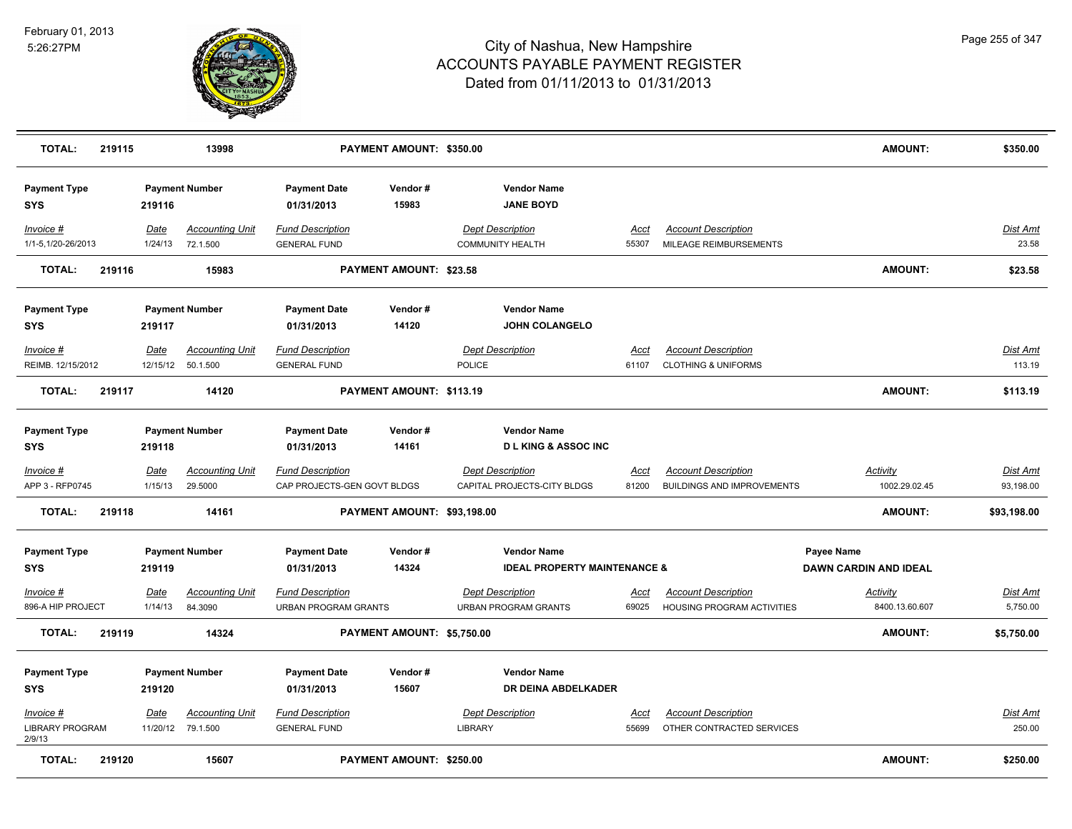# City of Nashua, New Hampshire
## ACCOUNTS PAYABLE PAYMENT REGISTER
### Dated from 01/11/2013 to 01/31/2013

February 01, 2013
5:26:27PM

| **TOTAL:** | **219115** | **13998** | | **PAYMENT AMOUNT: $350.00** | | | | | **AMOUNT:** | **$350.00** |
|---|---|---|---|---|---|---|---|---|---|---|

| **Payment Type** | **Payment Number** | | **Payment Date** | **Vendor #** | **Vendor Name** | | | | | |
|---|---|---|---|---|---|---|---|---|---|---|
| **SYS** | **219116** | | **01/31/2013** | **15983** | **JANE BOYD** | | | | | |
| *Invoice #* | *Date* | *Accounting Unit* | *Fund Description* | | *Dept Description* | *Acct* | *Account Description* | | | *Dist Amt* |
| 1/1-5,1/20-26/2013 | 1/24/13 | 72.1.500 | GENERAL FUND | | COMMUNITY HEALTH | 55307 | MILEAGE REIMBURSEMENTS | | | 23.58 |
| **TOTAL:** | **219116** | **15983** | | **PAYMENT AMOUNT: $23.58** | | | | | **AMOUNT:** | **$23.58** |

| **Payment Type** | **Payment Number** | | **Payment Date** | **Vendor #** | **Vendor Name** | | | | | |
|---|---|---|---|---|---|---|---|---|---|---|
| **SYS** | **219117** | | **01/31/2013** | **14120** | **JOHN COLANGELO** | | | | | |
| *Invoice #* | *Date* | *Accounting Unit* | *Fund Description* | | *Dept Description* | *Acct* | *Account Description* | | | *Dist Amt* |
| REIMB. 12/15/2012 | 12/15/12 | 50.1.500 | GENERAL FUND | | POLICE | 61107 | CLOTHING & UNIFORMS | | | 113.19 |
| **TOTAL:** | **219117** | **14120** | | **PAYMENT AMOUNT: $113.19** | | | | | **AMOUNT:** | **$113.19** |

| **Payment Type** | **Payment Number** | | **Payment Date** | **Vendor #** | **Vendor Name** | | | | | |
|---|---|---|---|---|---|---|---|---|---|---|
| **SYS** | **219118** | | **01/31/2013** | **14161** | **D L KING & ASSOC INC** | | | | | |
| *Invoice #* | *Date* | *Accounting Unit* | *Fund Description* | | *Dept Description* | *Acct* | *Account Description* | | *Activity* | *Dist Amt* |
| APP 3 - RFP0745 | 1/15/13 | 29.5000 | CAP PROJECTS-GEN GOVT BLDGS | | CAPITAL PROJECTS-CITY BLDGS | 81200 | BUILDINGS AND IMPROVEMENTS | | 1002.29.02.45 | 93,198.00 |
| **TOTAL:** | **219118** | **14161** | | **PAYMENT AMOUNT: $93,198.00** | | | | | **AMOUNT:** | **$93,198.00** |

| **Payment Type** | **Payment Number** | | **Payment Date** | **Vendor #** | **Vendor Name** | | | **Payee Name** | | |
|---|---|---|---|---|---|---|---|---|---|---|
| **SYS** | **219119** | | **01/31/2013** | **14324** | **IDEAL PROPERTY MAINTENANCE &** | | | **DAWN CARDIN AND IDEAL** | | |
| *Invoice #* | *Date* | *Accounting Unit* | *Fund Description* | | *Dept Description* | *Acct* | *Account Description* | | *Activity* | *Dist Amt* |
| 896-A HIP PROJECT | 1/14/13 | 84.3090 | URBAN PROGRAM GRANTS | | URBAN PROGRAM GRANTS | 69025 | HOUSING PROGRAM ACTIVITIES | | 8400.13.60.607 | 5,750.00 |
| **TOTAL:** | **219119** | **14324** | | **PAYMENT AMOUNT: $5,750.00** | | | | | **AMOUNT:** | **$5,750.00** |

| **Payment Type** | **Payment Number** | | **Payment Date** | **Vendor #** | **Vendor Name** | | | | | |
|---|---|---|---|---|---|---|---|---|---|---|
| **SYS** | **219120** | | **01/31/2013** | **15607** | **DR DEINA ABDELKADER** | | | | | |
| *Invoice #* | *Date* | *Accounting Unit* | *Fund Description* | | *Dept Description* | *Acct* | *Account Description* | | | *Dist Amt* |
| LIBRARY PROGRAM 2/9/13 | 11/20/12 | 79.1.500 | GENERAL FUND | | LIBRARY | 55699 | OTHER CONTRACTED SERVICES | | | 250.00 |
| **TOTAL:** | **219120** | **15607** | | **PAYMENT AMOUNT: $250.00** | | | | | **AMOUNT:** | **$250.00** |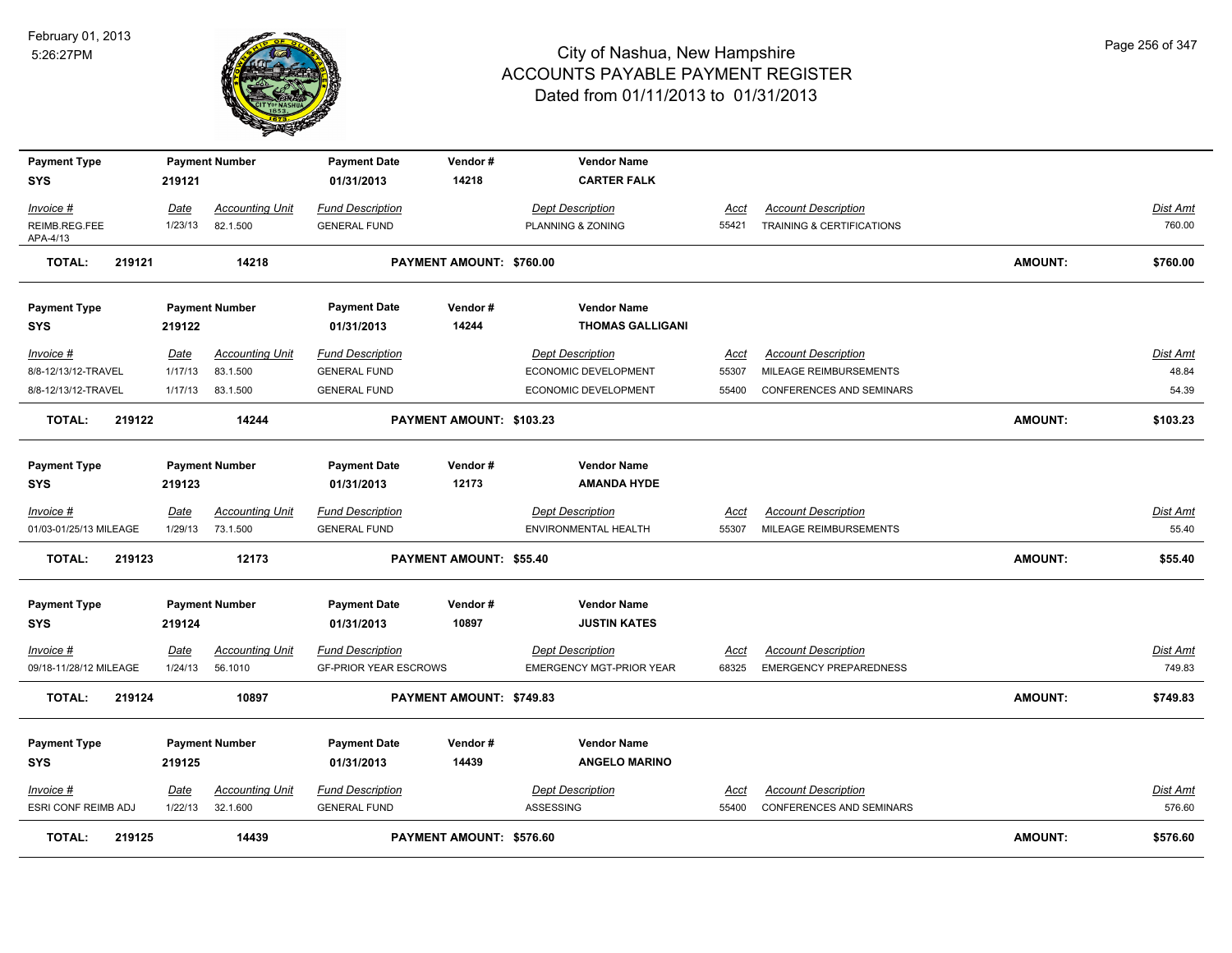# City of Nashua, New Hampshire
## ACCOUNTS PAYABLE PAYMENT REGISTER
### Dated from 01/11/2013 to 01/31/2013

February 01, 2013
5:26:27PM

| Payment Type | Payment Number | Payment Date | Vendor # | Vendor Name |
|---|---|---|---|---|
| SYS | 219121 | 01/31/2013 | 14218 | CARTER FALK |

| Invoice # | Date | Accounting Unit | Fund Description | Dept Description | Acct | Account Description | Dist Amt |
|---|---|---|---|---|---|---|---|
| REIMB.REG.FEE APA-4/13 | 1/23/13 | 82.1.500 | GENERAL FUND | PLANNING & ZONING | 55421 | TRAINING & CERTIFICATIONS | 760.00 |

**TOTAL: 219121 14218 PAYMENT AMOUNT: $760.00 AMOUNT: $760.00**

| Payment Type | Payment Number | Payment Date | Vendor # | Vendor Name |
|---|---|---|---|---|
| SYS | 219122 | 01/31/2013 | 14244 | THOMAS GALLIGANI |

| Invoice # | Date | Accounting Unit | Fund Description | Dept Description | Acct | Account Description | Dist Amt |
|---|---|---|---|---|---|---|---|
| 8/8-12/13/12-TRAVEL | 1/17/13 | 83.1.500 | GENERAL FUND | ECONOMIC DEVELOPMENT | 55307 | MILEAGE REIMBURSEMENTS | 48.84 |
| 8/8-12/13/12-TRAVEL | 1/17/13 | 83.1.500 | GENERAL FUND | ECONOMIC DEVELOPMENT | 55400 | CONFERENCES AND SEMINARS | 54.39 |

**TOTAL: 219122 14244 PAYMENT AMOUNT: $103.23 AMOUNT: $103.23**

| Payment Type | Payment Number | Payment Date | Vendor # | Vendor Name |
|---|---|---|---|---|
| SYS | 219123 | 01/31/2013 | 12173 | AMANDA HYDE |

| Invoice # | Date | Accounting Unit | Fund Description | Dept Description | Acct | Account Description | Dist Amt |
|---|---|---|---|---|---|---|---|
| 01/03-01/25/13 MILEAGE | 1/29/13 | 73.1.500 | GENERAL FUND | ENVIRONMENTAL HEALTH | 55307 | MILEAGE REIMBURSEMENTS | 55.40 |

**TOTAL: 219123 12173 PAYMENT AMOUNT: $55.40 AMOUNT: $55.40**

| Payment Type | Payment Number | Payment Date | Vendor # | Vendor Name |
|---|---|---|---|---|
| SYS | 219124 | 01/31/2013 | 10897 | JUSTIN KATES |

| Invoice # | Date | Accounting Unit | Fund Description | Dept Description | Acct | Account Description | Dist Amt |
|---|---|---|---|---|---|---|---|
| 09/18-11/28/12 MILEAGE | 1/24/13 | 56.1010 | GF-PRIOR YEAR ESCROWS | EMERGENCY MGT-PRIOR YEAR | 68325 | EMERGENCY PREPAREDNESS | 749.83 |

**TOTAL: 219124 10897 PAYMENT AMOUNT: $749.83 AMOUNT: $749.83**

| Payment Type | Payment Number | Payment Date | Vendor # | Vendor Name |
|---|---|---|---|---|
| SYS | 219125 | 01/31/2013 | 14439 | ANGELO MARINO |

| Invoice # | Date | Accounting Unit | Fund Description | Dept Description | Acct | Account Description | Dist Amt |
|---|---|---|---|---|---|---|---|
| ESRI CONF REIMB ADJ | 1/22/13 | 32.1.600 | GENERAL FUND | ASSESSING | 55400 | CONFERENCES AND SEMINARS | 576.60 |

**TOTAL: 219125 14439 PAYMENT AMOUNT: $576.60 AMOUNT: $576.60**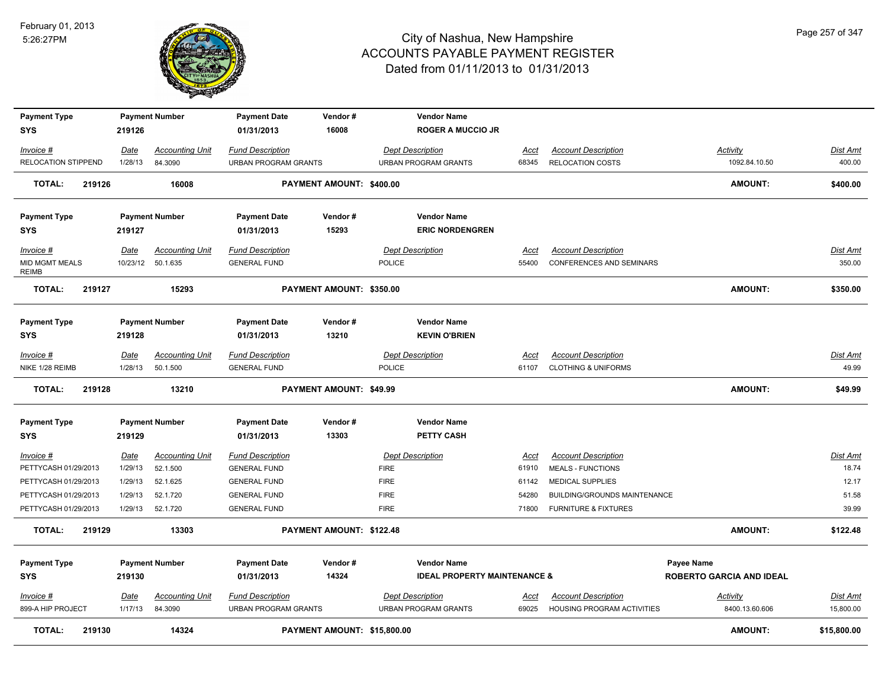# City of Nashua, New Hampshire
## ACCOUNTS PAYABLE PAYMENT REGISTER
### Dated from 01/11/2013 to 01/31/2013

February 01, 2013
5:26:27PM

| Payment Type | Payment Number | Payment Date | Vendor # | Vendor Name | | | | |
|---|---|---|---|---|---|---|---|---|
| SYS | 219126 | 01/31/2013 | 16008 | ROGER A MUCCIO JR | | | | |
| *Invoice #* | *Date* | *Accounting Unit* | *Fund Description* | *Dept Description* | *Acct* | *Account Description* | *Activity* | *Dist Amt* |
| RELOCATION STIPPEND | 1/28/13 | 84.3090 | URBAN PROGRAM GRANTS | URBAN PROGRAM GRANTS | 68345 | RELOCATION COSTS | 1092.84.10.50 | 400.00 |
| **TOTAL: 219126** | | **16008** | **PAYMENT AMOUNT: $400.00** | | | | **AMOUNT:** | **$400.00** |

| Payment Type | Payment Number | Payment Date | Vendor # | Vendor Name | | | |
|---|---|---|---|---|---|---|---|
| SYS | 219127 | 01/31/2013 | 15293 | ERIC NORDENGREN | | | |
| *Invoice #* | *Date* | *Accounting Unit* | *Fund Description* | *Dept Description* | *Acct* | *Account Description* | *Dist Amt* |
| MID MGMT MEALS REIMB | 10/23/12 | 50.1.635 | GENERAL FUND | POLICE | 55400 | CONFERENCES AND SEMINARS | 350.00 |
| **TOTAL: 219127** | | **15293** | **PAYMENT AMOUNT: $350.00** | | | **AMOUNT:** | **$350.00** |

| Payment Type | Payment Number | Payment Date | Vendor # | Vendor Name | | | |
|---|---|---|---|---|---|---|---|
| SYS | 219128 | 01/31/2013 | 13210 | KEVIN O'BRIEN | | | |
| *Invoice #* | *Date* | *Accounting Unit* | *Fund Description* | *Dept Description* | *Acct* | *Account Description* | *Dist Amt* |
| NIKE 1/28 REIMB | 1/28/13 | 50.1.500 | GENERAL FUND | POLICE | 61107 | CLOTHING & UNIFORMS | 49.99 |
| **TOTAL: 219128** | | **13210** | **PAYMENT AMOUNT: $49.99** | | | **AMOUNT:** | **$49.99** |

| Payment Type | Payment Number | Payment Date | Vendor # | Vendor Name | | | |
|---|---|---|---|---|---|---|---|
| SYS | 219129 | 01/31/2013 | 13303 | PETTY CASH | | | |
| *Invoice #* | *Date* | *Accounting Unit* | *Fund Description* | *Dept Description* | *Acct* | *Account Description* | *Dist Amt* |
| PETTYCASH 01/29/2013 | 1/29/13 | 52.1.500 | GENERAL FUND | FIRE | 61910 | MEALS - FUNCTIONS | 18.74 |
| PETTYCASH 01/29/2013 | 1/29/13 | 52.1.625 | GENERAL FUND | FIRE | 61142 | MEDICAL SUPPLIES | 12.17 |
| PETTYCASH 01/29/2013 | 1/29/13 | 52.1.720 | GENERAL FUND | FIRE | 54280 | BUILDING/GROUNDS MAINTENANCE | 51.58 |
| PETTYCASH 01/29/2013 | 1/29/13 | 52.1.720 | GENERAL FUND | FIRE | 71800 | FURNITURE & FIXTURES | 39.99 |
| **TOTAL: 219129** | | **13303** | **PAYMENT AMOUNT: $122.48** | | | **AMOUNT:** | **$122.48** |

| Payment Type | Payment Number | Payment Date | Vendor # | Vendor Name | | | Payee Name | |
|---|---|---|---|---|---|---|---|---|
| SYS | 219130 | 01/31/2013 | 14324 | IDEAL PROPERTY MAINTENANCE & | | | ROBERTO GARCIA AND IDEAL | |
| *Invoice #* | *Date* | *Accounting Unit* | *Fund Description* | *Dept Description* | *Acct* | *Account Description* | *Activity* | *Dist Amt* |
| 899-A HIP PROJECT | 1/17/13 | 84.3090 | URBAN PROGRAM GRANTS | URBAN PROGRAM GRANTS | 69025 | HOUSING PROGRAM ACTIVITIES | 8400.13.60.606 | 15,800.00 |
| **TOTAL: 219130** | | **14324** | **PAYMENT AMOUNT: $15,800.00** | | | | **AMOUNT:** | **$15,800.00** |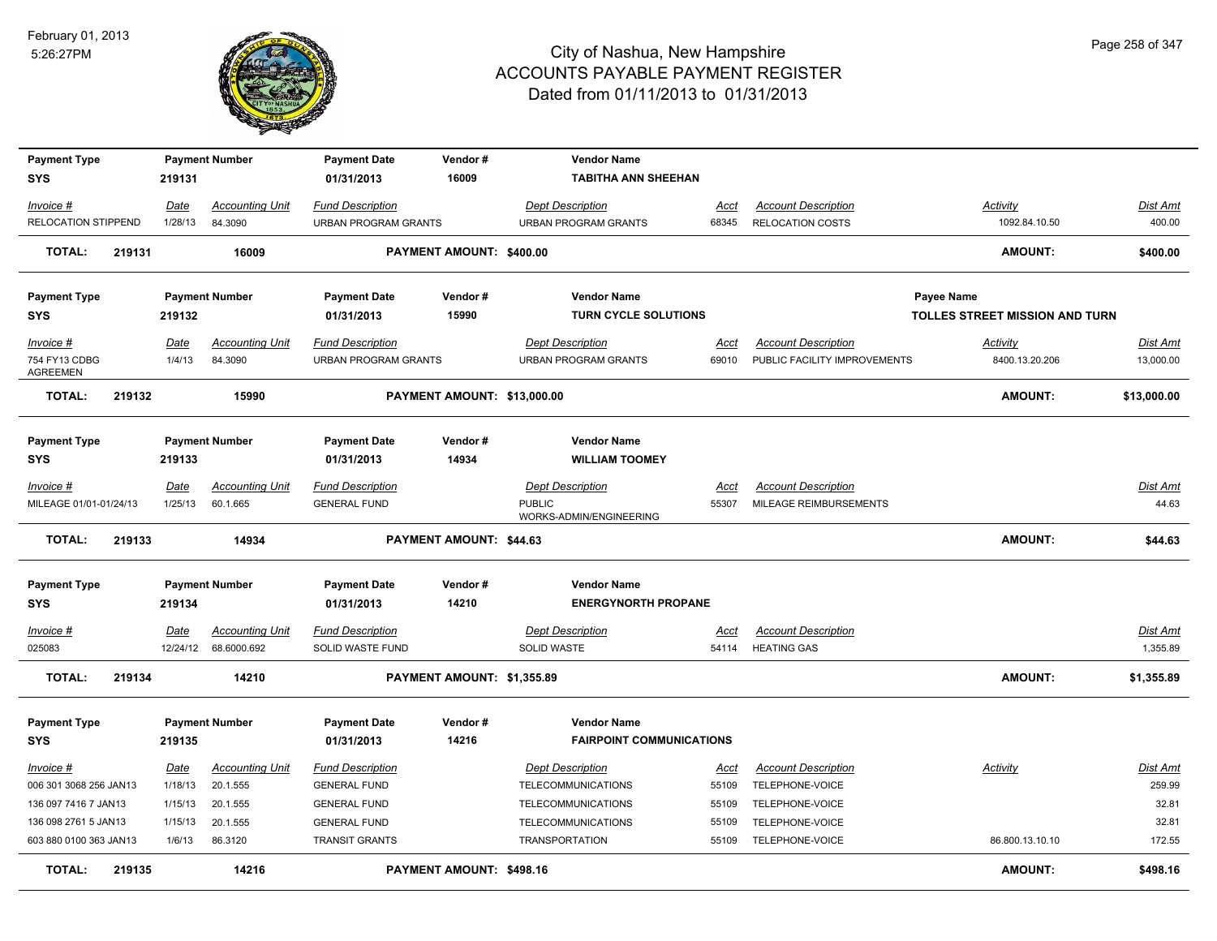# City of Nashua, New Hampshire
## ACCOUNTS PAYABLE PAYMENT REGISTER
### Dated from 01/11/2013 to 01/31/2013

February 01, 2013
5:26:27PM

| Payment Type | Payment Number | Payment Date | Vendor # | Vendor Name |
|---|---|---|---|---|
| SYS | 219131 | 01/31/2013 | 16009 | TABITHA ANN SHEEHAN |

| Invoice # | Date | Accounting Unit | Fund Description | Dept Description | Acct | Account Description | Activity | Dist Amt |
|---|---|---|---|---|---|---|---|---|
| RELOCATION STIPPEND | 1/28/13 | 84.3090 | URBAN PROGRAM GRANTS | URBAN PROGRAM GRANTS | 68345 | RELOCATION COSTS | 1092.84.10.50 | 400.00 |

**TOTAL: 219131 — 16009 — PAYMENT AMOUNT: $400.00 — AMOUNT: $400.00**

| Payment Type | Payment Number | Payment Date | Vendor # | Vendor Name | Payee Name |
|---|---|---|---|---|---|
| SYS | 219132 | 01/31/2013 | 15990 | TURN CYCLE SOLUTIONS | TOLLES STREET MISSION AND TURN |

| Invoice # | Date | Accounting Unit | Fund Description | Dept Description | Acct | Account Description | Activity | Dist Amt |
|---|---|---|---|---|---|---|---|---|
| 754 FY13 CDBG AGREEMEN | 1/4/13 | 84.3090 | URBAN PROGRAM GRANTS | URBAN PROGRAM GRANTS | 69010 | PUBLIC FACILITY IMPROVEMENTS | 8400.13.20.206 | 13,000.00 |

**TOTAL: 219132 — 15990 — PAYMENT AMOUNT: $13,000.00 — AMOUNT: $13,000.00**

| Payment Type | Payment Number | Payment Date | Vendor # | Vendor Name |
|---|---|---|---|---|
| SYS | 219133 | 01/31/2013 | 14934 | WILLIAM TOOMEY |

| Invoice # | Date | Accounting Unit | Fund Description | Dept Description | Acct | Account Description | Dist Amt |
|---|---|---|---|---|---|---|---|
| MILEAGE 01/01-01/24/13 | 1/25/13 | 60.1.665 | GENERAL FUND | PUBLIC WORKS-ADMIN/ENGINEERING | 55307 | MILEAGE REIMBURSEMENTS | 44.63 |

**TOTAL: 219133 — 14934 — PAYMENT AMOUNT: $44.63 — AMOUNT: $44.63**

| Payment Type | Payment Number | Payment Date | Vendor # | Vendor Name |
|---|---|---|---|---|
| SYS | 219134 | 01/31/2013 | 14210 | ENERGYNORTH PROPANE |

| Invoice # | Date | Accounting Unit | Fund Description | Dept Description | Acct | Account Description | Dist Amt |
|---|---|---|---|---|---|---|---|
| 025083 | 12/24/12 | 68.6000.692 | SOLID WASTE FUND | SOLID WASTE | 54114 | HEATING GAS | 1,355.89 |

**TOTAL: 219134 — 14210 — PAYMENT AMOUNT: $1,355.89 — AMOUNT: $1,355.89**

| Payment Type | Payment Number | Payment Date | Vendor # | Vendor Name |
|---|---|---|---|---|
| SYS | 219135 | 01/31/2013 | 14216 | FAIRPOINT COMMUNICATIONS |

| Invoice # | Date | Accounting Unit | Fund Description | Dept Description | Acct | Account Description | Activity | Dist Amt |
|---|---|---|---|---|---|---|---|---|
| 006 301 3068 256 JAN13 | 1/18/13 | 20.1.555 | GENERAL FUND | TELECOMMUNICATIONS | 55109 | TELEPHONE-VOICE | | 259.99 |
| 136 097 7416 7 JAN13 | 1/15/13 | 20.1.555 | GENERAL FUND | TELECOMMUNICATIONS | 55109 | TELEPHONE-VOICE | | 32.81 |
| 136 098 2761 5 JAN13 | 1/15/13 | 20.1.555 | GENERAL FUND | TELECOMMUNICATIONS | 55109 | TELEPHONE-VOICE | | 32.81 |
| 603 880 0100 363 JAN13 | 1/6/13 | 86.3120 | TRANSIT GRANTS | TRANSPORTATION | 55109 | TELEPHONE-VOICE | 86.800.13.10.10 | 172.55 |

**TOTAL: 219135 — 14216 — PAYMENT AMOUNT: $498.16 — AMOUNT: $498.16**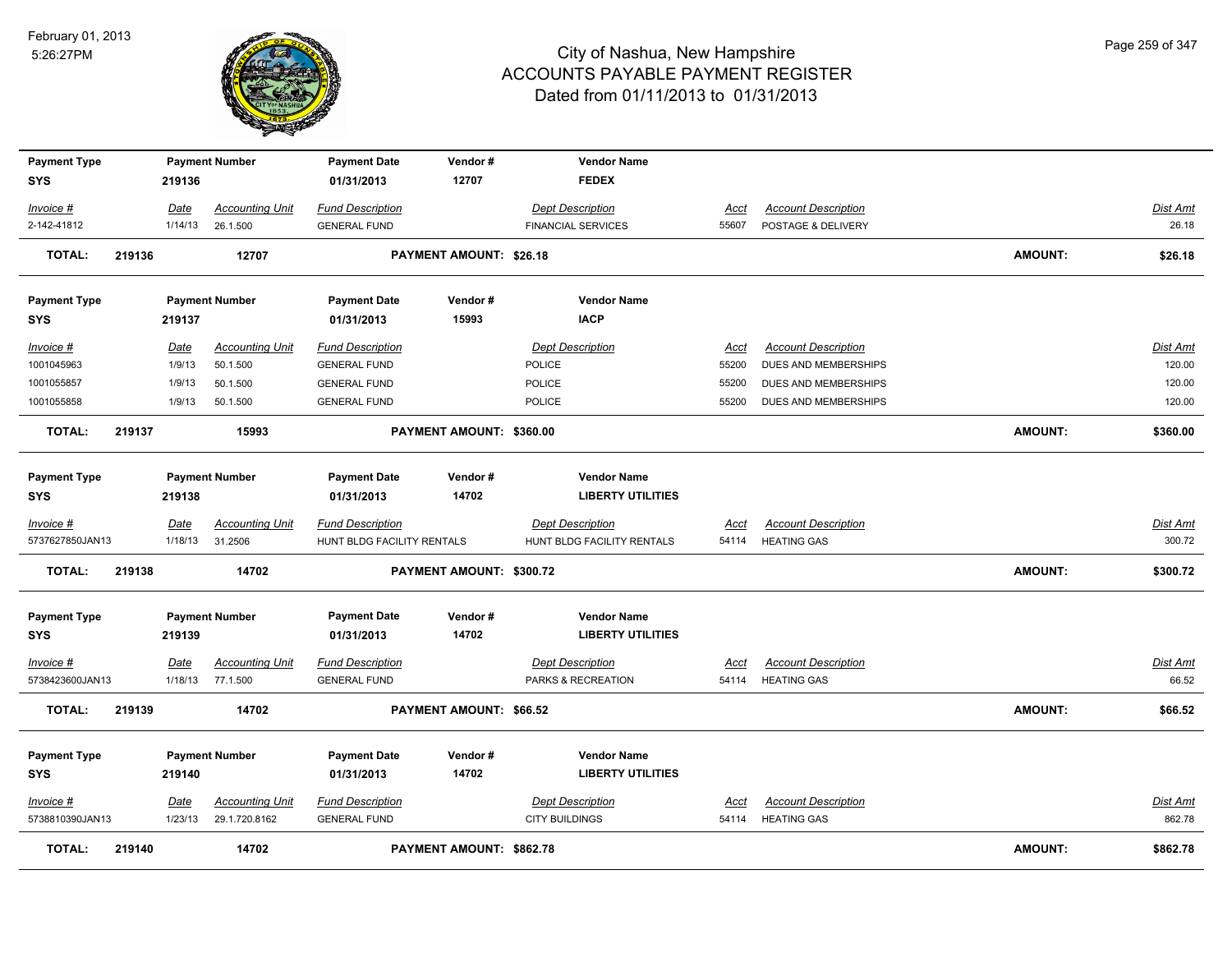# City of Nashua, New Hampshire
## ACCOUNTS PAYABLE PAYMENT REGISTER
### Dated from 01/11/2013 to 01/31/2013

February 01, 2013
5:26:27PM

| Payment Type | Payment Number | Payment Date | Vendor # | Vendor Name |
|---|---|---|---|---|
| SYS | 219136 | 01/31/2013 | 12707 | FEDEX |

| Invoice # | Date | Accounting Unit | Fund Description | Dept Description | Acct | Account Description | Dist Amt |
|---|---|---|---|---|---|---|---|
| 2-142-41812 | 1/14/13 | 26.1.500 | GENERAL FUND | FINANCIAL SERVICES | 55607 | POSTAGE & DELIVERY | 26.18 |

**TOTAL: 219136 12707 PAYMENT AMOUNT: $26.18 AMOUNT: $26.18**

| Payment Type | Payment Number | Payment Date | Vendor # | Vendor Name |
|---|---|---|---|---|
| SYS | 219137 | 01/31/2013 | 15993 | IACP |

| Invoice # | Date | Accounting Unit | Fund Description | Dept Description | Acct | Account Description | Dist Amt |
|---|---|---|---|---|---|---|---|
| 1001045963 | 1/9/13 | 50.1.500 | GENERAL FUND | POLICE | 55200 | DUES AND MEMBERSHIPS | 120.00 |
| 1001055857 | 1/9/13 | 50.1.500 | GENERAL FUND | POLICE | 55200 | DUES AND MEMBERSHIPS | 120.00 |
| 1001055858 | 1/9/13 | 50.1.500 | GENERAL FUND | POLICE | 55200 | DUES AND MEMBERSHIPS | 120.00 |

**TOTAL: 219137 15993 PAYMENT AMOUNT: $360.00 AMOUNT: $360.00**

| Payment Type | Payment Number | Payment Date | Vendor # | Vendor Name |
|---|---|---|---|---|
| SYS | 219138 | 01/31/2013 | 14702 | LIBERTY UTILITIES |

| Invoice # | Date | Accounting Unit | Fund Description | Dept Description | Acct | Account Description | Dist Amt |
|---|---|---|---|---|---|---|---|
| 5737627850JAN13 | 1/18/13 | 31.2506 | HUNT BLDG FACILITY RENTALS | HUNT BLDG FACILITY RENTALS | 54114 | HEATING GAS | 300.72 |

**TOTAL: 219138 14702 PAYMENT AMOUNT: $300.72 AMOUNT: $300.72**

| Payment Type | Payment Number | Payment Date | Vendor # | Vendor Name |
|---|---|---|---|---|
| SYS | 219139 | 01/31/2013 | 14702 | LIBERTY UTILITIES |

| Invoice # | Date | Accounting Unit | Fund Description | Dept Description | Acct | Account Description | Dist Amt |
|---|---|---|---|---|---|---|---|
| 5738423600JAN13 | 1/18/13 | 77.1.500 | GENERAL FUND | PARKS & RECREATION | 54114 | HEATING GAS | 66.52 |

**TOTAL: 219139 14702 PAYMENT AMOUNT: $66.52 AMOUNT: $66.52**

| Payment Type | Payment Number | Payment Date | Vendor # | Vendor Name |
|---|---|---|---|---|
| SYS | 219140 | 01/31/2013 | 14702 | LIBERTY UTILITIES |

| Invoice # | Date | Accounting Unit | Fund Description | Dept Description | Acct | Account Description | Dist Amt |
|---|---|---|---|---|---|---|---|
| 5738810390JAN13 | 1/23/13 | 29.1.720.8162 | GENERAL FUND | CITY BUILDINGS | 54114 | HEATING GAS | 862.78 |

**TOTAL: 219140 14702 PAYMENT AMOUNT: $862.78 AMOUNT: $862.78**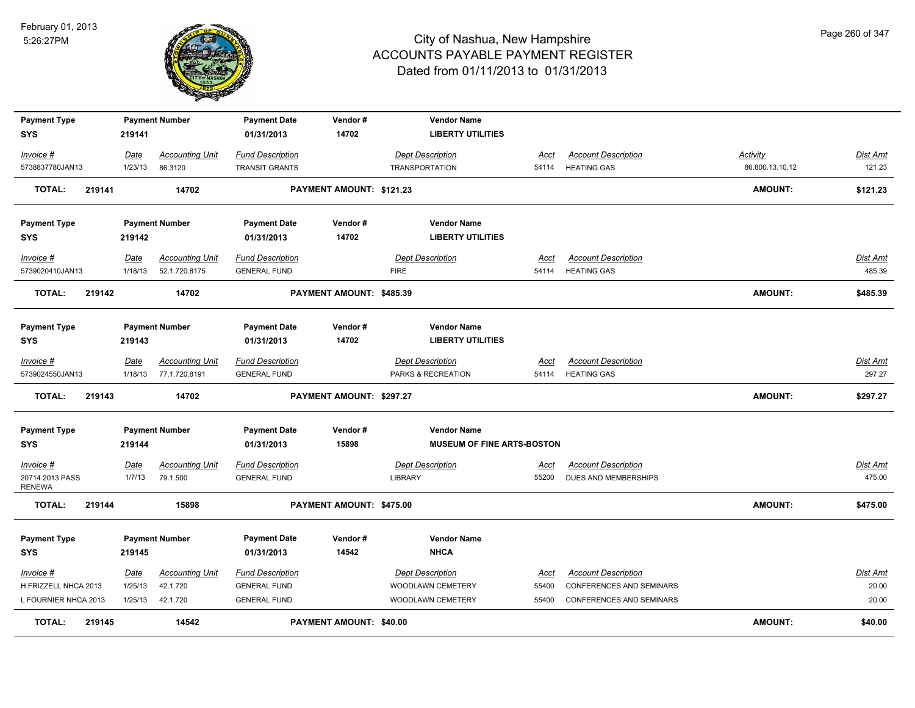# City of Nashua, New Hampshire
## ACCOUNTS PAYABLE PAYMENT REGISTER
### Dated from 01/11/2013 to 01/31/2013

February 01, 2013
5:26:27PM

| Payment Type | Payment Number | Payment Date | Vendor # | Vendor Name |
|---|---|---|---|---|
| SYS | 219141 | 01/31/2013 | 14702 | LIBERTY UTILITIES |

| Invoice # | Date | Accounting Unit | Fund Description | Dept Description | Acct | Account Description | Activity | Dist Amt |
|---|---|---|---|---|---|---|---|---|
| 5738837780JAN13 | 1/23/13 | 86.3120 | TRANSIT GRANTS | TRANSPORTATION | 54114 | HEATING GAS | 86.800.13.10.12 | 121.23 |

**TOTAL: 219141 14702 PAYMENT AMOUNT: $121.23 AMOUNT: $121.23**

| Payment Type | Payment Number | Payment Date | Vendor # | Vendor Name |
|---|---|---|---|---|
| SYS | 219142 | 01/31/2013 | 14702 | LIBERTY UTILITIES |

| Invoice # | Date | Accounting Unit | Fund Description | Dept Description | Acct | Account Description | Dist Amt |
|---|---|---|---|---|---|---|---|
| 5739020410JAN13 | 1/18/13 | 52.1.720.8175 | GENERAL FUND | FIRE | 54114 | HEATING GAS | 485.39 |

**TOTAL: 219142 14702 PAYMENT AMOUNT: $485.39 AMOUNT: $485.39**

| Payment Type | Payment Number | Payment Date | Vendor # | Vendor Name |
|---|---|---|---|---|
| SYS | 219143 | 01/31/2013 | 14702 | LIBERTY UTILITIES |

| Invoice # | Date | Accounting Unit | Fund Description | Dept Description | Acct | Account Description | Dist Amt |
|---|---|---|---|---|---|---|---|
| 5739024550JAN13 | 1/18/13 | 77.1.720.8191 | GENERAL FUND | PARKS & RECREATION | 54114 | HEATING GAS | 297.27 |

**TOTAL: 219143 14702 PAYMENT AMOUNT: $297.27 AMOUNT: $297.27**

| Payment Type | Payment Number | Payment Date | Vendor # | Vendor Name |
|---|---|---|---|---|
| SYS | 219144 | 01/31/2013 | 15898 | MUSEUM OF FINE ARTS-BOSTON |

| Invoice # | Date | Accounting Unit | Fund Description | Dept Description | Acct | Account Description | Dist Amt |
|---|---|---|---|---|---|---|---|
| 20714 2013 PASS RENEWA | 1/7/13 | 79.1.500 | GENERAL FUND | LIBRARY | 55200 | DUES AND MEMBERSHIPS | 475.00 |

**TOTAL: 219144 15898 PAYMENT AMOUNT: $475.00 AMOUNT: $475.00**

| Payment Type | Payment Number | Payment Date | Vendor # | Vendor Name |
|---|---|---|---|---|
| SYS | 219145 | 01/31/2013 | 14542 | NHCA |

| Invoice # | Date | Accounting Unit | Fund Description | Dept Description | Acct | Account Description | Dist Amt |
|---|---|---|---|---|---|---|---|
| H FRIZZELL NHCA 2013 | 1/25/13 | 42.1.720 | GENERAL FUND | WOODLAWN CEMETERY | 55400 | CONFERENCES AND SEMINARS | 20.00 |
| L FOURNIER NHCA 2013 | 1/25/13 | 42.1.720 | GENERAL FUND | WOODLAWN CEMETERY | 55400 | CONFERENCES AND SEMINARS | 20.00 |

**TOTAL: 219145 14542 PAYMENT AMOUNT: $40.00 AMOUNT: $40.00**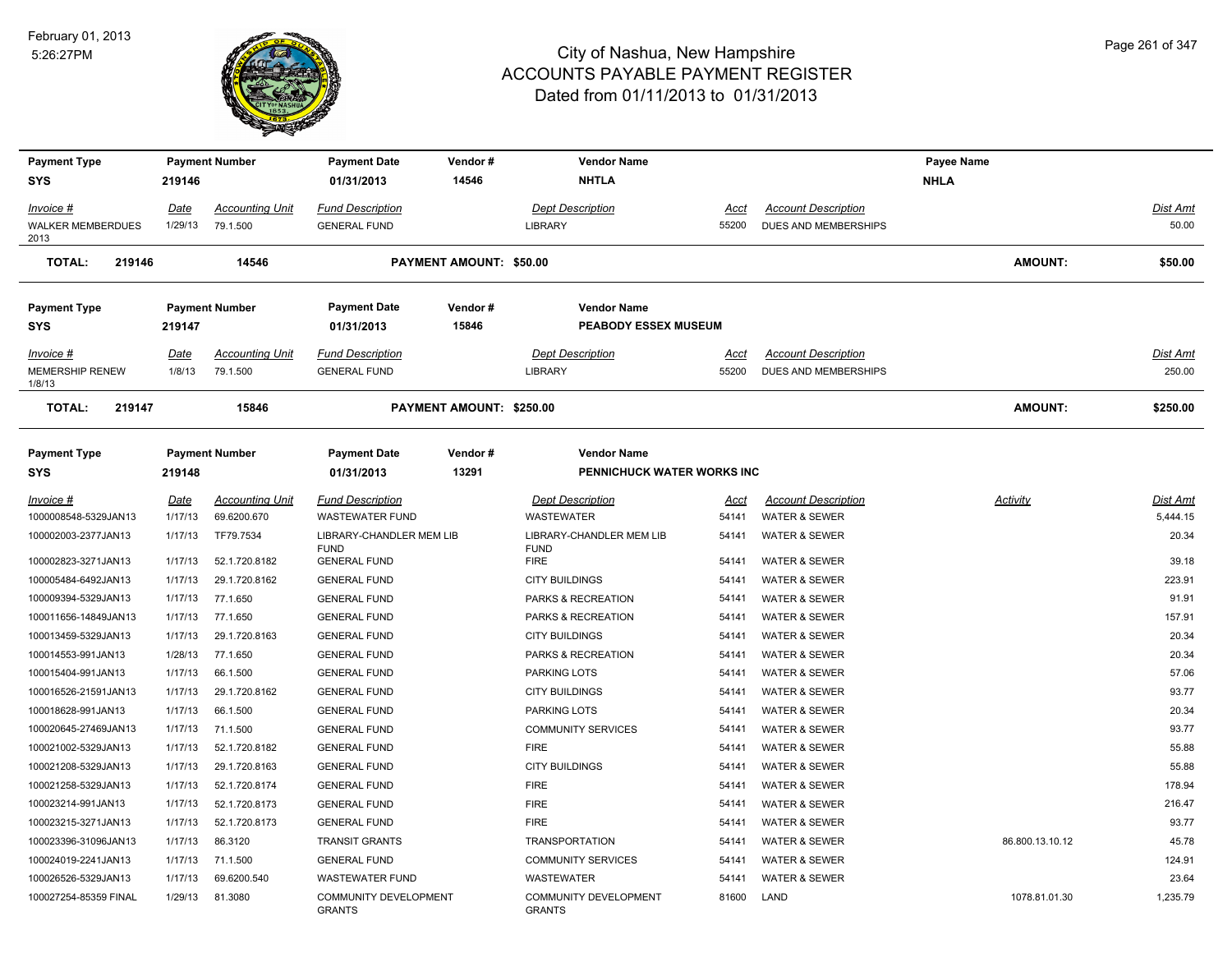# City of Nashua, New Hampshire
## ACCOUNTS PAYABLE PAYMENT REGISTER
### Dated from 01/11/2013 to 01/31/2013

February 01, 2013
5:26:27PM

| Payment Type | Payment Number | Payment Date | Vendor # | Vendor Name | Payee Name |
|---|---|---|---|---|---|
| SYS | 219146 | 01/31/2013 | 14546 | NHTLA | NHLA |

| Invoice # | Date | Accounting Unit | Fund Description | Dept Description | Acct | Account Description | Dist Amt |
|---|---|---|---|---|---|---|---|
| WALKER MEMBERDUES 2013 | 1/29/13 | 79.1.500 | GENERAL FUND | LIBRARY | 55200 | DUES AND MEMBERSHIPS | 50.00 |

**TOTAL: 219146 — 14546 — PAYMENT AMOUNT: $50.00 — AMOUNT: $50.00**

| Payment Type | Payment Number | Payment Date | Vendor # | Vendor Name |
|---|---|---|---|---|
| SYS | 219147 | 01/31/2013 | 15846 | PEABODY ESSEX MUSEUM |

| Invoice # | Date | Accounting Unit | Fund Description | Dept Description | Acct | Account Description | Dist Amt |
|---|---|---|---|---|---|---|---|
| MEMERSHIP RENEW 1/8/13 | 1/8/13 | 79.1.500 | GENERAL FUND | LIBRARY | 55200 | DUES AND MEMBERSHIPS | 250.00 |

**TOTAL: 219147 — 15846 — PAYMENT AMOUNT: $250.00 — AMOUNT: $250.00**

| Payment Type | Payment Number | Payment Date | Vendor # | Vendor Name |
|---|---|---|---|---|
| SYS | 219148 | 01/31/2013 | 13291 | PENNICHUCK WATER WORKS INC |

| Invoice # | Date | Accounting Unit | Fund Description | Dept Description | Acct | Account Description | Activity | Dist Amt |
|---|---|---|---|---|---|---|---|---|
| 1000008548-5329JAN13 | 1/17/13 | 69.6200.670 | WASTEWATER FUND | WASTEWATER | 54141 | WATER & SEWER | | 5,444.15 |
| 100002003-2377JAN13 | 1/17/13 | TF79.7534 | LIBRARY-CHANDLER MEM LIB FUND | LIBRARY-CHANDLER MEM LIB FUND | 54141 | WATER & SEWER | | 20.34 |
| 100002823-3271JAN13 | 1/17/13 | 52.1.720.8182 | GENERAL FUND | FIRE | 54141 | WATER & SEWER | | 39.18 |
| 100005484-6492JAN13 | 1/17/13 | 29.1.720.8162 | GENERAL FUND | CITY BUILDINGS | 54141 | WATER & SEWER | | 223.91 |
| 100009394-5329JAN13 | 1/17/13 | 77.1.650 | GENERAL FUND | PARKS & RECREATION | 54141 | WATER & SEWER | | 91.91 |
| 100011656-14849JAN13 | 1/17/13 | 77.1.650 | GENERAL FUND | PARKS & RECREATION | 54141 | WATER & SEWER | | 157.91 |
| 100013459-5329JAN13 | 1/17/13 | 29.1.720.8163 | GENERAL FUND | CITY BUILDINGS | 54141 | WATER & SEWER | | 20.34 |
| 100014553-991JAN13 | 1/28/13 | 77.1.650 | GENERAL FUND | PARKS & RECREATION | 54141 | WATER & SEWER | | 20.34 |
| 100015404-991JAN13 | 1/17/13 | 66.1.500 | GENERAL FUND | PARKING LOTS | 54141 | WATER & SEWER | | 57.06 |
| 100016526-21591JAN13 | 1/17/13 | 29.1.720.8162 | GENERAL FUND | CITY BUILDINGS | 54141 | WATER & SEWER | | 93.77 |
| 100018628-991JAN13 | 1/17/13 | 66.1.500 | GENERAL FUND | PARKING LOTS | 54141 | WATER & SEWER | | 20.34 |
| 100020645-27469JAN13 | 1/17/13 | 71.1.500 | GENERAL FUND | COMMUNITY SERVICES | 54141 | WATER & SEWER | | 93.77 |
| 100021002-5329JAN13 | 1/17/13 | 52.1.720.8182 | GENERAL FUND | FIRE | 54141 | WATER & SEWER | | 55.88 |
| 100021208-5329JAN13 | 1/17/13 | 29.1.720.8163 | GENERAL FUND | CITY BUILDINGS | 54141 | WATER & SEWER | | 55.88 |
| 100021258-5329JAN13 | 1/17/13 | 52.1.720.8174 | GENERAL FUND | FIRE | 54141 | WATER & SEWER | | 178.94 |
| 100023214-991JAN13 | 1/17/13 | 52.1.720.8173 | GENERAL FUND | FIRE | 54141 | WATER & SEWER | | 216.47 |
| 100023215-3271JAN13 | 1/17/13 | 52.1.720.8173 | GENERAL FUND | FIRE | 54141 | WATER & SEWER | | 93.77 |
| 100023396-31096JAN13 | 1/17/13 | 86.3120 | TRANSIT GRANTS | TRANSPORTATION | 54141 | WATER & SEWER | 86.800.13.10.12 | 45.78 |
| 100024019-2241JAN13 | 1/17/13 | 71.1.500 | GENERAL FUND | COMMUNITY SERVICES | 54141 | WATER & SEWER | | 124.91 |
| 100026526-5329JAN13 | 1/17/13 | 69.6200.540 | WASTEWATER FUND | WASTEWATER | 54141 | WATER & SEWER | | 23.64 |
| 100027254-85359 FINAL | 1/29/13 | 81.3080 | COMMUNITY DEVELOPMENT GRANTS | COMMUNITY DEVELOPMENT GRANTS | 81600 | LAND | 1078.81.01.30 | 1,235.79 |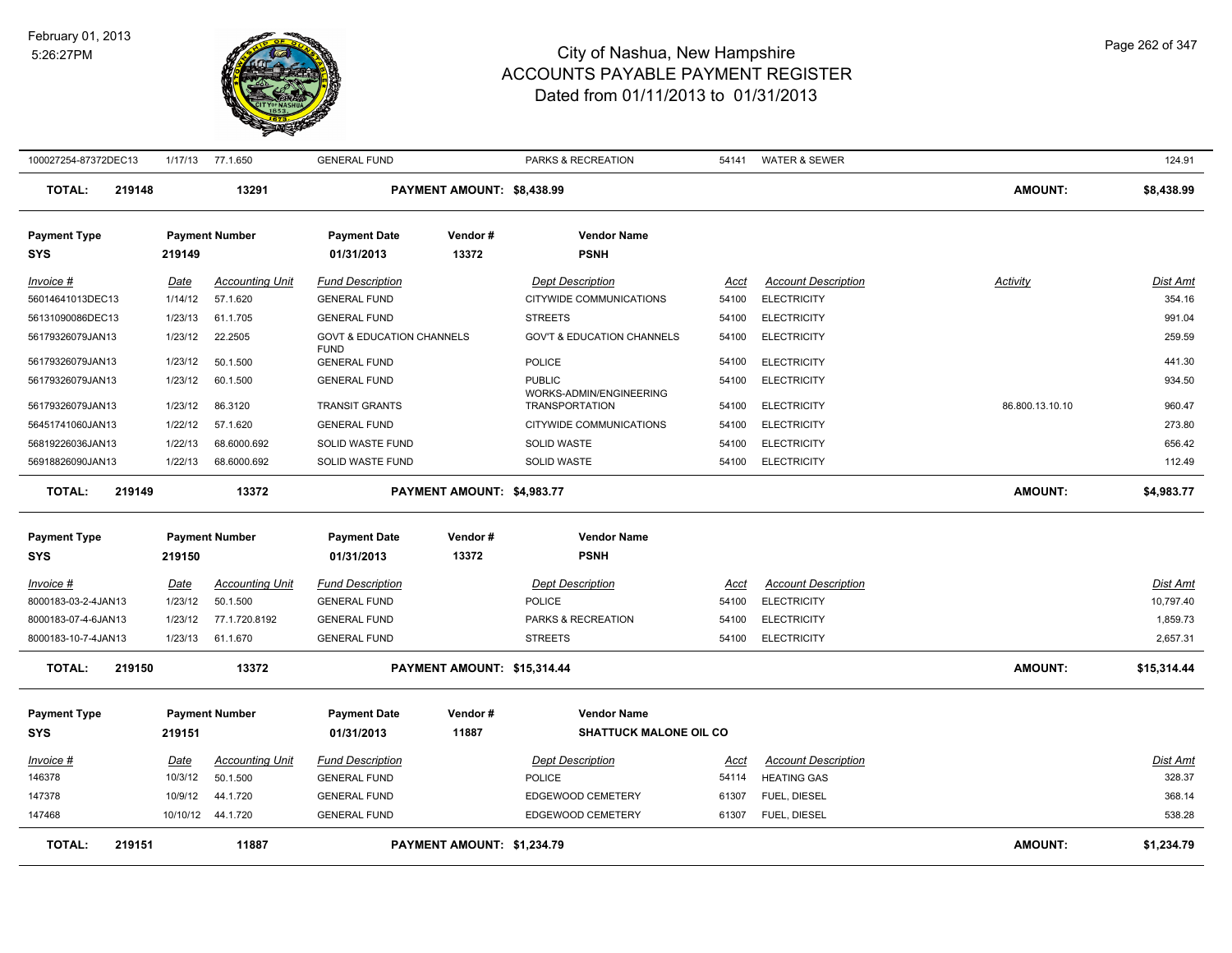# City of Nashua, New Hampshire
# ACCOUNTS PAYABLE PAYMENT REGISTER
## Dated from 01/11/2013 to 01/31/2013

February 01, 2013
5:26:27PM

| Invoice # | Date | Accounting Unit | Fund Description | Dept Description | Acct | Account Description | Activity | Dist Amt |
|---|---|---|---|---|---|---|---|---|
| 100027254-87372DEC13 | 1/17/13 | 77.1.650 | GENERAL FUND | PARKS & RECREATION | 54141 | WATER & SEWER | | 124.91 |

**TOTAL: 219148 | 13291 | PAYMENT AMOUNT: $8,438.99 | AMOUNT: $8,438.99**

| Payment Type | Payment Number | Payment Date | Vendor # | Vendor Name |
|---|---|---|---|---|
| SYS | 219149 | 01/31/2013 | 13372 | PSNH |

| Invoice # | Date | Accounting Unit | Fund Description | Dept Description | Acct | Account Description | Activity | Dist Amt |
|---|---|---|---|---|---|---|---|---|
| 56014641013DEC13 | 1/14/12 | 57.1.620 | GENERAL FUND | CITYWIDE COMMUNICATIONS | 54100 | ELECTRICITY | | 354.16 |
| 56131090086DEC13 | 1/23/13 | 61.1.705 | GENERAL FUND | STREETS | 54100 | ELECTRICITY | | 991.04 |
| 56179326079JAN13 | 1/23/12 | 22.2505 | GOVT & EDUCATION CHANNELS FUND | GOV'T & EDUCATION CHANNELS | 54100 | ELECTRICITY | | 259.59 |
| 56179326079JAN13 | 1/23/12 | 50.1.500 | GENERAL FUND | POLICE | 54100 | ELECTRICITY | | 441.30 |
| 56179326079JAN13 | 1/23/12 | 60.1.500 | GENERAL FUND | PUBLIC WORKS-ADMIN/ENGINEERING | 54100 | ELECTRICITY | | 934.50 |
| 56179326079JAN13 | 1/23/12 | 86.3120 | TRANSIT GRANTS | TRANSPORTATION | 54100 | ELECTRICITY | 86.800.13.10.10 | 960.47 |
| 56451741060JAN13 | 1/22/12 | 57.1.620 | GENERAL FUND | CITYWIDE COMMUNICATIONS | 54100 | ELECTRICITY | | 273.80 |
| 56819226036JAN13 | 1/22/13 | 68.6000.692 | SOLID WASTE FUND | SOLID WASTE | 54100 | ELECTRICITY | | 656.42 |
| 56918826090JAN13 | 1/22/13 | 68.6000.692 | SOLID WASTE FUND | SOLID WASTE | 54100 | ELECTRICITY | | 112.49 |

**TOTAL: 219149 | 13372 | PAYMENT AMOUNT: $4,983.77 | AMOUNT: $4,983.77**

| Payment Type | Payment Number | Payment Date | Vendor # | Vendor Name |
|---|---|---|---|---|
| SYS | 219150 | 01/31/2013 | 13372 | PSNH |

| Invoice # | Date | Accounting Unit | Fund Description | Dept Description | Acct | Account Description | Dist Amt |
|---|---|---|---|---|---|---|---|
| 8000183-03-2-4JAN13 | 1/23/12 | 50.1.500 | GENERAL FUND | POLICE | 54100 | ELECTRICITY | 10,797.40 |
| 8000183-07-4-6JAN13 | 1/23/12 | 77.1.720.8192 | GENERAL FUND | PARKS & RECREATION | 54100 | ELECTRICITY | 1,859.73 |
| 8000183-10-7-4JAN13 | 1/23/13 | 61.1.670 | GENERAL FUND | STREETS | 54100 | ELECTRICITY | 2,657.31 |

**TOTAL: 219150 | 13372 | PAYMENT AMOUNT: $15,314.44 | AMOUNT: $15,314.44**

| Payment Type | Payment Number | Payment Date | Vendor # | Vendor Name |
|---|---|---|---|---|
| SYS | 219151 | 01/31/2013 | 11887 | SHATTUCK MALONE OIL CO |

| Invoice # | Date | Accounting Unit | Fund Description | Dept Description | Acct | Account Description | Dist Amt |
|---|---|---|---|---|---|---|---|
| 146378 | 10/3/12 | 50.1.500 | GENERAL FUND | POLICE | 54114 | HEATING GAS | 328.37 |
| 147378 | 10/9/12 | 44.1.720 | GENERAL FUND | EDGEWOOD CEMETERY | 61307 | FUEL, DIESEL | 368.14 |
| 147468 | 10/10/12 | 44.1.720 | GENERAL FUND | EDGEWOOD CEMETERY | 61307 | FUEL, DIESEL | 538.28 |

**TOTAL: 219151 | 11887 | PAYMENT AMOUNT: $1,234.79 | AMOUNT: $1,234.79**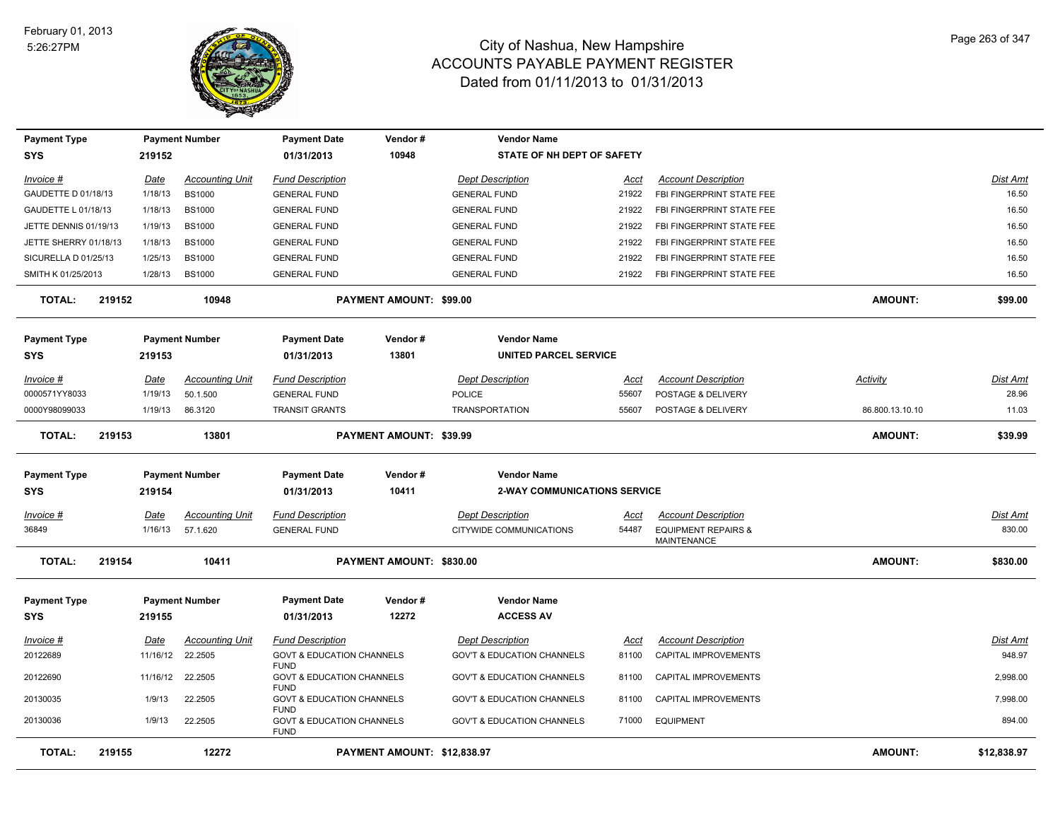# City of Nashua, New Hampshire
## ACCOUNTS PAYABLE PAYMENT REGISTER
### Dated from 01/11/2013 to 01/31/2013

February 01, 2013
5:26:27PM

| Payment Type | Payment Number | Payment Date | Vendor # | Vendor Name |
|---|---|---|---|---|
| SYS | 219152 | 01/31/2013 | 10948 | STATE OF NH DEPT OF SAFETY |

| Invoice # | Date | Accounting Unit | Fund Description | Dept Description | Acct | Account Description | Dist Amt |
|---|---|---|---|---|---|---|---|
| GAUDETTE D 01/18/13 | 1/18/13 | BS1000 | GENERAL FUND | GENERAL FUND | 21922 | FBI FINGERPRINT STATE FEE | 16.50 |
| GAUDETTE L 01/18/13 | 1/18/13 | BS1000 | GENERAL FUND | GENERAL FUND | 21922 | FBI FINGERPRINT STATE FEE | 16.50 |
| JETTE DENNIS 01/19/13 | 1/19/13 | BS1000 | GENERAL FUND | GENERAL FUND | 21922 | FBI FINGERPRINT STATE FEE | 16.50 |
| JETTE SHERRY 01/18/13 | 1/18/13 | BS1000 | GENERAL FUND | GENERAL FUND | 21922 | FBI FINGERPRINT STATE FEE | 16.50 |
| SICURELLA D 01/25/13 | 1/25/13 | BS1000 | GENERAL FUND | GENERAL FUND | 21922 | FBI FINGERPRINT STATE FEE | 16.50 |
| SMITH K 01/25/2013 | 1/28/13 | BS1000 | GENERAL FUND | GENERAL FUND | 21922 | FBI FINGERPRINT STATE FEE | 16.50 |

**TOTAL: 219152 10948 PAYMENT AMOUNT: $99.00 AMOUNT: $99.00**

| Payment Type | Payment Number | Payment Date | Vendor # | Vendor Name |
|---|---|---|---|---|
| SYS | 219153 | 01/31/2013 | 13801 | UNITED PARCEL SERVICE |

| Invoice # | Date | Accounting Unit | Fund Description | Dept Description | Acct | Account Description | Activity | Dist Amt |
|---|---|---|---|---|---|---|---|---|
| 0000571YY8033 | 1/19/13 | 50.1.500 | GENERAL FUND | POLICE | 55607 | POSTAGE & DELIVERY | | 28.96 |
| 0000Y98099033 | 1/19/13 | 86.3120 | TRANSIT GRANTS | TRANSPORTATION | 55607 | POSTAGE & DELIVERY | 86.800.13.10.10 | 11.03 |

**TOTAL: 219153 13801 PAYMENT AMOUNT: $39.99 AMOUNT: $39.99**

| Payment Type | Payment Number | Payment Date | Vendor # | Vendor Name |
|---|---|---|---|---|
| SYS | 219154 | 01/31/2013 | 10411 | 2-WAY COMMUNICATIONS SERVICE |

| Invoice # | Date | Accounting Unit | Fund Description | Dept Description | Acct | Account Description | Dist Amt |
|---|---|---|---|---|---|---|---|
| 36849 | 1/16/13 | 57.1.620 | GENERAL FUND | CITYWIDE COMMUNICATIONS | 54487 | EQUIPMENT REPAIRS & MAINTENANCE | 830.00 |

**TOTAL: 219154 10411 PAYMENT AMOUNT: $830.00 AMOUNT: $830.00**

| Payment Type | Payment Number | Payment Date | Vendor # | Vendor Name |
|---|---|---|---|---|
| SYS | 219155 | 01/31/2013 | 12272 | ACCESS AV |

| Invoice # | Date | Accounting Unit | Fund Description | Dept Description | Acct | Account Description | Dist Amt |
|---|---|---|---|---|---|---|---|
| 20122689 | 11/16/12 | 22.2505 | GOVT & EDUCATION CHANNELS FUND | GOV'T & EDUCATION CHANNELS | 81100 | CAPITAL IMPROVEMENTS | 948.97 |
| 20122690 | 11/16/12 | 22.2505 | GOVT & EDUCATION CHANNELS FUND | GOV'T & EDUCATION CHANNELS | 81100 | CAPITAL IMPROVEMENTS | 2,998.00 |
| 20130035 | 1/9/13 | 22.2505 | GOVT & EDUCATION CHANNELS FUND | GOV'T & EDUCATION CHANNELS | 81100 | CAPITAL IMPROVEMENTS | 7,998.00 |
| 20130036 | 1/9/13 | 22.2505 | GOVT & EDUCATION CHANNELS FUND | GOV'T & EDUCATION CHANNELS | 71000 | EQUIPMENT | 894.00 |

**TOTAL: 219155 12272 PAYMENT AMOUNT: $12,838.97 AMOUNT: $12,838.97**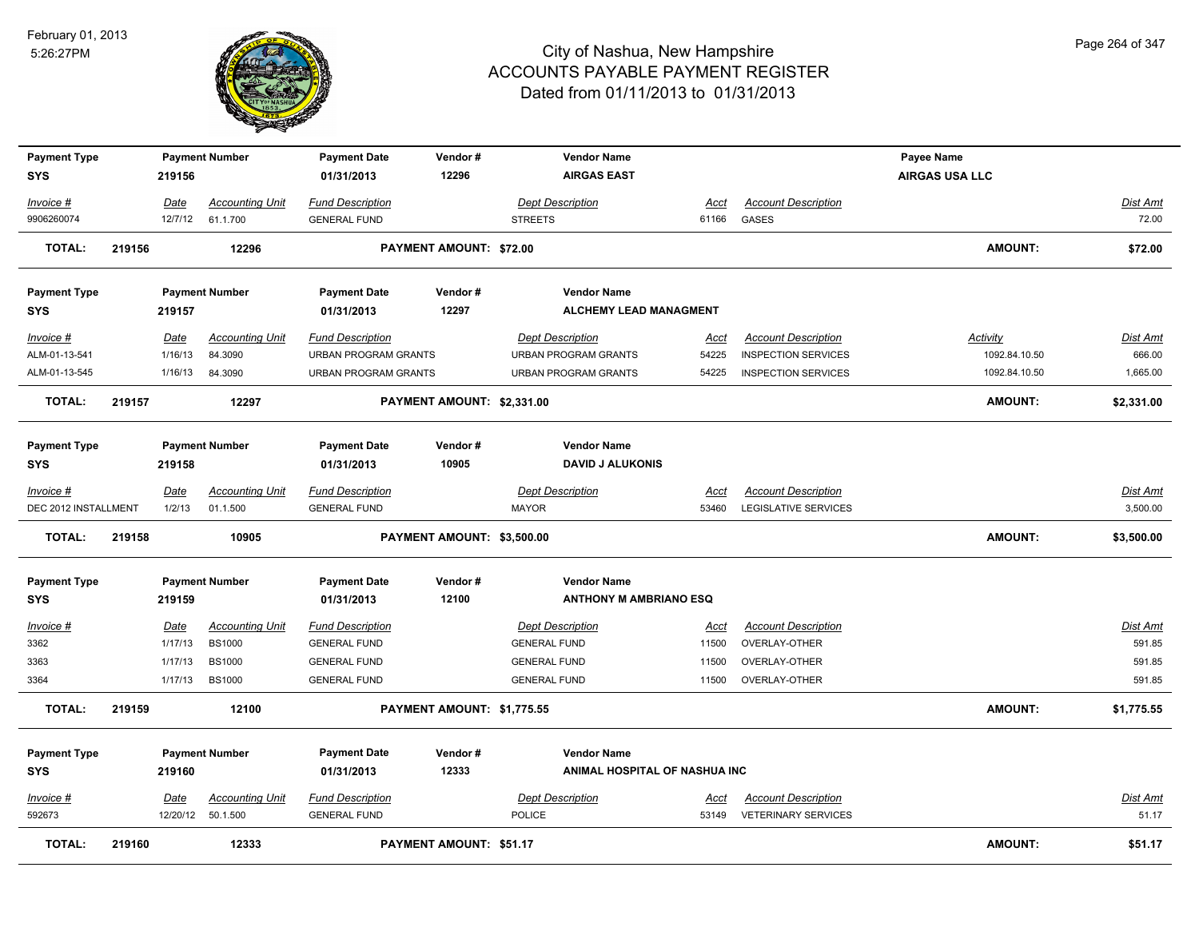# City of Nashua, New Hampshire
## ACCOUNTS PAYABLE PAYMENT REGISTER
### Dated from 01/11/2013 to 01/31/2013

February 01, 2013
5:26:27PM

| Payment Type | Payment Number | Payment Date | Vendor # | Vendor Name | Payee Name |
|---|---|---|---|---|---|
| SYS | 219156 | 01/31/2013 | 12296 | AIRGAS EAST | AIRGAS USA LLC |

| Invoice # | Date | Accounting Unit | Fund Description | Dept Description | Acct | Account Description | Dist Amt |
|---|---|---|---|---|---|---|---|
| 9906260074 | 12/7/12 | 61.1.700 | GENERAL FUND | STREETS | 61166 | GASES | 72.00 |

**TOTAL: 219156 12296 PAYMENT AMOUNT: $72.00 AMOUNT: $72.00**

| Payment Type | Payment Number | Payment Date | Vendor # | Vendor Name |
|---|---|---|---|---|
| SYS | 219157 | 01/31/2013 | 12297 | ALCHEMY LEAD MANAGMENT |

| Invoice # | Date | Accounting Unit | Fund Description | Dept Description | Acct | Account Description | Activity | Dist Amt |
|---|---|---|---|---|---|---|---|---|
| ALM-01-13-541 | 1/16/13 | 84.3090 | URBAN PROGRAM GRANTS | URBAN PROGRAM GRANTS | 54225 | INSPECTION SERVICES | 1092.84.10.50 | 666.00 |
| ALM-01-13-545 | 1/16/13 | 84.3090 | URBAN PROGRAM GRANTS | URBAN PROGRAM GRANTS | 54225 | INSPECTION SERVICES | 1092.84.10.50 | 1,665.00 |

**TOTAL: 219157 12297 PAYMENT AMOUNT: $2,331.00 AMOUNT: $2,331.00**

| Payment Type | Payment Number | Payment Date | Vendor # | Vendor Name |
|---|---|---|---|---|
| SYS | 219158 | 01/31/2013 | 10905 | DAVID J ALUKONIS |

| Invoice # | Date | Accounting Unit | Fund Description | Dept Description | Acct | Account Description | Dist Amt |
|---|---|---|---|---|---|---|---|
| DEC 2012 INSTALLMENT | 1/2/13 | 01.1.500 | GENERAL FUND | MAYOR | 53460 | LEGISLATIVE SERVICES | 3,500.00 |

**TOTAL: 219158 10905 PAYMENT AMOUNT: $3,500.00 AMOUNT: $3,500.00**

| Payment Type | Payment Number | Payment Date | Vendor # | Vendor Name |
|---|---|---|---|---|
| SYS | 219159 | 01/31/2013 | 12100 | ANTHONY M AMBRIANO ESQ |

| Invoice # | Date | Accounting Unit | Fund Description | Dept Description | Acct | Account Description | Dist Amt |
|---|---|---|---|---|---|---|---|
| 3362 | 1/17/13 | BS1000 | GENERAL FUND | GENERAL FUND | 11500 | OVERLAY-OTHER | 591.85 |
| 3363 | 1/17/13 | BS1000 | GENERAL FUND | GENERAL FUND | 11500 | OVERLAY-OTHER | 591.85 |
| 3364 | 1/17/13 | BS1000 | GENERAL FUND | GENERAL FUND | 11500 | OVERLAY-OTHER | 591.85 |

**TOTAL: 219159 12100 PAYMENT AMOUNT: $1,775.55 AMOUNT: $1,775.55**

| Payment Type | Payment Number | Payment Date | Vendor # | Vendor Name |
|---|---|---|---|---|
| SYS | 219160 | 01/31/2013 | 12333 | ANIMAL HOSPITAL OF NASHUA INC |

| Invoice # | Date | Accounting Unit | Fund Description | Dept Description | Acct | Account Description | Dist Amt |
|---|---|---|---|---|---|---|---|
| 592673 | 12/20/12 | 50.1.500 | GENERAL FUND | POLICE | 53149 | VETERINARY SERVICES | 51.17 |

**TOTAL: 219160 12333 PAYMENT AMOUNT: $51.17 AMOUNT: $51.17**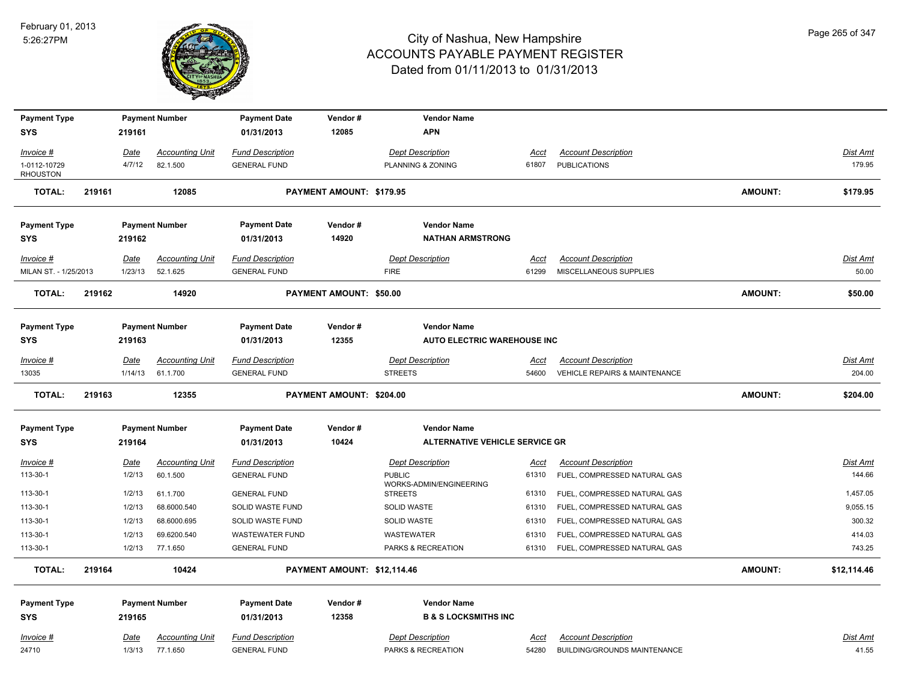# City of Nashua, New Hampshire
## ACCOUNTS PAYABLE PAYMENT REGISTER
### Dated from 01/11/2013 to 01/31/2013

February 01, 2013
5:26:27PM

| Payment Type | Payment Number | Payment Date | Vendor # | Vendor Name |
|---|---|---|---|---|
| SYS | 219161 | 01/31/2013 | 12085 | APN |

| Invoice # | Date | Accounting Unit | Fund Description | Dept Description | Acct | Account Description | Dist Amt |
|---|---|---|---|---|---|---|---|
| 1-0112-10729 RHOUSTON | 4/7/12 | 82.1.500 | GENERAL FUND | PLANNING & ZONING | 61807 | PUBLICATIONS | 179.95 |

**TOTAL: 219161 12085 PAYMENT AMOUNT: $179.95 AMOUNT: $179.95**

| Payment Type | Payment Number | Payment Date | Vendor # | Vendor Name |
|---|---|---|---|---|
| SYS | 219162 | 01/31/2013 | 14920 | NATHAN ARMSTRONG |

| Invoice # | Date | Accounting Unit | Fund Description | Dept Description | Acct | Account Description | Dist Amt |
|---|---|---|---|---|---|---|---|
| MILAN ST. - 1/25/2013 | 1/23/13 | 52.1.625 | GENERAL FUND | FIRE | 61299 | MISCELLANEOUS SUPPLIES | 50.00 |

**TOTAL: 219162 14920 PAYMENT AMOUNT: $50.00 AMOUNT: $50.00**

| Payment Type | Payment Number | Payment Date | Vendor # | Vendor Name |
|---|---|---|---|---|
| SYS | 219163 | 01/31/2013 | 12355 | AUTO ELECTRIC WAREHOUSE INC |

| Invoice # | Date | Accounting Unit | Fund Description | Dept Description | Acct | Account Description | Dist Amt |
|---|---|---|---|---|---|---|---|
| 13035 | 1/14/13 | 61.1.700 | GENERAL FUND | STREETS | 54600 | VEHICLE REPAIRS & MAINTENANCE | 204.00 |

**TOTAL: 219163 12355 PAYMENT AMOUNT: $204.00 AMOUNT: $204.00**

| Payment Type | Payment Number | Payment Date | Vendor # | Vendor Name |
|---|---|---|---|---|
| SYS | 219164 | 01/31/2013 | 10424 | ALTERNATIVE VEHICLE SERVICE GR |

| Invoice # | Date | Accounting Unit | Fund Description | Dept Description | Acct | Account Description | Dist Amt |
|---|---|---|---|---|---|---|---|
| 113-30-1 | 1/2/13 | 60.1.500 | GENERAL FUND | PUBLIC WORKS-ADMIN/ENGINEERING | 61310 | FUEL, COMPRESSED NATURAL GAS | 144.66 |
| 113-30-1 | 1/2/13 | 61.1.700 | GENERAL FUND | STREETS | 61310 | FUEL, COMPRESSED NATURAL GAS | 1,457.05 |
| 113-30-1 | 1/2/13 | 68.6000.540 | SOLID WASTE FUND | SOLID WASTE | 61310 | FUEL, COMPRESSED NATURAL GAS | 9,055.15 |
| 113-30-1 | 1/2/13 | 68.6000.695 | SOLID WASTE FUND | SOLID WASTE | 61310 | FUEL, COMPRESSED NATURAL GAS | 300.32 |
| 113-30-1 | 1/2/13 | 69.6200.540 | WASTEWATER FUND | WASTEWATER | 61310 | FUEL, COMPRESSED NATURAL GAS | 414.03 |
| 113-30-1 | 1/2/13 | 77.1.650 | GENERAL FUND | PARKS & RECREATION | 61310 | FUEL, COMPRESSED NATURAL GAS | 743.25 |

**TOTAL: 219164 10424 PAYMENT AMOUNT: $12,114.46 AMOUNT: $12,114.46**

| Payment Type | Payment Number | Payment Date | Vendor # | Vendor Name |
|---|---|---|---|---|
| SYS | 219165 | 01/31/2013 | 12358 | B & S LOCKSMITHS INC |

| Invoice # | Date | Accounting Unit | Fund Description | Dept Description | Acct | Account Description | Dist Amt |
|---|---|---|---|---|---|---|---|
| 24710 | 1/3/13 | 77.1.650 | GENERAL FUND | PARKS & RECREATION | 54280 | BUILDING/GROUNDS MAINTENANCE | 41.55 |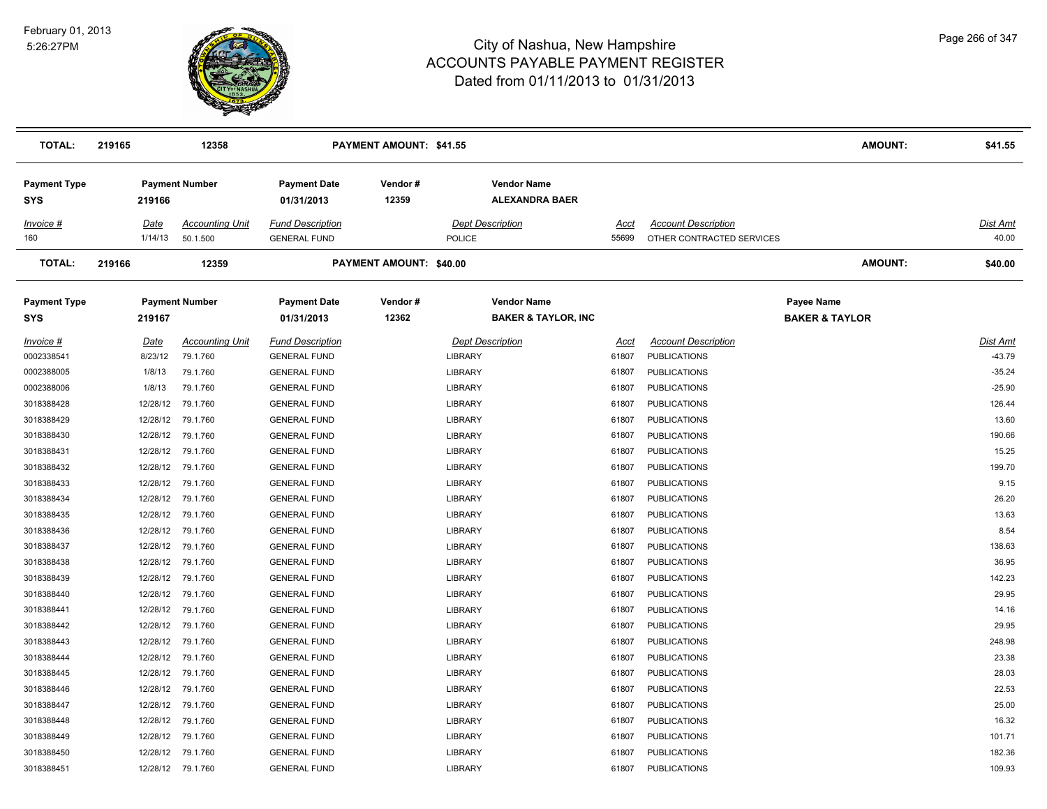# City of Nashua, New Hampshire
## ACCOUNTS PAYABLE PAYMENT REGISTER
### Dated from 01/11/2013 to 01/31/2013

| **TOTAL:** | **219165** | **12358** | **PAYMENT AMOUNT: $41.55** | | **AMOUNT:** | **$41.55** |
|---|---|---|---|---|---|---|

| **Payment Type** | **Payment Number** | **Payment Date** | **Vendor #** | **Vendor Name** |
|---|---|---|---|---|
| **SYS** | **219166** | **01/31/2013** | **12359** | **ALEXANDRA BAER** |

| *Invoice #* | *Date* | *Accounting Unit* | *Fund Description* | *Dept Description* | *Acct* | *Account Description* | *Dist Amt* |
|---|---|---|---|---|---|---|---|
| 160 | 1/14/13 | 50.1.500 | GENERAL FUND | POLICE | 55699 | OTHER CONTRACTED SERVICES | 40.00 |

| **TOTAL:** | **219166** | **12359** | **PAYMENT AMOUNT: $40.00** | | **AMOUNT:** | **$40.00** |
|---|---|---|---|---|---|---|

| **Payment Type** | **Payment Number** | **Payment Date** | **Vendor #** | **Vendor Name** | **Payee Name** |
|---|---|---|---|---|---|
| **SYS** | **219167** | **01/31/2013** | **12362** | **BAKER & TAYLOR, INC** | **BAKER & TAYLOR** |

| *Invoice #* | *Date* | *Accounting Unit* | *Fund Description* | *Dept Description* | *Acct* | *Account Description* | *Dist Amt* |
|---|---|---|---|---|---|---|---|
| 0002338541 | 8/23/12 | 79.1.760 | GENERAL FUND | LIBRARY | 61807 | PUBLICATIONS | -43.79 |
| 0002388005 | 1/8/13 | 79.1.760 | GENERAL FUND | LIBRARY | 61807 | PUBLICATIONS | -35.24 |
| 0002388006 | 1/8/13 | 79.1.760 | GENERAL FUND | LIBRARY | 61807 | PUBLICATIONS | -25.90 |
| 3018388428 | 12/28/12 | 79.1.760 | GENERAL FUND | LIBRARY | 61807 | PUBLICATIONS | 126.44 |
| 3018388429 | 12/28/12 | 79.1.760 | GENERAL FUND | LIBRARY | 61807 | PUBLICATIONS | 13.60 |
| 3018388430 | 12/28/12 | 79.1.760 | GENERAL FUND | LIBRARY | 61807 | PUBLICATIONS | 190.66 |
| 3018388431 | 12/28/12 | 79.1.760 | GENERAL FUND | LIBRARY | 61807 | PUBLICATIONS | 15.25 |
| 3018388432 | 12/28/12 | 79.1.760 | GENERAL FUND | LIBRARY | 61807 | PUBLICATIONS | 199.70 |
| 3018388433 | 12/28/12 | 79.1.760 | GENERAL FUND | LIBRARY | 61807 | PUBLICATIONS | 9.15 |
| 3018388434 | 12/28/12 | 79.1.760 | GENERAL FUND | LIBRARY | 61807 | PUBLICATIONS | 26.20 |
| 3018388435 | 12/28/12 | 79.1.760 | GENERAL FUND | LIBRARY | 61807 | PUBLICATIONS | 13.63 |
| 3018388436 | 12/28/12 | 79.1.760 | GENERAL FUND | LIBRARY | 61807 | PUBLICATIONS | 8.54 |
| 3018388437 | 12/28/12 | 79.1.760 | GENERAL FUND | LIBRARY | 61807 | PUBLICATIONS | 138.63 |
| 3018388438 | 12/28/12 | 79.1.760 | GENERAL FUND | LIBRARY | 61807 | PUBLICATIONS | 36.95 |
| 3018388439 | 12/28/12 | 79.1.760 | GENERAL FUND | LIBRARY | 61807 | PUBLICATIONS | 142.23 |
| 3018388440 | 12/28/12 | 79.1.760 | GENERAL FUND | LIBRARY | 61807 | PUBLICATIONS | 29.95 |
| 3018388441 | 12/28/12 | 79.1.760 | GENERAL FUND | LIBRARY | 61807 | PUBLICATIONS | 14.16 |
| 3018388442 | 12/28/12 | 79.1.760 | GENERAL FUND | LIBRARY | 61807 | PUBLICATIONS | 29.95 |
| 3018388443 | 12/28/12 | 79.1.760 | GENERAL FUND | LIBRARY | 61807 | PUBLICATIONS | 248.98 |
| 3018388444 | 12/28/12 | 79.1.760 | GENERAL FUND | LIBRARY | 61807 | PUBLICATIONS | 23.38 |
| 3018388445 | 12/28/12 | 79.1.760 | GENERAL FUND | LIBRARY | 61807 | PUBLICATIONS | 28.03 |
| 3018388446 | 12/28/12 | 79.1.760 | GENERAL FUND | LIBRARY | 61807 | PUBLICATIONS | 22.53 |
| 3018388447 | 12/28/12 | 79.1.760 | GENERAL FUND | LIBRARY | 61807 | PUBLICATIONS | 25.00 |
| 3018388448 | 12/28/12 | 79.1.760 | GENERAL FUND | LIBRARY | 61807 | PUBLICATIONS | 16.32 |
| 3018388449 | 12/28/12 | 79.1.760 | GENERAL FUND | LIBRARY | 61807 | PUBLICATIONS | 101.71 |
| 3018388450 | 12/28/12 | 79.1.760 | GENERAL FUND | LIBRARY | 61807 | PUBLICATIONS | 182.36 |
| 3018388451 | 12/28/12 | 79.1.760 | GENERAL FUND | LIBRARY | 61807 | PUBLICATIONS | 109.93 |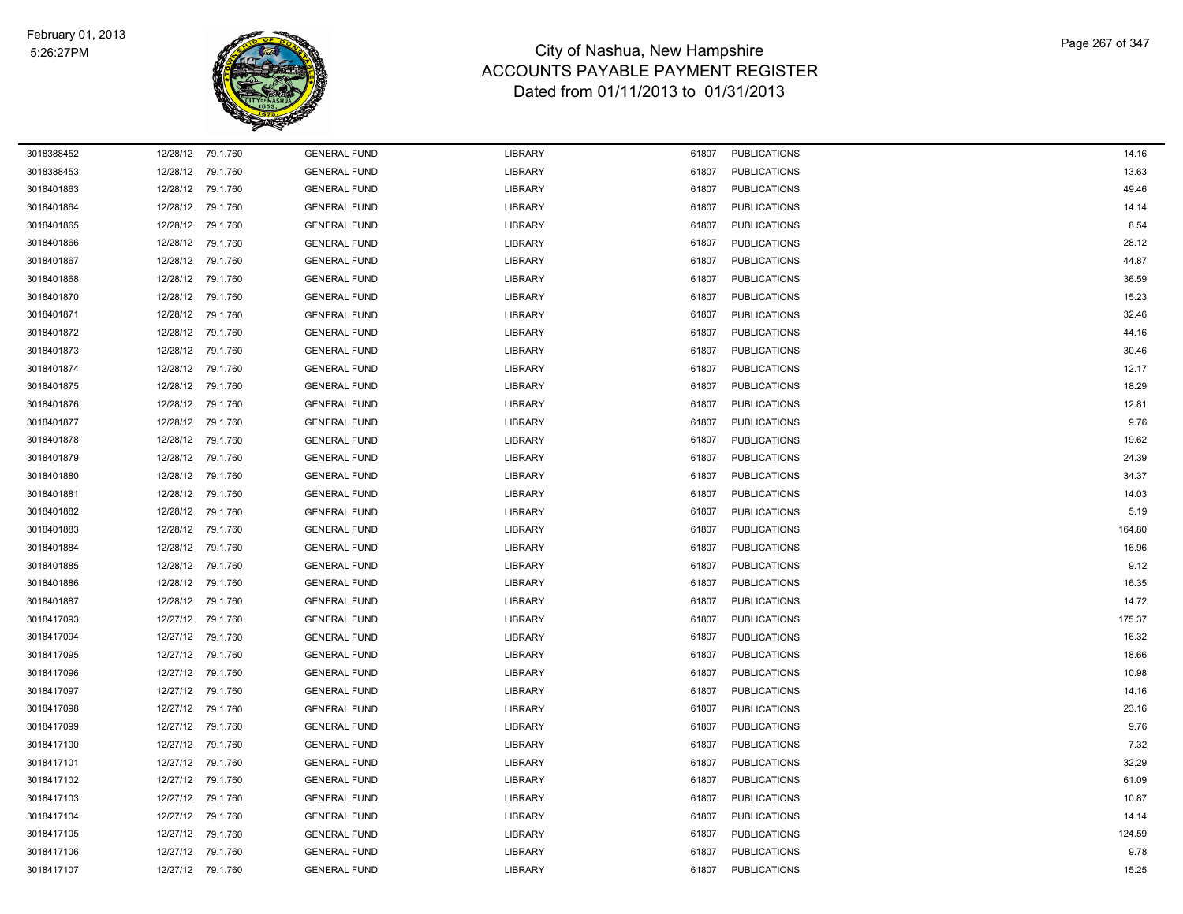# City of Nashua, New Hampshire
## ACCOUNTS PAYABLE PAYMENT REGISTER
### Dated from 01/11/2013 to 01/31/2013

February 01, 2013
5:26:27PM

| | | | | | | | |
|---|---|---|---|---|---|---|---|
| 3018388452 | 12/28/12 | 79.1.760 | GENERAL FUND | LIBRARY | 61807 | PUBLICATIONS | 14.16 |
| 3018388453 | 12/28/12 | 79.1.760 | GENERAL FUND | LIBRARY | 61807 | PUBLICATIONS | 13.63 |
| 3018401863 | 12/28/12 | 79.1.760 | GENERAL FUND | LIBRARY | 61807 | PUBLICATIONS | 49.46 |
| 3018401864 | 12/28/12 | 79.1.760 | GENERAL FUND | LIBRARY | 61807 | PUBLICATIONS | 14.14 |
| 3018401865 | 12/28/12 | 79.1.760 | GENERAL FUND | LIBRARY | 61807 | PUBLICATIONS | 8.54 |
| 3018401866 | 12/28/12 | 79.1.760 | GENERAL FUND | LIBRARY | 61807 | PUBLICATIONS | 28.12 |
| 3018401867 | 12/28/12 | 79.1.760 | GENERAL FUND | LIBRARY | 61807 | PUBLICATIONS | 44.87 |
| 3018401868 | 12/28/12 | 79.1.760 | GENERAL FUND | LIBRARY | 61807 | PUBLICATIONS | 36.59 |
| 3018401870 | 12/28/12 | 79.1.760 | GENERAL FUND | LIBRARY | 61807 | PUBLICATIONS | 15.23 |
| 3018401871 | 12/28/12 | 79.1.760 | GENERAL FUND | LIBRARY | 61807 | PUBLICATIONS | 32.46 |
| 3018401872 | 12/28/12 | 79.1.760 | GENERAL FUND | LIBRARY | 61807 | PUBLICATIONS | 44.16 |
| 3018401873 | 12/28/12 | 79.1.760 | GENERAL FUND | LIBRARY | 61807 | PUBLICATIONS | 30.46 |
| 3018401874 | 12/28/12 | 79.1.760 | GENERAL FUND | LIBRARY | 61807 | PUBLICATIONS | 12.17 |
| 3018401875 | 12/28/12 | 79.1.760 | GENERAL FUND | LIBRARY | 61807 | PUBLICATIONS | 18.29 |
| 3018401876 | 12/28/12 | 79.1.760 | GENERAL FUND | LIBRARY | 61807 | PUBLICATIONS | 12.81 |
| 3018401877 | 12/28/12 | 79.1.760 | GENERAL FUND | LIBRARY | 61807 | PUBLICATIONS | 9.76 |
| 3018401878 | 12/28/12 | 79.1.760 | GENERAL FUND | LIBRARY | 61807 | PUBLICATIONS | 19.62 |
| 3018401879 | 12/28/12 | 79.1.760 | GENERAL FUND | LIBRARY | 61807 | PUBLICATIONS | 24.39 |
| 3018401880 | 12/28/12 | 79.1.760 | GENERAL FUND | LIBRARY | 61807 | PUBLICATIONS | 34.37 |
| 3018401881 | 12/28/12 | 79.1.760 | GENERAL FUND | LIBRARY | 61807 | PUBLICATIONS | 14.03 |
| 3018401882 | 12/28/12 | 79.1.760 | GENERAL FUND | LIBRARY | 61807 | PUBLICATIONS | 5.19 |
| 3018401883 | 12/28/12 | 79.1.760 | GENERAL FUND | LIBRARY | 61807 | PUBLICATIONS | 164.80 |
| 3018401884 | 12/28/12 | 79.1.760 | GENERAL FUND | LIBRARY | 61807 | PUBLICATIONS | 16.96 |
| 3018401885 | 12/28/12 | 79.1.760 | GENERAL FUND | LIBRARY | 61807 | PUBLICATIONS | 9.12 |
| 3018401886 | 12/28/12 | 79.1.760 | GENERAL FUND | LIBRARY | 61807 | PUBLICATIONS | 16.35 |
| 3018401887 | 12/28/12 | 79.1.760 | GENERAL FUND | LIBRARY | 61807 | PUBLICATIONS | 14.72 |
| 3018417093 | 12/27/12 | 79.1.760 | GENERAL FUND | LIBRARY | 61807 | PUBLICATIONS | 175.37 |
| 3018417094 | 12/27/12 | 79.1.760 | GENERAL FUND | LIBRARY | 61807 | PUBLICATIONS | 16.32 |
| 3018417095 | 12/27/12 | 79.1.760 | GENERAL FUND | LIBRARY | 61807 | PUBLICATIONS | 18.66 |
| 3018417096 | 12/27/12 | 79.1.760 | GENERAL FUND | LIBRARY | 61807 | PUBLICATIONS | 10.98 |
| 3018417097 | 12/27/12 | 79.1.760 | GENERAL FUND | LIBRARY | 61807 | PUBLICATIONS | 14.16 |
| 3018417098 | 12/27/12 | 79.1.760 | GENERAL FUND | LIBRARY | 61807 | PUBLICATIONS | 23.16 |
| 3018417099 | 12/27/12 | 79.1.760 | GENERAL FUND | LIBRARY | 61807 | PUBLICATIONS | 9.76 |
| 3018417100 | 12/27/12 | 79.1.760 | GENERAL FUND | LIBRARY | 61807 | PUBLICATIONS | 7.32 |
| 3018417101 | 12/27/12 | 79.1.760 | GENERAL FUND | LIBRARY | 61807 | PUBLICATIONS | 32.29 |
| 3018417102 | 12/27/12 | 79.1.760 | GENERAL FUND | LIBRARY | 61807 | PUBLICATIONS | 61.09 |
| 3018417103 | 12/27/12 | 79.1.760 | GENERAL FUND | LIBRARY | 61807 | PUBLICATIONS | 10.87 |
| 3018417104 | 12/27/12 | 79.1.760 | GENERAL FUND | LIBRARY | 61807 | PUBLICATIONS | 14.14 |
| 3018417105 | 12/27/12 | 79.1.760 | GENERAL FUND | LIBRARY | 61807 | PUBLICATIONS | 124.59 |
| 3018417106 | 12/27/12 | 79.1.760 | GENERAL FUND | LIBRARY | 61807 | PUBLICATIONS | 9.78 |
| 3018417107 | 12/27/12 | 79.1.760 | GENERAL FUND | LIBRARY | 61807 | PUBLICATIONS | 15.25 |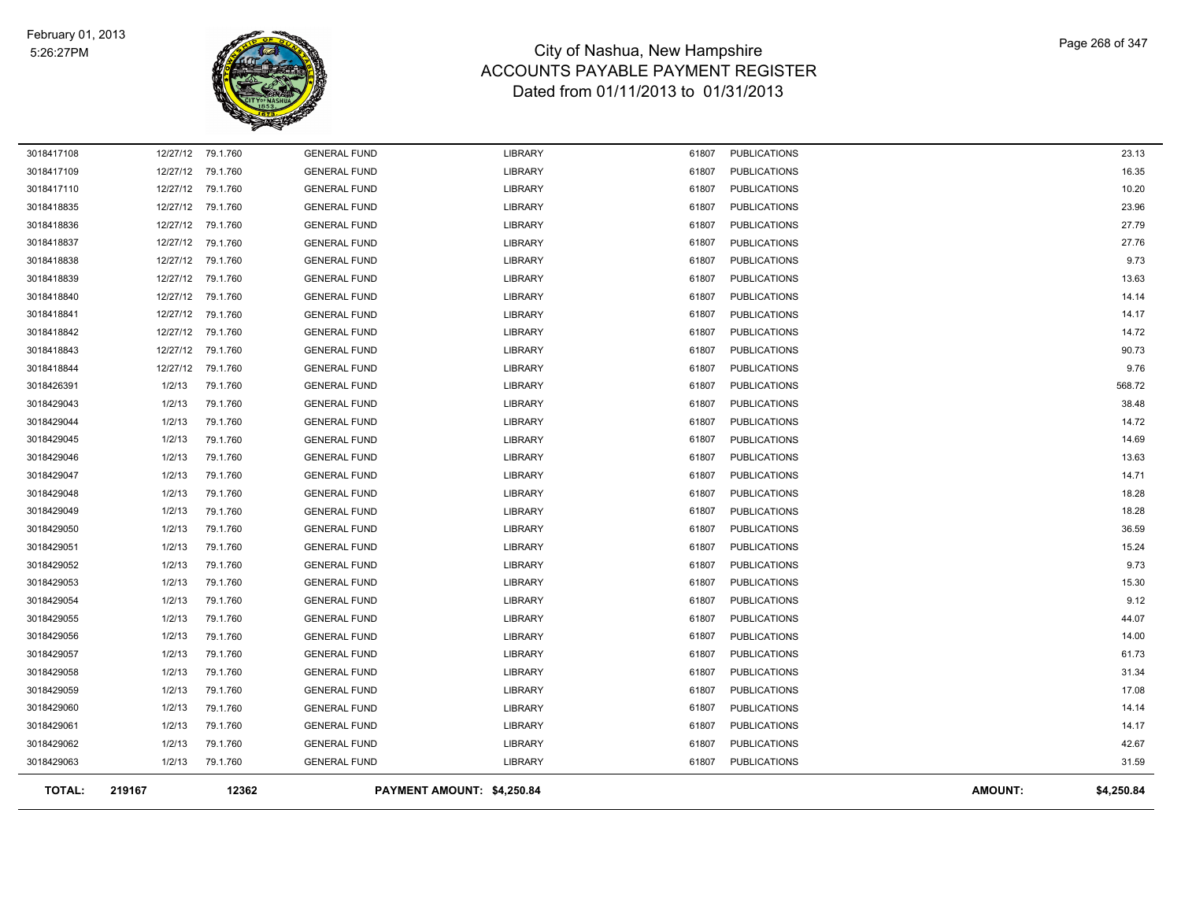# City of Nashua, New Hampshire
## ACCOUNTS PAYABLE PAYMENT REGISTER
### Dated from 01/11/2013 to 01/31/2013

February 01, 2013
5:26:27PM

| | | | | | | | |
|---|---|---|---|---|---|---|---|
| 3018417108 | 12/27/12 | 79.1.760 | GENERAL FUND | LIBRARY | 61807 | PUBLICATIONS | 23.13 |
| 3018417109 | 12/27/12 | 79.1.760 | GENERAL FUND | LIBRARY | 61807 | PUBLICATIONS | 16.35 |
| 3018417110 | 12/27/12 | 79.1.760 | GENERAL FUND | LIBRARY | 61807 | PUBLICATIONS | 10.20 |
| 3018418835 | 12/27/12 | 79.1.760 | GENERAL FUND | LIBRARY | 61807 | PUBLICATIONS | 23.96 |
| 3018418836 | 12/27/12 | 79.1.760 | GENERAL FUND | LIBRARY | 61807 | PUBLICATIONS | 27.79 |
| 3018418837 | 12/27/12 | 79.1.760 | GENERAL FUND | LIBRARY | 61807 | PUBLICATIONS | 27.76 |
| 3018418838 | 12/27/12 | 79.1.760 | GENERAL FUND | LIBRARY | 61807 | PUBLICATIONS | 9.73 |
| 3018418839 | 12/27/12 | 79.1.760 | GENERAL FUND | LIBRARY | 61807 | PUBLICATIONS | 13.63 |
| 3018418840 | 12/27/12 | 79.1.760 | GENERAL FUND | LIBRARY | 61807 | PUBLICATIONS | 14.14 |
| 3018418841 | 12/27/12 | 79.1.760 | GENERAL FUND | LIBRARY | 61807 | PUBLICATIONS | 14.17 |
| 3018418842 | 12/27/12 | 79.1.760 | GENERAL FUND | LIBRARY | 61807 | PUBLICATIONS | 14.72 |
| 3018418843 | 12/27/12 | 79.1.760 | GENERAL FUND | LIBRARY | 61807 | PUBLICATIONS | 90.73 |
| 3018418844 | 12/27/12 | 79.1.760 | GENERAL FUND | LIBRARY | 61807 | PUBLICATIONS | 9.76 |
| 3018426391 | 1/2/13 | 79.1.760 | GENERAL FUND | LIBRARY | 61807 | PUBLICATIONS | 568.72 |
| 3018429043 | 1/2/13 | 79.1.760 | GENERAL FUND | LIBRARY | 61807 | PUBLICATIONS | 38.48 |
| 3018429044 | 1/2/13 | 79.1.760 | GENERAL FUND | LIBRARY | 61807 | PUBLICATIONS | 14.72 |
| 3018429045 | 1/2/13 | 79.1.760 | GENERAL FUND | LIBRARY | 61807 | PUBLICATIONS | 14.69 |
| 3018429046 | 1/2/13 | 79.1.760 | GENERAL FUND | LIBRARY | 61807 | PUBLICATIONS | 13.63 |
| 3018429047 | 1/2/13 | 79.1.760 | GENERAL FUND | LIBRARY | 61807 | PUBLICATIONS | 14.71 |
| 3018429048 | 1/2/13 | 79.1.760 | GENERAL FUND | LIBRARY | 61807 | PUBLICATIONS | 18.28 |
| 3018429049 | 1/2/13 | 79.1.760 | GENERAL FUND | LIBRARY | 61807 | PUBLICATIONS | 18.28 |
| 3018429050 | 1/2/13 | 79.1.760 | GENERAL FUND | LIBRARY | 61807 | PUBLICATIONS | 36.59 |
| 3018429051 | 1/2/13 | 79.1.760 | GENERAL FUND | LIBRARY | 61807 | PUBLICATIONS | 15.24 |
| 3018429052 | 1/2/13 | 79.1.760 | GENERAL FUND | LIBRARY | 61807 | PUBLICATIONS | 9.73 |
| 3018429053 | 1/2/13 | 79.1.760 | GENERAL FUND | LIBRARY | 61807 | PUBLICATIONS | 15.30 |
| 3018429054 | 1/2/13 | 79.1.760 | GENERAL FUND | LIBRARY | 61807 | PUBLICATIONS | 9.12 |
| 3018429055 | 1/2/13 | 79.1.760 | GENERAL FUND | LIBRARY | 61807 | PUBLICATIONS | 44.07 |
| 3018429056 | 1/2/13 | 79.1.760 | GENERAL FUND | LIBRARY | 61807 | PUBLICATIONS | 14.00 |
| 3018429057 | 1/2/13 | 79.1.760 | GENERAL FUND | LIBRARY | 61807 | PUBLICATIONS | 61.73 |
| 3018429058 | 1/2/13 | 79.1.760 | GENERAL FUND | LIBRARY | 61807 | PUBLICATIONS | 31.34 |
| 3018429059 | 1/2/13 | 79.1.760 | GENERAL FUND | LIBRARY | 61807 | PUBLICATIONS | 17.08 |
| 3018429060 | 1/2/13 | 79.1.760 | GENERAL FUND | LIBRARY | 61807 | PUBLICATIONS | 14.14 |
| 3018429061 | 1/2/13 | 79.1.760 | GENERAL FUND | LIBRARY | 61807 | PUBLICATIONS | 14.17 |
| 3018429062 | 1/2/13 | 79.1.760 | GENERAL FUND | LIBRARY | 61807 | PUBLICATIONS | 42.67 |
| 3018429063 | 1/2/13 | 79.1.760 | GENERAL FUND | LIBRARY | 61807 | PUBLICATIONS | 31.59 |

| **TOTAL:** | **219167** | **12362** | **PAYMENT AMOUNT: $4,250.84** | **AMOUNT:** | **$4,250.84** |
|---|---|---|---|---|---|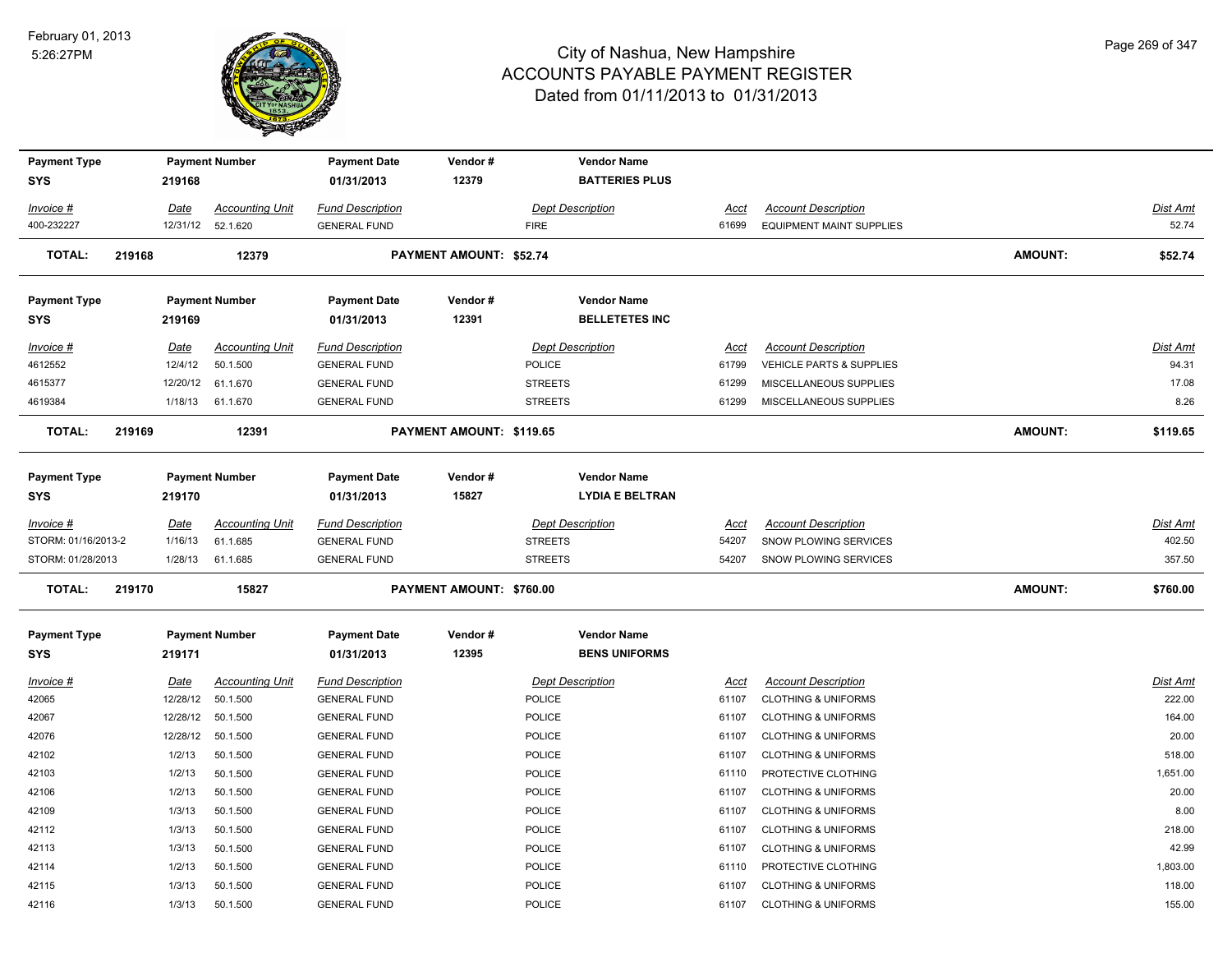# City of Nashua, New Hampshire
## ACCOUNTS PAYABLE PAYMENT REGISTER
### Dated from 01/11/2013 to 01/31/2013

February 01, 2013
5:26:27PM

| Payment Type | Payment Number | Payment Date | Vendor # | Vendor Name |
|---|---|---|---|---|
| SYS | 219168 | 01/31/2013 | 12379 | BATTERIES PLUS |

| Invoice # | Date | Accounting Unit | Fund Description | Dept Description | Acct | Account Description | Dist Amt |
|---|---|---|---|---|---|---|---|
| 400-232227 | 12/31/12 | 52.1.620 | GENERAL FUND | FIRE | 61699 | EQUIPMENT MAINT SUPPLIES | 52.74 |

**TOTAL: 219168 12379 PAYMENT AMOUNT: $52.74 AMOUNT: $52.74**

| Payment Type | Payment Number | Payment Date | Vendor # | Vendor Name |
|---|---|---|---|---|
| SYS | 219169 | 01/31/2013 | 12391 | BELLETETES INC |

| Invoice # | Date | Accounting Unit | Fund Description | Dept Description | Acct | Account Description | Dist Amt |
|---|---|---|---|---|---|---|---|
| 4612552 | 12/4/12 | 50.1.500 | GENERAL FUND | POLICE | 61799 | VEHICLE PARTS & SUPPLIES | 94.31 |
| 4615377 | 12/20/12 | 61.1.670 | GENERAL FUND | STREETS | 61299 | MISCELLANEOUS SUPPLIES | 17.08 |
| 4619384 | 1/18/13 | 61.1.670 | GENERAL FUND | STREETS | 61299 | MISCELLANEOUS SUPPLIES | 8.26 |

**TOTAL: 219169 12391 PAYMENT AMOUNT: $119.65 AMOUNT: $119.65**

| Payment Type | Payment Number | Payment Date | Vendor # | Vendor Name |
|---|---|---|---|---|
| SYS | 219170 | 01/31/2013 | 15827 | LYDIA E BELTRAN |

| Invoice # | Date | Accounting Unit | Fund Description | Dept Description | Acct | Account Description | Dist Amt |
|---|---|---|---|---|---|---|---|
| STORM: 01/16/2013-2 | 1/16/13 | 61.1.685 | GENERAL FUND | STREETS | 54207 | SNOW PLOWING SERVICES | 402.50 |
| STORM: 01/28/2013 | 1/28/13 | 61.1.685 | GENERAL FUND | STREETS | 54207 | SNOW PLOWING SERVICES | 357.50 |

**TOTAL: 219170 15827 PAYMENT AMOUNT: $760.00 AMOUNT: $760.00**

| Payment Type | Payment Number | Payment Date | Vendor # | Vendor Name |
|---|---|---|---|---|
| SYS | 219171 | 01/31/2013 | 12395 | BENS UNIFORMS |

| Invoice # | Date | Accounting Unit | Fund Description | Dept Description | Acct | Account Description | Dist Amt |
|---|---|---|---|---|---|---|---|
| 42065 | 12/28/12 | 50.1.500 | GENERAL FUND | POLICE | 61107 | CLOTHING & UNIFORMS | 222.00 |
| 42067 | 12/28/12 | 50.1.500 | GENERAL FUND | POLICE | 61107 | CLOTHING & UNIFORMS | 164.00 |
| 42076 | 12/28/12 | 50.1.500 | GENERAL FUND | POLICE | 61107 | CLOTHING & UNIFORMS | 20.00 |
| 42102 | 1/2/13 | 50.1.500 | GENERAL FUND | POLICE | 61107 | CLOTHING & UNIFORMS | 518.00 |
| 42103 | 1/2/13 | 50.1.500 | GENERAL FUND | POLICE | 61110 | PROTECTIVE CLOTHING | 1,651.00 |
| 42106 | 1/2/13 | 50.1.500 | GENERAL FUND | POLICE | 61107 | CLOTHING & UNIFORMS | 20.00 |
| 42109 | 1/3/13 | 50.1.500 | GENERAL FUND | POLICE | 61107 | CLOTHING & UNIFORMS | 8.00 |
| 42112 | 1/3/13 | 50.1.500 | GENERAL FUND | POLICE | 61107 | CLOTHING & UNIFORMS | 218.00 |
| 42113 | 1/3/13 | 50.1.500 | GENERAL FUND | POLICE | 61107 | CLOTHING & UNIFORMS | 42.99 |
| 42114 | 1/2/13 | 50.1.500 | GENERAL FUND | POLICE | 61110 | PROTECTIVE CLOTHING | 1,803.00 |
| 42115 | 1/3/13 | 50.1.500 | GENERAL FUND | POLICE | 61107 | CLOTHING & UNIFORMS | 118.00 |
| 42116 | 1/3/13 | 50.1.500 | GENERAL FUND | POLICE | 61107 | CLOTHING & UNIFORMS | 155.00 |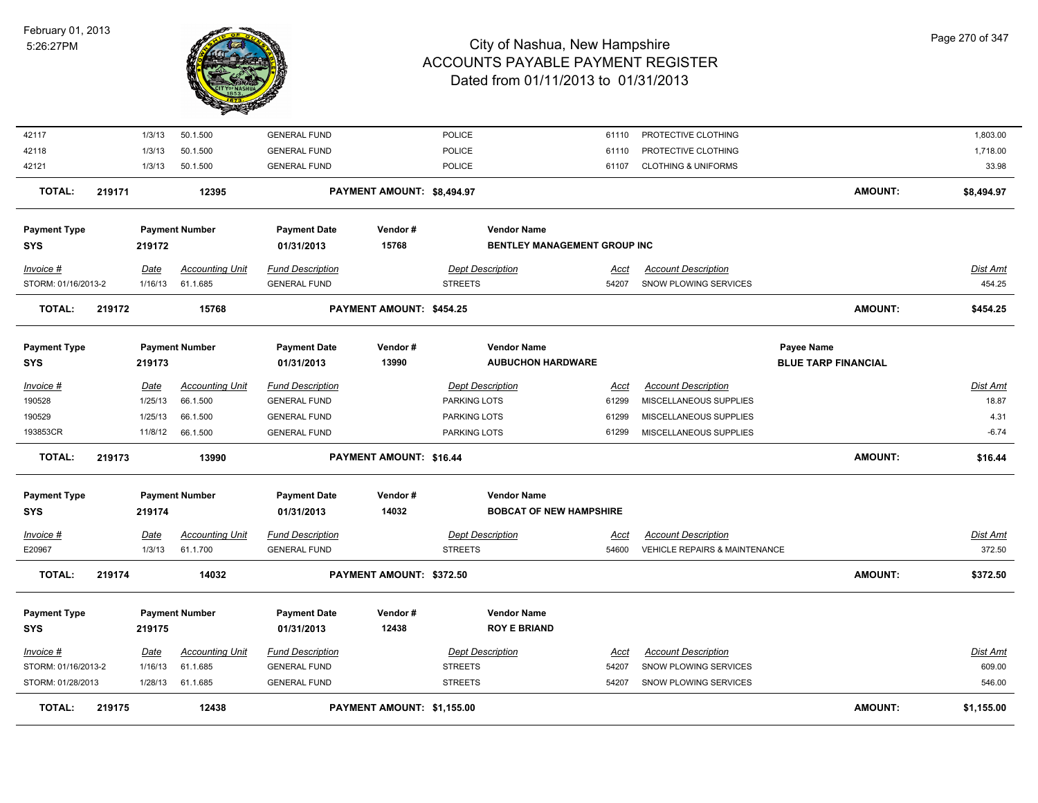# City of Nashua, New Hampshire
## ACCOUNTS PAYABLE PAYMENT REGISTER
### Dated from 01/11/2013 to 01/31/2013

| | | | | | | | | |
|---|---|---|---|---|---|---|---|---|
| 42117 | 1/3/13 | 50.1.500 | GENERAL FUND | POLICE | 61110 | PROTECTIVE CLOTHING | | 1,803.00 |
| 42118 | 1/3/13 | 50.1.500 | GENERAL FUND | POLICE | 61110 | PROTECTIVE CLOTHING | | 1,718.00 |
| 42121 | 1/3/13 | 50.1.500 | GENERAL FUND | POLICE | 61107 | CLOTHING & UNIFORMS | | 33.98 |
| **TOTAL:** | **219171** | **12395** | **PAYMENT AMOUNT: $8,494.97** | | | | **AMOUNT:** | **$8,494.97** |

| Payment Type | Payment Number | Payment Date | Vendor # | Vendor Name |
|---|---|---|---|---|
| SYS | 219172 | 01/31/2013 | 15768 | BENTLEY MANAGEMENT GROUP INC |

| Invoice # | Date | Accounting Unit | Fund Description | Dept Description | Acct | Account Description | Dist Amt |
|---|---|---|---|---|---|---|---|
| STORM: 01/16/2013-2 | 1/16/13 | 61.1.685 | GENERAL FUND | STREETS | 54207 | SNOW PLOWING SERVICES | 454.25 |
| **TOTAL:** | **219172** | **15768** | **PAYMENT AMOUNT: $454.25** | | | **AMOUNT:** | **$454.25** |

| Payment Type | Payment Number | Payment Date | Vendor # | Vendor Name | Payee Name |
|---|---|---|---|---|---|
| SYS | 219173 | 01/31/2013 | 13990 | AUBUCHON HARDWARE | BLUE TARP FINANCIAL |

| Invoice # | Date | Accounting Unit | Fund Description | Dept Description | Acct | Account Description | Dist Amt |
|---|---|---|---|---|---|---|---|
| 190528 | 1/25/13 | 66.1.500 | GENERAL FUND | PARKING LOTS | 61299 | MISCELLANEOUS SUPPLIES | 18.87 |
| 190529 | 1/25/13 | 66.1.500 | GENERAL FUND | PARKING LOTS | 61299 | MISCELLANEOUS SUPPLIES | 4.31 |
| 193853CR | 11/8/12 | 66.1.500 | GENERAL FUND | PARKING LOTS | 61299 | MISCELLANEOUS SUPPLIES | -6.74 |
| **TOTAL:** | **219173** | **13990** | **PAYMENT AMOUNT: $16.44** | | | **AMOUNT:** | **$16.44** |

| Payment Type | Payment Number | Payment Date | Vendor # | Vendor Name |
|---|---|---|---|---|
| SYS | 219174 | 01/31/2013 | 14032 | BOBCAT OF NEW HAMPSHIRE |

| Invoice # | Date | Accounting Unit | Fund Description | Dept Description | Acct | Account Description | Dist Amt |
|---|---|---|---|---|---|---|---|
| E20967 | 1/3/13 | 61.1.700 | GENERAL FUND | STREETS | 54600 | VEHICLE REPAIRS & MAINTENANCE | 372.50 |
| **TOTAL:** | **219174** | **14032** | **PAYMENT AMOUNT: $372.50** | | | **AMOUNT:** | **$372.50** |

| Payment Type | Payment Number | Payment Date | Vendor # | Vendor Name |
|---|---|---|---|---|
| SYS | 219175 | 01/31/2013 | 12438 | ROY E BRIAND |

| Invoice # | Date | Accounting Unit | Fund Description | Dept Description | Acct | Account Description | Dist Amt |
|---|---|---|---|---|---|---|---|
| STORM: 01/16/2013-2 | 1/16/13 | 61.1.685 | GENERAL FUND | STREETS | 54207 | SNOW PLOWING SERVICES | 609.00 |
| STORM: 01/28/2013 | 1/28/13 | 61.1.685 | GENERAL FUND | STREETS | 54207 | SNOW PLOWING SERVICES | 546.00 |
| **TOTAL:** | **219175** | **12438** | **PAYMENT AMOUNT: $1,155.00** | | | **AMOUNT:** | **$1,155.00** |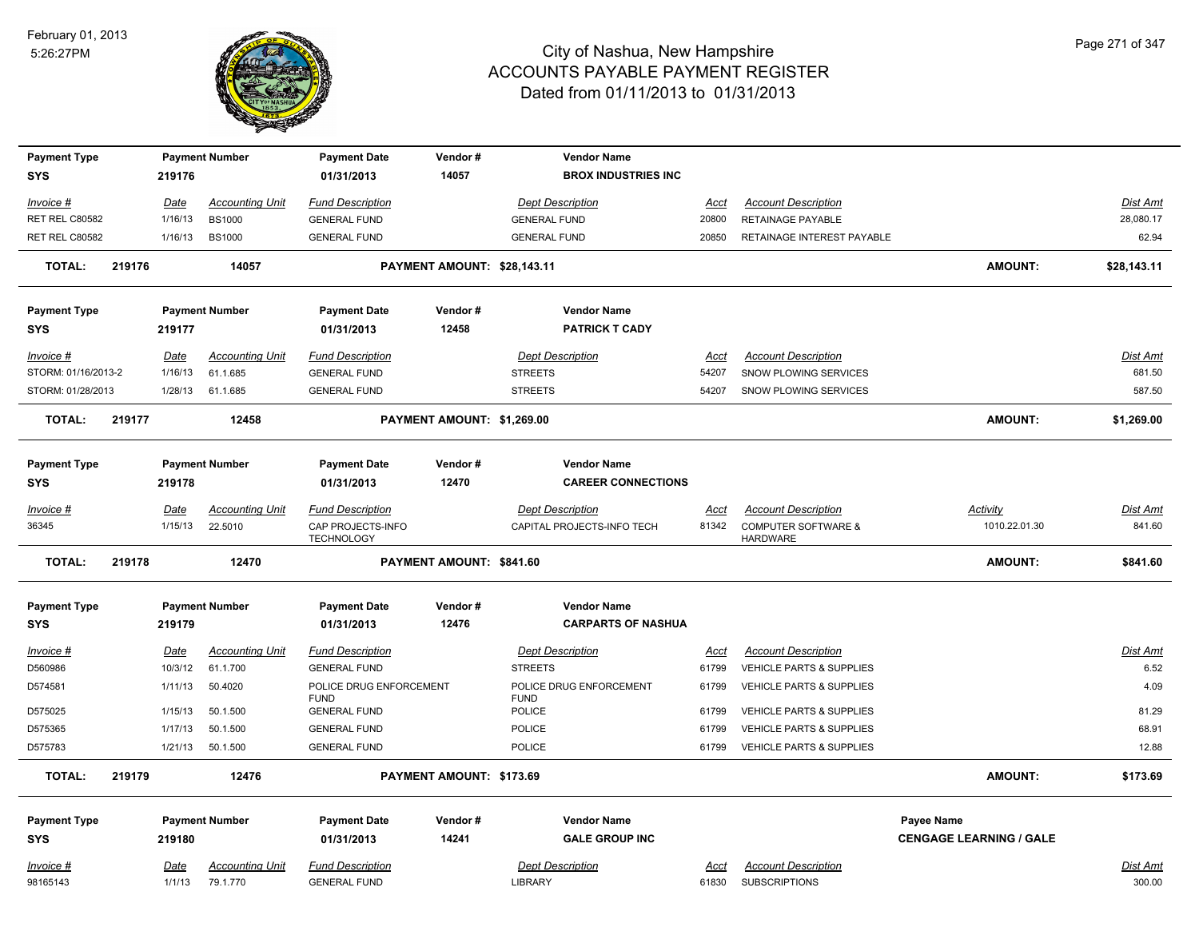# City of Nashua, New Hampshire
## ACCOUNTS PAYABLE PAYMENT REGISTER
### Dated from 01/11/2013 to 01/31/2013

February 01, 2013
5:26:27PM

| Payment Type | Payment Number | Payment Date | Vendor # | Vendor Name |
|---|---|---|---|---|
| SYS | 219176 | 01/31/2013 | 14057 | BROX INDUSTRIES INC |

| Invoice # | Date | Accounting Unit | Fund Description | Dept Description | Acct | Account Description | Dist Amt |
|---|---|---|---|---|---|---|---|
| RET REL C80582 | 1/16/13 | BS1000 | GENERAL FUND | GENERAL FUND | 20800 | RETAINAGE PAYABLE | 28,080.17 |
| RET REL C80582 | 1/16/13 | BS1000 | GENERAL FUND | GENERAL FUND | 20850 | RETAINAGE INTEREST PAYABLE | 62.94 |

**TOTAL: 219176 14057 PAYMENT AMOUNT: $28,143.11 AMOUNT: $28,143.11**

| Payment Type | Payment Number | Payment Date | Vendor # | Vendor Name |
|---|---|---|---|---|
| SYS | 219177 | 01/31/2013 | 12458 | PATRICK T CADY |

| Invoice # | Date | Accounting Unit | Fund Description | Dept Description | Acct | Account Description | Dist Amt |
|---|---|---|---|---|---|---|---|
| STORM: 01/16/2013-2 | 1/16/13 | 61.1.685 | GENERAL FUND | STREETS | 54207 | SNOW PLOWING SERVICES | 681.50 |
| STORM: 01/28/2013 | 1/28/13 | 61.1.685 | GENERAL FUND | STREETS | 54207 | SNOW PLOWING SERVICES | 587.50 |

**TOTAL: 219177 12458 PAYMENT AMOUNT: $1,269.00 AMOUNT: $1,269.00**

| Payment Type | Payment Number | Payment Date | Vendor # | Vendor Name |
|---|---|---|---|---|
| SYS | 219178 | 01/31/2013 | 12470 | CAREER CONNECTIONS |

| Invoice # | Date | Accounting Unit | Fund Description | Dept Description | Acct | Account Description | Activity | Dist Amt |
|---|---|---|---|---|---|---|---|---|
| 36345 | 1/15/13 | 22.5010 | CAP PROJECTS-INFO TECHNOLOGY | CAPITAL PROJECTS-INFO TECH | 81342 | COMPUTER SOFTWARE & HARDWARE | 1010.22.01.30 | 841.60 |

**TOTAL: 219178 12470 PAYMENT AMOUNT: $841.60 AMOUNT: $841.60**

| Payment Type | Payment Number | Payment Date | Vendor # | Vendor Name |
|---|---|---|---|---|
| SYS | 219179 | 01/31/2013 | 12476 | CARPARTS OF NASHUA |

| Invoice # | Date | Accounting Unit | Fund Description | Dept Description | Acct | Account Description | Dist Amt |
|---|---|---|---|---|---|---|---|
| D560986 | 10/3/12 | 61.1.700 | GENERAL FUND | STREETS | 61799 | VEHICLE PARTS & SUPPLIES | 6.52 |
| D574581 | 1/11/13 | 50.4020 | POLICE DRUG ENFORCEMENT FUND | POLICE DRUG ENFORCEMENT FUND | 61799 | VEHICLE PARTS & SUPPLIES | 4.09 |
| D575025 | 1/15/13 | 50.1.500 | GENERAL FUND | POLICE | 61799 | VEHICLE PARTS & SUPPLIES | 81.29 |
| D575365 | 1/17/13 | 50.1.500 | GENERAL FUND | POLICE | 61799 | VEHICLE PARTS & SUPPLIES | 68.91 |
| D575783 | 1/21/13 | 50.1.500 | GENERAL FUND | POLICE | 61799 | VEHICLE PARTS & SUPPLIES | 12.88 |

**TOTAL: 219179 12476 PAYMENT AMOUNT: $173.69 AMOUNT: $173.69**

| Payment Type | Payment Number | Payment Date | Vendor # | Vendor Name | Payee Name |
|---|---|---|---|---|---|
| SYS | 219180 | 01/31/2013 | 14241 | GALE GROUP INC | CENGAGE LEARNING / GALE |

| Invoice # | Date | Accounting Unit | Fund Description | Dept Description | Acct | Account Description | Dist Amt |
|---|---|---|---|---|---|---|---|
| 98165143 | 1/1/13 | 79.1.770 | GENERAL FUND | LIBRARY | 61830 | SUBSCRIPTIONS | 300.00 |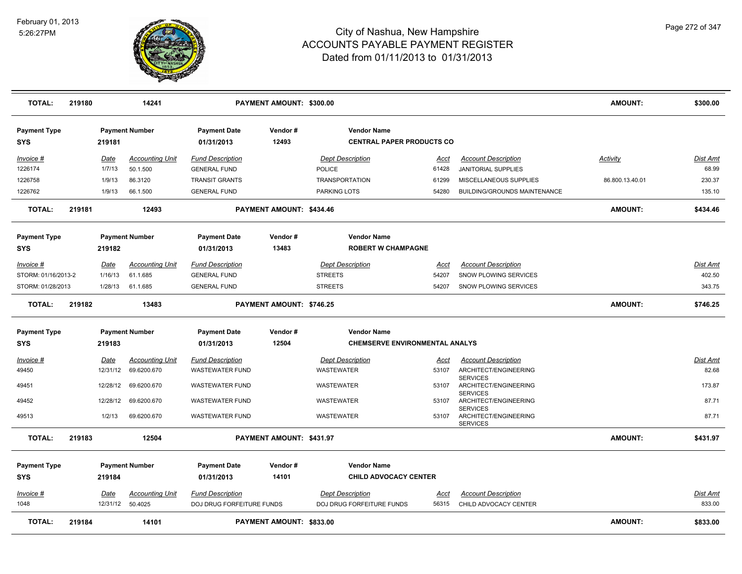# City of Nashua, New Hampshire
## ACCOUNTS PAYABLE PAYMENT REGISTER
### Dated from 01/11/2013 to 01/31/2013

February 01, 2013
5:26:27PM

| **TOTAL:** | **219180** | **14241** | | **PAYMENT AMOUNT: $300.00** | | | | **AMOUNT:** | **$300.00** |
|---|---|---|---|---|---|---|---|---|---|

| **Payment Type** | **Payment Number** | | **Payment Date** | **Vendor #** | **Vendor Name** | | | | |
|---|---|---|---|---|---|---|---|---|---|
| **SYS** | **219181** | | **01/31/2013** | **12493** | **CENTRAL PAPER PRODUCTS CO** | | | | |
| *Invoice #* | *Date* | *Accounting Unit* | *Fund Description* | | *Dept Description* | *Acct* | *Account Description* | *Activity* | *Dist Amt* |
| 1226174 | 1/7/13 | 50.1.500 | GENERAL FUND | | POLICE | 61428 | JANITORIAL SUPPLIES | | 68.99 |
| 1226758 | 1/9/13 | 86.3120 | TRANSIT GRANTS | | TRANSPORTATION | 61299 | MISCELLANEOUS SUPPLIES | 86.800.13.40.01 | 230.37 |
| 1226762 | 1/9/13 | 66.1.500 | GENERAL FUND | | PARKING LOTS | 54280 | BUILDING/GROUNDS MAINTENANCE | | 135.10 |
| **TOTAL:** | **219181** | **12493** | | **PAYMENT AMOUNT: $434.46** | | | | **AMOUNT:** | **$434.46** |

| **Payment Type** | **Payment Number** | | **Payment Date** | **Vendor #** | **Vendor Name** | | | | |
|---|---|---|---|---|---|---|---|---|---|
| **SYS** | **219182** | | **01/31/2013** | **13483** | **ROBERT W CHAMPAGNE** | | | | |
| *Invoice #* | *Date* | *Accounting Unit* | *Fund Description* | | *Dept Description* | *Acct* | *Account Description* | | *Dist Amt* |
| STORM: 01/16/2013-2 | 1/16/13 | 61.1.685 | GENERAL FUND | | STREETS | 54207 | SNOW PLOWING SERVICES | | 402.50 |
| STORM: 01/28/2013 | 1/28/13 | 61.1.685 | GENERAL FUND | | STREETS | 54207 | SNOW PLOWING SERVICES | | 343.75 |
| **TOTAL:** | **219182** | **13483** | | **PAYMENT AMOUNT: $746.25** | | | | **AMOUNT:** | **$746.25** |

| **Payment Type** | **Payment Number** | | **Payment Date** | **Vendor #** | **Vendor Name** | | | | |
|---|---|---|---|---|---|---|---|---|---|
| **SYS** | **219183** | | **01/31/2013** | **12504** | **CHEMSERVE ENVIRONMENTAL ANALYS** | | | | |
| *Invoice #* | *Date* | *Accounting Unit* | *Fund Description* | | *Dept Description* | *Acct* | *Account Description* | | *Dist Amt* |
| 49450 | 12/31/12 | 69.6200.670 | WASTEWATER FUND | | WASTEWATER | 53107 | ARCHITECT/ENGINEERING SERVICES | | 82.68 |
| 49451 | 12/28/12 | 69.6200.670 | WASTEWATER FUND | | WASTEWATER | 53107 | ARCHITECT/ENGINEERING SERVICES | | 173.87 |
| 49452 | 12/28/12 | 69.6200.670 | WASTEWATER FUND | | WASTEWATER | 53107 | ARCHITECT/ENGINEERING SERVICES | | 87.71 |
| 49513 | 1/2/13 | 69.6200.670 | WASTEWATER FUND | | WASTEWATER | 53107 | ARCHITECT/ENGINEERING SERVICES | | 87.71 |
| **TOTAL:** | **219183** | **12504** | | **PAYMENT AMOUNT: $431.97** | | | | **AMOUNT:** | **$431.97** |

| **Payment Type** | **Payment Number** | | **Payment Date** | **Vendor #** | **Vendor Name** | | | | |
|---|---|---|---|---|---|---|---|---|---|
| **SYS** | **219184** | | **01/31/2013** | **14101** | **CHILD ADVOCACY CENTER** | | | | |
| *Invoice #* | *Date* | *Accounting Unit* | *Fund Description* | | *Dept Description* | *Acct* | *Account Description* | | *Dist Amt* |
| 1048 | 12/31/12 | 50.4025 | DOJ DRUG FORFEITURE FUNDS | | DOJ DRUG FORFEITURE FUNDS | 56315 | CHILD ADVOCACY CENTER | | 833.00 |
| **TOTAL:** | **219184** | **14101** | | **PAYMENT AMOUNT: $833.00** | | | | **AMOUNT:** | **$833.00** |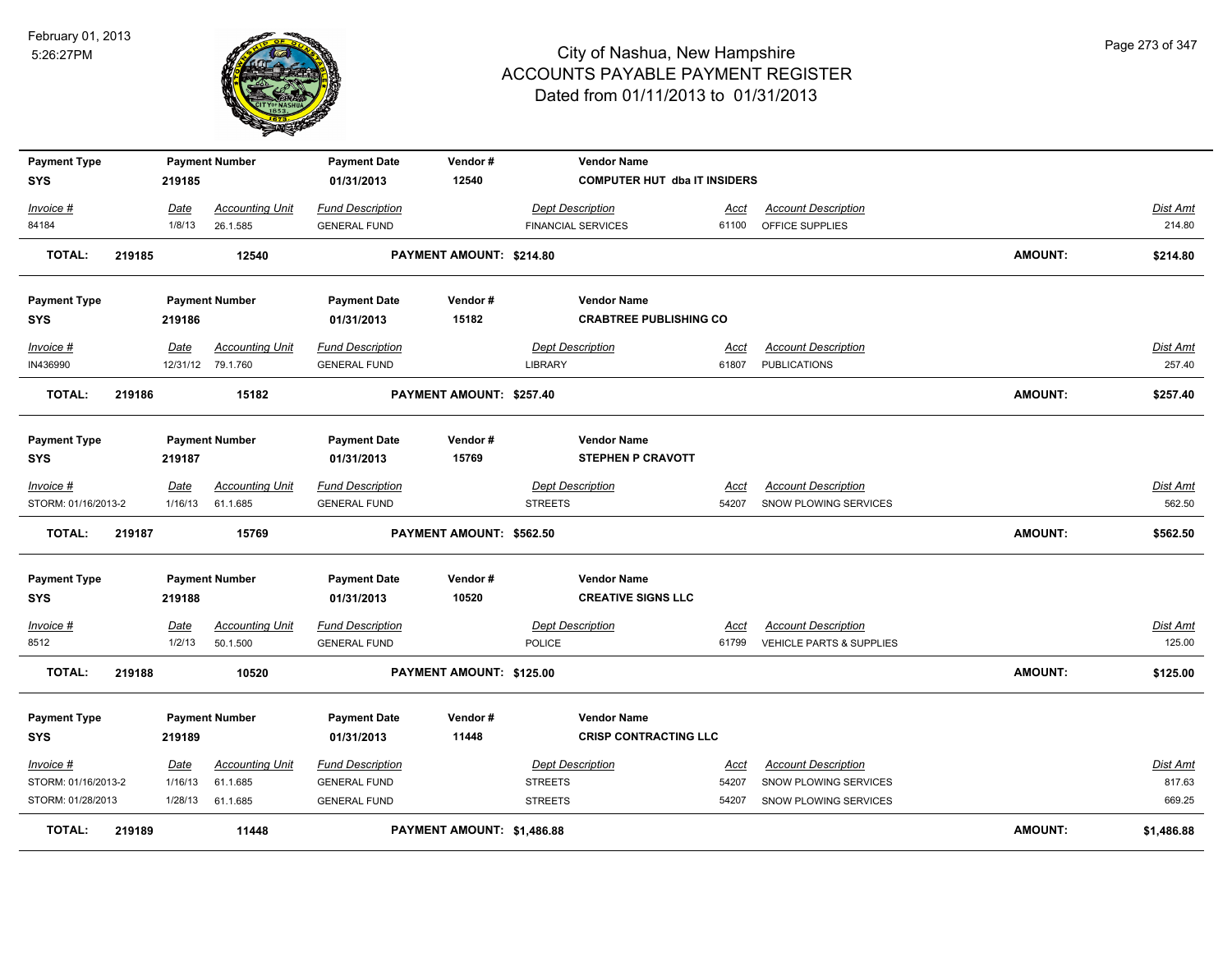# City of Nashua, New Hampshire
## ACCOUNTS PAYABLE PAYMENT REGISTER
### Dated from 01/11/2013 to 01/31/2013

February 01, 2013
5:26:27PM

| Payment Type | Payment Number | Payment Date | Vendor # | Vendor Name |
|---|---|---|---|---|
| SYS | 219185 | 01/31/2013 | 12540 | COMPUTER HUT dba IT INSIDERS |

| Invoice # | Date | Accounting Unit | Fund Description | Dept Description | Acct | Account Description | Dist Amt |
|---|---|---|---|---|---|---|---|
| 84184 | 1/8/13 | 26.1.585 | GENERAL FUND | FINANCIAL SERVICES | 61100 | OFFICE SUPPLIES | 214.80 |

**TOTAL: 219185 12540 PAYMENT AMOUNT: $214.80 AMOUNT: $214.80**

| Payment Type | Payment Number | Payment Date | Vendor # | Vendor Name |
|---|---|---|---|---|
| SYS | 219186 | 01/31/2013 | 15182 | CRABTREE PUBLISHING CO |

| Invoice # | Date | Accounting Unit | Fund Description | Dept Description | Acct | Account Description | Dist Amt |
|---|---|---|---|---|---|---|---|
| IN436990 | 12/31/12 | 79.1.760 | GENERAL FUND | LIBRARY | 61807 | PUBLICATIONS | 257.40 |

**TOTAL: 219186 15182 PAYMENT AMOUNT: $257.40 AMOUNT: $257.40**

| Payment Type | Payment Number | Payment Date | Vendor # | Vendor Name |
|---|---|---|---|---|
| SYS | 219187 | 01/31/2013 | 15769 | STEPHEN P CRAVOTT |

| Invoice # | Date | Accounting Unit | Fund Description | Dept Description | Acct | Account Description | Dist Amt |
|---|---|---|---|---|---|---|---|
| STORM: 01/16/2013-2 | 1/16/13 | 61.1.685 | GENERAL FUND | STREETS | 54207 | SNOW PLOWING SERVICES | 562.50 |

**TOTAL: 219187 15769 PAYMENT AMOUNT: $562.50 AMOUNT: $562.50**

| Payment Type | Payment Number | Payment Date | Vendor # | Vendor Name |
|---|---|---|---|---|
| SYS | 219188 | 01/31/2013 | 10520 | CREATIVE SIGNS LLC |

| Invoice # | Date | Accounting Unit | Fund Description | Dept Description | Acct | Account Description | Dist Amt |
|---|---|---|---|---|---|---|---|
| 8512 | 1/2/13 | 50.1.500 | GENERAL FUND | POLICE | 61799 | VEHICLE PARTS & SUPPLIES | 125.00 |

**TOTAL: 219188 10520 PAYMENT AMOUNT: $125.00 AMOUNT: $125.00**

| Payment Type | Payment Number | Payment Date | Vendor # | Vendor Name |
|---|---|---|---|---|
| SYS | 219189 | 01/31/2013 | 11448 | CRISP CONTRACTING LLC |

| Invoice # | Date | Accounting Unit | Fund Description | Dept Description | Acct | Account Description | Dist Amt |
|---|---|---|---|---|---|---|---|
| STORM: 01/16/2013-2 | 1/16/13 | 61.1.685 | GENERAL FUND | STREETS | 54207 | SNOW PLOWING SERVICES | 817.63 |
| STORM: 01/28/2013 | 1/28/13 | 61.1.685 | GENERAL FUND | STREETS | 54207 | SNOW PLOWING SERVICES | 669.25 |

**TOTAL: 219189 11448 PAYMENT AMOUNT: $1,486.88 AMOUNT: $1,486.88**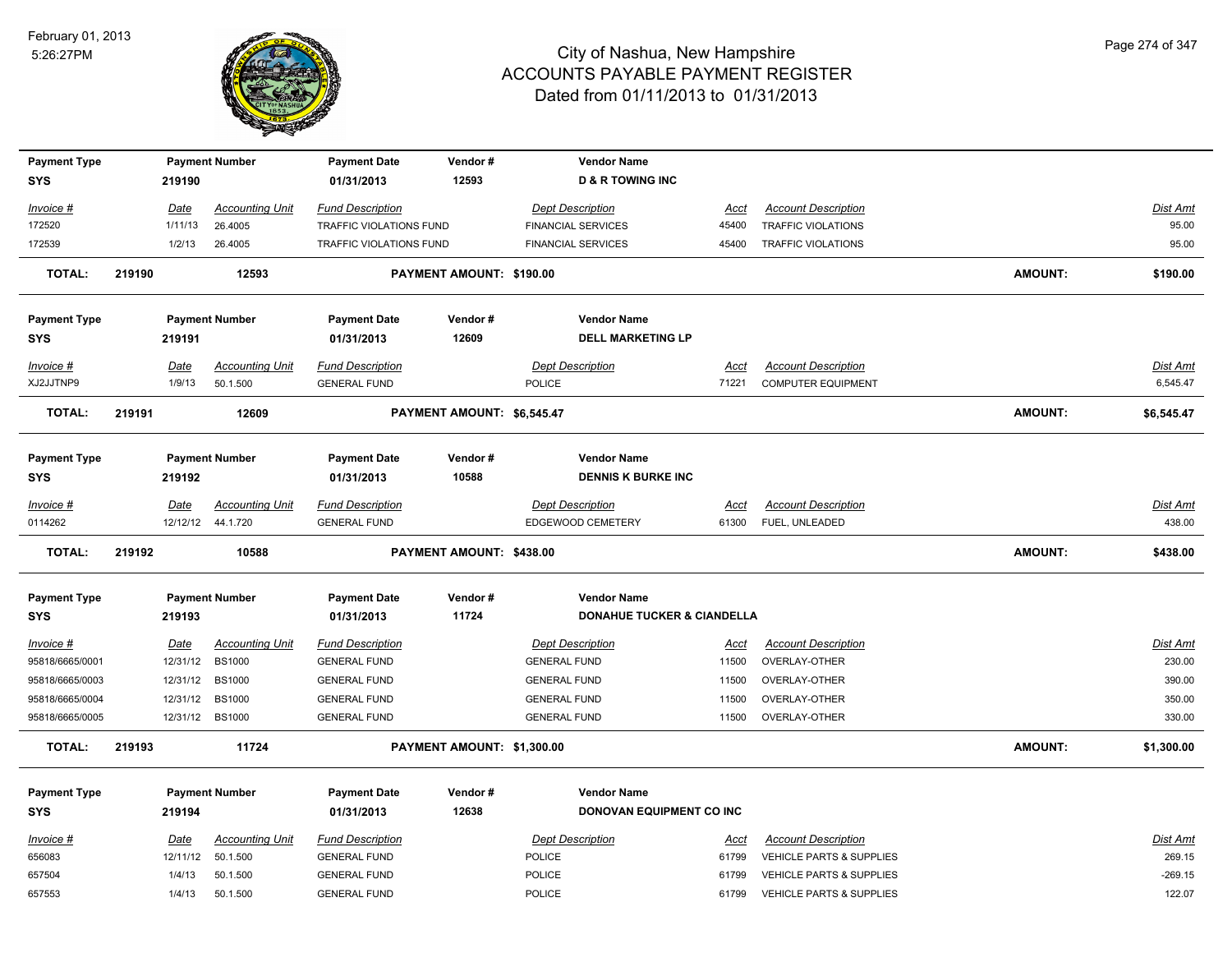# City of Nashua, New Hampshire
## ACCOUNTS PAYABLE PAYMENT REGISTER
### Dated from 01/11/2013 to 01/31/2013

February 01, 2013
5:26:27PM

| Payment Type | Payment Number | Payment Date | Vendor # | Vendor Name |
|---|---|---|---|---|
| SYS | 219190 | 01/31/2013 | 12593 | D & R TOWING INC |

| Invoice # | Date | Accounting Unit | Fund Description | Dept Description | Acct | Account Description | Dist Amt |
|---|---|---|---|---|---|---|---|
| 172520 | 1/11/13 | 26.4005 | TRAFFIC VIOLATIONS FUND | FINANCIAL SERVICES | 45400 | TRAFFIC VIOLATIONS | 95.00 |
| 172539 | 1/2/13 | 26.4005 | TRAFFIC VIOLATIONS FUND | FINANCIAL SERVICES | 45400 | TRAFFIC VIOLATIONS | 95.00 |

**TOTAL: 219190 12593 PAYMENT AMOUNT: $190.00 AMOUNT: $190.00**

| Payment Type | Payment Number | Payment Date | Vendor # | Vendor Name |
|---|---|---|---|---|
| SYS | 219191 | 01/31/2013 | 12609 | DELL MARKETING LP |

| Invoice # | Date | Accounting Unit | Fund Description | Dept Description | Acct | Account Description | Dist Amt |
|---|---|---|---|---|---|---|---|
| XJ2JJTNP9 | 1/9/13 | 50.1.500 | GENERAL FUND | POLICE | 71221 | COMPUTER EQUIPMENT | 6,545.47 |

**TOTAL: 219191 12609 PAYMENT AMOUNT: $6,545.47 AMOUNT: $6,545.47**

| Payment Type | Payment Number | Payment Date | Vendor # | Vendor Name |
|---|---|---|---|---|
| SYS | 219192 | 01/31/2013 | 10588 | DENNIS K BURKE INC |

| Invoice # | Date | Accounting Unit | Fund Description | Dept Description | Acct | Account Description | Dist Amt |
|---|---|---|---|---|---|---|---|
| 0114262 | 12/12/12 | 44.1.720 | GENERAL FUND | EDGEWOOD CEMETERY | 61300 | FUEL, UNLEADED | 438.00 |

**TOTAL: 219192 10588 PAYMENT AMOUNT: $438.00 AMOUNT: $438.00**

| Payment Type | Payment Number | Payment Date | Vendor # | Vendor Name |
|---|---|---|---|---|
| SYS | 219193 | 01/31/2013 | 11724 | DONAHUE TUCKER & CIANDELLA |

| Invoice # | Date | Accounting Unit | Fund Description | Dept Description | Acct | Account Description | Dist Amt |
|---|---|---|---|---|---|---|---|
| 95818/6665/0001 | 12/31/12 | BS1000 | GENERAL FUND | GENERAL FUND | 11500 | OVERLAY-OTHER | 230.00 |
| 95818/6665/0003 | 12/31/12 | BS1000 | GENERAL FUND | GENERAL FUND | 11500 | OVERLAY-OTHER | 390.00 |
| 95818/6665/0004 | 12/31/12 | BS1000 | GENERAL FUND | GENERAL FUND | 11500 | OVERLAY-OTHER | 350.00 |
| 95818/6665/0005 | 12/31/12 | BS1000 | GENERAL FUND | GENERAL FUND | 11500 | OVERLAY-OTHER | 330.00 |

**TOTAL: 219193 11724 PAYMENT AMOUNT: $1,300.00 AMOUNT: $1,300.00**

| Payment Type | Payment Number | Payment Date | Vendor # | Vendor Name |
|---|---|---|---|---|
| SYS | 219194 | 01/31/2013 | 12638 | DONOVAN EQUIPMENT CO INC |

| Invoice # | Date | Accounting Unit | Fund Description | Dept Description | Acct | Account Description | Dist Amt |
|---|---|---|---|---|---|---|---|
| 656083 | 12/11/12 | 50.1.500 | GENERAL FUND | POLICE | 61799 | VEHICLE PARTS & SUPPLIES | 269.15 |
| 657504 | 1/4/13 | 50.1.500 | GENERAL FUND | POLICE | 61799 | VEHICLE PARTS & SUPPLIES | -269.15 |
| 657553 | 1/4/13 | 50.1.500 | GENERAL FUND | POLICE | 61799 | VEHICLE PARTS & SUPPLIES | 122.07 |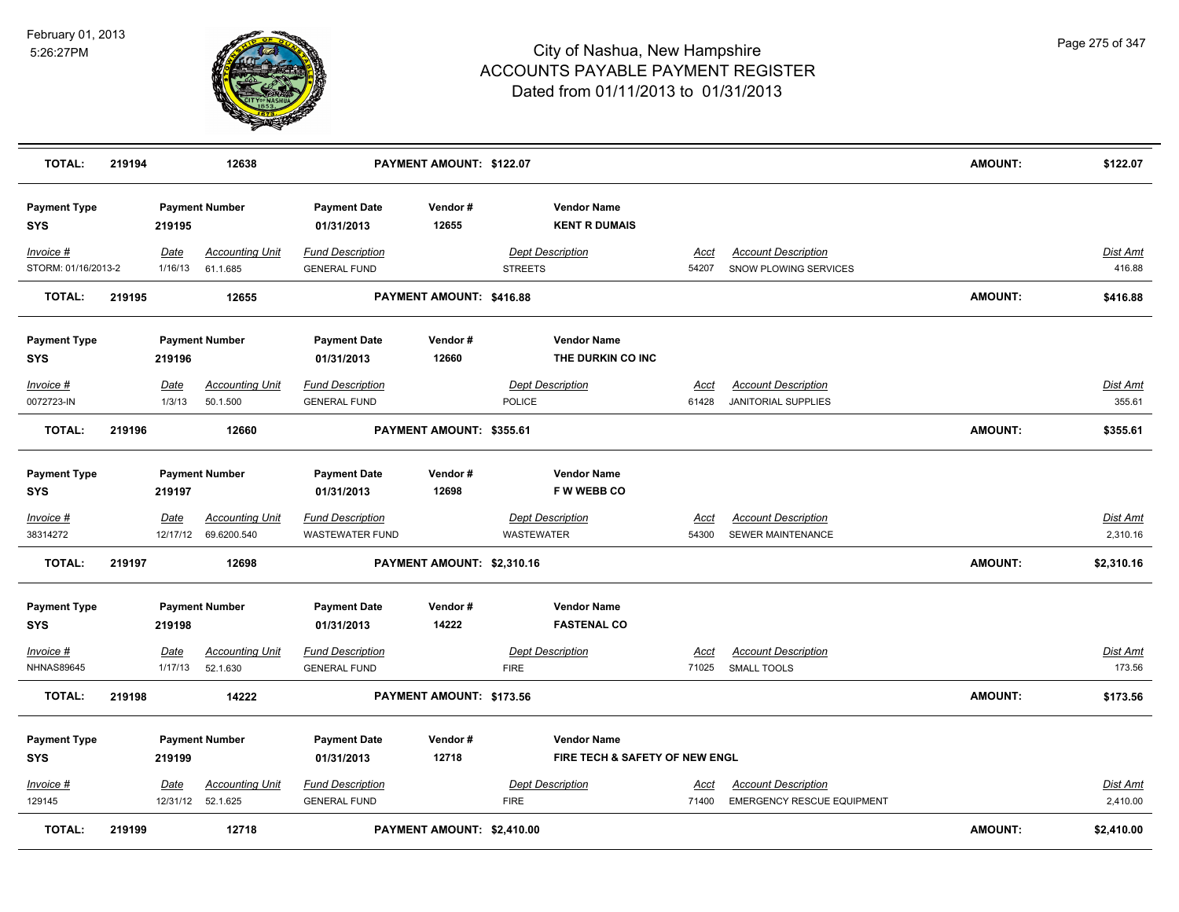# City of Nashua, New Hampshire
## ACCOUNTS PAYABLE PAYMENT REGISTER
### Dated from 01/11/2013 to 01/31/2013

February 01, 2013
5:26:27PM

**TOTAL:** 219194 | 12638 | **PAYMENT AMOUNT: $122.07** | **AMOUNT:** $122.07

| Payment Type | Payment Number | Payment Date | Vendor # | Vendor Name | | | |
|---|---|---|---|---|---|---|---|
| SYS | 219195 | 01/31/2013 | 12655 | KENT R DUMAIS | | | |
| *Invoice #* | *Date* | *Accounting Unit* | *Fund Description* | *Dept Description* | *Acct* | *Account Description* | *Dist Amt* |
| STORM: 01/16/2013-2 | 1/16/13 | 61.1.685 | GENERAL FUND | STREETS | 54207 | SNOW PLOWING SERVICES | 416.88 |

**TOTAL:** 219195 | 12655 | **PAYMENT AMOUNT: $416.88** | **AMOUNT:** $416.88

| Payment Type | Payment Number | Payment Date | Vendor # | Vendor Name | | | |
|---|---|---|---|---|---|---|---|
| SYS | 219196 | 01/31/2013 | 12660 | THE DURKIN CO INC | | | |
| *Invoice #* | *Date* | *Accounting Unit* | *Fund Description* | *Dept Description* | *Acct* | *Account Description* | *Dist Amt* |
| 0072723-IN | 1/3/13 | 50.1.500 | GENERAL FUND | POLICE | 61428 | JANITORIAL SUPPLIES | 355.61 |

**TOTAL:** 219196 | 12660 | **PAYMENT AMOUNT: $355.61** | **AMOUNT:** $355.61

| Payment Type | Payment Number | Payment Date | Vendor # | Vendor Name | | | |
|---|---|---|---|---|---|---|---|
| SYS | 219197 | 01/31/2013 | 12698 | F W WEBB CO | | | |
| *Invoice #* | *Date* | *Accounting Unit* | *Fund Description* | *Dept Description* | *Acct* | *Account Description* | *Dist Amt* |
| 38314272 | 12/17/12 | 69.6200.540 | WASTEWATER FUND | WASTEWATER | 54300 | SEWER MAINTENANCE | 2,310.16 |

**TOTAL:** 219197 | 12698 | **PAYMENT AMOUNT: $2,310.16** | **AMOUNT:** $2,310.16

| Payment Type | Payment Number | Payment Date | Vendor # | Vendor Name | | | |
|---|---|---|---|---|---|---|---|
| SYS | 219198 | 01/31/2013 | 14222 | FASTENAL CO | | | |
| *Invoice #* | *Date* | *Accounting Unit* | *Fund Description* | *Dept Description* | *Acct* | *Account Description* | *Dist Amt* |
| NHNAS89645 | 1/17/13 | 52.1.630 | GENERAL FUND | FIRE | 71025 | SMALL TOOLS | 173.56 |

**TOTAL:** 219198 | 14222 | **PAYMENT AMOUNT: $173.56** | **AMOUNT:** $173.56

| Payment Type | Payment Number | Payment Date | Vendor # | Vendor Name | | | |
|---|---|---|---|---|---|---|---|
| SYS | 219199 | 01/31/2013 | 12718 | FIRE TECH & SAFETY OF NEW ENGL | | | |
| *Invoice #* | *Date* | *Accounting Unit* | *Fund Description* | *Dept Description* | *Acct* | *Account Description* | *Dist Amt* |
| 129145 | 12/31/12 | 52.1.625 | GENERAL FUND | FIRE | 71400 | EMERGENCY RESCUE EQUIPMENT | 2,410.00 |

**TOTAL:** 219199 | 12718 | **PAYMENT AMOUNT: $2,410.00** | **AMOUNT:** $2,410.00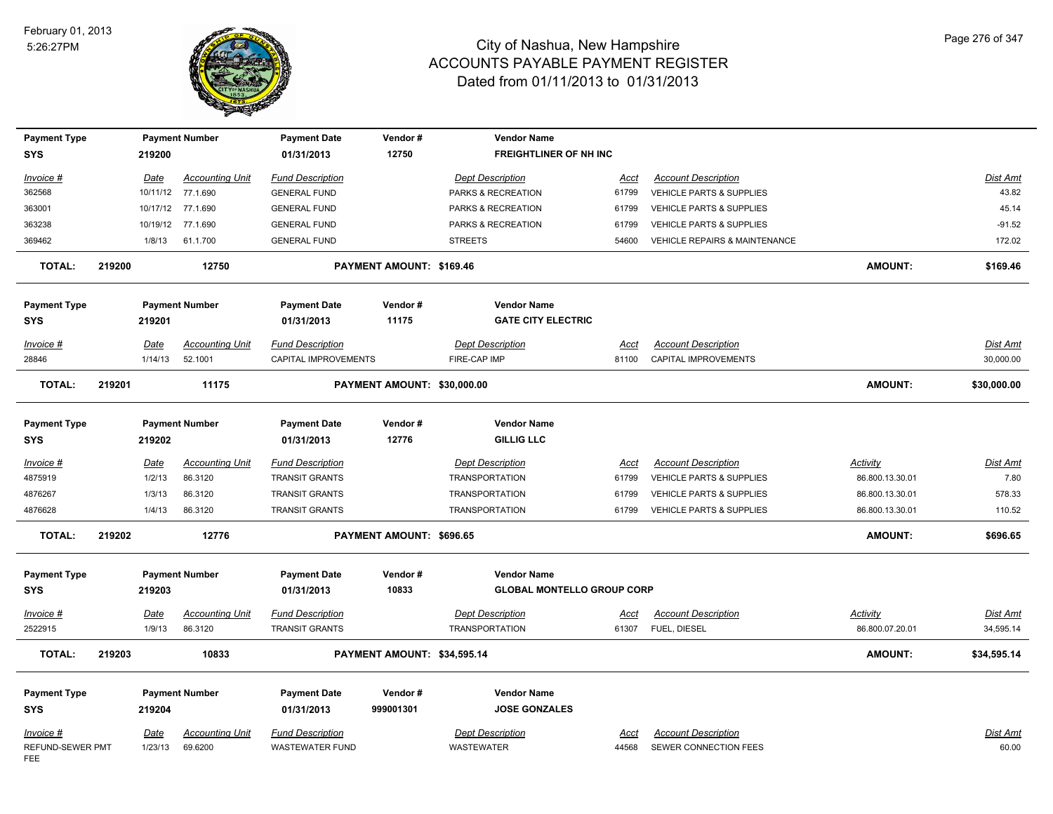# City of Nashua, New Hampshire
## ACCOUNTS PAYABLE PAYMENT REGISTER
### Dated from 01/11/2013 to 01/31/2013

February 01, 2013
5:26:27PM

| Payment Type | Payment Number | Payment Date | Vendor # | Vendor Name |
|---|---|---|---|---|
| SYS | 219200 | 01/31/2013 | 12750 | FREIGHTLINER OF NH INC |

| Invoice # | Date | Accounting Unit | Fund Description | Dept Description | Acct | Account Description | Dist Amt |
|---|---|---|---|---|---|---|---|
| 362568 | 10/11/12 | 77.1.690 | GENERAL FUND | PARKS & RECREATION | 61799 | VEHICLE PARTS & SUPPLIES | 43.82 |
| 363001 | 10/17/12 | 77.1.690 | GENERAL FUND | PARKS & RECREATION | 61799 | VEHICLE PARTS & SUPPLIES | 45.14 |
| 363238 | 10/19/12 | 77.1.690 | GENERAL FUND | PARKS & RECREATION | 61799 | VEHICLE PARTS & SUPPLIES | -91.52 |
| 369462 | 1/8/13 | 61.1.700 | GENERAL FUND | STREETS | 54600 | VEHICLE REPAIRS & MAINTENANCE | 172.02 |

**TOTAL: 219200 12750 PAYMENT AMOUNT: $169.46 AMOUNT: $169.46**

| Payment Type | Payment Number | Payment Date | Vendor # | Vendor Name |
|---|---|---|---|---|
| SYS | 219201 | 01/31/2013 | 11175 | GATE CITY ELECTRIC |

| Invoice # | Date | Accounting Unit | Fund Description | Dept Description | Acct | Account Description | Dist Amt |
|---|---|---|---|---|---|---|---|
| 28846 | 1/14/13 | 52.1001 | CAPITAL IMPROVEMENTS | FIRE-CAP IMP | 81100 | CAPITAL IMPROVEMENTS | 30,000.00 |

**TOTAL: 219201 11175 PAYMENT AMOUNT: $30,000.00 AMOUNT: $30,000.00**

| Payment Type | Payment Number | Payment Date | Vendor # | Vendor Name |
|---|---|---|---|---|
| SYS | 219202 | 01/31/2013 | 12776 | GILLIG LLC |

| Invoice # | Date | Accounting Unit | Fund Description | Dept Description | Acct | Account Description | Activity | Dist Amt |
|---|---|---|---|---|---|---|---|---|
| 4875919 | 1/2/13 | 86.3120 | TRANSIT GRANTS | TRANSPORTATION | 61799 | VEHICLE PARTS & SUPPLIES | 86.800.13.30.01 | 7.80 |
| 4876267 | 1/3/13 | 86.3120 | TRANSIT GRANTS | TRANSPORTATION | 61799 | VEHICLE PARTS & SUPPLIES | 86.800.13.30.01 | 578.33 |
| 4876628 | 1/4/13 | 86.3120 | TRANSIT GRANTS | TRANSPORTATION | 61799 | VEHICLE PARTS & SUPPLIES | 86.800.13.30.01 | 110.52 |

**TOTAL: 219202 12776 PAYMENT AMOUNT: $696.65 AMOUNT: $696.65**

| Payment Type | Payment Number | Payment Date | Vendor # | Vendor Name |
|---|---|---|---|---|
| SYS | 219203 | 01/31/2013 | 10833 | GLOBAL MONTELLO GROUP CORP |

| Invoice # | Date | Accounting Unit | Fund Description | Dept Description | Acct | Account Description | Activity | Dist Amt |
|---|---|---|---|---|---|---|---|---|
| 2522915 | 1/9/13 | 86.3120 | TRANSIT GRANTS | TRANSPORTATION | 61307 | FUEL, DIESEL | 86.800.07.20.01 | 34,595.14 |

**TOTAL: 219203 10833 PAYMENT AMOUNT: $34,595.14 AMOUNT: $34,595.14**

| Payment Type | Payment Number | Payment Date | Vendor # | Vendor Name |
|---|---|---|---|---|
| SYS | 219204 | 01/31/2013 | 999001301 | JOSE GONZALES |

| Invoice # | Date | Accounting Unit | Fund Description | Dept Description | Acct | Account Description | Dist Amt |
|---|---|---|---|---|---|---|---|
| REFUND-SEWER PMT FEE | 1/23/13 | 69.6200 | WASTEWATER FUND | WASTEWATER | 44568 | SEWER CONNECTION FEES | 60.00 |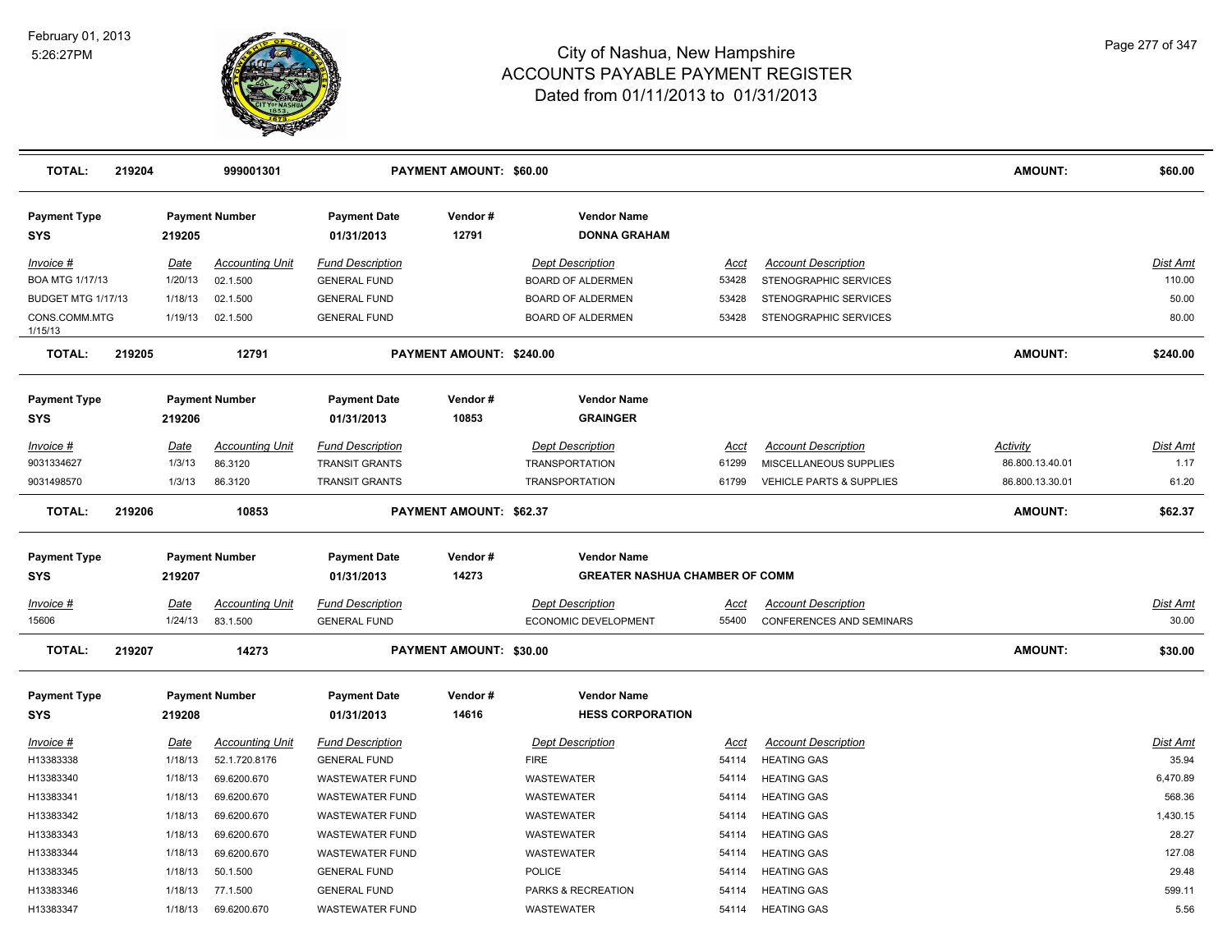# City of Nashua, New Hampshire
## ACCOUNTS PAYABLE PAYMENT REGISTER
### Dated from 01/11/2013 to 01/31/2013

February 01, 2013
5:26:27PM

| TOTAL: | 219204 | 999001301 | PAYMENT AMOUNT: $60.00 | | AMOUNT: | $60.00 |
|---|---|---|---|---|---|---|

| Payment Type | Payment Number | Payment Date | Vendor # | Vendor Name |
|---|---|---|---|---|
| SYS | 219205 | 01/31/2013 | 12791 | DONNA GRAHAM |

| Invoice # | Date | Accounting Unit | Fund Description | Dept Description | Acct | Account Description | Activity | Dist Amt |
|---|---|---|---|---|---|---|---|---|
| BOA MTG 1/17/13 | 1/20/13 | 02.1.500 | GENERAL FUND | BOARD OF ALDERMEN | 53428 | STENOGRAPHIC SERVICES | | 110.00 |
| BUDGET MTG 1/17/13 | 1/18/13 | 02.1.500 | GENERAL FUND | BOARD OF ALDERMEN | 53428 | STENOGRAPHIC SERVICES | | 50.00 |
| CONS.COMM.MTG 1/15/13 | 1/19/13 | 02.1.500 | GENERAL FUND | BOARD OF ALDERMEN | 53428 | STENOGRAPHIC SERVICES | | 80.00 |

| TOTAL: | 219205 | 12791 | PAYMENT AMOUNT: $240.00 | | AMOUNT: | $240.00 |
|---|---|---|---|---|---|---|

| Payment Type | Payment Number | Payment Date | Vendor # | Vendor Name |
|---|---|---|---|---|
| SYS | 219206 | 01/31/2013 | 10853 | GRAINGER |

| Invoice # | Date | Accounting Unit | Fund Description | Dept Description | Acct | Account Description | Activity | Dist Amt |
|---|---|---|---|---|---|---|---|---|
| 9031334627 | 1/3/13 | 86.3120 | TRANSIT GRANTS | TRANSPORTATION | 61299 | MISCELLANEOUS SUPPLIES | 86.800.13.40.01 | 1.17 |
| 9031498570 | 1/3/13 | 86.3120 | TRANSIT GRANTS | TRANSPORTATION | 61799 | VEHICLE PARTS & SUPPLIES | 86.800.13.30.01 | 61.20 |

| TOTAL: | 219206 | 10853 | PAYMENT AMOUNT: $62.37 | | AMOUNT: | $62.37 |
|---|---|---|---|---|---|---|

| Payment Type | Payment Number | Payment Date | Vendor # | Vendor Name |
|---|---|---|---|---|
| SYS | 219207 | 01/31/2013 | 14273 | GREATER NASHUA CHAMBER OF COMM |

| Invoice # | Date | Accounting Unit | Fund Description | Dept Description | Acct | Account Description | Activity | Dist Amt |
|---|---|---|---|---|---|---|---|---|
| 15606 | 1/24/13 | 83.1.500 | GENERAL FUND | ECONOMIC DEVELOPMENT | 55400 | CONFERENCES AND SEMINARS | | 30.00 |

| TOTAL: | 219207 | 14273 | PAYMENT AMOUNT: $30.00 | | AMOUNT: | $30.00 |
|---|---|---|---|---|---|---|

| Payment Type | Payment Number | Payment Date | Vendor # | Vendor Name |
|---|---|---|---|---|
| SYS | 219208 | 01/31/2013 | 14616 | HESS CORPORATION |

| Invoice # | Date | Accounting Unit | Fund Description | Dept Description | Acct | Account Description | Activity | Dist Amt |
|---|---|---|---|---|---|---|---|---|
| H13383338 | 1/18/13 | 52.1.720.8176 | GENERAL FUND | FIRE | 54114 | HEATING GAS | | 35.94 |
| H13383340 | 1/18/13 | 69.6200.670 | WASTEWATER FUND | WASTEWATER | 54114 | HEATING GAS | | 6,470.89 |
| H13383341 | 1/18/13 | 69.6200.670 | WASTEWATER FUND | WASTEWATER | 54114 | HEATING GAS | | 568.36 |
| H13383342 | 1/18/13 | 69.6200.670 | WASTEWATER FUND | WASTEWATER | 54114 | HEATING GAS | | 1,430.15 |
| H13383343 | 1/18/13 | 69.6200.670 | WASTEWATER FUND | WASTEWATER | 54114 | HEATING GAS | | 28.27 |
| H13383344 | 1/18/13 | 69.6200.670 | WASTEWATER FUND | WASTEWATER | 54114 | HEATING GAS | | 127.08 |
| H13383345 | 1/18/13 | 50.1.500 | GENERAL FUND | POLICE | 54114 | HEATING GAS | | 29.48 |
| H13383346 | 1/18/13 | 77.1.500 | GENERAL FUND | PARKS & RECREATION | 54114 | HEATING GAS | | 599.11 |
| H13383347 | 1/18/13 | 69.6200.670 | WASTEWATER FUND | WASTEWATER | 54114 | HEATING GAS | | 5.56 |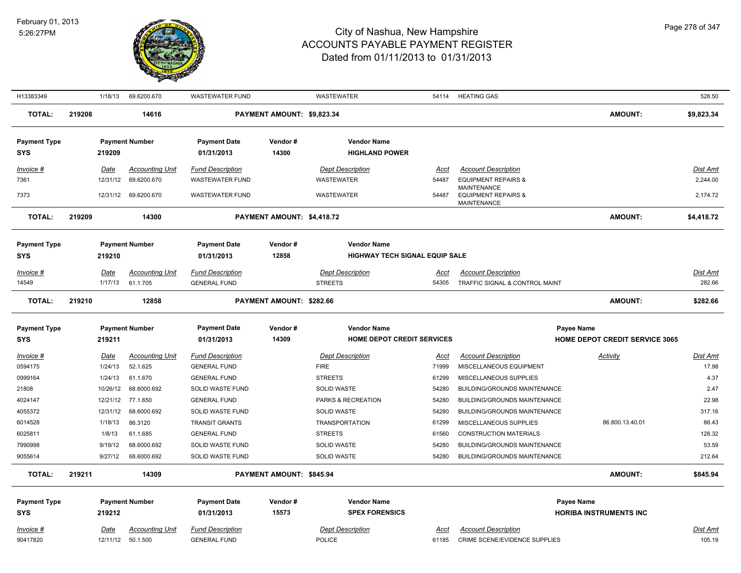# City of Nashua, New Hampshire
## ACCOUNTS PAYABLE PAYMENT REGISTER
### Dated from 01/11/2013 to 01/31/2013

February 01, 2013
5:26:27PM

| Invoice # | Date | Accounting Unit | Fund Description | Dept Description | Acct | Account Description | Dist Amt |
|---|---|---|---|---|---|---|---|
| H13383349 | 1/18/13 | 69.6200.670 | WASTEWATER FUND | WASTEWATER | 54114 | HEATING GAS | 528.50 |

**TOTAL:** 219208 | 14616 | **PAYMENT AMOUNT: $9,823.34** | **AMOUNT: $9,823.34**

---

| Payment Type | Payment Number | Payment Date | Vendor # | Vendor Name |
|---|---|---|---|---|
| SYS | 219209 | 01/31/2013 | 14300 | HIGHLAND POWER |

| Invoice # | Date | Accounting Unit | Fund Description | Dept Description | Acct | Account Description | Dist Amt |
|---|---|---|---|---|---|---|---|
| 7361 | 12/31/12 | 69.6200.670 | WASTEWATER FUND | WASTEWATER | 54487 | EQUIPMENT REPAIRS & MAINTENANCE | 2,244.00 |
| 7373 | 12/31/12 | 69.6200.670 | WASTEWATER FUND | WASTEWATER | 54487 | EQUIPMENT REPAIRS & MAINTENANCE | 2,174.72 |

**TOTAL:** 219209 | 14300 | **PAYMENT AMOUNT: $4,418.72** | **AMOUNT: $4,418.72**

---

| Payment Type | Payment Number | Payment Date | Vendor # | Vendor Name |
|---|---|---|---|---|
| SYS | 219210 | 01/31/2013 | 12858 | HIGHWAY TECH SIGNAL EQUIP SALE |

| Invoice # | Date | Accounting Unit | Fund Description | Dept Description | Acct | Account Description | Dist Amt |
|---|---|---|---|---|---|---|---|
| 14549 | 1/17/13 | 61.1.705 | GENERAL FUND | STREETS | 54305 | TRAFFIC SIGNAL & CONTROL MAINT | 282.66 |

**TOTAL:** 219210 | 12858 | **PAYMENT AMOUNT: $282.66** | **AMOUNT: $282.66**

---

| Payment Type | Payment Number | Payment Date | Vendor # | Vendor Name | Payee Name |
|---|---|---|---|---|---|
| SYS | 219211 | 01/31/2013 | 14309 | HOME DEPOT CREDIT SERVICES | HOME DEPOT CREDIT SERVICE 3065 |

| Invoice # | Date | Accounting Unit | Fund Description | Dept Description | Acct | Account Description | Activity | Dist Amt |
|---|---|---|---|---|---|---|---|---|
| 0594175 | 1/24/13 | 52.1.625 | GENERAL FUND | FIRE | 71999 | MISCELLANEOUS EQUIPMENT | | 17.98 |
| 0999164 | 1/24/13 | 61.1.670 | GENERAL FUND | STREETS | 61299 | MISCELLANEOUS SUPPLIES | | 4.37 |
| 21808 | 10/26/12 | 68.6000.692 | SOLID WASTE FUND | SOLID WASTE | 54280 | BUILDING/GROUNDS MAINTENANCE | | 2.47 |
| 4024147 | 12/21/12 | 77.1.650 | GENERAL FUND | PARKS & RECREATION | 54280 | BUILDING/GROUNDS MAINTENANCE | | 22.98 |
| 4055372 | 12/31/12 | 68.6000.692 | SOLID WASTE FUND | SOLID WASTE | 54280 | BUILDING/GROUNDS MAINTENANCE | | 317.16 |
| 6014528 | 1/18/13 | 86.3120 | TRANSIT GRANTS | TRANSPORTATION | 61299 | MISCELLANEOUS SUPPLIES | 86.800.13.40.01 | 86.43 |
| 6025811 | 1/8/13 | 61.1.685 | GENERAL FUND | STREETS | 61560 | CONSTRUCTION MATERIALS | | 128.32 |
| 7990998 | 9/19/12 | 68.6000.692 | SOLID WASTE FUND | SOLID WASTE | 54280 | BUILDING/GROUNDS MAINTENANCE | | 53.59 |
| 9055614 | 9/27/12 | 68.6000.692 | SOLID WASTE FUND | SOLID WASTE | 54280 | BUILDING/GROUNDS MAINTENANCE | | 212.64 |

**TOTAL:** 219211 | 14309 | **PAYMENT AMOUNT: $845.94** | **AMOUNT: $845.94**

---

| Payment Type | Payment Number | Payment Date | Vendor # | Vendor Name | Payee Name |
|---|---|---|---|---|---|
| SYS | 219212 | 01/31/2013 | 15573 | SPEX FORENSICS | HORIBA INSTRUMENTS INC |

| Invoice # | Date | Accounting Unit | Fund Description | Dept Description | Acct | Account Description | Dist Amt |
|---|---|---|---|---|---|---|---|
| 90417820 | 12/11/12 | 50.1.500 | GENERAL FUND | POLICE | 61185 | CRIME SCENE/EVIDENCE SUPPLIES | 105.19 |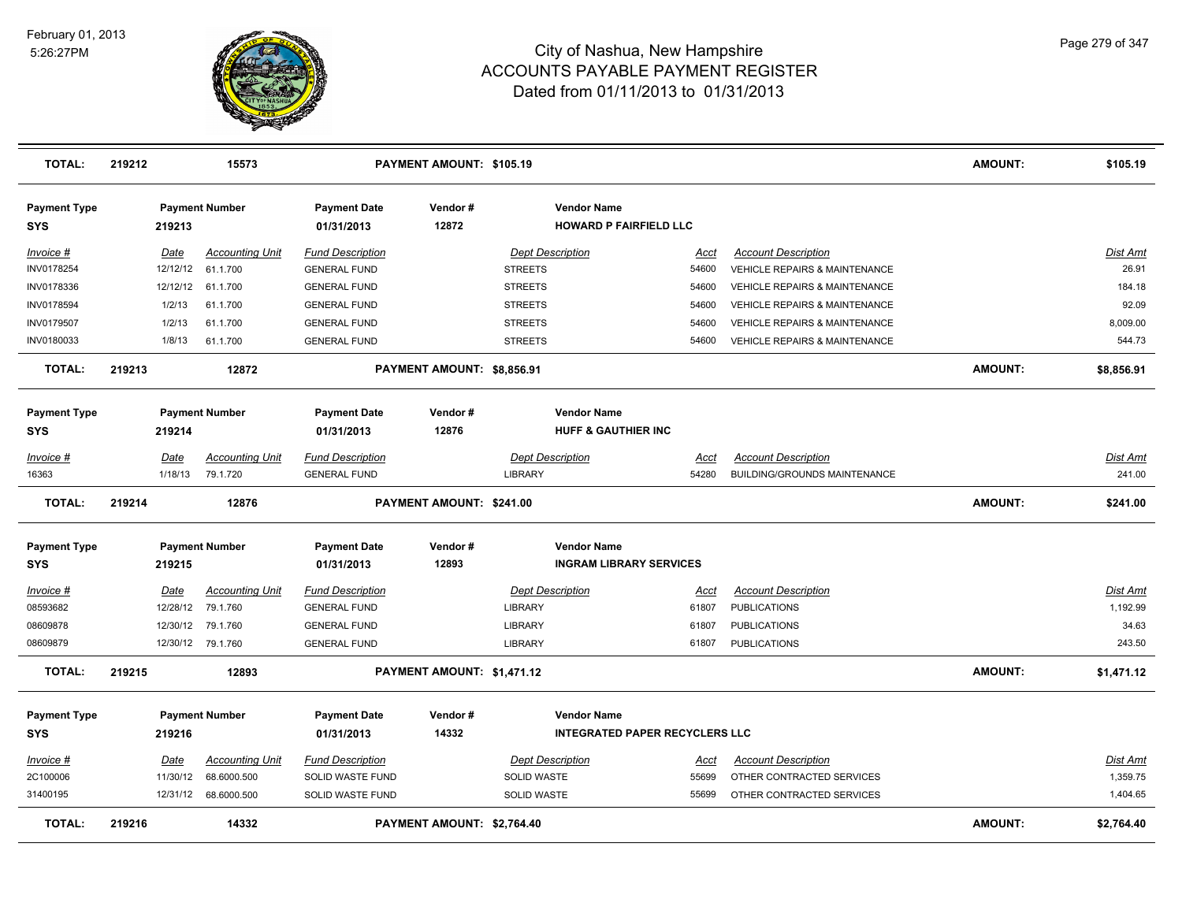# City of Nashua, New Hampshire
## ACCOUNTS PAYABLE PAYMENT REGISTER
### Dated from 01/11/2013 to 01/31/2013

February 01, 2013
5:26:27PM

| TOTAL: | 219212 | 15573 | PAYMENT AMOUNT: $105.19 | AMOUNT: | $105.19 |
|---|---|---|---|---|---|

| Payment Type | Payment Number | Payment Date | Vendor # | Vendor Name |
|---|---|---|---|---|
| SYS | 219213 | 01/31/2013 | 12872 | HOWARD P FAIRFIELD LLC |

| Invoice # | Date | Accounting Unit | Fund Description | Dept Description | Acct | Account Description | Dist Amt |
|---|---|---|---|---|---|---|---|
| INV0178254 | 12/12/12 | 61.1.700 | GENERAL FUND | STREETS | 54600 | VEHICLE REPAIRS & MAINTENANCE | 26.91 |
| INV0178336 | 12/12/12 | 61.1.700 | GENERAL FUND | STREETS | 54600 | VEHICLE REPAIRS & MAINTENANCE | 184.18 |
| INV0178594 | 1/2/13 | 61.1.700 | GENERAL FUND | STREETS | 54600 | VEHICLE REPAIRS & MAINTENANCE | 92.09 |
| INV0179507 | 1/2/13 | 61.1.700 | GENERAL FUND | STREETS | 54600 | VEHICLE REPAIRS & MAINTENANCE | 8,009.00 |
| INV0180033 | 1/8/13 | 61.1.700 | GENERAL FUND | STREETS | 54600 | VEHICLE REPAIRS & MAINTENANCE | 544.73 |

| TOTAL: | 219213 | 12872 | PAYMENT AMOUNT: $8,856.91 | AMOUNT: | $8,856.91 |
|---|---|---|---|---|---|

| Payment Type | Payment Number | Payment Date | Vendor # | Vendor Name |
|---|---|---|---|---|
| SYS | 219214 | 01/31/2013 | 12876 | HUFF & GAUTHIER INC |

| Invoice # | Date | Accounting Unit | Fund Description | Dept Description | Acct | Account Description | Dist Amt |
|---|---|---|---|---|---|---|---|
| 16363 | 1/18/13 | 79.1.720 | GENERAL FUND | LIBRARY | 54280 | BUILDING/GROUNDS MAINTENANCE | 241.00 |

| TOTAL: | 219214 | 12876 | PAYMENT AMOUNT: $241.00 | AMOUNT: | $241.00 |
|---|---|---|---|---|---|

| Payment Type | Payment Number | Payment Date | Vendor # | Vendor Name |
|---|---|---|---|---|
| SYS | 219215 | 01/31/2013 | 12893 | INGRAM LIBRARY SERVICES |

| Invoice # | Date | Accounting Unit | Fund Description | Dept Description | Acct | Account Description | Dist Amt |
|---|---|---|---|---|---|---|---|
| 08593682 | 12/28/12 | 79.1.760 | GENERAL FUND | LIBRARY | 61807 | PUBLICATIONS | 1,192.99 |
| 08609878 | 12/30/12 | 79.1.760 | GENERAL FUND | LIBRARY | 61807 | PUBLICATIONS | 34.63 |
| 08609879 | 12/30/12 | 79.1.760 | GENERAL FUND | LIBRARY | 61807 | PUBLICATIONS | 243.50 |

| TOTAL: | 219215 | 12893 | PAYMENT AMOUNT: $1,471.12 | AMOUNT: | $1,471.12 |
|---|---|---|---|---|---|

| Payment Type | Payment Number | Payment Date | Vendor # | Vendor Name |
|---|---|---|---|---|
| SYS | 219216 | 01/31/2013 | 14332 | INTEGRATED PAPER RECYCLERS LLC |

| Invoice # | Date | Accounting Unit | Fund Description | Dept Description | Acct | Account Description | Dist Amt |
|---|---|---|---|---|---|---|---|
| 2C100006 | 11/30/12 | 68.6000.500 | SOLID WASTE FUND | SOLID WASTE | 55699 | OTHER CONTRACTED SERVICES | 1,359.75 |
| 31400195 | 12/31/12 | 68.6000.500 | SOLID WASTE FUND | SOLID WASTE | 55699 | OTHER CONTRACTED SERVICES | 1,404.65 |

| TOTAL: | 219216 | 14332 | PAYMENT AMOUNT: $2,764.40 | AMOUNT: | $2,764.40 |
|---|---|---|---|---|---|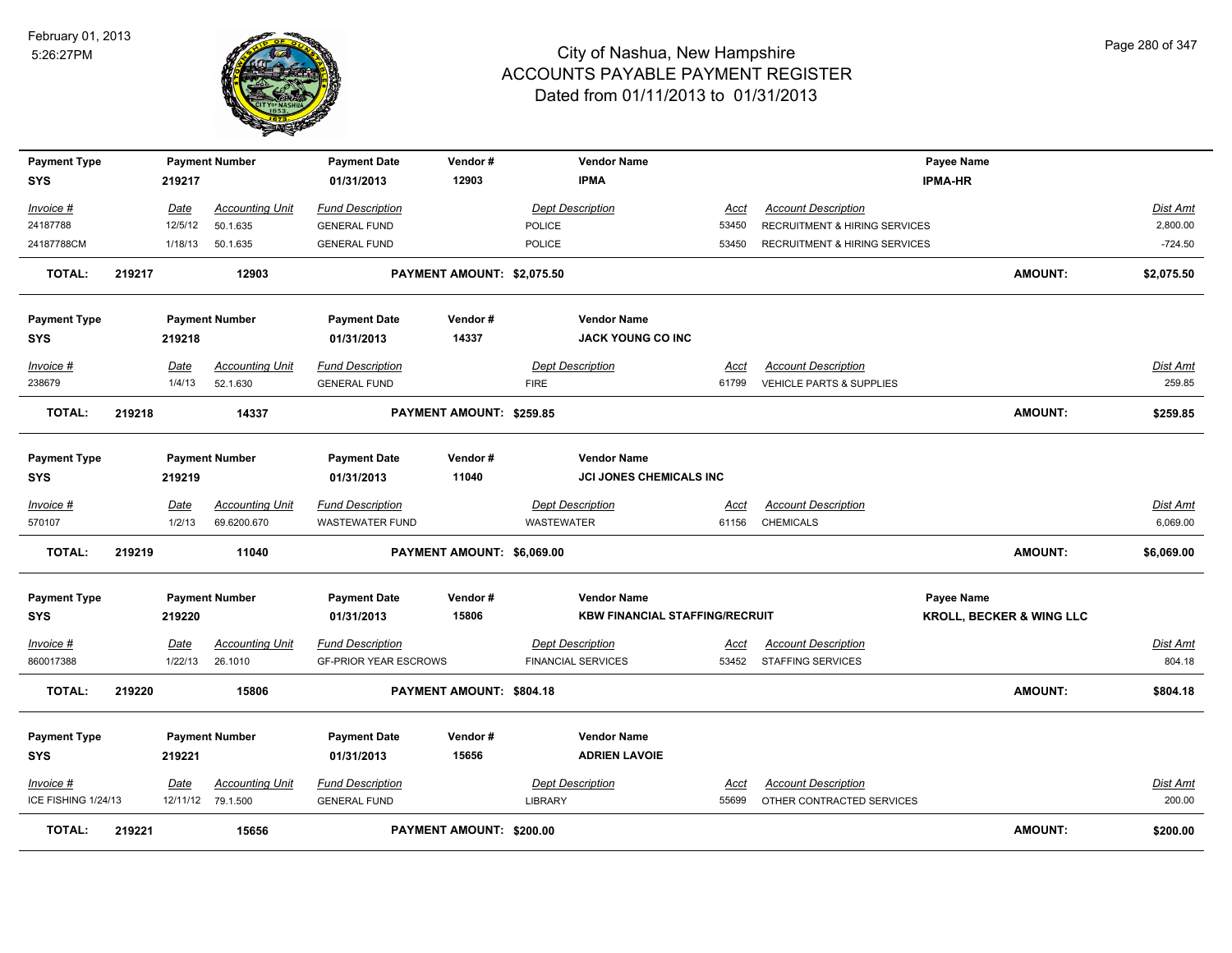# City of Nashua, New Hampshire
## ACCOUNTS PAYABLE PAYMENT REGISTER
### Dated from 01/11/2013 to 01/31/2013

February 01, 2013
5:26:27PM

| Payment Type | Payment Number | Payment Date | Vendor # | Vendor Name | Payee Name |
|---|---|---|---|---|---|
| SYS | 219217 | 01/31/2013 | 12903 | IPMA | IPMA-HR |

| Invoice # | Date | Accounting Unit | Fund Description | Dept Description | Acct | Account Description | Dist Amt |
|---|---|---|---|---|---|---|---|
| 24187788 | 12/5/12 | 50.1.635 | GENERAL FUND | POLICE | 53450 | RECRUITMENT & HIRING SERVICES | 2,800.00 |
| 24187788CM | 1/18/13 | 50.1.635 | GENERAL FUND | POLICE | 53450 | RECRUITMENT & HIRING SERVICES | -724.50 |

**TOTAL: 219217 12903 PAYMENT AMOUNT: $2,075.50 AMOUNT: $2,075.50**

| Payment Type | Payment Number | Payment Date | Vendor # | Vendor Name |
|---|---|---|---|---|
| SYS | 219218 | 01/31/2013 | 14337 | JACK YOUNG CO INC |

| Invoice # | Date | Accounting Unit | Fund Description | Dept Description | Acct | Account Description | Dist Amt |
|---|---|---|---|---|---|---|---|
| 238679 | 1/4/13 | 52.1.630 | GENERAL FUND | FIRE | 61799 | VEHICLE PARTS & SUPPLIES | 259.85 |

**TOTAL: 219218 14337 PAYMENT AMOUNT: $259.85 AMOUNT: $259.85**

| Payment Type | Payment Number | Payment Date | Vendor # | Vendor Name |
|---|---|---|---|---|
| SYS | 219219 | 01/31/2013 | 11040 | JCI JONES CHEMICALS INC |

| Invoice # | Date | Accounting Unit | Fund Description | Dept Description | Acct | Account Description | Dist Amt |
|---|---|---|---|---|---|---|---|
| 570107 | 1/2/13 | 69.6200.670 | WASTEWATER FUND | WASTEWATER | 61156 | CHEMICALS | 6,069.00 |

**TOTAL: 219219 11040 PAYMENT AMOUNT: $6,069.00 AMOUNT: $6,069.00**

| Payment Type | Payment Number | Payment Date | Vendor # | Vendor Name | Payee Name |
|---|---|---|---|---|---|
| SYS | 219220 | 01/31/2013 | 15806 | KBW FINANCIAL STAFFING/RECRUIT | KROLL, BECKER & WING LLC |

| Invoice # | Date | Accounting Unit | Fund Description | Dept Description | Acct | Account Description | Dist Amt |
|---|---|---|---|---|---|---|---|
| 860017388 | 1/22/13 | 26.1010 | GF-PRIOR YEAR ESCROWS | FINANCIAL SERVICES | 53452 | STAFFING SERVICES | 804.18 |

**TOTAL: 219220 15806 PAYMENT AMOUNT: $804.18 AMOUNT: $804.18**

| Payment Type | Payment Number | Payment Date | Vendor # | Vendor Name |
|---|---|---|---|---|
| SYS | 219221 | 01/31/2013 | 15656 | ADRIEN LAVOIE |

| Invoice # | Date | Accounting Unit | Fund Description | Dept Description | Acct | Account Description | Dist Amt |
|---|---|---|---|---|---|---|---|
| ICE FISHING 1/24/13 | 12/11/12 | 79.1.500 | GENERAL FUND | LIBRARY | 55699 | OTHER CONTRACTED SERVICES | 200.00 |

**TOTAL: 219221 15656 PAYMENT AMOUNT: $200.00 AMOUNT: $200.00**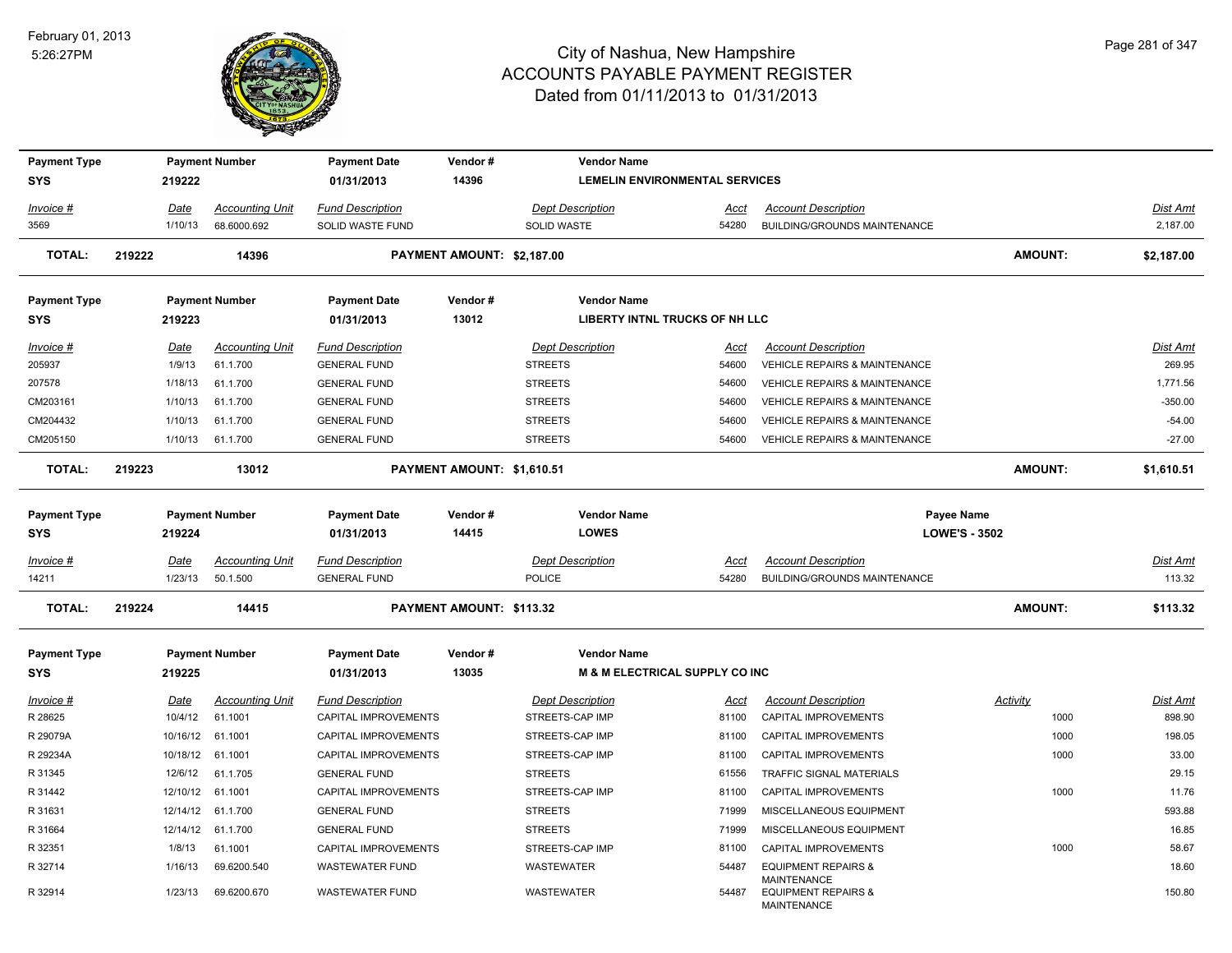# City of Nashua, New Hampshire
## ACCOUNTS PAYABLE PAYMENT REGISTER
### Dated from 01/11/2013 to 01/31/2013

February 01, 2013
5:26:27PM

| Payment Type | Payment Number | Payment Date | Vendor # | Vendor Name |
|---|---|---|---|---|
| SYS | 219222 | 01/31/2013 | 14396 | LEMELIN ENVIRONMENTAL SERVICES |

| Invoice # | Date | Accounting Unit | Fund Description | Dept Description | Acct | Account Description | Dist Amt |
|---|---|---|---|---|---|---|---|
| 3569 | 1/10/13 | 68.6000.692 | SOLID WASTE FUND | SOLID WASTE | 54280 | BUILDING/GROUNDS MAINTENANCE | 2,187.00 |

**TOTAL: 219222 14396 PAYMENT AMOUNT: $2,187.00 AMOUNT: $2,187.00**

| Payment Type | Payment Number | Payment Date | Vendor # | Vendor Name |
|---|---|---|---|---|
| SYS | 219223 | 01/31/2013 | 13012 | LIBERTY INTNL TRUCKS OF NH LLC |

| Invoice # | Date | Accounting Unit | Fund Description | Dept Description | Acct | Account Description | Dist Amt |
|---|---|---|---|---|---|---|---|
| 205937 | 1/9/13 | 61.1.700 | GENERAL FUND | STREETS | 54600 | VEHICLE REPAIRS & MAINTENANCE | 269.95 |
| 207578 | 1/18/13 | 61.1.700 | GENERAL FUND | STREETS | 54600 | VEHICLE REPAIRS & MAINTENANCE | 1,771.56 |
| CM203161 | 1/10/13 | 61.1.700 | GENERAL FUND | STREETS | 54600 | VEHICLE REPAIRS & MAINTENANCE | -350.00 |
| CM204432 | 1/10/13 | 61.1.700 | GENERAL FUND | STREETS | 54600 | VEHICLE REPAIRS & MAINTENANCE | -54.00 |
| CM205150 | 1/10/13 | 61.1.700 | GENERAL FUND | STREETS | 54600 | VEHICLE REPAIRS & MAINTENANCE | -27.00 |

**TOTAL: 219223 13012 PAYMENT AMOUNT: $1,610.51 AMOUNT: $1,610.51**

| Payment Type | Payment Number | Payment Date | Vendor # | Vendor Name | Payee Name |
|---|---|---|---|---|---|
| SYS | 219224 | 01/31/2013 | 14415 | LOWES | LOWE'S - 3502 |

| Invoice # | Date | Accounting Unit | Fund Description | Dept Description | Acct | Account Description | Dist Amt |
|---|---|---|---|---|---|---|---|
| 14211 | 1/23/13 | 50.1.500 | GENERAL FUND | POLICE | 54280 | BUILDING/GROUNDS MAINTENANCE | 113.32 |

**TOTAL: 219224 14415 PAYMENT AMOUNT: $113.32 AMOUNT: $113.32**

| Payment Type | Payment Number | Payment Date | Vendor # | Vendor Name |
|---|---|---|---|---|
| SYS | 219225 | 01/31/2013 | 13035 | M & M ELECTRICAL SUPPLY CO INC |

| Invoice # | Date | Accounting Unit | Fund Description | Dept Description | Acct | Account Description | Activity | Dist Amt |
|---|---|---|---|---|---|---|---|---|
| R 28625 | 10/4/12 | 61.1001 | CAPITAL IMPROVEMENTS | STREETS-CAP IMP | 81100 | CAPITAL IMPROVEMENTS | 1000 | 898.90 |
| R 29079A | 10/16/12 | 61.1001 | CAPITAL IMPROVEMENTS | STREETS-CAP IMP | 81100 | CAPITAL IMPROVEMENTS | 1000 | 198.05 |
| R 29234A | 10/18/12 | 61.1001 | CAPITAL IMPROVEMENTS | STREETS-CAP IMP | 81100 | CAPITAL IMPROVEMENTS | 1000 | 33.00 |
| R 31345 | 12/6/12 | 61.1.705 | GENERAL FUND | STREETS | 61556 | TRAFFIC SIGNAL MATERIALS | | 29.15 |
| R 31442 | 12/10/12 | 61.1001 | CAPITAL IMPROVEMENTS | STREETS-CAP IMP | 81100 | CAPITAL IMPROVEMENTS | 1000 | 11.76 |
| R 31631 | 12/14/12 | 61.1.700 | GENERAL FUND | STREETS | 71999 | MISCELLANEOUS EQUIPMENT | | 593.88 |
| R 31664 | 12/14/12 | 61.1.700 | GENERAL FUND | STREETS | 71999 | MISCELLANEOUS EQUIPMENT | | 16.85 |
| R 32351 | 1/8/13 | 61.1001 | CAPITAL IMPROVEMENTS | STREETS-CAP IMP | 81100 | CAPITAL IMPROVEMENTS | 1000 | 58.67 |
| R 32714 | 1/16/13 | 69.6200.540 | WASTEWATER FUND | WASTEWATER | 54487 | EQUIPMENT REPAIRS & MAINTENANCE | | 18.60 |
| R 32914 | 1/23/13 | 69.6200.670 | WASTEWATER FUND | WASTEWATER | 54487 | EQUIPMENT REPAIRS & MAINTENANCE | | 150.80 |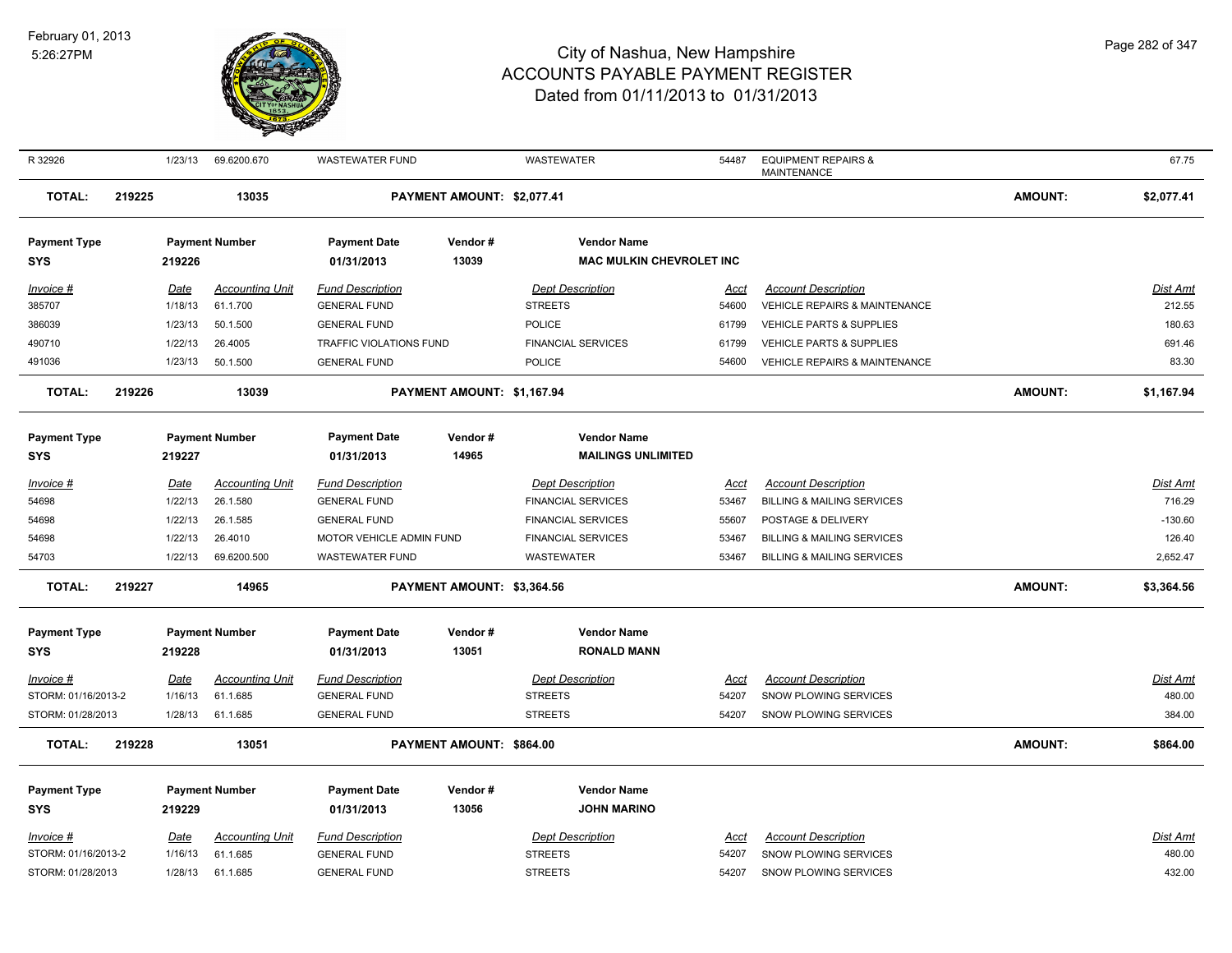# City of Nashua, New Hampshire
## ACCOUNTS PAYABLE PAYMENT REGISTER
### Dated from 01/11/2013 to 01/31/2013

February 01, 2013
5:26:27PM

| R 32926 | 1/23/13 | 69.6200.670 | WASTEWATER FUND | WASTEWATER | 54487 | EQUIPMENT REPAIRS & MAINTENANCE | 67.75 |
|---|---|---|---|---|---|---|---|

**TOTAL: 219225 13035 PAYMENT AMOUNT: $2,077.41 AMOUNT: $2,077.41**

| Payment Type | Payment Number | Payment Date | Vendor # | Vendor Name |
|---|---|---|---|---|
| SYS | 219226 | 01/31/2013 | 13039 | MAC MULKIN CHEVROLET INC |

| Invoice # | Date | Accounting Unit | Fund Description | Dept Description | Acct | Account Description | Dist Amt |
|---|---|---|---|---|---|---|---|
| 385707 | 1/18/13 | 61.1.700 | GENERAL FUND | STREETS | 54600 | VEHICLE REPAIRS & MAINTENANCE | 212.55 |
| 386039 | 1/23/13 | 50.1.500 | GENERAL FUND | POLICE | 61799 | VEHICLE PARTS & SUPPLIES | 180.63 |
| 490710 | 1/22/13 | 26.4005 | TRAFFIC VIOLATIONS FUND | FINANCIAL SERVICES | 61799 | VEHICLE PARTS & SUPPLIES | 691.46 |
| 491036 | 1/23/13 | 50.1.500 | GENERAL FUND | POLICE | 54600 | VEHICLE REPAIRS & MAINTENANCE | 83.30 |

**TOTAL: 219226 13039 PAYMENT AMOUNT: $1,167.94 AMOUNT: $1,167.94**

| Payment Type | Payment Number | Payment Date | Vendor # | Vendor Name |
|---|---|---|---|---|
| SYS | 219227 | 01/31/2013 | 14965 | MAILINGS UNLIMITED |

| Invoice # | Date | Accounting Unit | Fund Description | Dept Description | Acct | Account Description | Dist Amt |
|---|---|---|---|---|---|---|---|
| 54698 | 1/22/13 | 26.1.580 | GENERAL FUND | FINANCIAL SERVICES | 53467 | BILLING & MAILING SERVICES | 716.29 |
| 54698 | 1/22/13 | 26.1.585 | GENERAL FUND | FINANCIAL SERVICES | 55607 | POSTAGE & DELIVERY | -130.60 |
| 54698 | 1/22/13 | 26.4010 | MOTOR VEHICLE ADMIN FUND | FINANCIAL SERVICES | 53467 | BILLING & MAILING SERVICES | 126.40 |
| 54703 | 1/22/13 | 69.6200.500 | WASTEWATER FUND | WASTEWATER | 53467 | BILLING & MAILING SERVICES | 2,652.47 |

**TOTAL: 219227 14965 PAYMENT AMOUNT: $3,364.56 AMOUNT: $3,364.56**

| Payment Type | Payment Number | Payment Date | Vendor # | Vendor Name |
|---|---|---|---|---|
| SYS | 219228 | 01/31/2013 | 13051 | RONALD MANN |

| Invoice # | Date | Accounting Unit | Fund Description | Dept Description | Acct | Account Description | Dist Amt |
|---|---|---|---|---|---|---|---|
| STORM: 01/16/2013-2 | 1/16/13 | 61.1.685 | GENERAL FUND | STREETS | 54207 | SNOW PLOWING SERVICES | 480.00 |
| STORM: 01/28/2013 | 1/28/13 | 61.1.685 | GENERAL FUND | STREETS | 54207 | SNOW PLOWING SERVICES | 384.00 |

**TOTAL: 219228 13051 PAYMENT AMOUNT: $864.00 AMOUNT: $864.00**

| Payment Type | Payment Number | Payment Date | Vendor # | Vendor Name |
|---|---|---|---|---|
| SYS | 219229 | 01/31/2013 | 13056 | JOHN MARINO |

| Invoice # | Date | Accounting Unit | Fund Description | Dept Description | Acct | Account Description | Dist Amt |
|---|---|---|---|---|---|---|---|
| STORM: 01/16/2013-2 | 1/16/13 | 61.1.685 | GENERAL FUND | STREETS | 54207 | SNOW PLOWING SERVICES | 480.00 |
| STORM: 01/28/2013 | 1/28/13 | 61.1.685 | GENERAL FUND | STREETS | 54207 | SNOW PLOWING SERVICES | 432.00 |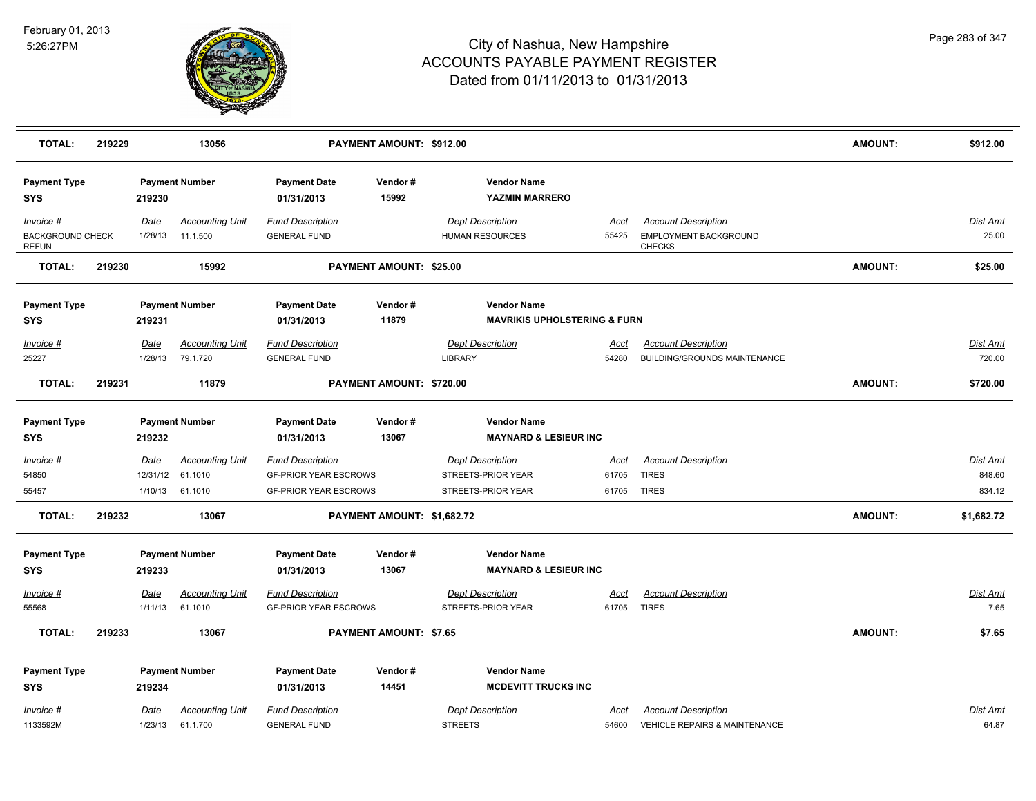# City of Nashua, New Hampshire
# ACCOUNTS PAYABLE PAYMENT REGISTER
## Dated from 01/11/2013 to 01/31/2013

February 01, 2013
5:26:27PM

**TOTAL:** 219229 13056 **PAYMENT AMOUNT: $912.00** **AMOUNT: $912.00**

| Payment Type | Payment Number | Payment Date | Vendor # | Vendor Name |
|---|---|---|---|---|
| **SYS** | **219230** | **01/31/2013** | **15992** | **YAZMIN MARRERO** |

| Invoice # | Date | Accounting Unit | Fund Description | Dept Description | Acct | Account Description | Dist Amt |
|---|---|---|---|---|---|---|---|
| BACKGROUND CHECK REFUN | 1/28/13 | 11.1.500 | GENERAL FUND | HUMAN RESOURCES | 55425 | EMPLOYMENT BACKGROUND CHECKS | 25.00 |

**TOTAL:** 219230 15992 **PAYMENT AMOUNT: $25.00** **AMOUNT: $25.00**

| Payment Type | Payment Number | Payment Date | Vendor # | Vendor Name |
|---|---|---|---|---|
| **SYS** | **219231** | **01/31/2013** | **11879** | **MAVRIKIS UPHOLSTERING & FURN** |

| Invoice # | Date | Accounting Unit | Fund Description | Dept Description | Acct | Account Description | Dist Amt |
|---|---|---|---|---|---|---|---|
| 25227 | 1/28/13 | 79.1.720 | GENERAL FUND | LIBRARY | 54280 | BUILDING/GROUNDS MAINTENANCE | 720.00 |

**TOTAL:** 219231 11879 **PAYMENT AMOUNT: $720.00** **AMOUNT: $720.00**

| Payment Type | Payment Number | Payment Date | Vendor # | Vendor Name |
|---|---|---|---|---|
| **SYS** | **219232** | **01/31/2013** | **13067** | **MAYNARD & LESIEUR INC** |

| Invoice # | Date | Accounting Unit | Fund Description | Dept Description | Acct | Account Description | Dist Amt |
|---|---|---|---|---|---|---|---|
| 54850 | 12/31/12 | 61.1010 | GF-PRIOR YEAR ESCROWS | STREETS-PRIOR YEAR | 61705 | TIRES | 848.60 |
| 55457 | 1/10/13 | 61.1010 | GF-PRIOR YEAR ESCROWS | STREETS-PRIOR YEAR | 61705 | TIRES | 834.12 |

**TOTAL:** 219232 13067 **PAYMENT AMOUNT: $1,682.72** **AMOUNT: $1,682.72**

| Payment Type | Payment Number | Payment Date | Vendor # | Vendor Name |
|---|---|---|---|---|
| **SYS** | **219233** | **01/31/2013** | **13067** | **MAYNARD & LESIEUR INC** |

| Invoice # | Date | Accounting Unit | Fund Description | Dept Description | Acct | Account Description | Dist Amt |
|---|---|---|---|---|---|---|---|
| 55568 | 1/11/13 | 61.1010 | GF-PRIOR YEAR ESCROWS | STREETS-PRIOR YEAR | 61705 | TIRES | 7.65 |

**TOTAL:** 219233 13067 **PAYMENT AMOUNT: $7.65** **AMOUNT: $7.65**

| Payment Type | Payment Number | Payment Date | Vendor # | Vendor Name |
|---|---|---|---|---|
| **SYS** | **219234** | **01/31/2013** | **14451** | **MCDEVITT TRUCKS INC** |

| Invoice # | Date | Accounting Unit | Fund Description | Dept Description | Acct | Account Description | Dist Amt |
|---|---|---|---|---|---|---|---|
| 1133592M | 1/23/13 | 61.1.700 | GENERAL FUND | STREETS | 54600 | VEHICLE REPAIRS & MAINTENANCE | 64.87 |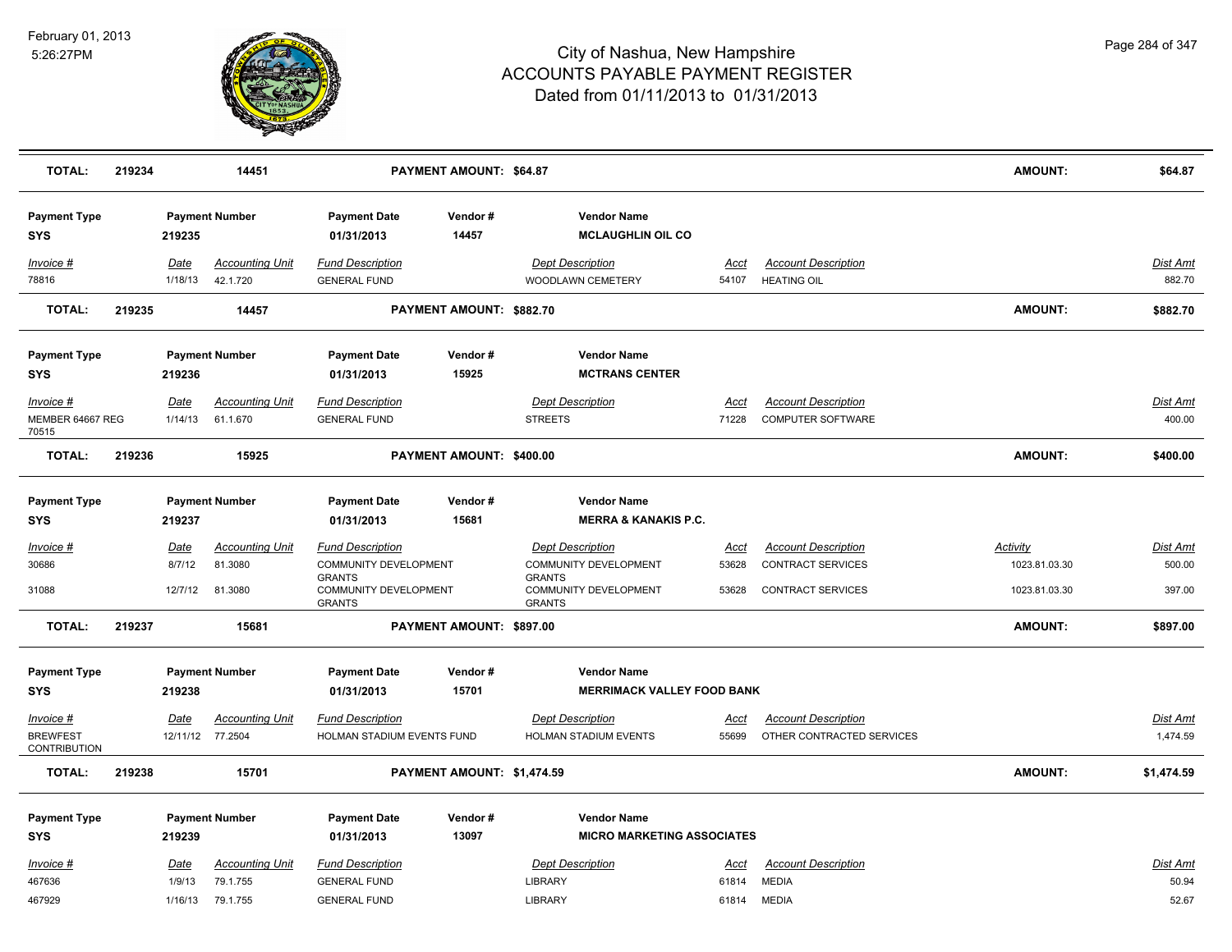# City of Nashua, New Hampshire
## ACCOUNTS PAYABLE PAYMENT REGISTER
### Dated from 01/11/2013 to 01/31/2013

February 01, 2013
5:26:27PM

| **TOTAL:** | **219234** | **14451** | **PAYMENT AMOUNT: $64.87** | **AMOUNT:** | **$64.87** |
|---|---|---|---|---|---|

| Payment Type | Payment Number | Payment Date | Vendor # | Vendor Name |
|---|---|---|---|---|
| SYS | 219235 | 01/31/2013 | 14457 | MCLAUGHLIN OIL CO |

| Invoice # | Date | Accounting Unit | Fund Description | Dept Description | Acct | Account Description | Dist Amt |
|---|---|---|---|---|---|---|---|
| 78816 | 1/18/13 | 42.1.720 | GENERAL FUND | WOODLAWN CEMETERY | 54107 | HEATING OIL | 882.70 |

| **TOTAL:** | **219235** | **14457** | **PAYMENT AMOUNT: $882.70** | **AMOUNT:** | **$882.70** |
|---|---|---|---|---|---|

| Payment Type | Payment Number | Payment Date | Vendor # | Vendor Name |
|---|---|---|---|---|
| SYS | 219236 | 01/31/2013 | 15925 | MCTRANS CENTER |

| Invoice # | Date | Accounting Unit | Fund Description | Dept Description | Acct | Account Description | Dist Amt |
|---|---|---|---|---|---|---|---|
| MEMBER 64667 REG 70515 | 1/14/13 | 61.1.670 | GENERAL FUND | STREETS | 71228 | COMPUTER SOFTWARE | 400.00 |

| **TOTAL:** | **219236** | **15925** | **PAYMENT AMOUNT: $400.00** | **AMOUNT:** | **$400.00** |
|---|---|---|---|---|---|

| Payment Type | Payment Number | Payment Date | Vendor # | Vendor Name |
|---|---|---|---|---|
| SYS | 219237 | 01/31/2013 | 15681 | MERRA & KANAKIS P.C. |

| Invoice # | Date | Accounting Unit | Fund Description | Dept Description | Acct | Account Description | Activity | Dist Amt |
|---|---|---|---|---|---|---|---|---|
| 30686 | 8/7/12 | 81.3080 | COMMUNITY DEVELOPMENT GRANTS | COMMUNITY DEVELOPMENT GRANTS | 53628 | CONTRACT SERVICES | 1023.81.03.30 | 500.00 |
| 31088 | 12/7/12 | 81.3080 | COMMUNITY DEVELOPMENT GRANTS | COMMUNITY DEVELOPMENT GRANTS | 53628 | CONTRACT SERVICES | 1023.81.03.30 | 397.00 |

| **TOTAL:** | **219237** | **15681** | **PAYMENT AMOUNT: $897.00** | **AMOUNT:** | **$897.00** |
|---|---|---|---|---|---|

| Payment Type | Payment Number | Payment Date | Vendor # | Vendor Name |
|---|---|---|---|---|
| SYS | 219238 | 01/31/2013 | 15701 | MERRIMACK VALLEY FOOD BANK |

| Invoice # | Date | Accounting Unit | Fund Description | Dept Description | Acct | Account Description | Dist Amt |
|---|---|---|---|---|---|---|---|
| BREWFEST CONTRIBUTION | 12/11/12 | 77.2504 | HOLMAN STADIUM EVENTS FUND | HOLMAN STADIUM EVENTS | 55699 | OTHER CONTRACTED SERVICES | 1,474.59 |

| **TOTAL:** | **219238** | **15701** | **PAYMENT AMOUNT: $1,474.59** | **AMOUNT:** | **$1,474.59** |
|---|---|---|---|---|---|

| Payment Type | Payment Number | Payment Date | Vendor # | Vendor Name |
|---|---|---|---|---|
| SYS | 219239 | 01/31/2013 | 13097 | MICRO MARKETING ASSOCIATES |

| Invoice # | Date | Accounting Unit | Fund Description | Dept Description | Acct | Account Description | Dist Amt |
|---|---|---|---|---|---|---|---|
| 467636 | 1/9/13 | 79.1.755 | GENERAL FUND | LIBRARY | 61814 | MEDIA | 50.94 |
| 467929 | 1/16/13 | 79.1.755 | GENERAL FUND | LIBRARY | 61814 | MEDIA | 52.67 |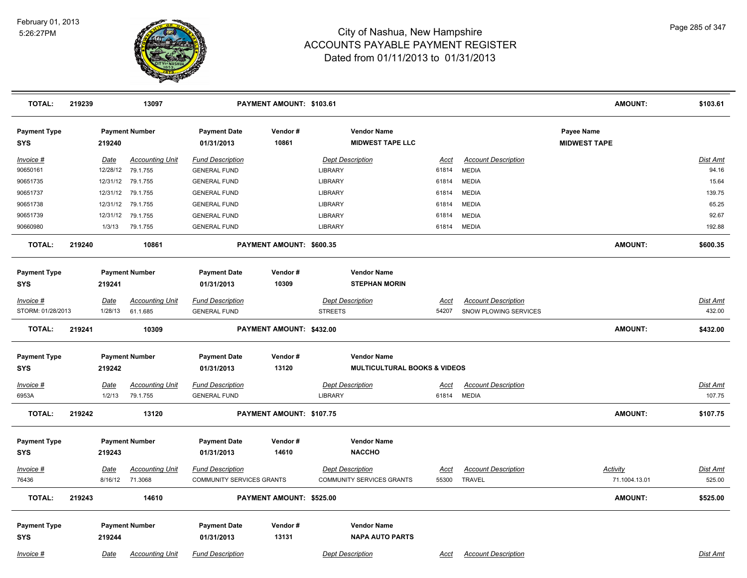# City of Nashua, New Hampshire
## ACCOUNTS PAYABLE PAYMENT REGISTER
### Dated from 01/11/2013 to 01/31/2013

February 01, 2013
5:26:27PM

| TOTAL: | 219239 | 13097 | PAYMENT AMOUNT: $103.61 | AMOUNT: | $103.61 |
|---|---|---|---|---|---|

| Payment Type | Payment Number | Payment Date | Vendor # | Vendor Name | Payee Name |
|---|---|---|---|---|---|
| SYS | 219240 | 01/31/2013 | 10861 | MIDWEST TAPE LLC | MIDWEST TAPE |

| Invoice # | Date | Accounting Unit | Fund Description | Dept Description | Acct | Account Description | Dist Amt |
|---|---|---|---|---|---|---|---|
| 90650161 | 12/28/12 | 79.1.755 | GENERAL FUND | LIBRARY | 61814 | MEDIA | 94.16 |
| 90651735 | 12/31/12 | 79.1.755 | GENERAL FUND | LIBRARY | 61814 | MEDIA | 15.64 |
| 90651737 | 12/31/12 | 79.1.755 | GENERAL FUND | LIBRARY | 61814 | MEDIA | 139.75 |
| 90651738 | 12/31/12 | 79.1.755 | GENERAL FUND | LIBRARY | 61814 | MEDIA | 65.25 |
| 90651739 | 12/31/12 | 79.1.755 | GENERAL FUND | LIBRARY | 61814 | MEDIA | 92.67 |
| 90660980 | 1/3/13 | 79.1.755 | GENERAL FUND | LIBRARY | 61814 | MEDIA | 192.88 |

| TOTAL: | 219240 | 10861 | PAYMENT AMOUNT: $600.35 | AMOUNT: | $600.35 |
|---|---|---|---|---|---|

| Payment Type | Payment Number | Payment Date | Vendor # | Vendor Name |
|---|---|---|---|---|
| SYS | 219241 | 01/31/2013 | 10309 | STEPHAN MORIN |

| Invoice # | Date | Accounting Unit | Fund Description | Dept Description | Acct | Account Description | Dist Amt |
|---|---|---|---|---|---|---|---|
| STORM: 01/28/2013 | 1/28/13 | 61.1.685 | GENERAL FUND | STREETS | 54207 | SNOW PLOWING SERVICES | 432.00 |

| TOTAL: | 219241 | 10309 | PAYMENT AMOUNT: $432.00 | AMOUNT: | $432.00 |
|---|---|---|---|---|---|

| Payment Type | Payment Number | Payment Date | Vendor # | Vendor Name |
|---|---|---|---|---|
| SYS | 219242 | 01/31/2013 | 13120 | MULTICULTURAL BOOKS & VIDEOS |

| Invoice # | Date | Accounting Unit | Fund Description | Dept Description | Acct | Account Description | Dist Amt |
|---|---|---|---|---|---|---|---|
| 6953A | 1/2/13 | 79.1.755 | GENERAL FUND | LIBRARY | 61814 | MEDIA | 107.75 |

| TOTAL: | 219242 | 13120 | PAYMENT AMOUNT: $107.75 | AMOUNT: | $107.75 |
|---|---|---|---|---|---|

| Payment Type | Payment Number | Payment Date | Vendor # | Vendor Name |
|---|---|---|---|---|
| SYS | 219243 | 01/31/2013 | 14610 | NACCHO |

| Invoice # | Date | Accounting Unit | Fund Description | Dept Description | Acct | Account Description | Activity | Dist Amt |
|---|---|---|---|---|---|---|---|---|
| 76436 | 8/16/12 | 71.3068 | COMMUNITY SERVICES GRANTS | COMMUNITY SERVICES GRANTS | 55300 | TRAVEL | 71.1004.13.01 | 525.00 |

| TOTAL: | 219243 | 14610 | PAYMENT AMOUNT: $525.00 | AMOUNT: | $525.00 |
|---|---|---|---|---|---|

| Payment Type | Payment Number | Payment Date | Vendor # | Vendor Name |
|---|---|---|---|---|
| SYS | 219244 | 01/31/2013 | 13131 | NAPA AUTO PARTS |

| Invoice # | Date | Accounting Unit | Fund Description | Dept Description | Acct | Account Description | Dist Amt |
|---|---|---|---|---|---|---|---|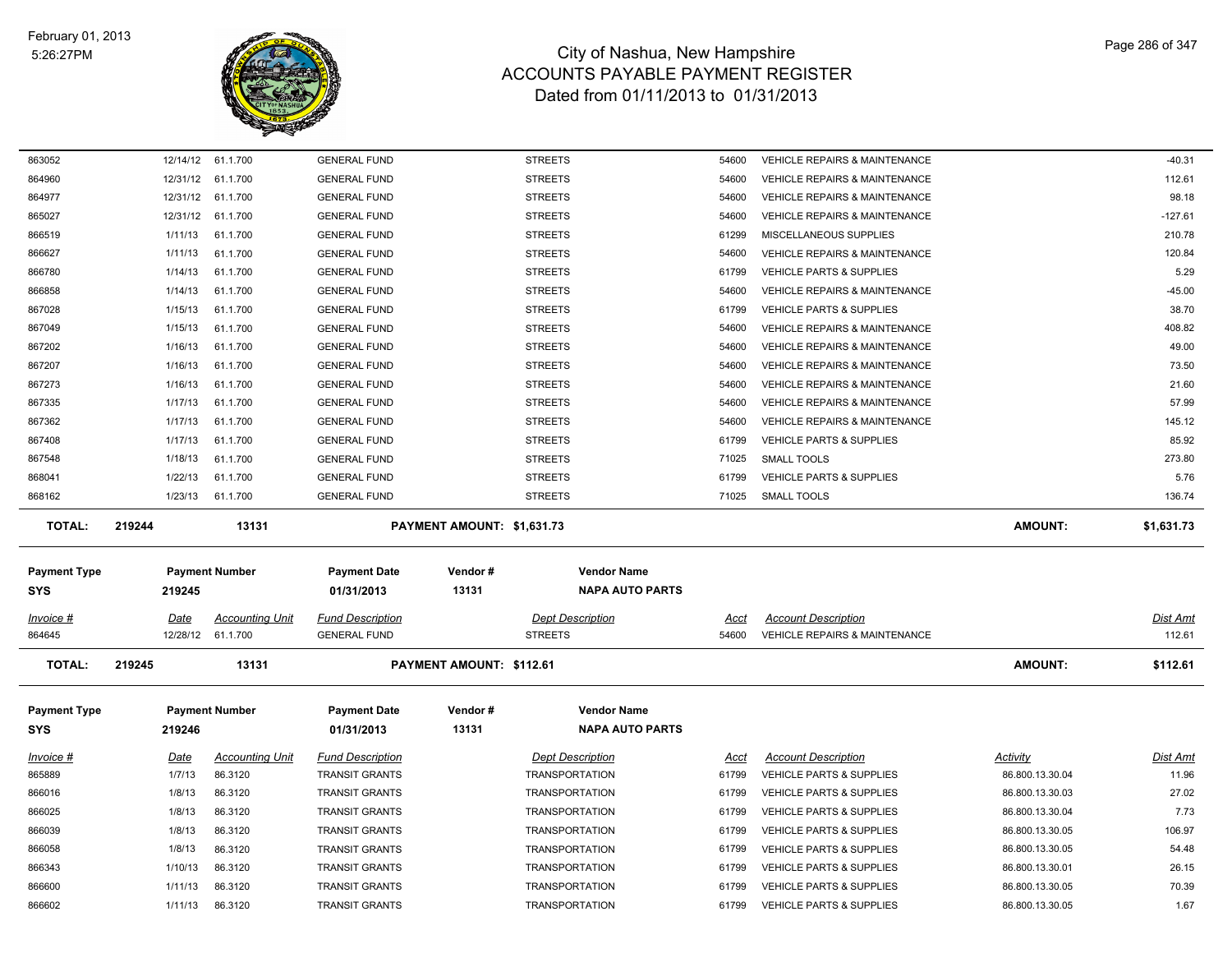| Invoice # | Date | Accounting Unit | Fund Description | Dept Description | Acct | Account Description | Dist Amt |
|---|---|---|---|---|---|---|---|
| 863052 | 12/14/12 | 61.1.700 | GENERAL FUND | STREETS | 54600 | VEHICLE REPAIRS & MAINTENANCE | -40.31 |
| 864960 | 12/31/12 | 61.1.700 | GENERAL FUND | STREETS | 54600 | VEHICLE REPAIRS & MAINTENANCE | 112.61 |
| 864977 | 12/31/12 | 61.1.700 | GENERAL FUND | STREETS | 54600 | VEHICLE REPAIRS & MAINTENANCE | 98.18 |
| 865027 | 12/31/12 | 61.1.700 | GENERAL FUND | STREETS | 54600 | VEHICLE REPAIRS & MAINTENANCE | -127.61 |
| 866519 | 1/11/13 | 61.1.700 | GENERAL FUND | STREETS | 61299 | MISCELLANEOUS SUPPLIES | 210.78 |
| 866627 | 1/11/13 | 61.1.700 | GENERAL FUND | STREETS | 54600 | VEHICLE REPAIRS & MAINTENANCE | 120.84 |
| 866780 | 1/14/13 | 61.1.700 | GENERAL FUND | STREETS | 61799 | VEHICLE PARTS & SUPPLIES | 5.29 |
| 866858 | 1/14/13 | 61.1.700 | GENERAL FUND | STREETS | 54600 | VEHICLE REPAIRS & MAINTENANCE | -45.00 |
| 867028 | 1/15/13 | 61.1.700 | GENERAL FUND | STREETS | 61799 | VEHICLE PARTS & SUPPLIES | 38.70 |
| 867049 | 1/15/13 | 61.1.700 | GENERAL FUND | STREETS | 54600 | VEHICLE REPAIRS & MAINTENANCE | 408.82 |
| 867202 | 1/16/13 | 61.1.700 | GENERAL FUND | STREETS | 54600 | VEHICLE REPAIRS & MAINTENANCE | 49.00 |
| 867207 | 1/16/13 | 61.1.700 | GENERAL FUND | STREETS | 54600 | VEHICLE REPAIRS & MAINTENANCE | 73.50 |
| 867273 | 1/16/13 | 61.1.700 | GENERAL FUND | STREETS | 54600 | VEHICLE REPAIRS & MAINTENANCE | 21.60 |
| 867335 | 1/17/13 | 61.1.700 | GENERAL FUND | STREETS | 54600 | VEHICLE REPAIRS & MAINTENANCE | 57.99 |
| 867362 | 1/17/13 | 61.1.700 | GENERAL FUND | STREETS | 54600 | VEHICLE REPAIRS & MAINTENANCE | 145.12 |
| 867408 | 1/17/13 | 61.1.700 | GENERAL FUND | STREETS | 61799 | VEHICLE PARTS & SUPPLIES | 85.92 |
| 867548 | 1/18/13 | 61.1.700 | GENERAL FUND | STREETS | 71025 | SMALL TOOLS | 273.80 |
| 868041 | 1/22/13 | 61.1.700 | GENERAL FUND | STREETS | 61799 | VEHICLE PARTS & SUPPLIES | 5.76 |
| 868162 | 1/23/13 | 61.1.700 | GENERAL FUND | STREETS | 71025 | SMALL TOOLS | 136.74 |

**TOTAL:** 219244 | 13131 | **PAYMENT AMOUNT: $1,631.73** | **AMOUNT:** **$1,631.73**

| Payment Type | Payment Number | Payment Date | Vendor # | Vendor Name |
|---|---|---|---|---|
| SYS | 219245 | 01/31/2013 | 13131 | NAPA AUTO PARTS |

| Invoice # | Date | Accounting Unit | Fund Description | Dept Description | Acct | Account Description | Dist Amt |
|---|---|---|---|---|---|---|---|
| 864645 | 12/28/12 | 61.1.700 | GENERAL FUND | STREETS | 54600 | VEHICLE REPAIRS & MAINTENANCE | 112.61 |

**TOTAL:** 219245 | 13131 | **PAYMENT AMOUNT: $112.61** | **AMOUNT:** **$112.61**

| Payment Type | Payment Number | Payment Date | Vendor # | Vendor Name |
|---|---|---|---|---|
| SYS | 219246 | 01/31/2013 | 13131 | NAPA AUTO PARTS |

| Invoice # | Date | Accounting Unit | Fund Description | Dept Description | Acct | Account Description | Activity | Dist Amt |
|---|---|---|---|---|---|---|---|---|
| 865889 | 1/7/13 | 86.3120 | TRANSIT GRANTS | TRANSPORTATION | 61799 | VEHICLE PARTS & SUPPLIES | 86.800.13.30.04 | 11.96 |
| 866016 | 1/8/13 | 86.3120 | TRANSIT GRANTS | TRANSPORTATION | 61799 | VEHICLE PARTS & SUPPLIES | 86.800.13.30.03 | 27.02 |
| 866025 | 1/8/13 | 86.3120 | TRANSIT GRANTS | TRANSPORTATION | 61799 | VEHICLE PARTS & SUPPLIES | 86.800.13.30.04 | 7.73 |
| 866039 | 1/8/13 | 86.3120 | TRANSIT GRANTS | TRANSPORTATION | 61799 | VEHICLE PARTS & SUPPLIES | 86.800.13.30.05 | 106.97 |
| 866058 | 1/8/13 | 86.3120 | TRANSIT GRANTS | TRANSPORTATION | 61799 | VEHICLE PARTS & SUPPLIES | 86.800.13.30.05 | 54.48 |
| 866343 | 1/10/13 | 86.3120 | TRANSIT GRANTS | TRANSPORTATION | 61799 | VEHICLE PARTS & SUPPLIES | 86.800.13.30.01 | 26.15 |
| 866600 | 1/11/13 | 86.3120 | TRANSIT GRANTS | TRANSPORTATION | 61799 | VEHICLE PARTS & SUPPLIES | 86.800.13.30.05 | 70.39 |
| 866602 | 1/11/13 | 86.3120 | TRANSIT GRANTS | TRANSPORTATION | 61799 | VEHICLE PARTS & SUPPLIES | 86.800.13.30.05 | 1.67 |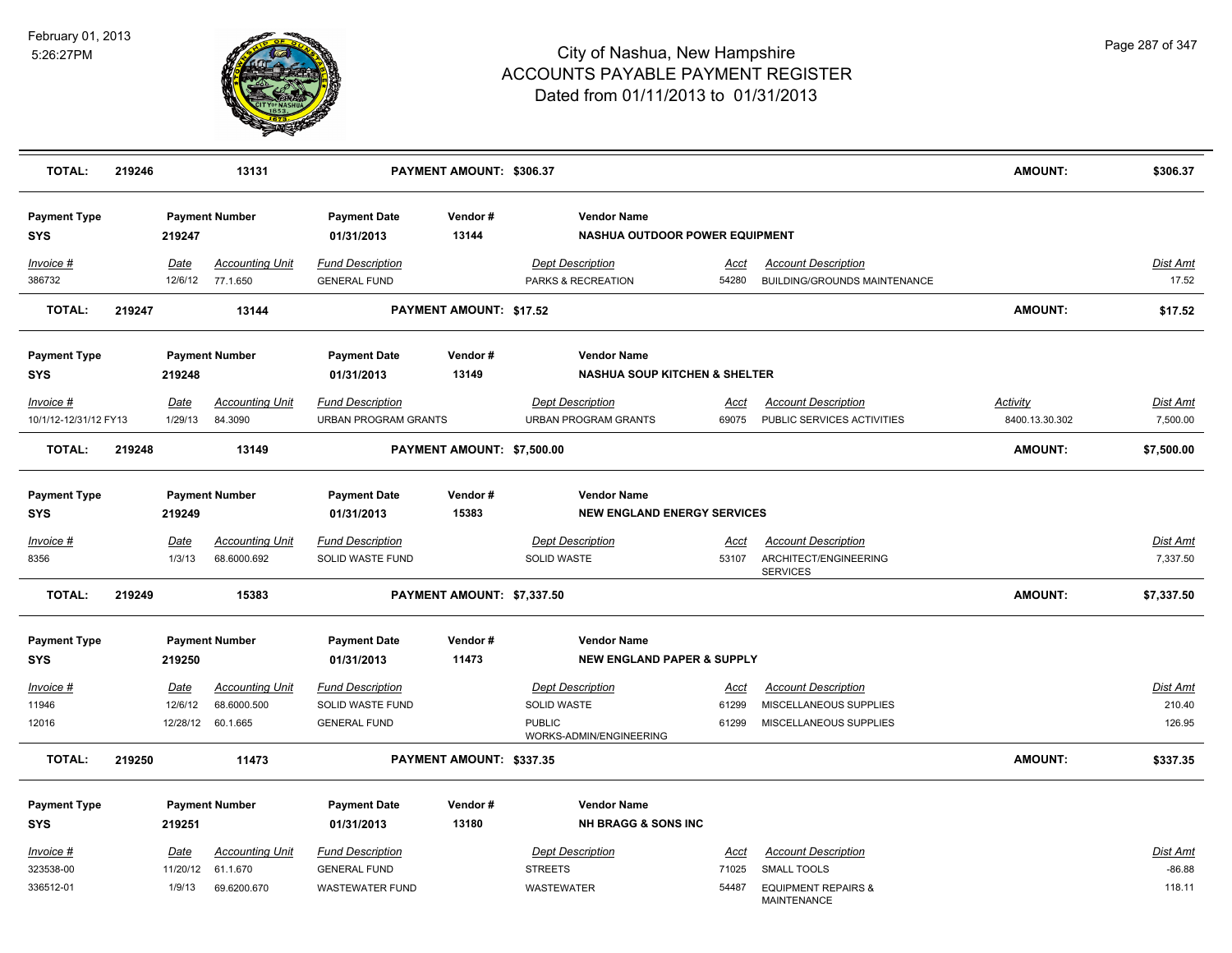# City of Nashua, New Hampshire
## ACCOUNTS PAYABLE PAYMENT REGISTER
### Dated from 01/11/2013 to 01/31/2013

February 01, 2013
5:26:27PM

**TOTAL: 219246 | 13131 | PAYMENT AMOUNT: $306.37 | AMOUNT: $306.37**

| Payment Type | Payment Number | Payment Date | Vendor # | Vendor Name |
|---|---|---|---|---|
| SYS | 219247 | 01/31/2013 | 13144 | NASHUA OUTDOOR POWER EQUIPMENT |

| Invoice # | Date | Accounting Unit | Fund Description | Dept Description | Acct | Account Description | Dist Amt |
|---|---|---|---|---|---|---|---|
| 386732 | 12/6/12 | 77.1.650 | GENERAL FUND | PARKS & RECREATION | 54280 | BUILDING/GROUNDS MAINTENANCE | 17.52 |

**TOTAL: 219247 | 13144 | PAYMENT AMOUNT: $17.52 | AMOUNT: $17.52**

| Payment Type | Payment Number | Payment Date | Vendor # | Vendor Name |
|---|---|---|---|---|
| SYS | 219248 | 01/31/2013 | 13149 | NASHUA SOUP KITCHEN & SHELTER |

| Invoice # | Date | Accounting Unit | Fund Description | Dept Description | Acct | Account Description | Activity | Dist Amt |
|---|---|---|---|---|---|---|---|---|
| 10/1/12-12/31/12 FY13 | 1/29/13 | 84.3090 | URBAN PROGRAM GRANTS | URBAN PROGRAM GRANTS | 69075 | PUBLIC SERVICES ACTIVITIES | 8400.13.30.302 | 7,500.00 |

**TOTAL: 219248 | 13149 | PAYMENT AMOUNT: $7,500.00 | AMOUNT: $7,500.00**

| Payment Type | Payment Number | Payment Date | Vendor # | Vendor Name |
|---|---|---|---|---|
| SYS | 219249 | 01/31/2013 | 15383 | NEW ENGLAND ENERGY SERVICES |

| Invoice # | Date | Accounting Unit | Fund Description | Dept Description | Acct | Account Description | Dist Amt |
|---|---|---|---|---|---|---|---|
| 8356 | 1/3/13 | 68.6000.692 | SOLID WASTE FUND | SOLID WASTE | 53107 | ARCHITECT/ENGINEERING SERVICES | 7,337.50 |

**TOTAL: 219249 | 15383 | PAYMENT AMOUNT: $7,337.50 | AMOUNT: $7,337.50**

| Payment Type | Payment Number | Payment Date | Vendor # | Vendor Name |
|---|---|---|---|---|
| SYS | 219250 | 01/31/2013 | 11473 | NEW ENGLAND PAPER & SUPPLY |

| Invoice # | Date | Accounting Unit | Fund Description | Dept Description | Acct | Account Description | Dist Amt |
|---|---|---|---|---|---|---|---|
| 11946 | 12/6/12 | 68.6000.500 | SOLID WASTE FUND | SOLID WASTE | 61299 | MISCELLANEOUS SUPPLIES | 210.40 |
| 12016 | 12/28/12 | 60.1.665 | GENERAL FUND | PUBLIC WORKS-ADMIN/ENGINEERING | 61299 | MISCELLANEOUS SUPPLIES | 126.95 |

**TOTAL: 219250 | 11473 | PAYMENT AMOUNT: $337.35 | AMOUNT: $337.35**

| Payment Type | Payment Number | Payment Date | Vendor # | Vendor Name |
|---|---|---|---|---|
| SYS | 219251 | 01/31/2013 | 13180 | NH BRAGG & SONS INC |

| Invoice # | Date | Accounting Unit | Fund Description | Dept Description | Acct | Account Description | Dist Amt |
|---|---|---|---|---|---|---|---|
| 323538-00 | 11/20/12 | 61.1.670 | GENERAL FUND | STREETS | 71025 | SMALL TOOLS | -86.88 |
| 336512-01 | 1/9/13 | 69.6200.670 | WASTEWATER FUND | WASTEWATER | 54487 | EQUIPMENT REPAIRS & MAINTENANCE | 118.11 |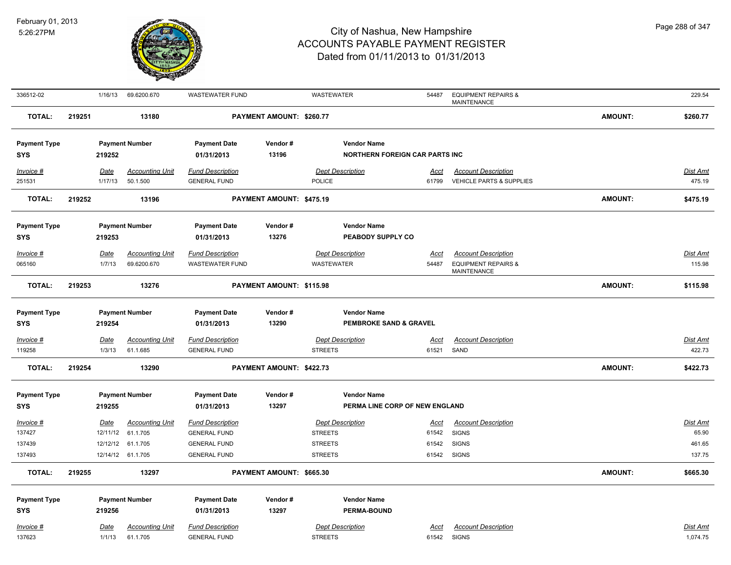| Invoice # | Date | Accounting Unit | Fund Description | Dept Description | Acct | Account Description | Dist Amt |
|---|---|---|---|---|---|---|---|
| 336512-02 | 1/16/13 | 69.6200.670 | WASTEWATER FUND | WASTEWATER | 54487 | EQUIPMENT REPAIRS & MAINTENANCE | 229.54 |

**TOTAL: 219251 13180 PAYMENT AMOUNT: $260.77 AMOUNT: $260.77**

| Payment Type | Payment Number | Payment Date | Vendor # | Vendor Name |
|---|---|---|---|---|
| SYS | 219252 | 01/31/2013 | 13196 | NORTHERN FOREIGN CAR PARTS INC |

| Invoice # | Date | Accounting Unit | Fund Description | Dept Description | Acct | Account Description | Dist Amt |
|---|---|---|---|---|---|---|---|
| 251531 | 1/17/13 | 50.1.500 | GENERAL FUND | POLICE | 61799 | VEHICLE PARTS & SUPPLIES | 475.19 |

**TOTAL: 219252 13196 PAYMENT AMOUNT: $475.19 AMOUNT: $475.19**

| Payment Type | Payment Number | Payment Date | Vendor # | Vendor Name |
|---|---|---|---|---|
| SYS | 219253 | 01/31/2013 | 13276 | PEABODY SUPPLY CO |

| Invoice # | Date | Accounting Unit | Fund Description | Dept Description | Acct | Account Description | Dist Amt |
|---|---|---|---|---|---|---|---|
| 065160 | 1/7/13 | 69.6200.670 | WASTEWATER FUND | WASTEWATER | 54487 | EQUIPMENT REPAIRS & MAINTENANCE | 115.98 |

**TOTAL: 219253 13276 PAYMENT AMOUNT: $115.98 AMOUNT: $115.98**

| Payment Type | Payment Number | Payment Date | Vendor # | Vendor Name |
|---|---|---|---|---|
| SYS | 219254 | 01/31/2013 | 13290 | PEMBROKE SAND & GRAVEL |

| Invoice # | Date | Accounting Unit | Fund Description | Dept Description | Acct | Account Description | Dist Amt |
|---|---|---|---|---|---|---|---|
| 119258 | 1/3/13 | 61.1.685 | GENERAL FUND | STREETS | 61521 | SAND | 422.73 |

**TOTAL: 219254 13290 PAYMENT AMOUNT: $422.73 AMOUNT: $422.73**

| Payment Type | Payment Number | Payment Date | Vendor # | Vendor Name |
|---|---|---|---|---|
| SYS | 219255 | 01/31/2013 | 13297 | PERMA LINE CORP OF NEW ENGLAND |

| Invoice # | Date | Accounting Unit | Fund Description | Dept Description | Acct | Account Description | Dist Amt |
|---|---|---|---|---|---|---|---|
| 137427 | 12/11/12 | 61.1.705 | GENERAL FUND | STREETS | 61542 | SIGNS | 65.90 |
| 137439 | 12/12/12 | 61.1.705 | GENERAL FUND | STREETS | 61542 | SIGNS | 461.65 |
| 137493 | 12/14/12 | 61.1.705 | GENERAL FUND | STREETS | 61542 | SIGNS | 137.75 |

**TOTAL: 219255 13297 PAYMENT AMOUNT: $665.30 AMOUNT: $665.30**

| Payment Type | Payment Number | Payment Date | Vendor # | Vendor Name |
|---|---|---|---|---|
| SYS | 219256 | 01/31/2013 | 13297 | PERMA-BOUND |

| Invoice # | Date | Accounting Unit | Fund Description | Dept Description | Acct | Account Description | Dist Amt |
|---|---|---|---|---|---|---|---|
| 137623 | 1/1/13 | 61.1.705 | GENERAL FUND | STREETS | 61542 | SIGNS | 1,074.75 |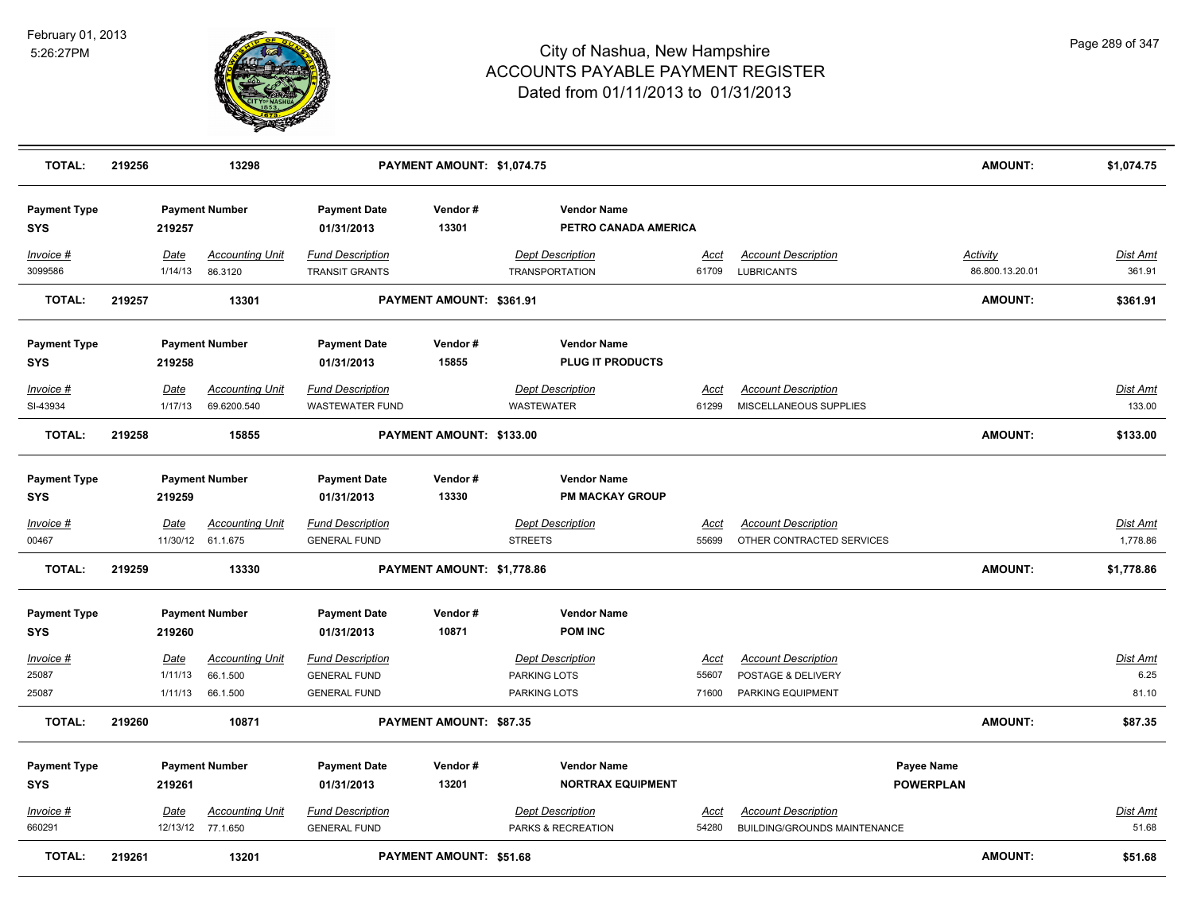| TOTAL: | 219256 | 13298 | PAYMENT AMOUNT: $1,074.75 | | | AMOUNT: | $1,074.75 |
|---|---|---|---|---|---|---|---|

| Payment Type | Payment Number | Payment Date | Vendor # | Vendor Name | | | |
|---|---|---|---|---|---|---|---|
| SYS | 219257 | 01/31/2013 | 13301 | PETRO CANADA AMERICA | | | |
| *Invoice #* | *Date* | *Accounting Unit* | *Fund Description* | *Dept Description* | *Acct* | *Account Description* | *Activity* | *Dist Amt* |
| 3099586 | 1/14/13 | 86.3120 | TRANSIT GRANTS | TRANSPORTATION | 61709 | LUBRICANTS | 86.800.13.20.01 | 361.91 |
| **TOTAL:** | **219257** | **13301** | **PAYMENT AMOUNT: $361.91** | | | | **AMOUNT:** | **$361.91** |

| Payment Type | Payment Number | Payment Date | Vendor # | Vendor Name | | | |
|---|---|---|---|---|---|---|---|
| SYS | 219258 | 01/31/2013 | 15855 | PLUG IT PRODUCTS | | | |
| *Invoice #* | *Date* | *Accounting Unit* | *Fund Description* | *Dept Description* | *Acct* | *Account Description* | *Dist Amt* |
| SI-43934 | 1/17/13 | 69.6200.540 | WASTEWATER FUND | WASTEWATER | 61299 | MISCELLANEOUS SUPPLIES | 133.00 |
| **TOTAL:** | **219258** | **15855** | **PAYMENT AMOUNT: $133.00** | | | **AMOUNT:** | **$133.00** |

| Payment Type | Payment Number | Payment Date | Vendor # | Vendor Name | | | |
|---|---|---|---|---|---|---|---|
| SYS | 219259 | 01/31/2013 | 13330 | PM MACKAY GROUP | | | |
| *Invoice #* | *Date* | *Accounting Unit* | *Fund Description* | *Dept Description* | *Acct* | *Account Description* | *Dist Amt* |
| 00467 | 11/30/12 | 61.1.675 | GENERAL FUND | STREETS | 55699 | OTHER CONTRACTED SERVICES | 1,778.86 |
| **TOTAL:** | **219259** | **13330** | **PAYMENT AMOUNT: $1,778.86** | | | **AMOUNT:** | **$1,778.86** |

| Payment Type | Payment Number | Payment Date | Vendor # | Vendor Name | | | |
|---|---|---|---|---|---|---|---|
| SYS | 219260 | 01/31/2013 | 10871 | POM INC | | | |
| *Invoice #* | *Date* | *Accounting Unit* | *Fund Description* | *Dept Description* | *Acct* | *Account Description* | *Dist Amt* |
| 25087 | 1/11/13 | 66.1.500 | GENERAL FUND | PARKING LOTS | 55607 | POSTAGE & DELIVERY | 6.25 |
| 25087 | 1/11/13 | 66.1.500 | GENERAL FUND | PARKING LOTS | 71600 | PARKING EQUIPMENT | 81.10 |
| **TOTAL:** | **219260** | **10871** | **PAYMENT AMOUNT: $87.35** | | | **AMOUNT:** | **$87.35** |

| Payment Type | Payment Number | Payment Date | Vendor # | Vendor Name | | Payee Name | |
|---|---|---|---|---|---|---|---|
| SYS | 219261 | 01/31/2013 | 13201 | NORTRAX EQUIPMENT | | POWERPLAN | |
| *Invoice #* | *Date* | *Accounting Unit* | *Fund Description* | *Dept Description* | *Acct* | *Account Description* | *Dist Amt* |
| 660291 | 12/13/12 | 77.1.650 | GENERAL FUND | PARKS & RECREATION | 54280 | BUILDING/GROUNDS MAINTENANCE | 51.68 |
| **TOTAL:** | **219261** | **13201** | **PAYMENT AMOUNT: $51.68** | | | **AMOUNT:** | **$51.68** |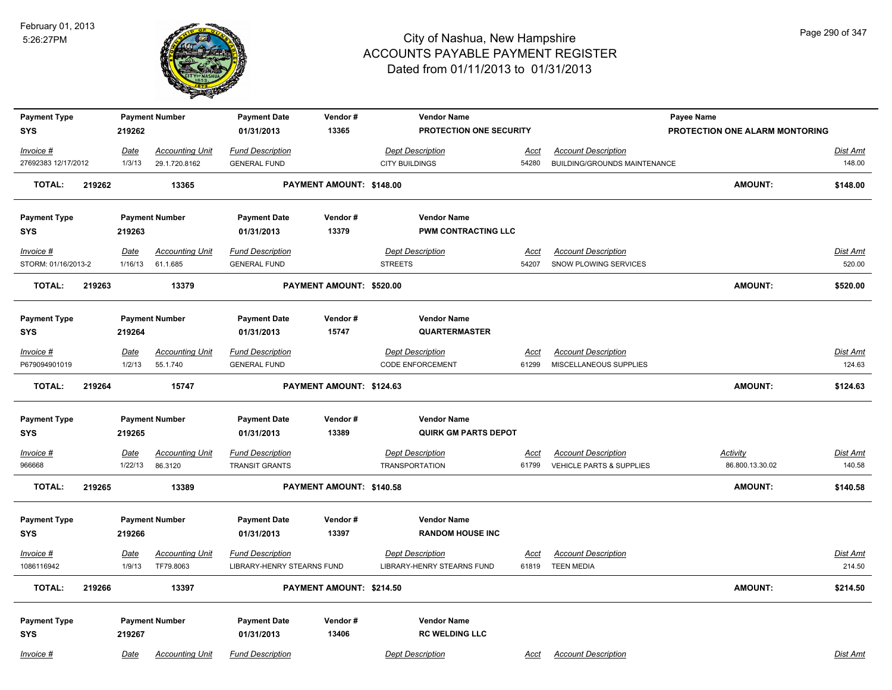# City of Nashua, New Hampshire
## ACCOUNTS PAYABLE PAYMENT REGISTER
### Dated from 01/11/2013 to 01/31/2013

February 01, 2013
5:26:27PM

| Payment Type | Payment Number | Payment Date | Vendor # | Vendor Name | Payee Name |
|---|---|---|---|---|---|
| SYS | 219262 | 01/31/2013 | 13365 | PROTECTION ONE SECURITY | PROTECTION ONE ALARM MONTORING |

| Invoice # | Date | Accounting Unit | Fund Description | Dept Description | Acct | Account Description | Dist Amt |
|---|---|---|---|---|---|---|---|
| 27692383 12/17/2012 | 1/3/13 | 29.1.720.8162 | GENERAL FUND | CITY BUILDINGS | 54280 | BUILDING/GROUNDS MAINTENANCE | 148.00 |

**TOTAL: 219262 13365 PAYMENT AMOUNT: $148.00 AMOUNT: $148.00**

| Payment Type | Payment Number | Payment Date | Vendor # | Vendor Name |
|---|---|---|---|---|
| SYS | 219263 | 01/31/2013 | 13379 | PWM CONTRACTING LLC |

| Invoice # | Date | Accounting Unit | Fund Description | Dept Description | Acct | Account Description | Dist Amt |
|---|---|---|---|---|---|---|---|
| STORM: 01/16/2013-2 | 1/16/13 | 61.1.685 | GENERAL FUND | STREETS | 54207 | SNOW PLOWING SERVICES | 520.00 |

**TOTAL: 219263 13379 PAYMENT AMOUNT: $520.00 AMOUNT: $520.00**

| Payment Type | Payment Number | Payment Date | Vendor # | Vendor Name |
|---|---|---|---|---|
| SYS | 219264 | 01/31/2013 | 15747 | QUARTERMASTER |

| Invoice # | Date | Accounting Unit | Fund Description | Dept Description | Acct | Account Description | Dist Amt |
|---|---|---|---|---|---|---|---|
| P679094901019 | 1/2/13 | 55.1.740 | GENERAL FUND | CODE ENFORCEMENT | 61299 | MISCELLANEOUS SUPPLIES | 124.63 |

**TOTAL: 219264 15747 PAYMENT AMOUNT: $124.63 AMOUNT: $124.63**

| Payment Type | Payment Number | Payment Date | Vendor # | Vendor Name |
|---|---|---|---|---|
| SYS | 219265 | 01/31/2013 | 13389 | QUIRK GM PARTS DEPOT |

| Invoice # | Date | Accounting Unit | Fund Description | Dept Description | Acct | Account Description | Activity | Dist Amt |
|---|---|---|---|---|---|---|---|---|
| 966668 | 1/22/13 | 86.3120 | TRANSIT GRANTS | TRANSPORTATION | 61799 | VEHICLE PARTS & SUPPLIES | 86.800.13.30.02 | 140.58 |

**TOTAL: 219265 13389 PAYMENT AMOUNT: $140.58 AMOUNT: $140.58**

| Payment Type | Payment Number | Payment Date | Vendor # | Vendor Name |
|---|---|---|---|---|
| SYS | 219266 | 01/31/2013 | 13397 | RANDOM HOUSE INC |

| Invoice # | Date | Accounting Unit | Fund Description | Dept Description | Acct | Account Description | Dist Amt |
|---|---|---|---|---|---|---|---|
| 1086116942 | 1/9/13 | TF79.8063 | LIBRARY-HENRY STEARNS FUND | LIBRARY-HENRY STEARNS FUND | 61819 | TEEN MEDIA | 214.50 |

**TOTAL: 219266 13397 PAYMENT AMOUNT: $214.50 AMOUNT: $214.50**

| Payment Type | Payment Number | Payment Date | Vendor # | Vendor Name |
|---|---|---|---|---|
| SYS | 219267 | 01/31/2013 | 13406 | RC WELDING LLC |

| Invoice # | Date | Accounting Unit | Fund Description | Dept Description | Acct | Account Description | Dist Amt |
|---|---|---|---|---|---|---|---|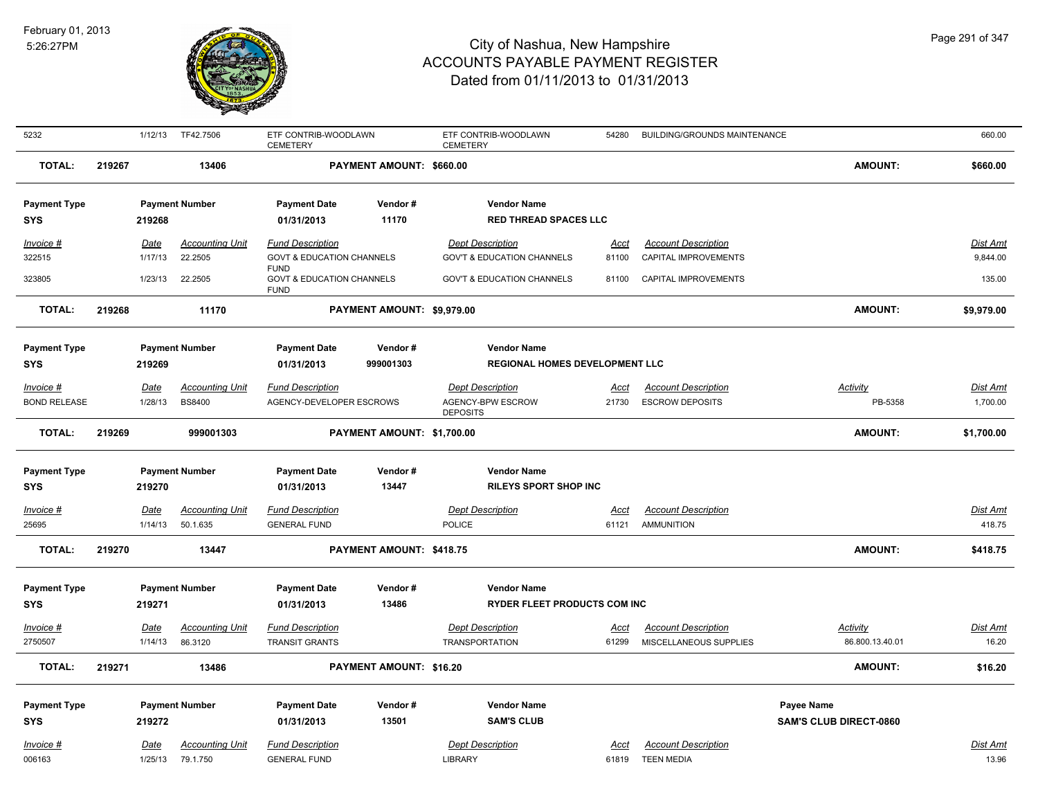| Invoice # | Date | Accounting Unit | Fund Description | Dept Description | Acct | Account Description | Activity | Dist Amt |
|---|---|---|---|---|---|---|---|---|
| 5232 | 1/12/13 | TF42.7506 | ETF CONTRIB-WOODLAWN CEMETERY | ETF CONTRIB-WOODLAWN CEMETERY | 54280 | BUILDING/GROUNDS MAINTENANCE | | 660.00 |

**TOTAL:** 219267 | 13406 | **PAYMENT AMOUNT: $660.00** | **AMOUNT: $660.00**

| Payment Type | Payment Number | Payment Date | Vendor # | Vendor Name |
|---|---|---|---|---|
| SYS | 219268 | 01/31/2013 | 11170 | RED THREAD SPACES LLC |

| Invoice # | Date | Accounting Unit | Fund Description | Dept Description | Acct | Account Description | Dist Amt |
|---|---|---|---|---|---|---|---|
| 322515 | 1/17/13 | 22.2505 | GOVT & EDUCATION CHANNELS FUND | GOV'T & EDUCATION CHANNELS | 81100 | CAPITAL IMPROVEMENTS | 9,844.00 |
| 323805 | 1/23/13 | 22.2505 | GOVT & EDUCATION CHANNELS FUND | GOV'T & EDUCATION CHANNELS | 81100 | CAPITAL IMPROVEMENTS | 135.00 |

**TOTAL:** 219268 | 11170 | **PAYMENT AMOUNT: $9,979.00** | **AMOUNT: $9,979.00**

| Payment Type | Payment Number | Payment Date | Vendor # | Vendor Name |
|---|---|---|---|---|
| SYS | 219269 | 01/31/2013 | 999001303 | REGIONAL HOMES DEVELOPMENT LLC |

| Invoice # | Date | Accounting Unit | Fund Description | Dept Description | Acct | Account Description | Activity | Dist Amt |
|---|---|---|---|---|---|---|---|---|
| BOND RELEASE | 1/28/13 | BS8400 | AGENCY-DEVELOPER ESCROWS | AGENCY-BPW ESCROW DEPOSITS | 21730 | ESCROW DEPOSITS | PB-5358 | 1,700.00 |

**TOTAL:** 219269 | 999001303 | **PAYMENT AMOUNT: $1,700.00** | **AMOUNT: $1,700.00**

| Payment Type | Payment Number | Payment Date | Vendor # | Vendor Name |
|---|---|---|---|---|
| SYS | 219270 | 01/31/2013 | 13447 | RILEYS SPORT SHOP INC |

| Invoice # | Date | Accounting Unit | Fund Description | Dept Description | Acct | Account Description | Dist Amt |
|---|---|---|---|---|---|---|---|
| 25695 | 1/14/13 | 50.1.635 | GENERAL FUND | POLICE | 61121 | AMMUNITION | 418.75 |

**TOTAL:** 219270 | 13447 | **PAYMENT AMOUNT: $418.75** | **AMOUNT: $418.75**

| Payment Type | Payment Number | Payment Date | Vendor # | Vendor Name |
|---|---|---|---|---|
| SYS | 219271 | 01/31/2013 | 13486 | RYDER FLEET PRODUCTS COM INC |

| Invoice # | Date | Accounting Unit | Fund Description | Dept Description | Acct | Account Description | Activity | Dist Amt |
|---|---|---|---|---|---|---|---|---|
| 2750507 | 1/14/13 | 86.3120 | TRANSIT GRANTS | TRANSPORTATION | 61299 | MISCELLANEOUS SUPPLIES | 86.800.13.40.01 | 16.20 |

**TOTAL:** 219271 | 13486 | **PAYMENT AMOUNT: $16.20** | **AMOUNT: $16.20**

| Payment Type | Payment Number | Payment Date | Vendor # | Vendor Name | Payee Name |
|---|---|---|---|---|---|
| SYS | 219272 | 01/31/2013 | 13501 | SAM'S CLUB | SAM'S CLUB DIRECT-0860 |

| Invoice # | Date | Accounting Unit | Fund Description | Dept Description | Acct | Account Description | Dist Amt |
|---|---|---|---|---|---|---|---|
| 006163 | 1/25/13 | 79.1.750 | GENERAL FUND | LIBRARY | 61819 | TEEN MEDIA | 13.96 |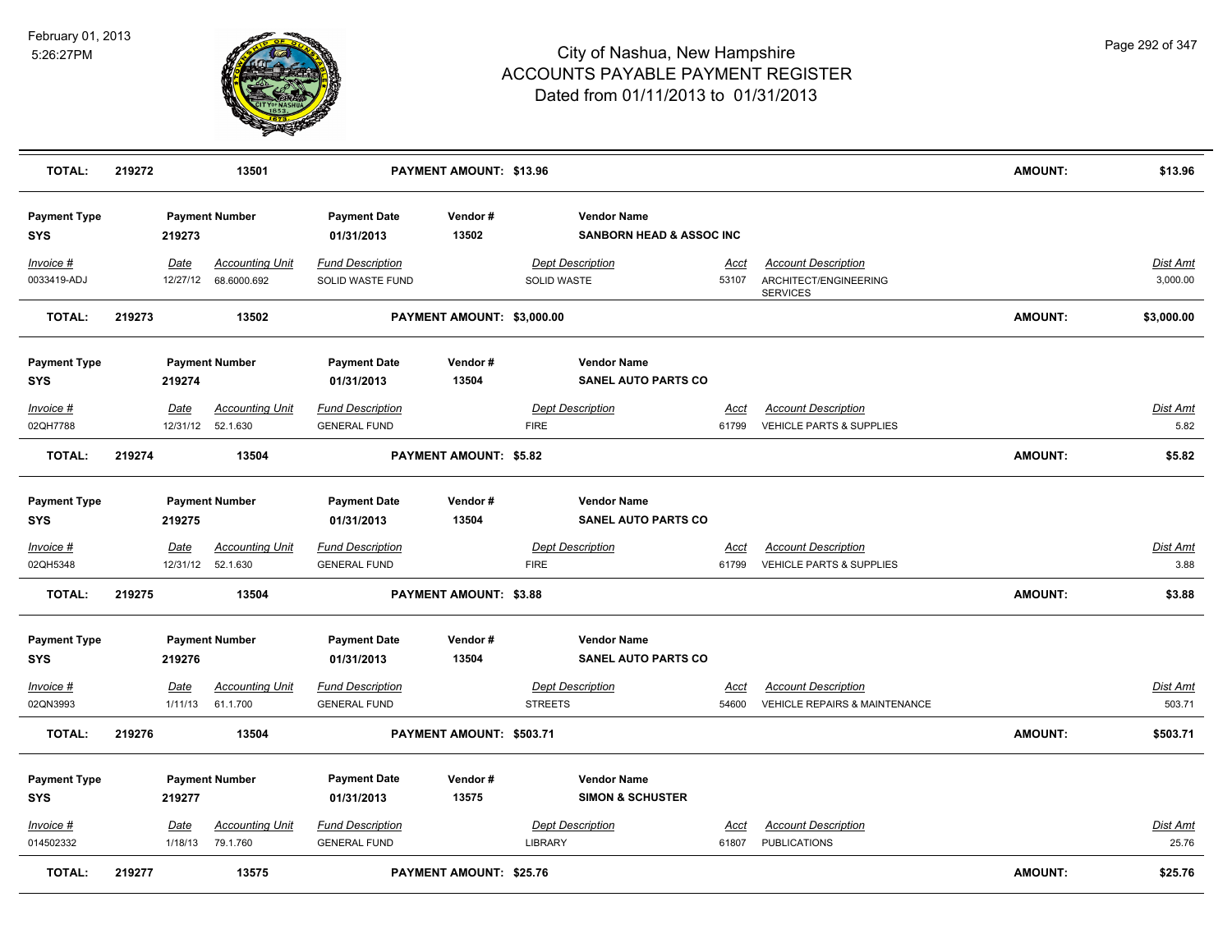# City of Nashua, New Hampshire
## ACCOUNTS PAYABLE PAYMENT REGISTER
### Dated from 01/11/2013 to 01/31/2013

| **TOTAL:** | **219272** | **13501** | | **PAYMENT AMOUNT: $13.96** | | | | **AMOUNT:** | **$13.96** |
|---|---|---|---|---|---|---|---|---|---|

| Payment Type | Payment Number | | Payment Date | Vendor # | Vendor Name | | | | |
|---|---|---|---|---|---|---|---|---|---|
| **SYS** | **219273** | | **01/31/2013** | **13502** | **SANBORN HEAD & ASSOC INC** | | | | |
| *Invoice #* | *Date* | *Accounting Unit* | *Fund Description* | | *Dept Description* | *Acct* | *Account Description* | | *Dist Amt* |
| 0033419-ADJ | 12/27/12 | 68.6000.692 | SOLID WASTE FUND | | SOLID WASTE | 53107 | ARCHITECT/ENGINEERING SERVICES | | 3,000.00 |
| **TOTAL:** | **219273** | **13502** | | **PAYMENT AMOUNT: $3,000.00** | | | | **AMOUNT:** | **$3,000.00** |

| Payment Type | Payment Number | | Payment Date | Vendor # | Vendor Name | | | | |
|---|---|---|---|---|---|---|---|---|---|
| **SYS** | **219274** | | **01/31/2013** | **13504** | **SANEL AUTO PARTS CO** | | | | |
| *Invoice #* | *Date* | *Accounting Unit* | *Fund Description* | | *Dept Description* | *Acct* | *Account Description* | | *Dist Amt* |
| 02QH7788 | 12/31/12 | 52.1.630 | GENERAL FUND | | FIRE | 61799 | VEHICLE PARTS & SUPPLIES | | 5.82 |
| **TOTAL:** | **219274** | **13504** | | **PAYMENT AMOUNT: $5.82** | | | | **AMOUNT:** | **$5.82** |

| Payment Type | Payment Number | | Payment Date | Vendor # | Vendor Name | | | | |
|---|---|---|---|---|---|---|---|---|---|
| **SYS** | **219275** | | **01/31/2013** | **13504** | **SANEL AUTO PARTS CO** | | | | |
| *Invoice #* | *Date* | *Accounting Unit* | *Fund Description* | | *Dept Description* | *Acct* | *Account Description* | | *Dist Amt* |
| 02QH5348 | 12/31/12 | 52.1.630 | GENERAL FUND | | FIRE | 61799 | VEHICLE PARTS & SUPPLIES | | 3.88 |
| **TOTAL:** | **219275** | **13504** | | **PAYMENT AMOUNT: $3.88** | | | | **AMOUNT:** | **$3.88** |

| Payment Type | Payment Number | | Payment Date | Vendor # | Vendor Name | | | | |
|---|---|---|---|---|---|---|---|---|---|
| **SYS** | **219276** | | **01/31/2013** | **13504** | **SANEL AUTO PARTS CO** | | | | |
| *Invoice #* | *Date* | *Accounting Unit* | *Fund Description* | | *Dept Description* | *Acct* | *Account Description* | | *Dist Amt* |
| 02QN3993 | 1/11/13 | 61.1.700 | GENERAL FUND | | STREETS | 54600 | VEHICLE REPAIRS & MAINTENANCE | | 503.71 |
| **TOTAL:** | **219276** | **13504** | | **PAYMENT AMOUNT: $503.71** | | | | **AMOUNT:** | **$503.71** |

| Payment Type | Payment Number | | Payment Date | Vendor # | Vendor Name | | | | |
|---|---|---|---|---|---|---|---|---|---|
| **SYS** | **219277** | | **01/31/2013** | **13575** | **SIMON & SCHUSTER** | | | | |
| *Invoice #* | *Date* | *Accounting Unit* | *Fund Description* | | *Dept Description* | *Acct* | *Account Description* | | *Dist Amt* |
| 014502332 | 1/18/13 | 79.1.760 | GENERAL FUND | | LIBRARY | 61807 | PUBLICATIONS | | 25.76 |
| **TOTAL:** | **219277** | **13575** | | **PAYMENT AMOUNT: $25.76** | | | | **AMOUNT:** | **$25.76** |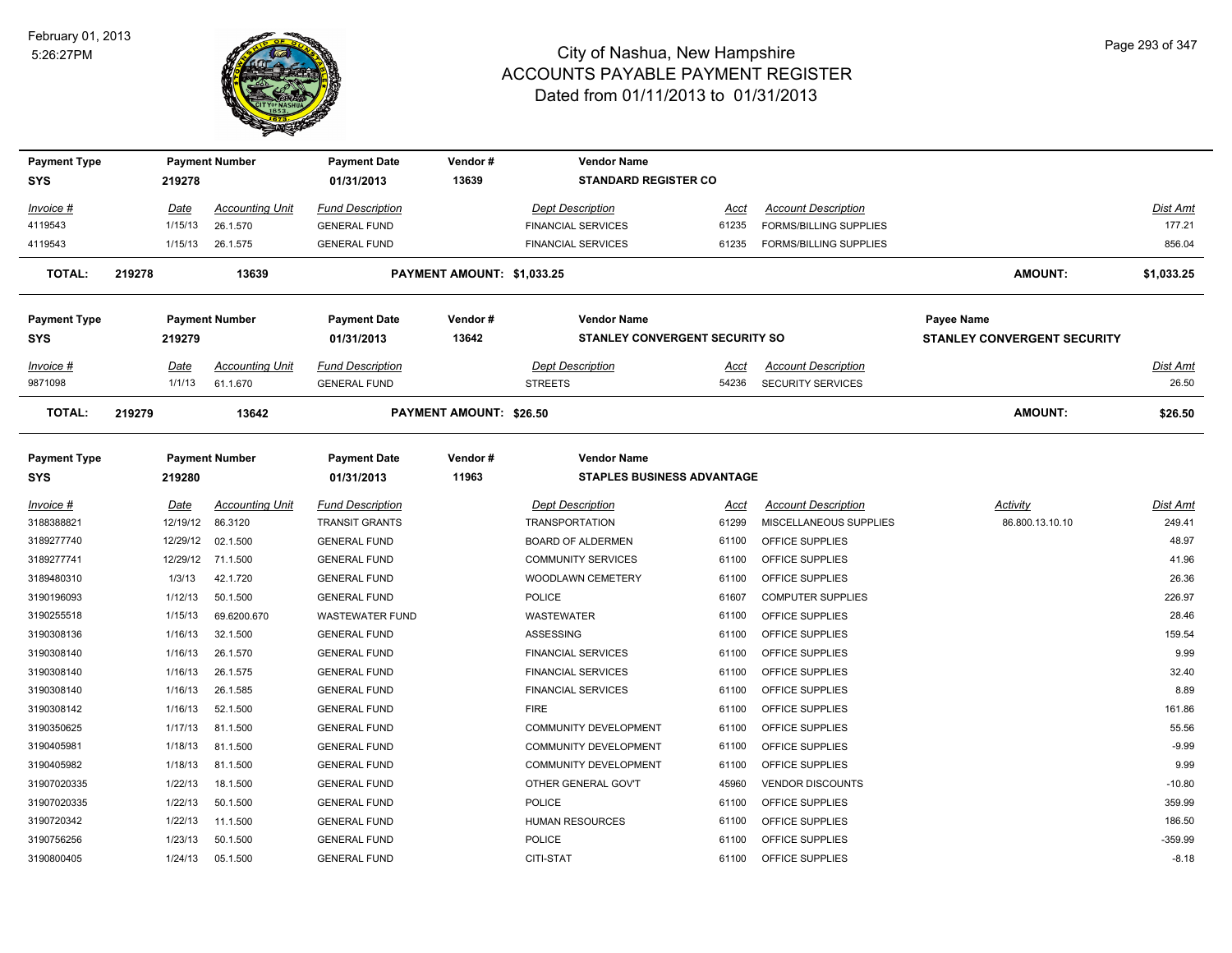# City of Nashua, New Hampshire
## ACCOUNTS PAYABLE PAYMENT REGISTER
### Dated from 01/11/2013 to 01/31/2013

February 01, 2013
5:26:27PM

| Payment Type | Payment Number | Payment Date | Vendor # | Vendor Name |
|---|---|---|---|---|
| SYS | 219278 | 01/31/2013 | 13639 | STANDARD REGISTER CO |

| Invoice # | Date | Accounting Unit | Fund Description | Dept Description | Acct | Account Description | Dist Amt |
|---|---|---|---|---|---|---|---|
| 4119543 | 1/15/13 | 26.1.570 | GENERAL FUND | FINANCIAL SERVICES | 61235 | FORMS/BILLING SUPPLIES | 177.21 |
| 4119543 | 1/15/13 | 26.1.575 | GENERAL FUND | FINANCIAL SERVICES | 61235 | FORMS/BILLING SUPPLIES | 856.04 |

**TOTAL: 219278 13639 PAYMENT AMOUNT: $1,033.25 AMOUNT: $1,033.25**

| Payment Type | Payment Number | Payment Date | Vendor # | Vendor Name | Payee Name |
|---|---|---|---|---|---|
| SYS | 219279 | 01/31/2013 | 13642 | STANLEY CONVERGENT SECURITY SO | STANLEY CONVERGENT SECURITY |

| Invoice # | Date | Accounting Unit | Fund Description | Dept Description | Acct | Account Description | Dist Amt |
|---|---|---|---|---|---|---|---|
| 9871098 | 1/1/13 | 61.1.670 | GENERAL FUND | STREETS | 54236 | SECURITY SERVICES | 26.50 |

**TOTAL: 219279 13642 PAYMENT AMOUNT: $26.50 AMOUNT: $26.50**

| Payment Type | Payment Number | Payment Date | Vendor # | Vendor Name |
|---|---|---|---|---|
| SYS | 219280 | 01/31/2013 | 11963 | STAPLES BUSINESS ADVANTAGE |

| Invoice # | Date | Accounting Unit | Fund Description | Dept Description | Acct | Account Description | Activity | Dist Amt |
|---|---|---|---|---|---|---|---|---|
| 3188388821 | 12/19/12 | 86.3120 | TRANSIT GRANTS | TRANSPORTATION | 61299 | MISCELLANEOUS SUPPLIES | 86.800.13.10.10 | 249.41 |
| 3189277740 | 12/29/12 | 02.1.500 | GENERAL FUND | BOARD OF ALDERMEN | 61100 | OFFICE SUPPLIES | | 48.97 |
| 3189277741 | 12/29/12 | 71.1.500 | GENERAL FUND | COMMUNITY SERVICES | 61100 | OFFICE SUPPLIES | | 41.96 |
| 3189480310 | 1/3/13 | 42.1.720 | GENERAL FUND | WOODLAWN CEMETERY | 61100 | OFFICE SUPPLIES | | 26.36 |
| 3190196093 | 1/12/13 | 50.1.500 | GENERAL FUND | POLICE | 61607 | COMPUTER SUPPLIES | | 226.97 |
| 3190255518 | 1/15/13 | 69.6200.670 | WASTEWATER FUND | WASTEWATER | 61100 | OFFICE SUPPLIES | | 28.46 |
| 3190308136 | 1/16/13 | 32.1.500 | GENERAL FUND | ASSESSING | 61100 | OFFICE SUPPLIES | | 159.54 |
| 3190308140 | 1/16/13 | 26.1.570 | GENERAL FUND | FINANCIAL SERVICES | 61100 | OFFICE SUPPLIES | | 9.99 |
| 3190308140 | 1/16/13 | 26.1.575 | GENERAL FUND | FINANCIAL SERVICES | 61100 | OFFICE SUPPLIES | | 32.40 |
| 3190308140 | 1/16/13 | 26.1.585 | GENERAL FUND | FINANCIAL SERVICES | 61100 | OFFICE SUPPLIES | | 8.89 |
| 3190308142 | 1/16/13 | 52.1.500 | GENERAL FUND | FIRE | 61100 | OFFICE SUPPLIES | | 161.86 |
| 3190350625 | 1/17/13 | 81.1.500 | GENERAL FUND | COMMUNITY DEVELOPMENT | 61100 | OFFICE SUPPLIES | | 55.56 |
| 3190405981 | 1/18/13 | 81.1.500 | GENERAL FUND | COMMUNITY DEVELOPMENT | 61100 | OFFICE SUPPLIES | | -9.99 |
| 3190405982 | 1/18/13 | 81.1.500 | GENERAL FUND | COMMUNITY DEVELOPMENT | 61100 | OFFICE SUPPLIES | | 9.99 |
| 31907020335 | 1/22/13 | 18.1.500 | GENERAL FUND | OTHER GENERAL GOV'T | 45960 | VENDOR DISCOUNTS | | -10.80 |
| 31907020335 | 1/22/13 | 50.1.500 | GENERAL FUND | POLICE | 61100 | OFFICE SUPPLIES | | 359.99 |
| 3190720342 | 1/22/13 | 11.1.500 | GENERAL FUND | HUMAN RESOURCES | 61100 | OFFICE SUPPLIES | | 186.50 |
| 3190756256 | 1/23/13 | 50.1.500 | GENERAL FUND | POLICE | 61100 | OFFICE SUPPLIES | | -359.99 |
| 3190800405 | 1/24/13 | 05.1.500 | GENERAL FUND | CITI-STAT | 61100 | OFFICE SUPPLIES | | -8.18 |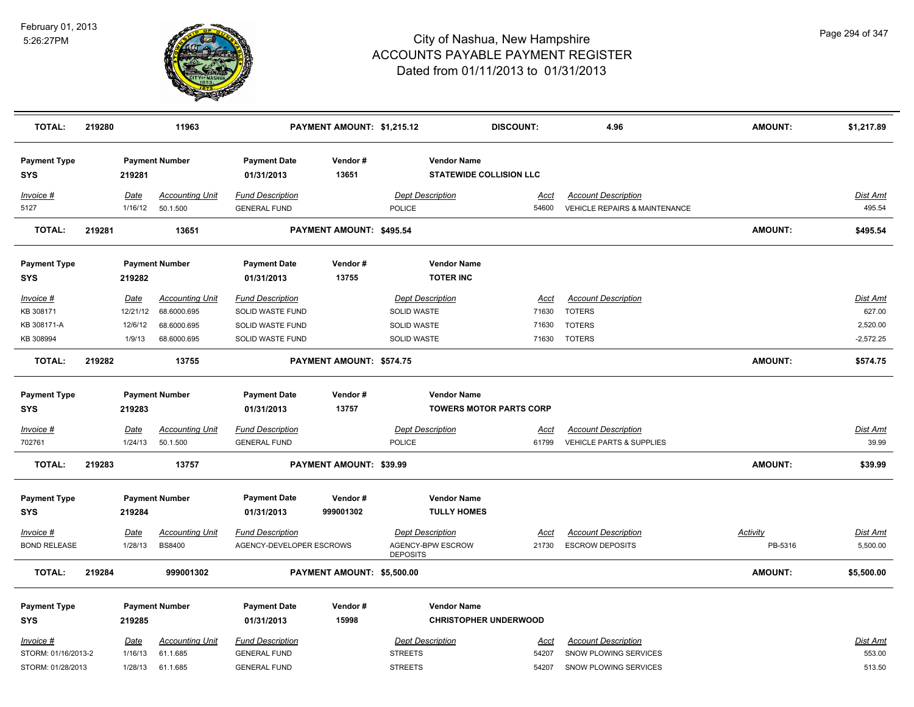# City of Nashua, New Hampshire
# ACCOUNTS PAYABLE PAYMENT REGISTER
## Dated from 01/11/2013 to 01/31/2013

February 01, 2013
5:26:27PM

**TOTAL:** 219280 | 11963 | **PAYMENT AMOUNT: $1,215.12** | **DISCOUNT:** 4.96 | **AMOUNT:** $1,217.89

---

| Payment Type | Payment Number | Payment Date | Vendor # | Vendor Name |
|---|---|---|---|---|
| SYS | 219281 | 01/31/2013 | 13651 | STATEWIDE COLLISION LLC |

| Invoice # | Date | Accounting Unit | Fund Description | Dept Description | Acct | Account Description | Dist Amt |
|---|---|---|---|---|---|---|---|
| 5127 | 1/16/12 | 50.1.500 | GENERAL FUND | POLICE | 54600 | VEHICLE REPAIRS & MAINTENANCE | 495.54 |

**TOTAL:** 219281 | 13651 | **PAYMENT AMOUNT: $495.54** | **AMOUNT:** $495.54

---

| Payment Type | Payment Number | Payment Date | Vendor # | Vendor Name |
|---|---|---|---|---|
| SYS | 219282 | 01/31/2013 | 13755 | TOTER INC |

| Invoice # | Date | Accounting Unit | Fund Description | Dept Description | Acct | Account Description | Dist Amt |
|---|---|---|---|---|---|---|---|
| KB 308171 | 12/21/12 | 68.6000.695 | SOLID WASTE FUND | SOLID WASTE | 71630 | TOTERS | 627.00 |
| KB 308171-A | 12/6/12 | 68.6000.695 | SOLID WASTE FUND | SOLID WASTE | 71630 | TOTERS | 2,520.00 |
| KB 308994 | 1/9/13 | 68.6000.695 | SOLID WASTE FUND | SOLID WASTE | 71630 | TOTERS | -2,572.25 |

**TOTAL:** 219282 | 13755 | **PAYMENT AMOUNT: $574.75** | **AMOUNT:** $574.75

---

| Payment Type | Payment Number | Payment Date | Vendor # | Vendor Name |
|---|---|---|---|---|
| SYS | 219283 | 01/31/2013 | 13757 | TOWERS MOTOR PARTS CORP |

| Invoice # | Date | Accounting Unit | Fund Description | Dept Description | Acct | Account Description | Dist Amt |
|---|---|---|---|---|---|---|---|
| 702761 | 1/24/13 | 50.1.500 | GENERAL FUND | POLICE | 61799 | VEHICLE PARTS & SUPPLIES | 39.99 |

**TOTAL:** 219283 | 13757 | **PAYMENT AMOUNT: $39.99** | **AMOUNT:** $39.99

---

| Payment Type | Payment Number | Payment Date | Vendor # | Vendor Name |
|---|---|---|---|---|
| SYS | 219284 | 01/31/2013 | 999001302 | TULLY HOMES |

| Invoice # | Date | Accounting Unit | Fund Description | Dept Description | Acct | Account Description | Activity | Dist Amt |
|---|---|---|---|---|---|---|---|---|
| BOND RELEASE | 1/28/13 | BS8400 | AGENCY-DEVELOPER ESCROWS | AGENCY-BPW ESCROW DEPOSITS | 21730 | ESCROW DEPOSITS | PB-5316 | 5,500.00 |

**TOTAL:** 219284 | 999001302 | **PAYMENT AMOUNT: $5,500.00** | **AMOUNT:** $5,500.00

---

| Payment Type | Payment Number | Payment Date | Vendor # | Vendor Name |
|---|---|---|---|---|
| SYS | 219285 | 01/31/2013 | 15998 | CHRISTOPHER UNDERWOOD |

| Invoice # | Date | Accounting Unit | Fund Description | Dept Description | Acct | Account Description | Dist Amt |
|---|---|---|---|---|---|---|---|
| STORM: 01/16/2013-2 | 1/16/13 | 61.1.685 | GENERAL FUND | STREETS | 54207 | SNOW PLOWING SERVICES | 553.00 |
| STORM: 01/28/2013 | 1/28/13 | 61.1.685 | GENERAL FUND | STREETS | 54207 | SNOW PLOWING SERVICES | 513.50 |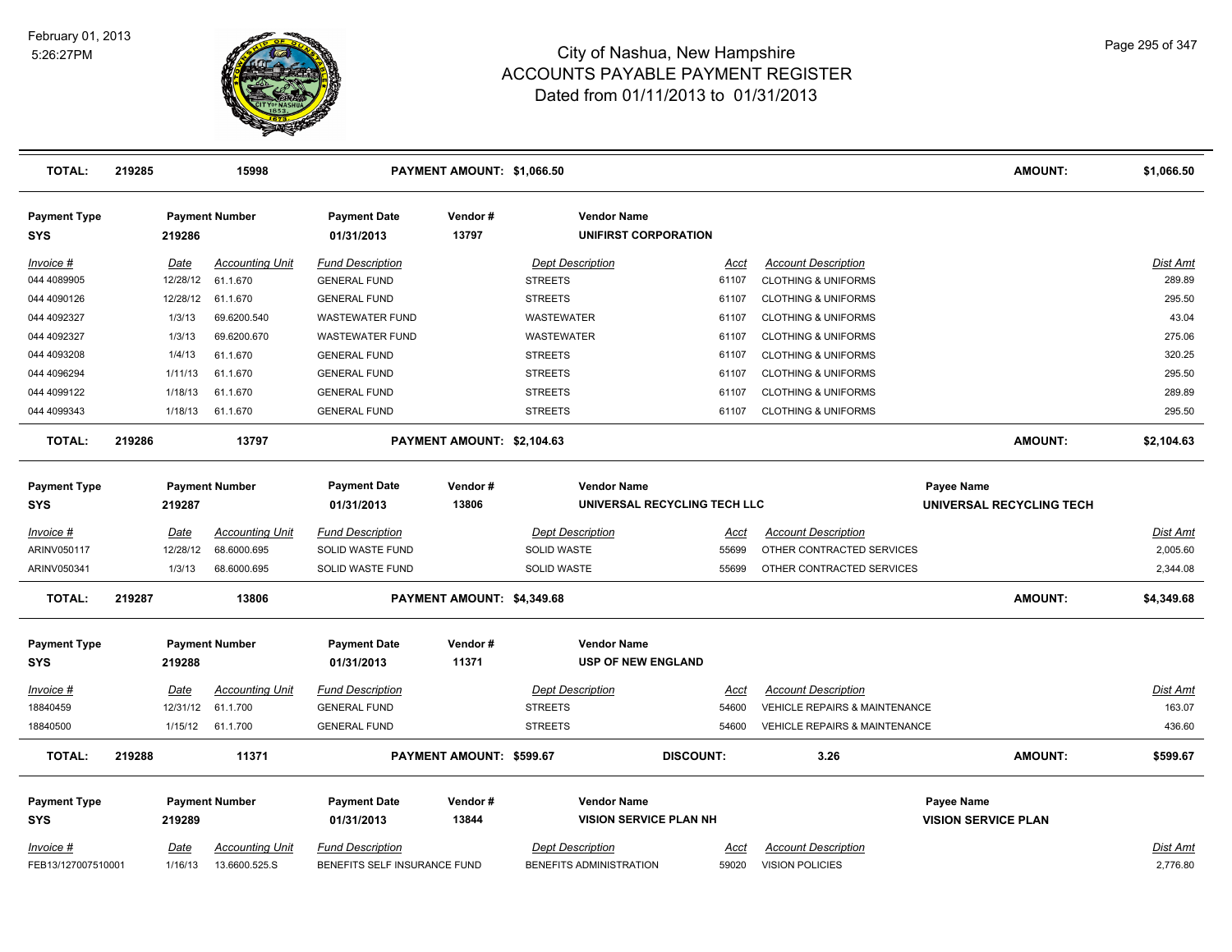# City of Nashua, New Hampshire
## ACCOUNTS PAYABLE PAYMENT REGISTER
### Dated from 01/11/2013 to 01/31/2013

**TOTAL: 219285 15998 PAYMENT AMOUNT: $1,066.50 AMOUNT: $1,066.50**

| Payment Type | Payment Number | Payment Date | Vendor # | Vendor Name |
|---|---|---|---|---|
| SYS | 219286 | 01/31/2013 | 13797 | UNIFIRST CORPORATION |

| Invoice # | Date | Accounting Unit | Fund Description | Dept Description | Acct | Account Description | Dist Amt |
|---|---|---|---|---|---|---|---|
| 044 4089905 | 12/28/12 | 61.1.670 | GENERAL FUND | STREETS | 61107 | CLOTHING & UNIFORMS | 289.89 |
| 044 4090126 | 12/28/12 | 61.1.670 | GENERAL FUND | STREETS | 61107 | CLOTHING & UNIFORMS | 295.50 |
| 044 4092327 | 1/3/13 | 69.6200.540 | WASTEWATER FUND | WASTEWATER | 61107 | CLOTHING & UNIFORMS | 43.04 |
| 044 4092327 | 1/3/13 | 69.6200.670 | WASTEWATER FUND | WASTEWATER | 61107 | CLOTHING & UNIFORMS | 275.06 |
| 044 4093208 | 1/4/13 | 61.1.670 | GENERAL FUND | STREETS | 61107 | CLOTHING & UNIFORMS | 320.25 |
| 044 4096294 | 1/11/13 | 61.1.670 | GENERAL FUND | STREETS | 61107 | CLOTHING & UNIFORMS | 295.50 |
| 044 4099122 | 1/18/13 | 61.1.670 | GENERAL FUND | STREETS | 61107 | CLOTHING & UNIFORMS | 289.89 |
| 044 4099343 | 1/18/13 | 61.1.670 | GENERAL FUND | STREETS | 61107 | CLOTHING & UNIFORMS | 295.50 |

**TOTAL: 219286 13797 PAYMENT AMOUNT: $2,104.63 AMOUNT: $2,104.63**

| Payment Type | Payment Number | Payment Date | Vendor # | Vendor Name | Payee Name |
|---|---|---|---|---|---|
| SYS | 219287 | 01/31/2013 | 13806 | UNIVERSAL RECYCLING TECH LLC | UNIVERSAL RECYCLING TECH |

| Invoice # | Date | Accounting Unit | Fund Description | Dept Description | Acct | Account Description | Dist Amt |
|---|---|---|---|---|---|---|---|
| ARINV050117 | 12/28/12 | 68.6000.695 | SOLID WASTE FUND | SOLID WASTE | 55699 | OTHER CONTRACTED SERVICES | 2,005.60 |
| ARINV050341 | 1/3/13 | 68.6000.695 | SOLID WASTE FUND | SOLID WASTE | 55699 | OTHER CONTRACTED SERVICES | 2,344.08 |

**TOTAL: 219287 13806 PAYMENT AMOUNT: $4,349.68 AMOUNT: $4,349.68**

| Payment Type | Payment Number | Payment Date | Vendor # | Vendor Name |
|---|---|---|---|---|
| SYS | 219288 | 01/31/2013 | 11371 | USP OF NEW ENGLAND |

| Invoice # | Date | Accounting Unit | Fund Description | Dept Description | Acct | Account Description | Dist Amt |
|---|---|---|---|---|---|---|---|
| 18840459 | 12/31/12 | 61.1.700 | GENERAL FUND | STREETS | 54600 | VEHICLE REPAIRS & MAINTENANCE | 163.07 |
| 18840500 | 1/15/12 | 61.1.700 | GENERAL FUND | STREETS | 54600 | VEHICLE REPAIRS & MAINTENANCE | 436.60 |

**TOTAL: 219288 11371 PAYMENT AMOUNT: $599.67 DISCOUNT: 3.26 AMOUNT: $599.67**

| Payment Type | Payment Number | Payment Date | Vendor # | Vendor Name | Payee Name |
|---|---|---|---|---|---|
| SYS | 219289 | 01/31/2013 | 13844 | VISION SERVICE PLAN NH | VISION SERVICE PLAN |

| Invoice # | Date | Accounting Unit | Fund Description | Dept Description | Acct | Account Description | Dist Amt |
|---|---|---|---|---|---|---|---|
| FEB13/127007510001 | 1/16/13 | 13.6600.525.S | BENEFITS SELF INSURANCE FUND | BENEFITS ADMINISTRATION | 59020 | VISION POLICIES | 2,776.80 |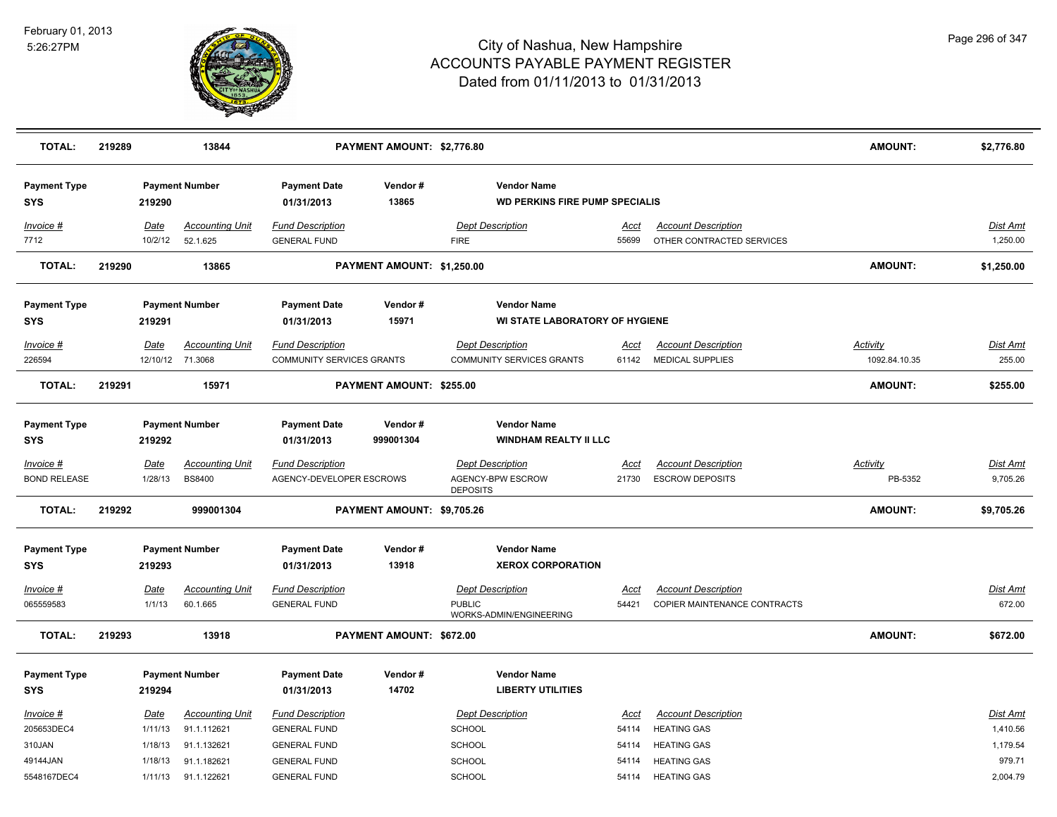# City of Nashua, New Hampshire
# ACCOUNTS PAYABLE PAYMENT REGISTER
## Dated from 01/11/2013 to 01/31/2013

February 01, 2013
5:26:27PM

| **TOTAL:** | **219289** | **13844** | **PAYMENT AMOUNT: $2,776.80** | **AMOUNT:** | **$2,776.80** |
|---|---|---|---|---|---|

| Payment Type | Payment Number | Payment Date | Vendor # | Vendor Name |
|---|---|---|---|---|
| **SYS** | **219290** | **01/31/2013** | **13865** | **WD PERKINS FIRE PUMP SPECIALIS** |

| Invoice # | Date | Accounting Unit | Fund Description | Dept Description | Acct | Account Description | Dist Amt |
|---|---|---|---|---|---|---|---|
| 7712 | 10/2/12 | 52.1.625 | GENERAL FUND | FIRE | 55699 | OTHER CONTRACTED SERVICES | 1,250.00 |

| **TOTAL:** | **219290** | **13865** | **PAYMENT AMOUNT: $1,250.00** | **AMOUNT:** | **$1,250.00** |
|---|---|---|---|---|---|

| Payment Type | Payment Number | Payment Date | Vendor # | Vendor Name |
|---|---|---|---|---|
| **SYS** | **219291** | **01/31/2013** | **15971** | **WI STATE LABORATORY OF HYGIENE** |

| Invoice # | Date | Accounting Unit | Fund Description | Dept Description | Acct | Account Description | Activity | Dist Amt |
|---|---|---|---|---|---|---|---|---|
| 226594 | 12/10/12 | 71.3068 | COMMUNITY SERVICES GRANTS | COMMUNITY SERVICES GRANTS | 61142 | MEDICAL SUPPLIES | 1092.84.10.35 | 255.00 |

| **TOTAL:** | **219291** | **15971** | **PAYMENT AMOUNT: $255.00** | **AMOUNT:** | **$255.00** |
|---|---|---|---|---|---|

| Payment Type | Payment Number | Payment Date | Vendor # | Vendor Name |
|---|---|---|---|---|
| **SYS** | **219292** | **01/31/2013** | **999001304** | **WINDHAM REALTY II LLC** |

| Invoice # | Date | Accounting Unit | Fund Description | Dept Description | Acct | Account Description | Activity | Dist Amt |
|---|---|---|---|---|---|---|---|---|
| BOND RELEASE | 1/28/13 | BS8400 | AGENCY-DEVELOPER ESCROWS | AGENCY-BPW ESCROW DEPOSITS | 21730 | ESCROW DEPOSITS | PB-5352 | 9,705.26 |

| **TOTAL:** | **219292** | **999001304** | **PAYMENT AMOUNT: $9,705.26** | **AMOUNT:** | **$9,705.26** |
|---|---|---|---|---|---|

| Payment Type | Payment Number | Payment Date | Vendor # | Vendor Name |
|---|---|---|---|---|
| **SYS** | **219293** | **01/31/2013** | **13918** | **XEROX CORPORATION** |

| Invoice # | Date | Accounting Unit | Fund Description | Dept Description | Acct | Account Description | Dist Amt |
|---|---|---|---|---|---|---|---|
| 065559583 | 1/1/13 | 60.1.665 | GENERAL FUND | PUBLIC WORKS-ADMIN/ENGINEERING | 54421 | COPIER MAINTENANCE CONTRACTS | 672.00 |

| **TOTAL:** | **219293** | **13918** | **PAYMENT AMOUNT: $672.00** | **AMOUNT:** | **$672.00** |
|---|---|---|---|---|---|

| Payment Type | Payment Number | Payment Date | Vendor # | Vendor Name |
|---|---|---|---|---|
| **SYS** | **219294** | **01/31/2013** | **14702** | **LIBERTY UTILITIES** |

| Invoice # | Date | Accounting Unit | Fund Description | Dept Description | Acct | Account Description | Dist Amt |
|---|---|---|---|---|---|---|---|
| 205653DEC4 | 1/11/13 | 91.1.112621 | GENERAL FUND | SCHOOL | 54114 | HEATING GAS | 1,410.56 |
| 310JAN | 1/18/13 | 91.1.132621 | GENERAL FUND | SCHOOL | 54114 | HEATING GAS | 1,179.54 |
| 49144JAN | 1/18/13 | 91.1.182621 | GENERAL FUND | SCHOOL | 54114 | HEATING GAS | 979.71 |
| 5548167DEC4 | 1/11/13 | 91.1.122621 | GENERAL FUND | SCHOOL | 54114 | HEATING GAS | 2,004.79 |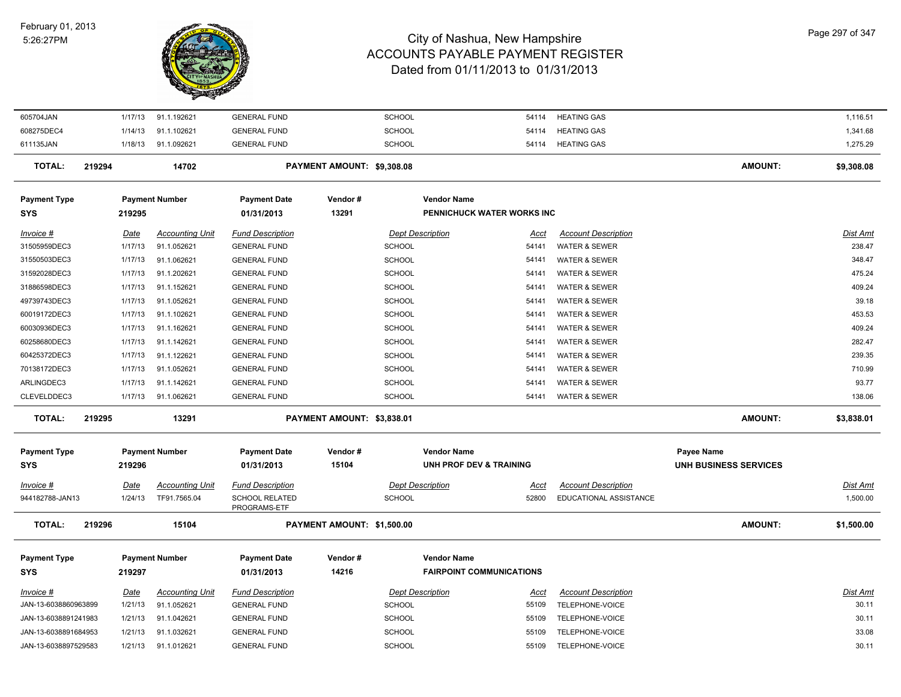| Invoice # | Date | Accounting Unit | Fund Description | Dept Description | Acct | Account Description | Dist Amt |
|---|---|---|---|---|---|---|---|
| 605704JAN | 1/17/13 | 91.1.192621 | GENERAL FUND | SCHOOL | 54114 | HEATING GAS | 1,116.51 |
| 608275DEC4 | 1/14/13 | 91.1.102621 | GENERAL FUND | SCHOOL | 54114 | HEATING GAS | 1,341.68 |
| 611135JAN | 1/18/13 | 91.1.092621 | GENERAL FUND | SCHOOL | 54114 | HEATING GAS | 1,275.29 |

**TOTAL: 219294 14702 PAYMENT AMOUNT: $9,308.08 AMOUNT: $9,308.08**

| Payment Type | Payment Number | Payment Date | Vendor # | Vendor Name |
|---|---|---|---|---|
| SYS | 219295 | 01/31/2013 | 13291 | PENNICHUCK WATER WORKS INC |

| Invoice # | Date | Accounting Unit | Fund Description | Dept Description | Acct | Account Description | Dist Amt |
|---|---|---|---|---|---|---|---|
| 31505959DEC3 | 1/17/13 | 91.1.052621 | GENERAL FUND | SCHOOL | 54141 | WATER & SEWER | 238.47 |
| 31550503DEC3 | 1/17/13 | 91.1.062621 | GENERAL FUND | SCHOOL | 54141 | WATER & SEWER | 348.47 |
| 31592028DEC3 | 1/17/13 | 91.1.202621 | GENERAL FUND | SCHOOL | 54141 | WATER & SEWER | 475.24 |
| 31886598DEC3 | 1/17/13 | 91.1.152621 | GENERAL FUND | SCHOOL | 54141 | WATER & SEWER | 409.24 |
| 49739743DEC3 | 1/17/13 | 91.1.052621 | GENERAL FUND | SCHOOL | 54141 | WATER & SEWER | 39.18 |
| 60019172DEC3 | 1/17/13 | 91.1.102621 | GENERAL FUND | SCHOOL | 54141 | WATER & SEWER | 453.53 |
| 60030936DEC3 | 1/17/13 | 91.1.162621 | GENERAL FUND | SCHOOL | 54141 | WATER & SEWER | 409.24 |
| 60258680DEC3 | 1/17/13 | 91.1.142621 | GENERAL FUND | SCHOOL | 54141 | WATER & SEWER | 282.47 |
| 60425372DEC3 | 1/17/13 | 91.1.122621 | GENERAL FUND | SCHOOL | 54141 | WATER & SEWER | 239.35 |
| 70138172DEC3 | 1/17/13 | 91.1.052621 | GENERAL FUND | SCHOOL | 54141 | WATER & SEWER | 710.99 |
| ARLINGDEC3 | 1/17/13 | 91.1.142621 | GENERAL FUND | SCHOOL | 54141 | WATER & SEWER | 93.77 |
| CLEVELDDEC3 | 1/17/13 | 91.1.062621 | GENERAL FUND | SCHOOL | 54141 | WATER & SEWER | 138.06 |

**TOTAL: 219295 13291 PAYMENT AMOUNT: $3,838.01 AMOUNT: $3,838.01**

| Payment Type | Payment Number | Payment Date | Vendor # | Vendor Name | Payee Name |
|---|---|---|---|---|---|
| SYS | 219296 | 01/31/2013 | 15104 | UNH PROF DEV & TRAINING | UNH BUSINESS SERVICES |

| Invoice # | Date | Accounting Unit | Fund Description | Dept Description | Acct | Account Description | Dist Amt |
|---|---|---|---|---|---|---|---|
| 944182788-JAN13 | 1/24/13 | TF91.7565.04 | SCHOOL RELATED PROGRAMS-ETF | SCHOOL | 52800 | EDUCATIONAL ASSISTANCE | 1,500.00 |

**TOTAL: 219296 15104 PAYMENT AMOUNT: $1,500.00 AMOUNT: $1,500.00**

| Payment Type | Payment Number | Payment Date | Vendor # | Vendor Name |
|---|---|---|---|---|
| SYS | 219297 | 01/31/2013 | 14216 | FAIRPOINT COMMUNICATIONS |

| Invoice # | Date | Accounting Unit | Fund Description | Dept Description | Acct | Account Description | Dist Amt |
|---|---|---|---|---|---|---|---|
| JAN-13-6038860963899 | 1/21/13 | 91.1.052621 | GENERAL FUND | SCHOOL | 55109 | TELEPHONE-VOICE | 30.11 |
| JAN-13-6038891241983 | 1/21/13 | 91.1.042621 | GENERAL FUND | SCHOOL | 55109 | TELEPHONE-VOICE | 30.11 |
| JAN-13-6038891684953 | 1/21/13 | 91.1.032621 | GENERAL FUND | SCHOOL | 55109 | TELEPHONE-VOICE | 33.08 |
| JAN-13-6038897529583 | 1/21/13 | 91.1.012621 | GENERAL FUND | SCHOOL | 55109 | TELEPHONE-VOICE | 30.11 |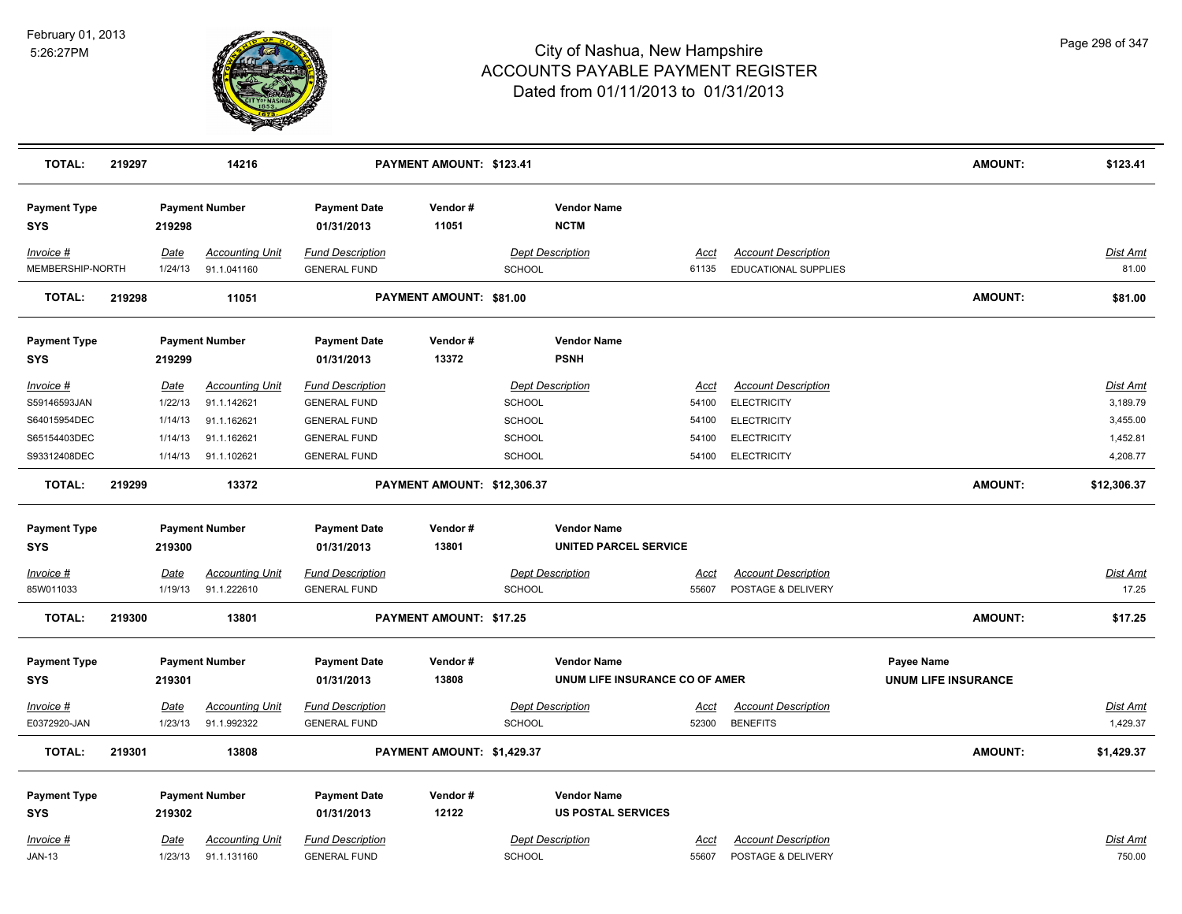# City of Nashua, New Hampshire
## ACCOUNTS PAYABLE PAYMENT REGISTER
### Dated from 01/11/2013 to 01/31/2013

February 01, 2013
5:26:27PM

**TOTAL: 219297 14216 PAYMENT AMOUNT: $123.41 AMOUNT: $123.41**

| Payment Type | Payment Number | Payment Date | Vendor # | Vendor Name |
|---|---|---|---|---|
| SYS | 219298 | 01/31/2013 | 11051 | NCTM |

| Invoice # | Date | Accounting Unit | Fund Description | Dept Description | Acct | Account Description | Dist Amt |
|---|---|---|---|---|---|---|---|
| MEMBERSHIP-NORTH | 1/24/13 | 91.1.041160 | GENERAL FUND | SCHOOL | 61135 | EDUCATIONAL SUPPLIES | 81.00 |

**TOTAL: 219298 11051 PAYMENT AMOUNT: $81.00 AMOUNT: $81.00**

| Payment Type | Payment Number | Payment Date | Vendor # | Vendor Name |
|---|---|---|---|---|
| SYS | 219299 | 01/31/2013 | 13372 | PSNH |

| Invoice # | Date | Accounting Unit | Fund Description | Dept Description | Acct | Account Description | Dist Amt |
|---|---|---|---|---|---|---|---|
| S59146593JAN | 1/22/13 | 91.1.142621 | GENERAL FUND | SCHOOL | 54100 | ELECTRICITY | 3,189.79 |
| S64015954DEC | 1/14/13 | 91.1.162621 | GENERAL FUND | SCHOOL | 54100 | ELECTRICITY | 3,455.00 |
| S65154403DEC | 1/14/13 | 91.1.162621 | GENERAL FUND | SCHOOL | 54100 | ELECTRICITY | 1,452.81 |
| S93312408DEC | 1/14/13 | 91.1.102621 | GENERAL FUND | SCHOOL | 54100 | ELECTRICITY | 4,208.77 |

**TOTAL: 219299 13372 PAYMENT AMOUNT: $12,306.37 AMOUNT: $12,306.37**

| Payment Type | Payment Number | Payment Date | Vendor # | Vendor Name |
|---|---|---|---|---|
| SYS | 219300 | 01/31/2013 | 13801 | UNITED PARCEL SERVICE |

| Invoice # | Date | Accounting Unit | Fund Description | Dept Description | Acct | Account Description | Dist Amt |
|---|---|---|---|---|---|---|---|
| 85W011033 | 1/19/13 | 91.1.222610 | GENERAL FUND | SCHOOL | 55607 | POSTAGE & DELIVERY | 17.25 |

**TOTAL: 219300 13801 PAYMENT AMOUNT: $17.25 AMOUNT: $17.25**

| Payment Type | Payment Number | Payment Date | Vendor # | Vendor Name | Payee Name |
|---|---|---|---|---|---|
| SYS | 219301 | 01/31/2013 | 13808 | UNUM LIFE INSURANCE CO OF AMER | UNUM LIFE INSURANCE |

| Invoice # | Date | Accounting Unit | Fund Description | Dept Description | Acct | Account Description | Dist Amt |
|---|---|---|---|---|---|---|---|
| E0372920-JAN | 1/23/13 | 91.1.992322 | GENERAL FUND | SCHOOL | 52300 | BENEFITS | 1,429.37 |

**TOTAL: 219301 13808 PAYMENT AMOUNT: $1,429.37 AMOUNT: $1,429.37**

| Payment Type | Payment Number | Payment Date | Vendor # | Vendor Name |
|---|---|---|---|---|
| SYS | 219302 | 01/31/2013 | 12122 | US POSTAL SERVICES |

| Invoice # | Date | Accounting Unit | Fund Description | Dept Description | Acct | Account Description | Dist Amt |
|---|---|---|---|---|---|---|---|
| JAN-13 | 1/23/13 | 91.1.131160 | GENERAL FUND | SCHOOL | 55607 | POSTAGE & DELIVERY | 750.00 |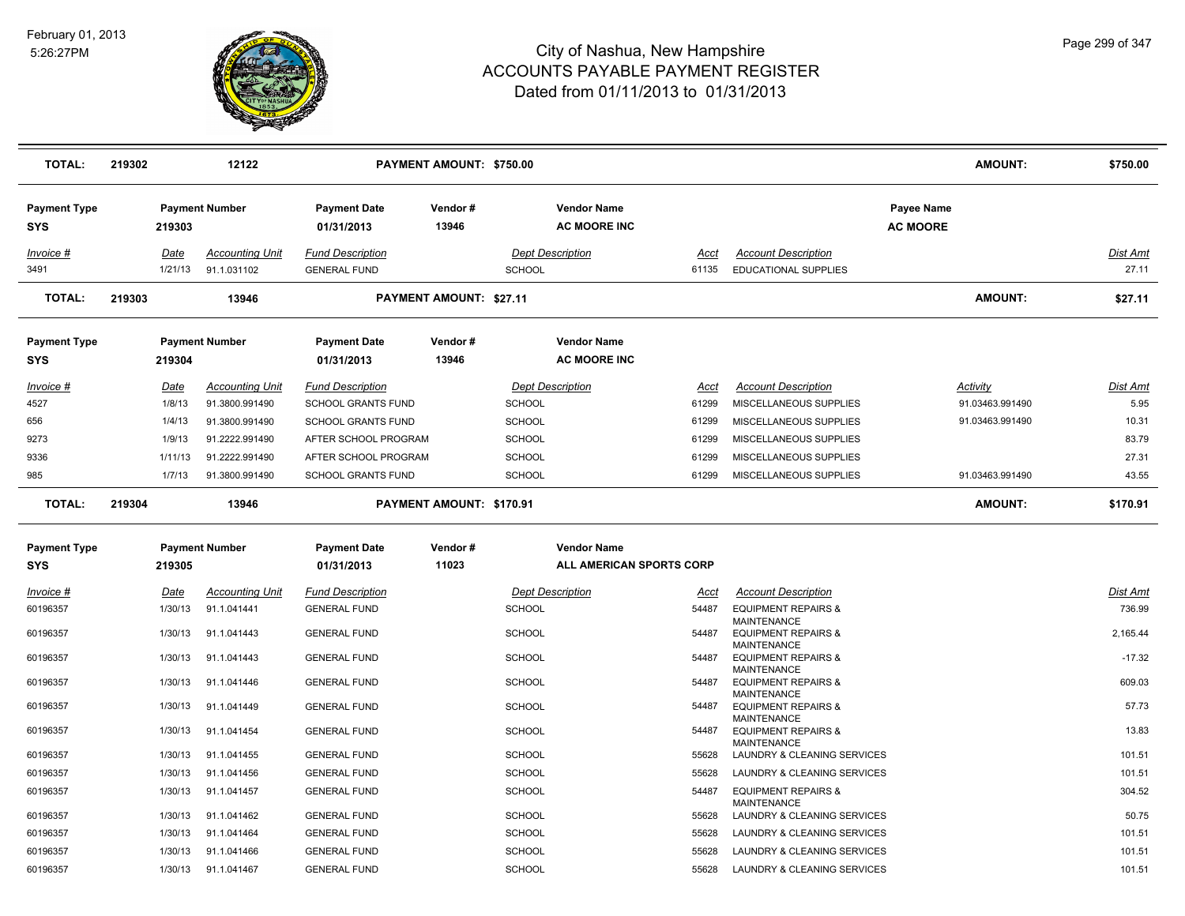# City of Nashua, New Hampshire
## ACCOUNTS PAYABLE PAYMENT REGISTER
### Dated from 01/11/2013 to 01/31/2013

February 01, 2013
5:26:27PM

| TOTAL: | 219302 | 12122 | PAYMENT AMOUNT: $750.00 | | | | AMOUNT: | $750.00 |
|---|---|---|---|---|---|---|---|---|

| Payment Type | Payment Number | Payment Date | Vendor # | Vendor Name | Payee Name |
|---|---|---|---|---|---|
| SYS | 219303 | 01/31/2013 | 13946 | AC MOORE INC | AC MOORE |

| Invoice # | Date | Accounting Unit | Fund Description | Dept Description | Acct | Account Description | Dist Amt |
|---|---|---|---|---|---|---|---|
| 3491 | 1/21/13 | 91.1.031102 | GENERAL FUND | SCHOOL | 61135 | EDUCATIONAL SUPPLIES | 27.11 |

| TOTAL: | 219303 | 13946 | PAYMENT AMOUNT: $27.11 | | | | AMOUNT: | $27.11 |
|---|---|---|---|---|---|---|---|---|

| Payment Type | Payment Number | Payment Date | Vendor # | Vendor Name |
|---|---|---|---|---|
| SYS | 219304 | 01/31/2013 | 13946 | AC MOORE INC |

| Invoice # | Date | Accounting Unit | Fund Description | Dept Description | Acct | Account Description | Activity | Dist Amt |
|---|---|---|---|---|---|---|---|---|
| 4527 | 1/8/13 | 91.3800.991490 | SCHOOL GRANTS FUND | SCHOOL | 61299 | MISCELLANEOUS SUPPLIES | 91.03463.991490 | 5.95 |
| 656 | 1/4/13 | 91.3800.991490 | SCHOOL GRANTS FUND | SCHOOL | 61299 | MISCELLANEOUS SUPPLIES | 91.03463.991490 | 10.31 |
| 9273 | 1/9/13 | 91.2222.991490 | AFTER SCHOOL PROGRAM | SCHOOL | 61299 | MISCELLANEOUS SUPPLIES | | 83.79 |
| 9336 | 1/11/13 | 91.2222.991490 | AFTER SCHOOL PROGRAM | SCHOOL | 61299 | MISCELLANEOUS SUPPLIES | | 27.31 |
| 985 | 1/7/13 | 91.3800.991490 | SCHOOL GRANTS FUND | SCHOOL | 61299 | MISCELLANEOUS SUPPLIES | 91.03463.991490 | 43.55 |

| TOTAL: | 219304 | 13946 | PAYMENT AMOUNT: $170.91 | | | | AMOUNT: | $170.91 |
|---|---|---|---|---|---|---|---|---|

| Payment Type | Payment Number | Payment Date | Vendor # | Vendor Name |
|---|---|---|---|---|
| SYS | 219305 | 01/31/2013 | 11023 | ALL AMERICAN SPORTS CORP |

| Invoice # | Date | Accounting Unit | Fund Description | Dept Description | Acct | Account Description | Dist Amt |
|---|---|---|---|---|---|---|---|
| 60196357 | 1/30/13 | 91.1.041441 | GENERAL FUND | SCHOOL | 54487 | EQUIPMENT REPAIRS & MAINTENANCE | 736.99 |
| 60196357 | 1/30/13 | 91.1.041443 | GENERAL FUND | SCHOOL | 54487 | EQUIPMENT REPAIRS & MAINTENANCE | 2,165.44 |
| 60196357 | 1/30/13 | 91.1.041443 | GENERAL FUND | SCHOOL | 54487 | EQUIPMENT REPAIRS & MAINTENANCE | -17.32 |
| 60196357 | 1/30/13 | 91.1.041446 | GENERAL FUND | SCHOOL | 54487 | EQUIPMENT REPAIRS & MAINTENANCE | 609.03 |
| 60196357 | 1/30/13 | 91.1.041449 | GENERAL FUND | SCHOOL | 54487 | EQUIPMENT REPAIRS & MAINTENANCE | 57.73 |
| 60196357 | 1/30/13 | 91.1.041454 | GENERAL FUND | SCHOOL | 54487 | EQUIPMENT REPAIRS & MAINTENANCE | 13.83 |
| 60196357 | 1/30/13 | 91.1.041455 | GENERAL FUND | SCHOOL | 55628 | LAUNDRY & CLEANING SERVICES | 101.51 |
| 60196357 | 1/30/13 | 91.1.041456 | GENERAL FUND | SCHOOL | 55628 | LAUNDRY & CLEANING SERVICES | 101.51 |
| 60196357 | 1/30/13 | 91.1.041457 | GENERAL FUND | SCHOOL | 54487 | EQUIPMENT REPAIRS & MAINTENANCE | 304.52 |
| 60196357 | 1/30/13 | 91.1.041462 | GENERAL FUND | SCHOOL | 55628 | LAUNDRY & CLEANING SERVICES | 50.75 |
| 60196357 | 1/30/13 | 91.1.041464 | GENERAL FUND | SCHOOL | 55628 | LAUNDRY & CLEANING SERVICES | 101.51 |
| 60196357 | 1/30/13 | 91.1.041466 | GENERAL FUND | SCHOOL | 55628 | LAUNDRY & CLEANING SERVICES | 101.51 |
| 60196357 | 1/30/13 | 91.1.041467 | GENERAL FUND | SCHOOL | 55628 | LAUNDRY & CLEANING SERVICES | 101.51 |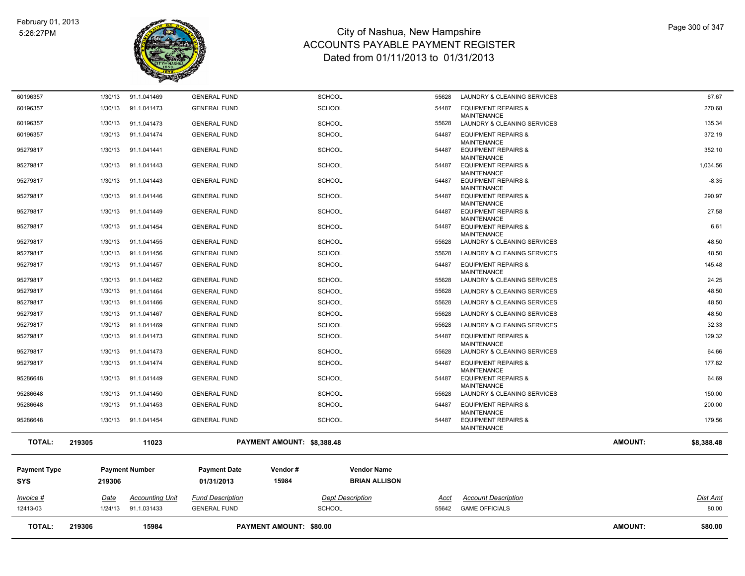# City of Nashua, New Hampshire
## ACCOUNTS PAYABLE PAYMENT REGISTER
### Dated from 01/11/2013 to 01/31/2013

February 01, 2013
5:26:27PM

| Invoice # | Date | Accounting Unit | Fund Description | Dept Description | Acct | Account Description | Dist Amt |
|---|---|---|---|---|---|---|---|
| 60196357 | 1/30/13 | 91.1.041469 | GENERAL FUND | SCHOOL | 55628 | LAUNDRY & CLEANING SERVICES | 67.67 |
| 60196357 | 1/30/13 | 91.1.041473 | GENERAL FUND | SCHOOL | 54487 | EQUIPMENT REPAIRS & MAINTENANCE | 270.68 |
| 60196357 | 1/30/13 | 91.1.041473 | GENERAL FUND | SCHOOL | 55628 | LAUNDRY & CLEANING SERVICES | 135.34 |
| 60196357 | 1/30/13 | 91.1.041474 | GENERAL FUND | SCHOOL | 54487 | EQUIPMENT REPAIRS & MAINTENANCE | 372.19 |
| 95279817 | 1/30/13 | 91.1.041441 | GENERAL FUND | SCHOOL | 54487 | EQUIPMENT REPAIRS & MAINTENANCE | 352.10 |
| 95279817 | 1/30/13 | 91.1.041443 | GENERAL FUND | SCHOOL | 54487 | EQUIPMENT REPAIRS & MAINTENANCE | 1,034.56 |
| 95279817 | 1/30/13 | 91.1.041443 | GENERAL FUND | SCHOOL | 54487 | EQUIPMENT REPAIRS & MAINTENANCE | -8.35 |
| 95279817 | 1/30/13 | 91.1.041446 | GENERAL FUND | SCHOOL | 54487 | EQUIPMENT REPAIRS & MAINTENANCE | 290.97 |
| 95279817 | 1/30/13 | 91.1.041449 | GENERAL FUND | SCHOOL | 54487 | EQUIPMENT REPAIRS & MAINTENANCE | 27.58 |
| 95279817 | 1/30/13 | 91.1.041454 | GENERAL FUND | SCHOOL | 54487 | EQUIPMENT REPAIRS & MAINTENANCE | 6.61 |
| 95279817 | 1/30/13 | 91.1.041455 | GENERAL FUND | SCHOOL | 55628 | LAUNDRY & CLEANING SERVICES | 48.50 |
| 95279817 | 1/30/13 | 91.1.041456 | GENERAL FUND | SCHOOL | 55628 | LAUNDRY & CLEANING SERVICES | 48.50 |
| 95279817 | 1/30/13 | 91.1.041457 | GENERAL FUND | SCHOOL | 54487 | EQUIPMENT REPAIRS & MAINTENANCE | 145.48 |
| 95279817 | 1/30/13 | 91.1.041462 | GENERAL FUND | SCHOOL | 55628 | LAUNDRY & CLEANING SERVICES | 24.25 |
| 95279817 | 1/30/13 | 91.1.041464 | GENERAL FUND | SCHOOL | 55628 | LAUNDRY & CLEANING SERVICES | 48.50 |
| 95279817 | 1/30/13 | 91.1.041466 | GENERAL FUND | SCHOOL | 55628 | LAUNDRY & CLEANING SERVICES | 48.50 |
| 95279817 | 1/30/13 | 91.1.041467 | GENERAL FUND | SCHOOL | 55628 | LAUNDRY & CLEANING SERVICES | 48.50 |
| 95279817 | 1/30/13 | 91.1.041469 | GENERAL FUND | SCHOOL | 55628 | LAUNDRY & CLEANING SERVICES | 32.33 |
| 95279817 | 1/30/13 | 91.1.041473 | GENERAL FUND | SCHOOL | 54487 | EQUIPMENT REPAIRS & MAINTENANCE | 129.32 |
| 95279817 | 1/30/13 | 91.1.041473 | GENERAL FUND | SCHOOL | 55628 | LAUNDRY & CLEANING SERVICES | 64.66 |
| 95279817 | 1/30/13 | 91.1.041474 | GENERAL FUND | SCHOOL | 54487 | EQUIPMENT REPAIRS & MAINTENANCE | 177.82 |
| 95286648 | 1/30/13 | 91.1.041449 | GENERAL FUND | SCHOOL | 54487 | EQUIPMENT REPAIRS & MAINTENANCE | 64.69 |
| 95286648 | 1/30/13 | 91.1.041450 | GENERAL FUND | SCHOOL | 55628 | LAUNDRY & CLEANING SERVICES | 150.00 |
| 95286648 | 1/30/13 | 91.1.041453 | GENERAL FUND | SCHOOL | 54487 | EQUIPMENT REPAIRS & MAINTENANCE | 200.00 |
| 95286648 | 1/30/13 | 91.1.041454 | GENERAL FUND | SCHOOL | 54487 | EQUIPMENT REPAIRS & MAINTENANCE | 179.56 |

**TOTAL:** 219305 | 11023 | **PAYMENT AMOUNT: $8,388.48** | **AMOUNT: $8,388.48**

| Payment Type | Payment Number | Payment Date | Vendor # | Vendor Name |
|---|---|---|---|---|
| SYS | 219306 | 01/31/2013 | 15984 | BRIAN ALLISON |

| Invoice # | Date | Accounting Unit | Fund Description | Dept Description | Acct | Account Description | Dist Amt |
|---|---|---|---|---|---|---|---|
| 12413-03 | 1/24/13 | 91.1.031433 | GENERAL FUND | SCHOOL | 55642 | GAME OFFICIALS | 80.00 |

**TOTAL:** 219306 | 15984 | **PAYMENT AMOUNT: $80.00** | **AMOUNT: $80.00**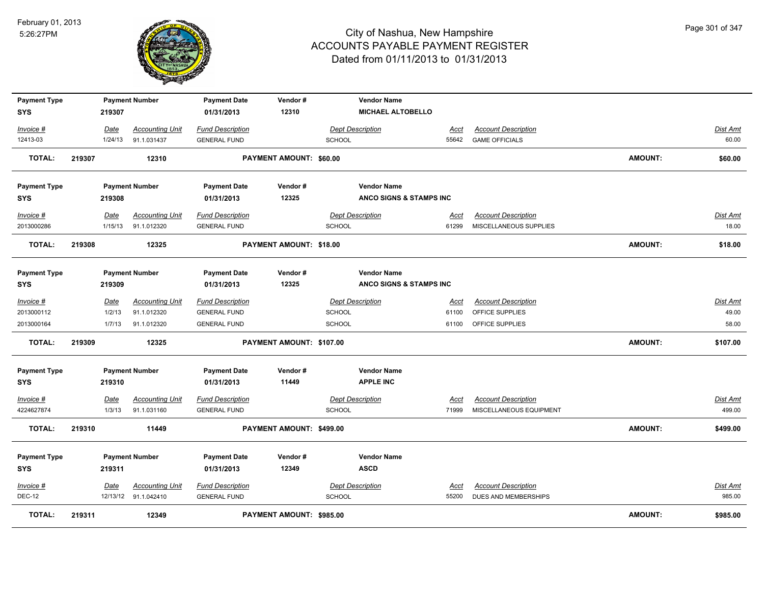# City of Nashua, New Hampshire
## ACCOUNTS PAYABLE PAYMENT REGISTER
### Dated from 01/11/2013 to 01/31/2013

February 01, 2013
5:26:27PM

| Payment Type | Payment Number | Payment Date | Vendor # | Vendor Name |
|---|---|---|---|---|
| SYS | 219307 | 01/31/2013 | 12310 | MICHAEL ALTOBELLO |

| Invoice # | Date | Accounting Unit | Fund Description | Dept Description | Acct | Account Description | Dist Amt |
|---|---|---|---|---|---|---|---|
| 12413-03 | 1/24/13 | 91.1.031437 | GENERAL FUND | SCHOOL | 55642 | GAME OFFICIALS | 60.00 |

**TOTAL: 219307 12310 PAYMENT AMOUNT: $60.00 AMOUNT: $60.00**

| Payment Type | Payment Number | Payment Date | Vendor # | Vendor Name |
|---|---|---|---|---|
| SYS | 219308 | 01/31/2013 | 12325 | ANCO SIGNS & STAMPS INC |

| Invoice # | Date | Accounting Unit | Fund Description | Dept Description | Acct | Account Description | Dist Amt |
|---|---|---|---|---|---|---|---|
| 2013000286 | 1/15/13 | 91.1.012320 | GENERAL FUND | SCHOOL | 61299 | MISCELLANEOUS SUPPLIES | 18.00 |

**TOTAL: 219308 12325 PAYMENT AMOUNT: $18.00 AMOUNT: $18.00**

| Payment Type | Payment Number | Payment Date | Vendor # | Vendor Name |
|---|---|---|---|---|
| SYS | 219309 | 01/31/2013 | 12325 | ANCO SIGNS & STAMPS INC |

| Invoice # | Date | Accounting Unit | Fund Description | Dept Description | Acct | Account Description | Dist Amt |
|---|---|---|---|---|---|---|---|
| 2013000112 | 1/2/13 | 91.1.012320 | GENERAL FUND | SCHOOL | 61100 | OFFICE SUPPLIES | 49.00 |
| 2013000164 | 1/7/13 | 91.1.012320 | GENERAL FUND | SCHOOL | 61100 | OFFICE SUPPLIES | 58.00 |

**TOTAL: 219309 12325 PAYMENT AMOUNT: $107.00 AMOUNT: $107.00**

| Payment Type | Payment Number | Payment Date | Vendor # | Vendor Name |
|---|---|---|---|---|
| SYS | 219310 | 01/31/2013 | 11449 | APPLE INC |

| Invoice # | Date | Accounting Unit | Fund Description | Dept Description | Acct | Account Description | Dist Amt |
|---|---|---|---|---|---|---|---|
| 4224627874 | 1/3/13 | 91.1.031160 | GENERAL FUND | SCHOOL | 71999 | MISCELLANEOUS EQUIPMENT | 499.00 |

**TOTAL: 219310 11449 PAYMENT AMOUNT: $499.00 AMOUNT: $499.00**

| Payment Type | Payment Number | Payment Date | Vendor # | Vendor Name |
|---|---|---|---|---|
| SYS | 219311 | 01/31/2013 | 12349 | ASCD |

| Invoice # | Date | Accounting Unit | Fund Description | Dept Description | Acct | Account Description | Dist Amt |
|---|---|---|---|---|---|---|---|
| DEC-12 | 12/13/12 | 91.1.042410 | GENERAL FUND | SCHOOL | 55200 | DUES AND MEMBERSHIPS | 985.00 |

**TOTAL: 219311 12349 PAYMENT AMOUNT: $985.00 AMOUNT: $985.00**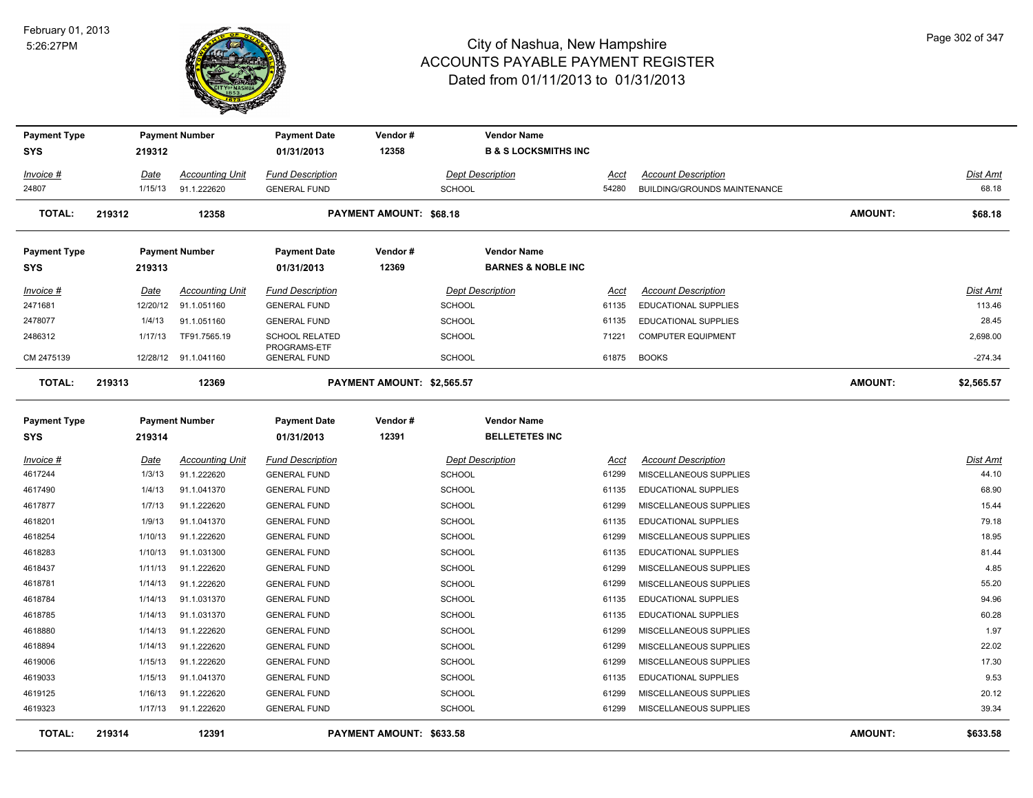# City of Nashua, New Hampshire
## ACCOUNTS PAYABLE PAYMENT REGISTER
### Dated from 01/11/2013 to 01/31/2013

February 01, 2013
5:26:27PM

| Payment Type | Payment Number | Payment Date | Vendor # | Vendor Name |
|---|---|---|---|---|
| SYS | 219312 | 01/31/2013 | 12358 | B & S LOCKSMITHS INC |

| Invoice # | Date | Accounting Unit | Fund Description | Dept Description | Acct | Account Description | Dist Amt |
|---|---|---|---|---|---|---|---|
| 24807 | 1/15/13 | 91.1.222620 | GENERAL FUND | SCHOOL | 54280 | BUILDING/GROUNDS MAINTENANCE | 68.18 |

**TOTAL: 219312 12358 PAYMENT AMOUNT: $68.18 AMOUNT: $68.18**

| Payment Type | Payment Number | Payment Date | Vendor # | Vendor Name |
|---|---|---|---|---|
| SYS | 219313 | 01/31/2013 | 12369 | BARNES & NOBLE INC |

| Invoice # | Date | Accounting Unit | Fund Description | Dept Description | Acct | Account Description | Dist Amt |
|---|---|---|---|---|---|---|---|
| 2471681 | 12/20/12 | 91.1.051160 | GENERAL FUND | SCHOOL | 61135 | EDUCATIONAL SUPPLIES | 113.46 |
| 2478077 | 1/4/13 | 91.1.051160 | GENERAL FUND | SCHOOL | 61135 | EDUCATIONAL SUPPLIES | 28.45 |
| 2486312 | 1/17/13 | TF91.7565.19 | SCHOOL RELATED PROGRAMS-ETF | SCHOOL | 71221 | COMPUTER EQUIPMENT | 2,698.00 |
| CM 2475139 | 12/28/12 | 91.1.041160 | GENERAL FUND | SCHOOL | 61875 | BOOKS | -274.34 |

**TOTAL: 219313 12369 PAYMENT AMOUNT: $2,565.57 AMOUNT: $2,565.57**

| Payment Type | Payment Number | Payment Date | Vendor # | Vendor Name |
|---|---|---|---|---|
| SYS | 219314 | 01/31/2013 | 12391 | BELLETETES INC |

| Invoice # | Date | Accounting Unit | Fund Description | Dept Description | Acct | Account Description | Dist Amt |
|---|---|---|---|---|---|---|---|
| 4617244 | 1/3/13 | 91.1.222620 | GENERAL FUND | SCHOOL | 61299 | MISCELLANEOUS SUPPLIES | 44.10 |
| 4617490 | 1/4/13 | 91.1.041370 | GENERAL FUND | SCHOOL | 61135 | EDUCATIONAL SUPPLIES | 68.90 |
| 4617877 | 1/7/13 | 91.1.222620 | GENERAL FUND | SCHOOL | 61299 | MISCELLANEOUS SUPPLIES | 15.44 |
| 4618201 | 1/9/13 | 91.1.041370 | GENERAL FUND | SCHOOL | 61135 | EDUCATIONAL SUPPLIES | 79.18 |
| 4618254 | 1/10/13 | 91.1.222620 | GENERAL FUND | SCHOOL | 61299 | MISCELLANEOUS SUPPLIES | 18.95 |
| 4618283 | 1/10/13 | 91.1.031300 | GENERAL FUND | SCHOOL | 61135 | EDUCATIONAL SUPPLIES | 81.44 |
| 4618437 | 1/11/13 | 91.1.222620 | GENERAL FUND | SCHOOL | 61299 | MISCELLANEOUS SUPPLIES | 4.85 |
| 4618781 | 1/14/13 | 91.1.222620 | GENERAL FUND | SCHOOL | 61299 | MISCELLANEOUS SUPPLIES | 55.20 |
| 4618784 | 1/14/13 | 91.1.031370 | GENERAL FUND | SCHOOL | 61135 | EDUCATIONAL SUPPLIES | 94.96 |
| 4618785 | 1/14/13 | 91.1.031370 | GENERAL FUND | SCHOOL | 61135 | EDUCATIONAL SUPPLIES | 60.28 |
| 4618880 | 1/14/13 | 91.1.222620 | GENERAL FUND | SCHOOL | 61299 | MISCELLANEOUS SUPPLIES | 1.97 |
| 4618894 | 1/14/13 | 91.1.222620 | GENERAL FUND | SCHOOL | 61299 | MISCELLANEOUS SUPPLIES | 22.02 |
| 4619006 | 1/15/13 | 91.1.222620 | GENERAL FUND | SCHOOL | 61299 | MISCELLANEOUS SUPPLIES | 17.30 |
| 4619033 | 1/15/13 | 91.1.041370 | GENERAL FUND | SCHOOL | 61135 | EDUCATIONAL SUPPLIES | 9.53 |
| 4619125 | 1/16/13 | 91.1.222620 | GENERAL FUND | SCHOOL | 61299 | MISCELLANEOUS SUPPLIES | 20.12 |
| 4619323 | 1/17/13 | 91.1.222620 | GENERAL FUND | SCHOOL | 61299 | MISCELLANEOUS SUPPLIES | 39.34 |

**TOTAL: 219314 12391 PAYMENT AMOUNT: $633.58 AMOUNT: $633.58**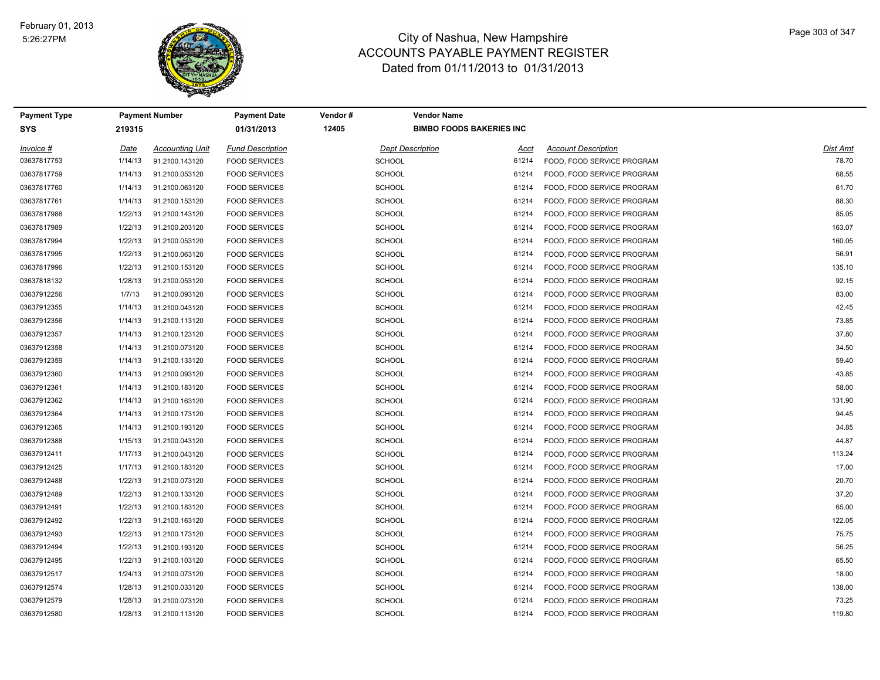# City of Nashua, New Hampshire
## ACCOUNTS PAYABLE PAYMENT REGISTER
### Dated from 01/11/2013 to 01/31/2013

February 01, 2013
5:26:27PM

| Payment Type | Payment Number | Payment Date | Vendor # | Vendor Name |
|---|---|---|---|---|
| SYS | 219315 | 01/31/2013 | 12405 | BIMBO FOODS BAKERIES INC |

| Invoice # | Date | Accounting Unit | Fund Description | Dept Description | Acct | Account Description | Dist Amt |
|---|---|---|---|---|---|---|---|
| 03637817753 | 1/14/13 | 91.2100.143120 | FOOD SERVICES | SCHOOL | 61214 | FOOD, FOOD SERVICE PROGRAM | 78.70 |
| 03637817759 | 1/14/13 | 91.2100.053120 | FOOD SERVICES | SCHOOL | 61214 | FOOD, FOOD SERVICE PROGRAM | 68.55 |
| 03637817760 | 1/14/13 | 91.2100.063120 | FOOD SERVICES | SCHOOL | 61214 | FOOD, FOOD SERVICE PROGRAM | 61.70 |
| 03637817761 | 1/14/13 | 91.2100.153120 | FOOD SERVICES | SCHOOL | 61214 | FOOD, FOOD SERVICE PROGRAM | 88.30 |
| 03637817988 | 1/22/13 | 91.2100.143120 | FOOD SERVICES | SCHOOL | 61214 | FOOD, FOOD SERVICE PROGRAM | 85.05 |
| 03637817989 | 1/22/13 | 91.2100.203120 | FOOD SERVICES | SCHOOL | 61214 | FOOD, FOOD SERVICE PROGRAM | 163.07 |
| 03637817994 | 1/22/13 | 91.2100.053120 | FOOD SERVICES | SCHOOL | 61214 | FOOD, FOOD SERVICE PROGRAM | 160.05 |
| 03637817995 | 1/22/13 | 91.2100.063120 | FOOD SERVICES | SCHOOL | 61214 | FOOD, FOOD SERVICE PROGRAM | 56.91 |
| 03637817996 | 1/22/13 | 91.2100.153120 | FOOD SERVICES | SCHOOL | 61214 | FOOD, FOOD SERVICE PROGRAM | 135.10 |
| 03637818132 | 1/28/13 | 91.2100.053120 | FOOD SERVICES | SCHOOL | 61214 | FOOD, FOOD SERVICE PROGRAM | 92.15 |
| 03637912256 | 1/7/13 | 91.2100.093120 | FOOD SERVICES | SCHOOL | 61214 | FOOD, FOOD SERVICE PROGRAM | 83.00 |
| 03637912355 | 1/14/13 | 91.2100.043120 | FOOD SERVICES | SCHOOL | 61214 | FOOD, FOOD SERVICE PROGRAM | 42.45 |
| 03637912356 | 1/14/13 | 91.2100.113120 | FOOD SERVICES | SCHOOL | 61214 | FOOD, FOOD SERVICE PROGRAM | 73.85 |
| 03637912357 | 1/14/13 | 91.2100.123120 | FOOD SERVICES | SCHOOL | 61214 | FOOD, FOOD SERVICE PROGRAM | 37.80 |
| 03637912358 | 1/14/13 | 91.2100.073120 | FOOD SERVICES | SCHOOL | 61214 | FOOD, FOOD SERVICE PROGRAM | 34.50 |
| 03637912359 | 1/14/13 | 91.2100.133120 | FOOD SERVICES | SCHOOL | 61214 | FOOD, FOOD SERVICE PROGRAM | 59.40 |
| 03637912360 | 1/14/13 | 91.2100.093120 | FOOD SERVICES | SCHOOL | 61214 | FOOD, FOOD SERVICE PROGRAM | 43.85 |
| 03637912361 | 1/14/13 | 91.2100.183120 | FOOD SERVICES | SCHOOL | 61214 | FOOD, FOOD SERVICE PROGRAM | 58.00 |
| 03637912362 | 1/14/13 | 91.2100.163120 | FOOD SERVICES | SCHOOL | 61214 | FOOD, FOOD SERVICE PROGRAM | 131.90 |
| 03637912364 | 1/14/13 | 91.2100.173120 | FOOD SERVICES | SCHOOL | 61214 | FOOD, FOOD SERVICE PROGRAM | 94.45 |
| 03637912365 | 1/14/13 | 91.2100.193120 | FOOD SERVICES | SCHOOL | 61214 | FOOD, FOOD SERVICE PROGRAM | 34.85 |
| 03637912388 | 1/15/13 | 91.2100.043120 | FOOD SERVICES | SCHOOL | 61214 | FOOD, FOOD SERVICE PROGRAM | 44.87 |
| 03637912411 | 1/17/13 | 91.2100.043120 | FOOD SERVICES | SCHOOL | 61214 | FOOD, FOOD SERVICE PROGRAM | 113.24 |
| 03637912425 | 1/17/13 | 91.2100.183120 | FOOD SERVICES | SCHOOL | 61214 | FOOD, FOOD SERVICE PROGRAM | 17.00 |
| 03637912488 | 1/22/13 | 91.2100.073120 | FOOD SERVICES | SCHOOL | 61214 | FOOD, FOOD SERVICE PROGRAM | 20.70 |
| 03637912489 | 1/22/13 | 91.2100.133120 | FOOD SERVICES | SCHOOL | 61214 | FOOD, FOOD SERVICE PROGRAM | 37.20 |
| 03637912491 | 1/22/13 | 91.2100.183120 | FOOD SERVICES | SCHOOL | 61214 | FOOD, FOOD SERVICE PROGRAM | 65.00 |
| 03637912492 | 1/22/13 | 91.2100.163120 | FOOD SERVICES | SCHOOL | 61214 | FOOD, FOOD SERVICE PROGRAM | 122.05 |
| 03637912493 | 1/22/13 | 91.2100.173120 | FOOD SERVICES | SCHOOL | 61214 | FOOD, FOOD SERVICE PROGRAM | 75.75 |
| 03637912494 | 1/22/13 | 91.2100.193120 | FOOD SERVICES | SCHOOL | 61214 | FOOD, FOOD SERVICE PROGRAM | 56.25 |
| 03637912495 | 1/22/13 | 91.2100.103120 | FOOD SERVICES | SCHOOL | 61214 | FOOD, FOOD SERVICE PROGRAM | 65.50 |
| 03637912517 | 1/24/13 | 91.2100.073120 | FOOD SERVICES | SCHOOL | 61214 | FOOD, FOOD SERVICE PROGRAM | 18.00 |
| 03637912574 | 1/28/13 | 91.2100.033120 | FOOD SERVICES | SCHOOL | 61214 | FOOD, FOOD SERVICE PROGRAM | 138.00 |
| 03637912579 | 1/28/13 | 91.2100.073120 | FOOD SERVICES | SCHOOL | 61214 | FOOD, FOOD SERVICE PROGRAM | 73.25 |
| 03637912580 | 1/28/13 | 91.2100.113120 | FOOD SERVICES | SCHOOL | 61214 | FOOD, FOOD SERVICE PROGRAM | 119.80 |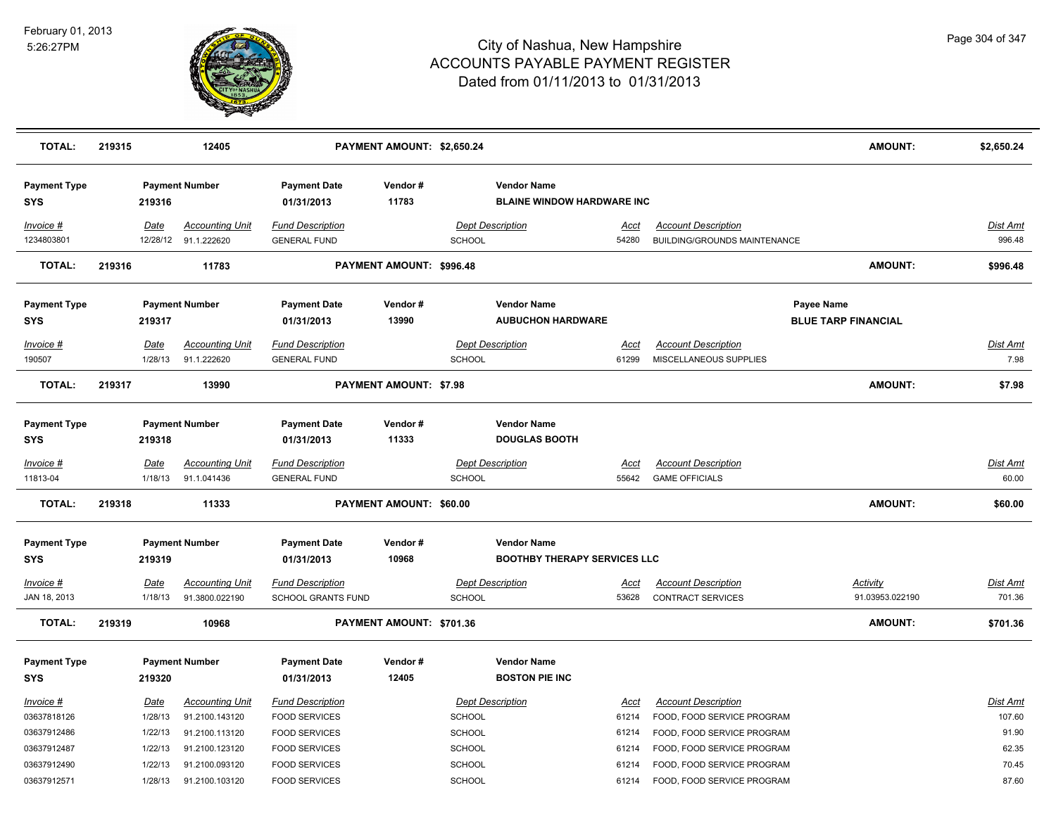# City of Nashua, New Hampshire
## ACCOUNTS PAYABLE PAYMENT REGISTER
### Dated from 01/11/2013 to 01/31/2013

February 01, 2013
5:26:27PM

| TOTAL: | 219315 | 12405 | PAYMENT AMOUNT: $2,650.24 | AMOUNT: | $2,650.24 |
|---|---|---|---|---|---|

**Payment Type:** SYS | **Payment Number:** 219316 | **Payment Date:** 01/31/2013 | **Vendor #:** 11783 | **Vendor Name:** BLAINE WINDOW HARDWARE INC

| Invoice # | Date | Accounting Unit | Fund Description | Dept Description | Acct | Account Description | Dist Amt |
|---|---|---|---|---|---|---|---|
| 1234803801 | 12/28/12 | 91.1.222620 | GENERAL FUND | SCHOOL | 54280 | BUILDING/GROUNDS MAINTENANCE | 996.48 |

| TOTAL: | 219316 | 11783 | PAYMENT AMOUNT: $996.48 | AMOUNT: | $996.48 |
|---|---|---|---|---|---|

**Payment Type:** SYS | **Payment Number:** 219317 | **Payment Date:** 01/31/2013 | **Vendor #:** 13990 | **Vendor Name:** AUBUCHON HARDWARE | **Payee Name:** BLUE TARP FINANCIAL

| Invoice # | Date | Accounting Unit | Fund Description | Dept Description | Acct | Account Description | Dist Amt |
|---|---|---|---|---|---|---|---|
| 190507 | 1/28/13 | 91.1.222620 | GENERAL FUND | SCHOOL | 61299 | MISCELLANEOUS SUPPLIES | 7.98 |

| TOTAL: | 219317 | 13990 | PAYMENT AMOUNT: $7.98 | AMOUNT: | $7.98 |
|---|---|---|---|---|---|

**Payment Type:** SYS | **Payment Number:** 219318 | **Payment Date:** 01/31/2013 | **Vendor #:** 11333 | **Vendor Name:** DOUGLAS BOOTH

| Invoice # | Date | Accounting Unit | Fund Description | Dept Description | Acct | Account Description | Dist Amt |
|---|---|---|---|---|---|---|---|
| 11813-04 | 1/18/13 | 91.1.041436 | GENERAL FUND | SCHOOL | 55642 | GAME OFFICIALS | 60.00 |

| TOTAL: | 219318 | 11333 | PAYMENT AMOUNT: $60.00 | AMOUNT: | $60.00 |
|---|---|---|---|---|---|

**Payment Type:** SYS | **Payment Number:** 219319 | **Payment Date:** 01/31/2013 | **Vendor #:** 10968 | **Vendor Name:** BOOTHBY THERAPY SERVICES LLC

| Invoice # | Date | Accounting Unit | Fund Description | Dept Description | Acct | Account Description | Activity | Dist Amt |
|---|---|---|---|---|---|---|---|---|
| JAN 18, 2013 | 1/18/13 | 91.3800.022190 | SCHOOL GRANTS FUND | SCHOOL | 53628 | CONTRACT SERVICES | 91.03953.022190 | 701.36 |

| TOTAL: | 219319 | 10968 | PAYMENT AMOUNT: $701.36 | AMOUNT: | $701.36 |
|---|---|---|---|---|---|

**Payment Type:** SYS | **Payment Number:** 219320 | **Payment Date:** 01/31/2013 | **Vendor #:** 12405 | **Vendor Name:** BOSTON PIE INC

| Invoice # | Date | Accounting Unit | Fund Description | Dept Description | Acct | Account Description | Dist Amt |
|---|---|---|---|---|---|---|---|
| 03637818126 | 1/28/13 | 91.2100.143120 | FOOD SERVICES | SCHOOL | 61214 | FOOD, FOOD SERVICE PROGRAM | 107.60 |
| 03637912486 | 1/22/13 | 91.2100.113120 | FOOD SERVICES | SCHOOL | 61214 | FOOD, FOOD SERVICE PROGRAM | 91.90 |
| 03637912487 | 1/22/13 | 91.2100.123120 | FOOD SERVICES | SCHOOL | 61214 | FOOD, FOOD SERVICE PROGRAM | 62.35 |
| 03637912490 | 1/22/13 | 91.2100.093120 | FOOD SERVICES | SCHOOL | 61214 | FOOD, FOOD SERVICE PROGRAM | 70.45 |
| 03637912571 | 1/28/13 | 91.2100.103120 | FOOD SERVICES | SCHOOL | 61214 | FOOD, FOOD SERVICE PROGRAM | 87.60 |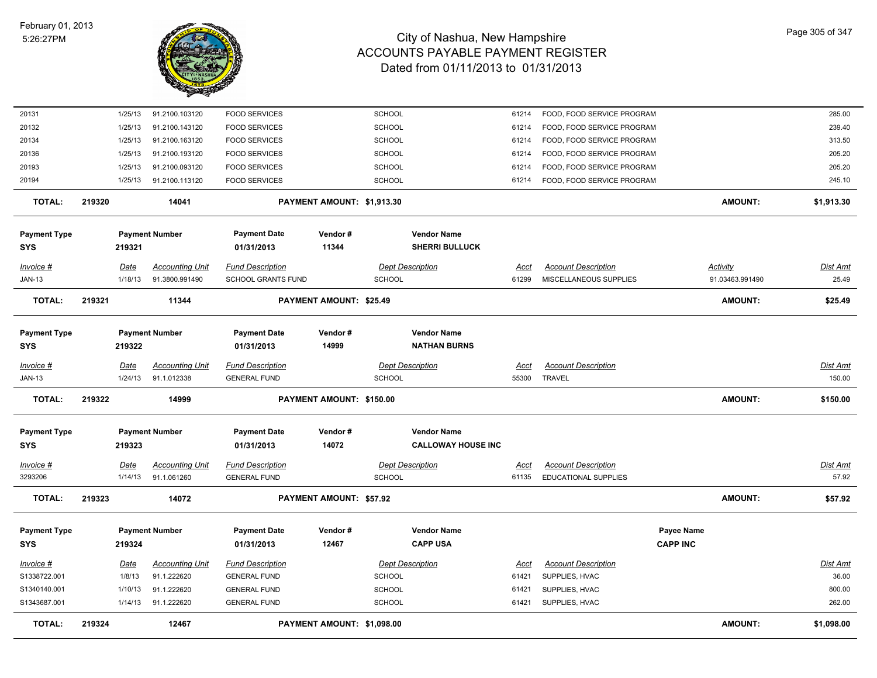# City of Nashua, New Hampshire
## ACCOUNTS PAYABLE PAYMENT REGISTER
### Dated from 01/11/2013 to 01/31/2013

February 01, 2013
5:26:27PM

| Invoice # | Date | Accounting Unit | Fund Description | Dept Description | Acct | Account Description | Activity | Dist Amt |
|---|---|---|---|---|---|---|---|---|
| 20131 | 1/25/13 | 91.2100.103120 | FOOD SERVICES | SCHOOL | 61214 | FOOD, FOOD SERVICE PROGRAM | | 285.00 |
| 20132 | 1/25/13 | 91.2100.143120 | FOOD SERVICES | SCHOOL | 61214 | FOOD, FOOD SERVICE PROGRAM | | 239.40 |
| 20134 | 1/25/13 | 91.2100.163120 | FOOD SERVICES | SCHOOL | 61214 | FOOD, FOOD SERVICE PROGRAM | | 313.50 |
| 20136 | 1/25/13 | 91.2100.193120 | FOOD SERVICES | SCHOOL | 61214 | FOOD, FOOD SERVICE PROGRAM | | 205.20 |
| 20193 | 1/25/13 | 91.2100.093120 | FOOD SERVICES | SCHOOL | 61214 | FOOD, FOOD SERVICE PROGRAM | | 205.20 |
| 20194 | 1/25/13 | 91.2100.113120 | FOOD SERVICES | SCHOOL | 61214 | FOOD, FOOD SERVICE PROGRAM | | 245.10 |

**TOTAL: 219320 — 14041 — PAYMENT AMOUNT: $1,913.30 — AMOUNT: $1,913.30**

| Payment Type | Payment Number | Payment Date | Vendor # | Vendor Name |
|---|---|---|---|---|
| SYS | 219321 | 01/31/2013 | 11344 | SHERRI BULLUCK |

| Invoice # | Date | Accounting Unit | Fund Description | Dept Description | Acct | Account Description | Activity | Dist Amt |
|---|---|---|---|---|---|---|---|---|
| JAN-13 | 1/18/13 | 91.3800.991490 | SCHOOL GRANTS FUND | SCHOOL | 61299 | MISCELLANEOUS SUPPLIES | 91.03463.991490 | 25.49 |

**TOTAL: 219321 — 11344 — PAYMENT AMOUNT: $25.49 — AMOUNT: $25.49**

| Payment Type | Payment Number | Payment Date | Vendor # | Vendor Name |
|---|---|---|---|---|
| SYS | 219322 | 01/31/2013 | 14999 | NATHAN BURNS |

| Invoice # | Date | Accounting Unit | Fund Description | Dept Description | Acct | Account Description | Dist Amt |
|---|---|---|---|---|---|---|---|
| JAN-13 | 1/24/13 | 91.1.012338 | GENERAL FUND | SCHOOL | 55300 | TRAVEL | 150.00 |

**TOTAL: 219322 — 14999 — PAYMENT AMOUNT: $150.00 — AMOUNT: $150.00**

| Payment Type | Payment Number | Payment Date | Vendor # | Vendor Name |
|---|---|---|---|---|
| SYS | 219323 | 01/31/2013 | 14072 | CALLOWAY HOUSE INC |

| Invoice # | Date | Accounting Unit | Fund Description | Dept Description | Acct | Account Description | Dist Amt |
|---|---|---|---|---|---|---|---|
| 3293206 | 1/14/13 | 91.1.061260 | GENERAL FUND | SCHOOL | 61135 | EDUCATIONAL SUPPLIES | 57.92 |

**TOTAL: 219323 — 14072 — PAYMENT AMOUNT: $57.92 — AMOUNT: $57.92**

| Payment Type | Payment Number | Payment Date | Vendor # | Vendor Name | Payee Name |
|---|---|---|---|---|---|
| SYS | 219324 | 01/31/2013 | 12467 | CAPP USA | CAPP INC |

| Invoice # | Date | Accounting Unit | Fund Description | Dept Description | Acct | Account Description | Dist Amt |
|---|---|---|---|---|---|---|---|
| S1338722.001 | 1/8/13 | 91.1.222620 | GENERAL FUND | SCHOOL | 61421 | SUPPLIES, HVAC | 36.00 |
| S1340140.001 | 1/10/13 | 91.1.222620 | GENERAL FUND | SCHOOL | 61421 | SUPPLIES, HVAC | 800.00 |
| S1343687.001 | 1/14/13 | 91.1.222620 | GENERAL FUND | SCHOOL | 61421 | SUPPLIES, HVAC | 262.00 |

**TOTAL: 219324 — 12467 — PAYMENT AMOUNT: $1,098.00 — AMOUNT: $1,098.00**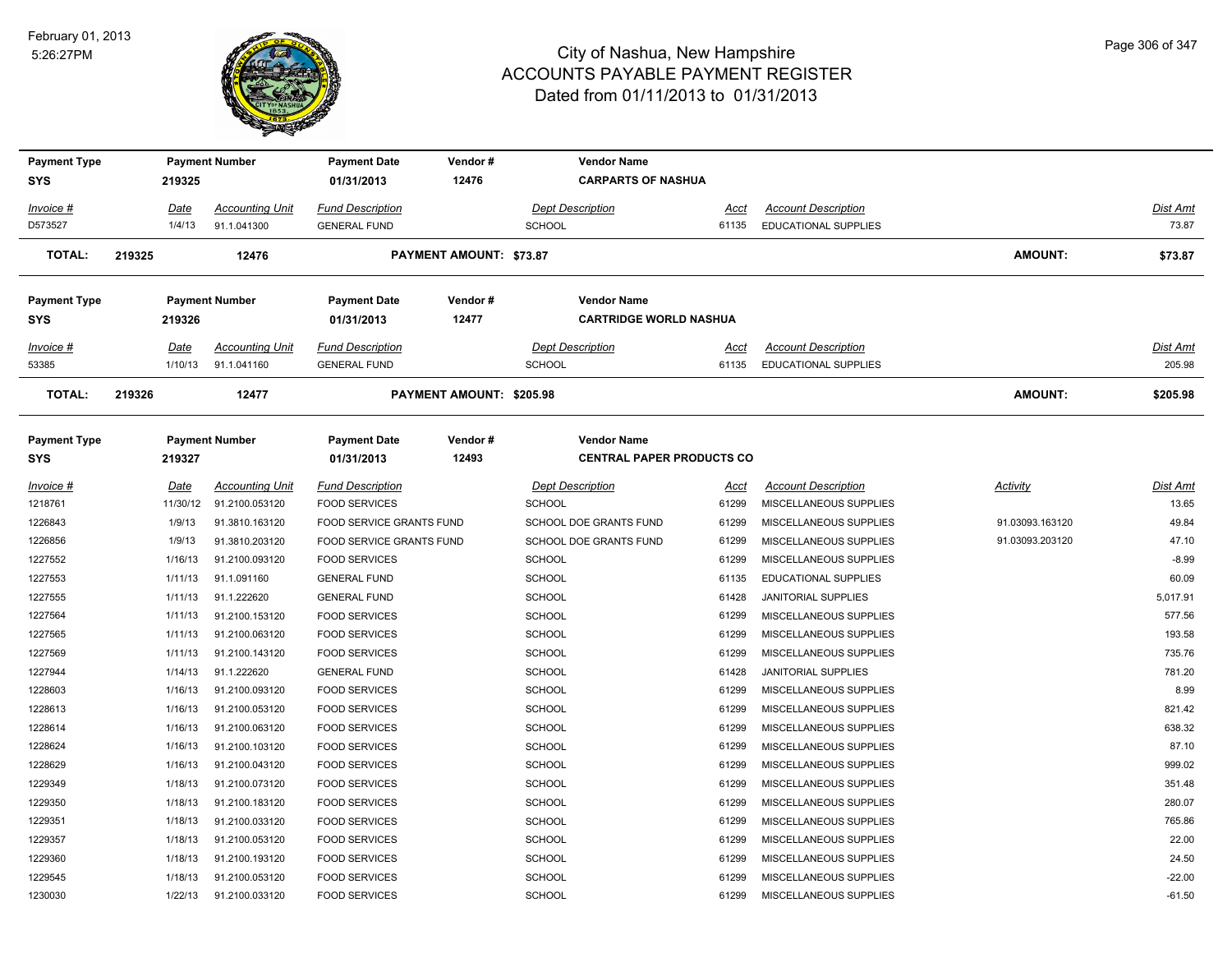# City of Nashua, New Hampshire
# ACCOUNTS PAYABLE PAYMENT REGISTER
# Dated from 01/11/2013 to 01/31/2013

February 01, 2013
5:26:27PM

| Payment Type | Payment Number | Payment Date | Vendor # | Vendor Name |
|---|---|---|---|---|
| SYS | 219325 | 01/31/2013 | 12476 | CARPARTS OF NASHUA |

| Invoice # | Date | Accounting Unit | Fund Description | Dept Description | Acct | Account Description | Dist Amt |
|---|---|---|---|---|---|---|---|
| D573527 | 1/4/13 | 91.1.041300 | GENERAL FUND | SCHOOL | 61135 | EDUCATIONAL SUPPLIES | 73.87 |

**TOTAL: 219325 12476 PAYMENT AMOUNT: $73.87 AMOUNT: $73.87**

| Payment Type | Payment Number | Payment Date | Vendor # | Vendor Name |
|---|---|---|---|---|
| SYS | 219326 | 01/31/2013 | 12477 | CARTRIDGE WORLD NASHUA |

| Invoice # | Date | Accounting Unit | Fund Description | Dept Description | Acct | Account Description | Dist Amt |
|---|---|---|---|---|---|---|---|
| 53385 | 1/10/13 | 91.1.041160 | GENERAL FUND | SCHOOL | 61135 | EDUCATIONAL SUPPLIES | 205.98 |

**TOTAL: 219326 12477 PAYMENT AMOUNT: $205.98 AMOUNT: $205.98**

| Payment Type | Payment Number | Payment Date | Vendor # | Vendor Name |
|---|---|---|---|---|
| SYS | 219327 | 01/31/2013 | 12493 | CENTRAL PAPER PRODUCTS CO |

| Invoice # | Date | Accounting Unit | Fund Description | Dept Description | Acct | Account Description | Activity | Dist Amt |
|---|---|---|---|---|---|---|---|---|
| 1218761 | 11/30/12 | 91.2100.053120 | FOOD SERVICES | SCHOOL | 61299 | MISCELLANEOUS SUPPLIES | | 13.65 |
| 1226843 | 1/9/13 | 91.3810.163120 | FOOD SERVICE GRANTS FUND | SCHOOL DOE GRANTS FUND | 61299 | MISCELLANEOUS SUPPLIES | 91.03093.163120 | 49.84 |
| 1226856 | 1/9/13 | 91.3810.203120 | FOOD SERVICE GRANTS FUND | SCHOOL DOE GRANTS FUND | 61299 | MISCELLANEOUS SUPPLIES | 91.03093.203120 | 47.10 |
| 1227552 | 1/16/13 | 91.2100.093120 | FOOD SERVICES | SCHOOL | 61299 | MISCELLANEOUS SUPPLIES | | -8.99 |
| 1227553 | 1/11/13 | 91.1.091160 | GENERAL FUND | SCHOOL | 61135 | EDUCATIONAL SUPPLIES | | 60.09 |
| 1227555 | 1/11/13 | 91.1.222620 | GENERAL FUND | SCHOOL | 61428 | JANITORIAL SUPPLIES | | 5,017.91 |
| 1227564 | 1/11/13 | 91.2100.153120 | FOOD SERVICES | SCHOOL | 61299 | MISCELLANEOUS SUPPLIES | | 577.56 |
| 1227565 | 1/11/13 | 91.2100.063120 | FOOD SERVICES | SCHOOL | 61299 | MISCELLANEOUS SUPPLIES | | 193.58 |
| 1227569 | 1/11/13 | 91.2100.143120 | FOOD SERVICES | SCHOOL | 61299 | MISCELLANEOUS SUPPLIES | | 735.76 |
| 1227944 | 1/14/13 | 91.1.222620 | GENERAL FUND | SCHOOL | 61428 | JANITORIAL SUPPLIES | | 781.20 |
| 1228603 | 1/16/13 | 91.2100.093120 | FOOD SERVICES | SCHOOL | 61299 | MISCELLANEOUS SUPPLIES | | 8.99 |
| 1228613 | 1/16/13 | 91.2100.053120 | FOOD SERVICES | SCHOOL | 61299 | MISCELLANEOUS SUPPLIES | | 821.42 |
| 1228614 | 1/16/13 | 91.2100.063120 | FOOD SERVICES | SCHOOL | 61299 | MISCELLANEOUS SUPPLIES | | 638.32 |
| 1228624 | 1/16/13 | 91.2100.103120 | FOOD SERVICES | SCHOOL | 61299 | MISCELLANEOUS SUPPLIES | | 87.10 |
| 1228629 | 1/16/13 | 91.2100.043120 | FOOD SERVICES | SCHOOL | 61299 | MISCELLANEOUS SUPPLIES | | 999.02 |
| 1229349 | 1/18/13 | 91.2100.073120 | FOOD SERVICES | SCHOOL | 61299 | MISCELLANEOUS SUPPLIES | | 351.48 |
| 1229350 | 1/18/13 | 91.2100.183120 | FOOD SERVICES | SCHOOL | 61299 | MISCELLANEOUS SUPPLIES | | 280.07 |
| 1229351 | 1/18/13 | 91.2100.033120 | FOOD SERVICES | SCHOOL | 61299 | MISCELLANEOUS SUPPLIES | | 765.86 |
| 1229357 | 1/18/13 | 91.2100.053120 | FOOD SERVICES | SCHOOL | 61299 | MISCELLANEOUS SUPPLIES | | 22.00 |
| 1229360 | 1/18/13 | 91.2100.193120 | FOOD SERVICES | SCHOOL | 61299 | MISCELLANEOUS SUPPLIES | | 24.50 |
| 1229545 | 1/18/13 | 91.2100.053120 | FOOD SERVICES | SCHOOL | 61299 | MISCELLANEOUS SUPPLIES | | -22.00 |
| 1230030 | 1/22/13 | 91.2100.033120 | FOOD SERVICES | SCHOOL | 61299 | MISCELLANEOUS SUPPLIES | | -61.50 |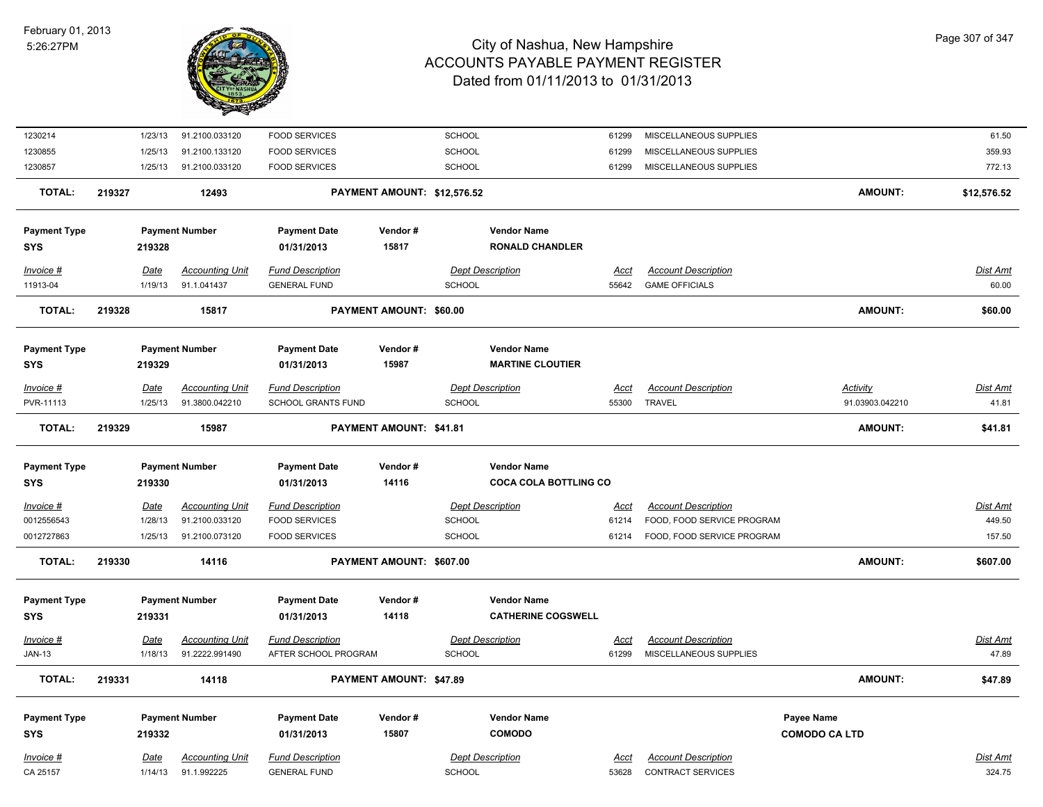| Invoice # | Date | Accounting Unit | Fund Description | Dept Description | Acct | Account Description | Activity | Dist Amt |
|---|---|---|---|---|---|---|---|---|
| 1230214 | 1/23/13 | 91.2100.033120 | FOOD SERVICES | SCHOOL | 61299 | MISCELLANEOUS SUPPLIES | | 61.50 |
| 1230855 | 1/25/13 | 91.2100.133120 | FOOD SERVICES | SCHOOL | 61299 | MISCELLANEOUS SUPPLIES | | 359.93 |
| 1230857 | 1/25/13 | 91.2100.033120 | FOOD SERVICES | SCHOOL | 61299 | MISCELLANEOUS SUPPLIES | | 772.13 |

**TOTAL:** 219327 12493 **PAYMENT AMOUNT: $12,576.52** **AMOUNT: $12,576.52**

| Payment Type | Payment Number | Payment Date | Vendor # | Vendor Name |
|---|---|---|---|---|
| SYS | 219328 | 01/31/2013 | 15817 | RONALD CHANDLER |

| Invoice # | Date | Accounting Unit | Fund Description | Dept Description | Acct | Account Description | Dist Amt |
|---|---|---|---|---|---|---|---|
| 11913-04 | 1/19/13 | 91.1.041437 | GENERAL FUND | SCHOOL | 55642 | GAME OFFICIALS | 60.00 |

**TOTAL:** 219328 15817 **PAYMENT AMOUNT: $60.00** **AMOUNT: $60.00**

| Payment Type | Payment Number | Payment Date | Vendor # | Vendor Name |
|---|---|---|---|---|
| SYS | 219329 | 01/31/2013 | 15987 | MARTINE CLOUTIER |

| Invoice # | Date | Accounting Unit | Fund Description | Dept Description | Acct | Account Description | Activity | Dist Amt |
|---|---|---|---|---|---|---|---|---|
| PVR-11113 | 1/25/13 | 91.3800.042210 | SCHOOL GRANTS FUND | SCHOOL | 55300 | TRAVEL | 91.03903.042210 | 41.81 |

**TOTAL:** 219329 15987 **PAYMENT AMOUNT: $41.81** **AMOUNT: $41.81**

| Payment Type | Payment Number | Payment Date | Vendor # | Vendor Name |
|---|---|---|---|---|
| SYS | 219330 | 01/31/2013 | 14116 | COCA COLA BOTTLING CO |

| Invoice # | Date | Accounting Unit | Fund Description | Dept Description | Acct | Account Description | Dist Amt |
|---|---|---|---|---|---|---|---|
| 0012556543 | 1/28/13 | 91.2100.033120 | FOOD SERVICES | SCHOOL | 61214 | FOOD, FOOD SERVICE PROGRAM | 449.50 |
| 0012727863 | 1/25/13 | 91.2100.073120 | FOOD SERVICES | SCHOOL | 61214 | FOOD, FOOD SERVICE PROGRAM | 157.50 |

**TOTAL:** 219330 14116 **PAYMENT AMOUNT: $607.00** **AMOUNT: $607.00**

| Payment Type | Payment Number | Payment Date | Vendor # | Vendor Name |
|---|---|---|---|---|
| SYS | 219331 | 01/31/2013 | 14118 | CATHERINE COGSWELL |

| Invoice # | Date | Accounting Unit | Fund Description | Dept Description | Acct | Account Description | Dist Amt |
|---|---|---|---|---|---|---|---|
| JAN-13 | 1/18/13 | 91.2222.991490 | AFTER SCHOOL PROGRAM | SCHOOL | 61299 | MISCELLANEOUS SUPPLIES | 47.89 |

**TOTAL:** 219331 14118 **PAYMENT AMOUNT: $47.89** **AMOUNT: $47.89**

| Payment Type | Payment Number | Payment Date | Vendor # | Vendor Name | Payee Name |
|---|---|---|---|---|---|
| SYS | 219332 | 01/31/2013 | 15807 | COMODO | COMODO CA LTD |

| Invoice # | Date | Accounting Unit | Fund Description | Dept Description | Acct | Account Description | Dist Amt |
|---|---|---|---|---|---|---|---|
| CA 25157 | 1/14/13 | 91.1.992225 | GENERAL FUND | SCHOOL | 53628 | CONTRACT SERVICES | 324.75 |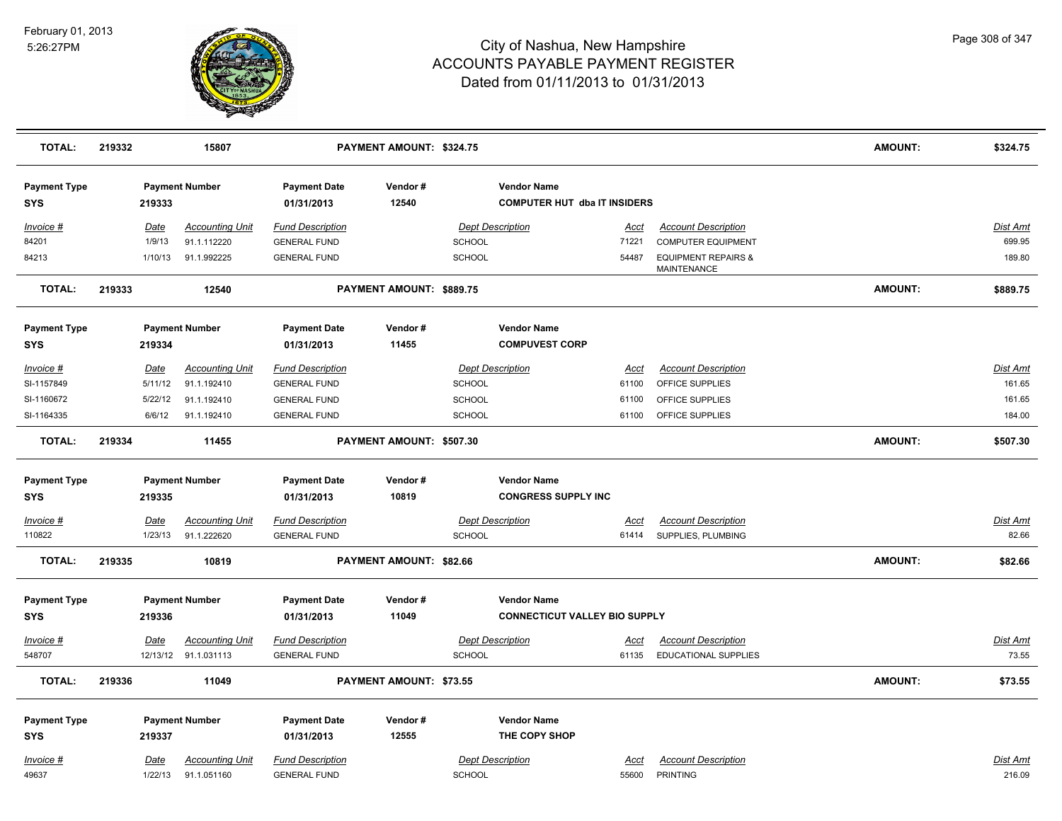# City of Nashua, New Hampshire
# ACCOUNTS PAYABLE PAYMENT REGISTER
## Dated from 01/11/2013 to 01/31/2013

| TOTAL: | 219332 | 15807 | PAYMENT AMOUNT: $324.75 | AMOUNT: | $324.75 |
|---|---|---|---|---|---|

**Payment Type:** SYS | **Payment Number:** 219333 | **Payment Date:** 01/31/2013 | **Vendor #:** 12540 | **Vendor Name:** COMPUTER HUT dba IT INSIDERS

| Invoice # | Date | Accounting Unit | Fund Description | Dept Description | Acct | Account Description | Dist Amt |
|---|---|---|---|---|---|---|---|
| 84201 | 1/9/13 | 91.1.112220 | GENERAL FUND | SCHOOL | 71221 | COMPUTER EQUIPMENT | 699.95 |
| 84213 | 1/10/13 | 91.1.992225 | GENERAL FUND | SCHOOL | 54487 | EQUIPMENT REPAIRS & MAINTENANCE | 189.80 |

| TOTAL: | 219333 | 12540 | PAYMENT AMOUNT: $889.75 | AMOUNT: | $889.75 |
|---|---|---|---|---|---|

**Payment Type:** SYS | **Payment Number:** 219334 | **Payment Date:** 01/31/2013 | **Vendor #:** 11455 | **Vendor Name:** COMPUVEST CORP

| Invoice # | Date | Accounting Unit | Fund Description | Dept Description | Acct | Account Description | Dist Amt |
|---|---|---|---|---|---|---|---|
| SI-1157849 | 5/11/12 | 91.1.192410 | GENERAL FUND | SCHOOL | 61100 | OFFICE SUPPLIES | 161.65 |
| SI-1160672 | 5/22/12 | 91.1.192410 | GENERAL FUND | SCHOOL | 61100 | OFFICE SUPPLIES | 161.65 |
| SI-1164335 | 6/6/12 | 91.1.192410 | GENERAL FUND | SCHOOL | 61100 | OFFICE SUPPLIES | 184.00 |

| TOTAL: | 219334 | 11455 | PAYMENT AMOUNT: $507.30 | AMOUNT: | $507.30 |
|---|---|---|---|---|---|

**Payment Type:** SYS | **Payment Number:** 219335 | **Payment Date:** 01/31/2013 | **Vendor #:** 10819 | **Vendor Name:** CONGRESS SUPPLY INC

| Invoice # | Date | Accounting Unit | Fund Description | Dept Description | Acct | Account Description | Dist Amt |
|---|---|---|---|---|---|---|---|
| 110822 | 1/23/13 | 91.1.222620 | GENERAL FUND | SCHOOL | 61414 | SUPPLIES, PLUMBING | 82.66 |

| TOTAL: | 219335 | 10819 | PAYMENT AMOUNT: $82.66 | AMOUNT: | $82.66 |
|---|---|---|---|---|---|

**Payment Type:** SYS | **Payment Number:** 219336 | **Payment Date:** 01/31/2013 | **Vendor #:** 11049 | **Vendor Name:** CONNECTICUT VALLEY BIO SUPPLY

| Invoice # | Date | Accounting Unit | Fund Description | Dept Description | Acct | Account Description | Dist Amt |
|---|---|---|---|---|---|---|---|
| 548707 | 12/13/12 | 91.1.031113 | GENERAL FUND | SCHOOL | 61135 | EDUCATIONAL SUPPLIES | 73.55 |

| TOTAL: | 219336 | 11049 | PAYMENT AMOUNT: $73.55 | AMOUNT: | $73.55 |
|---|---|---|---|---|---|

**Payment Type:** SYS | **Payment Number:** 219337 | **Payment Date:** 01/31/2013 | **Vendor #:** 12555 | **Vendor Name:** THE COPY SHOP

| Invoice # | Date | Accounting Unit | Fund Description | Dept Description | Acct | Account Description | Dist Amt |
|---|---|---|---|---|---|---|---|
| 49637 | 1/22/13 | 91.1.051160 | GENERAL FUND | SCHOOL | 55600 | PRINTING | 216.09 |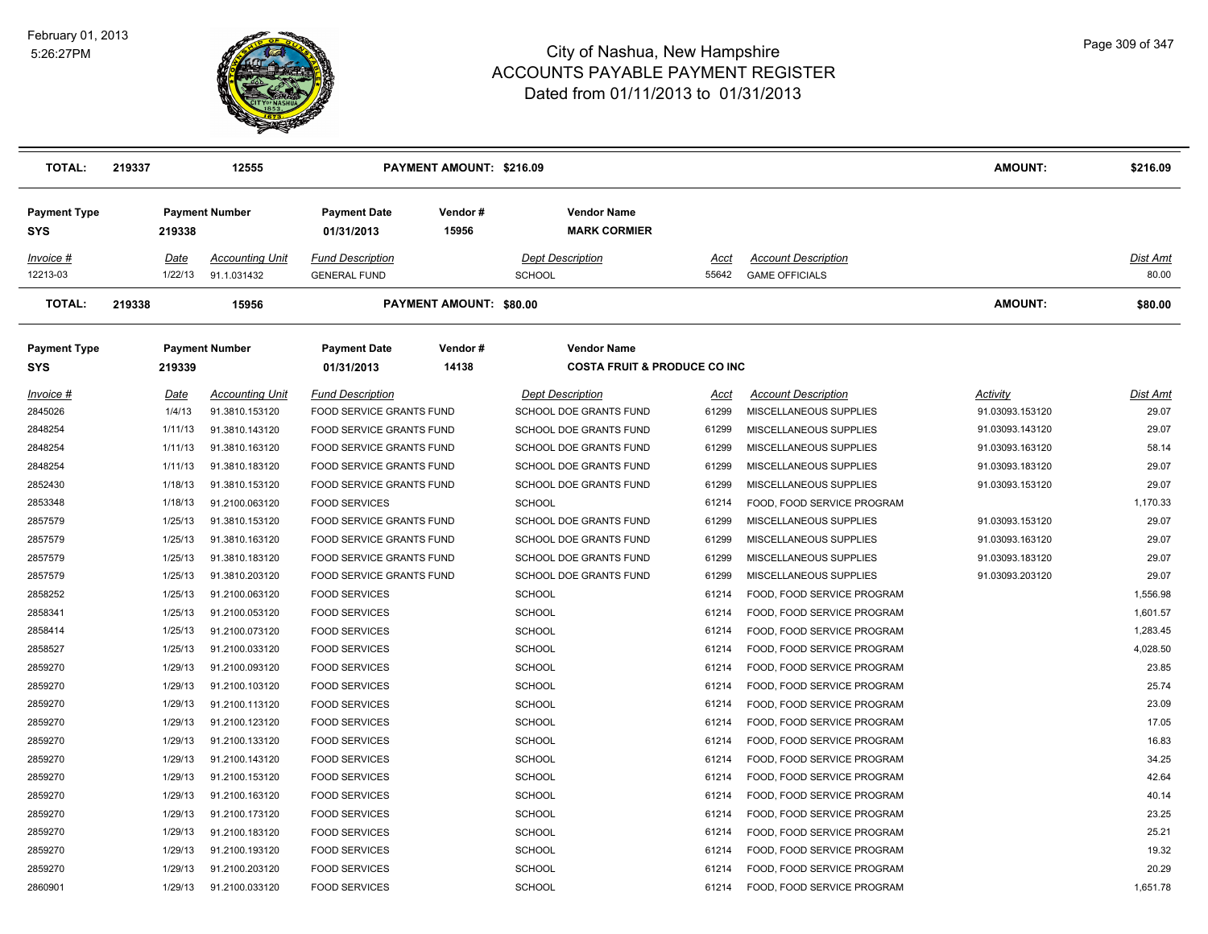# City of Nashua, New Hampshire
## ACCOUNTS PAYABLE PAYMENT REGISTER
### Dated from 01/11/2013 to 01/31/2013

February 01, 2013
5:26:27PM

| TOTAL: | 219337 | 12555 | PAYMENT AMOUNT: $216.09 | AMOUNT: | $216.09 |
|---|---|---|---|---|---|

| Payment Type | Payment Number | Payment Date | Vendor # | Vendor Name |
|---|---|---|---|---|
| SYS | 219338 | 01/31/2013 | 15956 | MARK CORMIER |

| Invoice # | Date | Accounting Unit | Fund Description | Dept Description | Acct | Account Description | Dist Amt |
|---|---|---|---|---|---|---|---|
| 12213-03 | 1/22/13 | 91.1.031432 | GENERAL FUND | SCHOOL | 55642 | GAME OFFICIALS | 80.00 |

| TOTAL: | 219338 | 15956 | PAYMENT AMOUNT: $80.00 | AMOUNT: | $80.00 |
|---|---|---|---|---|---|

| Payment Type | Payment Number | Payment Date | Vendor # | Vendor Name |
|---|---|---|---|---|
| SYS | 219339 | 01/31/2013 | 14138 | COSTA FRUIT & PRODUCE CO INC |

| Invoice # | Date | Accounting Unit | Fund Description | Dept Description | Acct | Account Description | Activity | Dist Amt |
|---|---|---|---|---|---|---|---|---|
| 2845026 | 1/4/13 | 91.3810.153120 | FOOD SERVICE GRANTS FUND | SCHOOL DOE GRANTS FUND | 61299 | MISCELLANEOUS SUPPLIES | 91.03093.153120 | 29.07 |
| 2848254 | 1/11/13 | 91.3810.143120 | FOOD SERVICE GRANTS FUND | SCHOOL DOE GRANTS FUND | 61299 | MISCELLANEOUS SUPPLIES | 91.03093.143120 | 29.07 |
| 2848254 | 1/11/13 | 91.3810.163120 | FOOD SERVICE GRANTS FUND | SCHOOL DOE GRANTS FUND | 61299 | MISCELLANEOUS SUPPLIES | 91.03093.163120 | 58.14 |
| 2848254 | 1/11/13 | 91.3810.183120 | FOOD SERVICE GRANTS FUND | SCHOOL DOE GRANTS FUND | 61299 | MISCELLANEOUS SUPPLIES | 91.03093.183120 | 29.07 |
| 2852430 | 1/18/13 | 91.3810.153120 | FOOD SERVICE GRANTS FUND | SCHOOL DOE GRANTS FUND | 61299 | MISCELLANEOUS SUPPLIES | 91.03093.153120 | 29.07 |
| 2853348 | 1/18/13 | 91.2100.063120 | FOOD SERVICES | SCHOOL | 61214 | FOOD, FOOD SERVICE PROGRAM | | 1,170.33 |
| 2857579 | 1/25/13 | 91.3810.153120 | FOOD SERVICE GRANTS FUND | SCHOOL DOE GRANTS FUND | 61299 | MISCELLANEOUS SUPPLIES | 91.03093.153120 | 29.07 |
| 2857579 | 1/25/13 | 91.3810.163120 | FOOD SERVICE GRANTS FUND | SCHOOL DOE GRANTS FUND | 61299 | MISCELLANEOUS SUPPLIES | 91.03093.163120 | 29.07 |
| 2857579 | 1/25/13 | 91.3810.183120 | FOOD SERVICE GRANTS FUND | SCHOOL DOE GRANTS FUND | 61299 | MISCELLANEOUS SUPPLIES | 91.03093.183120 | 29.07 |
| 2857579 | 1/25/13 | 91.3810.203120 | FOOD SERVICE GRANTS FUND | SCHOOL DOE GRANTS FUND | 61299 | MISCELLANEOUS SUPPLIES | 91.03093.203120 | 29.07 |
| 2858252 | 1/25/13 | 91.2100.063120 | FOOD SERVICES | SCHOOL | 61214 | FOOD, FOOD SERVICE PROGRAM | | 1,556.98 |
| 2858341 | 1/25/13 | 91.2100.053120 | FOOD SERVICES | SCHOOL | 61214 | FOOD, FOOD SERVICE PROGRAM | | 1,601.57 |
| 2858414 | 1/25/13 | 91.2100.073120 | FOOD SERVICES | SCHOOL | 61214 | FOOD, FOOD SERVICE PROGRAM | | 1,283.45 |
| 2858527 | 1/25/13 | 91.2100.033120 | FOOD SERVICES | SCHOOL | 61214 | FOOD, FOOD SERVICE PROGRAM | | 4,028.50 |
| 2859270 | 1/29/13 | 91.2100.093120 | FOOD SERVICES | SCHOOL | 61214 | FOOD, FOOD SERVICE PROGRAM | | 23.85 |
| 2859270 | 1/29/13 | 91.2100.103120 | FOOD SERVICES | SCHOOL | 61214 | FOOD, FOOD SERVICE PROGRAM | | 25.74 |
| 2859270 | 1/29/13 | 91.2100.113120 | FOOD SERVICES | SCHOOL | 61214 | FOOD, FOOD SERVICE PROGRAM | | 23.09 |
| 2859270 | 1/29/13 | 91.2100.123120 | FOOD SERVICES | SCHOOL | 61214 | FOOD, FOOD SERVICE PROGRAM | | 17.05 |
| 2859270 | 1/29/13 | 91.2100.133120 | FOOD SERVICES | SCHOOL | 61214 | FOOD, FOOD SERVICE PROGRAM | | 16.83 |
| 2859270 | 1/29/13 | 91.2100.143120 | FOOD SERVICES | SCHOOL | 61214 | FOOD, FOOD SERVICE PROGRAM | | 34.25 |
| 2859270 | 1/29/13 | 91.2100.153120 | FOOD SERVICES | SCHOOL | 61214 | FOOD, FOOD SERVICE PROGRAM | | 42.64 |
| 2859270 | 1/29/13 | 91.2100.163120 | FOOD SERVICES | SCHOOL | 61214 | FOOD, FOOD SERVICE PROGRAM | | 40.14 |
| 2859270 | 1/29/13 | 91.2100.173120 | FOOD SERVICES | SCHOOL | 61214 | FOOD, FOOD SERVICE PROGRAM | | 23.25 |
| 2859270 | 1/29/13 | 91.2100.183120 | FOOD SERVICES | SCHOOL | 61214 | FOOD, FOOD SERVICE PROGRAM | | 25.21 |
| 2859270 | 1/29/13 | 91.2100.193120 | FOOD SERVICES | SCHOOL | 61214 | FOOD, FOOD SERVICE PROGRAM | | 19.32 |
| 2859270 | 1/29/13 | 91.2100.203120 | FOOD SERVICES | SCHOOL | 61214 | FOOD, FOOD SERVICE PROGRAM | | 20.29 |
| 2860901 | 1/29/13 | 91.2100.033120 | FOOD SERVICES | SCHOOL | 61214 | FOOD, FOOD SERVICE PROGRAM | | 1,651.78 |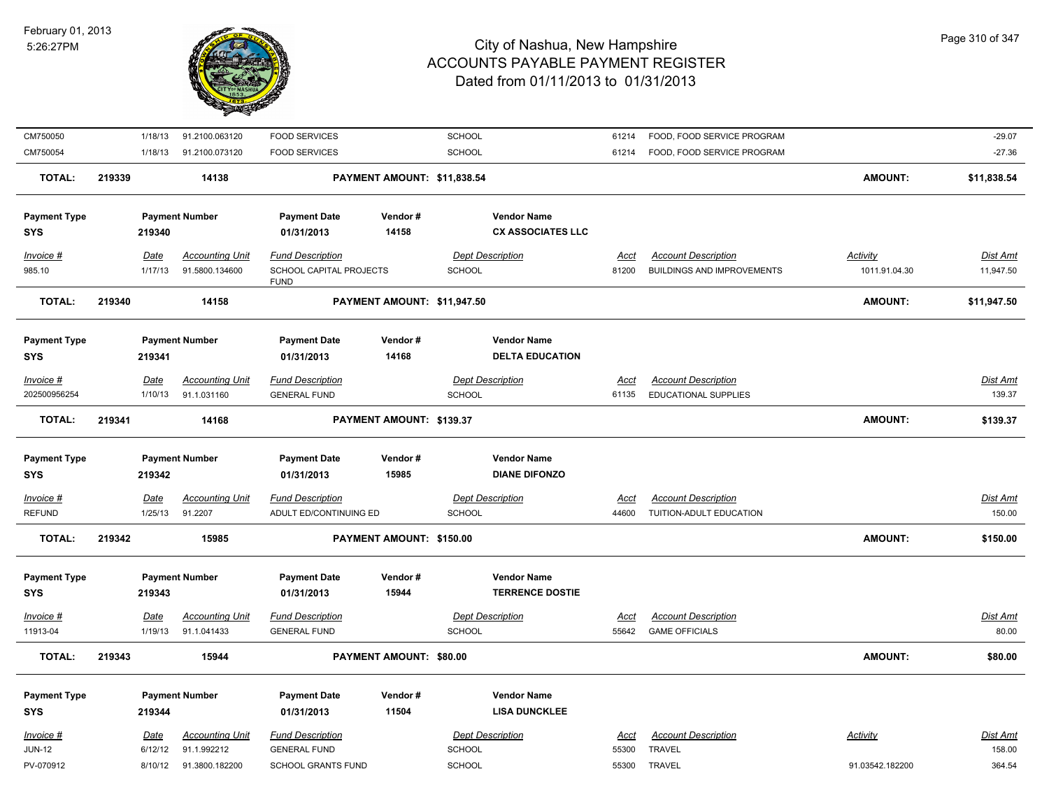# City of Nashua, New Hampshire
## ACCOUNTS PAYABLE PAYMENT REGISTER
### Dated from 01/11/2013 to 01/31/2013

February 01, 2013
5:26:27PM

| Invoice # | Date | Accounting Unit | Fund Description | Dept Description | Acct | Account Description | Activity | Dist Amt |
|---|---|---|---|---|---|---|---|---|
| CM750050 | 1/18/13 | 91.2100.063120 | FOOD SERVICES | SCHOOL | 61214 | FOOD, FOOD SERVICE PROGRAM | | -29.07 |
| CM750054 | 1/18/13 | 91.2100.073120 | FOOD SERVICES | SCHOOL | 61214 | FOOD, FOOD SERVICE PROGRAM | | -27.36 |

**TOTAL: 219339 — 14138 — PAYMENT AMOUNT: $11,838.54 — AMOUNT: $11,838.54**

| Payment Type | Payment Number | Payment Date | Vendor # | Vendor Name |
|---|---|---|---|---|
| SYS | 219340 | 01/31/2013 | 14158 | CX ASSOCIATES LLC |

| Invoice # | Date | Accounting Unit | Fund Description | Dept Description | Acct | Account Description | Activity | Dist Amt |
|---|---|---|---|---|---|---|---|---|
| 985.10 | 1/17/13 | 91.5800.134600 | SCHOOL CAPITAL PROJECTS FUND | SCHOOL | 81200 | BUILDINGS AND IMPROVEMENTS | 1011.91.04.30 | 11,947.50 |

**TOTAL: 219340 — 14158 — PAYMENT AMOUNT: $11,947.50 — AMOUNT: $11,947.50**

| Payment Type | Payment Number | Payment Date | Vendor # | Vendor Name |
|---|---|---|---|---|
| SYS | 219341 | 01/31/2013 | 14168 | DELTA EDUCATION |

| Invoice # | Date | Accounting Unit | Fund Description | Dept Description | Acct | Account Description | Dist Amt |
|---|---|---|---|---|---|---|---|
| 202500956254 | 1/10/13 | 91.1.031160 | GENERAL FUND | SCHOOL | 61135 | EDUCATIONAL SUPPLIES | 139.37 |

**TOTAL: 219341 — 14168 — PAYMENT AMOUNT: $139.37 — AMOUNT: $139.37**

| Payment Type | Payment Number | Payment Date | Vendor # | Vendor Name |
|---|---|---|---|---|
| SYS | 219342 | 01/31/2013 | 15985 | DIANE DIFONZO |

| Invoice # | Date | Accounting Unit | Fund Description | Dept Description | Acct | Account Description | Dist Amt |
|---|---|---|---|---|---|---|---|
| REFUND | 1/25/13 | 91.2207 | ADULT ED/CONTINUING ED | SCHOOL | 44600 | TUITION-ADULT EDUCATION | 150.00 |

**TOTAL: 219342 — 15985 — PAYMENT AMOUNT: $150.00 — AMOUNT: $150.00**

| Payment Type | Payment Number | Payment Date | Vendor # | Vendor Name |
|---|---|---|---|---|
| SYS | 219343 | 01/31/2013 | 15944 | TERRENCE DOSTIE |

| Invoice # | Date | Accounting Unit | Fund Description | Dept Description | Acct | Account Description | Dist Amt |
|---|---|---|---|---|---|---|---|
| 11913-04 | 1/19/13 | 91.1.041433 | GENERAL FUND | SCHOOL | 55642 | GAME OFFICIALS | 80.00 |

**TOTAL: 219343 — 15944 — PAYMENT AMOUNT: $80.00 — AMOUNT: $80.00**

| Payment Type | Payment Number | Payment Date | Vendor # | Vendor Name |
|---|---|---|---|---|
| SYS | 219344 | 01/31/2013 | 11504 | LISA DUNCKLEE |

| Invoice # | Date | Accounting Unit | Fund Description | Dept Description | Acct | Account Description | Activity | Dist Amt |
|---|---|---|---|---|---|---|---|---|
| JUN-12 | 6/12/12 | 91.1.992212 | GENERAL FUND | SCHOOL | 55300 | TRAVEL | | 158.00 |
| PV-070912 | 8/10/12 | 91.3800.182200 | SCHOOL GRANTS FUND | SCHOOL | 55300 | TRAVEL | 91.03542.182200 | 364.54 |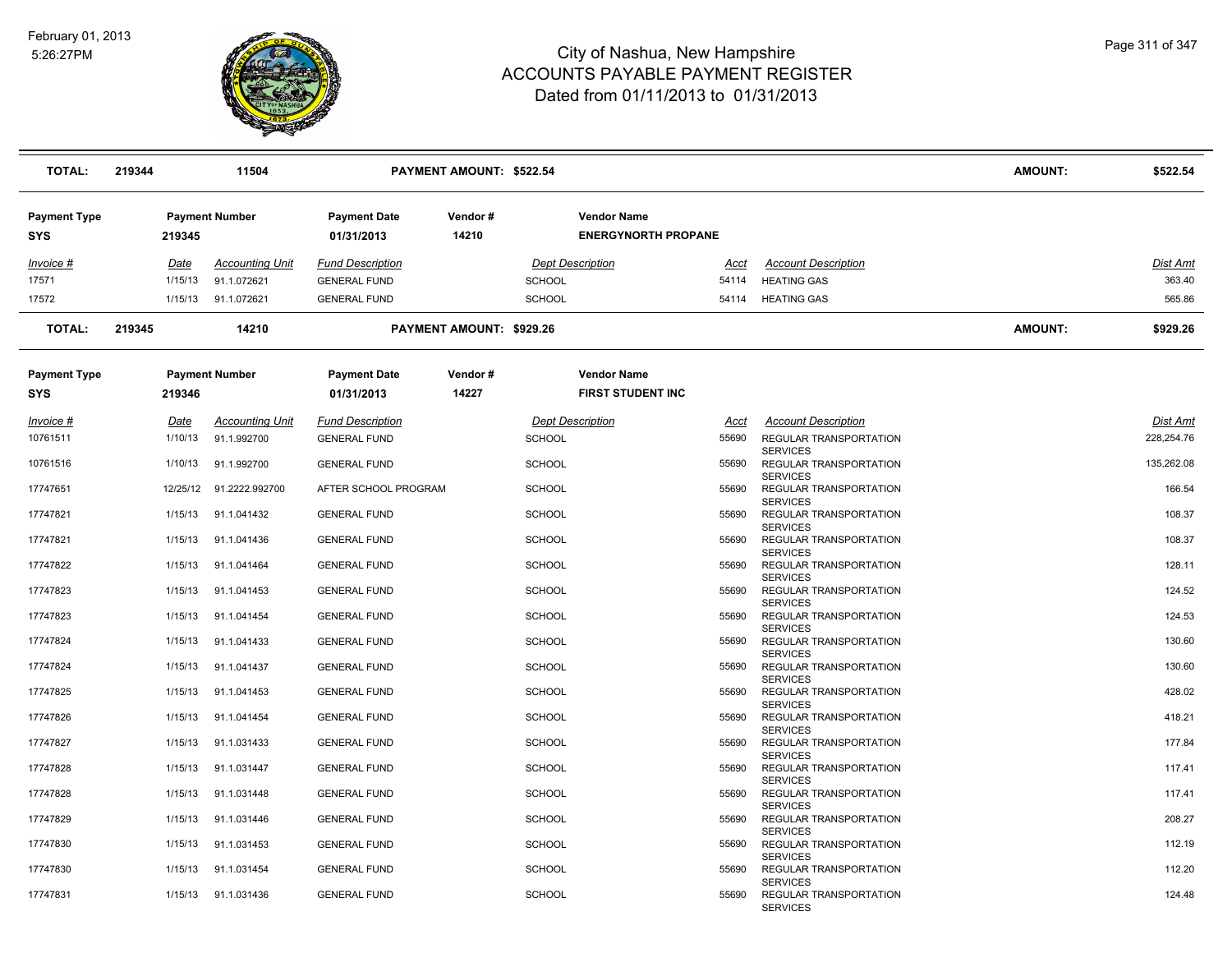# City of Nashua, New Hampshire
## ACCOUNTS PAYABLE PAYMENT REGISTER
### Dated from 01/11/2013 to 01/31/2013

February 01, 2013
5:26:27PM

| TOTAL: | 219344 | 11504 | | PAYMENT AMOUNT: $522.54 | | | | AMOUNT: | $522.54 |
|---|---|---|---|---|---|---|---|---|---|

| Payment Type | Payment Number | Payment Date | Vendor # | Vendor Name |
|---|---|---|---|---|
| SYS | 219345 | 01/31/2013 | 14210 | ENERGYNORTH PROPANE |

| Invoice # | Date | Accounting Unit | Fund Description | Dept Description | Acct | Account Description | Dist Amt |
|---|---|---|---|---|---|---|---|
| 17571 | 1/15/13 | 91.1.072621 | GENERAL FUND | SCHOOL | 54114 | HEATING GAS | 363.40 |
| 17572 | 1/15/13 | 91.1.072621 | GENERAL FUND | SCHOOL | 54114 | HEATING GAS | 565.86 |

| TOTAL: | 219345 | 14210 | PAYMENT AMOUNT: $929.26 | AMOUNT: | $929.26 |
|---|---|---|---|---|---|

| Payment Type | Payment Number | Payment Date | Vendor # | Vendor Name |
|---|---|---|---|---|
| SYS | 219346 | 01/31/2013 | 14227 | FIRST STUDENT INC |

| Invoice # | Date | Accounting Unit | Fund Description | Dept Description | Acct | Account Description | Dist Amt |
|---|---|---|---|---|---|---|---|
| 10761511 | 1/10/13 | 91.1.992700 | GENERAL FUND | SCHOOL | 55690 | REGULAR TRANSPORTATION SERVICES | 228,254.76 |
| 10761516 | 1/10/13 | 91.1.992700 | GENERAL FUND | SCHOOL | 55690 | REGULAR TRANSPORTATION SERVICES | 135,262.08 |
| 17747651 | 12/25/12 | 91.2222.992700 | AFTER SCHOOL PROGRAM | SCHOOL | 55690 | REGULAR TRANSPORTATION SERVICES | 166.54 |
| 17747821 | 1/15/13 | 91.1.041432 | GENERAL FUND | SCHOOL | 55690 | REGULAR TRANSPORTATION SERVICES | 108.37 |
| 17747821 | 1/15/13 | 91.1.041436 | GENERAL FUND | SCHOOL | 55690 | REGULAR TRANSPORTATION SERVICES | 108.37 |
| 17747822 | 1/15/13 | 91.1.041464 | GENERAL FUND | SCHOOL | 55690 | REGULAR TRANSPORTATION SERVICES | 128.11 |
| 17747823 | 1/15/13 | 91.1.041453 | GENERAL FUND | SCHOOL | 55690 | REGULAR TRANSPORTATION SERVICES | 124.52 |
| 17747823 | 1/15/13 | 91.1.041454 | GENERAL FUND | SCHOOL | 55690 | REGULAR TRANSPORTATION SERVICES | 124.53 |
| 17747824 | 1/15/13 | 91.1.041433 | GENERAL FUND | SCHOOL | 55690 | REGULAR TRANSPORTATION SERVICES | 130.60 |
| 17747824 | 1/15/13 | 91.1.041437 | GENERAL FUND | SCHOOL | 55690 | REGULAR TRANSPORTATION SERVICES | 130.60 |
| 17747825 | 1/15/13 | 91.1.041453 | GENERAL FUND | SCHOOL | 55690 | REGULAR TRANSPORTATION SERVICES | 428.02 |
| 17747826 | 1/15/13 | 91.1.041454 | GENERAL FUND | SCHOOL | 55690 | REGULAR TRANSPORTATION SERVICES | 418.21 |
| 17747827 | 1/15/13 | 91.1.031433 | GENERAL FUND | SCHOOL | 55690 | REGULAR TRANSPORTATION SERVICES | 177.84 |
| 17747828 | 1/15/13 | 91.1.031447 | GENERAL FUND | SCHOOL | 55690 | REGULAR TRANSPORTATION SERVICES | 117.41 |
| 17747828 | 1/15/13 | 91.1.031448 | GENERAL FUND | SCHOOL | 55690 | REGULAR TRANSPORTATION SERVICES | 117.41 |
| 17747829 | 1/15/13 | 91.1.031446 | GENERAL FUND | SCHOOL | 55690 | REGULAR TRANSPORTATION SERVICES | 208.27 |
| 17747830 | 1/15/13 | 91.1.031453 | GENERAL FUND | SCHOOL | 55690 | REGULAR TRANSPORTATION SERVICES | 112.19 |
| 17747830 | 1/15/13 | 91.1.031454 | GENERAL FUND | SCHOOL | 55690 | REGULAR TRANSPORTATION SERVICES | 112.20 |
| 17747831 | 1/15/13 | 91.1.031436 | GENERAL FUND | SCHOOL | 55690 | REGULAR TRANSPORTATION SERVICES | 124.48 |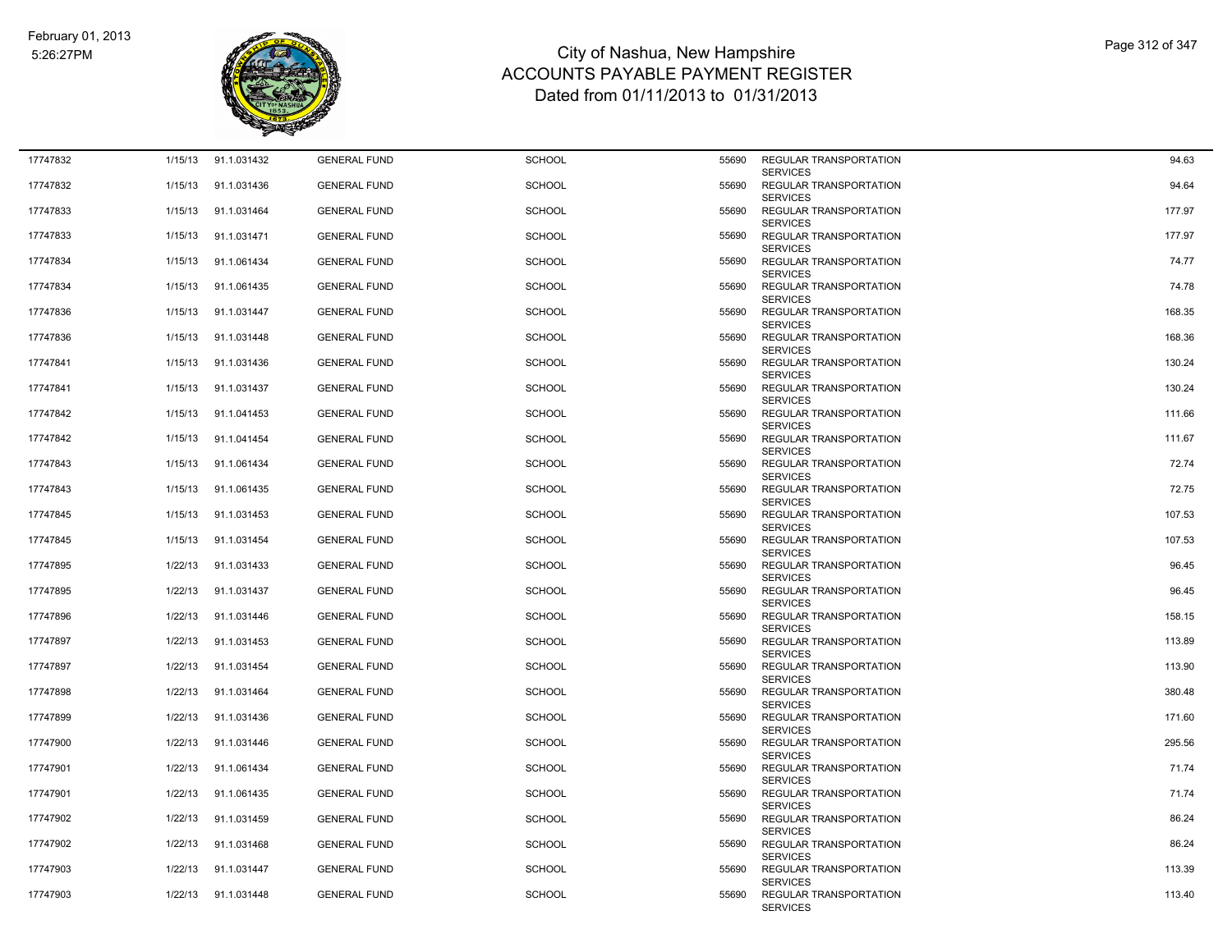# City of Nashua, New Hampshire
## ACCOUNTS PAYABLE PAYMENT REGISTER
### Dated from 01/11/2013 to 01/31/2013

February 01, 2013
5:26:27PM

| | | | | | | | |
|---|---|---|---|---|---|---|---|
| 17747832 | 1/15/13 | 91.1.031432 | GENERAL FUND | SCHOOL | 55690 | REGULAR TRANSPORTATION SERVICES | 94.63 |
| 17747832 | 1/15/13 | 91.1.031436 | GENERAL FUND | SCHOOL | 55690 | REGULAR TRANSPORTATION SERVICES | 94.64 |
| 17747833 | 1/15/13 | 91.1.031464 | GENERAL FUND | SCHOOL | 55690 | REGULAR TRANSPORTATION SERVICES | 177.97 |
| 17747833 | 1/15/13 | 91.1.031471 | GENERAL FUND | SCHOOL | 55690 | REGULAR TRANSPORTATION SERVICES | 177.97 |
| 17747834 | 1/15/13 | 91.1.061434 | GENERAL FUND | SCHOOL | 55690 | REGULAR TRANSPORTATION SERVICES | 74.77 |
| 17747834 | 1/15/13 | 91.1.061435 | GENERAL FUND | SCHOOL | 55690 | REGULAR TRANSPORTATION SERVICES | 74.78 |
| 17747836 | 1/15/13 | 91.1.031447 | GENERAL FUND | SCHOOL | 55690 | REGULAR TRANSPORTATION SERVICES | 168.35 |
| 17747836 | 1/15/13 | 91.1.031448 | GENERAL FUND | SCHOOL | 55690 | REGULAR TRANSPORTATION SERVICES | 168.36 |
| 17747841 | 1/15/13 | 91.1.031436 | GENERAL FUND | SCHOOL | 55690 | REGULAR TRANSPORTATION SERVICES | 130.24 |
| 17747841 | 1/15/13 | 91.1.031437 | GENERAL FUND | SCHOOL | 55690 | REGULAR TRANSPORTATION SERVICES | 130.24 |
| 17747842 | 1/15/13 | 91.1.041453 | GENERAL FUND | SCHOOL | 55690 | REGULAR TRANSPORTATION SERVICES | 111.66 |
| 17747842 | 1/15/13 | 91.1.041454 | GENERAL FUND | SCHOOL | 55690 | REGULAR TRANSPORTATION SERVICES | 111.67 |
| 17747843 | 1/15/13 | 91.1.061434 | GENERAL FUND | SCHOOL | 55690 | REGULAR TRANSPORTATION SERVICES | 72.74 |
| 17747843 | 1/15/13 | 91.1.061435 | GENERAL FUND | SCHOOL | 55690 | REGULAR TRANSPORTATION SERVICES | 72.75 |
| 17747845 | 1/15/13 | 91.1.031453 | GENERAL FUND | SCHOOL | 55690 | REGULAR TRANSPORTATION SERVICES | 107.53 |
| 17747845 | 1/15/13 | 91.1.031454 | GENERAL FUND | SCHOOL | 55690 | REGULAR TRANSPORTATION SERVICES | 107.53 |
| 17747895 | 1/22/13 | 91.1.031433 | GENERAL FUND | SCHOOL | 55690 | REGULAR TRANSPORTATION SERVICES | 96.45 |
| 17747895 | 1/22/13 | 91.1.031437 | GENERAL FUND | SCHOOL | 55690 | REGULAR TRANSPORTATION SERVICES | 96.45 |
| 17747896 | 1/22/13 | 91.1.031446 | GENERAL FUND | SCHOOL | 55690 | REGULAR TRANSPORTATION SERVICES | 158.15 |
| 17747897 | 1/22/13 | 91.1.031453 | GENERAL FUND | SCHOOL | 55690 | REGULAR TRANSPORTATION SERVICES | 113.89 |
| 17747897 | 1/22/13 | 91.1.031454 | GENERAL FUND | SCHOOL | 55690 | REGULAR TRANSPORTATION SERVICES | 113.90 |
| 17747898 | 1/22/13 | 91.1.031464 | GENERAL FUND | SCHOOL | 55690 | REGULAR TRANSPORTATION SERVICES | 380.48 |
| 17747899 | 1/22/13 | 91.1.031436 | GENERAL FUND | SCHOOL | 55690 | REGULAR TRANSPORTATION SERVICES | 171.60 |
| 17747900 | 1/22/13 | 91.1.031446 | GENERAL FUND | SCHOOL | 55690 | REGULAR TRANSPORTATION SERVICES | 295.56 |
| 17747901 | 1/22/13 | 91.1.061434 | GENERAL FUND | SCHOOL | 55690 | REGULAR TRANSPORTATION SERVICES | 71.74 |
| 17747901 | 1/22/13 | 91.1.061435 | GENERAL FUND | SCHOOL | 55690 | REGULAR TRANSPORTATION SERVICES | 71.74 |
| 17747902 | 1/22/13 | 91.1.031459 | GENERAL FUND | SCHOOL | 55690 | REGULAR TRANSPORTATION SERVICES | 86.24 |
| 17747902 | 1/22/13 | 91.1.031468 | GENERAL FUND | SCHOOL | 55690 | REGULAR TRANSPORTATION SERVICES | 86.24 |
| 17747903 | 1/22/13 | 91.1.031447 | GENERAL FUND | SCHOOL | 55690 | REGULAR TRANSPORTATION SERVICES | 113.39 |
| 17747903 | 1/22/13 | 91.1.031448 | GENERAL FUND | SCHOOL | 55690 | REGULAR TRANSPORTATION SERVICES | 113.40 |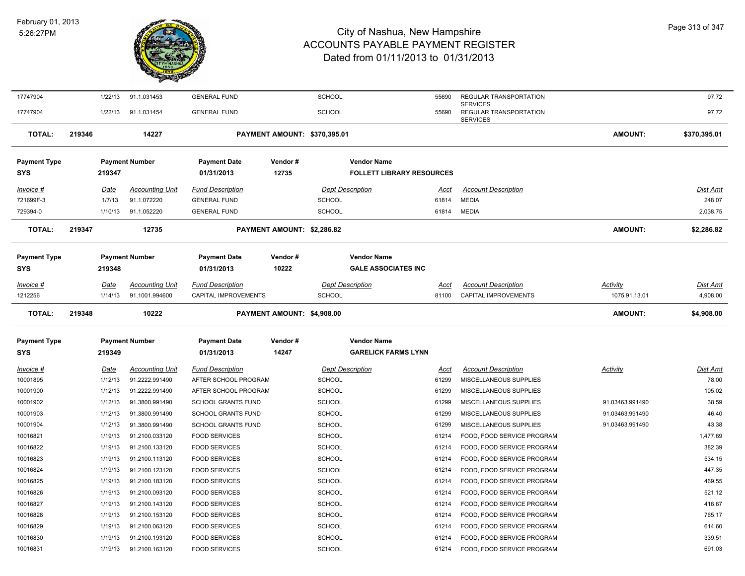# City of Nashua, New Hampshire
## ACCOUNTS PAYABLE PAYMENT REGISTER
### Dated from 01/11/2013 to 01/31/2013

February 01, 2013
5:26:27PM

| Invoice # | Date | Accounting Unit | Fund Description | Dept Description | Acct | Account Description | Activity | Dist Amt |
|---|---|---|---|---|---|---|---|---|
| 17747904 | 1/22/13 | 91.1.031453 | GENERAL FUND | SCHOOL | 55690 | REGULAR TRANSPORTATION SERVICES | | 97.72 |
| 17747904 | 1/22/13 | 91.1.031454 | GENERAL FUND | SCHOOL | 55690 | REGULAR TRANSPORTATION SERVICES | | 97.72 |

**TOTAL: 219346 — 14227 — PAYMENT AMOUNT: $370,395.01 — AMOUNT: $370,395.01**

| Payment Type | Payment Number | Payment Date | Vendor # | Vendor Name |
|---|---|---|---|---|
| SYS | 219347 | 01/31/2013 | 12735 | FOLLETT LIBRARY RESOURCES |

| Invoice # | Date | Accounting Unit | Fund Description | Dept Description | Acct | Account Description | Dist Amt |
|---|---|---|---|---|---|---|---|
| 721699F-3 | 1/7/13 | 91.1.072220 | GENERAL FUND | SCHOOL | 61814 | MEDIA | 248.07 |
| 729394-0 | 1/10/13 | 91.1.052220 | GENERAL FUND | SCHOOL | 61814 | MEDIA | 2,038.75 |

**TOTAL: 219347 — 12735 — PAYMENT AMOUNT: $2,286.82 — AMOUNT: $2,286.82**

| Payment Type | Payment Number | Payment Date | Vendor # | Vendor Name |
|---|---|---|---|---|
| SYS | 219348 | 01/31/2013 | 10222 | GALE ASSOCIATES INC |

| Invoice # | Date | Accounting Unit | Fund Description | Dept Description | Acct | Account Description | Activity | Dist Amt |
|---|---|---|---|---|---|---|---|---|
| 1212256 | 1/14/13 | 91.1001.994600 | CAPITAL IMPROVEMENTS | SCHOOL | 81100 | CAPITAL IMPROVEMENTS | 1075.91.13.01 | 4,908.00 |

**TOTAL: 219348 — 10222 — PAYMENT AMOUNT: $4,908.00 — AMOUNT: $4,908.00**

| Payment Type | Payment Number | Payment Date | Vendor # | Vendor Name |
|---|---|---|---|---|
| SYS | 219349 | 01/31/2013 | 14247 | GARELICK FARMS LYNN |

| Invoice # | Date | Accounting Unit | Fund Description | Dept Description | Acct | Account Description | Activity | Dist Amt |
|---|---|---|---|---|---|---|---|---|
| 10001895 | 1/12/13 | 91.2222.991490 | AFTER SCHOOL PROGRAM | SCHOOL | 61299 | MISCELLANEOUS SUPPLIES | | 78.00 |
| 10001900 | 1/12/13 | 91.2222.991490 | AFTER SCHOOL PROGRAM | SCHOOL | 61299 | MISCELLANEOUS SUPPLIES | | 105.02 |
| 10001902 | 1/12/13 | 91.3800.991490 | SCHOOL GRANTS FUND | SCHOOL | 61299 | MISCELLANEOUS SUPPLIES | 91.03463.991490 | 38.59 |
| 10001903 | 1/12/13 | 91.3800.991490 | SCHOOL GRANTS FUND | SCHOOL | 61299 | MISCELLANEOUS SUPPLIES | 91.03463.991490 | 46.40 |
| 10001904 | 1/12/13 | 91.3800.991490 | SCHOOL GRANTS FUND | SCHOOL | 61299 | MISCELLANEOUS SUPPLIES | 91.03463.991490 | 43.38 |
| 10016821 | 1/19/13 | 91.2100.033120 | FOOD SERVICES | SCHOOL | 61214 | FOOD, FOOD SERVICE PROGRAM | | 1,477.69 |
| 10016822 | 1/19/13 | 91.2100.133120 | FOOD SERVICES | SCHOOL | 61214 | FOOD, FOOD SERVICE PROGRAM | | 382.39 |
| 10016823 | 1/19/13 | 91.2100.113120 | FOOD SERVICES | SCHOOL | 61214 | FOOD, FOOD SERVICE PROGRAM | | 534.15 |
| 10016824 | 1/19/13 | 91.2100.123120 | FOOD SERVICES | SCHOOL | 61214 | FOOD, FOOD SERVICE PROGRAM | | 447.35 |
| 10016825 | 1/19/13 | 91.2100.183120 | FOOD SERVICES | SCHOOL | 61214 | FOOD, FOOD SERVICE PROGRAM | | 469.55 |
| 10016826 | 1/19/13 | 91.2100.093120 | FOOD SERVICES | SCHOOL | 61214 | FOOD, FOOD SERVICE PROGRAM | | 521.12 |
| 10016827 | 1/19/13 | 91.2100.143120 | FOOD SERVICES | SCHOOL | 61214 | FOOD, FOOD SERVICE PROGRAM | | 416.67 |
| 10016828 | 1/19/13 | 91.2100.153120 | FOOD SERVICES | SCHOOL | 61214 | FOOD, FOOD SERVICE PROGRAM | | 765.17 |
| 10016829 | 1/19/13 | 91.2100.063120 | FOOD SERVICES | SCHOOL | 61214 | FOOD, FOOD SERVICE PROGRAM | | 614.60 |
| 10016830 | 1/19/13 | 91.2100.193120 | FOOD SERVICES | SCHOOL | 61214 | FOOD, FOOD SERVICE PROGRAM | | 339.51 |
| 10016831 | 1/19/13 | 91.2100.163120 | FOOD SERVICES | SCHOOL | 61214 | FOOD, FOOD SERVICE PROGRAM | | 691.03 |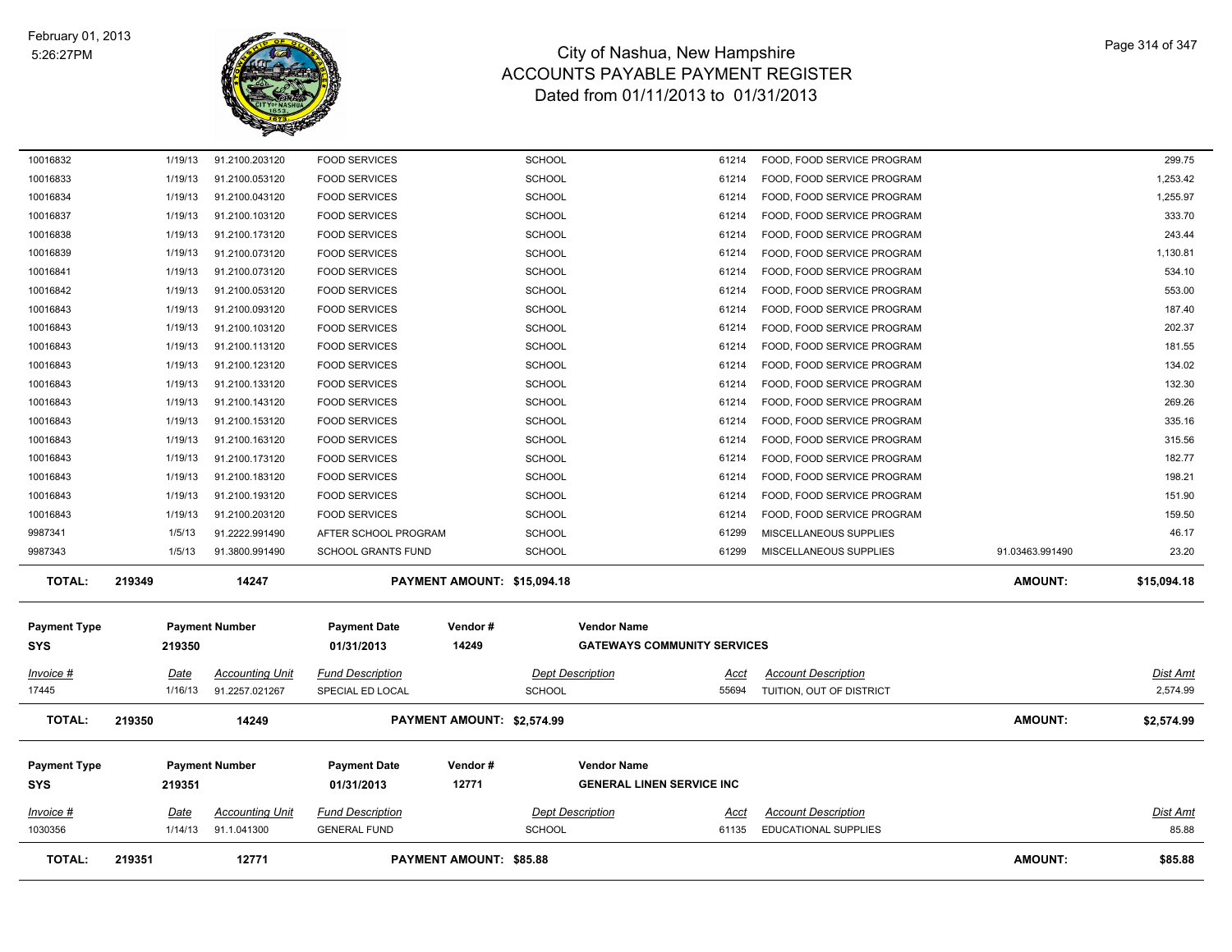# City of Nashua, New Hampshire
## ACCOUNTS PAYABLE PAYMENT REGISTER
### Dated from 01/11/2013 to 01/31/2013

February 01, 2013
5:26:27PM

| | | | | | | | | |
|---|---|---|---|---|---|---|---|---|
| 10016832 | 1/19/13 | 91.2100.203120 | FOOD SERVICES | SCHOOL | 61214 | FOOD, FOOD SERVICE PROGRAM | | 299.75 |
| 10016833 | 1/19/13 | 91.2100.053120 | FOOD SERVICES | SCHOOL | 61214 | FOOD, FOOD SERVICE PROGRAM | | 1,253.42 |
| 10016834 | 1/19/13 | 91.2100.043120 | FOOD SERVICES | SCHOOL | 61214 | FOOD, FOOD SERVICE PROGRAM | | 1,255.97 |
| 10016837 | 1/19/13 | 91.2100.103120 | FOOD SERVICES | SCHOOL | 61214 | FOOD, FOOD SERVICE PROGRAM | | 333.70 |
| 10016838 | 1/19/13 | 91.2100.173120 | FOOD SERVICES | SCHOOL | 61214 | FOOD, FOOD SERVICE PROGRAM | | 243.44 |
| 10016839 | 1/19/13 | 91.2100.073120 | FOOD SERVICES | SCHOOL | 61214 | FOOD, FOOD SERVICE PROGRAM | | 1,130.81 |
| 10016841 | 1/19/13 | 91.2100.073120 | FOOD SERVICES | SCHOOL | 61214 | FOOD, FOOD SERVICE PROGRAM | | 534.10 |
| 10016842 | 1/19/13 | 91.2100.053120 | FOOD SERVICES | SCHOOL | 61214 | FOOD, FOOD SERVICE PROGRAM | | 553.00 |
| 10016843 | 1/19/13 | 91.2100.093120 | FOOD SERVICES | SCHOOL | 61214 | FOOD, FOOD SERVICE PROGRAM | | 187.40 |
| 10016843 | 1/19/13 | 91.2100.103120 | FOOD SERVICES | SCHOOL | 61214 | FOOD, FOOD SERVICE PROGRAM | | 202.37 |
| 10016843 | 1/19/13 | 91.2100.113120 | FOOD SERVICES | SCHOOL | 61214 | FOOD, FOOD SERVICE PROGRAM | | 181.55 |
| 10016843 | 1/19/13 | 91.2100.123120 | FOOD SERVICES | SCHOOL | 61214 | FOOD, FOOD SERVICE PROGRAM | | 134.02 |
| 10016843 | 1/19/13 | 91.2100.133120 | FOOD SERVICES | SCHOOL | 61214 | FOOD, FOOD SERVICE PROGRAM | | 132.30 |
| 10016843 | 1/19/13 | 91.2100.143120 | FOOD SERVICES | SCHOOL | 61214 | FOOD, FOOD SERVICE PROGRAM | | 269.26 |
| 10016843 | 1/19/13 | 91.2100.153120 | FOOD SERVICES | SCHOOL | 61214 | FOOD, FOOD SERVICE PROGRAM | | 335.16 |
| 10016843 | 1/19/13 | 91.2100.163120 | FOOD SERVICES | SCHOOL | 61214 | FOOD, FOOD SERVICE PROGRAM | | 315.56 |
| 10016843 | 1/19/13 | 91.2100.173120 | FOOD SERVICES | SCHOOL | 61214 | FOOD, FOOD SERVICE PROGRAM | | 182.77 |
| 10016843 | 1/19/13 | 91.2100.183120 | FOOD SERVICES | SCHOOL | 61214 | FOOD, FOOD SERVICE PROGRAM | | 198.21 |
| 10016843 | 1/19/13 | 91.2100.193120 | FOOD SERVICES | SCHOOL | 61214 | FOOD, FOOD SERVICE PROGRAM | | 151.90 |
| 10016843 | 1/19/13 | 91.2100.203120 | FOOD SERVICES | SCHOOL | 61214 | FOOD, FOOD SERVICE PROGRAM | | 159.50 |
| 9987341 | 1/5/13 | 91.2222.991490 | AFTER SCHOOL PROGRAM | SCHOOL | 61299 | MISCELLANEOUS SUPPLIES | | 46.17 |
| 9987343 | 1/5/13 | 91.3800.991490 | SCHOOL GRANTS FUND | SCHOOL | 61299 | MISCELLANEOUS SUPPLIES | 91.03463.991490 | 23.20 |

**TOTAL: 219349 | 14247 | PAYMENT AMOUNT: $15,094.18 | AMOUNT: $15,094.18**

| Payment Type | Payment Number | Payment Date | Vendor # | Vendor Name |
|---|---|---|---|---|
| SYS | 219350 | 01/31/2013 | 14249 | GATEWAYS COMMUNITY SERVICES |

| Invoice # | Date | Accounting Unit | Fund Description | Dept Description | Acct | Account Description | | Dist Amt |
|---|---|---|---|---|---|---|---|---|
| 17445 | 1/16/13 | 91.2257.021267 | SPECIAL ED LOCAL | SCHOOL | 55694 | TUITION, OUT OF DISTRICT | | 2,574.99 |

**TOTAL: 219350 | 14249 | PAYMENT AMOUNT: $2,574.99 | AMOUNT: $2,574.99**

| Payment Type | Payment Number | Payment Date | Vendor # | Vendor Name |
|---|---|---|---|---|
| SYS | 219351 | 01/31/2013 | 12771 | GENERAL LINEN SERVICE INC |

| Invoice # | Date | Accounting Unit | Fund Description | Dept Description | Acct | Account Description | | Dist Amt |
|---|---|---|---|---|---|---|---|---|
| 1030356 | 1/14/13 | 91.1.041300 | GENERAL FUND | SCHOOL | 61135 | EDUCATIONAL SUPPLIES | | 85.88 |

**TOTAL: 219351 | 12771 | PAYMENT AMOUNT: $85.88 | AMOUNT: $85.88**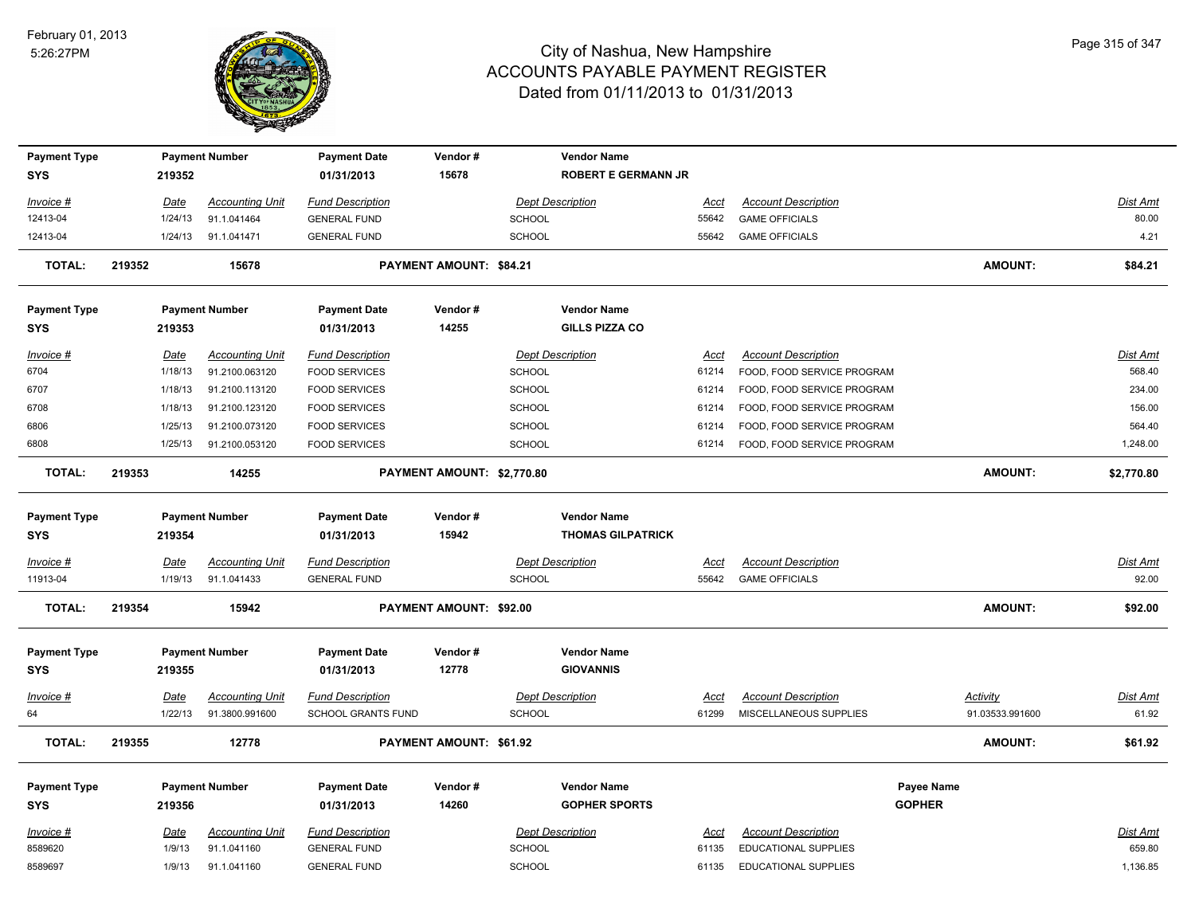# City of Nashua, New Hampshire
## ACCOUNTS PAYABLE PAYMENT REGISTER
### Dated from 01/11/2013 to 01/31/2013

February 01, 2013
5:26:27PM

| Payment Type | Payment Number | Payment Date | Vendor # | Vendor Name |
|---|---|---|---|---|
| **SYS** | **219352** | **01/31/2013** | **15678** | **ROBERT E GERMANN JR** |

| Invoice # | Date | Accounting Unit | Fund Description | Dept Description | Acct | Account Description | Dist Amt |
|---|---|---|---|---|---|---|---|
| 12413-04 | 1/24/13 | 91.1.041464 | GENERAL FUND | SCHOOL | 55642 | GAME OFFICIALS | 80.00 |
| 12413-04 | 1/24/13 | 91.1.041471 | GENERAL FUND | SCHOOL | 55642 | GAME OFFICIALS | 4.21 |

**TOTAL: 219352 15678 PAYMENT AMOUNT: $84.21 AMOUNT: $84.21**

| Payment Type | Payment Number | Payment Date | Vendor # | Vendor Name |
|---|---|---|---|---|
| **SYS** | **219353** | **01/31/2013** | **14255** | **GILLS PIZZA CO** |

| Invoice # | Date | Accounting Unit | Fund Description | Dept Description | Acct | Account Description | Dist Amt |
|---|---|---|---|---|---|---|---|
| 6704 | 1/18/13 | 91.2100.063120 | FOOD SERVICES | SCHOOL | 61214 | FOOD, FOOD SERVICE PROGRAM | 568.40 |
| 6707 | 1/18/13 | 91.2100.113120 | FOOD SERVICES | SCHOOL | 61214 | FOOD, FOOD SERVICE PROGRAM | 234.00 |
| 6708 | 1/18/13 | 91.2100.123120 | FOOD SERVICES | SCHOOL | 61214 | FOOD, FOOD SERVICE PROGRAM | 156.00 |
| 6806 | 1/25/13 | 91.2100.073120 | FOOD SERVICES | SCHOOL | 61214 | FOOD, FOOD SERVICE PROGRAM | 564.40 |
| 6808 | 1/25/13 | 91.2100.053120 | FOOD SERVICES | SCHOOL | 61214 | FOOD, FOOD SERVICE PROGRAM | 1,248.00 |

**TOTAL: 219353 14255 PAYMENT AMOUNT: $2,770.80 AMOUNT: $2,770.80**

| Payment Type | Payment Number | Payment Date | Vendor # | Vendor Name |
|---|---|---|---|---|
| **SYS** | **219354** | **01/31/2013** | **15942** | **THOMAS GILPATRICK** |

| Invoice # | Date | Accounting Unit | Fund Description | Dept Description | Acct | Account Description | Dist Amt |
|---|---|---|---|---|---|---|---|
| 11913-04 | 1/19/13 | 91.1.041433 | GENERAL FUND | SCHOOL | 55642 | GAME OFFICIALS | 92.00 |

**TOTAL: 219354 15942 PAYMENT AMOUNT: $92.00 AMOUNT: $92.00**

| Payment Type | Payment Number | Payment Date | Vendor # | Vendor Name |
|---|---|---|---|---|
| **SYS** | **219355** | **01/31/2013** | **12778** | **GIOVANNIS** |

| Invoice # | Date | Accounting Unit | Fund Description | Dept Description | Acct | Account Description | Activity | Dist Amt |
|---|---|---|---|---|---|---|---|---|
| 64 | 1/22/13 | 91.3800.991600 | SCHOOL GRANTS FUND | SCHOOL | 61299 | MISCELLANEOUS SUPPLIES | 91.03533.991600 | 61.92 |

**TOTAL: 219355 12778 PAYMENT AMOUNT: $61.92 AMOUNT: $61.92**

| Payment Type | Payment Number | Payment Date | Vendor # | Vendor Name | Payee Name |
|---|---|---|---|---|---|
| **SYS** | **219356** | **01/31/2013** | **14260** | **GOPHER SPORTS** | **GOPHER** |

| Invoice # | Date | Accounting Unit | Fund Description | Dept Description | Acct | Account Description | Dist Amt |
|---|---|---|---|---|---|---|---|
| 8589620 | 1/9/13 | 91.1.041160 | GENERAL FUND | SCHOOL | 61135 | EDUCATIONAL SUPPLIES | 659.80 |
| 8589697 | 1/9/13 | 91.1.041160 | GENERAL FUND | SCHOOL | 61135 | EDUCATIONAL SUPPLIES | 1,136.85 |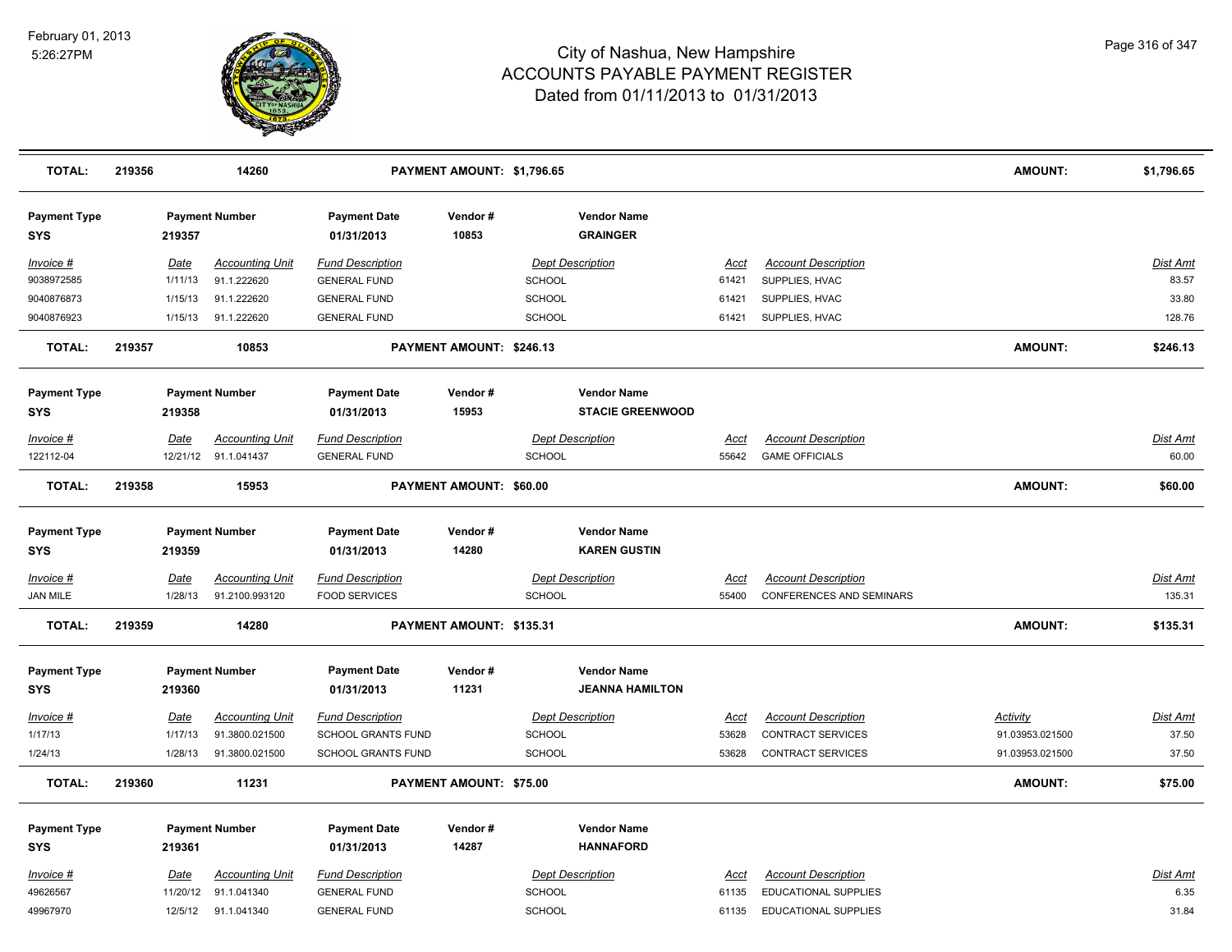| TOTAL: | 219356 | 14260 | PAYMENT AMOUNT: $1,796.65 | AMOUNT: | $1,796.65 |
|---|---|---|---|---|---|

**Payment Type:** SYS | **Payment Number:** 219357 | **Payment Date:** 01/31/2013 | **Vendor #:** 10853 | **Vendor Name:** GRAINGER

| Invoice # | Date | Accounting Unit | Fund Description | Dept Description | Acct | Account Description | Dist Amt |
|---|---|---|---|---|---|---|---|
| 9038972585 | 1/11/13 | 91.1.222620 | GENERAL FUND | SCHOOL | 61421 | SUPPLIES, HVAC | 83.57 |
| 9040876873 | 1/15/13 | 91.1.222620 | GENERAL FUND | SCHOOL | 61421 | SUPPLIES, HVAC | 33.80 |
| 9040876923 | 1/15/13 | 91.1.222620 | GENERAL FUND | SCHOOL | 61421 | SUPPLIES, HVAC | 128.76 |

| TOTAL: | 219357 | 10853 | PAYMENT AMOUNT: $246.13 | AMOUNT: | $246.13 |
|---|---|---|---|---|---|

**Payment Type:** SYS | **Payment Number:** 219358 | **Payment Date:** 01/31/2013 | **Vendor #:** 15953 | **Vendor Name:** STACIE GREENWOOD

| Invoice # | Date | Accounting Unit | Fund Description | Dept Description | Acct | Account Description | Dist Amt |
|---|---|---|---|---|---|---|---|
| 122112-04 | 12/21/12 | 91.1.041437 | GENERAL FUND | SCHOOL | 55642 | GAME OFFICIALS | 60.00 |

| TOTAL: | 219358 | 15953 | PAYMENT AMOUNT: $60.00 | AMOUNT: | $60.00 |
|---|---|---|---|---|---|

**Payment Type:** SYS | **Payment Number:** 219359 | **Payment Date:** 01/31/2013 | **Vendor #:** 14280 | **Vendor Name:** KAREN GUSTIN

| Invoice # | Date | Accounting Unit | Fund Description | Dept Description | Acct | Account Description | Dist Amt |
|---|---|---|---|---|---|---|---|
| JAN MILE | 1/28/13 | 91.2100.993120 | FOOD SERVICES | SCHOOL | 55400 | CONFERENCES AND SEMINARS | 135.31 |

| TOTAL: | 219359 | 14280 | PAYMENT AMOUNT: $135.31 | AMOUNT: | $135.31 |
|---|---|---|---|---|---|

**Payment Type:** SYS | **Payment Number:** 219360 | **Payment Date:** 01/31/2013 | **Vendor #:** 11231 | **Vendor Name:** JEANNA HAMILTON

| Invoice # | Date | Accounting Unit | Fund Description | Dept Description | Acct | Account Description | Activity | Dist Amt |
|---|---|---|---|---|---|---|---|---|
| 1/17/13 | 1/17/13 | 91.3800.021500 | SCHOOL GRANTS FUND | SCHOOL | 53628 | CONTRACT SERVICES | 91.03953.021500 | 37.50 |
| 1/24/13 | 1/28/13 | 91.3800.021500 | SCHOOL GRANTS FUND | SCHOOL | 53628 | CONTRACT SERVICES | 91.03953.021500 | 37.50 |

| TOTAL: | 219360 | 11231 | PAYMENT AMOUNT: $75.00 | AMOUNT: | $75.00 |
|---|---|---|---|---|---|

**Payment Type:** SYS | **Payment Number:** 219361 | **Payment Date:** 01/31/2013 | **Vendor #:** 14287 | **Vendor Name:** HANNAFORD

| Invoice # | Date | Accounting Unit | Fund Description | Dept Description | Acct | Account Description | Dist Amt |
|---|---|---|---|---|---|---|---|
| 49626567 | 11/20/12 | 91.1.041340 | GENERAL FUND | SCHOOL | 61135 | EDUCATIONAL SUPPLIES | 6.35 |
| 49967970 | 12/5/12 | 91.1.041340 | GENERAL FUND | SCHOOL | 61135 | EDUCATIONAL SUPPLIES | 31.84 |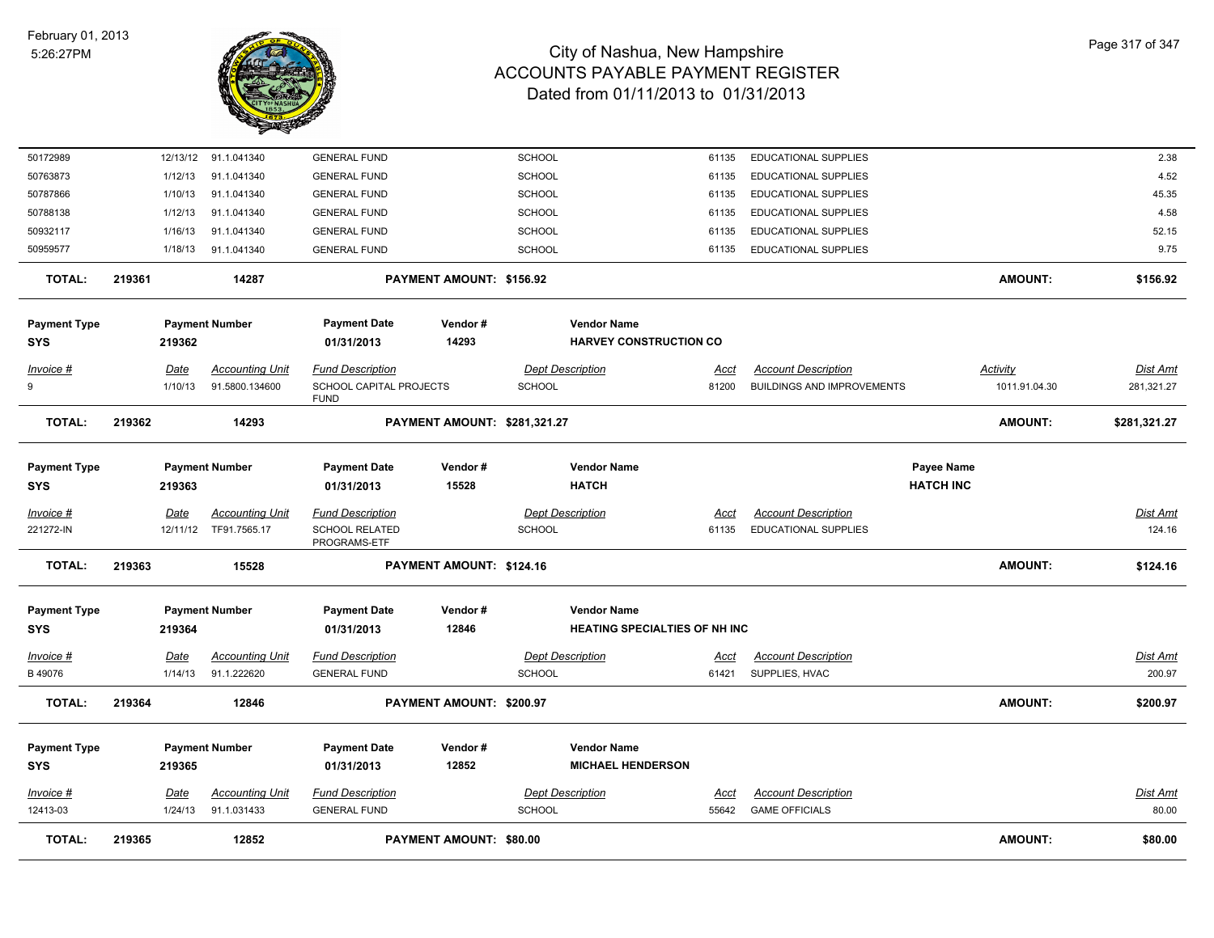# City of Nashua, New Hampshire
## ACCOUNTS PAYABLE PAYMENT REGISTER
### Dated from 01/11/2013 to 01/31/2013

February 01, 2013
5:26:27PM

| Invoice # | Date | Accounting Unit | Fund Description | Dept Description | Acct | Account Description | Activity | Dist Amt |
|---|---|---|---|---|---|---|---|---|
| 50172989 | 12/13/12 | 91.1.041340 | GENERAL FUND | SCHOOL | 61135 | EDUCATIONAL SUPPLIES | | 2.38 |
| 50763873 | 1/12/13 | 91.1.041340 | GENERAL FUND | SCHOOL | 61135 | EDUCATIONAL SUPPLIES | | 4.52 |
| 50787866 | 1/10/13 | 91.1.041340 | GENERAL FUND | SCHOOL | 61135 | EDUCATIONAL SUPPLIES | | 45.35 |
| 50788138 | 1/12/13 | 91.1.041340 | GENERAL FUND | SCHOOL | 61135 | EDUCATIONAL SUPPLIES | | 4.58 |
| 50932117 | 1/16/13 | 91.1.041340 | GENERAL FUND | SCHOOL | 61135 | EDUCATIONAL SUPPLIES | | 52.15 |
| 50959577 | 1/18/13 | 91.1.041340 | GENERAL FUND | SCHOOL | 61135 | EDUCATIONAL SUPPLIES | | 9.75 |

**TOTAL: 219361 — 14287 — PAYMENT AMOUNT: $156.92 — AMOUNT: $156.92**

| Payment Type | Payment Number | Payment Date | Vendor # | Vendor Name |
|---|---|---|---|---|
| SYS | 219362 | 01/31/2013 | 14293 | HARVEY CONSTRUCTION CO |

| Invoice # | Date | Accounting Unit | Fund Description | Dept Description | Acct | Account Description | Activity | Dist Amt |
|---|---|---|---|---|---|---|---|---|
| 9 | 1/10/13 | 91.5800.134600 | SCHOOL CAPITAL PROJECTS FUND | SCHOOL | 81200 | BUILDINGS AND IMPROVEMENTS | 1011.91.04.30 | 281,321.27 |

**TOTAL: 219362 — 14293 — PAYMENT AMOUNT: $281,321.27 — AMOUNT: $281,321.27**

| Payment Type | Payment Number | Payment Date | Vendor # | Vendor Name | Payee Name |
|---|---|---|---|---|---|
| SYS | 219363 | 01/31/2013 | 15528 | HATCH | HATCH INC |

| Invoice # | Date | Accounting Unit | Fund Description | Dept Description | Acct | Account Description | Dist Amt |
|---|---|---|---|---|---|---|---|
| 221272-IN | 12/11/12 | TF91.7565.17 | SCHOOL RELATED PROGRAMS-ETF | SCHOOL | 61135 | EDUCATIONAL SUPPLIES | 124.16 |

**TOTAL: 219363 — 15528 — PAYMENT AMOUNT: $124.16 — AMOUNT: $124.16**

| Payment Type | Payment Number | Payment Date | Vendor # | Vendor Name |
|---|---|---|---|---|
| SYS | 219364 | 01/31/2013 | 12846 | HEATING SPECIALTIES OF NH INC |

| Invoice # | Date | Accounting Unit | Fund Description | Dept Description | Acct | Account Description | Dist Amt |
|---|---|---|---|---|---|---|---|
| B 49076 | 1/14/13 | 91.1.222620 | GENERAL FUND | SCHOOL | 61421 | SUPPLIES, HVAC | 200.97 |

**TOTAL: 219364 — 12846 — PAYMENT AMOUNT: $200.97 — AMOUNT: $200.97**

| Payment Type | Payment Number | Payment Date | Vendor # | Vendor Name |
|---|---|---|---|---|
| SYS | 219365 | 01/31/2013 | 12852 | MICHAEL HENDERSON |

| Invoice # | Date | Accounting Unit | Fund Description | Dept Description | Acct | Account Description | Dist Amt |
|---|---|---|---|---|---|---|---|
| 12413-03 | 1/24/13 | 91.1.031433 | GENERAL FUND | SCHOOL | 55642 | GAME OFFICIALS | 80.00 |

**TOTAL: 219365 — 12852 — PAYMENT AMOUNT: $80.00 — AMOUNT: $80.00**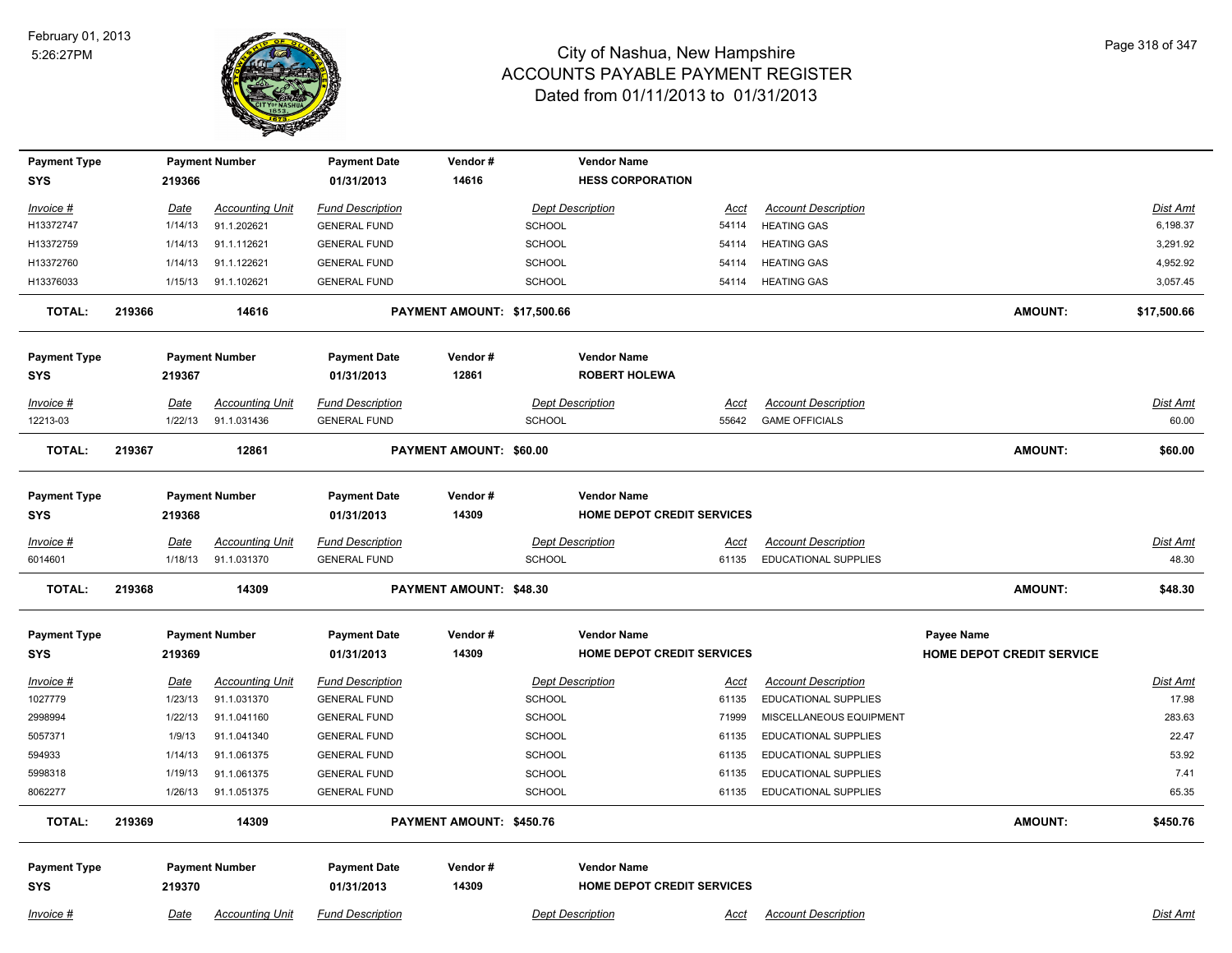# City of Nashua, New Hampshire
## ACCOUNTS PAYABLE PAYMENT REGISTER
### Dated from 01/11/2013 to 01/31/2013

February 01, 2013
5:26:27PM

| Payment Type | Payment Number | Payment Date | Vendor # | Vendor Name |
|---|---|---|---|---|
| SYS | 219366 | 01/31/2013 | 14616 | HESS CORPORATION |

| Invoice # | Date | Accounting Unit | Fund Description | Dept Description | Acct | Account Description | Dist Amt |
|---|---|---|---|---|---|---|---|
| H13372747 | 1/14/13 | 91.1.202621 | GENERAL FUND | SCHOOL | 54114 | HEATING GAS | 6,198.37 |
| H13372759 | 1/14/13 | 91.1.112621 | GENERAL FUND | SCHOOL | 54114 | HEATING GAS | 3,291.92 |
| H13372760 | 1/14/13 | 91.1.122621 | GENERAL FUND | SCHOOL | 54114 | HEATING GAS | 4,952.92 |
| H13376033 | 1/15/13 | 91.1.102621 | GENERAL FUND | SCHOOL | 54114 | HEATING GAS | 3,057.45 |

**TOTAL: 219366 14616 PAYMENT AMOUNT: $17,500.66 AMOUNT: $17,500.66**

| Payment Type | Payment Number | Payment Date | Vendor # | Vendor Name |
|---|---|---|---|---|
| SYS | 219367 | 01/31/2013 | 12861 | ROBERT HOLEWA |

| Invoice # | Date | Accounting Unit | Fund Description | Dept Description | Acct | Account Description | Dist Amt |
|---|---|---|---|---|---|---|---|
| 12213-03 | 1/22/13 | 91.1.031436 | GENERAL FUND | SCHOOL | 55642 | GAME OFFICIALS | 60.00 |

**TOTAL: 219367 12861 PAYMENT AMOUNT: $60.00 AMOUNT: $60.00**

| Payment Type | Payment Number | Payment Date | Vendor # | Vendor Name |
|---|---|---|---|---|
| SYS | 219368 | 01/31/2013 | 14309 | HOME DEPOT CREDIT SERVICES |

| Invoice # | Date | Accounting Unit | Fund Description | Dept Description | Acct | Account Description | Dist Amt |
|---|---|---|---|---|---|---|---|
| 6014601 | 1/18/13 | 91.1.031370 | GENERAL FUND | SCHOOL | 61135 | EDUCATIONAL SUPPLIES | 48.30 |

**TOTAL: 219368 14309 PAYMENT AMOUNT: $48.30 AMOUNT: $48.30**

| Payment Type | Payment Number | Payment Date | Vendor # | Vendor Name | Payee Name |
|---|---|---|---|---|---|
| SYS | 219369 | 01/31/2013 | 14309 | HOME DEPOT CREDIT SERVICES | HOME DEPOT CREDIT SERVICE |

| Invoice # | Date | Accounting Unit | Fund Description | Dept Description | Acct | Account Description | Dist Amt |
|---|---|---|---|---|---|---|---|
| 1027779 | 1/23/13 | 91.1.031370 | GENERAL FUND | SCHOOL | 61135 | EDUCATIONAL SUPPLIES | 17.98 |
| 2998994 | 1/22/13 | 91.1.041160 | GENERAL FUND | SCHOOL | 71999 | MISCELLANEOUS EQUIPMENT | 283.63 |
| 5057371 | 1/9/13 | 91.1.041340 | GENERAL FUND | SCHOOL | 61135 | EDUCATIONAL SUPPLIES | 22.47 |
| 594933 | 1/14/13 | 91.1.061375 | GENERAL FUND | SCHOOL | 61135 | EDUCATIONAL SUPPLIES | 53.92 |
| 5998318 | 1/19/13 | 91.1.061375 | GENERAL FUND | SCHOOL | 61135 | EDUCATIONAL SUPPLIES | 7.41 |
| 8062277 | 1/26/13 | 91.1.051375 | GENERAL FUND | SCHOOL | 61135 | EDUCATIONAL SUPPLIES | 65.35 |

**TOTAL: 219369 14309 PAYMENT AMOUNT: $450.76 AMOUNT: $450.76**

| Payment Type | Payment Number | Payment Date | Vendor # | Vendor Name |
|---|---|---|---|---|
| SYS | 219370 | 01/31/2013 | 14309 | HOME DEPOT CREDIT SERVICES |

| Invoice # | Date | Accounting Unit | Fund Description | Dept Description | Acct | Account Description | Dist Amt |
|---|---|---|---|---|---|---|---|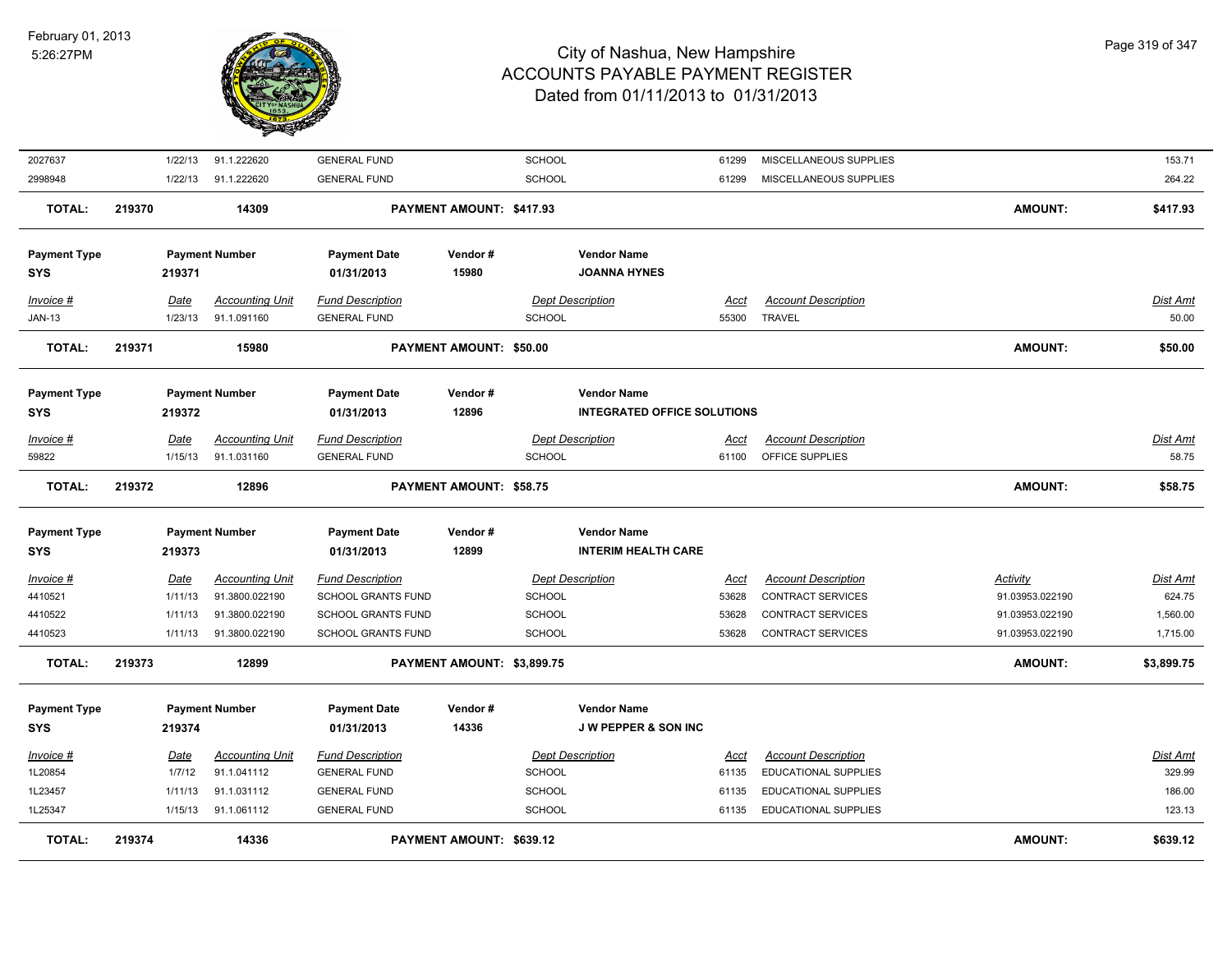# City of Nashua, New Hampshire
## ACCOUNTS PAYABLE PAYMENT REGISTER
### Dated from 01/11/2013 to 01/31/2013

February 01, 2013
5:26:27PM

| Invoice # | Date | Accounting Unit | Fund Description | Dept Description | Acct | Account Description | Activity | Dist Amt |
|---|---|---|---|---|---|---|---|---|
| 2027637 | 1/22/13 | 91.1.222620 | GENERAL FUND | SCHOOL | 61299 | MISCELLANEOUS SUPPLIES | | 153.71 |
| 2998948 | 1/22/13 | 91.1.222620 | GENERAL FUND | SCHOOL | 61299 | MISCELLANEOUS SUPPLIES | | 264.22 |

**TOTAL: 219370 — 14309 — PAYMENT AMOUNT: $417.93 — AMOUNT: $417.93**

| Payment Type | Payment Number | Payment Date | Vendor # | Vendor Name |
|---|---|---|---|---|
| SYS | 219371 | 01/31/2013 | 15980 | JOANNA HYNES |

| Invoice # | Date | Accounting Unit | Fund Description | Dept Description | Acct | Account Description | Dist Amt |
|---|---|---|---|---|---|---|---|
| JAN-13 | 1/23/13 | 91.1.091160 | GENERAL FUND | SCHOOL | 55300 | TRAVEL | 50.00 |

**TOTAL: 219371 — 15980 — PAYMENT AMOUNT: $50.00 — AMOUNT: $50.00**

| Payment Type | Payment Number | Payment Date | Vendor # | Vendor Name |
|---|---|---|---|---|
| SYS | 219372 | 01/31/2013 | 12896 | INTEGRATED OFFICE SOLUTIONS |

| Invoice # | Date | Accounting Unit | Fund Description | Dept Description | Acct | Account Description | Dist Amt |
|---|---|---|---|---|---|---|---|
| 59822 | 1/15/13 | 91.1.031160 | GENERAL FUND | SCHOOL | 61100 | OFFICE SUPPLIES | 58.75 |

**TOTAL: 219372 — 12896 — PAYMENT AMOUNT: $58.75 — AMOUNT: $58.75**

| Payment Type | Payment Number | Payment Date | Vendor # | Vendor Name |
|---|---|---|---|---|
| SYS | 219373 | 01/31/2013 | 12899 | INTERIM HEALTH CARE |

| Invoice # | Date | Accounting Unit | Fund Description | Dept Description | Acct | Account Description | Activity | Dist Amt |
|---|---|---|---|---|---|---|---|---|
| 4410521 | 1/11/13 | 91.3800.022190 | SCHOOL GRANTS FUND | SCHOOL | 53628 | CONTRACT SERVICES | 91.03953.022190 | 624.75 |
| 4410522 | 1/11/13 | 91.3800.022190 | SCHOOL GRANTS FUND | SCHOOL | 53628 | CONTRACT SERVICES | 91.03953.022190 | 1,560.00 |
| 4410523 | 1/11/13 | 91.3800.022190 | SCHOOL GRANTS FUND | SCHOOL | 53628 | CONTRACT SERVICES | 91.03953.022190 | 1,715.00 |

**TOTAL: 219373 — 12899 — PAYMENT AMOUNT: $3,899.75 — AMOUNT: $3,899.75**

| Payment Type | Payment Number | Payment Date | Vendor # | Vendor Name |
|---|---|---|---|---|
| SYS | 219374 | 01/31/2013 | 14336 | J W PEPPER & SON INC |

| Invoice # | Date | Accounting Unit | Fund Description | Dept Description | Acct | Account Description | Dist Amt |
|---|---|---|---|---|---|---|---|
| 1L20854 | 1/7/12 | 91.1.041112 | GENERAL FUND | SCHOOL | 61135 | EDUCATIONAL SUPPLIES | 329.99 |
| 1L23457 | 1/11/13 | 91.1.031112 | GENERAL FUND | SCHOOL | 61135 | EDUCATIONAL SUPPLIES | 186.00 |
| 1L25347 | 1/15/13 | 91.1.061112 | GENERAL FUND | SCHOOL | 61135 | EDUCATIONAL SUPPLIES | 123.13 |

**TOTAL: 219374 — 14336 — PAYMENT AMOUNT: $639.12 — AMOUNT: $639.12**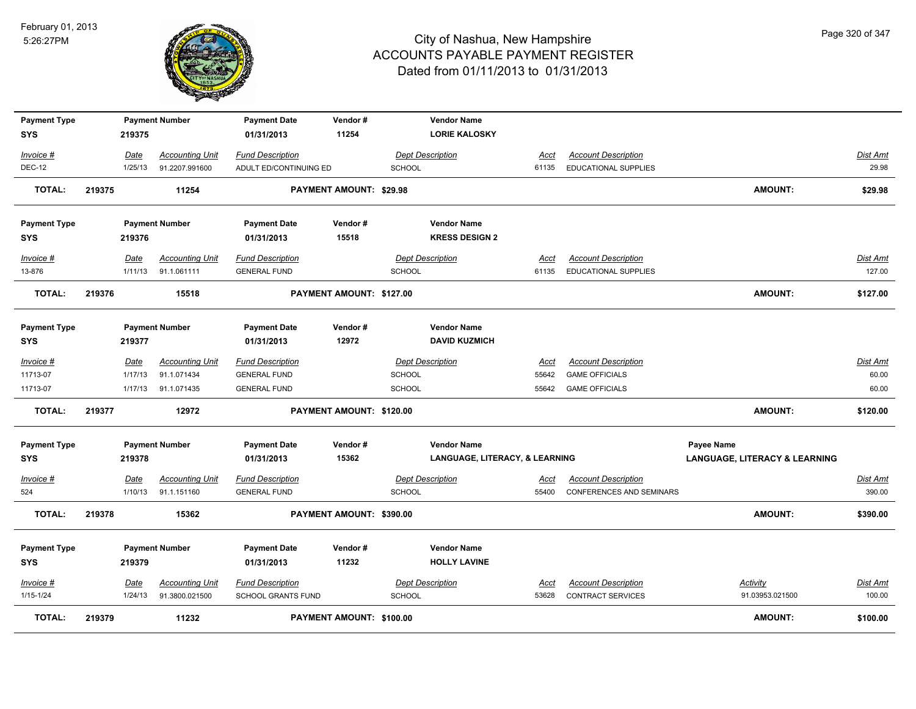# City of Nashua, New Hampshire
## ACCOUNTS PAYABLE PAYMENT REGISTER
### Dated from 01/11/2013 to 01/31/2013

February 01, 2013
5:26:27PM

| Payment Type | Payment Number | Payment Date | Vendor # | Vendor Name |
|---|---|---|---|---|
| SYS | 219375 | 01/31/2013 | 11254 | LORIE KALOSKY |

| Invoice # | Date | Accounting Unit | Fund Description | Dept Description | Acct | Account Description | Dist Amt |
|---|---|---|---|---|---|---|---|
| DEC-12 | 1/25/13 | 91.2207.991600 | ADULT ED/CONTINUING ED | SCHOOL | 61135 | EDUCATIONAL SUPPLIES | 29.98 |

**TOTAL: 219375 11254 PAYMENT AMOUNT: $29.98 AMOUNT: $29.98**

| Payment Type | Payment Number | Payment Date | Vendor # | Vendor Name |
|---|---|---|---|---|
| SYS | 219376 | 01/31/2013 | 15518 | KRESS DESIGN 2 |

| Invoice # | Date | Accounting Unit | Fund Description | Dept Description | Acct | Account Description | Dist Amt |
|---|---|---|---|---|---|---|---|
| 13-876 | 1/11/13 | 91.1.061111 | GENERAL FUND | SCHOOL | 61135 | EDUCATIONAL SUPPLIES | 127.00 |

**TOTAL: 219376 15518 PAYMENT AMOUNT: $127.00 AMOUNT: $127.00**

| Payment Type | Payment Number | Payment Date | Vendor # | Vendor Name |
|---|---|---|---|---|
| SYS | 219377 | 01/31/2013 | 12972 | DAVID KUZMICH |

| Invoice # | Date | Accounting Unit | Fund Description | Dept Description | Acct | Account Description | Dist Amt |
|---|---|---|---|---|---|---|---|
| 11713-07 | 1/17/13 | 91.1.071434 | GENERAL FUND | SCHOOL | 55642 | GAME OFFICIALS | 60.00 |
| 11713-07 | 1/17/13 | 91.1.071435 | GENERAL FUND | SCHOOL | 55642 | GAME OFFICIALS | 60.00 |

**TOTAL: 219377 12972 PAYMENT AMOUNT: $120.00 AMOUNT: $120.00**

| Payment Type | Payment Number | Payment Date | Vendor # | Vendor Name | Payee Name |
|---|---|---|---|---|---|
| SYS | 219378 | 01/31/2013 | 15362 | LANGUAGE, LITERACY, & LEARNING | LANGUAGE, LITERACY & LEARNING |

| Invoice # | Date | Accounting Unit | Fund Description | Dept Description | Acct | Account Description | Dist Amt |
|---|---|---|---|---|---|---|---|
| 524 | 1/10/13 | 91.1.151160 | GENERAL FUND | SCHOOL | 55400 | CONFERENCES AND SEMINARS | 390.00 |

**TOTAL: 219378 15362 PAYMENT AMOUNT: $390.00 AMOUNT: $390.00**

| Payment Type | Payment Number | Payment Date | Vendor # | Vendor Name |
|---|---|---|---|---|
| SYS | 219379 | 01/31/2013 | 11232 | HOLLY LAVINE |

| Invoice # | Date | Accounting Unit | Fund Description | Dept Description | Acct | Account Description | Activity | Dist Amt |
|---|---|---|---|---|---|---|---|---|
| 1/15-1/24 | 1/24/13 | 91.3800.021500 | SCHOOL GRANTS FUND | SCHOOL | 53628 | CONTRACT SERVICES | 91.03953.021500 | 100.00 |

**TOTAL: 219379 11232 PAYMENT AMOUNT: $100.00 AMOUNT: $100.00**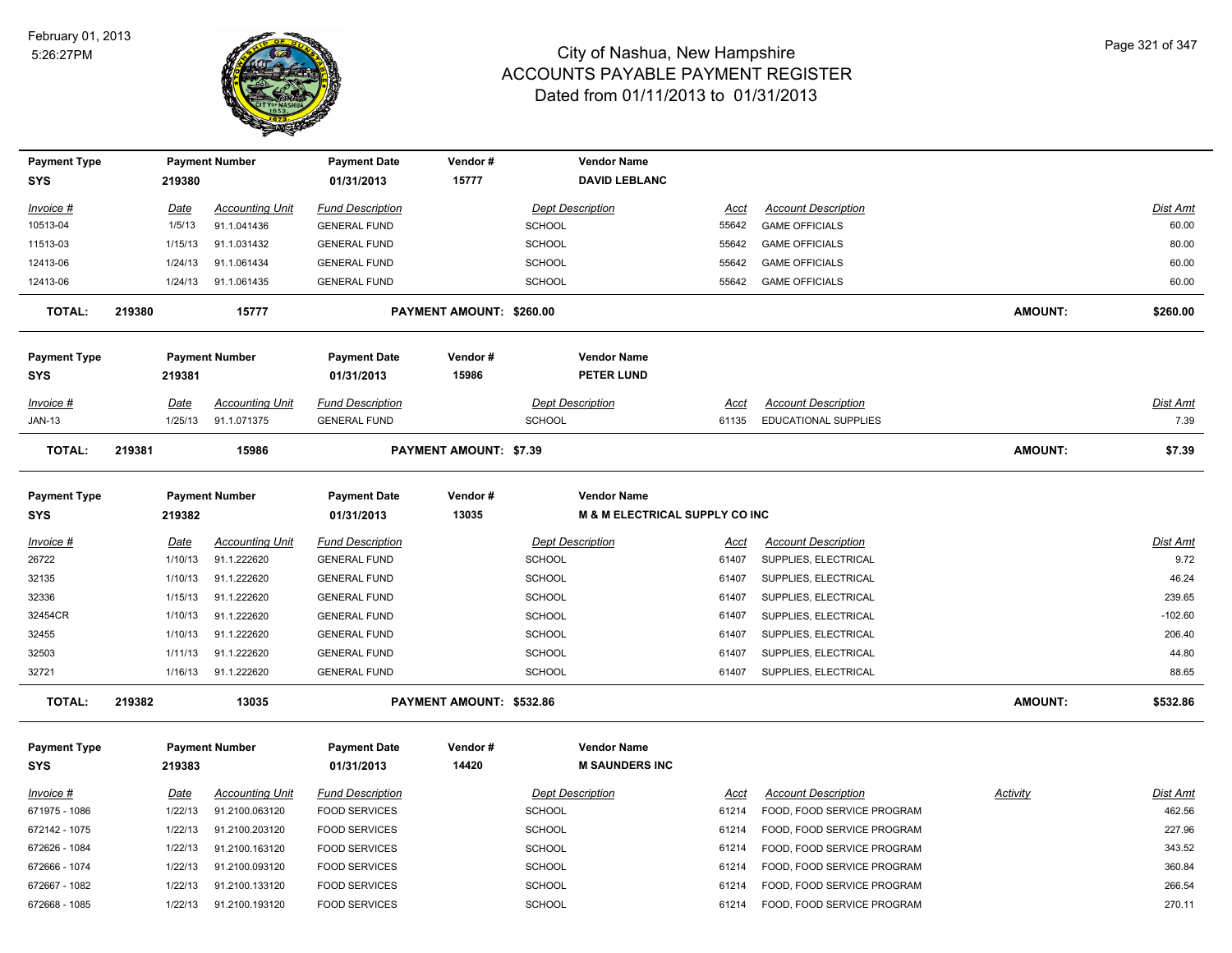# City of Nashua, New Hampshire
## ACCOUNTS PAYABLE PAYMENT REGISTER
### Dated from 01/11/2013 to 01/31/2013

February 01, 2013 5:26:27PM

| Payment Type | Payment Number | Payment Date | Vendor # | Vendor Name |
|---|---|---|---|---|
| SYS | 219380 | 01/31/2013 | 15777 | DAVID LEBLANC |

| Invoice # | Date | Accounting Unit | Fund Description | Dept Description | Acct | Account Description | Dist Amt |
|---|---|---|---|---|---|---|---|
| 10513-04 | 1/5/13 | 91.1.041436 | GENERAL FUND | SCHOOL | 55642 | GAME OFFICIALS | 60.00 |
| 11513-03 | 1/15/13 | 91.1.031432 | GENERAL FUND | SCHOOL | 55642 | GAME OFFICIALS | 80.00 |
| 12413-06 | 1/24/13 | 91.1.061434 | GENERAL FUND | SCHOOL | 55642 | GAME OFFICIALS | 60.00 |
| 12413-06 | 1/24/13 | 91.1.061435 | GENERAL FUND | SCHOOL | 55642 | GAME OFFICIALS | 60.00 |

**TOTAL: 219380 15777 PAYMENT AMOUNT: $260.00 AMOUNT: $260.00**

| Payment Type | Payment Number | Payment Date | Vendor # | Vendor Name |
|---|---|---|---|---|
| SYS | 219381 | 01/31/2013 | 15986 | PETER LUND |

| Invoice # | Date | Accounting Unit | Fund Description | Dept Description | Acct | Account Description | Dist Amt |
|---|---|---|---|---|---|---|---|
| JAN-13 | 1/25/13 | 91.1.071375 | GENERAL FUND | SCHOOL | 61135 | EDUCATIONAL SUPPLIES | 7.39 |

**TOTAL: 219381 15986 PAYMENT AMOUNT: $7.39 AMOUNT: $7.39**

| Payment Type | Payment Number | Payment Date | Vendor # | Vendor Name |
|---|---|---|---|---|
| SYS | 219382 | 01/31/2013 | 13035 | M & M ELECTRICAL SUPPLY CO INC |

| Invoice # | Date | Accounting Unit | Fund Description | Dept Description | Acct | Account Description | Dist Amt |
|---|---|---|---|---|---|---|---|
| 26722 | 1/10/13 | 91.1.222620 | GENERAL FUND | SCHOOL | 61407 | SUPPLIES, ELECTRICAL | 9.72 |
| 32135 | 1/10/13 | 91.1.222620 | GENERAL FUND | SCHOOL | 61407 | SUPPLIES, ELECTRICAL | 46.24 |
| 32336 | 1/15/13 | 91.1.222620 | GENERAL FUND | SCHOOL | 61407 | SUPPLIES, ELECTRICAL | 239.65 |
| 32454CR | 1/10/13 | 91.1.222620 | GENERAL FUND | SCHOOL | 61407 | SUPPLIES, ELECTRICAL | -102.60 |
| 32455 | 1/10/13 | 91.1.222620 | GENERAL FUND | SCHOOL | 61407 | SUPPLIES, ELECTRICAL | 206.40 |
| 32503 | 1/11/13 | 91.1.222620 | GENERAL FUND | SCHOOL | 61407 | SUPPLIES, ELECTRICAL | 44.80 |
| 32721 | 1/16/13 | 91.1.222620 | GENERAL FUND | SCHOOL | 61407 | SUPPLIES, ELECTRICAL | 88.65 |

**TOTAL: 219382 13035 PAYMENT AMOUNT: $532.86 AMOUNT: $532.86**

| Payment Type | Payment Number | Payment Date | Vendor # | Vendor Name |
|---|---|---|---|---|
| SYS | 219383 | 01/31/2013 | 14420 | M SAUNDERS INC |

| Invoice # | Date | Accounting Unit | Fund Description | Dept Description | Acct | Account Description | Activity | Dist Amt |
|---|---|---|---|---|---|---|---|---|
| 671975 - 1086 | 1/22/13 | 91.2100.063120 | FOOD SERVICES | SCHOOL | 61214 | FOOD, FOOD SERVICE PROGRAM | | 462.56 |
| 672142 - 1075 | 1/22/13 | 91.2100.203120 | FOOD SERVICES | SCHOOL | 61214 | FOOD, FOOD SERVICE PROGRAM | | 227.96 |
| 672626 - 1084 | 1/22/13 | 91.2100.163120 | FOOD SERVICES | SCHOOL | 61214 | FOOD, FOOD SERVICE PROGRAM | | 343.52 |
| 672666 - 1074 | 1/22/13 | 91.2100.093120 | FOOD SERVICES | SCHOOL | 61214 | FOOD, FOOD SERVICE PROGRAM | | 360.84 |
| 672667 - 1082 | 1/22/13 | 91.2100.133120 | FOOD SERVICES | SCHOOL | 61214 | FOOD, FOOD SERVICE PROGRAM | | 266.54 |
| 672668 - 1085 | 1/22/13 | 91.2100.193120 | FOOD SERVICES | SCHOOL | 61214 | FOOD, FOOD SERVICE PROGRAM | | 270.11 |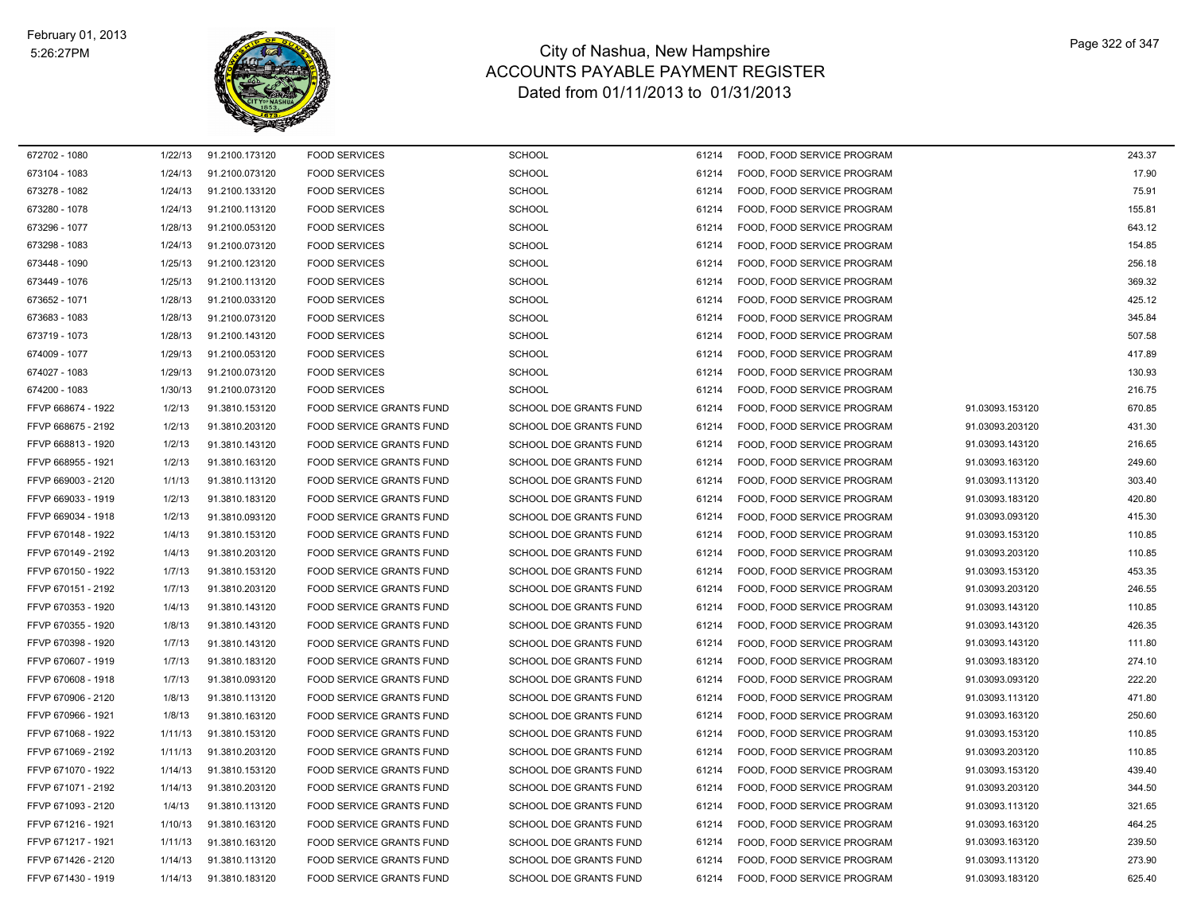# City of Nashua, New Hampshire
## ACCOUNTS PAYABLE PAYMENT REGISTER
### Dated from 01/11/2013 to 01/31/2013

February 01, 2013
5:26:27PM

| | | | | | | | | |
|---|---|---|---|---|---|---|---|---|
| 672702 - 1080 | 1/22/13 | 91.2100.173120 | FOOD SERVICES | SCHOOL | 61214 | FOOD, FOOD SERVICE PROGRAM | | 243.37 |
| 673104 - 1083 | 1/24/13 | 91.2100.073120 | FOOD SERVICES | SCHOOL | 61214 | FOOD, FOOD SERVICE PROGRAM | | 17.90 |
| 673278 - 1082 | 1/24/13 | 91.2100.133120 | FOOD SERVICES | SCHOOL | 61214 | FOOD, FOOD SERVICE PROGRAM | | 75.91 |
| 673280 - 1078 | 1/24/13 | 91.2100.113120 | FOOD SERVICES | SCHOOL | 61214 | FOOD, FOOD SERVICE PROGRAM | | 155.81 |
| 673296 - 1077 | 1/28/13 | 91.2100.053120 | FOOD SERVICES | SCHOOL | 61214 | FOOD, FOOD SERVICE PROGRAM | | 643.12 |
| 673298 - 1083 | 1/24/13 | 91.2100.073120 | FOOD SERVICES | SCHOOL | 61214 | FOOD, FOOD SERVICE PROGRAM | | 154.85 |
| 673448 - 1090 | 1/25/13 | 91.2100.123120 | FOOD SERVICES | SCHOOL | 61214 | FOOD, FOOD SERVICE PROGRAM | | 256.18 |
| 673449 - 1076 | 1/25/13 | 91.2100.113120 | FOOD SERVICES | SCHOOL | 61214 | FOOD, FOOD SERVICE PROGRAM | | 369.32 |
| 673652 - 1071 | 1/28/13 | 91.2100.033120 | FOOD SERVICES | SCHOOL | 61214 | FOOD, FOOD SERVICE PROGRAM | | 425.12 |
| 673683 - 1083 | 1/28/13 | 91.2100.073120 | FOOD SERVICES | SCHOOL | 61214 | FOOD, FOOD SERVICE PROGRAM | | 345.84 |
| 673719 - 1073 | 1/28/13 | 91.2100.143120 | FOOD SERVICES | SCHOOL | 61214 | FOOD, FOOD SERVICE PROGRAM | | 507.58 |
| 674009 - 1077 | 1/29/13 | 91.2100.053120 | FOOD SERVICES | SCHOOL | 61214 | FOOD, FOOD SERVICE PROGRAM | | 417.89 |
| 674027 - 1083 | 1/29/13 | 91.2100.073120 | FOOD SERVICES | SCHOOL | 61214 | FOOD, FOOD SERVICE PROGRAM | | 130.93 |
| 674200 - 1083 | 1/30/13 | 91.2100.073120 | FOOD SERVICES | SCHOOL | 61214 | FOOD, FOOD SERVICE PROGRAM | | 216.75 |
| FFVP 668674 - 1922 | 1/2/13 | 91.3810.153120 | FOOD SERVICE GRANTS FUND | SCHOOL DOE GRANTS FUND | 61214 | FOOD, FOOD SERVICE PROGRAM | 91.03093.153120 | 670.85 |
| FFVP 668675 - 2192 | 1/2/13 | 91.3810.203120 | FOOD SERVICE GRANTS FUND | SCHOOL DOE GRANTS FUND | 61214 | FOOD, FOOD SERVICE PROGRAM | 91.03093.203120 | 431.30 |
| FFVP 668813 - 1920 | 1/2/13 | 91.3810.143120 | FOOD SERVICE GRANTS FUND | SCHOOL DOE GRANTS FUND | 61214 | FOOD, FOOD SERVICE PROGRAM | 91.03093.143120 | 216.65 |
| FFVP 668955 - 1921 | 1/2/13 | 91.3810.163120 | FOOD SERVICE GRANTS FUND | SCHOOL DOE GRANTS FUND | 61214 | FOOD, FOOD SERVICE PROGRAM | 91.03093.163120 | 249.60 |
| FFVP 669003 - 2120 | 1/1/13 | 91.3810.113120 | FOOD SERVICE GRANTS FUND | SCHOOL DOE GRANTS FUND | 61214 | FOOD, FOOD SERVICE PROGRAM | 91.03093.113120 | 303.40 |
| FFVP 669033 - 1919 | 1/2/13 | 91.3810.183120 | FOOD SERVICE GRANTS FUND | SCHOOL DOE GRANTS FUND | 61214 | FOOD, FOOD SERVICE PROGRAM | 91.03093.183120 | 420.80 |
| FFVP 669034 - 1918 | 1/2/13 | 91.3810.093120 | FOOD SERVICE GRANTS FUND | SCHOOL DOE GRANTS FUND | 61214 | FOOD, FOOD SERVICE PROGRAM | 91.03093.093120 | 415.30 |
| FFVP 670148 - 1922 | 1/4/13 | 91.3810.153120 | FOOD SERVICE GRANTS FUND | SCHOOL DOE GRANTS FUND | 61214 | FOOD, FOOD SERVICE PROGRAM | 91.03093.153120 | 110.85 |
| FFVP 670149 - 2192 | 1/4/13 | 91.3810.203120 | FOOD SERVICE GRANTS FUND | SCHOOL DOE GRANTS FUND | 61214 | FOOD, FOOD SERVICE PROGRAM | 91.03093.203120 | 110.85 |
| FFVP 670150 - 1922 | 1/7/13 | 91.3810.153120 | FOOD SERVICE GRANTS FUND | SCHOOL DOE GRANTS FUND | 61214 | FOOD, FOOD SERVICE PROGRAM | 91.03093.153120 | 453.35 |
| FFVP 670151 - 2192 | 1/7/13 | 91.3810.203120 | FOOD SERVICE GRANTS FUND | SCHOOL DOE GRANTS FUND | 61214 | FOOD, FOOD SERVICE PROGRAM | 91.03093.203120 | 246.55 |
| FFVP 670353 - 1920 | 1/4/13 | 91.3810.143120 | FOOD SERVICE GRANTS FUND | SCHOOL DOE GRANTS FUND | 61214 | FOOD, FOOD SERVICE PROGRAM | 91.03093.143120 | 110.85 |
| FFVP 670355 - 1920 | 1/8/13 | 91.3810.143120 | FOOD SERVICE GRANTS FUND | SCHOOL DOE GRANTS FUND | 61214 | FOOD, FOOD SERVICE PROGRAM | 91.03093.143120 | 426.35 |
| FFVP 670398 - 1920 | 1/7/13 | 91.3810.143120 | FOOD SERVICE GRANTS FUND | SCHOOL DOE GRANTS FUND | 61214 | FOOD, FOOD SERVICE PROGRAM | 91.03093.143120 | 111.80 |
| FFVP 670607 - 1919 | 1/7/13 | 91.3810.183120 | FOOD SERVICE GRANTS FUND | SCHOOL DOE GRANTS FUND | 61214 | FOOD, FOOD SERVICE PROGRAM | 91.03093.183120 | 274.10 |
| FFVP 670608 - 1918 | 1/7/13 | 91.3810.093120 | FOOD SERVICE GRANTS FUND | SCHOOL DOE GRANTS FUND | 61214 | FOOD, FOOD SERVICE PROGRAM | 91.03093.093120 | 222.20 |
| FFVP 670906 - 2120 | 1/8/13 | 91.3810.113120 | FOOD SERVICE GRANTS FUND | SCHOOL DOE GRANTS FUND | 61214 | FOOD, FOOD SERVICE PROGRAM | 91.03093.113120 | 471.80 |
| FFVP 670966 - 1921 | 1/8/13 | 91.3810.163120 | FOOD SERVICE GRANTS FUND | SCHOOL DOE GRANTS FUND | 61214 | FOOD, FOOD SERVICE PROGRAM | 91.03093.163120 | 250.60 |
| FFVP 671068 - 1922 | 1/11/13 | 91.3810.153120 | FOOD SERVICE GRANTS FUND | SCHOOL DOE GRANTS FUND | 61214 | FOOD, FOOD SERVICE PROGRAM | 91.03093.153120 | 110.85 |
| FFVP 671069 - 2192 | 1/11/13 | 91.3810.203120 | FOOD SERVICE GRANTS FUND | SCHOOL DOE GRANTS FUND | 61214 | FOOD, FOOD SERVICE PROGRAM | 91.03093.203120 | 110.85 |
| FFVP 671070 - 1922 | 1/14/13 | 91.3810.153120 | FOOD SERVICE GRANTS FUND | SCHOOL DOE GRANTS FUND | 61214 | FOOD, FOOD SERVICE PROGRAM | 91.03093.153120 | 439.40 |
| FFVP 671071 - 2192 | 1/14/13 | 91.3810.203120 | FOOD SERVICE GRANTS FUND | SCHOOL DOE GRANTS FUND | 61214 | FOOD, FOOD SERVICE PROGRAM | 91.03093.203120 | 344.50 |
| FFVP 671093 - 2120 | 1/4/13 | 91.3810.113120 | FOOD SERVICE GRANTS FUND | SCHOOL DOE GRANTS FUND | 61214 | FOOD, FOOD SERVICE PROGRAM | 91.03093.113120 | 321.65 |
| FFVP 671216 - 1921 | 1/10/13 | 91.3810.163120 | FOOD SERVICE GRANTS FUND | SCHOOL DOE GRANTS FUND | 61214 | FOOD, FOOD SERVICE PROGRAM | 91.03093.163120 | 464.25 |
| FFVP 671217 - 1921 | 1/11/13 | 91.3810.163120 | FOOD SERVICE GRANTS FUND | SCHOOL DOE GRANTS FUND | 61214 | FOOD, FOOD SERVICE PROGRAM | 91.03093.163120 | 239.50 |
| FFVP 671426 - 2120 | 1/14/13 | 91.3810.113120 | FOOD SERVICE GRANTS FUND | SCHOOL DOE GRANTS FUND | 61214 | FOOD, FOOD SERVICE PROGRAM | 91.03093.113120 | 273.90 |
| FFVP 671430 - 1919 | 1/14/13 | 91.3810.183120 | FOOD SERVICE GRANTS FUND | SCHOOL DOE GRANTS FUND | 61214 | FOOD, FOOD SERVICE PROGRAM | 91.03093.183120 | 625.40 |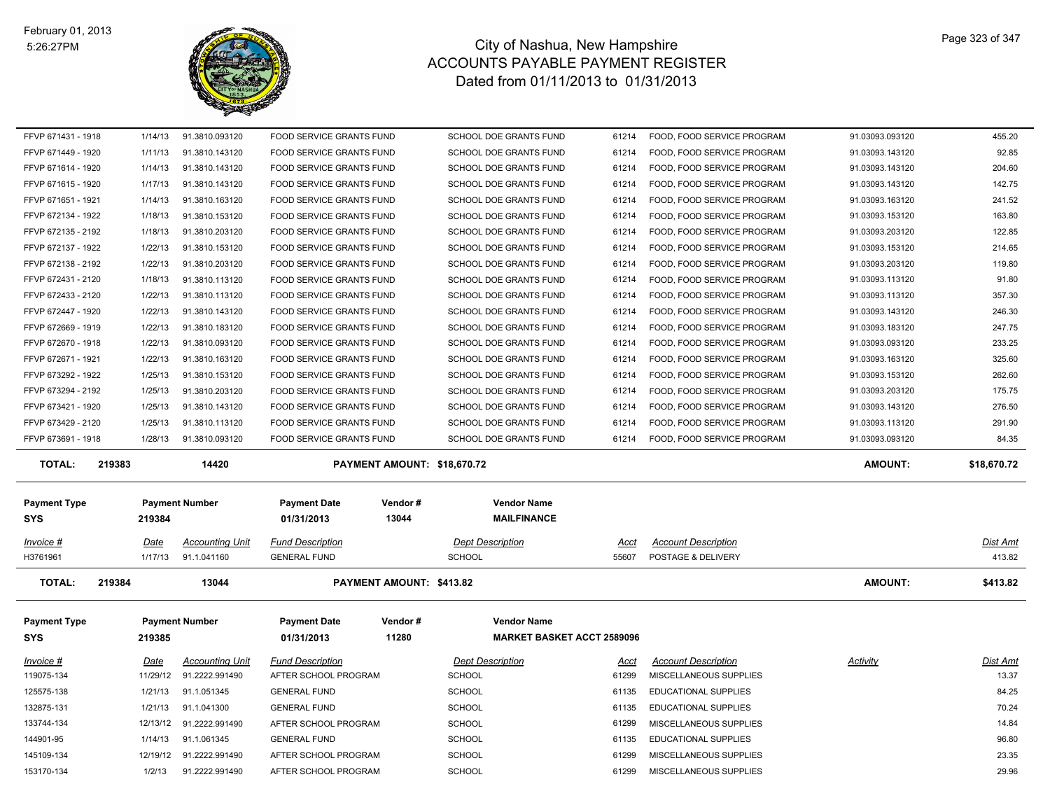# City of Nashua, New Hampshire
## ACCOUNTS PAYABLE PAYMENT REGISTER
### Dated from 01/11/2013 to 01/31/2013

February 01, 2013
5:26:27PM

| Invoice # | Date | Accounting Unit | Fund Description | Dept Description | Acct | Account Description | Activity | Dist Amt |
|---|---|---|---|---|---|---|---|---|
| FFVP 671431 - 1918 | 1/14/13 | 91.3810.093120 | FOOD SERVICE GRANTS FUND | SCHOOL DOE GRANTS FUND | 61214 | FOOD, FOOD SERVICE PROGRAM | 91.03093.093120 | 455.20 |
| FFVP 671449 - 1920 | 1/11/13 | 91.3810.143120 | FOOD SERVICE GRANTS FUND | SCHOOL DOE GRANTS FUND | 61214 | FOOD, FOOD SERVICE PROGRAM | 91.03093.143120 | 92.85 |
| FFVP 671614 - 1920 | 1/14/13 | 91.3810.143120 | FOOD SERVICE GRANTS FUND | SCHOOL DOE GRANTS FUND | 61214 | FOOD, FOOD SERVICE PROGRAM | 91.03093.143120 | 204.60 |
| FFVP 671615 - 1920 | 1/17/13 | 91.3810.143120 | FOOD SERVICE GRANTS FUND | SCHOOL DOE GRANTS FUND | 61214 | FOOD, FOOD SERVICE PROGRAM | 91.03093.143120 | 142.75 |
| FFVP 671651 - 1921 | 1/14/13 | 91.3810.163120 | FOOD SERVICE GRANTS FUND | SCHOOL DOE GRANTS FUND | 61214 | FOOD, FOOD SERVICE PROGRAM | 91.03093.163120 | 241.52 |
| FFVP 672134 - 1922 | 1/18/13 | 91.3810.153120 | FOOD SERVICE GRANTS FUND | SCHOOL DOE GRANTS FUND | 61214 | FOOD, FOOD SERVICE PROGRAM | 91.03093.153120 | 163.80 |
| FFVP 672135 - 2192 | 1/18/13 | 91.3810.203120 | FOOD SERVICE GRANTS FUND | SCHOOL DOE GRANTS FUND | 61214 | FOOD, FOOD SERVICE PROGRAM | 91.03093.203120 | 122.85 |
| FFVP 672137 - 1922 | 1/22/13 | 91.3810.153120 | FOOD SERVICE GRANTS FUND | SCHOOL DOE GRANTS FUND | 61214 | FOOD, FOOD SERVICE PROGRAM | 91.03093.153120 | 214.65 |
| FFVP 672138 - 2192 | 1/22/13 | 91.3810.203120 | FOOD SERVICE GRANTS FUND | SCHOOL DOE GRANTS FUND | 61214 | FOOD, FOOD SERVICE PROGRAM | 91.03093.203120 | 119.80 |
| FFVP 672431 - 2120 | 1/18/13 | 91.3810.113120 | FOOD SERVICE GRANTS FUND | SCHOOL DOE GRANTS FUND | 61214 | FOOD, FOOD SERVICE PROGRAM | 91.03093.113120 | 91.80 |
| FFVP 672433 - 2120 | 1/22/13 | 91.3810.113120 | FOOD SERVICE GRANTS FUND | SCHOOL DOE GRANTS FUND | 61214 | FOOD, FOOD SERVICE PROGRAM | 91.03093.113120 | 357.30 |
| FFVP 672447 - 1920 | 1/22/13 | 91.3810.143120 | FOOD SERVICE GRANTS FUND | SCHOOL DOE GRANTS FUND | 61214 | FOOD, FOOD SERVICE PROGRAM | 91.03093.143120 | 246.30 |
| FFVP 672669 - 1919 | 1/22/13 | 91.3810.183120 | FOOD SERVICE GRANTS FUND | SCHOOL DOE GRANTS FUND | 61214 | FOOD, FOOD SERVICE PROGRAM | 91.03093.183120 | 247.75 |
| FFVP 672670 - 1918 | 1/22/13 | 91.3810.093120 | FOOD SERVICE GRANTS FUND | SCHOOL DOE GRANTS FUND | 61214 | FOOD, FOOD SERVICE PROGRAM | 91.03093.093120 | 233.25 |
| FFVP 672671 - 1921 | 1/22/13 | 91.3810.163120 | FOOD SERVICE GRANTS FUND | SCHOOL DOE GRANTS FUND | 61214 | FOOD, FOOD SERVICE PROGRAM | 91.03093.163120 | 325.60 |
| FFVP 673292 - 1922 | 1/25/13 | 91.3810.153120 | FOOD SERVICE GRANTS FUND | SCHOOL DOE GRANTS FUND | 61214 | FOOD, FOOD SERVICE PROGRAM | 91.03093.153120 | 262.60 |
| FFVP 673294 - 2192 | 1/25/13 | 91.3810.203120 | FOOD SERVICE GRANTS FUND | SCHOOL DOE GRANTS FUND | 61214 | FOOD, FOOD SERVICE PROGRAM | 91.03093.203120 | 175.75 |
| FFVP 673421 - 1920 | 1/25/13 | 91.3810.143120 | FOOD SERVICE GRANTS FUND | SCHOOL DOE GRANTS FUND | 61214 | FOOD, FOOD SERVICE PROGRAM | 91.03093.143120 | 276.50 |
| FFVP 673429 - 2120 | 1/25/13 | 91.3810.113120 | FOOD SERVICE GRANTS FUND | SCHOOL DOE GRANTS FUND | 61214 | FOOD, FOOD SERVICE PROGRAM | 91.03093.113120 | 291.90 |
| FFVP 673691 - 1918 | 1/28/13 | 91.3810.093120 | FOOD SERVICE GRANTS FUND | SCHOOL DOE GRANTS FUND | 61214 | FOOD, FOOD SERVICE PROGRAM | 91.03093.093120 | 84.35 |

**TOTAL: 219383 — 14420 — PAYMENT AMOUNT: $18,670.72 — AMOUNT: $18,670.72**

| Payment Type | Payment Number | Payment Date | Vendor # | Vendor Name |
|---|---|---|---|---|
| SYS | 219384 | 01/31/2013 | 13044 | MAILFINANCE |

| Invoice # | Date | Accounting Unit | Fund Description | Dept Description | Acct | Account Description | Dist Amt |
|---|---|---|---|---|---|---|---|
| H3761961 | 1/17/13 | 91.1.041160 | GENERAL FUND | SCHOOL | 55607 | POSTAGE & DELIVERY | 413.82 |

**TOTAL: 219384 — 13044 — PAYMENT AMOUNT: $413.82 — AMOUNT: $413.82**

| Payment Type | Payment Number | Payment Date | Vendor # | Vendor Name |
|---|---|---|---|---|
| SYS | 219385 | 01/31/2013 | 11280 | MARKET BASKET ACCT 2589096 |

| Invoice # | Date | Accounting Unit | Fund Description | Dept Description | Acct | Account Description | Activity | Dist Amt |
|---|---|---|---|---|---|---|---|---|
| 119075-134 | 11/29/12 | 91.2222.991490 | AFTER SCHOOL PROGRAM | SCHOOL | 61299 | MISCELLANEOUS SUPPLIES | | 13.37 |
| 125575-138 | 1/21/13 | 91.1.051345 | GENERAL FUND | SCHOOL | 61135 | EDUCATIONAL SUPPLIES | | 84.25 |
| 132875-131 | 1/21/13 | 91.1.041300 | GENERAL FUND | SCHOOL | 61135 | EDUCATIONAL SUPPLIES | | 70.24 |
| 133744-134 | 12/13/12 | 91.2222.991490 | AFTER SCHOOL PROGRAM | SCHOOL | 61299 | MISCELLANEOUS SUPPLIES | | 14.84 |
| 144901-95 | 1/14/13 | 91.1.061345 | GENERAL FUND | SCHOOL | 61135 | EDUCATIONAL SUPPLIES | | 96.80 |
| 145109-134 | 12/19/12 | 91.2222.991490 | AFTER SCHOOL PROGRAM | SCHOOL | 61299 | MISCELLANEOUS SUPPLIES | | 23.35 |
| 153170-134 | 1/2/13 | 91.2222.991490 | AFTER SCHOOL PROGRAM | SCHOOL | 61299 | MISCELLANEOUS SUPPLIES | | 29.96 |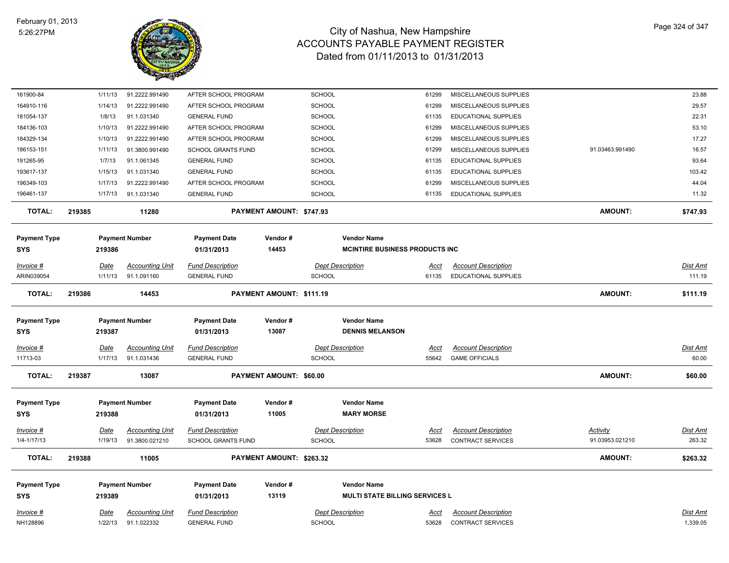# City of Nashua, New Hampshire
## ACCOUNTS PAYABLE PAYMENT REGISTER
### Dated from 01/11/2013 to 01/31/2013

February 01, 2013
5:26:27PM

| Invoice # | Date | Accounting Unit | Fund Description | Dept Description | Acct | Account Description | Activity | Dist Amt |
|---|---|---|---|---|---|---|---|---|
| 161900-84 | 1/11/13 | 91.2222.991490 | AFTER SCHOOL PROGRAM | SCHOOL | 61299 | MISCELLANEOUS SUPPLIES | | 23.88 |
| 164910-116 | 1/14/13 | 91.2222.991490 | AFTER SCHOOL PROGRAM | SCHOOL | 61299 | MISCELLANEOUS SUPPLIES | | 29.57 |
| 181054-137 | 1/8/13 | 91.1.031340 | GENERAL FUND | SCHOOL | 61135 | EDUCATIONAL SUPPLIES | | 22.31 |
| 184136-103 | 1/10/13 | 91.2222.991490 | AFTER SCHOOL PROGRAM | SCHOOL | 61299 | MISCELLANEOUS SUPPLIES | | 53.10 |
| 184329-134 | 1/10/13 | 91.2222.991490 | AFTER SCHOOL PROGRAM | SCHOOL | 61299 | MISCELLANEOUS SUPPLIES | | 17.27 |
| 186153-151 | 1/11/13 | 91.3800.991490 | SCHOOL GRANTS FUND | SCHOOL | 61299 | MISCELLANEOUS SUPPLIES | 91.03463.991490 | 16.57 |
| 191265-95 | 1/7/13 | 91.1.061345 | GENERAL FUND | SCHOOL | 61135 | EDUCATIONAL SUPPLIES | | 93.64 |
| 193617-137 | 1/15/13 | 91.1.031340 | GENERAL FUND | SCHOOL | 61135 | EDUCATIONAL SUPPLIES | | 103.42 |
| 196349-103 | 1/17/13 | 91.2222.991490 | AFTER SCHOOL PROGRAM | SCHOOL | 61299 | MISCELLANEOUS SUPPLIES | | 44.04 |
| 196461-137 | 1/17/13 | 91.1.031340 | GENERAL FUND | SCHOOL | 61135 | EDUCATIONAL SUPPLIES | | 11.32 |

**TOTAL: 219385 11280 PAYMENT AMOUNT: $747.93 AMOUNT: $747.93**

| Payment Type | Payment Number | Payment Date | Vendor # | Vendor Name |
|---|---|---|---|---|
| SYS | 219386 | 01/31/2013 | 14453 | MCINTIRE BUSINESS PRODUCTS INC |

| Invoice # | Date | Accounting Unit | Fund Description | Dept Description | Acct | Account Description | Dist Amt |
|---|---|---|---|---|---|---|---|
| ARIN039054 | 1/11/13 | 91.1.091160 | GENERAL FUND | SCHOOL | 61135 | EDUCATIONAL SUPPLIES | 111.19 |

**TOTAL: 219386 14453 PAYMENT AMOUNT: $111.19 AMOUNT: $111.19**

| Payment Type | Payment Number | Payment Date | Vendor # | Vendor Name |
|---|---|---|---|---|
| SYS | 219387 | 01/31/2013 | 13087 | DENNIS MELANSON |

| Invoice # | Date | Accounting Unit | Fund Description | Dept Description | Acct | Account Description | Dist Amt |
|---|---|---|---|---|---|---|---|
| 11713-03 | 1/17/13 | 91.1.031436 | GENERAL FUND | SCHOOL | 55642 | GAME OFFICIALS | 60.00 |

**TOTAL: 219387 13087 PAYMENT AMOUNT: $60.00 AMOUNT: $60.00**

| Payment Type | Payment Number | Payment Date | Vendor # | Vendor Name |
|---|---|---|---|---|
| SYS | 219388 | 01/31/2013 | 11005 | MARY MORSE |

| Invoice # | Date | Accounting Unit | Fund Description | Dept Description | Acct | Account Description | Activity | Dist Amt |
|---|---|---|---|---|---|---|---|---|
| 1/4-1/17/13 | 1/19/13 | 91.3800.021210 | SCHOOL GRANTS FUND | SCHOOL | 53628 | CONTRACT SERVICES | 91.03953.021210 | 263.32 |

**TOTAL: 219388 11005 PAYMENT AMOUNT: $263.32 AMOUNT: $263.32**

| Payment Type | Payment Number | Payment Date | Vendor # | Vendor Name |
|---|---|---|---|---|
| SYS | 219389 | 01/31/2013 | 13119 | MULTI STATE BILLING SERVICES L |

| Invoice # | Date | Accounting Unit | Fund Description | Dept Description | Acct | Account Description | Dist Amt |
|---|---|---|---|---|---|---|---|
| NH128896 | 1/22/13 | 91.1.022332 | GENERAL FUND | SCHOOL | 53628 | CONTRACT SERVICES | 1,339.05 |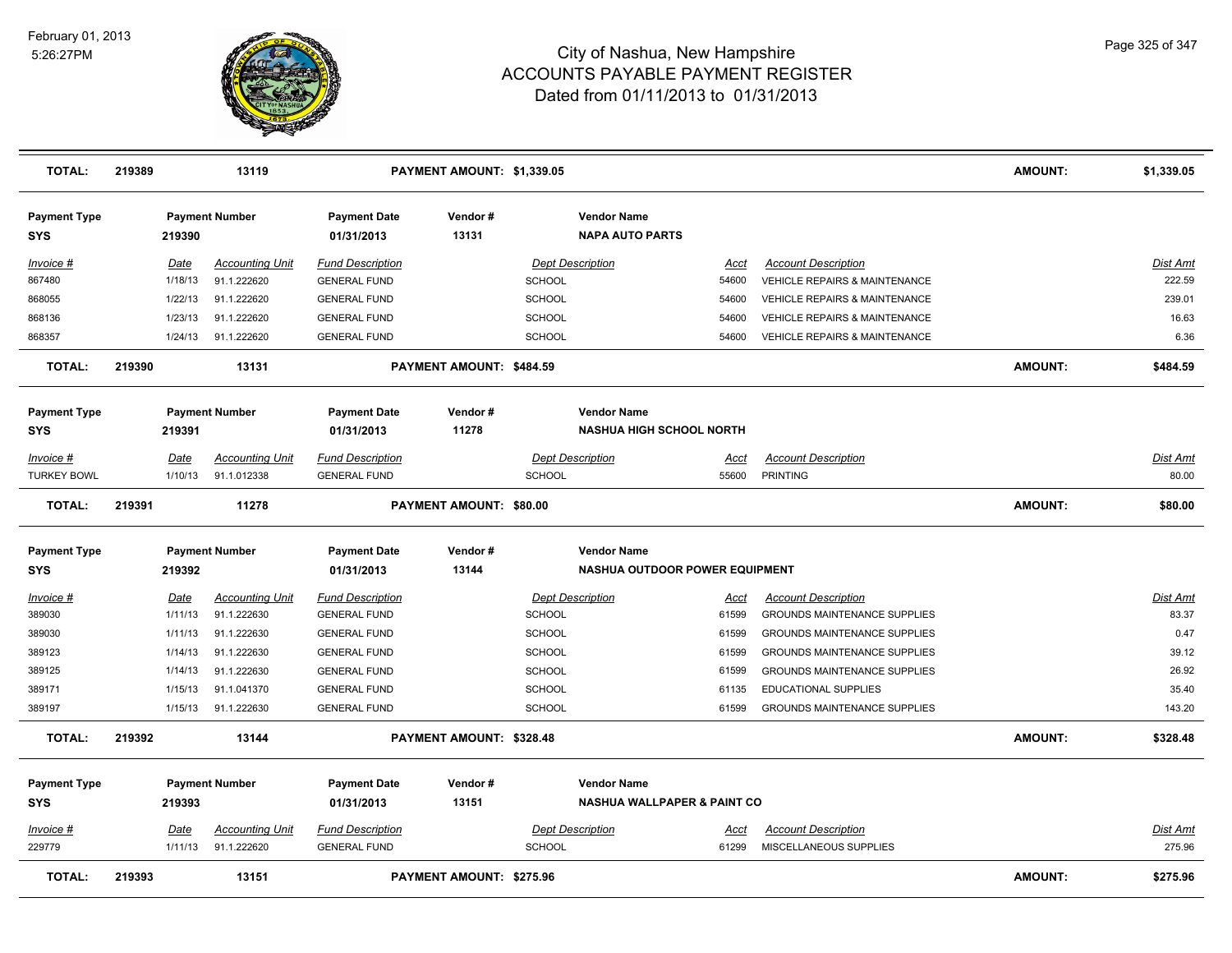# City of Nashua, New Hampshire
## ACCOUNTS PAYABLE PAYMENT REGISTER
### Dated from 01/11/2013 to 01/31/2013

| **TOTAL:** | **219389** | **13119** | | **PAYMENT AMOUNT: $1,339.05** | | | | **AMOUNT:** | **$1,339.05** |
|---|---|---|---|---|---|---|---|---|---|

| Payment Type | Payment Number | | Payment Date | Vendor # | Vendor Name | | | | |
|---|---|---|---|---|---|---|---|---|---|
| **SYS** | **219390** | | **01/31/2013** | **13131** | **NAPA AUTO PARTS** | | | | |
| *Invoice #* | *Date* | *Accounting Unit* | *Fund Description* | | *Dept Description* | *Acct* | *Account Description* | | *Dist Amt* |
| 867480 | 1/18/13 | 91.1.222620 | GENERAL FUND | | SCHOOL | 54600 | VEHICLE REPAIRS & MAINTENANCE | | 222.59 |
| 868055 | 1/22/13 | 91.1.222620 | GENERAL FUND | | SCHOOL | 54600 | VEHICLE REPAIRS & MAINTENANCE | | 239.01 |
| 868136 | 1/23/13 | 91.1.222620 | GENERAL FUND | | SCHOOL | 54600 | VEHICLE REPAIRS & MAINTENANCE | | 16.63 |
| 868357 | 1/24/13 | 91.1.222620 | GENERAL FUND | | SCHOOL | 54600 | VEHICLE REPAIRS & MAINTENANCE | | 6.36 |
| **TOTAL:** | **219390** | **13131** | | **PAYMENT AMOUNT: $484.59** | | | | **AMOUNT:** | **$484.59** |

| Payment Type | Payment Number | | Payment Date | Vendor # | Vendor Name | | | | |
|---|---|---|---|---|---|---|---|---|---|
| **SYS** | **219391** | | **01/31/2013** | **11278** | **NASHUA HIGH SCHOOL NORTH** | | | | |
| *Invoice #* | *Date* | *Accounting Unit* | *Fund Description* | | *Dept Description* | *Acct* | *Account Description* | | *Dist Amt* |
| TURKEY BOWL | 1/10/13 | 91.1.012338 | GENERAL FUND | | SCHOOL | 55600 | PRINTING | | 80.00 |
| **TOTAL:** | **219391** | **11278** | | **PAYMENT AMOUNT: $80.00** | | | | **AMOUNT:** | **$80.00** |

| Payment Type | Payment Number | | Payment Date | Vendor # | Vendor Name | | | | |
|---|---|---|---|---|---|---|---|---|---|
| **SYS** | **219392** | | **01/31/2013** | **13144** | **NASHUA OUTDOOR POWER EQUIPMENT** | | | | |
| *Invoice #* | *Date* | *Accounting Unit* | *Fund Description* | | *Dept Description* | *Acct* | *Account Description* | | *Dist Amt* |
| 389030 | 1/11/13 | 91.1.222630 | GENERAL FUND | | SCHOOL | 61599 | GROUNDS MAINTENANCE SUPPLIES | | 83.37 |
| 389030 | 1/11/13 | 91.1.222630 | GENERAL FUND | | SCHOOL | 61599 | GROUNDS MAINTENANCE SUPPLIES | | 0.47 |
| 389123 | 1/14/13 | 91.1.222630 | GENERAL FUND | | SCHOOL | 61599 | GROUNDS MAINTENANCE SUPPLIES | | 39.12 |
| 389125 | 1/14/13 | 91.1.222630 | GENERAL FUND | | SCHOOL | 61599 | GROUNDS MAINTENANCE SUPPLIES | | 26.92 |
| 389171 | 1/15/13 | 91.1.041370 | GENERAL FUND | | SCHOOL | 61135 | EDUCATIONAL SUPPLIES | | 35.40 |
| 389197 | 1/15/13 | 91.1.222630 | GENERAL FUND | | SCHOOL | 61599 | GROUNDS MAINTENANCE SUPPLIES | | 143.20 |
| **TOTAL:** | **219392** | **13144** | | **PAYMENT AMOUNT: $328.48** | | | | **AMOUNT:** | **$328.48** |

| Payment Type | Payment Number | | Payment Date | Vendor # | Vendor Name | | | | |
|---|---|---|---|---|---|---|---|---|---|
| **SYS** | **219393** | | **01/31/2013** | **13151** | **NASHUA WALLPAPER & PAINT CO** | | | | |
| *Invoice #* | *Date* | *Accounting Unit* | *Fund Description* | | *Dept Description* | *Acct* | *Account Description* | | *Dist Amt* |
| 229779 | 1/11/13 | 91.1.222620 | GENERAL FUND | | SCHOOL | 61299 | MISCELLANEOUS SUPPLIES | | 275.96 |
| **TOTAL:** | **219393** | **13151** | | **PAYMENT AMOUNT: $275.96** | | | | **AMOUNT:** | **$275.96** |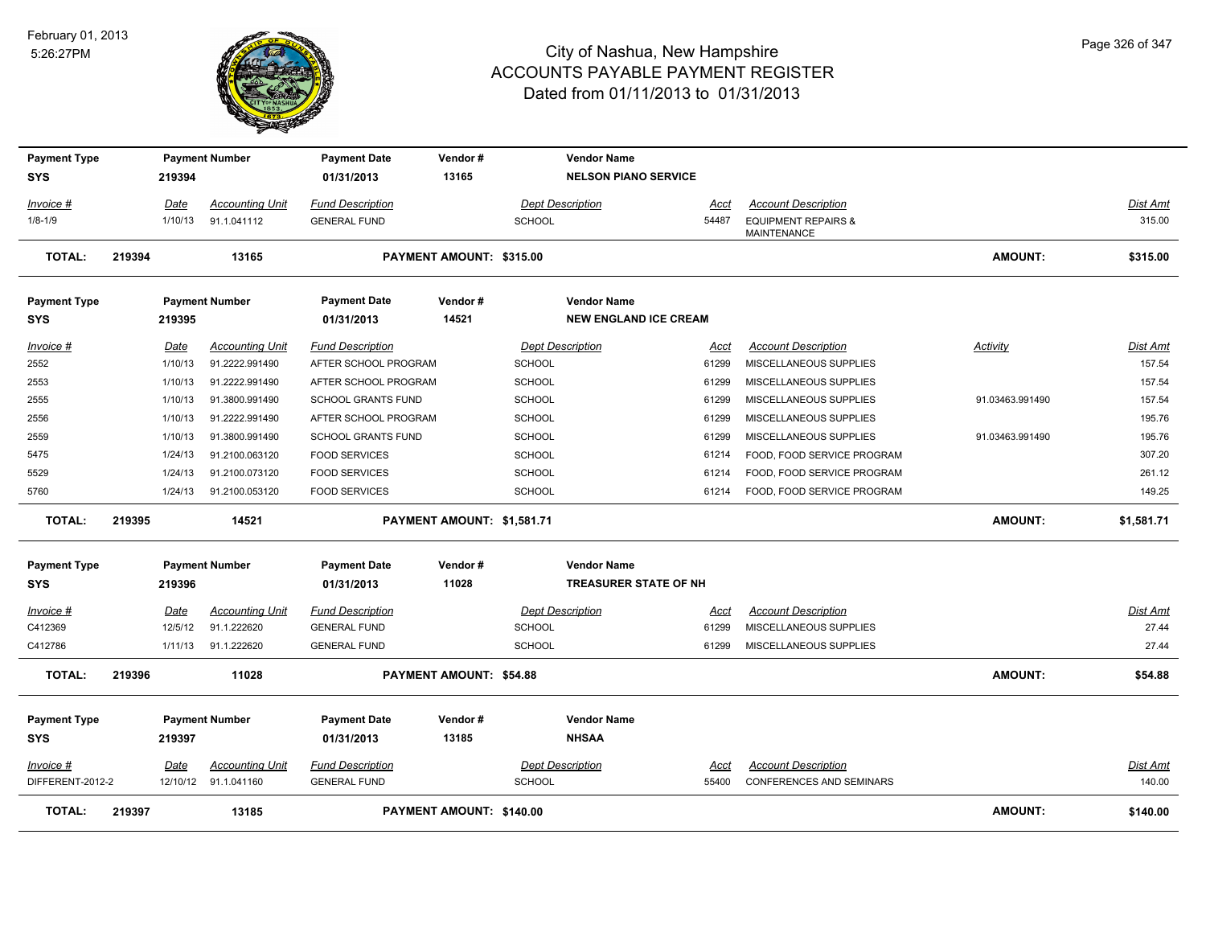# City of Nashua, New Hampshire
# ACCOUNTS PAYABLE PAYMENT REGISTER
## Dated from 01/11/2013 to 01/31/2013

February 01, 2013
5:26:27PM

| Payment Type | Payment Number | Payment Date | Vendor # | Vendor Name |
|---|---|---|---|---|
| SYS | 219394 | 01/31/2013 | 13165 | NELSON PIANO SERVICE |

| Invoice # | Date | Accounting Unit | Fund Description | Dept Description | Acct | Account Description | Dist Amt |
|---|---|---|---|---|---|---|---|
| 1/8-1/9 | 1/10/13 | 91.1.041112 | GENERAL FUND | SCHOOL | 54487 | EQUIPMENT REPAIRS & MAINTENANCE | 315.00 |

**TOTAL: 219394 — 13165 — PAYMENT AMOUNT: $315.00 — AMOUNT: $315.00**

| Payment Type | Payment Number | Payment Date | Vendor # | Vendor Name |
|---|---|---|---|---|
| SYS | 219395 | 01/31/2013 | 14521 | NEW ENGLAND ICE CREAM |

| Invoice # | Date | Accounting Unit | Fund Description | Dept Description | Acct | Account Description | Activity | Dist Amt |
|---|---|---|---|---|---|---|---|---|
| 2552 | 1/10/13 | 91.2222.991490 | AFTER SCHOOL PROGRAM | SCHOOL | 61299 | MISCELLANEOUS SUPPLIES | | 157.54 |
| 2553 | 1/10/13 | 91.2222.991490 | AFTER SCHOOL PROGRAM | SCHOOL | 61299 | MISCELLANEOUS SUPPLIES | | 157.54 |
| 2555 | 1/10/13 | 91.3800.991490 | SCHOOL GRANTS FUND | SCHOOL | 61299 | MISCELLANEOUS SUPPLIES | 91.03463.991490 | 157.54 |
| 2556 | 1/10/13 | 91.2222.991490 | AFTER SCHOOL PROGRAM | SCHOOL | 61299 | MISCELLANEOUS SUPPLIES | | 195.76 |
| 2559 | 1/10/13 | 91.3800.991490 | SCHOOL GRANTS FUND | SCHOOL | 61299 | MISCELLANEOUS SUPPLIES | 91.03463.991490 | 195.76 |
| 5475 | 1/24/13 | 91.2100.063120 | FOOD SERVICES | SCHOOL | 61214 | FOOD, FOOD SERVICE PROGRAM | | 307.20 |
| 5529 | 1/24/13 | 91.2100.073120 | FOOD SERVICES | SCHOOL | 61214 | FOOD, FOOD SERVICE PROGRAM | | 261.12 |
| 5760 | 1/24/13 | 91.2100.053120 | FOOD SERVICES | SCHOOL | 61214 | FOOD, FOOD SERVICE PROGRAM | | 149.25 |

**TOTAL: 219395 — 14521 — PAYMENT AMOUNT: $1,581.71 — AMOUNT: $1,581.71**

| Payment Type | Payment Number | Payment Date | Vendor # | Vendor Name |
|---|---|---|---|---|
| SYS | 219396 | 01/31/2013 | 11028 | TREASURER STATE OF NH |

| Invoice # | Date | Accounting Unit | Fund Description | Dept Description | Acct | Account Description | Dist Amt |
|---|---|---|---|---|---|---|---|
| C412369 | 12/5/12 | 91.1.222620 | GENERAL FUND | SCHOOL | 61299 | MISCELLANEOUS SUPPLIES | 27.44 |
| C412786 | 1/11/13 | 91.1.222620 | GENERAL FUND | SCHOOL | 61299 | MISCELLANEOUS SUPPLIES | 27.44 |

**TOTAL: 219396 — 11028 — PAYMENT AMOUNT: $54.88 — AMOUNT: $54.88**

| Payment Type | Payment Number | Payment Date | Vendor # | Vendor Name |
|---|---|---|---|---|
| SYS | 219397 | 01/31/2013 | 13185 | NHSAA |

| Invoice # | Date | Accounting Unit | Fund Description | Dept Description | Acct | Account Description | Dist Amt |
|---|---|---|---|---|---|---|---|
| DIFFERENT-2012-2 | 12/10/12 | 91.1.041160 | GENERAL FUND | SCHOOL | 55400 | CONFERENCES AND SEMINARS | 140.00 |

**TOTAL: 219397 — 13185 — PAYMENT AMOUNT: $140.00 — AMOUNT: $140.00**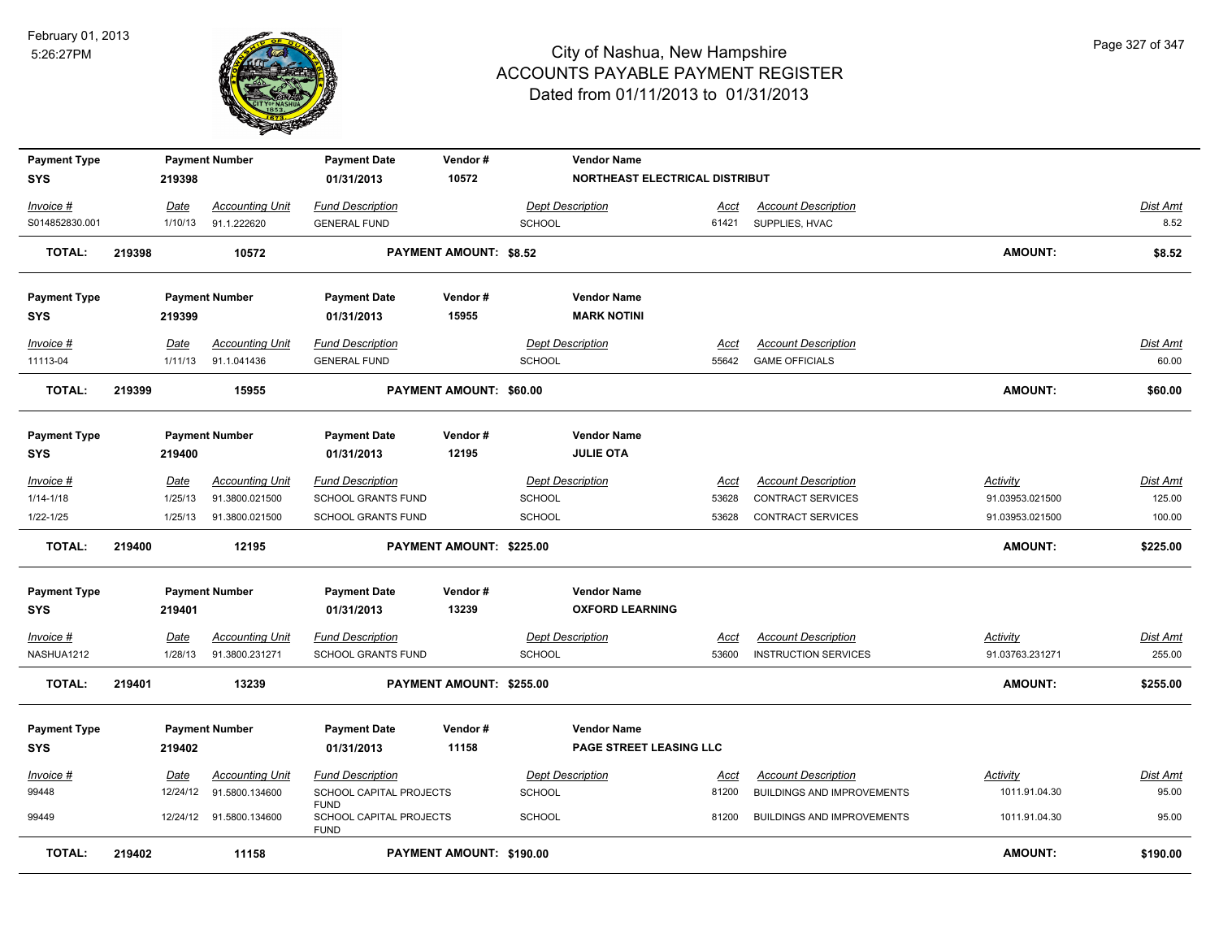# City of Nashua, New Hampshire
## ACCOUNTS PAYABLE PAYMENT REGISTER
### Dated from 01/11/2013 to 01/31/2013

February 01, 2013
5:26:27PM

| Payment Type | Payment Number | Payment Date | Vendor # | Vendor Name |
|---|---|---|---|---|
| SYS | 219398 | 01/31/2013 | 10572 | NORTHEAST ELECTRICAL DISTRIBUT |

| Invoice # | Date | Accounting Unit | Fund Description | Dept Description | Acct | Account Description | Dist Amt |
|---|---|---|---|---|---|---|---|
| S014852830.001 | 1/10/13 | 91.1.222620 | GENERAL FUND | SCHOOL | 61421 | SUPPLIES, HVAC | 8.52 |

**TOTAL: 219398 10572 PAYMENT AMOUNT: $8.52 AMOUNT: $8.52**

| Payment Type | Payment Number | Payment Date | Vendor # | Vendor Name |
|---|---|---|---|---|
| SYS | 219399 | 01/31/2013 | 15955 | MARK NOTINI |

| Invoice # | Date | Accounting Unit | Fund Description | Dept Description | Acct | Account Description | Dist Amt |
|---|---|---|---|---|---|---|---|
| 11113-04 | 1/11/13 | 91.1.041436 | GENERAL FUND | SCHOOL | 55642 | GAME OFFICIALS | 60.00 |

**TOTAL: 219399 15955 PAYMENT AMOUNT: $60.00 AMOUNT: $60.00**

| Payment Type | Payment Number | Payment Date | Vendor # | Vendor Name |
|---|---|---|---|---|
| SYS | 219400 | 01/31/2013 | 12195 | JULIE OTA |

| Invoice # | Date | Accounting Unit | Fund Description | Dept Description | Acct | Account Description | Activity | Dist Amt |
|---|---|---|---|---|---|---|---|---|
| 1/14-1/18 | 1/25/13 | 91.3800.021500 | SCHOOL GRANTS FUND | SCHOOL | 53628 | CONTRACT SERVICES | 91.03953.021500 | 125.00 |
| 1/22-1/25 | 1/25/13 | 91.3800.021500 | SCHOOL GRANTS FUND | SCHOOL | 53628 | CONTRACT SERVICES | 91.03953.021500 | 100.00 |

**TOTAL: 219400 12195 PAYMENT AMOUNT: $225.00 AMOUNT: $225.00**

| Payment Type | Payment Number | Payment Date | Vendor # | Vendor Name |
|---|---|---|---|---|
| SYS | 219401 | 01/31/2013 | 13239 | OXFORD LEARNING |

| Invoice # | Date | Accounting Unit | Fund Description | Dept Description | Acct | Account Description | Activity | Dist Amt |
|---|---|---|---|---|---|---|---|---|
| NASHUA1212 | 1/28/13 | 91.3800.231271 | SCHOOL GRANTS FUND | SCHOOL | 53600 | INSTRUCTION SERVICES | 91.03763.231271 | 255.00 |

**TOTAL: 219401 13239 PAYMENT AMOUNT: $255.00 AMOUNT: $255.00**

| Payment Type | Payment Number | Payment Date | Vendor # | Vendor Name |
|---|---|---|---|---|
| SYS | 219402 | 01/31/2013 | 11158 | PAGE STREET LEASING LLC |

| Invoice # | Date | Accounting Unit | Fund Description | Dept Description | Acct | Account Description | Activity | Dist Amt |
|---|---|---|---|---|---|---|---|---|
| 99448 | 12/24/12 | 91.5800.134600 | SCHOOL CAPITAL PROJECTS FUND | SCHOOL | 81200 | BUILDINGS AND IMPROVEMENTS | 1011.91.04.30 | 95.00 |
| 99449 | 12/24/12 | 91.5800.134600 | SCHOOL CAPITAL PROJECTS FUND | SCHOOL | 81200 | BUILDINGS AND IMPROVEMENTS | 1011.91.04.30 | 95.00 |

**TOTAL: 219402 11158 PAYMENT AMOUNT: $190.00 AMOUNT: $190.00**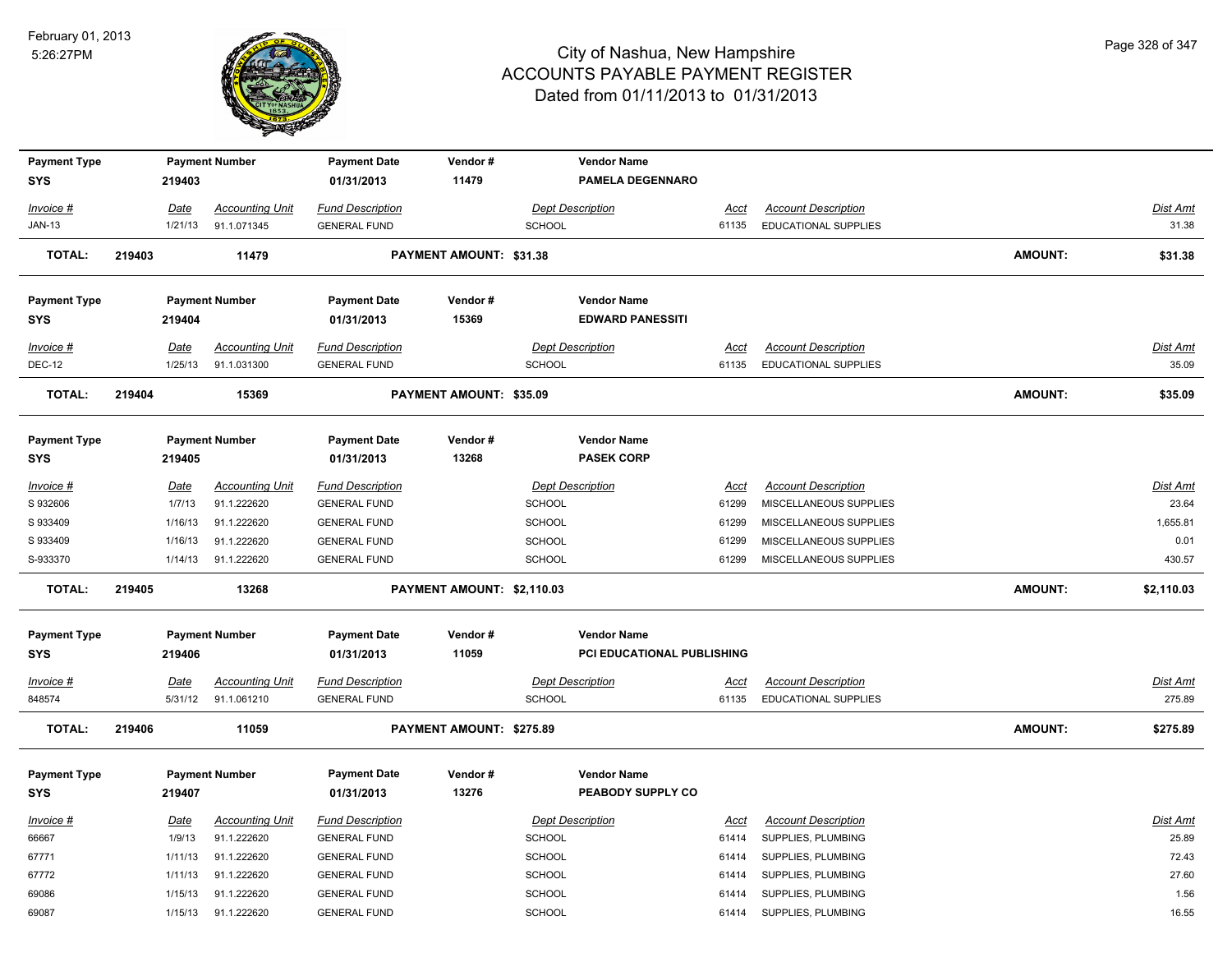# City of Nashua, New Hampshire
## ACCOUNTS PAYABLE PAYMENT REGISTER
### Dated from 01/11/2013 to 01/31/2013

February 01, 2013
5:26:27PM

| Payment Type | Payment Number | Payment Date | Vendor # | Vendor Name |
|---|---|---|---|---|
| SYS | 219403 | 01/31/2013 | 11479 | PAMELA DEGENNARO |

| Invoice # | Date | Accounting Unit | Fund Description | Dept Description | Acct | Account Description | Dist Amt |
|---|---|---|---|---|---|---|---|
| JAN-13 | 1/21/13 | 91.1.071345 | GENERAL FUND | SCHOOL | 61135 | EDUCATIONAL SUPPLIES | 31.38 |

**TOTAL: 219403 11479 PAYMENT AMOUNT: $31.38 AMOUNT: $31.38**

| Payment Type | Payment Number | Payment Date | Vendor # | Vendor Name |
|---|---|---|---|---|
| SYS | 219404 | 01/31/2013 | 15369 | EDWARD PANESSITI |

| Invoice # | Date | Accounting Unit | Fund Description | Dept Description | Acct | Account Description | Dist Amt |
|---|---|---|---|---|---|---|---|
| DEC-12 | 1/25/13 | 91.1.031300 | GENERAL FUND | SCHOOL | 61135 | EDUCATIONAL SUPPLIES | 35.09 |

**TOTAL: 219404 15369 PAYMENT AMOUNT: $35.09 AMOUNT: $35.09**

| Payment Type | Payment Number | Payment Date | Vendor # | Vendor Name |
|---|---|---|---|---|
| SYS | 219405 | 01/31/2013 | 13268 | PASEK CORP |

| Invoice # | Date | Accounting Unit | Fund Description | Dept Description | Acct | Account Description | Dist Amt |
|---|---|---|---|---|---|---|---|
| S 932606 | 1/7/13 | 91.1.222620 | GENERAL FUND | SCHOOL | 61299 | MISCELLANEOUS SUPPLIES | 23.64 |
| S 933409 | 1/16/13 | 91.1.222620 | GENERAL FUND | SCHOOL | 61299 | MISCELLANEOUS SUPPLIES | 1,655.81 |
| S 933409 | 1/16/13 | 91.1.222620 | GENERAL FUND | SCHOOL | 61299 | MISCELLANEOUS SUPPLIES | 0.01 |
| S-933370 | 1/14/13 | 91.1.222620 | GENERAL FUND | SCHOOL | 61299 | MISCELLANEOUS SUPPLIES | 430.57 |

**TOTAL: 219405 13268 PAYMENT AMOUNT: $2,110.03 AMOUNT: $2,110.03**

| Payment Type | Payment Number | Payment Date | Vendor # | Vendor Name |
|---|---|---|---|---|
| SYS | 219406 | 01/31/2013 | 11059 | PCI EDUCATIONAL PUBLISHING |

| Invoice # | Date | Accounting Unit | Fund Description | Dept Description | Acct | Account Description | Dist Amt |
|---|---|---|---|---|---|---|---|
| 848574 | 5/31/12 | 91.1.061210 | GENERAL FUND | SCHOOL | 61135 | EDUCATIONAL SUPPLIES | 275.89 |

**TOTAL: 219406 11059 PAYMENT AMOUNT: $275.89 AMOUNT: $275.89**

| Payment Type | Payment Number | Payment Date | Vendor # | Vendor Name |
|---|---|---|---|---|
| SYS | 219407 | 01/31/2013 | 13276 | PEABODY SUPPLY CO |

| Invoice # | Date | Accounting Unit | Fund Description | Dept Description | Acct | Account Description | Dist Amt |
|---|---|---|---|---|---|---|---|
| 66667 | 1/9/13 | 91.1.222620 | GENERAL FUND | SCHOOL | 61414 | SUPPLIES, PLUMBING | 25.89 |
| 67771 | 1/11/13 | 91.1.222620 | GENERAL FUND | SCHOOL | 61414 | SUPPLIES, PLUMBING | 72.43 |
| 67772 | 1/11/13 | 91.1.222620 | GENERAL FUND | SCHOOL | 61414 | SUPPLIES, PLUMBING | 27.60 |
| 69086 | 1/15/13 | 91.1.222620 | GENERAL FUND | SCHOOL | 61414 | SUPPLIES, PLUMBING | 1.56 |
| 69087 | 1/15/13 | 91.1.222620 | GENERAL FUND | SCHOOL | 61414 | SUPPLIES, PLUMBING | 16.55 |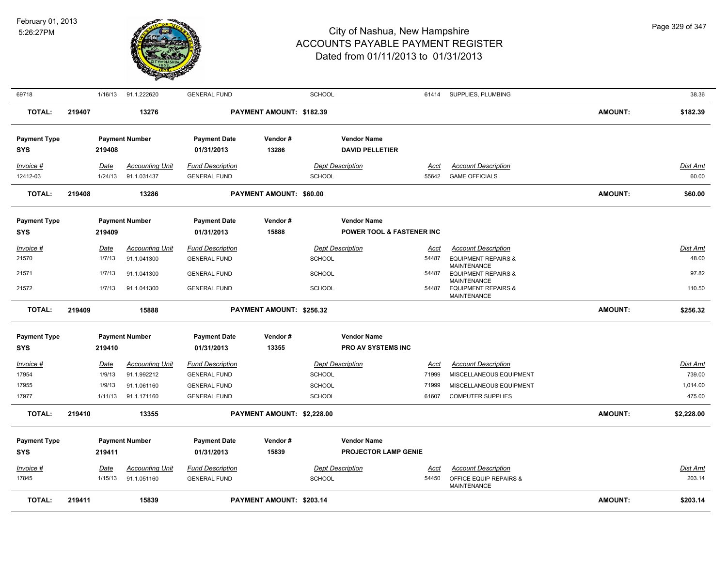# City of Nashua, New Hampshire
## ACCOUNTS PAYABLE PAYMENT REGISTER
### Dated from 01/11/2013 to 01/31/2013

February 01, 2013
5:26:27PM

| 69718 | 1/16/13 | 91.1.222620 | GENERAL FUND | SCHOOL | 61414 | SUPPLIES, PLUMBING | 38.36 |
|---|---|---|---|---|---|---|---|

**TOTAL: 219407 13276 PAYMENT AMOUNT: $182.39 AMOUNT: $182.39**

| Payment Type | Payment Number | Payment Date | Vendor # | Vendor Name |
|---|---|---|---|---|
| SYS | 219408 | 01/31/2013 | 13286 | DAVID PELLETIER |

| Invoice # | Date | Accounting Unit | Fund Description | Dept Description | Acct | Account Description | Dist Amt |
|---|---|---|---|---|---|---|---|
| 12412-03 | 1/24/13 | 91.1.031437 | GENERAL FUND | SCHOOL | 55642 | GAME OFFICIALS | 60.00 |

**TOTAL: 219408 13286 PAYMENT AMOUNT: $60.00 AMOUNT: $60.00**

| Payment Type | Payment Number | Payment Date | Vendor # | Vendor Name |
|---|---|---|---|---|
| SYS | 219409 | 01/31/2013 | 15888 | POWER TOOL & FASTENER INC |

| Invoice # | Date | Accounting Unit | Fund Description | Dept Description | Acct | Account Description | Dist Amt |
|---|---|---|---|---|---|---|---|
| 21570 | 1/7/13 | 91.1.041300 | GENERAL FUND | SCHOOL | 54487 | EQUIPMENT REPAIRS & MAINTENANCE | 48.00 |
| 21571 | 1/7/13 | 91.1.041300 | GENERAL FUND | SCHOOL | 54487 | EQUIPMENT REPAIRS & MAINTENANCE | 97.82 |
| 21572 | 1/7/13 | 91.1.041300 | GENERAL FUND | SCHOOL | 54487 | EQUIPMENT REPAIRS & MAINTENANCE | 110.50 |

**TOTAL: 219409 15888 PAYMENT AMOUNT: $256.32 AMOUNT: $256.32**

| Payment Type | Payment Number | Payment Date | Vendor # | Vendor Name |
|---|---|---|---|---|
| SYS | 219410 | 01/31/2013 | 13355 | PRO AV SYSTEMS INC |

| Invoice # | Date | Accounting Unit | Fund Description | Dept Description | Acct | Account Description | Dist Amt |
|---|---|---|---|---|---|---|---|
| 17954 | 1/9/13 | 91.1.992212 | GENERAL FUND | SCHOOL | 71999 | MISCELLANEOUS EQUIPMENT | 739.00 |
| 17955 | 1/9/13 | 91.1.061160 | GENERAL FUND | SCHOOL | 71999 | MISCELLANEOUS EQUIPMENT | 1,014.00 |
| 17977 | 1/11/13 | 91.1.171160 | GENERAL FUND | SCHOOL | 61607 | COMPUTER SUPPLIES | 475.00 |

**TOTAL: 219410 13355 PAYMENT AMOUNT: $2,228.00 AMOUNT: $2,228.00**

| Payment Type | Payment Number | Payment Date | Vendor # | Vendor Name |
|---|---|---|---|---|
| SYS | 219411 | 01/31/2013 | 15839 | PROJECTOR LAMP GENIE |

| Invoice # | Date | Accounting Unit | Fund Description | Dept Description | Acct | Account Description | Dist Amt |
|---|---|---|---|---|---|---|---|
| 17845 | 1/15/13 | 91.1.051160 | GENERAL FUND | SCHOOL | 54450 | OFFICE EQUIP REPAIRS & MAINTENANCE | 203.14 |

**TOTAL: 219411 15839 PAYMENT AMOUNT: $203.14 AMOUNT: $203.14**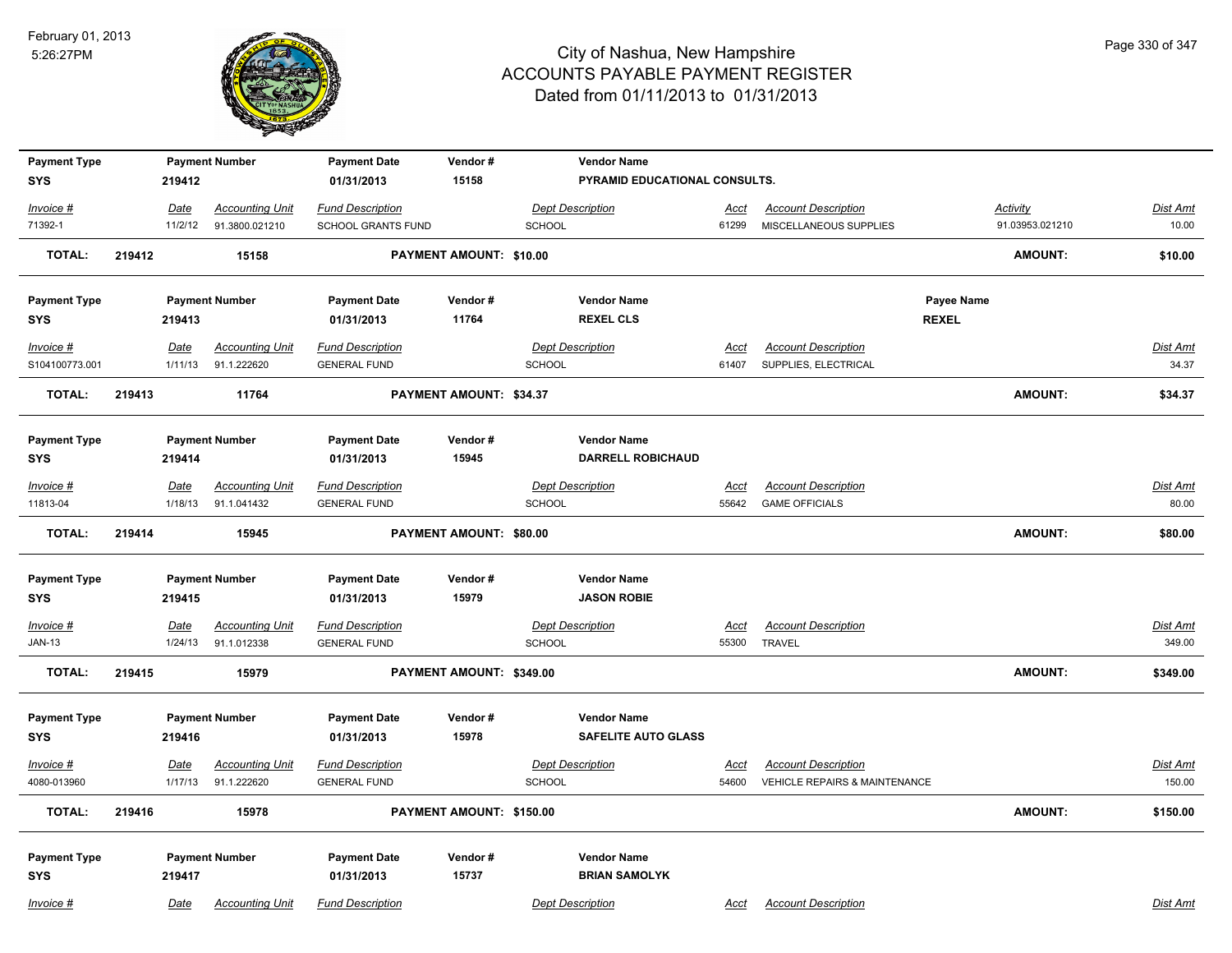# City of Nashua, New Hampshire
## ACCOUNTS PAYABLE PAYMENT REGISTER
### Dated from 01/11/2013 to 01/31/2013

February 01, 2013
5:26:27PM

| Payment Type | Payment Number | Payment Date | Vendor # | Vendor Name |
|---|---|---|---|---|
| SYS | 219412 | 01/31/2013 | 15158 | PYRAMID EDUCATIONAL CONSULTS. |

| Invoice # | Date | Accounting Unit | Fund Description | Dept Description | Acct | Account Description | Activity | Dist Amt |
|---|---|---|---|---|---|---|---|---|
| 71392-1 | 11/2/12 | 91.3800.021210 | SCHOOL GRANTS FUND | SCHOOL | 61299 | MISCELLANEOUS SUPPLIES | 91.03953.021210 | 10.00 |

**TOTAL: 219412 15158 PAYMENT AMOUNT: $10.00 AMOUNT: $10.00**

| Payment Type | Payment Number | Payment Date | Vendor # | Vendor Name | Payee Name |
|---|---|---|---|---|---|
| SYS | 219413 | 01/31/2013 | 11764 | REXEL CLS | REXEL |

| Invoice # | Date | Accounting Unit | Fund Description | Dept Description | Acct | Account Description | Dist Amt |
|---|---|---|---|---|---|---|---|
| S104100773.001 | 1/11/13 | 91.1.222620 | GENERAL FUND | SCHOOL | 61407 | SUPPLIES, ELECTRICAL | 34.37 |

**TOTAL: 219413 11764 PAYMENT AMOUNT: $34.37 AMOUNT: $34.37**

| Payment Type | Payment Number | Payment Date | Vendor # | Vendor Name |
|---|---|---|---|---|
| SYS | 219414 | 01/31/2013 | 15945 | DARRELL ROBICHAUD |

| Invoice # | Date | Accounting Unit | Fund Description | Dept Description | Acct | Account Description | Dist Amt |
|---|---|---|---|---|---|---|---|
| 11813-04 | 1/18/13 | 91.1.041432 | GENERAL FUND | SCHOOL | 55642 | GAME OFFICIALS | 80.00 |

**TOTAL: 219414 15945 PAYMENT AMOUNT: $80.00 AMOUNT: $80.00**

| Payment Type | Payment Number | Payment Date | Vendor # | Vendor Name |
|---|---|---|---|---|
| SYS | 219415 | 01/31/2013 | 15979 | JASON ROBIE |

| Invoice # | Date | Accounting Unit | Fund Description | Dept Description | Acct | Account Description | Dist Amt |
|---|---|---|---|---|---|---|---|
| JAN-13 | 1/24/13 | 91.1.012338 | GENERAL FUND | SCHOOL | 55300 | TRAVEL | 349.00 |

**TOTAL: 219415 15979 PAYMENT AMOUNT: $349.00 AMOUNT: $349.00**

| Payment Type | Payment Number | Payment Date | Vendor # | Vendor Name |
|---|---|---|---|---|
| SYS | 219416 | 01/31/2013 | 15978 | SAFELITE AUTO GLASS |

| Invoice # | Date | Accounting Unit | Fund Description | Dept Description | Acct | Account Description | Dist Amt |
|---|---|---|---|---|---|---|---|
| 4080-013960 | 1/17/13 | 91.1.222620 | GENERAL FUND | SCHOOL | 54600 | VEHICLE REPAIRS & MAINTENANCE | 150.00 |

**TOTAL: 219416 15978 PAYMENT AMOUNT: $150.00 AMOUNT: $150.00**

| Payment Type | Payment Number | Payment Date | Vendor # | Vendor Name |
|---|---|---|---|---|
| SYS | 219417 | 01/31/2013 | 15737 | BRIAN SAMOLYK |

| Invoice # | Date | Accounting Unit | Fund Description | Dept Description | Acct | Account Description | Dist Amt |
|---|---|---|---|---|---|---|---|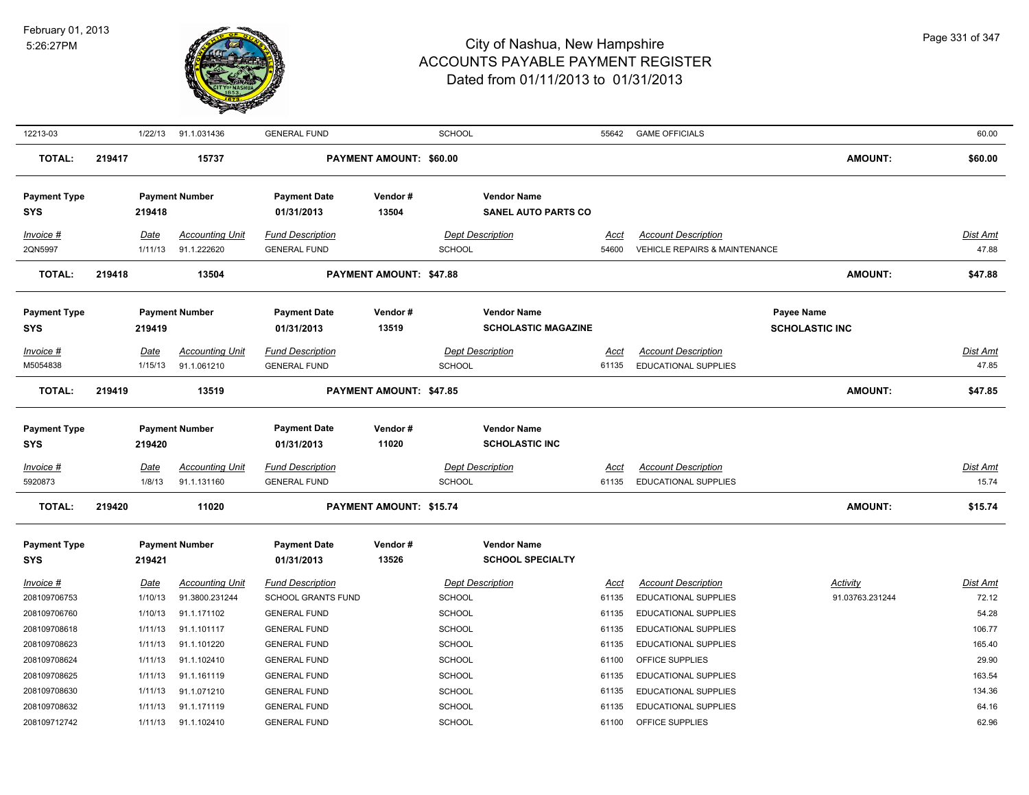| Invoice # | Date | Accounting Unit | Fund Description | Dept Description | Acct | Account Description | Activity | Dist Amt |
|---|---|---|---|---|---|---|---|---|
| 12213-03 | 1/22/13 | 91.1.031436 | GENERAL FUND | SCHOOL | 55642 | GAME OFFICIALS | | 60.00 |

**TOTAL: 219417 15737 PAYMENT AMOUNT: $60.00 AMOUNT: $60.00**

| Payment Type | Payment Number | Payment Date | Vendor # | Vendor Name |
|---|---|---|---|---|
| SYS | 219418 | 01/31/2013 | 13504 | SANEL AUTO PARTS CO |

| Invoice # | Date | Accounting Unit | Fund Description | Dept Description | Acct | Account Description | Dist Amt |
|---|---|---|---|---|---|---|---|
| 2QN5997 | 1/11/13 | 91.1.222620 | GENERAL FUND | SCHOOL | 54600 | VEHICLE REPAIRS & MAINTENANCE | 47.88 |

**TOTAL: 219418 13504 PAYMENT AMOUNT: $47.88 AMOUNT: $47.88**

| Payment Type | Payment Number | Payment Date | Vendor # | Vendor Name | Payee Name |
|---|---|---|---|---|---|
| SYS | 219419 | 01/31/2013 | 13519 | SCHOLASTIC MAGAZINE | SCHOLASTIC INC |

| Invoice # | Date | Accounting Unit | Fund Description | Dept Description | Acct | Account Description | Dist Amt |
|---|---|---|---|---|---|---|---|
| M5054838 | 1/15/13 | 91.1.061210 | GENERAL FUND | SCHOOL | 61135 | EDUCATIONAL SUPPLIES | 47.85 |

**TOTAL: 219419 13519 PAYMENT AMOUNT: $47.85 AMOUNT: $47.85**

| Payment Type | Payment Number | Payment Date | Vendor # | Vendor Name |
|---|---|---|---|---|
| SYS | 219420 | 01/31/2013 | 11020 | SCHOLASTIC INC |

| Invoice # | Date | Accounting Unit | Fund Description | Dept Description | Acct | Account Description | Dist Amt |
|---|---|---|---|---|---|---|---|
| 5920873 | 1/8/13 | 91.1.131160 | GENERAL FUND | SCHOOL | 61135 | EDUCATIONAL SUPPLIES | 15.74 |

**TOTAL: 219420 11020 PAYMENT AMOUNT: $15.74 AMOUNT: $15.74**

| Payment Type | Payment Number | Payment Date | Vendor # | Vendor Name |
|---|---|---|---|---|
| SYS | 219421 | 01/31/2013 | 13526 | SCHOOL SPECIALTY |

| Invoice # | Date | Accounting Unit | Fund Description | Dept Description | Acct | Account Description | Activity | Dist Amt |
|---|---|---|---|---|---|---|---|---|
| 208109706753 | 1/10/13 | 91.3800.231244 | SCHOOL GRANTS FUND | SCHOOL | 61135 | EDUCATIONAL SUPPLIES | 91.03763.231244 | 72.12 |
| 208109706760 | 1/10/13 | 91.1.171102 | GENERAL FUND | SCHOOL | 61135 | EDUCATIONAL SUPPLIES | | 54.28 |
| 208109708618 | 1/11/13 | 91.1.101117 | GENERAL FUND | SCHOOL | 61135 | EDUCATIONAL SUPPLIES | | 106.77 |
| 208109708623 | 1/11/13 | 91.1.101220 | GENERAL FUND | SCHOOL | 61135 | EDUCATIONAL SUPPLIES | | 165.40 |
| 208109708624 | 1/11/13 | 91.1.102410 | GENERAL FUND | SCHOOL | 61100 | OFFICE SUPPLIES | | 29.90 |
| 208109708625 | 1/11/13 | 91.1.161119 | GENERAL FUND | SCHOOL | 61135 | EDUCATIONAL SUPPLIES | | 163.54 |
| 208109708630 | 1/11/13 | 91.1.071210 | GENERAL FUND | SCHOOL | 61135 | EDUCATIONAL SUPPLIES | | 134.36 |
| 208109708632 | 1/11/13 | 91.1.171119 | GENERAL FUND | SCHOOL | 61135 | EDUCATIONAL SUPPLIES | | 64.16 |
| 208109712742 | 1/11/13 | 91.1.102410 | GENERAL FUND | SCHOOL | 61100 | OFFICE SUPPLIES | | 62.96 |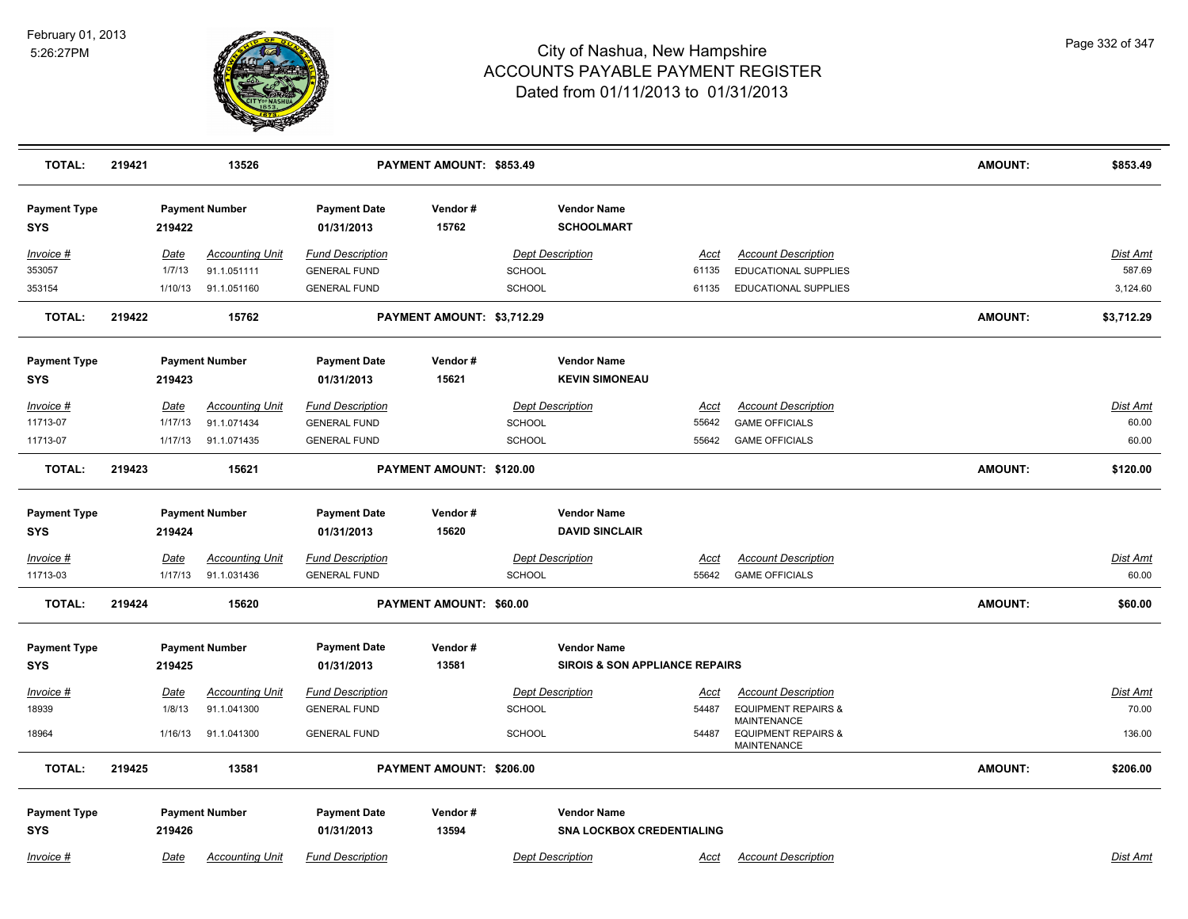# City of Nashua, New Hampshire
## ACCOUNTS PAYABLE PAYMENT REGISTER
### Dated from 01/11/2013 to 01/31/2013

February 01, 2013
5:26:27PM

| TOTAL: | 219421 | 13526 | PAYMENT AMOUNT: $853.49 | AMOUNT: | $853.49 |
|---|---|---|---|---|---|

| Payment Type | Payment Number | Payment Date | Vendor # | Vendor Name |
|---|---|---|---|---|
| SYS | 219422 | 01/31/2013 | 15762 | SCHOOLMART |

| Invoice # | Date | Accounting Unit | Fund Description | Dept Description | Acct | Account Description | Dist Amt |
|---|---|---|---|---|---|---|---|
| 353057 | 1/7/13 | 91.1.051111 | GENERAL FUND | SCHOOL | 61135 | EDUCATIONAL SUPPLIES | 587.69 |
| 353154 | 1/10/13 | 91.1.051160 | GENERAL FUND | SCHOOL | 61135 | EDUCATIONAL SUPPLIES | 3,124.60 |

| TOTAL: | 219422 | 15762 | PAYMENT AMOUNT: $3,712.29 | AMOUNT: | $3,712.29 |
|---|---|---|---|---|---|

| Payment Type | Payment Number | Payment Date | Vendor # | Vendor Name |
|---|---|---|---|---|
| SYS | 219423 | 01/31/2013 | 15621 | KEVIN SIMONEAU |

| Invoice # | Date | Accounting Unit | Fund Description | Dept Description | Acct | Account Description | Dist Amt |
|---|---|---|---|---|---|---|---|
| 11713-07 | 1/17/13 | 91.1.071434 | GENERAL FUND | SCHOOL | 55642 | GAME OFFICIALS | 60.00 |
| 11713-07 | 1/17/13 | 91.1.071435 | GENERAL FUND | SCHOOL | 55642 | GAME OFFICIALS | 60.00 |

| TOTAL: | 219423 | 15621 | PAYMENT AMOUNT: $120.00 | AMOUNT: | $120.00 |
|---|---|---|---|---|---|

| Payment Type | Payment Number | Payment Date | Vendor # | Vendor Name |
|---|---|---|---|---|
| SYS | 219424 | 01/31/2013 | 15620 | DAVID SINCLAIR |

| Invoice # | Date | Accounting Unit | Fund Description | Dept Description | Acct | Account Description | Dist Amt |
|---|---|---|---|---|---|---|---|
| 11713-03 | 1/17/13 | 91.1.031436 | GENERAL FUND | SCHOOL | 55642 | GAME OFFICIALS | 60.00 |

| TOTAL: | 219424 | 15620 | PAYMENT AMOUNT: $60.00 | AMOUNT: | $60.00 |
|---|---|---|---|---|---|

| Payment Type | Payment Number | Payment Date | Vendor # | Vendor Name |
|---|---|---|---|---|
| SYS | 219425 | 01/31/2013 | 13581 | SIROIS & SON APPLIANCE REPAIRS |

| Invoice # | Date | Accounting Unit | Fund Description | Dept Description | Acct | Account Description | Dist Amt |
|---|---|---|---|---|---|---|---|
| 18939 | 1/8/13 | 91.1.041300 | GENERAL FUND | SCHOOL | 54487 | EQUIPMENT REPAIRS & MAINTENANCE | 70.00 |
| 18964 | 1/16/13 | 91.1.041300 | GENERAL FUND | SCHOOL | 54487 | EQUIPMENT REPAIRS & MAINTENANCE | 136.00 |

| TOTAL: | 219425 | 13581 | PAYMENT AMOUNT: $206.00 | AMOUNT: | $206.00 |
|---|---|---|---|---|---|

| Payment Type | Payment Number | Payment Date | Vendor # | Vendor Name |
|---|---|---|---|---|
| SYS | 219426 | 01/31/2013 | 13594 | SNA LOCKBOX CREDENTIALING |

| Invoice # | Date | Accounting Unit | Fund Description | Dept Description | Acct | Account Description | Dist Amt |
|---|---|---|---|---|---|---|---|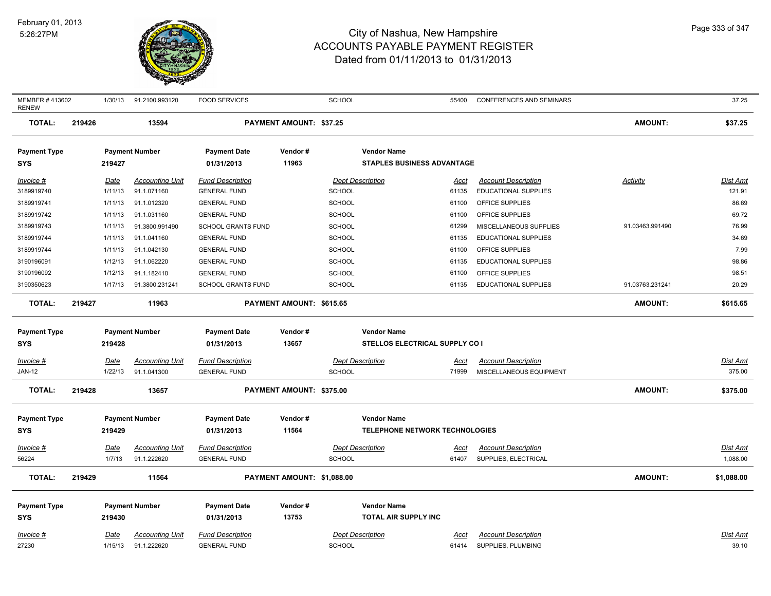# City of Nashua, New Hampshire
## ACCOUNTS PAYABLE PAYMENT REGISTER
### Dated from 01/11/2013 to 01/31/2013

February 01, 2013
5:26:27PM

| MEMBER # 413602 RENEW | 1/30/13 | 91.2100.993120 | FOOD SERVICES | SCHOOL | 55400 | CONFERENCES AND SEMINARS | | 37.25 |
|---|---|---|---|---|---|---|---|---|
| **TOTAL: 219426** | | **13594** | **PAYMENT AMOUNT: $37.25** | | | | **AMOUNT:** | **$37.25** |

**Payment Type:** SYS | **Payment Number:** 219427 | **Payment Date:** 01/31/2013 | **Vendor #:** 11963 | **Vendor Name:** STAPLES BUSINESS ADVANTAGE

| Invoice # | Date | Accounting Unit | Fund Description | Dept Description | Acct | Account Description | Activity | Dist Amt |
|---|---|---|---|---|---|---|---|---|
| 3189919740 | 1/11/13 | 91.1.071160 | GENERAL FUND | SCHOOL | 61135 | EDUCATIONAL SUPPLIES | | 121.91 |
| 3189919741 | 1/11/13 | 91.1.012320 | GENERAL FUND | SCHOOL | 61100 | OFFICE SUPPLIES | | 86.69 |
| 3189919742 | 1/11/13 | 91.1.031160 | GENERAL FUND | SCHOOL | 61100 | OFFICE SUPPLIES | | 69.72 |
| 3189919743 | 1/11/13 | 91.3800.991490 | SCHOOL GRANTS FUND | SCHOOL | 61299 | MISCELLANEOUS SUPPLIES | 91.03463.991490 | 76.99 |
| 3189919744 | 1/11/13 | 91.1.041160 | GENERAL FUND | SCHOOL | 61135 | EDUCATIONAL SUPPLIES | | 34.69 |
| 3189919744 | 1/11/13 | 91.1.042130 | GENERAL FUND | SCHOOL | 61100 | OFFICE SUPPLIES | | 7.99 |
| 3190196091 | 1/12/13 | 91.1.062220 | GENERAL FUND | SCHOOL | 61135 | EDUCATIONAL SUPPLIES | | 98.86 |
| 3190196092 | 1/12/13 | 91.1.182410 | GENERAL FUND | SCHOOL | 61100 | OFFICE SUPPLIES | | 98.51 |
| 3190350623 | 1/17/13 | 91.3800.231241 | SCHOOL GRANTS FUND | SCHOOL | 61135 | EDUCATIONAL SUPPLIES | 91.03763.231241 | 20.29 |
| **TOTAL: 219427** | | **11963** | **PAYMENT AMOUNT: $615.65** | | | | **AMOUNT:** | **$615.65** |

**Payment Type:** SYS | **Payment Number:** 219428 | **Payment Date:** 01/31/2013 | **Vendor #:** 13657 | **Vendor Name:** STELLOS ELECTRICAL SUPPLY CO I

| Invoice # | Date | Accounting Unit | Fund Description | Dept Description | Acct | Account Description | Dist Amt |
|---|---|---|---|---|---|---|---|
| JAN-12 | 1/22/13 | 91.1.041300 | GENERAL FUND | SCHOOL | 71999 | MISCELLANEOUS EQUIPMENT | 375.00 |
| **TOTAL: 219428** | | **13657** | **PAYMENT AMOUNT: $375.00** | | | **AMOUNT:** | **$375.00** |

**Payment Type:** SYS | **Payment Number:** 219429 | **Payment Date:** 01/31/2013 | **Vendor #:** 11564 | **Vendor Name:** TELEPHONE NETWORK TECHNOLOGIES

| Invoice # | Date | Accounting Unit | Fund Description | Dept Description | Acct | Account Description | Dist Amt |
|---|---|---|---|---|---|---|---|
| 56224 | 1/7/13 | 91.1.222620 | GENERAL FUND | SCHOOL | 61407 | SUPPLIES, ELECTRICAL | 1,088.00 |
| **TOTAL: 219429** | | **11564** | **PAYMENT AMOUNT: $1,088.00** | | | **AMOUNT:** | **$1,088.00** |

**Payment Type:** SYS | **Payment Number:** 219430 | **Payment Date:** 01/31/2013 | **Vendor #:** 13753 | **Vendor Name:** TOTAL AIR SUPPLY INC

| Invoice # | Date | Accounting Unit | Fund Description | Dept Description | Acct | Account Description | Dist Amt |
|---|---|---|---|---|---|---|---|
| 27230 | 1/15/13 | 91.1.222620 | GENERAL FUND | SCHOOL | 61414 | SUPPLIES, PLUMBING | 39.10 |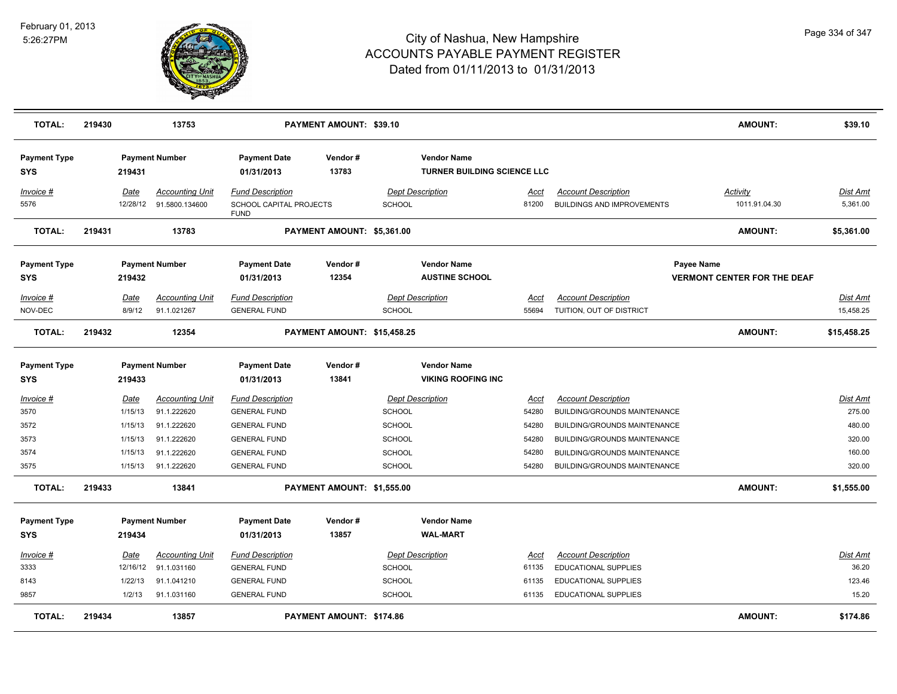# City of Nashua, New Hampshire
## ACCOUNTS PAYABLE PAYMENT REGISTER
### Dated from 01/11/2013 to 01/31/2013

February 01, 2013 5:26:27PM

| TOTAL: | 219430 | 13753 | PAYMENT AMOUNT: $39.10 | AMOUNT: | $39.10 |
|---|---|---|---|---|---|

**Payment Type:** SYS | **Payment Number:** 219431 | **Payment Date:** 01/31/2013 | **Vendor #:** 13783 | **Vendor Name:** TURNER BUILDING SCIENCE LLC

| Invoice # | Date | Accounting Unit | Fund Description | Dept Description | Acct | Account Description | Activity | Dist Amt |
|---|---|---|---|---|---|---|---|---|
| 5576 | 12/28/12 | 91.5800.134600 | SCHOOL CAPITAL PROJECTS FUND | SCHOOL | 81200 | BUILDINGS AND IMPROVEMENTS | 1011.91.04.30 | 5,361.00 |

| TOTAL: | 219431 | 13783 | PAYMENT AMOUNT: $5,361.00 | AMOUNT: | $5,361.00 |
|---|---|---|---|---|---|

**Payment Type:** SYS | **Payment Number:** 219432 | **Payment Date:** 01/31/2013 | **Vendor #:** 12354 | **Vendor Name:** AUSTINE SCHOOL | **Payee Name:** VERMONT CENTER FOR THE DEAF

| Invoice # | Date | Accounting Unit | Fund Description | Dept Description | Acct | Account Description | Dist Amt |
|---|---|---|---|---|---|---|---|
| NOV-DEC | 8/9/12 | 91.1.021267 | GENERAL FUND | SCHOOL | 55694 | TUITION, OUT OF DISTRICT | 15,458.25 |

| TOTAL: | 219432 | 12354 | PAYMENT AMOUNT: $15,458.25 | AMOUNT: | $15,458.25 |
|---|---|---|---|---|---|

**Payment Type:** SYS | **Payment Number:** 219433 | **Payment Date:** 01/31/2013 | **Vendor #:** 13841 | **Vendor Name:** VIKING ROOFING INC

| Invoice # | Date | Accounting Unit | Fund Description | Dept Description | Acct | Account Description | Dist Amt |
|---|---|---|---|---|---|---|---|
| 3570 | 1/15/13 | 91.1.222620 | GENERAL FUND | SCHOOL | 54280 | BUILDING/GROUNDS MAINTENANCE | 275.00 |
| 3572 | 1/15/13 | 91.1.222620 | GENERAL FUND | SCHOOL | 54280 | BUILDING/GROUNDS MAINTENANCE | 480.00 |
| 3573 | 1/15/13 | 91.1.222620 | GENERAL FUND | SCHOOL | 54280 | BUILDING/GROUNDS MAINTENANCE | 320.00 |
| 3574 | 1/15/13 | 91.1.222620 | GENERAL FUND | SCHOOL | 54280 | BUILDING/GROUNDS MAINTENANCE | 160.00 |
| 3575 | 1/15/13 | 91.1.222620 | GENERAL FUND | SCHOOL | 54280 | BUILDING/GROUNDS MAINTENANCE | 320.00 |

| TOTAL: | 219433 | 13841 | PAYMENT AMOUNT: $1,555.00 | AMOUNT: | $1,555.00 |
|---|---|---|---|---|---|

**Payment Type:** SYS | **Payment Number:** 219434 | **Payment Date:** 01/31/2013 | **Vendor #:** 13857 | **Vendor Name:** WAL-MART

| Invoice # | Date | Accounting Unit | Fund Description | Dept Description | Acct | Account Description | Dist Amt |
|---|---|---|---|---|---|---|---|
| 3333 | 12/16/12 | 91.1.031160 | GENERAL FUND | SCHOOL | 61135 | EDUCATIONAL SUPPLIES | 36.20 |
| 8143 | 1/22/13 | 91.1.041210 | GENERAL FUND | SCHOOL | 61135 | EDUCATIONAL SUPPLIES | 123.46 |
| 9857 | 1/2/13 | 91.1.031160 | GENERAL FUND | SCHOOL | 61135 | EDUCATIONAL SUPPLIES | 15.20 |

| TOTAL: | 219434 | 13857 | PAYMENT AMOUNT: $174.86 | AMOUNT: | $174.86 |
|---|---|---|---|---|---|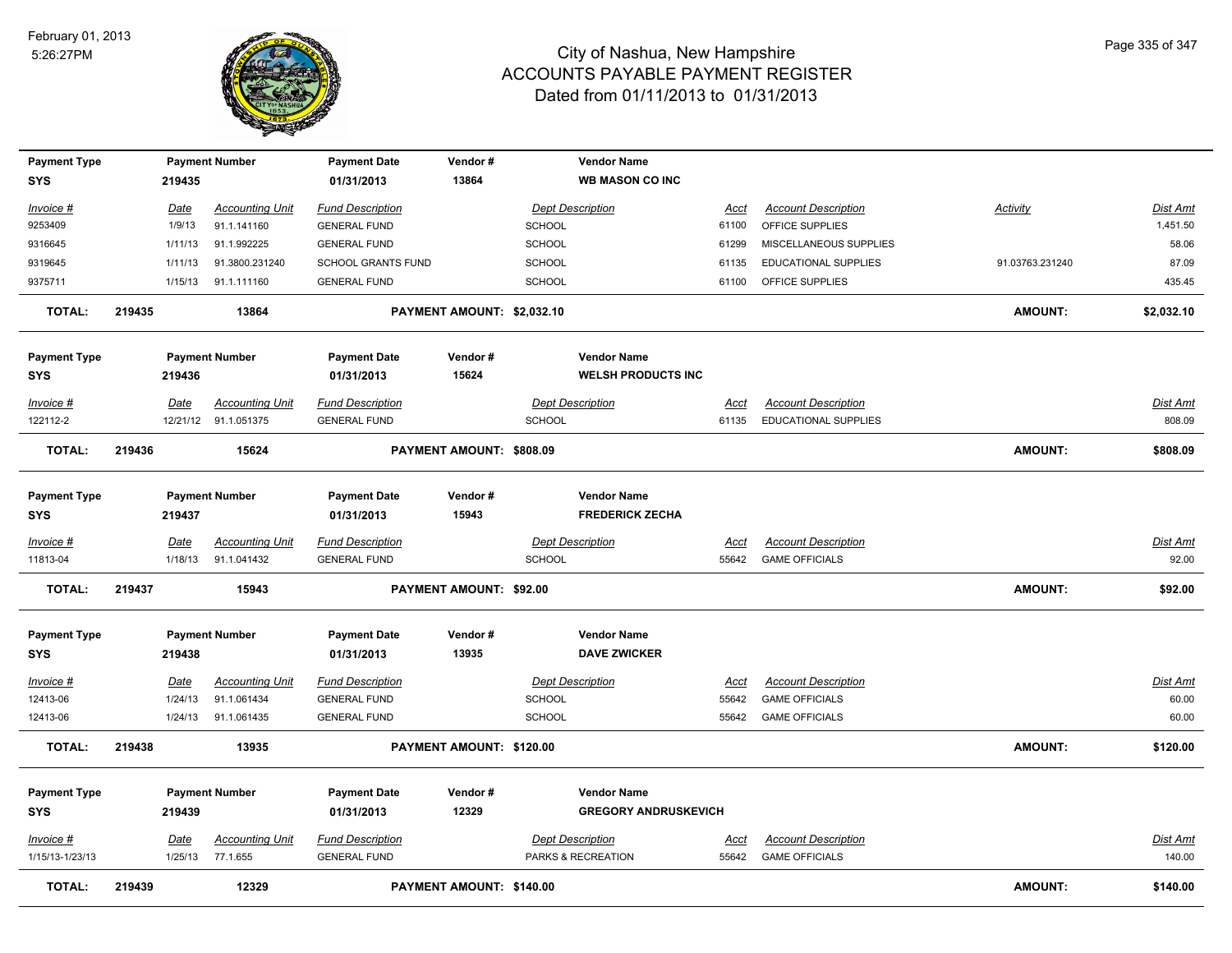# City of Nashua, New Hampshire
## ACCOUNTS PAYABLE PAYMENT REGISTER
### Dated from 01/11/2013 to 01/31/2013

February 01, 2013
5:26:27PM

| Payment Type | Payment Number | Payment Date | Vendor # | Vendor Name |
|---|---|---|---|---|
| SYS | 219435 | 01/31/2013 | 13864 | WB MASON CO INC |

| Invoice # | Date | Accounting Unit | Fund Description | Dept Description | Acct | Account Description | Activity | Dist Amt |
|---|---|---|---|---|---|---|---|---|
| 9253409 | 1/9/13 | 91.1.141160 | GENERAL FUND | SCHOOL | 61100 | OFFICE SUPPLIES | | 1,451.50 |
| 9316645 | 1/11/13 | 91.1.992225 | GENERAL FUND | SCHOOL | 61299 | MISCELLANEOUS SUPPLIES | | 58.06 |
| 9319645 | 1/11/13 | 91.3800.231240 | SCHOOL GRANTS FUND | SCHOOL | 61135 | EDUCATIONAL SUPPLIES | 91.03763.231240 | 87.09 |
| 9375711 | 1/15/13 | 91.1.111160 | GENERAL FUND | SCHOOL | 61100 | OFFICE SUPPLIES | | 435.45 |

**TOTAL: 219435 13864 PAYMENT AMOUNT: $2,032.10 AMOUNT: $2,032.10**

| Payment Type | Payment Number | Payment Date | Vendor # | Vendor Name |
|---|---|---|---|---|
| SYS | 219436 | 01/31/2013 | 15624 | WELSH PRODUCTS INC |

| Invoice # | Date | Accounting Unit | Fund Description | Dept Description | Acct | Account Description | Dist Amt |
|---|---|---|---|---|---|---|---|
| 122112-2 | 12/21/12 | 91.1.051375 | GENERAL FUND | SCHOOL | 61135 | EDUCATIONAL SUPPLIES | 808.09 |

**TOTAL: 219436 15624 PAYMENT AMOUNT: $808.09 AMOUNT: $808.09**

| Payment Type | Payment Number | Payment Date | Vendor # | Vendor Name |
|---|---|---|---|---|
| SYS | 219437 | 01/31/2013 | 15943 | FREDERICK ZECHA |

| Invoice # | Date | Accounting Unit | Fund Description | Dept Description | Acct | Account Description | Dist Amt |
|---|---|---|---|---|---|---|---|
| 11813-04 | 1/18/13 | 91.1.041432 | GENERAL FUND | SCHOOL | 55642 | GAME OFFICIALS | 92.00 |

**TOTAL: 219437 15943 PAYMENT AMOUNT: $92.00 AMOUNT: $92.00**

| Payment Type | Payment Number | Payment Date | Vendor # | Vendor Name |
|---|---|---|---|---|
| SYS | 219438 | 01/31/2013 | 13935 | DAVE ZWICKER |

| Invoice # | Date | Accounting Unit | Fund Description | Dept Description | Acct | Account Description | Dist Amt |
|---|---|---|---|---|---|---|---|
| 12413-06 | 1/24/13 | 91.1.061434 | GENERAL FUND | SCHOOL | 55642 | GAME OFFICIALS | 60.00 |
| 12413-06 | 1/24/13 | 91.1.061435 | GENERAL FUND | SCHOOL | 55642 | GAME OFFICIALS | 60.00 |

**TOTAL: 219438 13935 PAYMENT AMOUNT: $120.00 AMOUNT: $120.00**

| Payment Type | Payment Number | Payment Date | Vendor # | Vendor Name |
|---|---|---|---|---|
| SYS | 219439 | 01/31/2013 | 12329 | GREGORY ANDRUSKEVICH |

| Invoice # | Date | Accounting Unit | Fund Description | Dept Description | Acct | Account Description | Dist Amt |
|---|---|---|---|---|---|---|---|
| 1/15/13-1/23/13 | 1/25/13 | 77.1.655 | GENERAL FUND | PARKS & RECREATION | 55642 | GAME OFFICIALS | 140.00 |

**TOTAL: 219439 12329 PAYMENT AMOUNT: $140.00 AMOUNT: $140.00**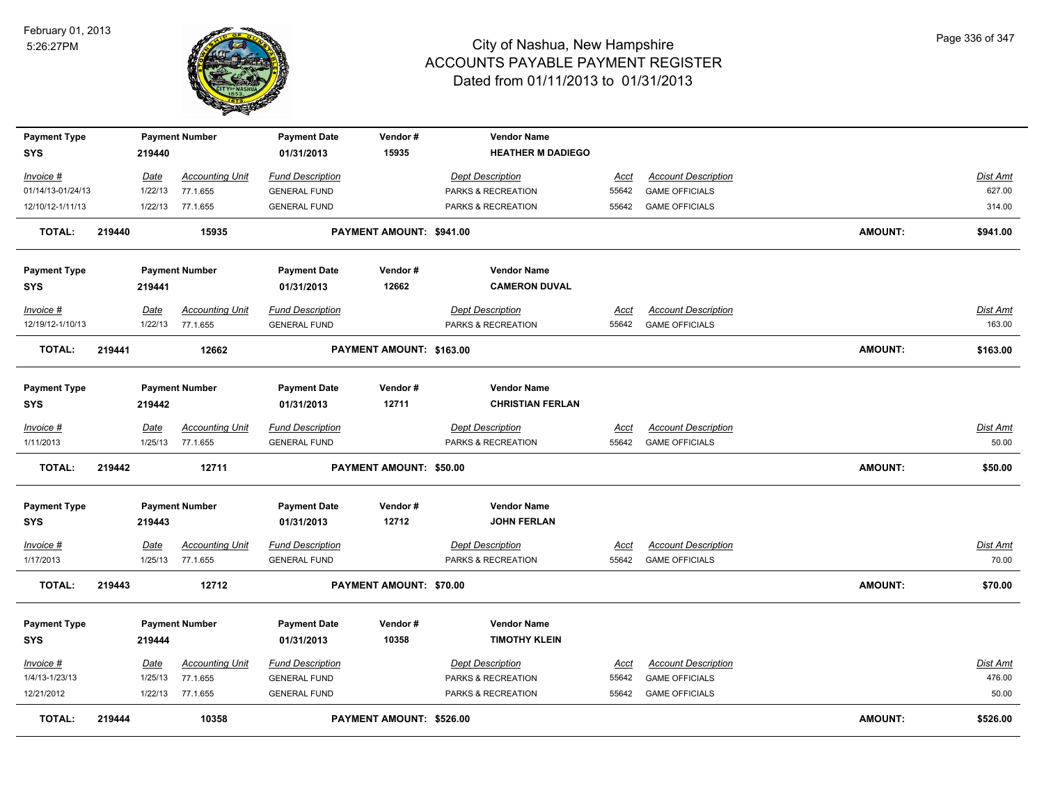# City of Nashua, New Hampshire
## ACCOUNTS PAYABLE PAYMENT REGISTER
### Dated from 01/11/2013 to 01/31/2013

February 01, 2013
5:26:27PM

| Payment Type | Payment Number | Payment Date | Vendor # | Vendor Name |
|---|---|---|---|---|
| SYS | 219440 | 01/31/2013 | 15935 | HEATHER M DADIEGO |

| Invoice # | Date | Accounting Unit | Fund Description | Dept Description | Acct | Account Description | Dist Amt |
|---|---|---|---|---|---|---|---|
| 01/14/13-01/24/13 | 1/22/13 | 77.1.655 | GENERAL FUND | PARKS & RECREATION | 55642 | GAME OFFICIALS | 627.00 |
| 12/10/12-1/11/13 | 1/22/13 | 77.1.655 | GENERAL FUND | PARKS & RECREATION | 55642 | GAME OFFICIALS | 314.00 |

**TOTAL: 219440 15935 PAYMENT AMOUNT: $941.00 AMOUNT: $941.00**

| Payment Type | Payment Number | Payment Date | Vendor # | Vendor Name |
|---|---|---|---|---|
| SYS | 219441 | 01/31/2013 | 12662 | CAMERON DUVAL |

| Invoice # | Date | Accounting Unit | Fund Description | Dept Description | Acct | Account Description | Dist Amt |
|---|---|---|---|---|---|---|---|
| 12/19/12-1/10/13 | 1/22/13 | 77.1.655 | GENERAL FUND | PARKS & RECREATION | 55642 | GAME OFFICIALS | 163.00 |

**TOTAL: 219441 12662 PAYMENT AMOUNT: $163.00 AMOUNT: $163.00**

| Payment Type | Payment Number | Payment Date | Vendor # | Vendor Name |
|---|---|---|---|---|
| SYS | 219442 | 01/31/2013 | 12711 | CHRISTIAN FERLAN |

| Invoice # | Date | Accounting Unit | Fund Description | Dept Description | Acct | Account Description | Dist Amt |
|---|---|---|---|---|---|---|---|
| 1/11/2013 | 1/25/13 | 77.1.655 | GENERAL FUND | PARKS & RECREATION | 55642 | GAME OFFICIALS | 50.00 |

**TOTAL: 219442 12711 PAYMENT AMOUNT: $50.00 AMOUNT: $50.00**

| Payment Type | Payment Number | Payment Date | Vendor # | Vendor Name |
|---|---|---|---|---|
| SYS | 219443 | 01/31/2013 | 12712 | JOHN FERLAN |

| Invoice # | Date | Accounting Unit | Fund Description | Dept Description | Acct | Account Description | Dist Amt |
|---|---|---|---|---|---|---|---|
| 1/17/2013 | 1/25/13 | 77.1.655 | GENERAL FUND | PARKS & RECREATION | 55642 | GAME OFFICIALS | 70.00 |

**TOTAL: 219443 12712 PAYMENT AMOUNT: $70.00 AMOUNT: $70.00**

| Payment Type | Payment Number | Payment Date | Vendor # | Vendor Name |
|---|---|---|---|---|
| SYS | 219444 | 01/31/2013 | 10358 | TIMOTHY KLEIN |

| Invoice # | Date | Accounting Unit | Fund Description | Dept Description | Acct | Account Description | Dist Amt |
|---|---|---|---|---|---|---|---|
| 1/4/13-1/23/13 | 1/25/13 | 77.1.655 | GENERAL FUND | PARKS & RECREATION | 55642 | GAME OFFICIALS | 476.00 |
| 12/21/2012 | 1/22/13 | 77.1.655 | GENERAL FUND | PARKS & RECREATION | 55642 | GAME OFFICIALS | 50.00 |

**TOTAL: 219444 10358 PAYMENT AMOUNT: $526.00 AMOUNT: $526.00**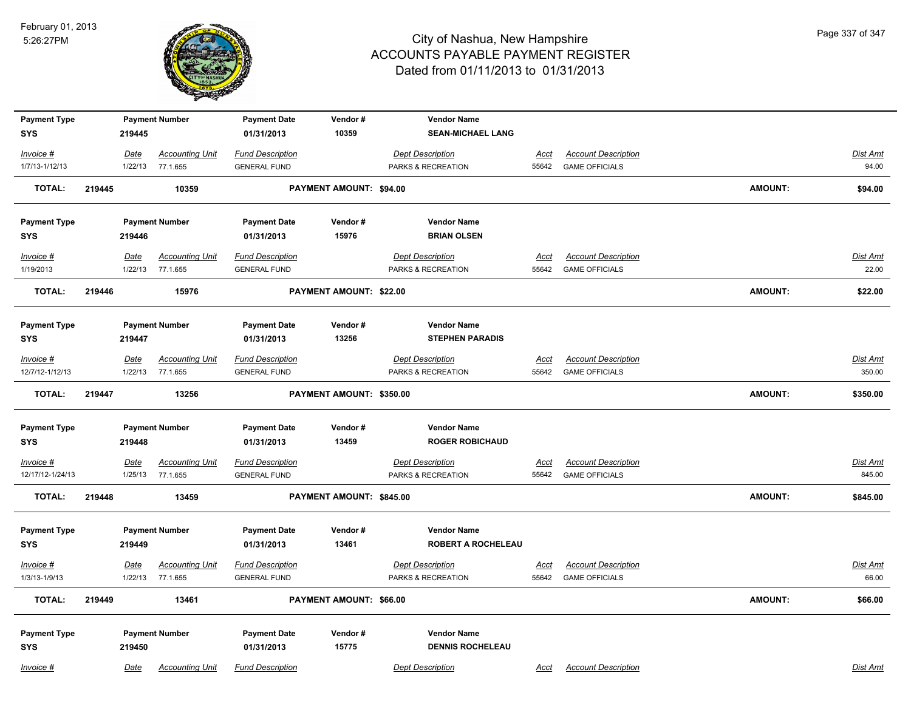# City of Nashua, New Hampshire
## ACCOUNTS PAYABLE PAYMENT REGISTER
### Dated from 01/11/2013 to 01/31/2013

February 01, 2013
5:26:27PM

| Payment Type | Payment Number | Payment Date | Vendor # | Vendor Name |
|---|---|---|---|---|
| SYS | 219445 | 01/31/2013 | 10359 | SEAN-MICHAEL LANG |

| Invoice # | Date | Accounting Unit | Fund Description | Dept Description | Acct | Account Description | Dist Amt |
|---|---|---|---|---|---|---|---|
| 1/7/13-1/12/13 | 1/22/13 | 77.1.655 | GENERAL FUND | PARKS & RECREATION | 55642 | GAME OFFICIALS | 94.00 |

**TOTAL: 219445 10359 PAYMENT AMOUNT: $94.00 AMOUNT: $94.00**

| Payment Type | Payment Number | Payment Date | Vendor # | Vendor Name |
|---|---|---|---|---|
| SYS | 219446 | 01/31/2013 | 15976 | BRIAN OLSEN |

| Invoice # | Date | Accounting Unit | Fund Description | Dept Description | Acct | Account Description | Dist Amt |
|---|---|---|---|---|---|---|---|
| 1/19/2013 | 1/22/13 | 77.1.655 | GENERAL FUND | PARKS & RECREATION | 55642 | GAME OFFICIALS | 22.00 |

**TOTAL: 219446 15976 PAYMENT AMOUNT: $22.00 AMOUNT: $22.00**

| Payment Type | Payment Number | Payment Date | Vendor # | Vendor Name |
|---|---|---|---|---|
| SYS | 219447 | 01/31/2013 | 13256 | STEPHEN PARADIS |

| Invoice # | Date | Accounting Unit | Fund Description | Dept Description | Acct | Account Description | Dist Amt |
|---|---|---|---|---|---|---|---|
| 12/7/12-1/12/13 | 1/22/13 | 77.1.655 | GENERAL FUND | PARKS & RECREATION | 55642 | GAME OFFICIALS | 350.00 |

**TOTAL: 219447 13256 PAYMENT AMOUNT: $350.00 AMOUNT: $350.00**

| Payment Type | Payment Number | Payment Date | Vendor # | Vendor Name |
|---|---|---|---|---|
| SYS | 219448 | 01/31/2013 | 13459 | ROGER ROBICHAUD |

| Invoice # | Date | Accounting Unit | Fund Description | Dept Description | Acct | Account Description | Dist Amt |
|---|---|---|---|---|---|---|---|
| 12/17/12-1/24/13 | 1/25/13 | 77.1.655 | GENERAL FUND | PARKS & RECREATION | 55642 | GAME OFFICIALS | 845.00 |

**TOTAL: 219448 13459 PAYMENT AMOUNT: $845.00 AMOUNT: $845.00**

| Payment Type | Payment Number | Payment Date | Vendor # | Vendor Name |
|---|---|---|---|---|
| SYS | 219449 | 01/31/2013 | 13461 | ROBERT A ROCHELEAU |

| Invoice # | Date | Accounting Unit | Fund Description | Dept Description | Acct | Account Description | Dist Amt |
|---|---|---|---|---|---|---|---|
| 1/3/13-1/9/13 | 1/22/13 | 77.1.655 | GENERAL FUND | PARKS & RECREATION | 55642 | GAME OFFICIALS | 66.00 |

**TOTAL: 219449 13461 PAYMENT AMOUNT: $66.00 AMOUNT: $66.00**

| Payment Type | Payment Number | Payment Date | Vendor # | Vendor Name |
|---|---|---|---|---|
| SYS | 219450 | 01/31/2013 | 15775 | DENNIS ROCHELEAU |

| Invoice # | Date | Accounting Unit | Fund Description | Dept Description | Acct | Account Description | Dist Amt |
|---|---|---|---|---|---|---|---|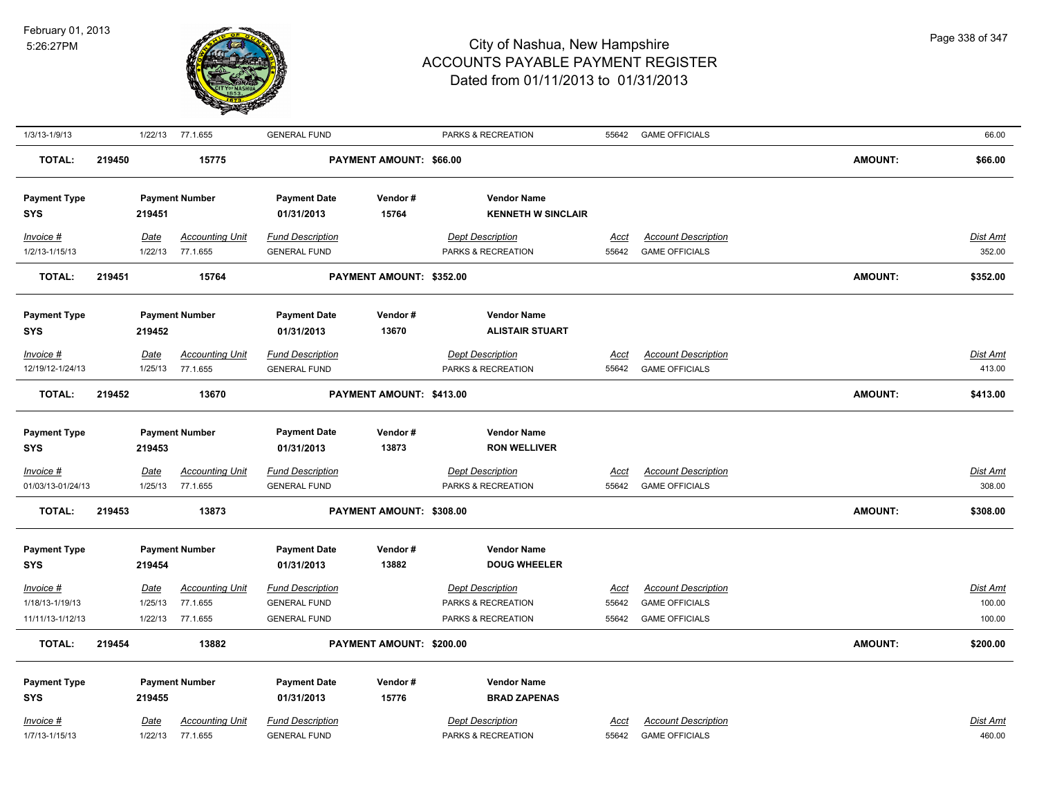| Invoice # | Date | Accounting Unit | Fund Description | Dept Description | Acct | Account Description | Dist Amt |
|---|---|---|---|---|---|---|---|
| 1/3/13-1/9/13 | 1/22/13 | 77.1.655 | GENERAL FUND | PARKS & RECREATION | 55642 | GAME OFFICIALS | 66.00 |

**TOTAL:** 219450 &nbsp; 15775 &nbsp; **PAYMENT AMOUNT: $66.00** &nbsp; **AMOUNT: $66.00**

| Payment Type | Payment Number | Payment Date | Vendor # | Vendor Name |
|---|---|---|---|---|
| SYS | 219451 | 01/31/2013 | 15764 | KENNETH W SINCLAIR |

| Invoice # | Date | Accounting Unit | Fund Description | Dept Description | Acct | Account Description | Dist Amt |
|---|---|---|---|---|---|---|---|
| 1/2/13-1/15/13 | 1/22/13 | 77.1.655 | GENERAL FUND | PARKS & RECREATION | 55642 | GAME OFFICIALS | 352.00 |

**TOTAL:** 219451 &nbsp; 15764 &nbsp; **PAYMENT AMOUNT: $352.00** &nbsp; **AMOUNT: $352.00**

| Payment Type | Payment Number | Payment Date | Vendor # | Vendor Name |
|---|---|---|---|---|
| SYS | 219452 | 01/31/2013 | 13670 | ALISTAIR STUART |

| Invoice # | Date | Accounting Unit | Fund Description | Dept Description | Acct | Account Description | Dist Amt |
|---|---|---|---|---|---|---|---|
| 12/19/12-1/24/13 | 1/25/13 | 77.1.655 | GENERAL FUND | PARKS & RECREATION | 55642 | GAME OFFICIALS | 413.00 |

**TOTAL:** 219452 &nbsp; 13670 &nbsp; **PAYMENT AMOUNT: $413.00** &nbsp; **AMOUNT: $413.00**

| Payment Type | Payment Number | Payment Date | Vendor # | Vendor Name |
|---|---|---|---|---|
| SYS | 219453 | 01/31/2013 | 13873 | RON WELLIVER |

| Invoice # | Date | Accounting Unit | Fund Description | Dept Description | Acct | Account Description | Dist Amt |
|---|---|---|---|---|---|---|---|
| 01/03/13-01/24/13 | 1/25/13 | 77.1.655 | GENERAL FUND | PARKS & RECREATION | 55642 | GAME OFFICIALS | 308.00 |

**TOTAL:** 219453 &nbsp; 13873 &nbsp; **PAYMENT AMOUNT: $308.00** &nbsp; **AMOUNT: $308.00**

| Payment Type | Payment Number | Payment Date | Vendor # | Vendor Name |
|---|---|---|---|---|
| SYS | 219454 | 01/31/2013 | 13882 | DOUG WHEELER |

| Invoice # | Date | Accounting Unit | Fund Description | Dept Description | Acct | Account Description | Dist Amt |
|---|---|---|---|---|---|---|---|
| 1/18/13-1/19/13 | 1/25/13 | 77.1.655 | GENERAL FUND | PARKS & RECREATION | 55642 | GAME OFFICIALS | 100.00 |
| 11/11/13-1/12/13 | 1/22/13 | 77.1.655 | GENERAL FUND | PARKS & RECREATION | 55642 | GAME OFFICIALS | 100.00 |

**TOTAL:** 219454 &nbsp; 13882 &nbsp; **PAYMENT AMOUNT: $200.00** &nbsp; **AMOUNT: $200.00**

| Payment Type | Payment Number | Payment Date | Vendor # | Vendor Name |
|---|---|---|---|---|
| SYS | 219455 | 01/31/2013 | 15776 | BRAD ZAPENAS |

| Invoice # | Date | Accounting Unit | Fund Description | Dept Description | Acct | Account Description | Dist Amt |
|---|---|---|---|---|---|---|---|
| 1/7/13-1/15/13 | 1/22/13 | 77.1.655 | GENERAL FUND | PARKS & RECREATION | 55642 | GAME OFFICIALS | 460.00 |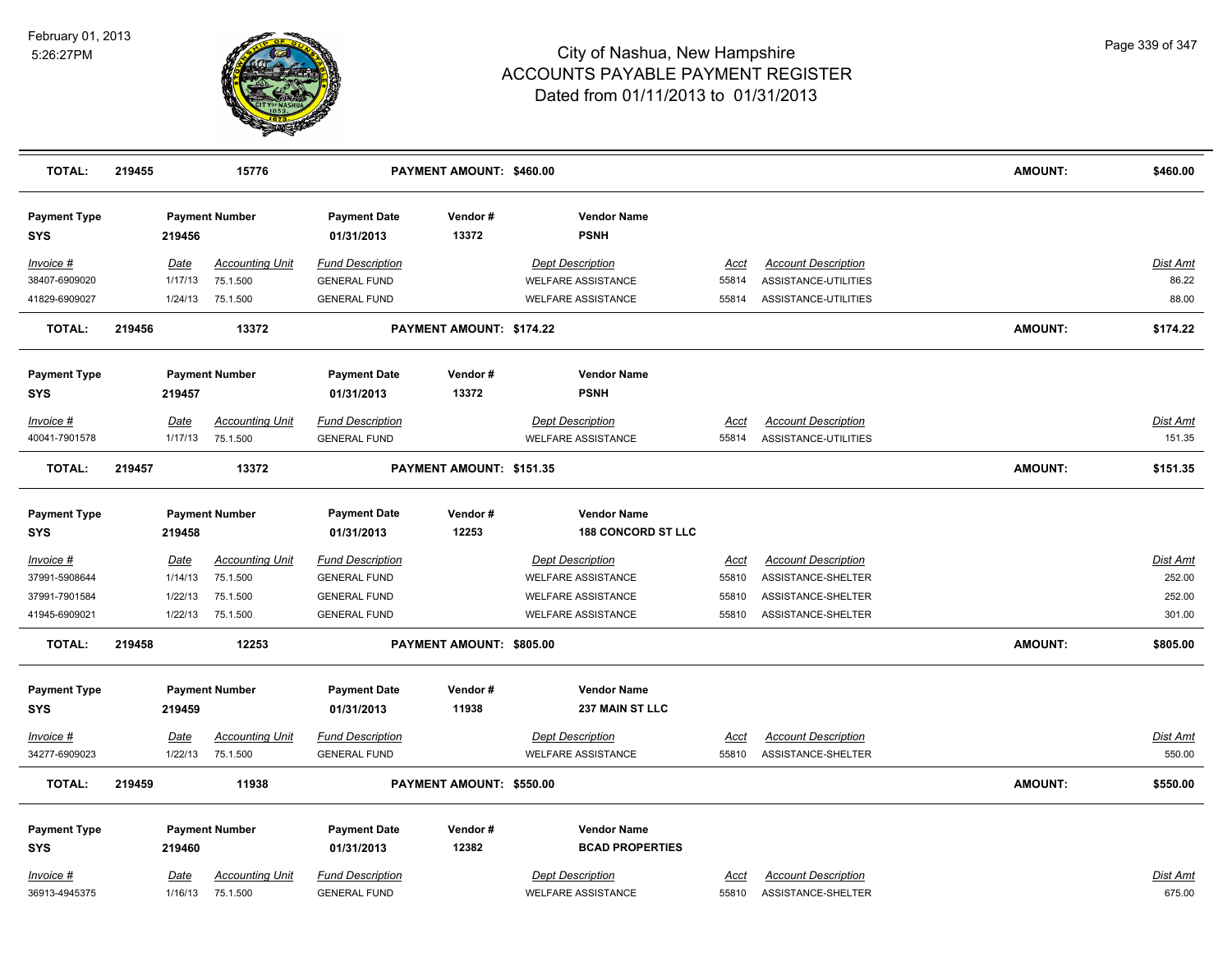# City of Nashua, New Hampshire
## ACCOUNTS PAYABLE PAYMENT REGISTER
### Dated from 01/11/2013 to 01/31/2013

February 01, 2013
5:26:27PM

| TOTAL: | 219455 | 15776 | PAYMENT AMOUNT: $460.00 | | | AMOUNT: | $460.00 |
|---|---|---|---|---|---|---|---|

| Payment Type | Payment Number | | Payment Date | Vendor # | Vendor Name | | |
|---|---|---|---|---|---|---|---|
| SYS | 219456 | | 01/31/2013 | 13372 | PSNH | | |
| **Invoice #** | **Date** | **Accounting Unit** | **Fund Description** | **Dept Description** | **Acct** | **Account Description** | **Dist Amt** |
| 38407-6909020 | 1/17/13 | 75.1.500 | GENERAL FUND | WELFARE ASSISTANCE | 55814 | ASSISTANCE-UTILITIES | 86.22 |
| 41829-6909027 | 1/24/13 | 75.1.500 | GENERAL FUND | WELFARE ASSISTANCE | 55814 | ASSISTANCE-UTILITIES | 88.00 |
| **TOTAL:** | **219456** | **13372** | **PAYMENT AMOUNT: $174.22** | | | **AMOUNT:** | **$174.22** |

| Payment Type | Payment Number | | Payment Date | Vendor # | Vendor Name | | |
|---|---|---|---|---|---|---|---|
| SYS | 219457 | | 01/31/2013 | 13372 | PSNH | | |
| **Invoice #** | **Date** | **Accounting Unit** | **Fund Description** | **Dept Description** | **Acct** | **Account Description** | **Dist Amt** |
| 40041-7901578 | 1/17/13 | 75.1.500 | GENERAL FUND | WELFARE ASSISTANCE | 55814 | ASSISTANCE-UTILITIES | 151.35 |
| **TOTAL:** | **219457** | **13372** | **PAYMENT AMOUNT: $151.35** | | | **AMOUNT:** | **$151.35** |

| Payment Type | Payment Number | | Payment Date | Vendor # | Vendor Name | | |
|---|---|---|---|---|---|---|---|
| SYS | 219458 | | 01/31/2013 | 12253 | 188 CONCORD ST LLC | | |
| **Invoice #** | **Date** | **Accounting Unit** | **Fund Description** | **Dept Description** | **Acct** | **Account Description** | **Dist Amt** |
| 37991-5908644 | 1/14/13 | 75.1.500 | GENERAL FUND | WELFARE ASSISTANCE | 55810 | ASSISTANCE-SHELTER | 252.00 |
| 37991-7901584 | 1/22/13 | 75.1.500 | GENERAL FUND | WELFARE ASSISTANCE | 55810 | ASSISTANCE-SHELTER | 252.00 |
| 41945-6909021 | 1/22/13 | 75.1.500 | GENERAL FUND | WELFARE ASSISTANCE | 55810 | ASSISTANCE-SHELTER | 301.00 |
| **TOTAL:** | **219458** | **12253** | **PAYMENT AMOUNT: $805.00** | | | **AMOUNT:** | **$805.00** |

| Payment Type | Payment Number | | Payment Date | Vendor # | Vendor Name | | |
|---|---|---|---|---|---|---|---|
| SYS | 219459 | | 01/31/2013 | 11938 | 237 MAIN ST LLC | | |
| **Invoice #** | **Date** | **Accounting Unit** | **Fund Description** | **Dept Description** | **Acct** | **Account Description** | **Dist Amt** |
| 34277-6909023 | 1/22/13 | 75.1.500 | GENERAL FUND | WELFARE ASSISTANCE | 55810 | ASSISTANCE-SHELTER | 550.00 |
| **TOTAL:** | **219459** | **11938** | **PAYMENT AMOUNT: $550.00** | | | **AMOUNT:** | **$550.00** |

| Payment Type | Payment Number | | Payment Date | Vendor # | Vendor Name | | |
|---|---|---|---|---|---|---|---|
| SYS | 219460 | | 01/31/2013 | 12382 | BCAD PROPERTIES | | |
| **Invoice #** | **Date** | **Accounting Unit** | **Fund Description** | **Dept Description** | **Acct** | **Account Description** | **Dist Amt** |
| 36913-4945375 | 1/16/13 | 75.1.500 | GENERAL FUND | WELFARE ASSISTANCE | 55810 | ASSISTANCE-SHELTER | 675.00 |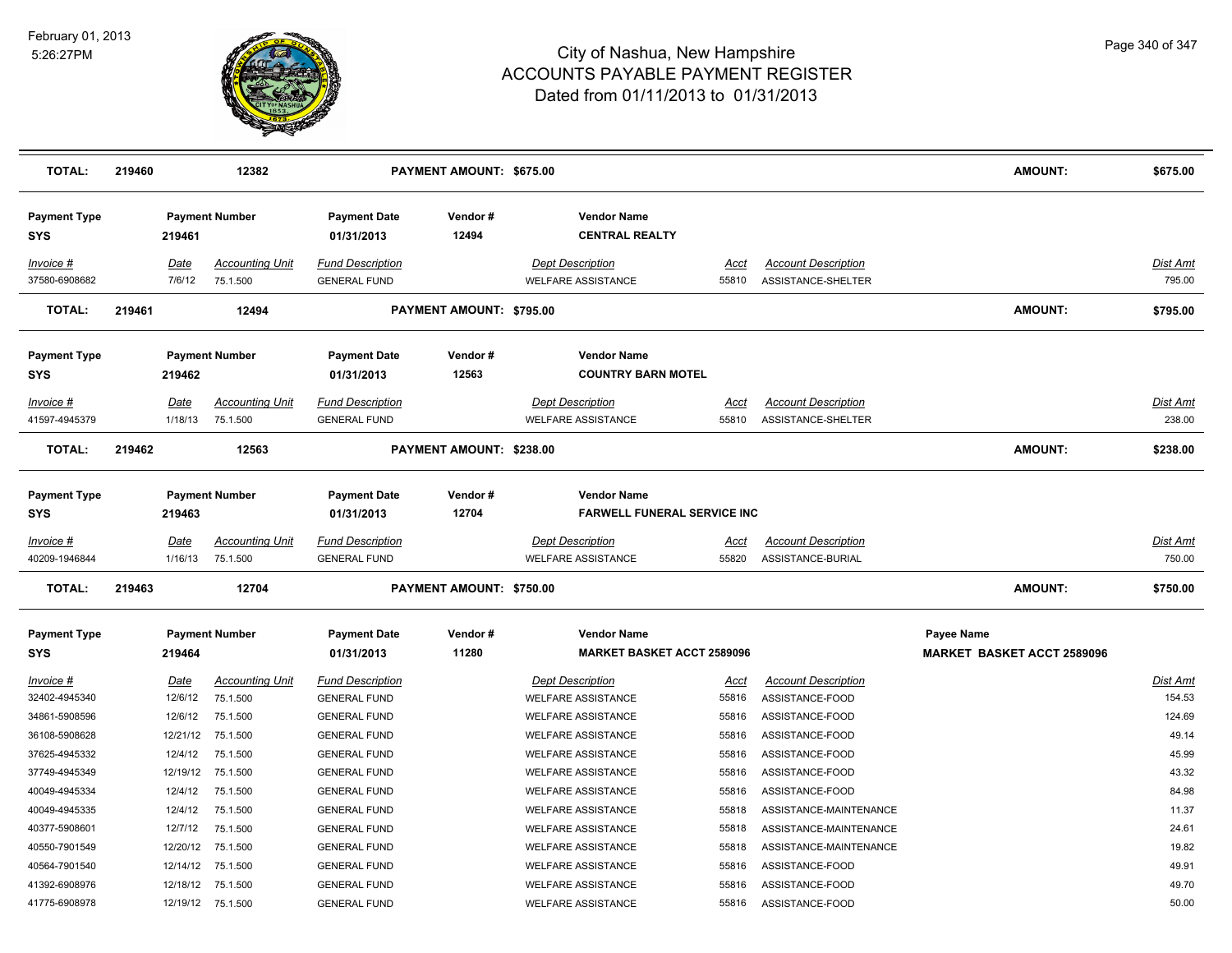# City of Nashua, New Hampshire
## ACCOUNTS PAYABLE PAYMENT REGISTER
### Dated from 01/11/2013 to 01/31/2013

February 01, 2013
5:26:27PM

| TOTAL: | 219460 | 12382 | PAYMENT AMOUNT: $675.00 | AMOUNT: | $675.00 |
|---|---|---|---|---|---|

| Payment Type | Payment Number | Payment Date | Vendor # | Vendor Name |
|---|---|---|---|---|
| SYS | 219461 | 01/31/2013 | 12494 | CENTRAL REALTY |

| Invoice # | Date | Accounting Unit | Fund Description | Dept Description | Acct | Account Description | Dist Amt |
|---|---|---|---|---|---|---|---|
| 37580-6908682 | 7/6/12 | 75.1.500 | GENERAL FUND | WELFARE ASSISTANCE | 55810 | ASSISTANCE-SHELTER | 795.00 |

| TOTAL: | 219461 | 12494 | PAYMENT AMOUNT: $795.00 | AMOUNT: | $795.00 |
|---|---|---|---|---|---|

| Payment Type | Payment Number | Payment Date | Vendor # | Vendor Name |
|---|---|---|---|---|
| SYS | 219462 | 01/31/2013 | 12563 | COUNTRY BARN MOTEL |

| Invoice # | Date | Accounting Unit | Fund Description | Dept Description | Acct | Account Description | Dist Amt |
|---|---|---|---|---|---|---|---|
| 41597-4945379 | 1/18/13 | 75.1.500 | GENERAL FUND | WELFARE ASSISTANCE | 55810 | ASSISTANCE-SHELTER | 238.00 |

| TOTAL: | 219462 | 12563 | PAYMENT AMOUNT: $238.00 | AMOUNT: | $238.00 |
|---|---|---|---|---|---|

| Payment Type | Payment Number | Payment Date | Vendor # | Vendor Name |
|---|---|---|---|---|
| SYS | 219463 | 01/31/2013 | 12704 | FARWELL FUNERAL SERVICE INC |

| Invoice # | Date | Accounting Unit | Fund Description | Dept Description | Acct | Account Description | Dist Amt |
|---|---|---|---|---|---|---|---|
| 40209-1946844 | 1/16/13 | 75.1.500 | GENERAL FUND | WELFARE ASSISTANCE | 55820 | ASSISTANCE-BURIAL | 750.00 |

| TOTAL: | 219463 | 12704 | PAYMENT AMOUNT: $750.00 | AMOUNT: | $750.00 |
|---|---|---|---|---|---|

| Payment Type | Payment Number | Payment Date | Vendor # | Vendor Name | Payee Name |
|---|---|---|---|---|---|
| SYS | 219464 | 01/31/2013 | 11280 | MARKET BASKET ACCT 2589096 | MARKET BASKET ACCT 2589096 |

| Invoice # | Date | Accounting Unit | Fund Description | Dept Description | Acct | Account Description | Dist Amt |
|---|---|---|---|---|---|---|---|
| 32402-4945340 | 12/6/12 | 75.1.500 | GENERAL FUND | WELFARE ASSISTANCE | 55816 | ASSISTANCE-FOOD | 154.53 |
| 34861-5908596 | 12/6/12 | 75.1.500 | GENERAL FUND | WELFARE ASSISTANCE | 55816 | ASSISTANCE-FOOD | 124.69 |
| 36108-5908628 | 12/21/12 | 75.1.500 | GENERAL FUND | WELFARE ASSISTANCE | 55816 | ASSISTANCE-FOOD | 49.14 |
| 37625-4945332 | 12/4/12 | 75.1.500 | GENERAL FUND | WELFARE ASSISTANCE | 55816 | ASSISTANCE-FOOD | 45.99 |
| 37749-4945349 | 12/19/12 | 75.1.500 | GENERAL FUND | WELFARE ASSISTANCE | 55816 | ASSISTANCE-FOOD | 43.32 |
| 40049-4945334 | 12/4/12 | 75.1.500 | GENERAL FUND | WELFARE ASSISTANCE | 55816 | ASSISTANCE-FOOD | 84.98 |
| 40049-4945335 | 12/4/12 | 75.1.500 | GENERAL FUND | WELFARE ASSISTANCE | 55818 | ASSISTANCE-MAINTENANCE | 11.37 |
| 40377-5908601 | 12/7/12 | 75.1.500 | GENERAL FUND | WELFARE ASSISTANCE | 55818 | ASSISTANCE-MAINTENANCE | 24.61 |
| 40550-7901549 | 12/20/12 | 75.1.500 | GENERAL FUND | WELFARE ASSISTANCE | 55818 | ASSISTANCE-MAINTENANCE | 19.82 |
| 40564-7901540 | 12/14/12 | 75.1.500 | GENERAL FUND | WELFARE ASSISTANCE | 55816 | ASSISTANCE-FOOD | 49.91 |
| 41392-6908976 | 12/18/12 | 75.1.500 | GENERAL FUND | WELFARE ASSISTANCE | 55816 | ASSISTANCE-FOOD | 49.70 |
| 41775-6908978 | 12/19/12 | 75.1.500 | GENERAL FUND | WELFARE ASSISTANCE | 55816 | ASSISTANCE-FOOD | 50.00 |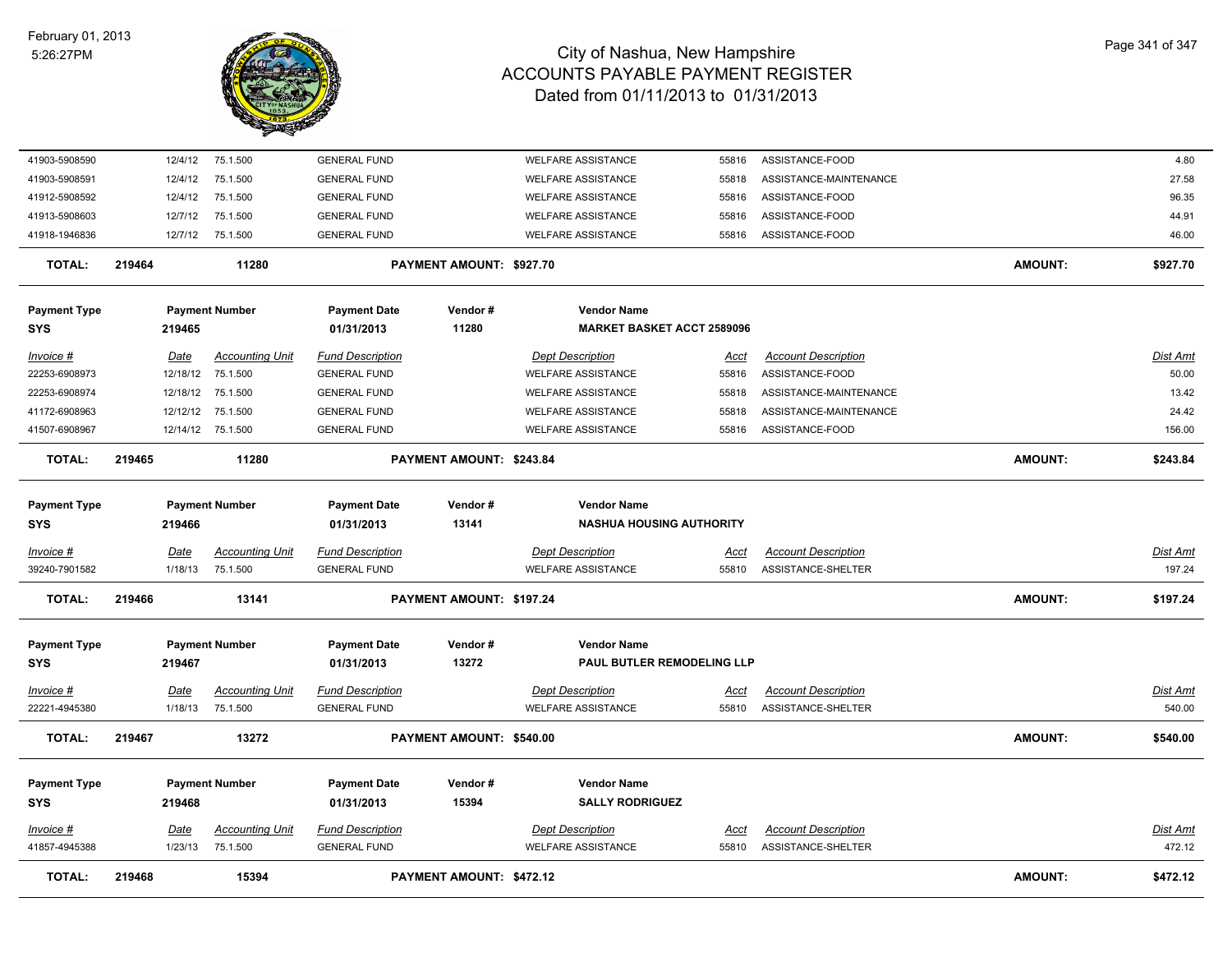# City of Nashua, New Hampshire
## ACCOUNTS PAYABLE PAYMENT REGISTER
### Dated from 01/11/2013 to 01/31/2013

February 01, 2013
5:26:27PM

| Invoice # | Date | Accounting Unit | Fund Description | Dept Description | Acct | Account Description | Dist Amt |
|---|---|---|---|---|---|---|---|
| 41903-5908590 | 12/4/12 | 75.1.500 | GENERAL FUND | WELFARE ASSISTANCE | 55816 | ASSISTANCE-FOOD | 4.80 |
| 41903-5908591 | 12/4/12 | 75.1.500 | GENERAL FUND | WELFARE ASSISTANCE | 55818 | ASSISTANCE-MAINTENANCE | 27.58 |
| 41912-5908592 | 12/4/12 | 75.1.500 | GENERAL FUND | WELFARE ASSISTANCE | 55816 | ASSISTANCE-FOOD | 96.35 |
| 41913-5908603 | 12/7/12 | 75.1.500 | GENERAL FUND | WELFARE ASSISTANCE | 55816 | ASSISTANCE-FOOD | 44.91 |
| 41918-1946836 | 12/7/12 | 75.1.500 | GENERAL FUND | WELFARE ASSISTANCE | 55816 | ASSISTANCE-FOOD | 46.00 |

**TOTAL: 219464 11280 PAYMENT AMOUNT: $927.70 AMOUNT: $927.70**

| Payment Type | Payment Number | Payment Date | Vendor # | Vendor Name |
|---|---|---|---|---|
| SYS | 219465 | 01/31/2013 | 11280 | MARKET BASKET ACCT 2589096 |

| Invoice # | Date | Accounting Unit | Fund Description | Dept Description | Acct | Account Description | Dist Amt |
|---|---|---|---|---|---|---|---|
| 22253-6908973 | 12/18/12 | 75.1.500 | GENERAL FUND | WELFARE ASSISTANCE | 55816 | ASSISTANCE-FOOD | 50.00 |
| 22253-6908974 | 12/18/12 | 75.1.500 | GENERAL FUND | WELFARE ASSISTANCE | 55818 | ASSISTANCE-MAINTENANCE | 13.42 |
| 41172-6908963 | 12/12/12 | 75.1.500 | GENERAL FUND | WELFARE ASSISTANCE | 55818 | ASSISTANCE-MAINTENANCE | 24.42 |
| 41507-6908967 | 12/14/12 | 75.1.500 | GENERAL FUND | WELFARE ASSISTANCE | 55816 | ASSISTANCE-FOOD | 156.00 |

**TOTAL: 219465 11280 PAYMENT AMOUNT: $243.84 AMOUNT: $243.84**

| Payment Type | Payment Number | Payment Date | Vendor # | Vendor Name |
|---|---|---|---|---|
| SYS | 219466 | 01/31/2013 | 13141 | NASHUA HOUSING AUTHORITY |

| Invoice # | Date | Accounting Unit | Fund Description | Dept Description | Acct | Account Description | Dist Amt |
|---|---|---|---|---|---|---|---|
| 39240-7901582 | 1/18/13 | 75.1.500 | GENERAL FUND | WELFARE ASSISTANCE | 55810 | ASSISTANCE-SHELTER | 197.24 |

**TOTAL: 219466 13141 PAYMENT AMOUNT: $197.24 AMOUNT: $197.24**

| Payment Type | Payment Number | Payment Date | Vendor # | Vendor Name |
|---|---|---|---|---|
| SYS | 219467 | 01/31/2013 | 13272 | PAUL BUTLER REMODELING LLP |

| Invoice # | Date | Accounting Unit | Fund Description | Dept Description | Acct | Account Description | Dist Amt |
|---|---|---|---|---|---|---|---|
| 22221-4945380 | 1/18/13 | 75.1.500 | GENERAL FUND | WELFARE ASSISTANCE | 55810 | ASSISTANCE-SHELTER | 540.00 |

**TOTAL: 219467 13272 PAYMENT AMOUNT: $540.00 AMOUNT: $540.00**

| Payment Type | Payment Number | Payment Date | Vendor # | Vendor Name |
|---|---|---|---|---|
| SYS | 219468 | 01/31/2013 | 15394 | SALLY RODRIGUEZ |

| Invoice # | Date | Accounting Unit | Fund Description | Dept Description | Acct | Account Description | Dist Amt |
|---|---|---|---|---|---|---|---|
| 41857-4945388 | 1/23/13 | 75.1.500 | GENERAL FUND | WELFARE ASSISTANCE | 55810 | ASSISTANCE-SHELTER | 472.12 |

**TOTAL: 219468 15394 PAYMENT AMOUNT: $472.12 AMOUNT: $472.12**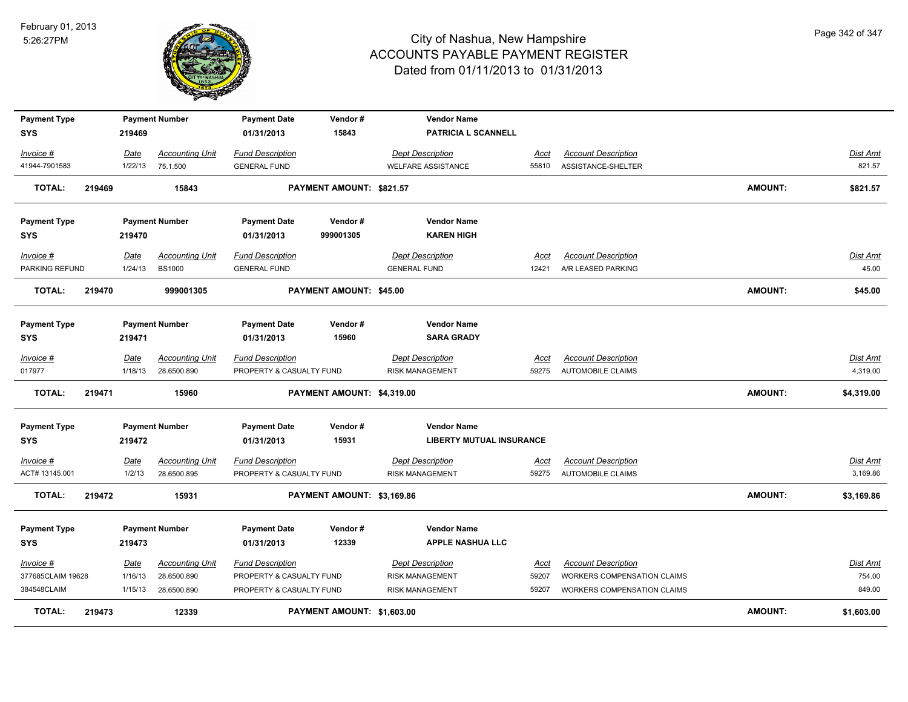# City of Nashua, New Hampshire
## ACCOUNTS PAYABLE PAYMENT REGISTER
### Dated from 01/11/2013 to 01/31/2013

February 01, 2013
5:26:27PM

| Payment Type | Payment Number | Payment Date | Vendor # | Vendor Name |
|---|---|---|---|---|
| SYS | 219469 | 01/31/2013 | 15843 | PATRICIA L SCANNELL |

| Invoice # | Date | Accounting Unit | Fund Description | Dept Description | Acct | Account Description | Dist Amt |
|---|---|---|---|---|---|---|---|
| 41944-7901583 | 1/22/13 | 75.1.500 | GENERAL FUND | WELFARE ASSISTANCE | 55810 | ASSISTANCE-SHELTER | 821.57 |

**TOTAL: 219469 15843 PAYMENT AMOUNT: $821.57 AMOUNT: $821.57**

| Payment Type | Payment Number | Payment Date | Vendor # | Vendor Name |
|---|---|---|---|---|
| SYS | 219470 | 01/31/2013 | 999001305 | KAREN HIGH |

| Invoice # | Date | Accounting Unit | Fund Description | Dept Description | Acct | Account Description | Dist Amt |
|---|---|---|---|---|---|---|---|
| PARKING REFUND | 1/24/13 | BS1000 | GENERAL FUND | GENERAL FUND | 12421 | A/R LEASED PARKING | 45.00 |

**TOTAL: 219470 999001305 PAYMENT AMOUNT: $45.00 AMOUNT: $45.00**

| Payment Type | Payment Number | Payment Date | Vendor # | Vendor Name |
|---|---|---|---|---|
| SYS | 219471 | 01/31/2013 | 15960 | SARA GRADY |

| Invoice # | Date | Accounting Unit | Fund Description | Dept Description | Acct | Account Description | Dist Amt |
|---|---|---|---|---|---|---|---|
| 017977 | 1/18/13 | 28.6500.890 | PROPERTY & CASUALTY FUND | RISK MANAGEMENT | 59275 | AUTOMOBILE CLAIMS | 4,319.00 |

**TOTAL: 219471 15960 PAYMENT AMOUNT: $4,319.00 AMOUNT: $4,319.00**

| Payment Type | Payment Number | Payment Date | Vendor # | Vendor Name |
|---|---|---|---|---|
| SYS | 219472 | 01/31/2013 | 15931 | LIBERTY MUTUAL INSURANCE |

| Invoice # | Date | Accounting Unit | Fund Description | Dept Description | Acct | Account Description | Dist Amt |
|---|---|---|---|---|---|---|---|
| ACT# 13145.001 | 1/2/13 | 28.6500.895 | PROPERTY & CASUALTY FUND | RISK MANAGEMENT | 59275 | AUTOMOBILE CLAIMS | 3,169.86 |

**TOTAL: 219472 15931 PAYMENT AMOUNT: $3,169.86 AMOUNT: $3,169.86**

| Payment Type | Payment Number | Payment Date | Vendor # | Vendor Name |
|---|---|---|---|---|
| SYS | 219473 | 01/31/2013 | 12339 | APPLE NASHUA LLC |

| Invoice # | Date | Accounting Unit | Fund Description | Dept Description | Acct | Account Description | Dist Amt |
|---|---|---|---|---|---|---|---|
| 377685CLAIM 19628 | 1/16/13 | 28.6500.890 | PROPERTY & CASUALTY FUND | RISK MANAGEMENT | 59207 | WORKERS COMPENSATION CLAIMS | 754.00 |
| 384548CLAIM | 1/15/13 | 28.6500.890 | PROPERTY & CASUALTY FUND | RISK MANAGEMENT | 59207 | WORKERS COMPENSATION CLAIMS | 849.00 |

**TOTAL: 219473 12339 PAYMENT AMOUNT: $1,603.00 AMOUNT: $1,603.00**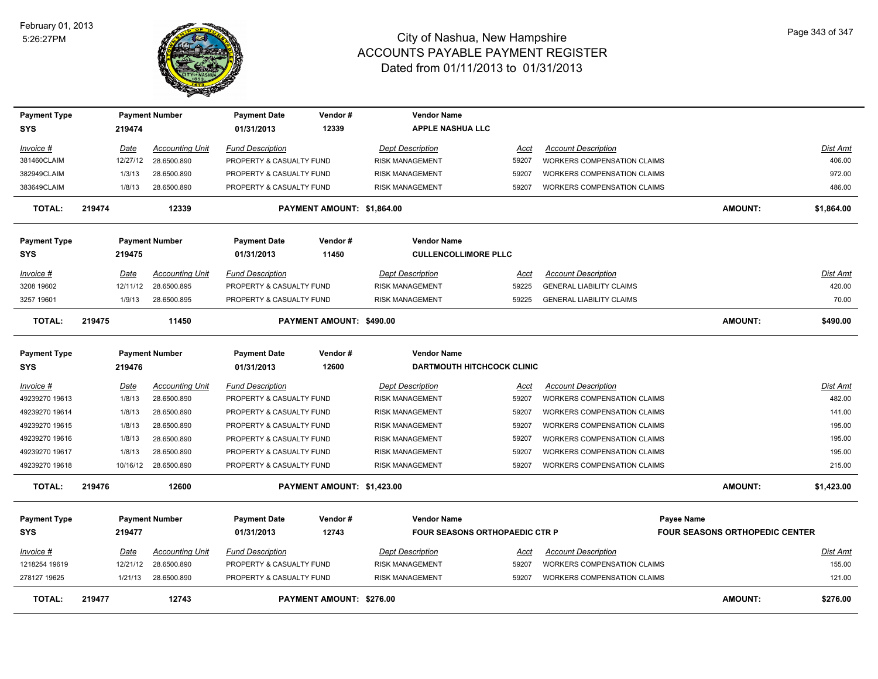# City of Nashua, New Hampshire
## ACCOUNTS PAYABLE PAYMENT REGISTER
### Dated from 01/11/2013 to 01/31/2013

February 01, 2013
5:26:27PM

| Payment Type | Payment Number | Payment Date | Vendor # | Vendor Name |
|---|---|---|---|---|
| SYS | 219474 | 01/31/2013 | 12339 | APPLE NASHUA LLC |

| Invoice # | Date | Accounting Unit | Fund Description | Dept Description | Acct | Account Description | Dist Amt |
|---|---|---|---|---|---|---|---|
| 381460CLAIM | 12/27/12 | 28.6500.890 | PROPERTY & CASUALTY FUND | RISK MANAGEMENT | 59207 | WORKERS COMPENSATION CLAIMS | 406.00 |
| 382949CLAIM | 1/3/13 | 28.6500.890 | PROPERTY & CASUALTY FUND | RISK MANAGEMENT | 59207 | WORKERS COMPENSATION CLAIMS | 972.00 |
| 383649CLAIM | 1/8/13 | 28.6500.890 | PROPERTY & CASUALTY FUND | RISK MANAGEMENT | 59207 | WORKERS COMPENSATION CLAIMS | 486.00 |

**TOTAL: 219474 12339 PAYMENT AMOUNT: $1,864.00 AMOUNT: $1,864.00**

| Payment Type | Payment Number | Payment Date | Vendor # | Vendor Name |
|---|---|---|---|---|
| SYS | 219475 | 01/31/2013 | 11450 | CULLENCOLLIMORE PLLC |

| Invoice # | Date | Accounting Unit | Fund Description | Dept Description | Acct | Account Description | Dist Amt |
|---|---|---|---|---|---|---|---|
| 3208 19602 | 12/11/12 | 28.6500.895 | PROPERTY & CASUALTY FUND | RISK MANAGEMENT | 59225 | GENERAL LIABILITY CLAIMS | 420.00 |
| 3257 19601 | 1/9/13 | 28.6500.895 | PROPERTY & CASUALTY FUND | RISK MANAGEMENT | 59225 | GENERAL LIABILITY CLAIMS | 70.00 |

**TOTAL: 219475 11450 PAYMENT AMOUNT: $490.00 AMOUNT: $490.00**

| Payment Type | Payment Number | Payment Date | Vendor # | Vendor Name |
|---|---|---|---|---|
| SYS | 219476 | 01/31/2013 | 12600 | DARTMOUTH HITCHCOCK CLINIC |

| Invoice # | Date | Accounting Unit | Fund Description | Dept Description | Acct | Account Description | Dist Amt |
|---|---|---|---|---|---|---|---|
| 49239270 19613 | 1/8/13 | 28.6500.890 | PROPERTY & CASUALTY FUND | RISK MANAGEMENT | 59207 | WORKERS COMPENSATION CLAIMS | 482.00 |
| 49239270 19614 | 1/8/13 | 28.6500.890 | PROPERTY & CASUALTY FUND | RISK MANAGEMENT | 59207 | WORKERS COMPENSATION CLAIMS | 141.00 |
| 49239270 19615 | 1/8/13 | 28.6500.890 | PROPERTY & CASUALTY FUND | RISK MANAGEMENT | 59207 | WORKERS COMPENSATION CLAIMS | 195.00 |
| 49239270 19616 | 1/8/13 | 28.6500.890 | PROPERTY & CASUALTY FUND | RISK MANAGEMENT | 59207 | WORKERS COMPENSATION CLAIMS | 195.00 |
| 49239270 19617 | 1/8/13 | 28.6500.890 | PROPERTY & CASUALTY FUND | RISK MANAGEMENT | 59207 | WORKERS COMPENSATION CLAIMS | 195.00 |
| 49239270 19618 | 10/16/12 | 28.6500.890 | PROPERTY & CASUALTY FUND | RISK MANAGEMENT | 59207 | WORKERS COMPENSATION CLAIMS | 215.00 |

**TOTAL: 219476 12600 PAYMENT AMOUNT: $1,423.00 AMOUNT: $1,423.00**

| Payment Type | Payment Number | Payment Date | Vendor # | Vendor Name | Payee Name |
|---|---|---|---|---|---|
| SYS | 219477 | 01/31/2013 | 12743 | FOUR SEASONS ORTHOPAEDIC CTR P | FOUR SEASONS ORTHOPEDIC CENTER |

| Invoice # | Date | Accounting Unit | Fund Description | Dept Description | Acct | Account Description | Dist Amt |
|---|---|---|---|---|---|---|---|
| 1218254 19619 | 12/21/12 | 28.6500.890 | PROPERTY & CASUALTY FUND | RISK MANAGEMENT | 59207 | WORKERS COMPENSATION CLAIMS | 155.00 |
| 278127 19625 | 1/21/13 | 28.6500.890 | PROPERTY & CASUALTY FUND | RISK MANAGEMENT | 59207 | WORKERS COMPENSATION CLAIMS | 121.00 |

**TOTAL: 219477 12743 PAYMENT AMOUNT: $276.00 AMOUNT: $276.00**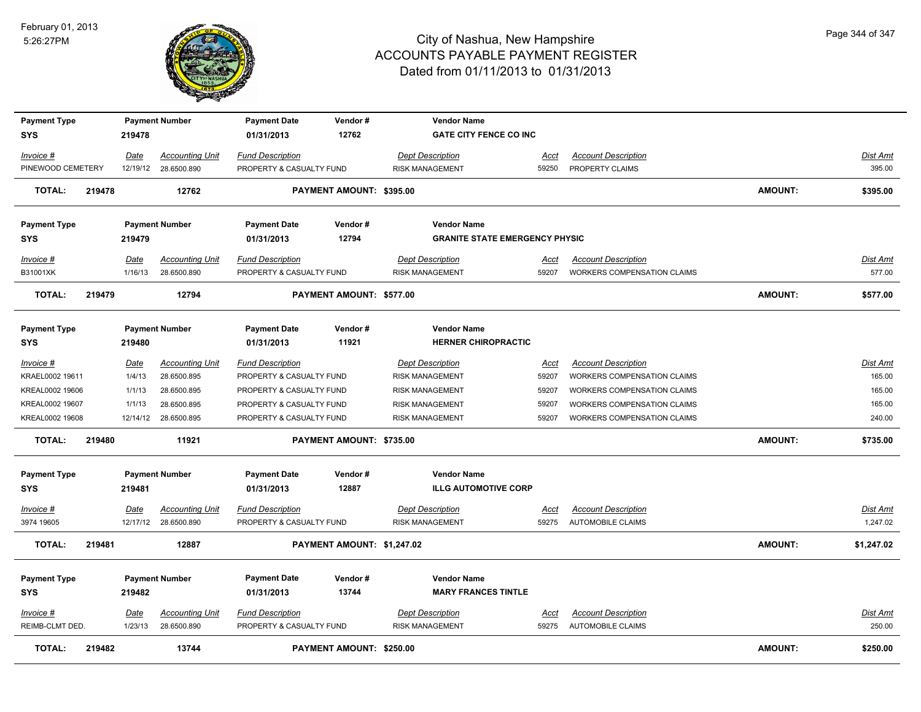# City of Nashua, New Hampshire
## ACCOUNTS PAYABLE PAYMENT REGISTER
### Dated from 01/11/2013 to 01/31/2013

February 01, 2013
5:26:27PM

| Payment Type | Payment Number | Payment Date | Vendor # | Vendor Name |
|---|---|---|---|---|
| SYS | 219478 | 01/31/2013 | 12762 | GATE CITY FENCE CO INC |

| Invoice # | Date | Accounting Unit | Fund Description | Dept Description | Acct | Account Description | Dist Amt |
|---|---|---|---|---|---|---|---|
| PINEWOOD CEMETERY | 12/19/12 | 28.6500.890 | PROPERTY & CASUALTY FUND | RISK MANAGEMENT | 59250 | PROPERTY CLAIMS | 395.00 |

**TOTAL: 219478 12762 PAYMENT AMOUNT: $395.00 AMOUNT: $395.00**

| Payment Type | Payment Number | Payment Date | Vendor # | Vendor Name |
|---|---|---|---|---|
| SYS | 219479 | 01/31/2013 | 12794 | GRANITE STATE EMERGENCY PHYSIC |

| Invoice # | Date | Accounting Unit | Fund Description | Dept Description | Acct | Account Description | Dist Amt |
|---|---|---|---|---|---|---|---|
| B31001XK | 1/16/13 | 28.6500.890 | PROPERTY & CASUALTY FUND | RISK MANAGEMENT | 59207 | WORKERS COMPENSATION CLAIMS | 577.00 |

**TOTAL: 219479 12794 PAYMENT AMOUNT: $577.00 AMOUNT: $577.00**

| Payment Type | Payment Number | Payment Date | Vendor # | Vendor Name |
|---|---|---|---|---|
| SYS | 219480 | 01/31/2013 | 11921 | HERNER CHIROPRACTIC |

| Invoice # | Date | Accounting Unit | Fund Description | Dept Description | Acct | Account Description | Dist Amt |
|---|---|---|---|---|---|---|---|
| KRAEL0002 19611 | 1/4/13 | 28.6500.895 | PROPERTY & CASUALTY FUND | RISK MANAGEMENT | 59207 | WORKERS COMPENSATION CLAIMS | 165.00 |
| KREAL0002 19606 | 1/1/13 | 28.6500.895 | PROPERTY & CASUALTY FUND | RISK MANAGEMENT | 59207 | WORKERS COMPENSATION CLAIMS | 165.00 |
| KREAL0002 19607 | 1/1/13 | 28.6500.895 | PROPERTY & CASUALTY FUND | RISK MANAGEMENT | 59207 | WORKERS COMPENSATION CLAIMS | 165.00 |
| KREAL0002 19608 | 12/14/12 | 28.6500.895 | PROPERTY & CASUALTY FUND | RISK MANAGEMENT | 59207 | WORKERS COMPENSATION CLAIMS | 240.00 |

**TOTAL: 219480 11921 PAYMENT AMOUNT: $735.00 AMOUNT: $735.00**

| Payment Type | Payment Number | Payment Date | Vendor # | Vendor Name |
|---|---|---|---|---|
| SYS | 219481 | 01/31/2013 | 12887 | ILLG AUTOMOTIVE CORP |

| Invoice # | Date | Accounting Unit | Fund Description | Dept Description | Acct | Account Description | Dist Amt |
|---|---|---|---|---|---|---|---|
| 3974 19605 | 12/17/12 | 28.6500.890 | PROPERTY & CASUALTY FUND | RISK MANAGEMENT | 59275 | AUTOMOBILE CLAIMS | 1,247.02 |

**TOTAL: 219481 12887 PAYMENT AMOUNT: $1,247.02 AMOUNT: $1,247.02**

| Payment Type | Payment Number | Payment Date | Vendor # | Vendor Name |
|---|---|---|---|---|
| SYS | 219482 | 01/31/2013 | 13744 | MARY FRANCES TINTLE |

| Invoice # | Date | Accounting Unit | Fund Description | Dept Description | Acct | Account Description | Dist Amt |
|---|---|---|---|---|---|---|---|
| REIMB-CLMT DED. | 1/23/13 | 28.6500.890 | PROPERTY & CASUALTY FUND | RISK MANAGEMENT | 59275 | AUTOMOBILE CLAIMS | 250.00 |

**TOTAL: 219482 13744 PAYMENT AMOUNT: $250.00 AMOUNT: $250.00**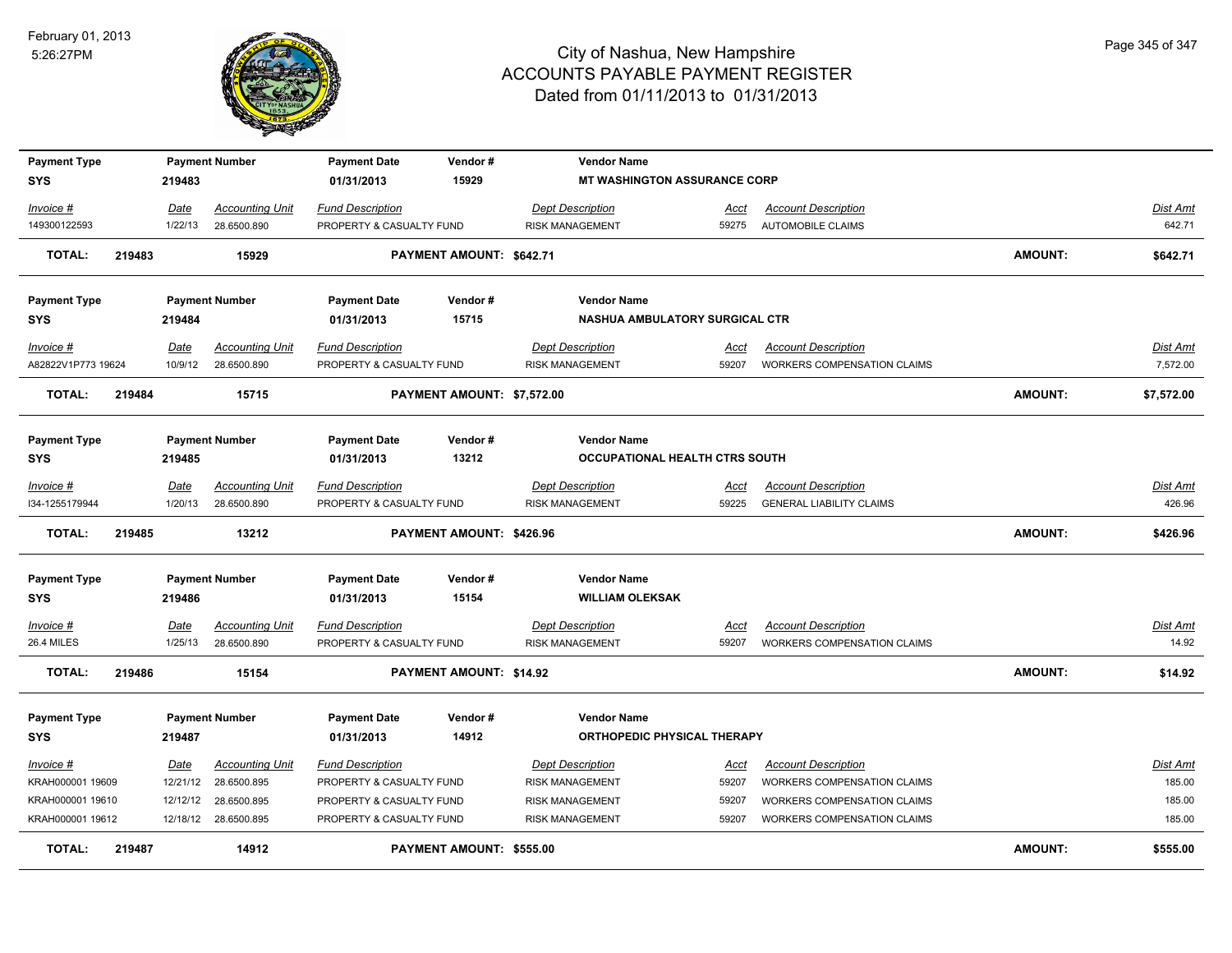# City of Nashua, New Hampshire
## ACCOUNTS PAYABLE PAYMENT REGISTER
### Dated from 01/11/2013 to 01/31/2013

February 01, 2013
5:26:27PM

| Payment Type | Payment Number | Payment Date | Vendor # | Vendor Name |
|---|---|---|---|---|
| SYS | 219483 | 01/31/2013 | 15929 | MT WASHINGTON ASSURANCE CORP |

| Invoice # | Date | Accounting Unit | Fund Description | Dept Description | Acct | Account Description | Dist Amt |
|---|---|---|---|---|---|---|---|
| 149300122593 | 1/22/13 | 28.6500.890 | PROPERTY & CASUALTY FUND | RISK MANAGEMENT | 59275 | AUTOMOBILE CLAIMS | 642.71 |

**TOTAL: 219483 15929 PAYMENT AMOUNT: $642.71 AMOUNT: $642.71**

| Payment Type | Payment Number | Payment Date | Vendor # | Vendor Name |
|---|---|---|---|---|
| SYS | 219484 | 01/31/2013 | 15715 | NASHUA AMBULATORY SURGICAL CTR |

| Invoice # | Date | Accounting Unit | Fund Description | Dept Description | Acct | Account Description | Dist Amt |
|---|---|---|---|---|---|---|---|
| A82822V1P773 19624 | 10/9/12 | 28.6500.890 | PROPERTY & CASUALTY FUND | RISK MANAGEMENT | 59207 | WORKERS COMPENSATION CLAIMS | 7,572.00 |

**TOTAL: 219484 15715 PAYMENT AMOUNT: $7,572.00 AMOUNT: $7,572.00**

| Payment Type | Payment Number | Payment Date | Vendor # | Vendor Name |
|---|---|---|---|---|
| SYS | 219485 | 01/31/2013 | 13212 | OCCUPATIONAL HEALTH CTRS SOUTH |

| Invoice # | Date | Accounting Unit | Fund Description | Dept Description | Acct | Account Description | Dist Amt |
|---|---|---|---|---|---|---|---|
| I34-1255179944 | 1/20/13 | 28.6500.890 | PROPERTY & CASUALTY FUND | RISK MANAGEMENT | 59225 | GENERAL LIABILITY CLAIMS | 426.96 |

**TOTAL: 219485 13212 PAYMENT AMOUNT: $426.96 AMOUNT: $426.96**

| Payment Type | Payment Number | Payment Date | Vendor # | Vendor Name |
|---|---|---|---|---|
| SYS | 219486 | 01/31/2013 | 15154 | WILLIAM OLEKSAK |

| Invoice # | Date | Accounting Unit | Fund Description | Dept Description | Acct | Account Description | Dist Amt |
|---|---|---|---|---|---|---|---|
| 26.4 MILES | 1/25/13 | 28.6500.890 | PROPERTY & CASUALTY FUND | RISK MANAGEMENT | 59207 | WORKERS COMPENSATION CLAIMS | 14.92 |

**TOTAL: 219486 15154 PAYMENT AMOUNT: $14.92 AMOUNT: $14.92**

| Payment Type | Payment Number | Payment Date | Vendor # | Vendor Name |
|---|---|---|---|---|
| SYS | 219487 | 01/31/2013 | 14912 | ORTHOPEDIC PHYSICAL THERAPY |

| Invoice # | Date | Accounting Unit | Fund Description | Dept Description | Acct | Account Description | Dist Amt |
|---|---|---|---|---|---|---|---|
| KRAH000001 19609 | 12/21/12 | 28.6500.895 | PROPERTY & CASUALTY FUND | RISK MANAGEMENT | 59207 | WORKERS COMPENSATION CLAIMS | 185.00 |
| KRAH000001 19610 | 12/12/12 | 28.6500.895 | PROPERTY & CASUALTY FUND | RISK MANAGEMENT | 59207 | WORKERS COMPENSATION CLAIMS | 185.00 |
| KRAH000001 19612 | 12/18/12 | 28.6500.895 | PROPERTY & CASUALTY FUND | RISK MANAGEMENT | 59207 | WORKERS COMPENSATION CLAIMS | 185.00 |

**TOTAL: 219487 14912 PAYMENT AMOUNT: $555.00 AMOUNT: $555.00**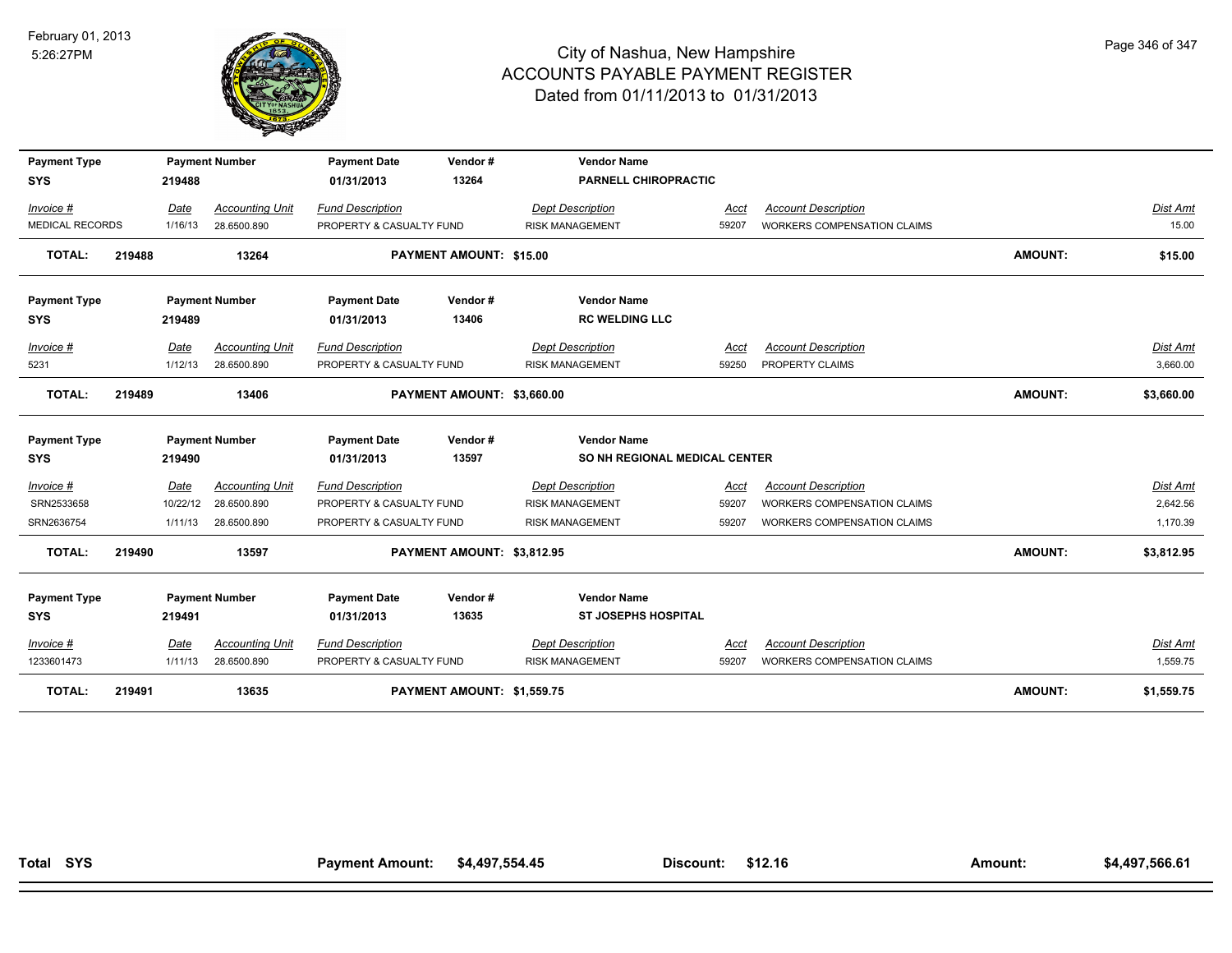# City of Nashua, New Hampshire
## ACCOUNTS PAYABLE PAYMENT REGISTER
### Dated from 01/11/2013 to 01/31/2013

February 01, 2013
5:26:27PM

| Payment Type | Payment Number | Payment Date | Vendor # | Vendor Name |
|---|---|---|---|---|
| SYS | 219488 | 01/31/2013 | 13264 | PARNELL CHIROPRACTIC |

| Invoice # | Date | Accounting Unit | Fund Description | Dept Description | Acct | Account Description | Dist Amt |
|---|---|---|---|---|---|---|---|
| MEDICAL RECORDS | 1/16/13 | 28.6500.890 | PROPERTY & CASUALTY FUND | RISK MANAGEMENT | 59207 | WORKERS COMPENSATION CLAIMS | 15.00 |

**TOTAL: 219488 13264 PAYMENT AMOUNT: $15.00 AMOUNT: $15.00**

| Payment Type | Payment Number | Payment Date | Vendor # | Vendor Name |
|---|---|---|---|---|
| SYS | 219489 | 01/31/2013 | 13406 | RC WELDING LLC |

| Invoice # | Date | Accounting Unit | Fund Description | Dept Description | Acct | Account Description | Dist Amt |
|---|---|---|---|---|---|---|---|
| 5231 | 1/12/13 | 28.6500.890 | PROPERTY & CASUALTY FUND | RISK MANAGEMENT | 59250 | PROPERTY CLAIMS | 3,660.00 |

**TOTAL: 219489 13406 PAYMENT AMOUNT: $3,660.00 AMOUNT: $3,660.00**

| Payment Type | Payment Number | Payment Date | Vendor # | Vendor Name |
|---|---|---|---|---|
| SYS | 219490 | 01/31/2013 | 13597 | SO NH REGIONAL MEDICAL CENTER |

| Invoice # | Date | Accounting Unit | Fund Description | Dept Description | Acct | Account Description | Dist Amt |
|---|---|---|---|---|---|---|---|
| SRN2533658 | 10/22/12 | 28.6500.890 | PROPERTY & CASUALTY FUND | RISK MANAGEMENT | 59207 | WORKERS COMPENSATION CLAIMS | 2,642.56 |
| SRN2636754 | 1/11/13 | 28.6500.890 | PROPERTY & CASUALTY FUND | RISK MANAGEMENT | 59207 | WORKERS COMPENSATION CLAIMS | 1,170.39 |

**TOTAL: 219490 13597 PAYMENT AMOUNT: $3,812.95 AMOUNT: $3,812.95**

| Payment Type | Payment Number | Payment Date | Vendor # | Vendor Name |
|---|---|---|---|---|
| SYS | 219491 | 01/31/2013 | 13635 | ST JOSEPHS HOSPITAL |

| Invoice # | Date | Accounting Unit | Fund Description | Dept Description | Acct | Account Description | Dist Amt |
|---|---|---|---|---|---|---|---|
| 1233601473 | 1/11/13 | 28.6500.890 | PROPERTY & CASUALTY FUND | RISK MANAGEMENT | 59207 | WORKERS COMPENSATION CLAIMS | 1,559.75 |

**TOTAL: 219491 13635 PAYMENT AMOUNT: $1,559.75 AMOUNT: $1,559.75**

**Total SYS — Payment Amount: $4,497,554.45 — Discount: $12.16 — Amount: $4,497,566.61**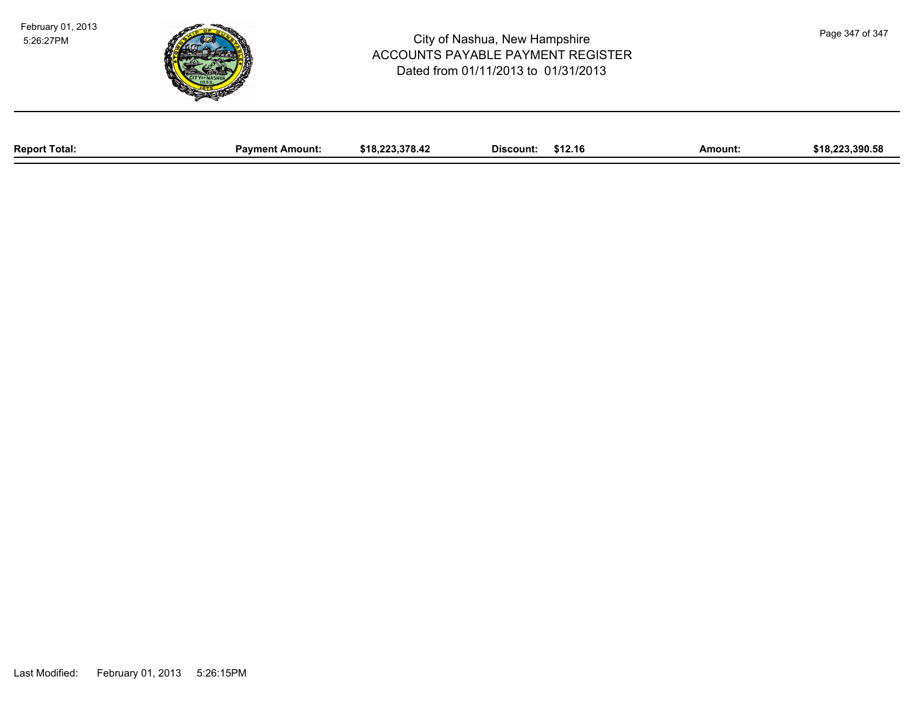# City of Nashua, New Hampshire
## ACCOUNTS PAYABLE PAYMENT REGISTER
### Dated from 01/11/2013 to 01/31/2013

| | | | | | | | |
|---|---|---|---|---|---|---|---|
| **Report Total:** | **Payment Amount:** | **$18,223,378.42** | **Discount:** | **$12.16** | | **Amount:** | **$18,223,390.58** |